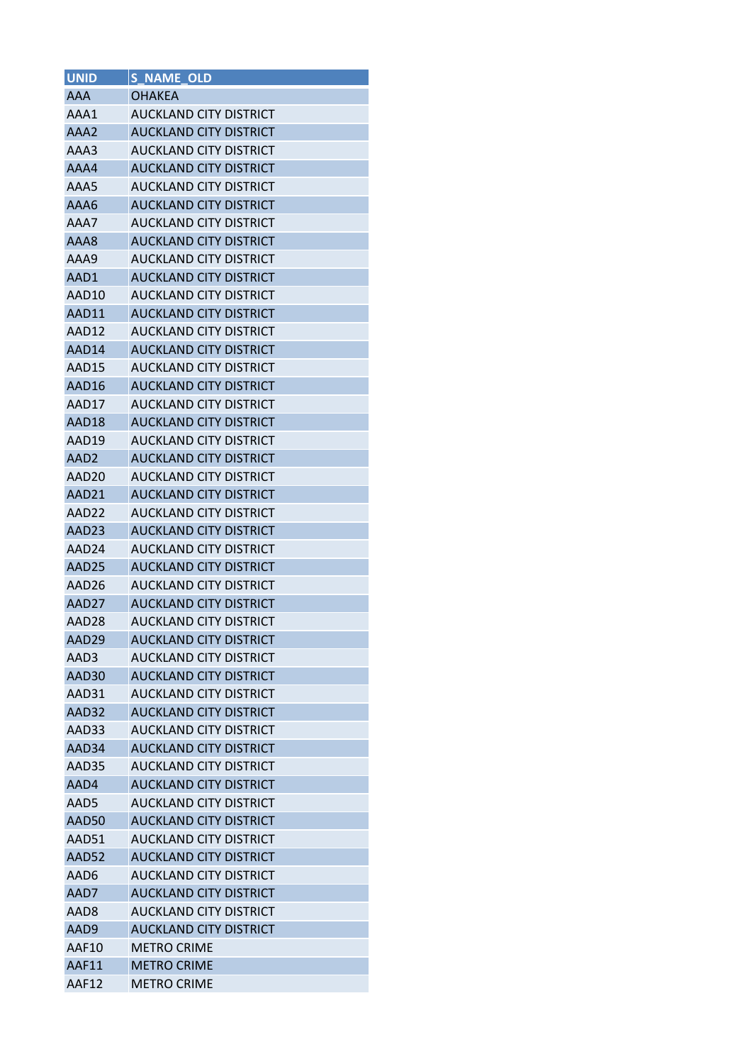| UNID | S_NAME_OLD |
| --- | --- |
| AAA | OHAKEA |
| AAA1 | AUCKLAND CITY DISTRICT |
| AAA2 | AUCKLAND CITY DISTRICT |
| AAA3 | AUCKLAND CITY DISTRICT |
| AAA4 | AUCKLAND CITY DISTRICT |
| AAA5 | AUCKLAND CITY DISTRICT |
| AAA6 | AUCKLAND CITY DISTRICT |
| AAA7 | AUCKLAND CITY DISTRICT |
| AAA8 | AUCKLAND CITY DISTRICT |
| AAA9 | AUCKLAND CITY DISTRICT |
| AAD1 | AUCKLAND CITY DISTRICT |
| AAD10 | AUCKLAND CITY DISTRICT |
| AAD11 | AUCKLAND CITY DISTRICT |
| AAD12 | AUCKLAND CITY DISTRICT |
| AAD14 | AUCKLAND CITY DISTRICT |
| AAD15 | AUCKLAND CITY DISTRICT |
| AAD16 | AUCKLAND CITY DISTRICT |
| AAD17 | AUCKLAND CITY DISTRICT |
| AAD18 | AUCKLAND CITY DISTRICT |
| AAD19 | AUCKLAND CITY DISTRICT |
| AAD2 | AUCKLAND CITY DISTRICT |
| AAD20 | AUCKLAND CITY DISTRICT |
| AAD21 | AUCKLAND CITY DISTRICT |
| AAD22 | AUCKLAND CITY DISTRICT |
| AAD23 | AUCKLAND CITY DISTRICT |
| AAD24 | AUCKLAND CITY DISTRICT |
| AAD25 | AUCKLAND CITY DISTRICT |
| AAD26 | AUCKLAND CITY DISTRICT |
| AAD27 | AUCKLAND CITY DISTRICT |
| AAD28 | AUCKLAND CITY DISTRICT |
| AAD29 | AUCKLAND CITY DISTRICT |
| AAD3 | AUCKLAND CITY DISTRICT |
| AAD30 | AUCKLAND CITY DISTRICT |
| AAD31 | AUCKLAND CITY DISTRICT |
| AAD32 | AUCKLAND CITY DISTRICT |
| AAD33 | AUCKLAND CITY DISTRICT |
| AAD34 | AUCKLAND CITY DISTRICT |
| AAD35 | AUCKLAND CITY DISTRICT |
| AAD4 | AUCKLAND CITY DISTRICT |
| AAD5 | AUCKLAND CITY DISTRICT |
| AAD50 | AUCKLAND CITY DISTRICT |
| AAD51 | AUCKLAND CITY DISTRICT |
| AAD52 | AUCKLAND CITY DISTRICT |
| AAD6 | AUCKLAND CITY DISTRICT |
| AAD7 | AUCKLAND CITY DISTRICT |
| AAD8 | AUCKLAND CITY DISTRICT |
| AAD9 | AUCKLAND CITY DISTRICT |
| AAF10 | METRO CRIME |
| AAF11 | METRO CRIME |
| AAF12 | METRO CRIME |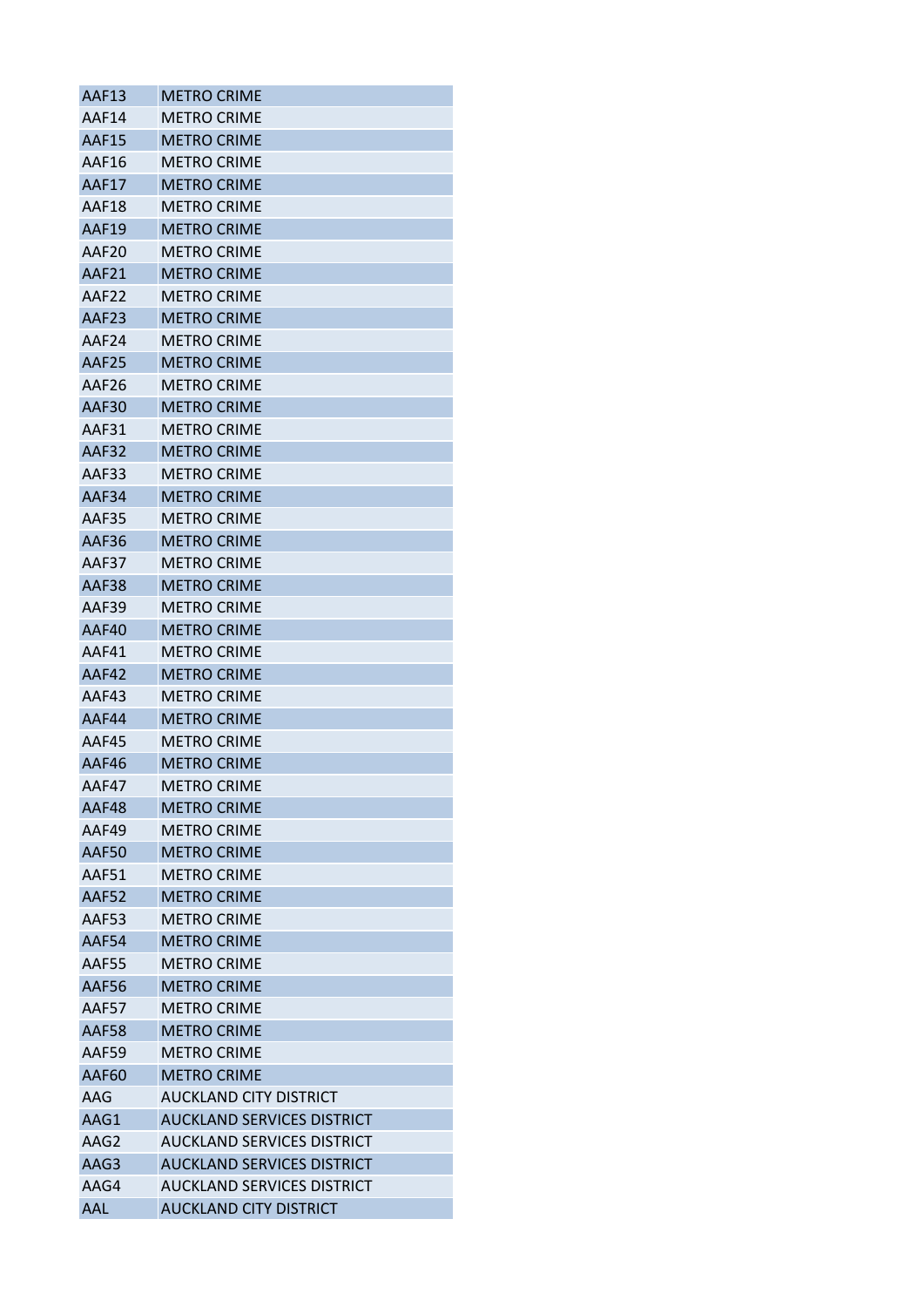| AAF13 | METRO CRIME |
|---|---|
| AAF14 | METRO CRIME |
| AAF15 | METRO CRIME |
| AAF16 | METRO CRIME |
| AAF17 | METRO CRIME |
| AAF18 | METRO CRIME |
| AAF19 | METRO CRIME |
| AAF20 | METRO CRIME |
| AAF21 | METRO CRIME |
| AAF22 | METRO CRIME |
| AAF23 | METRO CRIME |
| AAF24 | METRO CRIME |
| AAF25 | METRO CRIME |
| AAF26 | METRO CRIME |
| AAF30 | METRO CRIME |
| AAF31 | METRO CRIME |
| AAF32 | METRO CRIME |
| AAF33 | METRO CRIME |
| AAF34 | METRO CRIME |
| AAF35 | METRO CRIME |
| AAF36 | METRO CRIME |
| AAF37 | METRO CRIME |
| AAF38 | METRO CRIME |
| AAF39 | METRO CRIME |
| AAF40 | METRO CRIME |
| AAF41 | METRO CRIME |
| AAF42 | METRO CRIME |
| AAF43 | METRO CRIME |
| AAF44 | METRO CRIME |
| AAF45 | METRO CRIME |
| AAF46 | METRO CRIME |
| AAF47 | METRO CRIME |
| AAF48 | METRO CRIME |
| AAF49 | METRO CRIME |
| AAF50 | METRO CRIME |
| AAF51 | METRO CRIME |
| AAF52 | METRO CRIME |
| AAF53 | METRO CRIME |
| AAF54 | METRO CRIME |
| AAF55 | METRO CRIME |
| AAF56 | METRO CRIME |
| AAF57 | METRO CRIME |
| AAF58 | METRO CRIME |
| AAF59 | METRO CRIME |
| AAF60 | METRO CRIME |
| AAG | AUCKLAND CITY DISTRICT |
| AAG1 | AUCKLAND SERVICES DISTRICT |
| AAG2 | AUCKLAND SERVICES DISTRICT |
| AAG3 | AUCKLAND SERVICES DISTRICT |
| AAG4 | AUCKLAND SERVICES DISTRICT |
| AAL | AUCKLAND CITY DISTRICT |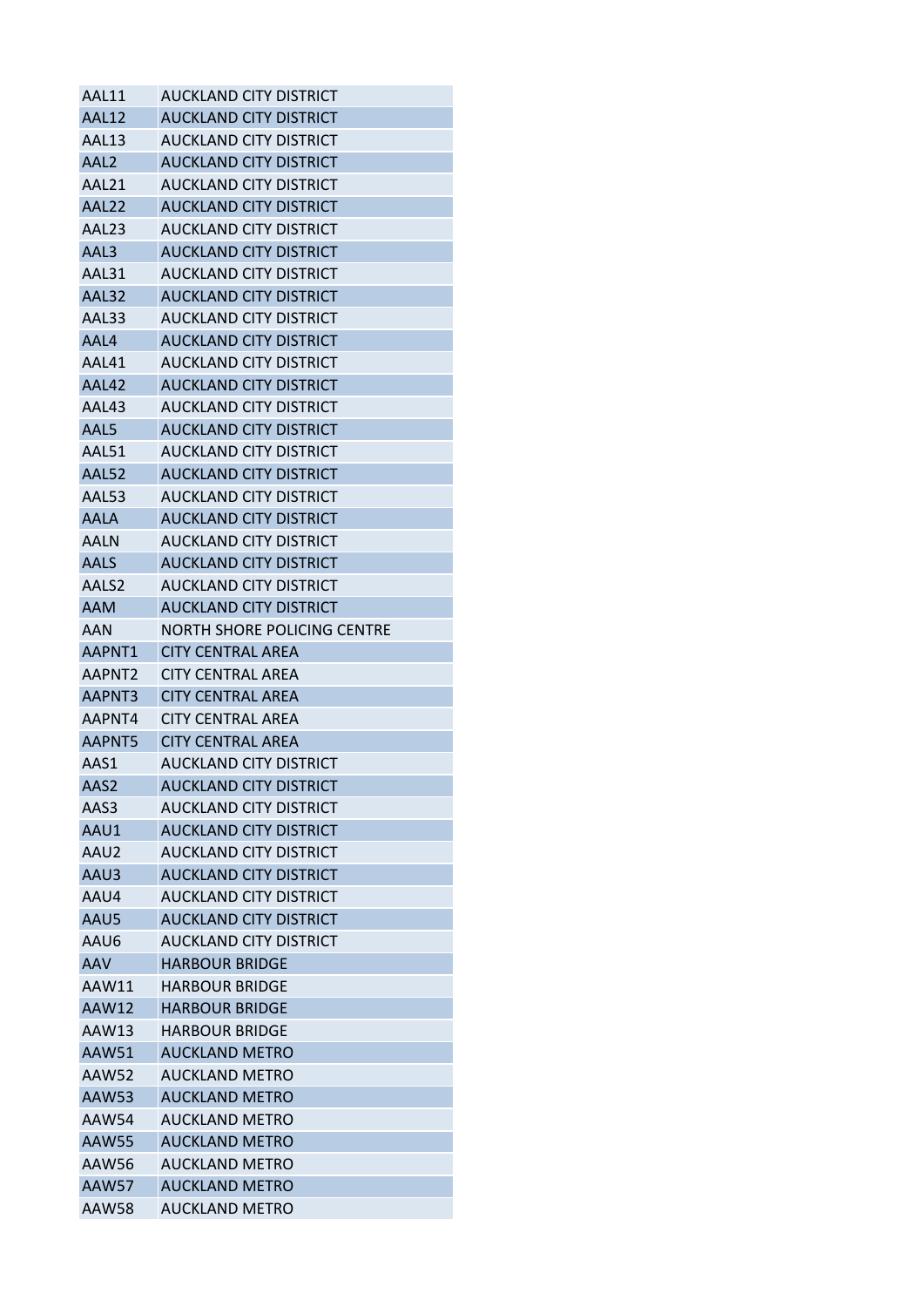| | |
|---|---|
| AAL11 | AUCKLAND CITY DISTRICT |
| AAL12 | AUCKLAND CITY DISTRICT |
| AAL13 | AUCKLAND CITY DISTRICT |
| AAL2 | AUCKLAND CITY DISTRICT |
| AAL21 | AUCKLAND CITY DISTRICT |
| AAL22 | AUCKLAND CITY DISTRICT |
| AAL23 | AUCKLAND CITY DISTRICT |
| AAL3 | AUCKLAND CITY DISTRICT |
| AAL31 | AUCKLAND CITY DISTRICT |
| AAL32 | AUCKLAND CITY DISTRICT |
| AAL33 | AUCKLAND CITY DISTRICT |
| AAL4 | AUCKLAND CITY DISTRICT |
| AAL41 | AUCKLAND CITY DISTRICT |
| AAL42 | AUCKLAND CITY DISTRICT |
| AAL43 | AUCKLAND CITY DISTRICT |
| AAL5 | AUCKLAND CITY DISTRICT |
| AAL51 | AUCKLAND CITY DISTRICT |
| AAL52 | AUCKLAND CITY DISTRICT |
| AAL53 | AUCKLAND CITY DISTRICT |
| AALA | AUCKLAND CITY DISTRICT |
| AALN | AUCKLAND CITY DISTRICT |
| AALS | AUCKLAND CITY DISTRICT |
| AALS2 | AUCKLAND CITY DISTRICT |
| AAM | AUCKLAND CITY DISTRICT |
| AAN | NORTH SHORE POLICING CENTRE |
| AAPNT1 | CITY CENTRAL AREA |
| AAPNT2 | CITY CENTRAL AREA |
| AAPNT3 | CITY CENTRAL AREA |
| AAPNT4 | CITY CENTRAL AREA |
| AAPNT5 | CITY CENTRAL AREA |
| AAS1 | AUCKLAND CITY DISTRICT |
| AAS2 | AUCKLAND CITY DISTRICT |
| AAS3 | AUCKLAND CITY DISTRICT |
| AAU1 | AUCKLAND CITY DISTRICT |
| AAU2 | AUCKLAND CITY DISTRICT |
| AAU3 | AUCKLAND CITY DISTRICT |
| AAU4 | AUCKLAND CITY DISTRICT |
| AAU5 | AUCKLAND CITY DISTRICT |
| AAU6 | AUCKLAND CITY DISTRICT |
| AAV | HARBOUR BRIDGE |
| AAW11 | HARBOUR BRIDGE |
| AAW12 | HARBOUR BRIDGE |
| AAW13 | HARBOUR BRIDGE |
| AAW51 | AUCKLAND METRO |
| AAW52 | AUCKLAND METRO |
| AAW53 | AUCKLAND METRO |
| AAW54 | AUCKLAND METRO |
| AAW55 | AUCKLAND METRO |
| AAW56 | AUCKLAND METRO |
| AAW57 | AUCKLAND METRO |
| AAW58 | AUCKLAND METRO |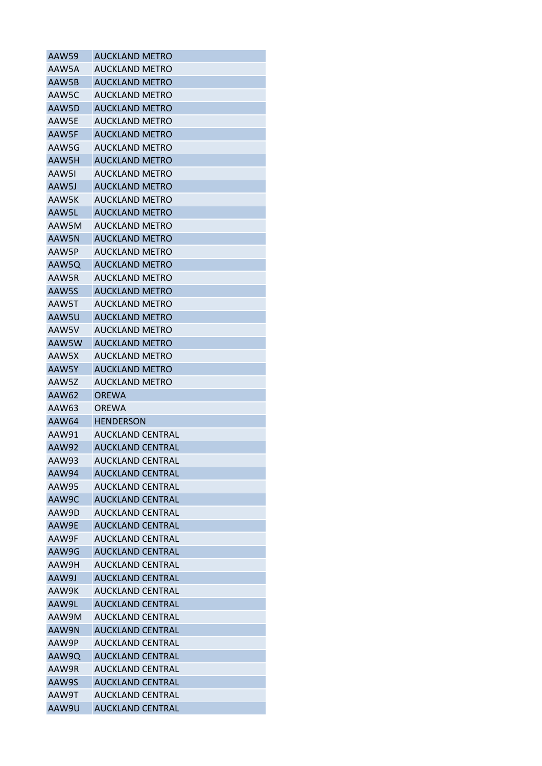| | |
|---|---|
| AAW59 | AUCKLAND METRO |
| AAW5A | AUCKLAND METRO |
| AAW5B | AUCKLAND METRO |
| AAW5C | AUCKLAND METRO |
| AAW5D | AUCKLAND METRO |
| AAW5E | AUCKLAND METRO |
| AAW5F | AUCKLAND METRO |
| AAW5G | AUCKLAND METRO |
| AAW5H | AUCKLAND METRO |
| AAW5I | AUCKLAND METRO |
| AAW5J | AUCKLAND METRO |
| AAW5K | AUCKLAND METRO |
| AAW5L | AUCKLAND METRO |
| AAW5M | AUCKLAND METRO |
| AAW5N | AUCKLAND METRO |
| AAW5P | AUCKLAND METRO |
| AAW5Q | AUCKLAND METRO |
| AAW5R | AUCKLAND METRO |
| AAW5S | AUCKLAND METRO |
| AAW5T | AUCKLAND METRO |
| AAW5U | AUCKLAND METRO |
| AAW5V | AUCKLAND METRO |
| AAW5W | AUCKLAND METRO |
| AAW5X | AUCKLAND METRO |
| AAW5Y | AUCKLAND METRO |
| AAW5Z | AUCKLAND METRO |
| AAW62 | OREWA |
| AAW63 | OREWA |
| AAW64 | HENDERSON |
| AAW91 | AUCKLAND CENTRAL |
| AAW92 | AUCKLAND CENTRAL |
| AAW93 | AUCKLAND CENTRAL |
| AAW94 | AUCKLAND CENTRAL |
| AAW95 | AUCKLAND CENTRAL |
| AAW9C | AUCKLAND CENTRAL |
| AAW9D | AUCKLAND CENTRAL |
| AAW9E | AUCKLAND CENTRAL |
| AAW9F | AUCKLAND CENTRAL |
| AAW9G | AUCKLAND CENTRAL |
| AAW9H | AUCKLAND CENTRAL |
| AAW9J | AUCKLAND CENTRAL |
| AAW9K | AUCKLAND CENTRAL |
| AAW9L | AUCKLAND CENTRAL |
| AAW9M | AUCKLAND CENTRAL |
| AAW9N | AUCKLAND CENTRAL |
| AAW9P | AUCKLAND CENTRAL |
| AAW9Q | AUCKLAND CENTRAL |
| AAW9R | AUCKLAND CENTRAL |
| AAW9S | AUCKLAND CENTRAL |
| AAW9T | AUCKLAND CENTRAL |
| AAW9U | AUCKLAND CENTRAL |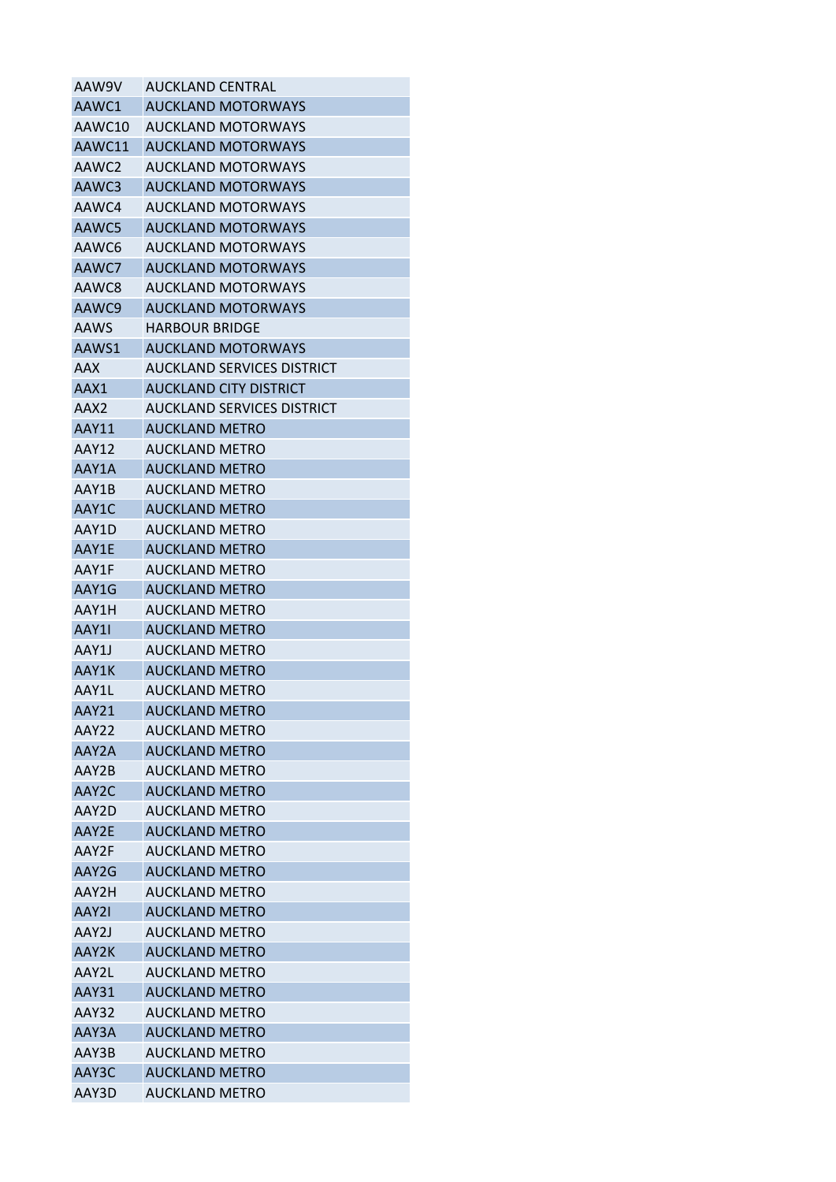| | |
|---|---|
| AAW9V | AUCKLAND CENTRAL |
| AAWC1 | AUCKLAND MOTORWAYS |
| AAWC10 | AUCKLAND MOTORWAYS |
| AAWC11 | AUCKLAND MOTORWAYS |
| AAWC2 | AUCKLAND MOTORWAYS |
| AAWC3 | AUCKLAND MOTORWAYS |
| AAWC4 | AUCKLAND MOTORWAYS |
| AAWC5 | AUCKLAND MOTORWAYS |
| AAWC6 | AUCKLAND MOTORWAYS |
| AAWC7 | AUCKLAND MOTORWAYS |
| AAWC8 | AUCKLAND MOTORWAYS |
| AAWC9 | AUCKLAND MOTORWAYS |
| AAWS | HARBOUR BRIDGE |
| AAWS1 | AUCKLAND MOTORWAYS |
| AAX | AUCKLAND SERVICES DISTRICT |
| AAX1 | AUCKLAND CITY DISTRICT |
| AAX2 | AUCKLAND SERVICES DISTRICT |
| AAY11 | AUCKLAND METRO |
| AAY12 | AUCKLAND METRO |
| AAY1A | AUCKLAND METRO |
| AAY1B | AUCKLAND METRO |
| AAY1C | AUCKLAND METRO |
| AAY1D | AUCKLAND METRO |
| AAY1E | AUCKLAND METRO |
| AAY1F | AUCKLAND METRO |
| AAY1G | AUCKLAND METRO |
| AAY1H | AUCKLAND METRO |
| AAY1I | AUCKLAND METRO |
| AAY1J | AUCKLAND METRO |
| AAY1K | AUCKLAND METRO |
| AAY1L | AUCKLAND METRO |
| AAY21 | AUCKLAND METRO |
| AAY22 | AUCKLAND METRO |
| AAY2A | AUCKLAND METRO |
| AAY2B | AUCKLAND METRO |
| AAY2C | AUCKLAND METRO |
| AAY2D | AUCKLAND METRO |
| AAY2E | AUCKLAND METRO |
| AAY2F | AUCKLAND METRO |
| AAY2G | AUCKLAND METRO |
| AAY2H | AUCKLAND METRO |
| AAY2I | AUCKLAND METRO |
| AAY2J | AUCKLAND METRO |
| AAY2K | AUCKLAND METRO |
| AAY2L | AUCKLAND METRO |
| AAY31 | AUCKLAND METRO |
| AAY32 | AUCKLAND METRO |
| AAY3A | AUCKLAND METRO |
| AAY3B | AUCKLAND METRO |
| AAY3C | AUCKLAND METRO |
| AAY3D | AUCKLAND METRO |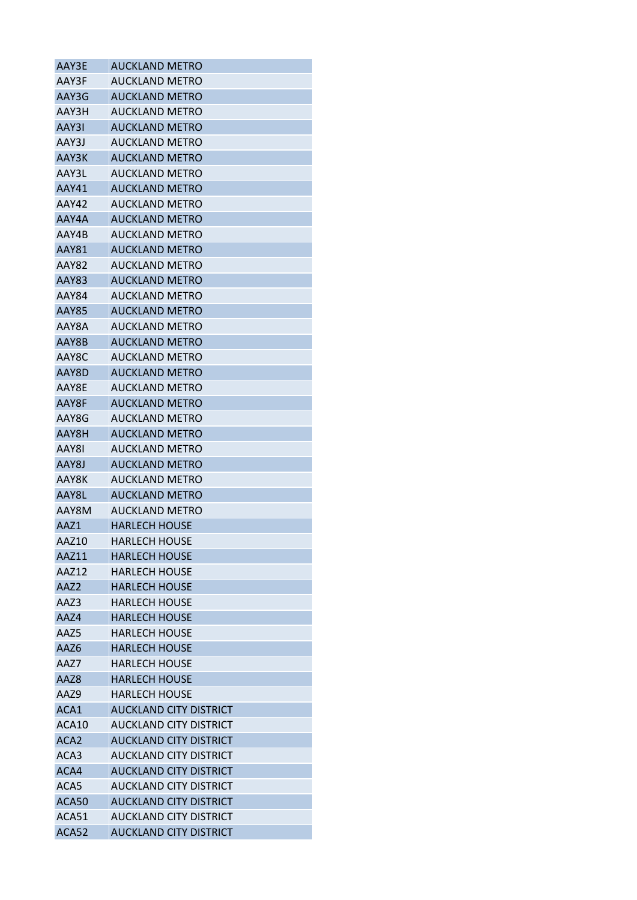| AAY3E | AUCKLAND METRO |
|---|---|
| AAY3F | AUCKLAND METRO |
| AAY3G | AUCKLAND METRO |
| AAY3H | AUCKLAND METRO |
| AAY3I | AUCKLAND METRO |
| AAY3J | AUCKLAND METRO |
| AAY3K | AUCKLAND METRO |
| AAY3L | AUCKLAND METRO |
| AAY41 | AUCKLAND METRO |
| AAY42 | AUCKLAND METRO |
| AAY4A | AUCKLAND METRO |
| AAY4B | AUCKLAND METRO |
| AAY81 | AUCKLAND METRO |
| AAY82 | AUCKLAND METRO |
| AAY83 | AUCKLAND METRO |
| AAY84 | AUCKLAND METRO |
| AAY85 | AUCKLAND METRO |
| AAY8A | AUCKLAND METRO |
| AAY8B | AUCKLAND METRO |
| AAY8C | AUCKLAND METRO |
| AAY8D | AUCKLAND METRO |
| AAY8E | AUCKLAND METRO |
| AAY8F | AUCKLAND METRO |
| AAY8G | AUCKLAND METRO |
| AAY8H | AUCKLAND METRO |
| AAY8I | AUCKLAND METRO |
| AAY8J | AUCKLAND METRO |
| AAY8K | AUCKLAND METRO |
| AAY8L | AUCKLAND METRO |
| AAY8M | AUCKLAND METRO |
| AAZ1 | HARLECH HOUSE |
| AAZ10 | HARLECH HOUSE |
| AAZ11 | HARLECH HOUSE |
| AAZ12 | HARLECH HOUSE |
| AAZ2 | HARLECH HOUSE |
| AAZ3 | HARLECH HOUSE |
| AAZ4 | HARLECH HOUSE |
| AAZ5 | HARLECH HOUSE |
| AAZ6 | HARLECH HOUSE |
| AAZ7 | HARLECH HOUSE |
| AAZ8 | HARLECH HOUSE |
| AAZ9 | HARLECH HOUSE |
| ACA1 | AUCKLAND CITY DISTRICT |
| ACA10 | AUCKLAND CITY DISTRICT |
| ACA2 | AUCKLAND CITY DISTRICT |
| ACA3 | AUCKLAND CITY DISTRICT |
| ACA4 | AUCKLAND CITY DISTRICT |
| ACA5 | AUCKLAND CITY DISTRICT |
| ACA50 | AUCKLAND CITY DISTRICT |
| ACA51 | AUCKLAND CITY DISTRICT |
| ACA52 | AUCKLAND CITY DISTRICT |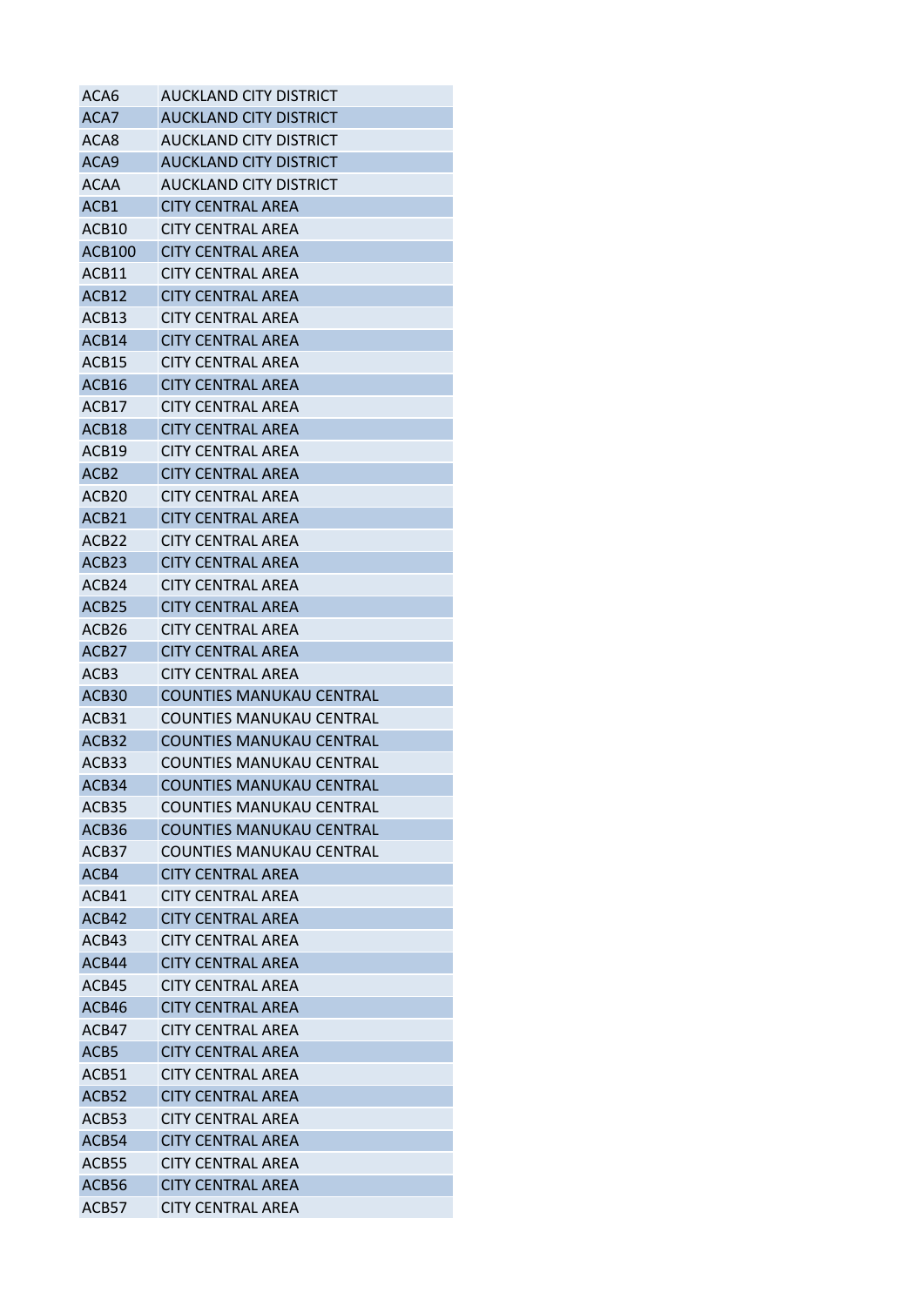| ACA6 | AUCKLAND CITY DISTRICT |
|---|---|
| ACA7 | AUCKLAND CITY DISTRICT |
| ACA8 | AUCKLAND CITY DISTRICT |
| ACA9 | AUCKLAND CITY DISTRICT |
| ACAA | AUCKLAND CITY DISTRICT |
| ACB1 | CITY CENTRAL AREA |
| ACB10 | CITY CENTRAL AREA |
| ACB100 | CITY CENTRAL AREA |
| ACB11 | CITY CENTRAL AREA |
| ACB12 | CITY CENTRAL AREA |
| ACB13 | CITY CENTRAL AREA |
| ACB14 | CITY CENTRAL AREA |
| ACB15 | CITY CENTRAL AREA |
| ACB16 | CITY CENTRAL AREA |
| ACB17 | CITY CENTRAL AREA |
| ACB18 | CITY CENTRAL AREA |
| ACB19 | CITY CENTRAL AREA |
| ACB2 | CITY CENTRAL AREA |
| ACB20 | CITY CENTRAL AREA |
| ACB21 | CITY CENTRAL AREA |
| ACB22 | CITY CENTRAL AREA |
| ACB23 | CITY CENTRAL AREA |
| ACB24 | CITY CENTRAL AREA |
| ACB25 | CITY CENTRAL AREA |
| ACB26 | CITY CENTRAL AREA |
| ACB27 | CITY CENTRAL AREA |
| ACB3 | CITY CENTRAL AREA |
| ACB30 | COUNTIES MANUKAU CENTRAL |
| ACB31 | COUNTIES MANUKAU CENTRAL |
| ACB32 | COUNTIES MANUKAU CENTRAL |
| ACB33 | COUNTIES MANUKAU CENTRAL |
| ACB34 | COUNTIES MANUKAU CENTRAL |
| ACB35 | COUNTIES MANUKAU CENTRAL |
| ACB36 | COUNTIES MANUKAU CENTRAL |
| ACB37 | COUNTIES MANUKAU CENTRAL |
| ACB4 | CITY CENTRAL AREA |
| ACB41 | CITY CENTRAL AREA |
| ACB42 | CITY CENTRAL AREA |
| ACB43 | CITY CENTRAL AREA |
| ACB44 | CITY CENTRAL AREA |
| ACB45 | CITY CENTRAL AREA |
| ACB46 | CITY CENTRAL AREA |
| ACB47 | CITY CENTRAL AREA |
| ACB5 | CITY CENTRAL AREA |
| ACB51 | CITY CENTRAL AREA |
| ACB52 | CITY CENTRAL AREA |
| ACB53 | CITY CENTRAL AREA |
| ACB54 | CITY CENTRAL AREA |
| ACB55 | CITY CENTRAL AREA |
| ACB56 | CITY CENTRAL AREA |
| ACB57 | CITY CENTRAL AREA |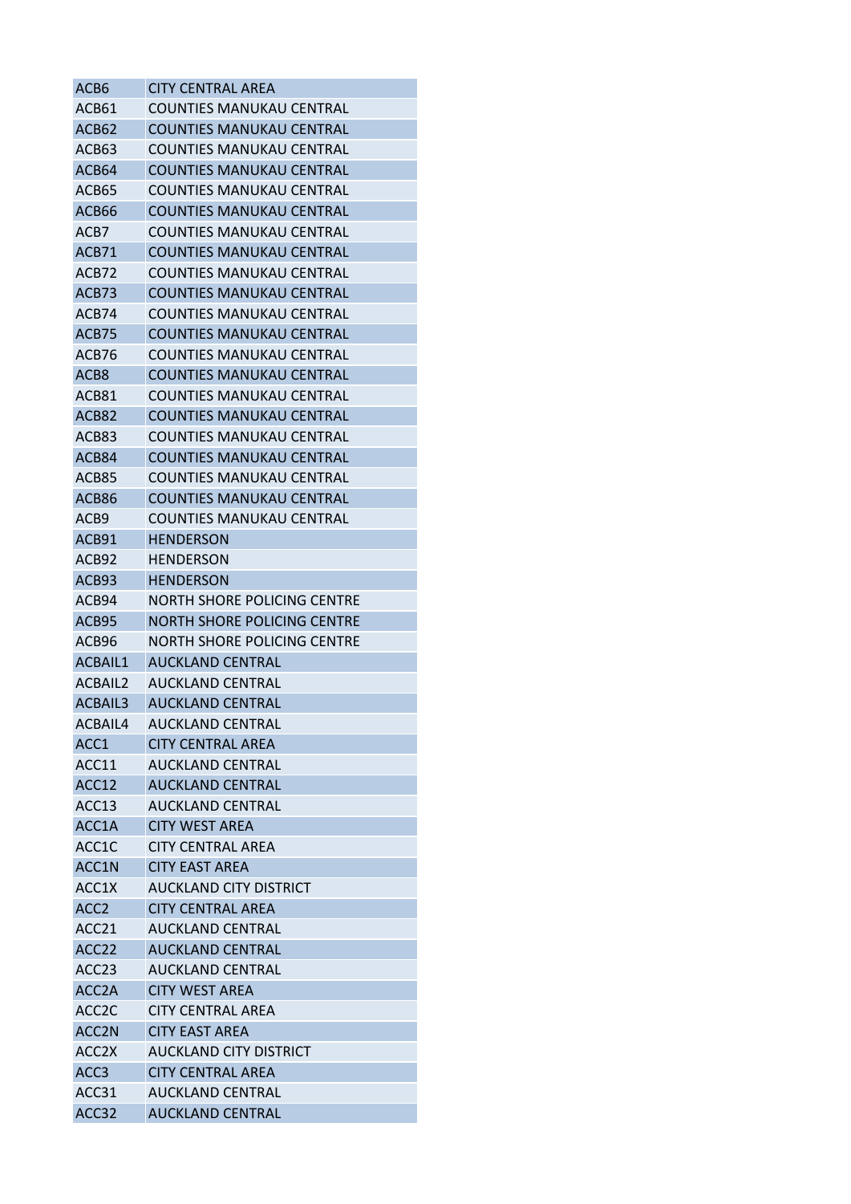| ACB6 | CITY CENTRAL AREA |
|---|---|
| ACB61 | COUNTIES MANUKAU CENTRAL |
| ACB62 | COUNTIES MANUKAU CENTRAL |
| ACB63 | COUNTIES MANUKAU CENTRAL |
| ACB64 | COUNTIES MANUKAU CENTRAL |
| ACB65 | COUNTIES MANUKAU CENTRAL |
| ACB66 | COUNTIES MANUKAU CENTRAL |
| ACB7 | COUNTIES MANUKAU CENTRAL |
| ACB71 | COUNTIES MANUKAU CENTRAL |
| ACB72 | COUNTIES MANUKAU CENTRAL |
| ACB73 | COUNTIES MANUKAU CENTRAL |
| ACB74 | COUNTIES MANUKAU CENTRAL |
| ACB75 | COUNTIES MANUKAU CENTRAL |
| ACB76 | COUNTIES MANUKAU CENTRAL |
| ACB8 | COUNTIES MANUKAU CENTRAL |
| ACB81 | COUNTIES MANUKAU CENTRAL |
| ACB82 | COUNTIES MANUKAU CENTRAL |
| ACB83 | COUNTIES MANUKAU CENTRAL |
| ACB84 | COUNTIES MANUKAU CENTRAL |
| ACB85 | COUNTIES MANUKAU CENTRAL |
| ACB86 | COUNTIES MANUKAU CENTRAL |
| ACB9 | COUNTIES MANUKAU CENTRAL |
| ACB91 | HENDERSON |
| ACB92 | HENDERSON |
| ACB93 | HENDERSON |
| ACB94 | NORTH SHORE POLICING CENTRE |
| ACB95 | NORTH SHORE POLICING CENTRE |
| ACB96 | NORTH SHORE POLICING CENTRE |
| ACBAIL1 | AUCKLAND CENTRAL |
| ACBAIL2 | AUCKLAND CENTRAL |
| ACBAIL3 | AUCKLAND CENTRAL |
| ACBAIL4 | AUCKLAND CENTRAL |
| ACC1 | CITY CENTRAL AREA |
| ACC11 | AUCKLAND CENTRAL |
| ACC12 | AUCKLAND CENTRAL |
| ACC13 | AUCKLAND CENTRAL |
| ACC1A | CITY WEST AREA |
| ACC1C | CITY CENTRAL AREA |
| ACC1N | CITY EAST AREA |
| ACC1X | AUCKLAND CITY DISTRICT |
| ACC2 | CITY CENTRAL AREA |
| ACC21 | AUCKLAND CENTRAL |
| ACC22 | AUCKLAND CENTRAL |
| ACC23 | AUCKLAND CENTRAL |
| ACC2A | CITY WEST AREA |
| ACC2C | CITY CENTRAL AREA |
| ACC2N | CITY EAST AREA |
| ACC2X | AUCKLAND CITY DISTRICT |
| ACC3 | CITY CENTRAL AREA |
| ACC31 | AUCKLAND CENTRAL |
| ACC32 | AUCKLAND CENTRAL |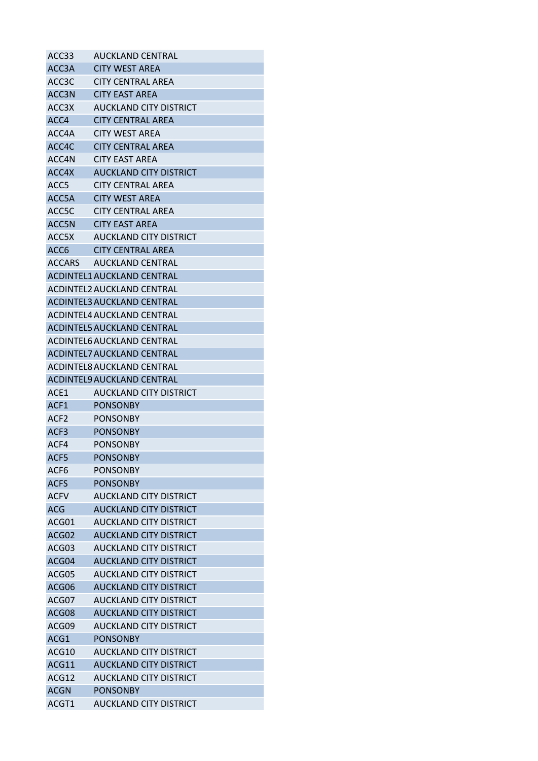| ACC33 | AUCKLAND CENTRAL |
|---|---|
| ACC3A | CITY WEST AREA |
| ACC3C | CITY CENTRAL AREA |
| ACC3N | CITY EAST AREA |
| ACC3X | AUCKLAND CITY DISTRICT |
| ACC4 | CITY CENTRAL AREA |
| ACC4A | CITY WEST AREA |
| ACC4C | CITY CENTRAL AREA |
| ACC4N | CITY EAST AREA |
| ACC4X | AUCKLAND CITY DISTRICT |
| ACC5 | CITY CENTRAL AREA |
| ACC5A | CITY WEST AREA |
| ACC5C | CITY CENTRAL AREA |
| ACC5N | CITY EAST AREA |
| ACC5X | AUCKLAND CITY DISTRICT |
| ACC6 | CITY CENTRAL AREA |
| ACCARS | AUCKLAND CENTRAL |
| ACDINTEL1 | AUCKLAND CENTRAL |
| ACDINTEL2 | AUCKLAND CENTRAL |
| ACDINTEL3 | AUCKLAND CENTRAL |
| ACDINTEL4 | AUCKLAND CENTRAL |
| ACDINTEL5 | AUCKLAND CENTRAL |
| ACDINTEL6 | AUCKLAND CENTRAL |
| ACDINTEL7 | AUCKLAND CENTRAL |
| ACDINTEL8 | AUCKLAND CENTRAL |
| ACDINTEL9 | AUCKLAND CENTRAL |
| ACE1 | AUCKLAND CITY DISTRICT |
| ACF1 | PONSONBY |
| ACF2 | PONSONBY |
| ACF3 | PONSONBY |
| ACF4 | PONSONBY |
| ACF5 | PONSONBY |
| ACF6 | PONSONBY |
| ACFS | PONSONBY |
| ACFV | AUCKLAND CITY DISTRICT |
| ACG | AUCKLAND CITY DISTRICT |
| ACG01 | AUCKLAND CITY DISTRICT |
| ACG02 | AUCKLAND CITY DISTRICT |
| ACG03 | AUCKLAND CITY DISTRICT |
| ACG04 | AUCKLAND CITY DISTRICT |
| ACG05 | AUCKLAND CITY DISTRICT |
| ACG06 | AUCKLAND CITY DISTRICT |
| ACG07 | AUCKLAND CITY DISTRICT |
| ACG08 | AUCKLAND CITY DISTRICT |
| ACG09 | AUCKLAND CITY DISTRICT |
| ACG1 | PONSONBY |
| ACG10 | AUCKLAND CITY DISTRICT |
| ACG11 | AUCKLAND CITY DISTRICT |
| ACG12 | AUCKLAND CITY DISTRICT |
| ACGN | PONSONBY |
| ACGT1 | AUCKLAND CITY DISTRICT |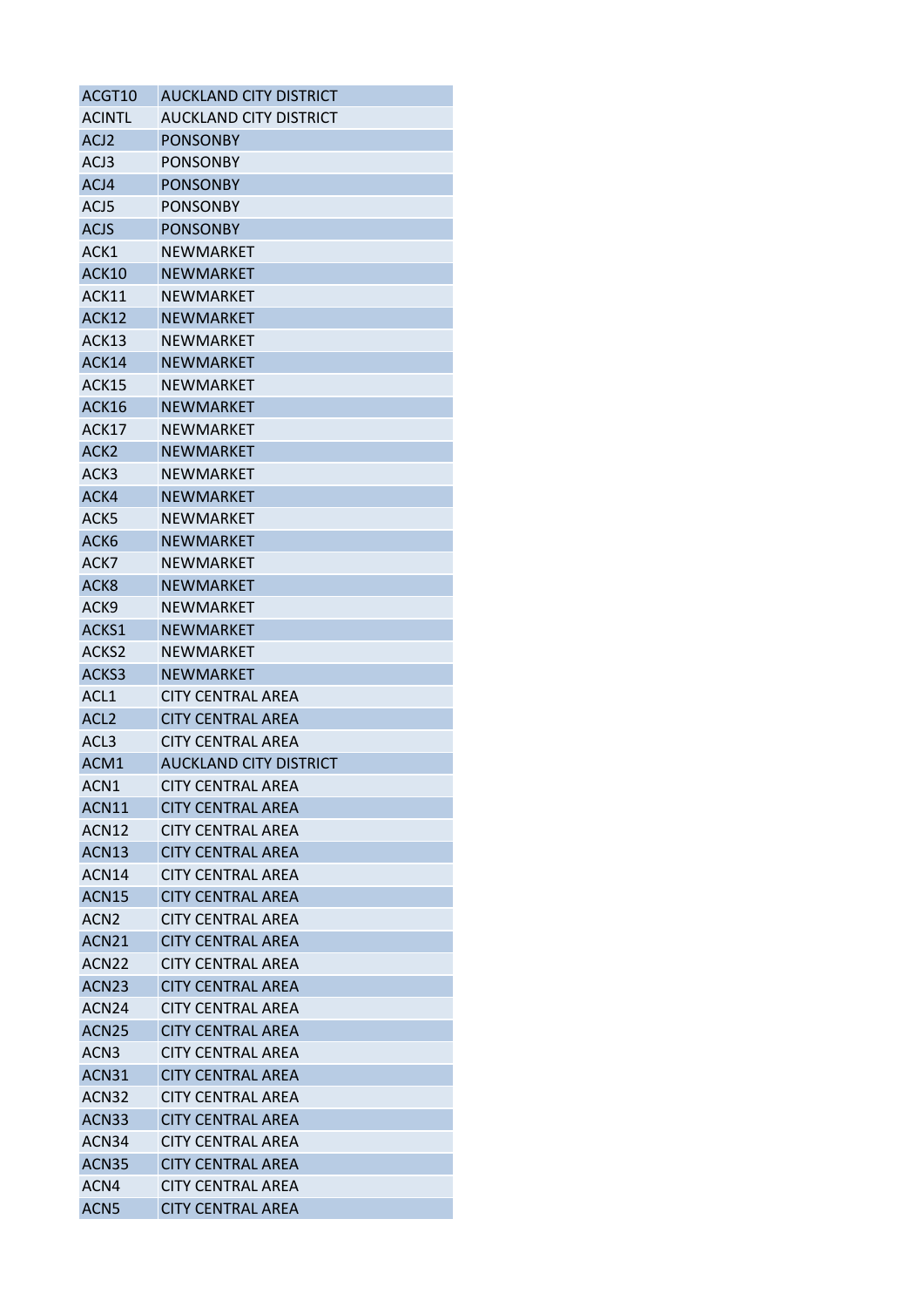| | |
|---|---|
| ACGT10 | AUCKLAND CITY DISTRICT |
| ACINTL | AUCKLAND CITY DISTRICT |
| ACJ2 | PONSONBY |
| ACJ3 | PONSONBY |
| ACJ4 | PONSONBY |
| ACJ5 | PONSONBY |
| ACJS | PONSONBY |
| ACK1 | NEWMARKET |
| ACK10 | NEWMARKET |
| ACK11 | NEWMARKET |
| ACK12 | NEWMARKET |
| ACK13 | NEWMARKET |
| ACK14 | NEWMARKET |
| ACK15 | NEWMARKET |
| ACK16 | NEWMARKET |
| ACK17 | NEWMARKET |
| ACK2 | NEWMARKET |
| ACK3 | NEWMARKET |
| ACK4 | NEWMARKET |
| ACK5 | NEWMARKET |
| ACK6 | NEWMARKET |
| ACK7 | NEWMARKET |
| ACK8 | NEWMARKET |
| ACK9 | NEWMARKET |
| ACKS1 | NEWMARKET |
| ACKS2 | NEWMARKET |
| ACKS3 | NEWMARKET |
| ACL1 | CITY CENTRAL AREA |
| ACL2 | CITY CENTRAL AREA |
| ACL3 | CITY CENTRAL AREA |
| ACM1 | AUCKLAND CITY DISTRICT |
| ACN1 | CITY CENTRAL AREA |
| ACN11 | CITY CENTRAL AREA |
| ACN12 | CITY CENTRAL AREA |
| ACN13 | CITY CENTRAL AREA |
| ACN14 | CITY CENTRAL AREA |
| ACN15 | CITY CENTRAL AREA |
| ACN2 | CITY CENTRAL AREA |
| ACN21 | CITY CENTRAL AREA |
| ACN22 | CITY CENTRAL AREA |
| ACN23 | CITY CENTRAL AREA |
| ACN24 | CITY CENTRAL AREA |
| ACN25 | CITY CENTRAL AREA |
| ACN3 | CITY CENTRAL AREA |
| ACN31 | CITY CENTRAL AREA |
| ACN32 | CITY CENTRAL AREA |
| ACN33 | CITY CENTRAL AREA |
| ACN34 | CITY CENTRAL AREA |
| ACN35 | CITY CENTRAL AREA |
| ACN4 | CITY CENTRAL AREA |
| ACN5 | CITY CENTRAL AREA |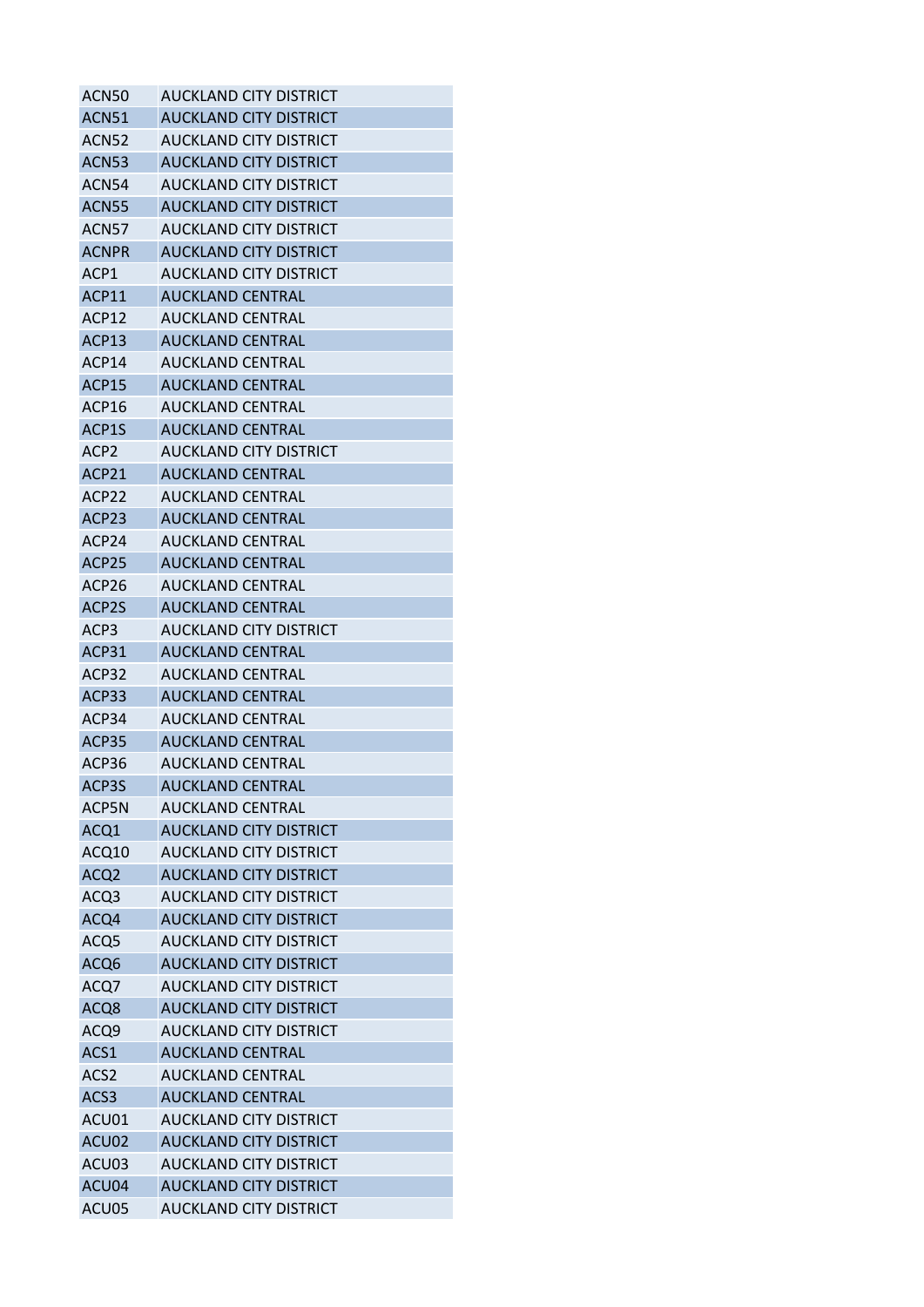| | |
|---|---|
| ACN50 | AUCKLAND CITY DISTRICT |
| ACN51 | AUCKLAND CITY DISTRICT |
| ACN52 | AUCKLAND CITY DISTRICT |
| ACN53 | AUCKLAND CITY DISTRICT |
| ACN54 | AUCKLAND CITY DISTRICT |
| ACN55 | AUCKLAND CITY DISTRICT |
| ACN57 | AUCKLAND CITY DISTRICT |
| ACNPR | AUCKLAND CITY DISTRICT |
| ACP1 | AUCKLAND CITY DISTRICT |
| ACP11 | AUCKLAND CENTRAL |
| ACP12 | AUCKLAND CENTRAL |
| ACP13 | AUCKLAND CENTRAL |
| ACP14 | AUCKLAND CENTRAL |
| ACP15 | AUCKLAND CENTRAL |
| ACP16 | AUCKLAND CENTRAL |
| ACP1S | AUCKLAND CENTRAL |
| ACP2 | AUCKLAND CITY DISTRICT |
| ACP21 | AUCKLAND CENTRAL |
| ACP22 | AUCKLAND CENTRAL |
| ACP23 | AUCKLAND CENTRAL |
| ACP24 | AUCKLAND CENTRAL |
| ACP25 | AUCKLAND CENTRAL |
| ACP26 | AUCKLAND CENTRAL |
| ACP2S | AUCKLAND CENTRAL |
| ACP3 | AUCKLAND CITY DISTRICT |
| ACP31 | AUCKLAND CENTRAL |
| ACP32 | AUCKLAND CENTRAL |
| ACP33 | AUCKLAND CENTRAL |
| ACP34 | AUCKLAND CENTRAL |
| ACP35 | AUCKLAND CENTRAL |
| ACP36 | AUCKLAND CENTRAL |
| ACP3S | AUCKLAND CENTRAL |
| ACP5N | AUCKLAND CENTRAL |
| ACQ1 | AUCKLAND CITY DISTRICT |
| ACQ10 | AUCKLAND CITY DISTRICT |
| ACQ2 | AUCKLAND CITY DISTRICT |
| ACQ3 | AUCKLAND CITY DISTRICT |
| ACQ4 | AUCKLAND CITY DISTRICT |
| ACQ5 | AUCKLAND CITY DISTRICT |
| ACQ6 | AUCKLAND CITY DISTRICT |
| ACQ7 | AUCKLAND CITY DISTRICT |
| ACQ8 | AUCKLAND CITY DISTRICT |
| ACQ9 | AUCKLAND CITY DISTRICT |
| ACS1 | AUCKLAND CENTRAL |
| ACS2 | AUCKLAND CENTRAL |
| ACS3 | AUCKLAND CENTRAL |
| ACU01 | AUCKLAND CITY DISTRICT |
| ACU02 | AUCKLAND CITY DISTRICT |
| ACU03 | AUCKLAND CITY DISTRICT |
| ACU04 | AUCKLAND CITY DISTRICT |
| ACU05 | AUCKLAND CITY DISTRICT |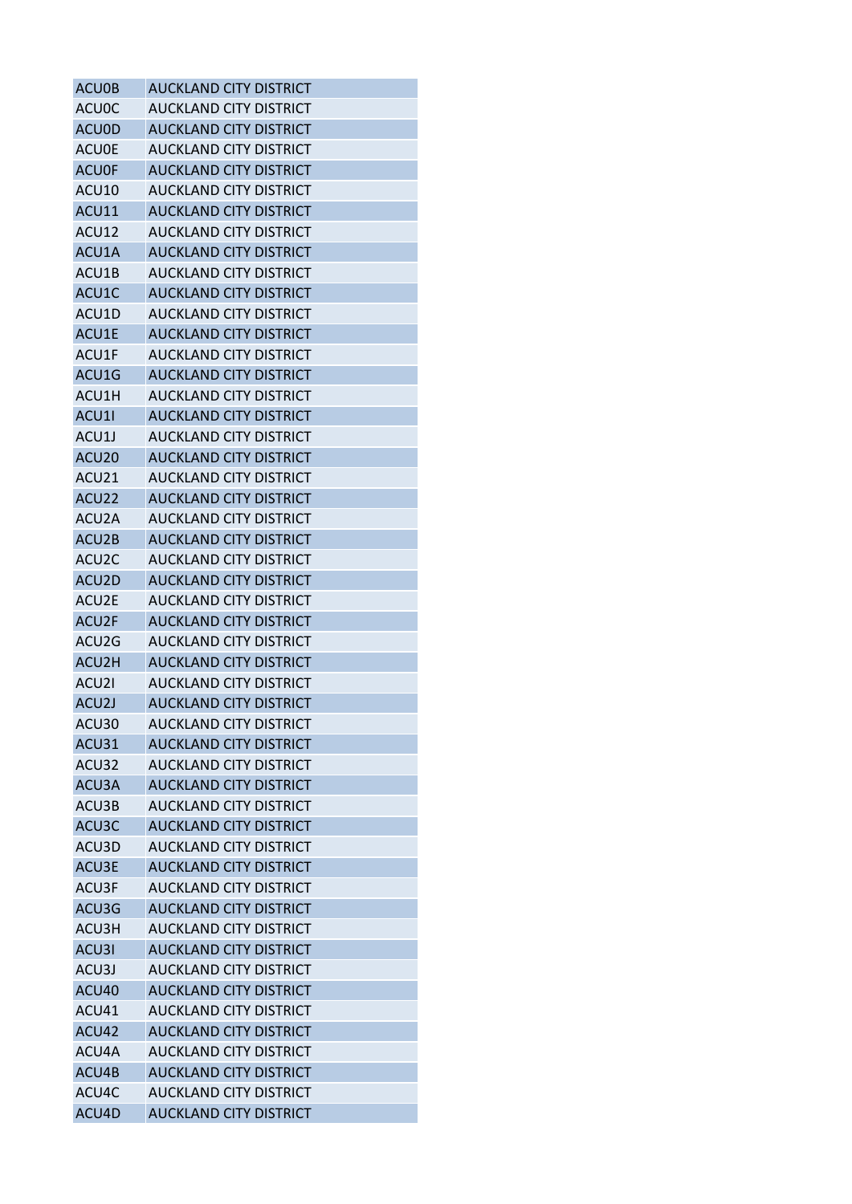| | |
|---|---|
| ACU0B | AUCKLAND CITY DISTRICT |
| ACU0C | AUCKLAND CITY DISTRICT |
| ACU0D | AUCKLAND CITY DISTRICT |
| ACU0E | AUCKLAND CITY DISTRICT |
| ACU0F | AUCKLAND CITY DISTRICT |
| ACU10 | AUCKLAND CITY DISTRICT |
| ACU11 | AUCKLAND CITY DISTRICT |
| ACU12 | AUCKLAND CITY DISTRICT |
| ACU1A | AUCKLAND CITY DISTRICT |
| ACU1B | AUCKLAND CITY DISTRICT |
| ACU1C | AUCKLAND CITY DISTRICT |
| ACU1D | AUCKLAND CITY DISTRICT |
| ACU1E | AUCKLAND CITY DISTRICT |
| ACU1F | AUCKLAND CITY DISTRICT |
| ACU1G | AUCKLAND CITY DISTRICT |
| ACU1H | AUCKLAND CITY DISTRICT |
| ACU1I | AUCKLAND CITY DISTRICT |
| ACU1J | AUCKLAND CITY DISTRICT |
| ACU20 | AUCKLAND CITY DISTRICT |
| ACU21 | AUCKLAND CITY DISTRICT |
| ACU22 | AUCKLAND CITY DISTRICT |
| ACU2A | AUCKLAND CITY DISTRICT |
| ACU2B | AUCKLAND CITY DISTRICT |
| ACU2C | AUCKLAND CITY DISTRICT |
| ACU2D | AUCKLAND CITY DISTRICT |
| ACU2E | AUCKLAND CITY DISTRICT |
| ACU2F | AUCKLAND CITY DISTRICT |
| ACU2G | AUCKLAND CITY DISTRICT |
| ACU2H | AUCKLAND CITY DISTRICT |
| ACU2I | AUCKLAND CITY DISTRICT |
| ACU2J | AUCKLAND CITY DISTRICT |
| ACU30 | AUCKLAND CITY DISTRICT |
| ACU31 | AUCKLAND CITY DISTRICT |
| ACU32 | AUCKLAND CITY DISTRICT |
| ACU3A | AUCKLAND CITY DISTRICT |
| ACU3B | AUCKLAND CITY DISTRICT |
| ACU3C | AUCKLAND CITY DISTRICT |
| ACU3D | AUCKLAND CITY DISTRICT |
| ACU3E | AUCKLAND CITY DISTRICT |
| ACU3F | AUCKLAND CITY DISTRICT |
| ACU3G | AUCKLAND CITY DISTRICT |
| ACU3H | AUCKLAND CITY DISTRICT |
| ACU3I | AUCKLAND CITY DISTRICT |
| ACU3J | AUCKLAND CITY DISTRICT |
| ACU40 | AUCKLAND CITY DISTRICT |
| ACU41 | AUCKLAND CITY DISTRICT |
| ACU42 | AUCKLAND CITY DISTRICT |
| ACU4A | AUCKLAND CITY DISTRICT |
| ACU4B | AUCKLAND CITY DISTRICT |
| ACU4C | AUCKLAND CITY DISTRICT |
| ACU4D | AUCKLAND CITY DISTRICT |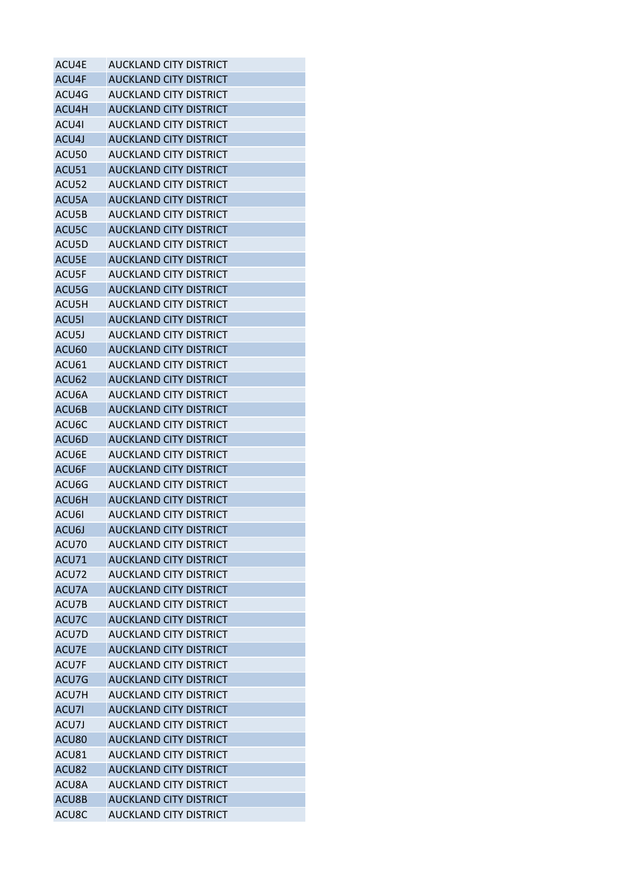| | |
|---|---|
| ACU4E | AUCKLAND CITY DISTRICT |
| ACU4F | AUCKLAND CITY DISTRICT |
| ACU4G | AUCKLAND CITY DISTRICT |
| ACU4H | AUCKLAND CITY DISTRICT |
| ACU4I | AUCKLAND CITY DISTRICT |
| ACU4J | AUCKLAND CITY DISTRICT |
| ACU50 | AUCKLAND CITY DISTRICT |
| ACU51 | AUCKLAND CITY DISTRICT |
| ACU52 | AUCKLAND CITY DISTRICT |
| ACU5A | AUCKLAND CITY DISTRICT |
| ACU5B | AUCKLAND CITY DISTRICT |
| ACU5C | AUCKLAND CITY DISTRICT |
| ACU5D | AUCKLAND CITY DISTRICT |
| ACU5E | AUCKLAND CITY DISTRICT |
| ACU5F | AUCKLAND CITY DISTRICT |
| ACU5G | AUCKLAND CITY DISTRICT |
| ACU5H | AUCKLAND CITY DISTRICT |
| ACU5I | AUCKLAND CITY DISTRICT |
| ACU5J | AUCKLAND CITY DISTRICT |
| ACU60 | AUCKLAND CITY DISTRICT |
| ACU61 | AUCKLAND CITY DISTRICT |
| ACU62 | AUCKLAND CITY DISTRICT |
| ACU6A | AUCKLAND CITY DISTRICT |
| ACU6B | AUCKLAND CITY DISTRICT |
| ACU6C | AUCKLAND CITY DISTRICT |
| ACU6D | AUCKLAND CITY DISTRICT |
| ACU6E | AUCKLAND CITY DISTRICT |
| ACU6F | AUCKLAND CITY DISTRICT |
| ACU6G | AUCKLAND CITY DISTRICT |
| ACU6H | AUCKLAND CITY DISTRICT |
| ACU6I | AUCKLAND CITY DISTRICT |
| ACU6J | AUCKLAND CITY DISTRICT |
| ACU70 | AUCKLAND CITY DISTRICT |
| ACU71 | AUCKLAND CITY DISTRICT |
| ACU72 | AUCKLAND CITY DISTRICT |
| ACU7A | AUCKLAND CITY DISTRICT |
| ACU7B | AUCKLAND CITY DISTRICT |
| ACU7C | AUCKLAND CITY DISTRICT |
| ACU7D | AUCKLAND CITY DISTRICT |
| ACU7E | AUCKLAND CITY DISTRICT |
| ACU7F | AUCKLAND CITY DISTRICT |
| ACU7G | AUCKLAND CITY DISTRICT |
| ACU7H | AUCKLAND CITY DISTRICT |
| ACU7I | AUCKLAND CITY DISTRICT |
| ACU7J | AUCKLAND CITY DISTRICT |
| ACU80 | AUCKLAND CITY DISTRICT |
| ACU81 | AUCKLAND CITY DISTRICT |
| ACU82 | AUCKLAND CITY DISTRICT |
| ACU8A | AUCKLAND CITY DISTRICT |
| ACU8B | AUCKLAND CITY DISTRICT |
| ACU8C | AUCKLAND CITY DISTRICT |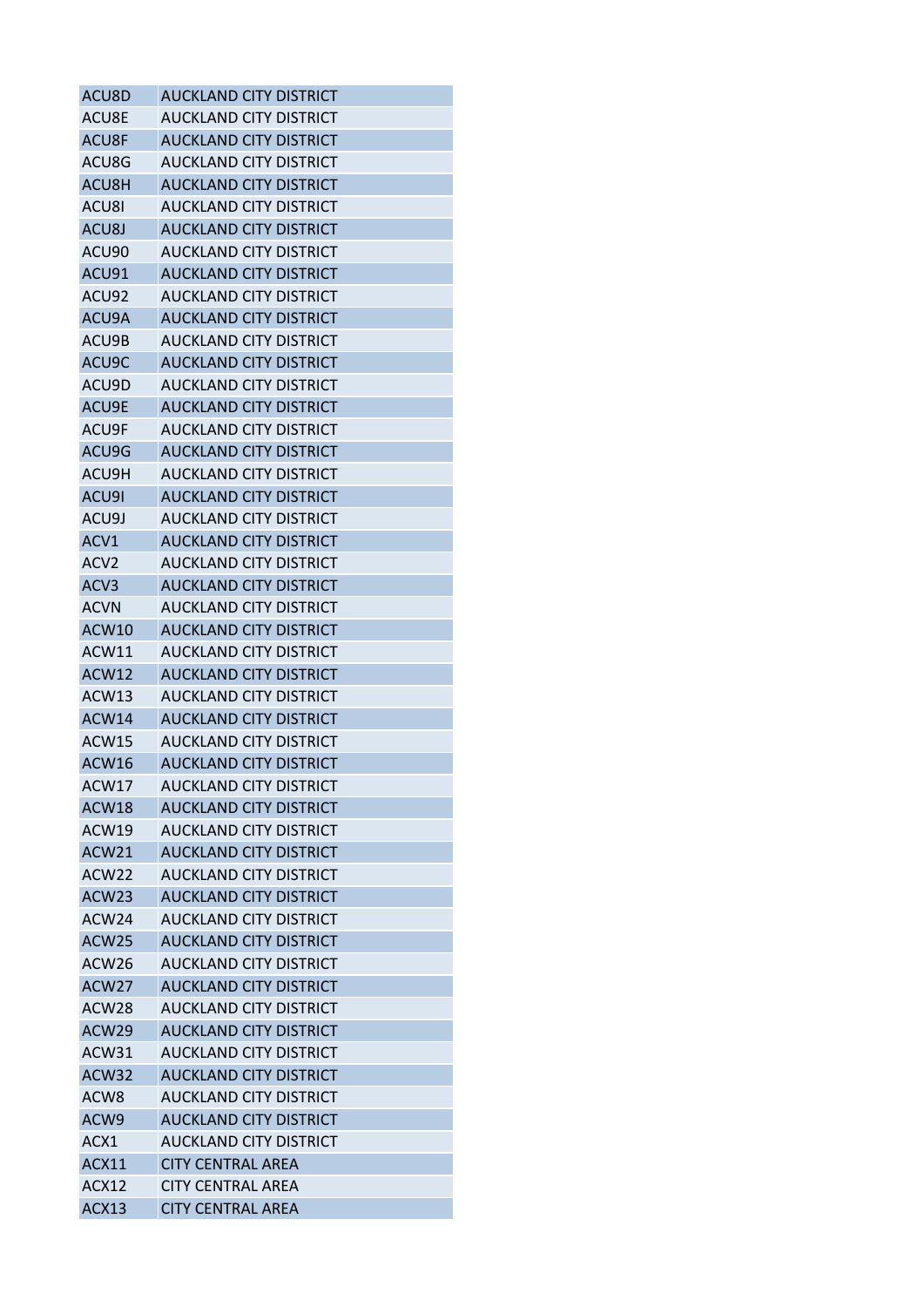| | |
|---|---|
| ACU8D | AUCKLAND CITY DISTRICT |
| ACU8E | AUCKLAND CITY DISTRICT |
| ACU8F | AUCKLAND CITY DISTRICT |
| ACU8G | AUCKLAND CITY DISTRICT |
| ACU8H | AUCKLAND CITY DISTRICT |
| ACU8I | AUCKLAND CITY DISTRICT |
| ACU8J | AUCKLAND CITY DISTRICT |
| ACU90 | AUCKLAND CITY DISTRICT |
| ACU91 | AUCKLAND CITY DISTRICT |
| ACU92 | AUCKLAND CITY DISTRICT |
| ACU9A | AUCKLAND CITY DISTRICT |
| ACU9B | AUCKLAND CITY DISTRICT |
| ACU9C | AUCKLAND CITY DISTRICT |
| ACU9D | AUCKLAND CITY DISTRICT |
| ACU9E | AUCKLAND CITY DISTRICT |
| ACU9F | AUCKLAND CITY DISTRICT |
| ACU9G | AUCKLAND CITY DISTRICT |
| ACU9H | AUCKLAND CITY DISTRICT |
| ACU9I | AUCKLAND CITY DISTRICT |
| ACU9J | AUCKLAND CITY DISTRICT |
| ACV1 | AUCKLAND CITY DISTRICT |
| ACV2 | AUCKLAND CITY DISTRICT |
| ACV3 | AUCKLAND CITY DISTRICT |
| ACVN | AUCKLAND CITY DISTRICT |
| ACW10 | AUCKLAND CITY DISTRICT |
| ACW11 | AUCKLAND CITY DISTRICT |
| ACW12 | AUCKLAND CITY DISTRICT |
| ACW13 | AUCKLAND CITY DISTRICT |
| ACW14 | AUCKLAND CITY DISTRICT |
| ACW15 | AUCKLAND CITY DISTRICT |
| ACW16 | AUCKLAND CITY DISTRICT |
| ACW17 | AUCKLAND CITY DISTRICT |
| ACW18 | AUCKLAND CITY DISTRICT |
| ACW19 | AUCKLAND CITY DISTRICT |
| ACW21 | AUCKLAND CITY DISTRICT |
| ACW22 | AUCKLAND CITY DISTRICT |
| ACW23 | AUCKLAND CITY DISTRICT |
| ACW24 | AUCKLAND CITY DISTRICT |
| ACW25 | AUCKLAND CITY DISTRICT |
| ACW26 | AUCKLAND CITY DISTRICT |
| ACW27 | AUCKLAND CITY DISTRICT |
| ACW28 | AUCKLAND CITY DISTRICT |
| ACW29 | AUCKLAND CITY DISTRICT |
| ACW31 | AUCKLAND CITY DISTRICT |
| ACW32 | AUCKLAND CITY DISTRICT |
| ACW8 | AUCKLAND CITY DISTRICT |
| ACW9 | AUCKLAND CITY DISTRICT |
| ACX1 | AUCKLAND CITY DISTRICT |
| ACX11 | CITY CENTRAL AREA |
| ACX12 | CITY CENTRAL AREA |
| ACX13 | CITY CENTRAL AREA |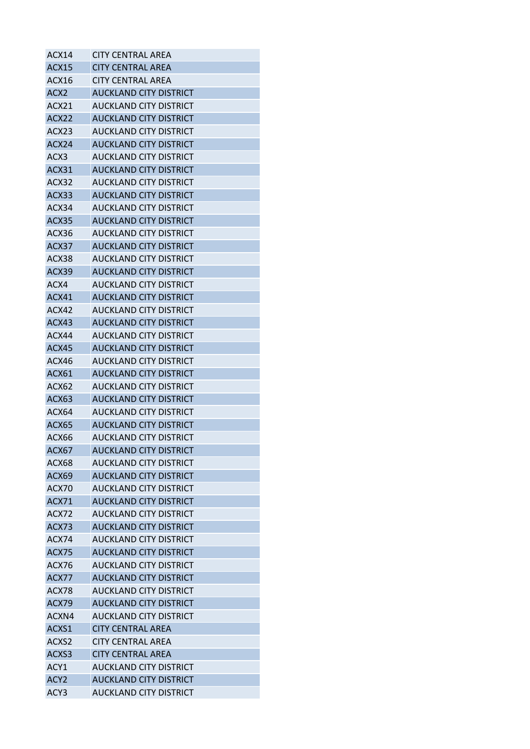| | |
|---|---|
| ACX14 | CITY CENTRAL AREA |
| ACX15 | CITY CENTRAL AREA |
| ACX16 | CITY CENTRAL AREA |
| ACX2 | AUCKLAND CITY DISTRICT |
| ACX21 | AUCKLAND CITY DISTRICT |
| ACX22 | AUCKLAND CITY DISTRICT |
| ACX23 | AUCKLAND CITY DISTRICT |
| ACX24 | AUCKLAND CITY DISTRICT |
| ACX3 | AUCKLAND CITY DISTRICT |
| ACX31 | AUCKLAND CITY DISTRICT |
| ACX32 | AUCKLAND CITY DISTRICT |
| ACX33 | AUCKLAND CITY DISTRICT |
| ACX34 | AUCKLAND CITY DISTRICT |
| ACX35 | AUCKLAND CITY DISTRICT |
| ACX36 | AUCKLAND CITY DISTRICT |
| ACX37 | AUCKLAND CITY DISTRICT |
| ACX38 | AUCKLAND CITY DISTRICT |
| ACX39 | AUCKLAND CITY DISTRICT |
| ACX4 | AUCKLAND CITY DISTRICT |
| ACX41 | AUCKLAND CITY DISTRICT |
| ACX42 | AUCKLAND CITY DISTRICT |
| ACX43 | AUCKLAND CITY DISTRICT |
| ACX44 | AUCKLAND CITY DISTRICT |
| ACX45 | AUCKLAND CITY DISTRICT |
| ACX46 | AUCKLAND CITY DISTRICT |
| ACX61 | AUCKLAND CITY DISTRICT |
| ACX62 | AUCKLAND CITY DISTRICT |
| ACX63 | AUCKLAND CITY DISTRICT |
| ACX64 | AUCKLAND CITY DISTRICT |
| ACX65 | AUCKLAND CITY DISTRICT |
| ACX66 | AUCKLAND CITY DISTRICT |
| ACX67 | AUCKLAND CITY DISTRICT |
| ACX68 | AUCKLAND CITY DISTRICT |
| ACX69 | AUCKLAND CITY DISTRICT |
| ACX70 | AUCKLAND CITY DISTRICT |
| ACX71 | AUCKLAND CITY DISTRICT |
| ACX72 | AUCKLAND CITY DISTRICT |
| ACX73 | AUCKLAND CITY DISTRICT |
| ACX74 | AUCKLAND CITY DISTRICT |
| ACX75 | AUCKLAND CITY DISTRICT |
| ACX76 | AUCKLAND CITY DISTRICT |
| ACX77 | AUCKLAND CITY DISTRICT |
| ACX78 | AUCKLAND CITY DISTRICT |
| ACX79 | AUCKLAND CITY DISTRICT |
| ACXN4 | AUCKLAND CITY DISTRICT |
| ACXS1 | CITY CENTRAL AREA |
| ACXS2 | CITY CENTRAL AREA |
| ACXS3 | CITY CENTRAL AREA |
| ACY1 | AUCKLAND CITY DISTRICT |
| ACY2 | AUCKLAND CITY DISTRICT |
| ACY3 | AUCKLAND CITY DISTRICT |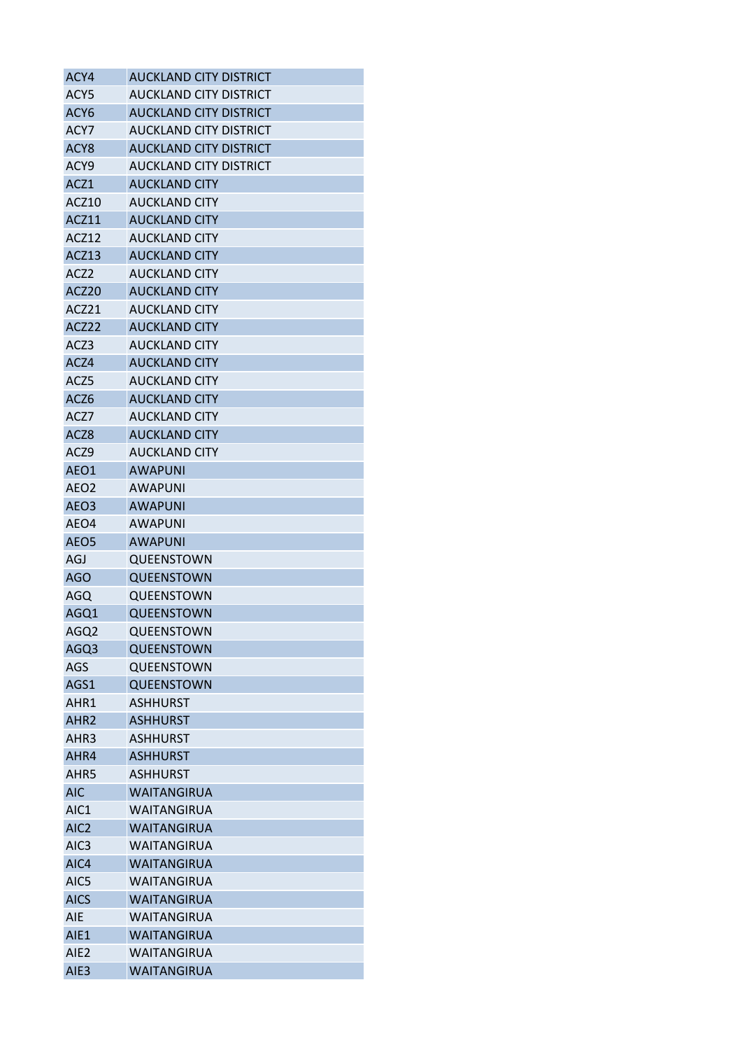| | |
|---|---|
| ACY4 | AUCKLAND CITY DISTRICT |
| ACY5 | AUCKLAND CITY DISTRICT |
| ACY6 | AUCKLAND CITY DISTRICT |
| ACY7 | AUCKLAND CITY DISTRICT |
| ACY8 | AUCKLAND CITY DISTRICT |
| ACY9 | AUCKLAND CITY DISTRICT |
| ACZ1 | AUCKLAND CITY |
| ACZ10 | AUCKLAND CITY |
| ACZ11 | AUCKLAND CITY |
| ACZ12 | AUCKLAND CITY |
| ACZ13 | AUCKLAND CITY |
| ACZ2 | AUCKLAND CITY |
| ACZ20 | AUCKLAND CITY |
| ACZ21 | AUCKLAND CITY |
| ACZ22 | AUCKLAND CITY |
| ACZ3 | AUCKLAND CITY |
| ACZ4 | AUCKLAND CITY |
| ACZ5 | AUCKLAND CITY |
| ACZ6 | AUCKLAND CITY |
| ACZ7 | AUCKLAND CITY |
| ACZ8 | AUCKLAND CITY |
| ACZ9 | AUCKLAND CITY |
| AEO1 | AWAPUNI |
| AEO2 | AWAPUNI |
| AEO3 | AWAPUNI |
| AEO4 | AWAPUNI |
| AEO5 | AWAPUNI |
| AGJ | QUEENSTOWN |
| AGO | QUEENSTOWN |
| AGQ | QUEENSTOWN |
| AGQ1 | QUEENSTOWN |
| AGQ2 | QUEENSTOWN |
| AGQ3 | QUEENSTOWN |
| AGS | QUEENSTOWN |
| AGS1 | QUEENSTOWN |
| AHR1 | ASHHURST |
| AHR2 | ASHHURST |
| AHR3 | ASHHURST |
| AHR4 | ASHHURST |
| AHR5 | ASHHURST |
| AIC | WAITANGIRUA |
| AIC1 | WAITANGIRUA |
| AIC2 | WAITANGIRUA |
| AIC3 | WAITANGIRUA |
| AIC4 | WAITANGIRUA |
| AIC5 | WAITANGIRUA |
| AICS | WAITANGIRUA |
| AIE | WAITANGIRUA |
| AIE1 | WAITANGIRUA |
| AIE2 | WAITANGIRUA |
| AIE3 | WAITANGIRUA |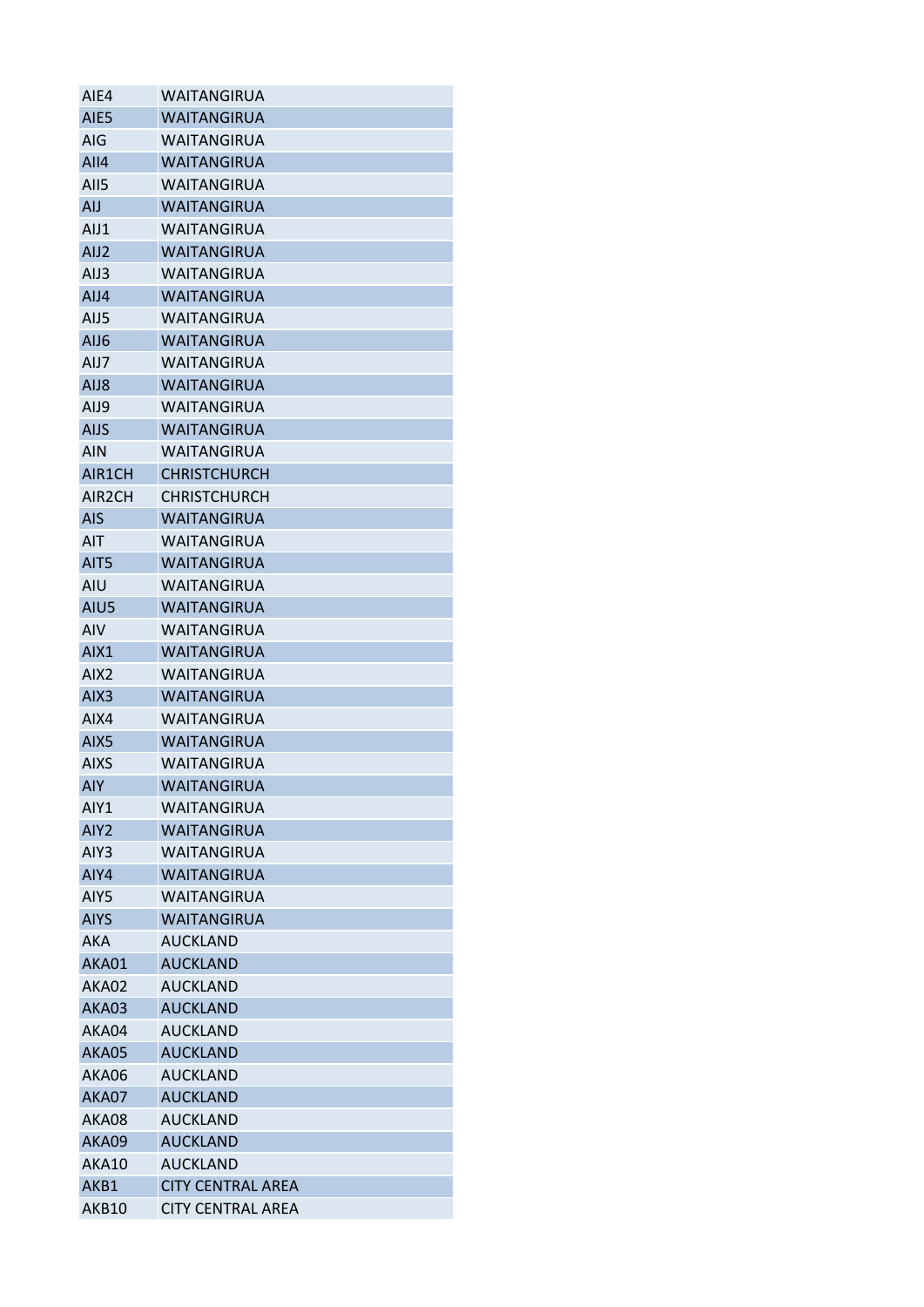| | |
|---|---|
| AIE4 | WAITANGIRUA |
| AIE5 | WAITANGIRUA |
| AIG | WAITANGIRUA |
| AII4 | WAITANGIRUA |
| AII5 | WAITANGIRUA |
| AIJ | WAITANGIRUA |
| AIJ1 | WAITANGIRUA |
| AIJ2 | WAITANGIRUA |
| AIJ3 | WAITANGIRUA |
| AIJ4 | WAITANGIRUA |
| AIJ5 | WAITANGIRUA |
| AIJ6 | WAITANGIRUA |
| AIJ7 | WAITANGIRUA |
| AIJ8 | WAITANGIRUA |
| AIJ9 | WAITANGIRUA |
| AIJS | WAITANGIRUA |
| AIN | WAITANGIRUA |
| AIR1CH | CHRISTCHURCH |
| AIR2CH | CHRISTCHURCH |
| AIS | WAITANGIRUA |
| AIT | WAITANGIRUA |
| AIT5 | WAITANGIRUA |
| AIU | WAITANGIRUA |
| AIU5 | WAITANGIRUA |
| AIV | WAITANGIRUA |
| AIX1 | WAITANGIRUA |
| AIX2 | WAITANGIRUA |
| AIX3 | WAITANGIRUA |
| AIX4 | WAITANGIRUA |
| AIX5 | WAITANGIRUA |
| AIXS | WAITANGIRUA |
| AIY | WAITANGIRUA |
| AIY1 | WAITANGIRUA |
| AIY2 | WAITANGIRUA |
| AIY3 | WAITANGIRUA |
| AIY4 | WAITANGIRUA |
| AIY5 | WAITANGIRUA |
| AIYS | WAITANGIRUA |
| AKA | AUCKLAND |
| AKA01 | AUCKLAND |
| AKA02 | AUCKLAND |
| AKA03 | AUCKLAND |
| AKA04 | AUCKLAND |
| AKA05 | AUCKLAND |
| AKA06 | AUCKLAND |
| AKA07 | AUCKLAND |
| AKA08 | AUCKLAND |
| AKA09 | AUCKLAND |
| AKA10 | AUCKLAND |
| AKB1 | CITY CENTRAL AREA |
| AKB10 | CITY CENTRAL AREA |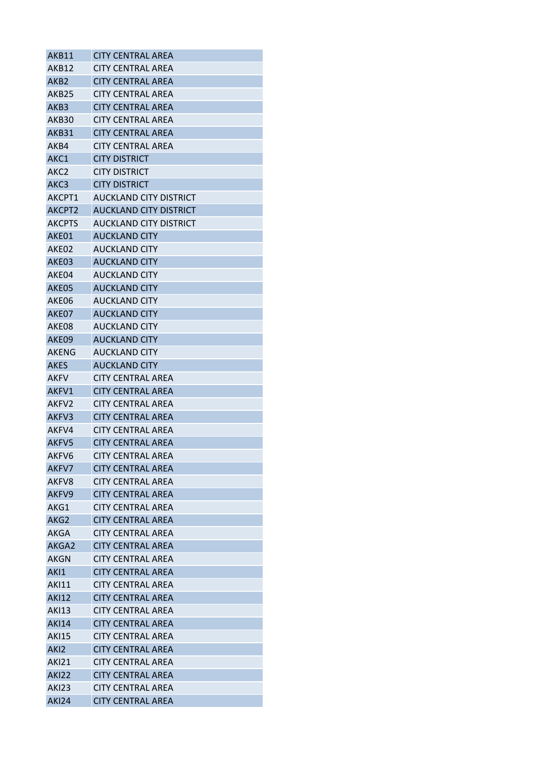| AKB11 | CITY CENTRAL AREA |
|---|---|
| AKB12 | CITY CENTRAL AREA |
| AKB2 | CITY CENTRAL AREA |
| AKB25 | CITY CENTRAL AREA |
| AKB3 | CITY CENTRAL AREA |
| AKB30 | CITY CENTRAL AREA |
| AKB31 | CITY CENTRAL AREA |
| AKB4 | CITY CENTRAL AREA |
| AKC1 | CITY DISTRICT |
| AKC2 | CITY DISTRICT |
| AKC3 | CITY DISTRICT |
| AKCPT1 | AUCKLAND CITY DISTRICT |
| AKCPT2 | AUCKLAND CITY DISTRICT |
| AKCPTS | AUCKLAND CITY DISTRICT |
| AKE01 | AUCKLAND CITY |
| AKE02 | AUCKLAND CITY |
| AKE03 | AUCKLAND CITY |
| AKE04 | AUCKLAND CITY |
| AKE05 | AUCKLAND CITY |
| AKE06 | AUCKLAND CITY |
| AKE07 | AUCKLAND CITY |
| AKE08 | AUCKLAND CITY |
| AKE09 | AUCKLAND CITY |
| AKENG | AUCKLAND CITY |
| AKES | AUCKLAND CITY |
| AKFV | CITY CENTRAL AREA |
| AKFV1 | CITY CENTRAL AREA |
| AKFV2 | CITY CENTRAL AREA |
| AKFV3 | CITY CENTRAL AREA |
| AKFV4 | CITY CENTRAL AREA |
| AKFV5 | CITY CENTRAL AREA |
| AKFV6 | CITY CENTRAL AREA |
| AKFV7 | CITY CENTRAL AREA |
| AKFV8 | CITY CENTRAL AREA |
| AKFV9 | CITY CENTRAL AREA |
| AKG1 | CITY CENTRAL AREA |
| AKG2 | CITY CENTRAL AREA |
| AKGA | CITY CENTRAL AREA |
| AKGA2 | CITY CENTRAL AREA |
| AKGN | CITY CENTRAL AREA |
| AKI1 | CITY CENTRAL AREA |
| AKI11 | CITY CENTRAL AREA |
| AKI12 | CITY CENTRAL AREA |
| AKI13 | CITY CENTRAL AREA |
| AKI14 | CITY CENTRAL AREA |
| AKI15 | CITY CENTRAL AREA |
| AKI2 | CITY CENTRAL AREA |
| AKI21 | CITY CENTRAL AREA |
| AKI22 | CITY CENTRAL AREA |
| AKI23 | CITY CENTRAL AREA |
| AKI24 | CITY CENTRAL AREA |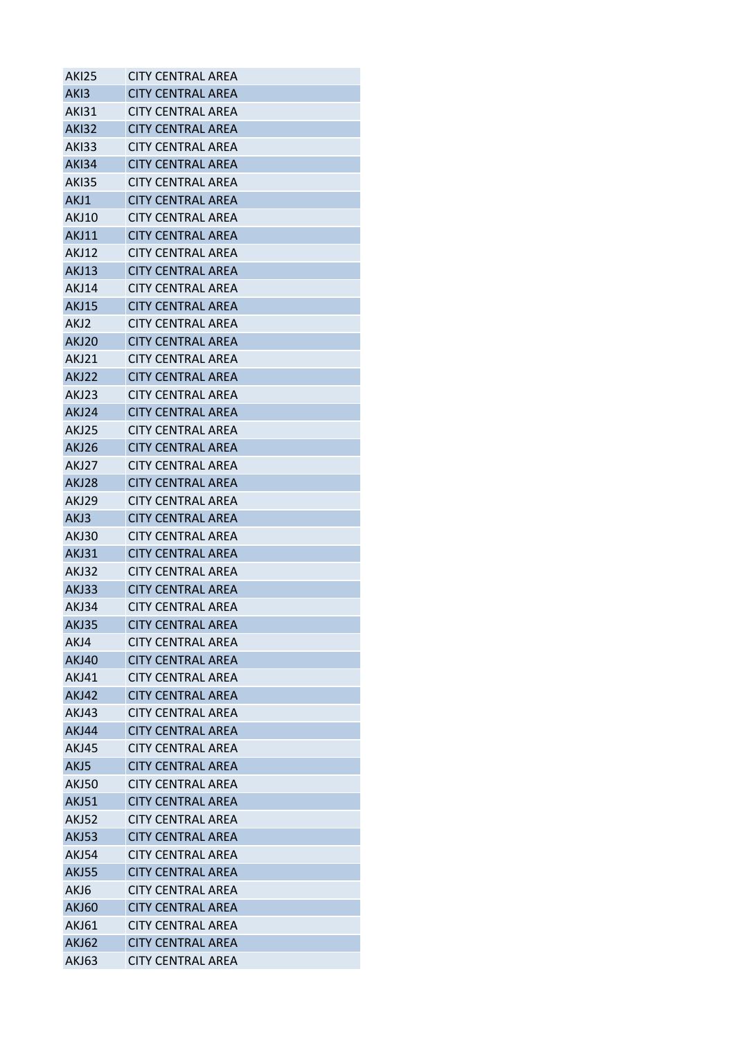| | |
|---|---|
| AKI25 | CITY CENTRAL AREA |
| AKI3 | CITY CENTRAL AREA |
| AKI31 | CITY CENTRAL AREA |
| AKI32 | CITY CENTRAL AREA |
| AKI33 | CITY CENTRAL AREA |
| AKI34 | CITY CENTRAL AREA |
| AKI35 | CITY CENTRAL AREA |
| AKJ1 | CITY CENTRAL AREA |
| AKJ10 | CITY CENTRAL AREA |
| AKJ11 | CITY CENTRAL AREA |
| AKJ12 | CITY CENTRAL AREA |
| AKJ13 | CITY CENTRAL AREA |
| AKJ14 | CITY CENTRAL AREA |
| AKJ15 | CITY CENTRAL AREA |
| AKJ2 | CITY CENTRAL AREA |
| AKJ20 | CITY CENTRAL AREA |
| AKJ21 | CITY CENTRAL AREA |
| AKJ22 | CITY CENTRAL AREA |
| AKJ23 | CITY CENTRAL AREA |
| AKJ24 | CITY CENTRAL AREA |
| AKJ25 | CITY CENTRAL AREA |
| AKJ26 | CITY CENTRAL AREA |
| AKJ27 | CITY CENTRAL AREA |
| AKJ28 | CITY CENTRAL AREA |
| AKJ29 | CITY CENTRAL AREA |
| AKJ3 | CITY CENTRAL AREA |
| AKJ30 | CITY CENTRAL AREA |
| AKJ31 | CITY CENTRAL AREA |
| AKJ32 | CITY CENTRAL AREA |
| AKJ33 | CITY CENTRAL AREA |
| AKJ34 | CITY CENTRAL AREA |
| AKJ35 | CITY CENTRAL AREA |
| AKJ4 | CITY CENTRAL AREA |
| AKJ40 | CITY CENTRAL AREA |
| AKJ41 | CITY CENTRAL AREA |
| AKJ42 | CITY CENTRAL AREA |
| AKJ43 | CITY CENTRAL AREA |
| AKJ44 | CITY CENTRAL AREA |
| AKJ45 | CITY CENTRAL AREA |
| AKJ5 | CITY CENTRAL AREA |
| AKJ50 | CITY CENTRAL AREA |
| AKJ51 | CITY CENTRAL AREA |
| AKJ52 | CITY CENTRAL AREA |
| AKJ53 | CITY CENTRAL AREA |
| AKJ54 | CITY CENTRAL AREA |
| AKJ55 | CITY CENTRAL AREA |
| AKJ6 | CITY CENTRAL AREA |
| AKJ60 | CITY CENTRAL AREA |
| AKJ61 | CITY CENTRAL AREA |
| AKJ62 | CITY CENTRAL AREA |
| AKJ63 | CITY CENTRAL AREA |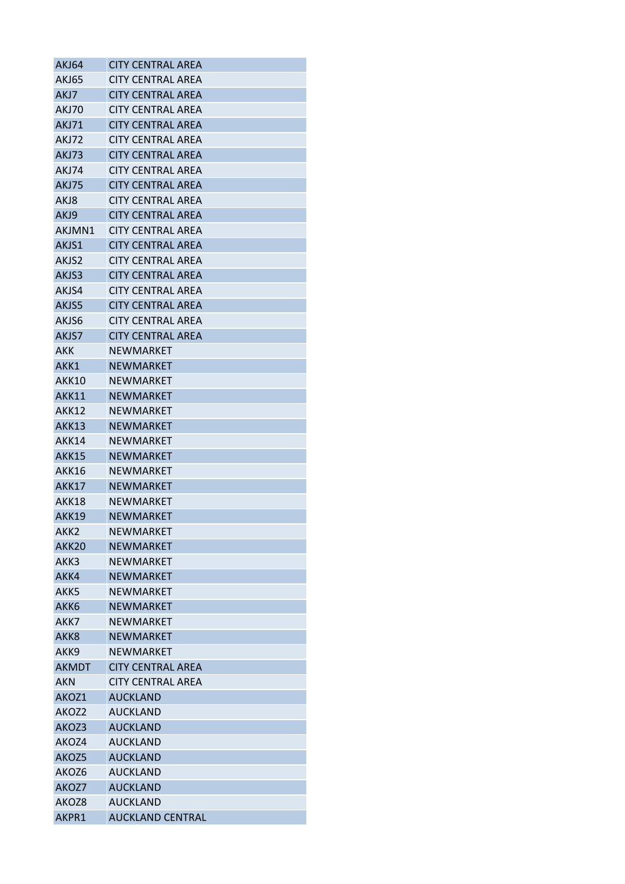| AKJ64 | CITY CENTRAL AREA |
|---|---|
| AKJ65 | CITY CENTRAL AREA |
| AKJ7 | CITY CENTRAL AREA |
| AKJ70 | CITY CENTRAL AREA |
| AKJ71 | CITY CENTRAL AREA |
| AKJ72 | CITY CENTRAL AREA |
| AKJ73 | CITY CENTRAL AREA |
| AKJ74 | CITY CENTRAL AREA |
| AKJ75 | CITY CENTRAL AREA |
| AKJ8 | CITY CENTRAL AREA |
| AKJ9 | CITY CENTRAL AREA |
| AKJMN1 | CITY CENTRAL AREA |
| AKJS1 | CITY CENTRAL AREA |
| AKJS2 | CITY CENTRAL AREA |
| AKJS3 | CITY CENTRAL AREA |
| AKJS4 | CITY CENTRAL AREA |
| AKJS5 | CITY CENTRAL AREA |
| AKJS6 | CITY CENTRAL AREA |
| AKJS7 | CITY CENTRAL AREA |
| AKK | NEWMARKET |
| AKK1 | NEWMARKET |
| AKK10 | NEWMARKET |
| AKK11 | NEWMARKET |
| AKK12 | NEWMARKET |
| AKK13 | NEWMARKET |
| AKK14 | NEWMARKET |
| AKK15 | NEWMARKET |
| AKK16 | NEWMARKET |
| AKK17 | NEWMARKET |
| AKK18 | NEWMARKET |
| AKK19 | NEWMARKET |
| AKK2 | NEWMARKET |
| AKK20 | NEWMARKET |
| AKK3 | NEWMARKET |
| AKK4 | NEWMARKET |
| AKK5 | NEWMARKET |
| AKK6 | NEWMARKET |
| AKK7 | NEWMARKET |
| AKK8 | NEWMARKET |
| AKK9 | NEWMARKET |
| AKMDT | CITY CENTRAL AREA |
| AKN | CITY CENTRAL AREA |
| AKOZ1 | AUCKLAND |
| AKOZ2 | AUCKLAND |
| AKOZ3 | AUCKLAND |
| AKOZ4 | AUCKLAND |
| AKOZ5 | AUCKLAND |
| AKOZ6 | AUCKLAND |
| AKOZ7 | AUCKLAND |
| AKOZ8 | AUCKLAND |
| AKPR1 | AUCKLAND CENTRAL |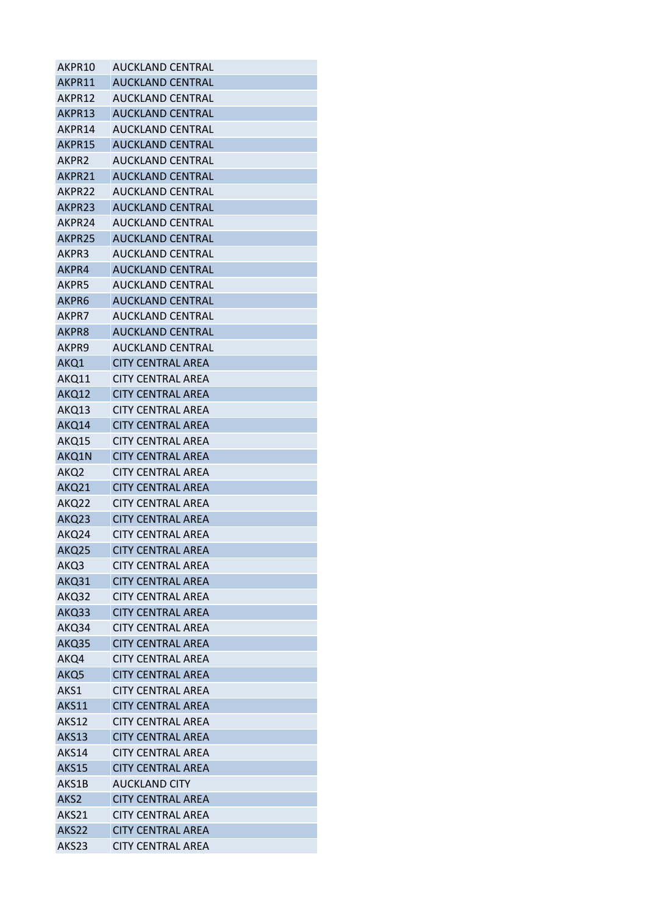| | |
|---|---|
| AKPR10 | AUCKLAND CENTRAL |
| AKPR11 | AUCKLAND CENTRAL |
| AKPR12 | AUCKLAND CENTRAL |
| AKPR13 | AUCKLAND CENTRAL |
| AKPR14 | AUCKLAND CENTRAL |
| AKPR15 | AUCKLAND CENTRAL |
| AKPR2 | AUCKLAND CENTRAL |
| AKPR21 | AUCKLAND CENTRAL |
| AKPR22 | AUCKLAND CENTRAL |
| AKPR23 | AUCKLAND CENTRAL |
| AKPR24 | AUCKLAND CENTRAL |
| AKPR25 | AUCKLAND CENTRAL |
| AKPR3 | AUCKLAND CENTRAL |
| AKPR4 | AUCKLAND CENTRAL |
| AKPR5 | AUCKLAND CENTRAL |
| AKPR6 | AUCKLAND CENTRAL |
| AKPR7 | AUCKLAND CENTRAL |
| AKPR8 | AUCKLAND CENTRAL |
| AKPR9 | AUCKLAND CENTRAL |
| AKQ1 | CITY CENTRAL AREA |
| AKQ11 | CITY CENTRAL AREA |
| AKQ12 | CITY CENTRAL AREA |
| AKQ13 | CITY CENTRAL AREA |
| AKQ14 | CITY CENTRAL AREA |
| AKQ15 | CITY CENTRAL AREA |
| AKQ1N | CITY CENTRAL AREA |
| AKQ2 | CITY CENTRAL AREA |
| AKQ21 | CITY CENTRAL AREA |
| AKQ22 | CITY CENTRAL AREA |
| AKQ23 | CITY CENTRAL AREA |
| AKQ24 | CITY CENTRAL AREA |
| AKQ25 | CITY CENTRAL AREA |
| AKQ3 | CITY CENTRAL AREA |
| AKQ31 | CITY CENTRAL AREA |
| AKQ32 | CITY CENTRAL AREA |
| AKQ33 | CITY CENTRAL AREA |
| AKQ34 | CITY CENTRAL AREA |
| AKQ35 | CITY CENTRAL AREA |
| AKQ4 | CITY CENTRAL AREA |
| AKQ5 | CITY CENTRAL AREA |
| AKS1 | CITY CENTRAL AREA |
| AKS11 | CITY CENTRAL AREA |
| AKS12 | CITY CENTRAL AREA |
| AKS13 | CITY CENTRAL AREA |
| AKS14 | CITY CENTRAL AREA |
| AKS15 | CITY CENTRAL AREA |
| AKS1B | AUCKLAND CITY |
| AKS2 | CITY CENTRAL AREA |
| AKS21 | CITY CENTRAL AREA |
| AKS22 | CITY CENTRAL AREA |
| AKS23 | CITY CENTRAL AREA |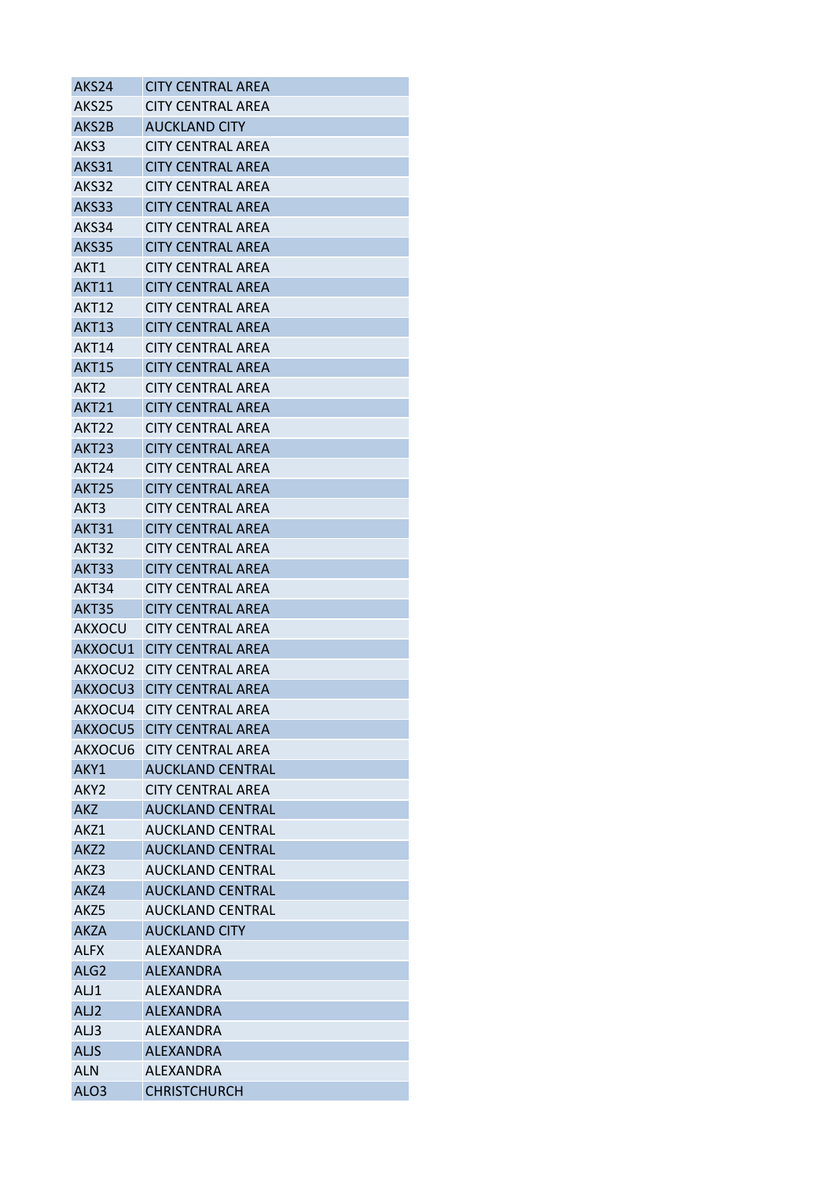| AKS24 | CITY CENTRAL AREA |
|---|---|
| AKS25 | CITY CENTRAL AREA |
| AKS2B | AUCKLAND CITY |
| AKS3 | CITY CENTRAL AREA |
| AKS31 | CITY CENTRAL AREA |
| AKS32 | CITY CENTRAL AREA |
| AKS33 | CITY CENTRAL AREA |
| AKS34 | CITY CENTRAL AREA |
| AKS35 | CITY CENTRAL AREA |
| AKT1 | CITY CENTRAL AREA |
| AKT11 | CITY CENTRAL AREA |
| AKT12 | CITY CENTRAL AREA |
| AKT13 | CITY CENTRAL AREA |
| AKT14 | CITY CENTRAL AREA |
| AKT15 | CITY CENTRAL AREA |
| AKT2 | CITY CENTRAL AREA |
| AKT21 | CITY CENTRAL AREA |
| AKT22 | CITY CENTRAL AREA |
| AKT23 | CITY CENTRAL AREA |
| AKT24 | CITY CENTRAL AREA |
| AKT25 | CITY CENTRAL AREA |
| AKT3 | CITY CENTRAL AREA |
| AKT31 | CITY CENTRAL AREA |
| AKT32 | CITY CENTRAL AREA |
| AKT33 | CITY CENTRAL AREA |
| AKT34 | CITY CENTRAL AREA |
| AKT35 | CITY CENTRAL AREA |
| AKXOCU | CITY CENTRAL AREA |
| AKXOCU1 | CITY CENTRAL AREA |
| AKXOCU2 | CITY CENTRAL AREA |
| AKXOCU3 | CITY CENTRAL AREA |
| AKXOCU4 | CITY CENTRAL AREA |
| AKXOCU5 | CITY CENTRAL AREA |
| AKXOCU6 | CITY CENTRAL AREA |
| AKY1 | AUCKLAND CENTRAL |
| AKY2 | CITY CENTRAL AREA |
| AKZ | AUCKLAND CENTRAL |
| AKZ1 | AUCKLAND CENTRAL |
| AKZ2 | AUCKLAND CENTRAL |
| AKZ3 | AUCKLAND CENTRAL |
| AKZ4 | AUCKLAND CENTRAL |
| AKZ5 | AUCKLAND CENTRAL |
| AKZA | AUCKLAND CITY |
| ALFX | ALEXANDRA |
| ALG2 | ALEXANDRA |
| ALJ1 | ALEXANDRA |
| ALJ2 | ALEXANDRA |
| ALJ3 | ALEXANDRA |
| ALJS | ALEXANDRA |
| ALN | ALEXANDRA |
| ALO3 | CHRISTCHURCH |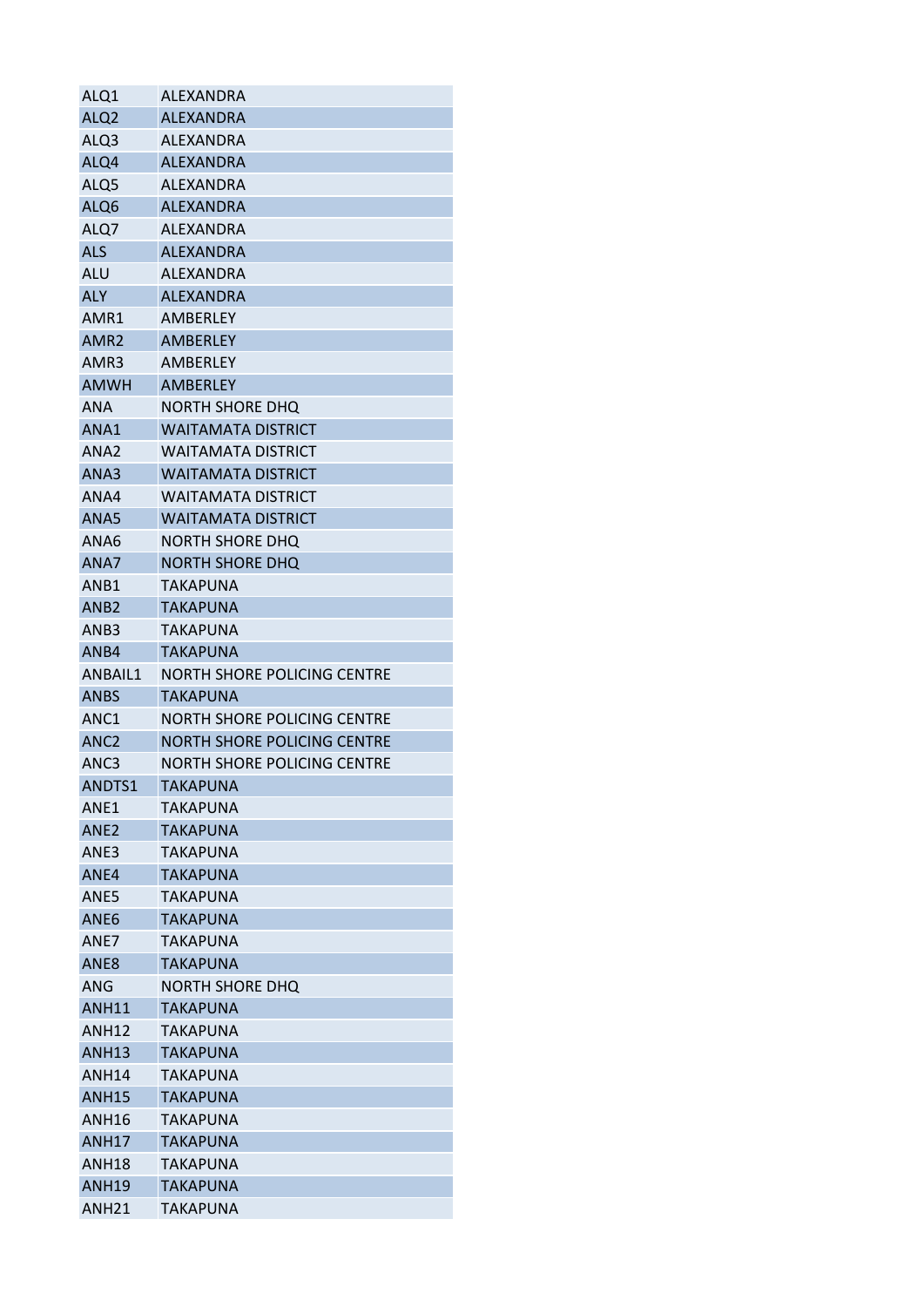| ALQ1 | ALEXANDRA |
|---|---|
| ALQ2 | ALEXANDRA |
| ALQ3 | ALEXANDRA |
| ALQ4 | ALEXANDRA |
| ALQ5 | ALEXANDRA |
| ALQ6 | ALEXANDRA |
| ALQ7 | ALEXANDRA |
| ALS | ALEXANDRA |
| ALU | ALEXANDRA |
| ALY | ALEXANDRA |
| AMR1 | AMBERLEY |
| AMR2 | AMBERLEY |
| AMR3 | AMBERLEY |
| AMWH | AMBERLEY |
| ANA | NORTH SHORE DHQ |
| ANA1 | WAITAMATA DISTRICT |
| ANA2 | WAITAMATA DISTRICT |
| ANA3 | WAITAMATA DISTRICT |
| ANA4 | WAITAMATA DISTRICT |
| ANA5 | WAITAMATA DISTRICT |
| ANA6 | NORTH SHORE DHQ |
| ANA7 | NORTH SHORE DHQ |
| ANB1 | TAKAPUNA |
| ANB2 | TAKAPUNA |
| ANB3 | TAKAPUNA |
| ANB4 | TAKAPUNA |
| ANBAIL1 | NORTH SHORE POLICING CENTRE |
| ANBS | TAKAPUNA |
| ANC1 | NORTH SHORE POLICING CENTRE |
| ANC2 | NORTH SHORE POLICING CENTRE |
| ANC3 | NORTH SHORE POLICING CENTRE |
| ANDTS1 | TAKAPUNA |
| ANE1 | TAKAPUNA |
| ANE2 | TAKAPUNA |
| ANE3 | TAKAPUNA |
| ANE4 | TAKAPUNA |
| ANE5 | TAKAPUNA |
| ANE6 | TAKAPUNA |
| ANE7 | TAKAPUNA |
| ANE8 | TAKAPUNA |
| ANG | NORTH SHORE DHQ |
| ANH11 | TAKAPUNA |
| ANH12 | TAKAPUNA |
| ANH13 | TAKAPUNA |
| ANH14 | TAKAPUNA |
| ANH15 | TAKAPUNA |
| ANH16 | TAKAPUNA |
| ANH17 | TAKAPUNA |
| ANH18 | TAKAPUNA |
| ANH19 | TAKAPUNA |
| ANH21 | TAKAPUNA |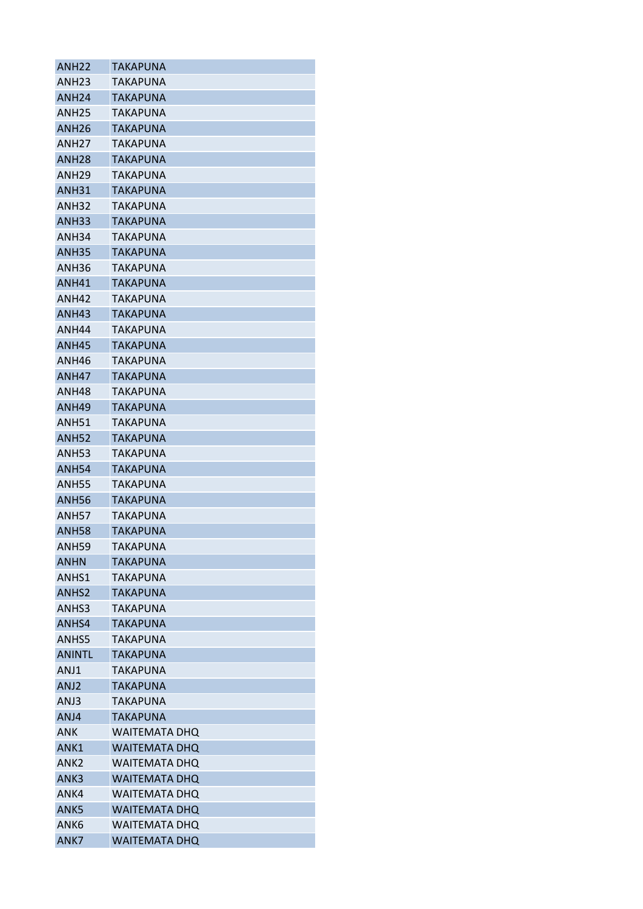| | |
|---|---|
| ANH22 | TAKAPUNA |
| ANH23 | TAKAPUNA |
| ANH24 | TAKAPUNA |
| ANH25 | TAKAPUNA |
| ANH26 | TAKAPUNA |
| ANH27 | TAKAPUNA |
| ANH28 | TAKAPUNA |
| ANH29 | TAKAPUNA |
| ANH31 | TAKAPUNA |
| ANH32 | TAKAPUNA |
| ANH33 | TAKAPUNA |
| ANH34 | TAKAPUNA |
| ANH35 | TAKAPUNA |
| ANH36 | TAKAPUNA |
| ANH41 | TAKAPUNA |
| ANH42 | TAKAPUNA |
| ANH43 | TAKAPUNA |
| ANH44 | TAKAPUNA |
| ANH45 | TAKAPUNA |
| ANH46 | TAKAPUNA |
| ANH47 | TAKAPUNA |
| ANH48 | TAKAPUNA |
| ANH49 | TAKAPUNA |
| ANH51 | TAKAPUNA |
| ANH52 | TAKAPUNA |
| ANH53 | TAKAPUNA |
| ANH54 | TAKAPUNA |
| ANH55 | TAKAPUNA |
| ANH56 | TAKAPUNA |
| ANH57 | TAKAPUNA |
| ANH58 | TAKAPUNA |
| ANH59 | TAKAPUNA |
| ANHN | TAKAPUNA |
| ANHS1 | TAKAPUNA |
| ANHS2 | TAKAPUNA |
| ANHS3 | TAKAPUNA |
| ANHS4 | TAKAPUNA |
| ANHS5 | TAKAPUNA |
| ANINTL | TAKAPUNA |
| ANJ1 | TAKAPUNA |
| ANJ2 | TAKAPUNA |
| ANJ3 | TAKAPUNA |
| ANJ4 | TAKAPUNA |
| ANK | WAITEMATA DHQ |
| ANK1 | WAITEMATA DHQ |
| ANK2 | WAITEMATA DHQ |
| ANK3 | WAITEMATA DHQ |
| ANK4 | WAITEMATA DHQ |
| ANK5 | WAITEMATA DHQ |
| ANK6 | WAITEMATA DHQ |
| ANK7 | WAITEMATA DHQ |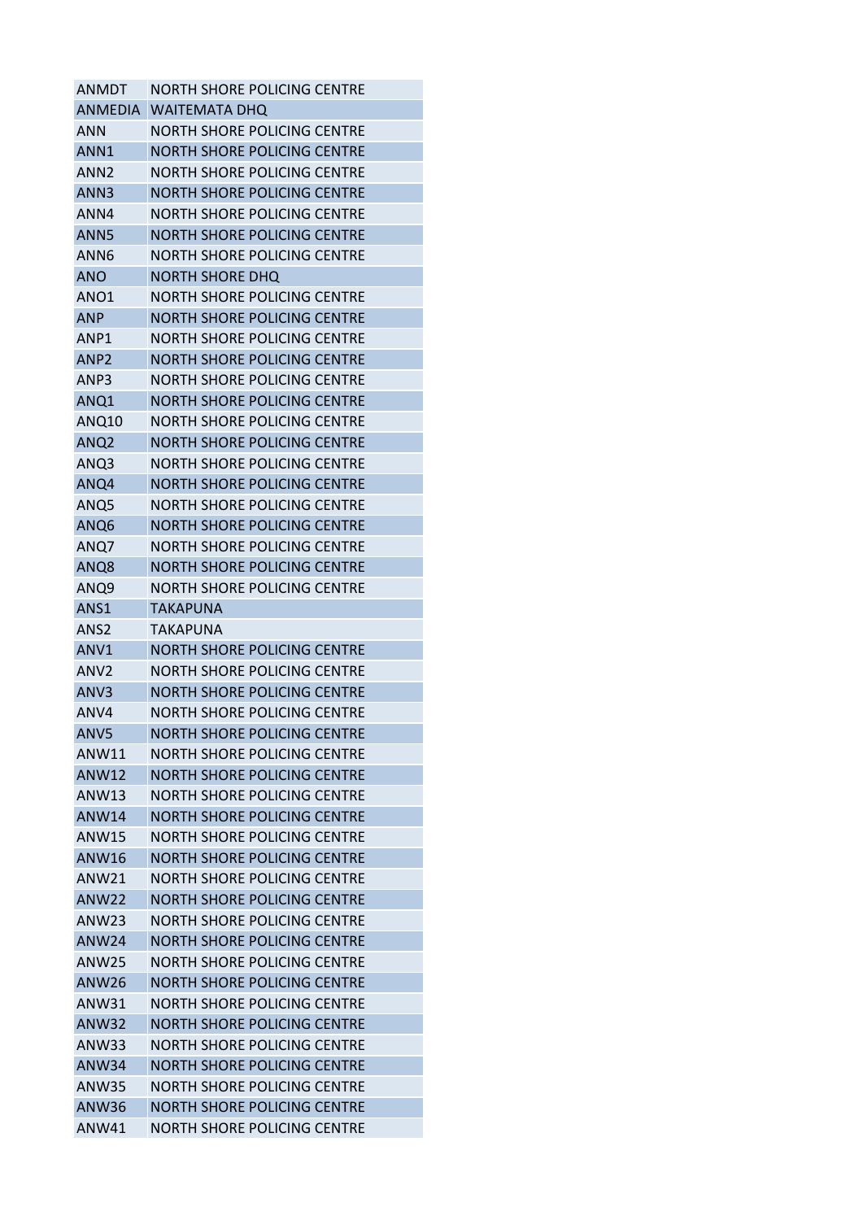| ANMDT | NORTH SHORE POLICING CENTRE |
|---|---|
| ANMEDIA | WAITEMATA DHQ |
| ANN | NORTH SHORE POLICING CENTRE |
| ANN1 | NORTH SHORE POLICING CENTRE |
| ANN2 | NORTH SHORE POLICING CENTRE |
| ANN3 | NORTH SHORE POLICING CENTRE |
| ANN4 | NORTH SHORE POLICING CENTRE |
| ANN5 | NORTH SHORE POLICING CENTRE |
| ANN6 | NORTH SHORE POLICING CENTRE |
| ANO | NORTH SHORE DHQ |
| ANO1 | NORTH SHORE POLICING CENTRE |
| ANP | NORTH SHORE POLICING CENTRE |
| ANP1 | NORTH SHORE POLICING CENTRE |
| ANP2 | NORTH SHORE POLICING CENTRE |
| ANP3 | NORTH SHORE POLICING CENTRE |
| ANQ1 | NORTH SHORE POLICING CENTRE |
| ANQ10 | NORTH SHORE POLICING CENTRE |
| ANQ2 | NORTH SHORE POLICING CENTRE |
| ANQ3 | NORTH SHORE POLICING CENTRE |
| ANQ4 | NORTH SHORE POLICING CENTRE |
| ANQ5 | NORTH SHORE POLICING CENTRE |
| ANQ6 | NORTH SHORE POLICING CENTRE |
| ANQ7 | NORTH SHORE POLICING CENTRE |
| ANQ8 | NORTH SHORE POLICING CENTRE |
| ANQ9 | NORTH SHORE POLICING CENTRE |
| ANS1 | TAKAPUNA |
| ANS2 | TAKAPUNA |
| ANV1 | NORTH SHORE POLICING CENTRE |
| ANV2 | NORTH SHORE POLICING CENTRE |
| ANV3 | NORTH SHORE POLICING CENTRE |
| ANV4 | NORTH SHORE POLICING CENTRE |
| ANV5 | NORTH SHORE POLICING CENTRE |
| ANW11 | NORTH SHORE POLICING CENTRE |
| ANW12 | NORTH SHORE POLICING CENTRE |
| ANW13 | NORTH SHORE POLICING CENTRE |
| ANW14 | NORTH SHORE POLICING CENTRE |
| ANW15 | NORTH SHORE POLICING CENTRE |
| ANW16 | NORTH SHORE POLICING CENTRE |
| ANW21 | NORTH SHORE POLICING CENTRE |
| ANW22 | NORTH SHORE POLICING CENTRE |
| ANW23 | NORTH SHORE POLICING CENTRE |
| ANW24 | NORTH SHORE POLICING CENTRE |
| ANW25 | NORTH SHORE POLICING CENTRE |
| ANW26 | NORTH SHORE POLICING CENTRE |
| ANW31 | NORTH SHORE POLICING CENTRE |
| ANW32 | NORTH SHORE POLICING CENTRE |
| ANW33 | NORTH SHORE POLICING CENTRE |
| ANW34 | NORTH SHORE POLICING CENTRE |
| ANW35 | NORTH SHORE POLICING CENTRE |
| ANW36 | NORTH SHORE POLICING CENTRE |
| ANW41 | NORTH SHORE POLICING CENTRE |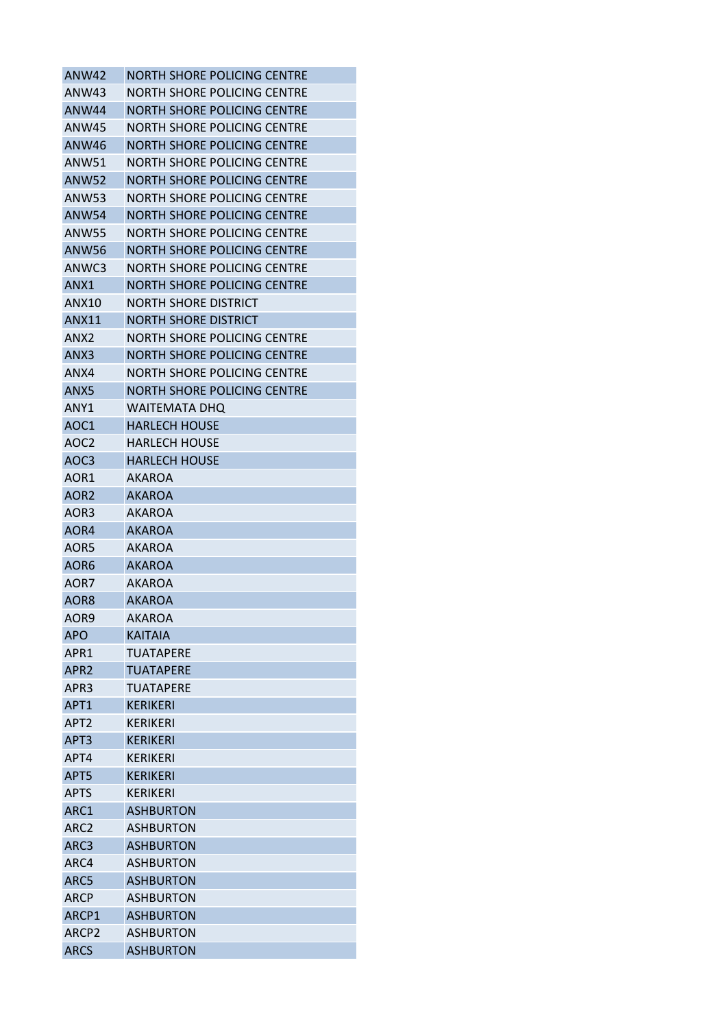| ANW42 | NORTH SHORE POLICING CENTRE |
|---|---|
| ANW43 | NORTH SHORE POLICING CENTRE |
| ANW44 | NORTH SHORE POLICING CENTRE |
| ANW45 | NORTH SHORE POLICING CENTRE |
| ANW46 | NORTH SHORE POLICING CENTRE |
| ANW51 | NORTH SHORE POLICING CENTRE |
| ANW52 | NORTH SHORE POLICING CENTRE |
| ANW53 | NORTH SHORE POLICING CENTRE |
| ANW54 | NORTH SHORE POLICING CENTRE |
| ANW55 | NORTH SHORE POLICING CENTRE |
| ANW56 | NORTH SHORE POLICING CENTRE |
| ANWC3 | NORTH SHORE POLICING CENTRE |
| ANX1 | NORTH SHORE POLICING CENTRE |
| ANX10 | NORTH SHORE DISTRICT |
| ANX11 | NORTH SHORE DISTRICT |
| ANX2 | NORTH SHORE POLICING CENTRE |
| ANX3 | NORTH SHORE POLICING CENTRE |
| ANX4 | NORTH SHORE POLICING CENTRE |
| ANX5 | NORTH SHORE POLICING CENTRE |
| ANY1 | WAITEMATA DHQ |
| AOC1 | HARLECH HOUSE |
| AOC2 | HARLECH HOUSE |
| AOC3 | HARLECH HOUSE |
| AOR1 | AKAROA |
| AOR2 | AKAROA |
| AOR3 | AKAROA |
| AOR4 | AKAROA |
| AOR5 | AKAROA |
| AOR6 | AKAROA |
| AOR7 | AKAROA |
| AOR8 | AKAROA |
| AOR9 | AKAROA |
| APO | KAITAIA |
| APR1 | TUATAPERE |
| APR2 | TUATAPERE |
| APR3 | TUATAPERE |
| APT1 | KERIKERI |
| APT2 | KERIKERI |
| APT3 | KERIKERI |
| APT4 | KERIKERI |
| APT5 | KERIKERI |
| APTS | KERIKERI |
| ARC1 | ASHBURTON |
| ARC2 | ASHBURTON |
| ARC3 | ASHBURTON |
| ARC4 | ASHBURTON |
| ARC5 | ASHBURTON |
| ARCP | ASHBURTON |
| ARCP1 | ASHBURTON |
| ARCP2 | ASHBURTON |
| ARCS | ASHBURTON |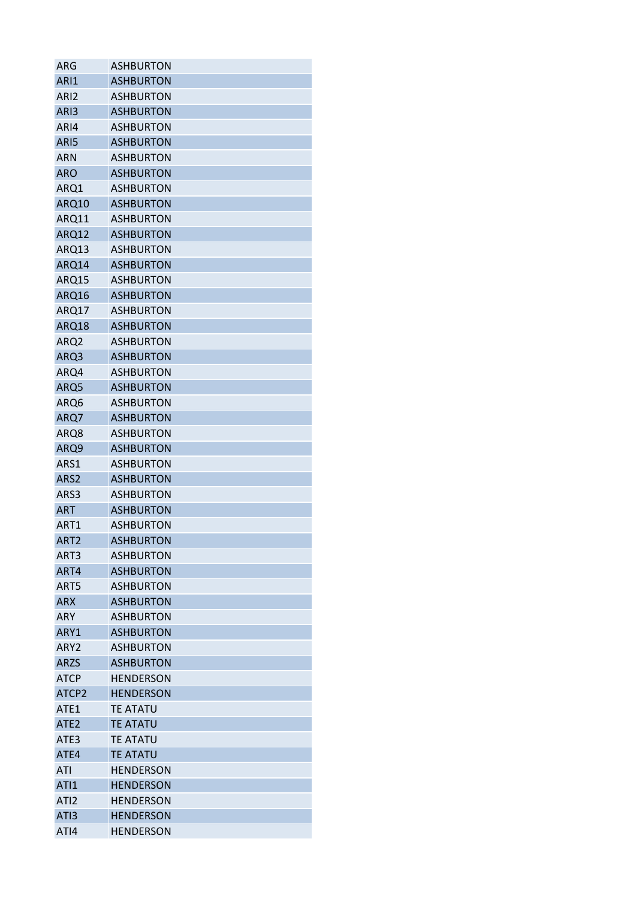| | |
|---|---|
| ARG | ASHBURTON |
| ARI1 | ASHBURTON |
| ARI2 | ASHBURTON |
| ARI3 | ASHBURTON |
| ARI4 | ASHBURTON |
| ARI5 | ASHBURTON |
| ARN | ASHBURTON |
| ARO | ASHBURTON |
| ARQ1 | ASHBURTON |
| ARQ10 | ASHBURTON |
| ARQ11 | ASHBURTON |
| ARQ12 | ASHBURTON |
| ARQ13 | ASHBURTON |
| ARQ14 | ASHBURTON |
| ARQ15 | ASHBURTON |
| ARQ16 | ASHBURTON |
| ARQ17 | ASHBURTON |
| ARQ18 | ASHBURTON |
| ARQ2 | ASHBURTON |
| ARQ3 | ASHBURTON |
| ARQ4 | ASHBURTON |
| ARQ5 | ASHBURTON |
| ARQ6 | ASHBURTON |
| ARQ7 | ASHBURTON |
| ARQ8 | ASHBURTON |
| ARQ9 | ASHBURTON |
| ARS1 | ASHBURTON |
| ARS2 | ASHBURTON |
| ARS3 | ASHBURTON |
| ART | ASHBURTON |
| ART1 | ASHBURTON |
| ART2 | ASHBURTON |
| ART3 | ASHBURTON |
| ART4 | ASHBURTON |
| ART5 | ASHBURTON |
| ARX | ASHBURTON |
| ARY | ASHBURTON |
| ARY1 | ASHBURTON |
| ARY2 | ASHBURTON |
| ARZS | ASHBURTON |
| ATCP | HENDERSON |
| ATCP2 | HENDERSON |
| ATE1 | TE ATATU |
| ATE2 | TE ATATU |
| ATE3 | TE ATATU |
| ATE4 | TE ATATU |
| ATI | HENDERSON |
| ATI1 | HENDERSON |
| ATI2 | HENDERSON |
| ATI3 | HENDERSON |
| ATI4 | HENDERSON |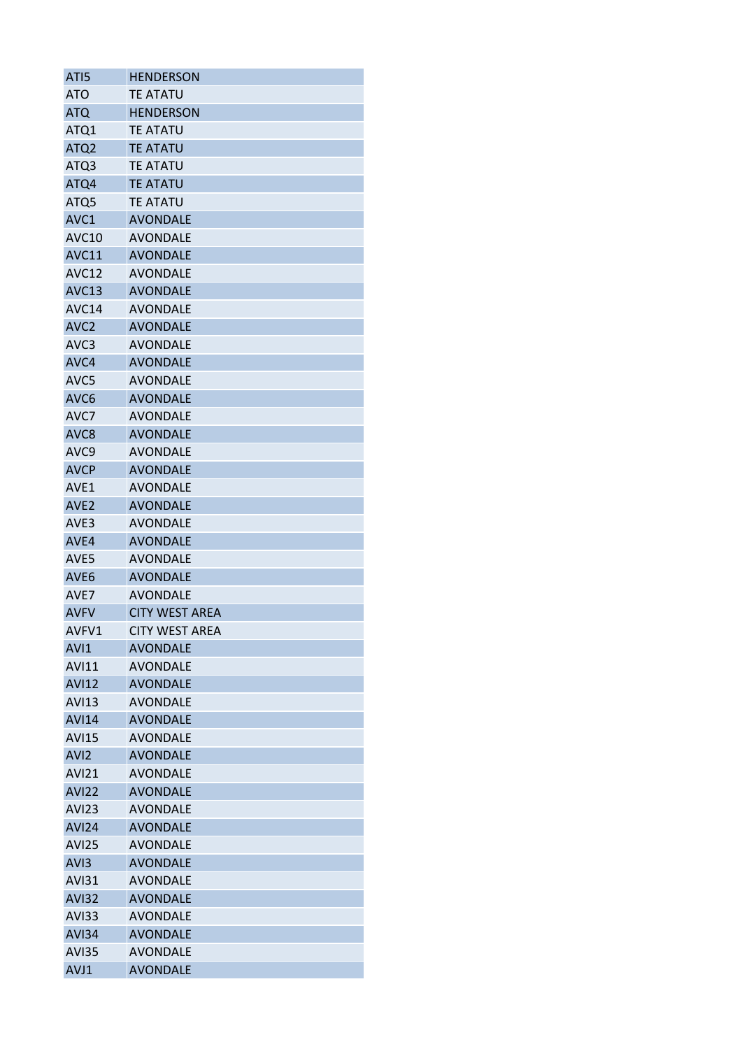| | |
|---|---|
| ATI5 | HENDERSON |
| ATO | TE ATATU |
| ATQ | HENDERSON |
| ATQ1 | TE ATATU |
| ATQ2 | TE ATATU |
| ATQ3 | TE ATATU |
| ATQ4 | TE ATATU |
| ATQ5 | TE ATATU |
| AVC1 | AVONDALE |
| AVC10 | AVONDALE |
| AVC11 | AVONDALE |
| AVC12 | AVONDALE |
| AVC13 | AVONDALE |
| AVC14 | AVONDALE |
| AVC2 | AVONDALE |
| AVC3 | AVONDALE |
| AVC4 | AVONDALE |
| AVC5 | AVONDALE |
| AVC6 | AVONDALE |
| AVC7 | AVONDALE |
| AVC8 | AVONDALE |
| AVC9 | AVONDALE |
| AVCP | AVONDALE |
| AVE1 | AVONDALE |
| AVE2 | AVONDALE |
| AVE3 | AVONDALE |
| AVE4 | AVONDALE |
| AVE5 | AVONDALE |
| AVE6 | AVONDALE |
| AVE7 | AVONDALE |
| AVFV | CITY WEST AREA |
| AVFV1 | CITY WEST AREA |
| AVI1 | AVONDALE |
| AVI11 | AVONDALE |
| AVI12 | AVONDALE |
| AVI13 | AVONDALE |
| AVI14 | AVONDALE |
| AVI15 | AVONDALE |
| AVI2 | AVONDALE |
| AVI21 | AVONDALE |
| AVI22 | AVONDALE |
| AVI23 | AVONDALE |
| AVI24 | AVONDALE |
| AVI25 | AVONDALE |
| AVI3 | AVONDALE |
| AVI31 | AVONDALE |
| AVI32 | AVONDALE |
| AVI33 | AVONDALE |
| AVI34 | AVONDALE |
| AVI35 | AVONDALE |
| AVJ1 | AVONDALE |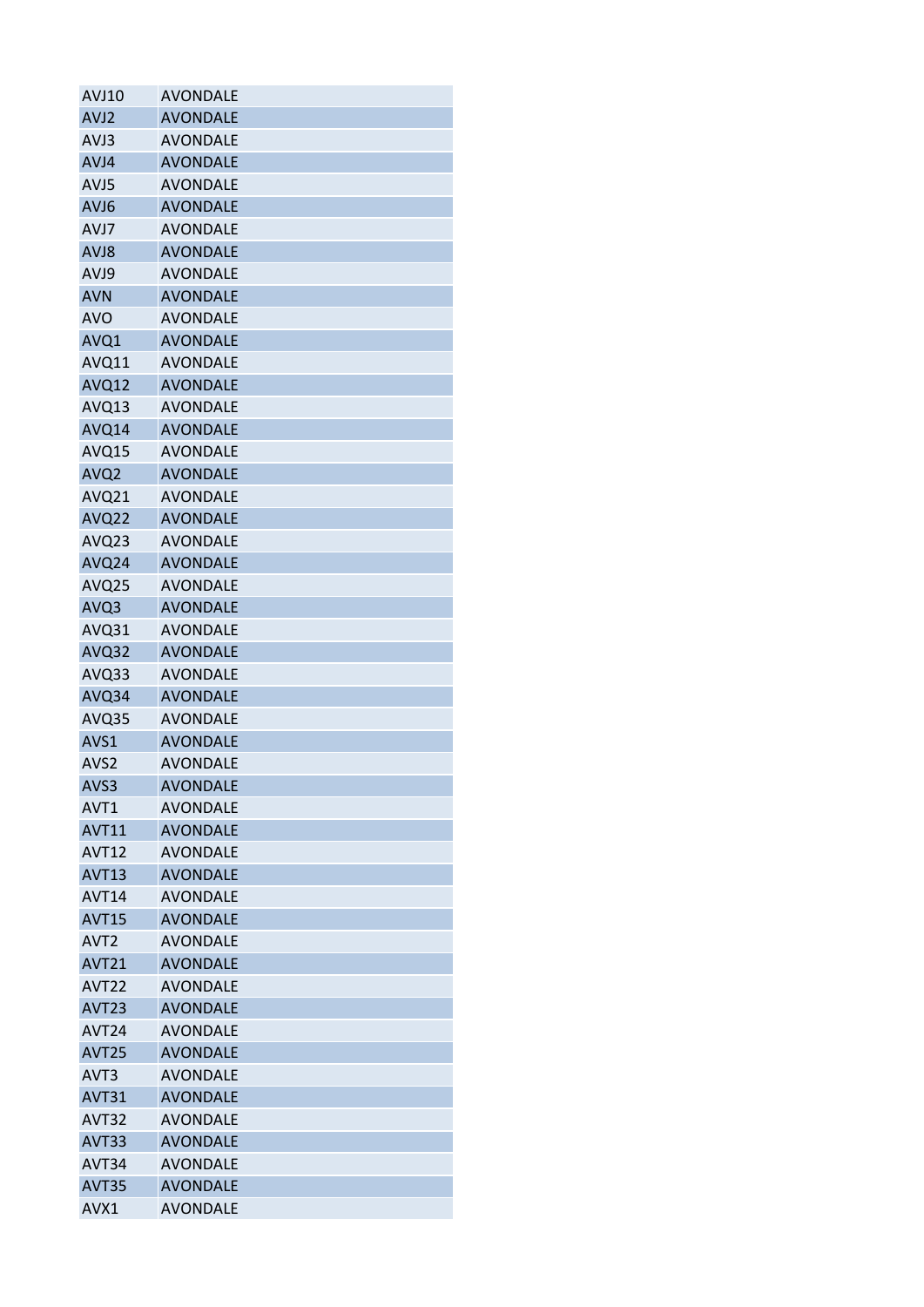| | |
|---|---|
| AVJ10 | AVONDALE |
| AVJ2 | AVONDALE |
| AVJ3 | AVONDALE |
| AVJ4 | AVONDALE |
| AVJ5 | AVONDALE |
| AVJ6 | AVONDALE |
| AVJ7 | AVONDALE |
| AVJ8 | AVONDALE |
| AVJ9 | AVONDALE |
| AVN | AVONDALE |
| AVO | AVONDALE |
| AVQ1 | AVONDALE |
| AVQ11 | AVONDALE |
| AVQ12 | AVONDALE |
| AVQ13 | AVONDALE |
| AVQ14 | AVONDALE |
| AVQ15 | AVONDALE |
| AVQ2 | AVONDALE |
| AVQ21 | AVONDALE |
| AVQ22 | AVONDALE |
| AVQ23 | AVONDALE |
| AVQ24 | AVONDALE |
| AVQ25 | AVONDALE |
| AVQ3 | AVONDALE |
| AVQ31 | AVONDALE |
| AVQ32 | AVONDALE |
| AVQ33 | AVONDALE |
| AVQ34 | AVONDALE |
| AVQ35 | AVONDALE |
| AVS1 | AVONDALE |
| AVS2 | AVONDALE |
| AVS3 | AVONDALE |
| AVT1 | AVONDALE |
| AVT11 | AVONDALE |
| AVT12 | AVONDALE |
| AVT13 | AVONDALE |
| AVT14 | AVONDALE |
| AVT15 | AVONDALE |
| AVT2 | AVONDALE |
| AVT21 | AVONDALE |
| AVT22 | AVONDALE |
| AVT23 | AVONDALE |
| AVT24 | AVONDALE |
| AVT25 | AVONDALE |
| AVT3 | AVONDALE |
| AVT31 | AVONDALE |
| AVT32 | AVONDALE |
| AVT33 | AVONDALE |
| AVT34 | AVONDALE |
| AVT35 | AVONDALE |
| AVX1 | AVONDALE |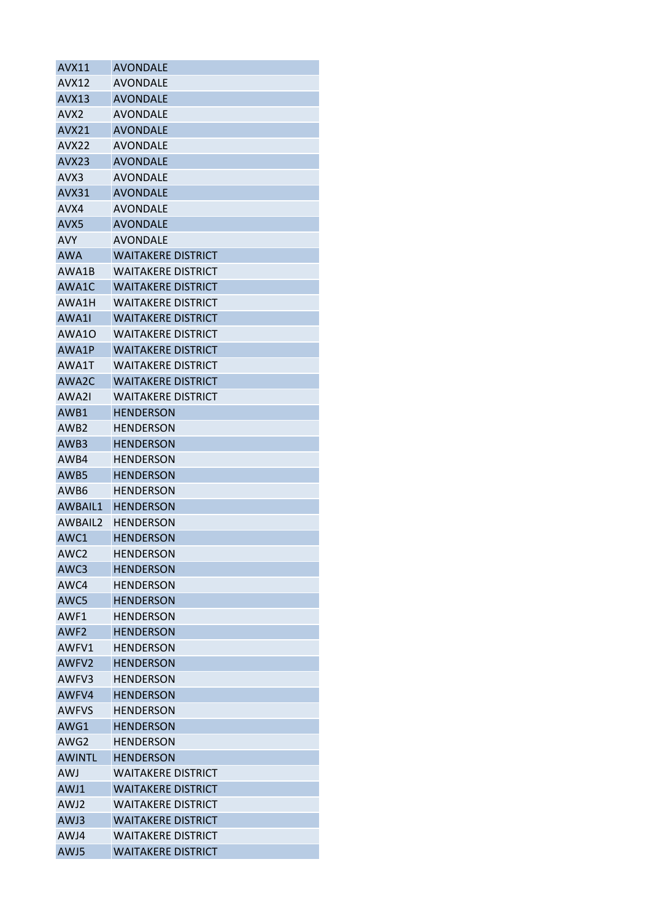| | |
|---|---|
| AVX11 | AVONDALE |
| AVX12 | AVONDALE |
| AVX13 | AVONDALE |
| AVX2 | AVONDALE |
| AVX21 | AVONDALE |
| AVX22 | AVONDALE |
| AVX23 | AVONDALE |
| AVX3 | AVONDALE |
| AVX31 | AVONDALE |
| AVX4 | AVONDALE |
| AVX5 | AVONDALE |
| AVY | AVONDALE |
| AWA | WAITAKERE DISTRICT |
| AWA1B | WAITAKERE DISTRICT |
| AWA1C | WAITAKERE DISTRICT |
| AWA1H | WAITAKERE DISTRICT |
| AWA1I | WAITAKERE DISTRICT |
| AWA1O | WAITAKERE DISTRICT |
| AWA1P | WAITAKERE DISTRICT |
| AWA1T | WAITAKERE DISTRICT |
| AWA2C | WAITAKERE DISTRICT |
| AWA2I | WAITAKERE DISTRICT |
| AWB1 | HENDERSON |
| AWB2 | HENDERSON |
| AWB3 | HENDERSON |
| AWB4 | HENDERSON |
| AWB5 | HENDERSON |
| AWB6 | HENDERSON |
| AWBAIL1 | HENDERSON |
| AWBAIL2 | HENDERSON |
| AWC1 | HENDERSON |
| AWC2 | HENDERSON |
| AWC3 | HENDERSON |
| AWC4 | HENDERSON |
| AWC5 | HENDERSON |
| AWF1 | HENDERSON |
| AWF2 | HENDERSON |
| AWFV1 | HENDERSON |
| AWFV2 | HENDERSON |
| AWFV3 | HENDERSON |
| AWFV4 | HENDERSON |
| AWFVS | HENDERSON |
| AWG1 | HENDERSON |
| AWG2 | HENDERSON |
| AWINTL | HENDERSON |
| AWJ | WAITAKERE DISTRICT |
| AWJ1 | WAITAKERE DISTRICT |
| AWJ2 | WAITAKERE DISTRICT |
| AWJ3 | WAITAKERE DISTRICT |
| AWJ4 | WAITAKERE DISTRICT |
| AWJ5 | WAITAKERE DISTRICT |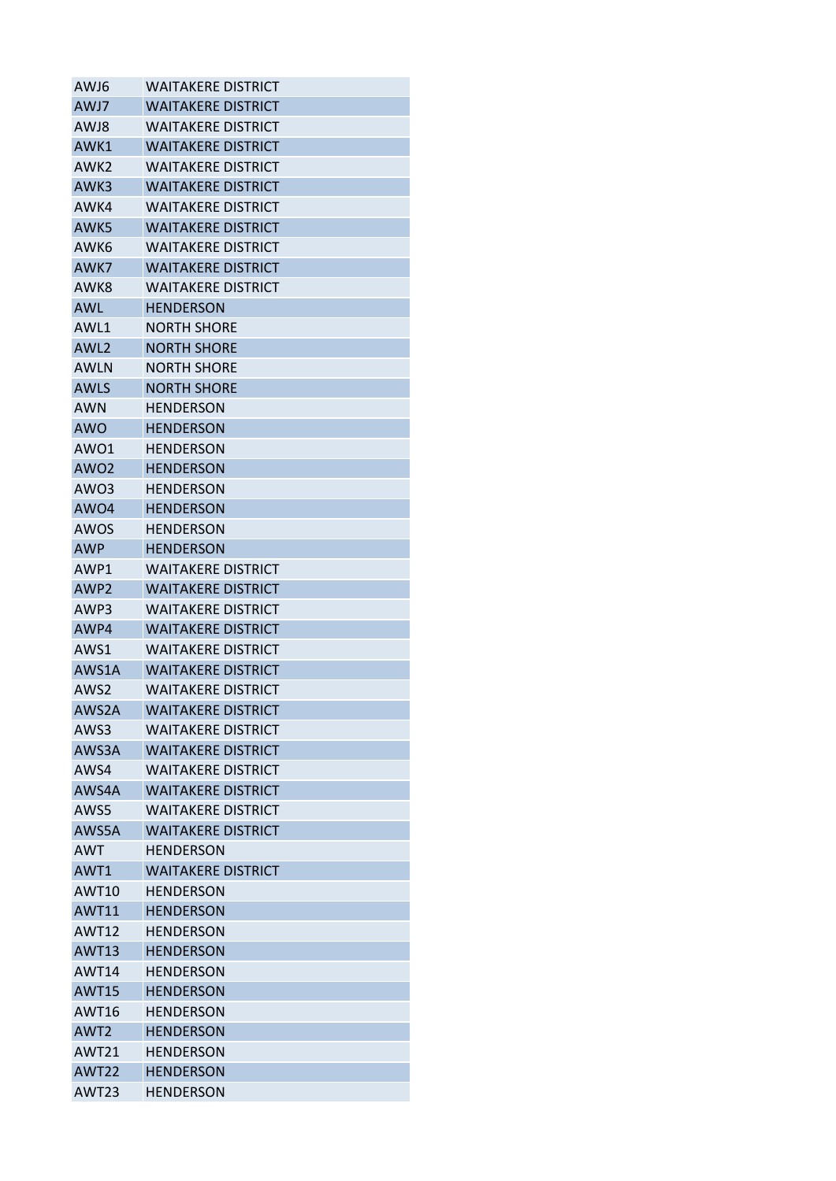| | |
|---|---|
| AWJ6 | WAITAKERE DISTRICT |
| AWJ7 | WAITAKERE DISTRICT |
| AWJ8 | WAITAKERE DISTRICT |
| AWK1 | WAITAKERE DISTRICT |
| AWK2 | WAITAKERE DISTRICT |
| AWK3 | WAITAKERE DISTRICT |
| AWK4 | WAITAKERE DISTRICT |
| AWK5 | WAITAKERE DISTRICT |
| AWK6 | WAITAKERE DISTRICT |
| AWK7 | WAITAKERE DISTRICT |
| AWK8 | WAITAKERE DISTRICT |
| AWL | HENDERSON |
| AWL1 | NORTH SHORE |
| AWL2 | NORTH SHORE |
| AWLN | NORTH SHORE |
| AWLS | NORTH SHORE |
| AWN | HENDERSON |
| AWO | HENDERSON |
| AWO1 | HENDERSON |
| AWO2 | HENDERSON |
| AWO3 | HENDERSON |
| AWO4 | HENDERSON |
| AWOS | HENDERSON |
| AWP | HENDERSON |
| AWP1 | WAITAKERE DISTRICT |
| AWP2 | WAITAKERE DISTRICT |
| AWP3 | WAITAKERE DISTRICT |
| AWP4 | WAITAKERE DISTRICT |
| AWS1 | WAITAKERE DISTRICT |
| AWS1A | WAITAKERE DISTRICT |
| AWS2 | WAITAKERE DISTRICT |
| AWS2A | WAITAKERE DISTRICT |
| AWS3 | WAITAKERE DISTRICT |
| AWS3A | WAITAKERE DISTRICT |
| AWS4 | WAITAKERE DISTRICT |
| AWS4A | WAITAKERE DISTRICT |
| AWS5 | WAITAKERE DISTRICT |
| AWS5A | WAITAKERE DISTRICT |
| AWT | HENDERSON |
| AWT1 | WAITAKERE DISTRICT |
| AWT10 | HENDERSON |
| AWT11 | HENDERSON |
| AWT12 | HENDERSON |
| AWT13 | HENDERSON |
| AWT14 | HENDERSON |
| AWT15 | HENDERSON |
| AWT16 | HENDERSON |
| AWT2 | HENDERSON |
| AWT21 | HENDERSON |
| AWT22 | HENDERSON |
| AWT23 | HENDERSON |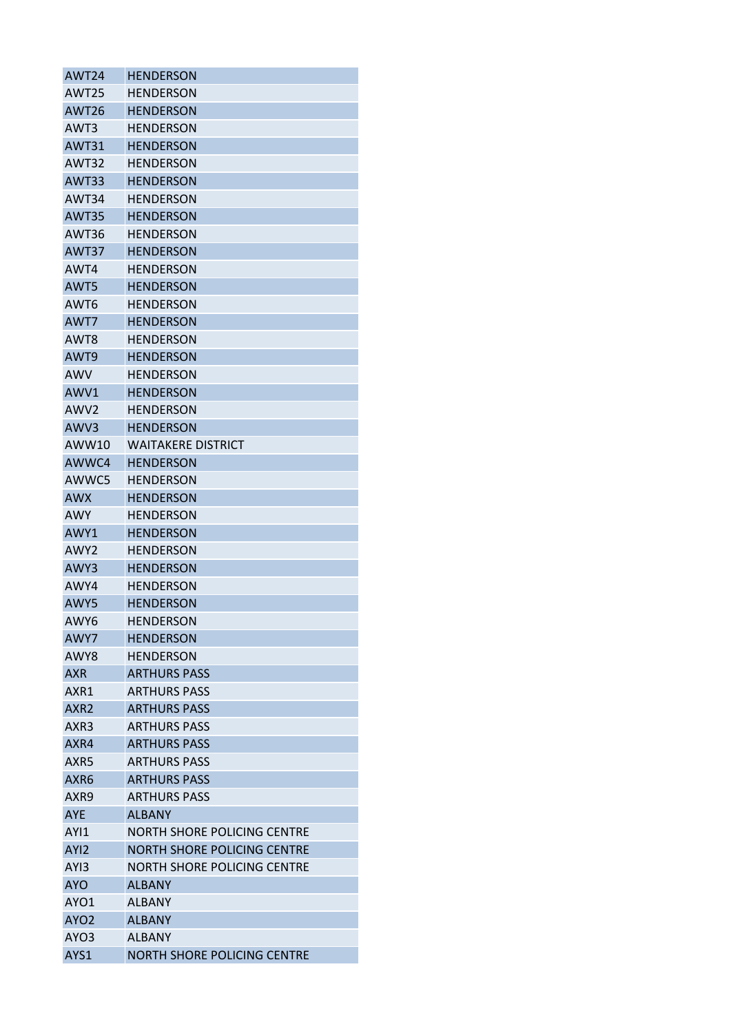| AWT24 | HENDERSON |
|---|---|
| AWT25 | HENDERSON |
| AWT26 | HENDERSON |
| AWT3 | HENDERSON |
| AWT31 | HENDERSON |
| AWT32 | HENDERSON |
| AWT33 | HENDERSON |
| AWT34 | HENDERSON |
| AWT35 | HENDERSON |
| AWT36 | HENDERSON |
| AWT37 | HENDERSON |
| AWT4 | HENDERSON |
| AWT5 | HENDERSON |
| AWT6 | HENDERSON |
| AWT7 | HENDERSON |
| AWT8 | HENDERSON |
| AWT9 | HENDERSON |
| AWV | HENDERSON |
| AWV1 | HENDERSON |
| AWV2 | HENDERSON |
| AWV3 | HENDERSON |
| AWW10 | WAITAKERE DISTRICT |
| AWWC4 | HENDERSON |
| AWWC5 | HENDERSON |
| AWX | HENDERSON |
| AWY | HENDERSON |
| AWY1 | HENDERSON |
| AWY2 | HENDERSON |
| AWY3 | HENDERSON |
| AWY4 | HENDERSON |
| AWY5 | HENDERSON |
| AWY6 | HENDERSON |
| AWY7 | HENDERSON |
| AWY8 | HENDERSON |
| AXR | ARTHURS PASS |
| AXR1 | ARTHURS PASS |
| AXR2 | ARTHURS PASS |
| AXR3 | ARTHURS PASS |
| AXR4 | ARTHURS PASS |
| AXR5 | ARTHURS PASS |
| AXR6 | ARTHURS PASS |
| AXR9 | ARTHURS PASS |
| AYE | ALBANY |
| AYI1 | NORTH SHORE POLICING CENTRE |
| AYI2 | NORTH SHORE POLICING CENTRE |
| AYI3 | NORTH SHORE POLICING CENTRE |
| AYO | ALBANY |
| AYO1 | ALBANY |
| AYO2 | ALBANY |
| AYO3 | ALBANY |
| AYS1 | NORTH SHORE POLICING CENTRE |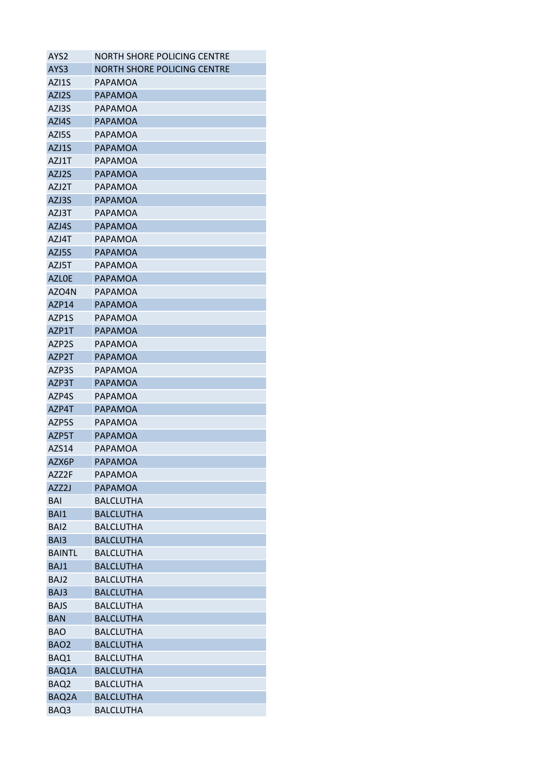| AYS2 | NORTH SHORE POLICING CENTRE |
|---|---|
| AYS3 | NORTH SHORE POLICING CENTRE |
| AZI1S | PAPAMOA |
| AZI2S | PAPAMOA |
| AZI3S | PAPAMOA |
| AZI4S | PAPAMOA |
| AZI5S | PAPAMOA |
| AZJ1S | PAPAMOA |
| AZJ1T | PAPAMOA |
| AZJ2S | PAPAMOA |
| AZJ2T | PAPAMOA |
| AZJ3S | PAPAMOA |
| AZJ3T | PAPAMOA |
| AZJ4S | PAPAMOA |
| AZJ4T | PAPAMOA |
| AZJ5S | PAPAMOA |
| AZJ5T | PAPAMOA |
| AZLOE | PAPAMOA |
| AZO4N | PAPAMOA |
| AZP14 | PAPAMOA |
| AZP1S | PAPAMOA |
| AZP1T | PAPAMOA |
| AZP2S | PAPAMOA |
| AZP2T | PAPAMOA |
| AZP3S | PAPAMOA |
| AZP3T | PAPAMOA |
| AZP4S | PAPAMOA |
| AZP4T | PAPAMOA |
| AZP5S | PAPAMOA |
| AZP5T | PAPAMOA |
| AZS14 | PAPAMOA |
| AZX6P | PAPAMOA |
| AZZ2F | PAPAMOA |
| AZZ2J | PAPAMOA |
| BAI | BALCLUTHA |
| BAI1 | BALCLUTHA |
| BAI2 | BALCLUTHA |
| BAI3 | BALCLUTHA |
| BAINTL | BALCLUTHA |
| BAJ1 | BALCLUTHA |
| BAJ2 | BALCLUTHA |
| BAJ3 | BALCLUTHA |
| BAJS | BALCLUTHA |
| BAN | BALCLUTHA |
| BAO | BALCLUTHA |
| BAO2 | BALCLUTHA |
| BAQ1 | BALCLUTHA |
| BAQ1A | BALCLUTHA |
| BAQ2 | BALCLUTHA |
| BAQ2A | BALCLUTHA |
| BAQ3 | BALCLUTHA |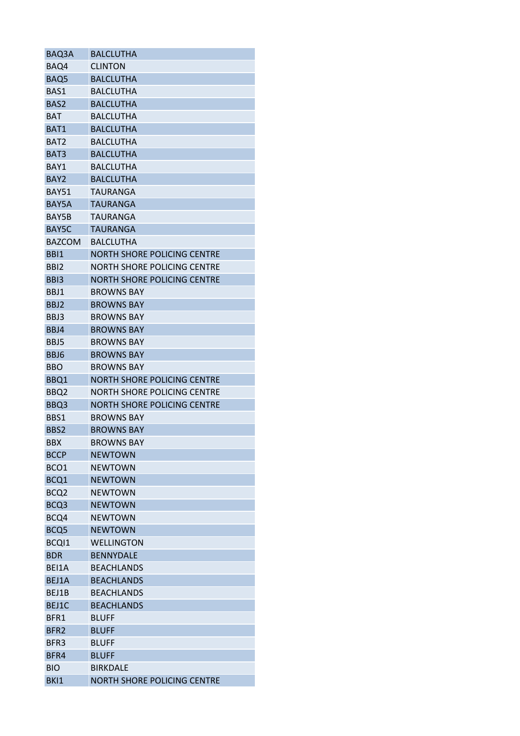| BAQ3A | BALCLUTHA |
|---|---|
| BAQ4 | CLINTON |
| BAQ5 | BALCLUTHA |
| BAS1 | BALCLUTHA |
| BAS2 | BALCLUTHA |
| BAT | BALCLUTHA |
| BAT1 | BALCLUTHA |
| BAT2 | BALCLUTHA |
| BAT3 | BALCLUTHA |
| BAY1 | BALCLUTHA |
| BAY2 | BALCLUTHA |
| BAY51 | TAURANGA |
| BAY5A | TAURANGA |
| BAY5B | TAURANGA |
| BAY5C | TAURANGA |
| BAZCOM | BALCLUTHA |
| BBI1 | NORTH SHORE POLICING CENTRE |
| BBI2 | NORTH SHORE POLICING CENTRE |
| BBI3 | NORTH SHORE POLICING CENTRE |
| BBJ1 | BROWNS BAY |
| BBJ2 | BROWNS BAY |
| BBJ3 | BROWNS BAY |
| BBJ4 | BROWNS BAY |
| BBJ5 | BROWNS BAY |
| BBJ6 | BROWNS BAY |
| BBO | BROWNS BAY |
| BBQ1 | NORTH SHORE POLICING CENTRE |
| BBQ2 | NORTH SHORE POLICING CENTRE |
| BBQ3 | NORTH SHORE POLICING CENTRE |
| BBS1 | BROWNS BAY |
| BBS2 | BROWNS BAY |
| BBX | BROWNS BAY |
| BCCP | NEWTOWN |
| BCO1 | NEWTOWN |
| BCQ1 | NEWTOWN |
| BCQ2 | NEWTOWN |
| BCQ3 | NEWTOWN |
| BCQ4 | NEWTOWN |
| BCQ5 | NEWTOWN |
| BCQI1 | WELLINGTON |
| BDR | BENNYDALE |
| BEI1A | BEACHLANDS |
| BEJ1A | BEACHLANDS |
| BEJ1B | BEACHLANDS |
| BEJ1C | BEACHLANDS |
| BFR1 | BLUFF |
| BFR2 | BLUFF |
| BFR3 | BLUFF |
| BFR4 | BLUFF |
| BIO | BIRKDALE |
| BKI1 | NORTH SHORE POLICING CENTRE |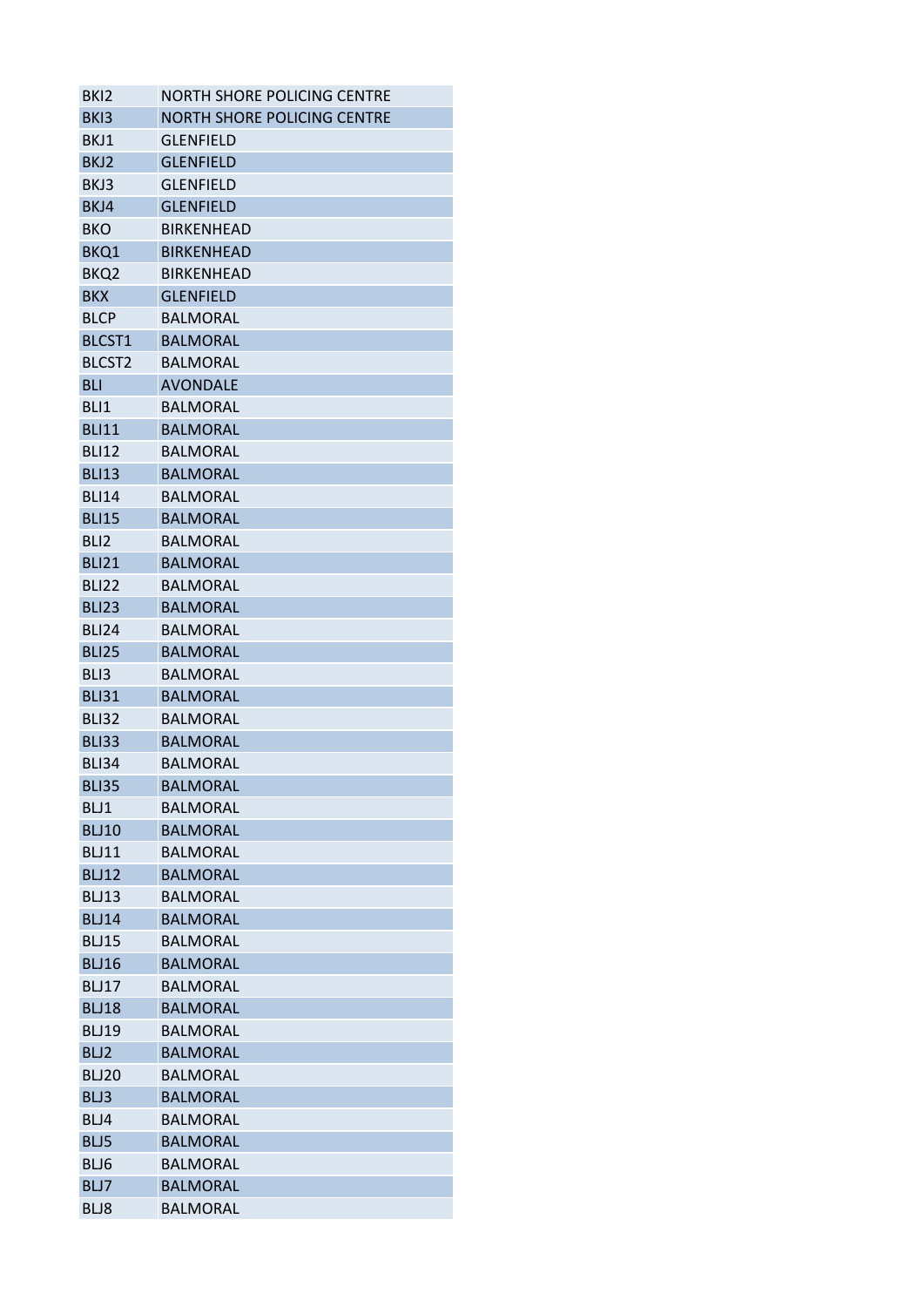| | |
|---|---|
| BKI2 | NORTH SHORE POLICING CENTRE |
| BKI3 | NORTH SHORE POLICING CENTRE |
| BKJ1 | GLENFIELD |
| BKJ2 | GLENFIELD |
| BKJ3 | GLENFIELD |
| BKJ4 | GLENFIELD |
| BKO | BIRKENHEAD |
| BKQ1 | BIRKENHEAD |
| BKQ2 | BIRKENHEAD |
| BKX | GLENFIELD |
| BLCP | BALMORAL |
| BLCST1 | BALMORAL |
| BLCST2 | BALMORAL |
| BLI | AVONDALE |
| BLI1 | BALMORAL |
| BLI11 | BALMORAL |
| BLI12 | BALMORAL |
| BLI13 | BALMORAL |
| BLI14 | BALMORAL |
| BLI15 | BALMORAL |
| BLI2 | BALMORAL |
| BLI21 | BALMORAL |
| BLI22 | BALMORAL |
| BLI23 | BALMORAL |
| BLI24 | BALMORAL |
| BLI25 | BALMORAL |
| BLI3 | BALMORAL |
| BLI31 | BALMORAL |
| BLI32 | BALMORAL |
| BLI33 | BALMORAL |
| BLI34 | BALMORAL |
| BLI35 | BALMORAL |
| BLJ1 | BALMORAL |
| BLJ10 | BALMORAL |
| BLJ11 | BALMORAL |
| BLJ12 | BALMORAL |
| BLJ13 | BALMORAL |
| BLJ14 | BALMORAL |
| BLJ15 | BALMORAL |
| BLJ16 | BALMORAL |
| BLJ17 | BALMORAL |
| BLJ18 | BALMORAL |
| BLJ19 | BALMORAL |
| BLJ2 | BALMORAL |
| BLJ20 | BALMORAL |
| BLJ3 | BALMORAL |
| BLJ4 | BALMORAL |
| BLJ5 | BALMORAL |
| BLJ6 | BALMORAL |
| BLJ7 | BALMORAL |
| BLJ8 | BALMORAL |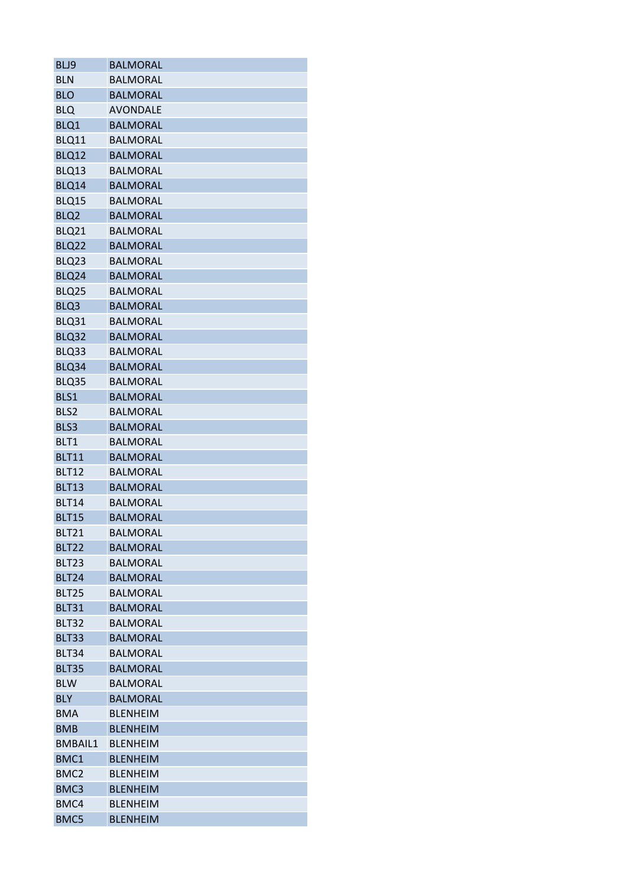| | |
|---|---|
| BLJ9 | BALMORAL |
| BLN | BALMORAL |
| BLO | BALMORAL |
| BLQ | AVONDALE |
| BLQ1 | BALMORAL |
| BLQ11 | BALMORAL |
| BLQ12 | BALMORAL |
| BLQ13 | BALMORAL |
| BLQ14 | BALMORAL |
| BLQ15 | BALMORAL |
| BLQ2 | BALMORAL |
| BLQ21 | BALMORAL |
| BLQ22 | BALMORAL |
| BLQ23 | BALMORAL |
| BLQ24 | BALMORAL |
| BLQ25 | BALMORAL |
| BLQ3 | BALMORAL |
| BLQ31 | BALMORAL |
| BLQ32 | BALMORAL |
| BLQ33 | BALMORAL |
| BLQ34 | BALMORAL |
| BLQ35 | BALMORAL |
| BLS1 | BALMORAL |
| BLS2 | BALMORAL |
| BLS3 | BALMORAL |
| BLT1 | BALMORAL |
| BLT11 | BALMORAL |
| BLT12 | BALMORAL |
| BLT13 | BALMORAL |
| BLT14 | BALMORAL |
| BLT15 | BALMORAL |
| BLT21 | BALMORAL |
| BLT22 | BALMORAL |
| BLT23 | BALMORAL |
| BLT24 | BALMORAL |
| BLT25 | BALMORAL |
| BLT31 | BALMORAL |
| BLT32 | BALMORAL |
| BLT33 | BALMORAL |
| BLT34 | BALMORAL |
| BLT35 | BALMORAL |
| BLW | BALMORAL |
| BLY | BALMORAL |
| BMA | BLENHEIM |
| BMB | BLENHEIM |
| BMBAIL1 | BLENHEIM |
| BMC1 | BLENHEIM |
| BMC2 | BLENHEIM |
| BMC3 | BLENHEIM |
| BMC4 | BLENHEIM |
| BMC5 | BLENHEIM |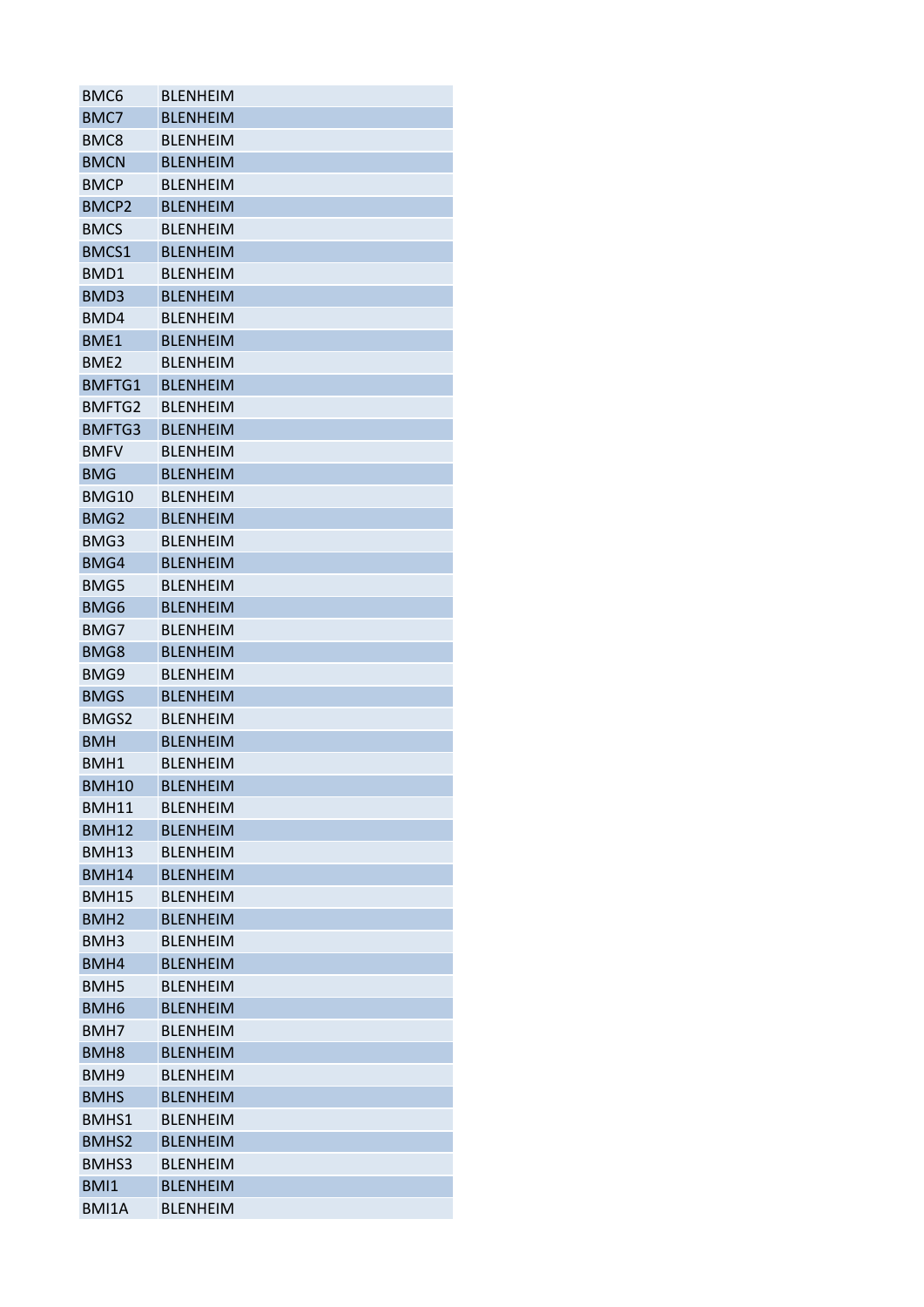| BMC6 | BLENHEIM |
|---|---|
| BMC7 | BLENHEIM |
| BMC8 | BLENHEIM |
| BMCN | BLENHEIM |
| BMCP | BLENHEIM |
| BMCP2 | BLENHEIM |
| BMCS | BLENHEIM |
| BMCS1 | BLENHEIM |
| BMD1 | BLENHEIM |
| BMD3 | BLENHEIM |
| BMD4 | BLENHEIM |
| BME1 | BLENHEIM |
| BME2 | BLENHEIM |
| BMFTG1 | BLENHEIM |
| BMFTG2 | BLENHEIM |
| BMFTG3 | BLENHEIM |
| BMFV | BLENHEIM |
| BMG | BLENHEIM |
| BMG10 | BLENHEIM |
| BMG2 | BLENHEIM |
| BMG3 | BLENHEIM |
| BMG4 | BLENHEIM |
| BMG5 | BLENHEIM |
| BMG6 | BLENHEIM |
| BMG7 | BLENHEIM |
| BMG8 | BLENHEIM |
| BMG9 | BLENHEIM |
| BMGS | BLENHEIM |
| BMGS2 | BLENHEIM |
| BMH | BLENHEIM |
| BMH1 | BLENHEIM |
| BMH10 | BLENHEIM |
| BMH11 | BLENHEIM |
| BMH12 | BLENHEIM |
| BMH13 | BLENHEIM |
| BMH14 | BLENHEIM |
| BMH15 | BLENHEIM |
| BMH2 | BLENHEIM |
| BMH3 | BLENHEIM |
| BMH4 | BLENHEIM |
| BMH5 | BLENHEIM |
| BMH6 | BLENHEIM |
| BMH7 | BLENHEIM |
| BMH8 | BLENHEIM |
| BMH9 | BLENHEIM |
| BMHS | BLENHEIM |
| BMHS1 | BLENHEIM |
| BMHS2 | BLENHEIM |
| BMHS3 | BLENHEIM |
| BMI1 | BLENHEIM |
| BMI1A | BLENHEIM |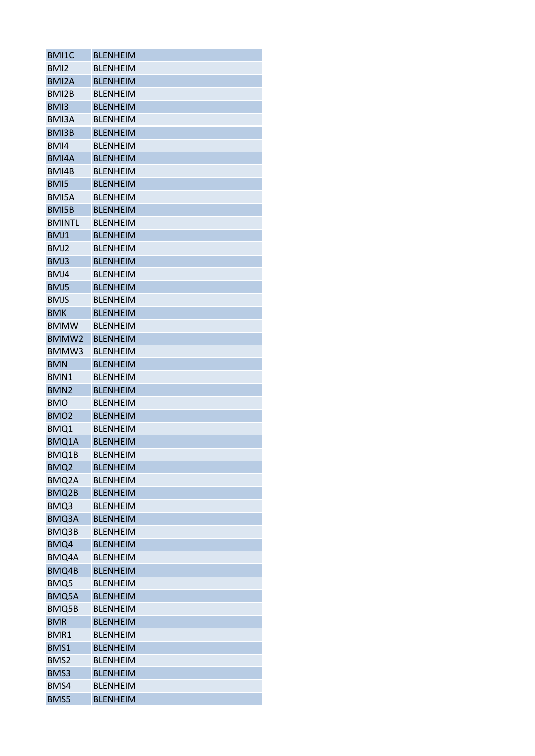| BMI1C | BLENHEIM |
|---|---|
| BMI2 | BLENHEIM |
| BMI2A | BLENHEIM |
| BMI2B | BLENHEIM |
| BMI3 | BLENHEIM |
| BMI3A | BLENHEIM |
| BMI3B | BLENHEIM |
| BMI4 | BLENHEIM |
| BMI4A | BLENHEIM |
| BMI4B | BLENHEIM |
| BMI5 | BLENHEIM |
| BMI5A | BLENHEIM |
| BMI5B | BLENHEIM |
| BMINTL | BLENHEIM |
| BMJ1 | BLENHEIM |
| BMJ2 | BLENHEIM |
| BMJ3 | BLENHEIM |
| BMJ4 | BLENHEIM |
| BMJ5 | BLENHEIM |
| BMJS | BLENHEIM |
| BMK | BLENHEIM |
| BMMW | BLENHEIM |
| BMMW2 | BLENHEIM |
| BMMW3 | BLENHEIM |
| BMN | BLENHEIM |
| BMN1 | BLENHEIM |
| BMN2 | BLENHEIM |
| BMO | BLENHEIM |
| BMO2 | BLENHEIM |
| BMQ1 | BLENHEIM |
| BMQ1A | BLENHEIM |
| BMQ1B | BLENHEIM |
| BMQ2 | BLENHEIM |
| BMQ2A | BLENHEIM |
| BMQ2B | BLENHEIM |
| BMQ3 | BLENHEIM |
| BMQ3A | BLENHEIM |
| BMQ3B | BLENHEIM |
| BMQ4 | BLENHEIM |
| BMQ4A | BLENHEIM |
| BMQ4B | BLENHEIM |
| BMQ5 | BLENHEIM |
| BMQ5A | BLENHEIM |
| BMQ5B | BLENHEIM |
| BMR | BLENHEIM |
| BMR1 | BLENHEIM |
| BMS1 | BLENHEIM |
| BMS2 | BLENHEIM |
| BMS3 | BLENHEIM |
| BMS4 | BLENHEIM |
| BMS5 | BLENHEIM |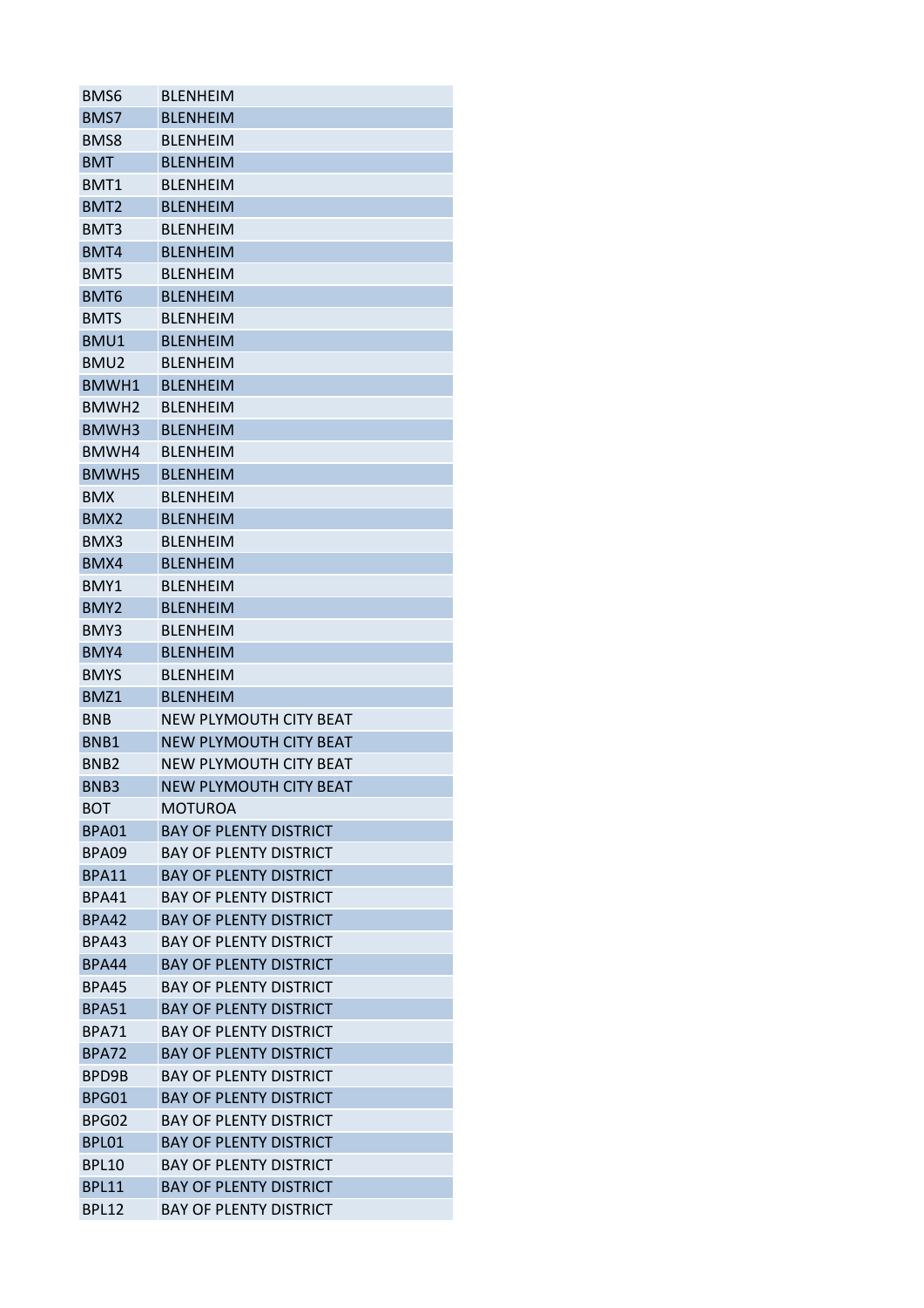| BMS6 | BLENHEIM |
|---|---|
| BMS7 | BLENHEIM |
| BMS8 | BLENHEIM |
| BMT | BLENHEIM |
| BMT1 | BLENHEIM |
| BMT2 | BLENHEIM |
| BMT3 | BLENHEIM |
| BMT4 | BLENHEIM |
| BMT5 | BLENHEIM |
| BMT6 | BLENHEIM |
| BMTS | BLENHEIM |
| BMU1 | BLENHEIM |
| BMU2 | BLENHEIM |
| BMWH1 | BLENHEIM |
| BMWH2 | BLENHEIM |
| BMWH3 | BLENHEIM |
| BMWH4 | BLENHEIM |
| BMWH5 | BLENHEIM |
| BMX | BLENHEIM |
| BMX2 | BLENHEIM |
| BMX3 | BLENHEIM |
| BMX4 | BLENHEIM |
| BMY1 | BLENHEIM |
| BMY2 | BLENHEIM |
| BMY3 | BLENHEIM |
| BMY4 | BLENHEIM |
| BMYS | BLENHEIM |
| BMZ1 | BLENHEIM |
| BNB | NEW PLYMOUTH CITY BEAT |
| BNB1 | NEW PLYMOUTH CITY BEAT |
| BNB2 | NEW PLYMOUTH CITY BEAT |
| BNB3 | NEW PLYMOUTH CITY BEAT |
| BOT | MOTUROA |
| BPA01 | BAY OF PLENTY DISTRICT |
| BPA09 | BAY OF PLENTY DISTRICT |
| BPA11 | BAY OF PLENTY DISTRICT |
| BPA41 | BAY OF PLENTY DISTRICT |
| BPA42 | BAY OF PLENTY DISTRICT |
| BPA43 | BAY OF PLENTY DISTRICT |
| BPA44 | BAY OF PLENTY DISTRICT |
| BPA45 | BAY OF PLENTY DISTRICT |
| BPA51 | BAY OF PLENTY DISTRICT |
| BPA71 | BAY OF PLENTY DISTRICT |
| BPA72 | BAY OF PLENTY DISTRICT |
| BPD9B | BAY OF PLENTY DISTRICT |
| BPG01 | BAY OF PLENTY DISTRICT |
| BPG02 | BAY OF PLENTY DISTRICT |
| BPL01 | BAY OF PLENTY DISTRICT |
| BPL10 | BAY OF PLENTY DISTRICT |
| BPL11 | BAY OF PLENTY DISTRICT |
| BPL12 | BAY OF PLENTY DISTRICT |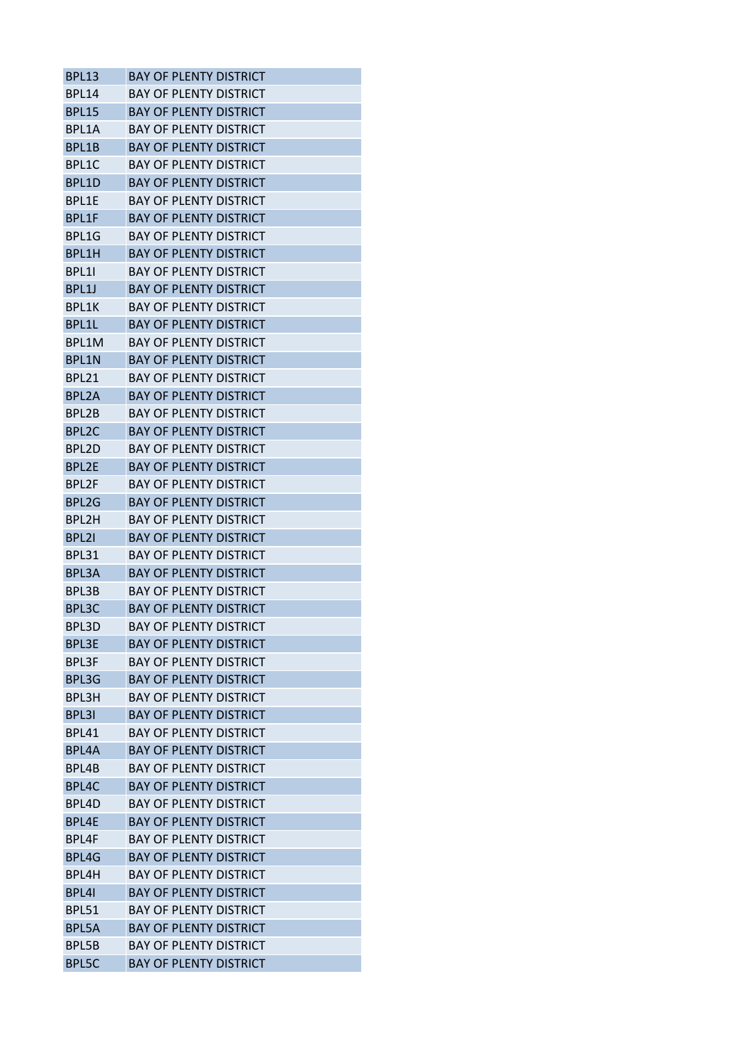| BPL13 | BAY OF PLENTY DISTRICT |
|---|---|
| BPL14 | BAY OF PLENTY DISTRICT |
| BPL15 | BAY OF PLENTY DISTRICT |
| BPL1A | BAY OF PLENTY DISTRICT |
| BPL1B | BAY OF PLENTY DISTRICT |
| BPL1C | BAY OF PLENTY DISTRICT |
| BPL1D | BAY OF PLENTY DISTRICT |
| BPL1E | BAY OF PLENTY DISTRICT |
| BPL1F | BAY OF PLENTY DISTRICT |
| BPL1G | BAY OF PLENTY DISTRICT |
| BPL1H | BAY OF PLENTY DISTRICT |
| BPL1I | BAY OF PLENTY DISTRICT |
| BPL1J | BAY OF PLENTY DISTRICT |
| BPL1K | BAY OF PLENTY DISTRICT |
| BPL1L | BAY OF PLENTY DISTRICT |
| BPL1M | BAY OF PLENTY DISTRICT |
| BPL1N | BAY OF PLENTY DISTRICT |
| BPL21 | BAY OF PLENTY DISTRICT |
| BPL2A | BAY OF PLENTY DISTRICT |
| BPL2B | BAY OF PLENTY DISTRICT |
| BPL2C | BAY OF PLENTY DISTRICT |
| BPL2D | BAY OF PLENTY DISTRICT |
| BPL2E | BAY OF PLENTY DISTRICT |
| BPL2F | BAY OF PLENTY DISTRICT |
| BPL2G | BAY OF PLENTY DISTRICT |
| BPL2H | BAY OF PLENTY DISTRICT |
| BPL2I | BAY OF PLENTY DISTRICT |
| BPL31 | BAY OF PLENTY DISTRICT |
| BPL3A | BAY OF PLENTY DISTRICT |
| BPL3B | BAY OF PLENTY DISTRICT |
| BPL3C | BAY OF PLENTY DISTRICT |
| BPL3D | BAY OF PLENTY DISTRICT |
| BPL3E | BAY OF PLENTY DISTRICT |
| BPL3F | BAY OF PLENTY DISTRICT |
| BPL3G | BAY OF PLENTY DISTRICT |
| BPL3H | BAY OF PLENTY DISTRICT |
| BPL3I | BAY OF PLENTY DISTRICT |
| BPL41 | BAY OF PLENTY DISTRICT |
| BPL4A | BAY OF PLENTY DISTRICT |
| BPL4B | BAY OF PLENTY DISTRICT |
| BPL4C | BAY OF PLENTY DISTRICT |
| BPL4D | BAY OF PLENTY DISTRICT |
| BPL4E | BAY OF PLENTY DISTRICT |
| BPL4F | BAY OF PLENTY DISTRICT |
| BPL4G | BAY OF PLENTY DISTRICT |
| BPL4H | BAY OF PLENTY DISTRICT |
| BPL4I | BAY OF PLENTY DISTRICT |
| BPL51 | BAY OF PLENTY DISTRICT |
| BPL5A | BAY OF PLENTY DISTRICT |
| BPL5B | BAY OF PLENTY DISTRICT |
| BPL5C | BAY OF PLENTY DISTRICT |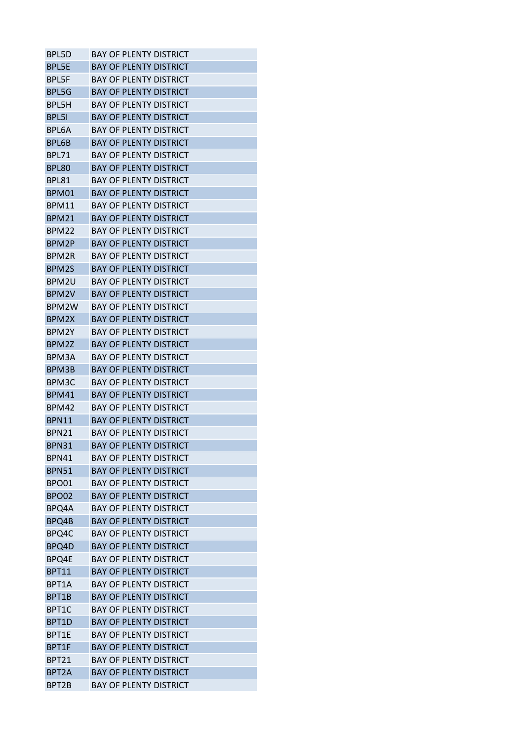| | |
|---|---|
| BPL5D | BAY OF PLENTY DISTRICT |
| BPL5E | BAY OF PLENTY DISTRICT |
| BPL5F | BAY OF PLENTY DISTRICT |
| BPL5G | BAY OF PLENTY DISTRICT |
| BPL5H | BAY OF PLENTY DISTRICT |
| BPL5I | BAY OF PLENTY DISTRICT |
| BPL6A | BAY OF PLENTY DISTRICT |
| BPL6B | BAY OF PLENTY DISTRICT |
| BPL71 | BAY OF PLENTY DISTRICT |
| BPL80 | BAY OF PLENTY DISTRICT |
| BPL81 | BAY OF PLENTY DISTRICT |
| BPM01 | BAY OF PLENTY DISTRICT |
| BPM11 | BAY OF PLENTY DISTRICT |
| BPM21 | BAY OF PLENTY DISTRICT |
| BPM22 | BAY OF PLENTY DISTRICT |
| BPM2P | BAY OF PLENTY DISTRICT |
| BPM2R | BAY OF PLENTY DISTRICT |
| BPM2S | BAY OF PLENTY DISTRICT |
| BPM2U | BAY OF PLENTY DISTRICT |
| BPM2V | BAY OF PLENTY DISTRICT |
| BPM2W | BAY OF PLENTY DISTRICT |
| BPM2X | BAY OF PLENTY DISTRICT |
| BPM2Y | BAY OF PLENTY DISTRICT |
| BPM2Z | BAY OF PLENTY DISTRICT |
| BPM3A | BAY OF PLENTY DISTRICT |
| BPM3B | BAY OF PLENTY DISTRICT |
| BPM3C | BAY OF PLENTY DISTRICT |
| BPM41 | BAY OF PLENTY DISTRICT |
| BPM42 | BAY OF PLENTY DISTRICT |
| BPN11 | BAY OF PLENTY DISTRICT |
| BPN21 | BAY OF PLENTY DISTRICT |
| BPN31 | BAY OF PLENTY DISTRICT |
| BPN41 | BAY OF PLENTY DISTRICT |
| BPN51 | BAY OF PLENTY DISTRICT |
| BPO01 | BAY OF PLENTY DISTRICT |
| BPO02 | BAY OF PLENTY DISTRICT |
| BPQ4A | BAY OF PLENTY DISTRICT |
| BPQ4B | BAY OF PLENTY DISTRICT |
| BPQ4C | BAY OF PLENTY DISTRICT |
| BPQ4D | BAY OF PLENTY DISTRICT |
| BPQ4E | BAY OF PLENTY DISTRICT |
| BPT11 | BAY OF PLENTY DISTRICT |
| BPT1A | BAY OF PLENTY DISTRICT |
| BPT1B | BAY OF PLENTY DISTRICT |
| BPT1C | BAY OF PLENTY DISTRICT |
| BPT1D | BAY OF PLENTY DISTRICT |
| BPT1E | BAY OF PLENTY DISTRICT |
| BPT1F | BAY OF PLENTY DISTRICT |
| BPT21 | BAY OF PLENTY DISTRICT |
| BPT2A | BAY OF PLENTY DISTRICT |
| BPT2B | BAY OF PLENTY DISTRICT |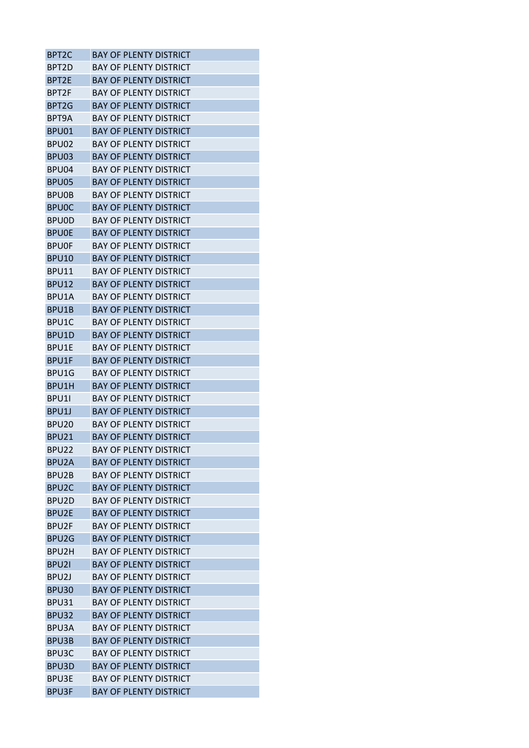| | |
|---|---|
| BPT2C | BAY OF PLENTY DISTRICT |
| BPT2D | BAY OF PLENTY DISTRICT |
| BPT2E | BAY OF PLENTY DISTRICT |
| BPT2F | BAY OF PLENTY DISTRICT |
| BPT2G | BAY OF PLENTY DISTRICT |
| BPT9A | BAY OF PLENTY DISTRICT |
| BPU01 | BAY OF PLENTY DISTRICT |
| BPU02 | BAY OF PLENTY DISTRICT |
| BPU03 | BAY OF PLENTY DISTRICT |
| BPU04 | BAY OF PLENTY DISTRICT |
| BPU05 | BAY OF PLENTY DISTRICT |
| BPU0B | BAY OF PLENTY DISTRICT |
| BPU0C | BAY OF PLENTY DISTRICT |
| BPU0D | BAY OF PLENTY DISTRICT |
| BPU0E | BAY OF PLENTY DISTRICT |
| BPU0F | BAY OF PLENTY DISTRICT |
| BPU10 | BAY OF PLENTY DISTRICT |
| BPU11 | BAY OF PLENTY DISTRICT |
| BPU12 | BAY OF PLENTY DISTRICT |
| BPU1A | BAY OF PLENTY DISTRICT |
| BPU1B | BAY OF PLENTY DISTRICT |
| BPU1C | BAY OF PLENTY DISTRICT |
| BPU1D | BAY OF PLENTY DISTRICT |
| BPU1E | BAY OF PLENTY DISTRICT |
| BPU1F | BAY OF PLENTY DISTRICT |
| BPU1G | BAY OF PLENTY DISTRICT |
| BPU1H | BAY OF PLENTY DISTRICT |
| BPU1I | BAY OF PLENTY DISTRICT |
| BPU1J | BAY OF PLENTY DISTRICT |
| BPU20 | BAY OF PLENTY DISTRICT |
| BPU21 | BAY OF PLENTY DISTRICT |
| BPU22 | BAY OF PLENTY DISTRICT |
| BPU2A | BAY OF PLENTY DISTRICT |
| BPU2B | BAY OF PLENTY DISTRICT |
| BPU2C | BAY OF PLENTY DISTRICT |
| BPU2D | BAY OF PLENTY DISTRICT |
| BPU2E | BAY OF PLENTY DISTRICT |
| BPU2F | BAY OF PLENTY DISTRICT |
| BPU2G | BAY OF PLENTY DISTRICT |
| BPU2H | BAY OF PLENTY DISTRICT |
| BPU2I | BAY OF PLENTY DISTRICT |
| BPU2J | BAY OF PLENTY DISTRICT |
| BPU30 | BAY OF PLENTY DISTRICT |
| BPU31 | BAY OF PLENTY DISTRICT |
| BPU32 | BAY OF PLENTY DISTRICT |
| BPU3A | BAY OF PLENTY DISTRICT |
| BPU3B | BAY OF PLENTY DISTRICT |
| BPU3C | BAY OF PLENTY DISTRICT |
| BPU3D | BAY OF PLENTY DISTRICT |
| BPU3E | BAY OF PLENTY DISTRICT |
| BPU3F | BAY OF PLENTY DISTRICT |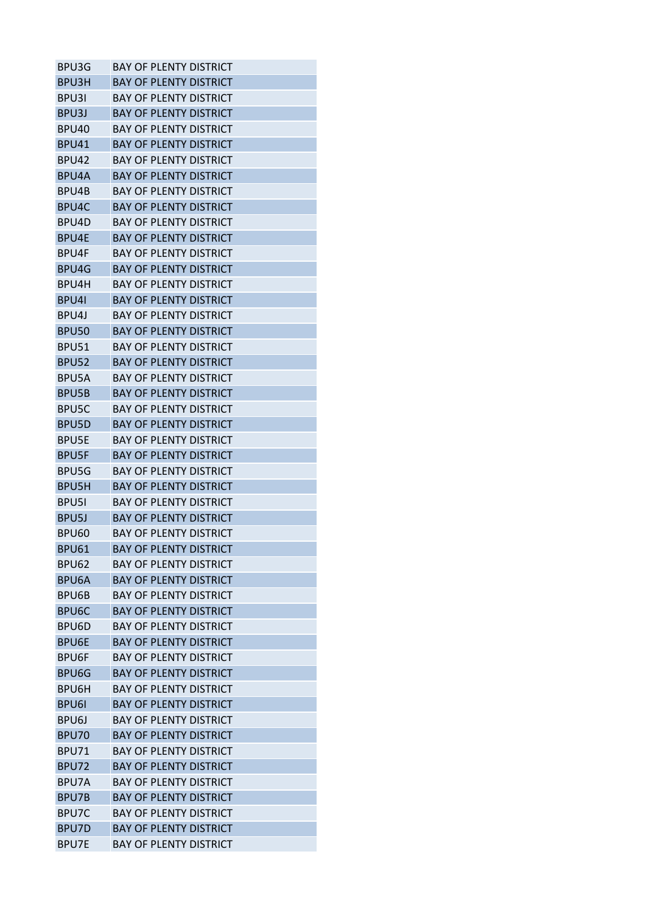| | |
|---|---|
| BPU3G | BAY OF PLENTY DISTRICT |
| BPU3H | BAY OF PLENTY DISTRICT |
| BPU3I | BAY OF PLENTY DISTRICT |
| BPU3J | BAY OF PLENTY DISTRICT |
| BPU40 | BAY OF PLENTY DISTRICT |
| BPU41 | BAY OF PLENTY DISTRICT |
| BPU42 | BAY OF PLENTY DISTRICT |
| BPU4A | BAY OF PLENTY DISTRICT |
| BPU4B | BAY OF PLENTY DISTRICT |
| BPU4C | BAY OF PLENTY DISTRICT |
| BPU4D | BAY OF PLENTY DISTRICT |
| BPU4E | BAY OF PLENTY DISTRICT |
| BPU4F | BAY OF PLENTY DISTRICT |
| BPU4G | BAY OF PLENTY DISTRICT |
| BPU4H | BAY OF PLENTY DISTRICT |
| BPU4I | BAY OF PLENTY DISTRICT |
| BPU4J | BAY OF PLENTY DISTRICT |
| BPU50 | BAY OF PLENTY DISTRICT |
| BPU51 | BAY OF PLENTY DISTRICT |
| BPU52 | BAY OF PLENTY DISTRICT |
| BPU5A | BAY OF PLENTY DISTRICT |
| BPU5B | BAY OF PLENTY DISTRICT |
| BPU5C | BAY OF PLENTY DISTRICT |
| BPU5D | BAY OF PLENTY DISTRICT |
| BPU5E | BAY OF PLENTY DISTRICT |
| BPU5F | BAY OF PLENTY DISTRICT |
| BPU5G | BAY OF PLENTY DISTRICT |
| BPU5H | BAY OF PLENTY DISTRICT |
| BPU5I | BAY OF PLENTY DISTRICT |
| BPU5J | BAY OF PLENTY DISTRICT |
| BPU60 | BAY OF PLENTY DISTRICT |
| BPU61 | BAY OF PLENTY DISTRICT |
| BPU62 | BAY OF PLENTY DISTRICT |
| BPU6A | BAY OF PLENTY DISTRICT |
| BPU6B | BAY OF PLENTY DISTRICT |
| BPU6C | BAY OF PLENTY DISTRICT |
| BPU6D | BAY OF PLENTY DISTRICT |
| BPU6E | BAY OF PLENTY DISTRICT |
| BPU6F | BAY OF PLENTY DISTRICT |
| BPU6G | BAY OF PLENTY DISTRICT |
| BPU6H | BAY OF PLENTY DISTRICT |
| BPU6I | BAY OF PLENTY DISTRICT |
| BPU6J | BAY OF PLENTY DISTRICT |
| BPU70 | BAY OF PLENTY DISTRICT |
| BPU71 | BAY OF PLENTY DISTRICT |
| BPU72 | BAY OF PLENTY DISTRICT |
| BPU7A | BAY OF PLENTY DISTRICT |
| BPU7B | BAY OF PLENTY DISTRICT |
| BPU7C | BAY OF PLENTY DISTRICT |
| BPU7D | BAY OF PLENTY DISTRICT |
| BPU7E | BAY OF PLENTY DISTRICT |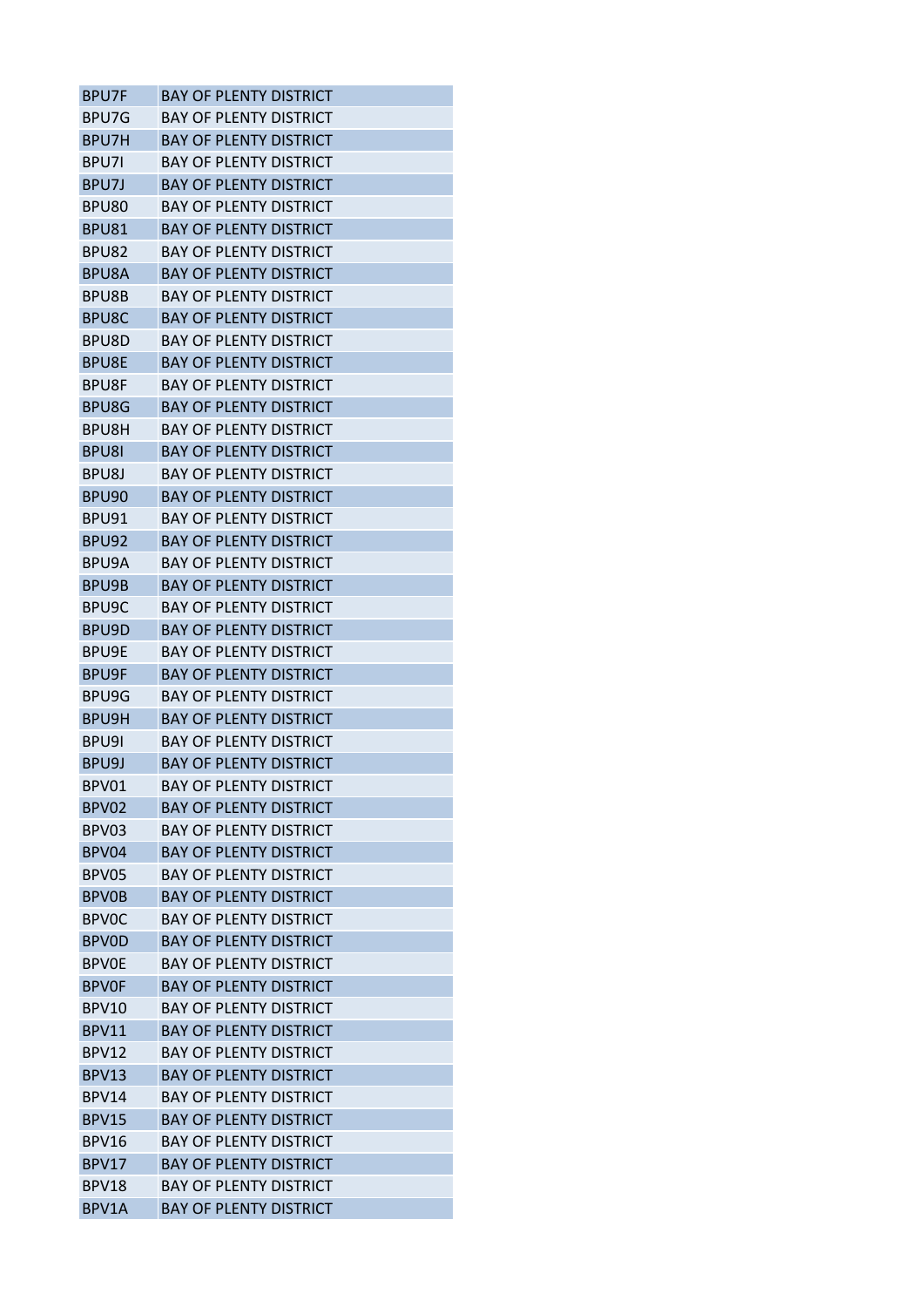| BPU7F | BAY OF PLENTY DISTRICT |
|---|---|
| BPU7G | BAY OF PLENTY DISTRICT |
| BPU7H | BAY OF PLENTY DISTRICT |
| BPU7I | BAY OF PLENTY DISTRICT |
| BPU7J | BAY OF PLENTY DISTRICT |
| BPU80 | BAY OF PLENTY DISTRICT |
| BPU81 | BAY OF PLENTY DISTRICT |
| BPU82 | BAY OF PLENTY DISTRICT |
| BPU8A | BAY OF PLENTY DISTRICT |
| BPU8B | BAY OF PLENTY DISTRICT |
| BPU8C | BAY OF PLENTY DISTRICT |
| BPU8D | BAY OF PLENTY DISTRICT |
| BPU8E | BAY OF PLENTY DISTRICT |
| BPU8F | BAY OF PLENTY DISTRICT |
| BPU8G | BAY OF PLENTY DISTRICT |
| BPU8H | BAY OF PLENTY DISTRICT |
| BPU8I | BAY OF PLENTY DISTRICT |
| BPU8J | BAY OF PLENTY DISTRICT |
| BPU90 | BAY OF PLENTY DISTRICT |
| BPU91 | BAY OF PLENTY DISTRICT |
| BPU92 | BAY OF PLENTY DISTRICT |
| BPU9A | BAY OF PLENTY DISTRICT |
| BPU9B | BAY OF PLENTY DISTRICT |
| BPU9C | BAY OF PLENTY DISTRICT |
| BPU9D | BAY OF PLENTY DISTRICT |
| BPU9E | BAY OF PLENTY DISTRICT |
| BPU9F | BAY OF PLENTY DISTRICT |
| BPU9G | BAY OF PLENTY DISTRICT |
| BPU9H | BAY OF PLENTY DISTRICT |
| BPU9I | BAY OF PLENTY DISTRICT |
| BPU9J | BAY OF PLENTY DISTRICT |
| BPV01 | BAY OF PLENTY DISTRICT |
| BPV02 | BAY OF PLENTY DISTRICT |
| BPV03 | BAY OF PLENTY DISTRICT |
| BPV04 | BAY OF PLENTY DISTRICT |
| BPV05 | BAY OF PLENTY DISTRICT |
| BPV0B | BAY OF PLENTY DISTRICT |
| BPV0C | BAY OF PLENTY DISTRICT |
| BPV0D | BAY OF PLENTY DISTRICT |
| BPV0E | BAY OF PLENTY DISTRICT |
| BPV0F | BAY OF PLENTY DISTRICT |
| BPV10 | BAY OF PLENTY DISTRICT |
| BPV11 | BAY OF PLENTY DISTRICT |
| BPV12 | BAY OF PLENTY DISTRICT |
| BPV13 | BAY OF PLENTY DISTRICT |
| BPV14 | BAY OF PLENTY DISTRICT |
| BPV15 | BAY OF PLENTY DISTRICT |
| BPV16 | BAY OF PLENTY DISTRICT |
| BPV17 | BAY OF PLENTY DISTRICT |
| BPV18 | BAY OF PLENTY DISTRICT |
| BPV1A | BAY OF PLENTY DISTRICT |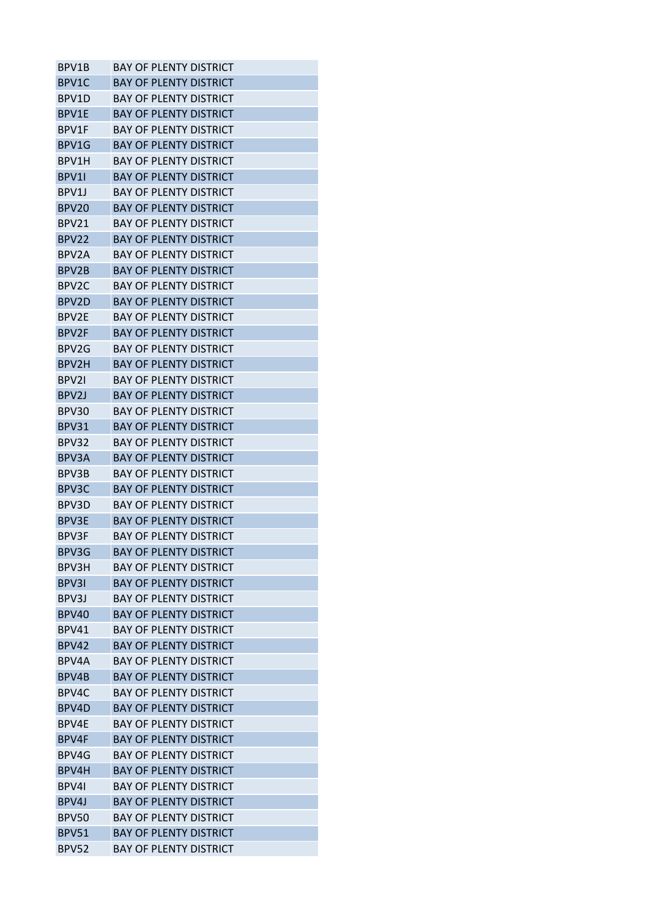| | |
|---|---|
| BPV1B | BAY OF PLENTY DISTRICT |
| BPV1C | BAY OF PLENTY DISTRICT |
| BPV1D | BAY OF PLENTY DISTRICT |
| BPV1E | BAY OF PLENTY DISTRICT |
| BPV1F | BAY OF PLENTY DISTRICT |
| BPV1G | BAY OF PLENTY DISTRICT |
| BPV1H | BAY OF PLENTY DISTRICT |
| BPV1I | BAY OF PLENTY DISTRICT |
| BPV1J | BAY OF PLENTY DISTRICT |
| BPV20 | BAY OF PLENTY DISTRICT |
| BPV21 | BAY OF PLENTY DISTRICT |
| BPV22 | BAY OF PLENTY DISTRICT |
| BPV2A | BAY OF PLENTY DISTRICT |
| BPV2B | BAY OF PLENTY DISTRICT |
| BPV2C | BAY OF PLENTY DISTRICT |
| BPV2D | BAY OF PLENTY DISTRICT |
| BPV2E | BAY OF PLENTY DISTRICT |
| BPV2F | BAY OF PLENTY DISTRICT |
| BPV2G | BAY OF PLENTY DISTRICT |
| BPV2H | BAY OF PLENTY DISTRICT |
| BPV2I | BAY OF PLENTY DISTRICT |
| BPV2J | BAY OF PLENTY DISTRICT |
| BPV30 | BAY OF PLENTY DISTRICT |
| BPV31 | BAY OF PLENTY DISTRICT |
| BPV32 | BAY OF PLENTY DISTRICT |
| BPV3A | BAY OF PLENTY DISTRICT |
| BPV3B | BAY OF PLENTY DISTRICT |
| BPV3C | BAY OF PLENTY DISTRICT |
| BPV3D | BAY OF PLENTY DISTRICT |
| BPV3E | BAY OF PLENTY DISTRICT |
| BPV3F | BAY OF PLENTY DISTRICT |
| BPV3G | BAY OF PLENTY DISTRICT |
| BPV3H | BAY OF PLENTY DISTRICT |
| BPV3I | BAY OF PLENTY DISTRICT |
| BPV3J | BAY OF PLENTY DISTRICT |
| BPV40 | BAY OF PLENTY DISTRICT |
| BPV41 | BAY OF PLENTY DISTRICT |
| BPV42 | BAY OF PLENTY DISTRICT |
| BPV4A | BAY OF PLENTY DISTRICT |
| BPV4B | BAY OF PLENTY DISTRICT |
| BPV4C | BAY OF PLENTY DISTRICT |
| BPV4D | BAY OF PLENTY DISTRICT |
| BPV4E | BAY OF PLENTY DISTRICT |
| BPV4F | BAY OF PLENTY DISTRICT |
| BPV4G | BAY OF PLENTY DISTRICT |
| BPV4H | BAY OF PLENTY DISTRICT |
| BPV4I | BAY OF PLENTY DISTRICT |
| BPV4J | BAY OF PLENTY DISTRICT |
| BPV50 | BAY OF PLENTY DISTRICT |
| BPV51 | BAY OF PLENTY DISTRICT |
| BPV52 | BAY OF PLENTY DISTRICT |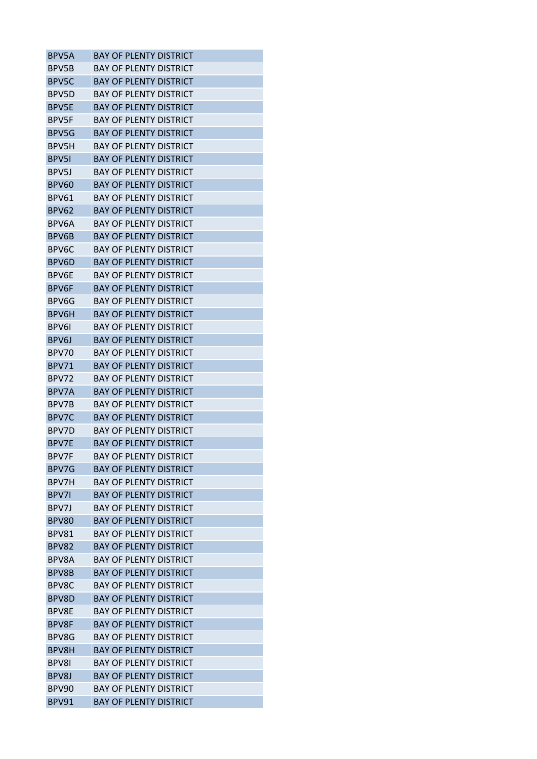| | |
|---|---|
| BPV5A | BAY OF PLENTY DISTRICT |
| BPV5B | BAY OF PLENTY DISTRICT |
| BPV5C | BAY OF PLENTY DISTRICT |
| BPV5D | BAY OF PLENTY DISTRICT |
| BPV5E | BAY OF PLENTY DISTRICT |
| BPV5F | BAY OF PLENTY DISTRICT |
| BPV5G | BAY OF PLENTY DISTRICT |
| BPV5H | BAY OF PLENTY DISTRICT |
| BPV5I | BAY OF PLENTY DISTRICT |
| BPV5J | BAY OF PLENTY DISTRICT |
| BPV60 | BAY OF PLENTY DISTRICT |
| BPV61 | BAY OF PLENTY DISTRICT |
| BPV62 | BAY OF PLENTY DISTRICT |
| BPV6A | BAY OF PLENTY DISTRICT |
| BPV6B | BAY OF PLENTY DISTRICT |
| BPV6C | BAY OF PLENTY DISTRICT |
| BPV6D | BAY OF PLENTY DISTRICT |
| BPV6E | BAY OF PLENTY DISTRICT |
| BPV6F | BAY OF PLENTY DISTRICT |
| BPV6G | BAY OF PLENTY DISTRICT |
| BPV6H | BAY OF PLENTY DISTRICT |
| BPV6I | BAY OF PLENTY DISTRICT |
| BPV6J | BAY OF PLENTY DISTRICT |
| BPV70 | BAY OF PLENTY DISTRICT |
| BPV71 | BAY OF PLENTY DISTRICT |
| BPV72 | BAY OF PLENTY DISTRICT |
| BPV7A | BAY OF PLENTY DISTRICT |
| BPV7B | BAY OF PLENTY DISTRICT |
| BPV7C | BAY OF PLENTY DISTRICT |
| BPV7D | BAY OF PLENTY DISTRICT |
| BPV7E | BAY OF PLENTY DISTRICT |
| BPV7F | BAY OF PLENTY DISTRICT |
| BPV7G | BAY OF PLENTY DISTRICT |
| BPV7H | BAY OF PLENTY DISTRICT |
| BPV7I | BAY OF PLENTY DISTRICT |
| BPV7J | BAY OF PLENTY DISTRICT |
| BPV80 | BAY OF PLENTY DISTRICT |
| BPV81 | BAY OF PLENTY DISTRICT |
| BPV82 | BAY OF PLENTY DISTRICT |
| BPV8A | BAY OF PLENTY DISTRICT |
| BPV8B | BAY OF PLENTY DISTRICT |
| BPV8C | BAY OF PLENTY DISTRICT |
| BPV8D | BAY OF PLENTY DISTRICT |
| BPV8E | BAY OF PLENTY DISTRICT |
| BPV8F | BAY OF PLENTY DISTRICT |
| BPV8G | BAY OF PLENTY DISTRICT |
| BPV8H | BAY OF PLENTY DISTRICT |
| BPV8I | BAY OF PLENTY DISTRICT |
| BPV8J | BAY OF PLENTY DISTRICT |
| BPV90 | BAY OF PLENTY DISTRICT |
| BPV91 | BAY OF PLENTY DISTRICT |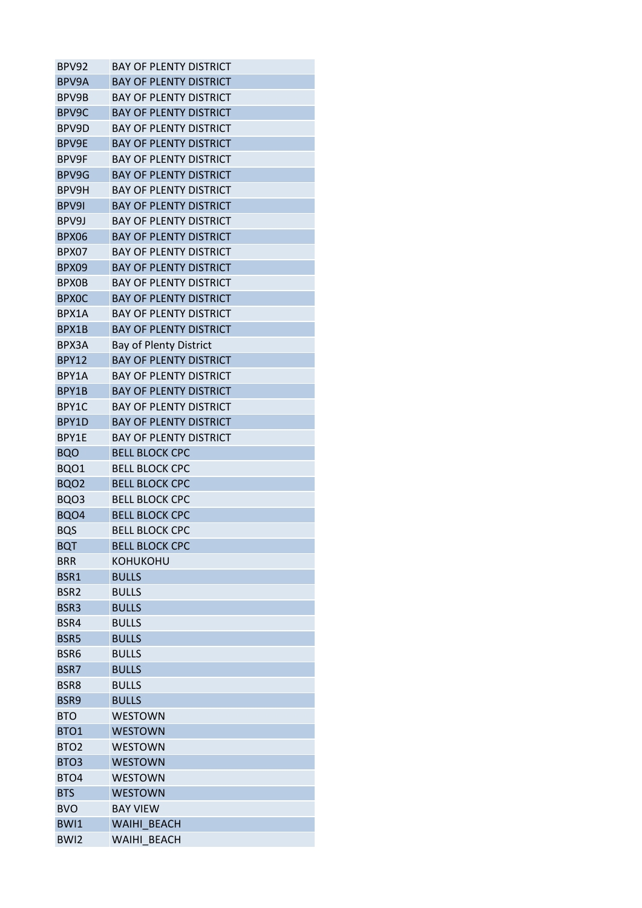| | |
|---|---|
| BPV92 | BAY OF PLENTY DISTRICT |
| BPV9A | BAY OF PLENTY DISTRICT |
| BPV9B | BAY OF PLENTY DISTRICT |
| BPV9C | BAY OF PLENTY DISTRICT |
| BPV9D | BAY OF PLENTY DISTRICT |
| BPV9E | BAY OF PLENTY DISTRICT |
| BPV9F | BAY OF PLENTY DISTRICT |
| BPV9G | BAY OF PLENTY DISTRICT |
| BPV9H | BAY OF PLENTY DISTRICT |
| BPV9I | BAY OF PLENTY DISTRICT |
| BPV9J | BAY OF PLENTY DISTRICT |
| BPX06 | BAY OF PLENTY DISTRICT |
| BPX07 | BAY OF PLENTY DISTRICT |
| BPX09 | BAY OF PLENTY DISTRICT |
| BPX0B | BAY OF PLENTY DISTRICT |
| BPX0C | BAY OF PLENTY DISTRICT |
| BPX1A | BAY OF PLENTY DISTRICT |
| BPX1B | BAY OF PLENTY DISTRICT |
| BPX3A | Bay of Plenty District |
| BPY12 | BAY OF PLENTY DISTRICT |
| BPY1A | BAY OF PLENTY DISTRICT |
| BPY1B | BAY OF PLENTY DISTRICT |
| BPY1C | BAY OF PLENTY DISTRICT |
| BPY1D | BAY OF PLENTY DISTRICT |
| BPY1E | BAY OF PLENTY DISTRICT |
| BQO | BELL BLOCK CPC |
| BQO1 | BELL BLOCK CPC |
| BQO2 | BELL BLOCK CPC |
| BQO3 | BELL BLOCK CPC |
| BQO4 | BELL BLOCK CPC |
| BQS | BELL BLOCK CPC |
| BQT | BELL BLOCK CPC |
| BRR | KOHUKOHU |
| BSR1 | BULLS |
| BSR2 | BULLS |
| BSR3 | BULLS |
| BSR4 | BULLS |
| BSR5 | BULLS |
| BSR6 | BULLS |
| BSR7 | BULLS |
| BSR8 | BULLS |
| BSR9 | BULLS |
| BTO | WESTOWN |
| BTO1 | WESTOWN |
| BTO2 | WESTOWN |
| BTO3 | WESTOWN |
| BTO4 | WESTOWN |
| BTS | WESTOWN |
| BVO | BAY VIEW |
| BWI1 | WAIHI_BEACH |
| BWI2 | WAIHI_BEACH |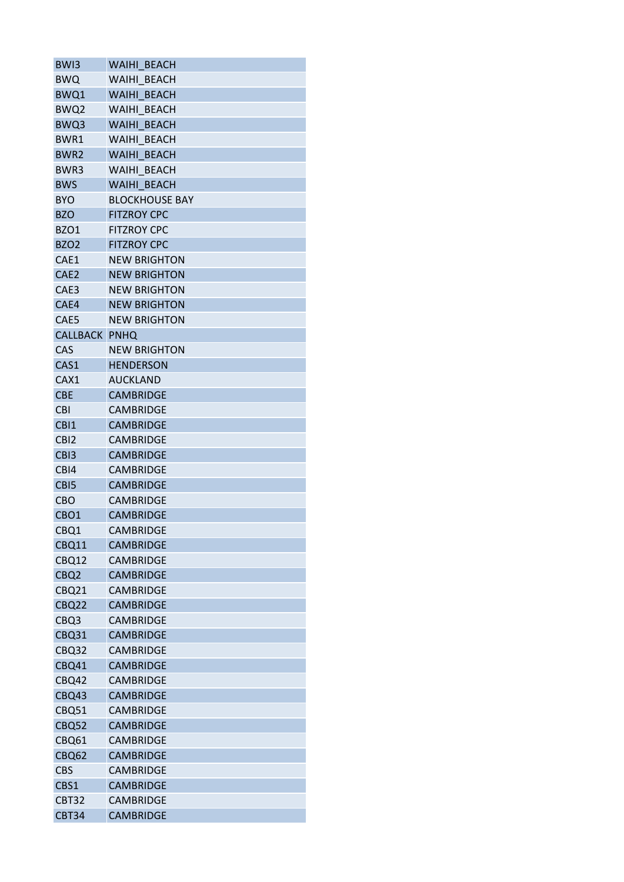| BWI3 | WAIHI_BEACH |
|---|---|
| BWQ | WAIHI_BEACH |
| BWQ1 | WAIHI_BEACH |
| BWQ2 | WAIHI_BEACH |
| BWQ3 | WAIHI_BEACH |
| BWR1 | WAIHI_BEACH |
| BWR2 | WAIHI_BEACH |
| BWR3 | WAIHI_BEACH |
| BWS | WAIHI_BEACH |
| BYO | BLOCKHOUSE BAY |
| BZO | FITZROY CPC |
| BZO1 | FITZROY CPC |
| BZO2 | FITZROY CPC |
| CAE1 | NEW BRIGHTON |
| CAE2 | NEW BRIGHTON |
| CAE3 | NEW BRIGHTON |
| CAE4 | NEW BRIGHTON |
| CAE5 | NEW BRIGHTON |
| CALLBACK | PNHQ |
| CAS | NEW BRIGHTON |
| CAS1 | HENDERSON |
| CAX1 | AUCKLAND |
| CBE | CAMBRIDGE |
| CBI | CAMBRIDGE |
| CBI1 | CAMBRIDGE |
| CBI2 | CAMBRIDGE |
| CBI3 | CAMBRIDGE |
| CBI4 | CAMBRIDGE |
| CBI5 | CAMBRIDGE |
| CBO | CAMBRIDGE |
| CBO1 | CAMBRIDGE |
| CBQ1 | CAMBRIDGE |
| CBQ11 | CAMBRIDGE |
| CBQ12 | CAMBRIDGE |
| CBQ2 | CAMBRIDGE |
| CBQ21 | CAMBRIDGE |
| CBQ22 | CAMBRIDGE |
| CBQ3 | CAMBRIDGE |
| CBQ31 | CAMBRIDGE |
| CBQ32 | CAMBRIDGE |
| CBQ41 | CAMBRIDGE |
| CBQ42 | CAMBRIDGE |
| CBQ43 | CAMBRIDGE |
| CBQ51 | CAMBRIDGE |
| CBQ52 | CAMBRIDGE |
| CBQ61 | CAMBRIDGE |
| CBQ62 | CAMBRIDGE |
| CBS | CAMBRIDGE |
| CBS1 | CAMBRIDGE |
| CBT32 | CAMBRIDGE |
| CBT34 | CAMBRIDGE |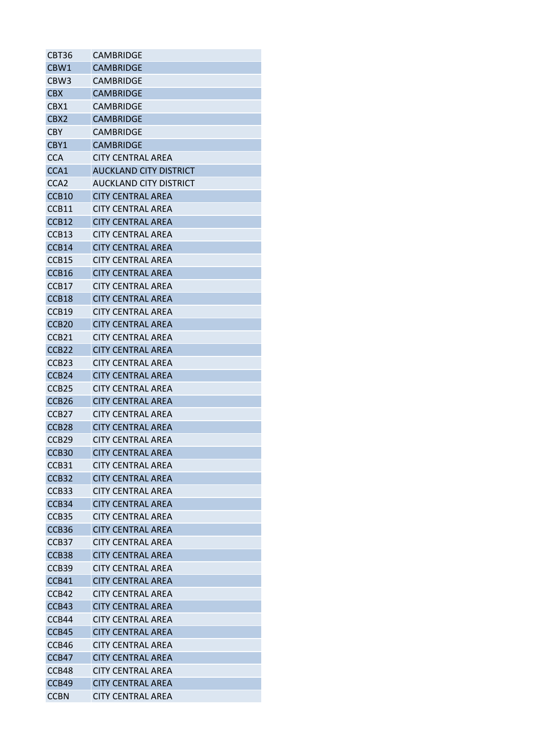| | |
|---|---|
| CBT36 | CAMBRIDGE |
| CBW1 | CAMBRIDGE |
| CBW3 | CAMBRIDGE |
| CBX | CAMBRIDGE |
| CBX1 | CAMBRIDGE |
| CBX2 | CAMBRIDGE |
| CBY | CAMBRIDGE |
| CBY1 | CAMBRIDGE |
| CCA | CITY CENTRAL AREA |
| CCA1 | AUCKLAND CITY DISTRICT |
| CCA2 | AUCKLAND CITY DISTRICT |
| CCB10 | CITY CENTRAL AREA |
| CCB11 | CITY CENTRAL AREA |
| CCB12 | CITY CENTRAL AREA |
| CCB13 | CITY CENTRAL AREA |
| CCB14 | CITY CENTRAL AREA |
| CCB15 | CITY CENTRAL AREA |
| CCB16 | CITY CENTRAL AREA |
| CCB17 | CITY CENTRAL AREA |
| CCB18 | CITY CENTRAL AREA |
| CCB19 | CITY CENTRAL AREA |
| CCB20 | CITY CENTRAL AREA |
| CCB21 | CITY CENTRAL AREA |
| CCB22 | CITY CENTRAL AREA |
| CCB23 | CITY CENTRAL AREA |
| CCB24 | CITY CENTRAL AREA |
| CCB25 | CITY CENTRAL AREA |
| CCB26 | CITY CENTRAL AREA |
| CCB27 | CITY CENTRAL AREA |
| CCB28 | CITY CENTRAL AREA |
| CCB29 | CITY CENTRAL AREA |
| CCB30 | CITY CENTRAL AREA |
| CCB31 | CITY CENTRAL AREA |
| CCB32 | CITY CENTRAL AREA |
| CCB33 | CITY CENTRAL AREA |
| CCB34 | CITY CENTRAL AREA |
| CCB35 | CITY CENTRAL AREA |
| CCB36 | CITY CENTRAL AREA |
| CCB37 | CITY CENTRAL AREA |
| CCB38 | CITY CENTRAL AREA |
| CCB39 | CITY CENTRAL AREA |
| CCB41 | CITY CENTRAL AREA |
| CCB42 | CITY CENTRAL AREA |
| CCB43 | CITY CENTRAL AREA |
| CCB44 | CITY CENTRAL AREA |
| CCB45 | CITY CENTRAL AREA |
| CCB46 | CITY CENTRAL AREA |
| CCB47 | CITY CENTRAL AREA |
| CCB48 | CITY CENTRAL AREA |
| CCB49 | CITY CENTRAL AREA |
| CCBN | CITY CENTRAL AREA |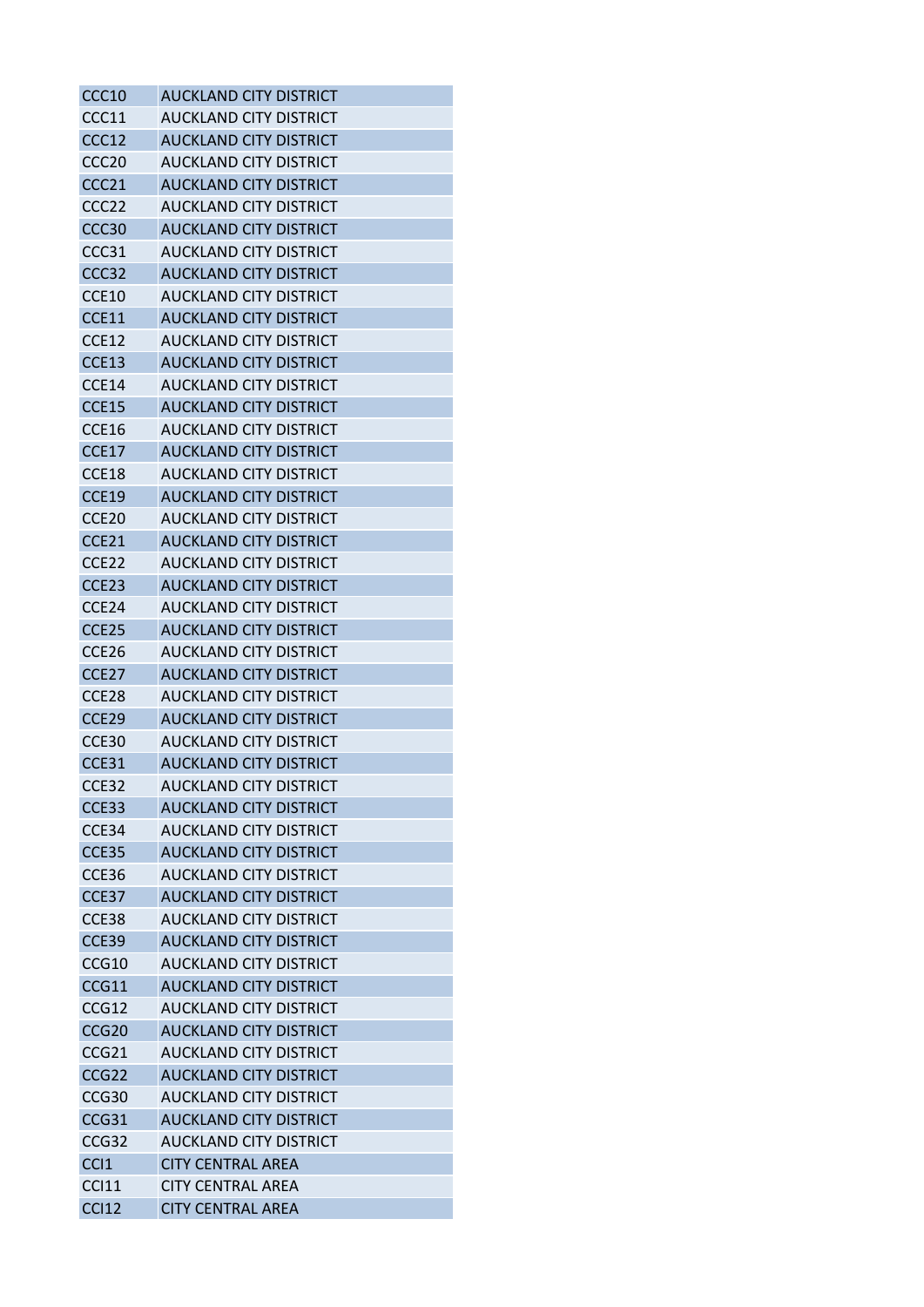| | |
|---|---|
| CCC10 | AUCKLAND CITY DISTRICT |
| CCC11 | AUCKLAND CITY DISTRICT |
| CCC12 | AUCKLAND CITY DISTRICT |
| CCC20 | AUCKLAND CITY DISTRICT |
| CCC21 | AUCKLAND CITY DISTRICT |
| CCC22 | AUCKLAND CITY DISTRICT |
| CCC30 | AUCKLAND CITY DISTRICT |
| CCC31 | AUCKLAND CITY DISTRICT |
| CCC32 | AUCKLAND CITY DISTRICT |
| CCE10 | AUCKLAND CITY DISTRICT |
| CCE11 | AUCKLAND CITY DISTRICT |
| CCE12 | AUCKLAND CITY DISTRICT |
| CCE13 | AUCKLAND CITY DISTRICT |
| CCE14 | AUCKLAND CITY DISTRICT |
| CCE15 | AUCKLAND CITY DISTRICT |
| CCE16 | AUCKLAND CITY DISTRICT |
| CCE17 | AUCKLAND CITY DISTRICT |
| CCE18 | AUCKLAND CITY DISTRICT |
| CCE19 | AUCKLAND CITY DISTRICT |
| CCE20 | AUCKLAND CITY DISTRICT |
| CCE21 | AUCKLAND CITY DISTRICT |
| CCE22 | AUCKLAND CITY DISTRICT |
| CCE23 | AUCKLAND CITY DISTRICT |
| CCE24 | AUCKLAND CITY DISTRICT |
| CCE25 | AUCKLAND CITY DISTRICT |
| CCE26 | AUCKLAND CITY DISTRICT |
| CCE27 | AUCKLAND CITY DISTRICT |
| CCE28 | AUCKLAND CITY DISTRICT |
| CCE29 | AUCKLAND CITY DISTRICT |
| CCE30 | AUCKLAND CITY DISTRICT |
| CCE31 | AUCKLAND CITY DISTRICT |
| CCE32 | AUCKLAND CITY DISTRICT |
| CCE33 | AUCKLAND CITY DISTRICT |
| CCE34 | AUCKLAND CITY DISTRICT |
| CCE35 | AUCKLAND CITY DISTRICT |
| CCE36 | AUCKLAND CITY DISTRICT |
| CCE37 | AUCKLAND CITY DISTRICT |
| CCE38 | AUCKLAND CITY DISTRICT |
| CCE39 | AUCKLAND CITY DISTRICT |
| CCG10 | AUCKLAND CITY DISTRICT |
| CCG11 | AUCKLAND CITY DISTRICT |
| CCG12 | AUCKLAND CITY DISTRICT |
| CCG20 | AUCKLAND CITY DISTRICT |
| CCG21 | AUCKLAND CITY DISTRICT |
| CCG22 | AUCKLAND CITY DISTRICT |
| CCG30 | AUCKLAND CITY DISTRICT |
| CCG31 | AUCKLAND CITY DISTRICT |
| CCG32 | AUCKLAND CITY DISTRICT |
| CCI1 | CITY CENTRAL AREA |
| CCI11 | CITY CENTRAL AREA |
| CCI12 | CITY CENTRAL AREA |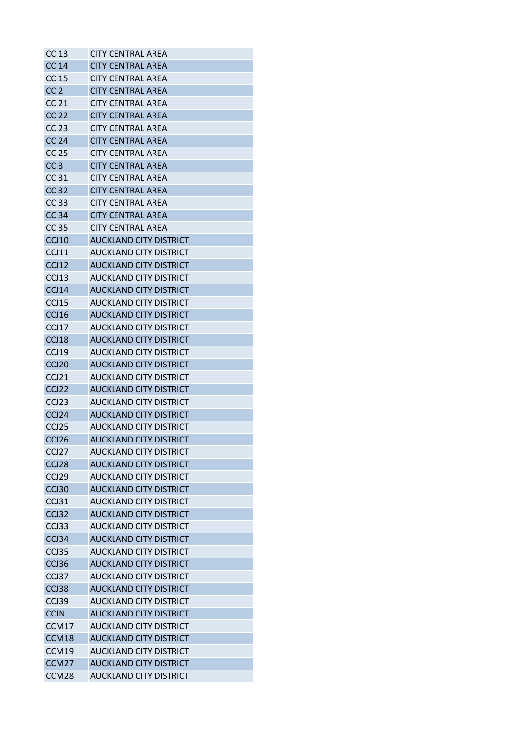| CCI13 | CITY CENTRAL AREA |
|---|---|
| CCI14 | CITY CENTRAL AREA |
| CCI15 | CITY CENTRAL AREA |
| CCI2 | CITY CENTRAL AREA |
| CCI21 | CITY CENTRAL AREA |
| CCI22 | CITY CENTRAL AREA |
| CCI23 | CITY CENTRAL AREA |
| CCI24 | CITY CENTRAL AREA |
| CCI25 | CITY CENTRAL AREA |
| CCI3 | CITY CENTRAL AREA |
| CCI31 | CITY CENTRAL AREA |
| CCI32 | CITY CENTRAL AREA |
| CCI33 | CITY CENTRAL AREA |
| CCI34 | CITY CENTRAL AREA |
| CCI35 | CITY CENTRAL AREA |
| CCJ10 | AUCKLAND CITY DISTRICT |
| CCJ11 | AUCKLAND CITY DISTRICT |
| CCJ12 | AUCKLAND CITY DISTRICT |
| CCJ13 | AUCKLAND CITY DISTRICT |
| CCJ14 | AUCKLAND CITY DISTRICT |
| CCJ15 | AUCKLAND CITY DISTRICT |
| CCJ16 | AUCKLAND CITY DISTRICT |
| CCJ17 | AUCKLAND CITY DISTRICT |
| CCJ18 | AUCKLAND CITY DISTRICT |
| CCJ19 | AUCKLAND CITY DISTRICT |
| CCJ20 | AUCKLAND CITY DISTRICT |
| CCJ21 | AUCKLAND CITY DISTRICT |
| CCJ22 | AUCKLAND CITY DISTRICT |
| CCJ23 | AUCKLAND CITY DISTRICT |
| CCJ24 | AUCKLAND CITY DISTRICT |
| CCJ25 | AUCKLAND CITY DISTRICT |
| CCJ26 | AUCKLAND CITY DISTRICT |
| CCJ27 | AUCKLAND CITY DISTRICT |
| CCJ28 | AUCKLAND CITY DISTRICT |
| CCJ29 | AUCKLAND CITY DISTRICT |
| CCJ30 | AUCKLAND CITY DISTRICT |
| CCJ31 | AUCKLAND CITY DISTRICT |
| CCJ32 | AUCKLAND CITY DISTRICT |
| CCJ33 | AUCKLAND CITY DISTRICT |
| CCJ34 | AUCKLAND CITY DISTRICT |
| CCJ35 | AUCKLAND CITY DISTRICT |
| CCJ36 | AUCKLAND CITY DISTRICT |
| CCJ37 | AUCKLAND CITY DISTRICT |
| CCJ38 | AUCKLAND CITY DISTRICT |
| CCJ39 | AUCKLAND CITY DISTRICT |
| CCJN | AUCKLAND CITY DISTRICT |
| CCM17 | AUCKLAND CITY DISTRICT |
| CCM18 | AUCKLAND CITY DISTRICT |
| CCM19 | AUCKLAND CITY DISTRICT |
| CCM27 | AUCKLAND CITY DISTRICT |
| CCM28 | AUCKLAND CITY DISTRICT |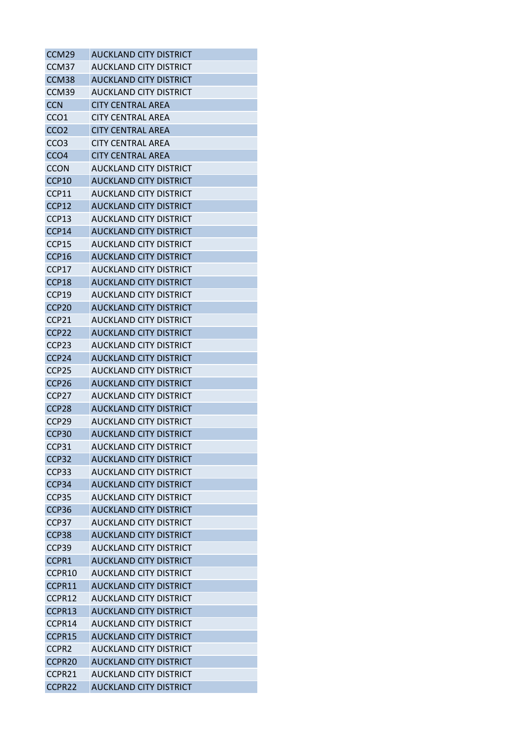| CCM29 | AUCKLAND CITY DISTRICT |
|---|---|
| CCM37 | AUCKLAND CITY DISTRICT |
| CCM38 | AUCKLAND CITY DISTRICT |
| CCM39 | AUCKLAND CITY DISTRICT |
| CCN | CITY CENTRAL AREA |
| CCO1 | CITY CENTRAL AREA |
| CCO2 | CITY CENTRAL AREA |
| CCO3 | CITY CENTRAL AREA |
| CCO4 | CITY CENTRAL AREA |
| CCON | AUCKLAND CITY DISTRICT |
| CCP10 | AUCKLAND CITY DISTRICT |
| CCP11 | AUCKLAND CITY DISTRICT |
| CCP12 | AUCKLAND CITY DISTRICT |
| CCP13 | AUCKLAND CITY DISTRICT |
| CCP14 | AUCKLAND CITY DISTRICT |
| CCP15 | AUCKLAND CITY DISTRICT |
| CCP16 | AUCKLAND CITY DISTRICT |
| CCP17 | AUCKLAND CITY DISTRICT |
| CCP18 | AUCKLAND CITY DISTRICT |
| CCP19 | AUCKLAND CITY DISTRICT |
| CCP20 | AUCKLAND CITY DISTRICT |
| CCP21 | AUCKLAND CITY DISTRICT |
| CCP22 | AUCKLAND CITY DISTRICT |
| CCP23 | AUCKLAND CITY DISTRICT |
| CCP24 | AUCKLAND CITY DISTRICT |
| CCP25 | AUCKLAND CITY DISTRICT |
| CCP26 | AUCKLAND CITY DISTRICT |
| CCP27 | AUCKLAND CITY DISTRICT |
| CCP28 | AUCKLAND CITY DISTRICT |
| CCP29 | AUCKLAND CITY DISTRICT |
| CCP30 | AUCKLAND CITY DISTRICT |
| CCP31 | AUCKLAND CITY DISTRICT |
| CCP32 | AUCKLAND CITY DISTRICT |
| CCP33 | AUCKLAND CITY DISTRICT |
| CCP34 | AUCKLAND CITY DISTRICT |
| CCP35 | AUCKLAND CITY DISTRICT |
| CCP36 | AUCKLAND CITY DISTRICT |
| CCP37 | AUCKLAND CITY DISTRICT |
| CCP38 | AUCKLAND CITY DISTRICT |
| CCP39 | AUCKLAND CITY DISTRICT |
| CCPR1 | AUCKLAND CITY DISTRICT |
| CCPR10 | AUCKLAND CITY DISTRICT |
| CCPR11 | AUCKLAND CITY DISTRICT |
| CCPR12 | AUCKLAND CITY DISTRICT |
| CCPR13 | AUCKLAND CITY DISTRICT |
| CCPR14 | AUCKLAND CITY DISTRICT |
| CCPR15 | AUCKLAND CITY DISTRICT |
| CCPR2 | AUCKLAND CITY DISTRICT |
| CCPR20 | AUCKLAND CITY DISTRICT |
| CCPR21 | AUCKLAND CITY DISTRICT |
| CCPR22 | AUCKLAND CITY DISTRICT |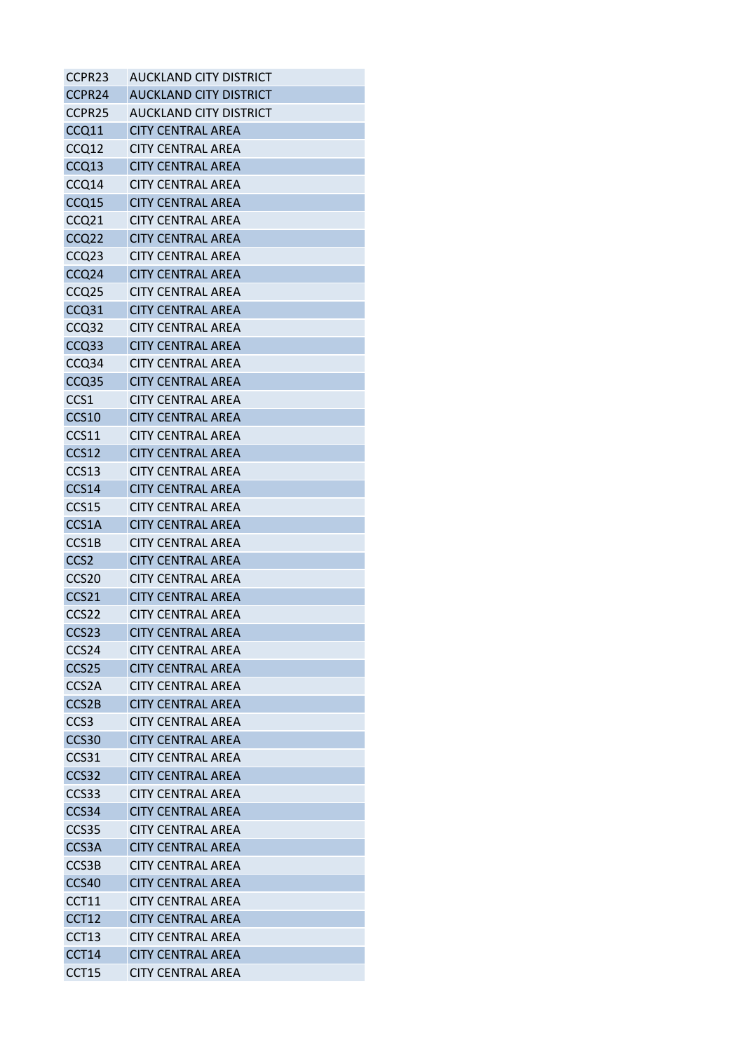| CCPR23 | AUCKLAND CITY DISTRICT |
|---|---|
| CCPR24 | AUCKLAND CITY DISTRICT |
| CCPR25 | AUCKLAND CITY DISTRICT |
| CCQ11 | CITY CENTRAL AREA |
| CCQ12 | CITY CENTRAL AREA |
| CCQ13 | CITY CENTRAL AREA |
| CCQ14 | CITY CENTRAL AREA |
| CCQ15 | CITY CENTRAL AREA |
| CCQ21 | CITY CENTRAL AREA |
| CCQ22 | CITY CENTRAL AREA |
| CCQ23 | CITY CENTRAL AREA |
| CCQ24 | CITY CENTRAL AREA |
| CCQ25 | CITY CENTRAL AREA |
| CCQ31 | CITY CENTRAL AREA |
| CCQ32 | CITY CENTRAL AREA |
| CCQ33 | CITY CENTRAL AREA |
| CCQ34 | CITY CENTRAL AREA |
| CCQ35 | CITY CENTRAL AREA |
| CCS1 | CITY CENTRAL AREA |
| CCS10 | CITY CENTRAL AREA |
| CCS11 | CITY CENTRAL AREA |
| CCS12 | CITY CENTRAL AREA |
| CCS13 | CITY CENTRAL AREA |
| CCS14 | CITY CENTRAL AREA |
| CCS15 | CITY CENTRAL AREA |
| CCS1A | CITY CENTRAL AREA |
| CCS1B | CITY CENTRAL AREA |
| CCS2 | CITY CENTRAL AREA |
| CCS20 | CITY CENTRAL AREA |
| CCS21 | CITY CENTRAL AREA |
| CCS22 | CITY CENTRAL AREA |
| CCS23 | CITY CENTRAL AREA |
| CCS24 | CITY CENTRAL AREA |
| CCS25 | CITY CENTRAL AREA |
| CCS2A | CITY CENTRAL AREA |
| CCS2B | CITY CENTRAL AREA |
| CCS3 | CITY CENTRAL AREA |
| CCS30 | CITY CENTRAL AREA |
| CCS31 | CITY CENTRAL AREA |
| CCS32 | CITY CENTRAL AREA |
| CCS33 | CITY CENTRAL AREA |
| CCS34 | CITY CENTRAL AREA |
| CCS35 | CITY CENTRAL AREA |
| CCS3A | CITY CENTRAL AREA |
| CCS3B | CITY CENTRAL AREA |
| CCS40 | CITY CENTRAL AREA |
| CCT11 | CITY CENTRAL AREA |
| CCT12 | CITY CENTRAL AREA |
| CCT13 | CITY CENTRAL AREA |
| CCT14 | CITY CENTRAL AREA |
| CCT15 | CITY CENTRAL AREA |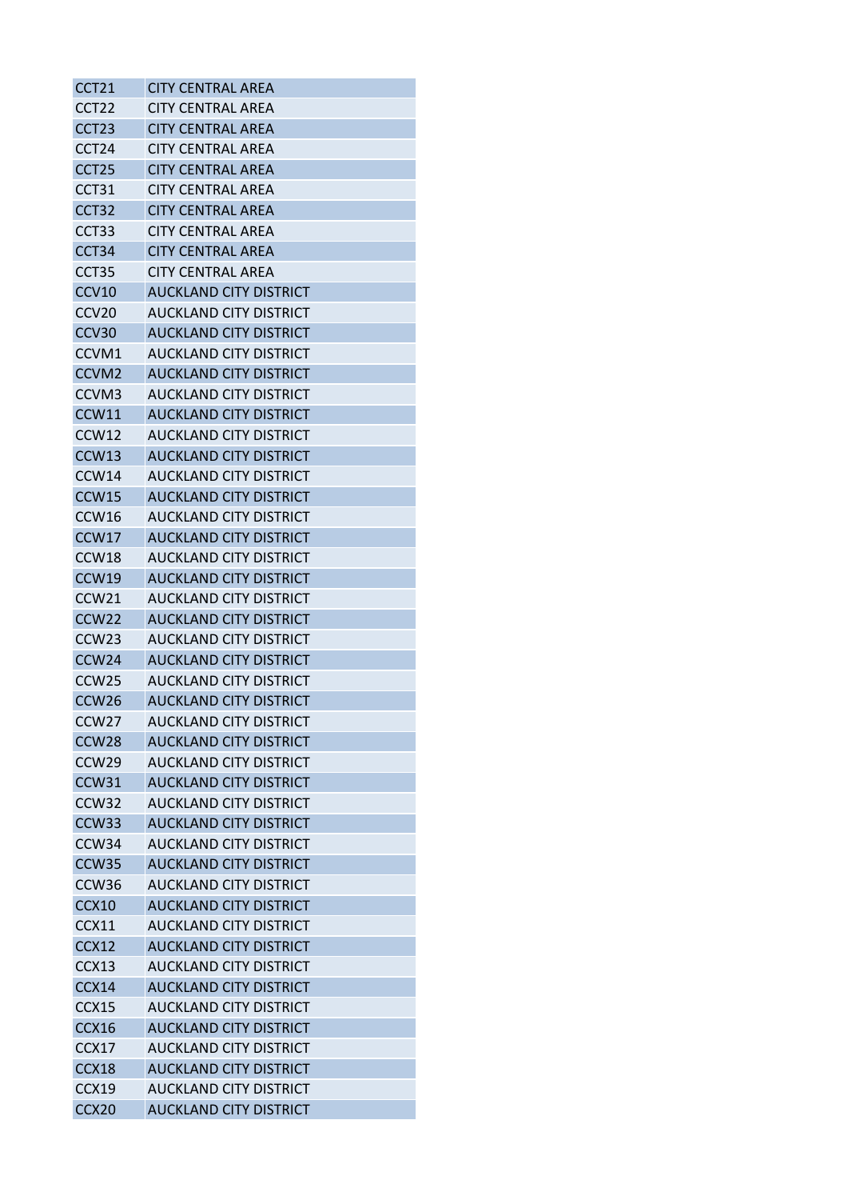| | |
|---|---|
| CCT21 | CITY CENTRAL AREA |
| CCT22 | CITY CENTRAL AREA |
| CCT23 | CITY CENTRAL AREA |
| CCT24 | CITY CENTRAL AREA |
| CCT25 | CITY CENTRAL AREA |
| CCT31 | CITY CENTRAL AREA |
| CCT32 | CITY CENTRAL AREA |
| CCT33 | CITY CENTRAL AREA |
| CCT34 | CITY CENTRAL AREA |
| CCT35 | CITY CENTRAL AREA |
| CCV10 | AUCKLAND CITY DISTRICT |
| CCV20 | AUCKLAND CITY DISTRICT |
| CCV30 | AUCKLAND CITY DISTRICT |
| CCVM1 | AUCKLAND CITY DISTRICT |
| CCVM2 | AUCKLAND CITY DISTRICT |
| CCVM3 | AUCKLAND CITY DISTRICT |
| CCW11 | AUCKLAND CITY DISTRICT |
| CCW12 | AUCKLAND CITY DISTRICT |
| CCW13 | AUCKLAND CITY DISTRICT |
| CCW14 | AUCKLAND CITY DISTRICT |
| CCW15 | AUCKLAND CITY DISTRICT |
| CCW16 | AUCKLAND CITY DISTRICT |
| CCW17 | AUCKLAND CITY DISTRICT |
| CCW18 | AUCKLAND CITY DISTRICT |
| CCW19 | AUCKLAND CITY DISTRICT |
| CCW21 | AUCKLAND CITY DISTRICT |
| CCW22 | AUCKLAND CITY DISTRICT |
| CCW23 | AUCKLAND CITY DISTRICT |
| CCW24 | AUCKLAND CITY DISTRICT |
| CCW25 | AUCKLAND CITY DISTRICT |
| CCW26 | AUCKLAND CITY DISTRICT |
| CCW27 | AUCKLAND CITY DISTRICT |
| CCW28 | AUCKLAND CITY DISTRICT |
| CCW29 | AUCKLAND CITY DISTRICT |
| CCW31 | AUCKLAND CITY DISTRICT |
| CCW32 | AUCKLAND CITY DISTRICT |
| CCW33 | AUCKLAND CITY DISTRICT |
| CCW34 | AUCKLAND CITY DISTRICT |
| CCW35 | AUCKLAND CITY DISTRICT |
| CCW36 | AUCKLAND CITY DISTRICT |
| CCX10 | AUCKLAND CITY DISTRICT |
| CCX11 | AUCKLAND CITY DISTRICT |
| CCX12 | AUCKLAND CITY DISTRICT |
| CCX13 | AUCKLAND CITY DISTRICT |
| CCX14 | AUCKLAND CITY DISTRICT |
| CCX15 | AUCKLAND CITY DISTRICT |
| CCX16 | AUCKLAND CITY DISTRICT |
| CCX17 | AUCKLAND CITY DISTRICT |
| CCX18 | AUCKLAND CITY DISTRICT |
| CCX19 | AUCKLAND CITY DISTRICT |
| CCX20 | AUCKLAND CITY DISTRICT |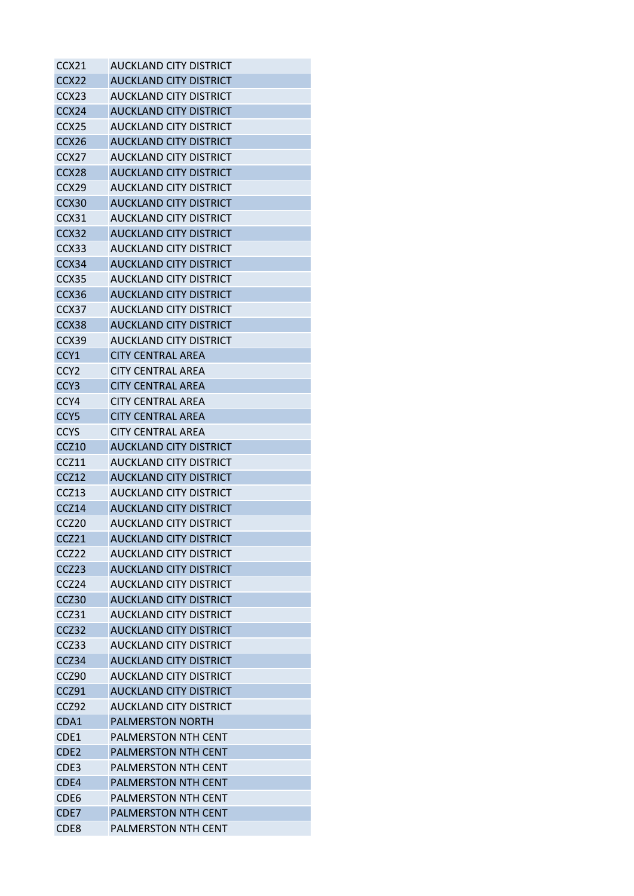| | |
|---|---|
| CCX21 | AUCKLAND CITY DISTRICT |
| CCX22 | AUCKLAND CITY DISTRICT |
| CCX23 | AUCKLAND CITY DISTRICT |
| CCX24 | AUCKLAND CITY DISTRICT |
| CCX25 | AUCKLAND CITY DISTRICT |
| CCX26 | AUCKLAND CITY DISTRICT |
| CCX27 | AUCKLAND CITY DISTRICT |
| CCX28 | AUCKLAND CITY DISTRICT |
| CCX29 | AUCKLAND CITY DISTRICT |
| CCX30 | AUCKLAND CITY DISTRICT |
| CCX31 | AUCKLAND CITY DISTRICT |
| CCX32 | AUCKLAND CITY DISTRICT |
| CCX33 | AUCKLAND CITY DISTRICT |
| CCX34 | AUCKLAND CITY DISTRICT |
| CCX35 | AUCKLAND CITY DISTRICT |
| CCX36 | AUCKLAND CITY DISTRICT |
| CCX37 | AUCKLAND CITY DISTRICT |
| CCX38 | AUCKLAND CITY DISTRICT |
| CCX39 | AUCKLAND CITY DISTRICT |
| CCY1 | CITY CENTRAL AREA |
| CCY2 | CITY CENTRAL AREA |
| CCY3 | CITY CENTRAL AREA |
| CCY4 | CITY CENTRAL AREA |
| CCY5 | CITY CENTRAL AREA |
| CCYS | CITY CENTRAL AREA |
| CCZ10 | AUCKLAND CITY DISTRICT |
| CCZ11 | AUCKLAND CITY DISTRICT |
| CCZ12 | AUCKLAND CITY DISTRICT |
| CCZ13 | AUCKLAND CITY DISTRICT |
| CCZ14 | AUCKLAND CITY DISTRICT |
| CCZ20 | AUCKLAND CITY DISTRICT |
| CCZ21 | AUCKLAND CITY DISTRICT |
| CCZ22 | AUCKLAND CITY DISTRICT |
| CCZ23 | AUCKLAND CITY DISTRICT |
| CCZ24 | AUCKLAND CITY DISTRICT |
| CCZ30 | AUCKLAND CITY DISTRICT |
| CCZ31 | AUCKLAND CITY DISTRICT |
| CCZ32 | AUCKLAND CITY DISTRICT |
| CCZ33 | AUCKLAND CITY DISTRICT |
| CCZ34 | AUCKLAND CITY DISTRICT |
| CCZ90 | AUCKLAND CITY DISTRICT |
| CCZ91 | AUCKLAND CITY DISTRICT |
| CCZ92 | AUCKLAND CITY DISTRICT |
| CDA1 | PALMERSTON NORTH |
| CDE1 | PALMERSTON NTH CENT |
| CDE2 | PALMERSTON NTH CENT |
| CDE3 | PALMERSTON NTH CENT |
| CDE4 | PALMERSTON NTH CENT |
| CDE6 | PALMERSTON NTH CENT |
| CDE7 | PALMERSTON NTH CENT |
| CDE8 | PALMERSTON NTH CENT |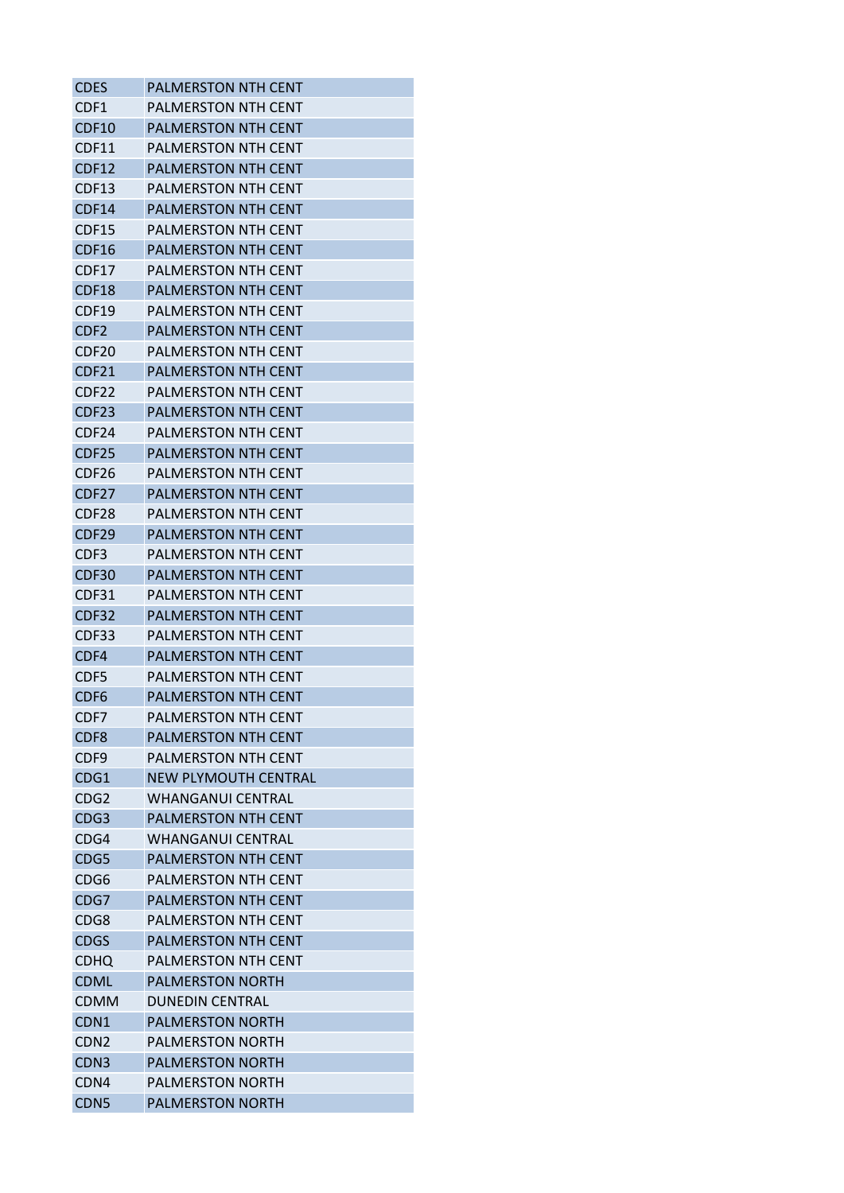| CDES | PALMERSTON NTH CENT |
|---|---|
| CDF1 | PALMERSTON NTH CENT |
| CDF10 | PALMERSTON NTH CENT |
| CDF11 | PALMERSTON NTH CENT |
| CDF12 | PALMERSTON NTH CENT |
| CDF13 | PALMERSTON NTH CENT |
| CDF14 | PALMERSTON NTH CENT |
| CDF15 | PALMERSTON NTH CENT |
| CDF16 | PALMERSTON NTH CENT |
| CDF17 | PALMERSTON NTH CENT |
| CDF18 | PALMERSTON NTH CENT |
| CDF19 | PALMERSTON NTH CENT |
| CDF2 | PALMERSTON NTH CENT |
| CDF20 | PALMERSTON NTH CENT |
| CDF21 | PALMERSTON NTH CENT |
| CDF22 | PALMERSTON NTH CENT |
| CDF23 | PALMERSTON NTH CENT |
| CDF24 | PALMERSTON NTH CENT |
| CDF25 | PALMERSTON NTH CENT |
| CDF26 | PALMERSTON NTH CENT |
| CDF27 | PALMERSTON NTH CENT |
| CDF28 | PALMERSTON NTH CENT |
| CDF29 | PALMERSTON NTH CENT |
| CDF3 | PALMERSTON NTH CENT |
| CDF30 | PALMERSTON NTH CENT |
| CDF31 | PALMERSTON NTH CENT |
| CDF32 | PALMERSTON NTH CENT |
| CDF33 | PALMERSTON NTH CENT |
| CDF4 | PALMERSTON NTH CENT |
| CDF5 | PALMERSTON NTH CENT |
| CDF6 | PALMERSTON NTH CENT |
| CDF7 | PALMERSTON NTH CENT |
| CDF8 | PALMERSTON NTH CENT |
| CDF9 | PALMERSTON NTH CENT |
| CDG1 | NEW PLYMOUTH CENTRAL |
| CDG2 | WHANGANUI CENTRAL |
| CDG3 | PALMERSTON NTH CENT |
| CDG4 | WHANGANUI CENTRAL |
| CDG5 | PALMERSTON NTH CENT |
| CDG6 | PALMERSTON NTH CENT |
| CDG7 | PALMERSTON NTH CENT |
| CDG8 | PALMERSTON NTH CENT |
| CDGS | PALMERSTON NTH CENT |
| CDHQ | PALMERSTON NTH CENT |
| CDML | PALMERSTON NORTH |
| CDMM | DUNEDIN CENTRAL |
| CDN1 | PALMERSTON NORTH |
| CDN2 | PALMERSTON NORTH |
| CDN3 | PALMERSTON NORTH |
| CDN4 | PALMERSTON NORTH |
| CDN5 | PALMERSTON NORTH |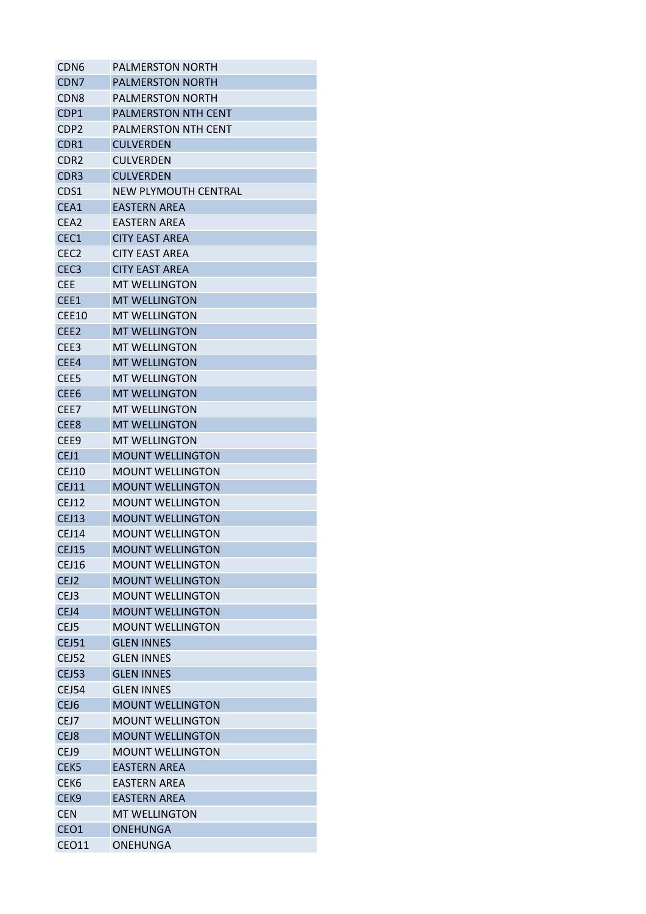| | |
|---|---|
| CDN6 | PALMERSTON NORTH |
| CDN7 | PALMERSTON NORTH |
| CDN8 | PALMERSTON NORTH |
| CDP1 | PALMERSTON NTH CENT |
| CDP2 | PALMERSTON NTH CENT |
| CDR1 | CULVERDEN |
| CDR2 | CULVERDEN |
| CDR3 | CULVERDEN |
| CDS1 | NEW PLYMOUTH CENTRAL |
| CEA1 | EASTERN AREA |
| CEA2 | EASTERN AREA |
| CEC1 | CITY EAST AREA |
| CEC2 | CITY EAST AREA |
| CEC3 | CITY EAST AREA |
| CEE | MT WELLINGTON |
| CEE1 | MT WELLINGTON |
| CEE10 | MT WELLINGTON |
| CEE2 | MT WELLINGTON |
| CEE3 | MT WELLINGTON |
| CEE4 | MT WELLINGTON |
| CEE5 | MT WELLINGTON |
| CEE6 | MT WELLINGTON |
| CEE7 | MT WELLINGTON |
| CEE8 | MT WELLINGTON |
| CEE9 | MT WELLINGTON |
| CEJ1 | MOUNT WELLINGTON |
| CEJ10 | MOUNT WELLINGTON |
| CEJ11 | MOUNT WELLINGTON |
| CEJ12 | MOUNT WELLINGTON |
| CEJ13 | MOUNT WELLINGTON |
| CEJ14 | MOUNT WELLINGTON |
| CEJ15 | MOUNT WELLINGTON |
| CEJ16 | MOUNT WELLINGTON |
| CEJ2 | MOUNT WELLINGTON |
| CEJ3 | MOUNT WELLINGTON |
| CEJ4 | MOUNT WELLINGTON |
| CEJ5 | MOUNT WELLINGTON |
| CEJ51 | GLEN INNES |
| CEJ52 | GLEN INNES |
| CEJ53 | GLEN INNES |
| CEJ54 | GLEN INNES |
| CEJ6 | MOUNT WELLINGTON |
| CEJ7 | MOUNT WELLINGTON |
| CEJ8 | MOUNT WELLINGTON |
| CEJ9 | MOUNT WELLINGTON |
| CEK5 | EASTERN AREA |
| CEK6 | EASTERN AREA |
| CEK9 | EASTERN AREA |
| CEN | MT WELLINGTON |
| CEO1 | ONEHUNGA |
| CEO11 | ONEHUNGA |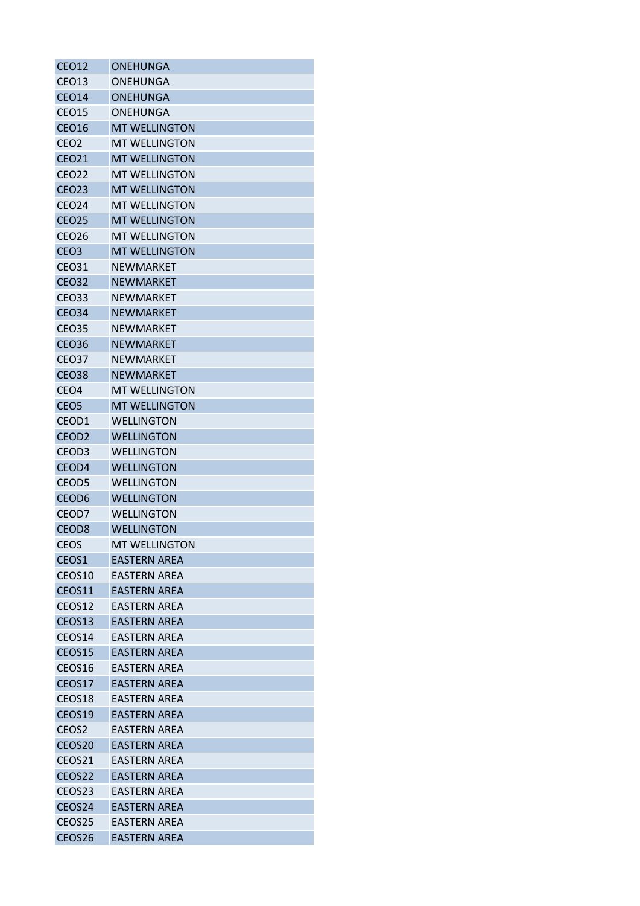| CEO12 | ONEHUNGA |
|---|---|
| CEO13 | ONEHUNGA |
| CEO14 | ONEHUNGA |
| CEO15 | ONEHUNGA |
| CEO16 | MT WELLINGTON |
| CEO2 | MT WELLINGTON |
| CEO21 | MT WELLINGTON |
| CEO22 | MT WELLINGTON |
| CEO23 | MT WELLINGTON |
| CEO24 | MT WELLINGTON |
| CEO25 | MT WELLINGTON |
| CEO26 | MT WELLINGTON |
| CEO3 | MT WELLINGTON |
| CEO31 | NEWMARKET |
| CEO32 | NEWMARKET |
| CEO33 | NEWMARKET |
| CEO34 | NEWMARKET |
| CEO35 | NEWMARKET |
| CEO36 | NEWMARKET |
| CEO37 | NEWMARKET |
| CEO38 | NEWMARKET |
| CEO4 | MT WELLINGTON |
| CEO5 | MT WELLINGTON |
| CEOD1 | WELLINGTON |
| CEOD2 | WELLINGTON |
| CEOD3 | WELLINGTON |
| CEOD4 | WELLINGTON |
| CEOD5 | WELLINGTON |
| CEOD6 | WELLINGTON |
| CEOD7 | WELLINGTON |
| CEOD8 | WELLINGTON |
| CEOS | MT WELLINGTON |
| CEOS1 | EASTERN AREA |
| CEOS10 | EASTERN AREA |
| CEOS11 | EASTERN AREA |
| CEOS12 | EASTERN AREA |
| CEOS13 | EASTERN AREA |
| CEOS14 | EASTERN AREA |
| CEOS15 | EASTERN AREA |
| CEOS16 | EASTERN AREA |
| CEOS17 | EASTERN AREA |
| CEOS18 | EASTERN AREA |
| CEOS19 | EASTERN AREA |
| CEOS2 | EASTERN AREA |
| CEOS20 | EASTERN AREA |
| CEOS21 | EASTERN AREA |
| CEOS22 | EASTERN AREA |
| CEOS23 | EASTERN AREA |
| CEOS24 | EASTERN AREA |
| CEOS25 | EASTERN AREA |
| CEOS26 | EASTERN AREA |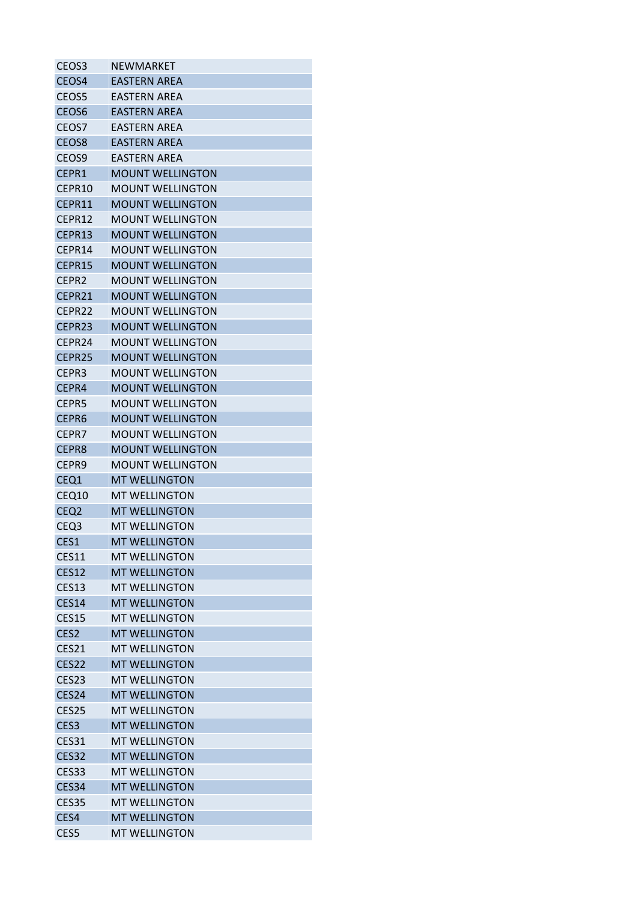| CEOS3 | NEWMARKET |
|---|---|
| CEOS4 | EASTERN AREA |
| CEOS5 | EASTERN AREA |
| CEOS6 | EASTERN AREA |
| CEOS7 | EASTERN AREA |
| CEOS8 | EASTERN AREA |
| CEOS9 | EASTERN AREA |
| CEPR1 | MOUNT WELLINGTON |
| CEPR10 | MOUNT WELLINGTON |
| CEPR11 | MOUNT WELLINGTON |
| CEPR12 | MOUNT WELLINGTON |
| CEPR13 | MOUNT WELLINGTON |
| CEPR14 | MOUNT WELLINGTON |
| CEPR15 | MOUNT WELLINGTON |
| CEPR2 | MOUNT WELLINGTON |
| CEPR21 | MOUNT WELLINGTON |
| CEPR22 | MOUNT WELLINGTON |
| CEPR23 | MOUNT WELLINGTON |
| CEPR24 | MOUNT WELLINGTON |
| CEPR25 | MOUNT WELLINGTON |
| CEPR3 | MOUNT WELLINGTON |
| CEPR4 | MOUNT WELLINGTON |
| CEPR5 | MOUNT WELLINGTON |
| CEPR6 | MOUNT WELLINGTON |
| CEPR7 | MOUNT WELLINGTON |
| CEPR8 | MOUNT WELLINGTON |
| CEPR9 | MOUNT WELLINGTON |
| CEQ1 | MT WELLINGTON |
| CEQ10 | MT WELLINGTON |
| CEQ2 | MT WELLINGTON |
| CEQ3 | MT WELLINGTON |
| CES1 | MT WELLINGTON |
| CES11 | MT WELLINGTON |
| CES12 | MT WELLINGTON |
| CES13 | MT WELLINGTON |
| CES14 | MT WELLINGTON |
| CES15 | MT WELLINGTON |
| CES2 | MT WELLINGTON |
| CES21 | MT WELLINGTON |
| CES22 | MT WELLINGTON |
| CES23 | MT WELLINGTON |
| CES24 | MT WELLINGTON |
| CES25 | MT WELLINGTON |
| CES3 | MT WELLINGTON |
| CES31 | MT WELLINGTON |
| CES32 | MT WELLINGTON |
| CES33 | MT WELLINGTON |
| CES34 | MT WELLINGTON |
| CES35 | MT WELLINGTON |
| CES4 | MT WELLINGTON |
| CES5 | MT WELLINGTON |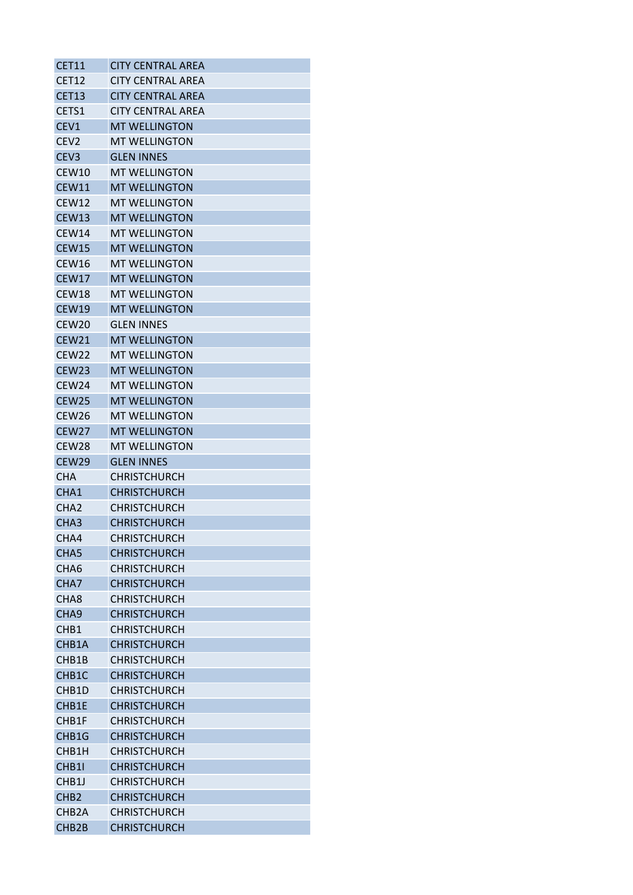| CET11 | CITY CENTRAL AREA |
|---|---|
| CET12 | CITY CENTRAL AREA |
| CET13 | CITY CENTRAL AREA |
| CETS1 | CITY CENTRAL AREA |
| CEV1 | MT WELLINGTON |
| CEV2 | MT WELLINGTON |
| CEV3 | GLEN INNES |
| CEW10 | MT WELLINGTON |
| CEW11 | MT WELLINGTON |
| CEW12 | MT WELLINGTON |
| CEW13 | MT WELLINGTON |
| CEW14 | MT WELLINGTON |
| CEW15 | MT WELLINGTON |
| CEW16 | MT WELLINGTON |
| CEW17 | MT WELLINGTON |
| CEW18 | MT WELLINGTON |
| CEW19 | MT WELLINGTON |
| CEW20 | GLEN INNES |
| CEW21 | MT WELLINGTON |
| CEW22 | MT WELLINGTON |
| CEW23 | MT WELLINGTON |
| CEW24 | MT WELLINGTON |
| CEW25 | MT WELLINGTON |
| CEW26 | MT WELLINGTON |
| CEW27 | MT WELLINGTON |
| CEW28 | MT WELLINGTON |
| CEW29 | GLEN INNES |
| CHA | CHRISTCHURCH |
| CHA1 | CHRISTCHURCH |
| CHA2 | CHRISTCHURCH |
| CHA3 | CHRISTCHURCH |
| CHA4 | CHRISTCHURCH |
| CHA5 | CHRISTCHURCH |
| CHA6 | CHRISTCHURCH |
| CHA7 | CHRISTCHURCH |
| CHA8 | CHRISTCHURCH |
| CHA9 | CHRISTCHURCH |
| CHB1 | CHRISTCHURCH |
| CHB1A | CHRISTCHURCH |
| CHB1B | CHRISTCHURCH |
| CHB1C | CHRISTCHURCH |
| CHB1D | CHRISTCHURCH |
| CHB1E | CHRISTCHURCH |
| CHB1F | CHRISTCHURCH |
| CHB1G | CHRISTCHURCH |
| CHB1H | CHRISTCHURCH |
| CHB1I | CHRISTCHURCH |
| CHB1J | CHRISTCHURCH |
| CHB2 | CHRISTCHURCH |
| CHB2A | CHRISTCHURCH |
| CHB2B | CHRISTCHURCH |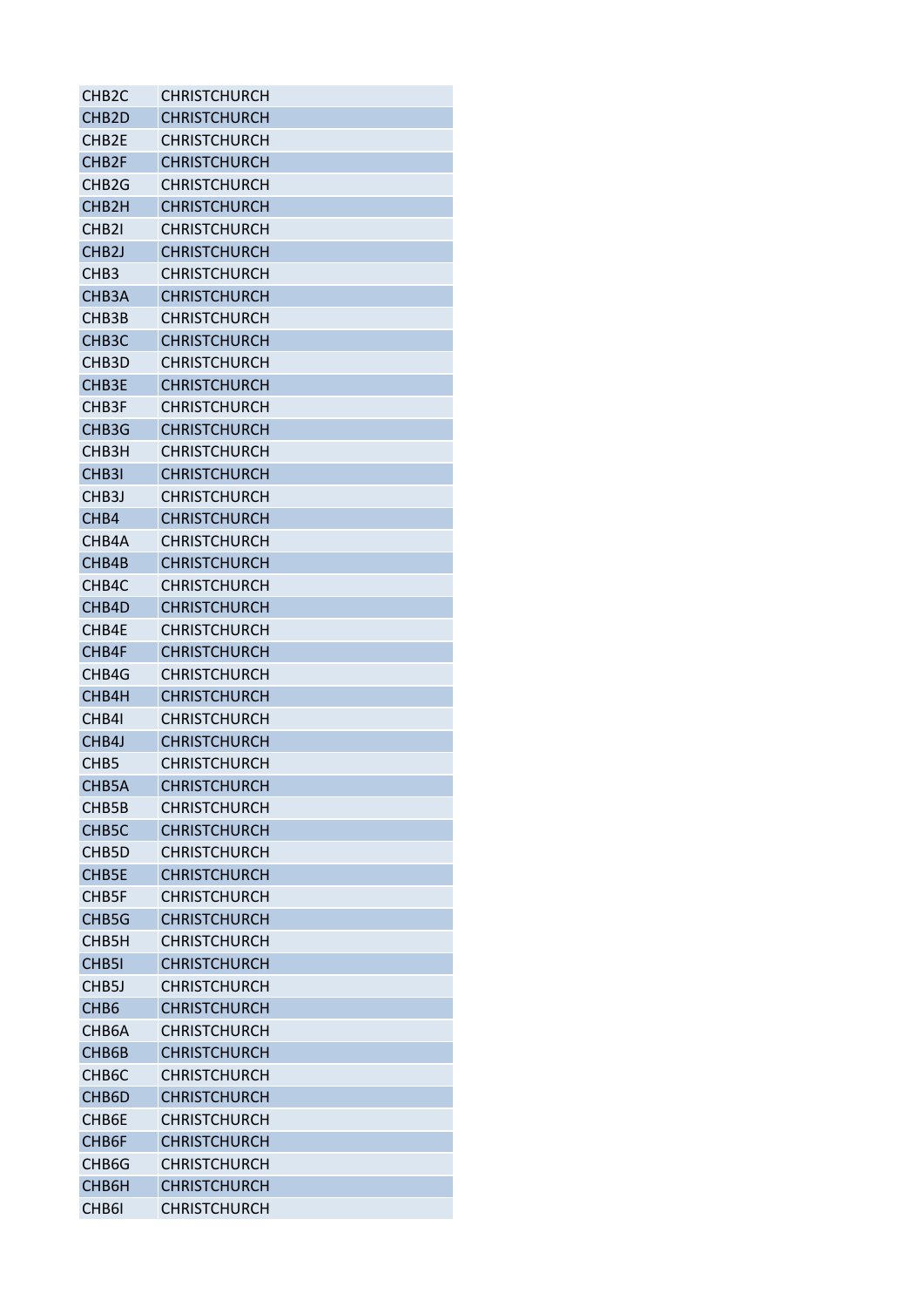| CHB2C | CHRISTCHURCH |
|---|---|
| CHB2D | CHRISTCHURCH |
| CHB2E | CHRISTCHURCH |
| CHB2F | CHRISTCHURCH |
| CHB2G | CHRISTCHURCH |
| CHB2H | CHRISTCHURCH |
| CHB2I | CHRISTCHURCH |
| CHB2J | CHRISTCHURCH |
| CHB3 | CHRISTCHURCH |
| CHB3A | CHRISTCHURCH |
| CHB3B | CHRISTCHURCH |
| CHB3C | CHRISTCHURCH |
| CHB3D | CHRISTCHURCH |
| CHB3E | CHRISTCHURCH |
| CHB3F | CHRISTCHURCH |
| CHB3G | CHRISTCHURCH |
| CHB3H | CHRISTCHURCH |
| CHB3I | CHRISTCHURCH |
| CHB3J | CHRISTCHURCH |
| CHB4 | CHRISTCHURCH |
| CHB4A | CHRISTCHURCH |
| CHB4B | CHRISTCHURCH |
| CHB4C | CHRISTCHURCH |
| CHB4D | CHRISTCHURCH |
| CHB4E | CHRISTCHURCH |
| CHB4F | CHRISTCHURCH |
| CHB4G | CHRISTCHURCH |
| CHB4H | CHRISTCHURCH |
| CHB4I | CHRISTCHURCH |
| CHB4J | CHRISTCHURCH |
| CHB5 | CHRISTCHURCH |
| CHB5A | CHRISTCHURCH |
| CHB5B | CHRISTCHURCH |
| CHB5C | CHRISTCHURCH |
| CHB5D | CHRISTCHURCH |
| CHB5E | CHRISTCHURCH |
| CHB5F | CHRISTCHURCH |
| CHB5G | CHRISTCHURCH |
| CHB5H | CHRISTCHURCH |
| CHB5I | CHRISTCHURCH |
| CHB5J | CHRISTCHURCH |
| CHB6 | CHRISTCHURCH |
| CHB6A | CHRISTCHURCH |
| CHB6B | CHRISTCHURCH |
| CHB6C | CHRISTCHURCH |
| CHB6D | CHRISTCHURCH |
| CHB6E | CHRISTCHURCH |
| CHB6F | CHRISTCHURCH |
| CHB6G | CHRISTCHURCH |
| CHB6H | CHRISTCHURCH |
| CHB6I | CHRISTCHURCH |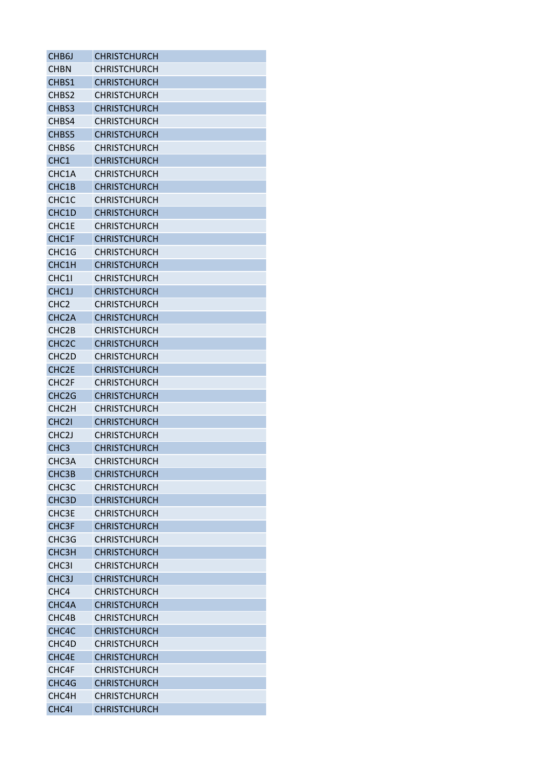| | |
|---|---|
| CHB6J | CHRISTCHURCH |
| CHBN | CHRISTCHURCH |
| CHBS1 | CHRISTCHURCH |
| CHBS2 | CHRISTCHURCH |
| CHBS3 | CHRISTCHURCH |
| CHBS4 | CHRISTCHURCH |
| CHBS5 | CHRISTCHURCH |
| CHBS6 | CHRISTCHURCH |
| CHC1 | CHRISTCHURCH |
| CHC1A | CHRISTCHURCH |
| CHC1B | CHRISTCHURCH |
| CHC1C | CHRISTCHURCH |
| CHC1D | CHRISTCHURCH |
| CHC1E | CHRISTCHURCH |
| CHC1F | CHRISTCHURCH |
| CHC1G | CHRISTCHURCH |
| CHC1H | CHRISTCHURCH |
| CHC1I | CHRISTCHURCH |
| CHC1J | CHRISTCHURCH |
| CHC2 | CHRISTCHURCH |
| CHC2A | CHRISTCHURCH |
| CHC2B | CHRISTCHURCH |
| CHC2C | CHRISTCHURCH |
| CHC2D | CHRISTCHURCH |
| CHC2E | CHRISTCHURCH |
| CHC2F | CHRISTCHURCH |
| CHC2G | CHRISTCHURCH |
| CHC2H | CHRISTCHURCH |
| CHC2I | CHRISTCHURCH |
| CHC2J | CHRISTCHURCH |
| CHC3 | CHRISTCHURCH |
| CHC3A | CHRISTCHURCH |
| CHC3B | CHRISTCHURCH |
| CHC3C | CHRISTCHURCH |
| CHC3D | CHRISTCHURCH |
| CHC3E | CHRISTCHURCH |
| CHC3F | CHRISTCHURCH |
| CHC3G | CHRISTCHURCH |
| CHC3H | CHRISTCHURCH |
| CHC3I | CHRISTCHURCH |
| CHC3J | CHRISTCHURCH |
| CHC4 | CHRISTCHURCH |
| CHC4A | CHRISTCHURCH |
| CHC4B | CHRISTCHURCH |
| CHC4C | CHRISTCHURCH |
| CHC4D | CHRISTCHURCH |
| CHC4E | CHRISTCHURCH |
| CHC4F | CHRISTCHURCH |
| CHC4G | CHRISTCHURCH |
| CHC4H | CHRISTCHURCH |
| CHC4I | CHRISTCHURCH |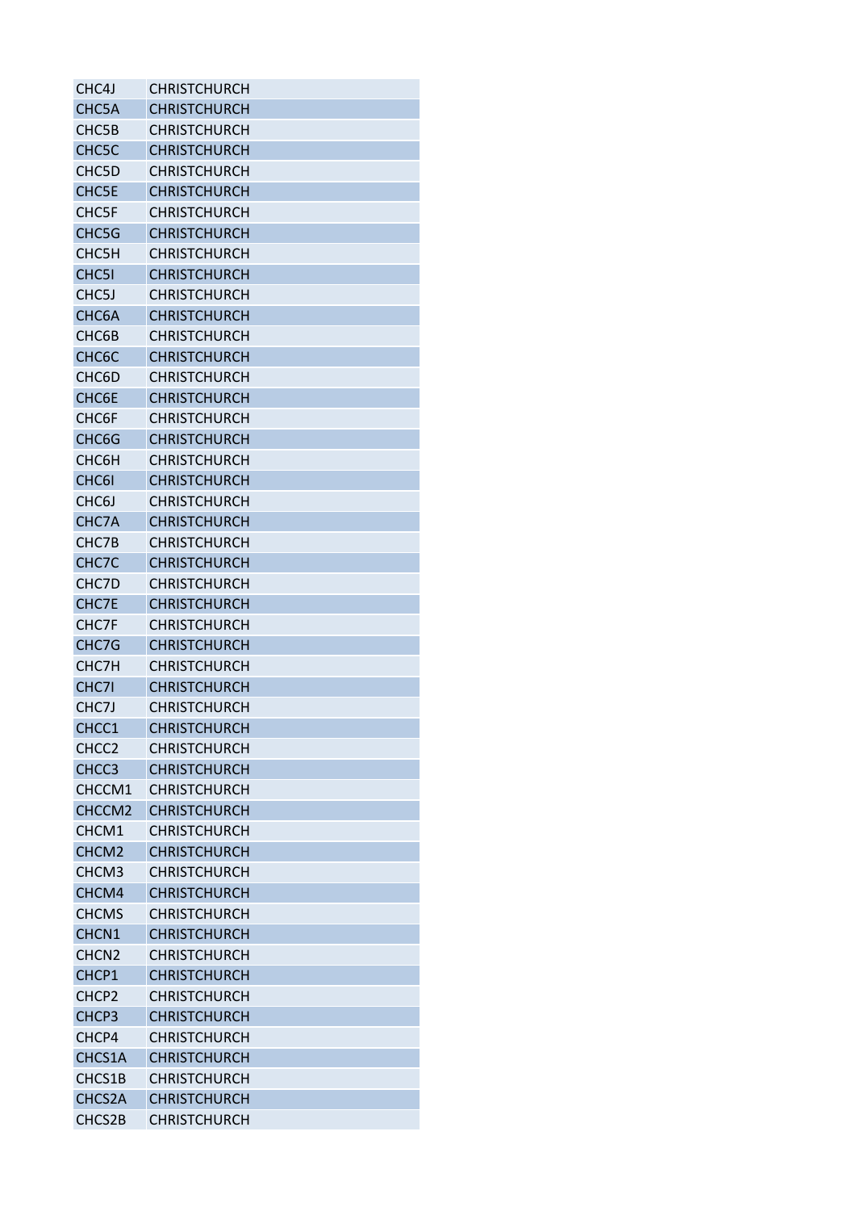| CHC4J | CHRISTCHURCH |
|---|---|
| CHC5A | CHRISTCHURCH |
| CHC5B | CHRISTCHURCH |
| CHC5C | CHRISTCHURCH |
| CHC5D | CHRISTCHURCH |
| CHC5E | CHRISTCHURCH |
| CHC5F | CHRISTCHURCH |
| CHC5G | CHRISTCHURCH |
| CHC5H | CHRISTCHURCH |
| CHC5I | CHRISTCHURCH |
| CHC5J | CHRISTCHURCH |
| CHC6A | CHRISTCHURCH |
| CHC6B | CHRISTCHURCH |
| CHC6C | CHRISTCHURCH |
| CHC6D | CHRISTCHURCH |
| CHC6E | CHRISTCHURCH |
| CHC6F | CHRISTCHURCH |
| CHC6G | CHRISTCHURCH |
| CHC6H | CHRISTCHURCH |
| CHC6I | CHRISTCHURCH |
| CHC6J | CHRISTCHURCH |
| CHC7A | CHRISTCHURCH |
| CHC7B | CHRISTCHURCH |
| CHC7C | CHRISTCHURCH |
| CHC7D | CHRISTCHURCH |
| CHC7E | CHRISTCHURCH |
| CHC7F | CHRISTCHURCH |
| CHC7G | CHRISTCHURCH |
| CHC7H | CHRISTCHURCH |
| CHC7I | CHRISTCHURCH |
| CHC7J | CHRISTCHURCH |
| CHCC1 | CHRISTCHURCH |
| CHCC2 | CHRISTCHURCH |
| CHCC3 | CHRISTCHURCH |
| CHCCM1 | CHRISTCHURCH |
| CHCCM2 | CHRISTCHURCH |
| CHCM1 | CHRISTCHURCH |
| CHCM2 | CHRISTCHURCH |
| CHCM3 | CHRISTCHURCH |
| CHCM4 | CHRISTCHURCH |
| CHCMS | CHRISTCHURCH |
| CHCN1 | CHRISTCHURCH |
| CHCN2 | CHRISTCHURCH |
| CHCP1 | CHRISTCHURCH |
| CHCP2 | CHRISTCHURCH |
| CHCP3 | CHRISTCHURCH |
| CHCP4 | CHRISTCHURCH |
| CHCS1A | CHRISTCHURCH |
| CHCS1B | CHRISTCHURCH |
| CHCS2A | CHRISTCHURCH |
| CHCS2B | CHRISTCHURCH |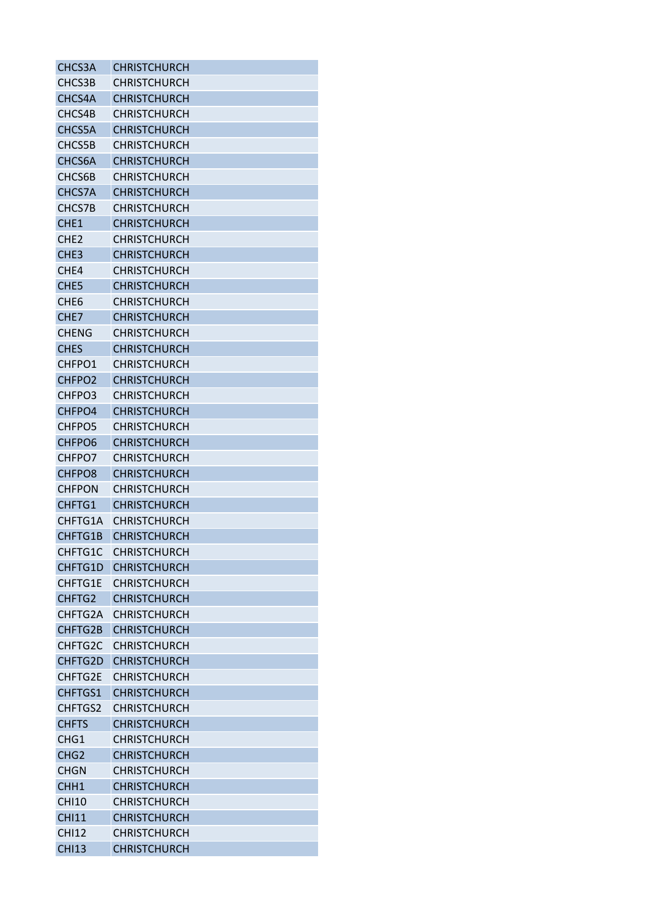| | |
|---|---|
| CHCS3A | CHRISTCHURCH |
| CHCS3B | CHRISTCHURCH |
| CHCS4A | CHRISTCHURCH |
| CHCS4B | CHRISTCHURCH |
| CHCS5A | CHRISTCHURCH |
| CHCS5B | CHRISTCHURCH |
| CHCS6A | CHRISTCHURCH |
| CHCS6B | CHRISTCHURCH |
| CHCS7A | CHRISTCHURCH |
| CHCS7B | CHRISTCHURCH |
| CHE1 | CHRISTCHURCH |
| CHE2 | CHRISTCHURCH |
| CHE3 | CHRISTCHURCH |
| CHE4 | CHRISTCHURCH |
| CHE5 | CHRISTCHURCH |
| CHE6 | CHRISTCHURCH |
| CHE7 | CHRISTCHURCH |
| CHENG | CHRISTCHURCH |
| CHES | CHRISTCHURCH |
| CHFPO1 | CHRISTCHURCH |
| CHFPO2 | CHRISTCHURCH |
| CHFPO3 | CHRISTCHURCH |
| CHFPO4 | CHRISTCHURCH |
| CHFPO5 | CHRISTCHURCH |
| CHFPO6 | CHRISTCHURCH |
| CHFPO7 | CHRISTCHURCH |
| CHFPO8 | CHRISTCHURCH |
| CHFPON | CHRISTCHURCH |
| CHFTG1 | CHRISTCHURCH |
| CHFTG1A | CHRISTCHURCH |
| CHFTG1B | CHRISTCHURCH |
| CHFTG1C | CHRISTCHURCH |
| CHFTG1D | CHRISTCHURCH |
| CHFTG1E | CHRISTCHURCH |
| CHFTG2 | CHRISTCHURCH |
| CHFTG2A | CHRISTCHURCH |
| CHFTG2B | CHRISTCHURCH |
| CHFTG2C | CHRISTCHURCH |
| CHFTG2D | CHRISTCHURCH |
| CHFTG2E | CHRISTCHURCH |
| CHFTGS1 | CHRISTCHURCH |
| CHFTGS2 | CHRISTCHURCH |
| CHFTS | CHRISTCHURCH |
| CHG1 | CHRISTCHURCH |
| CHG2 | CHRISTCHURCH |
| CHGN | CHRISTCHURCH |
| CHH1 | CHRISTCHURCH |
| CHI10 | CHRISTCHURCH |
| CHI11 | CHRISTCHURCH |
| CHI12 | CHRISTCHURCH |
| CHI13 | CHRISTCHURCH |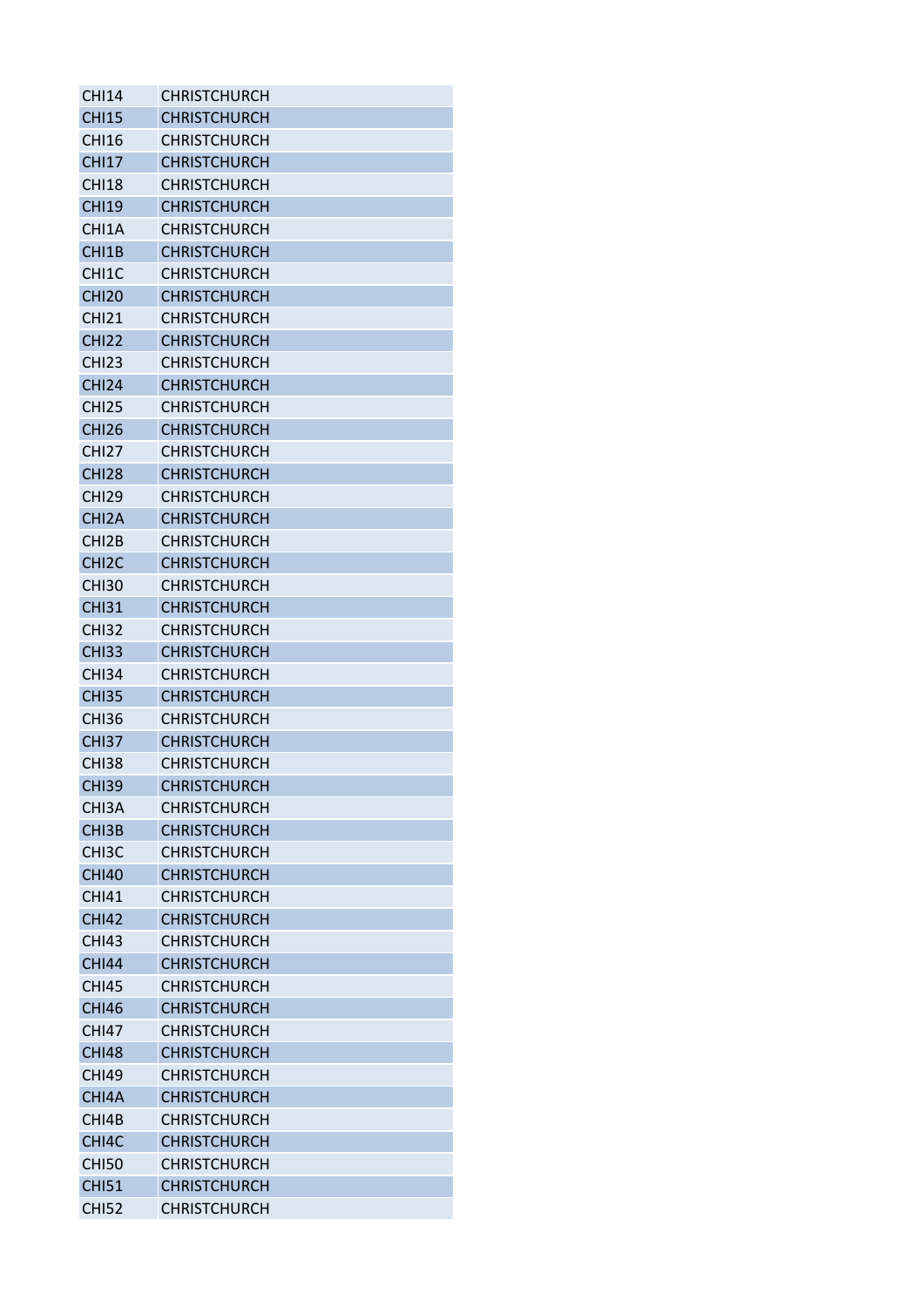| CHI14 | CHRISTCHURCH |
|---|---|
| CHI15 | CHRISTCHURCH |
| CHI16 | CHRISTCHURCH |
| CHI17 | CHRISTCHURCH |
| CHI18 | CHRISTCHURCH |
| CHI19 | CHRISTCHURCH |
| CHI1A | CHRISTCHURCH |
| CHI1B | CHRISTCHURCH |
| CHI1C | CHRISTCHURCH |
| CHI20 | CHRISTCHURCH |
| CHI21 | CHRISTCHURCH |
| CHI22 | CHRISTCHURCH |
| CHI23 | CHRISTCHURCH |
| CHI24 | CHRISTCHURCH |
| CHI25 | CHRISTCHURCH |
| CHI26 | CHRISTCHURCH |
| CHI27 | CHRISTCHURCH |
| CHI28 | CHRISTCHURCH |
| CHI29 | CHRISTCHURCH |
| CHI2A | CHRISTCHURCH |
| CHI2B | CHRISTCHURCH |
| CHI2C | CHRISTCHURCH |
| CHI30 | CHRISTCHURCH |
| CHI31 | CHRISTCHURCH |
| CHI32 | CHRISTCHURCH |
| CHI33 | CHRISTCHURCH |
| CHI34 | CHRISTCHURCH |
| CHI35 | CHRISTCHURCH |
| CHI36 | CHRISTCHURCH |
| CHI37 | CHRISTCHURCH |
| CHI38 | CHRISTCHURCH |
| CHI39 | CHRISTCHURCH |
| CHI3A | CHRISTCHURCH |
| CHI3B | CHRISTCHURCH |
| CHI3C | CHRISTCHURCH |
| CHI40 | CHRISTCHURCH |
| CHI41 | CHRISTCHURCH |
| CHI42 | CHRISTCHURCH |
| CHI43 | CHRISTCHURCH |
| CHI44 | CHRISTCHURCH |
| CHI45 | CHRISTCHURCH |
| CHI46 | CHRISTCHURCH |
| CHI47 | CHRISTCHURCH |
| CHI48 | CHRISTCHURCH |
| CHI49 | CHRISTCHURCH |
| CHI4A | CHRISTCHURCH |
| CHI4B | CHRISTCHURCH |
| CHI4C | CHRISTCHURCH |
| CHI50 | CHRISTCHURCH |
| CHI51 | CHRISTCHURCH |
| CHI52 | CHRISTCHURCH |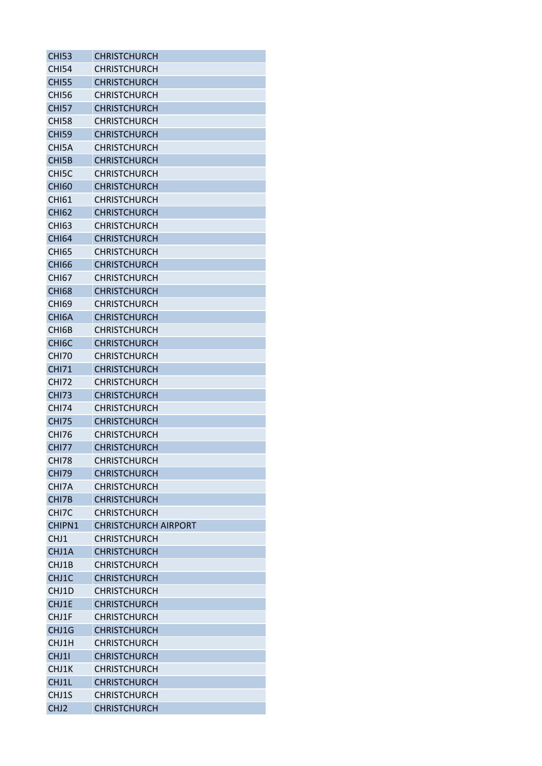| CHI53 | CHRISTCHURCH |
|---|---|
| CHI54 | CHRISTCHURCH |
| CHI55 | CHRISTCHURCH |
| CHI56 | CHRISTCHURCH |
| CHI57 | CHRISTCHURCH |
| CHI58 | CHRISTCHURCH |
| CHI59 | CHRISTCHURCH |
| CHI5A | CHRISTCHURCH |
| CHI5B | CHRISTCHURCH |
| CHI5C | CHRISTCHURCH |
| CHI60 | CHRISTCHURCH |
| CHI61 | CHRISTCHURCH |
| CHI62 | CHRISTCHURCH |
| CHI63 | CHRISTCHURCH |
| CHI64 | CHRISTCHURCH |
| CHI65 | CHRISTCHURCH |
| CHI66 | CHRISTCHURCH |
| CHI67 | CHRISTCHURCH |
| CHI68 | CHRISTCHURCH |
| CHI69 | CHRISTCHURCH |
| CHI6A | CHRISTCHURCH |
| CHI6B | CHRISTCHURCH |
| CHI6C | CHRISTCHURCH |
| CHI70 | CHRISTCHURCH |
| CHI71 | CHRISTCHURCH |
| CHI72 | CHRISTCHURCH |
| CHI73 | CHRISTCHURCH |
| CHI74 | CHRISTCHURCH |
| CHI75 | CHRISTCHURCH |
| CHI76 | CHRISTCHURCH |
| CHI77 | CHRISTCHURCH |
| CHI78 | CHRISTCHURCH |
| CHI79 | CHRISTCHURCH |
| CHI7A | CHRISTCHURCH |
| CHI7B | CHRISTCHURCH |
| CHI7C | CHRISTCHURCH |
| CHIPN1 | CHRISTCHURCH AIRPORT |
| CHJ1 | CHRISTCHURCH |
| CHJ1A | CHRISTCHURCH |
| CHJ1B | CHRISTCHURCH |
| CHJ1C | CHRISTCHURCH |
| CHJ1D | CHRISTCHURCH |
| CHJ1E | CHRISTCHURCH |
| CHJ1F | CHRISTCHURCH |
| CHJ1G | CHRISTCHURCH |
| CHJ1H | CHRISTCHURCH |
| CHJ1I | CHRISTCHURCH |
| CHJ1K | CHRISTCHURCH |
| CHJ1L | CHRISTCHURCH |
| CHJ1S | CHRISTCHURCH |
| CHJ2 | CHRISTCHURCH |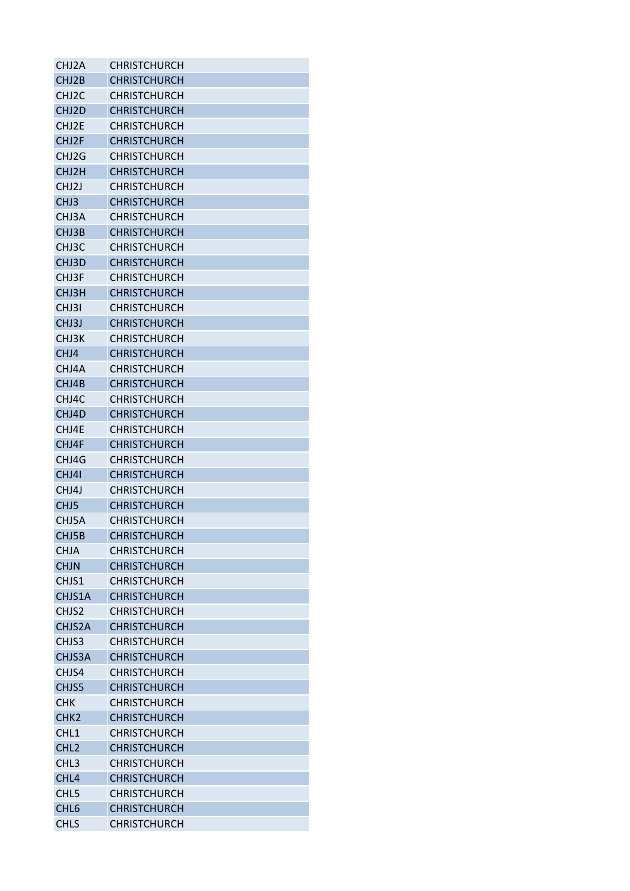| | |
|---|---|
| CHJ2A | CHRISTCHURCH |
| CHJ2B | CHRISTCHURCH |
| CHJ2C | CHRISTCHURCH |
| CHJ2D | CHRISTCHURCH |
| CHJ2E | CHRISTCHURCH |
| CHJ2F | CHRISTCHURCH |
| CHJ2G | CHRISTCHURCH |
| CHJ2H | CHRISTCHURCH |
| CHJ2J | CHRISTCHURCH |
| CHJ3 | CHRISTCHURCH |
| CHJ3A | CHRISTCHURCH |
| CHJ3B | CHRISTCHURCH |
| CHJ3C | CHRISTCHURCH |
| CHJ3D | CHRISTCHURCH |
| CHJ3F | CHRISTCHURCH |
| CHJ3H | CHRISTCHURCH |
| CHJ3I | CHRISTCHURCH |
| CHJ3J | CHRISTCHURCH |
| CHJ3K | CHRISTCHURCH |
| CHJ4 | CHRISTCHURCH |
| CHJ4A | CHRISTCHURCH |
| CHJ4B | CHRISTCHURCH |
| CHJ4C | CHRISTCHURCH |
| CHJ4D | CHRISTCHURCH |
| CHJ4E | CHRISTCHURCH |
| CHJ4F | CHRISTCHURCH |
| CHJ4G | CHRISTCHURCH |
| CHJ4I | CHRISTCHURCH |
| CHJ4J | CHRISTCHURCH |
| CHJ5 | CHRISTCHURCH |
| CHJ5A | CHRISTCHURCH |
| CHJ5B | CHRISTCHURCH |
| CHJA | CHRISTCHURCH |
| CHJN | CHRISTCHURCH |
| CHJS1 | CHRISTCHURCH |
| CHJS1A | CHRISTCHURCH |
| CHJS2 | CHRISTCHURCH |
| CHJS2A | CHRISTCHURCH |
| CHJS3 | CHRISTCHURCH |
| CHJS3A | CHRISTCHURCH |
| CHJS4 | CHRISTCHURCH |
| CHJS5 | CHRISTCHURCH |
| CHK | CHRISTCHURCH |
| CHK2 | CHRISTCHURCH |
| CHL1 | CHRISTCHURCH |
| CHL2 | CHRISTCHURCH |
| CHL3 | CHRISTCHURCH |
| CHL4 | CHRISTCHURCH |
| CHL5 | CHRISTCHURCH |
| CHL6 | CHRISTCHURCH |
| CHLS | CHRISTCHURCH |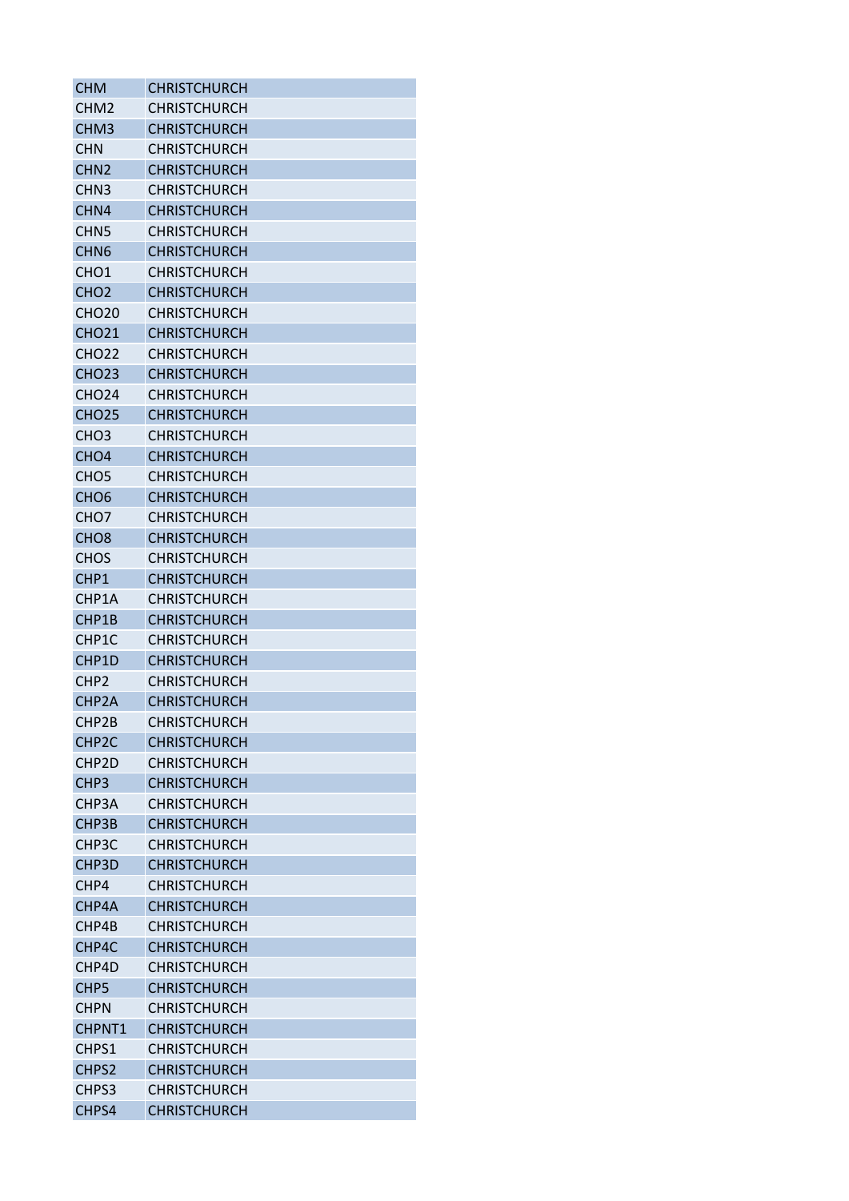| CHM | CHRISTCHURCH |
|---|---|
| CHM2 | CHRISTCHURCH |
| CHM3 | CHRISTCHURCH |
| CHN | CHRISTCHURCH |
| CHN2 | CHRISTCHURCH |
| CHN3 | CHRISTCHURCH |
| CHN4 | CHRISTCHURCH |
| CHN5 | CHRISTCHURCH |
| CHN6 | CHRISTCHURCH |
| CHO1 | CHRISTCHURCH |
| CHO2 | CHRISTCHURCH |
| CHO20 | CHRISTCHURCH |
| CHO21 | CHRISTCHURCH |
| CHO22 | CHRISTCHURCH |
| CHO23 | CHRISTCHURCH |
| CHO24 | CHRISTCHURCH |
| CHO25 | CHRISTCHURCH |
| CHO3 | CHRISTCHURCH |
| CHO4 | CHRISTCHURCH |
| CHO5 | CHRISTCHURCH |
| CHO6 | CHRISTCHURCH |
| CHO7 | CHRISTCHURCH |
| CHO8 | CHRISTCHURCH |
| CHOS | CHRISTCHURCH |
| CHP1 | CHRISTCHURCH |
| CHP1A | CHRISTCHURCH |
| CHP1B | CHRISTCHURCH |
| CHP1C | CHRISTCHURCH |
| CHP1D | CHRISTCHURCH |
| CHP2 | CHRISTCHURCH |
| CHP2A | CHRISTCHURCH |
| CHP2B | CHRISTCHURCH |
| CHP2C | CHRISTCHURCH |
| CHP2D | CHRISTCHURCH |
| CHP3 | CHRISTCHURCH |
| CHP3A | CHRISTCHURCH |
| CHP3B | CHRISTCHURCH |
| CHP3C | CHRISTCHURCH |
| CHP3D | CHRISTCHURCH |
| CHP4 | CHRISTCHURCH |
| CHP4A | CHRISTCHURCH |
| CHP4B | CHRISTCHURCH |
| CHP4C | CHRISTCHURCH |
| CHP4D | CHRISTCHURCH |
| CHP5 | CHRISTCHURCH |
| CHPN | CHRISTCHURCH |
| CHPNT1 | CHRISTCHURCH |
| CHPS1 | CHRISTCHURCH |
| CHPS2 | CHRISTCHURCH |
| CHPS3 | CHRISTCHURCH |
| CHPS4 | CHRISTCHURCH |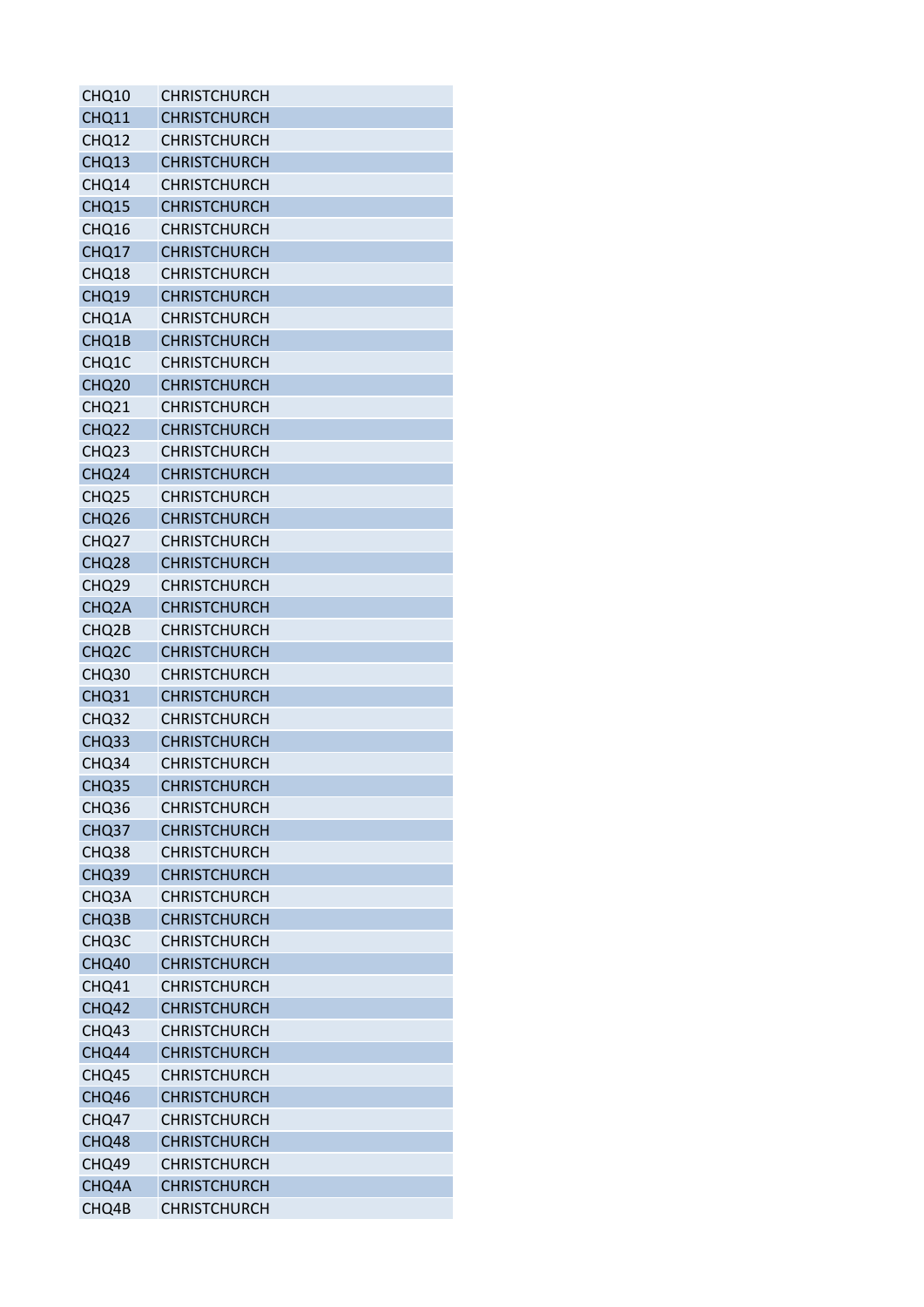| | |
|---|---|
| CHQ10 | CHRISTCHURCH |
| CHQ11 | CHRISTCHURCH |
| CHQ12 | CHRISTCHURCH |
| CHQ13 | CHRISTCHURCH |
| CHQ14 | CHRISTCHURCH |
| CHQ15 | CHRISTCHURCH |
| CHQ16 | CHRISTCHURCH |
| CHQ17 | CHRISTCHURCH |
| CHQ18 | CHRISTCHURCH |
| CHQ19 | CHRISTCHURCH |
| CHQ1A | CHRISTCHURCH |
| CHQ1B | CHRISTCHURCH |
| CHQ1C | CHRISTCHURCH |
| CHQ20 | CHRISTCHURCH |
| CHQ21 | CHRISTCHURCH |
| CHQ22 | CHRISTCHURCH |
| CHQ23 | CHRISTCHURCH |
| CHQ24 | CHRISTCHURCH |
| CHQ25 | CHRISTCHURCH |
| CHQ26 | CHRISTCHURCH |
| CHQ27 | CHRISTCHURCH |
| CHQ28 | CHRISTCHURCH |
| CHQ29 | CHRISTCHURCH |
| CHQ2A | CHRISTCHURCH |
| CHQ2B | CHRISTCHURCH |
| CHQ2C | CHRISTCHURCH |
| CHQ30 | CHRISTCHURCH |
| CHQ31 | CHRISTCHURCH |
| CHQ32 | CHRISTCHURCH |
| CHQ33 | CHRISTCHURCH |
| CHQ34 | CHRISTCHURCH |
| CHQ35 | CHRISTCHURCH |
| CHQ36 | CHRISTCHURCH |
| CHQ37 | CHRISTCHURCH |
| CHQ38 | CHRISTCHURCH |
| CHQ39 | CHRISTCHURCH |
| CHQ3A | CHRISTCHURCH |
| CHQ3B | CHRISTCHURCH |
| CHQ3C | CHRISTCHURCH |
| CHQ40 | CHRISTCHURCH |
| CHQ41 | CHRISTCHURCH |
| CHQ42 | CHRISTCHURCH |
| CHQ43 | CHRISTCHURCH |
| CHQ44 | CHRISTCHURCH |
| CHQ45 | CHRISTCHURCH |
| CHQ46 | CHRISTCHURCH |
| CHQ47 | CHRISTCHURCH |
| CHQ48 | CHRISTCHURCH |
| CHQ49 | CHRISTCHURCH |
| CHQ4A | CHRISTCHURCH |
| CHQ4B | CHRISTCHURCH |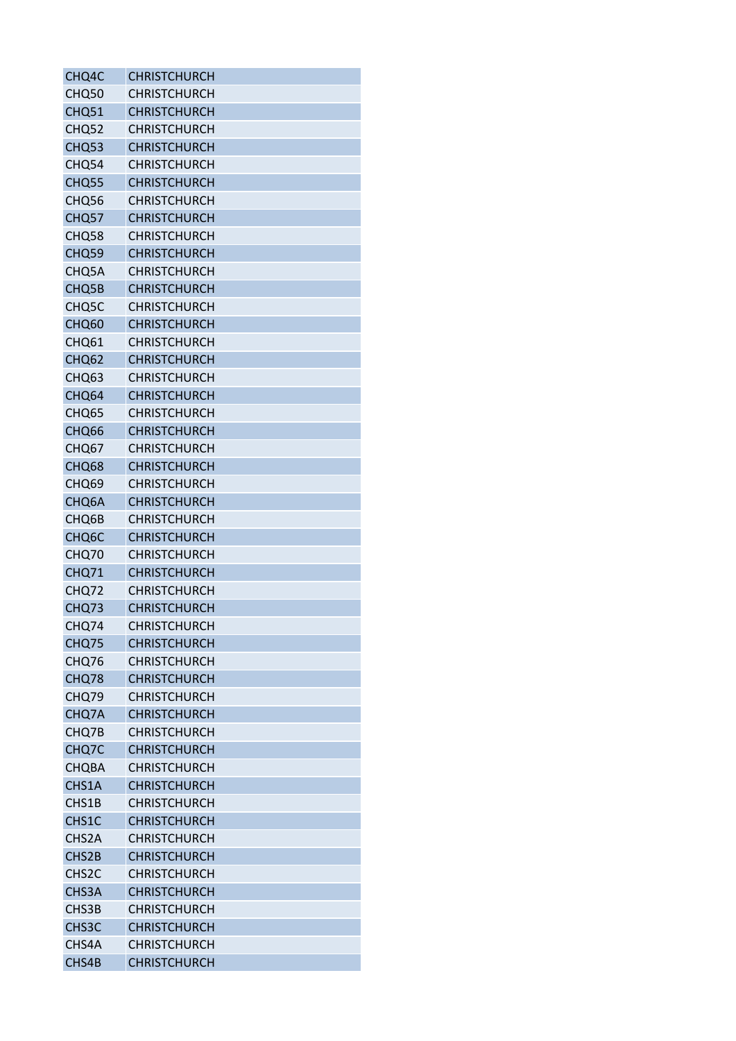| | |
|---|---|
| CHQ4C | CHRISTCHURCH |
| CHQ50 | CHRISTCHURCH |
| CHQ51 | CHRISTCHURCH |
| CHQ52 | CHRISTCHURCH |
| CHQ53 | CHRISTCHURCH |
| CHQ54 | CHRISTCHURCH |
| CHQ55 | CHRISTCHURCH |
| CHQ56 | CHRISTCHURCH |
| CHQ57 | CHRISTCHURCH |
| CHQ58 | CHRISTCHURCH |
| CHQ59 | CHRISTCHURCH |
| CHQ5A | CHRISTCHURCH |
| CHQ5B | CHRISTCHURCH |
| CHQ5C | CHRISTCHURCH |
| CHQ60 | CHRISTCHURCH |
| CHQ61 | CHRISTCHURCH |
| CHQ62 | CHRISTCHURCH |
| CHQ63 | CHRISTCHURCH |
| CHQ64 | CHRISTCHURCH |
| CHQ65 | CHRISTCHURCH |
| CHQ66 | CHRISTCHURCH |
| CHQ67 | CHRISTCHURCH |
| CHQ68 | CHRISTCHURCH |
| CHQ69 | CHRISTCHURCH |
| CHQ6A | CHRISTCHURCH |
| CHQ6B | CHRISTCHURCH |
| CHQ6C | CHRISTCHURCH |
| CHQ70 | CHRISTCHURCH |
| CHQ71 | CHRISTCHURCH |
| CHQ72 | CHRISTCHURCH |
| CHQ73 | CHRISTCHURCH |
| CHQ74 | CHRISTCHURCH |
| CHQ75 | CHRISTCHURCH |
| CHQ76 | CHRISTCHURCH |
| CHQ78 | CHRISTCHURCH |
| CHQ79 | CHRISTCHURCH |
| CHQ7A | CHRISTCHURCH |
| CHQ7B | CHRISTCHURCH |
| CHQ7C | CHRISTCHURCH |
| CHQBA | CHRISTCHURCH |
| CHS1A | CHRISTCHURCH |
| CHS1B | CHRISTCHURCH |
| CHS1C | CHRISTCHURCH |
| CHS2A | CHRISTCHURCH |
| CHS2B | CHRISTCHURCH |
| CHS2C | CHRISTCHURCH |
| CHS3A | CHRISTCHURCH |
| CHS3B | CHRISTCHURCH |
| CHS3C | CHRISTCHURCH |
| CHS4A | CHRISTCHURCH |
| CHS4B | CHRISTCHURCH |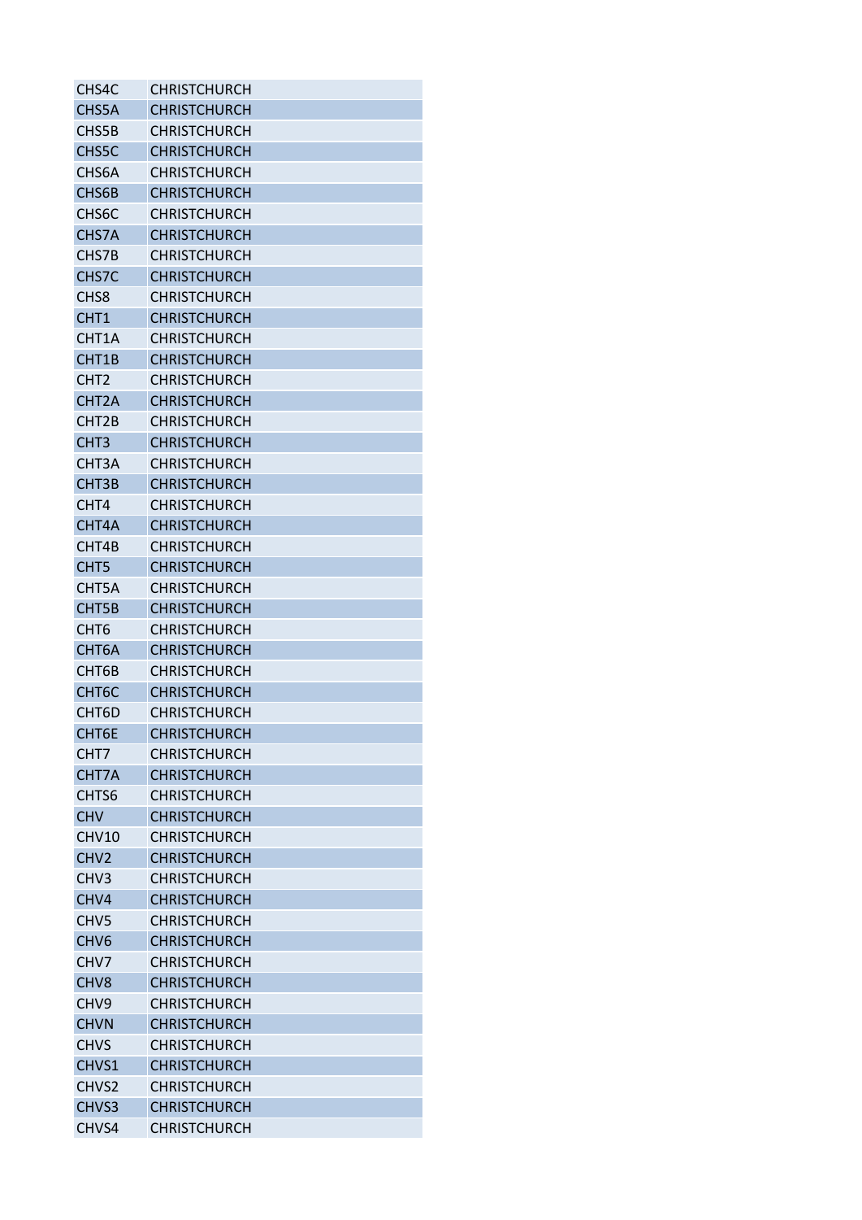| | |
|---|---|
| CHS4C | CHRISTCHURCH |
| CHS5A | CHRISTCHURCH |
| CHS5B | CHRISTCHURCH |
| CHS5C | CHRISTCHURCH |
| CHS6A | CHRISTCHURCH |
| CHS6B | CHRISTCHURCH |
| CHS6C | CHRISTCHURCH |
| CHS7A | CHRISTCHURCH |
| CHS7B | CHRISTCHURCH |
| CHS7C | CHRISTCHURCH |
| CHS8 | CHRISTCHURCH |
| CHT1 | CHRISTCHURCH |
| CHT1A | CHRISTCHURCH |
| CHT1B | CHRISTCHURCH |
| CHT2 | CHRISTCHURCH |
| CHT2A | CHRISTCHURCH |
| CHT2B | CHRISTCHURCH |
| CHT3 | CHRISTCHURCH |
| CHT3A | CHRISTCHURCH |
| CHT3B | CHRISTCHURCH |
| CHT4 | CHRISTCHURCH |
| CHT4A | CHRISTCHURCH |
| CHT4B | CHRISTCHURCH |
| CHT5 | CHRISTCHURCH |
| CHT5A | CHRISTCHURCH |
| CHT5B | CHRISTCHURCH |
| CHT6 | CHRISTCHURCH |
| CHT6A | CHRISTCHURCH |
| CHT6B | CHRISTCHURCH |
| CHT6C | CHRISTCHURCH |
| CHT6D | CHRISTCHURCH |
| CHT6E | CHRISTCHURCH |
| CHT7 | CHRISTCHURCH |
| CHT7A | CHRISTCHURCH |
| CHTS6 | CHRISTCHURCH |
| CHV | CHRISTCHURCH |
| CHV10 | CHRISTCHURCH |
| CHV2 | CHRISTCHURCH |
| CHV3 | CHRISTCHURCH |
| CHV4 | CHRISTCHURCH |
| CHV5 | CHRISTCHURCH |
| CHV6 | CHRISTCHURCH |
| CHV7 | CHRISTCHURCH |
| CHV8 | CHRISTCHURCH |
| CHV9 | CHRISTCHURCH |
| CHVN | CHRISTCHURCH |
| CHVS | CHRISTCHURCH |
| CHVS1 | CHRISTCHURCH |
| CHVS2 | CHRISTCHURCH |
| CHVS3 | CHRISTCHURCH |
| CHVS4 | CHRISTCHURCH |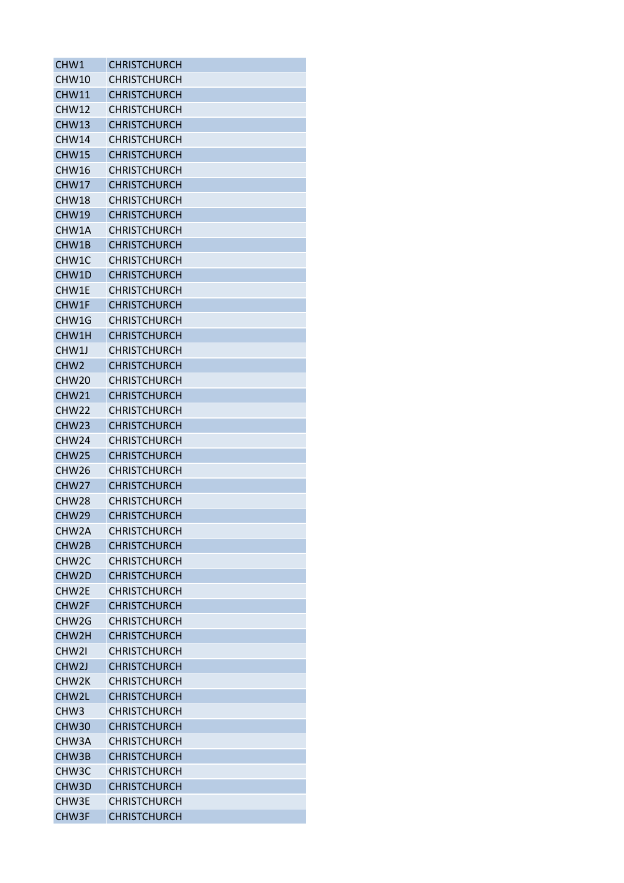| CHW1 | CHRISTCHURCH |
|---|---|
| CHW10 | CHRISTCHURCH |
| CHW11 | CHRISTCHURCH |
| CHW12 | CHRISTCHURCH |
| CHW13 | CHRISTCHURCH |
| CHW14 | CHRISTCHURCH |
| CHW15 | CHRISTCHURCH |
| CHW16 | CHRISTCHURCH |
| CHW17 | CHRISTCHURCH |
| CHW18 | CHRISTCHURCH |
| CHW19 | CHRISTCHURCH |
| CHW1A | CHRISTCHURCH |
| CHW1B | CHRISTCHURCH |
| CHW1C | CHRISTCHURCH |
| CHW1D | CHRISTCHURCH |
| CHW1E | CHRISTCHURCH |
| CHW1F | CHRISTCHURCH |
| CHW1G | CHRISTCHURCH |
| CHW1H | CHRISTCHURCH |
| CHW1J | CHRISTCHURCH |
| CHW2 | CHRISTCHURCH |
| CHW20 | CHRISTCHURCH |
| CHW21 | CHRISTCHURCH |
| CHW22 | CHRISTCHURCH |
| CHW23 | CHRISTCHURCH |
| CHW24 | CHRISTCHURCH |
| CHW25 | CHRISTCHURCH |
| CHW26 | CHRISTCHURCH |
| CHW27 | CHRISTCHURCH |
| CHW28 | CHRISTCHURCH |
| CHW29 | CHRISTCHURCH |
| CHW2A | CHRISTCHURCH |
| CHW2B | CHRISTCHURCH |
| CHW2C | CHRISTCHURCH |
| CHW2D | CHRISTCHURCH |
| CHW2E | CHRISTCHURCH |
| CHW2F | CHRISTCHURCH |
| CHW2G | CHRISTCHURCH |
| CHW2H | CHRISTCHURCH |
| CHW2I | CHRISTCHURCH |
| CHW2J | CHRISTCHURCH |
| CHW2K | CHRISTCHURCH |
| CHW2L | CHRISTCHURCH |
| CHW3 | CHRISTCHURCH |
| CHW30 | CHRISTCHURCH |
| CHW3A | CHRISTCHURCH |
| CHW3B | CHRISTCHURCH |
| CHW3C | CHRISTCHURCH |
| CHW3D | CHRISTCHURCH |
| CHW3E | CHRISTCHURCH |
| CHW3F | CHRISTCHURCH |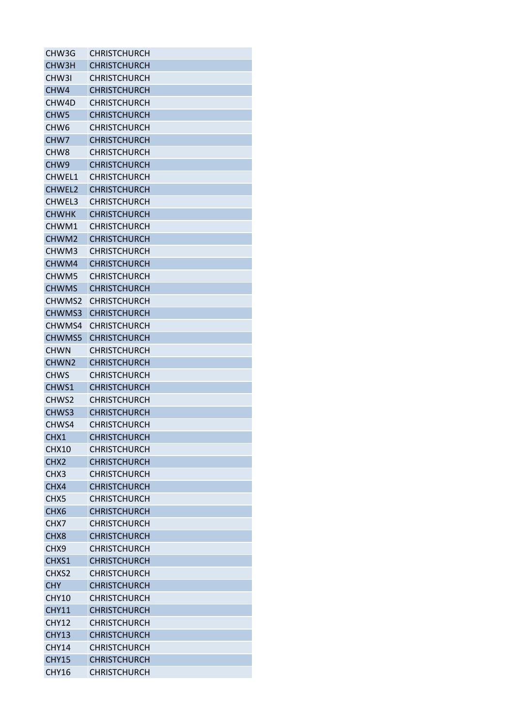| CHW3G | CHRISTCHURCH |
|---|---|
| CHW3H | CHRISTCHURCH |
| CHW3I | CHRISTCHURCH |
| CHW4 | CHRISTCHURCH |
| CHW4D | CHRISTCHURCH |
| CHW5 | CHRISTCHURCH |
| CHW6 | CHRISTCHURCH |
| CHW7 | CHRISTCHURCH |
| CHW8 | CHRISTCHURCH |
| CHW9 | CHRISTCHURCH |
| CHWEL1 | CHRISTCHURCH |
| CHWEL2 | CHRISTCHURCH |
| CHWEL3 | CHRISTCHURCH |
| CHWHK | CHRISTCHURCH |
| CHWM1 | CHRISTCHURCH |
| CHWM2 | CHRISTCHURCH |
| CHWM3 | CHRISTCHURCH |
| CHWM4 | CHRISTCHURCH |
| CHWM5 | CHRISTCHURCH |
| CHWMS | CHRISTCHURCH |
| CHWMS2 | CHRISTCHURCH |
| CHWMS3 | CHRISTCHURCH |
| CHWMS4 | CHRISTCHURCH |
| CHWMS5 | CHRISTCHURCH |
| CHWN | CHRISTCHURCH |
| CHWN2 | CHRISTCHURCH |
| CHWS | CHRISTCHURCH |
| CHWS1 | CHRISTCHURCH |
| CHWS2 | CHRISTCHURCH |
| CHWS3 | CHRISTCHURCH |
| CHWS4 | CHRISTCHURCH |
| CHX1 | CHRISTCHURCH |
| CHX10 | CHRISTCHURCH |
| CHX2 | CHRISTCHURCH |
| CHX3 | CHRISTCHURCH |
| CHX4 | CHRISTCHURCH |
| CHX5 | CHRISTCHURCH |
| CHX6 | CHRISTCHURCH |
| CHX7 | CHRISTCHURCH |
| CHX8 | CHRISTCHURCH |
| CHX9 | CHRISTCHURCH |
| CHXS1 | CHRISTCHURCH |
| CHXS2 | CHRISTCHURCH |
| CHY | CHRISTCHURCH |
| CHY10 | CHRISTCHURCH |
| CHY11 | CHRISTCHURCH |
| CHY12 | CHRISTCHURCH |
| CHY13 | CHRISTCHURCH |
| CHY14 | CHRISTCHURCH |
| CHY15 | CHRISTCHURCH |
| CHY16 | CHRISTCHURCH |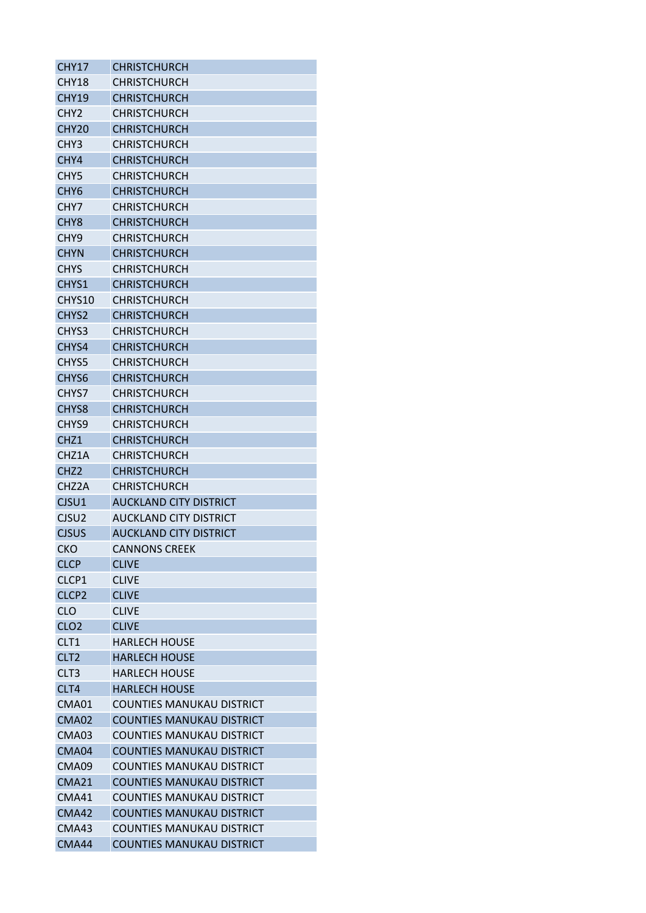| CHY17 | CHRISTCHURCH |
|---|---|
| CHY18 | CHRISTCHURCH |
| CHY19 | CHRISTCHURCH |
| CHY2 | CHRISTCHURCH |
| CHY20 | CHRISTCHURCH |
| CHY3 | CHRISTCHURCH |
| CHY4 | CHRISTCHURCH |
| CHY5 | CHRISTCHURCH |
| CHY6 | CHRISTCHURCH |
| CHY7 | CHRISTCHURCH |
| CHY8 | CHRISTCHURCH |
| CHY9 | CHRISTCHURCH |
| CHYN | CHRISTCHURCH |
| CHYS | CHRISTCHURCH |
| CHYS1 | CHRISTCHURCH |
| CHYS10 | CHRISTCHURCH |
| CHYS2 | CHRISTCHURCH |
| CHYS3 | CHRISTCHURCH |
| CHYS4 | CHRISTCHURCH |
| CHYS5 | CHRISTCHURCH |
| CHYS6 | CHRISTCHURCH |
| CHYS7 | CHRISTCHURCH |
| CHYS8 | CHRISTCHURCH |
| CHYS9 | CHRISTCHURCH |
| CHZ1 | CHRISTCHURCH |
| CHZ1A | CHRISTCHURCH |
| CHZ2 | CHRISTCHURCH |
| CHZ2A | CHRISTCHURCH |
| CJSU1 | AUCKLAND CITY DISTRICT |
| CJSU2 | AUCKLAND CITY DISTRICT |
| CJSUS | AUCKLAND CITY DISTRICT |
| CKO | CANNONS CREEK |
| CLCP | CLIVE |
| CLCP1 | CLIVE |
| CLCP2 | CLIVE |
| CLO | CLIVE |
| CLO2 | CLIVE |
| CLT1 | HARLECH HOUSE |
| CLT2 | HARLECH HOUSE |
| CLT3 | HARLECH HOUSE |
| CLT4 | HARLECH HOUSE |
| CMA01 | COUNTIES MANUKAU DISTRICT |
| CMA02 | COUNTIES MANUKAU DISTRICT |
| CMA03 | COUNTIES MANUKAU DISTRICT |
| CMA04 | COUNTIES MANUKAU DISTRICT |
| CMA09 | COUNTIES MANUKAU DISTRICT |
| CMA21 | COUNTIES MANUKAU DISTRICT |
| CMA41 | COUNTIES MANUKAU DISTRICT |
| CMA42 | COUNTIES MANUKAU DISTRICT |
| CMA43 | COUNTIES MANUKAU DISTRICT |
| CMA44 | COUNTIES MANUKAU DISTRICT |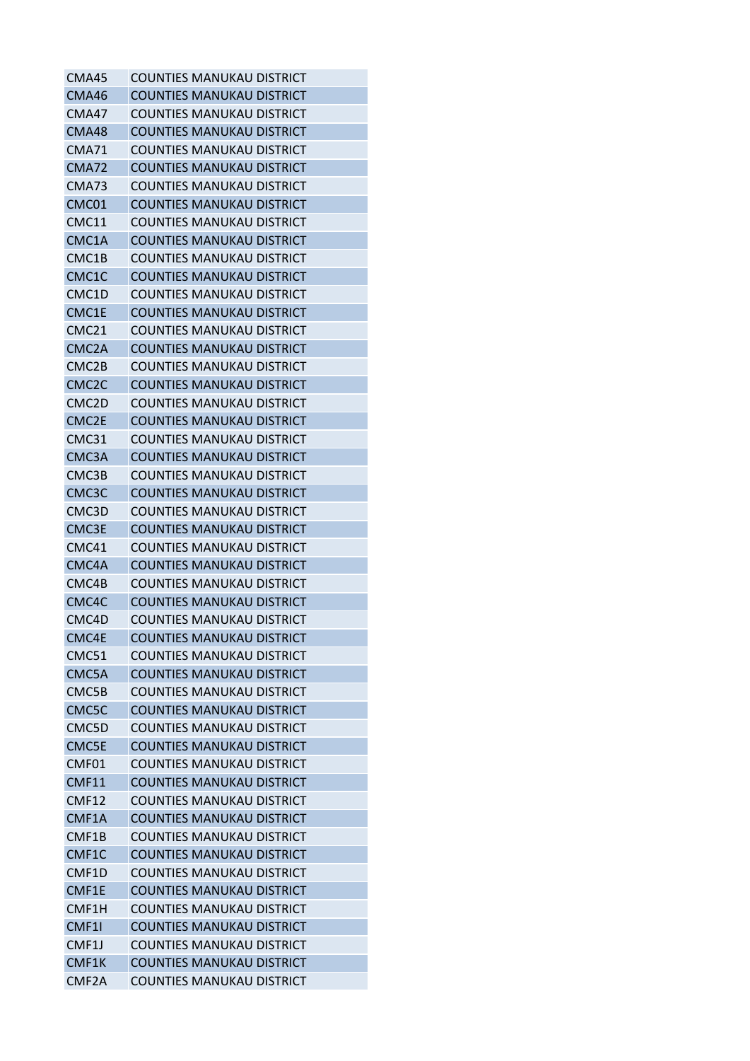| | |
|---|---|
| CMA45 | COUNTIES MANUKAU DISTRICT |
| CMA46 | COUNTIES MANUKAU DISTRICT |
| CMA47 | COUNTIES MANUKAU DISTRICT |
| CMA48 | COUNTIES MANUKAU DISTRICT |
| CMA71 | COUNTIES MANUKAU DISTRICT |
| CMA72 | COUNTIES MANUKAU DISTRICT |
| CMA73 | COUNTIES MANUKAU DISTRICT |
| CMC01 | COUNTIES MANUKAU DISTRICT |
| CMC11 | COUNTIES MANUKAU DISTRICT |
| CMC1A | COUNTIES MANUKAU DISTRICT |
| CMC1B | COUNTIES MANUKAU DISTRICT |
| CMC1C | COUNTIES MANUKAU DISTRICT |
| CMC1D | COUNTIES MANUKAU DISTRICT |
| CMC1E | COUNTIES MANUKAU DISTRICT |
| CMC21 | COUNTIES MANUKAU DISTRICT |
| CMC2A | COUNTIES MANUKAU DISTRICT |
| CMC2B | COUNTIES MANUKAU DISTRICT |
| CMC2C | COUNTIES MANUKAU DISTRICT |
| CMC2D | COUNTIES MANUKAU DISTRICT |
| CMC2E | COUNTIES MANUKAU DISTRICT |
| CMC31 | COUNTIES MANUKAU DISTRICT |
| CMC3A | COUNTIES MANUKAU DISTRICT |
| CMC3B | COUNTIES MANUKAU DISTRICT |
| CMC3C | COUNTIES MANUKAU DISTRICT |
| CMC3D | COUNTIES MANUKAU DISTRICT |
| CMC3E | COUNTIES MANUKAU DISTRICT |
| CMC41 | COUNTIES MANUKAU DISTRICT |
| CMC4A | COUNTIES MANUKAU DISTRICT |
| CMC4B | COUNTIES MANUKAU DISTRICT |
| CMC4C | COUNTIES MANUKAU DISTRICT |
| CMC4D | COUNTIES MANUKAU DISTRICT |
| CMC4E | COUNTIES MANUKAU DISTRICT |
| CMC51 | COUNTIES MANUKAU DISTRICT |
| CMC5A | COUNTIES MANUKAU DISTRICT |
| CMC5B | COUNTIES MANUKAU DISTRICT |
| CMC5C | COUNTIES MANUKAU DISTRICT |
| CMC5D | COUNTIES MANUKAU DISTRICT |
| CMC5E | COUNTIES MANUKAU DISTRICT |
| CMF01 | COUNTIES MANUKAU DISTRICT |
| CMF11 | COUNTIES MANUKAU DISTRICT |
| CMF12 | COUNTIES MANUKAU DISTRICT |
| CMF1A | COUNTIES MANUKAU DISTRICT |
| CMF1B | COUNTIES MANUKAU DISTRICT |
| CMF1C | COUNTIES MANUKAU DISTRICT |
| CMF1D | COUNTIES MANUKAU DISTRICT |
| CMF1E | COUNTIES MANUKAU DISTRICT |
| CMF1H | COUNTIES MANUKAU DISTRICT |
| CMF1I | COUNTIES MANUKAU DISTRICT |
| CMF1J | COUNTIES MANUKAU DISTRICT |
| CMF1K | COUNTIES MANUKAU DISTRICT |
| CMF2A | COUNTIES MANUKAU DISTRICT |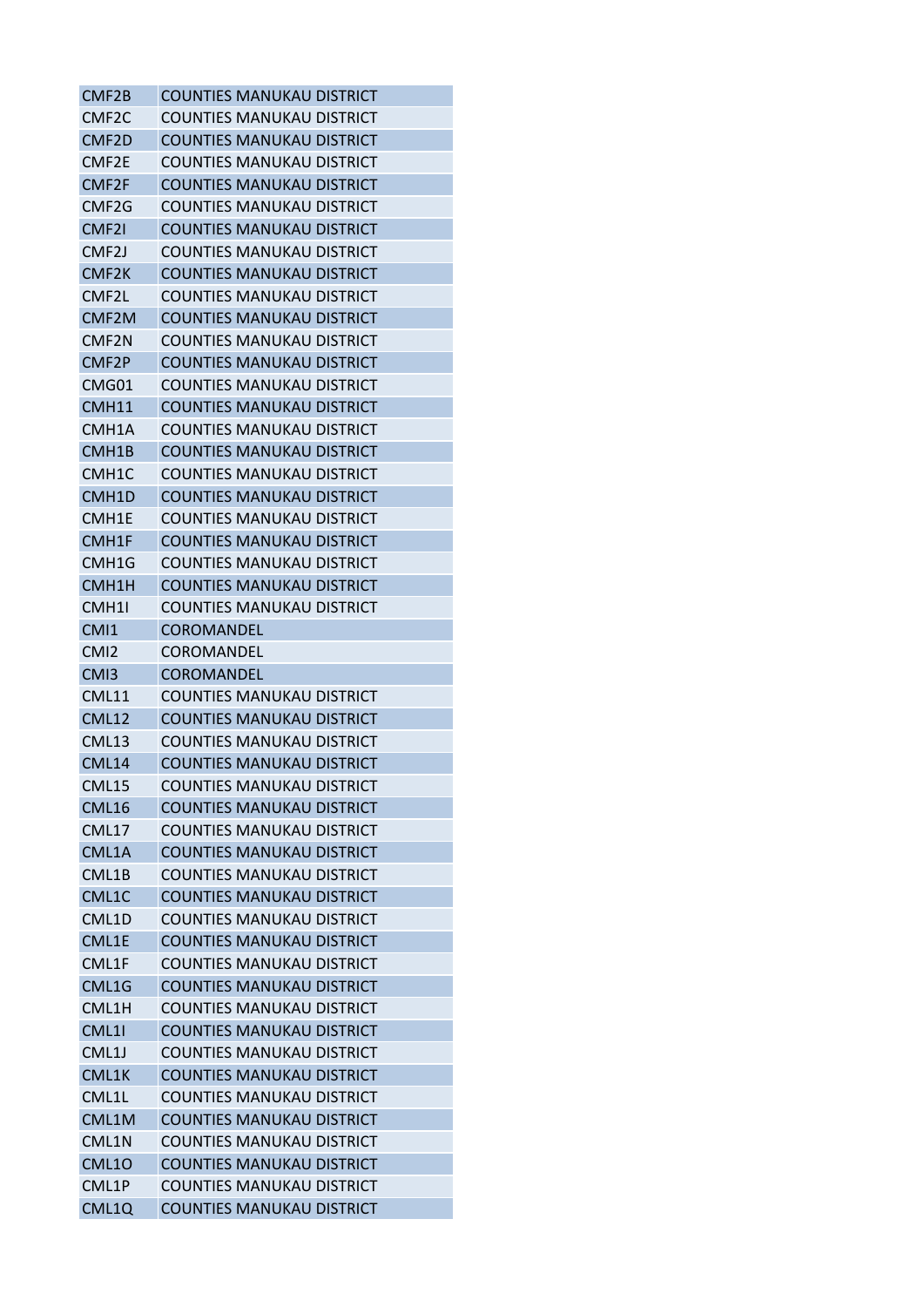| | |
|---|---|
| CMF2B | COUNTIES MANUKAU DISTRICT |
| CMF2C | COUNTIES MANUKAU DISTRICT |
| CMF2D | COUNTIES MANUKAU DISTRICT |
| CMF2E | COUNTIES MANUKAU DISTRICT |
| CMF2F | COUNTIES MANUKAU DISTRICT |
| CMF2G | COUNTIES MANUKAU DISTRICT |
| CMF2I | COUNTIES MANUKAU DISTRICT |
| CMF2J | COUNTIES MANUKAU DISTRICT |
| CMF2K | COUNTIES MANUKAU DISTRICT |
| CMF2L | COUNTIES MANUKAU DISTRICT |
| CMF2M | COUNTIES MANUKAU DISTRICT |
| CMF2N | COUNTIES MANUKAU DISTRICT |
| CMF2P | COUNTIES MANUKAU DISTRICT |
| CMG01 | COUNTIES MANUKAU DISTRICT |
| CMH11 | COUNTIES MANUKAU DISTRICT |
| CMH1A | COUNTIES MANUKAU DISTRICT |
| CMH1B | COUNTIES MANUKAU DISTRICT |
| CMH1C | COUNTIES MANUKAU DISTRICT |
| CMH1D | COUNTIES MANUKAU DISTRICT |
| CMH1E | COUNTIES MANUKAU DISTRICT |
| CMH1F | COUNTIES MANUKAU DISTRICT |
| CMH1G | COUNTIES MANUKAU DISTRICT |
| CMH1H | COUNTIES MANUKAU DISTRICT |
| CMH1I | COUNTIES MANUKAU DISTRICT |
| CMI1 | COROMANDEL |
| CMI2 | COROMANDEL |
| CMI3 | COROMANDEL |
| CML11 | COUNTIES MANUKAU DISTRICT |
| CML12 | COUNTIES MANUKAU DISTRICT |
| CML13 | COUNTIES MANUKAU DISTRICT |
| CML14 | COUNTIES MANUKAU DISTRICT |
| CML15 | COUNTIES MANUKAU DISTRICT |
| CML16 | COUNTIES MANUKAU DISTRICT |
| CML17 | COUNTIES MANUKAU DISTRICT |
| CML1A | COUNTIES MANUKAU DISTRICT |
| CML1B | COUNTIES MANUKAU DISTRICT |
| CML1C | COUNTIES MANUKAU DISTRICT |
| CML1D | COUNTIES MANUKAU DISTRICT |
| CML1E | COUNTIES MANUKAU DISTRICT |
| CML1F | COUNTIES MANUKAU DISTRICT |
| CML1G | COUNTIES MANUKAU DISTRICT |
| CML1H | COUNTIES MANUKAU DISTRICT |
| CML1I | COUNTIES MANUKAU DISTRICT |
| CML1J | COUNTIES MANUKAU DISTRICT |
| CML1K | COUNTIES MANUKAU DISTRICT |
| CML1L | COUNTIES MANUKAU DISTRICT |
| CML1M | COUNTIES MANUKAU DISTRICT |
| CML1N | COUNTIES MANUKAU DISTRICT |
| CML1O | COUNTIES MANUKAU DISTRICT |
| CML1P | COUNTIES MANUKAU DISTRICT |
| CML1Q | COUNTIES MANUKAU DISTRICT |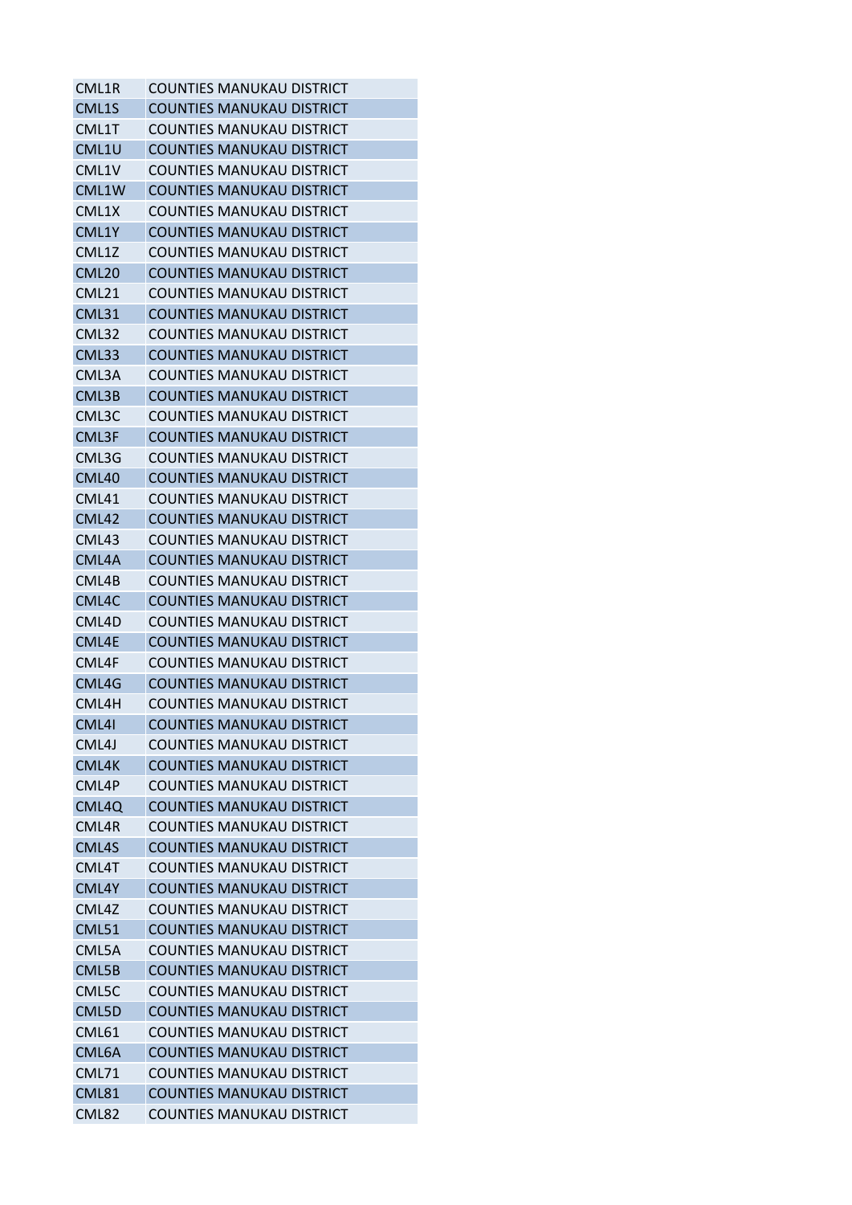| | |
|---|---|
| CML1R | COUNTIES MANUKAU DISTRICT |
| CML1S | COUNTIES MANUKAU DISTRICT |
| CML1T | COUNTIES MANUKAU DISTRICT |
| CML1U | COUNTIES MANUKAU DISTRICT |
| CML1V | COUNTIES MANUKAU DISTRICT |
| CML1W | COUNTIES MANUKAU DISTRICT |
| CML1X | COUNTIES MANUKAU DISTRICT |
| CML1Y | COUNTIES MANUKAU DISTRICT |
| CML1Z | COUNTIES MANUKAU DISTRICT |
| CML20 | COUNTIES MANUKAU DISTRICT |
| CML21 | COUNTIES MANUKAU DISTRICT |
| CML31 | COUNTIES MANUKAU DISTRICT |
| CML32 | COUNTIES MANUKAU DISTRICT |
| CML33 | COUNTIES MANUKAU DISTRICT |
| CML3A | COUNTIES MANUKAU DISTRICT |
| CML3B | COUNTIES MANUKAU DISTRICT |
| CML3C | COUNTIES MANUKAU DISTRICT |
| CML3F | COUNTIES MANUKAU DISTRICT |
| CML3G | COUNTIES MANUKAU DISTRICT |
| CML40 | COUNTIES MANUKAU DISTRICT |
| CML41 | COUNTIES MANUKAU DISTRICT |
| CML42 | COUNTIES MANUKAU DISTRICT |
| CML43 | COUNTIES MANUKAU DISTRICT |
| CML4A | COUNTIES MANUKAU DISTRICT |
| CML4B | COUNTIES MANUKAU DISTRICT |
| CML4C | COUNTIES MANUKAU DISTRICT |
| CML4D | COUNTIES MANUKAU DISTRICT |
| CML4E | COUNTIES MANUKAU DISTRICT |
| CML4F | COUNTIES MANUKAU DISTRICT |
| CML4G | COUNTIES MANUKAU DISTRICT |
| CML4H | COUNTIES MANUKAU DISTRICT |
| CML4I | COUNTIES MANUKAU DISTRICT |
| CML4J | COUNTIES MANUKAU DISTRICT |
| CML4K | COUNTIES MANUKAU DISTRICT |
| CML4P | COUNTIES MANUKAU DISTRICT |
| CML4Q | COUNTIES MANUKAU DISTRICT |
| CML4R | COUNTIES MANUKAU DISTRICT |
| CML4S | COUNTIES MANUKAU DISTRICT |
| CML4T | COUNTIES MANUKAU DISTRICT |
| CML4Y | COUNTIES MANUKAU DISTRICT |
| CML4Z | COUNTIES MANUKAU DISTRICT |
| CML51 | COUNTIES MANUKAU DISTRICT |
| CML5A | COUNTIES MANUKAU DISTRICT |
| CML5B | COUNTIES MANUKAU DISTRICT |
| CML5C | COUNTIES MANUKAU DISTRICT |
| CML5D | COUNTIES MANUKAU DISTRICT |
| CML61 | COUNTIES MANUKAU DISTRICT |
| CML6A | COUNTIES MANUKAU DISTRICT |
| CML71 | COUNTIES MANUKAU DISTRICT |
| CML81 | COUNTIES MANUKAU DISTRICT |
| CML82 | COUNTIES MANUKAU DISTRICT |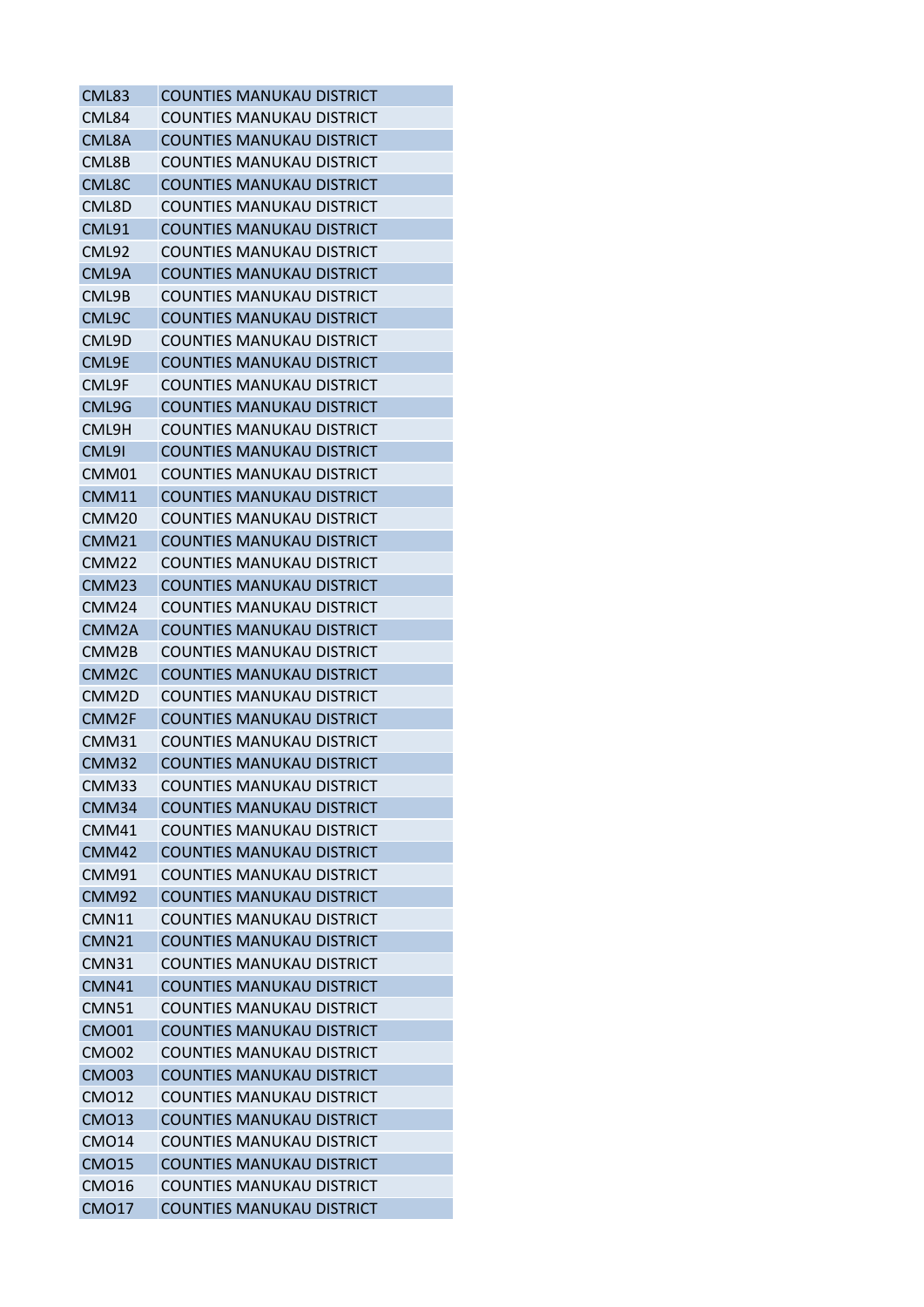| | |
|---|---|
| CML83 | COUNTIES MANUKAU DISTRICT |
| CML84 | COUNTIES MANUKAU DISTRICT |
| CML8A | COUNTIES MANUKAU DISTRICT |
| CML8B | COUNTIES MANUKAU DISTRICT |
| CML8C | COUNTIES MANUKAU DISTRICT |
| CML8D | COUNTIES MANUKAU DISTRICT |
| CML91 | COUNTIES MANUKAU DISTRICT |
| CML92 | COUNTIES MANUKAU DISTRICT |
| CML9A | COUNTIES MANUKAU DISTRICT |
| CML9B | COUNTIES MANUKAU DISTRICT |
| CML9C | COUNTIES MANUKAU DISTRICT |
| CML9D | COUNTIES MANUKAU DISTRICT |
| CML9E | COUNTIES MANUKAU DISTRICT |
| CML9F | COUNTIES MANUKAU DISTRICT |
| CML9G | COUNTIES MANUKAU DISTRICT |
| CML9H | COUNTIES MANUKAU DISTRICT |
| CML9I | COUNTIES MANUKAU DISTRICT |
| CMM01 | COUNTIES MANUKAU DISTRICT |
| CMM11 | COUNTIES MANUKAU DISTRICT |
| CMM20 | COUNTIES MANUKAU DISTRICT |
| CMM21 | COUNTIES MANUKAU DISTRICT |
| CMM22 | COUNTIES MANUKAU DISTRICT |
| CMM23 | COUNTIES MANUKAU DISTRICT |
| CMM24 | COUNTIES MANUKAU DISTRICT |
| CMM2A | COUNTIES MANUKAU DISTRICT |
| CMM2B | COUNTIES MANUKAU DISTRICT |
| CMM2C | COUNTIES MANUKAU DISTRICT |
| CMM2D | COUNTIES MANUKAU DISTRICT |
| CMM2F | COUNTIES MANUKAU DISTRICT |
| CMM31 | COUNTIES MANUKAU DISTRICT |
| CMM32 | COUNTIES MANUKAU DISTRICT |
| CMM33 | COUNTIES MANUKAU DISTRICT |
| CMM34 | COUNTIES MANUKAU DISTRICT |
| CMM41 | COUNTIES MANUKAU DISTRICT |
| CMM42 | COUNTIES MANUKAU DISTRICT |
| CMM91 | COUNTIES MANUKAU DISTRICT |
| CMM92 | COUNTIES MANUKAU DISTRICT |
| CMN11 | COUNTIES MANUKAU DISTRICT |
| CMN21 | COUNTIES MANUKAU DISTRICT |
| CMN31 | COUNTIES MANUKAU DISTRICT |
| CMN41 | COUNTIES MANUKAU DISTRICT |
| CMN51 | COUNTIES MANUKAU DISTRICT |
| CMO01 | COUNTIES MANUKAU DISTRICT |
| CMO02 | COUNTIES MANUKAU DISTRICT |
| CMO03 | COUNTIES MANUKAU DISTRICT |
| CMO12 | COUNTIES MANUKAU DISTRICT |
| CMO13 | COUNTIES MANUKAU DISTRICT |
| CMO14 | COUNTIES MANUKAU DISTRICT |
| CMO15 | COUNTIES MANUKAU DISTRICT |
| CMO16 | COUNTIES MANUKAU DISTRICT |
| CMO17 | COUNTIES MANUKAU DISTRICT |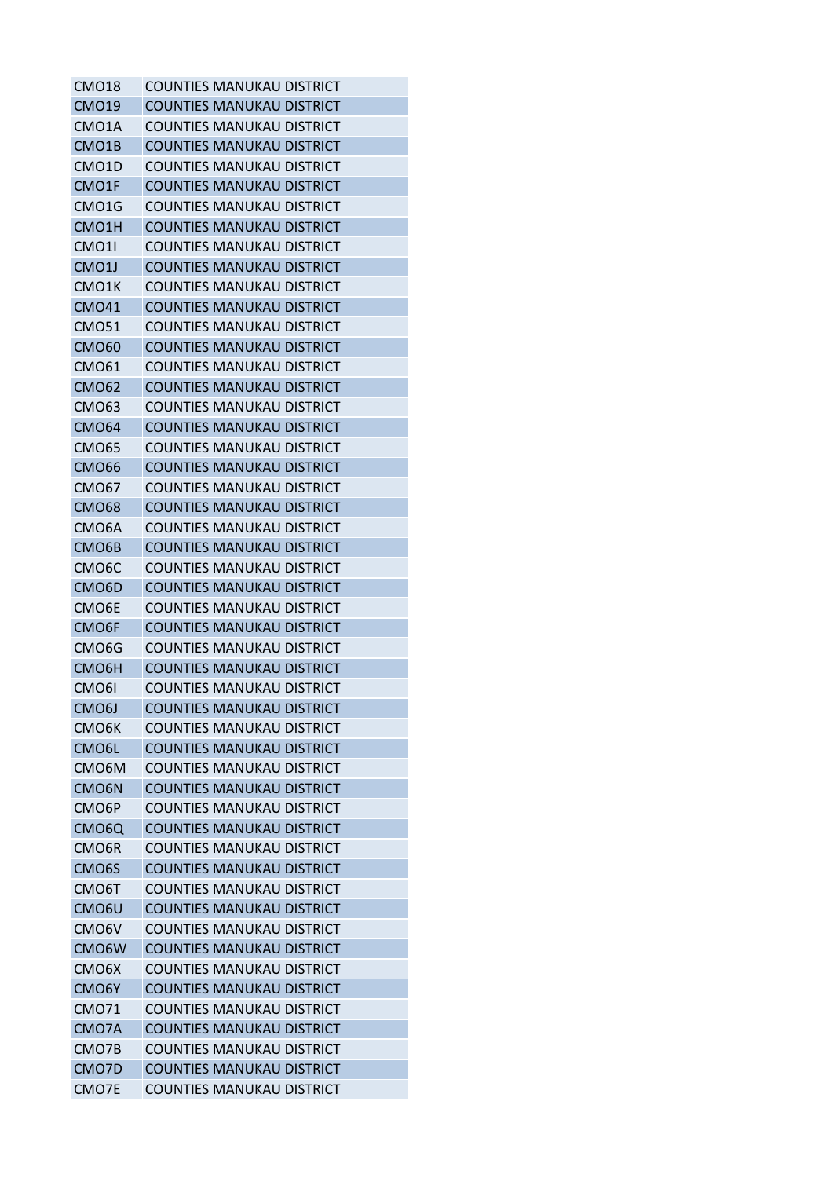| | |
|---|---|
| CMO18 | COUNTIES MANUKAU DISTRICT |
| CMO19 | COUNTIES MANUKAU DISTRICT |
| CMO1A | COUNTIES MANUKAU DISTRICT |
| CMO1B | COUNTIES MANUKAU DISTRICT |
| CMO1D | COUNTIES MANUKAU DISTRICT |
| CMO1F | COUNTIES MANUKAU DISTRICT |
| CMO1G | COUNTIES MANUKAU DISTRICT |
| CMO1H | COUNTIES MANUKAU DISTRICT |
| CMO1I | COUNTIES MANUKAU DISTRICT |
| CMO1J | COUNTIES MANUKAU DISTRICT |
| CMO1K | COUNTIES MANUKAU DISTRICT |
| CMO41 | COUNTIES MANUKAU DISTRICT |
| CMO51 | COUNTIES MANUKAU DISTRICT |
| CMO60 | COUNTIES MANUKAU DISTRICT |
| CMO61 | COUNTIES MANUKAU DISTRICT |
| CMO62 | COUNTIES MANUKAU DISTRICT |
| CMO63 | COUNTIES MANUKAU DISTRICT |
| CMO64 | COUNTIES MANUKAU DISTRICT |
| CMO65 | COUNTIES MANUKAU DISTRICT |
| CMO66 | COUNTIES MANUKAU DISTRICT |
| CMO67 | COUNTIES MANUKAU DISTRICT |
| CMO68 | COUNTIES MANUKAU DISTRICT |
| CMO6A | COUNTIES MANUKAU DISTRICT |
| CMO6B | COUNTIES MANUKAU DISTRICT |
| CMO6C | COUNTIES MANUKAU DISTRICT |
| CMO6D | COUNTIES MANUKAU DISTRICT |
| CMO6E | COUNTIES MANUKAU DISTRICT |
| CMO6F | COUNTIES MANUKAU DISTRICT |
| CMO6G | COUNTIES MANUKAU DISTRICT |
| CMO6H | COUNTIES MANUKAU DISTRICT |
| CMO6I | COUNTIES MANUKAU DISTRICT |
| CMO6J | COUNTIES MANUKAU DISTRICT |
| CMO6K | COUNTIES MANUKAU DISTRICT |
| CMO6L | COUNTIES MANUKAU DISTRICT |
| CMO6M | COUNTIES MANUKAU DISTRICT |
| CMO6N | COUNTIES MANUKAU DISTRICT |
| CMO6P | COUNTIES MANUKAU DISTRICT |
| CMO6Q | COUNTIES MANUKAU DISTRICT |
| CMO6R | COUNTIES MANUKAU DISTRICT |
| CMO6S | COUNTIES MANUKAU DISTRICT |
| CMO6T | COUNTIES MANUKAU DISTRICT |
| CMO6U | COUNTIES MANUKAU DISTRICT |
| CMO6V | COUNTIES MANUKAU DISTRICT |
| CMO6W | COUNTIES MANUKAU DISTRICT |
| CMO6X | COUNTIES MANUKAU DISTRICT |
| CMO6Y | COUNTIES MANUKAU DISTRICT |
| CMO71 | COUNTIES MANUKAU DISTRICT |
| CMO7A | COUNTIES MANUKAU DISTRICT |
| CMO7B | COUNTIES MANUKAU DISTRICT |
| CMO7D | COUNTIES MANUKAU DISTRICT |
| CMO7E | COUNTIES MANUKAU DISTRICT |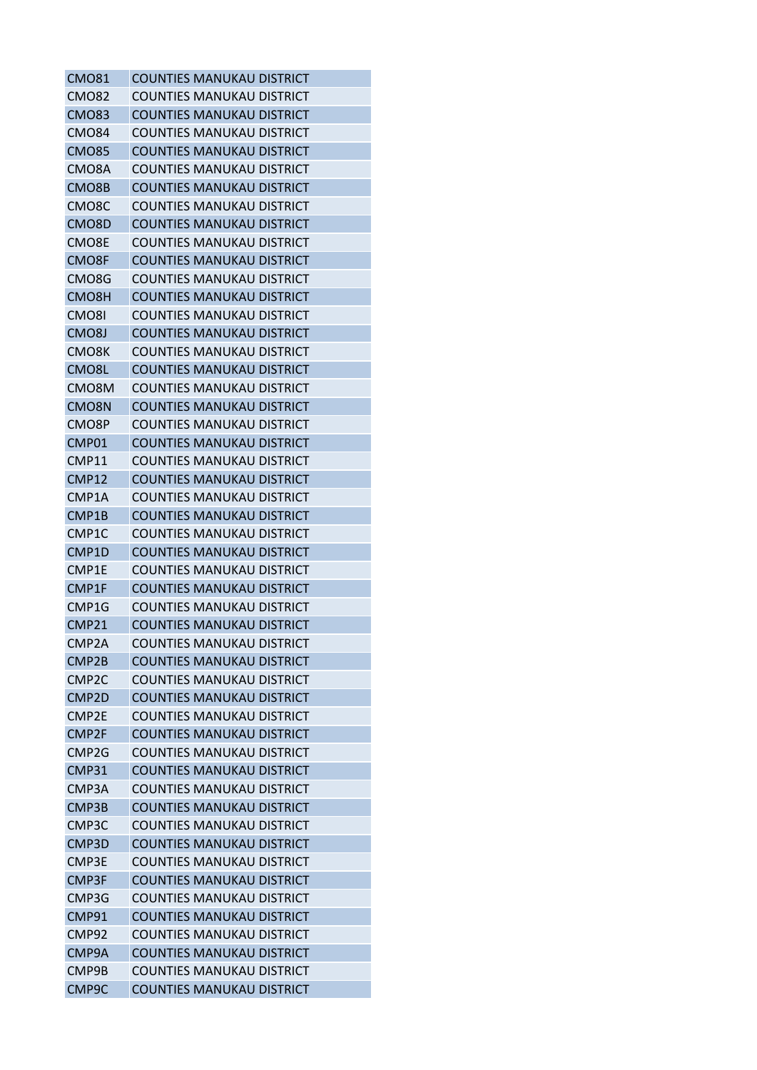| | |
|---|---|
| CMO81 | COUNTIES MANUKAU DISTRICT |
| CMO82 | COUNTIES MANUKAU DISTRICT |
| CMO83 | COUNTIES MANUKAU DISTRICT |
| CMO84 | COUNTIES MANUKAU DISTRICT |
| CMO85 | COUNTIES MANUKAU DISTRICT |
| CMO8A | COUNTIES MANUKAU DISTRICT |
| CMO8B | COUNTIES MANUKAU DISTRICT |
| CMO8C | COUNTIES MANUKAU DISTRICT |
| CMO8D | COUNTIES MANUKAU DISTRICT |
| CMO8E | COUNTIES MANUKAU DISTRICT |
| CMO8F | COUNTIES MANUKAU DISTRICT |
| CMO8G | COUNTIES MANUKAU DISTRICT |
| CMO8H | COUNTIES MANUKAU DISTRICT |
| CMO8I | COUNTIES MANUKAU DISTRICT |
| CMO8J | COUNTIES MANUKAU DISTRICT |
| CMO8K | COUNTIES MANUKAU DISTRICT |
| CMO8L | COUNTIES MANUKAU DISTRICT |
| CMO8M | COUNTIES MANUKAU DISTRICT |
| CMO8N | COUNTIES MANUKAU DISTRICT |
| CMO8P | COUNTIES MANUKAU DISTRICT |
| CMP01 | COUNTIES MANUKAU DISTRICT |
| CMP11 | COUNTIES MANUKAU DISTRICT |
| CMP12 | COUNTIES MANUKAU DISTRICT |
| CMP1A | COUNTIES MANUKAU DISTRICT |
| CMP1B | COUNTIES MANUKAU DISTRICT |
| CMP1C | COUNTIES MANUKAU DISTRICT |
| CMP1D | COUNTIES MANUKAU DISTRICT |
| CMP1E | COUNTIES MANUKAU DISTRICT |
| CMP1F | COUNTIES MANUKAU DISTRICT |
| CMP1G | COUNTIES MANUKAU DISTRICT |
| CMP21 | COUNTIES MANUKAU DISTRICT |
| CMP2A | COUNTIES MANUKAU DISTRICT |
| CMP2B | COUNTIES MANUKAU DISTRICT |
| CMP2C | COUNTIES MANUKAU DISTRICT |
| CMP2D | COUNTIES MANUKAU DISTRICT |
| CMP2E | COUNTIES MANUKAU DISTRICT |
| CMP2F | COUNTIES MANUKAU DISTRICT |
| CMP2G | COUNTIES MANUKAU DISTRICT |
| CMP31 | COUNTIES MANUKAU DISTRICT |
| CMP3A | COUNTIES MANUKAU DISTRICT |
| CMP3B | COUNTIES MANUKAU DISTRICT |
| CMP3C | COUNTIES MANUKAU DISTRICT |
| CMP3D | COUNTIES MANUKAU DISTRICT |
| CMP3E | COUNTIES MANUKAU DISTRICT |
| CMP3F | COUNTIES MANUKAU DISTRICT |
| CMP3G | COUNTIES MANUKAU DISTRICT |
| CMP91 | COUNTIES MANUKAU DISTRICT |
| CMP92 | COUNTIES MANUKAU DISTRICT |
| CMP9A | COUNTIES MANUKAU DISTRICT |
| CMP9B | COUNTIES MANUKAU DISTRICT |
| CMP9C | COUNTIES MANUKAU DISTRICT |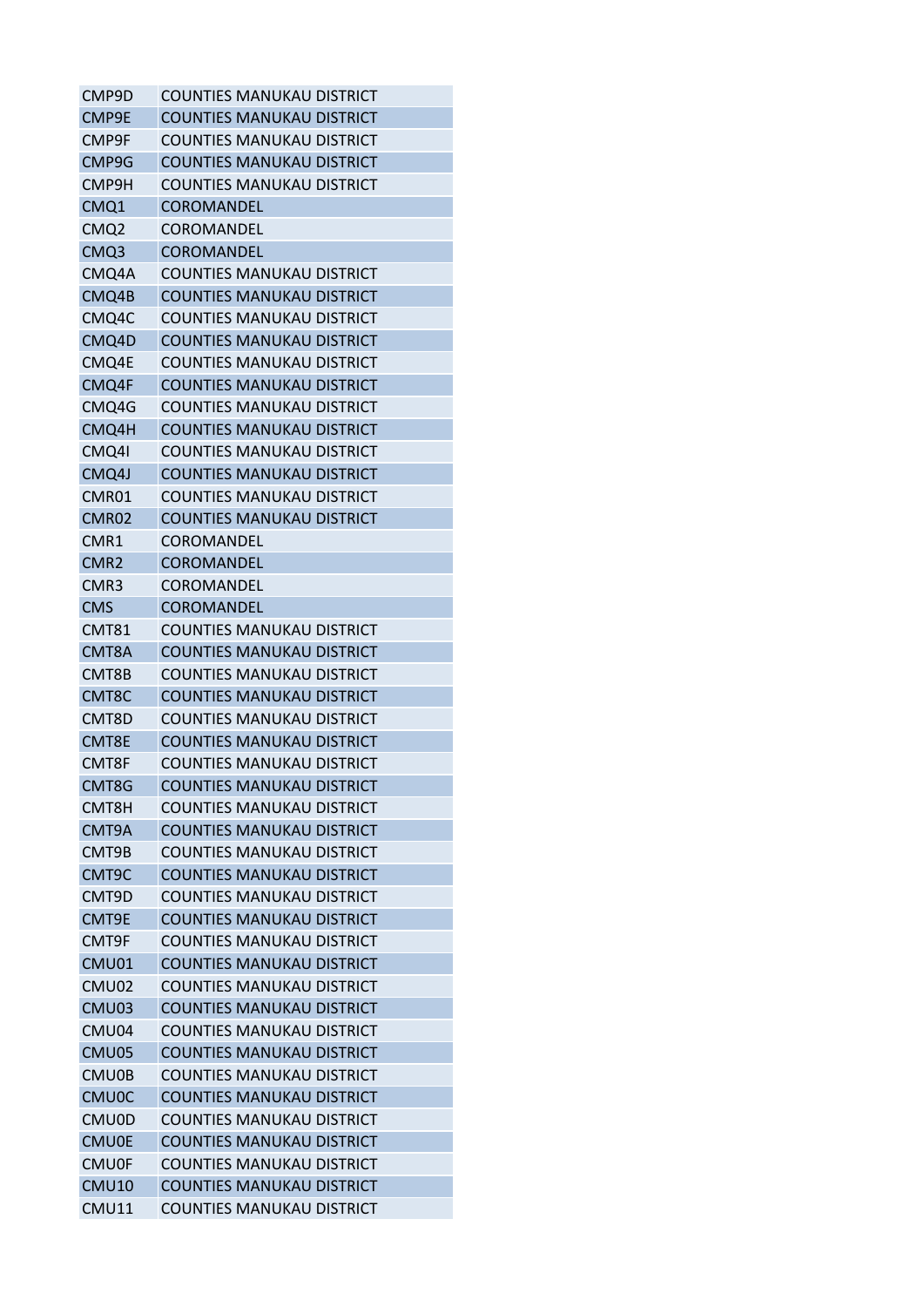| | |
|---|---|
| CMP9D | COUNTIES MANUKAU DISTRICT |
| CMP9E | COUNTIES MANUKAU DISTRICT |
| CMP9F | COUNTIES MANUKAU DISTRICT |
| CMP9G | COUNTIES MANUKAU DISTRICT |
| CMP9H | COUNTIES MANUKAU DISTRICT |
| CMQ1 | COROMANDEL |
| CMQ2 | COROMANDEL |
| CMQ3 | COROMANDEL |
| CMQ4A | COUNTIES MANUKAU DISTRICT |
| CMQ4B | COUNTIES MANUKAU DISTRICT |
| CMQ4C | COUNTIES MANUKAU DISTRICT |
| CMQ4D | COUNTIES MANUKAU DISTRICT |
| CMQ4E | COUNTIES MANUKAU DISTRICT |
| CMQ4F | COUNTIES MANUKAU DISTRICT |
| CMQ4G | COUNTIES MANUKAU DISTRICT |
| CMQ4H | COUNTIES MANUKAU DISTRICT |
| CMQ4I | COUNTIES MANUKAU DISTRICT |
| CMQ4J | COUNTIES MANUKAU DISTRICT |
| CMR01 | COUNTIES MANUKAU DISTRICT |
| CMR02 | COUNTIES MANUKAU DISTRICT |
| CMR1 | COROMANDEL |
| CMR2 | COROMANDEL |
| CMR3 | COROMANDEL |
| CMS | COROMANDEL |
| CMT81 | COUNTIES MANUKAU DISTRICT |
| CMT8A | COUNTIES MANUKAU DISTRICT |
| CMT8B | COUNTIES MANUKAU DISTRICT |
| CMT8C | COUNTIES MANUKAU DISTRICT |
| CMT8D | COUNTIES MANUKAU DISTRICT |
| CMT8E | COUNTIES MANUKAU DISTRICT |
| CMT8F | COUNTIES MANUKAU DISTRICT |
| CMT8G | COUNTIES MANUKAU DISTRICT |
| CMT8H | COUNTIES MANUKAU DISTRICT |
| CMT9A | COUNTIES MANUKAU DISTRICT |
| CMT9B | COUNTIES MANUKAU DISTRICT |
| CMT9C | COUNTIES MANUKAU DISTRICT |
| CMT9D | COUNTIES MANUKAU DISTRICT |
| CMT9E | COUNTIES MANUKAU DISTRICT |
| CMT9F | COUNTIES MANUKAU DISTRICT |
| CMU01 | COUNTIES MANUKAU DISTRICT |
| CMU02 | COUNTIES MANUKAU DISTRICT |
| CMU03 | COUNTIES MANUKAU DISTRICT |
| CMU04 | COUNTIES MANUKAU DISTRICT |
| CMU05 | COUNTIES MANUKAU DISTRICT |
| CMU0B | COUNTIES MANUKAU DISTRICT |
| CMU0C | COUNTIES MANUKAU DISTRICT |
| CMU0D | COUNTIES MANUKAU DISTRICT |
| CMU0E | COUNTIES MANUKAU DISTRICT |
| CMU0F | COUNTIES MANUKAU DISTRICT |
| CMU10 | COUNTIES MANUKAU DISTRICT |
| CMU11 | COUNTIES MANUKAU DISTRICT |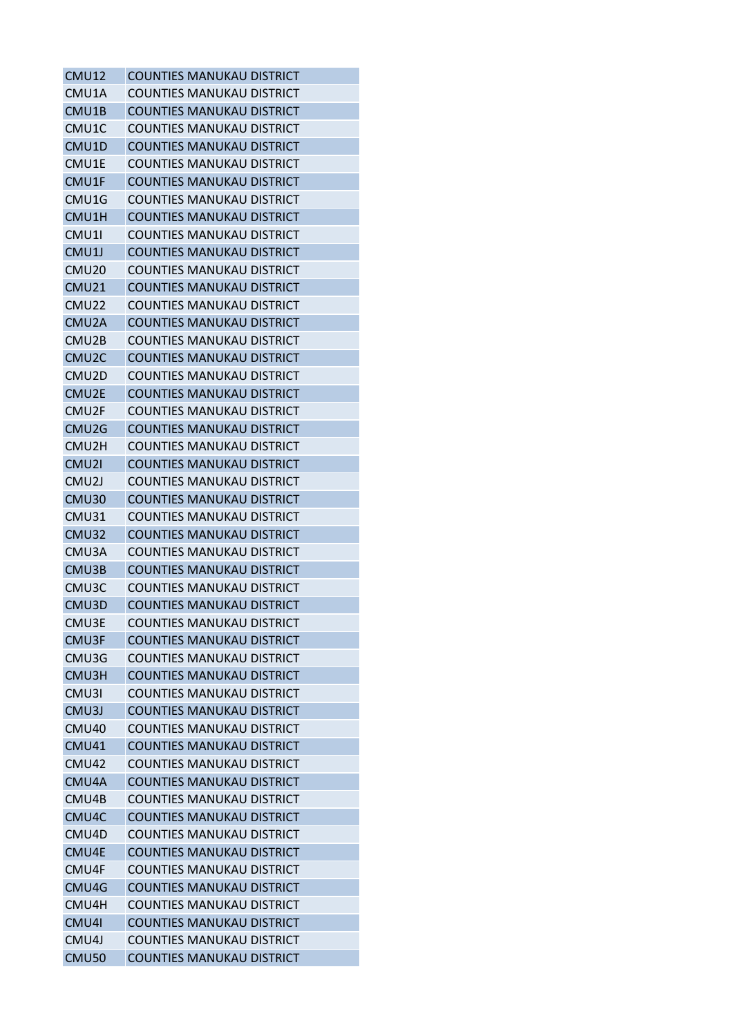| CMU12 | COUNTIES MANUKAU DISTRICT |
|---|---|
| CMU1A | COUNTIES MANUKAU DISTRICT |
| CMU1B | COUNTIES MANUKAU DISTRICT |
| CMU1C | COUNTIES MANUKAU DISTRICT |
| CMU1D | COUNTIES MANUKAU DISTRICT |
| CMU1E | COUNTIES MANUKAU DISTRICT |
| CMU1F | COUNTIES MANUKAU DISTRICT |
| CMU1G | COUNTIES MANUKAU DISTRICT |
| CMU1H | COUNTIES MANUKAU DISTRICT |
| CMU1I | COUNTIES MANUKAU DISTRICT |
| CMU1J | COUNTIES MANUKAU DISTRICT |
| CMU20 | COUNTIES MANUKAU DISTRICT |
| CMU21 | COUNTIES MANUKAU DISTRICT |
| CMU22 | COUNTIES MANUKAU DISTRICT |
| CMU2A | COUNTIES MANUKAU DISTRICT |
| CMU2B | COUNTIES MANUKAU DISTRICT |
| CMU2C | COUNTIES MANUKAU DISTRICT |
| CMU2D | COUNTIES MANUKAU DISTRICT |
| CMU2E | COUNTIES MANUKAU DISTRICT |
| CMU2F | COUNTIES MANUKAU DISTRICT |
| CMU2G | COUNTIES MANUKAU DISTRICT |
| CMU2H | COUNTIES MANUKAU DISTRICT |
| CMU2I | COUNTIES MANUKAU DISTRICT |
| CMU2J | COUNTIES MANUKAU DISTRICT |
| CMU30 | COUNTIES MANUKAU DISTRICT |
| CMU31 | COUNTIES MANUKAU DISTRICT |
| CMU32 | COUNTIES MANUKAU DISTRICT |
| CMU3A | COUNTIES MANUKAU DISTRICT |
| CMU3B | COUNTIES MANUKAU DISTRICT |
| CMU3C | COUNTIES MANUKAU DISTRICT |
| CMU3D | COUNTIES MANUKAU DISTRICT |
| CMU3E | COUNTIES MANUKAU DISTRICT |
| CMU3F | COUNTIES MANUKAU DISTRICT |
| CMU3G | COUNTIES MANUKAU DISTRICT |
| CMU3H | COUNTIES MANUKAU DISTRICT |
| CMU3I | COUNTIES MANUKAU DISTRICT |
| CMU3J | COUNTIES MANUKAU DISTRICT |
| CMU40 | COUNTIES MANUKAU DISTRICT |
| CMU41 | COUNTIES MANUKAU DISTRICT |
| CMU42 | COUNTIES MANUKAU DISTRICT |
| CMU4A | COUNTIES MANUKAU DISTRICT |
| CMU4B | COUNTIES MANUKAU DISTRICT |
| CMU4C | COUNTIES MANUKAU DISTRICT |
| CMU4D | COUNTIES MANUKAU DISTRICT |
| CMU4E | COUNTIES MANUKAU DISTRICT |
| CMU4F | COUNTIES MANUKAU DISTRICT |
| CMU4G | COUNTIES MANUKAU DISTRICT |
| CMU4H | COUNTIES MANUKAU DISTRICT |
| CMU4I | COUNTIES MANUKAU DISTRICT |
| CMU4J | COUNTIES MANUKAU DISTRICT |
| CMU50 | COUNTIES MANUKAU DISTRICT |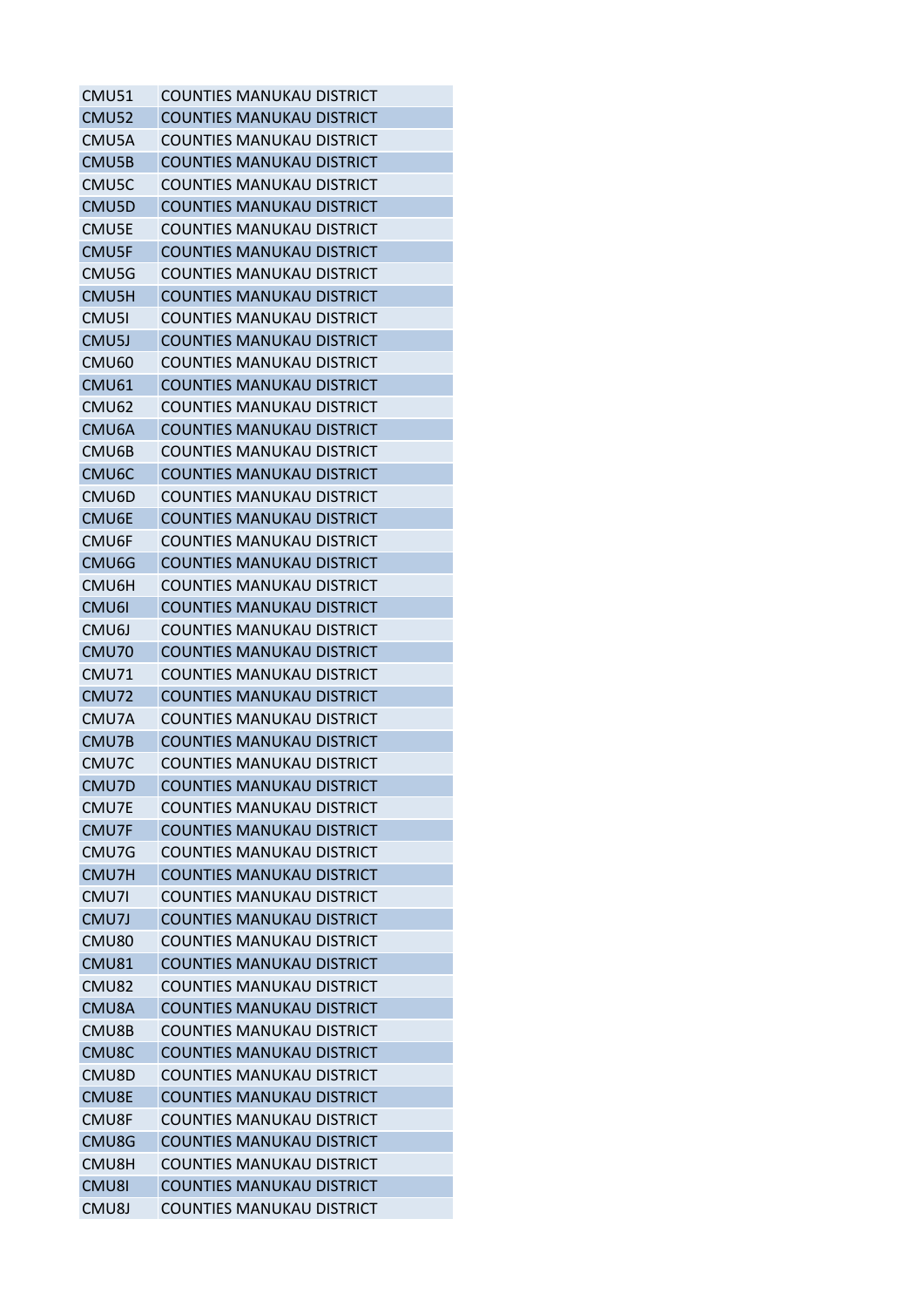| | |
|---|---|
| CMU51 | COUNTIES MANUKAU DISTRICT |
| CMU52 | COUNTIES MANUKAU DISTRICT |
| CMU5A | COUNTIES MANUKAU DISTRICT |
| CMU5B | COUNTIES MANUKAU DISTRICT |
| CMU5C | COUNTIES MANUKAU DISTRICT |
| CMU5D | COUNTIES MANUKAU DISTRICT |
| CMU5E | COUNTIES MANUKAU DISTRICT |
| CMU5F | COUNTIES MANUKAU DISTRICT |
| CMU5G | COUNTIES MANUKAU DISTRICT |
| CMU5H | COUNTIES MANUKAU DISTRICT |
| CMU5I | COUNTIES MANUKAU DISTRICT |
| CMU5J | COUNTIES MANUKAU DISTRICT |
| CMU60 | COUNTIES MANUKAU DISTRICT |
| CMU61 | COUNTIES MANUKAU DISTRICT |
| CMU62 | COUNTIES MANUKAU DISTRICT |
| CMU6A | COUNTIES MANUKAU DISTRICT |
| CMU6B | COUNTIES MANUKAU DISTRICT |
| CMU6C | COUNTIES MANUKAU DISTRICT |
| CMU6D | COUNTIES MANUKAU DISTRICT |
| CMU6E | COUNTIES MANUKAU DISTRICT |
| CMU6F | COUNTIES MANUKAU DISTRICT |
| CMU6G | COUNTIES MANUKAU DISTRICT |
| CMU6H | COUNTIES MANUKAU DISTRICT |
| CMU6I | COUNTIES MANUKAU DISTRICT |
| CMU6J | COUNTIES MANUKAU DISTRICT |
| CMU70 | COUNTIES MANUKAU DISTRICT |
| CMU71 | COUNTIES MANUKAU DISTRICT |
| CMU72 | COUNTIES MANUKAU DISTRICT |
| CMU7A | COUNTIES MANUKAU DISTRICT |
| CMU7B | COUNTIES MANUKAU DISTRICT |
| CMU7C | COUNTIES MANUKAU DISTRICT |
| CMU7D | COUNTIES MANUKAU DISTRICT |
| CMU7E | COUNTIES MANUKAU DISTRICT |
| CMU7F | COUNTIES MANUKAU DISTRICT |
| CMU7G | COUNTIES MANUKAU DISTRICT |
| CMU7H | COUNTIES MANUKAU DISTRICT |
| CMU7I | COUNTIES MANUKAU DISTRICT |
| CMU7J | COUNTIES MANUKAU DISTRICT |
| CMU80 | COUNTIES MANUKAU DISTRICT |
| CMU81 | COUNTIES MANUKAU DISTRICT |
| CMU82 | COUNTIES MANUKAU DISTRICT |
| CMU8A | COUNTIES MANUKAU DISTRICT |
| CMU8B | COUNTIES MANUKAU DISTRICT |
| CMU8C | COUNTIES MANUKAU DISTRICT |
| CMU8D | COUNTIES MANUKAU DISTRICT |
| CMU8E | COUNTIES MANUKAU DISTRICT |
| CMU8F | COUNTIES MANUKAU DISTRICT |
| CMU8G | COUNTIES MANUKAU DISTRICT |
| CMU8H | COUNTIES MANUKAU DISTRICT |
| CMU8I | COUNTIES MANUKAU DISTRICT |
| CMU8J | COUNTIES MANUKAU DISTRICT |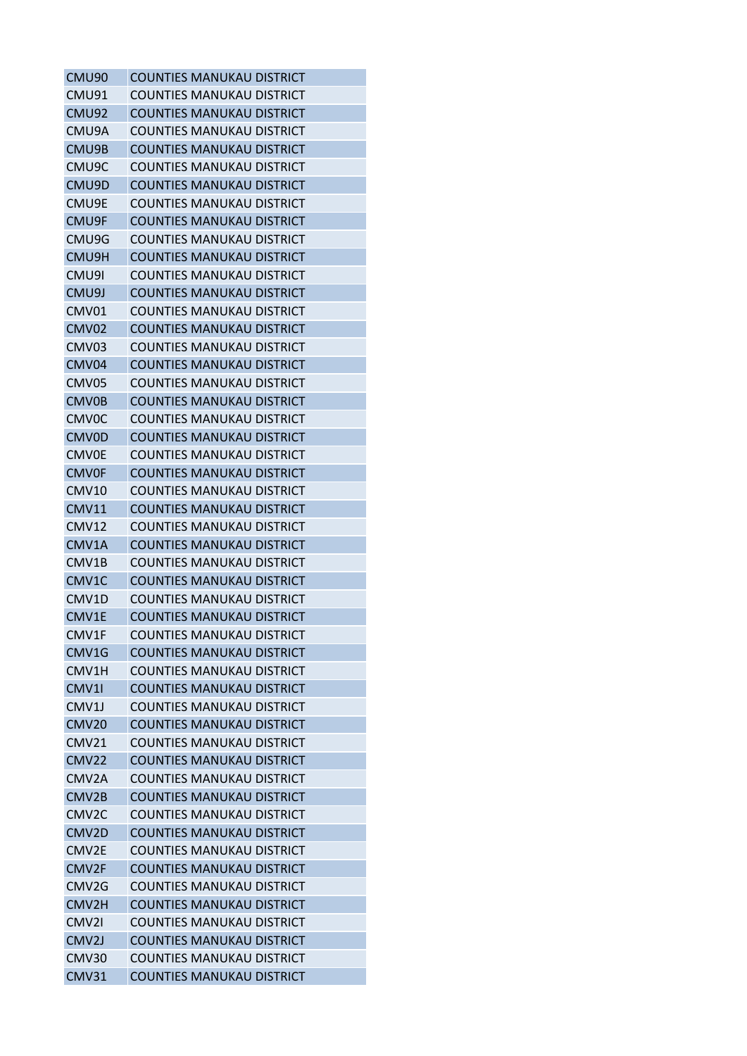| CMU90 | COUNTIES MANUKAU DISTRICT |
|---|---|
| CMU91 | COUNTIES MANUKAU DISTRICT |
| CMU92 | COUNTIES MANUKAU DISTRICT |
| CMU9A | COUNTIES MANUKAU DISTRICT |
| CMU9B | COUNTIES MANUKAU DISTRICT |
| CMU9C | COUNTIES MANUKAU DISTRICT |
| CMU9D | COUNTIES MANUKAU DISTRICT |
| CMU9E | COUNTIES MANUKAU DISTRICT |
| CMU9F | COUNTIES MANUKAU DISTRICT |
| CMU9G | COUNTIES MANUKAU DISTRICT |
| CMU9H | COUNTIES MANUKAU DISTRICT |
| CMU9I | COUNTIES MANUKAU DISTRICT |
| CMU9J | COUNTIES MANUKAU DISTRICT |
| CMV01 | COUNTIES MANUKAU DISTRICT |
| CMV02 | COUNTIES MANUKAU DISTRICT |
| CMV03 | COUNTIES MANUKAU DISTRICT |
| CMV04 | COUNTIES MANUKAU DISTRICT |
| CMV05 | COUNTIES MANUKAU DISTRICT |
| CMV0B | COUNTIES MANUKAU DISTRICT |
| CMV0C | COUNTIES MANUKAU DISTRICT |
| CMV0D | COUNTIES MANUKAU DISTRICT |
| CMV0E | COUNTIES MANUKAU DISTRICT |
| CMV0F | COUNTIES MANUKAU DISTRICT |
| CMV10 | COUNTIES MANUKAU DISTRICT |
| CMV11 | COUNTIES MANUKAU DISTRICT |
| CMV12 | COUNTIES MANUKAU DISTRICT |
| CMV1A | COUNTIES MANUKAU DISTRICT |
| CMV1B | COUNTIES MANUKAU DISTRICT |
| CMV1C | COUNTIES MANUKAU DISTRICT |
| CMV1D | COUNTIES MANUKAU DISTRICT |
| CMV1E | COUNTIES MANUKAU DISTRICT |
| CMV1F | COUNTIES MANUKAU DISTRICT |
| CMV1G | COUNTIES MANUKAU DISTRICT |
| CMV1H | COUNTIES MANUKAU DISTRICT |
| CMV1I | COUNTIES MANUKAU DISTRICT |
| CMV1J | COUNTIES MANUKAU DISTRICT |
| CMV20 | COUNTIES MANUKAU DISTRICT |
| CMV21 | COUNTIES MANUKAU DISTRICT |
| CMV22 | COUNTIES MANUKAU DISTRICT |
| CMV2A | COUNTIES MANUKAU DISTRICT |
| CMV2B | COUNTIES MANUKAU DISTRICT |
| CMV2C | COUNTIES MANUKAU DISTRICT |
| CMV2D | COUNTIES MANUKAU DISTRICT |
| CMV2E | COUNTIES MANUKAU DISTRICT |
| CMV2F | COUNTIES MANUKAU DISTRICT |
| CMV2G | COUNTIES MANUKAU DISTRICT |
| CMV2H | COUNTIES MANUKAU DISTRICT |
| CMV2I | COUNTIES MANUKAU DISTRICT |
| CMV2J | COUNTIES MANUKAU DISTRICT |
| CMV30 | COUNTIES MANUKAU DISTRICT |
| CMV31 | COUNTIES MANUKAU DISTRICT |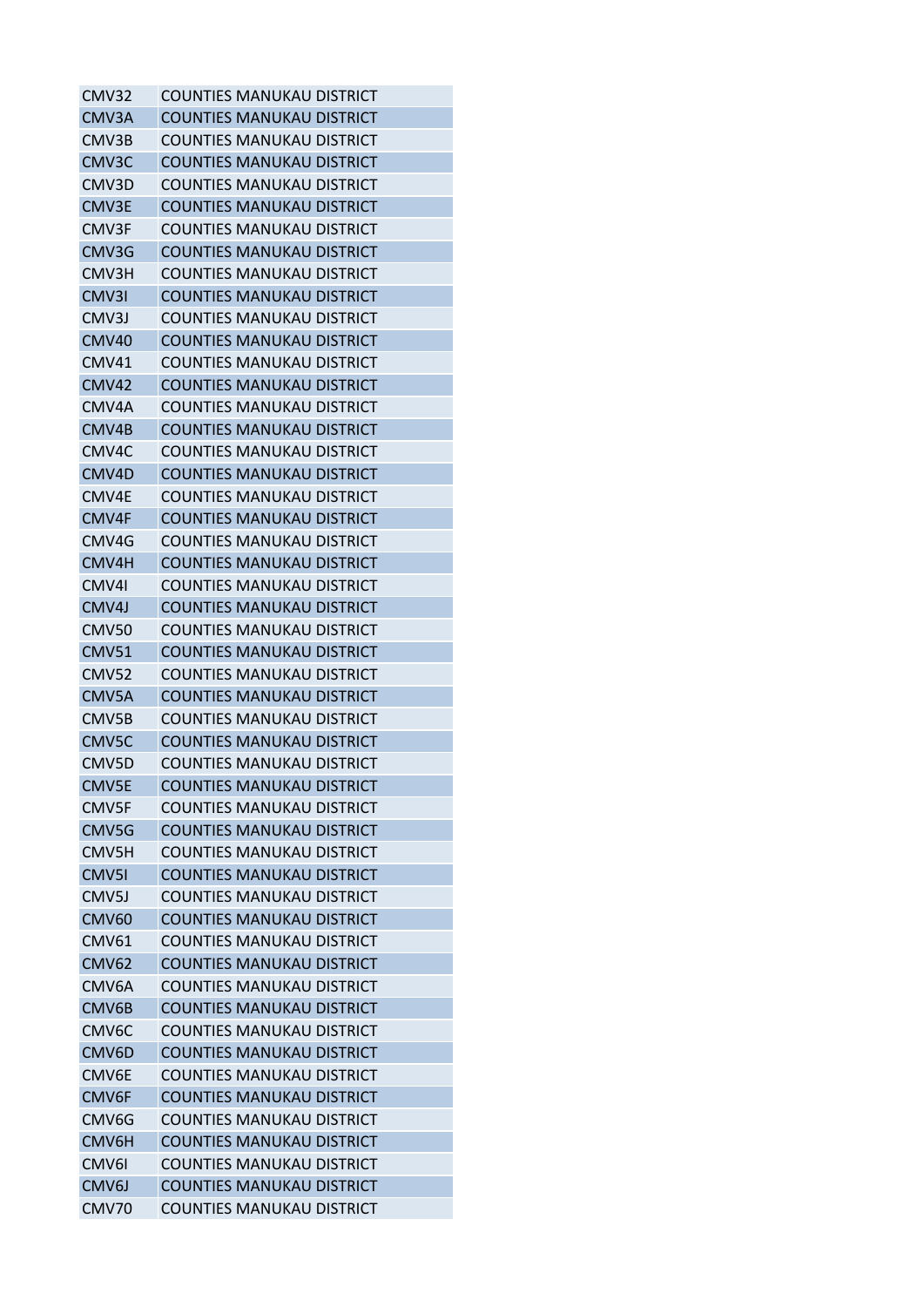| | |
|---|---|
| CMV32 | COUNTIES MANUKAU DISTRICT |
| CMV3A | COUNTIES MANUKAU DISTRICT |
| CMV3B | COUNTIES MANUKAU DISTRICT |
| CMV3C | COUNTIES MANUKAU DISTRICT |
| CMV3D | COUNTIES MANUKAU DISTRICT |
| CMV3E | COUNTIES MANUKAU DISTRICT |
| CMV3F | COUNTIES MANUKAU DISTRICT |
| CMV3G | COUNTIES MANUKAU DISTRICT |
| CMV3H | COUNTIES MANUKAU DISTRICT |
| CMV3I | COUNTIES MANUKAU DISTRICT |
| CMV3J | COUNTIES MANUKAU DISTRICT |
| CMV40 | COUNTIES MANUKAU DISTRICT |
| CMV41 | COUNTIES MANUKAU DISTRICT |
| CMV42 | COUNTIES MANUKAU DISTRICT |
| CMV4A | COUNTIES MANUKAU DISTRICT |
| CMV4B | COUNTIES MANUKAU DISTRICT |
| CMV4C | COUNTIES MANUKAU DISTRICT |
| CMV4D | COUNTIES MANUKAU DISTRICT |
| CMV4E | COUNTIES MANUKAU DISTRICT |
| CMV4F | COUNTIES MANUKAU DISTRICT |
| CMV4G | COUNTIES MANUKAU DISTRICT |
| CMV4H | COUNTIES MANUKAU DISTRICT |
| CMV4I | COUNTIES MANUKAU DISTRICT |
| CMV4J | COUNTIES MANUKAU DISTRICT |
| CMV50 | COUNTIES MANUKAU DISTRICT |
| CMV51 | COUNTIES MANUKAU DISTRICT |
| CMV52 | COUNTIES MANUKAU DISTRICT |
| CMV5A | COUNTIES MANUKAU DISTRICT |
| CMV5B | COUNTIES MANUKAU DISTRICT |
| CMV5C | COUNTIES MANUKAU DISTRICT |
| CMV5D | COUNTIES MANUKAU DISTRICT |
| CMV5E | COUNTIES MANUKAU DISTRICT |
| CMV5F | COUNTIES MANUKAU DISTRICT |
| CMV5G | COUNTIES MANUKAU DISTRICT |
| CMV5H | COUNTIES MANUKAU DISTRICT |
| CMV5I | COUNTIES MANUKAU DISTRICT |
| CMV5J | COUNTIES MANUKAU DISTRICT |
| CMV60 | COUNTIES MANUKAU DISTRICT |
| CMV61 | COUNTIES MANUKAU DISTRICT |
| CMV62 | COUNTIES MANUKAU DISTRICT |
| CMV6A | COUNTIES MANUKAU DISTRICT |
| CMV6B | COUNTIES MANUKAU DISTRICT |
| CMV6C | COUNTIES MANUKAU DISTRICT |
| CMV6D | COUNTIES MANUKAU DISTRICT |
| CMV6E | COUNTIES MANUKAU DISTRICT |
| CMV6F | COUNTIES MANUKAU DISTRICT |
| CMV6G | COUNTIES MANUKAU DISTRICT |
| CMV6H | COUNTIES MANUKAU DISTRICT |
| CMV6I | COUNTIES MANUKAU DISTRICT |
| CMV6J | COUNTIES MANUKAU DISTRICT |
| CMV70 | COUNTIES MANUKAU DISTRICT |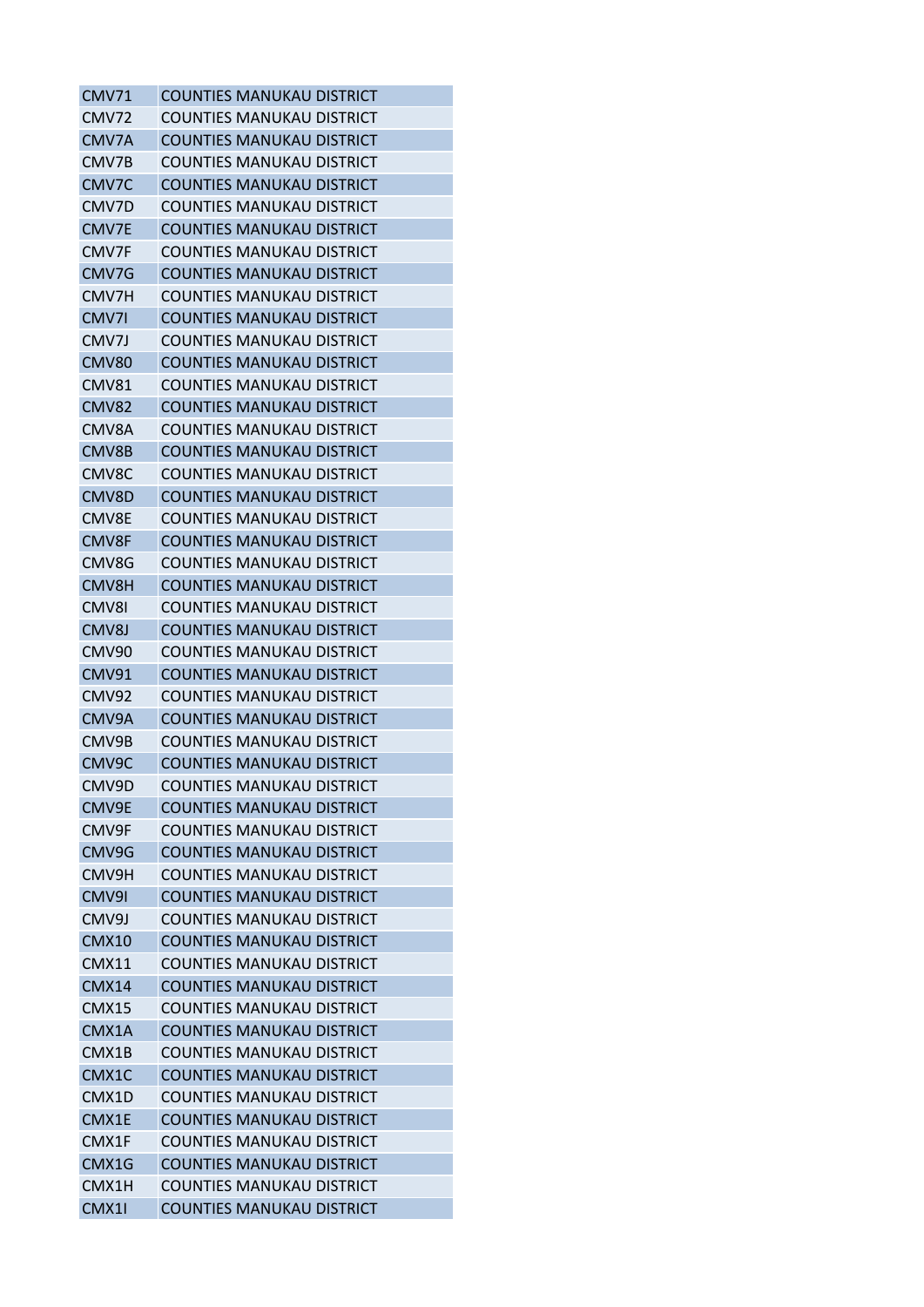| | |
|---|---|
| CMV71 | COUNTIES MANUKAU DISTRICT |
| CMV72 | COUNTIES MANUKAU DISTRICT |
| CMV7A | COUNTIES MANUKAU DISTRICT |
| CMV7B | COUNTIES MANUKAU DISTRICT |
| CMV7C | COUNTIES MANUKAU DISTRICT |
| CMV7D | COUNTIES MANUKAU DISTRICT |
| CMV7E | COUNTIES MANUKAU DISTRICT |
| CMV7F | COUNTIES MANUKAU DISTRICT |
| CMV7G | COUNTIES MANUKAU DISTRICT |
| CMV7H | COUNTIES MANUKAU DISTRICT |
| CMV7I | COUNTIES MANUKAU DISTRICT |
| CMV7J | COUNTIES MANUKAU DISTRICT |
| CMV80 | COUNTIES MANUKAU DISTRICT |
| CMV81 | COUNTIES MANUKAU DISTRICT |
| CMV82 | COUNTIES MANUKAU DISTRICT |
| CMV8A | COUNTIES MANUKAU DISTRICT |
| CMV8B | COUNTIES MANUKAU DISTRICT |
| CMV8C | COUNTIES MANUKAU DISTRICT |
| CMV8D | COUNTIES MANUKAU DISTRICT |
| CMV8E | COUNTIES MANUKAU DISTRICT |
| CMV8F | COUNTIES MANUKAU DISTRICT |
| CMV8G | COUNTIES MANUKAU DISTRICT |
| CMV8H | COUNTIES MANUKAU DISTRICT |
| CMV8I | COUNTIES MANUKAU DISTRICT |
| CMV8J | COUNTIES MANUKAU DISTRICT |
| CMV90 | COUNTIES MANUKAU DISTRICT |
| CMV91 | COUNTIES MANUKAU DISTRICT |
| CMV92 | COUNTIES MANUKAU DISTRICT |
| CMV9A | COUNTIES MANUKAU DISTRICT |
| CMV9B | COUNTIES MANUKAU DISTRICT |
| CMV9C | COUNTIES MANUKAU DISTRICT |
| CMV9D | COUNTIES MANUKAU DISTRICT |
| CMV9E | COUNTIES MANUKAU DISTRICT |
| CMV9F | COUNTIES MANUKAU DISTRICT |
| CMV9G | COUNTIES MANUKAU DISTRICT |
| CMV9H | COUNTIES MANUKAU DISTRICT |
| CMV9I | COUNTIES MANUKAU DISTRICT |
| CMV9J | COUNTIES MANUKAU DISTRICT |
| CMX10 | COUNTIES MANUKAU DISTRICT |
| CMX11 | COUNTIES MANUKAU DISTRICT |
| CMX14 | COUNTIES MANUKAU DISTRICT |
| CMX15 | COUNTIES MANUKAU DISTRICT |
| CMX1A | COUNTIES MANUKAU DISTRICT |
| CMX1B | COUNTIES MANUKAU DISTRICT |
| CMX1C | COUNTIES MANUKAU DISTRICT |
| CMX1D | COUNTIES MANUKAU DISTRICT |
| CMX1E | COUNTIES MANUKAU DISTRICT |
| CMX1F | COUNTIES MANUKAU DISTRICT |
| CMX1G | COUNTIES MANUKAU DISTRICT |
| CMX1H | COUNTIES MANUKAU DISTRICT |
| CMX1I | COUNTIES MANUKAU DISTRICT |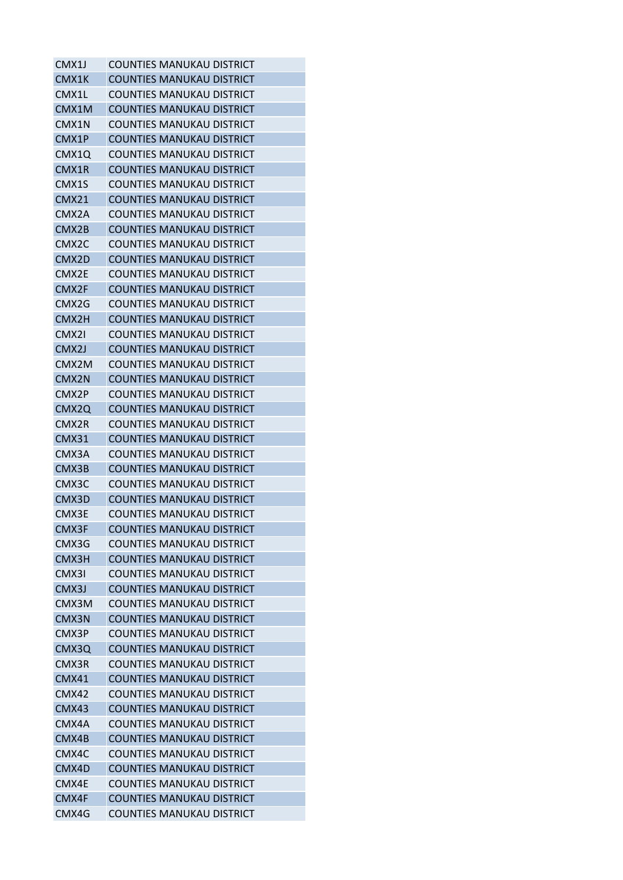| | |
|---|---|
| CMX1J | COUNTIES MANUKAU DISTRICT |
| CMX1K | COUNTIES MANUKAU DISTRICT |
| CMX1L | COUNTIES MANUKAU DISTRICT |
| CMX1M | COUNTIES MANUKAU DISTRICT |
| CMX1N | COUNTIES MANUKAU DISTRICT |
| CMX1P | COUNTIES MANUKAU DISTRICT |
| CMX1Q | COUNTIES MANUKAU DISTRICT |
| CMX1R | COUNTIES MANUKAU DISTRICT |
| CMX1S | COUNTIES MANUKAU DISTRICT |
| CMX21 | COUNTIES MANUKAU DISTRICT |
| CMX2A | COUNTIES MANUKAU DISTRICT |
| CMX2B | COUNTIES MANUKAU DISTRICT |
| CMX2C | COUNTIES MANUKAU DISTRICT |
| CMX2D | COUNTIES MANUKAU DISTRICT |
| CMX2E | COUNTIES MANUKAU DISTRICT |
| CMX2F | COUNTIES MANUKAU DISTRICT |
| CMX2G | COUNTIES MANUKAU DISTRICT |
| CMX2H | COUNTIES MANUKAU DISTRICT |
| CMX2I | COUNTIES MANUKAU DISTRICT |
| CMX2J | COUNTIES MANUKAU DISTRICT |
| CMX2M | COUNTIES MANUKAU DISTRICT |
| CMX2N | COUNTIES MANUKAU DISTRICT |
| CMX2P | COUNTIES MANUKAU DISTRICT |
| CMX2Q | COUNTIES MANUKAU DISTRICT |
| CMX2R | COUNTIES MANUKAU DISTRICT |
| CMX31 | COUNTIES MANUKAU DISTRICT |
| CMX3A | COUNTIES MANUKAU DISTRICT |
| CMX3B | COUNTIES MANUKAU DISTRICT |
| CMX3C | COUNTIES MANUKAU DISTRICT |
| CMX3D | COUNTIES MANUKAU DISTRICT |
| CMX3E | COUNTIES MANUKAU DISTRICT |
| CMX3F | COUNTIES MANUKAU DISTRICT |
| CMX3G | COUNTIES MANUKAU DISTRICT |
| CMX3H | COUNTIES MANUKAU DISTRICT |
| CMX3I | COUNTIES MANUKAU DISTRICT |
| CMX3J | COUNTIES MANUKAU DISTRICT |
| CMX3M | COUNTIES MANUKAU DISTRICT |
| CMX3N | COUNTIES MANUKAU DISTRICT |
| CMX3P | COUNTIES MANUKAU DISTRICT |
| CMX3Q | COUNTIES MANUKAU DISTRICT |
| CMX3R | COUNTIES MANUKAU DISTRICT |
| CMX41 | COUNTIES MANUKAU DISTRICT |
| CMX42 | COUNTIES MANUKAU DISTRICT |
| CMX43 | COUNTIES MANUKAU DISTRICT |
| CMX4A | COUNTIES MANUKAU DISTRICT |
| CMX4B | COUNTIES MANUKAU DISTRICT |
| CMX4C | COUNTIES MANUKAU DISTRICT |
| CMX4D | COUNTIES MANUKAU DISTRICT |
| CMX4E | COUNTIES MANUKAU DISTRICT |
| CMX4F | COUNTIES MANUKAU DISTRICT |
| CMX4G | COUNTIES MANUKAU DISTRICT |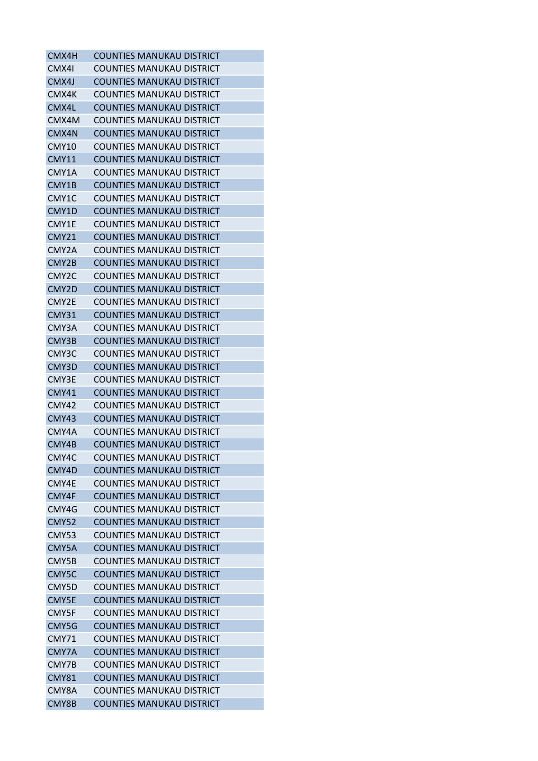| | |
|---|---|
| CMX4H | COUNTIES MANUKAU DISTRICT |
| CMX4I | COUNTIES MANUKAU DISTRICT |
| CMX4J | COUNTIES MANUKAU DISTRICT |
| CMX4K | COUNTIES MANUKAU DISTRICT |
| CMX4L | COUNTIES MANUKAU DISTRICT |
| CMX4M | COUNTIES MANUKAU DISTRICT |
| CMX4N | COUNTIES MANUKAU DISTRICT |
| CMY10 | COUNTIES MANUKAU DISTRICT |
| CMY11 | COUNTIES MANUKAU DISTRICT |
| CMY1A | COUNTIES MANUKAU DISTRICT |
| CMY1B | COUNTIES MANUKAU DISTRICT |
| CMY1C | COUNTIES MANUKAU DISTRICT |
| CMY1D | COUNTIES MANUKAU DISTRICT |
| CMY1E | COUNTIES MANUKAU DISTRICT |
| CMY21 | COUNTIES MANUKAU DISTRICT |
| CMY2A | COUNTIES MANUKAU DISTRICT |
| CMY2B | COUNTIES MANUKAU DISTRICT |
| CMY2C | COUNTIES MANUKAU DISTRICT |
| CMY2D | COUNTIES MANUKAU DISTRICT |
| CMY2E | COUNTIES MANUKAU DISTRICT |
| CMY31 | COUNTIES MANUKAU DISTRICT |
| CMY3A | COUNTIES MANUKAU DISTRICT |
| CMY3B | COUNTIES MANUKAU DISTRICT |
| CMY3C | COUNTIES MANUKAU DISTRICT |
| CMY3D | COUNTIES MANUKAU DISTRICT |
| CMY3E | COUNTIES MANUKAU DISTRICT |
| CMY41 | COUNTIES MANUKAU DISTRICT |
| CMY42 | COUNTIES MANUKAU DISTRICT |
| CMY43 | COUNTIES MANUKAU DISTRICT |
| CMY4A | COUNTIES MANUKAU DISTRICT |
| CMY4B | COUNTIES MANUKAU DISTRICT |
| CMY4C | COUNTIES MANUKAU DISTRICT |
| CMY4D | COUNTIES MANUKAU DISTRICT |
| CMY4E | COUNTIES MANUKAU DISTRICT |
| CMY4F | COUNTIES MANUKAU DISTRICT |
| CMY4G | COUNTIES MANUKAU DISTRICT |
| CMY52 | COUNTIES MANUKAU DISTRICT |
| CMY53 | COUNTIES MANUKAU DISTRICT |
| CMY5A | COUNTIES MANUKAU DISTRICT |
| CMY5B | COUNTIES MANUKAU DISTRICT |
| CMY5C | COUNTIES MANUKAU DISTRICT |
| CMY5D | COUNTIES MANUKAU DISTRICT |
| CMY5E | COUNTIES MANUKAU DISTRICT |
| CMY5F | COUNTIES MANUKAU DISTRICT |
| CMY5G | COUNTIES MANUKAU DISTRICT |
| CMY71 | COUNTIES MANUKAU DISTRICT |
| CMY7A | COUNTIES MANUKAU DISTRICT |
| CMY7B | COUNTIES MANUKAU DISTRICT |
| CMY81 | COUNTIES MANUKAU DISTRICT |
| CMY8A | COUNTIES MANUKAU DISTRICT |
| CMY8B | COUNTIES MANUKAU DISTRICT |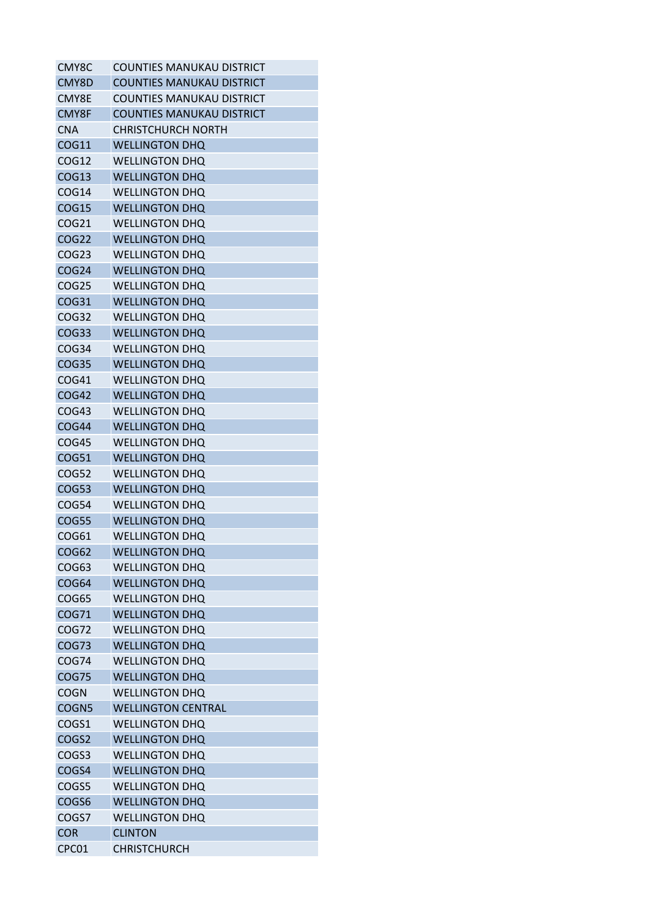| CMY8C | COUNTIES MANUKAU DISTRICT |
|---|---|
| CMY8D | COUNTIES MANUKAU DISTRICT |
| CMY8E | COUNTIES MANUKAU DISTRICT |
| CMY8F | COUNTIES MANUKAU DISTRICT |
| CNA | CHRISTCHURCH NORTH |
| COG11 | WELLINGTON DHQ |
| COG12 | WELLINGTON DHQ |
| COG13 | WELLINGTON DHQ |
| COG14 | WELLINGTON DHQ |
| COG15 | WELLINGTON DHQ |
| COG21 | WELLINGTON DHQ |
| COG22 | WELLINGTON DHQ |
| COG23 | WELLINGTON DHQ |
| COG24 | WELLINGTON DHQ |
| COG25 | WELLINGTON DHQ |
| COG31 | WELLINGTON DHQ |
| COG32 | WELLINGTON DHQ |
| COG33 | WELLINGTON DHQ |
| COG34 | WELLINGTON DHQ |
| COG35 | WELLINGTON DHQ |
| COG41 | WELLINGTON DHQ |
| COG42 | WELLINGTON DHQ |
| COG43 | WELLINGTON DHQ |
| COG44 | WELLINGTON DHQ |
| COG45 | WELLINGTON DHQ |
| COG51 | WELLINGTON DHQ |
| COG52 | WELLINGTON DHQ |
| COG53 | WELLINGTON DHQ |
| COG54 | WELLINGTON DHQ |
| COG55 | WELLINGTON DHQ |
| COG61 | WELLINGTON DHQ |
| COG62 | WELLINGTON DHQ |
| COG63 | WELLINGTON DHQ |
| COG64 | WELLINGTON DHQ |
| COG65 | WELLINGTON DHQ |
| COG71 | WELLINGTON DHQ |
| COG72 | WELLINGTON DHQ |
| COG73 | WELLINGTON DHQ |
| COG74 | WELLINGTON DHQ |
| COG75 | WELLINGTON DHQ |
| COGN | WELLINGTON DHQ |
| COGN5 | WELLINGTON CENTRAL |
| COGS1 | WELLINGTON DHQ |
| COGS2 | WELLINGTON DHQ |
| COGS3 | WELLINGTON DHQ |
| COGS4 | WELLINGTON DHQ |
| COGS5 | WELLINGTON DHQ |
| COGS6 | WELLINGTON DHQ |
| COGS7 | WELLINGTON DHQ |
| COR | CLINTON |
| CPC01 | CHRISTCHURCH |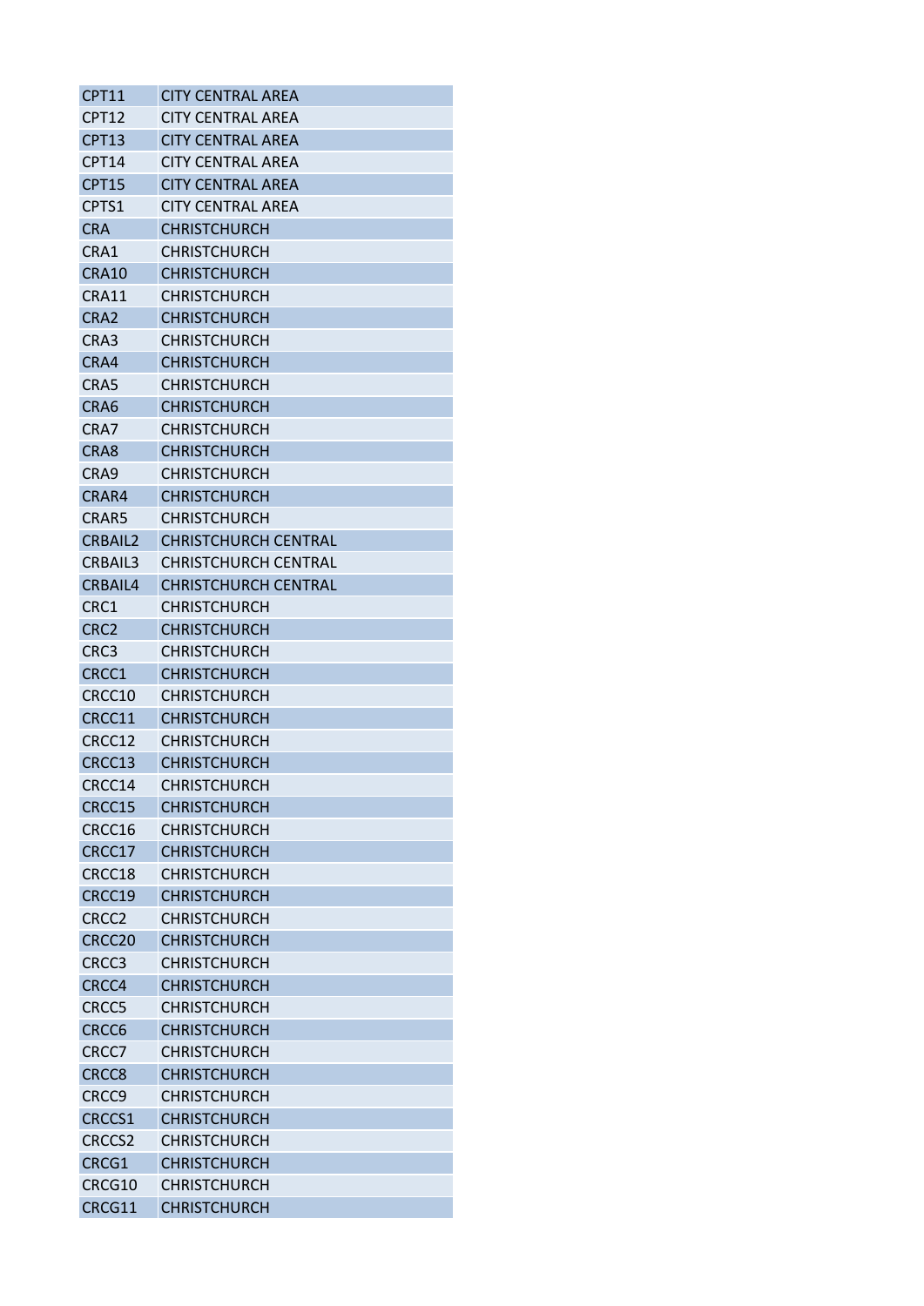| CPT11 | CITY CENTRAL AREA |
|---|---|
| CPT12 | CITY CENTRAL AREA |
| CPT13 | CITY CENTRAL AREA |
| CPT14 | CITY CENTRAL AREA |
| CPT15 | CITY CENTRAL AREA |
| CPTS1 | CITY CENTRAL AREA |
| CRA | CHRISTCHURCH |
| CRA1 | CHRISTCHURCH |
| CRA10 | CHRISTCHURCH |
| CRA11 | CHRISTCHURCH |
| CRA2 | CHRISTCHURCH |
| CRA3 | CHRISTCHURCH |
| CRA4 | CHRISTCHURCH |
| CRA5 | CHRISTCHURCH |
| CRA6 | CHRISTCHURCH |
| CRA7 | CHRISTCHURCH |
| CRA8 | CHRISTCHURCH |
| CRA9 | CHRISTCHURCH |
| CRAR4 | CHRISTCHURCH |
| CRAR5 | CHRISTCHURCH |
| CRBAIL2 | CHRISTCHURCH CENTRAL |
| CRBAIL3 | CHRISTCHURCH CENTRAL |
| CRBAIL4 | CHRISTCHURCH CENTRAL |
| CRC1 | CHRISTCHURCH |
| CRC2 | CHRISTCHURCH |
| CRC3 | CHRISTCHURCH |
| CRCC1 | CHRISTCHURCH |
| CRCC10 | CHRISTCHURCH |
| CRCC11 | CHRISTCHURCH |
| CRCC12 | CHRISTCHURCH |
| CRCC13 | CHRISTCHURCH |
| CRCC14 | CHRISTCHURCH |
| CRCC15 | CHRISTCHURCH |
| CRCC16 | CHRISTCHURCH |
| CRCC17 | CHRISTCHURCH |
| CRCC18 | CHRISTCHURCH |
| CRCC19 | CHRISTCHURCH |
| CRCC2 | CHRISTCHURCH |
| CRCC20 | CHRISTCHURCH |
| CRCC3 | CHRISTCHURCH |
| CRCC4 | CHRISTCHURCH |
| CRCC5 | CHRISTCHURCH |
| CRCC6 | CHRISTCHURCH |
| CRCC7 | CHRISTCHURCH |
| CRCC8 | CHRISTCHURCH |
| CRCC9 | CHRISTCHURCH |
| CRCCS1 | CHRISTCHURCH |
| CRCCS2 | CHRISTCHURCH |
| CRCG1 | CHRISTCHURCH |
| CRCG10 | CHRISTCHURCH |
| CRCG11 | CHRISTCHURCH |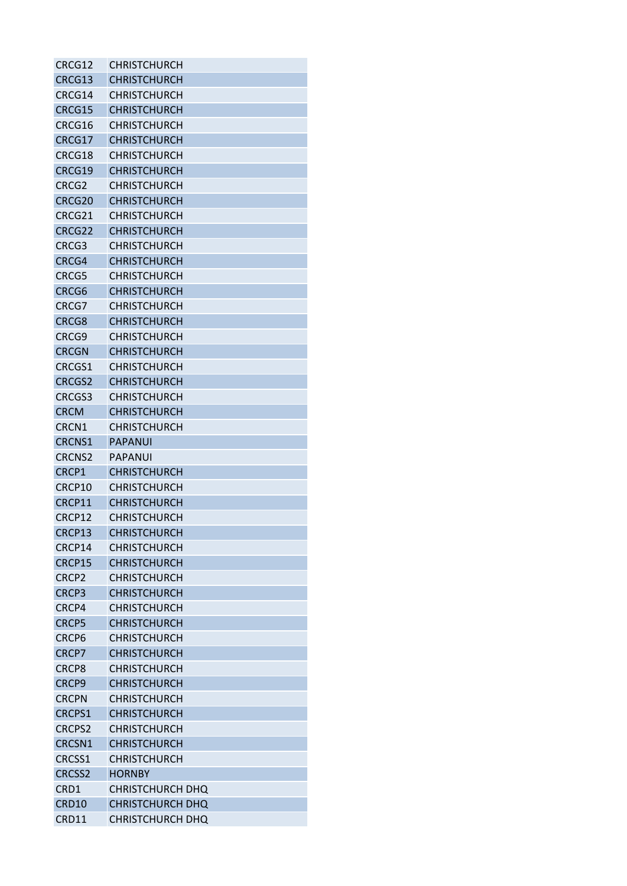| | |
|---|---|
| CRCG12 | CHRISTCHURCH |
| CRCG13 | CHRISTCHURCH |
| CRCG14 | CHRISTCHURCH |
| CRCG15 | CHRISTCHURCH |
| CRCG16 | CHRISTCHURCH |
| CRCG17 | CHRISTCHURCH |
| CRCG18 | CHRISTCHURCH |
| CRCG19 | CHRISTCHURCH |
| CRCG2 | CHRISTCHURCH |
| CRCG20 | CHRISTCHURCH |
| CRCG21 | CHRISTCHURCH |
| CRCG22 | CHRISTCHURCH |
| CRCG3 | CHRISTCHURCH |
| CRCG4 | CHRISTCHURCH |
| CRCG5 | CHRISTCHURCH |
| CRCG6 | CHRISTCHURCH |
| CRCG7 | CHRISTCHURCH |
| CRCG8 | CHRISTCHURCH |
| CRCG9 | CHRISTCHURCH |
| CRCGN | CHRISTCHURCH |
| CRCGS1 | CHRISTCHURCH |
| CRCGS2 | CHRISTCHURCH |
| CRCGS3 | CHRISTCHURCH |
| CRCM | CHRISTCHURCH |
| CRCN1 | CHRISTCHURCH |
| CRCNS1 | PAPANUI |
| CRCNS2 | PAPANUI |
| CRCP1 | CHRISTCHURCH |
| CRCP10 | CHRISTCHURCH |
| CRCP11 | CHRISTCHURCH |
| CRCP12 | CHRISTCHURCH |
| CRCP13 | CHRISTCHURCH |
| CRCP14 | CHRISTCHURCH |
| CRCP15 | CHRISTCHURCH |
| CRCP2 | CHRISTCHURCH |
| CRCP3 | CHRISTCHURCH |
| CRCP4 | CHRISTCHURCH |
| CRCP5 | CHRISTCHURCH |
| CRCP6 | CHRISTCHURCH |
| CRCP7 | CHRISTCHURCH |
| CRCP8 | CHRISTCHURCH |
| CRCP9 | CHRISTCHURCH |
| CRCPN | CHRISTCHURCH |
| CRCPS1 | CHRISTCHURCH |
| CRCPS2 | CHRISTCHURCH |
| CRCSN1 | CHRISTCHURCH |
| CRCSS1 | CHRISTCHURCH |
| CRCSS2 | HORNBY |
| CRD1 | CHRISTCHURCH DHQ |
| CRD10 | CHRISTCHURCH DHQ |
| CRD11 | CHRISTCHURCH DHQ |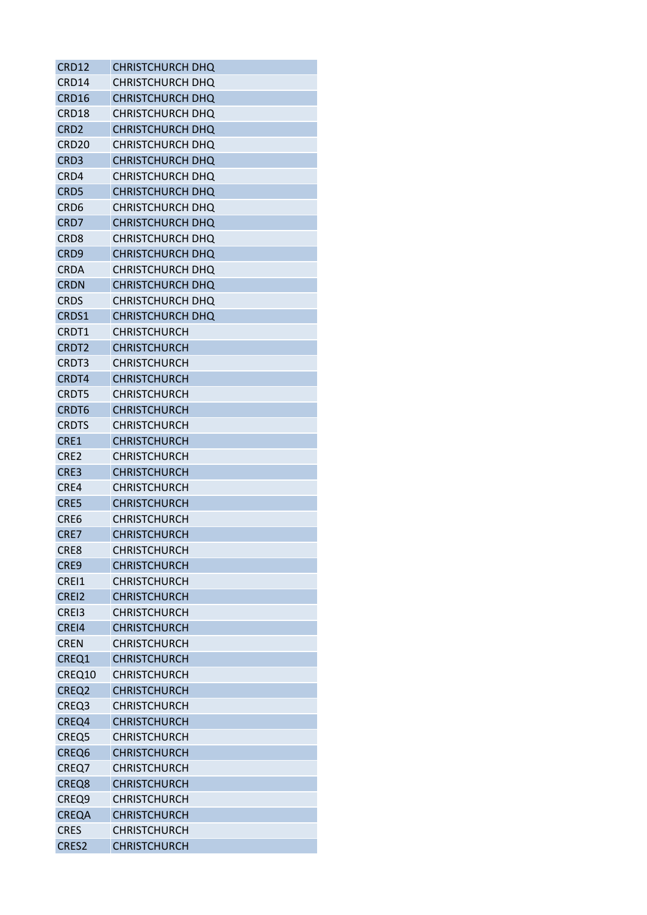| | |
|---|---|
| CRD12 | CHRISTCHURCH DHQ |
| CRD14 | CHRISTCHURCH DHQ |
| CRD16 | CHRISTCHURCH DHQ |
| CRD18 | CHRISTCHURCH DHQ |
| CRD2 | CHRISTCHURCH DHQ |
| CRD20 | CHRISTCHURCH DHQ |
| CRD3 | CHRISTCHURCH DHQ |
| CRD4 | CHRISTCHURCH DHQ |
| CRD5 | CHRISTCHURCH DHQ |
| CRD6 | CHRISTCHURCH DHQ |
| CRD7 | CHRISTCHURCH DHQ |
| CRD8 | CHRISTCHURCH DHQ |
| CRD9 | CHRISTCHURCH DHQ |
| CRDA | CHRISTCHURCH DHQ |
| CRDN | CHRISTCHURCH DHQ |
| CRDS | CHRISTCHURCH DHQ |
| CRDS1 | CHRISTCHURCH DHQ |
| CRDT1 | CHRISTCHURCH |
| CRDT2 | CHRISTCHURCH |
| CRDT3 | CHRISTCHURCH |
| CRDT4 | CHRISTCHURCH |
| CRDT5 | CHRISTCHURCH |
| CRDT6 | CHRISTCHURCH |
| CRDTS | CHRISTCHURCH |
| CRE1 | CHRISTCHURCH |
| CRE2 | CHRISTCHURCH |
| CRE3 | CHRISTCHURCH |
| CRE4 | CHRISTCHURCH |
| CRE5 | CHRISTCHURCH |
| CRE6 | CHRISTCHURCH |
| CRE7 | CHRISTCHURCH |
| CRE8 | CHRISTCHURCH |
| CRE9 | CHRISTCHURCH |
| CREI1 | CHRISTCHURCH |
| CREI2 | CHRISTCHURCH |
| CREI3 | CHRISTCHURCH |
| CREI4 | CHRISTCHURCH |
| CREN | CHRISTCHURCH |
| CREQ1 | CHRISTCHURCH |
| CREQ10 | CHRISTCHURCH |
| CREQ2 | CHRISTCHURCH |
| CREQ3 | CHRISTCHURCH |
| CREQ4 | CHRISTCHURCH |
| CREQ5 | CHRISTCHURCH |
| CREQ6 | CHRISTCHURCH |
| CREQ7 | CHRISTCHURCH |
| CREQ8 | CHRISTCHURCH |
| CREQ9 | CHRISTCHURCH |
| CREQA | CHRISTCHURCH |
| CRES | CHRISTCHURCH |
| CRES2 | CHRISTCHURCH |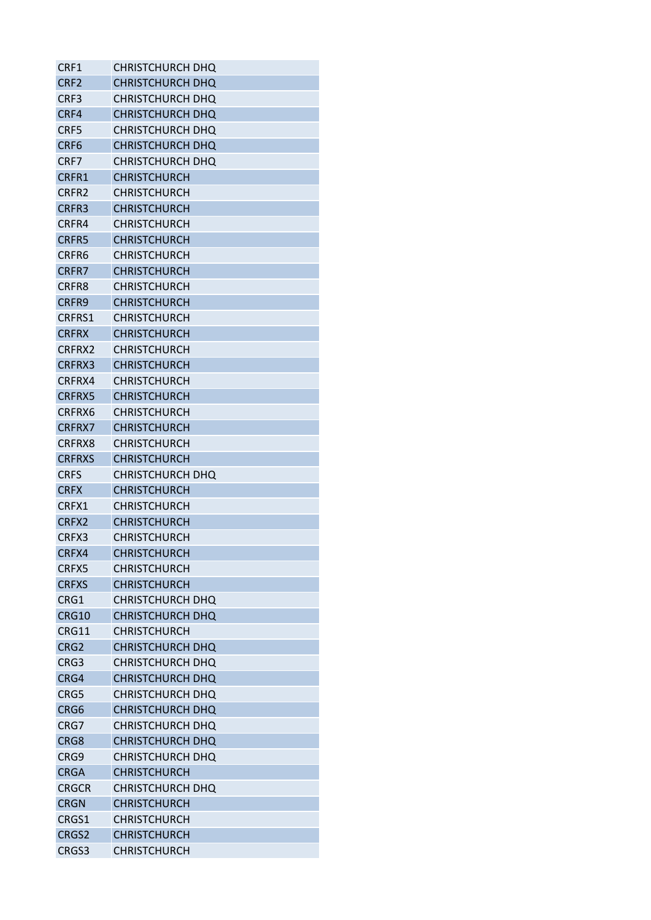| | |
|---|---|
| CRF1 | CHRISTCHURCH DHQ |
| CRF2 | CHRISTCHURCH DHQ |
| CRF3 | CHRISTCHURCH DHQ |
| CRF4 | CHRISTCHURCH DHQ |
| CRF5 | CHRISTCHURCH DHQ |
| CRF6 | CHRISTCHURCH DHQ |
| CRF7 | CHRISTCHURCH DHQ |
| CRFR1 | CHRISTCHURCH |
| CRFR2 | CHRISTCHURCH |
| CRFR3 | CHRISTCHURCH |
| CRFR4 | CHRISTCHURCH |
| CRFR5 | CHRISTCHURCH |
| CRFR6 | CHRISTCHURCH |
| CRFR7 | CHRISTCHURCH |
| CRFR8 | CHRISTCHURCH |
| CRFR9 | CHRISTCHURCH |
| CRFRS1 | CHRISTCHURCH |
| CRFRX | CHRISTCHURCH |
| CRFRX2 | CHRISTCHURCH |
| CRFRX3 | CHRISTCHURCH |
| CRFRX4 | CHRISTCHURCH |
| CRFRX5 | CHRISTCHURCH |
| CRFRX6 | CHRISTCHURCH |
| CRFRX7 | CHRISTCHURCH |
| CRFRX8 | CHRISTCHURCH |
| CRFRXS | CHRISTCHURCH |
| CRFS | CHRISTCHURCH DHQ |
| CRFX | CHRISTCHURCH |
| CRFX1 | CHRISTCHURCH |
| CRFX2 | CHRISTCHURCH |
| CRFX3 | CHRISTCHURCH |
| CRFX4 | CHRISTCHURCH |
| CRFX5 | CHRISTCHURCH |
| CRFXS | CHRISTCHURCH |
| CRG1 | CHRISTCHURCH DHQ |
| CRG10 | CHRISTCHURCH DHQ |
| CRG11 | CHRISTCHURCH |
| CRG2 | CHRISTCHURCH DHQ |
| CRG3 | CHRISTCHURCH DHQ |
| CRG4 | CHRISTCHURCH DHQ |
| CRG5 | CHRISTCHURCH DHQ |
| CRG6 | CHRISTCHURCH DHQ |
| CRG7 | CHRISTCHURCH DHQ |
| CRG8 | CHRISTCHURCH DHQ |
| CRG9 | CHRISTCHURCH DHQ |
| CRGA | CHRISTCHURCH |
| CRGCR | CHRISTCHURCH DHQ |
| CRGN | CHRISTCHURCH |
| CRGS1 | CHRISTCHURCH |
| CRGS2 | CHRISTCHURCH |
| CRGS3 | CHRISTCHURCH |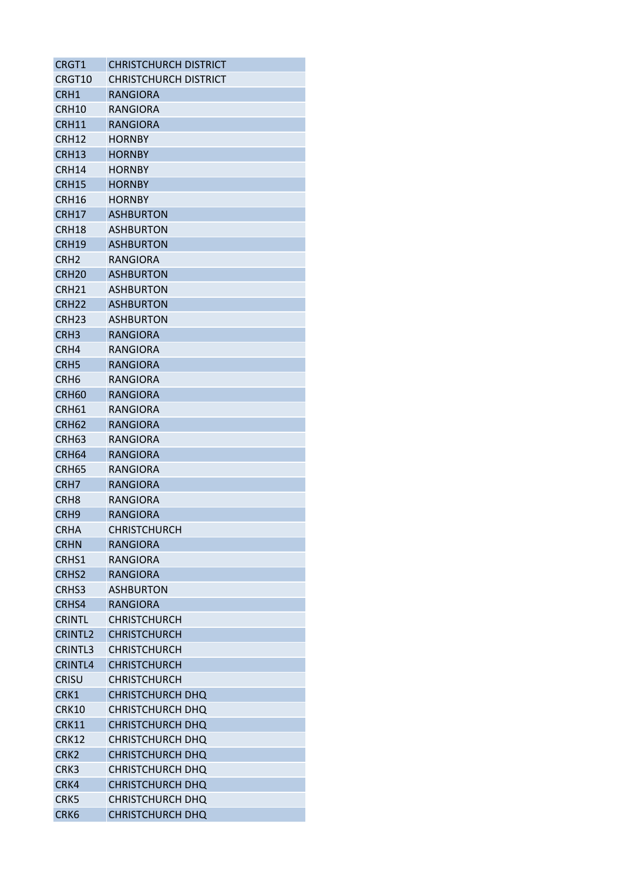| CRGT1 | CHRISTCHURCH DISTRICT |
|---|---|
| CRGT10 | CHRISTCHURCH DISTRICT |
| CRH1 | RANGIORA |
| CRH10 | RANGIORA |
| CRH11 | RANGIORA |
| CRH12 | HORNBY |
| CRH13 | HORNBY |
| CRH14 | HORNBY |
| CRH15 | HORNBY |
| CRH16 | HORNBY |
| CRH17 | ASHBURTON |
| CRH18 | ASHBURTON |
| CRH19 | ASHBURTON |
| CRH2 | RANGIORA |
| CRH20 | ASHBURTON |
| CRH21 | ASHBURTON |
| CRH22 | ASHBURTON |
| CRH23 | ASHBURTON |
| CRH3 | RANGIORA |
| CRH4 | RANGIORA |
| CRH5 | RANGIORA |
| CRH6 | RANGIORA |
| CRH60 | RANGIORA |
| CRH61 | RANGIORA |
| CRH62 | RANGIORA |
| CRH63 | RANGIORA |
| CRH64 | RANGIORA |
| CRH65 | RANGIORA |
| CRH7 | RANGIORA |
| CRH8 | RANGIORA |
| CRH9 | RANGIORA |
| CRHA | CHRISTCHURCH |
| CRHN | RANGIORA |
| CRHS1 | RANGIORA |
| CRHS2 | RANGIORA |
| CRHS3 | ASHBURTON |
| CRHS4 | RANGIORA |
| CRINTL | CHRISTCHURCH |
| CRINTL2 | CHRISTCHURCH |
| CRINTL3 | CHRISTCHURCH |
| CRINTL4 | CHRISTCHURCH |
| CRISU | CHRISTCHURCH |
| CRK1 | CHRISTCHURCH DHQ |
| CRK10 | CHRISTCHURCH DHQ |
| CRK11 | CHRISTCHURCH DHQ |
| CRK12 | CHRISTCHURCH DHQ |
| CRK2 | CHRISTCHURCH DHQ |
| CRK3 | CHRISTCHURCH DHQ |
| CRK4 | CHRISTCHURCH DHQ |
| CRK5 | CHRISTCHURCH DHQ |
| CRK6 | CHRISTCHURCH DHQ |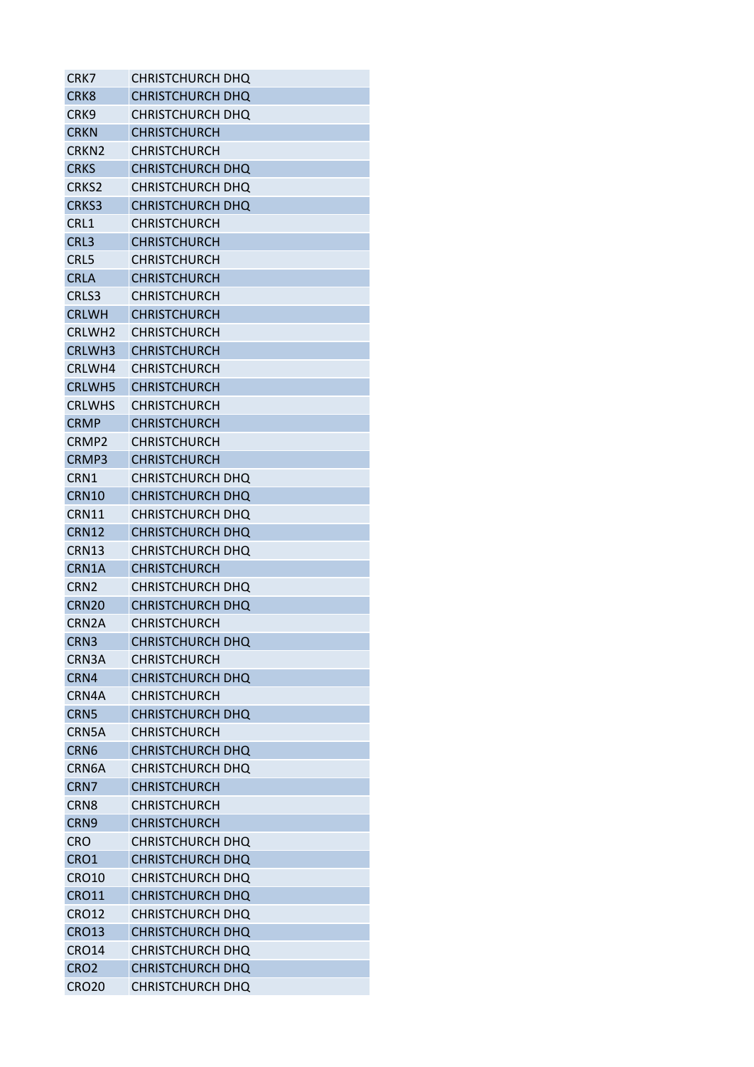| | |
|---|---|
| CRK7 | CHRISTCHURCH DHQ |
| CRK8 | CHRISTCHURCH DHQ |
| CRK9 | CHRISTCHURCH DHQ |
| CRKN | CHRISTCHURCH |
| CRKN2 | CHRISTCHURCH |
| CRKS | CHRISTCHURCH DHQ |
| CRKS2 | CHRISTCHURCH DHQ |
| CRKS3 | CHRISTCHURCH DHQ |
| CRL1 | CHRISTCHURCH |
| CRL3 | CHRISTCHURCH |
| CRL5 | CHRISTCHURCH |
| CRLA | CHRISTCHURCH |
| CRLS3 | CHRISTCHURCH |
| CRLWH | CHRISTCHURCH |
| CRLWH2 | CHRISTCHURCH |
| CRLWH3 | CHRISTCHURCH |
| CRLWH4 | CHRISTCHURCH |
| CRLWH5 | CHRISTCHURCH |
| CRLWHS | CHRISTCHURCH |
| CRMP | CHRISTCHURCH |
| CRMP2 | CHRISTCHURCH |
| CRMP3 | CHRISTCHURCH |
| CRN1 | CHRISTCHURCH DHQ |
| CRN10 | CHRISTCHURCH DHQ |
| CRN11 | CHRISTCHURCH DHQ |
| CRN12 | CHRISTCHURCH DHQ |
| CRN13 | CHRISTCHURCH DHQ |
| CRN1A | CHRISTCHURCH |
| CRN2 | CHRISTCHURCH DHQ |
| CRN20 | CHRISTCHURCH DHQ |
| CRN2A | CHRISTCHURCH |
| CRN3 | CHRISTCHURCH DHQ |
| CRN3A | CHRISTCHURCH |
| CRN4 | CHRISTCHURCH DHQ |
| CRN4A | CHRISTCHURCH |
| CRN5 | CHRISTCHURCH DHQ |
| CRN5A | CHRISTCHURCH |
| CRN6 | CHRISTCHURCH DHQ |
| CRN6A | CHRISTCHURCH DHQ |
| CRN7 | CHRISTCHURCH |
| CRN8 | CHRISTCHURCH |
| CRN9 | CHRISTCHURCH |
| CRO | CHRISTCHURCH DHQ |
| CRO1 | CHRISTCHURCH DHQ |
| CRO10 | CHRISTCHURCH DHQ |
| CRO11 | CHRISTCHURCH DHQ |
| CRO12 | CHRISTCHURCH DHQ |
| CRO13 | CHRISTCHURCH DHQ |
| CRO14 | CHRISTCHURCH DHQ |
| CRO2 | CHRISTCHURCH DHQ |
| CRO20 | CHRISTCHURCH DHQ |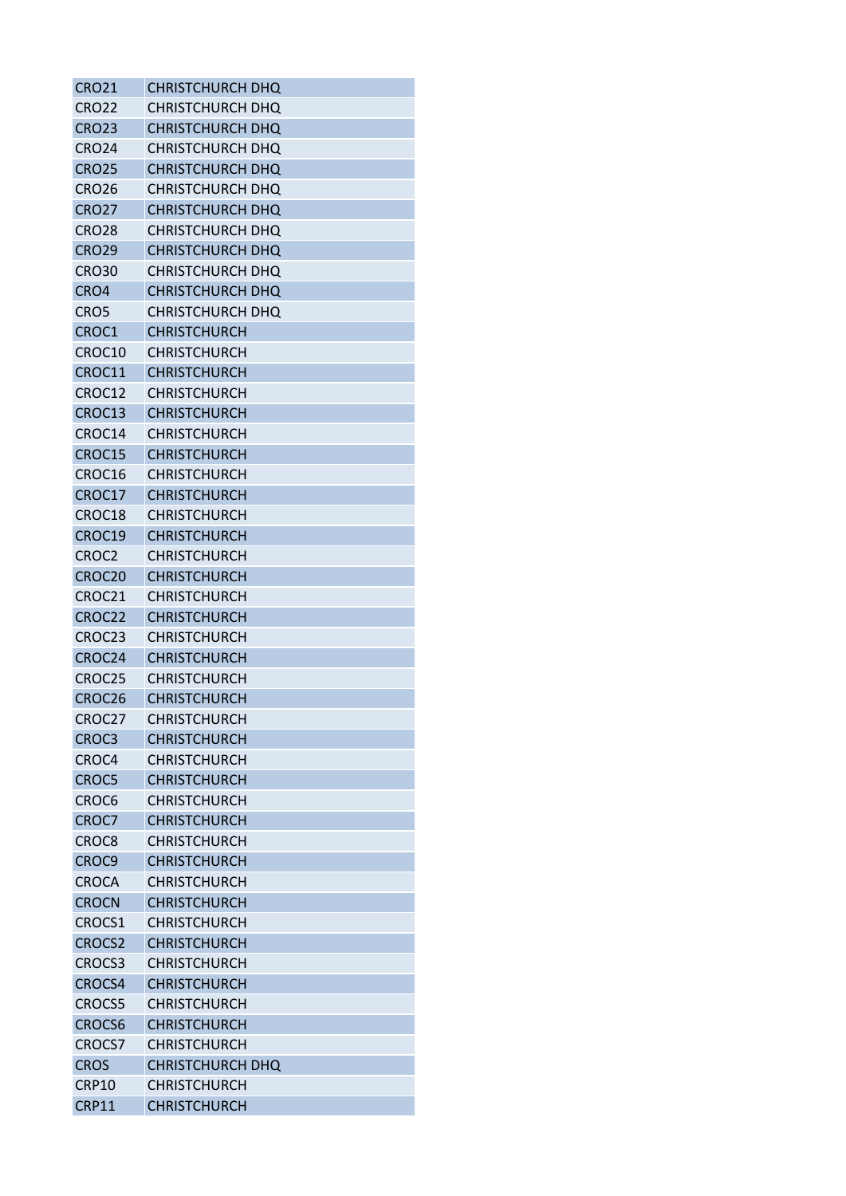| | |
|---|---|
| CRO21 | CHRISTCHURCH DHQ |
| CRO22 | CHRISTCHURCH DHQ |
| CRO23 | CHRISTCHURCH DHQ |
| CRO24 | CHRISTCHURCH DHQ |
| CRO25 | CHRISTCHURCH DHQ |
| CRO26 | CHRISTCHURCH DHQ |
| CRO27 | CHRISTCHURCH DHQ |
| CRO28 | CHRISTCHURCH DHQ |
| CRO29 | CHRISTCHURCH DHQ |
| CRO30 | CHRISTCHURCH DHQ |
| CRO4 | CHRISTCHURCH DHQ |
| CRO5 | CHRISTCHURCH DHQ |
| CROC1 | CHRISTCHURCH |
| CROC10 | CHRISTCHURCH |
| CROC11 | CHRISTCHURCH |
| CROC12 | CHRISTCHURCH |
| CROC13 | CHRISTCHURCH |
| CROC14 | CHRISTCHURCH |
| CROC15 | CHRISTCHURCH |
| CROC16 | CHRISTCHURCH |
| CROC17 | CHRISTCHURCH |
| CROC18 | CHRISTCHURCH |
| CROC19 | CHRISTCHURCH |
| CROC2 | CHRISTCHURCH |
| CROC20 | CHRISTCHURCH |
| CROC21 | CHRISTCHURCH |
| CROC22 | CHRISTCHURCH |
| CROC23 | CHRISTCHURCH |
| CROC24 | CHRISTCHURCH |
| CROC25 | CHRISTCHURCH |
| CROC26 | CHRISTCHURCH |
| CROC27 | CHRISTCHURCH |
| CROC3 | CHRISTCHURCH |
| CROC4 | CHRISTCHURCH |
| CROC5 | CHRISTCHURCH |
| CROC6 | CHRISTCHURCH |
| CROC7 | CHRISTCHURCH |
| CROC8 | CHRISTCHURCH |
| CROC9 | CHRISTCHURCH |
| CROCA | CHRISTCHURCH |
| CROCN | CHRISTCHURCH |
| CROCS1 | CHRISTCHURCH |
| CROCS2 | CHRISTCHURCH |
| CROCS3 | CHRISTCHURCH |
| CROCS4 | CHRISTCHURCH |
| CROCS5 | CHRISTCHURCH |
| CROCS6 | CHRISTCHURCH |
| CROCS7 | CHRISTCHURCH |
| CROS | CHRISTCHURCH DHQ |
| CRP10 | CHRISTCHURCH |
| CRP11 | CHRISTCHURCH |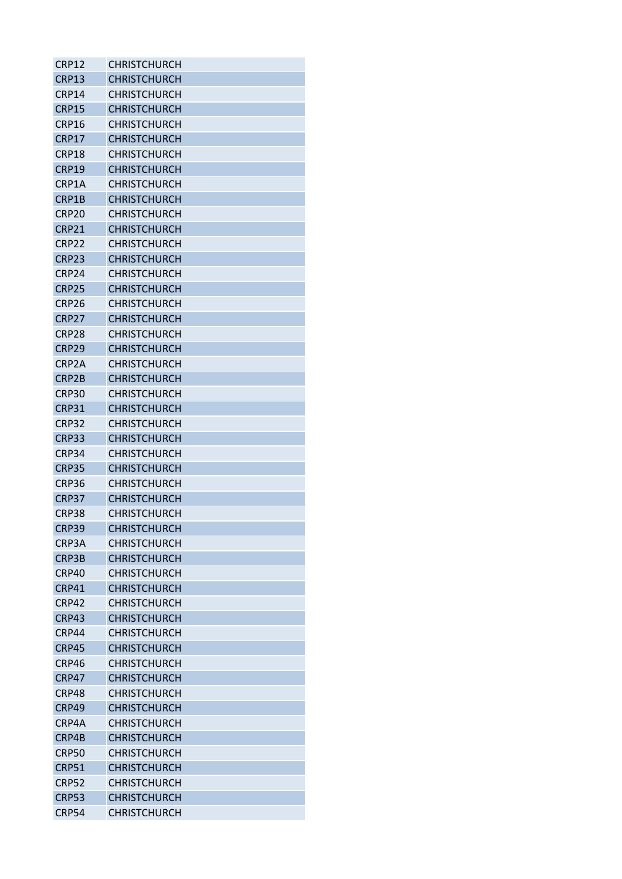| | |
|---|---|
| CRP12 | CHRISTCHURCH |
| CRP13 | CHRISTCHURCH |
| CRP14 | CHRISTCHURCH |
| CRP15 | CHRISTCHURCH |
| CRP16 | CHRISTCHURCH |
| CRP17 | CHRISTCHURCH |
| CRP18 | CHRISTCHURCH |
| CRP19 | CHRISTCHURCH |
| CRP1A | CHRISTCHURCH |
| CRP1B | CHRISTCHURCH |
| CRP20 | CHRISTCHURCH |
| CRP21 | CHRISTCHURCH |
| CRP22 | CHRISTCHURCH |
| CRP23 | CHRISTCHURCH |
| CRP24 | CHRISTCHURCH |
| CRP25 | CHRISTCHURCH |
| CRP26 | CHRISTCHURCH |
| CRP27 | CHRISTCHURCH |
| CRP28 | CHRISTCHURCH |
| CRP29 | CHRISTCHURCH |
| CRP2A | CHRISTCHURCH |
| CRP2B | CHRISTCHURCH |
| CRP30 | CHRISTCHURCH |
| CRP31 | CHRISTCHURCH |
| CRP32 | CHRISTCHURCH |
| CRP33 | CHRISTCHURCH |
| CRP34 | CHRISTCHURCH |
| CRP35 | CHRISTCHURCH |
| CRP36 | CHRISTCHURCH |
| CRP37 | CHRISTCHURCH |
| CRP38 | CHRISTCHURCH |
| CRP39 | CHRISTCHURCH |
| CRP3A | CHRISTCHURCH |
| CRP3B | CHRISTCHURCH |
| CRP40 | CHRISTCHURCH |
| CRP41 | CHRISTCHURCH |
| CRP42 | CHRISTCHURCH |
| CRP43 | CHRISTCHURCH |
| CRP44 | CHRISTCHURCH |
| CRP45 | CHRISTCHURCH |
| CRP46 | CHRISTCHURCH |
| CRP47 | CHRISTCHURCH |
| CRP48 | CHRISTCHURCH |
| CRP49 | CHRISTCHURCH |
| CRP4A | CHRISTCHURCH |
| CRP4B | CHRISTCHURCH |
| CRP50 | CHRISTCHURCH |
| CRP51 | CHRISTCHURCH |
| CRP52 | CHRISTCHURCH |
| CRP53 | CHRISTCHURCH |
| CRP54 | CHRISTCHURCH |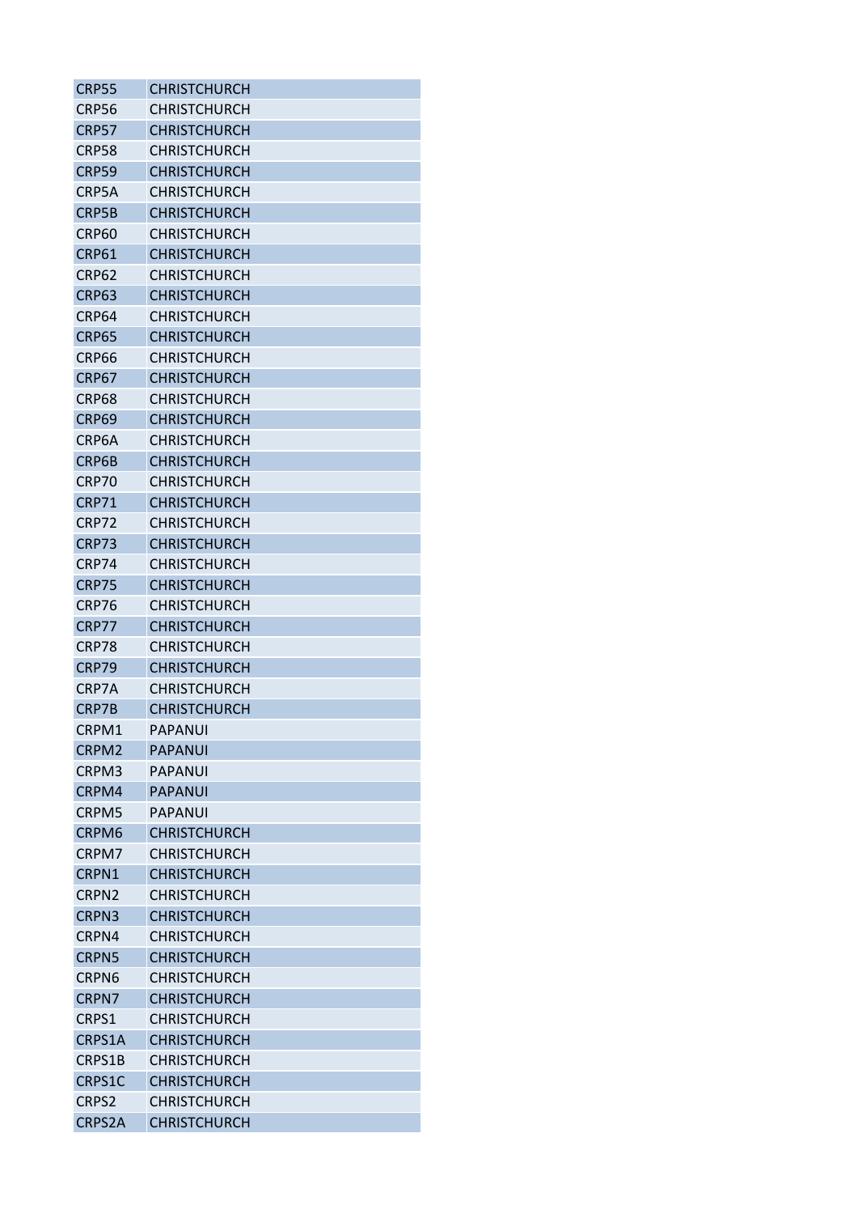| | |
|---|---|
| CRP55 | CHRISTCHURCH |
| CRP56 | CHRISTCHURCH |
| CRP57 | CHRISTCHURCH |
| CRP58 | CHRISTCHURCH |
| CRP59 | CHRISTCHURCH |
| CRP5A | CHRISTCHURCH |
| CRP5B | CHRISTCHURCH |
| CRP60 | CHRISTCHURCH |
| CRP61 | CHRISTCHURCH |
| CRP62 | CHRISTCHURCH |
| CRP63 | CHRISTCHURCH |
| CRP64 | CHRISTCHURCH |
| CRP65 | CHRISTCHURCH |
| CRP66 | CHRISTCHURCH |
| CRP67 | CHRISTCHURCH |
| CRP68 | CHRISTCHURCH |
| CRP69 | CHRISTCHURCH |
| CRP6A | CHRISTCHURCH |
| CRP6B | CHRISTCHURCH |
| CRP70 | CHRISTCHURCH |
| CRP71 | CHRISTCHURCH |
| CRP72 | CHRISTCHURCH |
| CRP73 | CHRISTCHURCH |
| CRP74 | CHRISTCHURCH |
| CRP75 | CHRISTCHURCH |
| CRP76 | CHRISTCHURCH |
| CRP77 | CHRISTCHURCH |
| CRP78 | CHRISTCHURCH |
| CRP79 | CHRISTCHURCH |
| CRP7A | CHRISTCHURCH |
| CRP7B | CHRISTCHURCH |
| CRPM1 | PAPANUI |
| CRPM2 | PAPANUI |
| CRPM3 | PAPANUI |
| CRPM4 | PAPANUI |
| CRPM5 | PAPANUI |
| CRPM6 | CHRISTCHURCH |
| CRPM7 | CHRISTCHURCH |
| CRPN1 | CHRISTCHURCH |
| CRPN2 | CHRISTCHURCH |
| CRPN3 | CHRISTCHURCH |
| CRPN4 | CHRISTCHURCH |
| CRPN5 | CHRISTCHURCH |
| CRPN6 | CHRISTCHURCH |
| CRPN7 | CHRISTCHURCH |
| CRPS1 | CHRISTCHURCH |
| CRPS1A | CHRISTCHURCH |
| CRPS1B | CHRISTCHURCH |
| CRPS1C | CHRISTCHURCH |
| CRPS2 | CHRISTCHURCH |
| CRPS2A | CHRISTCHURCH |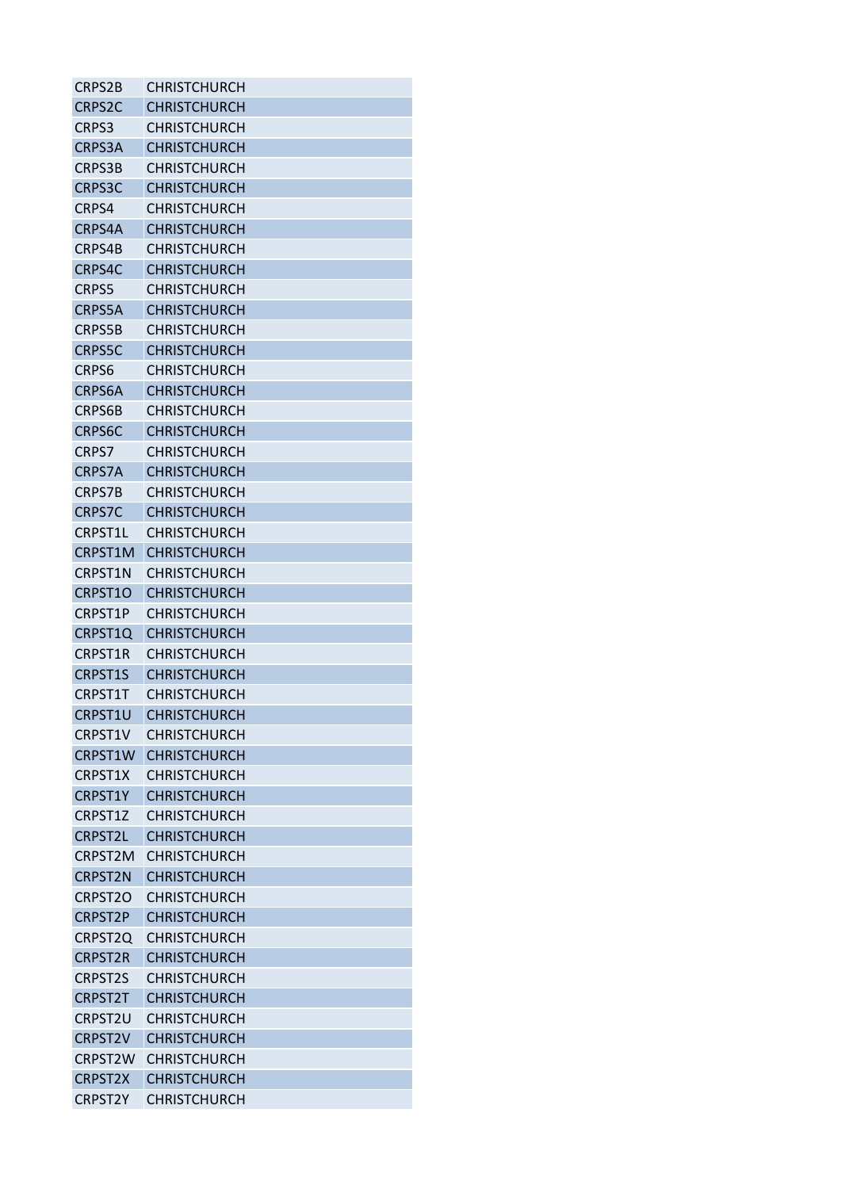| | |
|---|---|
| CRPS2B | CHRISTCHURCH |
| CRPS2C | CHRISTCHURCH |
| CRPS3 | CHRISTCHURCH |
| CRPS3A | CHRISTCHURCH |
| CRPS3B | CHRISTCHURCH |
| CRPS3C | CHRISTCHURCH |
| CRPS4 | CHRISTCHURCH |
| CRPS4A | CHRISTCHURCH |
| CRPS4B | CHRISTCHURCH |
| CRPS4C | CHRISTCHURCH |
| CRPS5 | CHRISTCHURCH |
| CRPS5A | CHRISTCHURCH |
| CRPS5B | CHRISTCHURCH |
| CRPS5C | CHRISTCHURCH |
| CRPS6 | CHRISTCHURCH |
| CRPS6A | CHRISTCHURCH |
| CRPS6B | CHRISTCHURCH |
| CRPS6C | CHRISTCHURCH |
| CRPS7 | CHRISTCHURCH |
| CRPS7A | CHRISTCHURCH |
| CRPS7B | CHRISTCHURCH |
| CRPS7C | CHRISTCHURCH |
| CRPST1L | CHRISTCHURCH |
| CRPST1M | CHRISTCHURCH |
| CRPST1N | CHRISTCHURCH |
| CRPST1O | CHRISTCHURCH |
| CRPST1P | CHRISTCHURCH |
| CRPST1Q | CHRISTCHURCH |
| CRPST1R | CHRISTCHURCH |
| CRPST1S | CHRISTCHURCH |
| CRPST1T | CHRISTCHURCH |
| CRPST1U | CHRISTCHURCH |
| CRPST1V | CHRISTCHURCH |
| CRPST1W | CHRISTCHURCH |
| CRPST1X | CHRISTCHURCH |
| CRPST1Y | CHRISTCHURCH |
| CRPST1Z | CHRISTCHURCH |
| CRPST2L | CHRISTCHURCH |
| CRPST2M | CHRISTCHURCH |
| CRPST2N | CHRISTCHURCH |
| CRPST2O | CHRISTCHURCH |
| CRPST2P | CHRISTCHURCH |
| CRPST2Q | CHRISTCHURCH |
| CRPST2R | CHRISTCHURCH |
| CRPST2S | CHRISTCHURCH |
| CRPST2T | CHRISTCHURCH |
| CRPST2U | CHRISTCHURCH |
| CRPST2V | CHRISTCHURCH |
| CRPST2W | CHRISTCHURCH |
| CRPST2X | CHRISTCHURCH |
| CRPST2Y | CHRISTCHURCH |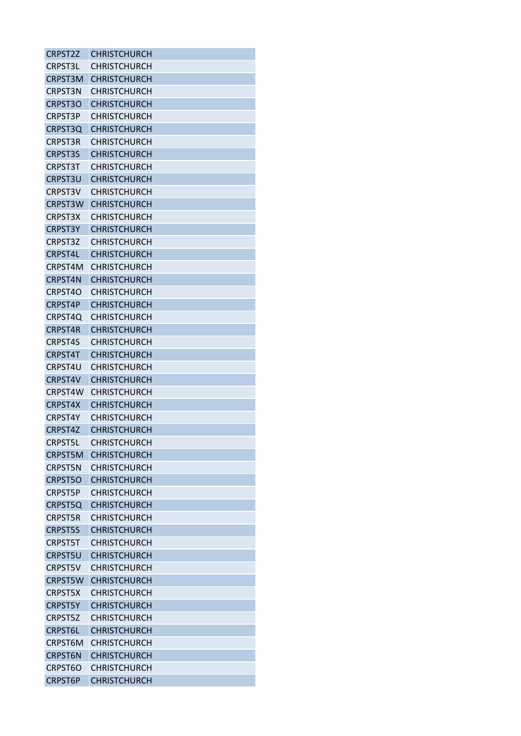| CRPST2Z | CHRISTCHURCH |
|---|---|
| CRPST3L | CHRISTCHURCH |
| CRPST3M | CHRISTCHURCH |
| CRPST3N | CHRISTCHURCH |
| CRPST3O | CHRISTCHURCH |
| CRPST3P | CHRISTCHURCH |
| CRPST3Q | CHRISTCHURCH |
| CRPST3R | CHRISTCHURCH |
| CRPST3S | CHRISTCHURCH |
| CRPST3T | CHRISTCHURCH |
| CRPST3U | CHRISTCHURCH |
| CRPST3V | CHRISTCHURCH |
| CRPST3W | CHRISTCHURCH |
| CRPST3X | CHRISTCHURCH |
| CRPST3Y | CHRISTCHURCH |
| CRPST3Z | CHRISTCHURCH |
| CRPST4L | CHRISTCHURCH |
| CRPST4M | CHRISTCHURCH |
| CRPST4N | CHRISTCHURCH |
| CRPST4O | CHRISTCHURCH |
| CRPST4P | CHRISTCHURCH |
| CRPST4Q | CHRISTCHURCH |
| CRPST4R | CHRISTCHURCH |
| CRPST4S | CHRISTCHURCH |
| CRPST4T | CHRISTCHURCH |
| CRPST4U | CHRISTCHURCH |
| CRPST4V | CHRISTCHURCH |
| CRPST4W | CHRISTCHURCH |
| CRPST4X | CHRISTCHURCH |
| CRPST4Y | CHRISTCHURCH |
| CRPST4Z | CHRISTCHURCH |
| CRPST5L | CHRISTCHURCH |
| CRPST5M | CHRISTCHURCH |
| CRPST5N | CHRISTCHURCH |
| CRPST5O | CHRISTCHURCH |
| CRPST5P | CHRISTCHURCH |
| CRPST5Q | CHRISTCHURCH |
| CRPST5R | CHRISTCHURCH |
| CRPST5S | CHRISTCHURCH |
| CRPST5T | CHRISTCHURCH |
| CRPST5U | CHRISTCHURCH |
| CRPST5V | CHRISTCHURCH |
| CRPST5W | CHRISTCHURCH |
| CRPST5X | CHRISTCHURCH |
| CRPST5Y | CHRISTCHURCH |
| CRPST5Z | CHRISTCHURCH |
| CRPST6L | CHRISTCHURCH |
| CRPST6M | CHRISTCHURCH |
| CRPST6N | CHRISTCHURCH |
| CRPST6O | CHRISTCHURCH |
| CRPST6P | CHRISTCHURCH |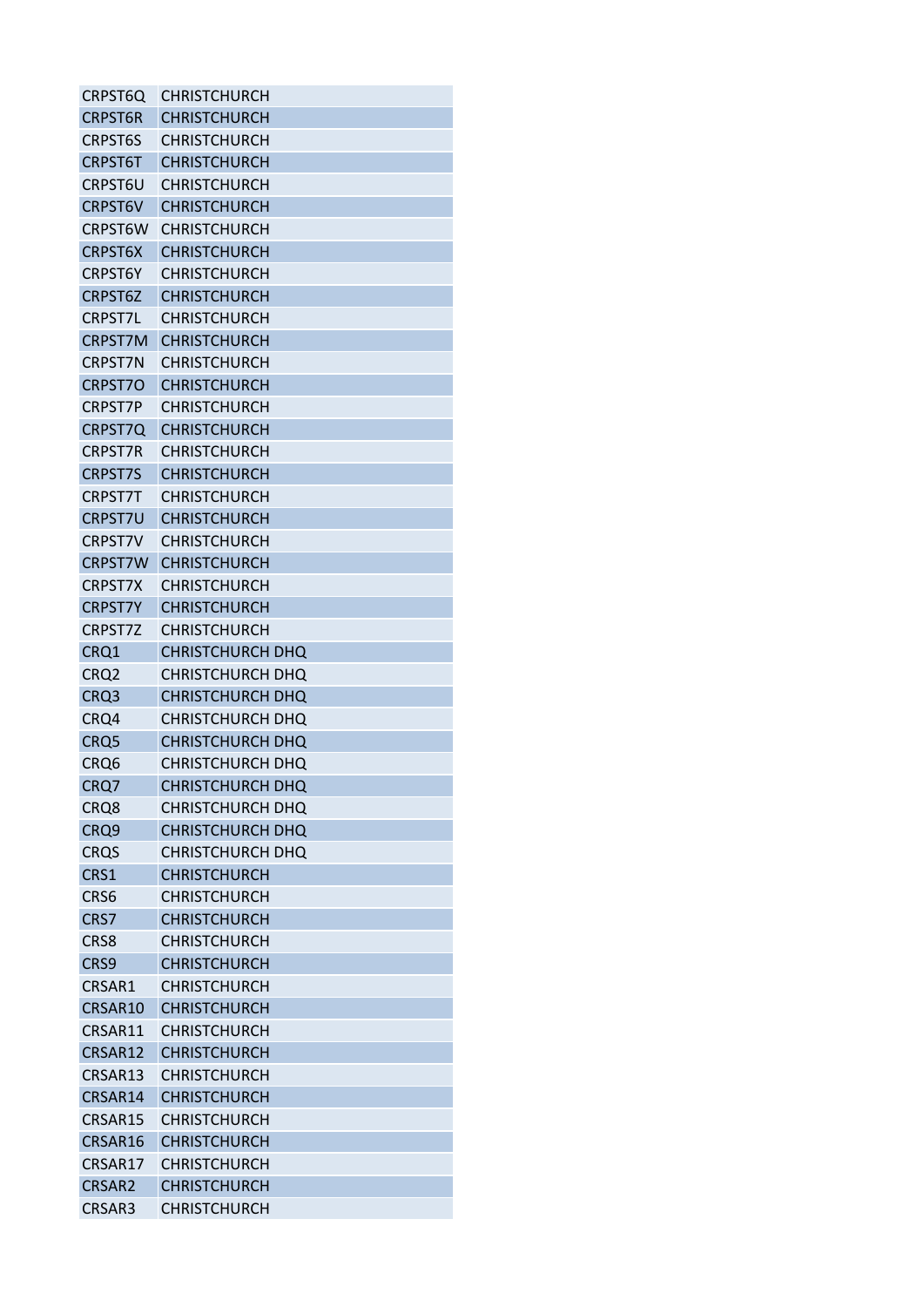| | |
|---|---|
| CRPST6Q | CHRISTCHURCH |
| CRPST6R | CHRISTCHURCH |
| CRPST6S | CHRISTCHURCH |
| CRPST6T | CHRISTCHURCH |
| CRPST6U | CHRISTCHURCH |
| CRPST6V | CHRISTCHURCH |
| CRPST6W | CHRISTCHURCH |
| CRPST6X | CHRISTCHURCH |
| CRPST6Y | CHRISTCHURCH |
| CRPST6Z | CHRISTCHURCH |
| CRPST7L | CHRISTCHURCH |
| CRPST7M | CHRISTCHURCH |
| CRPST7N | CHRISTCHURCH |
| CRPST7O | CHRISTCHURCH |
| CRPST7P | CHRISTCHURCH |
| CRPST7Q | CHRISTCHURCH |
| CRPST7R | CHRISTCHURCH |
| CRPST7S | CHRISTCHURCH |
| CRPST7T | CHRISTCHURCH |
| CRPST7U | CHRISTCHURCH |
| CRPST7V | CHRISTCHURCH |
| CRPST7W | CHRISTCHURCH |
| CRPST7X | CHRISTCHURCH |
| CRPST7Y | CHRISTCHURCH |
| CRPST7Z | CHRISTCHURCH |
| CRQ1 | CHRISTCHURCH DHQ |
| CRQ2 | CHRISTCHURCH DHQ |
| CRQ3 | CHRISTCHURCH DHQ |
| CRQ4 | CHRISTCHURCH DHQ |
| CRQ5 | CHRISTCHURCH DHQ |
| CRQ6 | CHRISTCHURCH DHQ |
| CRQ7 | CHRISTCHURCH DHQ |
| CRQ8 | CHRISTCHURCH DHQ |
| CRQ9 | CHRISTCHURCH DHQ |
| CRQS | CHRISTCHURCH DHQ |
| CRS1 | CHRISTCHURCH |
| CRS6 | CHRISTCHURCH |
| CRS7 | CHRISTCHURCH |
| CRS8 | CHRISTCHURCH |
| CRS9 | CHRISTCHURCH |
| CRSAR1 | CHRISTCHURCH |
| CRSAR10 | CHRISTCHURCH |
| CRSAR11 | CHRISTCHURCH |
| CRSAR12 | CHRISTCHURCH |
| CRSAR13 | CHRISTCHURCH |
| CRSAR14 | CHRISTCHURCH |
| CRSAR15 | CHRISTCHURCH |
| CRSAR16 | CHRISTCHURCH |
| CRSAR17 | CHRISTCHURCH |
| CRSAR2 | CHRISTCHURCH |
| CRSAR3 | CHRISTCHURCH |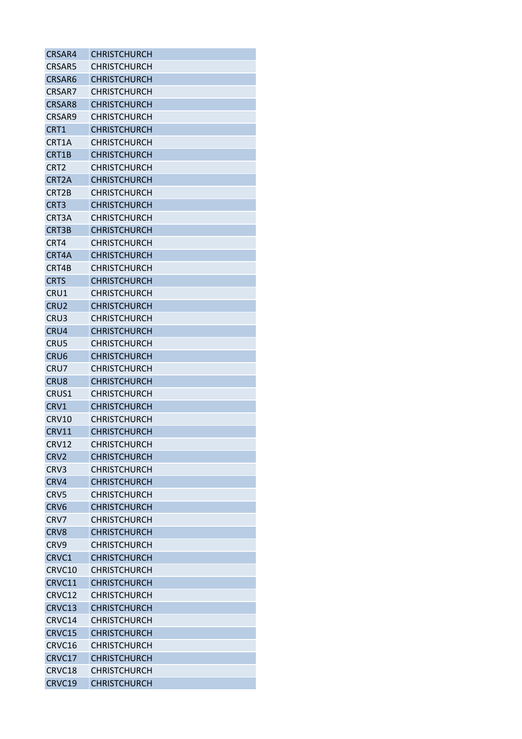| | |
|---|---|
| CRSAR4 | CHRISTCHURCH |
| CRSAR5 | CHRISTCHURCH |
| CRSAR6 | CHRISTCHURCH |
| CRSAR7 | CHRISTCHURCH |
| CRSAR8 | CHRISTCHURCH |
| CRSAR9 | CHRISTCHURCH |
| CRT1 | CHRISTCHURCH |
| CRT1A | CHRISTCHURCH |
| CRT1B | CHRISTCHURCH |
| CRT2 | CHRISTCHURCH |
| CRT2A | CHRISTCHURCH |
| CRT2B | CHRISTCHURCH |
| CRT3 | CHRISTCHURCH |
| CRT3A | CHRISTCHURCH |
| CRT3B | CHRISTCHURCH |
| CRT4 | CHRISTCHURCH |
| CRT4A | CHRISTCHURCH |
| CRT4B | CHRISTCHURCH |
| CRTS | CHRISTCHURCH |
| CRU1 | CHRISTCHURCH |
| CRU2 | CHRISTCHURCH |
| CRU3 | CHRISTCHURCH |
| CRU4 | CHRISTCHURCH |
| CRU5 | CHRISTCHURCH |
| CRU6 | CHRISTCHURCH |
| CRU7 | CHRISTCHURCH |
| CRU8 | CHRISTCHURCH |
| CRUS1 | CHRISTCHURCH |
| CRV1 | CHRISTCHURCH |
| CRV10 | CHRISTCHURCH |
| CRV11 | CHRISTCHURCH |
| CRV12 | CHRISTCHURCH |
| CRV2 | CHRISTCHURCH |
| CRV3 | CHRISTCHURCH |
| CRV4 | CHRISTCHURCH |
| CRV5 | CHRISTCHURCH |
| CRV6 | CHRISTCHURCH |
| CRV7 | CHRISTCHURCH |
| CRV8 | CHRISTCHURCH |
| CRV9 | CHRISTCHURCH |
| CRVC1 | CHRISTCHURCH |
| CRVC10 | CHRISTCHURCH |
| CRVC11 | CHRISTCHURCH |
| CRVC12 | CHRISTCHURCH |
| CRVC13 | CHRISTCHURCH |
| CRVC14 | CHRISTCHURCH |
| CRVC15 | CHRISTCHURCH |
| CRVC16 | CHRISTCHURCH |
| CRVC17 | CHRISTCHURCH |
| CRVC18 | CHRISTCHURCH |
| CRVC19 | CHRISTCHURCH |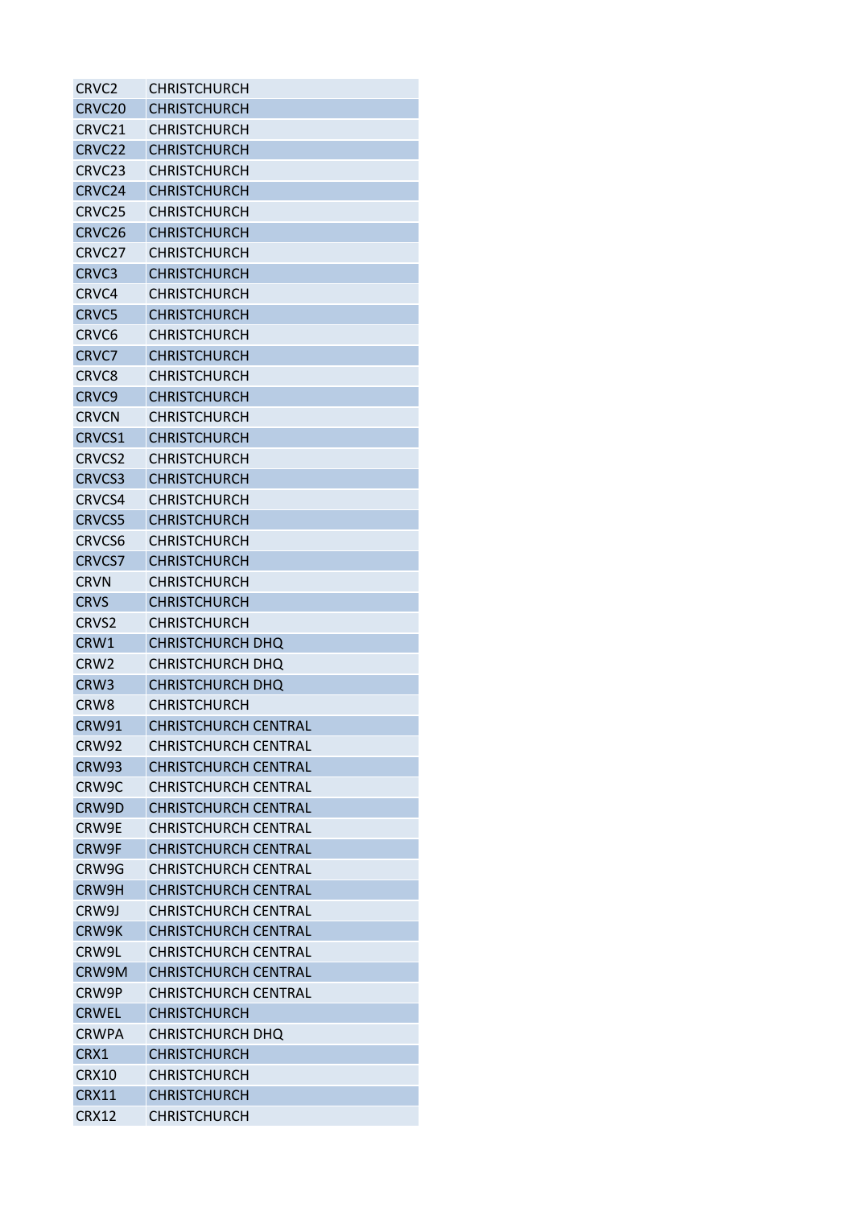| | |
|---|---|
| CRVC2 | CHRISTCHURCH |
| CRVC20 | CHRISTCHURCH |
| CRVC21 | CHRISTCHURCH |
| CRVC22 | CHRISTCHURCH |
| CRVC23 | CHRISTCHURCH |
| CRVC24 | CHRISTCHURCH |
| CRVC25 | CHRISTCHURCH |
| CRVC26 | CHRISTCHURCH |
| CRVC27 | CHRISTCHURCH |
| CRVC3 | CHRISTCHURCH |
| CRVC4 | CHRISTCHURCH |
| CRVC5 | CHRISTCHURCH |
| CRVC6 | CHRISTCHURCH |
| CRVC7 | CHRISTCHURCH |
| CRVC8 | CHRISTCHURCH |
| CRVC9 | CHRISTCHURCH |
| CRVCN | CHRISTCHURCH |
| CRVCS1 | CHRISTCHURCH |
| CRVCS2 | CHRISTCHURCH |
| CRVCS3 | CHRISTCHURCH |
| CRVCS4 | CHRISTCHURCH |
| CRVCS5 | CHRISTCHURCH |
| CRVCS6 | CHRISTCHURCH |
| CRVCS7 | CHRISTCHURCH |
| CRVN | CHRISTCHURCH |
| CRVS | CHRISTCHURCH |
| CRVS2 | CHRISTCHURCH |
| CRW1 | CHRISTCHURCH DHQ |
| CRW2 | CHRISTCHURCH DHQ |
| CRW3 | CHRISTCHURCH DHQ |
| CRW8 | CHRISTCHURCH |
| CRW91 | CHRISTCHURCH CENTRAL |
| CRW92 | CHRISTCHURCH CENTRAL |
| CRW93 | CHRISTCHURCH CENTRAL |
| CRW9C | CHRISTCHURCH CENTRAL |
| CRW9D | CHRISTCHURCH CENTRAL |
| CRW9E | CHRISTCHURCH CENTRAL |
| CRW9F | CHRISTCHURCH CENTRAL |
| CRW9G | CHRISTCHURCH CENTRAL |
| CRW9H | CHRISTCHURCH CENTRAL |
| CRW9J | CHRISTCHURCH CENTRAL |
| CRW9K | CHRISTCHURCH CENTRAL |
| CRW9L | CHRISTCHURCH CENTRAL |
| CRW9M | CHRISTCHURCH CENTRAL |
| CRW9P | CHRISTCHURCH CENTRAL |
| CRWEL | CHRISTCHURCH |
| CRWPA | CHRISTCHURCH DHQ |
| CRX1 | CHRISTCHURCH |
| CRX10 | CHRISTCHURCH |
| CRX11 | CHRISTCHURCH |
| CRX12 | CHRISTCHURCH |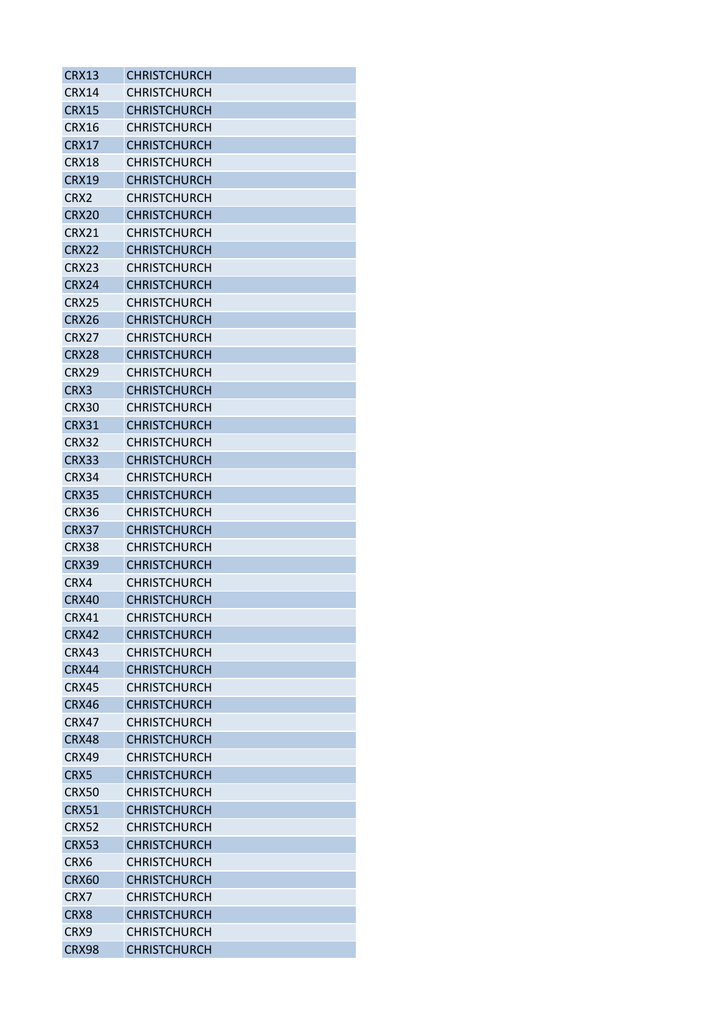| | |
|---|---|
| CRX13 | CHRISTCHURCH |
| CRX14 | CHRISTCHURCH |
| CRX15 | CHRISTCHURCH |
| CRX16 | CHRISTCHURCH |
| CRX17 | CHRISTCHURCH |
| CRX18 | CHRISTCHURCH |
| CRX19 | CHRISTCHURCH |
| CRX2 | CHRISTCHURCH |
| CRX20 | CHRISTCHURCH |
| CRX21 | CHRISTCHURCH |
| CRX22 | CHRISTCHURCH |
| CRX23 | CHRISTCHURCH |
| CRX24 | CHRISTCHURCH |
| CRX25 | CHRISTCHURCH |
| CRX26 | CHRISTCHURCH |
| CRX27 | CHRISTCHURCH |
| CRX28 | CHRISTCHURCH |
| CRX29 | CHRISTCHURCH |
| CRX3 | CHRISTCHURCH |
| CRX30 | CHRISTCHURCH |
| CRX31 | CHRISTCHURCH |
| CRX32 | CHRISTCHURCH |
| CRX33 | CHRISTCHURCH |
| CRX34 | CHRISTCHURCH |
| CRX35 | CHRISTCHURCH |
| CRX36 | CHRISTCHURCH |
| CRX37 | CHRISTCHURCH |
| CRX38 | CHRISTCHURCH |
| CRX39 | CHRISTCHURCH |
| CRX4 | CHRISTCHURCH |
| CRX40 | CHRISTCHURCH |
| CRX41 | CHRISTCHURCH |
| CRX42 | CHRISTCHURCH |
| CRX43 | CHRISTCHURCH |
| CRX44 | CHRISTCHURCH |
| CRX45 | CHRISTCHURCH |
| CRX46 | CHRISTCHURCH |
| CRX47 | CHRISTCHURCH |
| CRX48 | CHRISTCHURCH |
| CRX49 | CHRISTCHURCH |
| CRX5 | CHRISTCHURCH |
| CRX50 | CHRISTCHURCH |
| CRX51 | CHRISTCHURCH |
| CRX52 | CHRISTCHURCH |
| CRX53 | CHRISTCHURCH |
| CRX6 | CHRISTCHURCH |
| CRX60 | CHRISTCHURCH |
| CRX7 | CHRISTCHURCH |
| CRX8 | CHRISTCHURCH |
| CRX9 | CHRISTCHURCH |
| CRX98 | CHRISTCHURCH |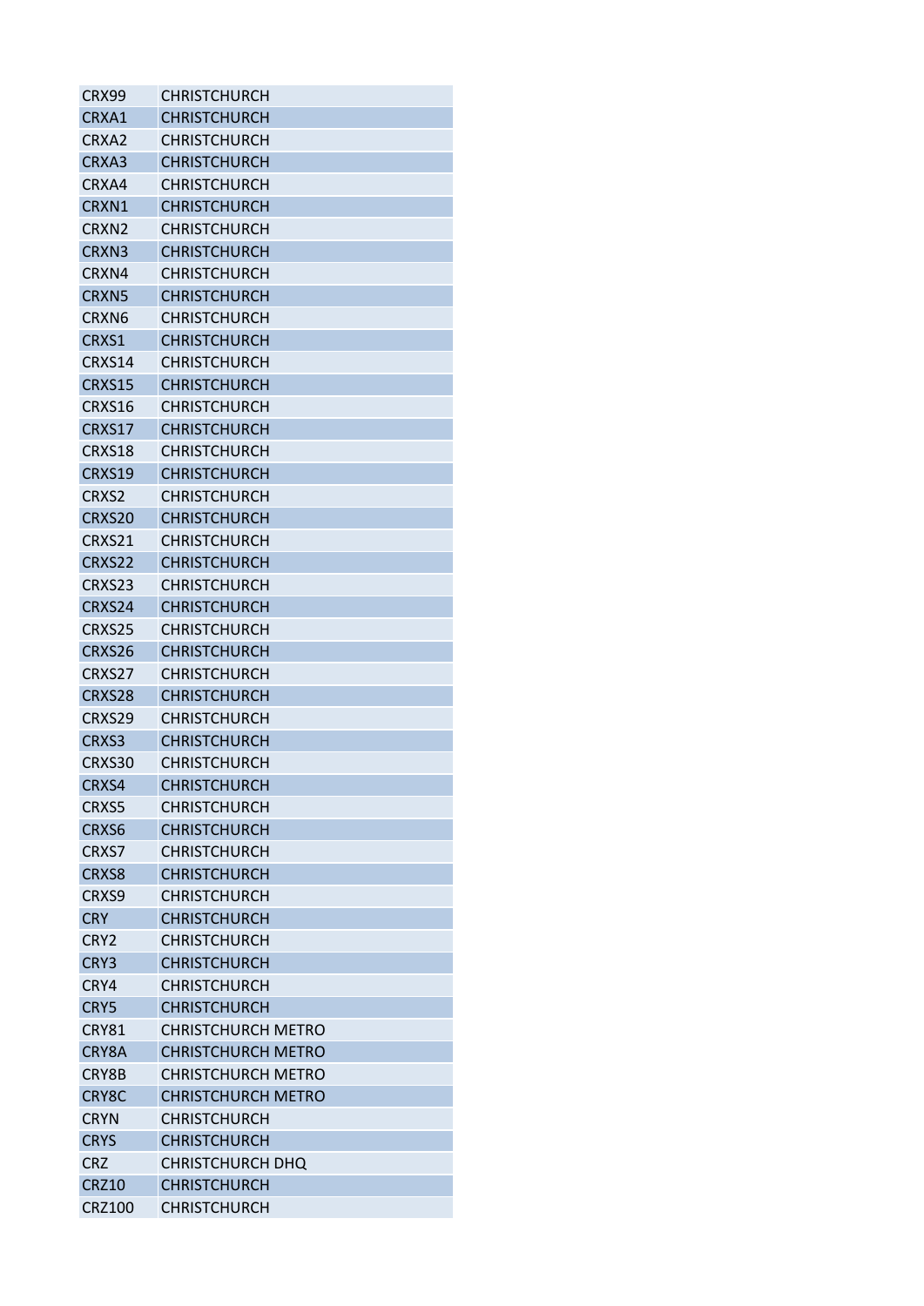| | |
|---|---|
| CRX99 | CHRISTCHURCH |
| CRXA1 | CHRISTCHURCH |
| CRXA2 | CHRISTCHURCH |
| CRXA3 | CHRISTCHURCH |
| CRXA4 | CHRISTCHURCH |
| CRXN1 | CHRISTCHURCH |
| CRXN2 | CHRISTCHURCH |
| CRXN3 | CHRISTCHURCH |
| CRXN4 | CHRISTCHURCH |
| CRXN5 | CHRISTCHURCH |
| CRXN6 | CHRISTCHURCH |
| CRXS1 | CHRISTCHURCH |
| CRXS14 | CHRISTCHURCH |
| CRXS15 | CHRISTCHURCH |
| CRXS16 | CHRISTCHURCH |
| CRXS17 | CHRISTCHURCH |
| CRXS18 | CHRISTCHURCH |
| CRXS19 | CHRISTCHURCH |
| CRXS2 | CHRISTCHURCH |
| CRXS20 | CHRISTCHURCH |
| CRXS21 | CHRISTCHURCH |
| CRXS22 | CHRISTCHURCH |
| CRXS23 | CHRISTCHURCH |
| CRXS24 | CHRISTCHURCH |
| CRXS25 | CHRISTCHURCH |
| CRXS26 | CHRISTCHURCH |
| CRXS27 | CHRISTCHURCH |
| CRXS28 | CHRISTCHURCH |
| CRXS29 | CHRISTCHURCH |
| CRXS3 | CHRISTCHURCH |
| CRXS30 | CHRISTCHURCH |
| CRXS4 | CHRISTCHURCH |
| CRXS5 | CHRISTCHURCH |
| CRXS6 | CHRISTCHURCH |
| CRXS7 | CHRISTCHURCH |
| CRXS8 | CHRISTCHURCH |
| CRXS9 | CHRISTCHURCH |
| CRY | CHRISTCHURCH |
| CRY2 | CHRISTCHURCH |
| CRY3 | CHRISTCHURCH |
| CRY4 | CHRISTCHURCH |
| CRY5 | CHRISTCHURCH |
| CRY81 | CHRISTCHURCH METRO |
| CRY8A | CHRISTCHURCH METRO |
| CRY8B | CHRISTCHURCH METRO |
| CRY8C | CHRISTCHURCH METRO |
| CRYN | CHRISTCHURCH |
| CRYS | CHRISTCHURCH |
| CRZ | CHRISTCHURCH DHQ |
| CRZ10 | CHRISTCHURCH |
| CRZ100 | CHRISTCHURCH |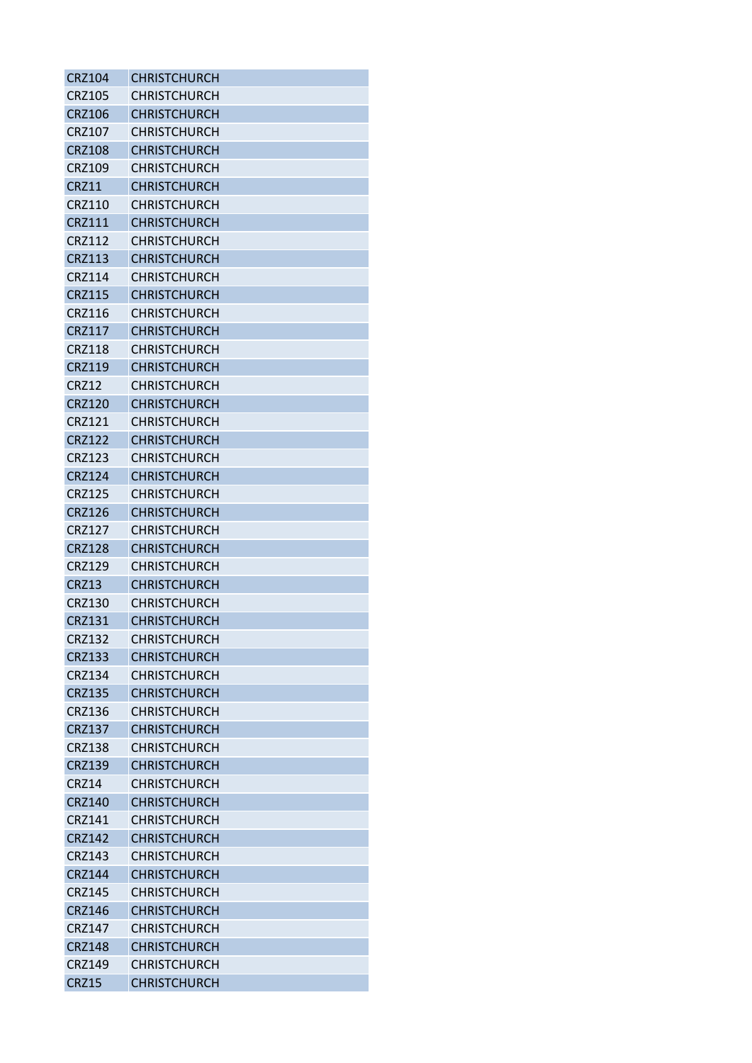| | |
|---|---|
| CRZ104 | CHRISTCHURCH |
| CRZ105 | CHRISTCHURCH |
| CRZ106 | CHRISTCHURCH |
| CRZ107 | CHRISTCHURCH |
| CRZ108 | CHRISTCHURCH |
| CRZ109 | CHRISTCHURCH |
| CRZ11 | CHRISTCHURCH |
| CRZ110 | CHRISTCHURCH |
| CRZ111 | CHRISTCHURCH |
| CRZ112 | CHRISTCHURCH |
| CRZ113 | CHRISTCHURCH |
| CRZ114 | CHRISTCHURCH |
| CRZ115 | CHRISTCHURCH |
| CRZ116 | CHRISTCHURCH |
| CRZ117 | CHRISTCHURCH |
| CRZ118 | CHRISTCHURCH |
| CRZ119 | CHRISTCHURCH |
| CRZ12 | CHRISTCHURCH |
| CRZ120 | CHRISTCHURCH |
| CRZ121 | CHRISTCHURCH |
| CRZ122 | CHRISTCHURCH |
| CRZ123 | CHRISTCHURCH |
| CRZ124 | CHRISTCHURCH |
| CRZ125 | CHRISTCHURCH |
| CRZ126 | CHRISTCHURCH |
| CRZ127 | CHRISTCHURCH |
| CRZ128 | CHRISTCHURCH |
| CRZ129 | CHRISTCHURCH |
| CRZ13 | CHRISTCHURCH |
| CRZ130 | CHRISTCHURCH |
| CRZ131 | CHRISTCHURCH |
| CRZ132 | CHRISTCHURCH |
| CRZ133 | CHRISTCHURCH |
| CRZ134 | CHRISTCHURCH |
| CRZ135 | CHRISTCHURCH |
| CRZ136 | CHRISTCHURCH |
| CRZ137 | CHRISTCHURCH |
| CRZ138 | CHRISTCHURCH |
| CRZ139 | CHRISTCHURCH |
| CRZ14 | CHRISTCHURCH |
| CRZ140 | CHRISTCHURCH |
| CRZ141 | CHRISTCHURCH |
| CRZ142 | CHRISTCHURCH |
| CRZ143 | CHRISTCHURCH |
| CRZ144 | CHRISTCHURCH |
| CRZ145 | CHRISTCHURCH |
| CRZ146 | CHRISTCHURCH |
| CRZ147 | CHRISTCHURCH |
| CRZ148 | CHRISTCHURCH |
| CRZ149 | CHRISTCHURCH |
| CRZ15 | CHRISTCHURCH |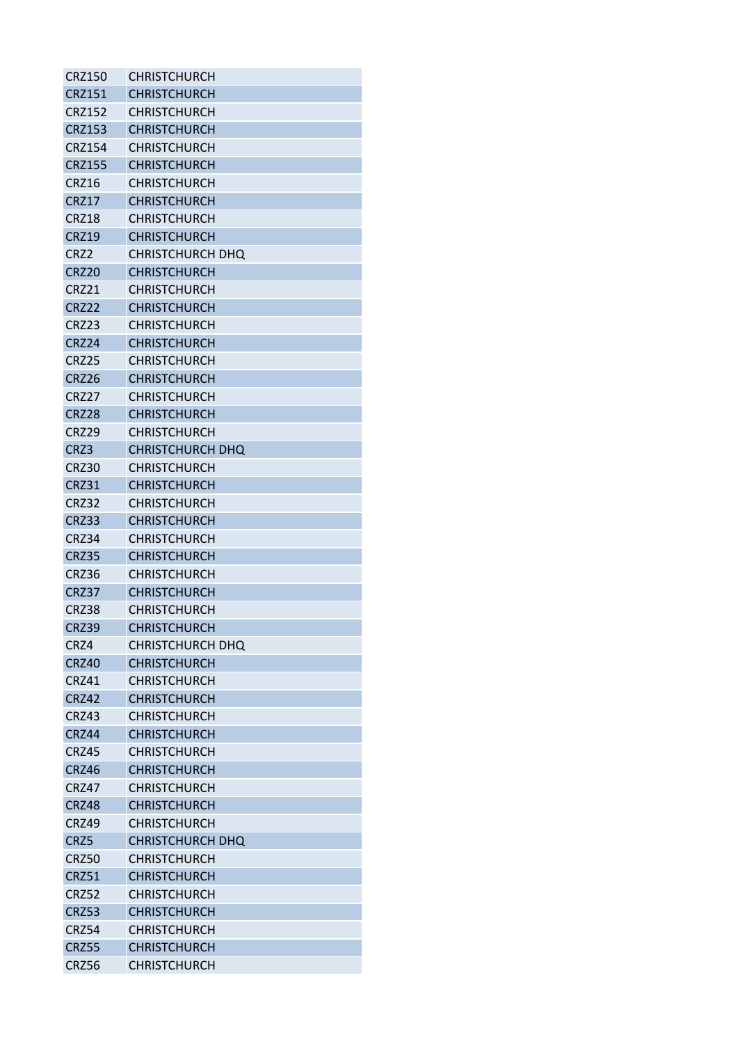| | |
|---|---|
| CRZ150 | CHRISTCHURCH |
| CRZ151 | CHRISTCHURCH |
| CRZ152 | CHRISTCHURCH |
| CRZ153 | CHRISTCHURCH |
| CRZ154 | CHRISTCHURCH |
| CRZ155 | CHRISTCHURCH |
| CRZ16 | CHRISTCHURCH |
| CRZ17 | CHRISTCHURCH |
| CRZ18 | CHRISTCHURCH |
| CRZ19 | CHRISTCHURCH |
| CRZ2 | CHRISTCHURCH DHQ |
| CRZ20 | CHRISTCHURCH |
| CRZ21 | CHRISTCHURCH |
| CRZ22 | CHRISTCHURCH |
| CRZ23 | CHRISTCHURCH |
| CRZ24 | CHRISTCHURCH |
| CRZ25 | CHRISTCHURCH |
| CRZ26 | CHRISTCHURCH |
| CRZ27 | CHRISTCHURCH |
| CRZ28 | CHRISTCHURCH |
| CRZ29 | CHRISTCHURCH |
| CRZ3 | CHRISTCHURCH DHQ |
| CRZ30 | CHRISTCHURCH |
| CRZ31 | CHRISTCHURCH |
| CRZ32 | CHRISTCHURCH |
| CRZ33 | CHRISTCHURCH |
| CRZ34 | CHRISTCHURCH |
| CRZ35 | CHRISTCHURCH |
| CRZ36 | CHRISTCHURCH |
| CRZ37 | CHRISTCHURCH |
| CRZ38 | CHRISTCHURCH |
| CRZ39 | CHRISTCHURCH |
| CRZ4 | CHRISTCHURCH DHQ |
| CRZ40 | CHRISTCHURCH |
| CRZ41 | CHRISTCHURCH |
| CRZ42 | CHRISTCHURCH |
| CRZ43 | CHRISTCHURCH |
| CRZ44 | CHRISTCHURCH |
| CRZ45 | CHRISTCHURCH |
| CRZ46 | CHRISTCHURCH |
| CRZ47 | CHRISTCHURCH |
| CRZ48 | CHRISTCHURCH |
| CRZ49 | CHRISTCHURCH |
| CRZ5 | CHRISTCHURCH DHQ |
| CRZ50 | CHRISTCHURCH |
| CRZ51 | CHRISTCHURCH |
| CRZ52 | CHRISTCHURCH |
| CRZ53 | CHRISTCHURCH |
| CRZ54 | CHRISTCHURCH |
| CRZ55 | CHRISTCHURCH |
| CRZ56 | CHRISTCHURCH |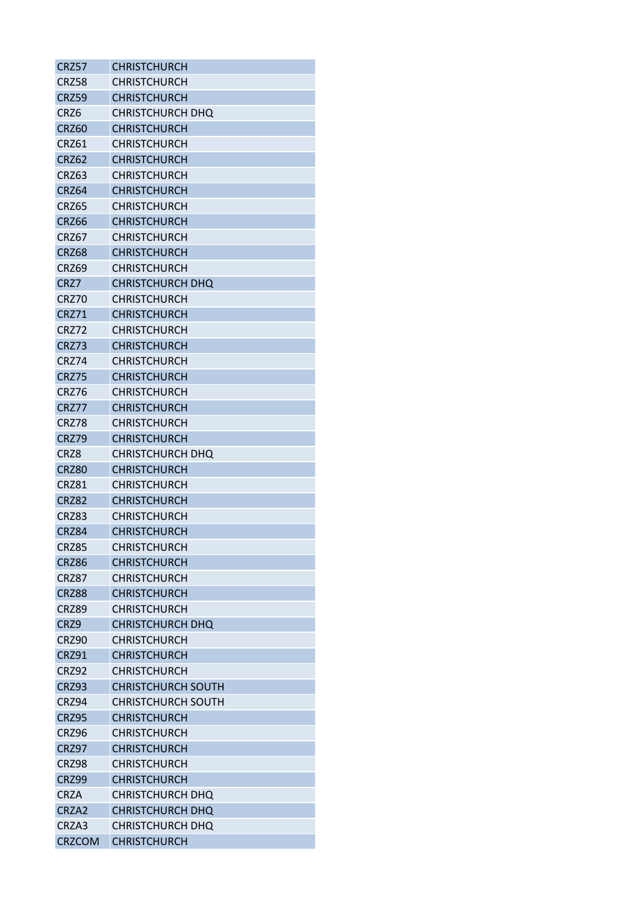| CRZ57 | CHRISTCHURCH |
|---|---|
| CRZ58 | CHRISTCHURCH |
| CRZ59 | CHRISTCHURCH |
| CRZ6 | CHRISTCHURCH DHQ |
| CRZ60 | CHRISTCHURCH |
| CRZ61 | CHRISTCHURCH |
| CRZ62 | CHRISTCHURCH |
| CRZ63 | CHRISTCHURCH |
| CRZ64 | CHRISTCHURCH |
| CRZ65 | CHRISTCHURCH |
| CRZ66 | CHRISTCHURCH |
| CRZ67 | CHRISTCHURCH |
| CRZ68 | CHRISTCHURCH |
| CRZ69 | CHRISTCHURCH |
| CRZ7 | CHRISTCHURCH DHQ |
| CRZ70 | CHRISTCHURCH |
| CRZ71 | CHRISTCHURCH |
| CRZ72 | CHRISTCHURCH |
| CRZ73 | CHRISTCHURCH |
| CRZ74 | CHRISTCHURCH |
| CRZ75 | CHRISTCHURCH |
| CRZ76 | CHRISTCHURCH |
| CRZ77 | CHRISTCHURCH |
| CRZ78 | CHRISTCHURCH |
| CRZ79 | CHRISTCHURCH |
| CRZ8 | CHRISTCHURCH DHQ |
| CRZ80 | CHRISTCHURCH |
| CRZ81 | CHRISTCHURCH |
| CRZ82 | CHRISTCHURCH |
| CRZ83 | CHRISTCHURCH |
| CRZ84 | CHRISTCHURCH |
| CRZ85 | CHRISTCHURCH |
| CRZ86 | CHRISTCHURCH |
| CRZ87 | CHRISTCHURCH |
| CRZ88 | CHRISTCHURCH |
| CRZ89 | CHRISTCHURCH |
| CRZ9 | CHRISTCHURCH DHQ |
| CRZ90 | CHRISTCHURCH |
| CRZ91 | CHRISTCHURCH |
| CRZ92 | CHRISTCHURCH |
| CRZ93 | CHRISTCHURCH SOUTH |
| CRZ94 | CHRISTCHURCH SOUTH |
| CRZ95 | CHRISTCHURCH |
| CRZ96 | CHRISTCHURCH |
| CRZ97 | CHRISTCHURCH |
| CRZ98 | CHRISTCHURCH |
| CRZ99 | CHRISTCHURCH |
| CRZA | CHRISTCHURCH DHQ |
| CRZA2 | CHRISTCHURCH DHQ |
| CRZA3 | CHRISTCHURCH DHQ |
| CRZCOM | CHRISTCHURCH |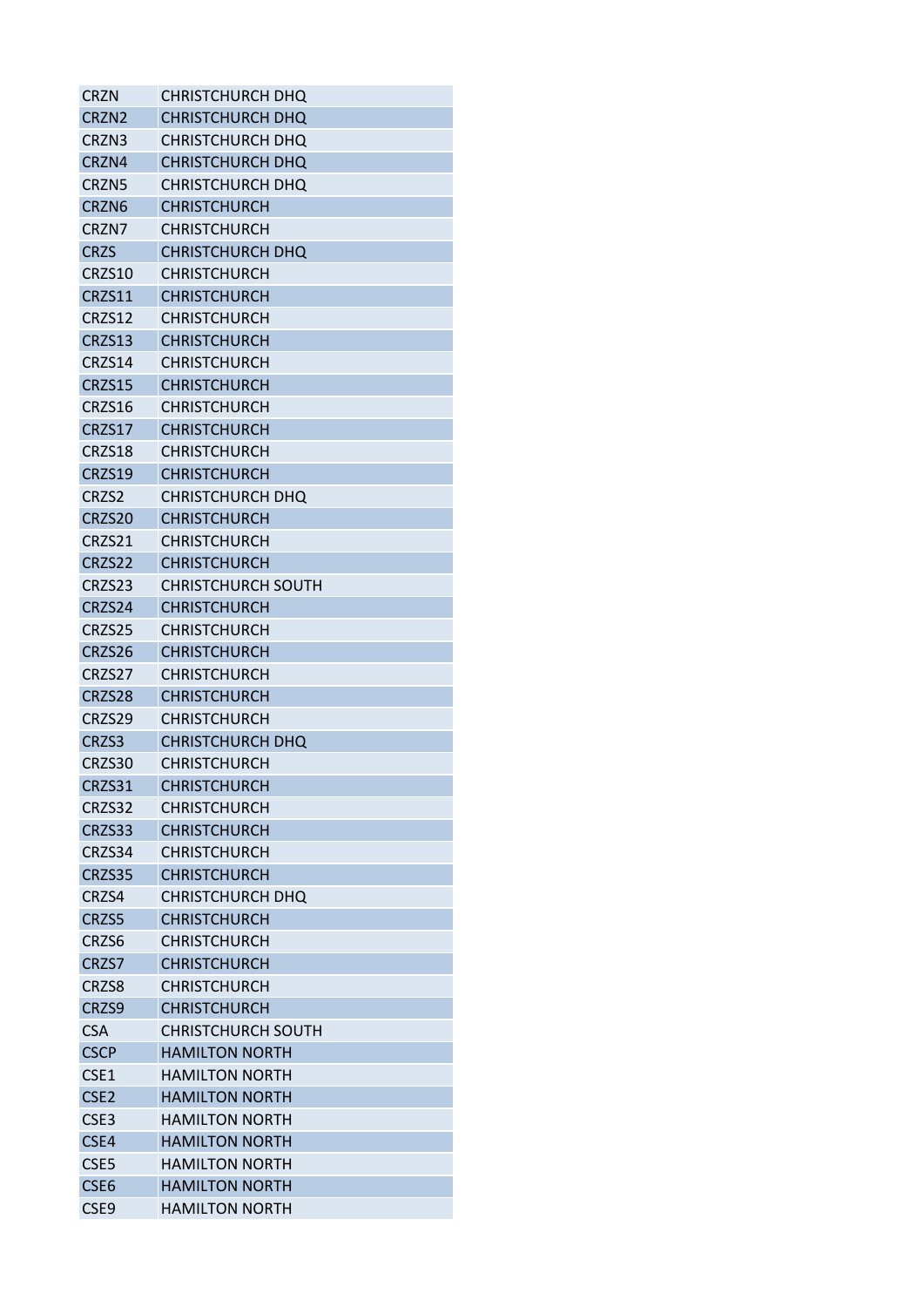| | |
|---|---|
| CRZN | CHRISTCHURCH DHQ |
| CRZN2 | CHRISTCHURCH DHQ |
| CRZN3 | CHRISTCHURCH DHQ |
| CRZN4 | CHRISTCHURCH DHQ |
| CRZN5 | CHRISTCHURCH DHQ |
| CRZN6 | CHRISTCHURCH |
| CRZN7 | CHRISTCHURCH |
| CRZS | CHRISTCHURCH DHQ |
| CRZS10 | CHRISTCHURCH |
| CRZS11 | CHRISTCHURCH |
| CRZS12 | CHRISTCHURCH |
| CRZS13 | CHRISTCHURCH |
| CRZS14 | CHRISTCHURCH |
| CRZS15 | CHRISTCHURCH |
| CRZS16 | CHRISTCHURCH |
| CRZS17 | CHRISTCHURCH |
| CRZS18 | CHRISTCHURCH |
| CRZS19 | CHRISTCHURCH |
| CRZS2 | CHRISTCHURCH DHQ |
| CRZS20 | CHRISTCHURCH |
| CRZS21 | CHRISTCHURCH |
| CRZS22 | CHRISTCHURCH |
| CRZS23 | CHRISTCHURCH SOUTH |
| CRZS24 | CHRISTCHURCH |
| CRZS25 | CHRISTCHURCH |
| CRZS26 | CHRISTCHURCH |
| CRZS27 | CHRISTCHURCH |
| CRZS28 | CHRISTCHURCH |
| CRZS29 | CHRISTCHURCH |
| CRZS3 | CHRISTCHURCH DHQ |
| CRZS30 | CHRISTCHURCH |
| CRZS31 | CHRISTCHURCH |
| CRZS32 | CHRISTCHURCH |
| CRZS33 | CHRISTCHURCH |
| CRZS34 | CHRISTCHURCH |
| CRZS35 | CHRISTCHURCH |
| CRZS4 | CHRISTCHURCH DHQ |
| CRZS5 | CHRISTCHURCH |
| CRZS6 | CHRISTCHURCH |
| CRZS7 | CHRISTCHURCH |
| CRZS8 | CHRISTCHURCH |
| CRZS9 | CHRISTCHURCH |
| CSA | CHRISTCHURCH SOUTH |
| CSCP | HAMILTON NORTH |
| CSE1 | HAMILTON NORTH |
| CSE2 | HAMILTON NORTH |
| CSE3 | HAMILTON NORTH |
| CSE4 | HAMILTON NORTH |
| CSE5 | HAMILTON NORTH |
| CSE6 | HAMILTON NORTH |
| CSE9 | HAMILTON NORTH |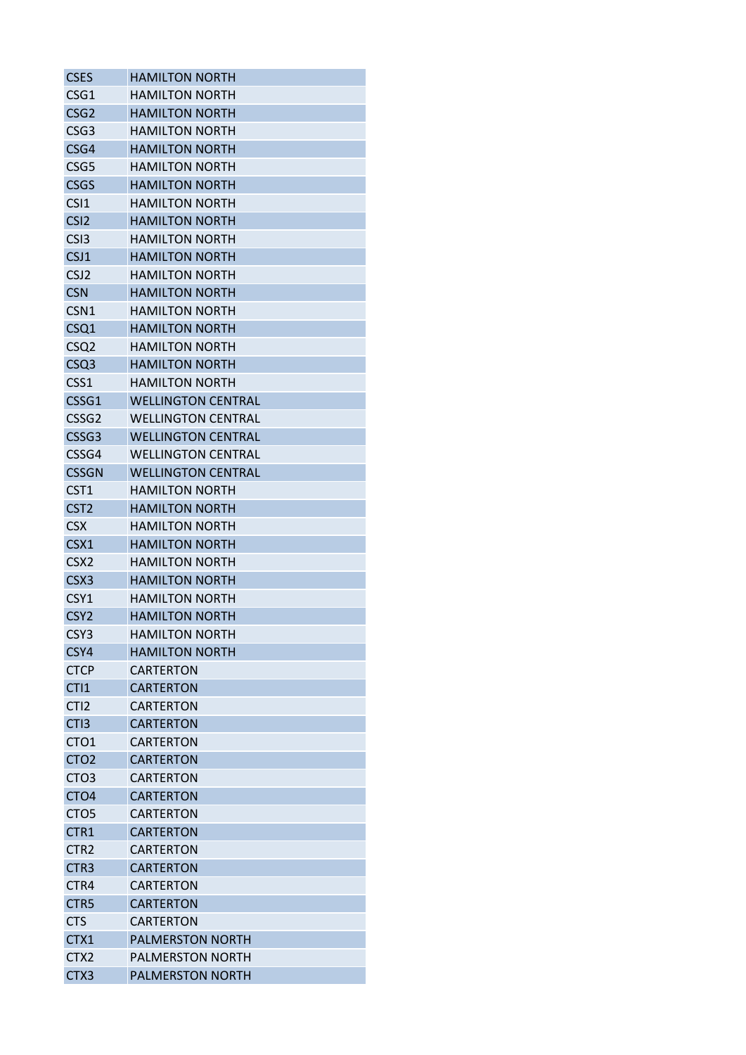| CSES | HAMILTON NORTH |
|---|---|
| CSG1 | HAMILTON NORTH |
| CSG2 | HAMILTON NORTH |
| CSG3 | HAMILTON NORTH |
| CSG4 | HAMILTON NORTH |
| CSG5 | HAMILTON NORTH |
| CSGS | HAMILTON NORTH |
| CSI1 | HAMILTON NORTH |
| CSI2 | HAMILTON NORTH |
| CSI3 | HAMILTON NORTH |
| CSJ1 | HAMILTON NORTH |
| CSJ2 | HAMILTON NORTH |
| CSN | HAMILTON NORTH |
| CSN1 | HAMILTON NORTH |
| CSQ1 | HAMILTON NORTH |
| CSQ2 | HAMILTON NORTH |
| CSQ3 | HAMILTON NORTH |
| CSS1 | HAMILTON NORTH |
| CSSG1 | WELLINGTON CENTRAL |
| CSSG2 | WELLINGTON CENTRAL |
| CSSG3 | WELLINGTON CENTRAL |
| CSSG4 | WELLINGTON CENTRAL |
| CSSGN | WELLINGTON CENTRAL |
| CST1 | HAMILTON NORTH |
| CST2 | HAMILTON NORTH |
| CSX | HAMILTON NORTH |
| CSX1 | HAMILTON NORTH |
| CSX2 | HAMILTON NORTH |
| CSX3 | HAMILTON NORTH |
| CSY1 | HAMILTON NORTH |
| CSY2 | HAMILTON NORTH |
| CSY3 | HAMILTON NORTH |
| CSY4 | HAMILTON NORTH |
| CTCP | CARTERTON |
| CTI1 | CARTERTON |
| CTI2 | CARTERTON |
| CTI3 | CARTERTON |
| CTO1 | CARTERTON |
| CTO2 | CARTERTON |
| CTO3 | CARTERTON |
| CTO4 | CARTERTON |
| CTO5 | CARTERTON |
| CTR1 | CARTERTON |
| CTR2 | CARTERTON |
| CTR3 | CARTERTON |
| CTR4 | CARTERTON |
| CTR5 | CARTERTON |
| CTS | CARTERTON |
| CTX1 | PALMERSTON NORTH |
| CTX2 | PALMERSTON NORTH |
| CTX3 | PALMERSTON NORTH |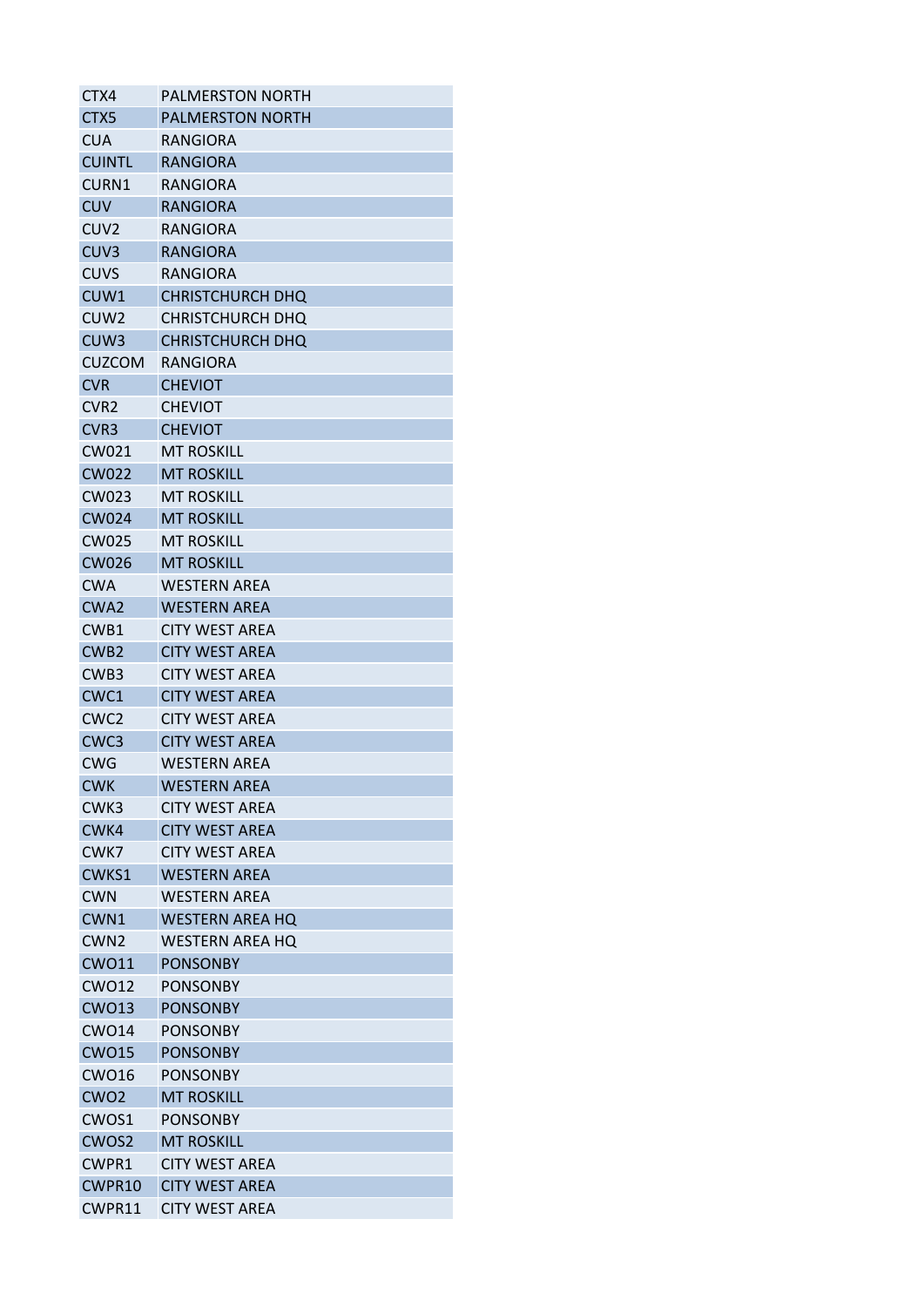| CTX4 | PALMERSTON NORTH |
|---|---|
| CTX5 | PALMERSTON NORTH |
| CUA | RANGIORA |
| CUINTL | RANGIORA |
| CURN1 | RANGIORA |
| CUV | RANGIORA |
| CUV2 | RANGIORA |
| CUV3 | RANGIORA |
| CUVS | RANGIORA |
| CUW1 | CHRISTCHURCH DHQ |
| CUW2 | CHRISTCHURCH DHQ |
| CUW3 | CHRISTCHURCH DHQ |
| CUZCOM | RANGIORA |
| CVR | CHEVIOT |
| CVR2 | CHEVIOT |
| CVR3 | CHEVIOT |
| CW021 | MT ROSKILL |
| CW022 | MT ROSKILL |
| CW023 | MT ROSKILL |
| CW024 | MT ROSKILL |
| CW025 | MT ROSKILL |
| CW026 | MT ROSKILL |
| CWA | WESTERN AREA |
| CWA2 | WESTERN AREA |
| CWB1 | CITY WEST AREA |
| CWB2 | CITY WEST AREA |
| CWB3 | CITY WEST AREA |
| CWC1 | CITY WEST AREA |
| CWC2 | CITY WEST AREA |
| CWC3 | CITY WEST AREA |
| CWG | WESTERN AREA |
| CWK | WESTERN AREA |
| CWK3 | CITY WEST AREA |
| CWK4 | CITY WEST AREA |
| CWK7 | CITY WEST AREA |
| CWKS1 | WESTERN AREA |
| CWN | WESTERN AREA |
| CWN1 | WESTERN AREA HQ |
| CWN2 | WESTERN AREA HQ |
| CWO11 | PONSONBY |
| CWO12 | PONSONBY |
| CWO13 | PONSONBY |
| CWO14 | PONSONBY |
| CWO15 | PONSONBY |
| CWO16 | PONSONBY |
| CWO2 | MT ROSKILL |
| CWOS1 | PONSONBY |
| CWOS2 | MT ROSKILL |
| CWPR1 | CITY WEST AREA |
| CWPR10 | CITY WEST AREA |
| CWPR11 | CITY WEST AREA |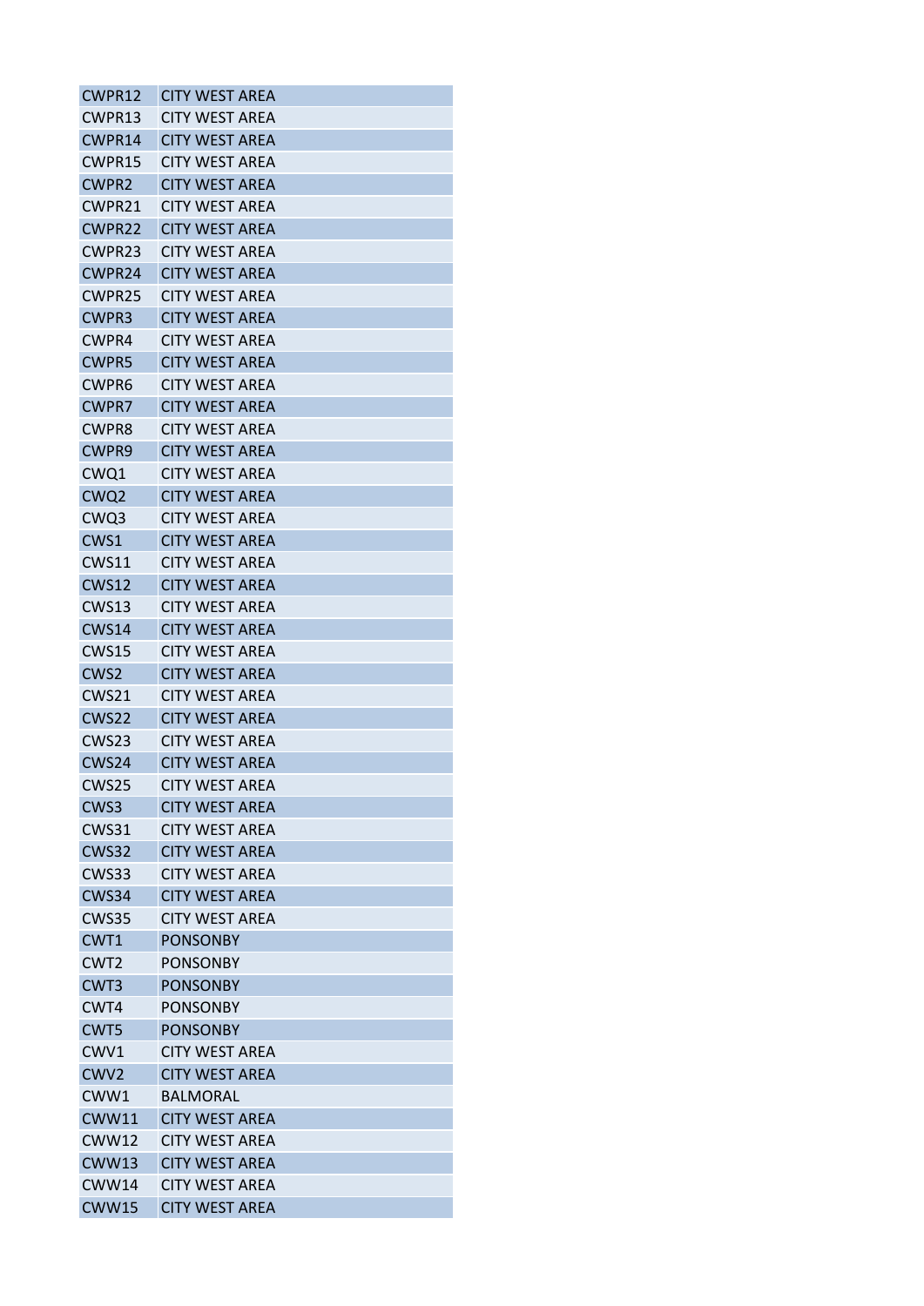| | |
|---|---|
| CWPR12 | CITY WEST AREA |
| CWPR13 | CITY WEST AREA |
| CWPR14 | CITY WEST AREA |
| CWPR15 | CITY WEST AREA |
| CWPR2 | CITY WEST AREA |
| CWPR21 | CITY WEST AREA |
| CWPR22 | CITY WEST AREA |
| CWPR23 | CITY WEST AREA |
| CWPR24 | CITY WEST AREA |
| CWPR25 | CITY WEST AREA |
| CWPR3 | CITY WEST AREA |
| CWPR4 | CITY WEST AREA |
| CWPR5 | CITY WEST AREA |
| CWPR6 | CITY WEST AREA |
| CWPR7 | CITY WEST AREA |
| CWPR8 | CITY WEST AREA |
| CWPR9 | CITY WEST AREA |
| CWQ1 | CITY WEST AREA |
| CWQ2 | CITY WEST AREA |
| CWQ3 | CITY WEST AREA |
| CWS1 | CITY WEST AREA |
| CWS11 | CITY WEST AREA |
| CWS12 | CITY WEST AREA |
| CWS13 | CITY WEST AREA |
| CWS14 | CITY WEST AREA |
| CWS15 | CITY WEST AREA |
| CWS2 | CITY WEST AREA |
| CWS21 | CITY WEST AREA |
| CWS22 | CITY WEST AREA |
| CWS23 | CITY WEST AREA |
| CWS24 | CITY WEST AREA |
| CWS25 | CITY WEST AREA |
| CWS3 | CITY WEST AREA |
| CWS31 | CITY WEST AREA |
| CWS32 | CITY WEST AREA |
| CWS33 | CITY WEST AREA |
| CWS34 | CITY WEST AREA |
| CWS35 | CITY WEST AREA |
| CWT1 | PONSONBY |
| CWT2 | PONSONBY |
| CWT3 | PONSONBY |
| CWT4 | PONSONBY |
| CWT5 | PONSONBY |
| CWV1 | CITY WEST AREA |
| CWV2 | CITY WEST AREA |
| CWW1 | BALMORAL |
| CWW11 | CITY WEST AREA |
| CWW12 | CITY WEST AREA |
| CWW13 | CITY WEST AREA |
| CWW14 | CITY WEST AREA |
| CWW15 | CITY WEST AREA |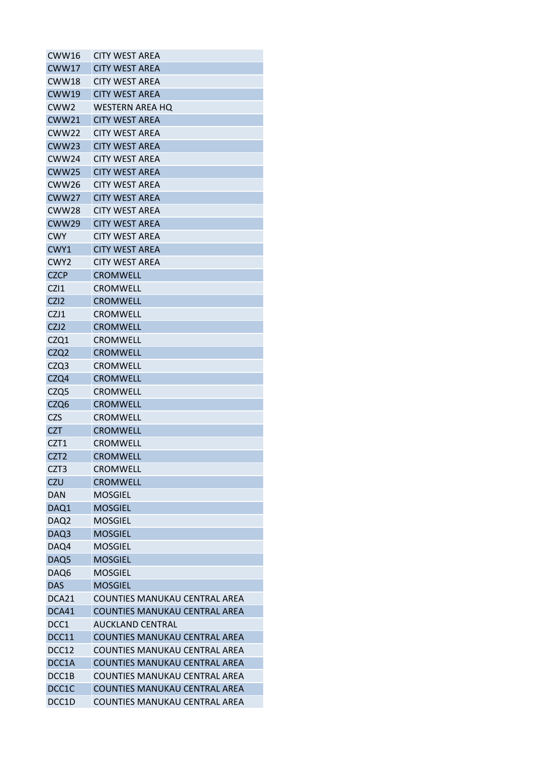| | |
|---|---|
| CWW16 | CITY WEST AREA |
| CWW17 | CITY WEST AREA |
| CWW18 | CITY WEST AREA |
| CWW19 | CITY WEST AREA |
| CWW2 | WESTERN AREA HQ |
| CWW21 | CITY WEST AREA |
| CWW22 | CITY WEST AREA |
| CWW23 | CITY WEST AREA |
| CWW24 | CITY WEST AREA |
| CWW25 | CITY WEST AREA |
| CWW26 | CITY WEST AREA |
| CWW27 | CITY WEST AREA |
| CWW28 | CITY WEST AREA |
| CWW29 | CITY WEST AREA |
| CWY | CITY WEST AREA |
| CWY1 | CITY WEST AREA |
| CWY2 | CITY WEST AREA |
| CZCP | CROMWELL |
| CZI1 | CROMWELL |
| CZI2 | CROMWELL |
| CZJ1 | CROMWELL |
| CZJ2 | CROMWELL |
| CZQ1 | CROMWELL |
| CZQ2 | CROMWELL |
| CZQ3 | CROMWELL |
| CZQ4 | CROMWELL |
| CZQ5 | CROMWELL |
| CZQ6 | CROMWELL |
| CZS | CROMWELL |
| CZT | CROMWELL |
| CZT1 | CROMWELL |
| CZT2 | CROMWELL |
| CZT3 | CROMWELL |
| CZU | CROMWELL |
| DAN | MOSGIEL |
| DAQ1 | MOSGIEL |
| DAQ2 | MOSGIEL |
| DAQ3 | MOSGIEL |
| DAQ4 | MOSGIEL |
| DAQ5 | MOSGIEL |
| DAQ6 | MOSGIEL |
| DAS | MOSGIEL |
| DCA21 | COUNTIES MANUKAU CENTRAL AREA |
| DCA41 | COUNTIES MANUKAU CENTRAL AREA |
| DCC1 | AUCKLAND CENTRAL |
| DCC11 | COUNTIES MANUKAU CENTRAL AREA |
| DCC12 | COUNTIES MANUKAU CENTRAL AREA |
| DCC1A | COUNTIES MANUKAU CENTRAL AREA |
| DCC1B | COUNTIES MANUKAU CENTRAL AREA |
| DCC1C | COUNTIES MANUKAU CENTRAL AREA |
| DCC1D | COUNTIES MANUKAU CENTRAL AREA |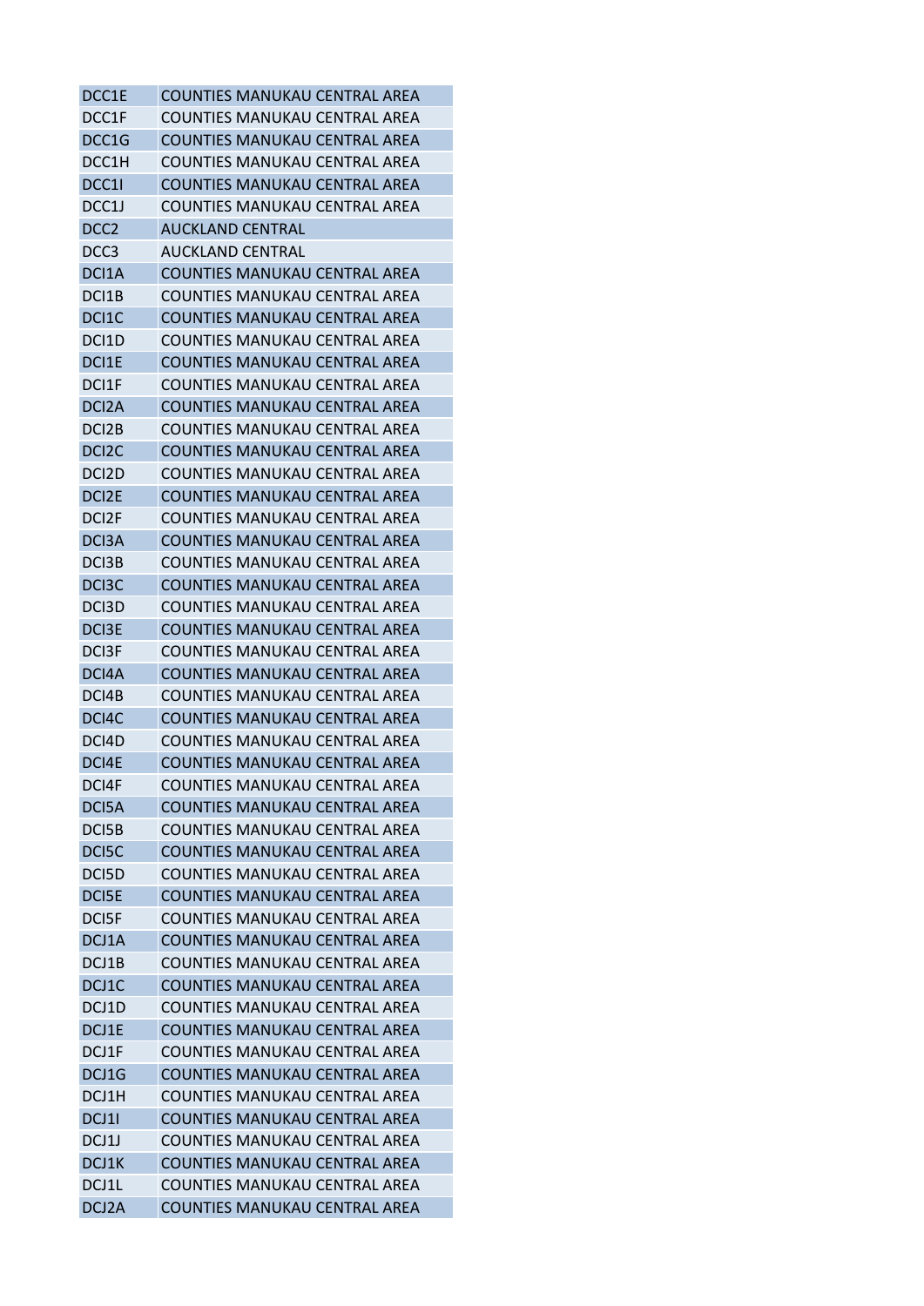| | |
|---|---|
| DCC1E | COUNTIES MANUKAU CENTRAL AREA |
| DCC1F | COUNTIES MANUKAU CENTRAL AREA |
| DCC1G | COUNTIES MANUKAU CENTRAL AREA |
| DCC1H | COUNTIES MANUKAU CENTRAL AREA |
| DCC1I | COUNTIES MANUKAU CENTRAL AREA |
| DCC1J | COUNTIES MANUKAU CENTRAL AREA |
| DCC2 | AUCKLAND CENTRAL |
| DCC3 | AUCKLAND CENTRAL |
| DCI1A | COUNTIES MANUKAU CENTRAL AREA |
| DCI1B | COUNTIES MANUKAU CENTRAL AREA |
| DCI1C | COUNTIES MANUKAU CENTRAL AREA |
| DCI1D | COUNTIES MANUKAU CENTRAL AREA |
| DCI1E | COUNTIES MANUKAU CENTRAL AREA |
| DCI1F | COUNTIES MANUKAU CENTRAL AREA |
| DCI2A | COUNTIES MANUKAU CENTRAL AREA |
| DCI2B | COUNTIES MANUKAU CENTRAL AREA |
| DCI2C | COUNTIES MANUKAU CENTRAL AREA |
| DCI2D | COUNTIES MANUKAU CENTRAL AREA |
| DCI2E | COUNTIES MANUKAU CENTRAL AREA |
| DCI2F | COUNTIES MANUKAU CENTRAL AREA |
| DCI3A | COUNTIES MANUKAU CENTRAL AREA |
| DCI3B | COUNTIES MANUKAU CENTRAL AREA |
| DCI3C | COUNTIES MANUKAU CENTRAL AREA |
| DCI3D | COUNTIES MANUKAU CENTRAL AREA |
| DCI3E | COUNTIES MANUKAU CENTRAL AREA |
| DCI3F | COUNTIES MANUKAU CENTRAL AREA |
| DCI4A | COUNTIES MANUKAU CENTRAL AREA |
| DCI4B | COUNTIES MANUKAU CENTRAL AREA |
| DCI4C | COUNTIES MANUKAU CENTRAL AREA |
| DCI4D | COUNTIES MANUKAU CENTRAL AREA |
| DCI4E | COUNTIES MANUKAU CENTRAL AREA |
| DCI4F | COUNTIES MANUKAU CENTRAL AREA |
| DCI5A | COUNTIES MANUKAU CENTRAL AREA |
| DCI5B | COUNTIES MANUKAU CENTRAL AREA |
| DCI5C | COUNTIES MANUKAU CENTRAL AREA |
| DCI5D | COUNTIES MANUKAU CENTRAL AREA |
| DCI5E | COUNTIES MANUKAU CENTRAL AREA |
| DCI5F | COUNTIES MANUKAU CENTRAL AREA |
| DCJ1A | COUNTIES MANUKAU CENTRAL AREA |
| DCJ1B | COUNTIES MANUKAU CENTRAL AREA |
| DCJ1C | COUNTIES MANUKAU CENTRAL AREA |
| DCJ1D | COUNTIES MANUKAU CENTRAL AREA |
| DCJ1E | COUNTIES MANUKAU CENTRAL AREA |
| DCJ1F | COUNTIES MANUKAU CENTRAL AREA |
| DCJ1G | COUNTIES MANUKAU CENTRAL AREA |
| DCJ1H | COUNTIES MANUKAU CENTRAL AREA |
| DCJ1I | COUNTIES MANUKAU CENTRAL AREA |
| DCJ1J | COUNTIES MANUKAU CENTRAL AREA |
| DCJ1K | COUNTIES MANUKAU CENTRAL AREA |
| DCJ1L | COUNTIES MANUKAU CENTRAL AREA |
| DCJ2A | COUNTIES MANUKAU CENTRAL AREA |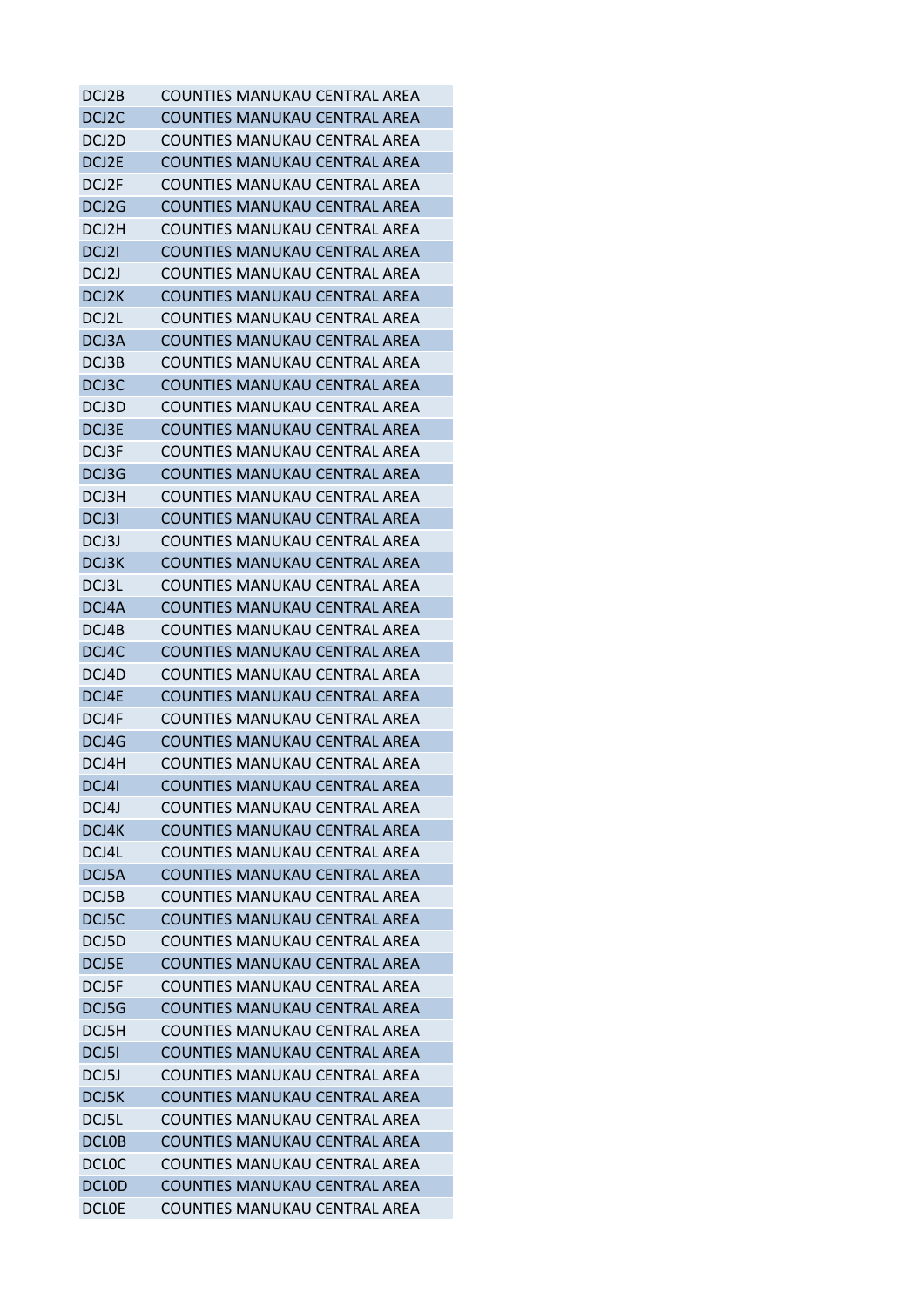| DCJ2B | COUNTIES MANUKAU CENTRAL AREA |
|---|---|
| DCJ2C | COUNTIES MANUKAU CENTRAL AREA |
| DCJ2D | COUNTIES MANUKAU CENTRAL AREA |
| DCJ2E | COUNTIES MANUKAU CENTRAL AREA |
| DCJ2F | COUNTIES MANUKAU CENTRAL AREA |
| DCJ2G | COUNTIES MANUKAU CENTRAL AREA |
| DCJ2H | COUNTIES MANUKAU CENTRAL AREA |
| DCJ2I | COUNTIES MANUKAU CENTRAL AREA |
| DCJ2J | COUNTIES MANUKAU CENTRAL AREA |
| DCJ2K | COUNTIES MANUKAU CENTRAL AREA |
| DCJ2L | COUNTIES MANUKAU CENTRAL AREA |
| DCJ3A | COUNTIES MANUKAU CENTRAL AREA |
| DCJ3B | COUNTIES MANUKAU CENTRAL AREA |
| DCJ3C | COUNTIES MANUKAU CENTRAL AREA |
| DCJ3D | COUNTIES MANUKAU CENTRAL AREA |
| DCJ3E | COUNTIES MANUKAU CENTRAL AREA |
| DCJ3F | COUNTIES MANUKAU CENTRAL AREA |
| DCJ3G | COUNTIES MANUKAU CENTRAL AREA |
| DCJ3H | COUNTIES MANUKAU CENTRAL AREA |
| DCJ3I | COUNTIES MANUKAU CENTRAL AREA |
| DCJ3J | COUNTIES MANUKAU CENTRAL AREA |
| DCJ3K | COUNTIES MANUKAU CENTRAL AREA |
| DCJ3L | COUNTIES MANUKAU CENTRAL AREA |
| DCJ4A | COUNTIES MANUKAU CENTRAL AREA |
| DCJ4B | COUNTIES MANUKAU CENTRAL AREA |
| DCJ4C | COUNTIES MANUKAU CENTRAL AREA |
| DCJ4D | COUNTIES MANUKAU CENTRAL AREA |
| DCJ4E | COUNTIES MANUKAU CENTRAL AREA |
| DCJ4F | COUNTIES MANUKAU CENTRAL AREA |
| DCJ4G | COUNTIES MANUKAU CENTRAL AREA |
| DCJ4H | COUNTIES MANUKAU CENTRAL AREA |
| DCJ4I | COUNTIES MANUKAU CENTRAL AREA |
| DCJ4J | COUNTIES MANUKAU CENTRAL AREA |
| DCJ4K | COUNTIES MANUKAU CENTRAL AREA |
| DCJ4L | COUNTIES MANUKAU CENTRAL AREA |
| DCJ5A | COUNTIES MANUKAU CENTRAL AREA |
| DCJ5B | COUNTIES MANUKAU CENTRAL AREA |
| DCJ5C | COUNTIES MANUKAU CENTRAL AREA |
| DCJ5D | COUNTIES MANUKAU CENTRAL AREA |
| DCJ5E | COUNTIES MANUKAU CENTRAL AREA |
| DCJ5F | COUNTIES MANUKAU CENTRAL AREA |
| DCJ5G | COUNTIES MANUKAU CENTRAL AREA |
| DCJ5H | COUNTIES MANUKAU CENTRAL AREA |
| DCJ5I | COUNTIES MANUKAU CENTRAL AREA |
| DCJ5J | COUNTIES MANUKAU CENTRAL AREA |
| DCJ5K | COUNTIES MANUKAU CENTRAL AREA |
| DCJ5L | COUNTIES MANUKAU CENTRAL AREA |
| DCL0B | COUNTIES MANUKAU CENTRAL AREA |
| DCL0C | COUNTIES MANUKAU CENTRAL AREA |
| DCL0D | COUNTIES MANUKAU CENTRAL AREA |
| DCL0E | COUNTIES MANUKAU CENTRAL AREA |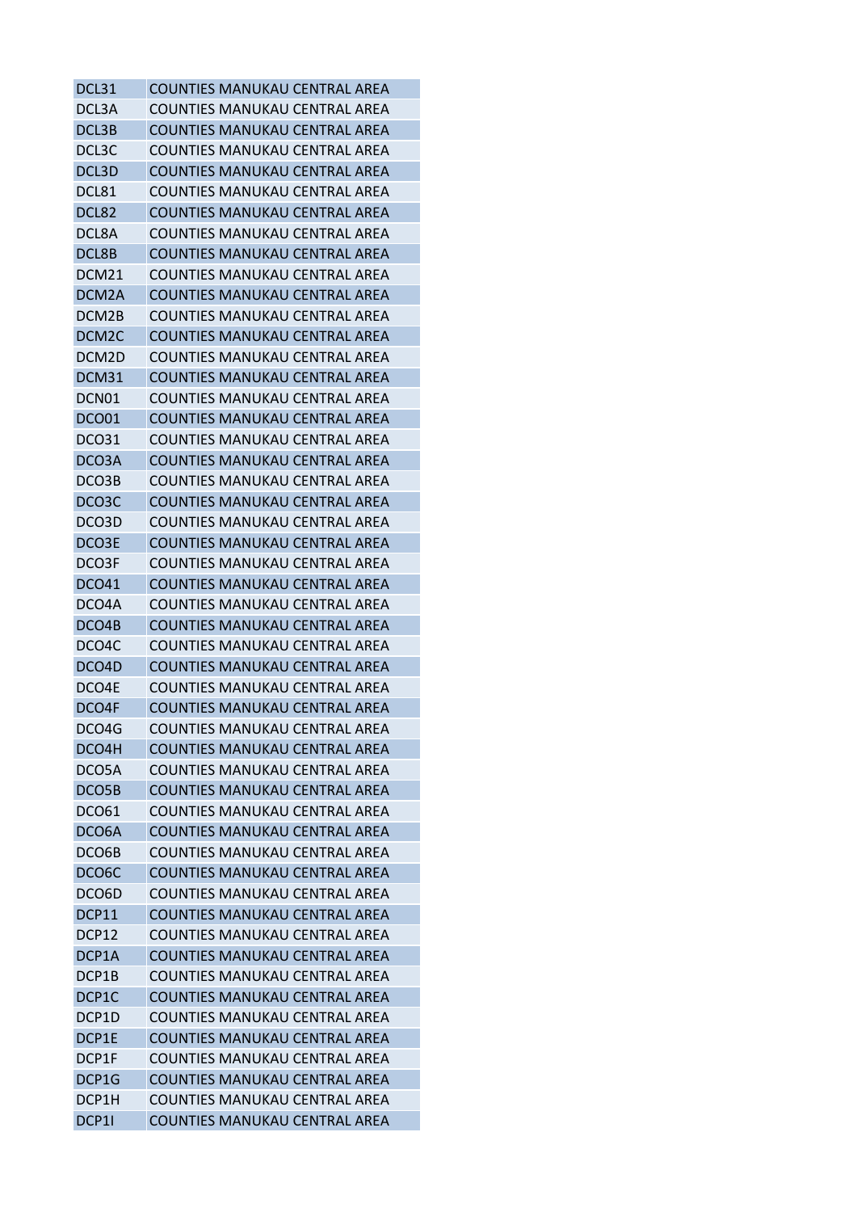| | |
|---|---|
| DCL31 | COUNTIES MANUKAU CENTRAL AREA |
| DCL3A | COUNTIES MANUKAU CENTRAL AREA |
| DCL3B | COUNTIES MANUKAU CENTRAL AREA |
| DCL3C | COUNTIES MANUKAU CENTRAL AREA |
| DCL3D | COUNTIES MANUKAU CENTRAL AREA |
| DCL81 | COUNTIES MANUKAU CENTRAL AREA |
| DCL82 | COUNTIES MANUKAU CENTRAL AREA |
| DCL8A | COUNTIES MANUKAU CENTRAL AREA |
| DCL8B | COUNTIES MANUKAU CENTRAL AREA |
| DCM21 | COUNTIES MANUKAU CENTRAL AREA |
| DCM2A | COUNTIES MANUKAU CENTRAL AREA |
| DCM2B | COUNTIES MANUKAU CENTRAL AREA |
| DCM2C | COUNTIES MANUKAU CENTRAL AREA |
| DCM2D | COUNTIES MANUKAU CENTRAL AREA |
| DCM31 | COUNTIES MANUKAU CENTRAL AREA |
| DCN01 | COUNTIES MANUKAU CENTRAL AREA |
| DCO01 | COUNTIES MANUKAU CENTRAL AREA |
| DCO31 | COUNTIES MANUKAU CENTRAL AREA |
| DCO3A | COUNTIES MANUKAU CENTRAL AREA |
| DCO3B | COUNTIES MANUKAU CENTRAL AREA |
| DCO3C | COUNTIES MANUKAU CENTRAL AREA |
| DCO3D | COUNTIES MANUKAU CENTRAL AREA |
| DCO3E | COUNTIES MANUKAU CENTRAL AREA |
| DCO3F | COUNTIES MANUKAU CENTRAL AREA |
| DCO41 | COUNTIES MANUKAU CENTRAL AREA |
| DCO4A | COUNTIES MANUKAU CENTRAL AREA |
| DCO4B | COUNTIES MANUKAU CENTRAL AREA |
| DCO4C | COUNTIES MANUKAU CENTRAL AREA |
| DCO4D | COUNTIES MANUKAU CENTRAL AREA |
| DCO4E | COUNTIES MANUKAU CENTRAL AREA |
| DCO4F | COUNTIES MANUKAU CENTRAL AREA |
| DCO4G | COUNTIES MANUKAU CENTRAL AREA |
| DCO4H | COUNTIES MANUKAU CENTRAL AREA |
| DCO5A | COUNTIES MANUKAU CENTRAL AREA |
| DCO5B | COUNTIES MANUKAU CENTRAL AREA |
| DCO61 | COUNTIES MANUKAU CENTRAL AREA |
| DCO6A | COUNTIES MANUKAU CENTRAL AREA |
| DCO6B | COUNTIES MANUKAU CENTRAL AREA |
| DCO6C | COUNTIES MANUKAU CENTRAL AREA |
| DCO6D | COUNTIES MANUKAU CENTRAL AREA |
| DCP11 | COUNTIES MANUKAU CENTRAL AREA |
| DCP12 | COUNTIES MANUKAU CENTRAL AREA |
| DCP1A | COUNTIES MANUKAU CENTRAL AREA |
| DCP1B | COUNTIES MANUKAU CENTRAL AREA |
| DCP1C | COUNTIES MANUKAU CENTRAL AREA |
| DCP1D | COUNTIES MANUKAU CENTRAL AREA |
| DCP1E | COUNTIES MANUKAU CENTRAL AREA |
| DCP1F | COUNTIES MANUKAU CENTRAL AREA |
| DCP1G | COUNTIES MANUKAU CENTRAL AREA |
| DCP1H | COUNTIES MANUKAU CENTRAL AREA |
| DCP1I | COUNTIES MANUKAU CENTRAL AREA |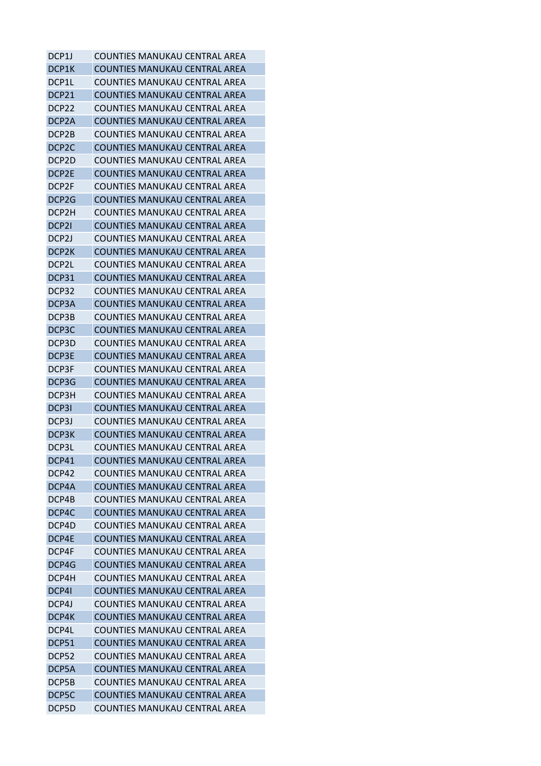| | |
|---|---|
| DCP1J | COUNTIES MANUKAU CENTRAL AREA |
| DCP1K | COUNTIES MANUKAU CENTRAL AREA |
| DCP1L | COUNTIES MANUKAU CENTRAL AREA |
| DCP21 | COUNTIES MANUKAU CENTRAL AREA |
| DCP22 | COUNTIES MANUKAU CENTRAL AREA |
| DCP2A | COUNTIES MANUKAU CENTRAL AREA |
| DCP2B | COUNTIES MANUKAU CENTRAL AREA |
| DCP2C | COUNTIES MANUKAU CENTRAL AREA |
| DCP2D | COUNTIES MANUKAU CENTRAL AREA |
| DCP2E | COUNTIES MANUKAU CENTRAL AREA |
| DCP2F | COUNTIES MANUKAU CENTRAL AREA |
| DCP2G | COUNTIES MANUKAU CENTRAL AREA |
| DCP2H | COUNTIES MANUKAU CENTRAL AREA |
| DCP2I | COUNTIES MANUKAU CENTRAL AREA |
| DCP2J | COUNTIES MANUKAU CENTRAL AREA |
| DCP2K | COUNTIES MANUKAU CENTRAL AREA |
| DCP2L | COUNTIES MANUKAU CENTRAL AREA |
| DCP31 | COUNTIES MANUKAU CENTRAL AREA |
| DCP32 | COUNTIES MANUKAU CENTRAL AREA |
| DCP3A | COUNTIES MANUKAU CENTRAL AREA |
| DCP3B | COUNTIES MANUKAU CENTRAL AREA |
| DCP3C | COUNTIES MANUKAU CENTRAL AREA |
| DCP3D | COUNTIES MANUKAU CENTRAL AREA |
| DCP3E | COUNTIES MANUKAU CENTRAL AREA |
| DCP3F | COUNTIES MANUKAU CENTRAL AREA |
| DCP3G | COUNTIES MANUKAU CENTRAL AREA |
| DCP3H | COUNTIES MANUKAU CENTRAL AREA |
| DCP3I | COUNTIES MANUKAU CENTRAL AREA |
| DCP3J | COUNTIES MANUKAU CENTRAL AREA |
| DCP3K | COUNTIES MANUKAU CENTRAL AREA |
| DCP3L | COUNTIES MANUKAU CENTRAL AREA |
| DCP41 | COUNTIES MANUKAU CENTRAL AREA |
| DCP42 | COUNTIES MANUKAU CENTRAL AREA |
| DCP4A | COUNTIES MANUKAU CENTRAL AREA |
| DCP4B | COUNTIES MANUKAU CENTRAL AREA |
| DCP4C | COUNTIES MANUKAU CENTRAL AREA |
| DCP4D | COUNTIES MANUKAU CENTRAL AREA |
| DCP4E | COUNTIES MANUKAU CENTRAL AREA |
| DCP4F | COUNTIES MANUKAU CENTRAL AREA |
| DCP4G | COUNTIES MANUKAU CENTRAL AREA |
| DCP4H | COUNTIES MANUKAU CENTRAL AREA |
| DCP4I | COUNTIES MANUKAU CENTRAL AREA |
| DCP4J | COUNTIES MANUKAU CENTRAL AREA |
| DCP4K | COUNTIES MANUKAU CENTRAL AREA |
| DCP4L | COUNTIES MANUKAU CENTRAL AREA |
| DCP51 | COUNTIES MANUKAU CENTRAL AREA |
| DCP52 | COUNTIES MANUKAU CENTRAL AREA |
| DCP5A | COUNTIES MANUKAU CENTRAL AREA |
| DCP5B | COUNTIES MANUKAU CENTRAL AREA |
| DCP5C | COUNTIES MANUKAU CENTRAL AREA |
| DCP5D | COUNTIES MANUKAU CENTRAL AREA |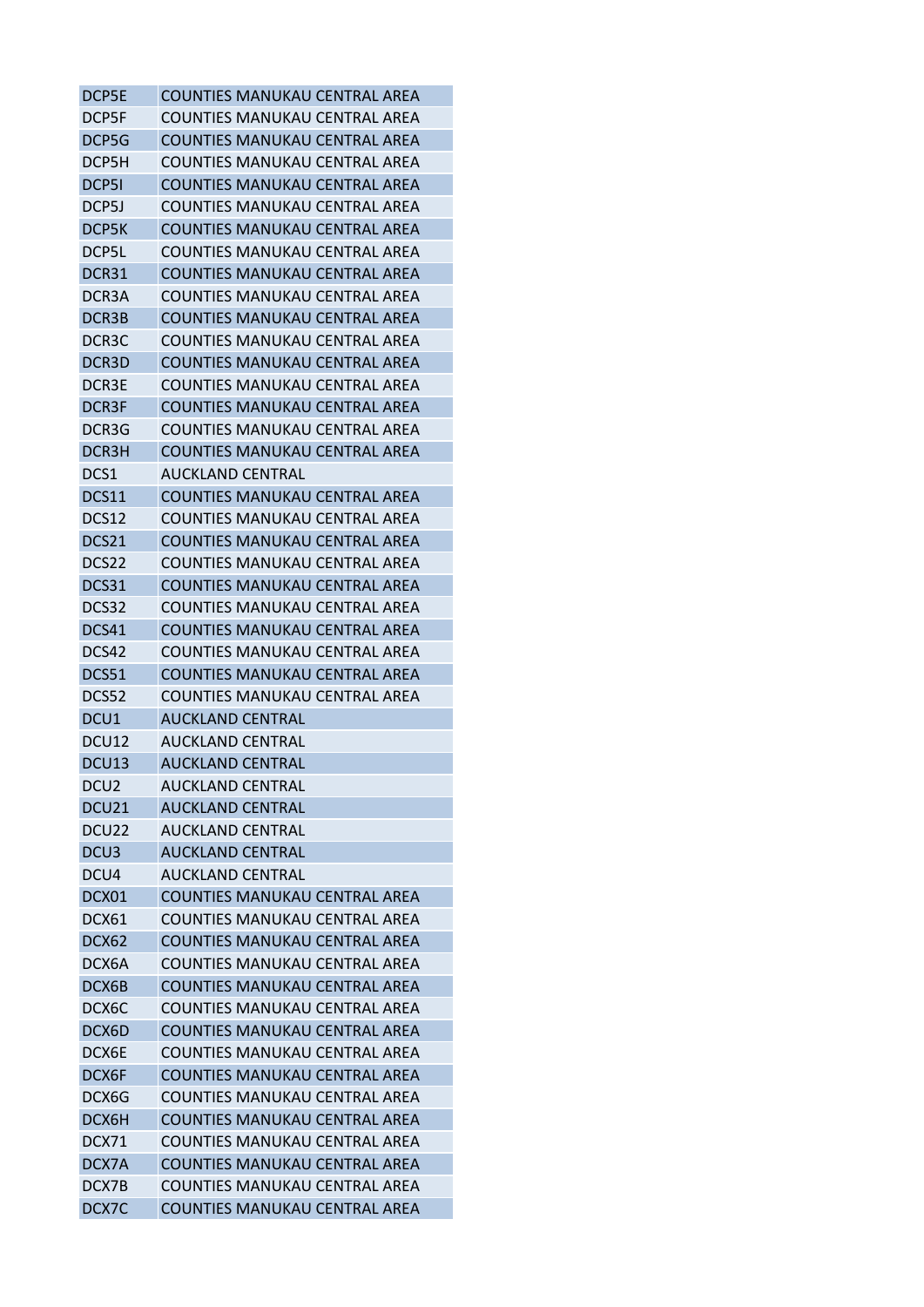| DCP5E | COUNTIES MANUKAU CENTRAL AREA |
|---|---|
| DCP5F | COUNTIES MANUKAU CENTRAL AREA |
| DCP5G | COUNTIES MANUKAU CENTRAL AREA |
| DCP5H | COUNTIES MANUKAU CENTRAL AREA |
| DCP5I | COUNTIES MANUKAU CENTRAL AREA |
| DCP5J | COUNTIES MANUKAU CENTRAL AREA |
| DCP5K | COUNTIES MANUKAU CENTRAL AREA |
| DCP5L | COUNTIES MANUKAU CENTRAL AREA |
| DCR31 | COUNTIES MANUKAU CENTRAL AREA |
| DCR3A | COUNTIES MANUKAU CENTRAL AREA |
| DCR3B | COUNTIES MANUKAU CENTRAL AREA |
| DCR3C | COUNTIES MANUKAU CENTRAL AREA |
| DCR3D | COUNTIES MANUKAU CENTRAL AREA |
| DCR3E | COUNTIES MANUKAU CENTRAL AREA |
| DCR3F | COUNTIES MANUKAU CENTRAL AREA |
| DCR3G | COUNTIES MANUKAU CENTRAL AREA |
| DCR3H | COUNTIES MANUKAU CENTRAL AREA |
| DCS1 | AUCKLAND CENTRAL |
| DCS11 | COUNTIES MANUKAU CENTRAL AREA |
| DCS12 | COUNTIES MANUKAU CENTRAL AREA |
| DCS21 | COUNTIES MANUKAU CENTRAL AREA |
| DCS22 | COUNTIES MANUKAU CENTRAL AREA |
| DCS31 | COUNTIES MANUKAU CENTRAL AREA |
| DCS32 | COUNTIES MANUKAU CENTRAL AREA |
| DCS41 | COUNTIES MANUKAU CENTRAL AREA |
| DCS42 | COUNTIES MANUKAU CENTRAL AREA |
| DCS51 | COUNTIES MANUKAU CENTRAL AREA |
| DCS52 | COUNTIES MANUKAU CENTRAL AREA |
| DCU1 | AUCKLAND CENTRAL |
| DCU12 | AUCKLAND CENTRAL |
| DCU13 | AUCKLAND CENTRAL |
| DCU2 | AUCKLAND CENTRAL |
| DCU21 | AUCKLAND CENTRAL |
| DCU22 | AUCKLAND CENTRAL |
| DCU3 | AUCKLAND CENTRAL |
| DCU4 | AUCKLAND CENTRAL |
| DCX01 | COUNTIES MANUKAU CENTRAL AREA |
| DCX61 | COUNTIES MANUKAU CENTRAL AREA |
| DCX62 | COUNTIES MANUKAU CENTRAL AREA |
| DCX6A | COUNTIES MANUKAU CENTRAL AREA |
| DCX6B | COUNTIES MANUKAU CENTRAL AREA |
| DCX6C | COUNTIES MANUKAU CENTRAL AREA |
| DCX6D | COUNTIES MANUKAU CENTRAL AREA |
| DCX6E | COUNTIES MANUKAU CENTRAL AREA |
| DCX6F | COUNTIES MANUKAU CENTRAL AREA |
| DCX6G | COUNTIES MANUKAU CENTRAL AREA |
| DCX6H | COUNTIES MANUKAU CENTRAL AREA |
| DCX71 | COUNTIES MANUKAU CENTRAL AREA |
| DCX7A | COUNTIES MANUKAU CENTRAL AREA |
| DCX7B | COUNTIES MANUKAU CENTRAL AREA |
| DCX7C | COUNTIES MANUKAU CENTRAL AREA |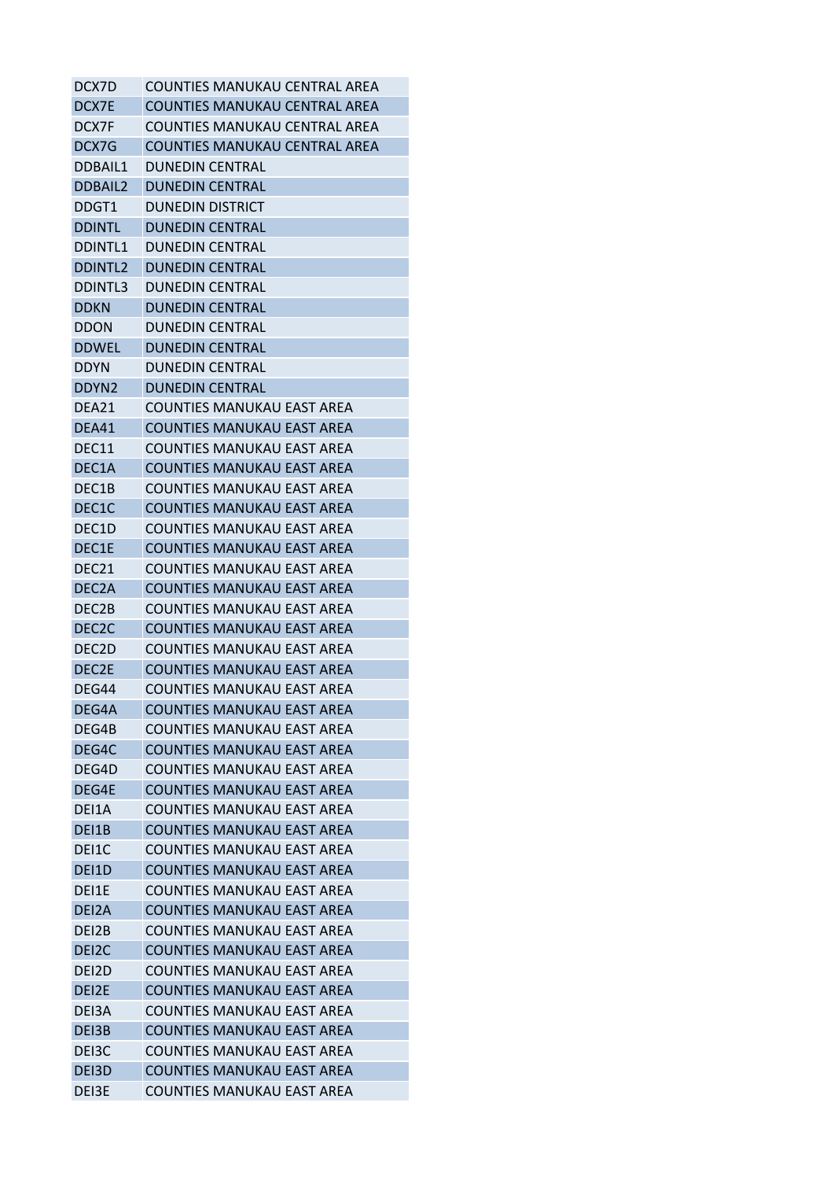| | |
|---|---|
| DCX7D | COUNTIES MANUKAU CENTRAL AREA |
| DCX7E | COUNTIES MANUKAU CENTRAL AREA |
| DCX7F | COUNTIES MANUKAU CENTRAL AREA |
| DCX7G | COUNTIES MANUKAU CENTRAL AREA |
| DDBAIL1 | DUNEDIN CENTRAL |
| DDBAIL2 | DUNEDIN CENTRAL |
| DDGT1 | DUNEDIN DISTRICT |
| DDINTL | DUNEDIN CENTRAL |
| DDINTL1 | DUNEDIN CENTRAL |
| DDINTL2 | DUNEDIN CENTRAL |
| DDINTL3 | DUNEDIN CENTRAL |
| DDKN | DUNEDIN CENTRAL |
| DDON | DUNEDIN CENTRAL |
| DDWEL | DUNEDIN CENTRAL |
| DDYN | DUNEDIN CENTRAL |
| DDYN2 | DUNEDIN CENTRAL |
| DEA21 | COUNTIES MANUKAU EAST AREA |
| DEA41 | COUNTIES MANUKAU EAST AREA |
| DEC11 | COUNTIES MANUKAU EAST AREA |
| DEC1A | COUNTIES MANUKAU EAST AREA |
| DEC1B | COUNTIES MANUKAU EAST AREA |
| DEC1C | COUNTIES MANUKAU EAST AREA |
| DEC1D | COUNTIES MANUKAU EAST AREA |
| DEC1E | COUNTIES MANUKAU EAST AREA |
| DEC21 | COUNTIES MANUKAU EAST AREA |
| DEC2A | COUNTIES MANUKAU EAST AREA |
| DEC2B | COUNTIES MANUKAU EAST AREA |
| DEC2C | COUNTIES MANUKAU EAST AREA |
| DEC2D | COUNTIES MANUKAU EAST AREA |
| DEC2E | COUNTIES MANUKAU EAST AREA |
| DEG44 | COUNTIES MANUKAU EAST AREA |
| DEG4A | COUNTIES MANUKAU EAST AREA |
| DEG4B | COUNTIES MANUKAU EAST AREA |
| DEG4C | COUNTIES MANUKAU EAST AREA |
| DEG4D | COUNTIES MANUKAU EAST AREA |
| DEG4E | COUNTIES MANUKAU EAST AREA |
| DEI1A | COUNTIES MANUKAU EAST AREA |
| DEI1B | COUNTIES MANUKAU EAST AREA |
| DEI1C | COUNTIES MANUKAU EAST AREA |
| DEI1D | COUNTIES MANUKAU EAST AREA |
| DEI1E | COUNTIES MANUKAU EAST AREA |
| DEI2A | COUNTIES MANUKAU EAST AREA |
| DEI2B | COUNTIES MANUKAU EAST AREA |
| DEI2C | COUNTIES MANUKAU EAST AREA |
| DEI2D | COUNTIES MANUKAU EAST AREA |
| DEI2E | COUNTIES MANUKAU EAST AREA |
| DEI3A | COUNTIES MANUKAU EAST AREA |
| DEI3B | COUNTIES MANUKAU EAST AREA |
| DEI3C | COUNTIES MANUKAU EAST AREA |
| DEI3D | COUNTIES MANUKAU EAST AREA |
| DEI3E | COUNTIES MANUKAU EAST AREA |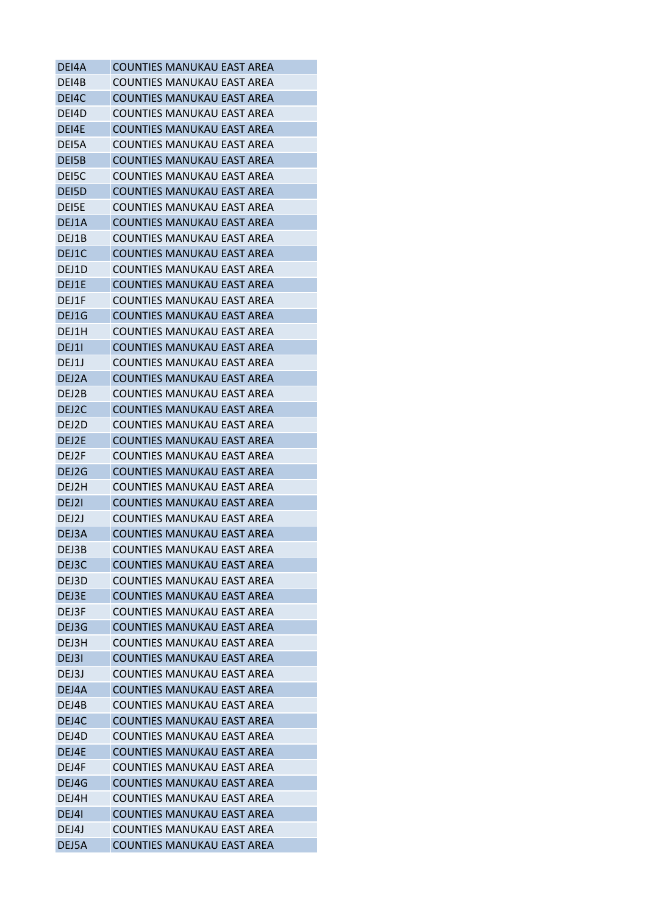| DEI4A | COUNTIES MANUKAU EAST AREA |
|---|---|
| DEI4B | COUNTIES MANUKAU EAST AREA |
| DEI4C | COUNTIES MANUKAU EAST AREA |
| DEI4D | COUNTIES MANUKAU EAST AREA |
| DEI4E | COUNTIES MANUKAU EAST AREA |
| DEI5A | COUNTIES MANUKAU EAST AREA |
| DEI5B | COUNTIES MANUKAU EAST AREA |
| DEI5C | COUNTIES MANUKAU EAST AREA |
| DEI5D | COUNTIES MANUKAU EAST AREA |
| DEI5E | COUNTIES MANUKAU EAST AREA |
| DEJ1A | COUNTIES MANUKAU EAST AREA |
| DEJ1B | COUNTIES MANUKAU EAST AREA |
| DEJ1C | COUNTIES MANUKAU EAST AREA |
| DEJ1D | COUNTIES MANUKAU EAST AREA |
| DEJ1E | COUNTIES MANUKAU EAST AREA |
| DEJ1F | COUNTIES MANUKAU EAST AREA |
| DEJ1G | COUNTIES MANUKAU EAST AREA |
| DEJ1H | COUNTIES MANUKAU EAST AREA |
| DEJ1I | COUNTIES MANUKAU EAST AREA |
| DEJ1J | COUNTIES MANUKAU EAST AREA |
| DEJ2A | COUNTIES MANUKAU EAST AREA |
| DEJ2B | COUNTIES MANUKAU EAST AREA |
| DEJ2C | COUNTIES MANUKAU EAST AREA |
| DEJ2D | COUNTIES MANUKAU EAST AREA |
| DEJ2E | COUNTIES MANUKAU EAST AREA |
| DEJ2F | COUNTIES MANUKAU EAST AREA |
| DEJ2G | COUNTIES MANUKAU EAST AREA |
| DEJ2H | COUNTIES MANUKAU EAST AREA |
| DEJ2I | COUNTIES MANUKAU EAST AREA |
| DEJ2J | COUNTIES MANUKAU EAST AREA |
| DEJ3A | COUNTIES MANUKAU EAST AREA |
| DEJ3B | COUNTIES MANUKAU EAST AREA |
| DEJ3C | COUNTIES MANUKAU EAST AREA |
| DEJ3D | COUNTIES MANUKAU EAST AREA |
| DEJ3E | COUNTIES MANUKAU EAST AREA |
| DEJ3F | COUNTIES MANUKAU EAST AREA |
| DEJ3G | COUNTIES MANUKAU EAST AREA |
| DEJ3H | COUNTIES MANUKAU EAST AREA |
| DEJ3I | COUNTIES MANUKAU EAST AREA |
| DEJ3J | COUNTIES MANUKAU EAST AREA |
| DEJ4A | COUNTIES MANUKAU EAST AREA |
| DEJ4B | COUNTIES MANUKAU EAST AREA |
| DEJ4C | COUNTIES MANUKAU EAST AREA |
| DEJ4D | COUNTIES MANUKAU EAST AREA |
| DEJ4E | COUNTIES MANUKAU EAST AREA |
| DEJ4F | COUNTIES MANUKAU EAST AREA |
| DEJ4G | COUNTIES MANUKAU EAST AREA |
| DEJ4H | COUNTIES MANUKAU EAST AREA |
| DEJ4I | COUNTIES MANUKAU EAST AREA |
| DEJ4J | COUNTIES MANUKAU EAST AREA |
| DEJ5A | COUNTIES MANUKAU EAST AREA |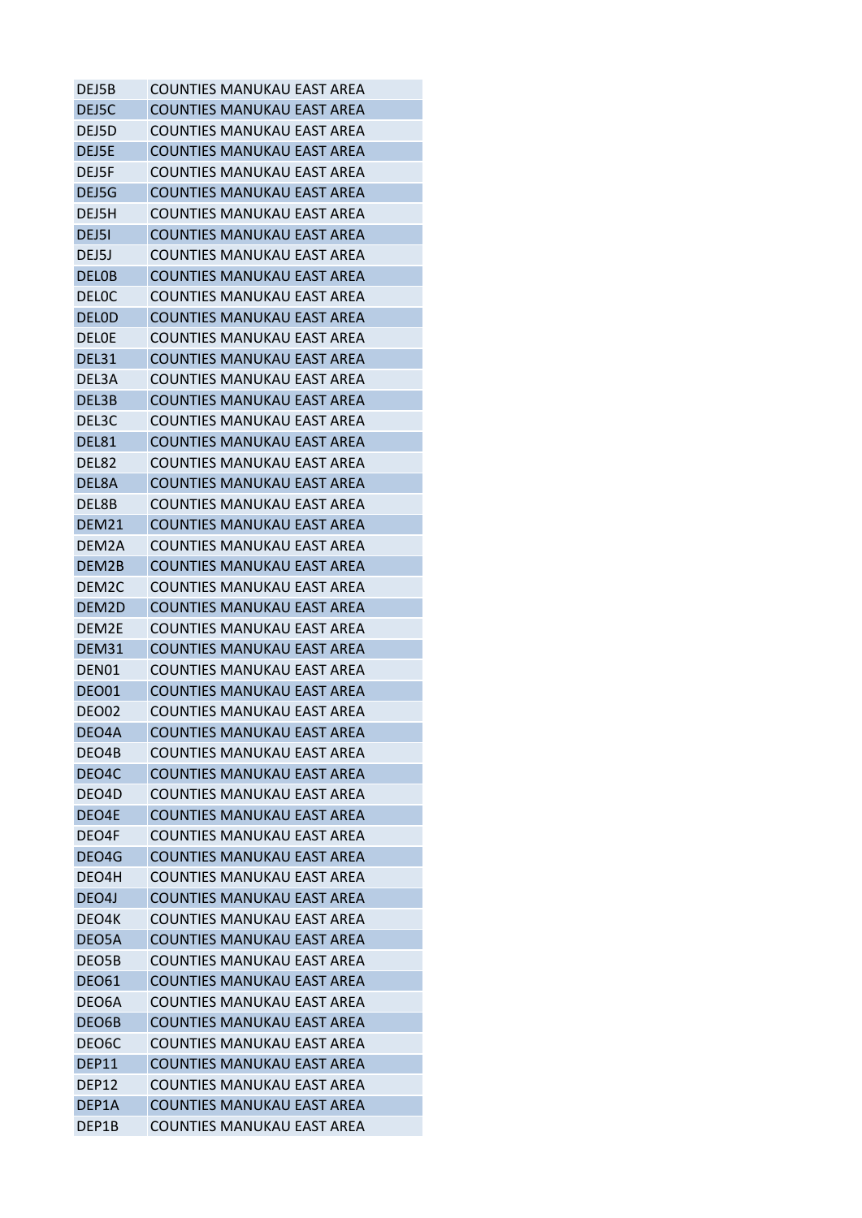| | |
|---|---|
| DEJ5B | COUNTIES MANUKAU EAST AREA |
| DEJ5C | COUNTIES MANUKAU EAST AREA |
| DEJ5D | COUNTIES MANUKAU EAST AREA |
| DEJ5E | COUNTIES MANUKAU EAST AREA |
| DEJ5F | COUNTIES MANUKAU EAST AREA |
| DEJ5G | COUNTIES MANUKAU EAST AREA |
| DEJ5H | COUNTIES MANUKAU EAST AREA |
| DEJ5I | COUNTIES MANUKAU EAST AREA |
| DEJ5J | COUNTIES MANUKAU EAST AREA |
| DEL0B | COUNTIES MANUKAU EAST AREA |
| DEL0C | COUNTIES MANUKAU EAST AREA |
| DEL0D | COUNTIES MANUKAU EAST AREA |
| DEL0E | COUNTIES MANUKAU EAST AREA |
| DEL31 | COUNTIES MANUKAU EAST AREA |
| DEL3A | COUNTIES MANUKAU EAST AREA |
| DEL3B | COUNTIES MANUKAU EAST AREA |
| DEL3C | COUNTIES MANUKAU EAST AREA |
| DEL81 | COUNTIES MANUKAU EAST AREA |
| DEL82 | COUNTIES MANUKAU EAST AREA |
| DEL8A | COUNTIES MANUKAU EAST AREA |
| DEL8B | COUNTIES MANUKAU EAST AREA |
| DEM21 | COUNTIES MANUKAU EAST AREA |
| DEM2A | COUNTIES MANUKAU EAST AREA |
| DEM2B | COUNTIES MANUKAU EAST AREA |
| DEM2C | COUNTIES MANUKAU EAST AREA |
| DEM2D | COUNTIES MANUKAU EAST AREA |
| DEM2E | COUNTIES MANUKAU EAST AREA |
| DEM31 | COUNTIES MANUKAU EAST AREA |
| DEN01 | COUNTIES MANUKAU EAST AREA |
| DEO01 | COUNTIES MANUKAU EAST AREA |
| DEO02 | COUNTIES MANUKAU EAST AREA |
| DEO4A | COUNTIES MANUKAU EAST AREA |
| DEO4B | COUNTIES MANUKAU EAST AREA |
| DEO4C | COUNTIES MANUKAU EAST AREA |
| DEO4D | COUNTIES MANUKAU EAST AREA |
| DEO4E | COUNTIES MANUKAU EAST AREA |
| DEO4F | COUNTIES MANUKAU EAST AREA |
| DEO4G | COUNTIES MANUKAU EAST AREA |
| DEO4H | COUNTIES MANUKAU EAST AREA |
| DEO4J | COUNTIES MANUKAU EAST AREA |
| DEO4K | COUNTIES MANUKAU EAST AREA |
| DEO5A | COUNTIES MANUKAU EAST AREA |
| DEO5B | COUNTIES MANUKAU EAST AREA |
| DEO61 | COUNTIES MANUKAU EAST AREA |
| DEO6A | COUNTIES MANUKAU EAST AREA |
| DEO6B | COUNTIES MANUKAU EAST AREA |
| DEO6C | COUNTIES MANUKAU EAST AREA |
| DEP11 | COUNTIES MANUKAU EAST AREA |
| DEP12 | COUNTIES MANUKAU EAST AREA |
| DEP1A | COUNTIES MANUKAU EAST AREA |
| DEP1B | COUNTIES MANUKAU EAST AREA |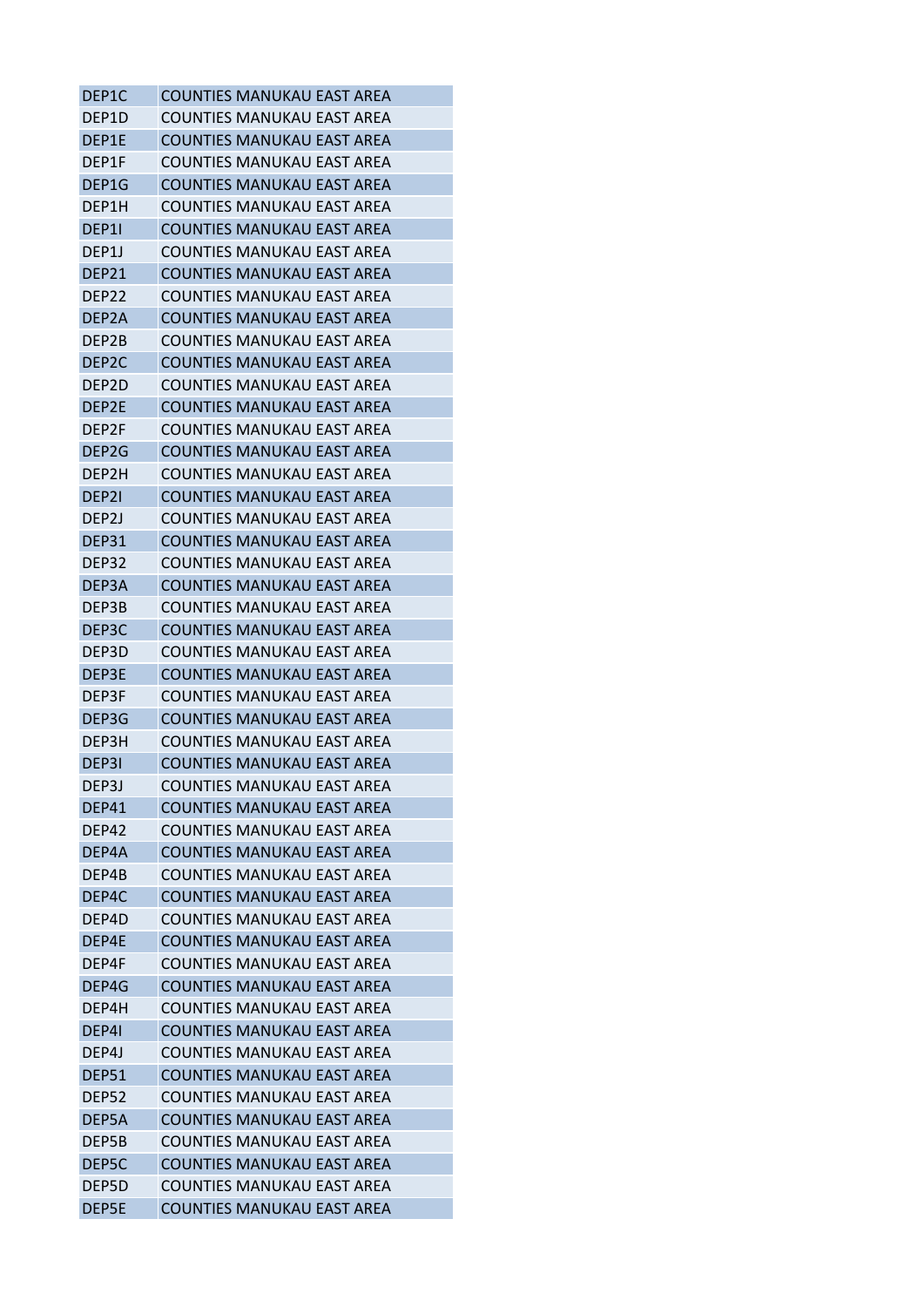| | |
|---|---|
| DEP1C | COUNTIES MANUKAU EAST AREA |
| DEP1D | COUNTIES MANUKAU EAST AREA |
| DEP1E | COUNTIES MANUKAU EAST AREA |
| DEP1F | COUNTIES MANUKAU EAST AREA |
| DEP1G | COUNTIES MANUKAU EAST AREA |
| DEP1H | COUNTIES MANUKAU EAST AREA |
| DEP1I | COUNTIES MANUKAU EAST AREA |
| DEP1J | COUNTIES MANUKAU EAST AREA |
| DEP21 | COUNTIES MANUKAU EAST AREA |
| DEP22 | COUNTIES MANUKAU EAST AREA |
| DEP2A | COUNTIES MANUKAU EAST AREA |
| DEP2B | COUNTIES MANUKAU EAST AREA |
| DEP2C | COUNTIES MANUKAU EAST AREA |
| DEP2D | COUNTIES MANUKAU EAST AREA |
| DEP2E | COUNTIES MANUKAU EAST AREA |
| DEP2F | COUNTIES MANUKAU EAST AREA |
| DEP2G | COUNTIES MANUKAU EAST AREA |
| DEP2H | COUNTIES MANUKAU EAST AREA |
| DEP2I | COUNTIES MANUKAU EAST AREA |
| DEP2J | COUNTIES MANUKAU EAST AREA |
| DEP31 | COUNTIES MANUKAU EAST AREA |
| DEP32 | COUNTIES MANUKAU EAST AREA |
| DEP3A | COUNTIES MANUKAU EAST AREA |
| DEP3B | COUNTIES MANUKAU EAST AREA |
| DEP3C | COUNTIES MANUKAU EAST AREA |
| DEP3D | COUNTIES MANUKAU EAST AREA |
| DEP3E | COUNTIES MANUKAU EAST AREA |
| DEP3F | COUNTIES MANUKAU EAST AREA |
| DEP3G | COUNTIES MANUKAU EAST AREA |
| DEP3H | COUNTIES MANUKAU EAST AREA |
| DEP3I | COUNTIES MANUKAU EAST AREA |
| DEP3J | COUNTIES MANUKAU EAST AREA |
| DEP41 | COUNTIES MANUKAU EAST AREA |
| DEP42 | COUNTIES MANUKAU EAST AREA |
| DEP4A | COUNTIES MANUKAU EAST AREA |
| DEP4B | COUNTIES MANUKAU EAST AREA |
| DEP4C | COUNTIES MANUKAU EAST AREA |
| DEP4D | COUNTIES MANUKAU EAST AREA |
| DEP4E | COUNTIES MANUKAU EAST AREA |
| DEP4F | COUNTIES MANUKAU EAST AREA |
| DEP4G | COUNTIES MANUKAU EAST AREA |
| DEP4H | COUNTIES MANUKAU EAST AREA |
| DEP4I | COUNTIES MANUKAU EAST AREA |
| DEP4J | COUNTIES MANUKAU EAST AREA |
| DEP51 | COUNTIES MANUKAU EAST AREA |
| DEP52 | COUNTIES MANUKAU EAST AREA |
| DEP5A | COUNTIES MANUKAU EAST AREA |
| DEP5B | COUNTIES MANUKAU EAST AREA |
| DEP5C | COUNTIES MANUKAU EAST AREA |
| DEP5D | COUNTIES MANUKAU EAST AREA |
| DEP5E | COUNTIES MANUKAU EAST AREA |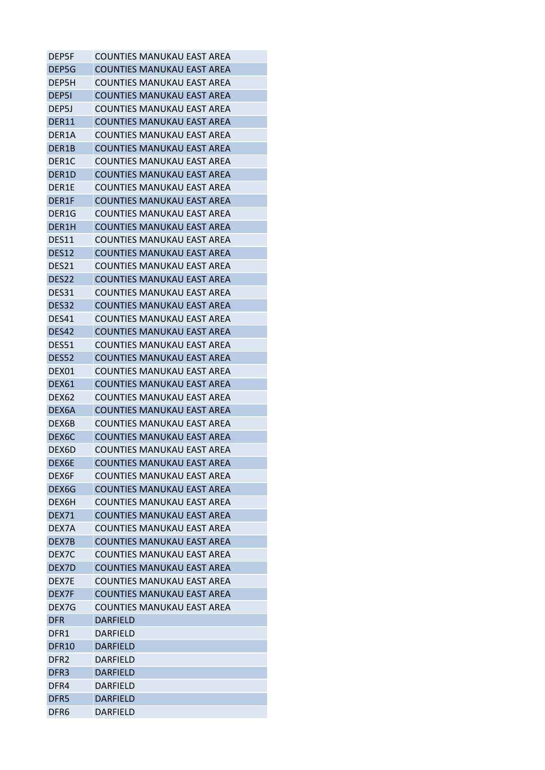| DEP5F | COUNTIES MANUKAU EAST AREA |
|---|---|
| DEP5G | COUNTIES MANUKAU EAST AREA |
| DEP5H | COUNTIES MANUKAU EAST AREA |
| DEP5I | COUNTIES MANUKAU EAST AREA |
| DEP5J | COUNTIES MANUKAU EAST AREA |
| DER11 | COUNTIES MANUKAU EAST AREA |
| DER1A | COUNTIES MANUKAU EAST AREA |
| DER1B | COUNTIES MANUKAU EAST AREA |
| DER1C | COUNTIES MANUKAU EAST AREA |
| DER1D | COUNTIES MANUKAU EAST AREA |
| DER1E | COUNTIES MANUKAU EAST AREA |
| DER1F | COUNTIES MANUKAU EAST AREA |
| DER1G | COUNTIES MANUKAU EAST AREA |
| DER1H | COUNTIES MANUKAU EAST AREA |
| DES11 | COUNTIES MANUKAU EAST AREA |
| DES12 | COUNTIES MANUKAU EAST AREA |
| DES21 | COUNTIES MANUKAU EAST AREA |
| DES22 | COUNTIES MANUKAU EAST AREA |
| DES31 | COUNTIES MANUKAU EAST AREA |
| DES32 | COUNTIES MANUKAU EAST AREA |
| DES41 | COUNTIES MANUKAU EAST AREA |
| DES42 | COUNTIES MANUKAU EAST AREA |
| DES51 | COUNTIES MANUKAU EAST AREA |
| DES52 | COUNTIES MANUKAU EAST AREA |
| DEX01 | COUNTIES MANUKAU EAST AREA |
| DEX61 | COUNTIES MANUKAU EAST AREA |
| DEX62 | COUNTIES MANUKAU EAST AREA |
| DEX6A | COUNTIES MANUKAU EAST AREA |
| DEX6B | COUNTIES MANUKAU EAST AREA |
| DEX6C | COUNTIES MANUKAU EAST AREA |
| DEX6D | COUNTIES MANUKAU EAST AREA |
| DEX6E | COUNTIES MANUKAU EAST AREA |
| DEX6F | COUNTIES MANUKAU EAST AREA |
| DEX6G | COUNTIES MANUKAU EAST AREA |
| DEX6H | COUNTIES MANUKAU EAST AREA |
| DEX71 | COUNTIES MANUKAU EAST AREA |
| DEX7A | COUNTIES MANUKAU EAST AREA |
| DEX7B | COUNTIES MANUKAU EAST AREA |
| DEX7C | COUNTIES MANUKAU EAST AREA |
| DEX7D | COUNTIES MANUKAU EAST AREA |
| DEX7E | COUNTIES MANUKAU EAST AREA |
| DEX7F | COUNTIES MANUKAU EAST AREA |
| DEX7G | COUNTIES MANUKAU EAST AREA |
| DFR | DARFIELD |
| DFR1 | DARFIELD |
| DFR10 | DARFIELD |
| DFR2 | DARFIELD |
| DFR3 | DARFIELD |
| DFR4 | DARFIELD |
| DFR5 | DARFIELD |
| DFR6 | DARFIELD |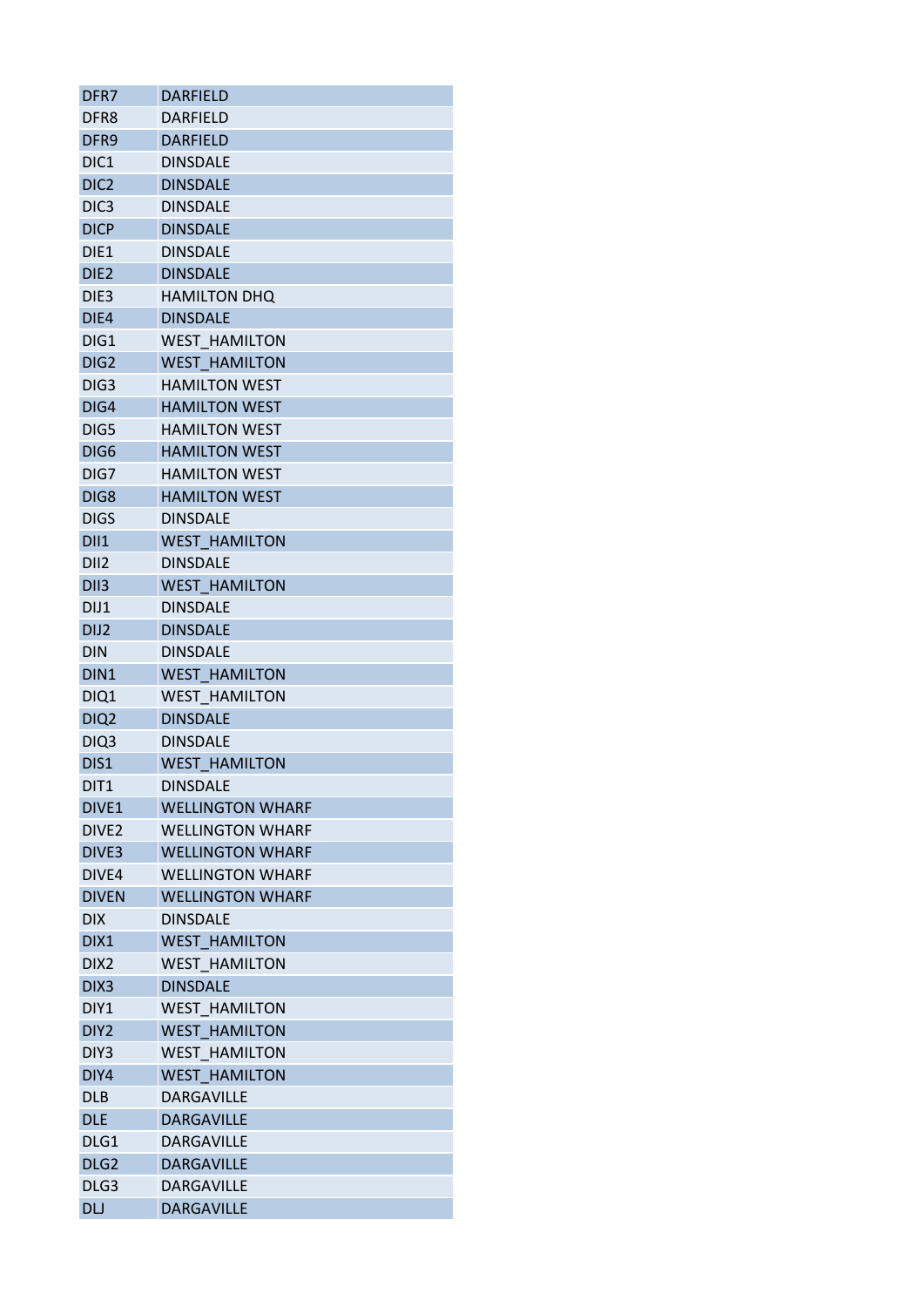| DFR7 | DARFIELD |
|---|---|
| DFR8 | DARFIELD |
| DFR9 | DARFIELD |
| DIC1 | DINSDALE |
| DIC2 | DINSDALE |
| DIC3 | DINSDALE |
| DICP | DINSDALE |
| DIE1 | DINSDALE |
| DIE2 | DINSDALE |
| DIE3 | HAMILTON DHQ |
| DIE4 | DINSDALE |
| DIG1 | WEST_HAMILTON |
| DIG2 | WEST_HAMILTON |
| DIG3 | HAMILTON WEST |
| DIG4 | HAMILTON WEST |
| DIG5 | HAMILTON WEST |
| DIG6 | HAMILTON WEST |
| DIG7 | HAMILTON WEST |
| DIG8 | HAMILTON WEST |
| DIGS | DINSDALE |
| DII1 | WEST_HAMILTON |
| DII2 | DINSDALE |
| DII3 | WEST_HAMILTON |
| DIJ1 | DINSDALE |
| DIJ2 | DINSDALE |
| DIN | DINSDALE |
| DIN1 | WEST_HAMILTON |
| DIQ1 | WEST_HAMILTON |
| DIQ2 | DINSDALE |
| DIQ3 | DINSDALE |
| DIS1 | WEST_HAMILTON |
| DIT1 | DINSDALE |
| DIVE1 | WELLINGTON WHARF |
| DIVE2 | WELLINGTON WHARF |
| DIVE3 | WELLINGTON WHARF |
| DIVE4 | WELLINGTON WHARF |
| DIVEN | WELLINGTON WHARF |
| DIX | DINSDALE |
| DIX1 | WEST_HAMILTON |
| DIX2 | WEST_HAMILTON |
| DIX3 | DINSDALE |
| DIY1 | WEST_HAMILTON |
| DIY2 | WEST_HAMILTON |
| DIY3 | WEST_HAMILTON |
| DIY4 | WEST_HAMILTON |
| DLB | DARGAVILLE |
| DLE | DARGAVILLE |
| DLG1 | DARGAVILLE |
| DLG2 | DARGAVILLE |
| DLG3 | DARGAVILLE |
| DLJ | DARGAVILLE |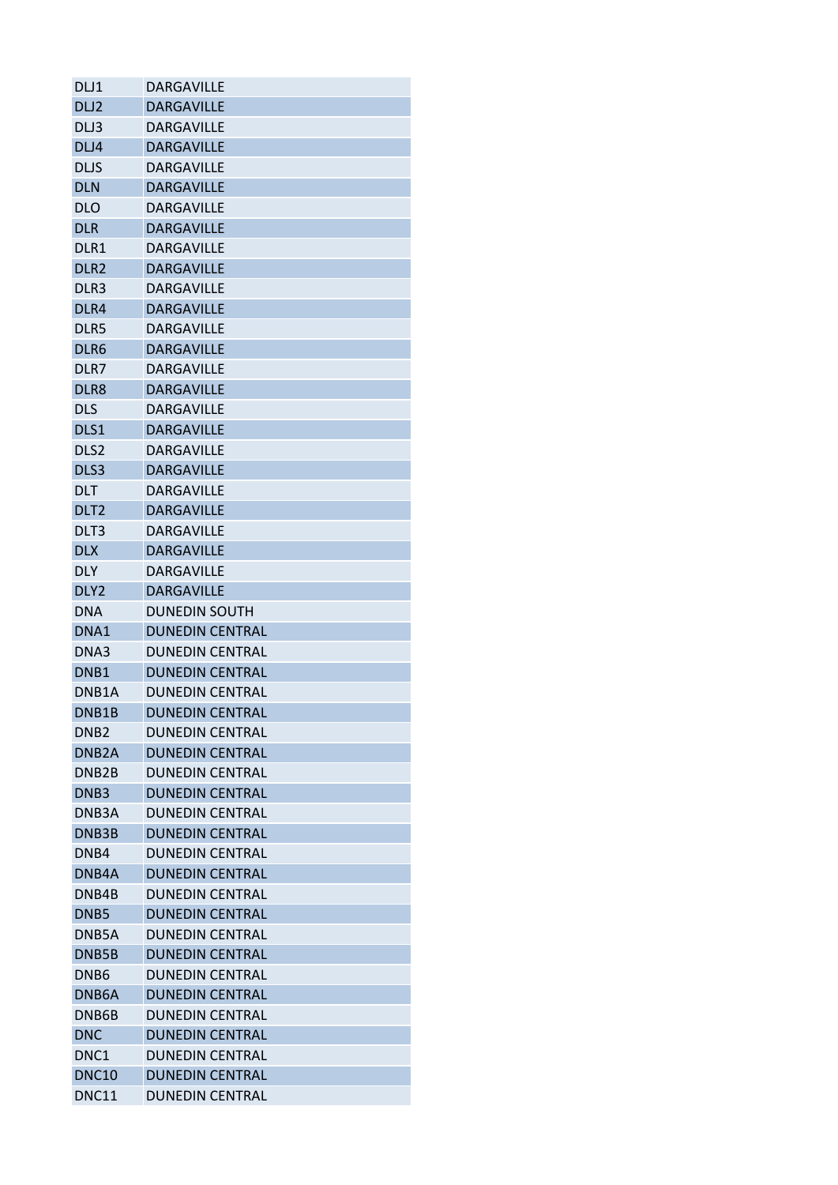| | |
|---|---|
| DLJ1 | DARGAVILLE |
| DLJ2 | DARGAVILLE |
| DLJ3 | DARGAVILLE |
| DLJ4 | DARGAVILLE |
| DLJS | DARGAVILLE |
| DLN | DARGAVILLE |
| DLO | DARGAVILLE |
| DLR | DARGAVILLE |
| DLR1 | DARGAVILLE |
| DLR2 | DARGAVILLE |
| DLR3 | DARGAVILLE |
| DLR4 | DARGAVILLE |
| DLR5 | DARGAVILLE |
| DLR6 | DARGAVILLE |
| DLR7 | DARGAVILLE |
| DLR8 | DARGAVILLE |
| DLS | DARGAVILLE |
| DLS1 | DARGAVILLE |
| DLS2 | DARGAVILLE |
| DLS3 | DARGAVILLE |
| DLT | DARGAVILLE |
| DLT2 | DARGAVILLE |
| DLT3 | DARGAVILLE |
| DLX | DARGAVILLE |
| DLY | DARGAVILLE |
| DLY2 | DARGAVILLE |
| DNA | DUNEDIN SOUTH |
| DNA1 | DUNEDIN CENTRAL |
| DNA3 | DUNEDIN CENTRAL |
| DNB1 | DUNEDIN CENTRAL |
| DNB1A | DUNEDIN CENTRAL |
| DNB1B | DUNEDIN CENTRAL |
| DNB2 | DUNEDIN CENTRAL |
| DNB2A | DUNEDIN CENTRAL |
| DNB2B | DUNEDIN CENTRAL |
| DNB3 | DUNEDIN CENTRAL |
| DNB3A | DUNEDIN CENTRAL |
| DNB3B | DUNEDIN CENTRAL |
| DNB4 | DUNEDIN CENTRAL |
| DNB4A | DUNEDIN CENTRAL |
| DNB4B | DUNEDIN CENTRAL |
| DNB5 | DUNEDIN CENTRAL |
| DNB5A | DUNEDIN CENTRAL |
| DNB5B | DUNEDIN CENTRAL |
| DNB6 | DUNEDIN CENTRAL |
| DNB6A | DUNEDIN CENTRAL |
| DNB6B | DUNEDIN CENTRAL |
| DNC | DUNEDIN CENTRAL |
| DNC1 | DUNEDIN CENTRAL |
| DNC10 | DUNEDIN CENTRAL |
| DNC11 | DUNEDIN CENTRAL |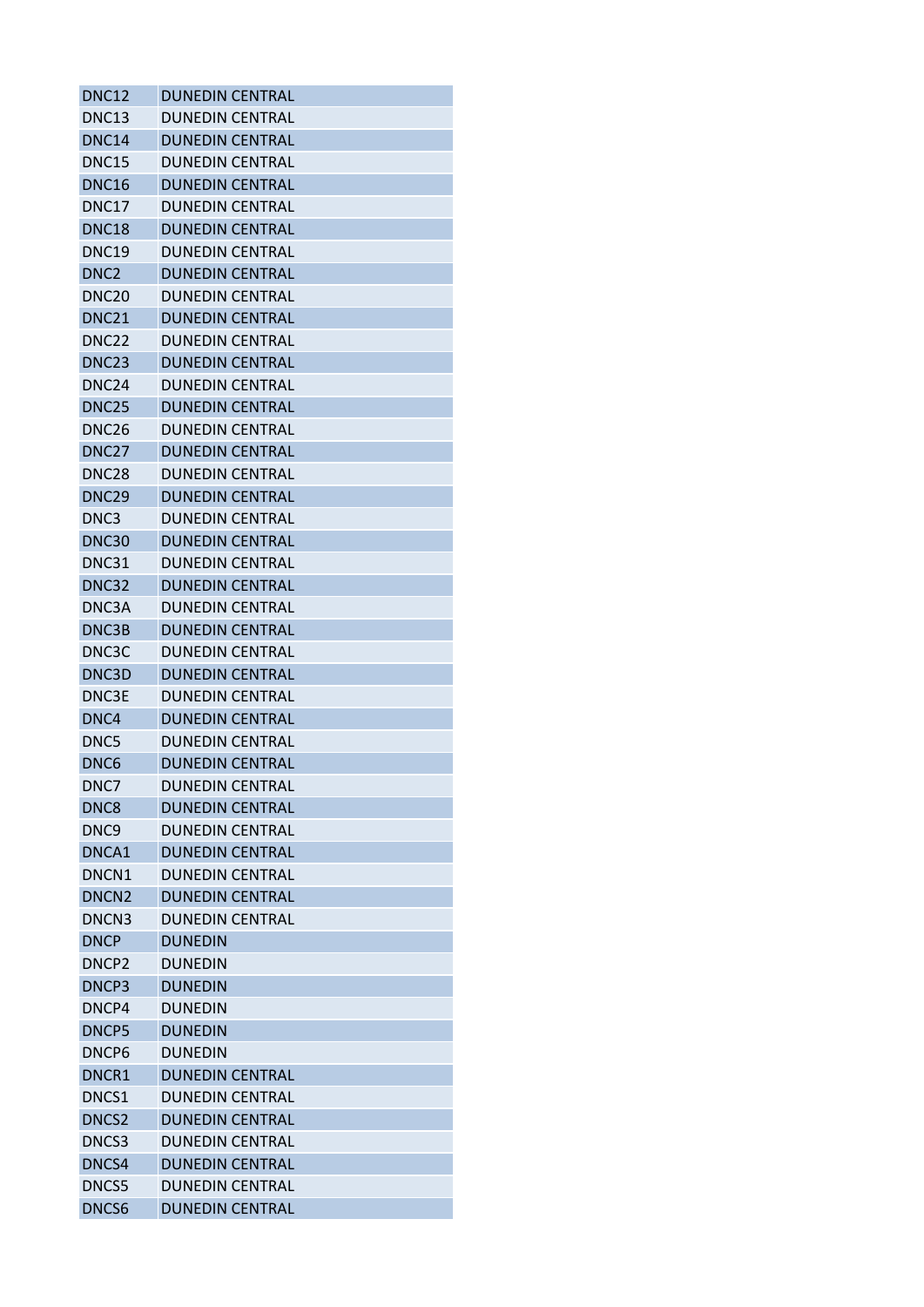| DNC12 | DUNEDIN CENTRAL |
|---|---|
| DNC13 | DUNEDIN CENTRAL |
| DNC14 | DUNEDIN CENTRAL |
| DNC15 | DUNEDIN CENTRAL |
| DNC16 | DUNEDIN CENTRAL |
| DNC17 | DUNEDIN CENTRAL |
| DNC18 | DUNEDIN CENTRAL |
| DNC19 | DUNEDIN CENTRAL |
| DNC2 | DUNEDIN CENTRAL |
| DNC20 | DUNEDIN CENTRAL |
| DNC21 | DUNEDIN CENTRAL |
| DNC22 | DUNEDIN CENTRAL |
| DNC23 | DUNEDIN CENTRAL |
| DNC24 | DUNEDIN CENTRAL |
| DNC25 | DUNEDIN CENTRAL |
| DNC26 | DUNEDIN CENTRAL |
| DNC27 | DUNEDIN CENTRAL |
| DNC28 | DUNEDIN CENTRAL |
| DNC29 | DUNEDIN CENTRAL |
| DNC3 | DUNEDIN CENTRAL |
| DNC30 | DUNEDIN CENTRAL |
| DNC31 | DUNEDIN CENTRAL |
| DNC32 | DUNEDIN CENTRAL |
| DNC3A | DUNEDIN CENTRAL |
| DNC3B | DUNEDIN CENTRAL |
| DNC3C | DUNEDIN CENTRAL |
| DNC3D | DUNEDIN CENTRAL |
| DNC3E | DUNEDIN CENTRAL |
| DNC4 | DUNEDIN CENTRAL |
| DNC5 | DUNEDIN CENTRAL |
| DNC6 | DUNEDIN CENTRAL |
| DNC7 | DUNEDIN CENTRAL |
| DNC8 | DUNEDIN CENTRAL |
| DNC9 | DUNEDIN CENTRAL |
| DNCA1 | DUNEDIN CENTRAL |
| DNCN1 | DUNEDIN CENTRAL |
| DNCN2 | DUNEDIN CENTRAL |
| DNCN3 | DUNEDIN CENTRAL |
| DNCP | DUNEDIN |
| DNCP2 | DUNEDIN |
| DNCP3 | DUNEDIN |
| DNCP4 | DUNEDIN |
| DNCP5 | DUNEDIN |
| DNCP6 | DUNEDIN |
| DNCR1 | DUNEDIN CENTRAL |
| DNCS1 | DUNEDIN CENTRAL |
| DNCS2 | DUNEDIN CENTRAL |
| DNCS3 | DUNEDIN CENTRAL |
| DNCS4 | DUNEDIN CENTRAL |
| DNCS5 | DUNEDIN CENTRAL |
| DNCS6 | DUNEDIN CENTRAL |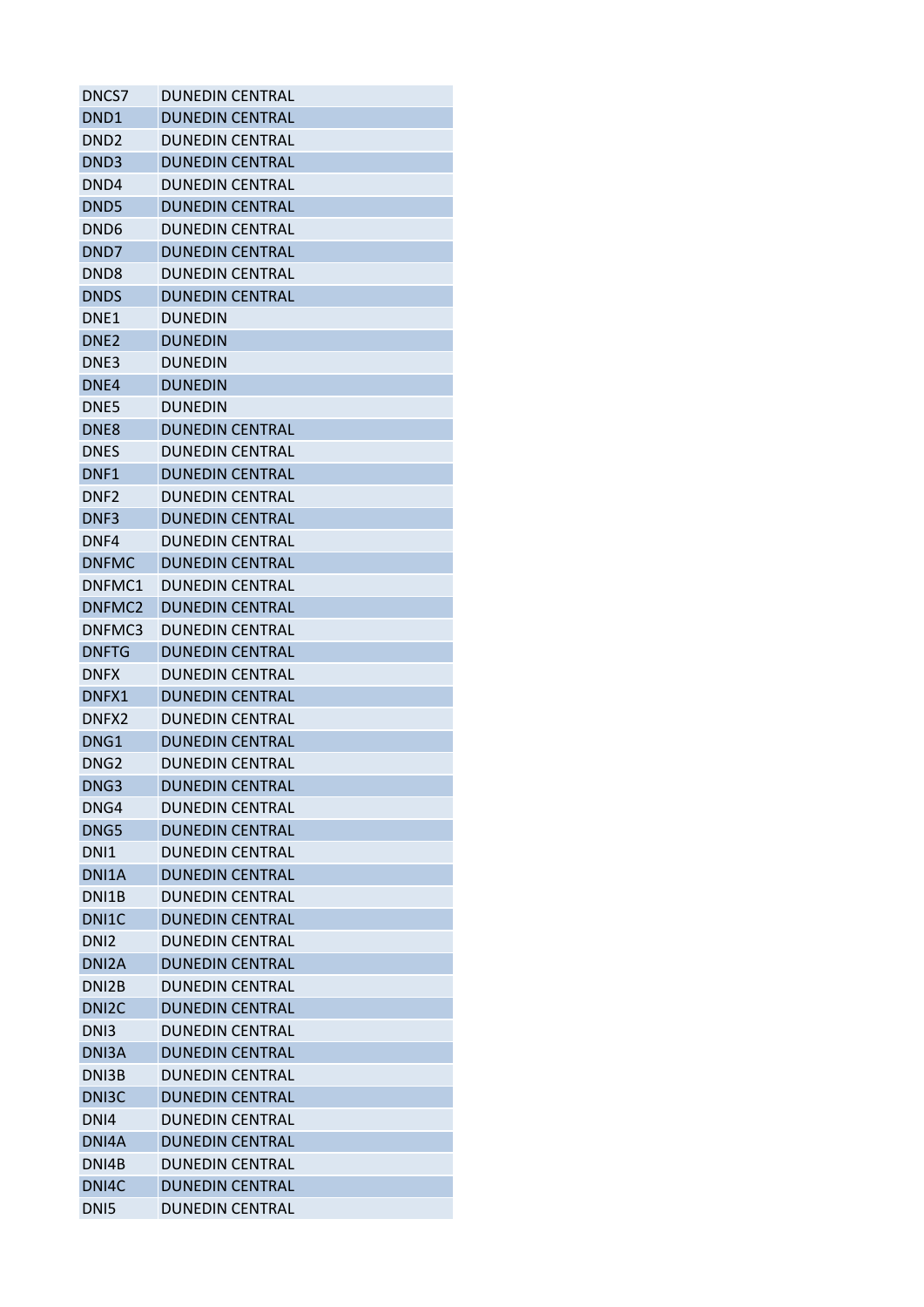| DNCS7 | DUNEDIN CENTRAL |
|---|---|
| DND1 | DUNEDIN CENTRAL |
| DND2 | DUNEDIN CENTRAL |
| DND3 | DUNEDIN CENTRAL |
| DND4 | DUNEDIN CENTRAL |
| DND5 | DUNEDIN CENTRAL |
| DND6 | DUNEDIN CENTRAL |
| DND7 | DUNEDIN CENTRAL |
| DND8 | DUNEDIN CENTRAL |
| DNDS | DUNEDIN CENTRAL |
| DNE1 | DUNEDIN |
| DNE2 | DUNEDIN |
| DNE3 | DUNEDIN |
| DNE4 | DUNEDIN |
| DNE5 | DUNEDIN |
| DNE8 | DUNEDIN CENTRAL |
| DNES | DUNEDIN CENTRAL |
| DNF1 | DUNEDIN CENTRAL |
| DNF2 | DUNEDIN CENTRAL |
| DNF3 | DUNEDIN CENTRAL |
| DNF4 | DUNEDIN CENTRAL |
| DNFMC | DUNEDIN CENTRAL |
| DNFMC1 | DUNEDIN CENTRAL |
| DNFMC2 | DUNEDIN CENTRAL |
| DNFMC3 | DUNEDIN CENTRAL |
| DNFTG | DUNEDIN CENTRAL |
| DNFX | DUNEDIN CENTRAL |
| DNFX1 | DUNEDIN CENTRAL |
| DNFX2 | DUNEDIN CENTRAL |
| DNG1 | DUNEDIN CENTRAL |
| DNG2 | DUNEDIN CENTRAL |
| DNG3 | DUNEDIN CENTRAL |
| DNG4 | DUNEDIN CENTRAL |
| DNG5 | DUNEDIN CENTRAL |
| DNI1 | DUNEDIN CENTRAL |
| DNI1A | DUNEDIN CENTRAL |
| DNI1B | DUNEDIN CENTRAL |
| DNI1C | DUNEDIN CENTRAL |
| DNI2 | DUNEDIN CENTRAL |
| DNI2A | DUNEDIN CENTRAL |
| DNI2B | DUNEDIN CENTRAL |
| DNI2C | DUNEDIN CENTRAL |
| DNI3 | DUNEDIN CENTRAL |
| DNI3A | DUNEDIN CENTRAL |
| DNI3B | DUNEDIN CENTRAL |
| DNI3C | DUNEDIN CENTRAL |
| DNI4 | DUNEDIN CENTRAL |
| DNI4A | DUNEDIN CENTRAL |
| DNI4B | DUNEDIN CENTRAL |
| DNI4C | DUNEDIN CENTRAL |
| DNI5 | DUNEDIN CENTRAL |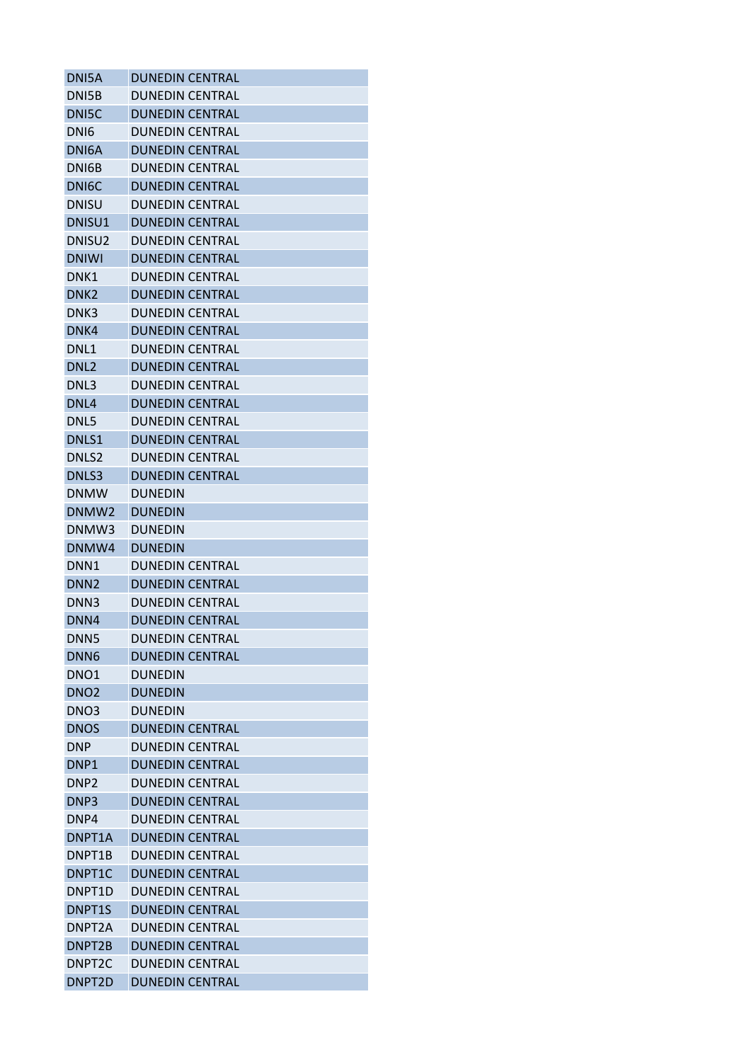| DNI5A | DUNEDIN CENTRAL |
|---|---|
| DNI5B | DUNEDIN CENTRAL |
| DNI5C | DUNEDIN CENTRAL |
| DNI6 | DUNEDIN CENTRAL |
| DNI6A | DUNEDIN CENTRAL |
| DNI6B | DUNEDIN CENTRAL |
| DNI6C | DUNEDIN CENTRAL |
| DNISU | DUNEDIN CENTRAL |
| DNISU1 | DUNEDIN CENTRAL |
| DNISU2 | DUNEDIN CENTRAL |
| DNIWI | DUNEDIN CENTRAL |
| DNK1 | DUNEDIN CENTRAL |
| DNK2 | DUNEDIN CENTRAL |
| DNK3 | DUNEDIN CENTRAL |
| DNK4 | DUNEDIN CENTRAL |
| DNL1 | DUNEDIN CENTRAL |
| DNL2 | DUNEDIN CENTRAL |
| DNL3 | DUNEDIN CENTRAL |
| DNL4 | DUNEDIN CENTRAL |
| DNL5 | DUNEDIN CENTRAL |
| DNLS1 | DUNEDIN CENTRAL |
| DNLS2 | DUNEDIN CENTRAL |
| DNLS3 | DUNEDIN CENTRAL |
| DNMW | DUNEDIN |
| DNMW2 | DUNEDIN |
| DNMW3 | DUNEDIN |
| DNMW4 | DUNEDIN |
| DNN1 | DUNEDIN CENTRAL |
| DNN2 | DUNEDIN CENTRAL |
| DNN3 | DUNEDIN CENTRAL |
| DNN4 | DUNEDIN CENTRAL |
| DNN5 | DUNEDIN CENTRAL |
| DNN6 | DUNEDIN CENTRAL |
| DNO1 | DUNEDIN |
| DNO2 | DUNEDIN |
| DNO3 | DUNEDIN |
| DNOS | DUNEDIN CENTRAL |
| DNP | DUNEDIN CENTRAL |
| DNP1 | DUNEDIN CENTRAL |
| DNP2 | DUNEDIN CENTRAL |
| DNP3 | DUNEDIN CENTRAL |
| DNP4 | DUNEDIN CENTRAL |
| DNPT1A | DUNEDIN CENTRAL |
| DNPT1B | DUNEDIN CENTRAL |
| DNPT1C | DUNEDIN CENTRAL |
| DNPT1D | DUNEDIN CENTRAL |
| DNPT1S | DUNEDIN CENTRAL |
| DNPT2A | DUNEDIN CENTRAL |
| DNPT2B | DUNEDIN CENTRAL |
| DNPT2C | DUNEDIN CENTRAL |
| DNPT2D | DUNEDIN CENTRAL |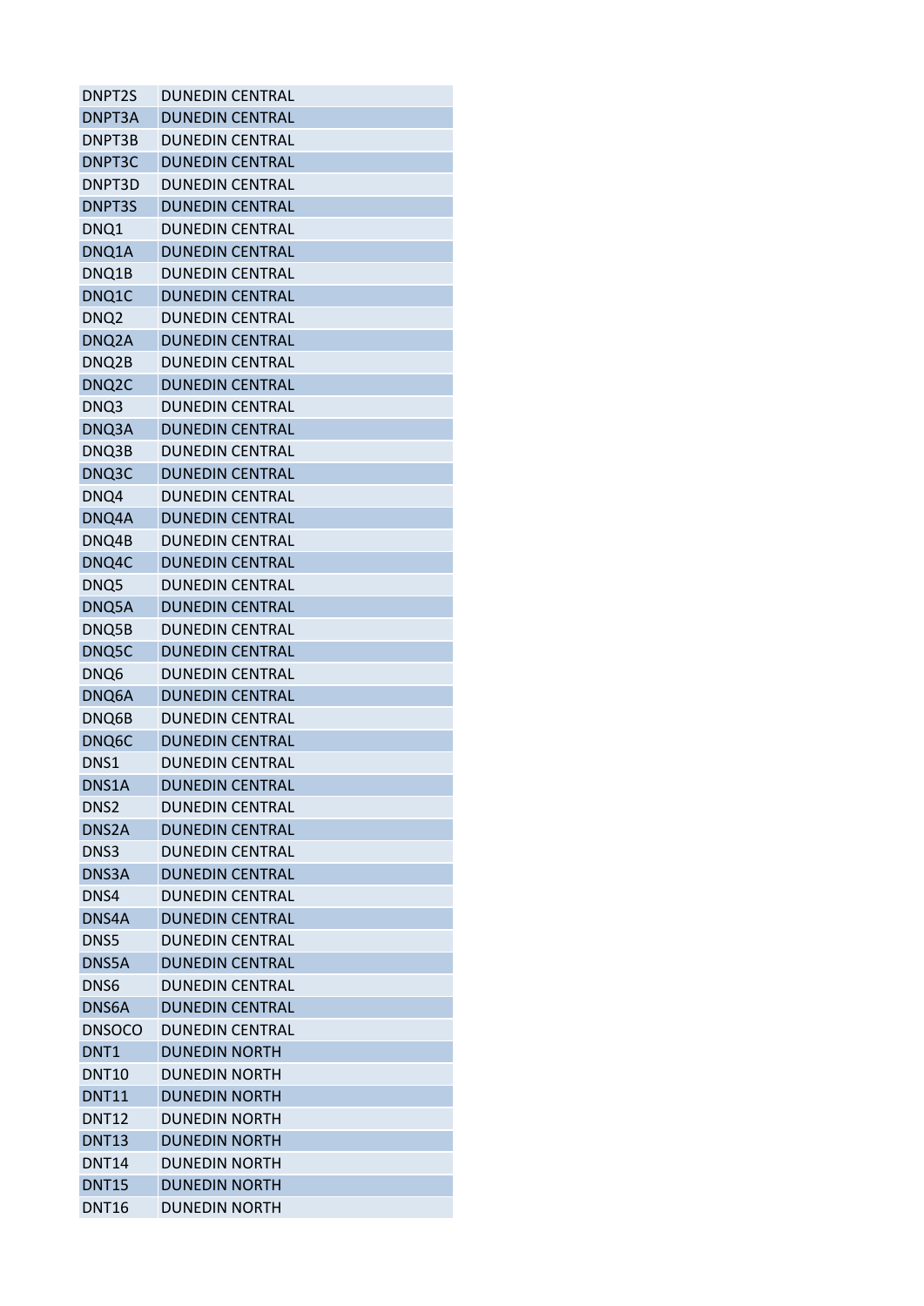| | |
|---|---|
| DNPT2S | DUNEDIN CENTRAL |
| DNPT3A | DUNEDIN CENTRAL |
| DNPT3B | DUNEDIN CENTRAL |
| DNPT3C | DUNEDIN CENTRAL |
| DNPT3D | DUNEDIN CENTRAL |
| DNPT3S | DUNEDIN CENTRAL |
| DNQ1 | DUNEDIN CENTRAL |
| DNQ1A | DUNEDIN CENTRAL |
| DNQ1B | DUNEDIN CENTRAL |
| DNQ1C | DUNEDIN CENTRAL |
| DNQ2 | DUNEDIN CENTRAL |
| DNQ2A | DUNEDIN CENTRAL |
| DNQ2B | DUNEDIN CENTRAL |
| DNQ2C | DUNEDIN CENTRAL |
| DNQ3 | DUNEDIN CENTRAL |
| DNQ3A | DUNEDIN CENTRAL |
| DNQ3B | DUNEDIN CENTRAL |
| DNQ3C | DUNEDIN CENTRAL |
| DNQ4 | DUNEDIN CENTRAL |
| DNQ4A | DUNEDIN CENTRAL |
| DNQ4B | DUNEDIN CENTRAL |
| DNQ4C | DUNEDIN CENTRAL |
| DNQ5 | DUNEDIN CENTRAL |
| DNQ5A | DUNEDIN CENTRAL |
| DNQ5B | DUNEDIN CENTRAL |
| DNQ5C | DUNEDIN CENTRAL |
| DNQ6 | DUNEDIN CENTRAL |
| DNQ6A | DUNEDIN CENTRAL |
| DNQ6B | DUNEDIN CENTRAL |
| DNQ6C | DUNEDIN CENTRAL |
| DNS1 | DUNEDIN CENTRAL |
| DNS1A | DUNEDIN CENTRAL |
| DNS2 | DUNEDIN CENTRAL |
| DNS2A | DUNEDIN CENTRAL |
| DNS3 | DUNEDIN CENTRAL |
| DNS3A | DUNEDIN CENTRAL |
| DNS4 | DUNEDIN CENTRAL |
| DNS4A | DUNEDIN CENTRAL |
| DNS5 | DUNEDIN CENTRAL |
| DNS5A | DUNEDIN CENTRAL |
| DNS6 | DUNEDIN CENTRAL |
| DNS6A | DUNEDIN CENTRAL |
| DNSOCO | DUNEDIN CENTRAL |
| DNT1 | DUNEDIN NORTH |
| DNT10 | DUNEDIN NORTH |
| DNT11 | DUNEDIN NORTH |
| DNT12 | DUNEDIN NORTH |
| DNT13 | DUNEDIN NORTH |
| DNT14 | DUNEDIN NORTH |
| DNT15 | DUNEDIN NORTH |
| DNT16 | DUNEDIN NORTH |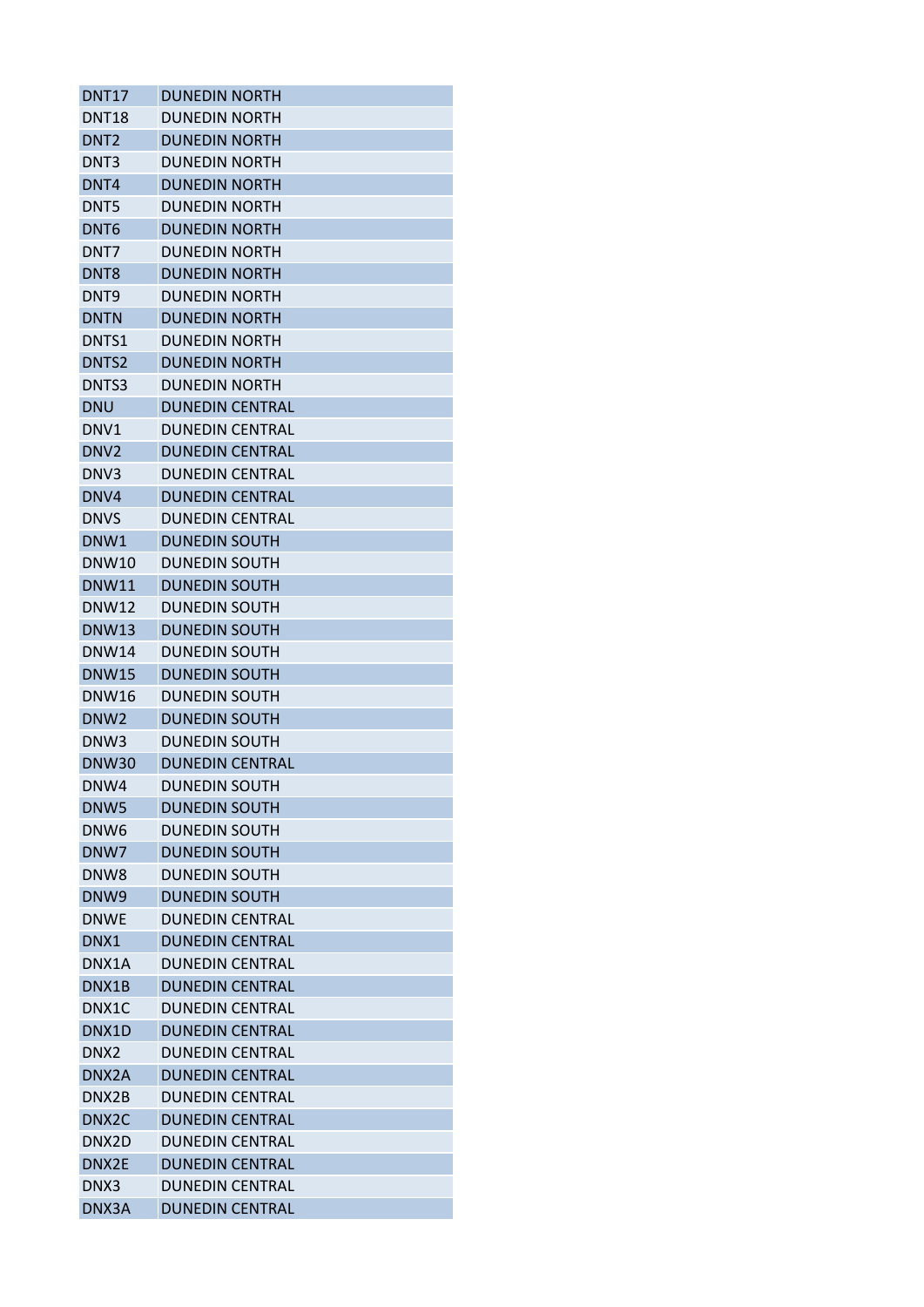| DNT17 | DUNEDIN NORTH |
|---|---|
| DNT18 | DUNEDIN NORTH |
| DNT2 | DUNEDIN NORTH |
| DNT3 | DUNEDIN NORTH |
| DNT4 | DUNEDIN NORTH |
| DNT5 | DUNEDIN NORTH |
| DNT6 | DUNEDIN NORTH |
| DNT7 | DUNEDIN NORTH |
| DNT8 | DUNEDIN NORTH |
| DNT9 | DUNEDIN NORTH |
| DNTN | DUNEDIN NORTH |
| DNTS1 | DUNEDIN NORTH |
| DNTS2 | DUNEDIN NORTH |
| DNTS3 | DUNEDIN NORTH |
| DNU | DUNEDIN CENTRAL |
| DNV1 | DUNEDIN CENTRAL |
| DNV2 | DUNEDIN CENTRAL |
| DNV3 | DUNEDIN CENTRAL |
| DNV4 | DUNEDIN CENTRAL |
| DNVS | DUNEDIN CENTRAL |
| DNW1 | DUNEDIN SOUTH |
| DNW10 | DUNEDIN SOUTH |
| DNW11 | DUNEDIN SOUTH |
| DNW12 | DUNEDIN SOUTH |
| DNW13 | DUNEDIN SOUTH |
| DNW14 | DUNEDIN SOUTH |
| DNW15 | DUNEDIN SOUTH |
| DNW16 | DUNEDIN SOUTH |
| DNW2 | DUNEDIN SOUTH |
| DNW3 | DUNEDIN SOUTH |
| DNW30 | DUNEDIN CENTRAL |
| DNW4 | DUNEDIN SOUTH |
| DNW5 | DUNEDIN SOUTH |
| DNW6 | DUNEDIN SOUTH |
| DNW7 | DUNEDIN SOUTH |
| DNW8 | DUNEDIN SOUTH |
| DNW9 | DUNEDIN SOUTH |
| DNWE | DUNEDIN CENTRAL |
| DNX1 | DUNEDIN CENTRAL |
| DNX1A | DUNEDIN CENTRAL |
| DNX1B | DUNEDIN CENTRAL |
| DNX1C | DUNEDIN CENTRAL |
| DNX1D | DUNEDIN CENTRAL |
| DNX2 | DUNEDIN CENTRAL |
| DNX2A | DUNEDIN CENTRAL |
| DNX2B | DUNEDIN CENTRAL |
| DNX2C | DUNEDIN CENTRAL |
| DNX2D | DUNEDIN CENTRAL |
| DNX2E | DUNEDIN CENTRAL |
| DNX3 | DUNEDIN CENTRAL |
| DNX3A | DUNEDIN CENTRAL |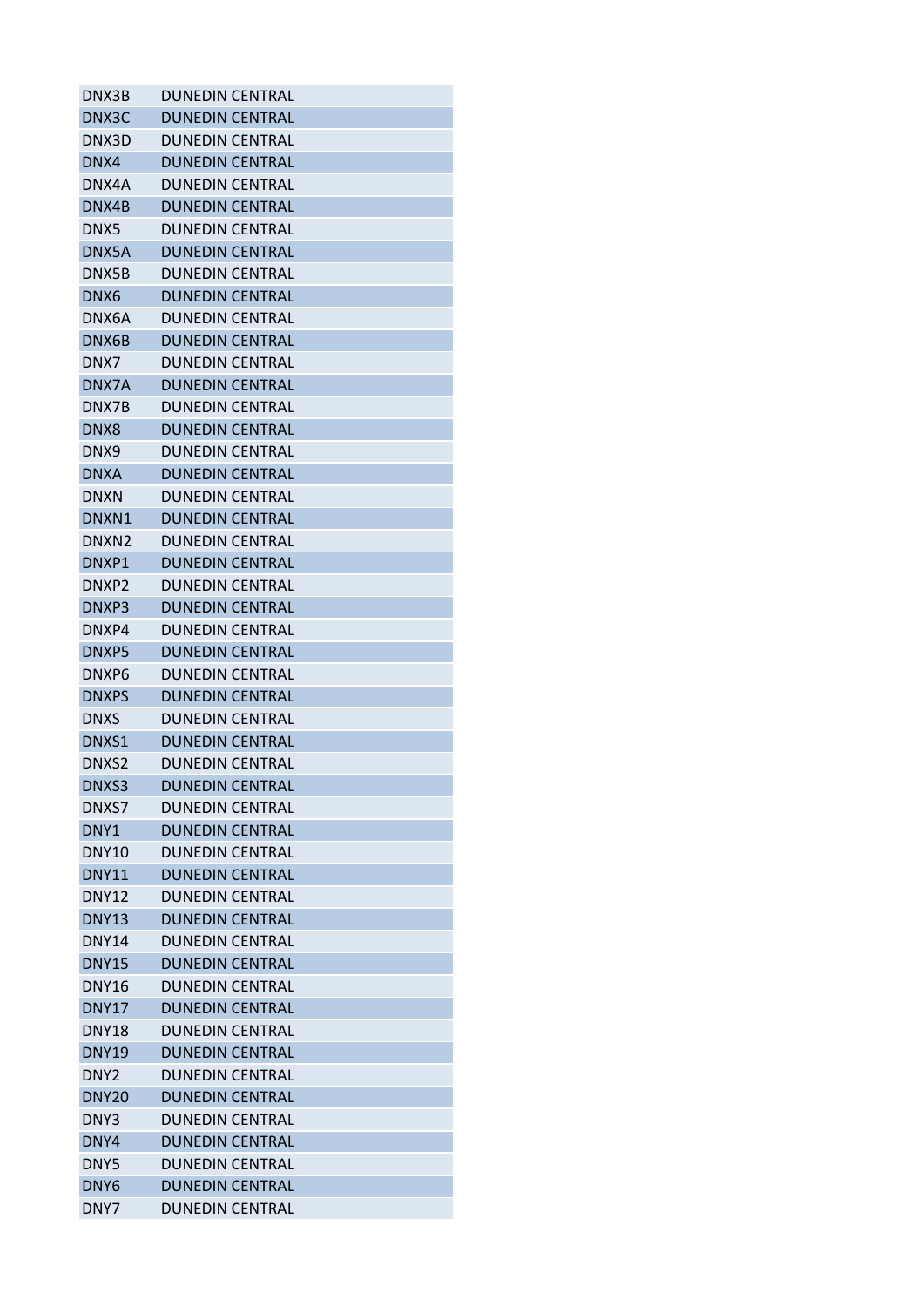| | |
|---|---|
| DNX3B | DUNEDIN CENTRAL |
| DNX3C | DUNEDIN CENTRAL |
| DNX3D | DUNEDIN CENTRAL |
| DNX4 | DUNEDIN CENTRAL |
| DNX4A | DUNEDIN CENTRAL |
| DNX4B | DUNEDIN CENTRAL |
| DNX5 | DUNEDIN CENTRAL |
| DNX5A | DUNEDIN CENTRAL |
| DNX5B | DUNEDIN CENTRAL |
| DNX6 | DUNEDIN CENTRAL |
| DNX6A | DUNEDIN CENTRAL |
| DNX6B | DUNEDIN CENTRAL |
| DNX7 | DUNEDIN CENTRAL |
| DNX7A | DUNEDIN CENTRAL |
| DNX7B | DUNEDIN CENTRAL |
| DNX8 | DUNEDIN CENTRAL |
| DNX9 | DUNEDIN CENTRAL |
| DNXA | DUNEDIN CENTRAL |
| DNXN | DUNEDIN CENTRAL |
| DNXN1 | DUNEDIN CENTRAL |
| DNXN2 | DUNEDIN CENTRAL |
| DNXP1 | DUNEDIN CENTRAL |
| DNXP2 | DUNEDIN CENTRAL |
| DNXP3 | DUNEDIN CENTRAL |
| DNXP4 | DUNEDIN CENTRAL |
| DNXP5 | DUNEDIN CENTRAL |
| DNXP6 | DUNEDIN CENTRAL |
| DNXPS | DUNEDIN CENTRAL |
| DNXS | DUNEDIN CENTRAL |
| DNXS1 | DUNEDIN CENTRAL |
| DNXS2 | DUNEDIN CENTRAL |
| DNXS3 | DUNEDIN CENTRAL |
| DNXS7 | DUNEDIN CENTRAL |
| DNY1 | DUNEDIN CENTRAL |
| DNY10 | DUNEDIN CENTRAL |
| DNY11 | DUNEDIN CENTRAL |
| DNY12 | DUNEDIN CENTRAL |
| DNY13 | DUNEDIN CENTRAL |
| DNY14 | DUNEDIN CENTRAL |
| DNY15 | DUNEDIN CENTRAL |
| DNY16 | DUNEDIN CENTRAL |
| DNY17 | DUNEDIN CENTRAL |
| DNY18 | DUNEDIN CENTRAL |
| DNY19 | DUNEDIN CENTRAL |
| DNY2 | DUNEDIN CENTRAL |
| DNY20 | DUNEDIN CENTRAL |
| DNY3 | DUNEDIN CENTRAL |
| DNY4 | DUNEDIN CENTRAL |
| DNY5 | DUNEDIN CENTRAL |
| DNY6 | DUNEDIN CENTRAL |
| DNY7 | DUNEDIN CENTRAL |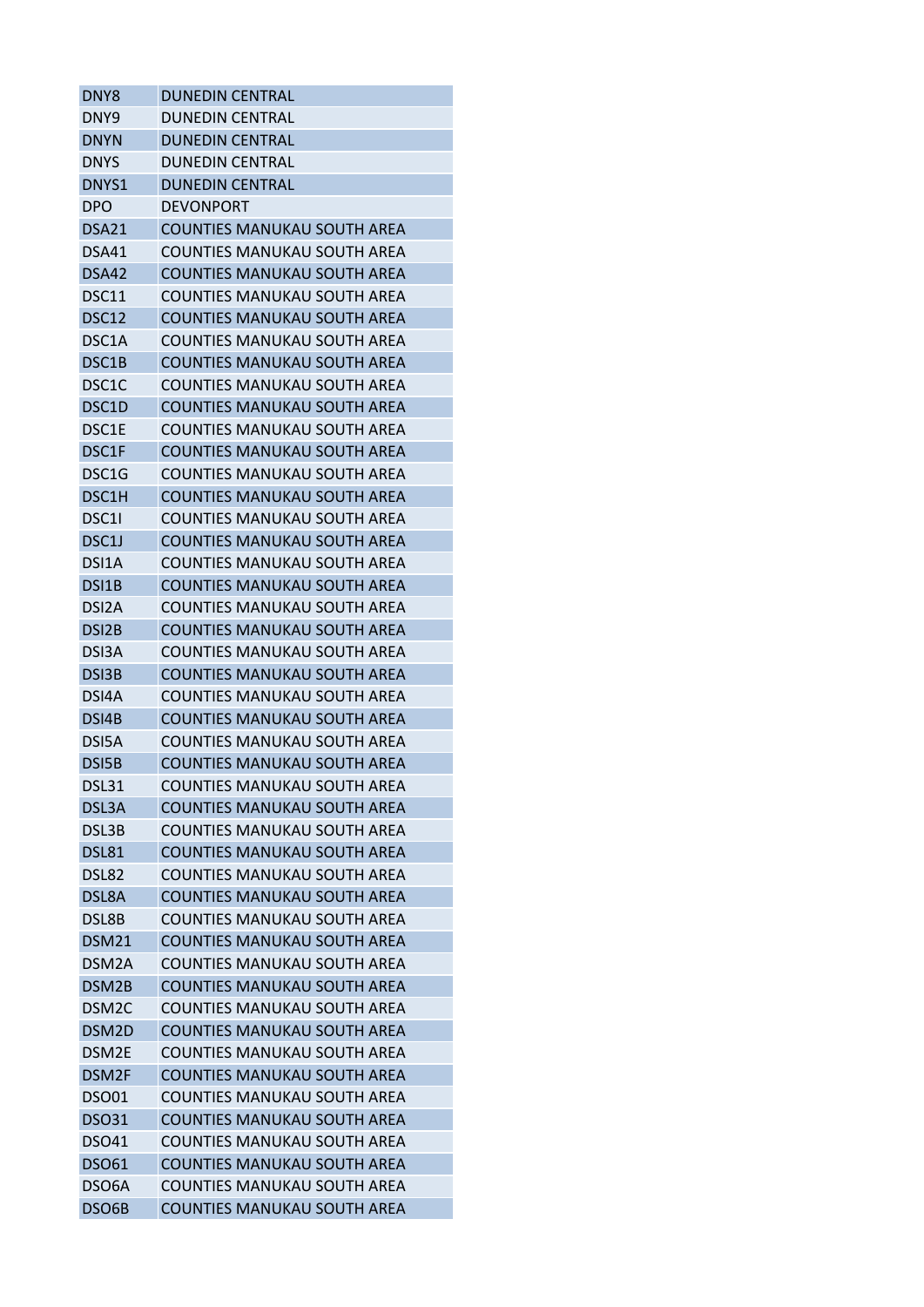| DNY8 | DUNEDIN CENTRAL |
|---|---|
| DNY9 | DUNEDIN CENTRAL |
| DNYN | DUNEDIN CENTRAL |
| DNYS | DUNEDIN CENTRAL |
| DNYS1 | DUNEDIN CENTRAL |
| DPO | DEVONPORT |
| DSA21 | COUNTIES MANUKAU SOUTH AREA |
| DSA41 | COUNTIES MANUKAU SOUTH AREA |
| DSA42 | COUNTIES MANUKAU SOUTH AREA |
| DSC11 | COUNTIES MANUKAU SOUTH AREA |
| DSC12 | COUNTIES MANUKAU SOUTH AREA |
| DSC1A | COUNTIES MANUKAU SOUTH AREA |
| DSC1B | COUNTIES MANUKAU SOUTH AREA |
| DSC1C | COUNTIES MANUKAU SOUTH AREA |
| DSC1D | COUNTIES MANUKAU SOUTH AREA |
| DSC1E | COUNTIES MANUKAU SOUTH AREA |
| DSC1F | COUNTIES MANUKAU SOUTH AREA |
| DSC1G | COUNTIES MANUKAU SOUTH AREA |
| DSC1H | COUNTIES MANUKAU SOUTH AREA |
| DSC1I | COUNTIES MANUKAU SOUTH AREA |
| DSC1J | COUNTIES MANUKAU SOUTH AREA |
| DSI1A | COUNTIES MANUKAU SOUTH AREA |
| DSI1B | COUNTIES MANUKAU SOUTH AREA |
| DSI2A | COUNTIES MANUKAU SOUTH AREA |
| DSI2B | COUNTIES MANUKAU SOUTH AREA |
| DSI3A | COUNTIES MANUKAU SOUTH AREA |
| DSI3B | COUNTIES MANUKAU SOUTH AREA |
| DSI4A | COUNTIES MANUKAU SOUTH AREA |
| DSI4B | COUNTIES MANUKAU SOUTH AREA |
| DSI5A | COUNTIES MANUKAU SOUTH AREA |
| DSI5B | COUNTIES MANUKAU SOUTH AREA |
| DSL31 | COUNTIES MANUKAU SOUTH AREA |
| DSL3A | COUNTIES MANUKAU SOUTH AREA |
| DSL3B | COUNTIES MANUKAU SOUTH AREA |
| DSL81 | COUNTIES MANUKAU SOUTH AREA |
| DSL82 | COUNTIES MANUKAU SOUTH AREA |
| DSL8A | COUNTIES MANUKAU SOUTH AREA |
| DSL8B | COUNTIES MANUKAU SOUTH AREA |
| DSM21 | COUNTIES MANUKAU SOUTH AREA |
| DSM2A | COUNTIES MANUKAU SOUTH AREA |
| DSM2B | COUNTIES MANUKAU SOUTH AREA |
| DSM2C | COUNTIES MANUKAU SOUTH AREA |
| DSM2D | COUNTIES MANUKAU SOUTH AREA |
| DSM2E | COUNTIES MANUKAU SOUTH AREA |
| DSM2F | COUNTIES MANUKAU SOUTH AREA |
| DSO01 | COUNTIES MANUKAU SOUTH AREA |
| DSO31 | COUNTIES MANUKAU SOUTH AREA |
| DSO41 | COUNTIES MANUKAU SOUTH AREA |
| DSO61 | COUNTIES MANUKAU SOUTH AREA |
| DSO6A | COUNTIES MANUKAU SOUTH AREA |
| DSO6B | COUNTIES MANUKAU SOUTH AREA |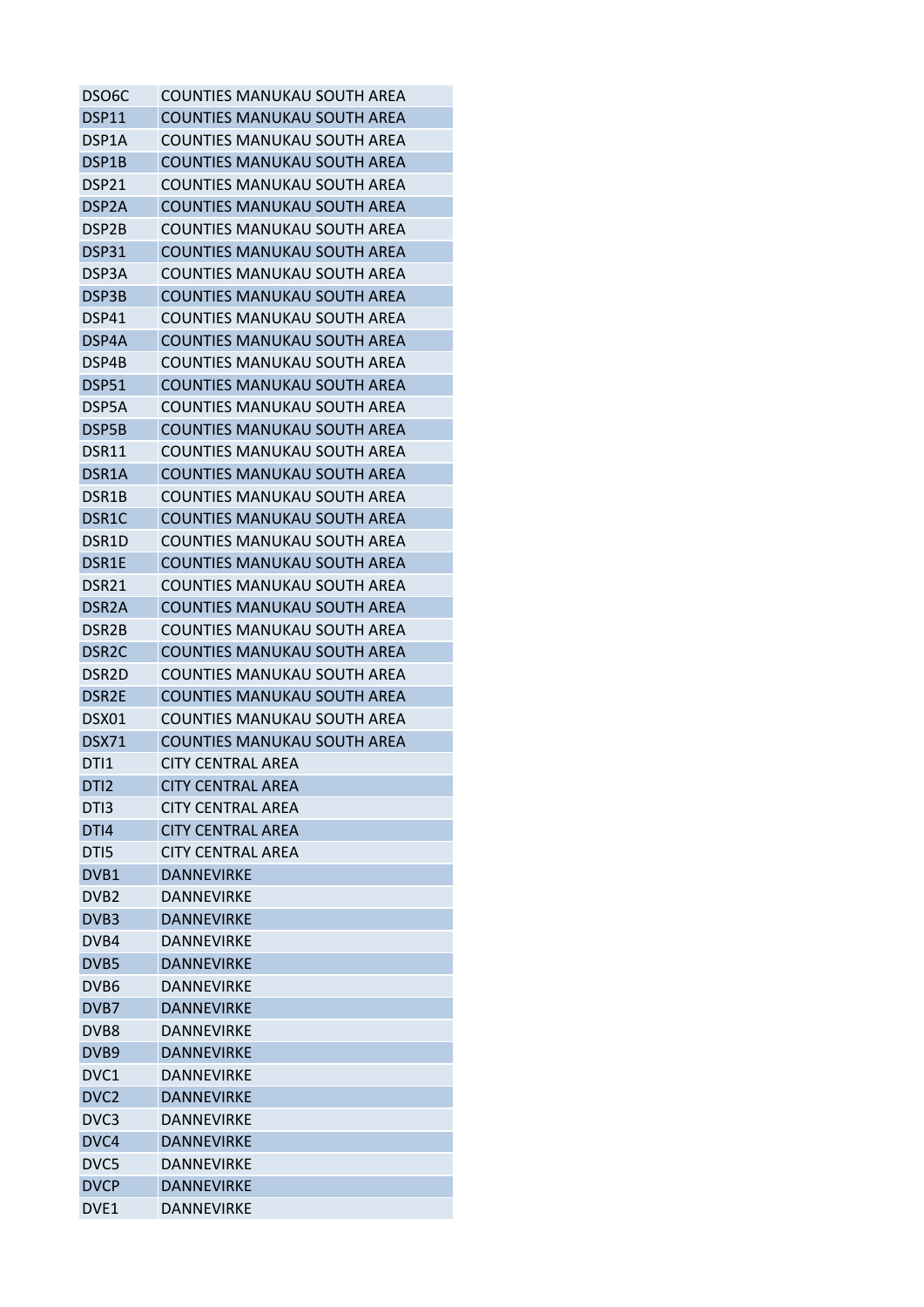| DSO6C | COUNTIES MANUKAU SOUTH AREA |
|---|---|
| DSP11 | COUNTIES MANUKAU SOUTH AREA |
| DSP1A | COUNTIES MANUKAU SOUTH AREA |
| DSP1B | COUNTIES MANUKAU SOUTH AREA |
| DSP21 | COUNTIES MANUKAU SOUTH AREA |
| DSP2A | COUNTIES MANUKAU SOUTH AREA |
| DSP2B | COUNTIES MANUKAU SOUTH AREA |
| DSP31 | COUNTIES MANUKAU SOUTH AREA |
| DSP3A | COUNTIES MANUKAU SOUTH AREA |
| DSP3B | COUNTIES MANUKAU SOUTH AREA |
| DSP41 | COUNTIES MANUKAU SOUTH AREA |
| DSP4A | COUNTIES MANUKAU SOUTH AREA |
| DSP4B | COUNTIES MANUKAU SOUTH AREA |
| DSP51 | COUNTIES MANUKAU SOUTH AREA |
| DSP5A | COUNTIES MANUKAU SOUTH AREA |
| DSP5B | COUNTIES MANUKAU SOUTH AREA |
| DSR11 | COUNTIES MANUKAU SOUTH AREA |
| DSR1A | COUNTIES MANUKAU SOUTH AREA |
| DSR1B | COUNTIES MANUKAU SOUTH AREA |
| DSR1C | COUNTIES MANUKAU SOUTH AREA |
| DSR1D | COUNTIES MANUKAU SOUTH AREA |
| DSR1E | COUNTIES MANUKAU SOUTH AREA |
| DSR21 | COUNTIES MANUKAU SOUTH AREA |
| DSR2A | COUNTIES MANUKAU SOUTH AREA |
| DSR2B | COUNTIES MANUKAU SOUTH AREA |
| DSR2C | COUNTIES MANUKAU SOUTH AREA |
| DSR2D | COUNTIES MANUKAU SOUTH AREA |
| DSR2E | COUNTIES MANUKAU SOUTH AREA |
| DSX01 | COUNTIES MANUKAU SOUTH AREA |
| DSX71 | COUNTIES MANUKAU SOUTH AREA |
| DTI1 | CITY CENTRAL AREA |
| DTI2 | CITY CENTRAL AREA |
| DTI3 | CITY CENTRAL AREA |
| DTI4 | CITY CENTRAL AREA |
| DTI5 | CITY CENTRAL AREA |
| DVB1 | DANNEVIRKE |
| DVB2 | DANNEVIRKE |
| DVB3 | DANNEVIRKE |
| DVB4 | DANNEVIRKE |
| DVB5 | DANNEVIRKE |
| DVB6 | DANNEVIRKE |
| DVB7 | DANNEVIRKE |
| DVB8 | DANNEVIRKE |
| DVB9 | DANNEVIRKE |
| DVC1 | DANNEVIRKE |
| DVC2 | DANNEVIRKE |
| DVC3 | DANNEVIRKE |
| DVC4 | DANNEVIRKE |
| DVC5 | DANNEVIRKE |
| DVCP | DANNEVIRKE |
| DVE1 | DANNEVIRKE |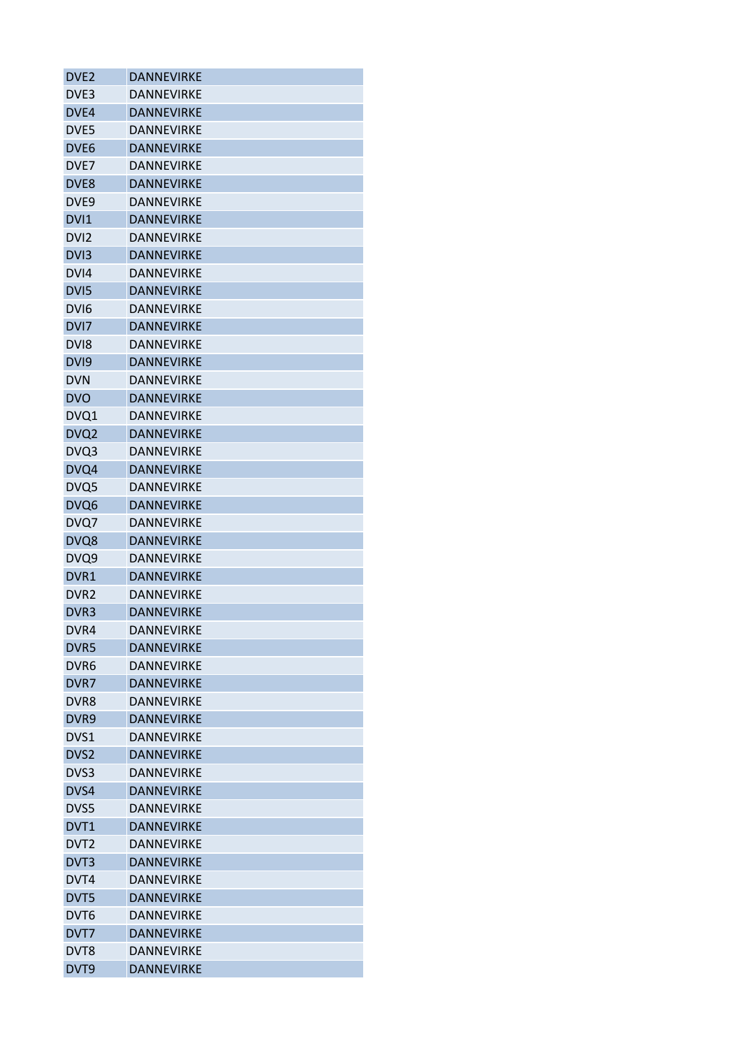| DVE2 | DANNEVIRKE |
|---|---|
| DVE3 | DANNEVIRKE |
| DVE4 | DANNEVIRKE |
| DVE5 | DANNEVIRKE |
| DVE6 | DANNEVIRKE |
| DVE7 | DANNEVIRKE |
| DVE8 | DANNEVIRKE |
| DVE9 | DANNEVIRKE |
| DVI1 | DANNEVIRKE |
| DVI2 | DANNEVIRKE |
| DVI3 | DANNEVIRKE |
| DVI4 | DANNEVIRKE |
| DVI5 | DANNEVIRKE |
| DVI6 | DANNEVIRKE |
| DVI7 | DANNEVIRKE |
| DVI8 | DANNEVIRKE |
| DVI9 | DANNEVIRKE |
| DVN | DANNEVIRKE |
| DVO | DANNEVIRKE |
| DVQ1 | DANNEVIRKE |
| DVQ2 | DANNEVIRKE |
| DVQ3 | DANNEVIRKE |
| DVQ4 | DANNEVIRKE |
| DVQ5 | DANNEVIRKE |
| DVQ6 | DANNEVIRKE |
| DVQ7 | DANNEVIRKE |
| DVQ8 | DANNEVIRKE |
| DVQ9 | DANNEVIRKE |
| DVR1 | DANNEVIRKE |
| DVR2 | DANNEVIRKE |
| DVR3 | DANNEVIRKE |
| DVR4 | DANNEVIRKE |
| DVR5 | DANNEVIRKE |
| DVR6 | DANNEVIRKE |
| DVR7 | DANNEVIRKE |
| DVR8 | DANNEVIRKE |
| DVR9 | DANNEVIRKE |
| DVS1 | DANNEVIRKE |
| DVS2 | DANNEVIRKE |
| DVS3 | DANNEVIRKE |
| DVS4 | DANNEVIRKE |
| DVS5 | DANNEVIRKE |
| DVT1 | DANNEVIRKE |
| DVT2 | DANNEVIRKE |
| DVT3 | DANNEVIRKE |
| DVT4 | DANNEVIRKE |
| DVT5 | DANNEVIRKE |
| DVT6 | DANNEVIRKE |
| DVT7 | DANNEVIRKE |
| DVT8 | DANNEVIRKE |
| DVT9 | DANNEVIRKE |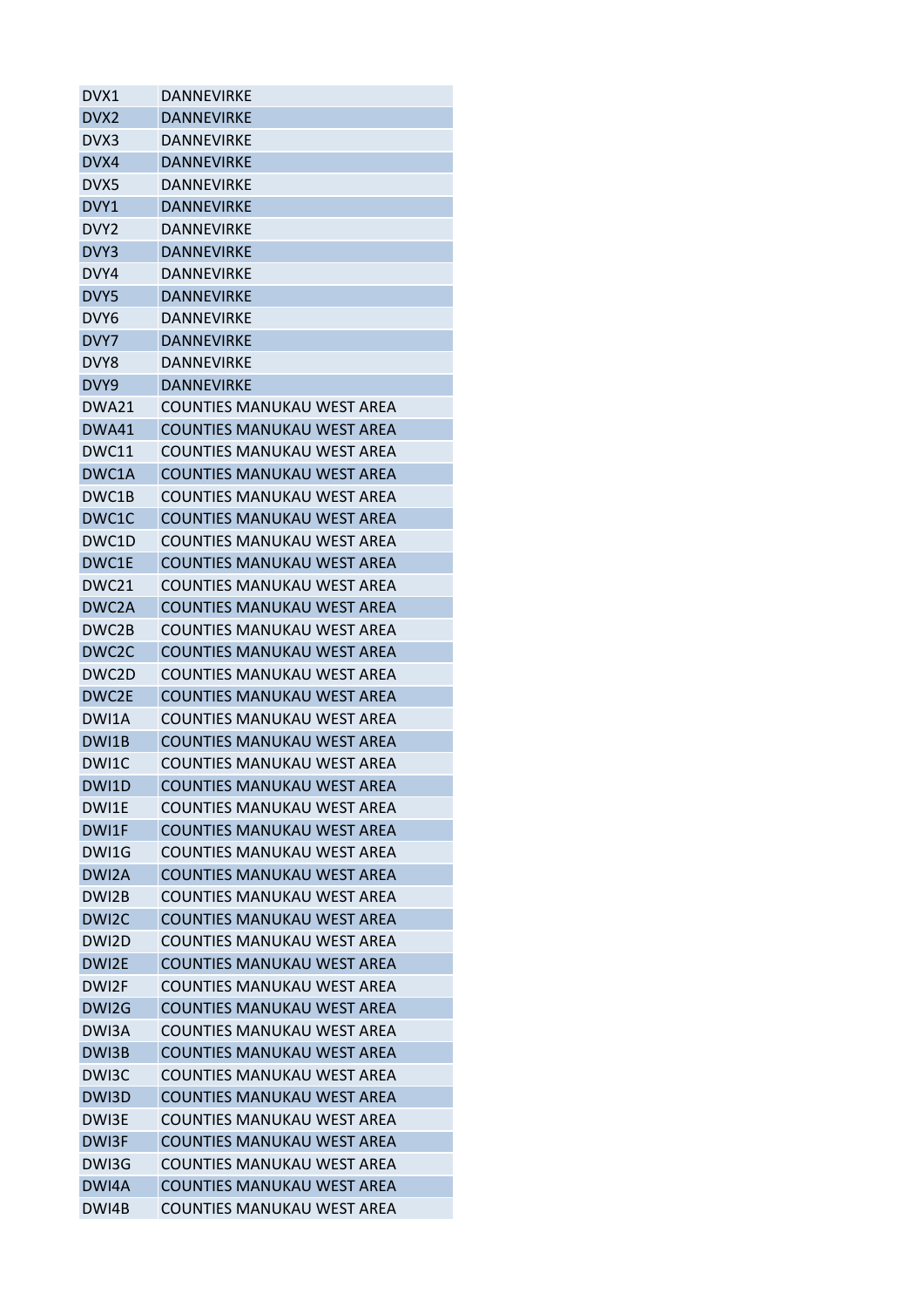| DVX1 | DANNEVIRKE |
|---|---|
| DVX2 | DANNEVIRKE |
| DVX3 | DANNEVIRKE |
| DVX4 | DANNEVIRKE |
| DVX5 | DANNEVIRKE |
| DVY1 | DANNEVIRKE |
| DVY2 | DANNEVIRKE |
| DVY3 | DANNEVIRKE |
| DVY4 | DANNEVIRKE |
| DVY5 | DANNEVIRKE |
| DVY6 | DANNEVIRKE |
| DVY7 | DANNEVIRKE |
| DVY8 | DANNEVIRKE |
| DVY9 | DANNEVIRKE |
| DWA21 | COUNTIES MANUKAU WEST AREA |
| DWA41 | COUNTIES MANUKAU WEST AREA |
| DWC11 | COUNTIES MANUKAU WEST AREA |
| DWC1A | COUNTIES MANUKAU WEST AREA |
| DWC1B | COUNTIES MANUKAU WEST AREA |
| DWC1C | COUNTIES MANUKAU WEST AREA |
| DWC1D | COUNTIES MANUKAU WEST AREA |
| DWC1E | COUNTIES MANUKAU WEST AREA |
| DWC21 | COUNTIES MANUKAU WEST AREA |
| DWC2A | COUNTIES MANUKAU WEST AREA |
| DWC2B | COUNTIES MANUKAU WEST AREA |
| DWC2C | COUNTIES MANUKAU WEST AREA |
| DWC2D | COUNTIES MANUKAU WEST AREA |
| DWC2E | COUNTIES MANUKAU WEST AREA |
| DWI1A | COUNTIES MANUKAU WEST AREA |
| DWI1B | COUNTIES MANUKAU WEST AREA |
| DWI1C | COUNTIES MANUKAU WEST AREA |
| DWI1D | COUNTIES MANUKAU WEST AREA |
| DWI1E | COUNTIES MANUKAU WEST AREA |
| DWI1F | COUNTIES MANUKAU WEST AREA |
| DWI1G | COUNTIES MANUKAU WEST AREA |
| DWI2A | COUNTIES MANUKAU WEST AREA |
| DWI2B | COUNTIES MANUKAU WEST AREA |
| DWI2C | COUNTIES MANUKAU WEST AREA |
| DWI2D | COUNTIES MANUKAU WEST AREA |
| DWI2E | COUNTIES MANUKAU WEST AREA |
| DWI2F | COUNTIES MANUKAU WEST AREA |
| DWI2G | COUNTIES MANUKAU WEST AREA |
| DWI3A | COUNTIES MANUKAU WEST AREA |
| DWI3B | COUNTIES MANUKAU WEST AREA |
| DWI3C | COUNTIES MANUKAU WEST AREA |
| DWI3D | COUNTIES MANUKAU WEST AREA |
| DWI3E | COUNTIES MANUKAU WEST AREA |
| DWI3F | COUNTIES MANUKAU WEST AREA |
| DWI3G | COUNTIES MANUKAU WEST AREA |
| DWI4A | COUNTIES MANUKAU WEST AREA |
| DWI4B | COUNTIES MANUKAU WEST AREA |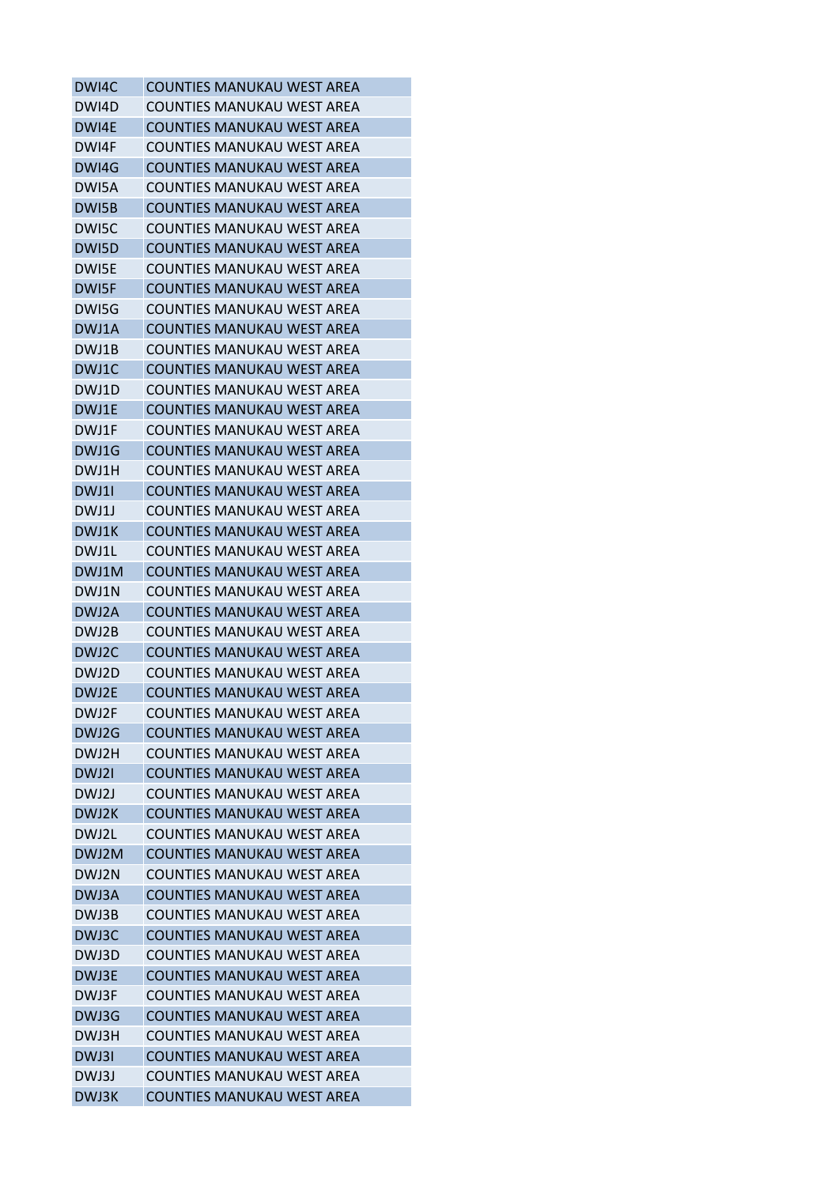| DWI4C | COUNTIES MANUKAU WEST AREA |
|---|---|
| DWI4D | COUNTIES MANUKAU WEST AREA |
| DWI4E | COUNTIES MANUKAU WEST AREA |
| DWI4F | COUNTIES MANUKAU WEST AREA |
| DWI4G | COUNTIES MANUKAU WEST AREA |
| DWI5A | COUNTIES MANUKAU WEST AREA |
| DWI5B | COUNTIES MANUKAU WEST AREA |
| DWI5C | COUNTIES MANUKAU WEST AREA |
| DWI5D | COUNTIES MANUKAU WEST AREA |
| DWI5E | COUNTIES MANUKAU WEST AREA |
| DWI5F | COUNTIES MANUKAU WEST AREA |
| DWI5G | COUNTIES MANUKAU WEST AREA |
| DWJ1A | COUNTIES MANUKAU WEST AREA |
| DWJ1B | COUNTIES MANUKAU WEST AREA |
| DWJ1C | COUNTIES MANUKAU WEST AREA |
| DWJ1D | COUNTIES MANUKAU WEST AREA |
| DWJ1E | COUNTIES MANUKAU WEST AREA |
| DWJ1F | COUNTIES MANUKAU WEST AREA |
| DWJ1G | COUNTIES MANUKAU WEST AREA |
| DWJ1H | COUNTIES MANUKAU WEST AREA |
| DWJ1I | COUNTIES MANUKAU WEST AREA |
| DWJ1J | COUNTIES MANUKAU WEST AREA |
| DWJ1K | COUNTIES MANUKAU WEST AREA |
| DWJ1L | COUNTIES MANUKAU WEST AREA |
| DWJ1M | COUNTIES MANUKAU WEST AREA |
| DWJ1N | COUNTIES MANUKAU WEST AREA |
| DWJ2A | COUNTIES MANUKAU WEST AREA |
| DWJ2B | COUNTIES MANUKAU WEST AREA |
| DWJ2C | COUNTIES MANUKAU WEST AREA |
| DWJ2D | COUNTIES MANUKAU WEST AREA |
| DWJ2E | COUNTIES MANUKAU WEST AREA |
| DWJ2F | COUNTIES MANUKAU WEST AREA |
| DWJ2G | COUNTIES MANUKAU WEST AREA |
| DWJ2H | COUNTIES MANUKAU WEST AREA |
| DWJ2I | COUNTIES MANUKAU WEST AREA |
| DWJ2J | COUNTIES MANUKAU WEST AREA |
| DWJ2K | COUNTIES MANUKAU WEST AREA |
| DWJ2L | COUNTIES MANUKAU WEST AREA |
| DWJ2M | COUNTIES MANUKAU WEST AREA |
| DWJ2N | COUNTIES MANUKAU WEST AREA |
| DWJ3A | COUNTIES MANUKAU WEST AREA |
| DWJ3B | COUNTIES MANUKAU WEST AREA |
| DWJ3C | COUNTIES MANUKAU WEST AREA |
| DWJ3D | COUNTIES MANUKAU WEST AREA |
| DWJ3E | COUNTIES MANUKAU WEST AREA |
| DWJ3F | COUNTIES MANUKAU WEST AREA |
| DWJ3G | COUNTIES MANUKAU WEST AREA |
| DWJ3H | COUNTIES MANUKAU WEST AREA |
| DWJ3I | COUNTIES MANUKAU WEST AREA |
| DWJ3J | COUNTIES MANUKAU WEST AREA |
| DWJ3K | COUNTIES MANUKAU WEST AREA |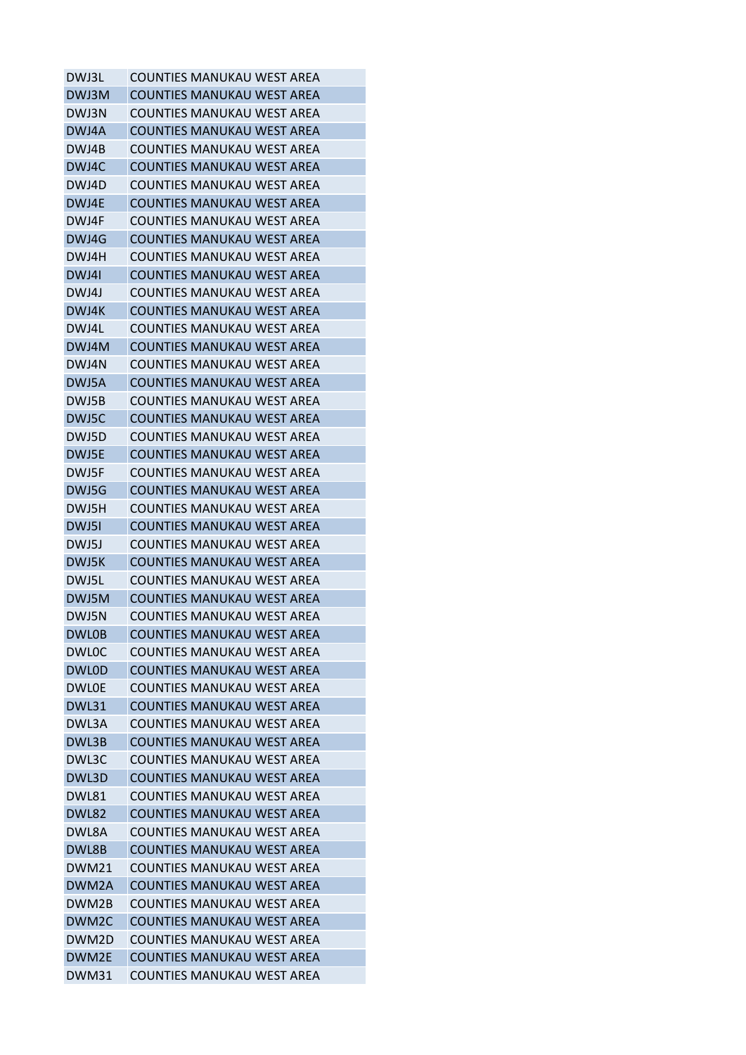| | |
|---|---|
| DWJ3L | COUNTIES MANUKAU WEST AREA |
| DWJ3M | COUNTIES MANUKAU WEST AREA |
| DWJ3N | COUNTIES MANUKAU WEST AREA |
| DWJ4A | COUNTIES MANUKAU WEST AREA |
| DWJ4B | COUNTIES MANUKAU WEST AREA |
| DWJ4C | COUNTIES MANUKAU WEST AREA |
| DWJ4D | COUNTIES MANUKAU WEST AREA |
| DWJ4E | COUNTIES MANUKAU WEST AREA |
| DWJ4F | COUNTIES MANUKAU WEST AREA |
| DWJ4G | COUNTIES MANUKAU WEST AREA |
| DWJ4H | COUNTIES MANUKAU WEST AREA |
| DWJ4I | COUNTIES MANUKAU WEST AREA |
| DWJ4J | COUNTIES MANUKAU WEST AREA |
| DWJ4K | COUNTIES MANUKAU WEST AREA |
| DWJ4L | COUNTIES MANUKAU WEST AREA |
| DWJ4M | COUNTIES MANUKAU WEST AREA |
| DWJ4N | COUNTIES MANUKAU WEST AREA |
| DWJ5A | COUNTIES MANUKAU WEST AREA |
| DWJ5B | COUNTIES MANUKAU WEST AREA |
| DWJ5C | COUNTIES MANUKAU WEST AREA |
| DWJ5D | COUNTIES MANUKAU WEST AREA |
| DWJ5E | COUNTIES MANUKAU WEST AREA |
| DWJ5F | COUNTIES MANUKAU WEST AREA |
| DWJ5G | COUNTIES MANUKAU WEST AREA |
| DWJ5H | COUNTIES MANUKAU WEST AREA |
| DWJ5I | COUNTIES MANUKAU WEST AREA |
| DWJ5J | COUNTIES MANUKAU WEST AREA |
| DWJ5K | COUNTIES MANUKAU WEST AREA |
| DWJ5L | COUNTIES MANUKAU WEST AREA |
| DWJ5M | COUNTIES MANUKAU WEST AREA |
| DWJ5N | COUNTIES MANUKAU WEST AREA |
| DWL0B | COUNTIES MANUKAU WEST AREA |
| DWL0C | COUNTIES MANUKAU WEST AREA |
| DWL0D | COUNTIES MANUKAU WEST AREA |
| DWL0E | COUNTIES MANUKAU WEST AREA |
| DWL31 | COUNTIES MANUKAU WEST AREA |
| DWL3A | COUNTIES MANUKAU WEST AREA |
| DWL3B | COUNTIES MANUKAU WEST AREA |
| DWL3C | COUNTIES MANUKAU WEST AREA |
| DWL3D | COUNTIES MANUKAU WEST AREA |
| DWL81 | COUNTIES MANUKAU WEST AREA |
| DWL82 | COUNTIES MANUKAU WEST AREA |
| DWL8A | COUNTIES MANUKAU WEST AREA |
| DWL8B | COUNTIES MANUKAU WEST AREA |
| DWM21 | COUNTIES MANUKAU WEST AREA |
| DWM2A | COUNTIES MANUKAU WEST AREA |
| DWM2B | COUNTIES MANUKAU WEST AREA |
| DWM2C | COUNTIES MANUKAU WEST AREA |
| DWM2D | COUNTIES MANUKAU WEST AREA |
| DWM2E | COUNTIES MANUKAU WEST AREA |
| DWM31 | COUNTIES MANUKAU WEST AREA |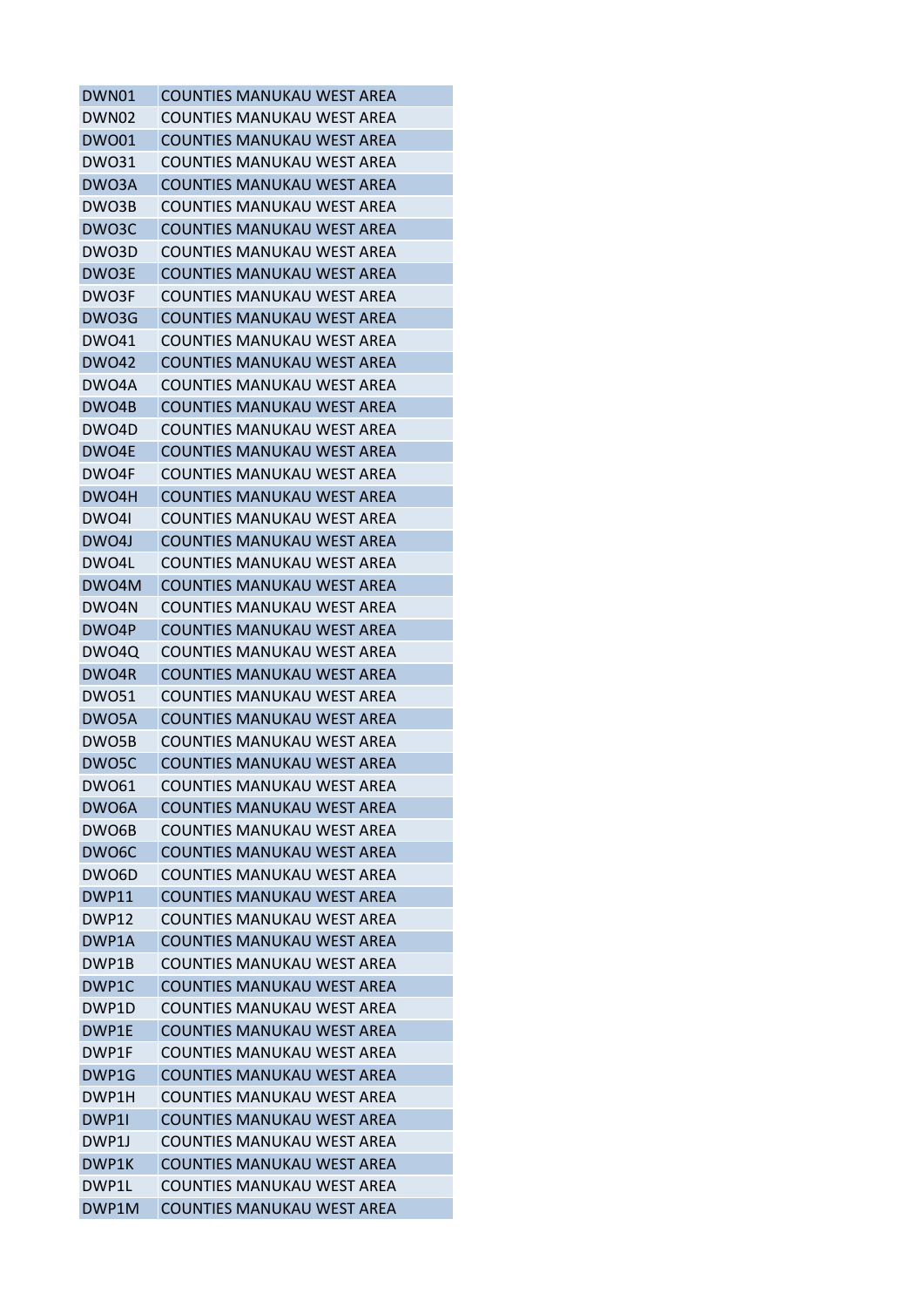| DWN01 | COUNTIES MANUKAU WEST AREA |
|---|---|
| DWN02 | COUNTIES MANUKAU WEST AREA |
| DWO01 | COUNTIES MANUKAU WEST AREA |
| DWO31 | COUNTIES MANUKAU WEST AREA |
| DWO3A | COUNTIES MANUKAU WEST AREA |
| DWO3B | COUNTIES MANUKAU WEST AREA |
| DWO3C | COUNTIES MANUKAU WEST AREA |
| DWO3D | COUNTIES MANUKAU WEST AREA |
| DWO3E | COUNTIES MANUKAU WEST AREA |
| DWO3F | COUNTIES MANUKAU WEST AREA |
| DWO3G | COUNTIES MANUKAU WEST AREA |
| DWO41 | COUNTIES MANUKAU WEST AREA |
| DWO42 | COUNTIES MANUKAU WEST AREA |
| DWO4A | COUNTIES MANUKAU WEST AREA |
| DWO4B | COUNTIES MANUKAU WEST AREA |
| DWO4D | COUNTIES MANUKAU WEST AREA |
| DWO4E | COUNTIES MANUKAU WEST AREA |
| DWO4F | COUNTIES MANUKAU WEST AREA |
| DWO4H | COUNTIES MANUKAU WEST AREA |
| DWO4I | COUNTIES MANUKAU WEST AREA |
| DWO4J | COUNTIES MANUKAU WEST AREA |
| DWO4L | COUNTIES MANUKAU WEST AREA |
| DWO4M | COUNTIES MANUKAU WEST AREA |
| DWO4N | COUNTIES MANUKAU WEST AREA |
| DWO4P | COUNTIES MANUKAU WEST AREA |
| DWO4Q | COUNTIES MANUKAU WEST AREA |
| DWO4R | COUNTIES MANUKAU WEST AREA |
| DWO51 | COUNTIES MANUKAU WEST AREA |
| DWO5A | COUNTIES MANUKAU WEST AREA |
| DWO5B | COUNTIES MANUKAU WEST AREA |
| DWO5C | COUNTIES MANUKAU WEST AREA |
| DWO61 | COUNTIES MANUKAU WEST AREA |
| DWO6A | COUNTIES MANUKAU WEST AREA |
| DWO6B | COUNTIES MANUKAU WEST AREA |
| DWO6C | COUNTIES MANUKAU WEST AREA |
| DWO6D | COUNTIES MANUKAU WEST AREA |
| DWP11 | COUNTIES MANUKAU WEST AREA |
| DWP12 | COUNTIES MANUKAU WEST AREA |
| DWP1A | COUNTIES MANUKAU WEST AREA |
| DWP1B | COUNTIES MANUKAU WEST AREA |
| DWP1C | COUNTIES MANUKAU WEST AREA |
| DWP1D | COUNTIES MANUKAU WEST AREA |
| DWP1E | COUNTIES MANUKAU WEST AREA |
| DWP1F | COUNTIES MANUKAU WEST AREA |
| DWP1G | COUNTIES MANUKAU WEST AREA |
| DWP1H | COUNTIES MANUKAU WEST AREA |
| DWP1I | COUNTIES MANUKAU WEST AREA |
| DWP1J | COUNTIES MANUKAU WEST AREA |
| DWP1K | COUNTIES MANUKAU WEST AREA |
| DWP1L | COUNTIES MANUKAU WEST AREA |
| DWP1M | COUNTIES MANUKAU WEST AREA |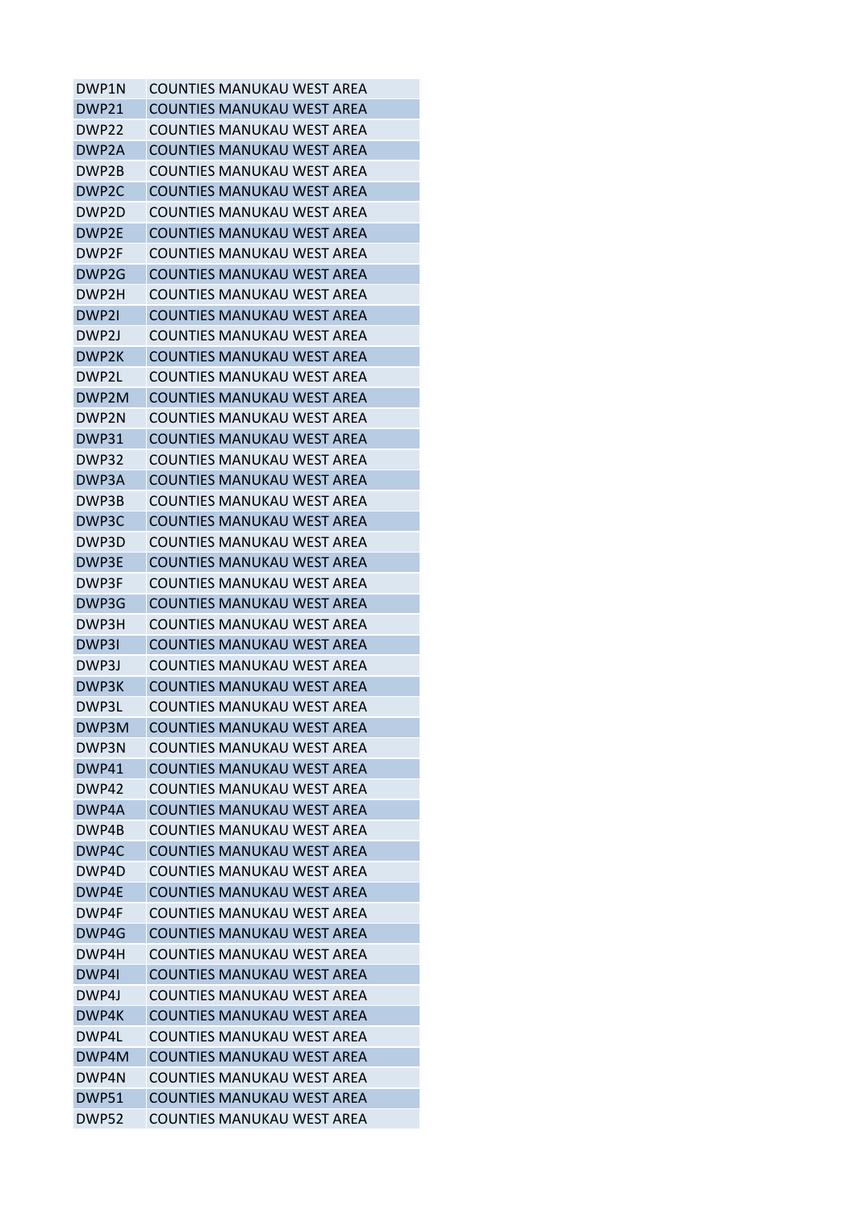| | |
|---|---|
| DWP1N | COUNTIES MANUKAU WEST AREA |
| DWP21 | COUNTIES MANUKAU WEST AREA |
| DWP22 | COUNTIES MANUKAU WEST AREA |
| DWP2A | COUNTIES MANUKAU WEST AREA |
| DWP2B | COUNTIES MANUKAU WEST AREA |
| DWP2C | COUNTIES MANUKAU WEST AREA |
| DWP2D | COUNTIES MANUKAU WEST AREA |
| DWP2E | COUNTIES MANUKAU WEST AREA |
| DWP2F | COUNTIES MANUKAU WEST AREA |
| DWP2G | COUNTIES MANUKAU WEST AREA |
| DWP2H | COUNTIES MANUKAU WEST AREA |
| DWP2I | COUNTIES MANUKAU WEST AREA |
| DWP2J | COUNTIES MANUKAU WEST AREA |
| DWP2K | COUNTIES MANUKAU WEST AREA |
| DWP2L | COUNTIES MANUKAU WEST AREA |
| DWP2M | COUNTIES MANUKAU WEST AREA |
| DWP2N | COUNTIES MANUKAU WEST AREA |
| DWP31 | COUNTIES MANUKAU WEST AREA |
| DWP32 | COUNTIES MANUKAU WEST AREA |
| DWP3A | COUNTIES MANUKAU WEST AREA |
| DWP3B | COUNTIES MANUKAU WEST AREA |
| DWP3C | COUNTIES MANUKAU WEST AREA |
| DWP3D | COUNTIES MANUKAU WEST AREA |
| DWP3E | COUNTIES MANUKAU WEST AREA |
| DWP3F | COUNTIES MANUKAU WEST AREA |
| DWP3G | COUNTIES MANUKAU WEST AREA |
| DWP3H | COUNTIES MANUKAU WEST AREA |
| DWP3I | COUNTIES MANUKAU WEST AREA |
| DWP3J | COUNTIES MANUKAU WEST AREA |
| DWP3K | COUNTIES MANUKAU WEST AREA |
| DWP3L | COUNTIES MANUKAU WEST AREA |
| DWP3M | COUNTIES MANUKAU WEST AREA |
| DWP3N | COUNTIES MANUKAU WEST AREA |
| DWP41 | COUNTIES MANUKAU WEST AREA |
| DWP42 | COUNTIES MANUKAU WEST AREA |
| DWP4A | COUNTIES MANUKAU WEST AREA |
| DWP4B | COUNTIES MANUKAU WEST AREA |
| DWP4C | COUNTIES MANUKAU WEST AREA |
| DWP4D | COUNTIES MANUKAU WEST AREA |
| DWP4E | COUNTIES MANUKAU WEST AREA |
| DWP4F | COUNTIES MANUKAU WEST AREA |
| DWP4G | COUNTIES MANUKAU WEST AREA |
| DWP4H | COUNTIES MANUKAU WEST AREA |
| DWP4I | COUNTIES MANUKAU WEST AREA |
| DWP4J | COUNTIES MANUKAU WEST AREA |
| DWP4K | COUNTIES MANUKAU WEST AREA |
| DWP4L | COUNTIES MANUKAU WEST AREA |
| DWP4M | COUNTIES MANUKAU WEST AREA |
| DWP4N | COUNTIES MANUKAU WEST AREA |
| DWP51 | COUNTIES MANUKAU WEST AREA |
| DWP52 | COUNTIES MANUKAU WEST AREA |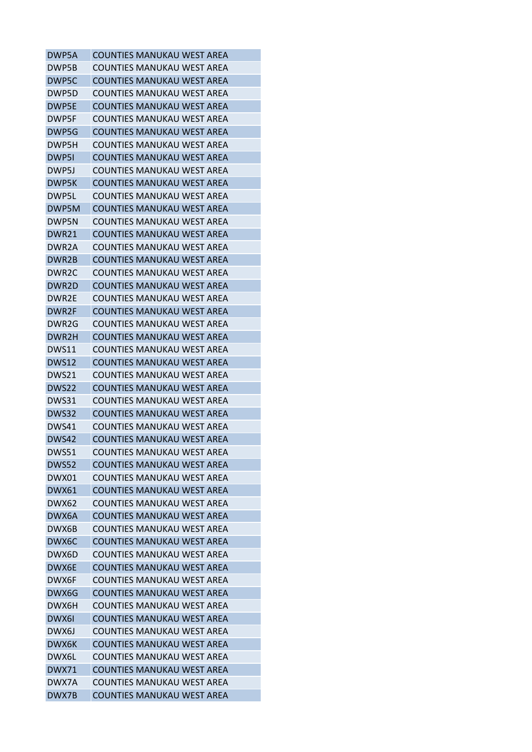| | |
|---|---|
| DWP5A | COUNTIES MANUKAU WEST AREA |
| DWP5B | COUNTIES MANUKAU WEST AREA |
| DWP5C | COUNTIES MANUKAU WEST AREA |
| DWP5D | COUNTIES MANUKAU WEST AREA |
| DWP5E | COUNTIES MANUKAU WEST AREA |
| DWP5F | COUNTIES MANUKAU WEST AREA |
| DWP5G | COUNTIES MANUKAU WEST AREA |
| DWP5H | COUNTIES MANUKAU WEST AREA |
| DWP5I | COUNTIES MANUKAU WEST AREA |
| DWP5J | COUNTIES MANUKAU WEST AREA |
| DWP5K | COUNTIES MANUKAU WEST AREA |
| DWP5L | COUNTIES MANUKAU WEST AREA |
| DWP5M | COUNTIES MANUKAU WEST AREA |
| DWP5N | COUNTIES MANUKAU WEST AREA |
| DWR21 | COUNTIES MANUKAU WEST AREA |
| DWR2A | COUNTIES MANUKAU WEST AREA |
| DWR2B | COUNTIES MANUKAU WEST AREA |
| DWR2C | COUNTIES MANUKAU WEST AREA |
| DWR2D | COUNTIES MANUKAU WEST AREA |
| DWR2E | COUNTIES MANUKAU WEST AREA |
| DWR2F | COUNTIES MANUKAU WEST AREA |
| DWR2G | COUNTIES MANUKAU WEST AREA |
| DWR2H | COUNTIES MANUKAU WEST AREA |
| DWS11 | COUNTIES MANUKAU WEST AREA |
| DWS12 | COUNTIES MANUKAU WEST AREA |
| DWS21 | COUNTIES MANUKAU WEST AREA |
| DWS22 | COUNTIES MANUKAU WEST AREA |
| DWS31 | COUNTIES MANUKAU WEST AREA |
| DWS32 | COUNTIES MANUKAU WEST AREA |
| DWS41 | COUNTIES MANUKAU WEST AREA |
| DWS42 | COUNTIES MANUKAU WEST AREA |
| DWS51 | COUNTIES MANUKAU WEST AREA |
| DWS52 | COUNTIES MANUKAU WEST AREA |
| DWX01 | COUNTIES MANUKAU WEST AREA |
| DWX61 | COUNTIES MANUKAU WEST AREA |
| DWX62 | COUNTIES MANUKAU WEST AREA |
| DWX6A | COUNTIES MANUKAU WEST AREA |
| DWX6B | COUNTIES MANUKAU WEST AREA |
| DWX6C | COUNTIES MANUKAU WEST AREA |
| DWX6D | COUNTIES MANUKAU WEST AREA |
| DWX6E | COUNTIES MANUKAU WEST AREA |
| DWX6F | COUNTIES MANUKAU WEST AREA |
| DWX6G | COUNTIES MANUKAU WEST AREA |
| DWX6H | COUNTIES MANUKAU WEST AREA |
| DWX6I | COUNTIES MANUKAU WEST AREA |
| DWX6J | COUNTIES MANUKAU WEST AREA |
| DWX6K | COUNTIES MANUKAU WEST AREA |
| DWX6L | COUNTIES MANUKAU WEST AREA |
| DWX71 | COUNTIES MANUKAU WEST AREA |
| DWX7A | COUNTIES MANUKAU WEST AREA |
| DWX7B | COUNTIES MANUKAU WEST AREA |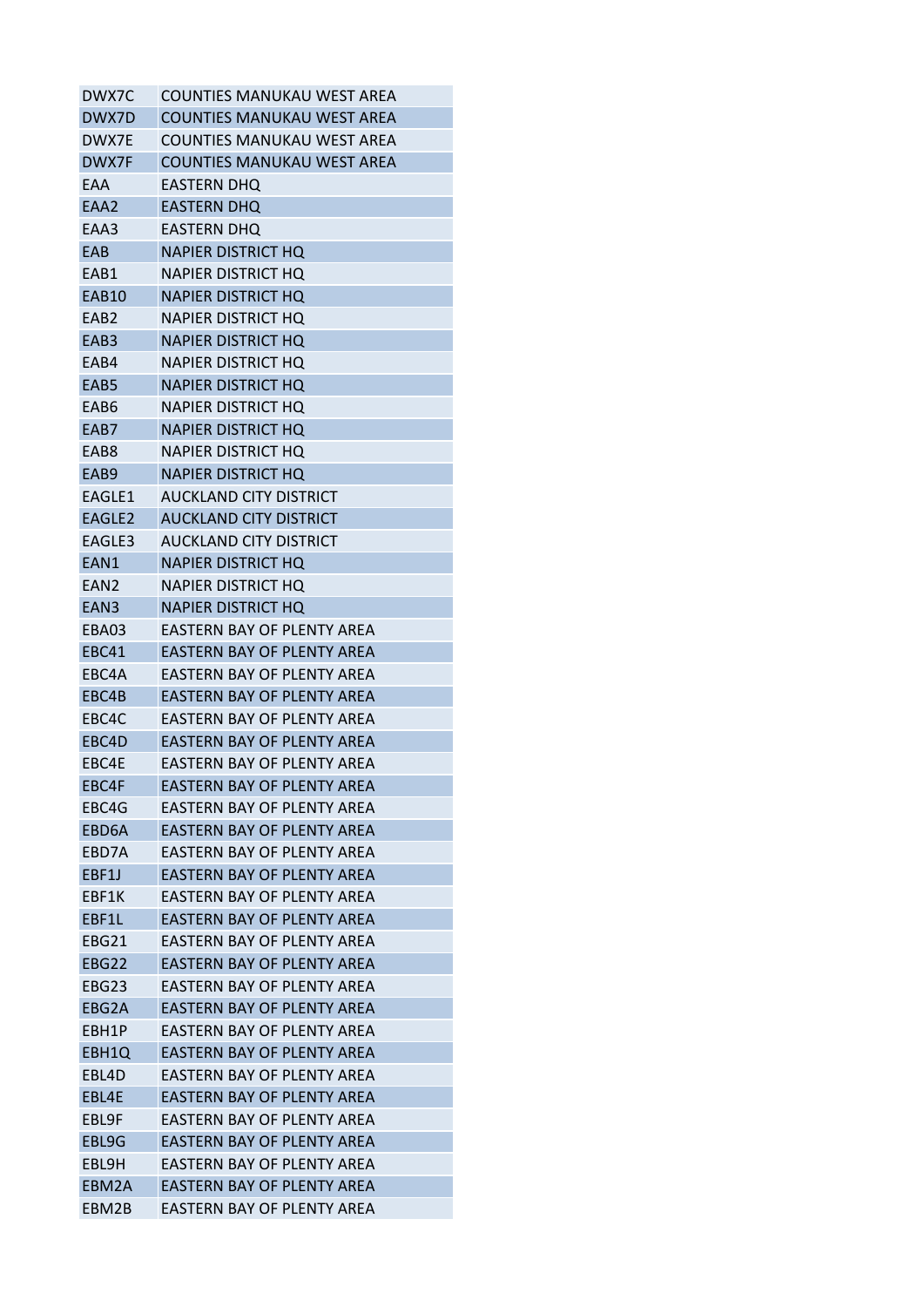| | |
|---|---|
| DWX7C | COUNTIES MANUKAU WEST AREA |
| DWX7D | COUNTIES MANUKAU WEST AREA |
| DWX7E | COUNTIES MANUKAU WEST AREA |
| DWX7F | COUNTIES MANUKAU WEST AREA |
| EAA | EASTERN DHQ |
| EAA2 | EASTERN DHQ |
| EAA3 | EASTERN DHQ |
| EAB | NAPIER DISTRICT HQ |
| EAB1 | NAPIER DISTRICT HQ |
| EAB10 | NAPIER DISTRICT HQ |
| EAB2 | NAPIER DISTRICT HQ |
| EAB3 | NAPIER DISTRICT HQ |
| EAB4 | NAPIER DISTRICT HQ |
| EAB5 | NAPIER DISTRICT HQ |
| EAB6 | NAPIER DISTRICT HQ |
| EAB7 | NAPIER DISTRICT HQ |
| EAB8 | NAPIER DISTRICT HQ |
| EAB9 | NAPIER DISTRICT HQ |
| EAGLE1 | AUCKLAND CITY DISTRICT |
| EAGLE2 | AUCKLAND CITY DISTRICT |
| EAGLE3 | AUCKLAND CITY DISTRICT |
| EAN1 | NAPIER DISTRICT HQ |
| EAN2 | NAPIER DISTRICT HQ |
| EAN3 | NAPIER DISTRICT HQ |
| EBA03 | EASTERN BAY OF PLENTY AREA |
| EBC41 | EASTERN BAY OF PLENTY AREA |
| EBC4A | EASTERN BAY OF PLENTY AREA |
| EBC4B | EASTERN BAY OF PLENTY AREA |
| EBC4C | EASTERN BAY OF PLENTY AREA |
| EBC4D | EASTERN BAY OF PLENTY AREA |
| EBC4E | EASTERN BAY OF PLENTY AREA |
| EBC4F | EASTERN BAY OF PLENTY AREA |
| EBC4G | EASTERN BAY OF PLENTY AREA |
| EBD6A | EASTERN BAY OF PLENTY AREA |
| EBD7A | EASTERN BAY OF PLENTY AREA |
| EBF1J | EASTERN BAY OF PLENTY AREA |
| EBF1K | EASTERN BAY OF PLENTY AREA |
| EBF1L | EASTERN BAY OF PLENTY AREA |
| EBG21 | EASTERN BAY OF PLENTY AREA |
| EBG22 | EASTERN BAY OF PLENTY AREA |
| EBG23 | EASTERN BAY OF PLENTY AREA |
| EBG2A | EASTERN BAY OF PLENTY AREA |
| EBH1P | EASTERN BAY OF PLENTY AREA |
| EBH1Q | EASTERN BAY OF PLENTY AREA |
| EBL4D | EASTERN BAY OF PLENTY AREA |
| EBL4E | EASTERN BAY OF PLENTY AREA |
| EBL9F | EASTERN BAY OF PLENTY AREA |
| EBL9G | EASTERN BAY OF PLENTY AREA |
| EBL9H | EASTERN BAY OF PLENTY AREA |
| EBM2A | EASTERN BAY OF PLENTY AREA |
| EBM2B | EASTERN BAY OF PLENTY AREA |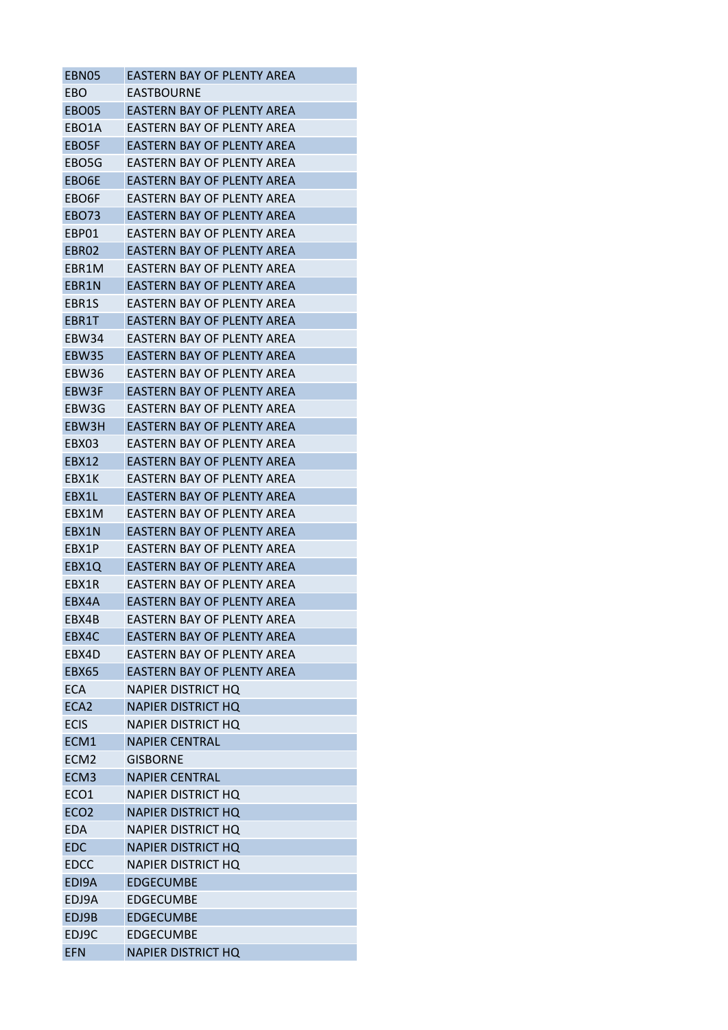| EBN05 | EASTERN BAY OF PLENTY AREA |
|---|---|
| EBO | EASTBOURNE |
| EBO05 | EASTERN BAY OF PLENTY AREA |
| EBO1A | EASTERN BAY OF PLENTY AREA |
| EBO5F | EASTERN BAY OF PLENTY AREA |
| EBO5G | EASTERN BAY OF PLENTY AREA |
| EBO6E | EASTERN BAY OF PLENTY AREA |
| EBO6F | EASTERN BAY OF PLENTY AREA |
| EBO73 | EASTERN BAY OF PLENTY AREA |
| EBP01 | EASTERN BAY OF PLENTY AREA |
| EBR02 | EASTERN BAY OF PLENTY AREA |
| EBR1M | EASTERN BAY OF PLENTY AREA |
| EBR1N | EASTERN BAY OF PLENTY AREA |
| EBR1S | EASTERN BAY OF PLENTY AREA |
| EBR1T | EASTERN BAY OF PLENTY AREA |
| EBW34 | EASTERN BAY OF PLENTY AREA |
| EBW35 | EASTERN BAY OF PLENTY AREA |
| EBW36 | EASTERN BAY OF PLENTY AREA |
| EBW3F | EASTERN BAY OF PLENTY AREA |
| EBW3G | EASTERN BAY OF PLENTY AREA |
| EBW3H | EASTERN BAY OF PLENTY AREA |
| EBX03 | EASTERN BAY OF PLENTY AREA |
| EBX12 | EASTERN BAY OF PLENTY AREA |
| EBX1K | EASTERN BAY OF PLENTY AREA |
| EBX1L | EASTERN BAY OF PLENTY AREA |
| EBX1M | EASTERN BAY OF PLENTY AREA |
| EBX1N | EASTERN BAY OF PLENTY AREA |
| EBX1P | EASTERN BAY OF PLENTY AREA |
| EBX1Q | EASTERN BAY OF PLENTY AREA |
| EBX1R | EASTERN BAY OF PLENTY AREA |
| EBX4A | EASTERN BAY OF PLENTY AREA |
| EBX4B | EASTERN BAY OF PLENTY AREA |
| EBX4C | EASTERN BAY OF PLENTY AREA |
| EBX4D | EASTERN BAY OF PLENTY AREA |
| EBX65 | EASTERN BAY OF PLENTY AREA |
| ECA | NAPIER DISTRICT HQ |
| ECA2 | NAPIER DISTRICT HQ |
| ECIS | NAPIER DISTRICT HQ |
| ECM1 | NAPIER CENTRAL |
| ECM2 | GISBORNE |
| ECM3 | NAPIER CENTRAL |
| ECO1 | NAPIER DISTRICT HQ |
| ECO2 | NAPIER DISTRICT HQ |
| EDA | NAPIER DISTRICT HQ |
| EDC | NAPIER DISTRICT HQ |
| EDCC | NAPIER DISTRICT HQ |
| EDI9A | EDGECUMBE |
| EDJ9A | EDGECUMBE |
| EDJ9B | EDGECUMBE |
| EDJ9C | EDGECUMBE |
| EFN | NAPIER DISTRICT HQ |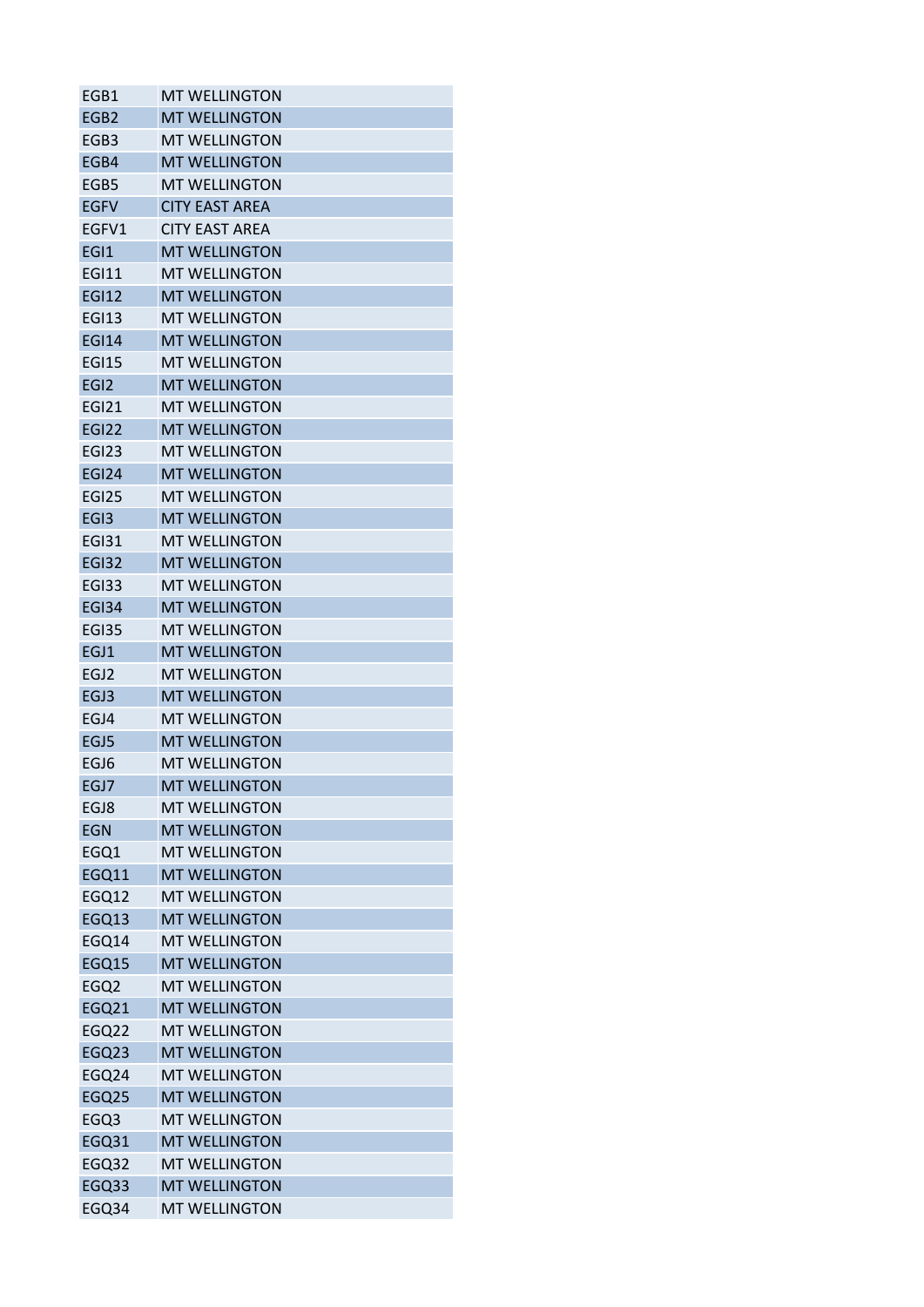| | |
|---|---|
| EGB1 | MT WELLINGTON |
| EGB2 | MT WELLINGTON |
| EGB3 | MT WELLINGTON |
| EGB4 | MT WELLINGTON |
| EGB5 | MT WELLINGTON |
| EGFV | CITY EAST AREA |
| EGFV1 | CITY EAST AREA |
| EGI1 | MT WELLINGTON |
| EGI11 | MT WELLINGTON |
| EGI12 | MT WELLINGTON |
| EGI13 | MT WELLINGTON |
| EGI14 | MT WELLINGTON |
| EGI15 | MT WELLINGTON |
| EGI2 | MT WELLINGTON |
| EGI21 | MT WELLINGTON |
| EGI22 | MT WELLINGTON |
| EGI23 | MT WELLINGTON |
| EGI24 | MT WELLINGTON |
| EGI25 | MT WELLINGTON |
| EGI3 | MT WELLINGTON |
| EGI31 | MT WELLINGTON |
| EGI32 | MT WELLINGTON |
| EGI33 | MT WELLINGTON |
| EGI34 | MT WELLINGTON |
| EGI35 | MT WELLINGTON |
| EGJ1 | MT WELLINGTON |
| EGJ2 | MT WELLINGTON |
| EGJ3 | MT WELLINGTON |
| EGJ4 | MT WELLINGTON |
| EGJ5 | MT WELLINGTON |
| EGJ6 | MT WELLINGTON |
| EGJ7 | MT WELLINGTON |
| EGJ8 | MT WELLINGTON |
| EGN | MT WELLINGTON |
| EGQ1 | MT WELLINGTON |
| EGQ11 | MT WELLINGTON |
| EGQ12 | MT WELLINGTON |
| EGQ13 | MT WELLINGTON |
| EGQ14 | MT WELLINGTON |
| EGQ15 | MT WELLINGTON |
| EGQ2 | MT WELLINGTON |
| EGQ21 | MT WELLINGTON |
| EGQ22 | MT WELLINGTON |
| EGQ23 | MT WELLINGTON |
| EGQ24 | MT WELLINGTON |
| EGQ25 | MT WELLINGTON |
| EGQ3 | MT WELLINGTON |
| EGQ31 | MT WELLINGTON |
| EGQ32 | MT WELLINGTON |
| EGQ33 | MT WELLINGTON |
| EGQ34 | MT WELLINGTON |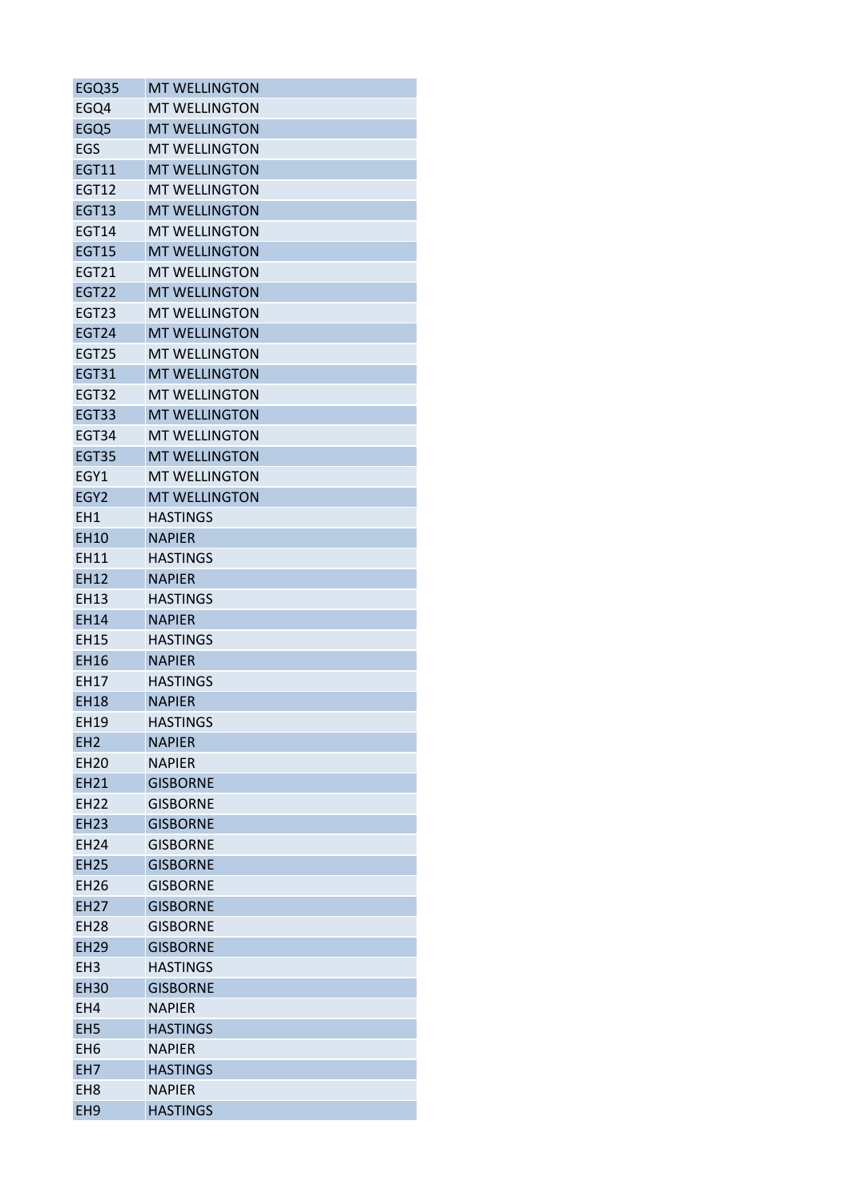| EGQ35 | MT WELLINGTON |
|---|---|
| EGQ4 | MT WELLINGTON |
| EGQ5 | MT WELLINGTON |
| EGS | MT WELLINGTON |
| EGT11 | MT WELLINGTON |
| EGT12 | MT WELLINGTON |
| EGT13 | MT WELLINGTON |
| EGT14 | MT WELLINGTON |
| EGT15 | MT WELLINGTON |
| EGT21 | MT WELLINGTON |
| EGT22 | MT WELLINGTON |
| EGT23 | MT WELLINGTON |
| EGT24 | MT WELLINGTON |
| EGT25 | MT WELLINGTON |
| EGT31 | MT WELLINGTON |
| EGT32 | MT WELLINGTON |
| EGT33 | MT WELLINGTON |
| EGT34 | MT WELLINGTON |
| EGT35 | MT WELLINGTON |
| EGY1 | MT WELLINGTON |
| EGY2 | MT WELLINGTON |
| EH1 | HASTINGS |
| EH10 | NAPIER |
| EH11 | HASTINGS |
| EH12 | NAPIER |
| EH13 | HASTINGS |
| EH14 | NAPIER |
| EH15 | HASTINGS |
| EH16 | NAPIER |
| EH17 | HASTINGS |
| EH18 | NAPIER |
| EH19 | HASTINGS |
| EH2 | NAPIER |
| EH20 | NAPIER |
| EH21 | GISBORNE |
| EH22 | GISBORNE |
| EH23 | GISBORNE |
| EH24 | GISBORNE |
| EH25 | GISBORNE |
| EH26 | GISBORNE |
| EH27 | GISBORNE |
| EH28 | GISBORNE |
| EH29 | GISBORNE |
| EH3 | HASTINGS |
| EH30 | GISBORNE |
| EH4 | NAPIER |
| EH5 | HASTINGS |
| EH6 | NAPIER |
| EH7 | HASTINGS |
| EH8 | NAPIER |
| EH9 | HASTINGS |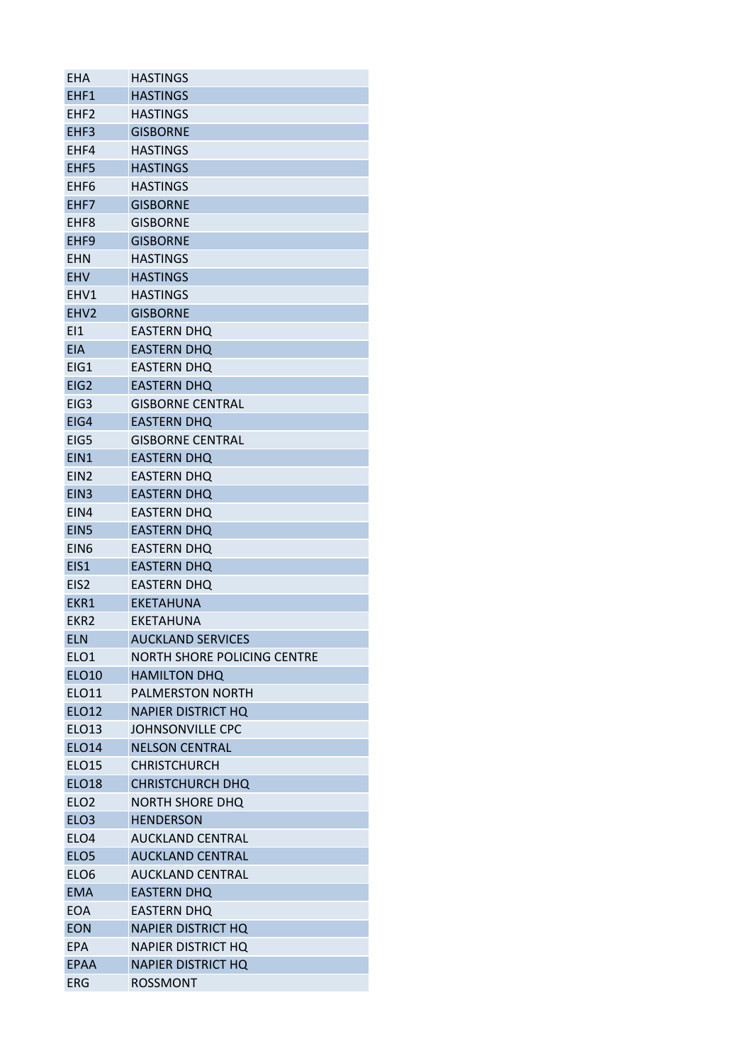| EHA | HASTINGS |
|---|---|
| EHF1 | HASTINGS |
| EHF2 | HASTINGS |
| EHF3 | GISBORNE |
| EHF4 | HASTINGS |
| EHF5 | HASTINGS |
| EHF6 | HASTINGS |
| EHF7 | GISBORNE |
| EHF8 | GISBORNE |
| EHF9 | GISBORNE |
| EHN | HASTINGS |
| EHV | HASTINGS |
| EHV1 | HASTINGS |
| EHV2 | GISBORNE |
| EI1 | EASTERN DHQ |
| EIA | EASTERN DHQ |
| EIG1 | EASTERN DHQ |
| EIG2 | EASTERN DHQ |
| EIG3 | GISBORNE CENTRAL |
| EIG4 | EASTERN DHQ |
| EIG5 | GISBORNE CENTRAL |
| EIN1 | EASTERN DHQ |
| EIN2 | EASTERN DHQ |
| EIN3 | EASTERN DHQ |
| EIN4 | EASTERN DHQ |
| EIN5 | EASTERN DHQ |
| EIN6 | EASTERN DHQ |
| EIS1 | EASTERN DHQ |
| EIS2 | EASTERN DHQ |
| EKR1 | EKETAHUNA |
| EKR2 | EKETAHUNA |
| ELN | AUCKLAND SERVICES |
| ELO1 | NORTH SHORE POLICING CENTRE |
| ELO10 | HAMILTON DHQ |
| ELO11 | PALMERSTON NORTH |
| ELO12 | NAPIER DISTRICT HQ |
| ELO13 | JOHNSONVILLE CPC |
| ELO14 | NELSON CENTRAL |
| ELO15 | CHRISTCHURCH |
| ELO18 | CHRISTCHURCH DHQ |
| ELO2 | NORTH SHORE DHQ |
| ELO3 | HENDERSON |
| ELO4 | AUCKLAND CENTRAL |
| ELO5 | AUCKLAND CENTRAL |
| ELO6 | AUCKLAND CENTRAL |
| EMA | EASTERN DHQ |
| EOA | EASTERN DHQ |
| EON | NAPIER DISTRICT HQ |
| EPA | NAPIER DISTRICT HQ |
| EPAA | NAPIER DISTRICT HQ |
| ERG | ROSSMONT |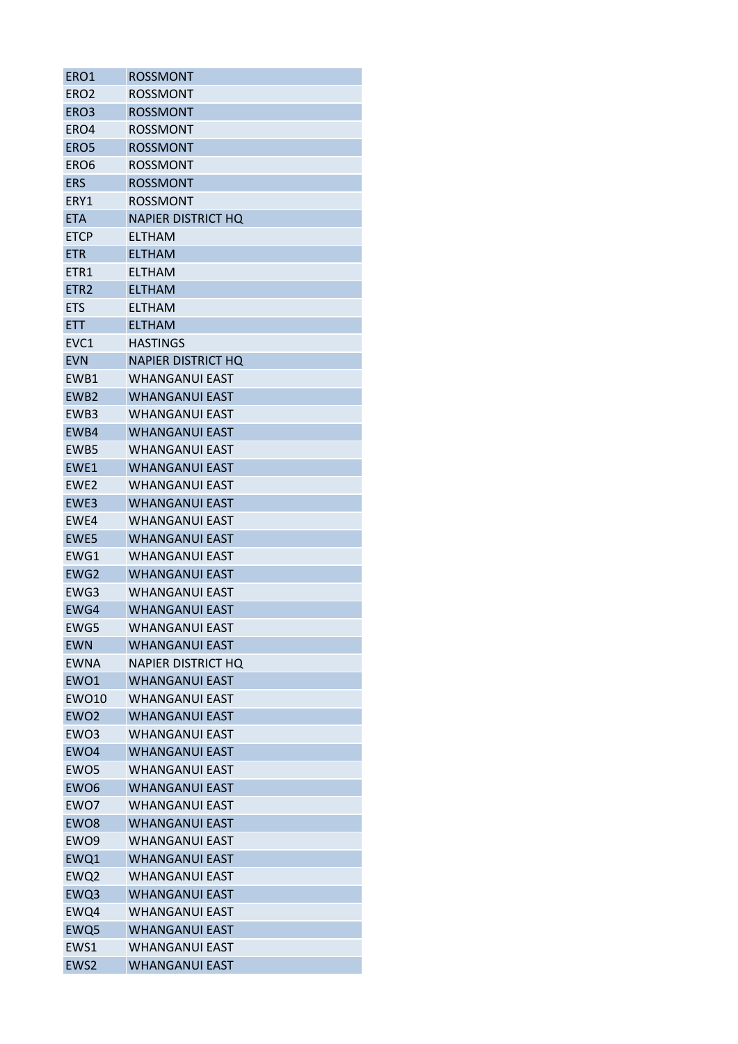| ERO1 | ROSSMONT |
|---|---|
| ERO2 | ROSSMONT |
| ERO3 | ROSSMONT |
| ERO4 | ROSSMONT |
| ERO5 | ROSSMONT |
| ERO6 | ROSSMONT |
| ERS | ROSSMONT |
| ERY1 | ROSSMONT |
| ETA | NAPIER DISTRICT HQ |
| ETCP | ELTHAM |
| ETR | ELTHAM |
| ETR1 | ELTHAM |
| ETR2 | ELTHAM |
| ETS | ELTHAM |
| ETT | ELTHAM |
| EVC1 | HASTINGS |
| EVN | NAPIER DISTRICT HQ |
| EWB1 | WHANGANUI EAST |
| EWB2 | WHANGANUI EAST |
| EWB3 | WHANGANUI EAST |
| EWB4 | WHANGANUI EAST |
| EWB5 | WHANGANUI EAST |
| EWE1 | WHANGANUI EAST |
| EWE2 | WHANGANUI EAST |
| EWE3 | WHANGANUI EAST |
| EWE4 | WHANGANUI EAST |
| EWE5 | WHANGANUI EAST |
| EWG1 | WHANGANUI EAST |
| EWG2 | WHANGANUI EAST |
| EWG3 | WHANGANUI EAST |
| EWG4 | WHANGANUI EAST |
| EWG5 | WHANGANUI EAST |
| EWN | WHANGANUI EAST |
| EWNA | NAPIER DISTRICT HQ |
| EWO1 | WHANGANUI EAST |
| EWO10 | WHANGANUI EAST |
| EWO2 | WHANGANUI EAST |
| EWO3 | WHANGANUI EAST |
| EWO4 | WHANGANUI EAST |
| EWO5 | WHANGANUI EAST |
| EWO6 | WHANGANUI EAST |
| EWO7 | WHANGANUI EAST |
| EWO8 | WHANGANUI EAST |
| EWO9 | WHANGANUI EAST |
| EWQ1 | WHANGANUI EAST |
| EWQ2 | WHANGANUI EAST |
| EWQ3 | WHANGANUI EAST |
| EWQ4 | WHANGANUI EAST |
| EWQ5 | WHANGANUI EAST |
| EWS1 | WHANGANUI EAST |
| EWS2 | WHANGANUI EAST |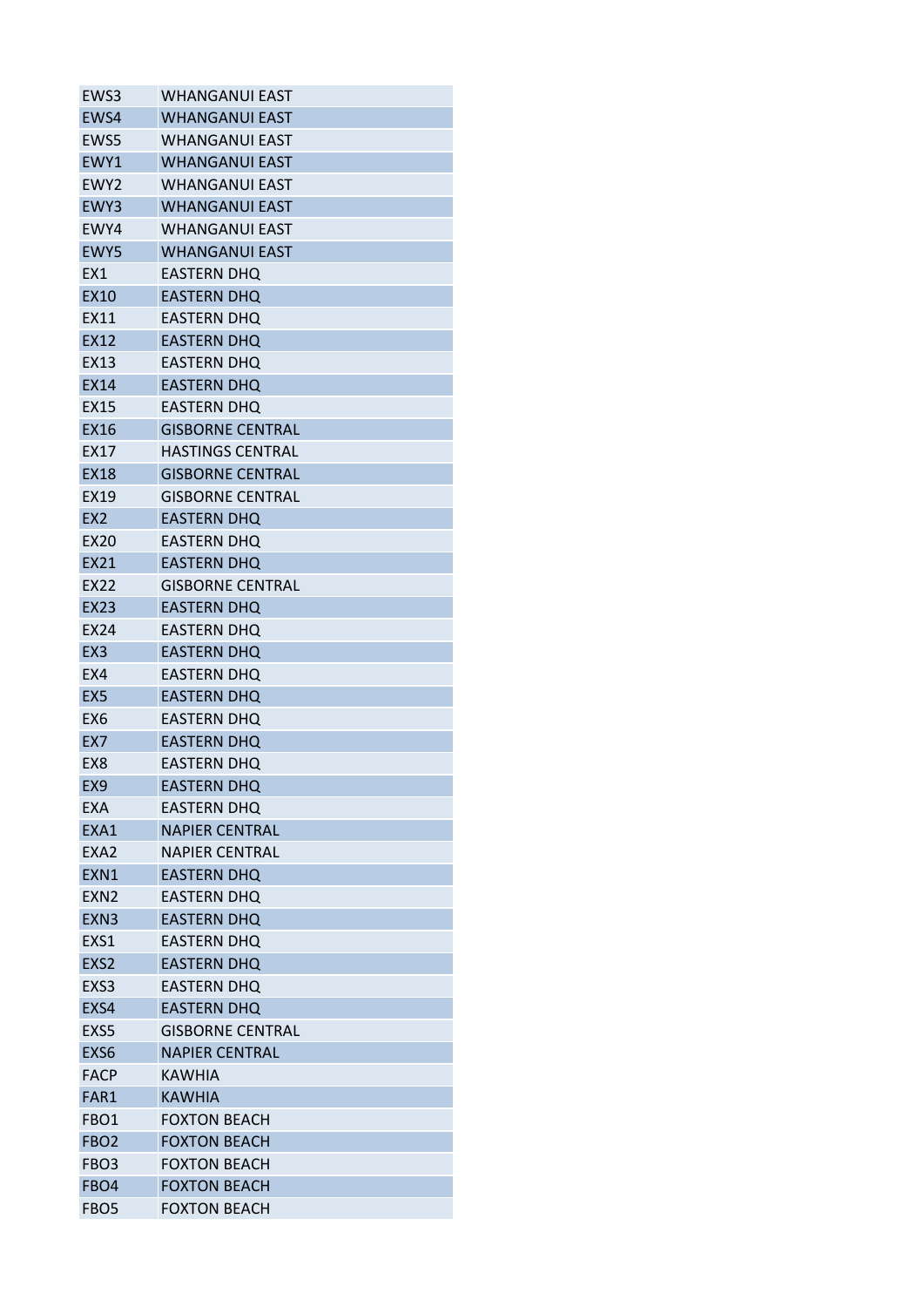| EWS3 | WHANGANUI EAST |
|---|---|
| EWS4 | WHANGANUI EAST |
| EWS5 | WHANGANUI EAST |
| EWY1 | WHANGANUI EAST |
| EWY2 | WHANGANUI EAST |
| EWY3 | WHANGANUI EAST |
| EWY4 | WHANGANUI EAST |
| EWY5 | WHANGANUI EAST |
| EX1 | EASTERN DHQ |
| EX10 | EASTERN DHQ |
| EX11 | EASTERN DHQ |
| EX12 | EASTERN DHQ |
| EX13 | EASTERN DHQ |
| EX14 | EASTERN DHQ |
| EX15 | EASTERN DHQ |
| EX16 | GISBORNE CENTRAL |
| EX17 | HASTINGS CENTRAL |
| EX18 | GISBORNE CENTRAL |
| EX19 | GISBORNE CENTRAL |
| EX2 | EASTERN DHQ |
| EX20 | EASTERN DHQ |
| EX21 | EASTERN DHQ |
| EX22 | GISBORNE CENTRAL |
| EX23 | EASTERN DHQ |
| EX24 | EASTERN DHQ |
| EX3 | EASTERN DHQ |
| EX4 | EASTERN DHQ |
| EX5 | EASTERN DHQ |
| EX6 | EASTERN DHQ |
| EX7 | EASTERN DHQ |
| EX8 | EASTERN DHQ |
| EX9 | EASTERN DHQ |
| EXA | EASTERN DHQ |
| EXA1 | NAPIER CENTRAL |
| EXA2 | NAPIER CENTRAL |
| EXN1 | EASTERN DHQ |
| EXN2 | EASTERN DHQ |
| EXN3 | EASTERN DHQ |
| EXS1 | EASTERN DHQ |
| EXS2 | EASTERN DHQ |
| EXS3 | EASTERN DHQ |
| EXS4 | EASTERN DHQ |
| EXS5 | GISBORNE CENTRAL |
| EXS6 | NAPIER CENTRAL |
| FACP | KAWHIA |
| FAR1 | KAWHIA |
| FBO1 | FOXTON BEACH |
| FBO2 | FOXTON BEACH |
| FBO3 | FOXTON BEACH |
| FBO4 | FOXTON BEACH |
| FBO5 | FOXTON BEACH |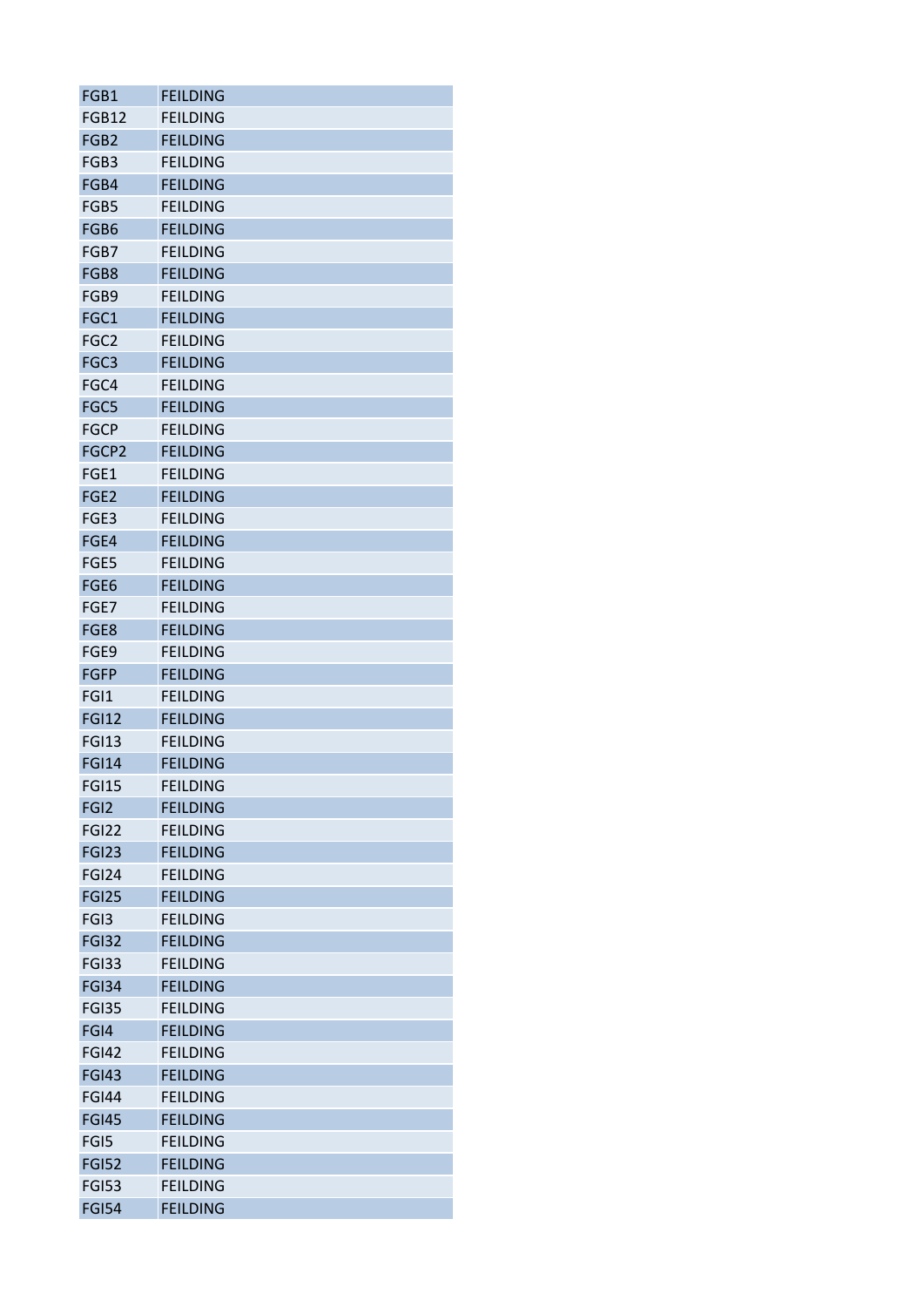| FGB1 | FEILDING |
|---|---|
| FGB12 | FEILDING |
| FGB2 | FEILDING |
| FGB3 | FEILDING |
| FGB4 | FEILDING |
| FGB5 | FEILDING |
| FGB6 | FEILDING |
| FGB7 | FEILDING |
| FGB8 | FEILDING |
| FGB9 | FEILDING |
| FGC1 | FEILDING |
| FGC2 | FEILDING |
| FGC3 | FEILDING |
| FGC4 | FEILDING |
| FGC5 | FEILDING |
| FGCP | FEILDING |
| FGCP2 | FEILDING |
| FGE1 | FEILDING |
| FGE2 | FEILDING |
| FGE3 | FEILDING |
| FGE4 | FEILDING |
| FGE5 | FEILDING |
| FGE6 | FEILDING |
| FGE7 | FEILDING |
| FGE8 | FEILDING |
| FGE9 | FEILDING |
| FGFP | FEILDING |
| FGI1 | FEILDING |
| FGI12 | FEILDING |
| FGI13 | FEILDING |
| FGI14 | FEILDING |
| FGI15 | FEILDING |
| FGI2 | FEILDING |
| FGI22 | FEILDING |
| FGI23 | FEILDING |
| FGI24 | FEILDING |
| FGI25 | FEILDING |
| FGI3 | FEILDING |
| FGI32 | FEILDING |
| FGI33 | FEILDING |
| FGI34 | FEILDING |
| FGI35 | FEILDING |
| FGI4 | FEILDING |
| FGI42 | FEILDING |
| FGI43 | FEILDING |
| FGI44 | FEILDING |
| FGI45 | FEILDING |
| FGI5 | FEILDING |
| FGI52 | FEILDING |
| FGI53 | FEILDING |
| FGI54 | FEILDING |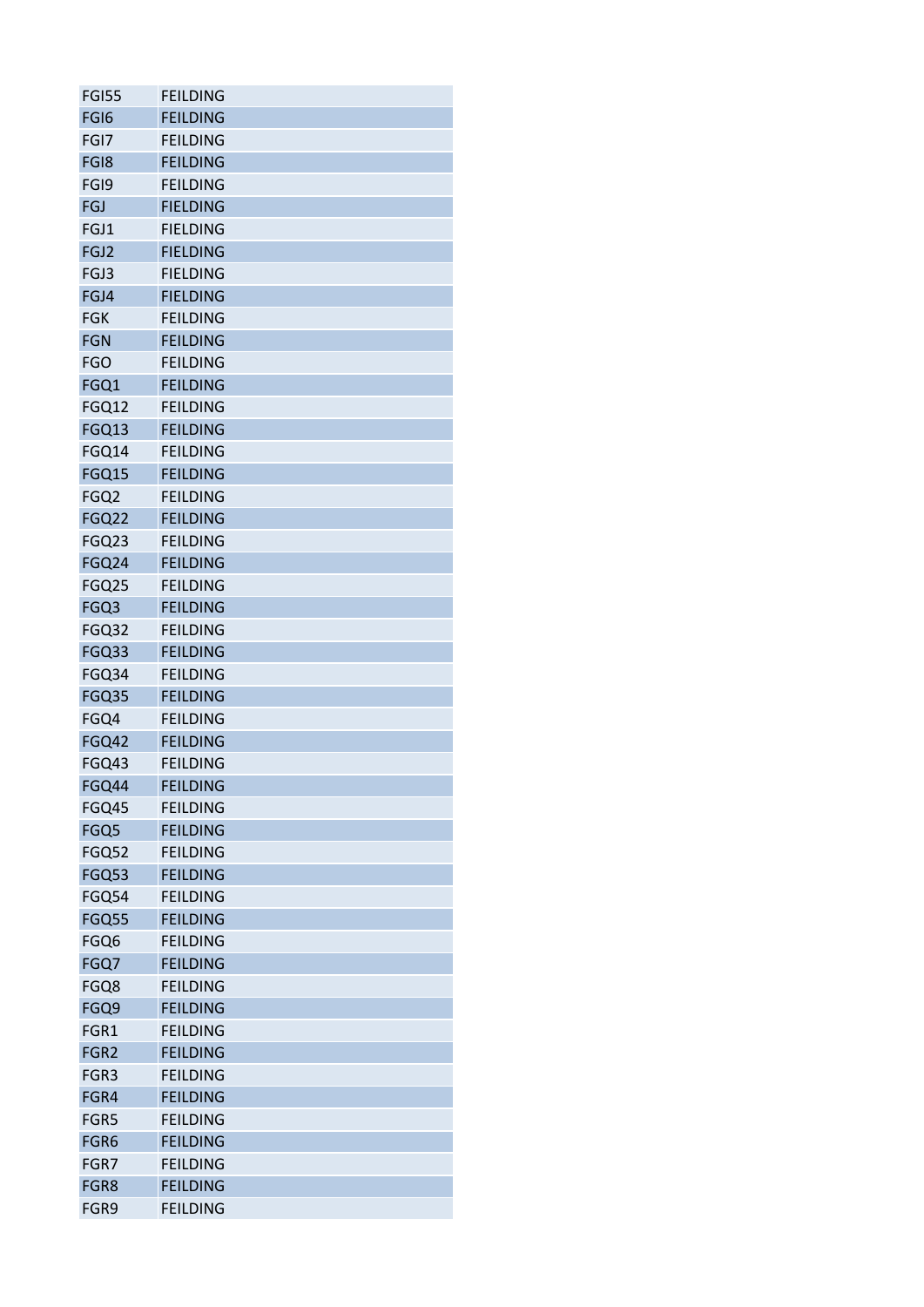| | |
|---|---|
| FGI55 | FEILDING |
| FGI6 | FEILDING |
| FGI7 | FEILDING |
| FGI8 | FEILDING |
| FGI9 | FEILDING |
| FGJ | FIELDING |
| FGJ1 | FIELDING |
| FGJ2 | FIELDING |
| FGJ3 | FIELDING |
| FGJ4 | FIELDING |
| FGK | FEILDING |
| FGN | FEILDING |
| FGO | FEILDING |
| FGQ1 | FEILDING |
| FGQ12 | FEILDING |
| FGQ13 | FEILDING |
| FGQ14 | FEILDING |
| FGQ15 | FEILDING |
| FGQ2 | FEILDING |
| FGQ22 | FEILDING |
| FGQ23 | FEILDING |
| FGQ24 | FEILDING |
| FGQ25 | FEILDING |
| FGQ3 | FEILDING |
| FGQ32 | FEILDING |
| FGQ33 | FEILDING |
| FGQ34 | FEILDING |
| FGQ35 | FEILDING |
| FGQ4 | FEILDING |
| FGQ42 | FEILDING |
| FGQ43 | FEILDING |
| FGQ44 | FEILDING |
| FGQ45 | FEILDING |
| FGQ5 | FEILDING |
| FGQ52 | FEILDING |
| FGQ53 | FEILDING |
| FGQ54 | FEILDING |
| FGQ55 | FEILDING |
| FGQ6 | FEILDING |
| FGQ7 | FEILDING |
| FGQ8 | FEILDING |
| FGQ9 | FEILDING |
| FGR1 | FEILDING |
| FGR2 | FEILDING |
| FGR3 | FEILDING |
| FGR4 | FEILDING |
| FGR5 | FEILDING |
| FGR6 | FEILDING |
| FGR7 | FEILDING |
| FGR8 | FEILDING |
| FGR9 | FEILDING |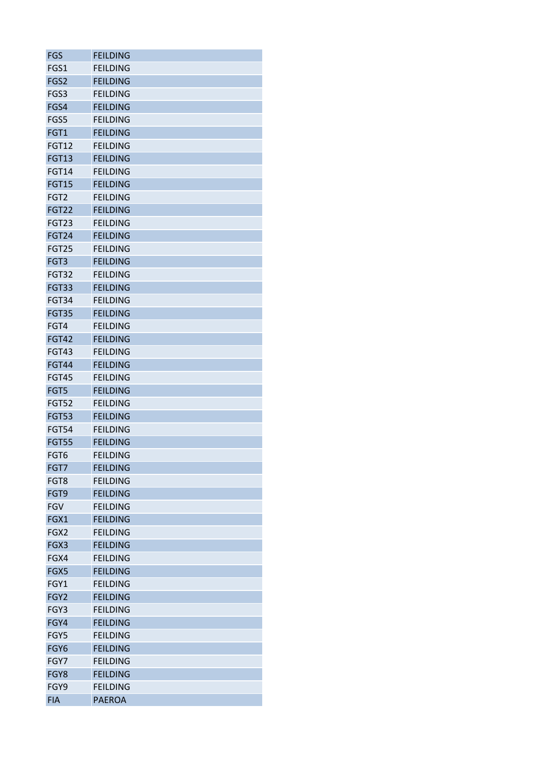| FGS | FEILDING |
|---|---|
| FGS1 | FEILDING |
| FGS2 | FEILDING |
| FGS3 | FEILDING |
| FGS4 | FEILDING |
| FGS5 | FEILDING |
| FGT1 | FEILDING |
| FGT12 | FEILDING |
| FGT13 | FEILDING |
| FGT14 | FEILDING |
| FGT15 | FEILDING |
| FGT2 | FEILDING |
| FGT22 | FEILDING |
| FGT23 | FEILDING |
| FGT24 | FEILDING |
| FGT25 | FEILDING |
| FGT3 | FEILDING |
| FGT32 | FEILDING |
| FGT33 | FEILDING |
| FGT34 | FEILDING |
| FGT35 | FEILDING |
| FGT4 | FEILDING |
| FGT42 | FEILDING |
| FGT43 | FEILDING |
| FGT44 | FEILDING |
| FGT45 | FEILDING |
| FGT5 | FEILDING |
| FGT52 | FEILDING |
| FGT53 | FEILDING |
| FGT54 | FEILDING |
| FGT55 | FEILDING |
| FGT6 | FEILDING |
| FGT7 | FEILDING |
| FGT8 | FEILDING |
| FGT9 | FEILDING |
| FGV | FEILDING |
| FGX1 | FEILDING |
| FGX2 | FEILDING |
| FGX3 | FEILDING |
| FGX4 | FEILDING |
| FGX5 | FEILDING |
| FGY1 | FEILDING |
| FGY2 | FEILDING |
| FGY3 | FEILDING |
| FGY4 | FEILDING |
| FGY5 | FEILDING |
| FGY6 | FEILDING |
| FGY7 | FEILDING |
| FGY8 | FEILDING |
| FGY9 | FEILDING |
| FIA | PAEROA |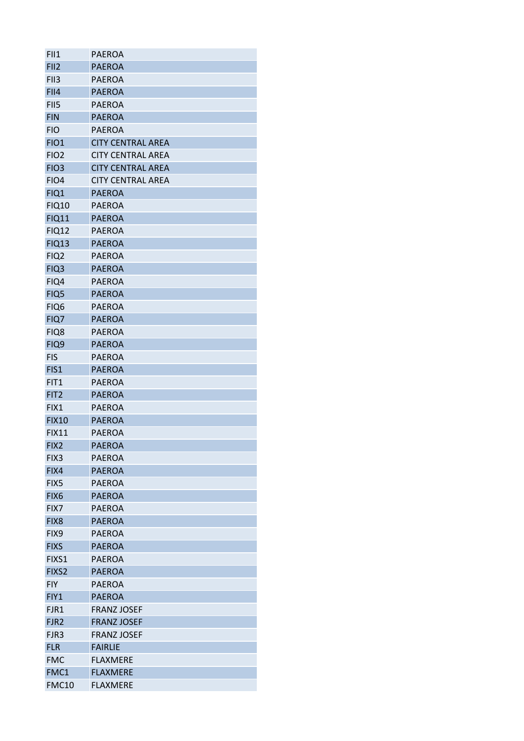| | |
|---|---|
| FII1 | PAEROA |
| FII2 | PAEROA |
| FII3 | PAEROA |
| FII4 | PAEROA |
| FII5 | PAEROA |
| FIN | PAEROA |
| FIO | PAEROA |
| FIO1 | CITY CENTRAL AREA |
| FIO2 | CITY CENTRAL AREA |
| FIO3 | CITY CENTRAL AREA |
| FIO4 | CITY CENTRAL AREA |
| FIQ1 | PAEROA |
| FIQ10 | PAEROA |
| FIQ11 | PAEROA |
| FIQ12 | PAEROA |
| FIQ13 | PAEROA |
| FIQ2 | PAEROA |
| FIQ3 | PAEROA |
| FIQ4 | PAEROA |
| FIQ5 | PAEROA |
| FIQ6 | PAEROA |
| FIQ7 | PAEROA |
| FIQ8 | PAEROA |
| FIQ9 | PAEROA |
| FIS | PAEROA |
| FIS1 | PAEROA |
| FIT1 | PAEROA |
| FIT2 | PAEROA |
| FIX1 | PAEROA |
| FIX10 | PAEROA |
| FIX11 | PAEROA |
| FIX2 | PAEROA |
| FIX3 | PAEROA |
| FIX4 | PAEROA |
| FIX5 | PAEROA |
| FIX6 | PAEROA |
| FIX7 | PAEROA |
| FIX8 | PAEROA |
| FIX9 | PAEROA |
| FIXS | PAEROA |
| FIXS1 | PAEROA |
| FIXS2 | PAEROA |
| FIY | PAEROA |
| FIY1 | PAEROA |
| FJR1 | FRANZ JOSEF |
| FJR2 | FRANZ JOSEF |
| FJR3 | FRANZ JOSEF |
| FLR | FAIRLIE |
| FMC | FLAXMERE |
| FMC1 | FLAXMERE |
| FMC10 | FLAXMERE |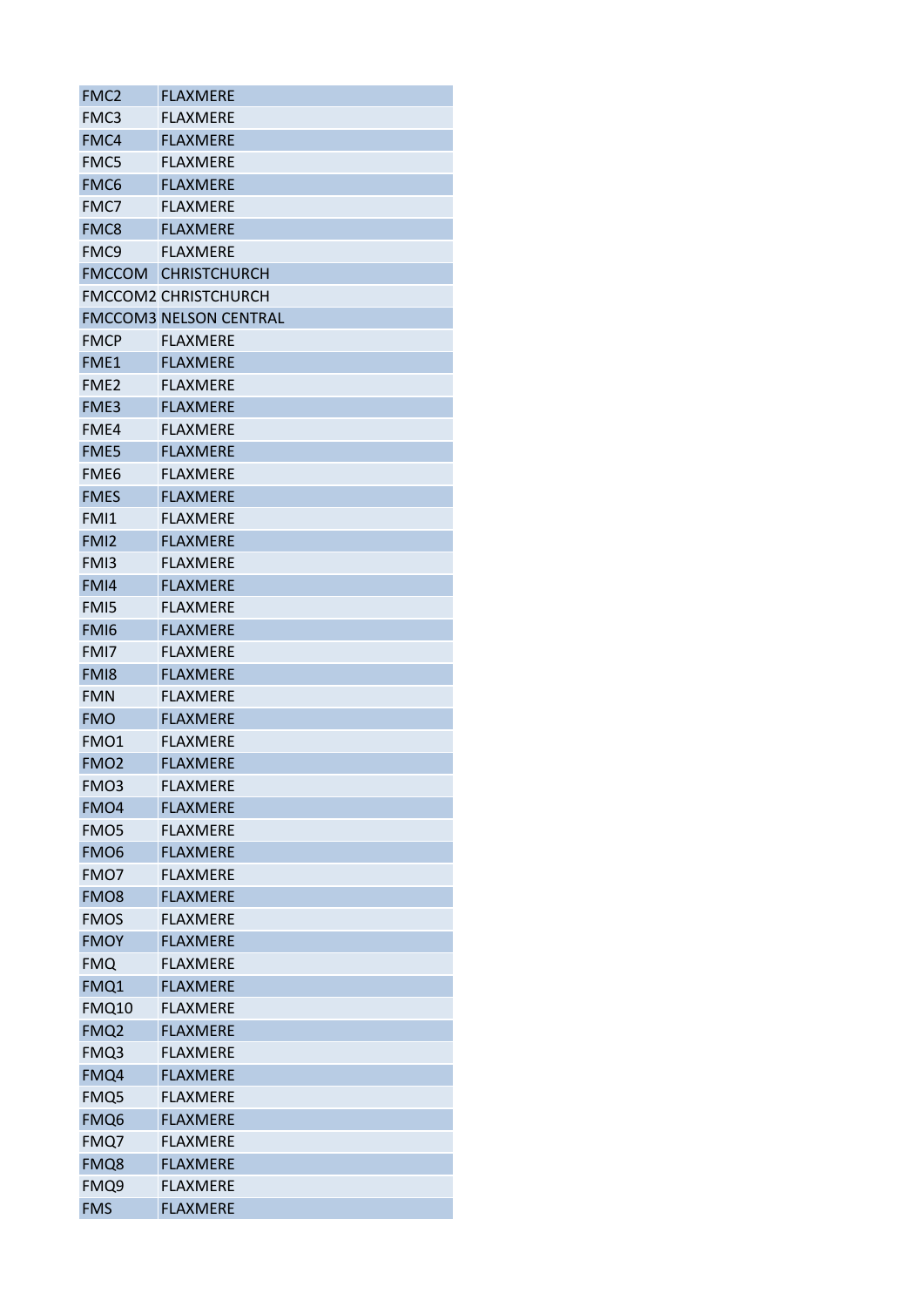| | |
|---|---|
| FMC2 | FLAXMERE |
| FMC3 | FLAXMERE |
| FMC4 | FLAXMERE |
| FMC5 | FLAXMERE |
| FMC6 | FLAXMERE |
| FMC7 | FLAXMERE |
| FMC8 | FLAXMERE |
| FMC9 | FLAXMERE |
| FMCCOM | CHRISTCHURCH |
| FMCCOM2 | CHRISTCHURCH |
| FMCCOM3 | NELSON CENTRAL |
| FMCP | FLAXMERE |
| FME1 | FLAXMERE |
| FME2 | FLAXMERE |
| FME3 | FLAXMERE |
| FME4 | FLAXMERE |
| FME5 | FLAXMERE |
| FME6 | FLAXMERE |
| FMES | FLAXMERE |
| FMI1 | FLAXMERE |
| FMI2 | FLAXMERE |
| FMI3 | FLAXMERE |
| FMI4 | FLAXMERE |
| FMI5 | FLAXMERE |
| FMI6 | FLAXMERE |
| FMI7 | FLAXMERE |
| FMI8 | FLAXMERE |
| FMN | FLAXMERE |
| FMO | FLAXMERE |
| FMO1 | FLAXMERE |
| FMO2 | FLAXMERE |
| FMO3 | FLAXMERE |
| FMO4 | FLAXMERE |
| FMO5 | FLAXMERE |
| FMO6 | FLAXMERE |
| FMO7 | FLAXMERE |
| FMO8 | FLAXMERE |
| FMOS | FLAXMERE |
| FMOY | FLAXMERE |
| FMQ | FLAXMERE |
| FMQ1 | FLAXMERE |
| FMQ10 | FLAXMERE |
| FMQ2 | FLAXMERE |
| FMQ3 | FLAXMERE |
| FMQ4 | FLAXMERE |
| FMQ5 | FLAXMERE |
| FMQ6 | FLAXMERE |
| FMQ7 | FLAXMERE |
| FMQ8 | FLAXMERE |
| FMQ9 | FLAXMERE |
| FMS | FLAXMERE |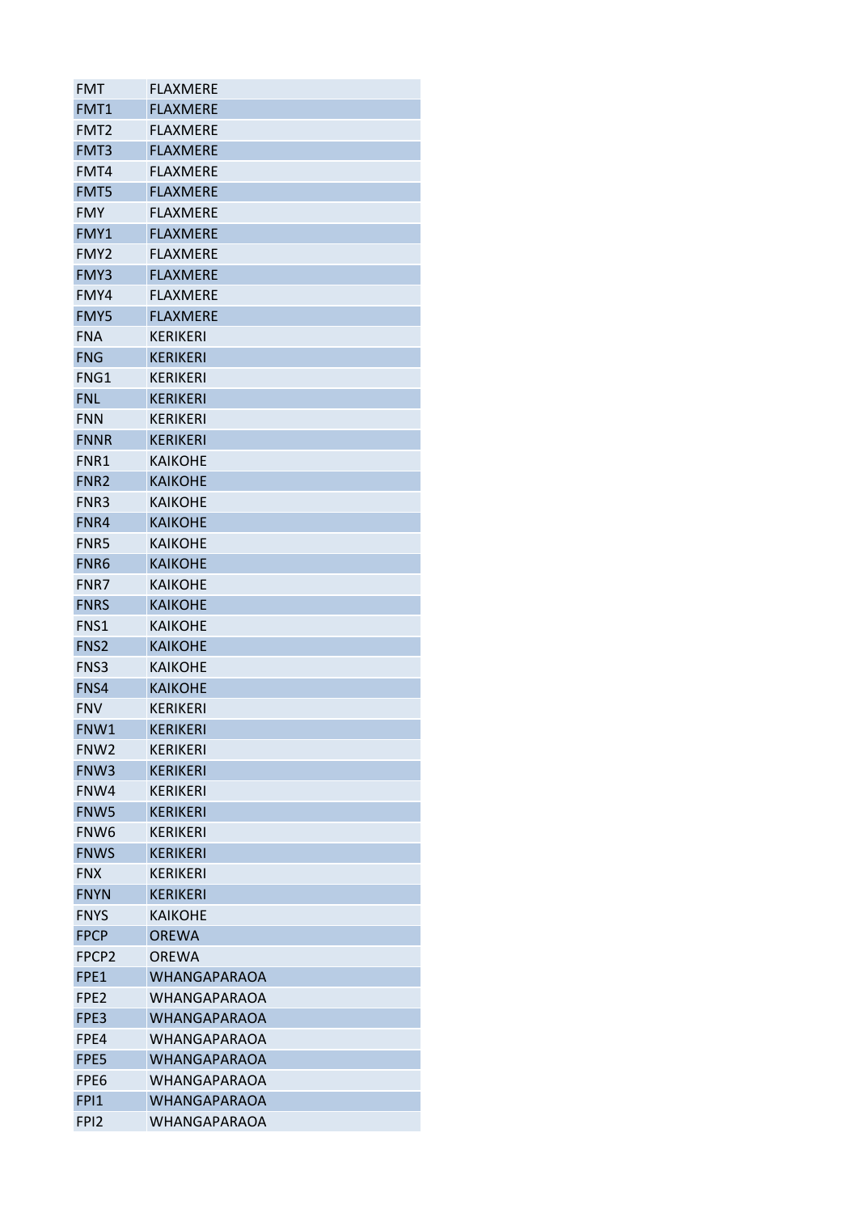| | |
|---|---|
| FMT | FLAXMERE |
| FMT1 | FLAXMERE |
| FMT2 | FLAXMERE |
| FMT3 | FLAXMERE |
| FMT4 | FLAXMERE |
| FMT5 | FLAXMERE |
| FMY | FLAXMERE |
| FMY1 | FLAXMERE |
| FMY2 | FLAXMERE |
| FMY3 | FLAXMERE |
| FMY4 | FLAXMERE |
| FMY5 | FLAXMERE |
| FNA | KERIKERI |
| FNG | KERIKERI |
| FNG1 | KERIKERI |
| FNL | KERIKERI |
| FNN | KERIKERI |
| FNNR | KERIKERI |
| FNR1 | KAIKOHE |
| FNR2 | KAIKOHE |
| FNR3 | KAIKOHE |
| FNR4 | KAIKOHE |
| FNR5 | KAIKOHE |
| FNR6 | KAIKOHE |
| FNR7 | KAIKOHE |
| FNRS | KAIKOHE |
| FNS1 | KAIKOHE |
| FNS2 | KAIKOHE |
| FNS3 | KAIKOHE |
| FNS4 | KAIKOHE |
| FNV | KERIKERI |
| FNW1 | KERIKERI |
| FNW2 | KERIKERI |
| FNW3 | KERIKERI |
| FNW4 | KERIKERI |
| FNW5 | KERIKERI |
| FNW6 | KERIKERI |
| FNWS | KERIKERI |
| FNX | KERIKERI |
| FNYN | KERIKERI |
| FNYS | KAIKOHE |
| FPCP | OREWA |
| FPCP2 | OREWA |
| FPE1 | WHANGAPARAOA |
| FPE2 | WHANGAPARAOA |
| FPE3 | WHANGAPARAOA |
| FPE4 | WHANGAPARAOA |
| FPE5 | WHANGAPARAOA |
| FPE6 | WHANGAPARAOA |
| FPI1 | WHANGAPARAOA |
| FPI2 | WHANGAPARAOA |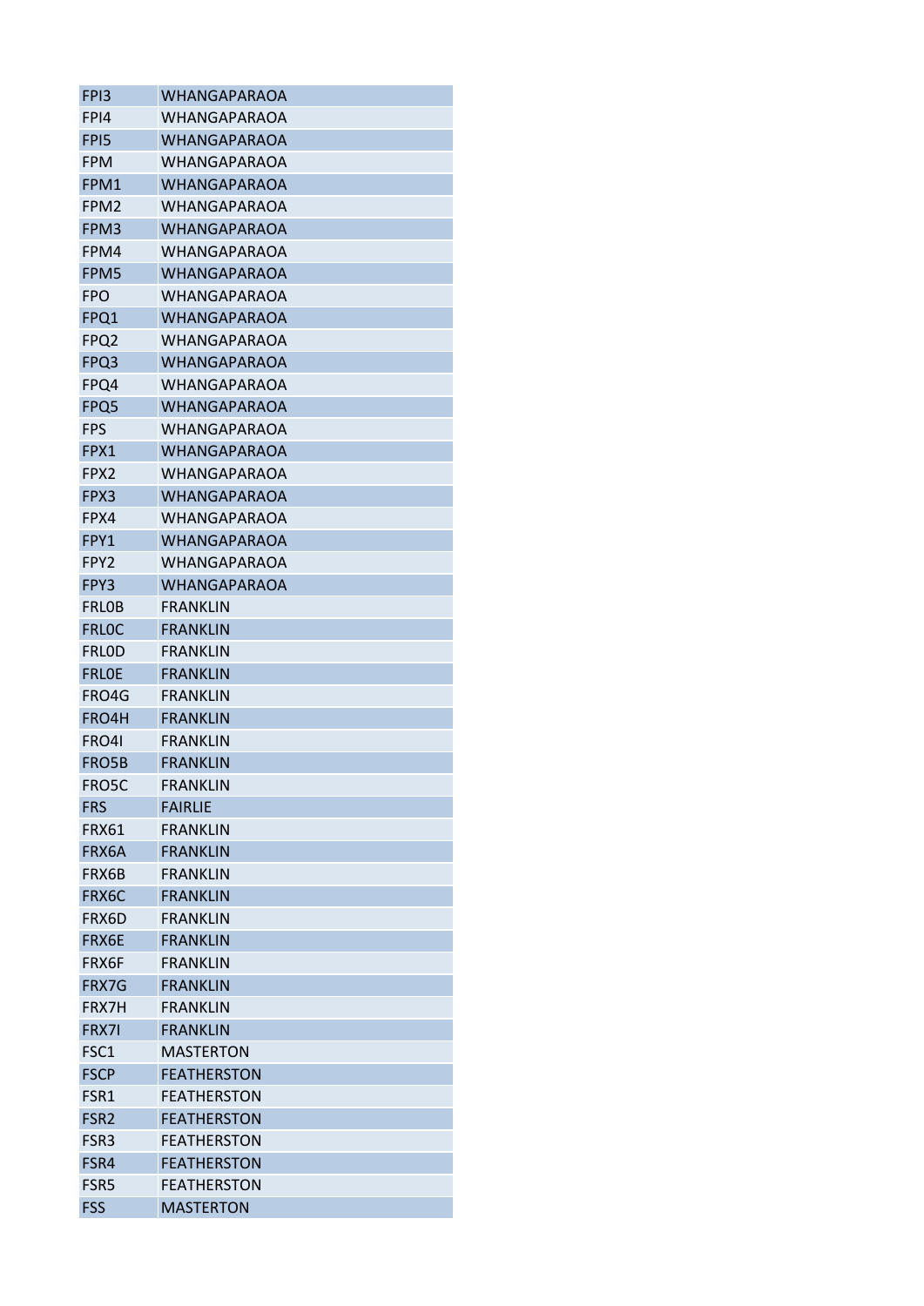| | |
|---|---|
| FPI3 | WHANGAPARAOA |
| FPI4 | WHANGAPARAOA |
| FPI5 | WHANGAPARAOA |
| FPM | WHANGAPARAOA |
| FPM1 | WHANGAPARAOA |
| FPM2 | WHANGAPARAOA |
| FPM3 | WHANGAPARAOA |
| FPM4 | WHANGAPARAOA |
| FPM5 | WHANGAPARAOA |
| FPO | WHANGAPARAOA |
| FPQ1 | WHANGAPARAOA |
| FPQ2 | WHANGAPARAOA |
| FPQ3 | WHANGAPARAOA |
| FPQ4 | WHANGAPARAOA |
| FPQ5 | WHANGAPARAOA |
| FPS | WHANGAPARAOA |
| FPX1 | WHANGAPARAOA |
| FPX2 | WHANGAPARAOA |
| FPX3 | WHANGAPARAOA |
| FPX4 | WHANGAPARAOA |
| FPY1 | WHANGAPARAOA |
| FPY2 | WHANGAPARAOA |
| FPY3 | WHANGAPARAOA |
| FRL0B | FRANKLIN |
| FRL0C | FRANKLIN |
| FRL0D | FRANKLIN |
| FRL0E | FRANKLIN |
| FRO4G | FRANKLIN |
| FRO4H | FRANKLIN |
| FRO4I | FRANKLIN |
| FRO5B | FRANKLIN |
| FRO5C | FRANKLIN |
| FRS | FAIRLIE |
| FRX61 | FRANKLIN |
| FRX6A | FRANKLIN |
| FRX6B | FRANKLIN |
| FRX6C | FRANKLIN |
| FRX6D | FRANKLIN |
| FRX6E | FRANKLIN |
| FRX6F | FRANKLIN |
| FRX7G | FRANKLIN |
| FRX7H | FRANKLIN |
| FRX7I | FRANKLIN |
| FSC1 | MASTERTON |
| FSCP | FEATHERSTON |
| FSR1 | FEATHERSTON |
| FSR2 | FEATHERSTON |
| FSR3 | FEATHERSTON |
| FSR4 | FEATHERSTON |
| FSR5 | FEATHERSTON |
| FSS | MASTERTON |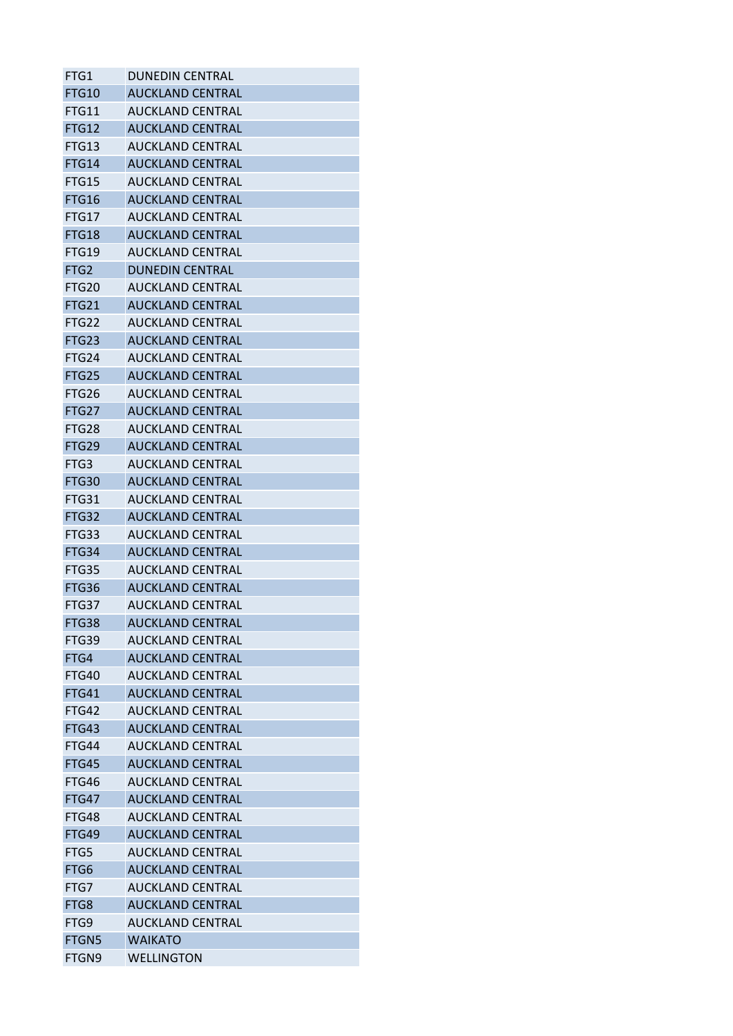| FTG1 | DUNEDIN CENTRAL |
|---|---|
| FTG10 | AUCKLAND CENTRAL |
| FTG11 | AUCKLAND CENTRAL |
| FTG12 | AUCKLAND CENTRAL |
| FTG13 | AUCKLAND CENTRAL |
| FTG14 | AUCKLAND CENTRAL |
| FTG15 | AUCKLAND CENTRAL |
| FTG16 | AUCKLAND CENTRAL |
| FTG17 | AUCKLAND CENTRAL |
| FTG18 | AUCKLAND CENTRAL |
| FTG19 | AUCKLAND CENTRAL |
| FTG2 | DUNEDIN CENTRAL |
| FTG20 | AUCKLAND CENTRAL |
| FTG21 | AUCKLAND CENTRAL |
| FTG22 | AUCKLAND CENTRAL |
| FTG23 | AUCKLAND CENTRAL |
| FTG24 | AUCKLAND CENTRAL |
| FTG25 | AUCKLAND CENTRAL |
| FTG26 | AUCKLAND CENTRAL |
| FTG27 | AUCKLAND CENTRAL |
| FTG28 | AUCKLAND CENTRAL |
| FTG29 | AUCKLAND CENTRAL |
| FTG3 | AUCKLAND CENTRAL |
| FTG30 | AUCKLAND CENTRAL |
| FTG31 | AUCKLAND CENTRAL |
| FTG32 | AUCKLAND CENTRAL |
| FTG33 | AUCKLAND CENTRAL |
| FTG34 | AUCKLAND CENTRAL |
| FTG35 | AUCKLAND CENTRAL |
| FTG36 | AUCKLAND CENTRAL |
| FTG37 | AUCKLAND CENTRAL |
| FTG38 | AUCKLAND CENTRAL |
| FTG39 | AUCKLAND CENTRAL |
| FTG4 | AUCKLAND CENTRAL |
| FTG40 | AUCKLAND CENTRAL |
| FTG41 | AUCKLAND CENTRAL |
| FTG42 | AUCKLAND CENTRAL |
| FTG43 | AUCKLAND CENTRAL |
| FTG44 | AUCKLAND CENTRAL |
| FTG45 | AUCKLAND CENTRAL |
| FTG46 | AUCKLAND CENTRAL |
| FTG47 | AUCKLAND CENTRAL |
| FTG48 | AUCKLAND CENTRAL |
| FTG49 | AUCKLAND CENTRAL |
| FTG5 | AUCKLAND CENTRAL |
| FTG6 | AUCKLAND CENTRAL |
| FTG7 | AUCKLAND CENTRAL |
| FTG8 | AUCKLAND CENTRAL |
| FTG9 | AUCKLAND CENTRAL |
| FTGN5 | WAIKATO |
| FTGN9 | WELLINGTON |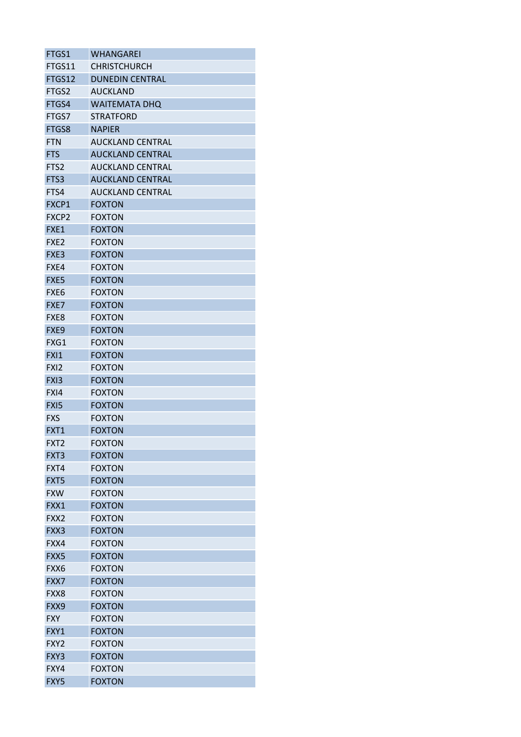| | |
|---|---|
| FTGS1 | WHANGAREI |
| FTGS11 | CHRISTCHURCH |
| FTGS12 | DUNEDIN CENTRAL |
| FTGS2 | AUCKLAND |
| FTGS4 | WAITEMATA DHQ |
| FTGS7 | STRATFORD |
| FTGS8 | NAPIER |
| FTN | AUCKLAND CENTRAL |
| FTS | AUCKLAND CENTRAL |
| FTS2 | AUCKLAND CENTRAL |
| FTS3 | AUCKLAND CENTRAL |
| FTS4 | AUCKLAND CENTRAL |
| FXCP1 | FOXTON |
| FXCP2 | FOXTON |
| FXE1 | FOXTON |
| FXE2 | FOXTON |
| FXE3 | FOXTON |
| FXE4 | FOXTON |
| FXE5 | FOXTON |
| FXE6 | FOXTON |
| FXE7 | FOXTON |
| FXE8 | FOXTON |
| FXE9 | FOXTON |
| FXG1 | FOXTON |
| FXI1 | FOXTON |
| FXI2 | FOXTON |
| FXI3 | FOXTON |
| FXI4 | FOXTON |
| FXI5 | FOXTON |
| FXS | FOXTON |
| FXT1 | FOXTON |
| FXT2 | FOXTON |
| FXT3 | FOXTON |
| FXT4 | FOXTON |
| FXT5 | FOXTON |
| FXW | FOXTON |
| FXX1 | FOXTON |
| FXX2 | FOXTON |
| FXX3 | FOXTON |
| FXX4 | FOXTON |
| FXX5 | FOXTON |
| FXX6 | FOXTON |
| FXX7 | FOXTON |
| FXX8 | FOXTON |
| FXX9 | FOXTON |
| FXY | FOXTON |
| FXY1 | FOXTON |
| FXY2 | FOXTON |
| FXY3 | FOXTON |
| FXY4 | FOXTON |
| FXY5 | FOXTON |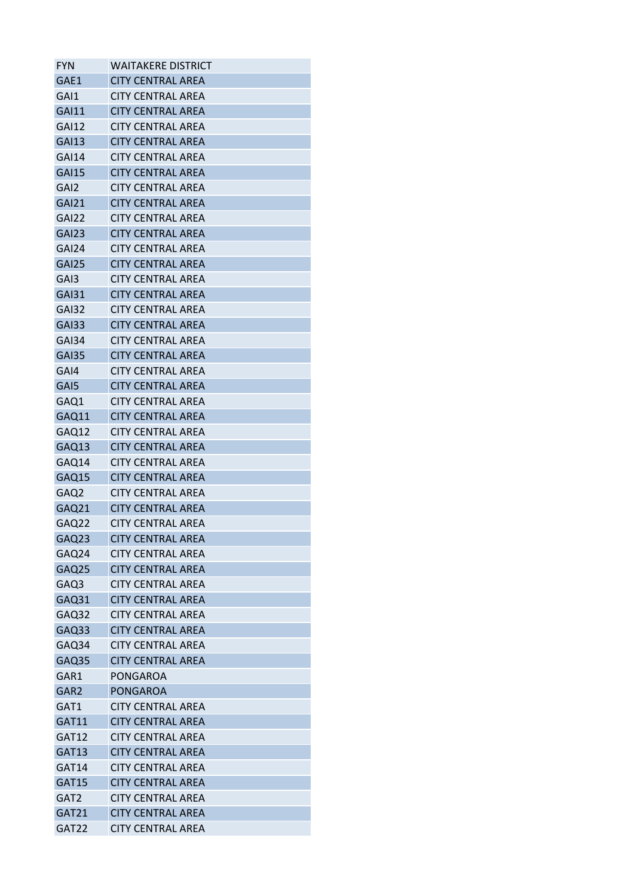| FYN | WAITAKERE DISTRICT |
|---|---|
| GAE1 | CITY CENTRAL AREA |
| GAI1 | CITY CENTRAL AREA |
| GAI11 | CITY CENTRAL AREA |
| GAI12 | CITY CENTRAL AREA |
| GAI13 | CITY CENTRAL AREA |
| GAI14 | CITY CENTRAL AREA |
| GAI15 | CITY CENTRAL AREA |
| GAI2 | CITY CENTRAL AREA |
| GAI21 | CITY CENTRAL AREA |
| GAI22 | CITY CENTRAL AREA |
| GAI23 | CITY CENTRAL AREA |
| GAI24 | CITY CENTRAL AREA |
| GAI25 | CITY CENTRAL AREA |
| GAI3 | CITY CENTRAL AREA |
| GAI31 | CITY CENTRAL AREA |
| GAI32 | CITY CENTRAL AREA |
| GAI33 | CITY CENTRAL AREA |
| GAI34 | CITY CENTRAL AREA |
| GAI35 | CITY CENTRAL AREA |
| GAI4 | CITY CENTRAL AREA |
| GAI5 | CITY CENTRAL AREA |
| GAQ1 | CITY CENTRAL AREA |
| GAQ11 | CITY CENTRAL AREA |
| GAQ12 | CITY CENTRAL AREA |
| GAQ13 | CITY CENTRAL AREA |
| GAQ14 | CITY CENTRAL AREA |
| GAQ15 | CITY CENTRAL AREA |
| GAQ2 | CITY CENTRAL AREA |
| GAQ21 | CITY CENTRAL AREA |
| GAQ22 | CITY CENTRAL AREA |
| GAQ23 | CITY CENTRAL AREA |
| GAQ24 | CITY CENTRAL AREA |
| GAQ25 | CITY CENTRAL AREA |
| GAQ3 | CITY CENTRAL AREA |
| GAQ31 | CITY CENTRAL AREA |
| GAQ32 | CITY CENTRAL AREA |
| GAQ33 | CITY CENTRAL AREA |
| GAQ34 | CITY CENTRAL AREA |
| GAQ35 | CITY CENTRAL AREA |
| GAR1 | PONGAROA |
| GAR2 | PONGAROA |
| GAT1 | CITY CENTRAL AREA |
| GAT11 | CITY CENTRAL AREA |
| GAT12 | CITY CENTRAL AREA |
| GAT13 | CITY CENTRAL AREA |
| GAT14 | CITY CENTRAL AREA |
| GAT15 | CITY CENTRAL AREA |
| GAT2 | CITY CENTRAL AREA |
| GAT21 | CITY CENTRAL AREA |
| GAT22 | CITY CENTRAL AREA |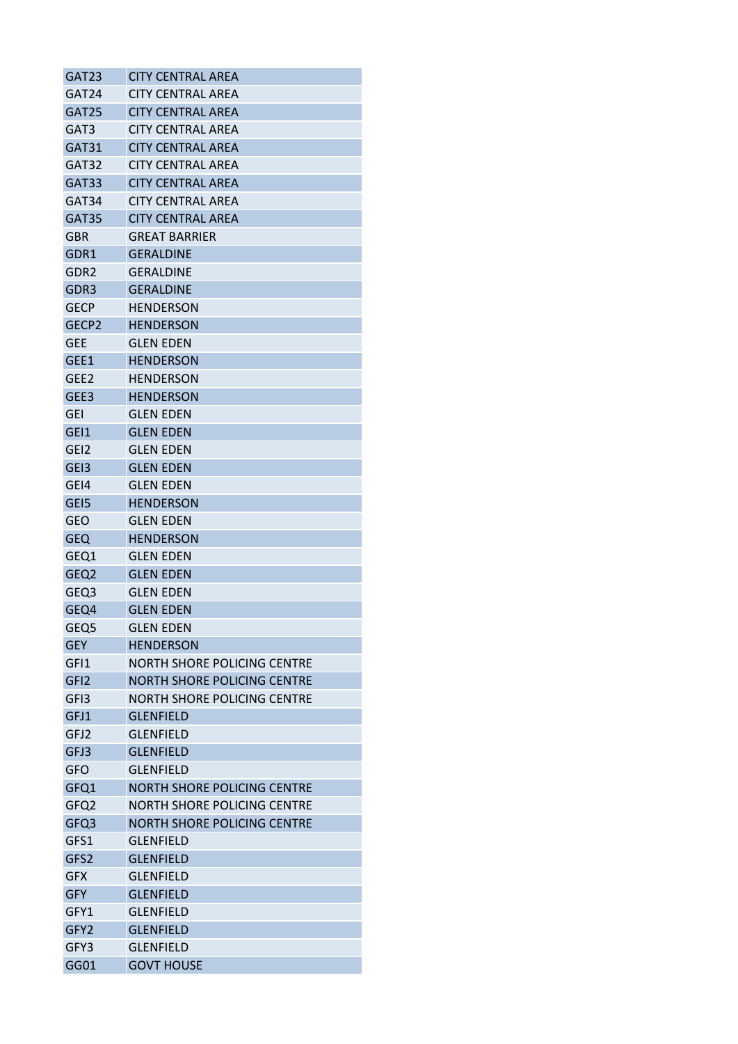| GAT23 | CITY CENTRAL AREA |
|---|---|
| GAT24 | CITY CENTRAL AREA |
| GAT25 | CITY CENTRAL AREA |
| GAT3 | CITY CENTRAL AREA |
| GAT31 | CITY CENTRAL AREA |
| GAT32 | CITY CENTRAL AREA |
| GAT33 | CITY CENTRAL AREA |
| GAT34 | CITY CENTRAL AREA |
| GAT35 | CITY CENTRAL AREA |
| GBR | GREAT BARRIER |
| GDR1 | GERALDINE |
| GDR2 | GERALDINE |
| GDR3 | GERALDINE |
| GECP | HENDERSON |
| GECP2 | HENDERSON |
| GEE | GLEN EDEN |
| GEE1 | HENDERSON |
| GEE2 | HENDERSON |
| GEE3 | HENDERSON |
| GEI | GLEN EDEN |
| GEI1 | GLEN EDEN |
| GEI2 | GLEN EDEN |
| GEI3 | GLEN EDEN |
| GEI4 | GLEN EDEN |
| GEI5 | HENDERSON |
| GEO | GLEN EDEN |
| GEQ | HENDERSON |
| GEQ1 | GLEN EDEN |
| GEQ2 | GLEN EDEN |
| GEQ3 | GLEN EDEN |
| GEQ4 | GLEN EDEN |
| GEQ5 | GLEN EDEN |
| GEY | HENDERSON |
| GFI1 | NORTH SHORE POLICING CENTRE |
| GFI2 | NORTH SHORE POLICING CENTRE |
| GFI3 | NORTH SHORE POLICING CENTRE |
| GFJ1 | GLENFIELD |
| GFJ2 | GLENFIELD |
| GFJ3 | GLENFIELD |
| GFO | GLENFIELD |
| GFQ1 | NORTH SHORE POLICING CENTRE |
| GFQ2 | NORTH SHORE POLICING CENTRE |
| GFQ3 | NORTH SHORE POLICING CENTRE |
| GFS1 | GLENFIELD |
| GFS2 | GLENFIELD |
| GFX | GLENFIELD |
| GFY | GLENFIELD |
| GFY1 | GLENFIELD |
| GFY2 | GLENFIELD |
| GFY3 | GLENFIELD |
| GG01 | GOVT HOUSE |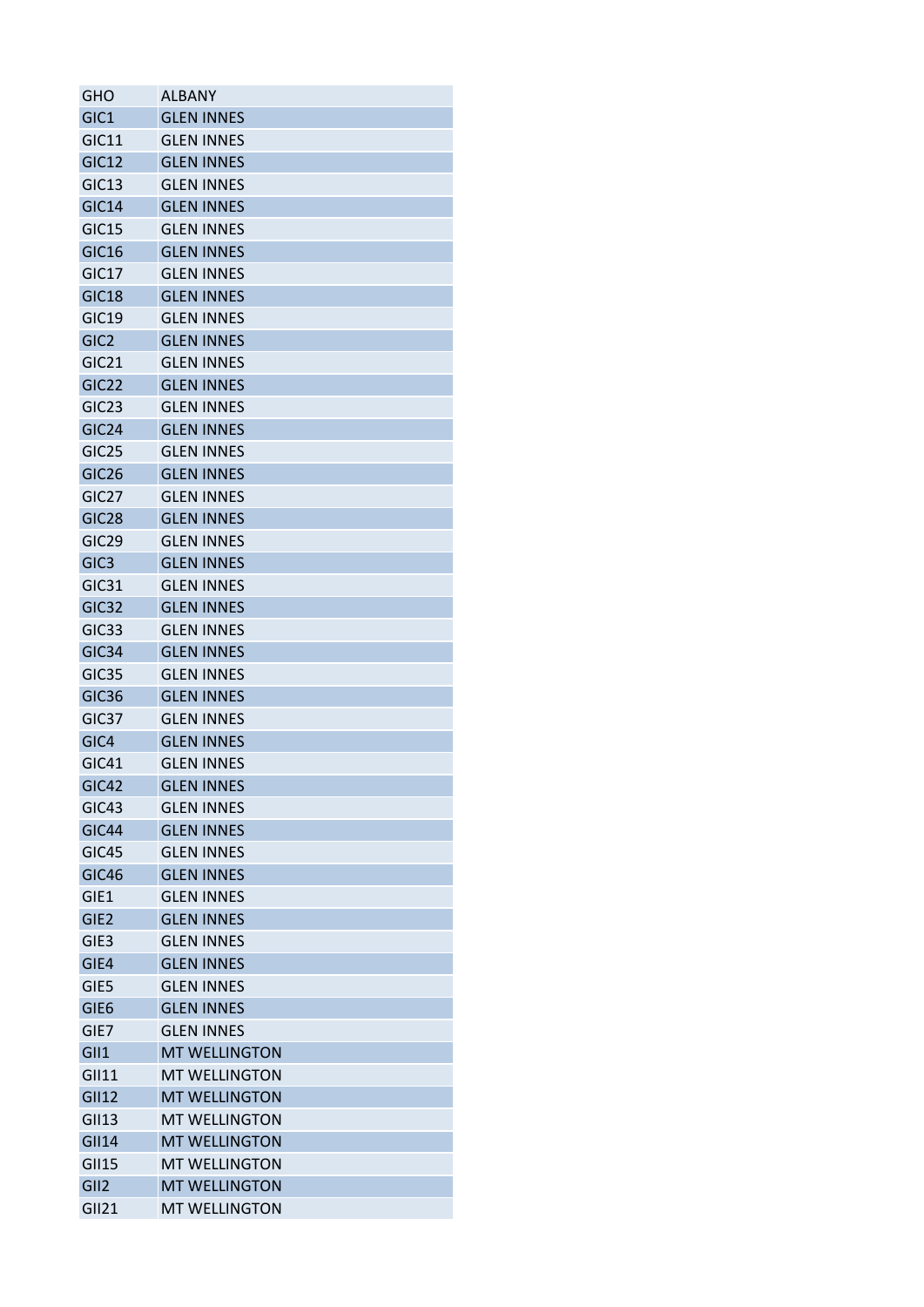| GHO | ALBANY |
|---|---|
| GIC1 | GLEN INNES |
| GIC11 | GLEN INNES |
| GIC12 | GLEN INNES |
| GIC13 | GLEN INNES |
| GIC14 | GLEN INNES |
| GIC15 | GLEN INNES |
| GIC16 | GLEN INNES |
| GIC17 | GLEN INNES |
| GIC18 | GLEN INNES |
| GIC19 | GLEN INNES |
| GIC2 | GLEN INNES |
| GIC21 | GLEN INNES |
| GIC22 | GLEN INNES |
| GIC23 | GLEN INNES |
| GIC24 | GLEN INNES |
| GIC25 | GLEN INNES |
| GIC26 | GLEN INNES |
| GIC27 | GLEN INNES |
| GIC28 | GLEN INNES |
| GIC29 | GLEN INNES |
| GIC3 | GLEN INNES |
| GIC31 | GLEN INNES |
| GIC32 | GLEN INNES |
| GIC33 | GLEN INNES |
| GIC34 | GLEN INNES |
| GIC35 | GLEN INNES |
| GIC36 | GLEN INNES |
| GIC37 | GLEN INNES |
| GIC4 | GLEN INNES |
| GIC41 | GLEN INNES |
| GIC42 | GLEN INNES |
| GIC43 | GLEN INNES |
| GIC44 | GLEN INNES |
| GIC45 | GLEN INNES |
| GIC46 | GLEN INNES |
| GIE1 | GLEN INNES |
| GIE2 | GLEN INNES |
| GIE3 | GLEN INNES |
| GIE4 | GLEN INNES |
| GIE5 | GLEN INNES |
| GIE6 | GLEN INNES |
| GIE7 | GLEN INNES |
| GII1 | MT WELLINGTON |
| GII11 | MT WELLINGTON |
| GII12 | MT WELLINGTON |
| GII13 | MT WELLINGTON |
| GII14 | MT WELLINGTON |
| GII15 | MT WELLINGTON |
| GII2 | MT WELLINGTON |
| GII21 | MT WELLINGTON |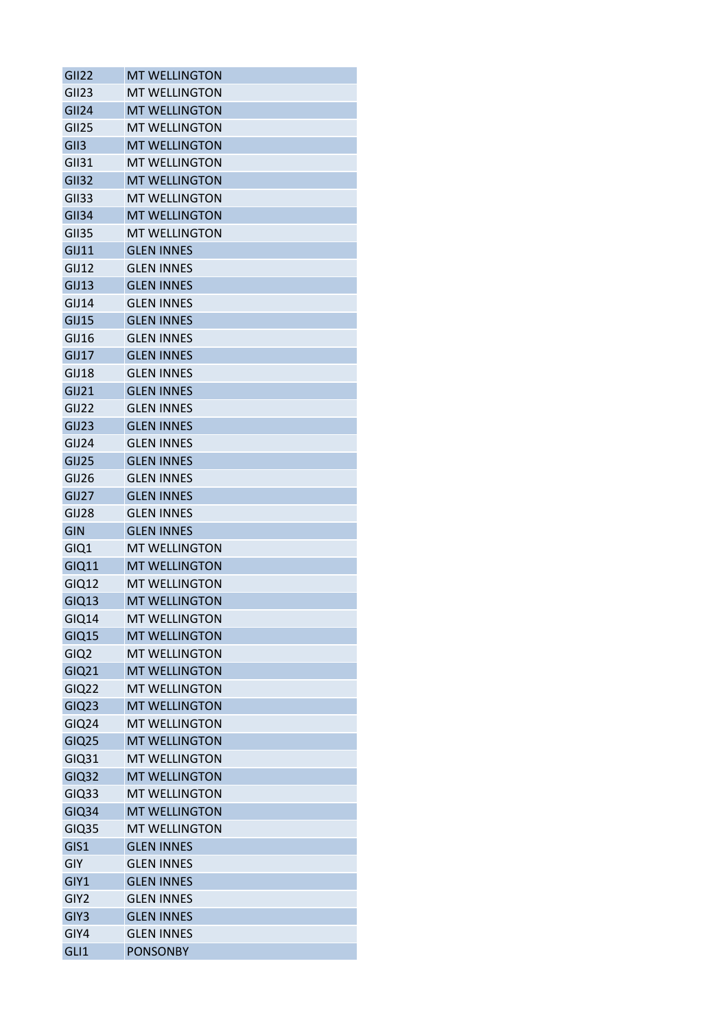| GII22 | MT WELLINGTON |
|---|---|
| GII23 | MT WELLINGTON |
| GII24 | MT WELLINGTON |
| GII25 | MT WELLINGTON |
| GII3 | MT WELLINGTON |
| GII31 | MT WELLINGTON |
| GII32 | MT WELLINGTON |
| GII33 | MT WELLINGTON |
| GII34 | MT WELLINGTON |
| GII35 | MT WELLINGTON |
| GIJ11 | GLEN INNES |
| GIJ12 | GLEN INNES |
| GIJ13 | GLEN INNES |
| GIJ14 | GLEN INNES |
| GIJ15 | GLEN INNES |
| GIJ16 | GLEN INNES |
| GIJ17 | GLEN INNES |
| GIJ18 | GLEN INNES |
| GIJ21 | GLEN INNES |
| GIJ22 | GLEN INNES |
| GIJ23 | GLEN INNES |
| GIJ24 | GLEN INNES |
| GIJ25 | GLEN INNES |
| GIJ26 | GLEN INNES |
| GIJ27 | GLEN INNES |
| GIJ28 | GLEN INNES |
| GIN | GLEN INNES |
| GIQ1 | MT WELLINGTON |
| GIQ11 | MT WELLINGTON |
| GIQ12 | MT WELLINGTON |
| GIQ13 | MT WELLINGTON |
| GIQ14 | MT WELLINGTON |
| GIQ15 | MT WELLINGTON |
| GIQ2 | MT WELLINGTON |
| GIQ21 | MT WELLINGTON |
| GIQ22 | MT WELLINGTON |
| GIQ23 | MT WELLINGTON |
| GIQ24 | MT WELLINGTON |
| GIQ25 | MT WELLINGTON |
| GIQ31 | MT WELLINGTON |
| GIQ32 | MT WELLINGTON |
| GIQ33 | MT WELLINGTON |
| GIQ34 | MT WELLINGTON |
| GIQ35 | MT WELLINGTON |
| GIS1 | GLEN INNES |
| GIY | GLEN INNES |
| GIY1 | GLEN INNES |
| GIY2 | GLEN INNES |
| GIY3 | GLEN INNES |
| GIY4 | GLEN INNES |
| GLI1 | PONSONBY |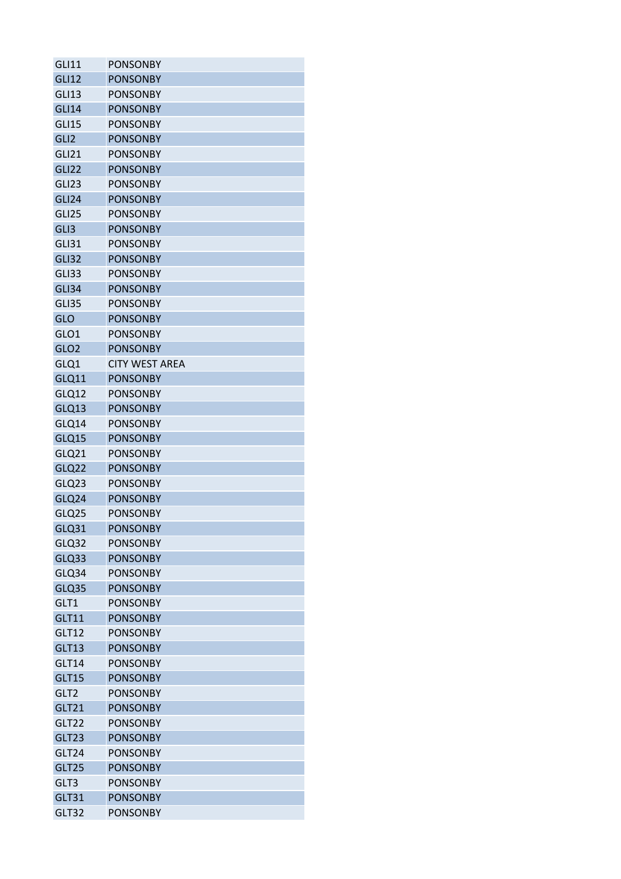| GLI11 | PONSONBY |
|---|---|
| GLI12 | PONSONBY |
| GLI13 | PONSONBY |
| GLI14 | PONSONBY |
| GLI15 | PONSONBY |
| GLI2 | PONSONBY |
| GLI21 | PONSONBY |
| GLI22 | PONSONBY |
| GLI23 | PONSONBY |
| GLI24 | PONSONBY |
| GLI25 | PONSONBY |
| GLI3 | PONSONBY |
| GLI31 | PONSONBY |
| GLI32 | PONSONBY |
| GLI33 | PONSONBY |
| GLI34 | PONSONBY |
| GLI35 | PONSONBY |
| GLO | PONSONBY |
| GLO1 | PONSONBY |
| GLO2 | PONSONBY |
| GLQ1 | CITY WEST AREA |
| GLQ11 | PONSONBY |
| GLQ12 | PONSONBY |
| GLQ13 | PONSONBY |
| GLQ14 | PONSONBY |
| GLQ15 | PONSONBY |
| GLQ21 | PONSONBY |
| GLQ22 | PONSONBY |
| GLQ23 | PONSONBY |
| GLQ24 | PONSONBY |
| GLQ25 | PONSONBY |
| GLQ31 | PONSONBY |
| GLQ32 | PONSONBY |
| GLQ33 | PONSONBY |
| GLQ34 | PONSONBY |
| GLQ35 | PONSONBY |
| GLT1 | PONSONBY |
| GLT11 | PONSONBY |
| GLT12 | PONSONBY |
| GLT13 | PONSONBY |
| GLT14 | PONSONBY |
| GLT15 | PONSONBY |
| GLT2 | PONSONBY |
| GLT21 | PONSONBY |
| GLT22 | PONSONBY |
| GLT23 | PONSONBY |
| GLT24 | PONSONBY |
| GLT25 | PONSONBY |
| GLT3 | PONSONBY |
| GLT31 | PONSONBY |
| GLT32 | PONSONBY |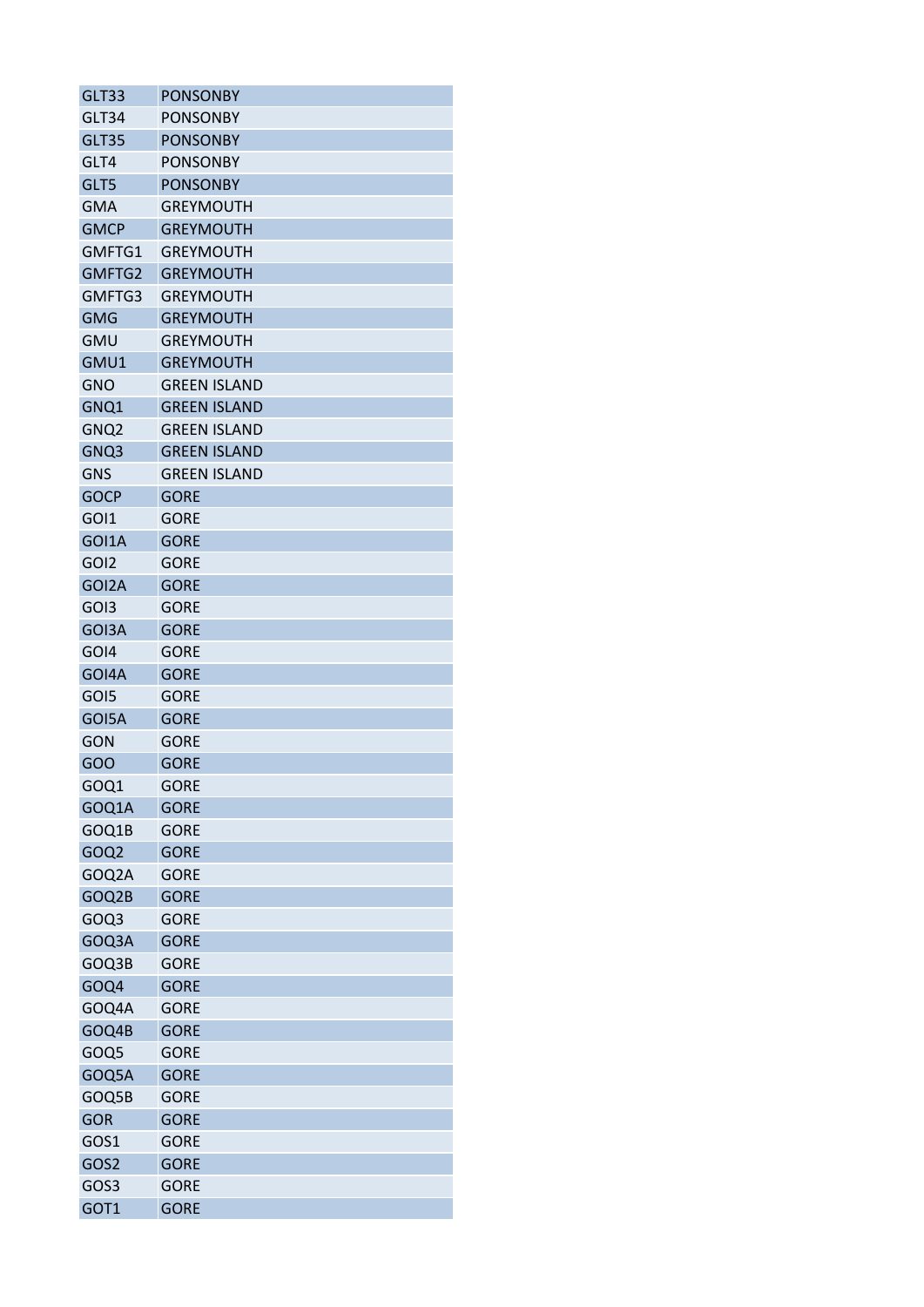| GLT33 | PONSONBY |
|---|---|
| GLT34 | PONSONBY |
| GLT35 | PONSONBY |
| GLT4 | PONSONBY |
| GLT5 | PONSONBY |
| GMA | GREYMOUTH |
| GMCP | GREYMOUTH |
| GMFTG1 | GREYMOUTH |
| GMFTG2 | GREYMOUTH |
| GMFTG3 | GREYMOUTH |
| GMG | GREYMOUTH |
| GMU | GREYMOUTH |
| GMU1 | GREYMOUTH |
| GNO | GREEN ISLAND |
| GNQ1 | GREEN ISLAND |
| GNQ2 | GREEN ISLAND |
| GNQ3 | GREEN ISLAND |
| GNS | GREEN ISLAND |
| GOCP | GORE |
| GOI1 | GORE |
| GOI1A | GORE |
| GOI2 | GORE |
| GOI2A | GORE |
| GOI3 | GORE |
| GOI3A | GORE |
| GOI4 | GORE |
| GOI4A | GORE |
| GOI5 | GORE |
| GOI5A | GORE |
| GON | GORE |
| GOO | GORE |
| GOQ1 | GORE |
| GOQ1A | GORE |
| GOQ1B | GORE |
| GOQ2 | GORE |
| GOQ2A | GORE |
| GOQ2B | GORE |
| GOQ3 | GORE |
| GOQ3A | GORE |
| GOQ3B | GORE |
| GOQ4 | GORE |
| GOQ4A | GORE |
| GOQ4B | GORE |
| GOQ5 | GORE |
| GOQ5A | GORE |
| GOQ5B | GORE |
| GOR | GORE |
| GOS1 | GORE |
| GOS2 | GORE |
| GOS3 | GORE |
| GOT1 | GORE |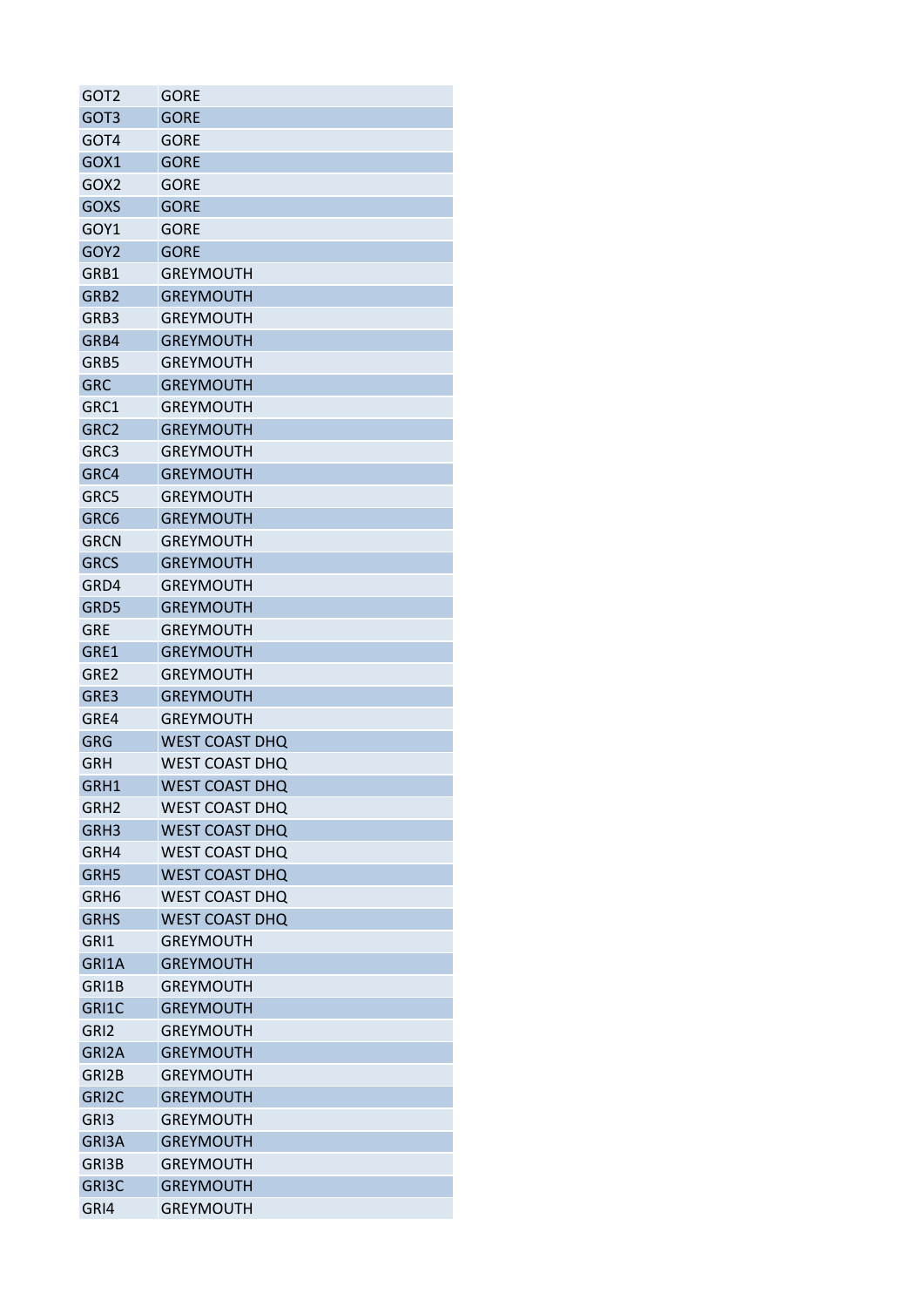| | |
|---|---|
| GOT2 | GORE |
| GOT3 | GORE |
| GOT4 | GORE |
| GOX1 | GORE |
| GOX2 | GORE |
| GOXS | GORE |
| GOY1 | GORE |
| GOY2 | GORE |
| GRB1 | GREYMOUTH |
| GRB2 | GREYMOUTH |
| GRB3 | GREYMOUTH |
| GRB4 | GREYMOUTH |
| GRB5 | GREYMOUTH |
| GRC | GREYMOUTH |
| GRC1 | GREYMOUTH |
| GRC2 | GREYMOUTH |
| GRC3 | GREYMOUTH |
| GRC4 | GREYMOUTH |
| GRC5 | GREYMOUTH |
| GRC6 | GREYMOUTH |
| GRCN | GREYMOUTH |
| GRCS | GREYMOUTH |
| GRD4 | GREYMOUTH |
| GRD5 | GREYMOUTH |
| GRE | GREYMOUTH |
| GRE1 | GREYMOUTH |
| GRE2 | GREYMOUTH |
| GRE3 | GREYMOUTH |
| GRE4 | GREYMOUTH |
| GRG | WEST COAST DHQ |
| GRH | WEST COAST DHQ |
| GRH1 | WEST COAST DHQ |
| GRH2 | WEST COAST DHQ |
| GRH3 | WEST COAST DHQ |
| GRH4 | WEST COAST DHQ |
| GRH5 | WEST COAST DHQ |
| GRH6 | WEST COAST DHQ |
| GRHS | WEST COAST DHQ |
| GRI1 | GREYMOUTH |
| GRI1A | GREYMOUTH |
| GRI1B | GREYMOUTH |
| GRI1C | GREYMOUTH |
| GRI2 | GREYMOUTH |
| GRI2A | GREYMOUTH |
| GRI2B | GREYMOUTH |
| GRI2C | GREYMOUTH |
| GRI3 | GREYMOUTH |
| GRI3A | GREYMOUTH |
| GRI3B | GREYMOUTH |
| GRI3C | GREYMOUTH |
| GRI4 | GREYMOUTH |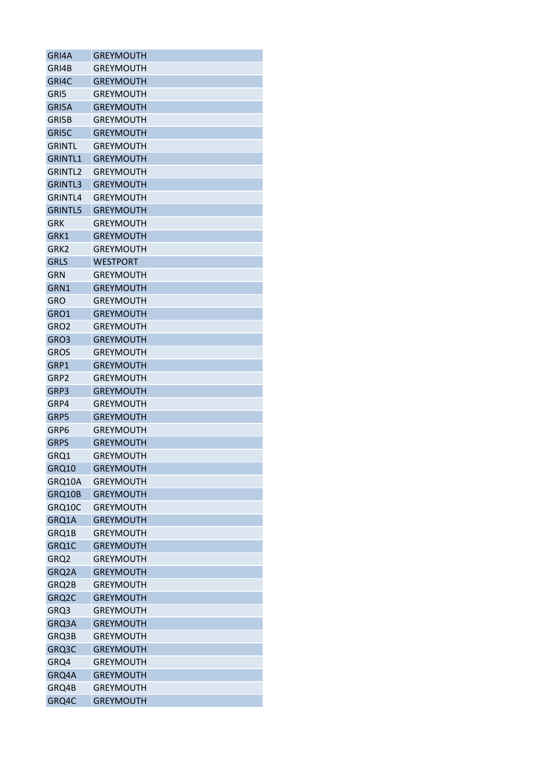| | |
|---|---|
| GRI4A | GREYMOUTH |
| GRI4B | GREYMOUTH |
| GRI4C | GREYMOUTH |
| GRI5 | GREYMOUTH |
| GRI5A | GREYMOUTH |
| GRI5B | GREYMOUTH |
| GRI5C | GREYMOUTH |
| GRINTL | GREYMOUTH |
| GRINTL1 | GREYMOUTH |
| GRINTL2 | GREYMOUTH |
| GRINTL3 | GREYMOUTH |
| GRINTL4 | GREYMOUTH |
| GRINTL5 | GREYMOUTH |
| GRK | GREYMOUTH |
| GRK1 | GREYMOUTH |
| GRK2 | GREYMOUTH |
| GRLS | WESTPORT |
| GRN | GREYMOUTH |
| GRN1 | GREYMOUTH |
| GRO | GREYMOUTH |
| GRO1 | GREYMOUTH |
| GRO2 | GREYMOUTH |
| GRO3 | GREYMOUTH |
| GROS | GREYMOUTH |
| GRP1 | GREYMOUTH |
| GRP2 | GREYMOUTH |
| GRP3 | GREYMOUTH |
| GRP4 | GREYMOUTH |
| GRP5 | GREYMOUTH |
| GRP6 | GREYMOUTH |
| GRPS | GREYMOUTH |
| GRQ1 | GREYMOUTH |
| GRQ10 | GREYMOUTH |
| GRQ10A | GREYMOUTH |
| GRQ10B | GREYMOUTH |
| GRQ10C | GREYMOUTH |
| GRQ1A | GREYMOUTH |
| GRQ1B | GREYMOUTH |
| GRQ1C | GREYMOUTH |
| GRQ2 | GREYMOUTH |
| GRQ2A | GREYMOUTH |
| GRQ2B | GREYMOUTH |
| GRQ2C | GREYMOUTH |
| GRQ3 | GREYMOUTH |
| GRQ3A | GREYMOUTH |
| GRQ3B | GREYMOUTH |
| GRQ3C | GREYMOUTH |
| GRQ4 | GREYMOUTH |
| GRQ4A | GREYMOUTH |
| GRQ4B | GREYMOUTH |
| GRQ4C | GREYMOUTH |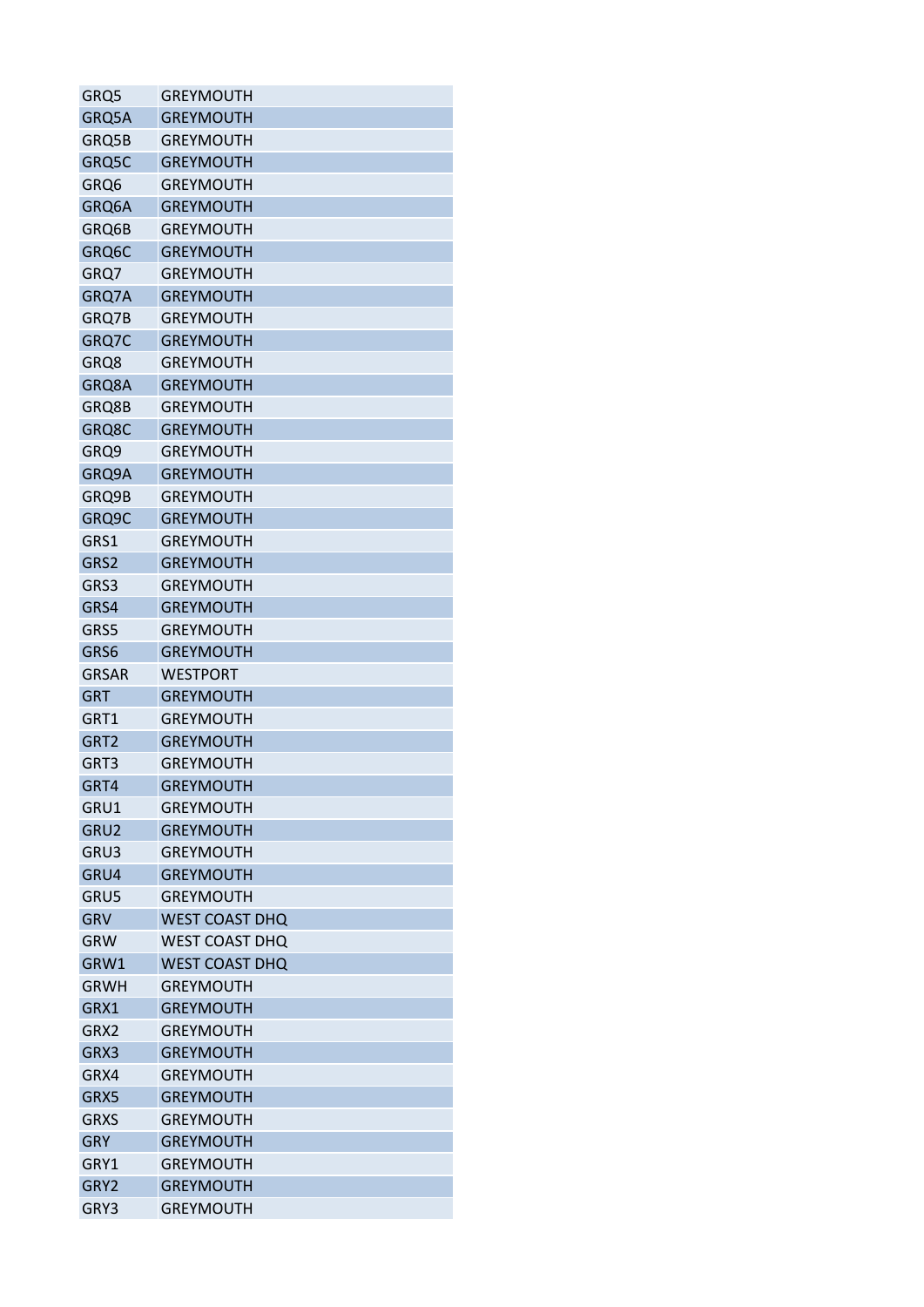| GRQ5 | GREYMOUTH |
|---|---|
| GRQ5A | GREYMOUTH |
| GRQ5B | GREYMOUTH |
| GRQ5C | GREYMOUTH |
| GRQ6 | GREYMOUTH |
| GRQ6A | GREYMOUTH |
| GRQ6B | GREYMOUTH |
| GRQ6C | GREYMOUTH |
| GRQ7 | GREYMOUTH |
| GRQ7A | GREYMOUTH |
| GRQ7B | GREYMOUTH |
| GRQ7C | GREYMOUTH |
| GRQ8 | GREYMOUTH |
| GRQ8A | GREYMOUTH |
| GRQ8B | GREYMOUTH |
| GRQ8C | GREYMOUTH |
| GRQ9 | GREYMOUTH |
| GRQ9A | GREYMOUTH |
| GRQ9B | GREYMOUTH |
| GRQ9C | GREYMOUTH |
| GRS1 | GREYMOUTH |
| GRS2 | GREYMOUTH |
| GRS3 | GREYMOUTH |
| GRS4 | GREYMOUTH |
| GRS5 | GREYMOUTH |
| GRS6 | GREYMOUTH |
| GRSAR | WESTPORT |
| GRT | GREYMOUTH |
| GRT1 | GREYMOUTH |
| GRT2 | GREYMOUTH |
| GRT3 | GREYMOUTH |
| GRT4 | GREYMOUTH |
| GRU1 | GREYMOUTH |
| GRU2 | GREYMOUTH |
| GRU3 | GREYMOUTH |
| GRU4 | GREYMOUTH |
| GRU5 | GREYMOUTH |
| GRV | WEST COAST DHQ |
| GRW | WEST COAST DHQ |
| GRW1 | WEST COAST DHQ |
| GRWH | GREYMOUTH |
| GRX1 | GREYMOUTH |
| GRX2 | GREYMOUTH |
| GRX3 | GREYMOUTH |
| GRX4 | GREYMOUTH |
| GRX5 | GREYMOUTH |
| GRXS | GREYMOUTH |
| GRY | GREYMOUTH |
| GRY1 | GREYMOUTH |
| GRY2 | GREYMOUTH |
| GRY3 | GREYMOUTH |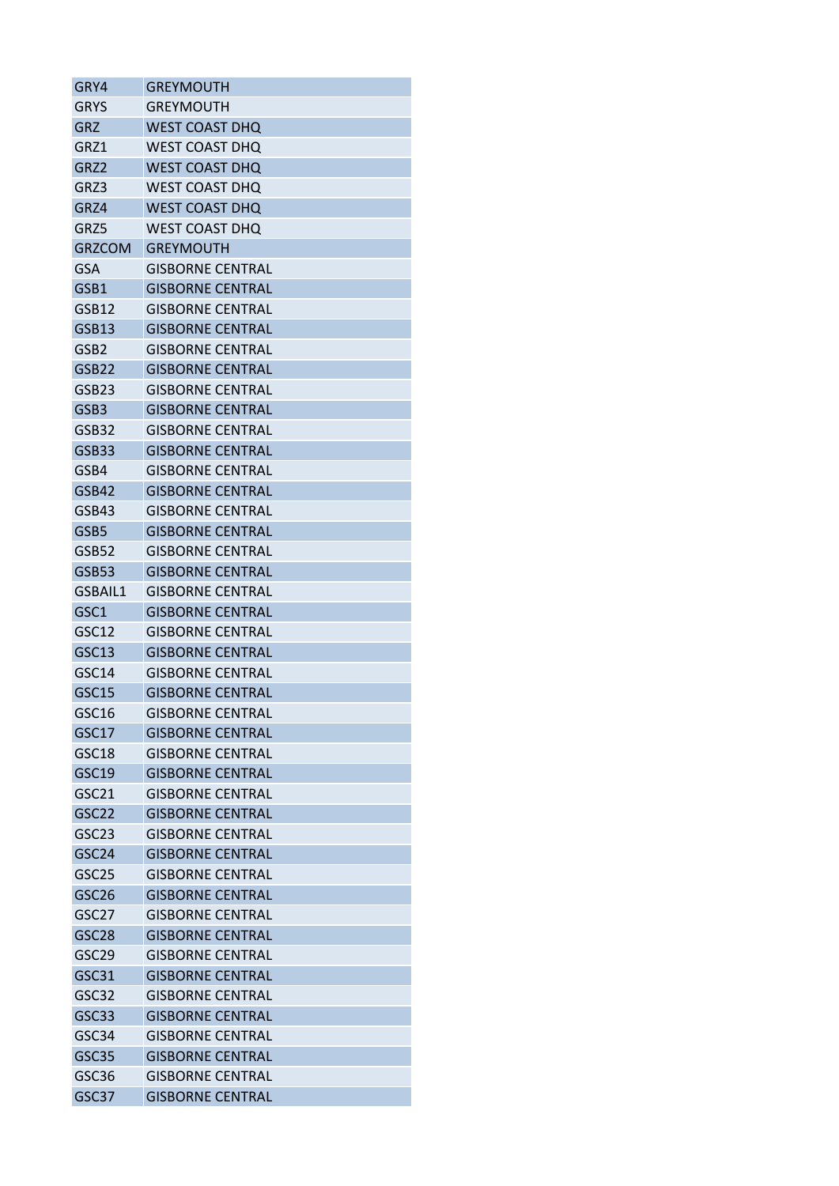| GRY4 | GREYMOUTH |
|---|---|
| GRYS | GREYMOUTH |
| GRZ | WEST COAST DHQ |
| GRZ1 | WEST COAST DHQ |
| GRZ2 | WEST COAST DHQ |
| GRZ3 | WEST COAST DHQ |
| GRZ4 | WEST COAST DHQ |
| GRZ5 | WEST COAST DHQ |
| GRZCOM | GREYMOUTH |
| GSA | GISBORNE CENTRAL |
| GSB1 | GISBORNE CENTRAL |
| GSB12 | GISBORNE CENTRAL |
| GSB13 | GISBORNE CENTRAL |
| GSB2 | GISBORNE CENTRAL |
| GSB22 | GISBORNE CENTRAL |
| GSB23 | GISBORNE CENTRAL |
| GSB3 | GISBORNE CENTRAL |
| GSB32 | GISBORNE CENTRAL |
| GSB33 | GISBORNE CENTRAL |
| GSB4 | GISBORNE CENTRAL |
| GSB42 | GISBORNE CENTRAL |
| GSB43 | GISBORNE CENTRAL |
| GSB5 | GISBORNE CENTRAL |
| GSB52 | GISBORNE CENTRAL |
| GSB53 | GISBORNE CENTRAL |
| GSBAIL1 | GISBORNE CENTRAL |
| GSC1 | GISBORNE CENTRAL |
| GSC12 | GISBORNE CENTRAL |
| GSC13 | GISBORNE CENTRAL |
| GSC14 | GISBORNE CENTRAL |
| GSC15 | GISBORNE CENTRAL |
| GSC16 | GISBORNE CENTRAL |
| GSC17 | GISBORNE CENTRAL |
| GSC18 | GISBORNE CENTRAL |
| GSC19 | GISBORNE CENTRAL |
| GSC21 | GISBORNE CENTRAL |
| GSC22 | GISBORNE CENTRAL |
| GSC23 | GISBORNE CENTRAL |
| GSC24 | GISBORNE CENTRAL |
| GSC25 | GISBORNE CENTRAL |
| GSC26 | GISBORNE CENTRAL |
| GSC27 | GISBORNE CENTRAL |
| GSC28 | GISBORNE CENTRAL |
| GSC29 | GISBORNE CENTRAL |
| GSC31 | GISBORNE CENTRAL |
| GSC32 | GISBORNE CENTRAL |
| GSC33 | GISBORNE CENTRAL |
| GSC34 | GISBORNE CENTRAL |
| GSC35 | GISBORNE CENTRAL |
| GSC36 | GISBORNE CENTRAL |
| GSC37 | GISBORNE CENTRAL |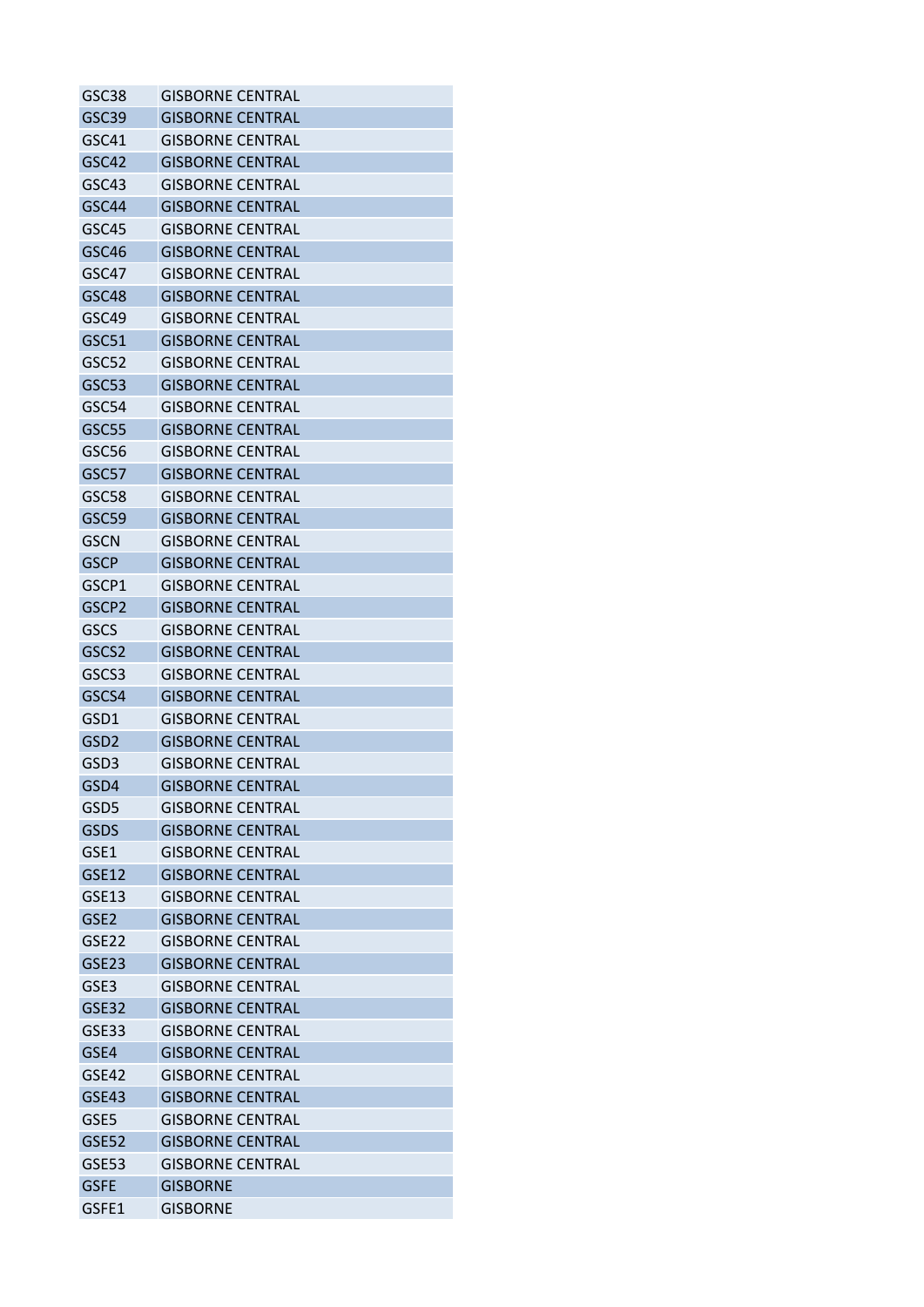| | |
|---|---|
| GSC38 | GISBORNE CENTRAL |
| GSC39 | GISBORNE CENTRAL |
| GSC41 | GISBORNE CENTRAL |
| GSC42 | GISBORNE CENTRAL |
| GSC43 | GISBORNE CENTRAL |
| GSC44 | GISBORNE CENTRAL |
| GSC45 | GISBORNE CENTRAL |
| GSC46 | GISBORNE CENTRAL |
| GSC47 | GISBORNE CENTRAL |
| GSC48 | GISBORNE CENTRAL |
| GSC49 | GISBORNE CENTRAL |
| GSC51 | GISBORNE CENTRAL |
| GSC52 | GISBORNE CENTRAL |
| GSC53 | GISBORNE CENTRAL |
| GSC54 | GISBORNE CENTRAL |
| GSC55 | GISBORNE CENTRAL |
| GSC56 | GISBORNE CENTRAL |
| GSC57 | GISBORNE CENTRAL |
| GSC58 | GISBORNE CENTRAL |
| GSC59 | GISBORNE CENTRAL |
| GSCN | GISBORNE CENTRAL |
| GSCP | GISBORNE CENTRAL |
| GSCP1 | GISBORNE CENTRAL |
| GSCP2 | GISBORNE CENTRAL |
| GSCS | GISBORNE CENTRAL |
| GSCS2 | GISBORNE CENTRAL |
| GSCS3 | GISBORNE CENTRAL |
| GSCS4 | GISBORNE CENTRAL |
| GSD1 | GISBORNE CENTRAL |
| GSD2 | GISBORNE CENTRAL |
| GSD3 | GISBORNE CENTRAL |
| GSD4 | GISBORNE CENTRAL |
| GSD5 | GISBORNE CENTRAL |
| GSDS | GISBORNE CENTRAL |
| GSE1 | GISBORNE CENTRAL |
| GSE12 | GISBORNE CENTRAL |
| GSE13 | GISBORNE CENTRAL |
| GSE2 | GISBORNE CENTRAL |
| GSE22 | GISBORNE CENTRAL |
| GSE23 | GISBORNE CENTRAL |
| GSE3 | GISBORNE CENTRAL |
| GSE32 | GISBORNE CENTRAL |
| GSE33 | GISBORNE CENTRAL |
| GSE4 | GISBORNE CENTRAL |
| GSE42 | GISBORNE CENTRAL |
| GSE43 | GISBORNE CENTRAL |
| GSE5 | GISBORNE CENTRAL |
| GSE52 | GISBORNE CENTRAL |
| GSE53 | GISBORNE CENTRAL |
| GSFE | GISBORNE |
| GSFE1 | GISBORNE |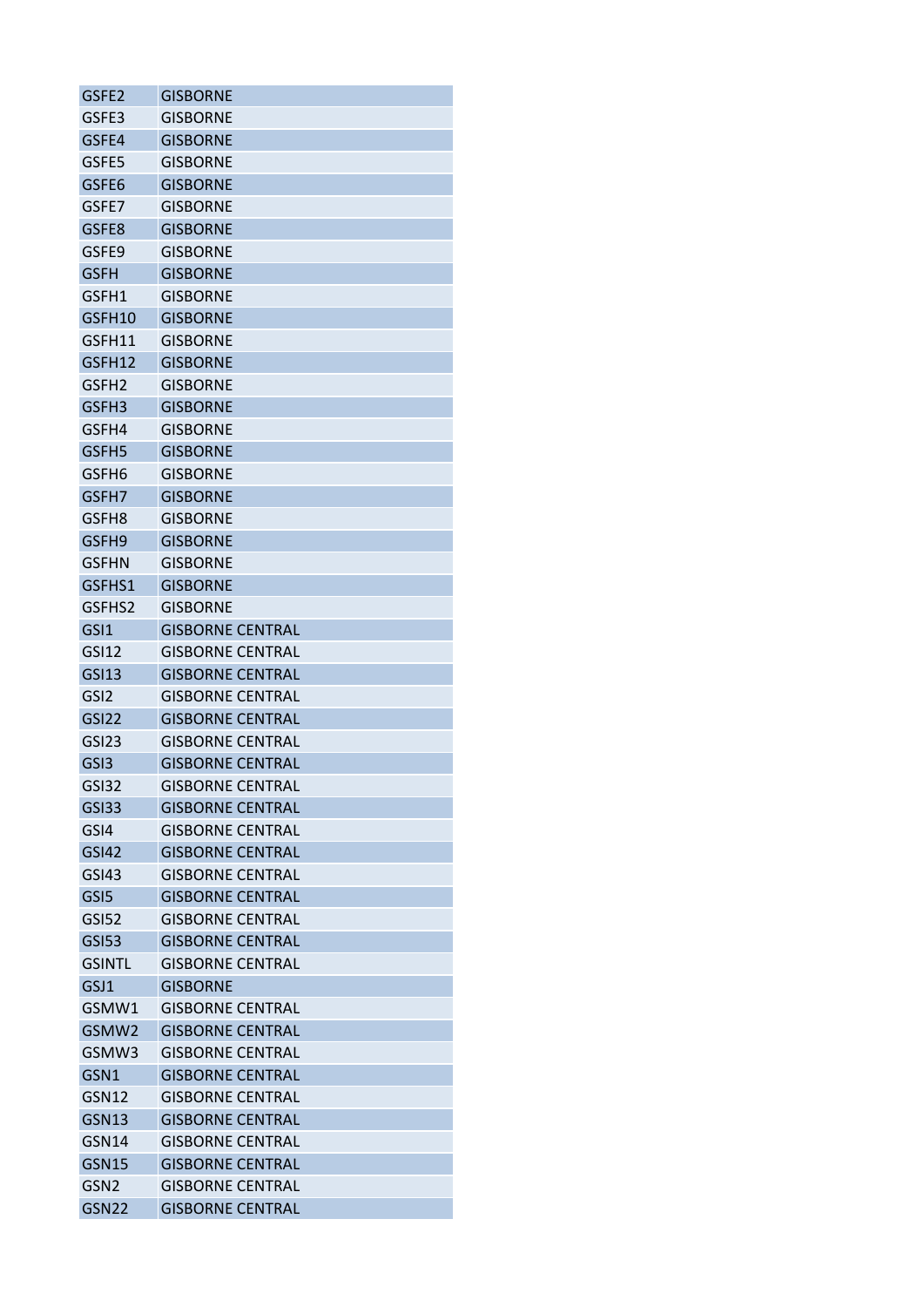| GSFE2 | GISBORNE |
|---|---|
| GSFE3 | GISBORNE |
| GSFE4 | GISBORNE |
| GSFE5 | GISBORNE |
| GSFE6 | GISBORNE |
| GSFE7 | GISBORNE |
| GSFE8 | GISBORNE |
| GSFE9 | GISBORNE |
| GSFH | GISBORNE |
| GSFH1 | GISBORNE |
| GSFH10 | GISBORNE |
| GSFH11 | GISBORNE |
| GSFH12 | GISBORNE |
| GSFH2 | GISBORNE |
| GSFH3 | GISBORNE |
| GSFH4 | GISBORNE |
| GSFH5 | GISBORNE |
| GSFH6 | GISBORNE |
| GSFH7 | GISBORNE |
| GSFH8 | GISBORNE |
| GSFH9 | GISBORNE |
| GSFHN | GISBORNE |
| GSFHS1 | GISBORNE |
| GSFHS2 | GISBORNE |
| GSI1 | GISBORNE CENTRAL |
| GSI12 | GISBORNE CENTRAL |
| GSI13 | GISBORNE CENTRAL |
| GSI2 | GISBORNE CENTRAL |
| GSI22 | GISBORNE CENTRAL |
| GSI23 | GISBORNE CENTRAL |
| GSI3 | GISBORNE CENTRAL |
| GSI32 | GISBORNE CENTRAL |
| GSI33 | GISBORNE CENTRAL |
| GSI4 | GISBORNE CENTRAL |
| GSI42 | GISBORNE CENTRAL |
| GSI43 | GISBORNE CENTRAL |
| GSI5 | GISBORNE CENTRAL |
| GSI52 | GISBORNE CENTRAL |
| GSI53 | GISBORNE CENTRAL |
| GSINTL | GISBORNE CENTRAL |
| GSJ1 | GISBORNE |
| GSMW1 | GISBORNE CENTRAL |
| GSMW2 | GISBORNE CENTRAL |
| GSMW3 | GISBORNE CENTRAL |
| GSN1 | GISBORNE CENTRAL |
| GSN12 | GISBORNE CENTRAL |
| GSN13 | GISBORNE CENTRAL |
| GSN14 | GISBORNE CENTRAL |
| GSN15 | GISBORNE CENTRAL |
| GSN2 | GISBORNE CENTRAL |
| GSN22 | GISBORNE CENTRAL |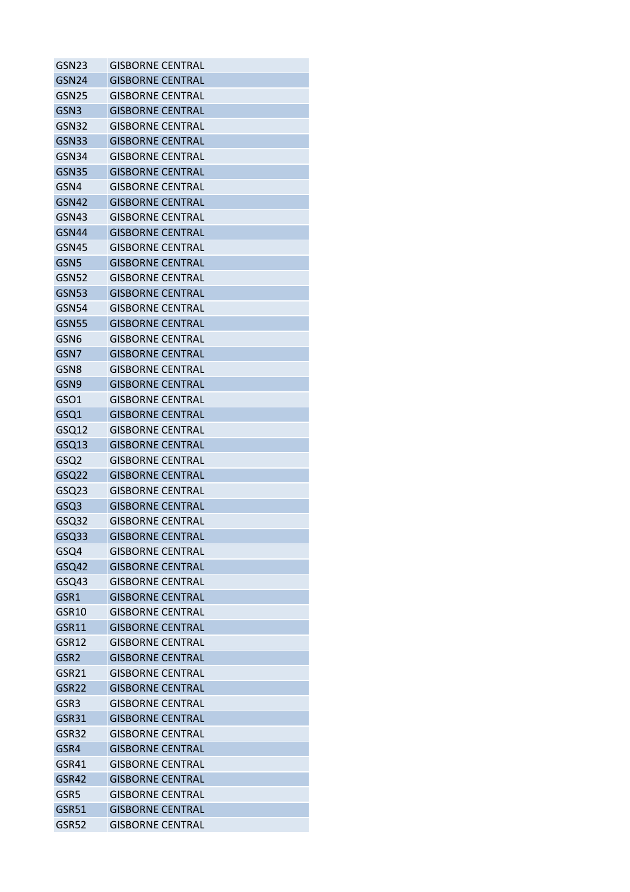| | |
|---|---|
| GSN23 | GISBORNE CENTRAL |
| GSN24 | GISBORNE CENTRAL |
| GSN25 | GISBORNE CENTRAL |
| GSN3 | GISBORNE CENTRAL |
| GSN32 | GISBORNE CENTRAL |
| GSN33 | GISBORNE CENTRAL |
| GSN34 | GISBORNE CENTRAL |
| GSN35 | GISBORNE CENTRAL |
| GSN4 | GISBORNE CENTRAL |
| GSN42 | GISBORNE CENTRAL |
| GSN43 | GISBORNE CENTRAL |
| GSN44 | GISBORNE CENTRAL |
| GSN45 | GISBORNE CENTRAL |
| GSN5 | GISBORNE CENTRAL |
| GSN52 | GISBORNE CENTRAL |
| GSN53 | GISBORNE CENTRAL |
| GSN54 | GISBORNE CENTRAL |
| GSN55 | GISBORNE CENTRAL |
| GSN6 | GISBORNE CENTRAL |
| GSN7 | GISBORNE CENTRAL |
| GSN8 | GISBORNE CENTRAL |
| GSN9 | GISBORNE CENTRAL |
| GSO1 | GISBORNE CENTRAL |
| GSQ1 | GISBORNE CENTRAL |
| GSQ12 | GISBORNE CENTRAL |
| GSQ13 | GISBORNE CENTRAL |
| GSQ2 | GISBORNE CENTRAL |
| GSQ22 | GISBORNE CENTRAL |
| GSQ23 | GISBORNE CENTRAL |
| GSQ3 | GISBORNE CENTRAL |
| GSQ32 | GISBORNE CENTRAL |
| GSQ33 | GISBORNE CENTRAL |
| GSQ4 | GISBORNE CENTRAL |
| GSQ42 | GISBORNE CENTRAL |
| GSQ43 | GISBORNE CENTRAL |
| GSR1 | GISBORNE CENTRAL |
| GSR10 | GISBORNE CENTRAL |
| GSR11 | GISBORNE CENTRAL |
| GSR12 | GISBORNE CENTRAL |
| GSR2 | GISBORNE CENTRAL |
| GSR21 | GISBORNE CENTRAL |
| GSR22 | GISBORNE CENTRAL |
| GSR3 | GISBORNE CENTRAL |
| GSR31 | GISBORNE CENTRAL |
| GSR32 | GISBORNE CENTRAL |
| GSR4 | GISBORNE CENTRAL |
| GSR41 | GISBORNE CENTRAL |
| GSR42 | GISBORNE CENTRAL |
| GSR5 | GISBORNE CENTRAL |
| GSR51 | GISBORNE CENTRAL |
| GSR52 | GISBORNE CENTRAL |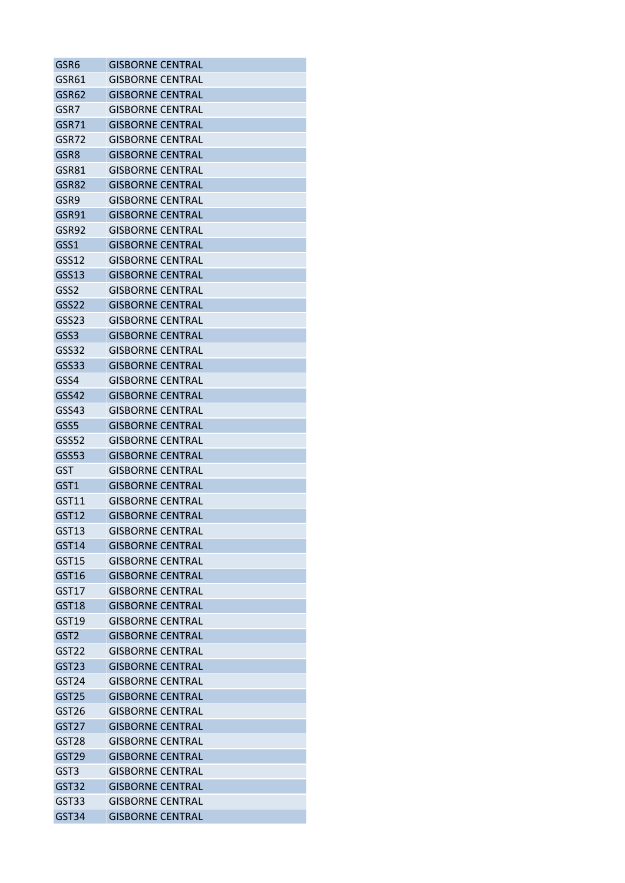| | |
|---|---|
| GSR6 | GISBORNE CENTRAL |
| GSR61 | GISBORNE CENTRAL |
| GSR62 | GISBORNE CENTRAL |
| GSR7 | GISBORNE CENTRAL |
| GSR71 | GISBORNE CENTRAL |
| GSR72 | GISBORNE CENTRAL |
| GSR8 | GISBORNE CENTRAL |
| GSR81 | GISBORNE CENTRAL |
| GSR82 | GISBORNE CENTRAL |
| GSR9 | GISBORNE CENTRAL |
| GSR91 | GISBORNE CENTRAL |
| GSR92 | GISBORNE CENTRAL |
| GSS1 | GISBORNE CENTRAL |
| GSS12 | GISBORNE CENTRAL |
| GSS13 | GISBORNE CENTRAL |
| GSS2 | GISBORNE CENTRAL |
| GSS22 | GISBORNE CENTRAL |
| GSS23 | GISBORNE CENTRAL |
| GSS3 | GISBORNE CENTRAL |
| GSS32 | GISBORNE CENTRAL |
| GSS33 | GISBORNE CENTRAL |
| GSS4 | GISBORNE CENTRAL |
| GSS42 | GISBORNE CENTRAL |
| GSS43 | GISBORNE CENTRAL |
| GSS5 | GISBORNE CENTRAL |
| GSS52 | GISBORNE CENTRAL |
| GSS53 | GISBORNE CENTRAL |
| GST | GISBORNE CENTRAL |
| GST1 | GISBORNE CENTRAL |
| GST11 | GISBORNE CENTRAL |
| GST12 | GISBORNE CENTRAL |
| GST13 | GISBORNE CENTRAL |
| GST14 | GISBORNE CENTRAL |
| GST15 | GISBORNE CENTRAL |
| GST16 | GISBORNE CENTRAL |
| GST17 | GISBORNE CENTRAL |
| GST18 | GISBORNE CENTRAL |
| GST19 | GISBORNE CENTRAL |
| GST2 | GISBORNE CENTRAL |
| GST22 | GISBORNE CENTRAL |
| GST23 | GISBORNE CENTRAL |
| GST24 | GISBORNE CENTRAL |
| GST25 | GISBORNE CENTRAL |
| GST26 | GISBORNE CENTRAL |
| GST27 | GISBORNE CENTRAL |
| GST28 | GISBORNE CENTRAL |
| GST29 | GISBORNE CENTRAL |
| GST3 | GISBORNE CENTRAL |
| GST32 | GISBORNE CENTRAL |
| GST33 | GISBORNE CENTRAL |
| GST34 | GISBORNE CENTRAL |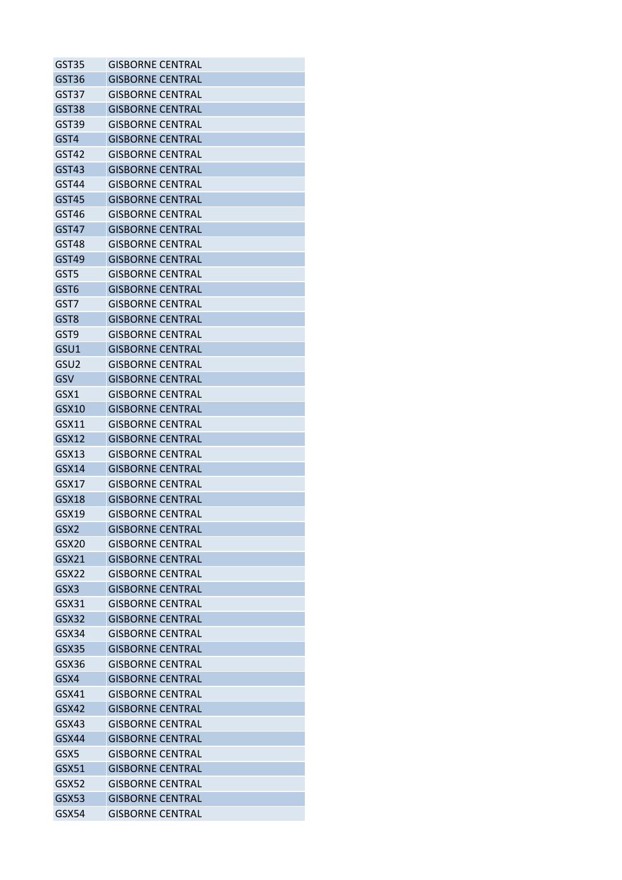| | |
|---|---|
| GST35 | GISBORNE CENTRAL |
| GST36 | GISBORNE CENTRAL |
| GST37 | GISBORNE CENTRAL |
| GST38 | GISBORNE CENTRAL |
| GST39 | GISBORNE CENTRAL |
| GST4 | GISBORNE CENTRAL |
| GST42 | GISBORNE CENTRAL |
| GST43 | GISBORNE CENTRAL |
| GST44 | GISBORNE CENTRAL |
| GST45 | GISBORNE CENTRAL |
| GST46 | GISBORNE CENTRAL |
| GST47 | GISBORNE CENTRAL |
| GST48 | GISBORNE CENTRAL |
| GST49 | GISBORNE CENTRAL |
| GST5 | GISBORNE CENTRAL |
| GST6 | GISBORNE CENTRAL |
| GST7 | GISBORNE CENTRAL |
| GST8 | GISBORNE CENTRAL |
| GST9 | GISBORNE CENTRAL |
| GSU1 | GISBORNE CENTRAL |
| GSU2 | GISBORNE CENTRAL |
| GSV | GISBORNE CENTRAL |
| GSX1 | GISBORNE CENTRAL |
| GSX10 | GISBORNE CENTRAL |
| GSX11 | GISBORNE CENTRAL |
| GSX12 | GISBORNE CENTRAL |
| GSX13 | GISBORNE CENTRAL |
| GSX14 | GISBORNE CENTRAL |
| GSX17 | GISBORNE CENTRAL |
| GSX18 | GISBORNE CENTRAL |
| GSX19 | GISBORNE CENTRAL |
| GSX2 | GISBORNE CENTRAL |
| GSX20 | GISBORNE CENTRAL |
| GSX21 | GISBORNE CENTRAL |
| GSX22 | GISBORNE CENTRAL |
| GSX3 | GISBORNE CENTRAL |
| GSX31 | GISBORNE CENTRAL |
| GSX32 | GISBORNE CENTRAL |
| GSX34 | GISBORNE CENTRAL |
| GSX35 | GISBORNE CENTRAL |
| GSX36 | GISBORNE CENTRAL |
| GSX4 | GISBORNE CENTRAL |
| GSX41 | GISBORNE CENTRAL |
| GSX42 | GISBORNE CENTRAL |
| GSX43 | GISBORNE CENTRAL |
| GSX44 | GISBORNE CENTRAL |
| GSX5 | GISBORNE CENTRAL |
| GSX51 | GISBORNE CENTRAL |
| GSX52 | GISBORNE CENTRAL |
| GSX53 | GISBORNE CENTRAL |
| GSX54 | GISBORNE CENTRAL |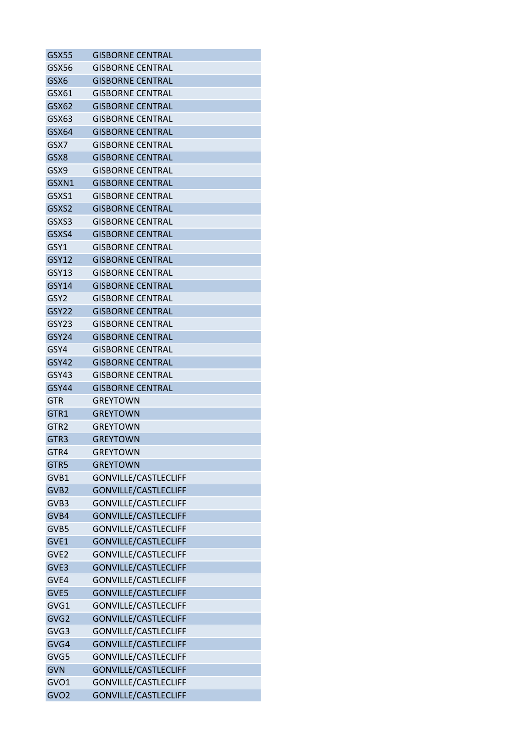| | |
|---|---|
| GSX55 | GISBORNE CENTRAL |
| GSX56 | GISBORNE CENTRAL |
| GSX6 | GISBORNE CENTRAL |
| GSX61 | GISBORNE CENTRAL |
| GSX62 | GISBORNE CENTRAL |
| GSX63 | GISBORNE CENTRAL |
| GSX64 | GISBORNE CENTRAL |
| GSX7 | GISBORNE CENTRAL |
| GSX8 | GISBORNE CENTRAL |
| GSX9 | GISBORNE CENTRAL |
| GSXN1 | GISBORNE CENTRAL |
| GSXS1 | GISBORNE CENTRAL |
| GSXS2 | GISBORNE CENTRAL |
| GSXS3 | GISBORNE CENTRAL |
| GSXS4 | GISBORNE CENTRAL |
| GSY1 | GISBORNE CENTRAL |
| GSY12 | GISBORNE CENTRAL |
| GSY13 | GISBORNE CENTRAL |
| GSY14 | GISBORNE CENTRAL |
| GSY2 | GISBORNE CENTRAL |
| GSY22 | GISBORNE CENTRAL |
| GSY23 | GISBORNE CENTRAL |
| GSY24 | GISBORNE CENTRAL |
| GSY4 | GISBORNE CENTRAL |
| GSY42 | GISBORNE CENTRAL |
| GSY43 | GISBORNE CENTRAL |
| GSY44 | GISBORNE CENTRAL |
| GTR | GREYTOWN |
| GTR1 | GREYTOWN |
| GTR2 | GREYTOWN |
| GTR3 | GREYTOWN |
| GTR4 | GREYTOWN |
| GTR5 | GREYTOWN |
| GVB1 | GONVILLE/CASTLECLIFF |
| GVB2 | GONVILLE/CASTLECLIFF |
| GVB3 | GONVILLE/CASTLECLIFF |
| GVB4 | GONVILLE/CASTLECLIFF |
| GVB5 | GONVILLE/CASTLECLIFF |
| GVE1 | GONVILLE/CASTLECLIFF |
| GVE2 | GONVILLE/CASTLECLIFF |
| GVE3 | GONVILLE/CASTLECLIFF |
| GVE4 | GONVILLE/CASTLECLIFF |
| GVE5 | GONVILLE/CASTLECLIFF |
| GVG1 | GONVILLE/CASTLECLIFF |
| GVG2 | GONVILLE/CASTLECLIFF |
| GVG3 | GONVILLE/CASTLECLIFF |
| GVG4 | GONVILLE/CASTLECLIFF |
| GVG5 | GONVILLE/CASTLECLIFF |
| GVN | GONVILLE/CASTLECLIFF |
| GVO1 | GONVILLE/CASTLECLIFF |
| GVO2 | GONVILLE/CASTLECLIFF |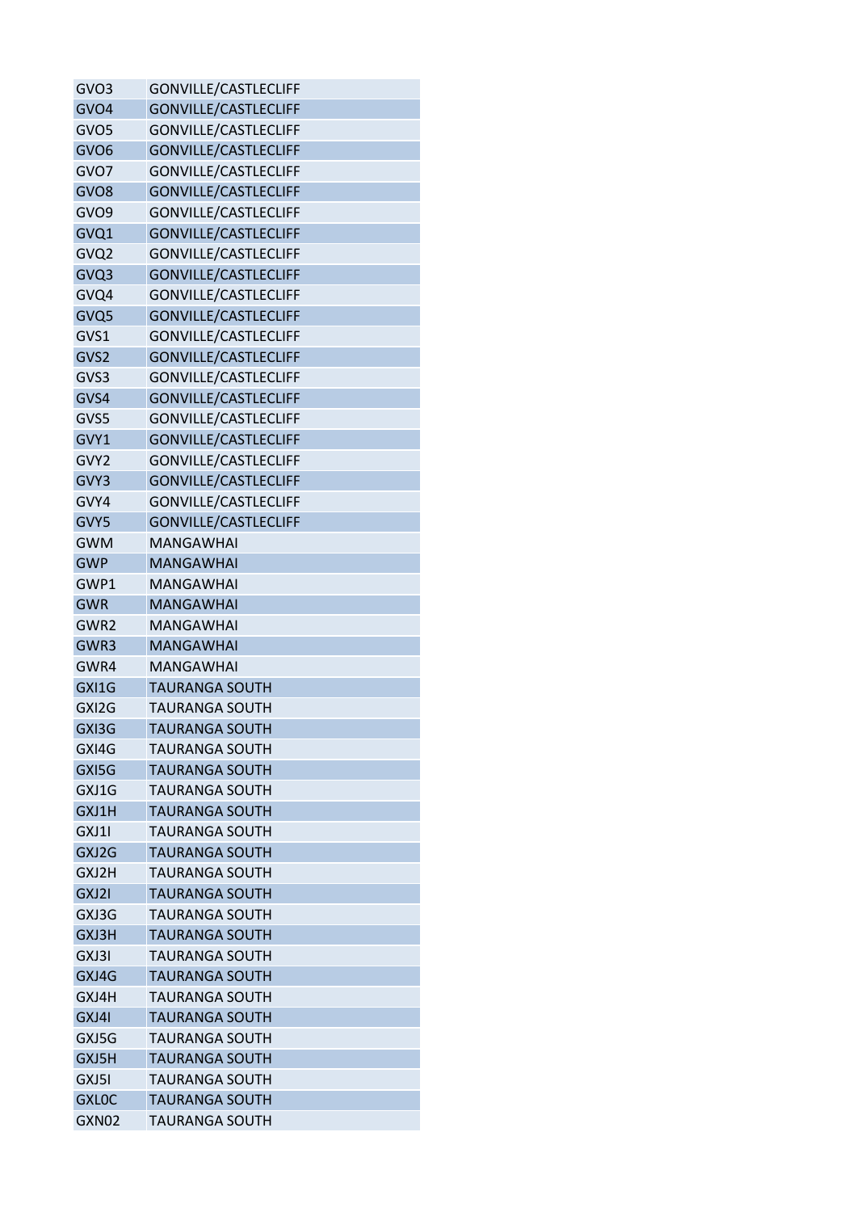| GVO3 | GONVILLE/CASTLECLIFF |
|---|---|
| GVO4 | GONVILLE/CASTLECLIFF |
| GVO5 | GONVILLE/CASTLECLIFF |
| GVO6 | GONVILLE/CASTLECLIFF |
| GVO7 | GONVILLE/CASTLECLIFF |
| GVO8 | GONVILLE/CASTLECLIFF |
| GVO9 | GONVILLE/CASTLECLIFF |
| GVQ1 | GONVILLE/CASTLECLIFF |
| GVQ2 | GONVILLE/CASTLECLIFF |
| GVQ3 | GONVILLE/CASTLECLIFF |
| GVQ4 | GONVILLE/CASTLECLIFF |
| GVQ5 | GONVILLE/CASTLECLIFF |
| GVS1 | GONVILLE/CASTLECLIFF |
| GVS2 | GONVILLE/CASTLECLIFF |
| GVS3 | GONVILLE/CASTLECLIFF |
| GVS4 | GONVILLE/CASTLECLIFF |
| GVS5 | GONVILLE/CASTLECLIFF |
| GVY1 | GONVILLE/CASTLECLIFF |
| GVY2 | GONVILLE/CASTLECLIFF |
| GVY3 | GONVILLE/CASTLECLIFF |
| GVY4 | GONVILLE/CASTLECLIFF |
| GVY5 | GONVILLE/CASTLECLIFF |
| GWM | MANGAWHAI |
| GWP | MANGAWHAI |
| GWP1 | MANGAWHAI |
| GWR | MANGAWHAI |
| GWR2 | MANGAWHAI |
| GWR3 | MANGAWHAI |
| GWR4 | MANGAWHAI |
| GXI1G | TAURANGA SOUTH |
| GXI2G | TAURANGA SOUTH |
| GXI3G | TAURANGA SOUTH |
| GXI4G | TAURANGA SOUTH |
| GXI5G | TAURANGA SOUTH |
| GXJ1G | TAURANGA SOUTH |
| GXJ1H | TAURANGA SOUTH |
| GXJ1I | TAURANGA SOUTH |
| GXJ2G | TAURANGA SOUTH |
| GXJ2H | TAURANGA SOUTH |
| GXJ2I | TAURANGA SOUTH |
| GXJ3G | TAURANGA SOUTH |
| GXJ3H | TAURANGA SOUTH |
| GXJ3I | TAURANGA SOUTH |
| GXJ4G | TAURANGA SOUTH |
| GXJ4H | TAURANGA SOUTH |
| GXJ4I | TAURANGA SOUTH |
| GXJ5G | TAURANGA SOUTH |
| GXJ5H | TAURANGA SOUTH |
| GXJ5I | TAURANGA SOUTH |
| GXL0C | TAURANGA SOUTH |
| GXN02 | TAURANGA SOUTH |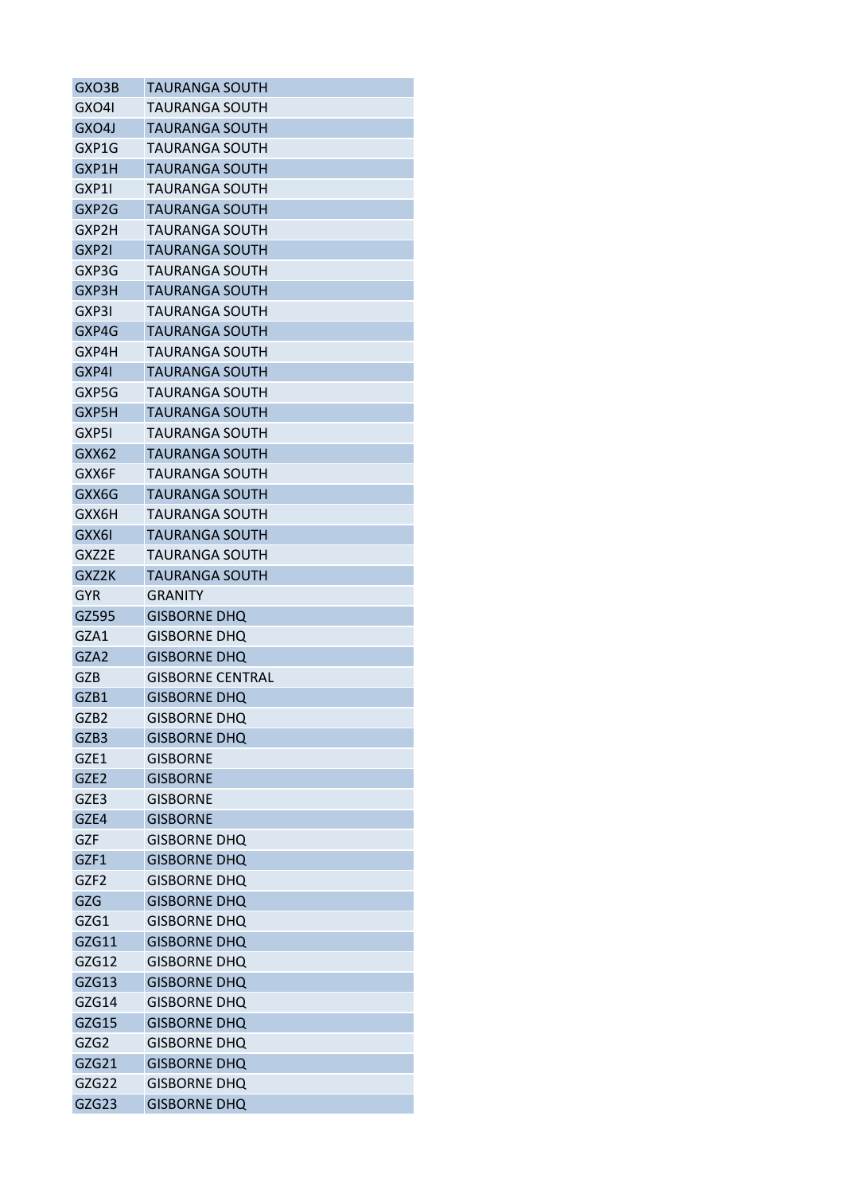| | |
|---|---|
| GXO3B | TAURANGA SOUTH |
| GXO4I | TAURANGA SOUTH |
| GXO4J | TAURANGA SOUTH |
| GXP1G | TAURANGA SOUTH |
| GXP1H | TAURANGA SOUTH |
| GXP1I | TAURANGA SOUTH |
| GXP2G | TAURANGA SOUTH |
| GXP2H | TAURANGA SOUTH |
| GXP2I | TAURANGA SOUTH |
| GXP3G | TAURANGA SOUTH |
| GXP3H | TAURANGA SOUTH |
| GXP3I | TAURANGA SOUTH |
| GXP4G | TAURANGA SOUTH |
| GXP4H | TAURANGA SOUTH |
| GXP4I | TAURANGA SOUTH |
| GXP5G | TAURANGA SOUTH |
| GXP5H | TAURANGA SOUTH |
| GXP5I | TAURANGA SOUTH |
| GXX62 | TAURANGA SOUTH |
| GXX6F | TAURANGA SOUTH |
| GXX6G | TAURANGA SOUTH |
| GXX6H | TAURANGA SOUTH |
| GXX6I | TAURANGA SOUTH |
| GXZ2E | TAURANGA SOUTH |
| GXZ2K | TAURANGA SOUTH |
| GYR | GRANITY |
| GZ595 | GISBORNE DHQ |
| GZA1 | GISBORNE DHQ |
| GZA2 | GISBORNE DHQ |
| GZB | GISBORNE CENTRAL |
| GZB1 | GISBORNE DHQ |
| GZB2 | GISBORNE DHQ |
| GZB3 | GISBORNE DHQ |
| GZE1 | GISBORNE |
| GZE2 | GISBORNE |
| GZE3 | GISBORNE |
| GZE4 | GISBORNE |
| GZF | GISBORNE DHQ |
| GZF1 | GISBORNE DHQ |
| GZF2 | GISBORNE DHQ |
| GZG | GISBORNE DHQ |
| GZG1 | GISBORNE DHQ |
| GZG11 | GISBORNE DHQ |
| GZG12 | GISBORNE DHQ |
| GZG13 | GISBORNE DHQ |
| GZG14 | GISBORNE DHQ |
| GZG15 | GISBORNE DHQ |
| GZG2 | GISBORNE DHQ |
| GZG21 | GISBORNE DHQ |
| GZG22 | GISBORNE DHQ |
| GZG23 | GISBORNE DHQ |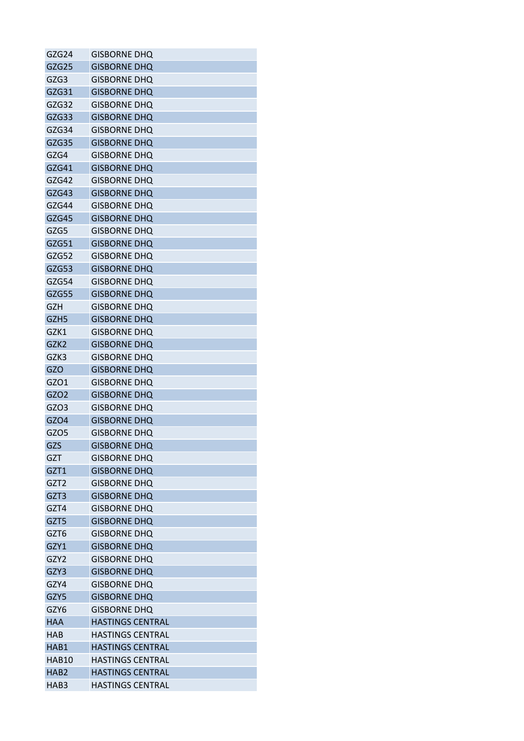| | |
|---|---|
| GZG24 | GISBORNE DHQ |
| GZG25 | GISBORNE DHQ |
| GZG3 | GISBORNE DHQ |
| GZG31 | GISBORNE DHQ |
| GZG32 | GISBORNE DHQ |
| GZG33 | GISBORNE DHQ |
| GZG34 | GISBORNE DHQ |
| GZG35 | GISBORNE DHQ |
| GZG4 | GISBORNE DHQ |
| GZG41 | GISBORNE DHQ |
| GZG42 | GISBORNE DHQ |
| GZG43 | GISBORNE DHQ |
| GZG44 | GISBORNE DHQ |
| GZG45 | GISBORNE DHQ |
| GZG5 | GISBORNE DHQ |
| GZG51 | GISBORNE DHQ |
| GZG52 | GISBORNE DHQ |
| GZG53 | GISBORNE DHQ |
| GZG54 | GISBORNE DHQ |
| GZG55 | GISBORNE DHQ |
| GZH | GISBORNE DHQ |
| GZH5 | GISBORNE DHQ |
| GZK1 | GISBORNE DHQ |
| GZK2 | GISBORNE DHQ |
| GZK3 | GISBORNE DHQ |
| GZO | GISBORNE DHQ |
| GZO1 | GISBORNE DHQ |
| GZO2 | GISBORNE DHQ |
| GZO3 | GISBORNE DHQ |
| GZO4 | GISBORNE DHQ |
| GZO5 | GISBORNE DHQ |
| GZS | GISBORNE DHQ |
| GZT | GISBORNE DHQ |
| GZT1 | GISBORNE DHQ |
| GZT2 | GISBORNE DHQ |
| GZT3 | GISBORNE DHQ |
| GZT4 | GISBORNE DHQ |
| GZT5 | GISBORNE DHQ |
| GZT6 | GISBORNE DHQ |
| GZY1 | GISBORNE DHQ |
| GZY2 | GISBORNE DHQ |
| GZY3 | GISBORNE DHQ |
| GZY4 | GISBORNE DHQ |
| GZY5 | GISBORNE DHQ |
| GZY6 | GISBORNE DHQ |
| HAA | HASTINGS CENTRAL |
| HAB | HASTINGS CENTRAL |
| HAB1 | HASTINGS CENTRAL |
| HAB10 | HASTINGS CENTRAL |
| HAB2 | HASTINGS CENTRAL |
| HAB3 | HASTINGS CENTRAL |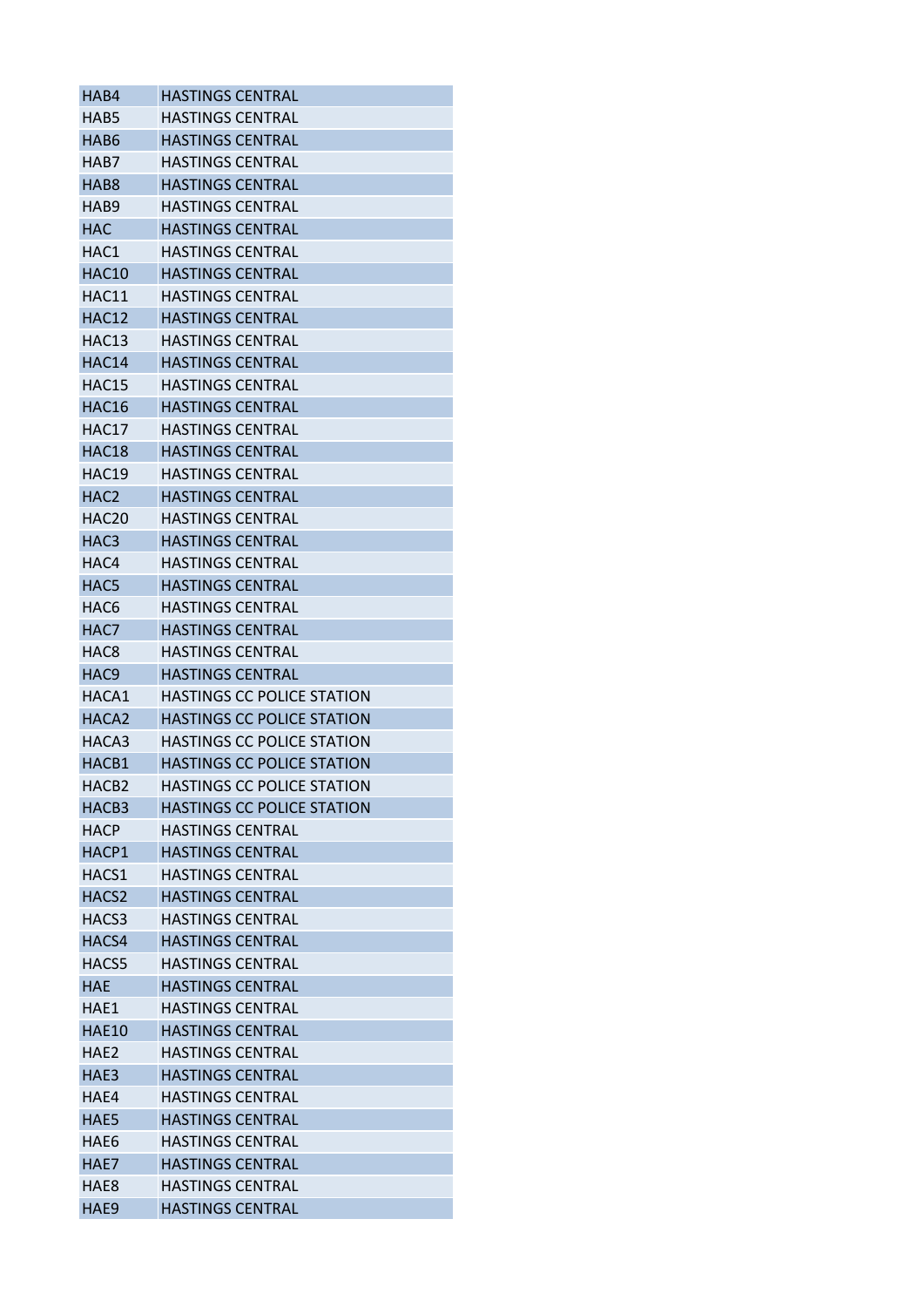| HAB4 | HASTINGS CENTRAL |
|---|---|
| HAB5 | HASTINGS CENTRAL |
| HAB6 | HASTINGS CENTRAL |
| HAB7 | HASTINGS CENTRAL |
| HAB8 | HASTINGS CENTRAL |
| HAB9 | HASTINGS CENTRAL |
| HAC | HASTINGS CENTRAL |
| HAC1 | HASTINGS CENTRAL |
| HAC10 | HASTINGS CENTRAL |
| HAC11 | HASTINGS CENTRAL |
| HAC12 | HASTINGS CENTRAL |
| HAC13 | HASTINGS CENTRAL |
| HAC14 | HASTINGS CENTRAL |
| HAC15 | HASTINGS CENTRAL |
| HAC16 | HASTINGS CENTRAL |
| HAC17 | HASTINGS CENTRAL |
| HAC18 | HASTINGS CENTRAL |
| HAC19 | HASTINGS CENTRAL |
| HAC2 | HASTINGS CENTRAL |
| HAC20 | HASTINGS CENTRAL |
| HAC3 | HASTINGS CENTRAL |
| HAC4 | HASTINGS CENTRAL |
| HAC5 | HASTINGS CENTRAL |
| HAC6 | HASTINGS CENTRAL |
| HAC7 | HASTINGS CENTRAL |
| HAC8 | HASTINGS CENTRAL |
| HAC9 | HASTINGS CENTRAL |
| HACA1 | HASTINGS CC POLICE STATION |
| HACA2 | HASTINGS CC POLICE STATION |
| HACA3 | HASTINGS CC POLICE STATION |
| HACB1 | HASTINGS CC POLICE STATION |
| HACB2 | HASTINGS CC POLICE STATION |
| HACB3 | HASTINGS CC POLICE STATION |
| HACP | HASTINGS CENTRAL |
| HACP1 | HASTINGS CENTRAL |
| HACS1 | HASTINGS CENTRAL |
| HACS2 | HASTINGS CENTRAL |
| HACS3 | HASTINGS CENTRAL |
| HACS4 | HASTINGS CENTRAL |
| HACS5 | HASTINGS CENTRAL |
| HAE | HASTINGS CENTRAL |
| HAE1 | HASTINGS CENTRAL |
| HAE10 | HASTINGS CENTRAL |
| HAE2 | HASTINGS CENTRAL |
| HAE3 | HASTINGS CENTRAL |
| HAE4 | HASTINGS CENTRAL |
| HAE5 | HASTINGS CENTRAL |
| HAE6 | HASTINGS CENTRAL |
| HAE7 | HASTINGS CENTRAL |
| HAE8 | HASTINGS CENTRAL |
| HAE9 | HASTINGS CENTRAL |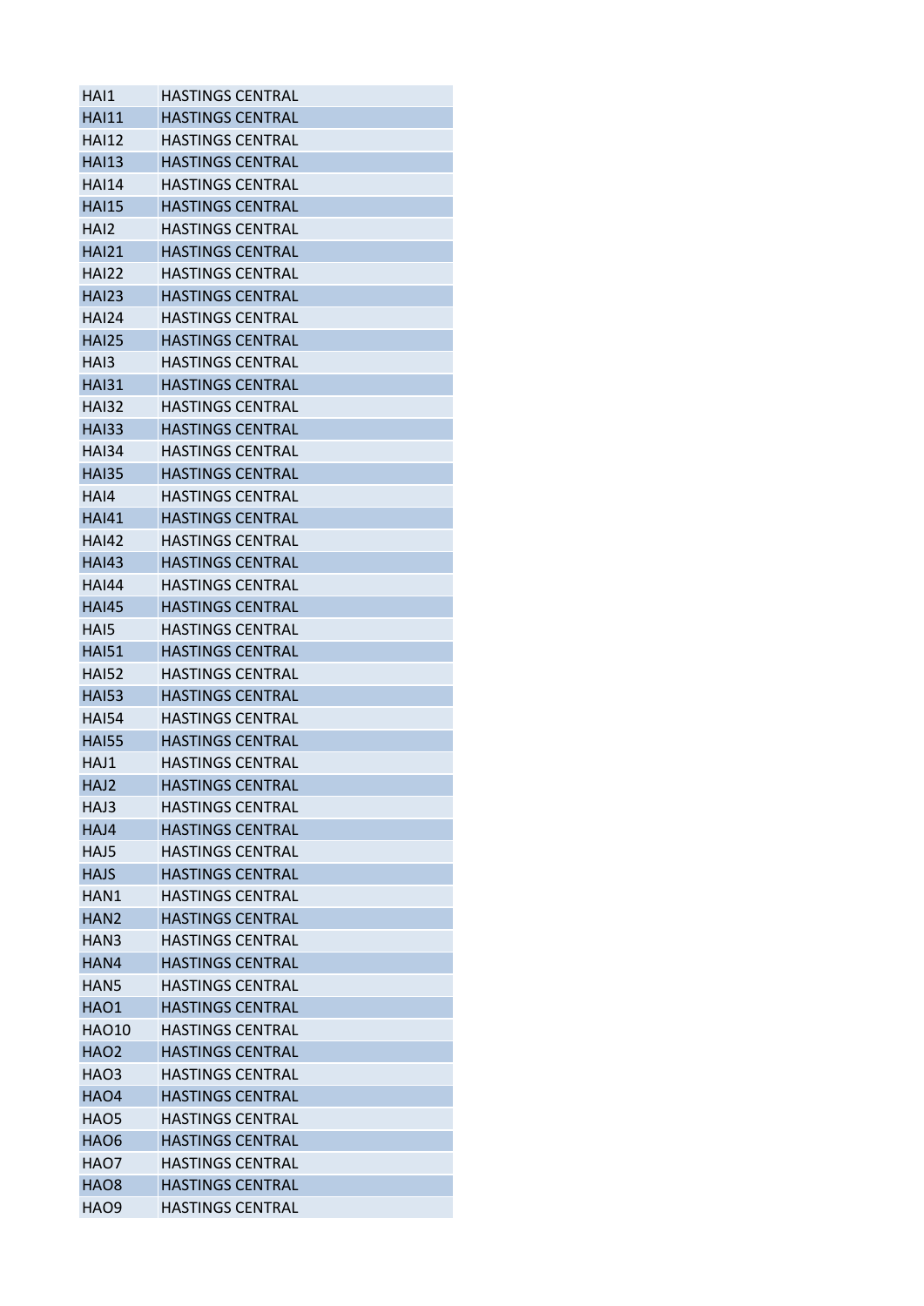| | |
|---|---|
| HAI1 | HASTINGS CENTRAL |
| HAI11 | HASTINGS CENTRAL |
| HAI12 | HASTINGS CENTRAL |
| HAI13 | HASTINGS CENTRAL |
| HAI14 | HASTINGS CENTRAL |
| HAI15 | HASTINGS CENTRAL |
| HAI2 | HASTINGS CENTRAL |
| HAI21 | HASTINGS CENTRAL |
| HAI22 | HASTINGS CENTRAL |
| HAI23 | HASTINGS CENTRAL |
| HAI24 | HASTINGS CENTRAL |
| HAI25 | HASTINGS CENTRAL |
| HAI3 | HASTINGS CENTRAL |
| HAI31 | HASTINGS CENTRAL |
| HAI32 | HASTINGS CENTRAL |
| HAI33 | HASTINGS CENTRAL |
| HAI34 | HASTINGS CENTRAL |
| HAI35 | HASTINGS CENTRAL |
| HAI4 | HASTINGS CENTRAL |
| HAI41 | HASTINGS CENTRAL |
| HAI42 | HASTINGS CENTRAL |
| HAI43 | HASTINGS CENTRAL |
| HAI44 | HASTINGS CENTRAL |
| HAI45 | HASTINGS CENTRAL |
| HAI5 | HASTINGS CENTRAL |
| HAI51 | HASTINGS CENTRAL |
| HAI52 | HASTINGS CENTRAL |
| HAI53 | HASTINGS CENTRAL |
| HAI54 | HASTINGS CENTRAL |
| HAI55 | HASTINGS CENTRAL |
| HAJ1 | HASTINGS CENTRAL |
| HAJ2 | HASTINGS CENTRAL |
| HAJ3 | HASTINGS CENTRAL |
| HAJ4 | HASTINGS CENTRAL |
| HAJ5 | HASTINGS CENTRAL |
| HAJS | HASTINGS CENTRAL |
| HAN1 | HASTINGS CENTRAL |
| HAN2 | HASTINGS CENTRAL |
| HAN3 | HASTINGS CENTRAL |
| HAN4 | HASTINGS CENTRAL |
| HAN5 | HASTINGS CENTRAL |
| HAO1 | HASTINGS CENTRAL |
| HAO10 | HASTINGS CENTRAL |
| HAO2 | HASTINGS CENTRAL |
| HAO3 | HASTINGS CENTRAL |
| HAO4 | HASTINGS CENTRAL |
| HAO5 | HASTINGS CENTRAL |
| HAO6 | HASTINGS CENTRAL |
| HAO7 | HASTINGS CENTRAL |
| HAO8 | HASTINGS CENTRAL |
| HAO9 | HASTINGS CENTRAL |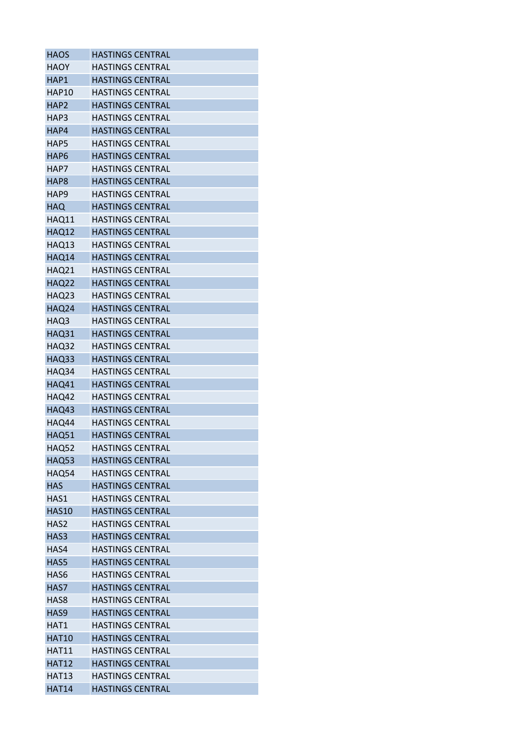| HAOS | HASTINGS CENTRAL |
|---|---|
| HAOY | HASTINGS CENTRAL |
| HAP1 | HASTINGS CENTRAL |
| HAP10 | HASTINGS CENTRAL |
| HAP2 | HASTINGS CENTRAL |
| HAP3 | HASTINGS CENTRAL |
| HAP4 | HASTINGS CENTRAL |
| HAP5 | HASTINGS CENTRAL |
| HAP6 | HASTINGS CENTRAL |
| HAP7 | HASTINGS CENTRAL |
| HAP8 | HASTINGS CENTRAL |
| HAP9 | HASTINGS CENTRAL |
| HAQ | HASTINGS CENTRAL |
| HAQ11 | HASTINGS CENTRAL |
| HAQ12 | HASTINGS CENTRAL |
| HAQ13 | HASTINGS CENTRAL |
| HAQ14 | HASTINGS CENTRAL |
| HAQ21 | HASTINGS CENTRAL |
| HAQ22 | HASTINGS CENTRAL |
| HAQ23 | HASTINGS CENTRAL |
| HAQ24 | HASTINGS CENTRAL |
| HAQ3 | HASTINGS CENTRAL |
| HAQ31 | HASTINGS CENTRAL |
| HAQ32 | HASTINGS CENTRAL |
| HAQ33 | HASTINGS CENTRAL |
| HAQ34 | HASTINGS CENTRAL |
| HAQ41 | HASTINGS CENTRAL |
| HAQ42 | HASTINGS CENTRAL |
| HAQ43 | HASTINGS CENTRAL |
| HAQ44 | HASTINGS CENTRAL |
| HAQ51 | HASTINGS CENTRAL |
| HAQ52 | HASTINGS CENTRAL |
| HAQ53 | HASTINGS CENTRAL |
| HAQ54 | HASTINGS CENTRAL |
| HAS | HASTINGS CENTRAL |
| HAS1 | HASTINGS CENTRAL |
| HAS10 | HASTINGS CENTRAL |
| HAS2 | HASTINGS CENTRAL |
| HAS3 | HASTINGS CENTRAL |
| HAS4 | HASTINGS CENTRAL |
| HAS5 | HASTINGS CENTRAL |
| HAS6 | HASTINGS CENTRAL |
| HAS7 | HASTINGS CENTRAL |
| HAS8 | HASTINGS CENTRAL |
| HAS9 | HASTINGS CENTRAL |
| HAT1 | HASTINGS CENTRAL |
| HAT10 | HASTINGS CENTRAL |
| HAT11 | HASTINGS CENTRAL |
| HAT12 | HASTINGS CENTRAL |
| HAT13 | HASTINGS CENTRAL |
| HAT14 | HASTINGS CENTRAL |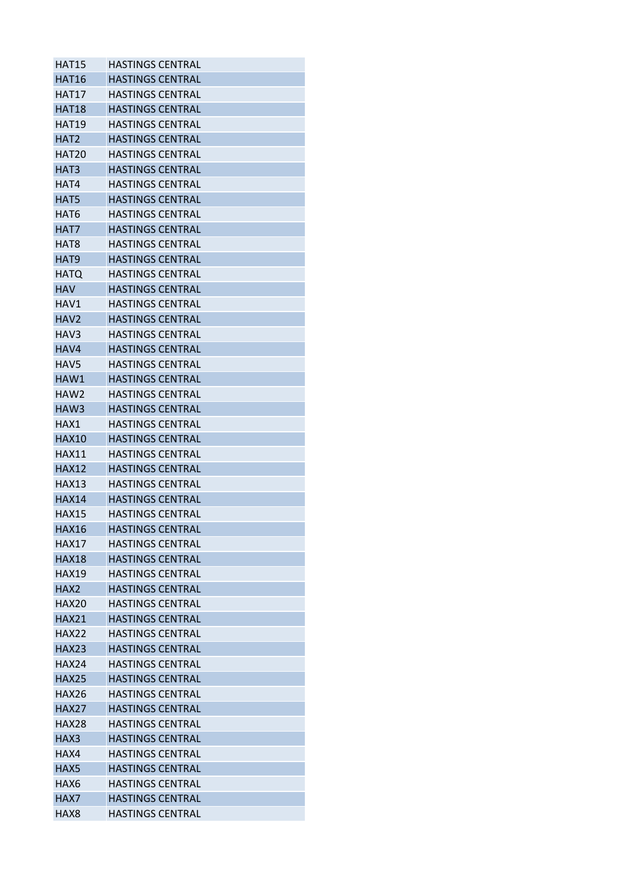| | |
|---|---|
| HAT15 | HASTINGS CENTRAL |
| HAT16 | HASTINGS CENTRAL |
| HAT17 | HASTINGS CENTRAL |
| HAT18 | HASTINGS CENTRAL |
| HAT19 | HASTINGS CENTRAL |
| HAT2 | HASTINGS CENTRAL |
| HAT20 | HASTINGS CENTRAL |
| HAT3 | HASTINGS CENTRAL |
| HAT4 | HASTINGS CENTRAL |
| HAT5 | HASTINGS CENTRAL |
| HAT6 | HASTINGS CENTRAL |
| HAT7 | HASTINGS CENTRAL |
| HAT8 | HASTINGS CENTRAL |
| HAT9 | HASTINGS CENTRAL |
| HATQ | HASTINGS CENTRAL |
| HAV | HASTINGS CENTRAL |
| HAV1 | HASTINGS CENTRAL |
| HAV2 | HASTINGS CENTRAL |
| HAV3 | HASTINGS CENTRAL |
| HAV4 | HASTINGS CENTRAL |
| HAV5 | HASTINGS CENTRAL |
| HAW1 | HASTINGS CENTRAL |
| HAW2 | HASTINGS CENTRAL |
| HAW3 | HASTINGS CENTRAL |
| HAX1 | HASTINGS CENTRAL |
| HAX10 | HASTINGS CENTRAL |
| HAX11 | HASTINGS CENTRAL |
| HAX12 | HASTINGS CENTRAL |
| HAX13 | HASTINGS CENTRAL |
| HAX14 | HASTINGS CENTRAL |
| HAX15 | HASTINGS CENTRAL |
| HAX16 | HASTINGS CENTRAL |
| HAX17 | HASTINGS CENTRAL |
| HAX18 | HASTINGS CENTRAL |
| HAX19 | HASTINGS CENTRAL |
| HAX2 | HASTINGS CENTRAL |
| HAX20 | HASTINGS CENTRAL |
| HAX21 | HASTINGS CENTRAL |
| HAX22 | HASTINGS CENTRAL |
| HAX23 | HASTINGS CENTRAL |
| HAX24 | HASTINGS CENTRAL |
| HAX25 | HASTINGS CENTRAL |
| HAX26 | HASTINGS CENTRAL |
| HAX27 | HASTINGS CENTRAL |
| HAX28 | HASTINGS CENTRAL |
| HAX3 | HASTINGS CENTRAL |
| HAX4 | HASTINGS CENTRAL |
| HAX5 | HASTINGS CENTRAL |
| HAX6 | HASTINGS CENTRAL |
| HAX7 | HASTINGS CENTRAL |
| HAX8 | HASTINGS CENTRAL |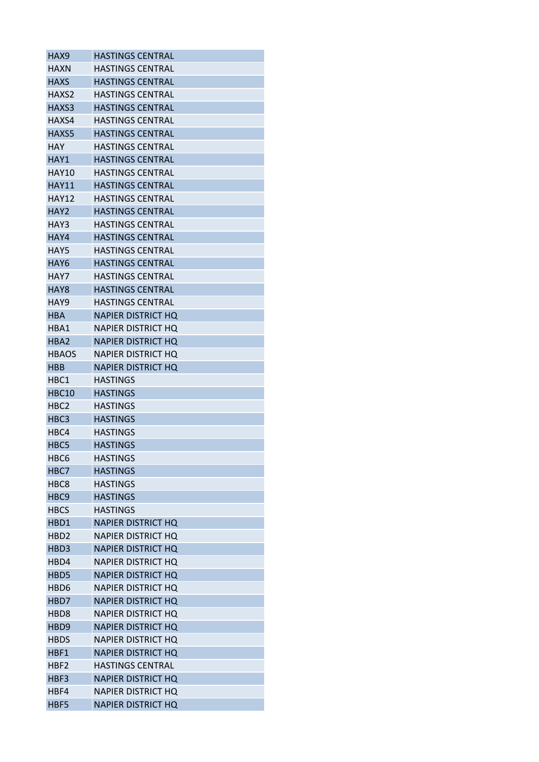| | |
|---|---|
| HAX9 | HASTINGS CENTRAL |
| HAXN | HASTINGS CENTRAL |
| HAXS | HASTINGS CENTRAL |
| HAXS2 | HASTINGS CENTRAL |
| HAXS3 | HASTINGS CENTRAL |
| HAXS4 | HASTINGS CENTRAL |
| HAXS5 | HASTINGS CENTRAL |
| HAY | HASTINGS CENTRAL |
| HAY1 | HASTINGS CENTRAL |
| HAY10 | HASTINGS CENTRAL |
| HAY11 | HASTINGS CENTRAL |
| HAY12 | HASTINGS CENTRAL |
| HAY2 | HASTINGS CENTRAL |
| HAY3 | HASTINGS CENTRAL |
| HAY4 | HASTINGS CENTRAL |
| HAY5 | HASTINGS CENTRAL |
| HAY6 | HASTINGS CENTRAL |
| HAY7 | HASTINGS CENTRAL |
| HAY8 | HASTINGS CENTRAL |
| HAY9 | HASTINGS CENTRAL |
| HBA | NAPIER DISTRICT HQ |
| HBA1 | NAPIER DISTRICT HQ |
| HBA2 | NAPIER DISTRICT HQ |
| HBAOS | NAPIER DISTRICT HQ |
| HBB | NAPIER DISTRICT HQ |
| HBC1 | HASTINGS |
| HBC10 | HASTINGS |
| HBC2 | HASTINGS |
| HBC3 | HASTINGS |
| HBC4 | HASTINGS |
| HBC5 | HASTINGS |
| HBC6 | HASTINGS |
| HBC7 | HASTINGS |
| HBC8 | HASTINGS |
| HBC9 | HASTINGS |
| HBCS | HASTINGS |
| HBD1 | NAPIER DISTRICT HQ |
| HBD2 | NAPIER DISTRICT HQ |
| HBD3 | NAPIER DISTRICT HQ |
| HBD4 | NAPIER DISTRICT HQ |
| HBD5 | NAPIER DISTRICT HQ |
| HBD6 | NAPIER DISTRICT HQ |
| HBD7 | NAPIER DISTRICT HQ |
| HBD8 | NAPIER DISTRICT HQ |
| HBD9 | NAPIER DISTRICT HQ |
| HBDS | NAPIER DISTRICT HQ |
| HBF1 | NAPIER DISTRICT HQ |
| HBF2 | HASTINGS CENTRAL |
| HBF3 | NAPIER DISTRICT HQ |
| HBF4 | NAPIER DISTRICT HQ |
| HBF5 | NAPIER DISTRICT HQ |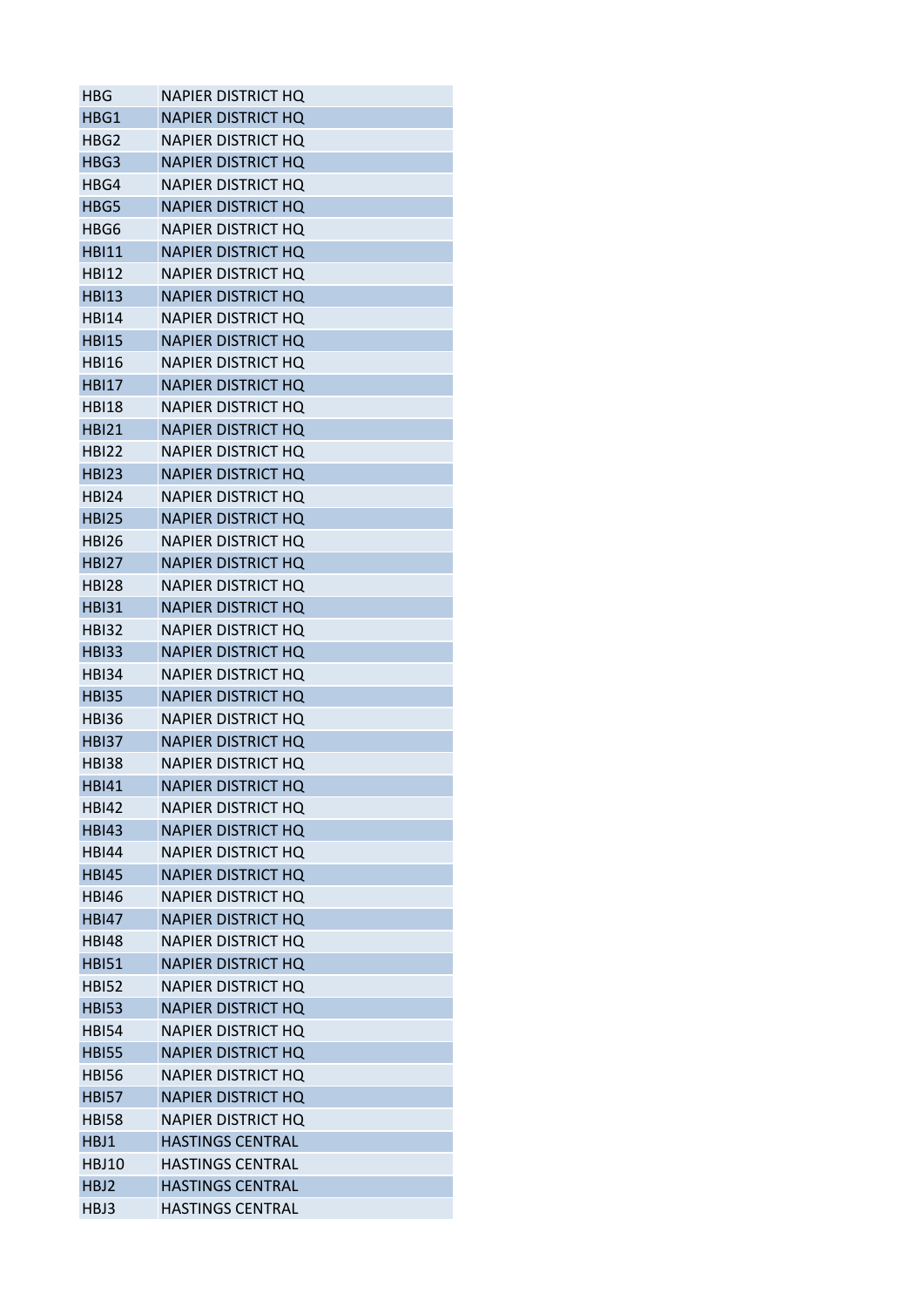| | |
|---|---|
| HBG | NAPIER DISTRICT HQ |
| HBG1 | NAPIER DISTRICT HQ |
| HBG2 | NAPIER DISTRICT HQ |
| HBG3 | NAPIER DISTRICT HQ |
| HBG4 | NAPIER DISTRICT HQ |
| HBG5 | NAPIER DISTRICT HQ |
| HBG6 | NAPIER DISTRICT HQ |
| HBI11 | NAPIER DISTRICT HQ |
| HBI12 | NAPIER DISTRICT HQ |
| HBI13 | NAPIER DISTRICT HQ |
| HBI14 | NAPIER DISTRICT HQ |
| HBI15 | NAPIER DISTRICT HQ |
| HBI16 | NAPIER DISTRICT HQ |
| HBI17 | NAPIER DISTRICT HQ |
| HBI18 | NAPIER DISTRICT HQ |
| HBI21 | NAPIER DISTRICT HQ |
| HBI22 | NAPIER DISTRICT HQ |
| HBI23 | NAPIER DISTRICT HQ |
| HBI24 | NAPIER DISTRICT HQ |
| HBI25 | NAPIER DISTRICT HQ |
| HBI26 | NAPIER DISTRICT HQ |
| HBI27 | NAPIER DISTRICT HQ |
| HBI28 | NAPIER DISTRICT HQ |
| HBI31 | NAPIER DISTRICT HQ |
| HBI32 | NAPIER DISTRICT HQ |
| HBI33 | NAPIER DISTRICT HQ |
| HBI34 | NAPIER DISTRICT HQ |
| HBI35 | NAPIER DISTRICT HQ |
| HBI36 | NAPIER DISTRICT HQ |
| HBI37 | NAPIER DISTRICT HQ |
| HBI38 | NAPIER DISTRICT HQ |
| HBI41 | NAPIER DISTRICT HQ |
| HBI42 | NAPIER DISTRICT HQ |
| HBI43 | NAPIER DISTRICT HQ |
| HBI44 | NAPIER DISTRICT HQ |
| HBI45 | NAPIER DISTRICT HQ |
| HBI46 | NAPIER DISTRICT HQ |
| HBI47 | NAPIER DISTRICT HQ |
| HBI48 | NAPIER DISTRICT HQ |
| HBI51 | NAPIER DISTRICT HQ |
| HBI52 | NAPIER DISTRICT HQ |
| HBI53 | NAPIER DISTRICT HQ |
| HBI54 | NAPIER DISTRICT HQ |
| HBI55 | NAPIER DISTRICT HQ |
| HBI56 | NAPIER DISTRICT HQ |
| HBI57 | NAPIER DISTRICT HQ |
| HBI58 | NAPIER DISTRICT HQ |
| HBJ1 | HASTINGS CENTRAL |
| HBJ10 | HASTINGS CENTRAL |
| HBJ2 | HASTINGS CENTRAL |
| HBJ3 | HASTINGS CENTRAL |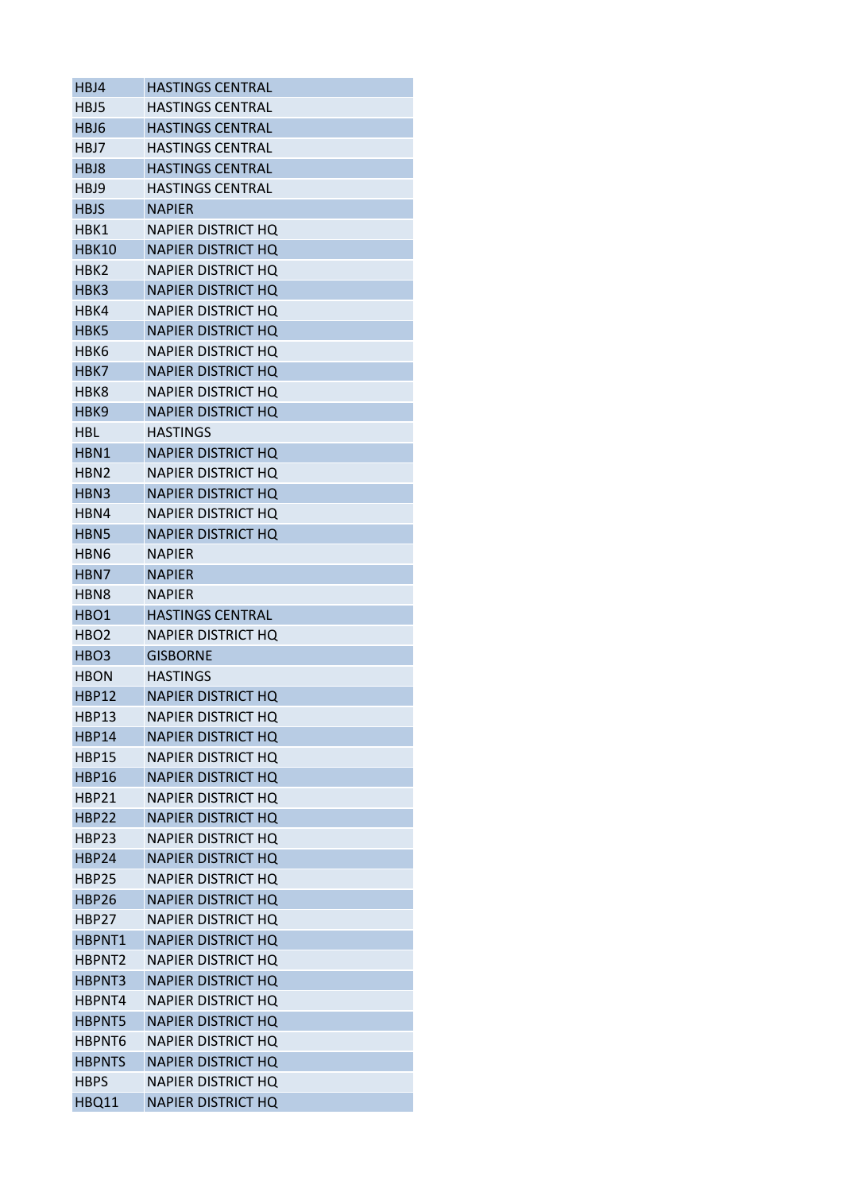| HBJ4 | HASTINGS CENTRAL |
|---|---|
| HBJ5 | HASTINGS CENTRAL |
| HBJ6 | HASTINGS CENTRAL |
| HBJ7 | HASTINGS CENTRAL |
| HBJ8 | HASTINGS CENTRAL |
| HBJ9 | HASTINGS CENTRAL |
| HBJS | NAPIER |
| HBK1 | NAPIER DISTRICT HQ |
| HBK10 | NAPIER DISTRICT HQ |
| HBK2 | NAPIER DISTRICT HQ |
| HBK3 | NAPIER DISTRICT HQ |
| HBK4 | NAPIER DISTRICT HQ |
| HBK5 | NAPIER DISTRICT HQ |
| HBK6 | NAPIER DISTRICT HQ |
| HBK7 | NAPIER DISTRICT HQ |
| HBK8 | NAPIER DISTRICT HQ |
| HBK9 | NAPIER DISTRICT HQ |
| HBL | HASTINGS |
| HBN1 | NAPIER DISTRICT HQ |
| HBN2 | NAPIER DISTRICT HQ |
| HBN3 | NAPIER DISTRICT HQ |
| HBN4 | NAPIER DISTRICT HQ |
| HBN5 | NAPIER DISTRICT HQ |
| HBN6 | NAPIER |
| HBN7 | NAPIER |
| HBN8 | NAPIER |
| HBO1 | HASTINGS CENTRAL |
| HBO2 | NAPIER DISTRICT HQ |
| HBO3 | GISBORNE |
| HBON | HASTINGS |
| HBP12 | NAPIER DISTRICT HQ |
| HBP13 | NAPIER DISTRICT HQ |
| HBP14 | NAPIER DISTRICT HQ |
| HBP15 | NAPIER DISTRICT HQ |
| HBP16 | NAPIER DISTRICT HQ |
| HBP21 | NAPIER DISTRICT HQ |
| HBP22 | NAPIER DISTRICT HQ |
| HBP23 | NAPIER DISTRICT HQ |
| HBP24 | NAPIER DISTRICT HQ |
| HBP25 | NAPIER DISTRICT HQ |
| HBP26 | NAPIER DISTRICT HQ |
| HBP27 | NAPIER DISTRICT HQ |
| HBPNT1 | NAPIER DISTRICT HQ |
| HBPNT2 | NAPIER DISTRICT HQ |
| HBPNT3 | NAPIER DISTRICT HQ |
| HBPNT4 | NAPIER DISTRICT HQ |
| HBPNT5 | NAPIER DISTRICT HQ |
| HBPNT6 | NAPIER DISTRICT HQ |
| HBPNTS | NAPIER DISTRICT HQ |
| HBPS | NAPIER DISTRICT HQ |
| HBQ11 | NAPIER DISTRICT HQ |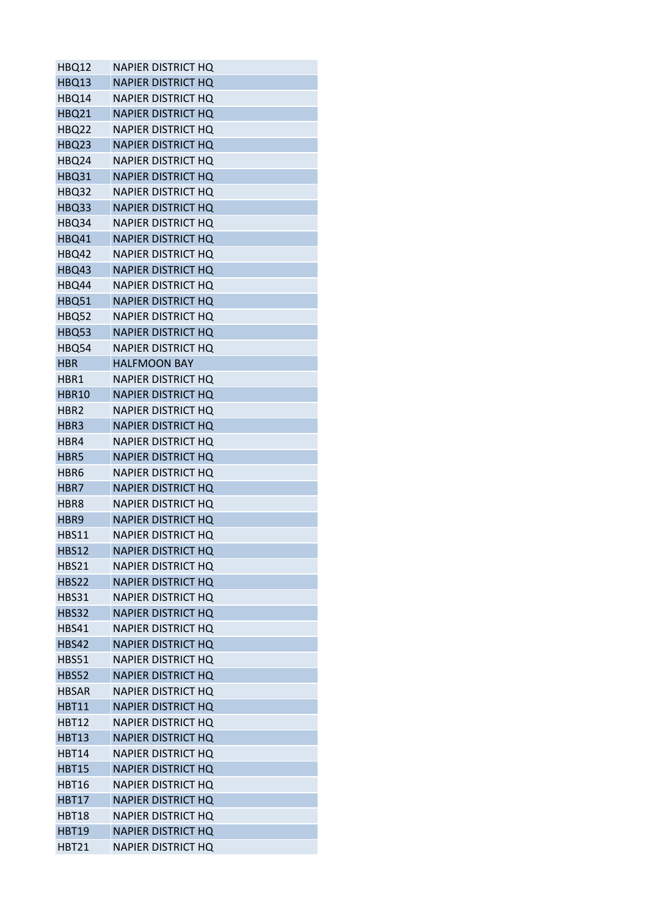| | |
|---|---|
| HBQ12 | NAPIER DISTRICT HQ |
| HBQ13 | NAPIER DISTRICT HQ |
| HBQ14 | NAPIER DISTRICT HQ |
| HBQ21 | NAPIER DISTRICT HQ |
| HBQ22 | NAPIER DISTRICT HQ |
| HBQ23 | NAPIER DISTRICT HQ |
| HBQ24 | NAPIER DISTRICT HQ |
| HBQ31 | NAPIER DISTRICT HQ |
| HBQ32 | NAPIER DISTRICT HQ |
| HBQ33 | NAPIER DISTRICT HQ |
| HBQ34 | NAPIER DISTRICT HQ |
| HBQ41 | NAPIER DISTRICT HQ |
| HBQ42 | NAPIER DISTRICT HQ |
| HBQ43 | NAPIER DISTRICT HQ |
| HBQ44 | NAPIER DISTRICT HQ |
| HBQ51 | NAPIER DISTRICT HQ |
| HBQ52 | NAPIER DISTRICT HQ |
| HBQ53 | NAPIER DISTRICT HQ |
| HBQ54 | NAPIER DISTRICT HQ |
| HBR | HALFMOON BAY |
| HBR1 | NAPIER DISTRICT HQ |
| HBR10 | NAPIER DISTRICT HQ |
| HBR2 | NAPIER DISTRICT HQ |
| HBR3 | NAPIER DISTRICT HQ |
| HBR4 | NAPIER DISTRICT HQ |
| HBR5 | NAPIER DISTRICT HQ |
| HBR6 | NAPIER DISTRICT HQ |
| HBR7 | NAPIER DISTRICT HQ |
| HBR8 | NAPIER DISTRICT HQ |
| HBR9 | NAPIER DISTRICT HQ |
| HBS11 | NAPIER DISTRICT HQ |
| HBS12 | NAPIER DISTRICT HQ |
| HBS21 | NAPIER DISTRICT HQ |
| HBS22 | NAPIER DISTRICT HQ |
| HBS31 | NAPIER DISTRICT HQ |
| HBS32 | NAPIER DISTRICT HQ |
| HBS41 | NAPIER DISTRICT HQ |
| HBS42 | NAPIER DISTRICT HQ |
| HBS51 | NAPIER DISTRICT HQ |
| HBS52 | NAPIER DISTRICT HQ |
| HBSAR | NAPIER DISTRICT HQ |
| HBT11 | NAPIER DISTRICT HQ |
| HBT12 | NAPIER DISTRICT HQ |
| HBT13 | NAPIER DISTRICT HQ |
| HBT14 | NAPIER DISTRICT HQ |
| HBT15 | NAPIER DISTRICT HQ |
| HBT16 | NAPIER DISTRICT HQ |
| HBT17 | NAPIER DISTRICT HQ |
| HBT18 | NAPIER DISTRICT HQ |
| HBT19 | NAPIER DISTRICT HQ |
| HBT21 | NAPIER DISTRICT HQ |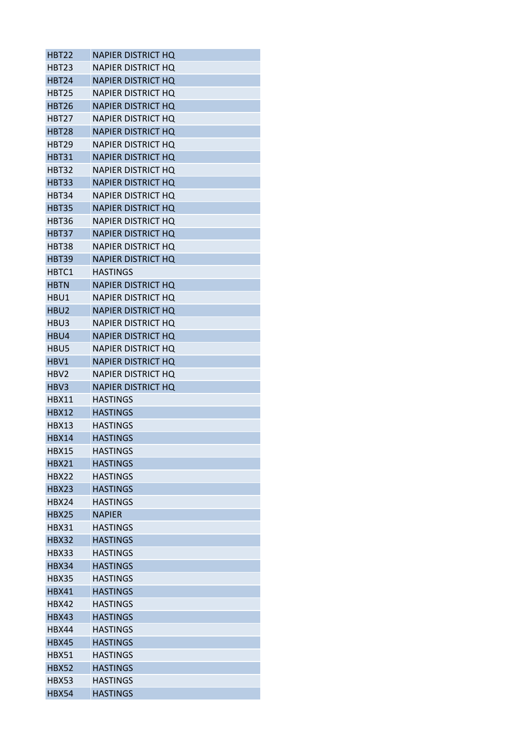| | |
|---|---|
| HBT22 | NAPIER DISTRICT HQ |
| HBT23 | NAPIER DISTRICT HQ |
| HBT24 | NAPIER DISTRICT HQ |
| HBT25 | NAPIER DISTRICT HQ |
| HBT26 | NAPIER DISTRICT HQ |
| HBT27 | NAPIER DISTRICT HQ |
| HBT28 | NAPIER DISTRICT HQ |
| HBT29 | NAPIER DISTRICT HQ |
| HBT31 | NAPIER DISTRICT HQ |
| HBT32 | NAPIER DISTRICT HQ |
| HBT33 | NAPIER DISTRICT HQ |
| HBT34 | NAPIER DISTRICT HQ |
| HBT35 | NAPIER DISTRICT HQ |
| HBT36 | NAPIER DISTRICT HQ |
| HBT37 | NAPIER DISTRICT HQ |
| HBT38 | NAPIER DISTRICT HQ |
| HBT39 | NAPIER DISTRICT HQ |
| HBTC1 | HASTINGS |
| HBTN | NAPIER DISTRICT HQ |
| HBU1 | NAPIER DISTRICT HQ |
| HBU2 | NAPIER DISTRICT HQ |
| HBU3 | NAPIER DISTRICT HQ |
| HBU4 | NAPIER DISTRICT HQ |
| HBU5 | NAPIER DISTRICT HQ |
| HBV1 | NAPIER DISTRICT HQ |
| HBV2 | NAPIER DISTRICT HQ |
| HBV3 | NAPIER DISTRICT HQ |
| HBX11 | HASTINGS |
| HBX12 | HASTINGS |
| HBX13 | HASTINGS |
| HBX14 | HASTINGS |
| HBX15 | HASTINGS |
| HBX21 | HASTINGS |
| HBX22 | HASTINGS |
| HBX23 | HASTINGS |
| HBX24 | HASTINGS |
| HBX25 | NAPIER |
| HBX31 | HASTINGS |
| HBX32 | HASTINGS |
| HBX33 | HASTINGS |
| HBX34 | HASTINGS |
| HBX35 | HASTINGS |
| HBX41 | HASTINGS |
| HBX42 | HASTINGS |
| HBX43 | HASTINGS |
| HBX44 | HASTINGS |
| HBX45 | HASTINGS |
| HBX51 | HASTINGS |
| HBX52 | HASTINGS |
| HBX53 | HASTINGS |
| HBX54 | HASTINGS |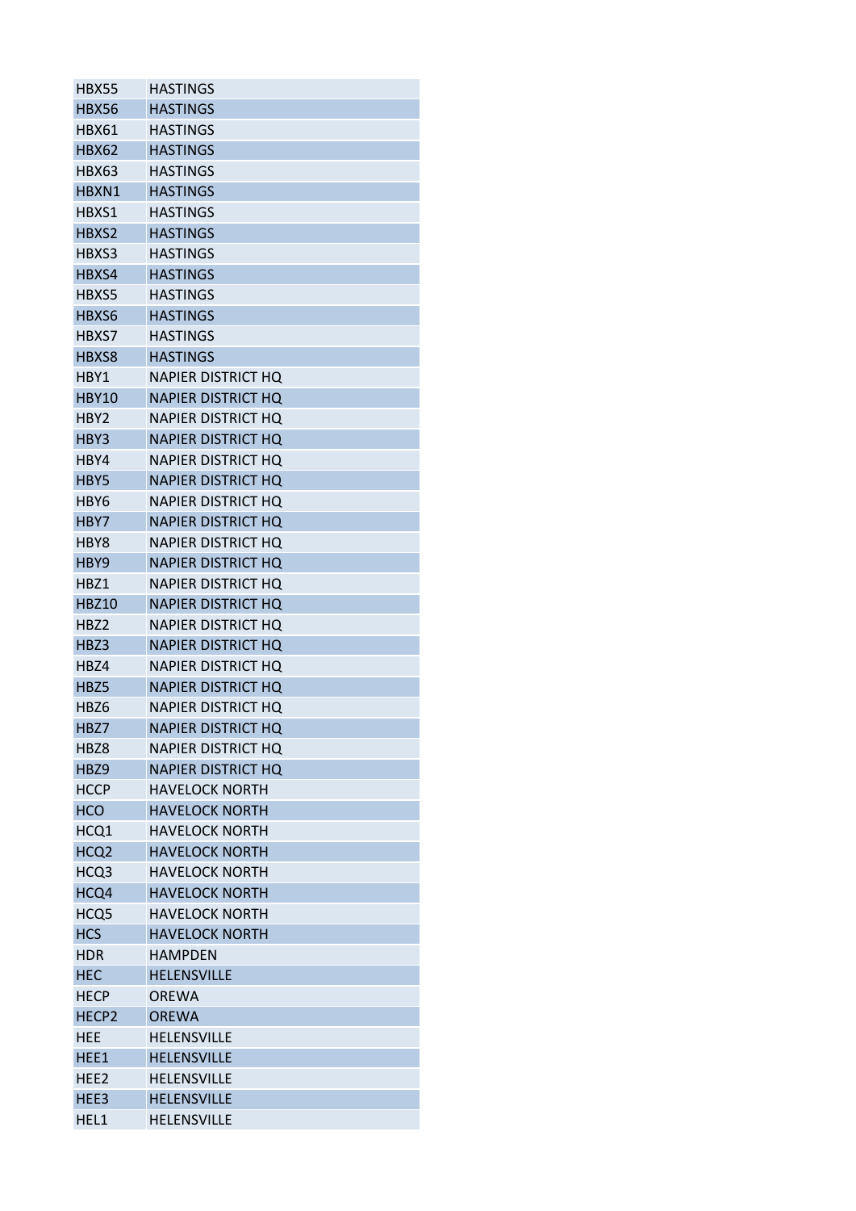| | |
|---|---|
| HBX55 | HASTINGS |
| HBX56 | HASTINGS |
| HBX61 | HASTINGS |
| HBX62 | HASTINGS |
| HBX63 | HASTINGS |
| HBXN1 | HASTINGS |
| HBXS1 | HASTINGS |
| HBXS2 | HASTINGS |
| HBXS3 | HASTINGS |
| HBXS4 | HASTINGS |
| HBXS5 | HASTINGS |
| HBXS6 | HASTINGS |
| HBXS7 | HASTINGS |
| HBXS8 | HASTINGS |
| HBY1 | NAPIER DISTRICT HQ |
| HBY10 | NAPIER DISTRICT HQ |
| HBY2 | NAPIER DISTRICT HQ |
| HBY3 | NAPIER DISTRICT HQ |
| HBY4 | NAPIER DISTRICT HQ |
| HBY5 | NAPIER DISTRICT HQ |
| HBY6 | NAPIER DISTRICT HQ |
| HBY7 | NAPIER DISTRICT HQ |
| HBY8 | NAPIER DISTRICT HQ |
| HBY9 | NAPIER DISTRICT HQ |
| HBZ1 | NAPIER DISTRICT HQ |
| HBZ10 | NAPIER DISTRICT HQ |
| HBZ2 | NAPIER DISTRICT HQ |
| HBZ3 | NAPIER DISTRICT HQ |
| HBZ4 | NAPIER DISTRICT HQ |
| HBZ5 | NAPIER DISTRICT HQ |
| HBZ6 | NAPIER DISTRICT HQ |
| HBZ7 | NAPIER DISTRICT HQ |
| HBZ8 | NAPIER DISTRICT HQ |
| HBZ9 | NAPIER DISTRICT HQ |
| HCCP | HAVELOCK NORTH |
| HCO | HAVELOCK NORTH |
| HCQ1 | HAVELOCK NORTH |
| HCQ2 | HAVELOCK NORTH |
| HCQ3 | HAVELOCK NORTH |
| HCQ4 | HAVELOCK NORTH |
| HCQ5 | HAVELOCK NORTH |
| HCS | HAVELOCK NORTH |
| HDR | HAMPDEN |
| HEC | HELENSVILLE |
| HECP | OREWA |
| HECP2 | OREWA |
| HEE | HELENSVILLE |
| HEE1 | HELENSVILLE |
| HEE2 | HELENSVILLE |
| HEE3 | HELENSVILLE |
| HEL1 | HELENSVILLE |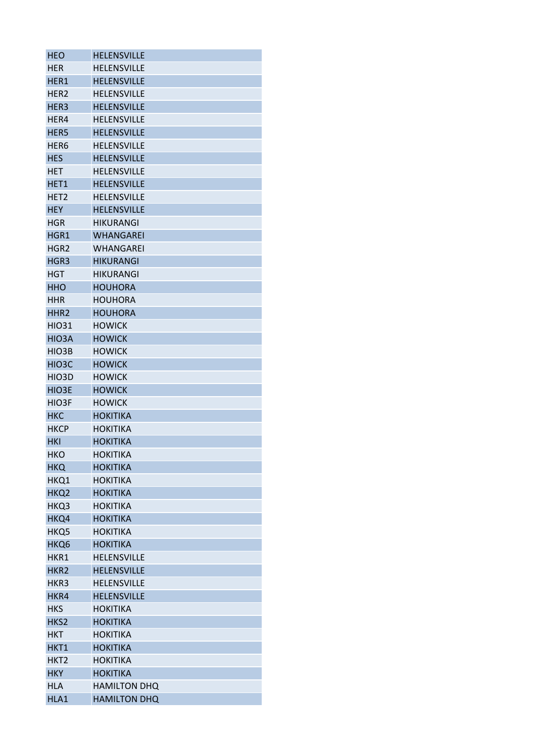| HEO | HELENSVILLE |
|---|---|
| HER | HELENSVILLE |
| HER1 | HELENSVILLE |
| HER2 | HELENSVILLE |
| HER3 | HELENSVILLE |
| HER4 | HELENSVILLE |
| HER5 | HELENSVILLE |
| HER6 | HELENSVILLE |
| HES | HELENSVILLE |
| HET | HELENSVILLE |
| HET1 | HELENSVILLE |
| HET2 | HELENSVILLE |
| HEY | HELENSVILLE |
| HGR | HIKURANGI |
| HGR1 | WHANGAREI |
| HGR2 | WHANGAREI |
| HGR3 | HIKURANGI |
| HGT | HIKURANGI |
| HHO | HOUHORA |
| HHR | HOUHORA |
| HHR2 | HOUHORA |
| HIO31 | HOWICK |
| HIO3A | HOWICK |
| HIO3B | HOWICK |
| HIO3C | HOWICK |
| HIO3D | HOWICK |
| HIO3E | HOWICK |
| HIO3F | HOWICK |
| HKC | HOKITIKA |
| HKCP | HOKITIKA |
| HKI | HOKITIKA |
| HKO | HOKITIKA |
| HKQ | HOKITIKA |
| HKQ1 | HOKITIKA |
| HKQ2 | HOKITIKA |
| HKQ3 | HOKITIKA |
| HKQ4 | HOKITIKA |
| HKQ5 | HOKITIKA |
| HKQ6 | HOKITIKA |
| HKR1 | HELENSVILLE |
| HKR2 | HELENSVILLE |
| HKR3 | HELENSVILLE |
| HKR4 | HELENSVILLE |
| HKS | HOKITIKA |
| HKS2 | HOKITIKA |
| HKT | HOKITIKA |
| HKT1 | HOKITIKA |
| HKT2 | HOKITIKA |
| HKY | HOKITIKA |
| HLA | HAMILTON DHQ |
| HLA1 | HAMILTON DHQ |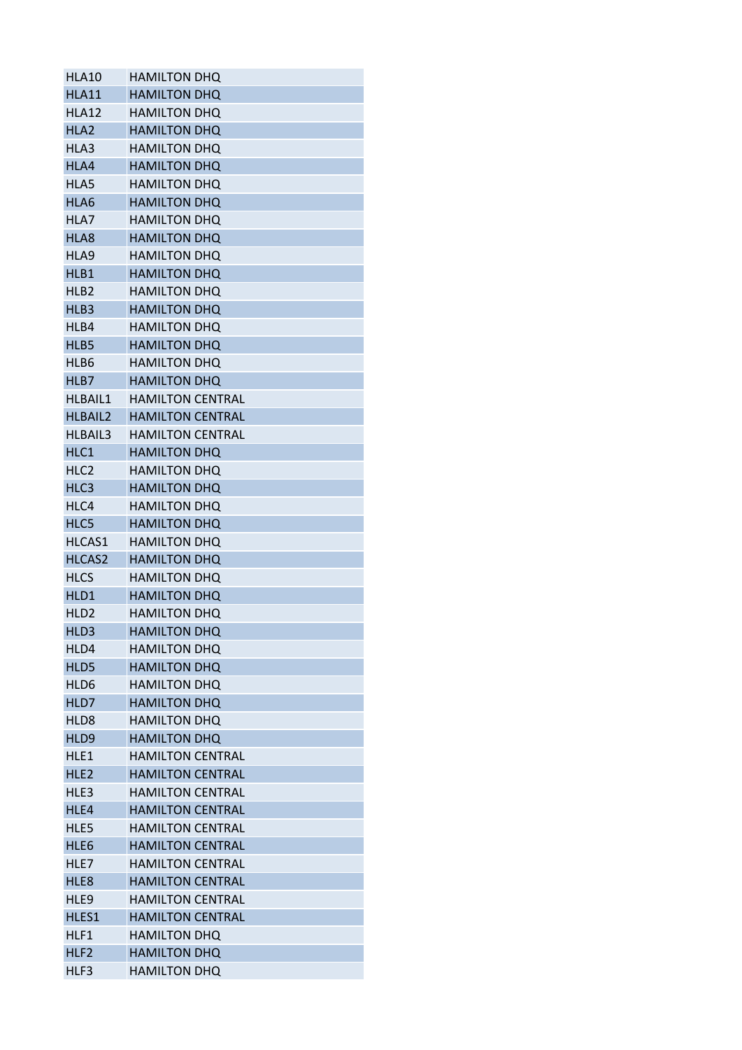| HLA10 | HAMILTON DHQ |
|---|---|
| HLA11 | HAMILTON DHQ |
| HLA12 | HAMILTON DHQ |
| HLA2 | HAMILTON DHQ |
| HLA3 | HAMILTON DHQ |
| HLA4 | HAMILTON DHQ |
| HLA5 | HAMILTON DHQ |
| HLA6 | HAMILTON DHQ |
| HLA7 | HAMILTON DHQ |
| HLA8 | HAMILTON DHQ |
| HLA9 | HAMILTON DHQ |
| HLB1 | HAMILTON DHQ |
| HLB2 | HAMILTON DHQ |
| HLB3 | HAMILTON DHQ |
| HLB4 | HAMILTON DHQ |
| HLB5 | HAMILTON DHQ |
| HLB6 | HAMILTON DHQ |
| HLB7 | HAMILTON DHQ |
| HLBAIL1 | HAMILTON CENTRAL |
| HLBAIL2 | HAMILTON CENTRAL |
| HLBAIL3 | HAMILTON CENTRAL |
| HLC1 | HAMILTON DHQ |
| HLC2 | HAMILTON DHQ |
| HLC3 | HAMILTON DHQ |
| HLC4 | HAMILTON DHQ |
| HLC5 | HAMILTON DHQ |
| HLCAS1 | HAMILTON DHQ |
| HLCAS2 | HAMILTON DHQ |
| HLCS | HAMILTON DHQ |
| HLD1 | HAMILTON DHQ |
| HLD2 | HAMILTON DHQ |
| HLD3 | HAMILTON DHQ |
| HLD4 | HAMILTON DHQ |
| HLD5 | HAMILTON DHQ |
| HLD6 | HAMILTON DHQ |
| HLD7 | HAMILTON DHQ |
| HLD8 | HAMILTON DHQ |
| HLD9 | HAMILTON DHQ |
| HLE1 | HAMILTON CENTRAL |
| HLE2 | HAMILTON CENTRAL |
| HLE3 | HAMILTON CENTRAL |
| HLE4 | HAMILTON CENTRAL |
| HLE5 | HAMILTON CENTRAL |
| HLE6 | HAMILTON CENTRAL |
| HLE7 | HAMILTON CENTRAL |
| HLE8 | HAMILTON CENTRAL |
| HLE9 | HAMILTON CENTRAL |
| HLES1 | HAMILTON CENTRAL |
| HLF1 | HAMILTON DHQ |
| HLF2 | HAMILTON DHQ |
| HLF3 | HAMILTON DHQ |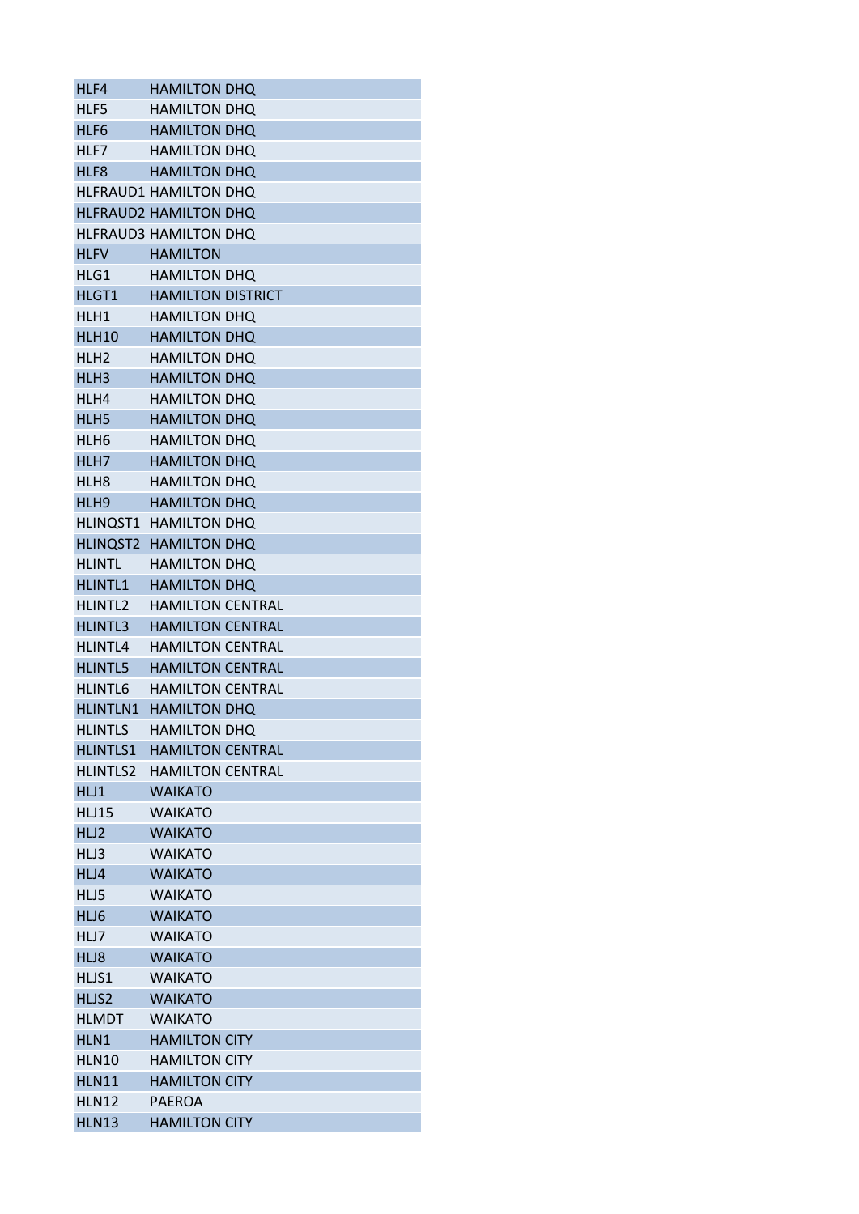| HLF4 | HAMILTON DHQ |
|---|---|
| HLF5 | HAMILTON DHQ |
| HLF6 | HAMILTON DHQ |
| HLF7 | HAMILTON DHQ |
| HLF8 | HAMILTON DHQ |
| HLFRAUD1 | HAMILTON DHQ |
| HLFRAUD2 | HAMILTON DHQ |
| HLFRAUD3 | HAMILTON DHQ |
| HLFV | HAMILTON |
| HLG1 | HAMILTON DHQ |
| HLGT1 | HAMILTON DISTRICT |
| HLH1 | HAMILTON DHQ |
| HLH10 | HAMILTON DHQ |
| HLH2 | HAMILTON DHQ |
| HLH3 | HAMILTON DHQ |
| HLH4 | HAMILTON DHQ |
| HLH5 | HAMILTON DHQ |
| HLH6 | HAMILTON DHQ |
| HLH7 | HAMILTON DHQ |
| HLH8 | HAMILTON DHQ |
| HLH9 | HAMILTON DHQ |
| HLINQST1 | HAMILTON DHQ |
| HLINQST2 | HAMILTON DHQ |
| HLINTL | HAMILTON DHQ |
| HLINTL1 | HAMILTON DHQ |
| HLINTL2 | HAMILTON CENTRAL |
| HLINTL3 | HAMILTON CENTRAL |
| HLINTL4 | HAMILTON CENTRAL |
| HLINTL5 | HAMILTON CENTRAL |
| HLINTL6 | HAMILTON CENTRAL |
| HLINTLN1 | HAMILTON DHQ |
| HLINTLS | HAMILTON DHQ |
| HLINTLS1 | HAMILTON CENTRAL |
| HLINTLS2 | HAMILTON CENTRAL |
| HLJ1 | WAIKATO |
| HLJ15 | WAIKATO |
| HLJ2 | WAIKATO |
| HLJ3 | WAIKATO |
| HLJ4 | WAIKATO |
| HLJ5 | WAIKATO |
| HLJ6 | WAIKATO |
| HLJ7 | WAIKATO |
| HLJ8 | WAIKATO |
| HLJS1 | WAIKATO |
| HLJS2 | WAIKATO |
| HLMDT | WAIKATO |
| HLN1 | HAMILTON CITY |
| HLN10 | HAMILTON CITY |
| HLN11 | HAMILTON CITY |
| HLN12 | PAEROA |
| HLN13 | HAMILTON CITY |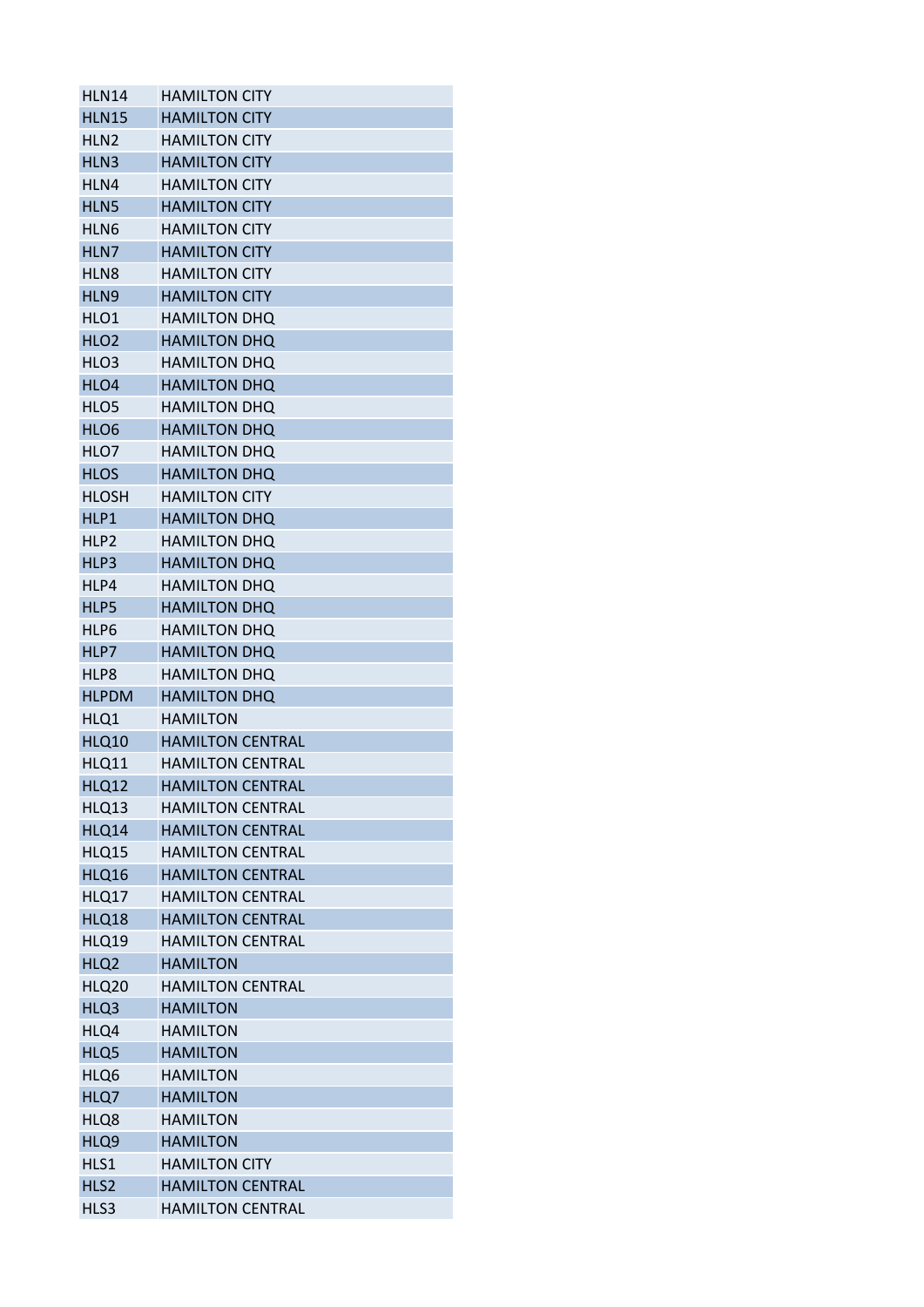| HLN14 | HAMILTON CITY |
|---|---|
| HLN15 | HAMILTON CITY |
| HLN2 | HAMILTON CITY |
| HLN3 | HAMILTON CITY |
| HLN4 | HAMILTON CITY |
| HLN5 | HAMILTON CITY |
| HLN6 | HAMILTON CITY |
| HLN7 | HAMILTON CITY |
| HLN8 | HAMILTON CITY |
| HLN9 | HAMILTON CITY |
| HLO1 | HAMILTON DHQ |
| HLO2 | HAMILTON DHQ |
| HLO3 | HAMILTON DHQ |
| HLO4 | HAMILTON DHQ |
| HLO5 | HAMILTON DHQ |
| HLO6 | HAMILTON DHQ |
| HLO7 | HAMILTON DHQ |
| HLOS | HAMILTON DHQ |
| HLOSH | HAMILTON CITY |
| HLP1 | HAMILTON DHQ |
| HLP2 | HAMILTON DHQ |
| HLP3 | HAMILTON DHQ |
| HLP4 | HAMILTON DHQ |
| HLP5 | HAMILTON DHQ |
| HLP6 | HAMILTON DHQ |
| HLP7 | HAMILTON DHQ |
| HLP8 | HAMILTON DHQ |
| HLPDM | HAMILTON DHQ |
| HLQ1 | HAMILTON |
| HLQ10 | HAMILTON CENTRAL |
| HLQ11 | HAMILTON CENTRAL |
| HLQ12 | HAMILTON CENTRAL |
| HLQ13 | HAMILTON CENTRAL |
| HLQ14 | HAMILTON CENTRAL |
| HLQ15 | HAMILTON CENTRAL |
| HLQ16 | HAMILTON CENTRAL |
| HLQ17 | HAMILTON CENTRAL |
| HLQ18 | HAMILTON CENTRAL |
| HLQ19 | HAMILTON CENTRAL |
| HLQ2 | HAMILTON |
| HLQ20 | HAMILTON CENTRAL |
| HLQ3 | HAMILTON |
| HLQ4 | HAMILTON |
| HLQ5 | HAMILTON |
| HLQ6 | HAMILTON |
| HLQ7 | HAMILTON |
| HLQ8 | HAMILTON |
| HLQ9 | HAMILTON |
| HLS1 | HAMILTON CITY |
| HLS2 | HAMILTON CENTRAL |
| HLS3 | HAMILTON CENTRAL |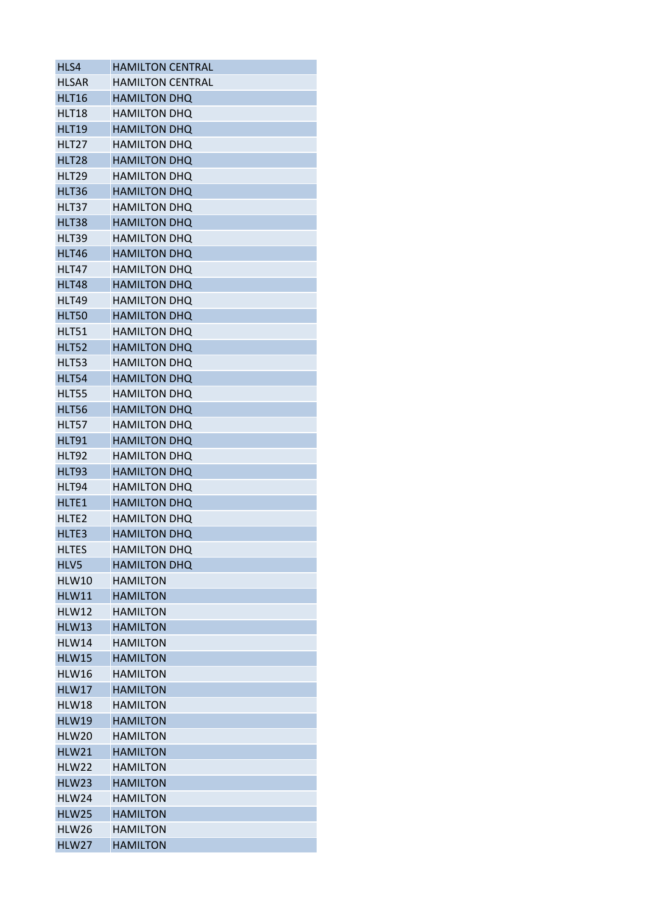| HLS4 | HAMILTON CENTRAL |
|---|---|
| HLSAR | HAMILTON CENTRAL |
| HLT16 | HAMILTON DHQ |
| HLT18 | HAMILTON DHQ |
| HLT19 | HAMILTON DHQ |
| HLT27 | HAMILTON DHQ |
| HLT28 | HAMILTON DHQ |
| HLT29 | HAMILTON DHQ |
| HLT36 | HAMILTON DHQ |
| HLT37 | HAMILTON DHQ |
| HLT38 | HAMILTON DHQ |
| HLT39 | HAMILTON DHQ |
| HLT46 | HAMILTON DHQ |
| HLT47 | HAMILTON DHQ |
| HLT48 | HAMILTON DHQ |
| HLT49 | HAMILTON DHQ |
| HLT50 | HAMILTON DHQ |
| HLT51 | HAMILTON DHQ |
| HLT52 | HAMILTON DHQ |
| HLT53 | HAMILTON DHQ |
| HLT54 | HAMILTON DHQ |
| HLT55 | HAMILTON DHQ |
| HLT56 | HAMILTON DHQ |
| HLT57 | HAMILTON DHQ |
| HLT91 | HAMILTON DHQ |
| HLT92 | HAMILTON DHQ |
| HLT93 | HAMILTON DHQ |
| HLT94 | HAMILTON DHQ |
| HLTE1 | HAMILTON DHQ |
| HLTE2 | HAMILTON DHQ |
| HLTE3 | HAMILTON DHQ |
| HLTES | HAMILTON DHQ |
| HLV5 | HAMILTON DHQ |
| HLW10 | HAMILTON |
| HLW11 | HAMILTON |
| HLW12 | HAMILTON |
| HLW13 | HAMILTON |
| HLW14 | HAMILTON |
| HLW15 | HAMILTON |
| HLW16 | HAMILTON |
| HLW17 | HAMILTON |
| HLW18 | HAMILTON |
| HLW19 | HAMILTON |
| HLW20 | HAMILTON |
| HLW21 | HAMILTON |
| HLW22 | HAMILTON |
| HLW23 | HAMILTON |
| HLW24 | HAMILTON |
| HLW25 | HAMILTON |
| HLW26 | HAMILTON |
| HLW27 | HAMILTON |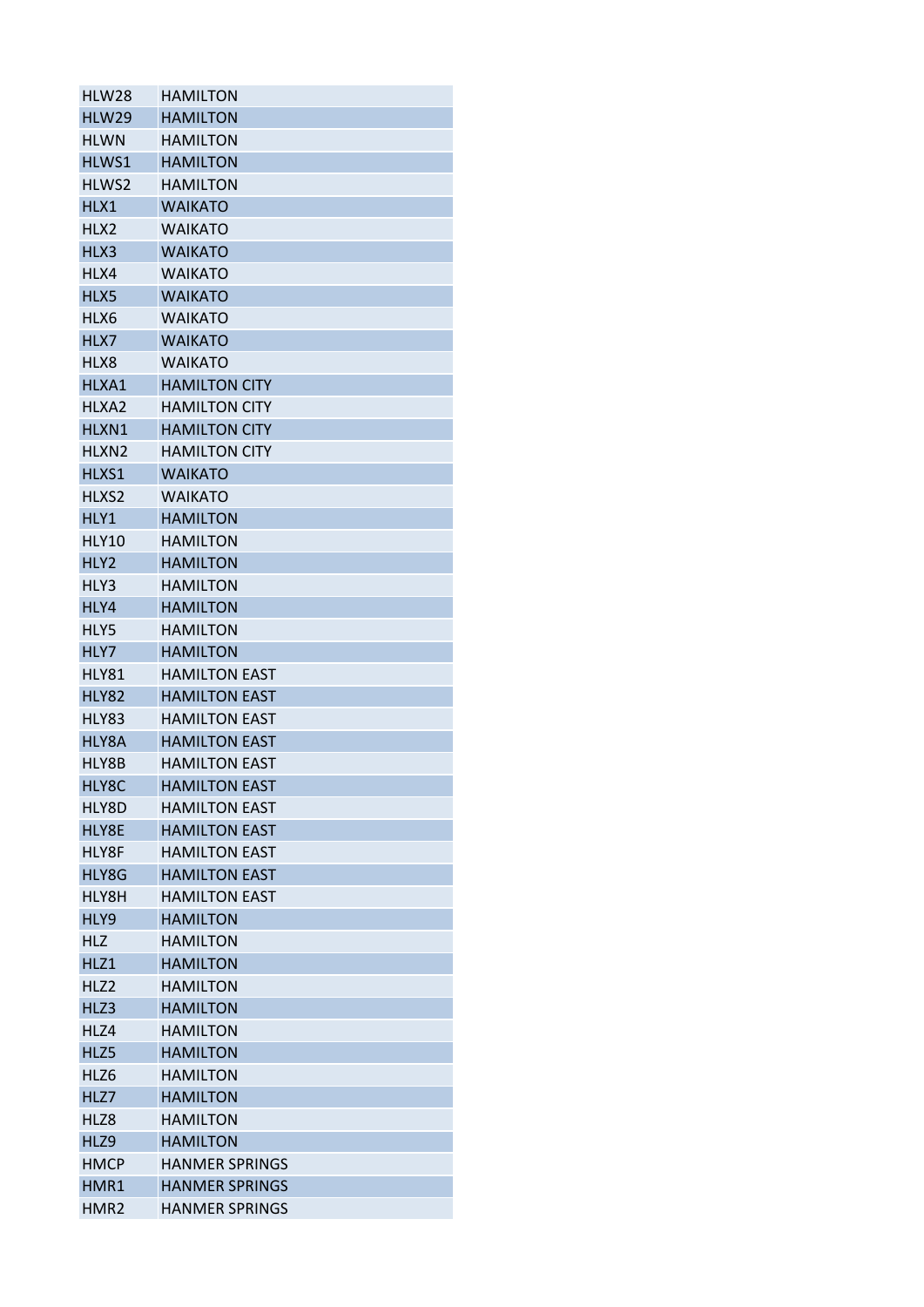| | |
|---|---|
| HLW28 | HAMILTON |
| HLW29 | HAMILTON |
| HLWN | HAMILTON |
| HLWS1 | HAMILTON |
| HLWS2 | HAMILTON |
| HLX1 | WAIKATO |
| HLX2 | WAIKATO |
| HLX3 | WAIKATO |
| HLX4 | WAIKATO |
| HLX5 | WAIKATO |
| HLX6 | WAIKATO |
| HLX7 | WAIKATO |
| HLX8 | WAIKATO |
| HLXA1 | HAMILTON CITY |
| HLXA2 | HAMILTON CITY |
| HLXN1 | HAMILTON CITY |
| HLXN2 | HAMILTON CITY |
| HLXS1 | WAIKATO |
| HLXS2 | WAIKATO |
| HLY1 | HAMILTON |
| HLY10 | HAMILTON |
| HLY2 | HAMILTON |
| HLY3 | HAMILTON |
| HLY4 | HAMILTON |
| HLY5 | HAMILTON |
| HLY7 | HAMILTON |
| HLY81 | HAMILTON EAST |
| HLY82 | HAMILTON EAST |
| HLY83 | HAMILTON EAST |
| HLY8A | HAMILTON EAST |
| HLY8B | HAMILTON EAST |
| HLY8C | HAMILTON EAST |
| HLY8D | HAMILTON EAST |
| HLY8E | HAMILTON EAST |
| HLY8F | HAMILTON EAST |
| HLY8G | HAMILTON EAST |
| HLY8H | HAMILTON EAST |
| HLY9 | HAMILTON |
| HLZ | HAMILTON |
| HLZ1 | HAMILTON |
| HLZ2 | HAMILTON |
| HLZ3 | HAMILTON |
| HLZ4 | HAMILTON |
| HLZ5 | HAMILTON |
| HLZ6 | HAMILTON |
| HLZ7 | HAMILTON |
| HLZ8 | HAMILTON |
| HLZ9 | HAMILTON |
| HMCP | HANMER SPRINGS |
| HMR1 | HANMER SPRINGS |
| HMR2 | HANMER SPRINGS |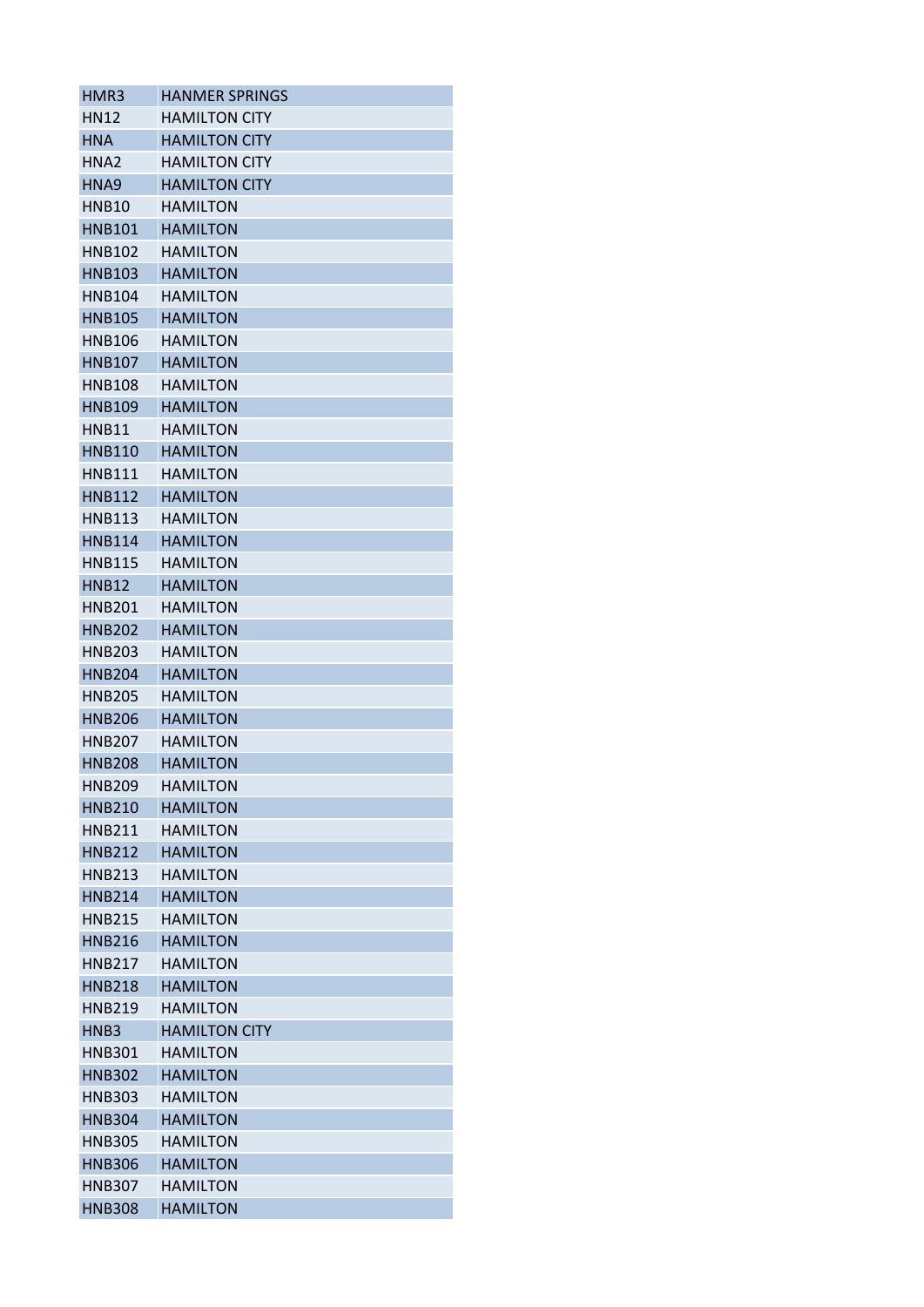| HMR3 | HANMER SPRINGS |
|---|---|
| HN12 | HAMILTON CITY |
| HNA | HAMILTON CITY |
| HNA2 | HAMILTON CITY |
| HNA9 | HAMILTON CITY |
| HNB10 | HAMILTON |
| HNB101 | HAMILTON |
| HNB102 | HAMILTON |
| HNB103 | HAMILTON |
| HNB104 | HAMILTON |
| HNB105 | HAMILTON |
| HNB106 | HAMILTON |
| HNB107 | HAMILTON |
| HNB108 | HAMILTON |
| HNB109 | HAMILTON |
| HNB11 | HAMILTON |
| HNB110 | HAMILTON |
| HNB111 | HAMILTON |
| HNB112 | HAMILTON |
| HNB113 | HAMILTON |
| HNB114 | HAMILTON |
| HNB115 | HAMILTON |
| HNB12 | HAMILTON |
| HNB201 | HAMILTON |
| HNB202 | HAMILTON |
| HNB203 | HAMILTON |
| HNB204 | HAMILTON |
| HNB205 | HAMILTON |
| HNB206 | HAMILTON |
| HNB207 | HAMILTON |
| HNB208 | HAMILTON |
| HNB209 | HAMILTON |
| HNB210 | HAMILTON |
| HNB211 | HAMILTON |
| HNB212 | HAMILTON |
| HNB213 | HAMILTON |
| HNB214 | HAMILTON |
| HNB215 | HAMILTON |
| HNB216 | HAMILTON |
| HNB217 | HAMILTON |
| HNB218 | HAMILTON |
| HNB219 | HAMILTON |
| HNB3 | HAMILTON CITY |
| HNB301 | HAMILTON |
| HNB302 | HAMILTON |
| HNB303 | HAMILTON |
| HNB304 | HAMILTON |
| HNB305 | HAMILTON |
| HNB306 | HAMILTON |
| HNB307 | HAMILTON |
| HNB308 | HAMILTON |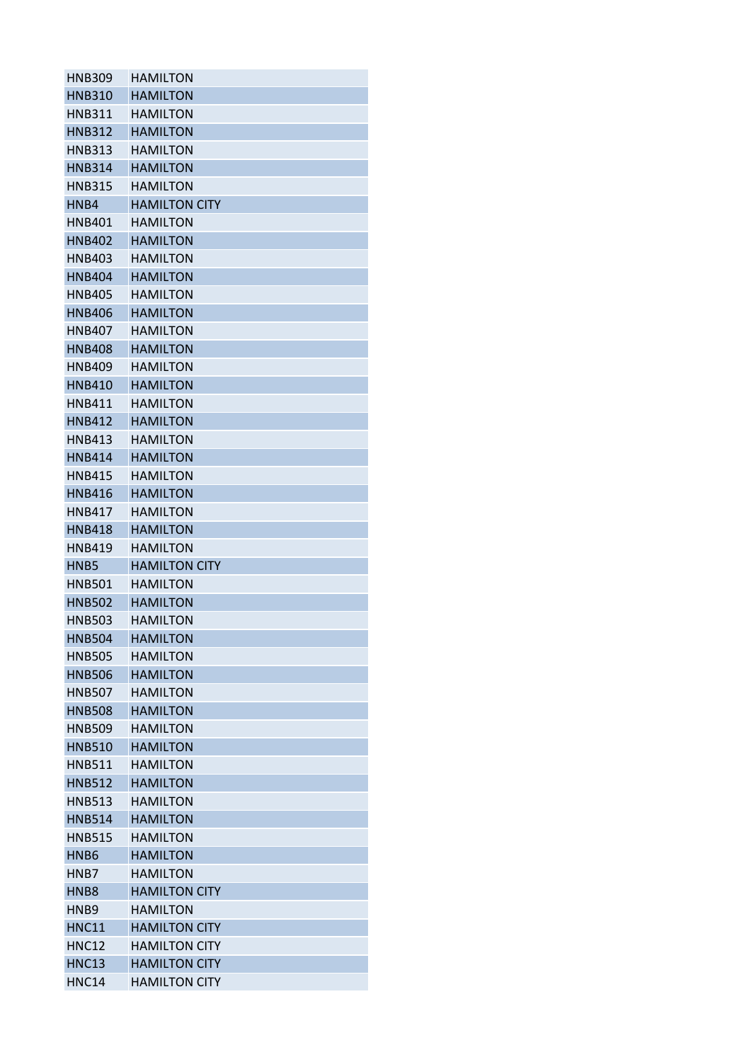| HNB309 | HAMILTON |
|---|---|
| HNB310 | HAMILTON |
| HNB311 | HAMILTON |
| HNB312 | HAMILTON |
| HNB313 | HAMILTON |
| HNB314 | HAMILTON |
| HNB315 | HAMILTON |
| HNB4 | HAMILTON CITY |
| HNB401 | HAMILTON |
| HNB402 | HAMILTON |
| HNB403 | HAMILTON |
| HNB404 | HAMILTON |
| HNB405 | HAMILTON |
| HNB406 | HAMILTON |
| HNB407 | HAMILTON |
| HNB408 | HAMILTON |
| HNB409 | HAMILTON |
| HNB410 | HAMILTON |
| HNB411 | HAMILTON |
| HNB412 | HAMILTON |
| HNB413 | HAMILTON |
| HNB414 | HAMILTON |
| HNB415 | HAMILTON |
| HNB416 | HAMILTON |
| HNB417 | HAMILTON |
| HNB418 | HAMILTON |
| HNB419 | HAMILTON |
| HNB5 | HAMILTON CITY |
| HNB501 | HAMILTON |
| HNB502 | HAMILTON |
| HNB503 | HAMILTON |
| HNB504 | HAMILTON |
| HNB505 | HAMILTON |
| HNB506 | HAMILTON |
| HNB507 | HAMILTON |
| HNB508 | HAMILTON |
| HNB509 | HAMILTON |
| HNB510 | HAMILTON |
| HNB511 | HAMILTON |
| HNB512 | HAMILTON |
| HNB513 | HAMILTON |
| HNB514 | HAMILTON |
| HNB515 | HAMILTON |
| HNB6 | HAMILTON |
| HNB7 | HAMILTON |
| HNB8 | HAMILTON CITY |
| HNB9 | HAMILTON |
| HNC11 | HAMILTON CITY |
| HNC12 | HAMILTON CITY |
| HNC13 | HAMILTON CITY |
| HNC14 | HAMILTON CITY |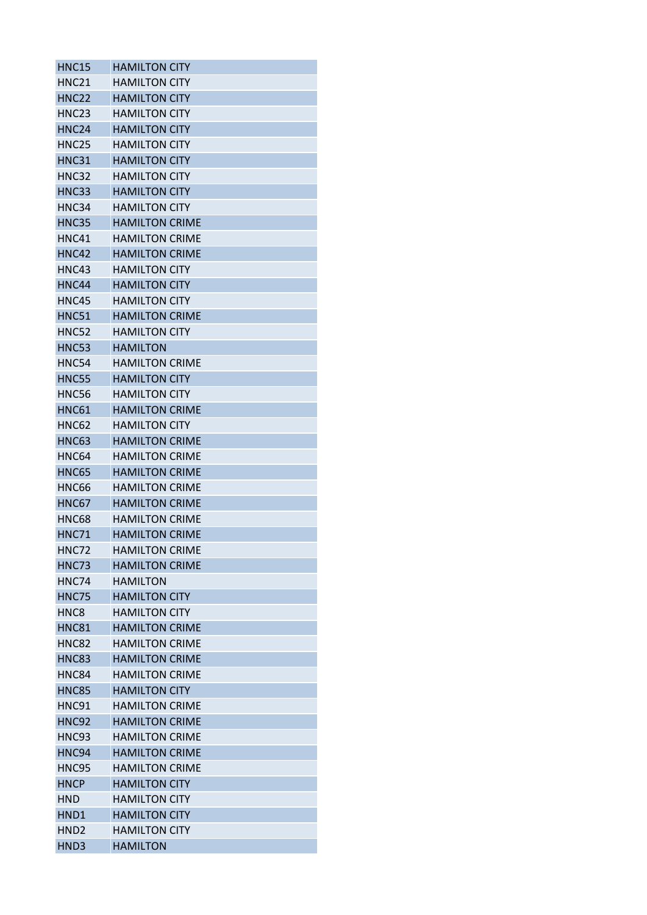| HNC15 | HAMILTON CITY |
|---|---|
| HNC21 | HAMILTON CITY |
| HNC22 | HAMILTON CITY |
| HNC23 | HAMILTON CITY |
| HNC24 | HAMILTON CITY |
| HNC25 | HAMILTON CITY |
| HNC31 | HAMILTON CITY |
| HNC32 | HAMILTON CITY |
| HNC33 | HAMILTON CITY |
| HNC34 | HAMILTON CITY |
| HNC35 | HAMILTON CRIME |
| HNC41 | HAMILTON CRIME |
| HNC42 | HAMILTON CRIME |
| HNC43 | HAMILTON CITY |
| HNC44 | HAMILTON CITY |
| HNC45 | HAMILTON CITY |
| HNC51 | HAMILTON CRIME |
| HNC52 | HAMILTON CITY |
| HNC53 | HAMILTON |
| HNC54 | HAMILTON CRIME |
| HNC55 | HAMILTON CITY |
| HNC56 | HAMILTON CITY |
| HNC61 | HAMILTON CRIME |
| HNC62 | HAMILTON CITY |
| HNC63 | HAMILTON CRIME |
| HNC64 | HAMILTON CRIME |
| HNC65 | HAMILTON CRIME |
| HNC66 | HAMILTON CRIME |
| HNC67 | HAMILTON CRIME |
| HNC68 | HAMILTON CRIME |
| HNC71 | HAMILTON CRIME |
| HNC72 | HAMILTON CRIME |
| HNC73 | HAMILTON CRIME |
| HNC74 | HAMILTON |
| HNC75 | HAMILTON CITY |
| HNC8 | HAMILTON CITY |
| HNC81 | HAMILTON CRIME |
| HNC82 | HAMILTON CRIME |
| HNC83 | HAMILTON CRIME |
| HNC84 | HAMILTON CRIME |
| HNC85 | HAMILTON CITY |
| HNC91 | HAMILTON CRIME |
| HNC92 | HAMILTON CRIME |
| HNC93 | HAMILTON CRIME |
| HNC94 | HAMILTON CRIME |
| HNC95 | HAMILTON CRIME |
| HNCP | HAMILTON CITY |
| HND | HAMILTON CITY |
| HND1 | HAMILTON CITY |
| HND2 | HAMILTON CITY |
| HND3 | HAMILTON |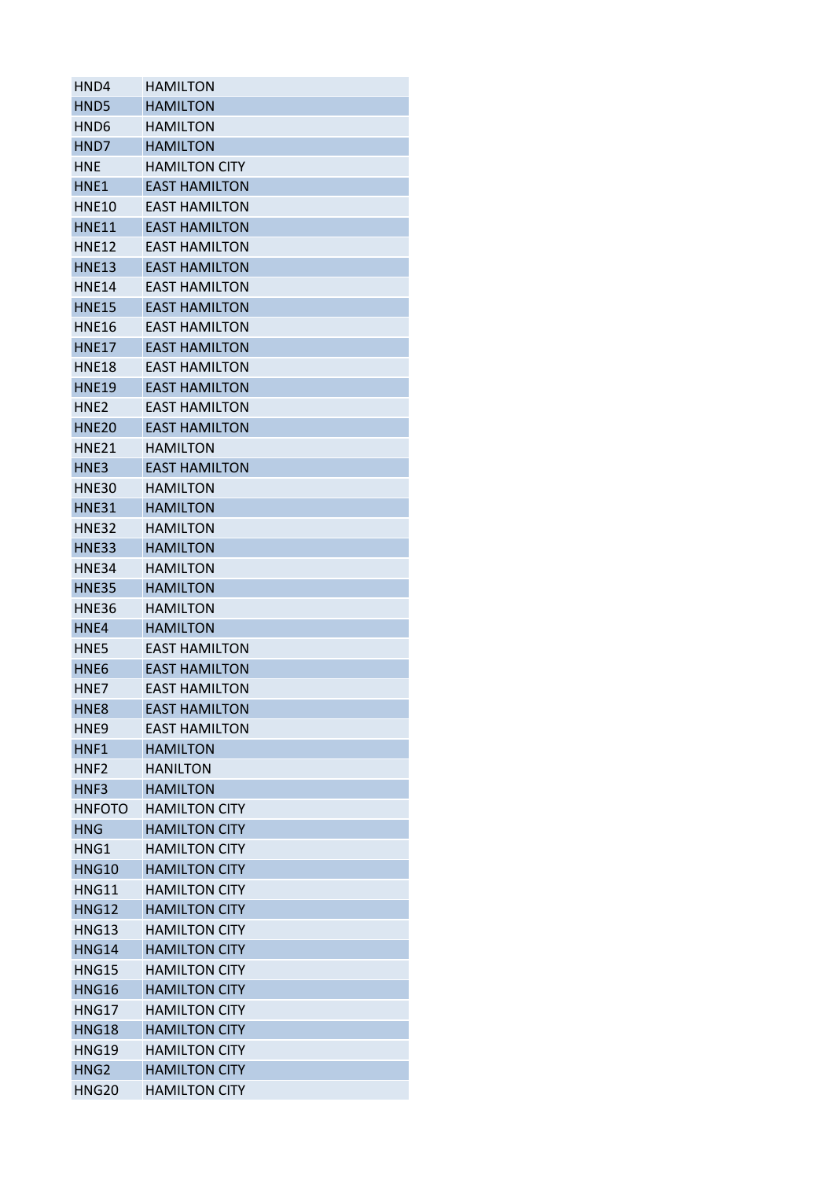| HND4 | HAMILTON |
|---|---|
| HND5 | HAMILTON |
| HND6 | HAMILTON |
| HND7 | HAMILTON |
| HNE | HAMILTON CITY |
| HNE1 | EAST HAMILTON |
| HNE10 | EAST HAMILTON |
| HNE11 | EAST HAMILTON |
| HNE12 | EAST HAMILTON |
| HNE13 | EAST HAMILTON |
| HNE14 | EAST HAMILTON |
| HNE15 | EAST HAMILTON |
| HNE16 | EAST HAMILTON |
| HNE17 | EAST HAMILTON |
| HNE18 | EAST HAMILTON |
| HNE19 | EAST HAMILTON |
| HNE2 | EAST HAMILTON |
| HNE20 | EAST HAMILTON |
| HNE21 | HAMILTON |
| HNE3 | EAST HAMILTON |
| HNE30 | HAMILTON |
| HNE31 | HAMILTON |
| HNE32 | HAMILTON |
| HNE33 | HAMILTON |
| HNE34 | HAMILTON |
| HNE35 | HAMILTON |
| HNE36 | HAMILTON |
| HNE4 | HAMILTON |
| HNE5 | EAST HAMILTON |
| HNE6 | EAST HAMILTON |
| HNE7 | EAST HAMILTON |
| HNE8 | EAST HAMILTON |
| HNE9 | EAST HAMILTON |
| HNF1 | HAMILTON |
| HNF2 | HANILTON |
| HNF3 | HAMILTON |
| HNFOTO | HAMILTON CITY |
| HNG | HAMILTON CITY |
| HNG1 | HAMILTON CITY |
| HNG10 | HAMILTON CITY |
| HNG11 | HAMILTON CITY |
| HNG12 | HAMILTON CITY |
| HNG13 | HAMILTON CITY |
| HNG14 | HAMILTON CITY |
| HNG15 | HAMILTON CITY |
| HNG16 | HAMILTON CITY |
| HNG17 | HAMILTON CITY |
| HNG18 | HAMILTON CITY |
| HNG19 | HAMILTON CITY |
| HNG2 | HAMILTON CITY |
| HNG20 | HAMILTON CITY |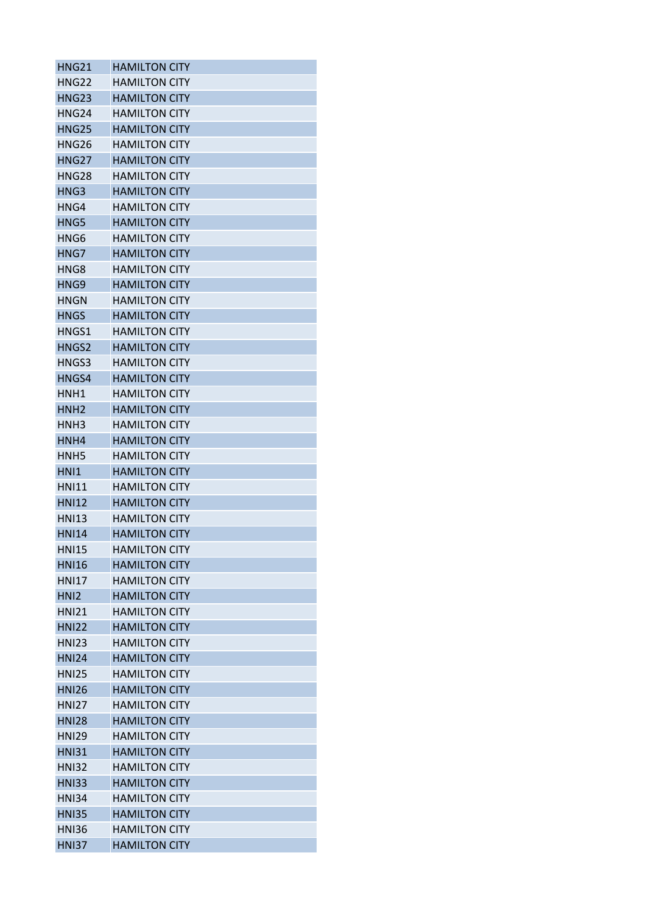| HNG21 | HAMILTON CITY |
|---|---|
| HNG22 | HAMILTON CITY |
| HNG23 | HAMILTON CITY |
| HNG24 | HAMILTON CITY |
| HNG25 | HAMILTON CITY |
| HNG26 | HAMILTON CITY |
| HNG27 | HAMILTON CITY |
| HNG28 | HAMILTON CITY |
| HNG3 | HAMILTON CITY |
| HNG4 | HAMILTON CITY |
| HNG5 | HAMILTON CITY |
| HNG6 | HAMILTON CITY |
| HNG7 | HAMILTON CITY |
| HNG8 | HAMILTON CITY |
| HNG9 | HAMILTON CITY |
| HNGN | HAMILTON CITY |
| HNGS | HAMILTON CITY |
| HNGS1 | HAMILTON CITY |
| HNGS2 | HAMILTON CITY |
| HNGS3 | HAMILTON CITY |
| HNGS4 | HAMILTON CITY |
| HNH1 | HAMILTON CITY |
| HNH2 | HAMILTON CITY |
| HNH3 | HAMILTON CITY |
| HNH4 | HAMILTON CITY |
| HNH5 | HAMILTON CITY |
| HNI1 | HAMILTON CITY |
| HNI11 | HAMILTON CITY |
| HNI12 | HAMILTON CITY |
| HNI13 | HAMILTON CITY |
| HNI14 | HAMILTON CITY |
| HNI15 | HAMILTON CITY |
| HNI16 | HAMILTON CITY |
| HNI17 | HAMILTON CITY |
| HNI2 | HAMILTON CITY |
| HNI21 | HAMILTON CITY |
| HNI22 | HAMILTON CITY |
| HNI23 | HAMILTON CITY |
| HNI24 | HAMILTON CITY |
| HNI25 | HAMILTON CITY |
| HNI26 | HAMILTON CITY |
| HNI27 | HAMILTON CITY |
| HNI28 | HAMILTON CITY |
| HNI29 | HAMILTON CITY |
| HNI31 | HAMILTON CITY |
| HNI32 | HAMILTON CITY |
| HNI33 | HAMILTON CITY |
| HNI34 | HAMILTON CITY |
| HNI35 | HAMILTON CITY |
| HNI36 | HAMILTON CITY |
| HNI37 | HAMILTON CITY |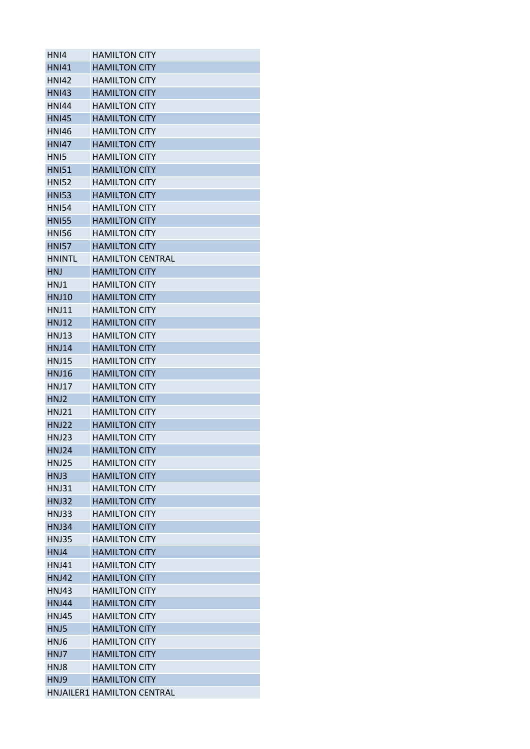| | |
|---|---|
| HNI4 | HAMILTON CITY |
| HNI41 | HAMILTON CITY |
| HNI42 | HAMILTON CITY |
| HNI43 | HAMILTON CITY |
| HNI44 | HAMILTON CITY |
| HNI45 | HAMILTON CITY |
| HNI46 | HAMILTON CITY |
| HNI47 | HAMILTON CITY |
| HNI5 | HAMILTON CITY |
| HNI51 | HAMILTON CITY |
| HNI52 | HAMILTON CITY |
| HNI53 | HAMILTON CITY |
| HNI54 | HAMILTON CITY |
| HNI55 | HAMILTON CITY |
| HNI56 | HAMILTON CITY |
| HNI57 | HAMILTON CITY |
| HNINTL | HAMILTON CENTRAL |
| HNJ | HAMILTON CITY |
| HNJ1 | HAMILTON CITY |
| HNJ10 | HAMILTON CITY |
| HNJ11 | HAMILTON CITY |
| HNJ12 | HAMILTON CITY |
| HNJ13 | HAMILTON CITY |
| HNJ14 | HAMILTON CITY |
| HNJ15 | HAMILTON CITY |
| HNJ16 | HAMILTON CITY |
| HNJ17 | HAMILTON CITY |
| HNJ2 | HAMILTON CITY |
| HNJ21 | HAMILTON CITY |
| HNJ22 | HAMILTON CITY |
| HNJ23 | HAMILTON CITY |
| HNJ24 | HAMILTON CITY |
| HNJ25 | HAMILTON CITY |
| HNJ3 | HAMILTON CITY |
| HNJ31 | HAMILTON CITY |
| HNJ32 | HAMILTON CITY |
| HNJ33 | HAMILTON CITY |
| HNJ34 | HAMILTON CITY |
| HNJ35 | HAMILTON CITY |
| HNJ4 | HAMILTON CITY |
| HNJ41 | HAMILTON CITY |
| HNJ42 | HAMILTON CITY |
| HNJ43 | HAMILTON CITY |
| HNJ44 | HAMILTON CITY |
| HNJ45 | HAMILTON CITY |
| HNJ5 | HAMILTON CITY |
| HNJ6 | HAMILTON CITY |
| HNJ7 | HAMILTON CITY |
| HNJ8 | HAMILTON CITY |
| HNJ9 | HAMILTON CITY |
| HNJAILER1 | HAMILTON CENTRAL |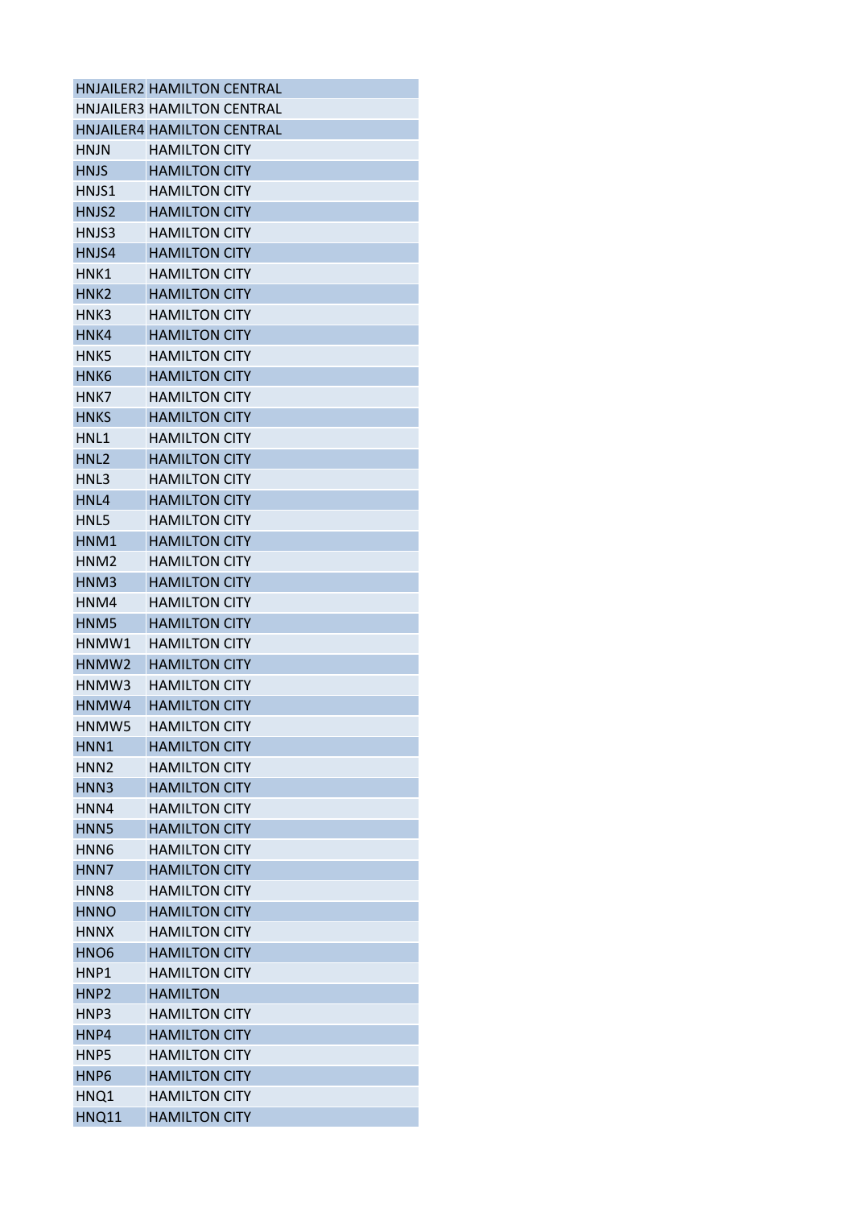| | |
|---|---|
| HNJAILER2 | HAMILTON CENTRAL |
| HNJAILER3 | HAMILTON CENTRAL |
| HNJAILER4 | HAMILTON CENTRAL |
| HNJN | HAMILTON CITY |
| HNJS | HAMILTON CITY |
| HNJS1 | HAMILTON CITY |
| HNJS2 | HAMILTON CITY |
| HNJS3 | HAMILTON CITY |
| HNJS4 | HAMILTON CITY |
| HNK1 | HAMILTON CITY |
| HNK2 | HAMILTON CITY |
| HNK3 | HAMILTON CITY |
| HNK4 | HAMILTON CITY |
| HNK5 | HAMILTON CITY |
| HNK6 | HAMILTON CITY |
| HNK7 | HAMILTON CITY |
| HNKS | HAMILTON CITY |
| HNL1 | HAMILTON CITY |
| HNL2 | HAMILTON CITY |
| HNL3 | HAMILTON CITY |
| HNL4 | HAMILTON CITY |
| HNL5 | HAMILTON CITY |
| HNM1 | HAMILTON CITY |
| HNM2 | HAMILTON CITY |
| HNM3 | HAMILTON CITY |
| HNM4 | HAMILTON CITY |
| HNM5 | HAMILTON CITY |
| HNMW1 | HAMILTON CITY |
| HNMW2 | HAMILTON CITY |
| HNMW3 | HAMILTON CITY |
| HNMW4 | HAMILTON CITY |
| HNMW5 | HAMILTON CITY |
| HNN1 | HAMILTON CITY |
| HNN2 | HAMILTON CITY |
| HNN3 | HAMILTON CITY |
| HNN4 | HAMILTON CITY |
| HNN5 | HAMILTON CITY |
| HNN6 | HAMILTON CITY |
| HNN7 | HAMILTON CITY |
| HNN8 | HAMILTON CITY |
| HNNO | HAMILTON CITY |
| HNNX | HAMILTON CITY |
| HNO6 | HAMILTON CITY |
| HNP1 | HAMILTON CITY |
| HNP2 | HAMILTON |
| HNP3 | HAMILTON CITY |
| HNP4 | HAMILTON CITY |
| HNP5 | HAMILTON CITY |
| HNP6 | HAMILTON CITY |
| HNQ1 | HAMILTON CITY |
| HNQ11 | HAMILTON CITY |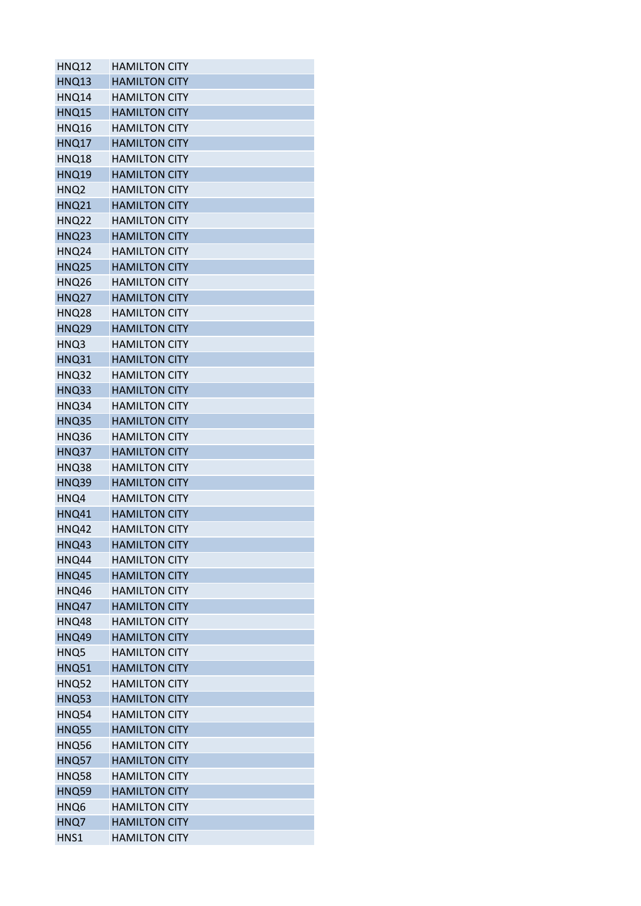| | |
|---|---|
| HNQ12 | HAMILTON CITY |
| HNQ13 | HAMILTON CITY |
| HNQ14 | HAMILTON CITY |
| HNQ15 | HAMILTON CITY |
| HNQ16 | HAMILTON CITY |
| HNQ17 | HAMILTON CITY |
| HNQ18 | HAMILTON CITY |
| HNQ19 | HAMILTON CITY |
| HNQ2 | HAMILTON CITY |
| HNQ21 | HAMILTON CITY |
| HNQ22 | HAMILTON CITY |
| HNQ23 | HAMILTON CITY |
| HNQ24 | HAMILTON CITY |
| HNQ25 | HAMILTON CITY |
| HNQ26 | HAMILTON CITY |
| HNQ27 | HAMILTON CITY |
| HNQ28 | HAMILTON CITY |
| HNQ29 | HAMILTON CITY |
| HNQ3 | HAMILTON CITY |
| HNQ31 | HAMILTON CITY |
| HNQ32 | HAMILTON CITY |
| HNQ33 | HAMILTON CITY |
| HNQ34 | HAMILTON CITY |
| HNQ35 | HAMILTON CITY |
| HNQ36 | HAMILTON CITY |
| HNQ37 | HAMILTON CITY |
| HNQ38 | HAMILTON CITY |
| HNQ39 | HAMILTON CITY |
| HNQ4 | HAMILTON CITY |
| HNQ41 | HAMILTON CITY |
| HNQ42 | HAMILTON CITY |
| HNQ43 | HAMILTON CITY |
| HNQ44 | HAMILTON CITY |
| HNQ45 | HAMILTON CITY |
| HNQ46 | HAMILTON CITY |
| HNQ47 | HAMILTON CITY |
| HNQ48 | HAMILTON CITY |
| HNQ49 | HAMILTON CITY |
| HNQ5 | HAMILTON CITY |
| HNQ51 | HAMILTON CITY |
| HNQ52 | HAMILTON CITY |
| HNQ53 | HAMILTON CITY |
| HNQ54 | HAMILTON CITY |
| HNQ55 | HAMILTON CITY |
| HNQ56 | HAMILTON CITY |
| HNQ57 | HAMILTON CITY |
| HNQ58 | HAMILTON CITY |
| HNQ59 | HAMILTON CITY |
| HNQ6 | HAMILTON CITY |
| HNQ7 | HAMILTON CITY |
| HNS1 | HAMILTON CITY |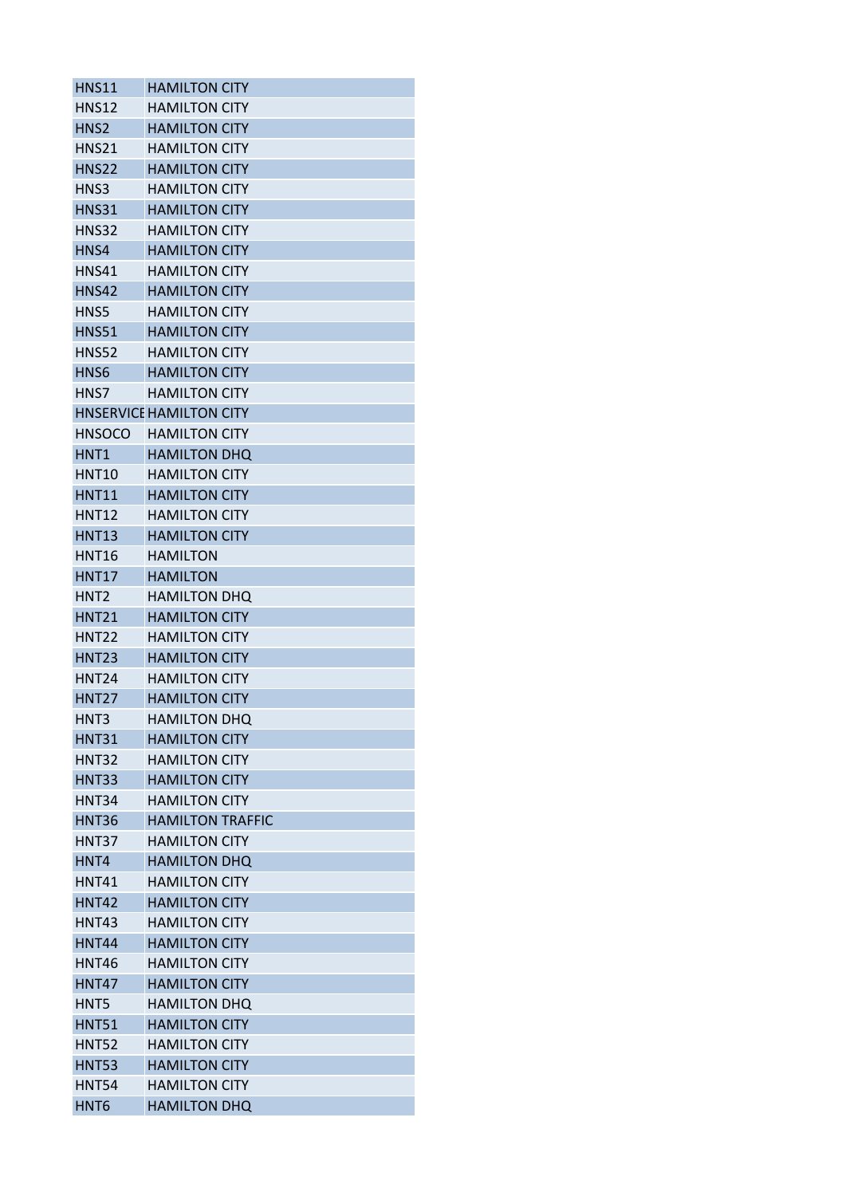| HNS11 | HAMILTON CITY |
|---|---|
| HNS12 | HAMILTON CITY |
| HNS2 | HAMILTON CITY |
| HNS21 | HAMILTON CITY |
| HNS22 | HAMILTON CITY |
| HNS3 | HAMILTON CITY |
| HNS31 | HAMILTON CITY |
| HNS32 | HAMILTON CITY |
| HNS4 | HAMILTON CITY |
| HNS41 | HAMILTON CITY |
| HNS42 | HAMILTON CITY |
| HNS5 | HAMILTON CITY |
| HNS51 | HAMILTON CITY |
| HNS52 | HAMILTON CITY |
| HNS6 | HAMILTON CITY |
| HNS7 | HAMILTON CITY |
| HNSERVICE | HAMILTON CITY |
| HNSOCO | HAMILTON CITY |
| HNT1 | HAMILTON DHQ |
| HNT10 | HAMILTON CITY |
| HNT11 | HAMILTON CITY |
| HNT12 | HAMILTON CITY |
| HNT13 | HAMILTON CITY |
| HNT16 | HAMILTON |
| HNT17 | HAMILTON |
| HNT2 | HAMILTON DHQ |
| HNT21 | HAMILTON CITY |
| HNT22 | HAMILTON CITY |
| HNT23 | HAMILTON CITY |
| HNT24 | HAMILTON CITY |
| HNT27 | HAMILTON CITY |
| HNT3 | HAMILTON DHQ |
| HNT31 | HAMILTON CITY |
| HNT32 | HAMILTON CITY |
| HNT33 | HAMILTON CITY |
| HNT34 | HAMILTON CITY |
| HNT36 | HAMILTON TRAFFIC |
| HNT37 | HAMILTON CITY |
| HNT4 | HAMILTON DHQ |
| HNT41 | HAMILTON CITY |
| HNT42 | HAMILTON CITY |
| HNT43 | HAMILTON CITY |
| HNT44 | HAMILTON CITY |
| HNT46 | HAMILTON CITY |
| HNT47 | HAMILTON CITY |
| HNT5 | HAMILTON DHQ |
| HNT51 | HAMILTON CITY |
| HNT52 | HAMILTON CITY |
| HNT53 | HAMILTON CITY |
| HNT54 | HAMILTON CITY |
| HNT6 | HAMILTON DHQ |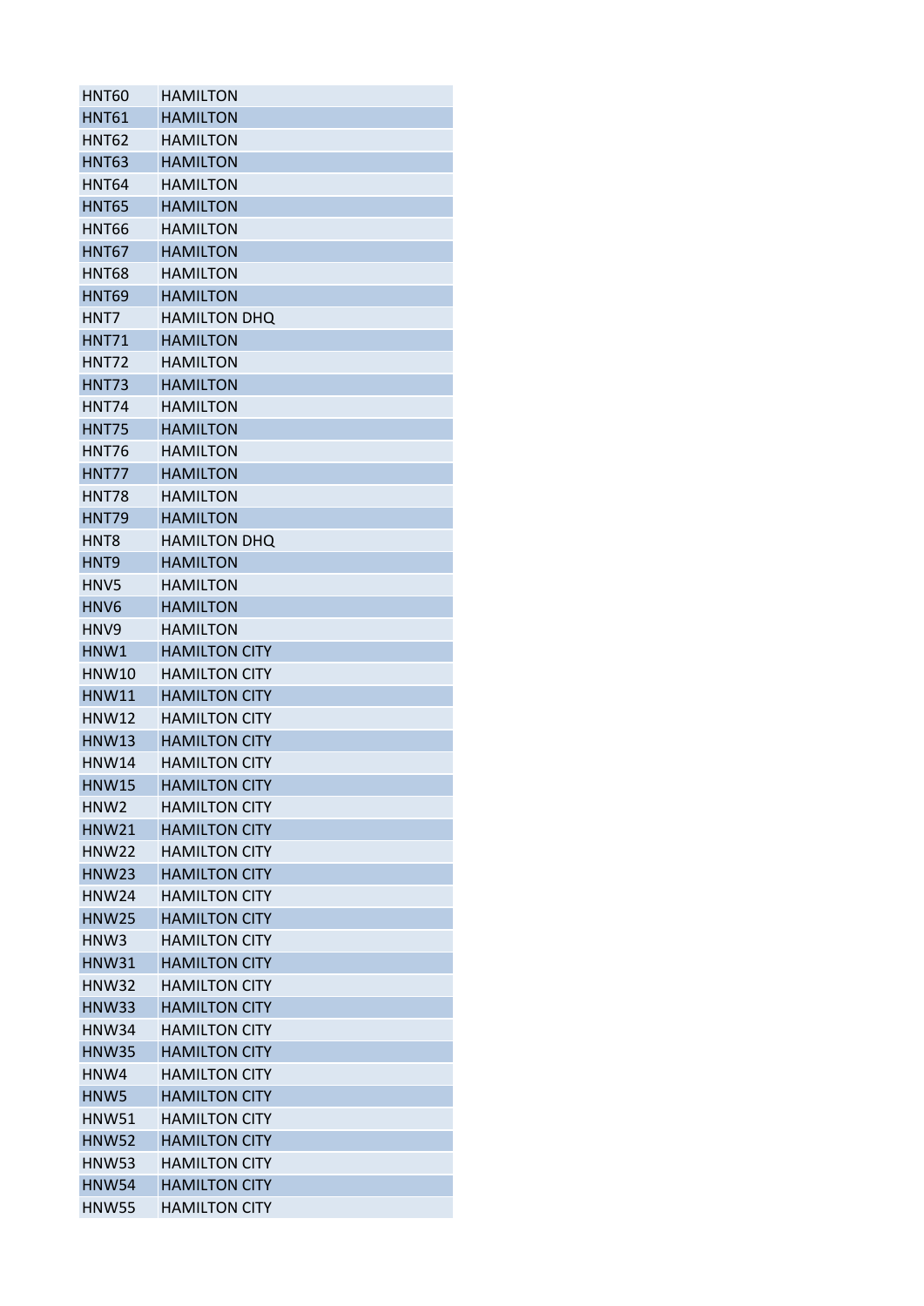| HNT60 | HAMILTON |
|---|---|
| HNT61 | HAMILTON |
| HNT62 | HAMILTON |
| HNT63 | HAMILTON |
| HNT64 | HAMILTON |
| HNT65 | HAMILTON |
| HNT66 | HAMILTON |
| HNT67 | HAMILTON |
| HNT68 | HAMILTON |
| HNT69 | HAMILTON |
| HNT7 | HAMILTON DHQ |
| HNT71 | HAMILTON |
| HNT72 | HAMILTON |
| HNT73 | HAMILTON |
| HNT74 | HAMILTON |
| HNT75 | HAMILTON |
| HNT76 | HAMILTON |
| HNT77 | HAMILTON |
| HNT78 | HAMILTON |
| HNT79 | HAMILTON |
| HNT8 | HAMILTON DHQ |
| HNT9 | HAMILTON |
| HNV5 | HAMILTON |
| HNV6 | HAMILTON |
| HNV9 | HAMILTON |
| HNW1 | HAMILTON CITY |
| HNW10 | HAMILTON CITY |
| HNW11 | HAMILTON CITY |
| HNW12 | HAMILTON CITY |
| HNW13 | HAMILTON CITY |
| HNW14 | HAMILTON CITY |
| HNW15 | HAMILTON CITY |
| HNW2 | HAMILTON CITY |
| HNW21 | HAMILTON CITY |
| HNW22 | HAMILTON CITY |
| HNW23 | HAMILTON CITY |
| HNW24 | HAMILTON CITY |
| HNW25 | HAMILTON CITY |
| HNW3 | HAMILTON CITY |
| HNW31 | HAMILTON CITY |
| HNW32 | HAMILTON CITY |
| HNW33 | HAMILTON CITY |
| HNW34 | HAMILTON CITY |
| HNW35 | HAMILTON CITY |
| HNW4 | HAMILTON CITY |
| HNW5 | HAMILTON CITY |
| HNW51 | HAMILTON CITY |
| HNW52 | HAMILTON CITY |
| HNW53 | HAMILTON CITY |
| HNW54 | HAMILTON CITY |
| HNW55 | HAMILTON CITY |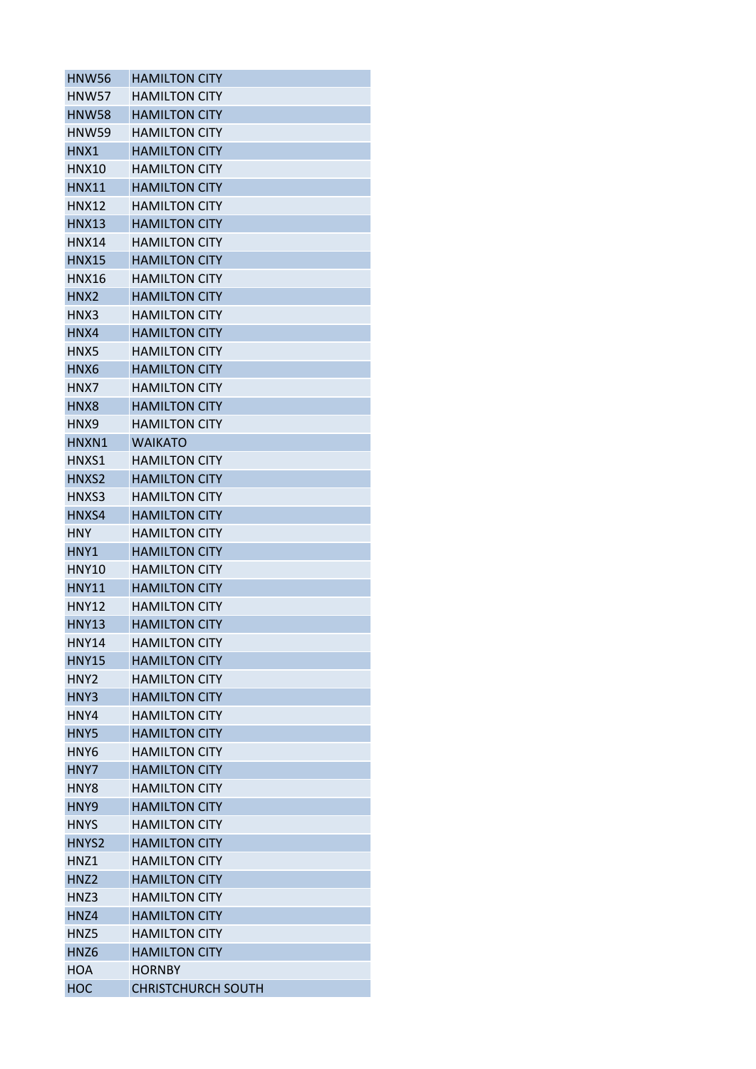| | |
|---|---|
| HNW56 | HAMILTON CITY |
| HNW57 | HAMILTON CITY |
| HNW58 | HAMILTON CITY |
| HNW59 | HAMILTON CITY |
| HNX1 | HAMILTON CITY |
| HNX10 | HAMILTON CITY |
| HNX11 | HAMILTON CITY |
| HNX12 | HAMILTON CITY |
| HNX13 | HAMILTON CITY |
| HNX14 | HAMILTON CITY |
| HNX15 | HAMILTON CITY |
| HNX16 | HAMILTON CITY |
| HNX2 | HAMILTON CITY |
| HNX3 | HAMILTON CITY |
| HNX4 | HAMILTON CITY |
| HNX5 | HAMILTON CITY |
| HNX6 | HAMILTON CITY |
| HNX7 | HAMILTON CITY |
| HNX8 | HAMILTON CITY |
| HNX9 | HAMILTON CITY |
| HNXN1 | WAIKATO |
| HNXS1 | HAMILTON CITY |
| HNXS2 | HAMILTON CITY |
| HNXS3 | HAMILTON CITY |
| HNXS4 | HAMILTON CITY |
| HNY | HAMILTON CITY |
| HNY1 | HAMILTON CITY |
| HNY10 | HAMILTON CITY |
| HNY11 | HAMILTON CITY |
| HNY12 | HAMILTON CITY |
| HNY13 | HAMILTON CITY |
| HNY14 | HAMILTON CITY |
| HNY15 | HAMILTON CITY |
| HNY2 | HAMILTON CITY |
| HNY3 | HAMILTON CITY |
| HNY4 | HAMILTON CITY |
| HNY5 | HAMILTON CITY |
| HNY6 | HAMILTON CITY |
| HNY7 | HAMILTON CITY |
| HNY8 | HAMILTON CITY |
| HNY9 | HAMILTON CITY |
| HNYS | HAMILTON CITY |
| HNYS2 | HAMILTON CITY |
| HNZ1 | HAMILTON CITY |
| HNZ2 | HAMILTON CITY |
| HNZ3 | HAMILTON CITY |
| HNZ4 | HAMILTON CITY |
| HNZ5 | HAMILTON CITY |
| HNZ6 | HAMILTON CITY |
| HOA | HORNBY |
| HOC | CHRISTCHURCH SOUTH |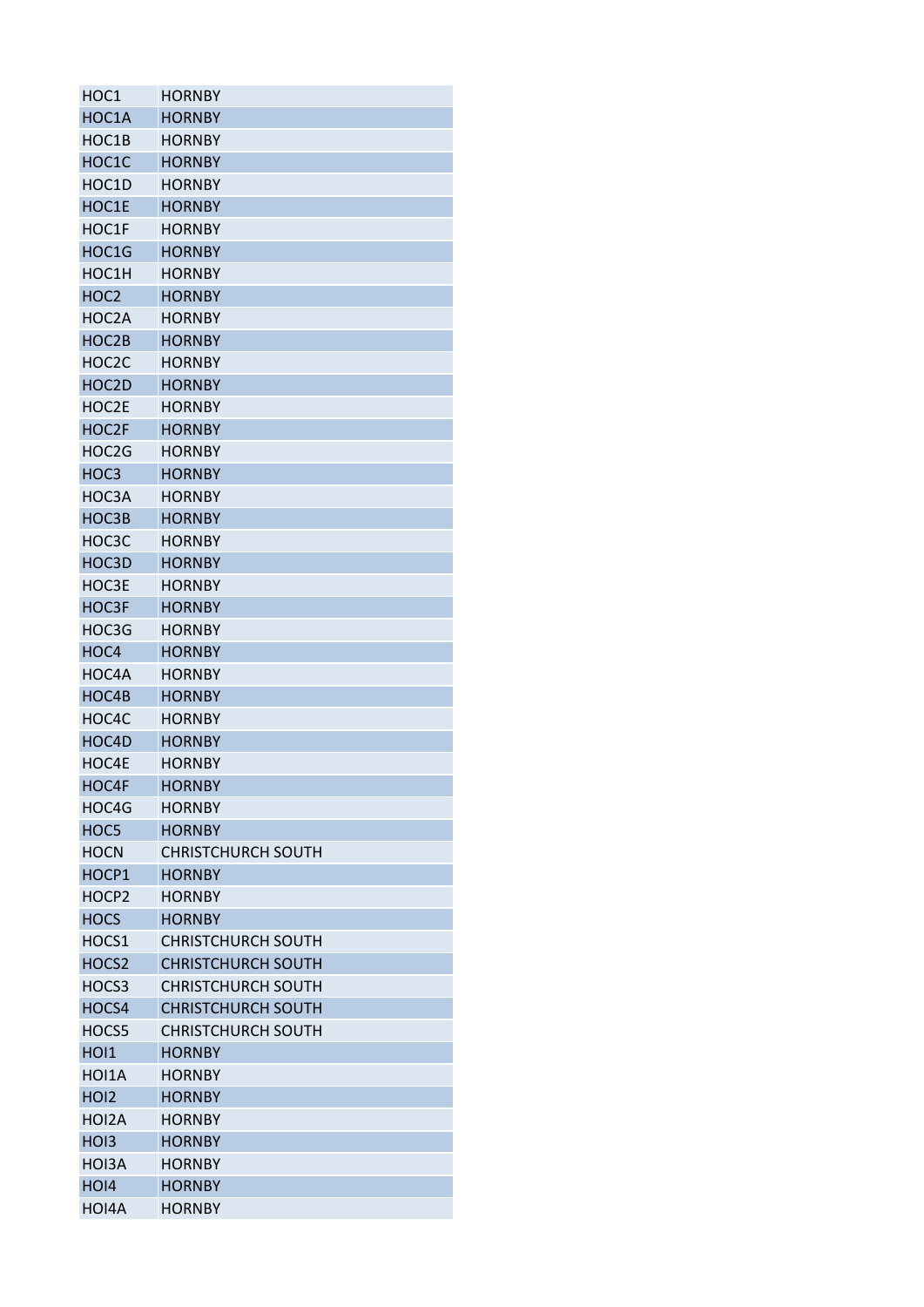| | |
|---|---|
| HOC1 | HORNBY |
| HOC1A | HORNBY |
| HOC1B | HORNBY |
| HOC1C | HORNBY |
| HOC1D | HORNBY |
| HOC1E | HORNBY |
| HOC1F | HORNBY |
| HOC1G | HORNBY |
| HOC1H | HORNBY |
| HOC2 | HORNBY |
| HOC2A | HORNBY |
| HOC2B | HORNBY |
| HOC2C | HORNBY |
| HOC2D | HORNBY |
| HOC2E | HORNBY |
| HOC2F | HORNBY |
| HOC2G | HORNBY |
| HOC3 | HORNBY |
| HOC3A | HORNBY |
| HOC3B | HORNBY |
| HOC3C | HORNBY |
| HOC3D | HORNBY |
| HOC3E | HORNBY |
| HOC3F | HORNBY |
| HOC3G | HORNBY |
| HOC4 | HORNBY |
| HOC4A | HORNBY |
| HOC4B | HORNBY |
| HOC4C | HORNBY |
| HOC4D | HORNBY |
| HOC4E | HORNBY |
| HOC4F | HORNBY |
| HOC4G | HORNBY |
| HOC5 | HORNBY |
| HOCN | CHRISTCHURCH SOUTH |
| HOCP1 | HORNBY |
| HOCP2 | HORNBY |
| HOCS | HORNBY |
| HOCS1 | CHRISTCHURCH SOUTH |
| HOCS2 | CHRISTCHURCH SOUTH |
| HOCS3 | CHRISTCHURCH SOUTH |
| HOCS4 | CHRISTCHURCH SOUTH |
| HOCS5 | CHRISTCHURCH SOUTH |
| HOI1 | HORNBY |
| HOI1A | HORNBY |
| HOI2 | HORNBY |
| HOI2A | HORNBY |
| HOI3 | HORNBY |
| HOI3A | HORNBY |
| HOI4 | HORNBY |
| HOI4A | HORNBY |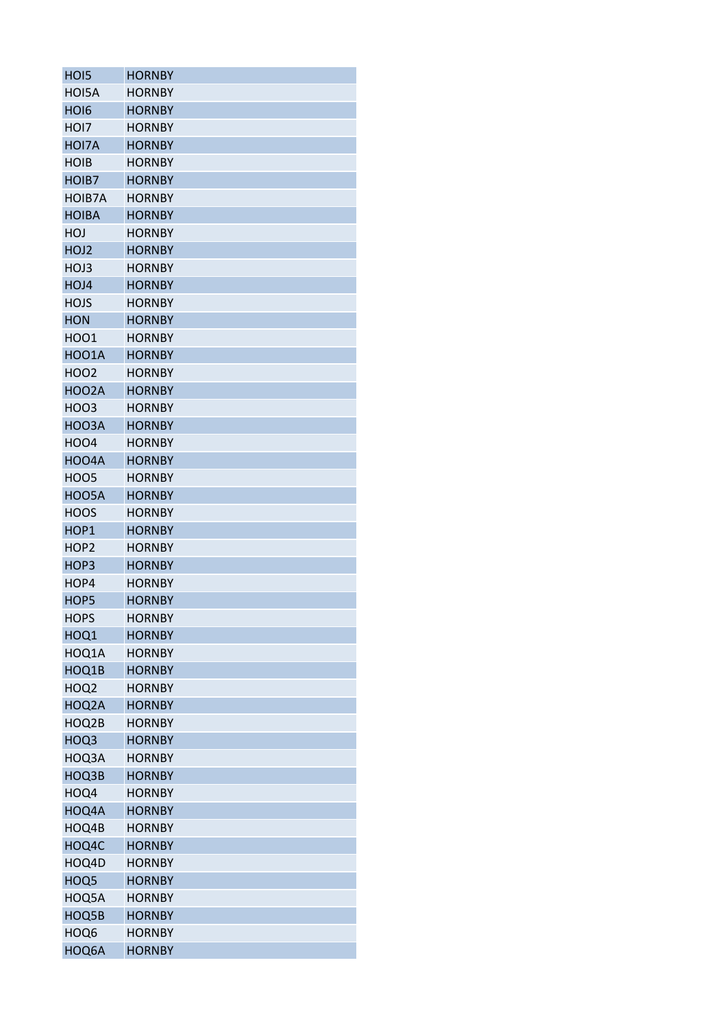| HOI5 | HORNBY |
|---|---|
| HOI5A | HORNBY |
| HOI6 | HORNBY |
| HOI7 | HORNBY |
| HOI7A | HORNBY |
| HOIB | HORNBY |
| HOIB7 | HORNBY |
| HOIB7A | HORNBY |
| HOIBA | HORNBY |
| HOJ | HORNBY |
| HOJ2 | HORNBY |
| HOJ3 | HORNBY |
| HOJ4 | HORNBY |
| HOJS | HORNBY |
| HON | HORNBY |
| HOO1 | HORNBY |
| HOO1A | HORNBY |
| HOO2 | HORNBY |
| HOO2A | HORNBY |
| HOO3 | HORNBY |
| HOO3A | HORNBY |
| HOO4 | HORNBY |
| HOO4A | HORNBY |
| HOO5 | HORNBY |
| HOO5A | HORNBY |
| HOOS | HORNBY |
| HOP1 | HORNBY |
| HOP2 | HORNBY |
| HOP3 | HORNBY |
| HOP4 | HORNBY |
| HOP5 | HORNBY |
| HOPS | HORNBY |
| HOQ1 | HORNBY |
| HOQ1A | HORNBY |
| HOQ1B | HORNBY |
| HOQ2 | HORNBY |
| HOQ2A | HORNBY |
| HOQ2B | HORNBY |
| HOQ3 | HORNBY |
| HOQ3A | HORNBY |
| HOQ3B | HORNBY |
| HOQ4 | HORNBY |
| HOQ4A | HORNBY |
| HOQ4B | HORNBY |
| HOQ4C | HORNBY |
| HOQ4D | HORNBY |
| HOQ5 | HORNBY |
| HOQ5A | HORNBY |
| HOQ5B | HORNBY |
| HOQ6 | HORNBY |
| HOQ6A | HORNBY |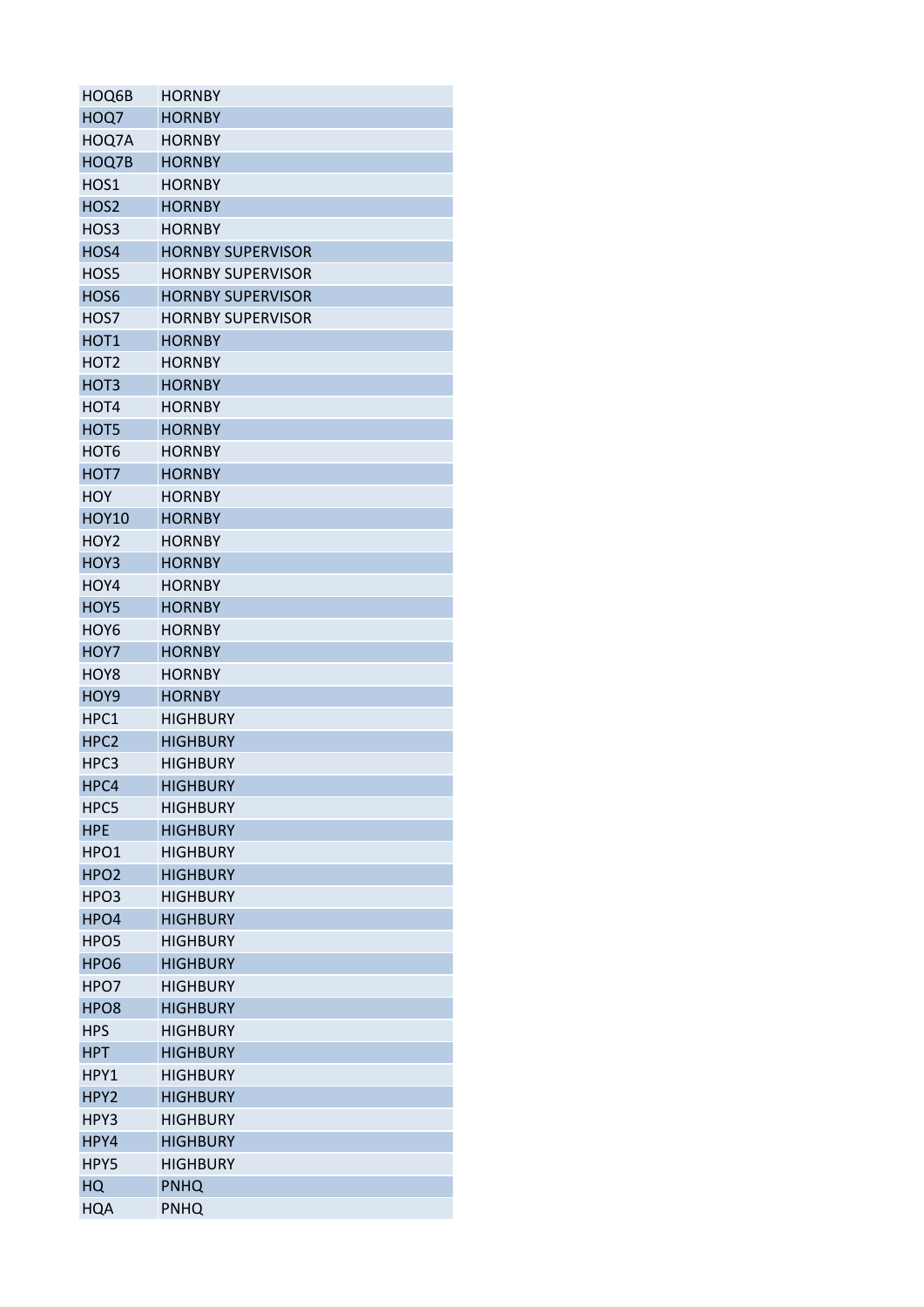| HOQ6B | HORNBY |
|---|---|
| HOQ7 | HORNBY |
| HOQ7A | HORNBY |
| HOQ7B | HORNBY |
| HOS1 | HORNBY |
| HOS2 | HORNBY |
| HOS3 | HORNBY |
| HOS4 | HORNBY SUPERVISOR |
| HOS5 | HORNBY SUPERVISOR |
| HOS6 | HORNBY SUPERVISOR |
| HOS7 | HORNBY SUPERVISOR |
| HOT1 | HORNBY |
| HOT2 | HORNBY |
| HOT3 | HORNBY |
| HOT4 | HORNBY |
| HOT5 | HORNBY |
| HOT6 | HORNBY |
| HOT7 | HORNBY |
| HOY | HORNBY |
| HOY10 | HORNBY |
| HOY2 | HORNBY |
| HOY3 | HORNBY |
| HOY4 | HORNBY |
| HOY5 | HORNBY |
| HOY6 | HORNBY |
| HOY7 | HORNBY |
| HOY8 | HORNBY |
| HOY9 | HORNBY |
| HPC1 | HIGHBURY |
| HPC2 | HIGHBURY |
| HPC3 | HIGHBURY |
| HPC4 | HIGHBURY |
| HPC5 | HIGHBURY |
| HPE | HIGHBURY |
| HPO1 | HIGHBURY |
| HPO2 | HIGHBURY |
| HPO3 | HIGHBURY |
| HPO4 | HIGHBURY |
| HPO5 | HIGHBURY |
| HPO6 | HIGHBURY |
| HPO7 | HIGHBURY |
| HPO8 | HIGHBURY |
| HPS | HIGHBURY |
| HPT | HIGHBURY |
| HPY1 | HIGHBURY |
| HPY2 | HIGHBURY |
| HPY3 | HIGHBURY |
| HPY4 | HIGHBURY |
| HPY5 | HIGHBURY |
| HQ | PNHQ |
| HQA | PNHQ |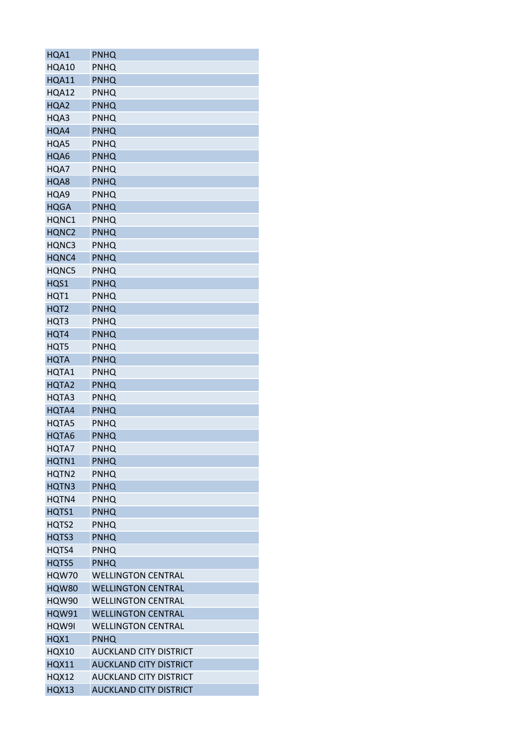| | |
|---|---|
| HQA1 | PNHQ |
| HQA10 | PNHQ |
| HQA11 | PNHQ |
| HQA12 | PNHQ |
| HQA2 | PNHQ |
| HQA3 | PNHQ |
| HQA4 | PNHQ |
| HQA5 | PNHQ |
| HQA6 | PNHQ |
| HQA7 | PNHQ |
| HQA8 | PNHQ |
| HQA9 | PNHQ |
| HQGA | PNHQ |
| HQNC1 | PNHQ |
| HQNC2 | PNHQ |
| HQNC3 | PNHQ |
| HQNC4 | PNHQ |
| HQNC5 | PNHQ |
| HQS1 | PNHQ |
| HQT1 | PNHQ |
| HQT2 | PNHQ |
| HQT3 | PNHQ |
| HQT4 | PNHQ |
| HQT5 | PNHQ |
| HQTA | PNHQ |
| HQTA1 | PNHQ |
| HQTA2 | PNHQ |
| HQTA3 | PNHQ |
| HQTA4 | PNHQ |
| HQTA5 | PNHQ |
| HQTA6 | PNHQ |
| HQTA7 | PNHQ |
| HQTN1 | PNHQ |
| HQTN2 | PNHQ |
| HQTN3 | PNHQ |
| HQTN4 | PNHQ |
| HQTS1 | PNHQ |
| HQTS2 | PNHQ |
| HQTS3 | PNHQ |
| HQTS4 | PNHQ |
| HQTS5 | PNHQ |
| HQW70 | WELLINGTON CENTRAL |
| HQW80 | WELLINGTON CENTRAL |
| HQW90 | WELLINGTON CENTRAL |
| HQW91 | WELLINGTON CENTRAL |
| HQW9I | WELLINGTON CENTRAL |
| HQX1 | PNHQ |
| HQX10 | AUCKLAND CITY DISTRICT |
| HQX11 | AUCKLAND CITY DISTRICT |
| HQX12 | AUCKLAND CITY DISTRICT |
| HQX13 | AUCKLAND CITY DISTRICT |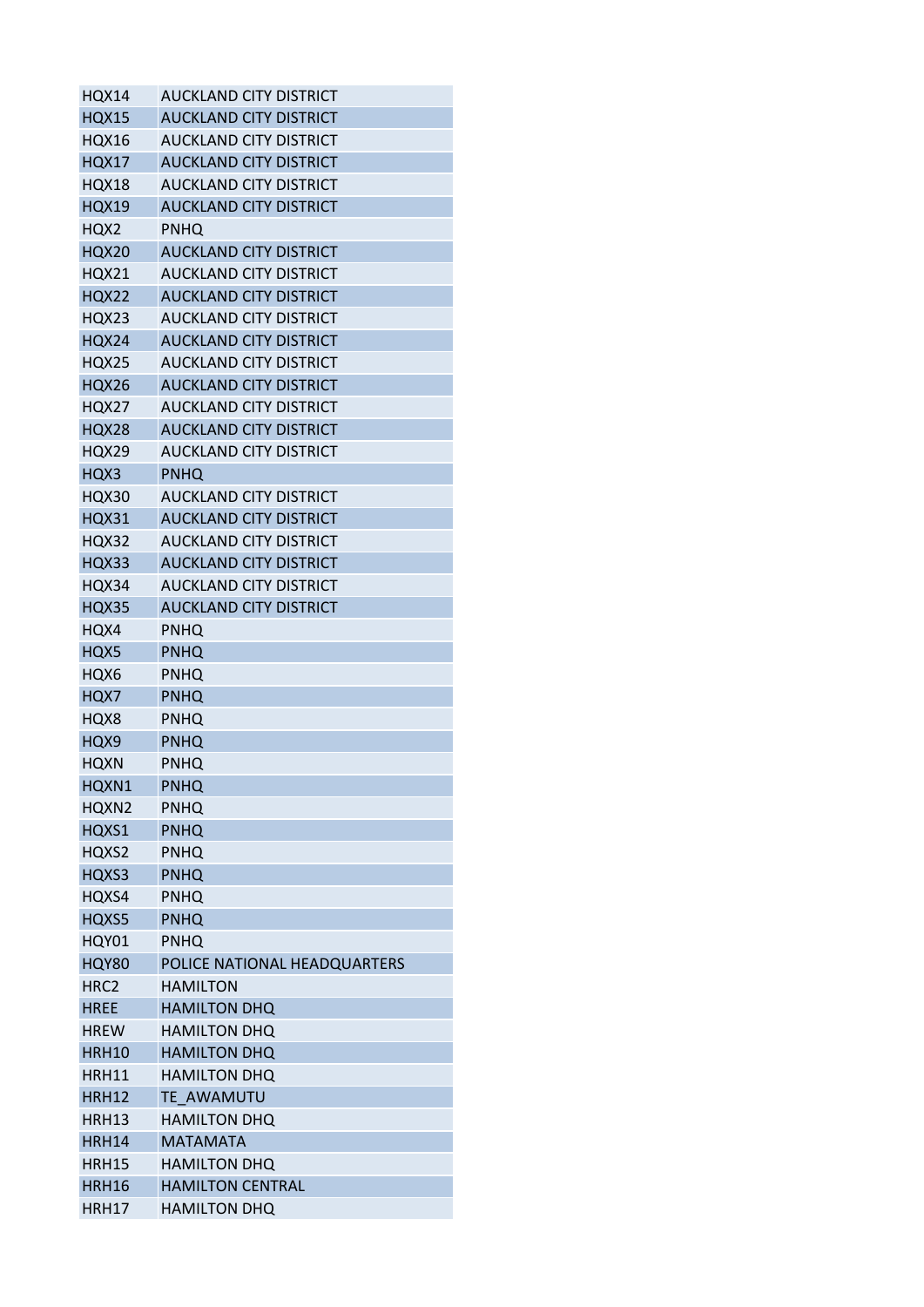| HQX14 | AUCKLAND CITY DISTRICT |
|---|---|
| HQX15 | AUCKLAND CITY DISTRICT |
| HQX16 | AUCKLAND CITY DISTRICT |
| HQX17 | AUCKLAND CITY DISTRICT |
| HQX18 | AUCKLAND CITY DISTRICT |
| HQX19 | AUCKLAND CITY DISTRICT |
| HQX2 | PNHQ |
| HQX20 | AUCKLAND CITY DISTRICT |
| HQX21 | AUCKLAND CITY DISTRICT |
| HQX22 | AUCKLAND CITY DISTRICT |
| HQX23 | AUCKLAND CITY DISTRICT |
| HQX24 | AUCKLAND CITY DISTRICT |
| HQX25 | AUCKLAND CITY DISTRICT |
| HQX26 | AUCKLAND CITY DISTRICT |
| HQX27 | AUCKLAND CITY DISTRICT |
| HQX28 | AUCKLAND CITY DISTRICT |
| HQX29 | AUCKLAND CITY DISTRICT |
| HQX3 | PNHQ |
| HQX30 | AUCKLAND CITY DISTRICT |
| HQX31 | AUCKLAND CITY DISTRICT |
| HQX32 | AUCKLAND CITY DISTRICT |
| HQX33 | AUCKLAND CITY DISTRICT |
| HQX34 | AUCKLAND CITY DISTRICT |
| HQX35 | AUCKLAND CITY DISTRICT |
| HQX4 | PNHQ |
| HQX5 | PNHQ |
| HQX6 | PNHQ |
| HQX7 | PNHQ |
| HQX8 | PNHQ |
| HQX9 | PNHQ |
| HQXN | PNHQ |
| HQXN1 | PNHQ |
| HQXN2 | PNHQ |
| HQXS1 | PNHQ |
| HQXS2 | PNHQ |
| HQXS3 | PNHQ |
| HQXS4 | PNHQ |
| HQXS5 | PNHQ |
| HQY01 | PNHQ |
| HQY80 | POLICE NATIONAL HEADQUARTERS |
| HRC2 | HAMILTON |
| HREE | HAMILTON DHQ |
| HREW | HAMILTON DHQ |
| HRH10 | HAMILTON DHQ |
| HRH11 | HAMILTON DHQ |
| HRH12 | TE_AWAMUTU |
| HRH13 | HAMILTON DHQ |
| HRH14 | MATAMATA |
| HRH15 | HAMILTON DHQ |
| HRH16 | HAMILTON CENTRAL |
| HRH17 | HAMILTON DHQ |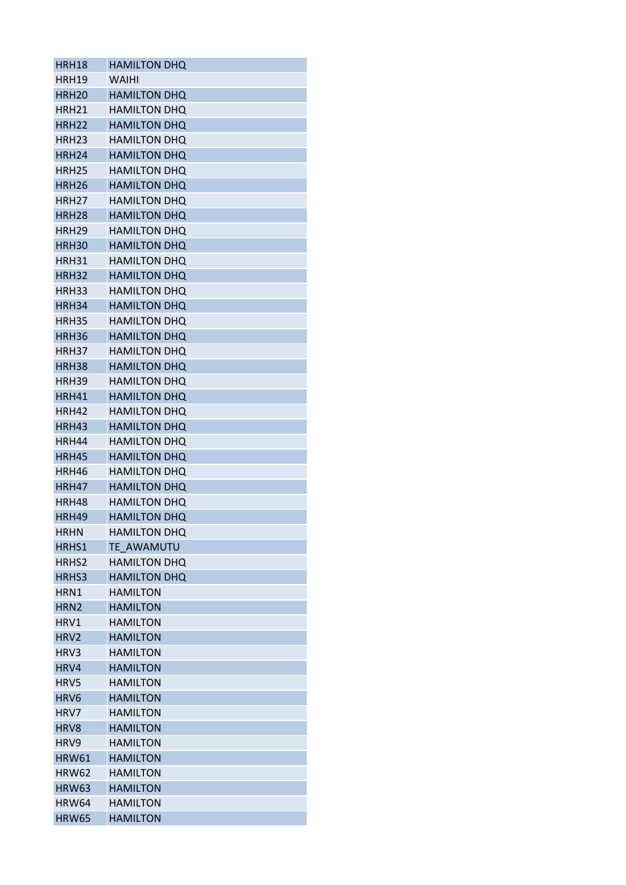| HRH18 | HAMILTON DHQ |
|---|---|
| HRH19 | WAIHI |
| HRH20 | HAMILTON DHQ |
| HRH21 | HAMILTON DHQ |
| HRH22 | HAMILTON DHQ |
| HRH23 | HAMILTON DHQ |
| HRH24 | HAMILTON DHQ |
| HRH25 | HAMILTON DHQ |
| HRH26 | HAMILTON DHQ |
| HRH27 | HAMILTON DHQ |
| HRH28 | HAMILTON DHQ |
| HRH29 | HAMILTON DHQ |
| HRH30 | HAMILTON DHQ |
| HRH31 | HAMILTON DHQ |
| HRH32 | HAMILTON DHQ |
| HRH33 | HAMILTON DHQ |
| HRH34 | HAMILTON DHQ |
| HRH35 | HAMILTON DHQ |
| HRH36 | HAMILTON DHQ |
| HRH37 | HAMILTON DHQ |
| HRH38 | HAMILTON DHQ |
| HRH39 | HAMILTON DHQ |
| HRH41 | HAMILTON DHQ |
| HRH42 | HAMILTON DHQ |
| HRH43 | HAMILTON DHQ |
| HRH44 | HAMILTON DHQ |
| HRH45 | HAMILTON DHQ |
| HRH46 | HAMILTON DHQ |
| HRH47 | HAMILTON DHQ |
| HRH48 | HAMILTON DHQ |
| HRH49 | HAMILTON DHQ |
| HRHN | HAMILTON DHQ |
| HRHS1 | TE_AWAMUTU |
| HRHS2 | HAMILTON DHQ |
| HRHS3 | HAMILTON DHQ |
| HRN1 | HAMILTON |
| HRN2 | HAMILTON |
| HRV1 | HAMILTON |
| HRV2 | HAMILTON |
| HRV3 | HAMILTON |
| HRV4 | HAMILTON |
| HRV5 | HAMILTON |
| HRV6 | HAMILTON |
| HRV7 | HAMILTON |
| HRV8 | HAMILTON |
| HRV9 | HAMILTON |
| HRW61 | HAMILTON |
| HRW62 | HAMILTON |
| HRW63 | HAMILTON |
| HRW64 | HAMILTON |
| HRW65 | HAMILTON |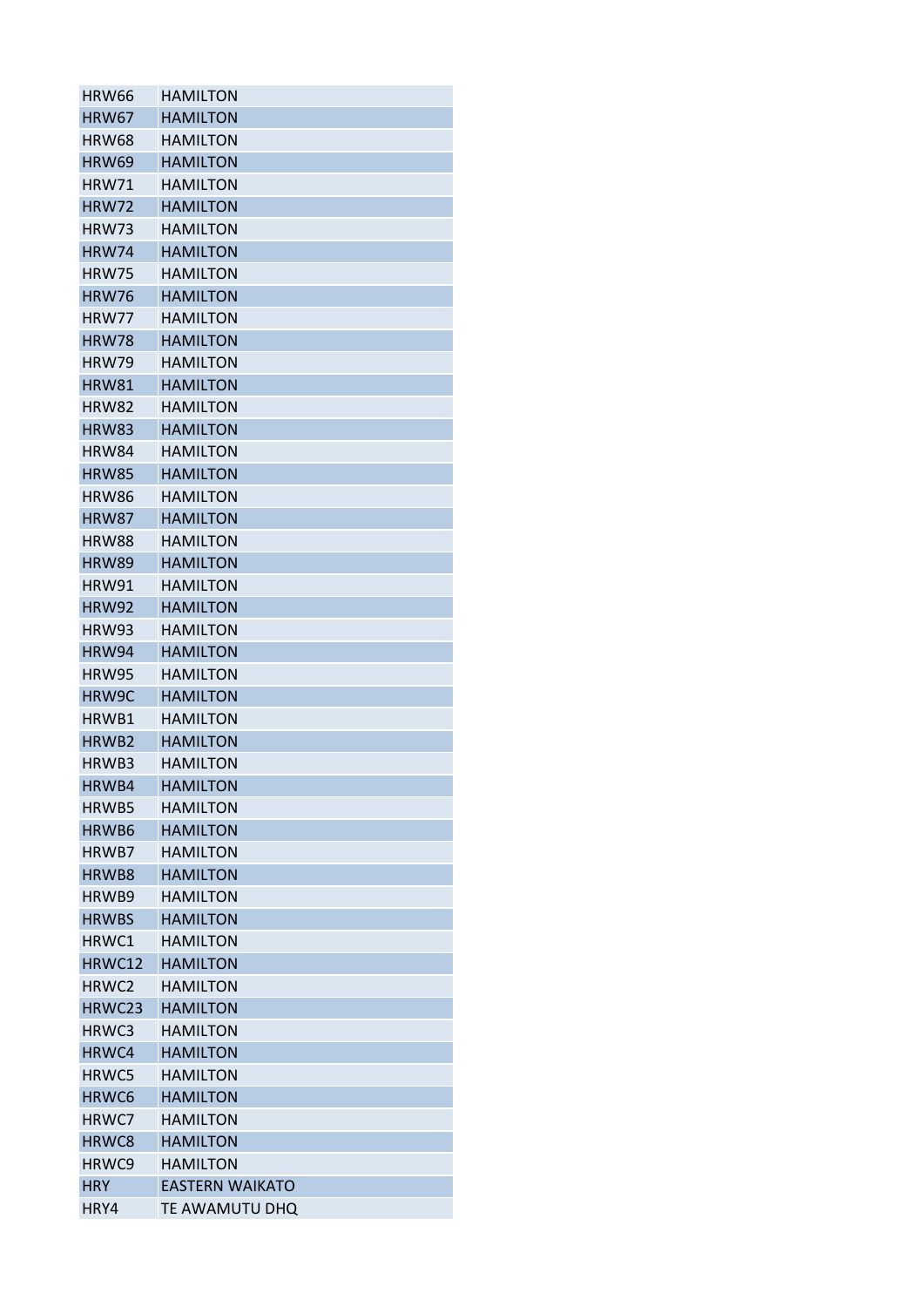| HRW66 | HAMILTON |
|---|---|
| HRW67 | HAMILTON |
| HRW68 | HAMILTON |
| HRW69 | HAMILTON |
| HRW71 | HAMILTON |
| HRW72 | HAMILTON |
| HRW73 | HAMILTON |
| HRW74 | HAMILTON |
| HRW75 | HAMILTON |
| HRW76 | HAMILTON |
| HRW77 | HAMILTON |
| HRW78 | HAMILTON |
| HRW79 | HAMILTON |
| HRW81 | HAMILTON |
| HRW82 | HAMILTON |
| HRW83 | HAMILTON |
| HRW84 | HAMILTON |
| HRW85 | HAMILTON |
| HRW86 | HAMILTON |
| HRW87 | HAMILTON |
| HRW88 | HAMILTON |
| HRW89 | HAMILTON |
| HRW91 | HAMILTON |
| HRW92 | HAMILTON |
| HRW93 | HAMILTON |
| HRW94 | HAMILTON |
| HRW95 | HAMILTON |
| HRW9C | HAMILTON |
| HRWB1 | HAMILTON |
| HRWB2 | HAMILTON |
| HRWB3 | HAMILTON |
| HRWB4 | HAMILTON |
| HRWB5 | HAMILTON |
| HRWB6 | HAMILTON |
| HRWB7 | HAMILTON |
| HRWB8 | HAMILTON |
| HRWB9 | HAMILTON |
| HRWBS | HAMILTON |
| HRWC1 | HAMILTON |
| HRWC12 | HAMILTON |
| HRWC2 | HAMILTON |
| HRWC23 | HAMILTON |
| HRWC3 | HAMILTON |
| HRWC4 | HAMILTON |
| HRWC5 | HAMILTON |
| HRWC6 | HAMILTON |
| HRWC7 | HAMILTON |
| HRWC8 | HAMILTON |
| HRWC9 | HAMILTON |
| HRY | EASTERN WAIKATO |
| HRY4 | TE AWAMUTU DHQ |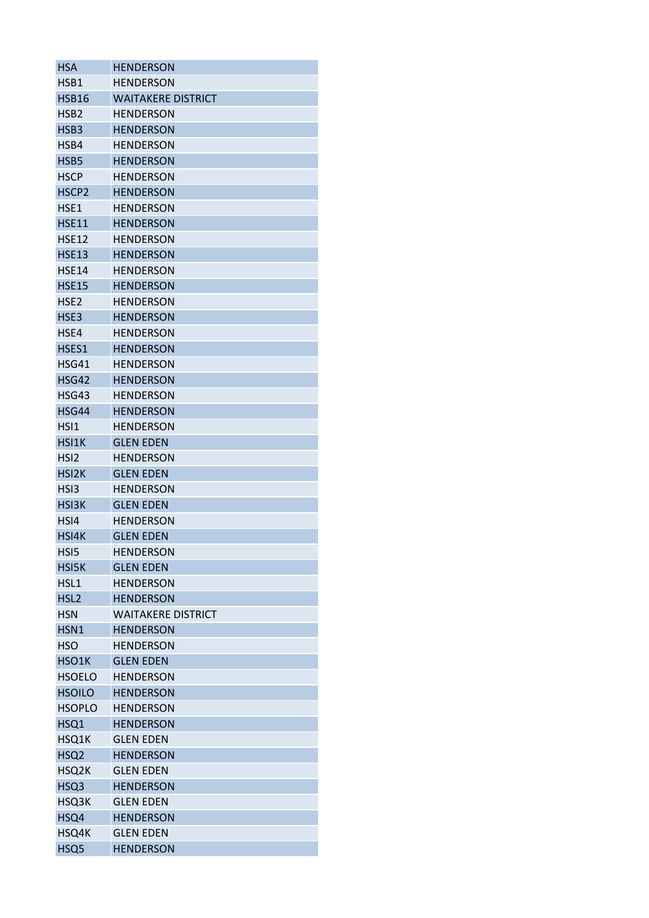| HSA | HENDERSON |
|---|---|
| HSB1 | HENDERSON |
| HSB16 | WAITAKERE DISTRICT |
| HSB2 | HENDERSON |
| HSB3 | HENDERSON |
| HSB4 | HENDERSON |
| HSB5 | HENDERSON |
| HSCP | HENDERSON |
| HSCP2 | HENDERSON |
| HSE1 | HENDERSON |
| HSE11 | HENDERSON |
| HSE12 | HENDERSON |
| HSE13 | HENDERSON |
| HSE14 | HENDERSON |
| HSE15 | HENDERSON |
| HSE2 | HENDERSON |
| HSE3 | HENDERSON |
| HSE4 | HENDERSON |
| HSES1 | HENDERSON |
| HSG41 | HENDERSON |
| HSG42 | HENDERSON |
| HSG43 | HENDERSON |
| HSG44 | HENDERSON |
| HSI1 | HENDERSON |
| HSI1K | GLEN EDEN |
| HSI2 | HENDERSON |
| HSI2K | GLEN EDEN |
| HSI3 | HENDERSON |
| HSI3K | GLEN EDEN |
| HSI4 | HENDERSON |
| HSI4K | GLEN EDEN |
| HSI5 | HENDERSON |
| HSI5K | GLEN EDEN |
| HSL1 | HENDERSON |
| HSL2 | HENDERSON |
| HSN | WAITAKERE DISTRICT |
| HSN1 | HENDERSON |
| HSO | HENDERSON |
| HSO1K | GLEN EDEN |
| HSOELO | HENDERSON |
| HSOILO | HENDERSON |
| HSOPLO | HENDERSON |
| HSQ1 | HENDERSON |
| HSQ1K | GLEN EDEN |
| HSQ2 | HENDERSON |
| HSQ2K | GLEN EDEN |
| HSQ3 | HENDERSON |
| HSQ3K | GLEN EDEN |
| HSQ4 | HENDERSON |
| HSQ4K | GLEN EDEN |
| HSQ5 | HENDERSON |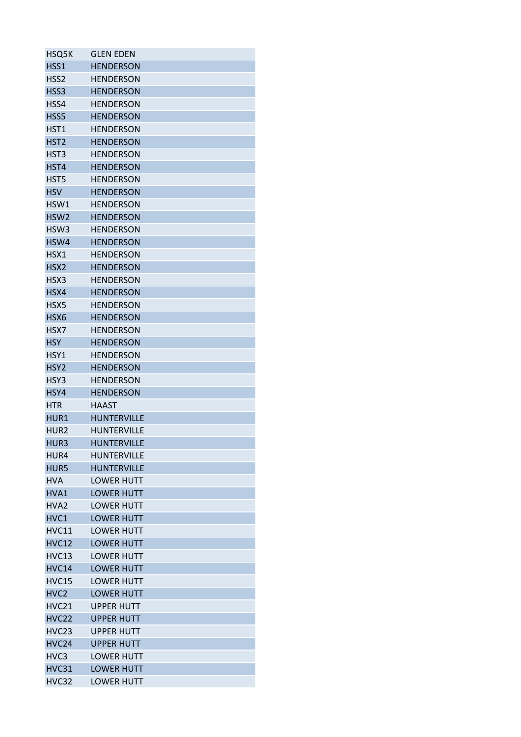| | |
|---|---|
| HSQ5K | GLEN EDEN |
| HSS1 | HENDERSON |
| HSS2 | HENDERSON |
| HSS3 | HENDERSON |
| HSS4 | HENDERSON |
| HSS5 | HENDERSON |
| HST1 | HENDERSON |
| HST2 | HENDERSON |
| HST3 | HENDERSON |
| HST4 | HENDERSON |
| HST5 | HENDERSON |
| HSV | HENDERSON |
| HSW1 | HENDERSON |
| HSW2 | HENDERSON |
| HSW3 | HENDERSON |
| HSW4 | HENDERSON |
| HSX1 | HENDERSON |
| HSX2 | HENDERSON |
| HSX3 | HENDERSON |
| HSX4 | HENDERSON |
| HSX5 | HENDERSON |
| HSX6 | HENDERSON |
| HSX7 | HENDERSON |
| HSY | HENDERSON |
| HSY1 | HENDERSON |
| HSY2 | HENDERSON |
| HSY3 | HENDERSON |
| HSY4 | HENDERSON |
| HTR | HAAST |
| HUR1 | HUNTERVILLE |
| HUR2 | HUNTERVILLE |
| HUR3 | HUNTERVILLE |
| HUR4 | HUNTERVILLE |
| HUR5 | HUNTERVILLE |
| HVA | LOWER HUTT |
| HVA1 | LOWER HUTT |
| HVA2 | LOWER HUTT |
| HVC1 | LOWER HUTT |
| HVC11 | LOWER HUTT |
| HVC12 | LOWER HUTT |
| HVC13 | LOWER HUTT |
| HVC14 | LOWER HUTT |
| HVC15 | LOWER HUTT |
| HVC2 | LOWER HUTT |
| HVC21 | UPPER HUTT |
| HVC22 | UPPER HUTT |
| HVC23 | UPPER HUTT |
| HVC24 | UPPER HUTT |
| HVC3 | LOWER HUTT |
| HVC31 | LOWER HUTT |
| HVC32 | LOWER HUTT |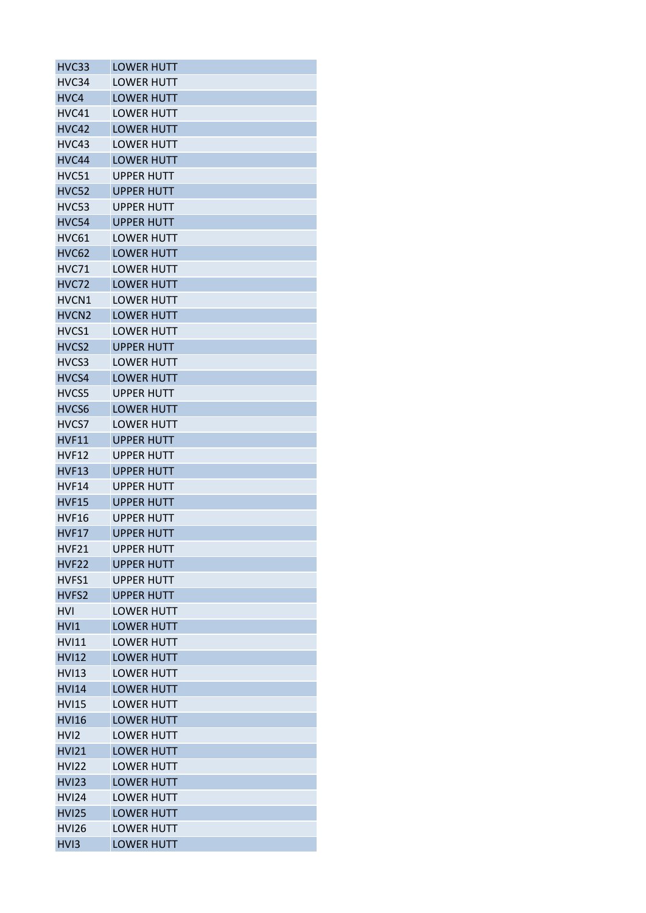| | |
|---|---|
| HVC33 | LOWER HUTT |
| HVC34 | LOWER HUTT |
| HVC4 | LOWER HUTT |
| HVC41 | LOWER HUTT |
| HVC42 | LOWER HUTT |
| HVC43 | LOWER HUTT |
| HVC44 | LOWER HUTT |
| HVC51 | UPPER HUTT |
| HVC52 | UPPER HUTT |
| HVC53 | UPPER HUTT |
| HVC54 | UPPER HUTT |
| HVC61 | LOWER HUTT |
| HVC62 | LOWER HUTT |
| HVC71 | LOWER HUTT |
| HVC72 | LOWER HUTT |
| HVCN1 | LOWER HUTT |
| HVCN2 | LOWER HUTT |
| HVCS1 | LOWER HUTT |
| HVCS2 | UPPER HUTT |
| HVCS3 | LOWER HUTT |
| HVCS4 | LOWER HUTT |
| HVCS5 | UPPER HUTT |
| HVCS6 | LOWER HUTT |
| HVCS7 | LOWER HUTT |
| HVF11 | UPPER HUTT |
| HVF12 | UPPER HUTT |
| HVF13 | UPPER HUTT |
| HVF14 | UPPER HUTT |
| HVF15 | UPPER HUTT |
| HVF16 | UPPER HUTT |
| HVF17 | UPPER HUTT |
| HVF21 | UPPER HUTT |
| HVF22 | UPPER HUTT |
| HVFS1 | UPPER HUTT |
| HVFS2 | UPPER HUTT |
| HVI | LOWER HUTT |
| HVI1 | LOWER HUTT |
| HVI11 | LOWER HUTT |
| HVI12 | LOWER HUTT |
| HVI13 | LOWER HUTT |
| HVI14 | LOWER HUTT |
| HVI15 | LOWER HUTT |
| HVI16 | LOWER HUTT |
| HVI2 | LOWER HUTT |
| HVI21 | LOWER HUTT |
| HVI22 | LOWER HUTT |
| HVI23 | LOWER HUTT |
| HVI24 | LOWER HUTT |
| HVI25 | LOWER HUTT |
| HVI26 | LOWER HUTT |
| HVI3 | LOWER HUTT |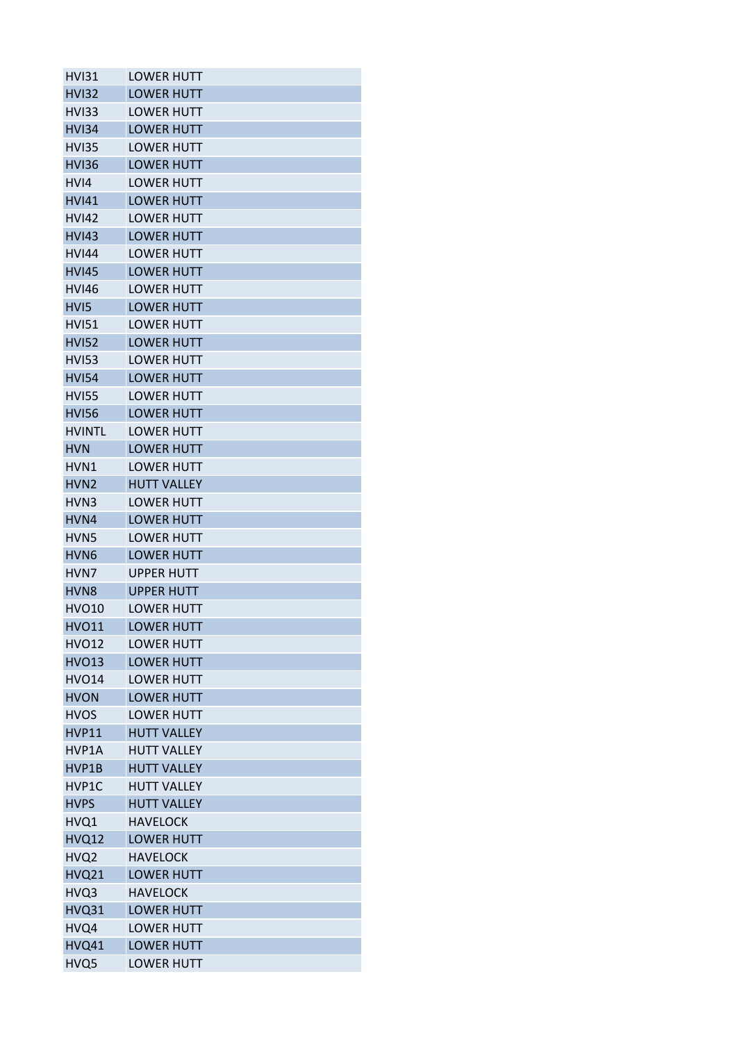| | |
|---|---|
| HVI31 | LOWER HUTT |
| HVI32 | LOWER HUTT |
| HVI33 | LOWER HUTT |
| HVI34 | LOWER HUTT |
| HVI35 | LOWER HUTT |
| HVI36 | LOWER HUTT |
| HVI4 | LOWER HUTT |
| HVI41 | LOWER HUTT |
| HVI42 | LOWER HUTT |
| HVI43 | LOWER HUTT |
| HVI44 | LOWER HUTT |
| HVI45 | LOWER HUTT |
| HVI46 | LOWER HUTT |
| HVI5 | LOWER HUTT |
| HVI51 | LOWER HUTT |
| HVI52 | LOWER HUTT |
| HVI53 | LOWER HUTT |
| HVI54 | LOWER HUTT |
| HVI55 | LOWER HUTT |
| HVI56 | LOWER HUTT |
| HVINTL | LOWER HUTT |
| HVN | LOWER HUTT |
| HVN1 | LOWER HUTT |
| HVN2 | HUTT VALLEY |
| HVN3 | LOWER HUTT |
| HVN4 | LOWER HUTT |
| HVN5 | LOWER HUTT |
| HVN6 | LOWER HUTT |
| HVN7 | UPPER HUTT |
| HVN8 | UPPER HUTT |
| HVO10 | LOWER HUTT |
| HVO11 | LOWER HUTT |
| HVO12 | LOWER HUTT |
| HVO13 | LOWER HUTT |
| HVO14 | LOWER HUTT |
| HVON | LOWER HUTT |
| HVOS | LOWER HUTT |
| HVP11 | HUTT VALLEY |
| HVP1A | HUTT VALLEY |
| HVP1B | HUTT VALLEY |
| HVP1C | HUTT VALLEY |
| HVPS | HUTT VALLEY |
| HVQ1 | HAVELOCK |
| HVQ12 | LOWER HUTT |
| HVQ2 | HAVELOCK |
| HVQ21 | LOWER HUTT |
| HVQ3 | HAVELOCK |
| HVQ31 | LOWER HUTT |
| HVQ4 | LOWER HUTT |
| HVQ41 | LOWER HUTT |
| HVQ5 | LOWER HUTT |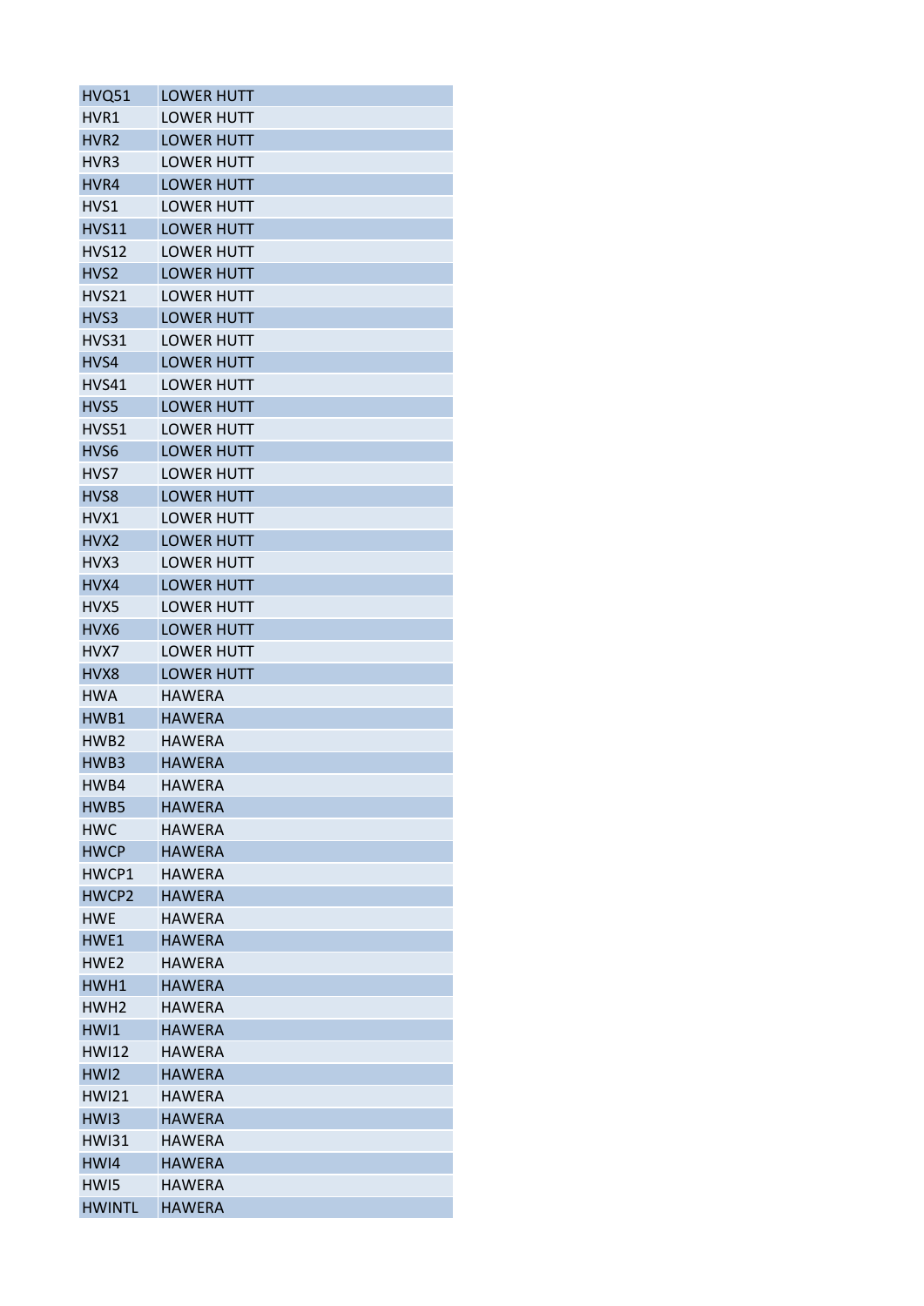| HVQ51 | LOWER HUTT |
|---|---|
| HVR1 | LOWER HUTT |
| HVR2 | LOWER HUTT |
| HVR3 | LOWER HUTT |
| HVR4 | LOWER HUTT |
| HVS1 | LOWER HUTT |
| HVS11 | LOWER HUTT |
| HVS12 | LOWER HUTT |
| HVS2 | LOWER HUTT |
| HVS21 | LOWER HUTT |
| HVS3 | LOWER HUTT |
| HVS31 | LOWER HUTT |
| HVS4 | LOWER HUTT |
| HVS41 | LOWER HUTT |
| HVS5 | LOWER HUTT |
| HVS51 | LOWER HUTT |
| HVS6 | LOWER HUTT |
| HVS7 | LOWER HUTT |
| HVS8 | LOWER HUTT |
| HVX1 | LOWER HUTT |
| HVX2 | LOWER HUTT |
| HVX3 | LOWER HUTT |
| HVX4 | LOWER HUTT |
| HVX5 | LOWER HUTT |
| HVX6 | LOWER HUTT |
| HVX7 | LOWER HUTT |
| HVX8 | LOWER HUTT |
| HWA | HAWERA |
| HWB1 | HAWERA |
| HWB2 | HAWERA |
| HWB3 | HAWERA |
| HWB4 | HAWERA |
| HWB5 | HAWERA |
| HWC | HAWERA |
| HWCP | HAWERA |
| HWCP1 | HAWERA |
| HWCP2 | HAWERA |
| HWE | HAWERA |
| HWE1 | HAWERA |
| HWE2 | HAWERA |
| HWH1 | HAWERA |
| HWH2 | HAWERA |
| HWI1 | HAWERA |
| HWI12 | HAWERA |
| HWI2 | HAWERA |
| HWI21 | HAWERA |
| HWI3 | HAWERA |
| HWI31 | HAWERA |
| HWI4 | HAWERA |
| HWI5 | HAWERA |
| HWINTL | HAWERA |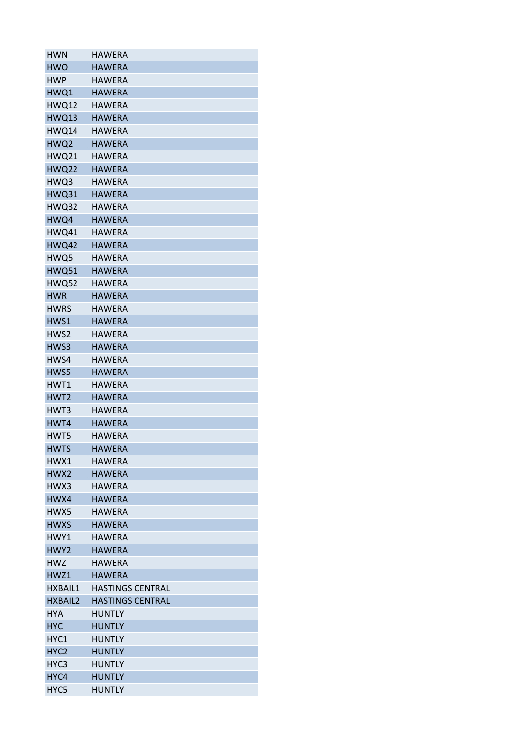| | |
|---|---|
| HWN | HAWERA |
| HWO | HAWERA |
| HWP | HAWERA |
| HWQ1 | HAWERA |
| HWQ12 | HAWERA |
| HWQ13 | HAWERA |
| HWQ14 | HAWERA |
| HWQ2 | HAWERA |
| HWQ21 | HAWERA |
| HWQ22 | HAWERA |
| HWQ3 | HAWERA |
| HWQ31 | HAWERA |
| HWQ32 | HAWERA |
| HWQ4 | HAWERA |
| HWQ41 | HAWERA |
| HWQ42 | HAWERA |
| HWQ5 | HAWERA |
| HWQ51 | HAWERA |
| HWQ52 | HAWERA |
| HWR | HAWERA |
| HWRS | HAWERA |
| HWS1 | HAWERA |
| HWS2 | HAWERA |
| HWS3 | HAWERA |
| HWS4 | HAWERA |
| HWS5 | HAWERA |
| HWT1 | HAWERA |
| HWT2 | HAWERA |
| HWT3 | HAWERA |
| HWT4 | HAWERA |
| HWT5 | HAWERA |
| HWTS | HAWERA |
| HWX1 | HAWERA |
| HWX2 | HAWERA |
| HWX3 | HAWERA |
| HWX4 | HAWERA |
| HWX5 | HAWERA |
| HWXS | HAWERA |
| HWY1 | HAWERA |
| HWY2 | HAWERA |
| HWZ | HAWERA |
| HWZ1 | HAWERA |
| HXBAIL1 | HASTINGS CENTRAL |
| HXBAIL2 | HASTINGS CENTRAL |
| HYA | HUNTLY |
| HYC | HUNTLY |
| HYC1 | HUNTLY |
| HYC2 | HUNTLY |
| HYC3 | HUNTLY |
| HYC4 | HUNTLY |
| HYC5 | HUNTLY |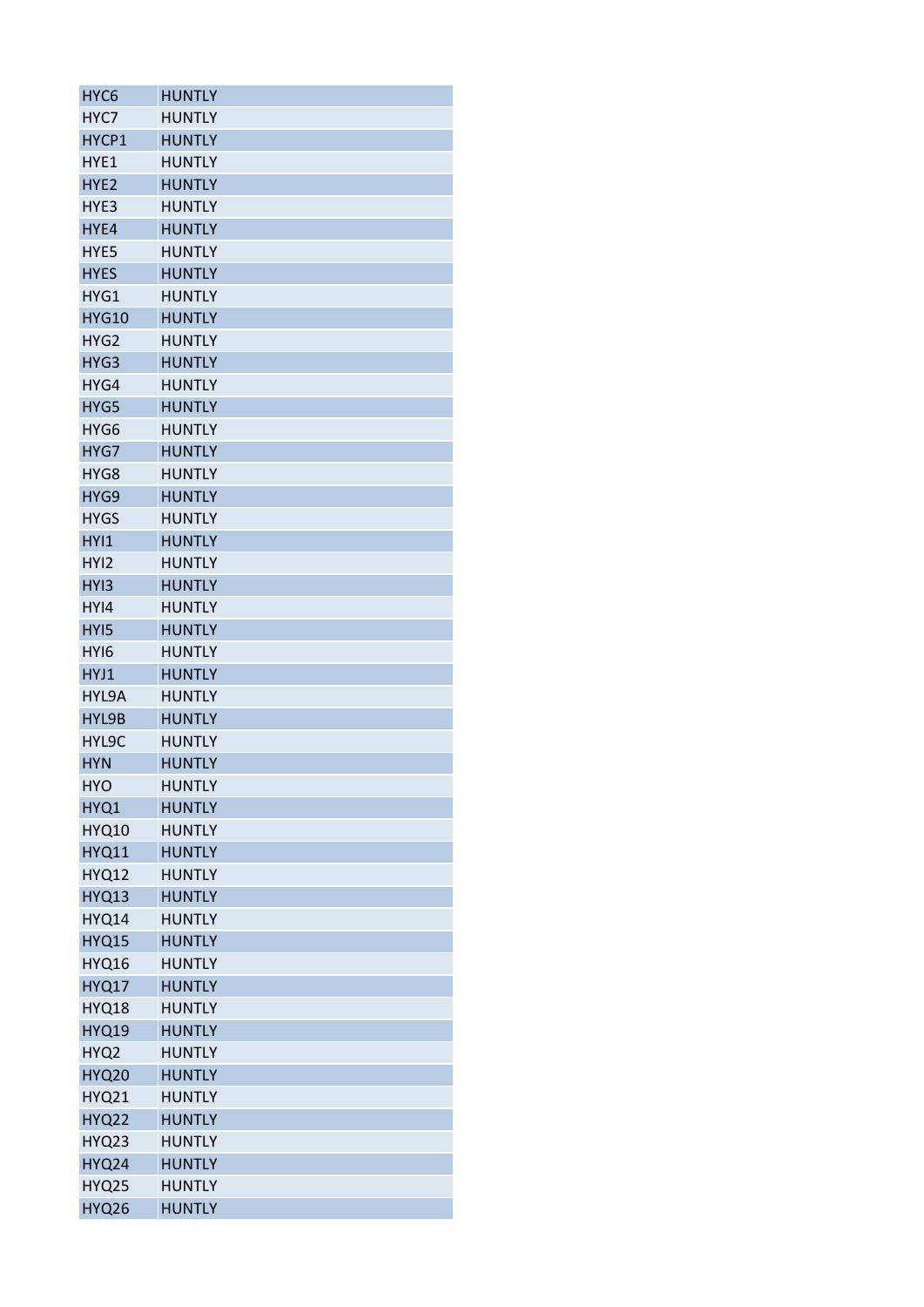| | |
|---|---|
| HYC6 | HUNTLY |
| HYC7 | HUNTLY |
| HYCP1 | HUNTLY |
| HYE1 | HUNTLY |
| HYE2 | HUNTLY |
| HYE3 | HUNTLY |
| HYE4 | HUNTLY |
| HYE5 | HUNTLY |
| HYES | HUNTLY |
| HYG1 | HUNTLY |
| HYG10 | HUNTLY |
| HYG2 | HUNTLY |
| HYG3 | HUNTLY |
| HYG4 | HUNTLY |
| HYG5 | HUNTLY |
| HYG6 | HUNTLY |
| HYG7 | HUNTLY |
| HYG8 | HUNTLY |
| HYG9 | HUNTLY |
| HYGS | HUNTLY |
| HYI1 | HUNTLY |
| HYI2 | HUNTLY |
| HYI3 | HUNTLY |
| HYI4 | HUNTLY |
| HYI5 | HUNTLY |
| HYI6 | HUNTLY |
| HYJ1 | HUNTLY |
| HYL9A | HUNTLY |
| HYL9B | HUNTLY |
| HYL9C | HUNTLY |
| HYN | HUNTLY |
| HYO | HUNTLY |
| HYQ1 | HUNTLY |
| HYQ10 | HUNTLY |
| HYQ11 | HUNTLY |
| HYQ12 | HUNTLY |
| HYQ13 | HUNTLY |
| HYQ14 | HUNTLY |
| HYQ15 | HUNTLY |
| HYQ16 | HUNTLY |
| HYQ17 | HUNTLY |
| HYQ18 | HUNTLY |
| HYQ19 | HUNTLY |
| HYQ2 | HUNTLY |
| HYQ20 | HUNTLY |
| HYQ21 | HUNTLY |
| HYQ22 | HUNTLY |
| HYQ23 | HUNTLY |
| HYQ24 | HUNTLY |
| HYQ25 | HUNTLY |
| HYQ26 | HUNTLY |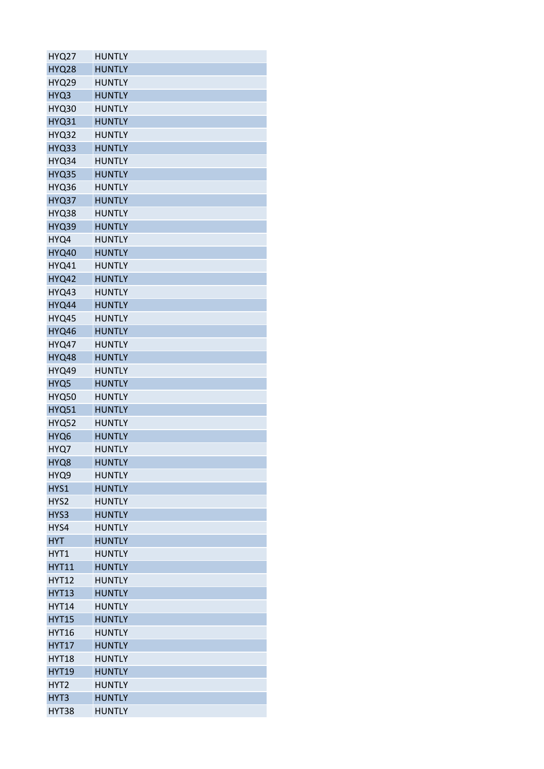| | |
|---|---|
| HYQ27 | HUNTLY |
| HYQ28 | HUNTLY |
| HYQ29 | HUNTLY |
| HYQ3 | HUNTLY |
| HYQ30 | HUNTLY |
| HYQ31 | HUNTLY |
| HYQ32 | HUNTLY |
| HYQ33 | HUNTLY |
| HYQ34 | HUNTLY |
| HYQ35 | HUNTLY |
| HYQ36 | HUNTLY |
| HYQ37 | HUNTLY |
| HYQ38 | HUNTLY |
| HYQ39 | HUNTLY |
| HYQ4 | HUNTLY |
| HYQ40 | HUNTLY |
| HYQ41 | HUNTLY |
| HYQ42 | HUNTLY |
| HYQ43 | HUNTLY |
| HYQ44 | HUNTLY |
| HYQ45 | HUNTLY |
| HYQ46 | HUNTLY |
| HYQ47 | HUNTLY |
| HYQ48 | HUNTLY |
| HYQ49 | HUNTLY |
| HYQ5 | HUNTLY |
| HYQ50 | HUNTLY |
| HYQ51 | HUNTLY |
| HYQ52 | HUNTLY |
| HYQ6 | HUNTLY |
| HYQ7 | HUNTLY |
| HYQ8 | HUNTLY |
| HYQ9 | HUNTLY |
| HYS1 | HUNTLY |
| HYS2 | HUNTLY |
| HYS3 | HUNTLY |
| HYS4 | HUNTLY |
| HYT | HUNTLY |
| HYT1 | HUNTLY |
| HYT11 | HUNTLY |
| HYT12 | HUNTLY |
| HYT13 | HUNTLY |
| HYT14 | HUNTLY |
| HYT15 | HUNTLY |
| HYT16 | HUNTLY |
| HYT17 | HUNTLY |
| HYT18 | HUNTLY |
| HYT19 | HUNTLY |
| HYT2 | HUNTLY |
| HYT3 | HUNTLY |
| HYT38 | HUNTLY |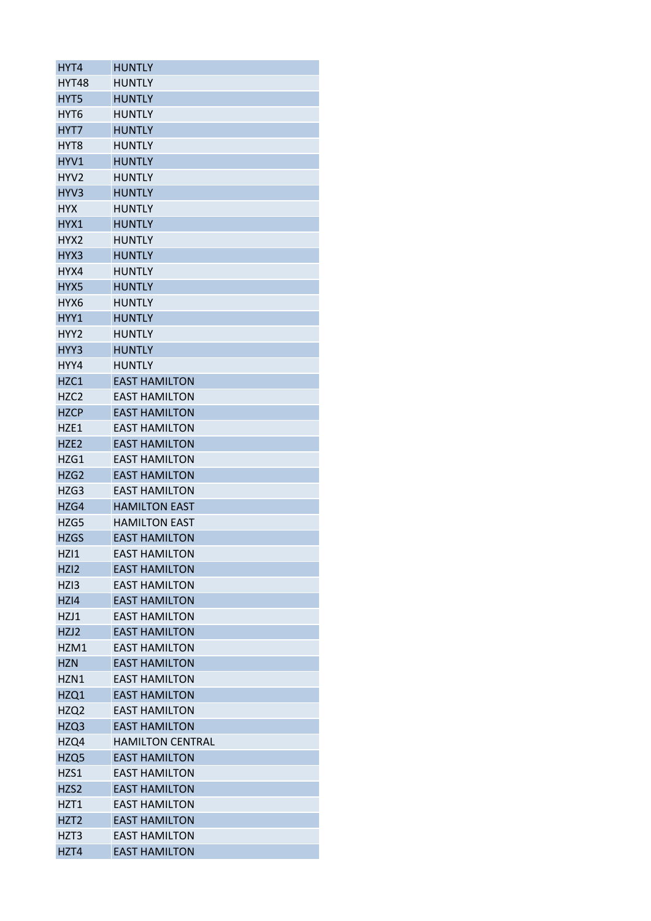| HYT4 | HUNTLY |
|---|---|
| HYT48 | HUNTLY |
| HYT5 | HUNTLY |
| HYT6 | HUNTLY |
| HYT7 | HUNTLY |
| HYT8 | HUNTLY |
| HYV1 | HUNTLY |
| HYV2 | HUNTLY |
| HYV3 | HUNTLY |
| HYX | HUNTLY |
| HYX1 | HUNTLY |
| HYX2 | HUNTLY |
| HYX3 | HUNTLY |
| HYX4 | HUNTLY |
| HYX5 | HUNTLY |
| HYX6 | HUNTLY |
| HYY1 | HUNTLY |
| HYY2 | HUNTLY |
| HYY3 | HUNTLY |
| HYY4 | HUNTLY |
| HZC1 | EAST HAMILTON |
| HZC2 | EAST HAMILTON |
| HZCP | EAST HAMILTON |
| HZE1 | EAST HAMILTON |
| HZE2 | EAST HAMILTON |
| HZG1 | EAST HAMILTON |
| HZG2 | EAST HAMILTON |
| HZG3 | EAST HAMILTON |
| HZG4 | HAMILTON EAST |
| HZG5 | HAMILTON EAST |
| HZGS | EAST HAMILTON |
| HZI1 | EAST HAMILTON |
| HZI2 | EAST HAMILTON |
| HZI3 | EAST HAMILTON |
| HZI4 | EAST HAMILTON |
| HZJ1 | EAST HAMILTON |
| HZJ2 | EAST HAMILTON |
| HZM1 | EAST HAMILTON |
| HZN | EAST HAMILTON |
| HZN1 | EAST HAMILTON |
| HZQ1 | EAST HAMILTON |
| HZQ2 | EAST HAMILTON |
| HZQ3 | EAST HAMILTON |
| HZQ4 | HAMILTON CENTRAL |
| HZQ5 | EAST HAMILTON |
| HZS1 | EAST HAMILTON |
| HZS2 | EAST HAMILTON |
| HZT1 | EAST HAMILTON |
| HZT2 | EAST HAMILTON |
| HZT3 | EAST HAMILTON |
| HZT4 | EAST HAMILTON |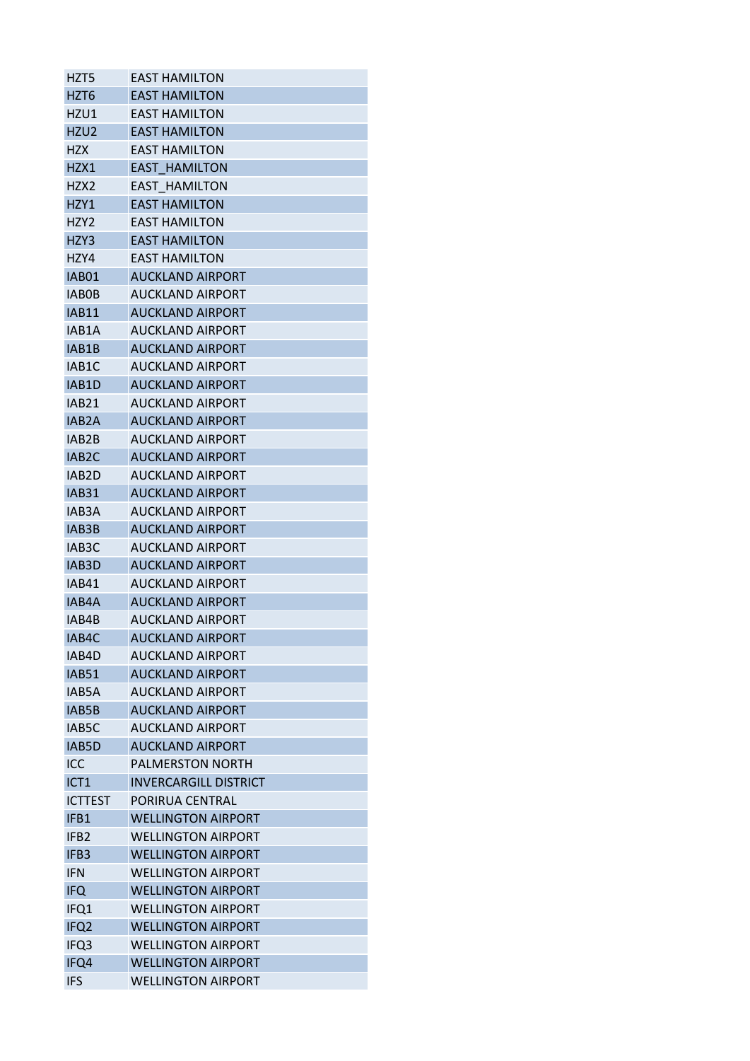| | |
|---|---|
| HZT5 | EAST HAMILTON |
| HZT6 | EAST HAMILTON |
| HZU1 | EAST HAMILTON |
| HZU2 | EAST HAMILTON |
| HZX | EAST HAMILTON |
| HZX1 | EAST_HAMILTON |
| HZX2 | EAST_HAMILTON |
| HZY1 | EAST HAMILTON |
| HZY2 | EAST HAMILTON |
| HZY3 | EAST HAMILTON |
| HZY4 | EAST HAMILTON |
| IAB01 | AUCKLAND AIRPORT |
| IAB0B | AUCKLAND AIRPORT |
| IAB11 | AUCKLAND AIRPORT |
| IAB1A | AUCKLAND AIRPORT |
| IAB1B | AUCKLAND AIRPORT |
| IAB1C | AUCKLAND AIRPORT |
| IAB1D | AUCKLAND AIRPORT |
| IAB21 | AUCKLAND AIRPORT |
| IAB2A | AUCKLAND AIRPORT |
| IAB2B | AUCKLAND AIRPORT |
| IAB2C | AUCKLAND AIRPORT |
| IAB2D | AUCKLAND AIRPORT |
| IAB31 | AUCKLAND AIRPORT |
| IAB3A | AUCKLAND AIRPORT |
| IAB3B | AUCKLAND AIRPORT |
| IAB3C | AUCKLAND AIRPORT |
| IAB3D | AUCKLAND AIRPORT |
| IAB41 | AUCKLAND AIRPORT |
| IAB4A | AUCKLAND AIRPORT |
| IAB4B | AUCKLAND AIRPORT |
| IAB4C | AUCKLAND AIRPORT |
| IAB4D | AUCKLAND AIRPORT |
| IAB51 | AUCKLAND AIRPORT |
| IAB5A | AUCKLAND AIRPORT |
| IAB5B | AUCKLAND AIRPORT |
| IAB5C | AUCKLAND AIRPORT |
| IAB5D | AUCKLAND AIRPORT |
| ICC | PALMERSTON NORTH |
| ICT1 | INVERCARGILL DISTRICT |
| ICTTEST | PORIRUA CENTRAL |
| IFB1 | WELLINGTON AIRPORT |
| IFB2 | WELLINGTON AIRPORT |
| IFB3 | WELLINGTON AIRPORT |
| IFN | WELLINGTON AIRPORT |
| IFQ | WELLINGTON AIRPORT |
| IFQ1 | WELLINGTON AIRPORT |
| IFQ2 | WELLINGTON AIRPORT |
| IFQ3 | WELLINGTON AIRPORT |
| IFQ4 | WELLINGTON AIRPORT |
| IFS | WELLINGTON AIRPORT |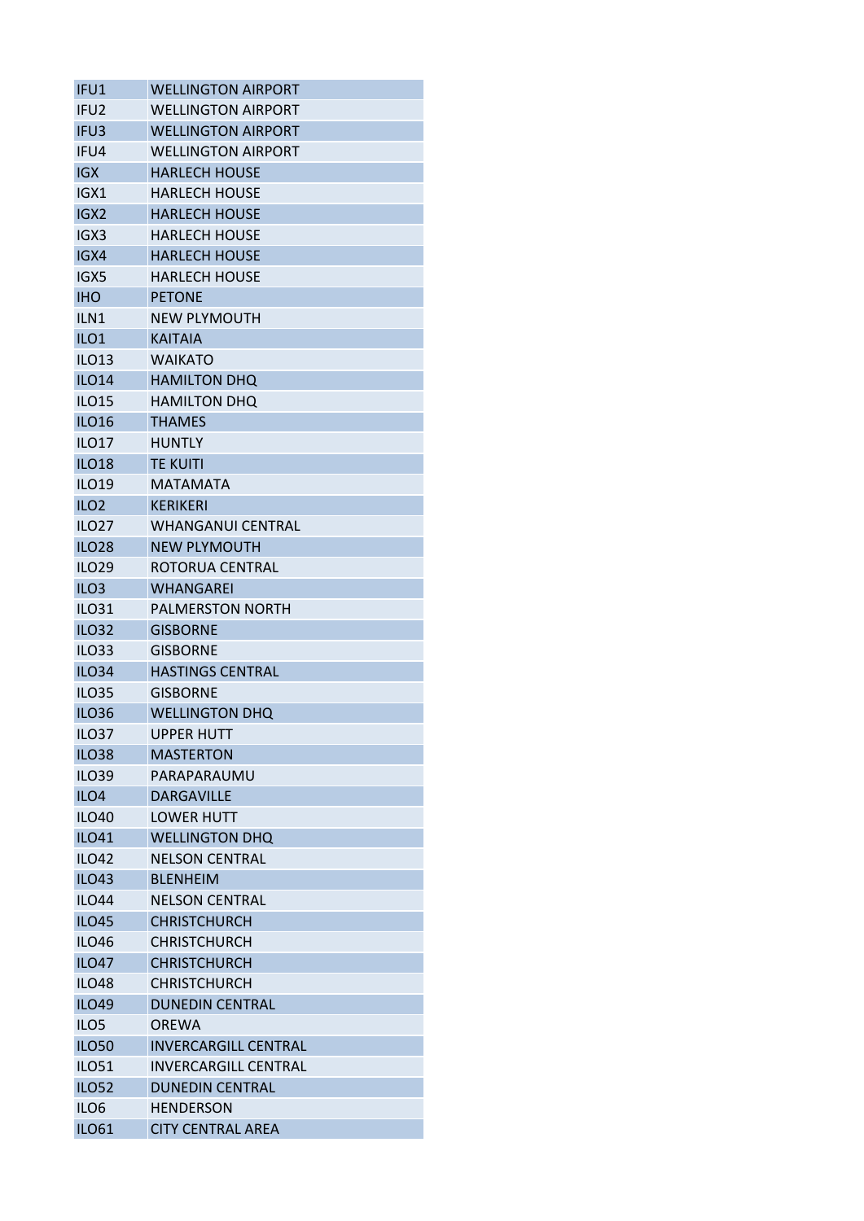| | |
|---|---|
| IFU1 | WELLINGTON AIRPORT |
| IFU2 | WELLINGTON AIRPORT |
| IFU3 | WELLINGTON AIRPORT |
| IFU4 | WELLINGTON AIRPORT |
| IGX | HARLECH HOUSE |
| IGX1 | HARLECH HOUSE |
| IGX2 | HARLECH HOUSE |
| IGX3 | HARLECH HOUSE |
| IGX4 | HARLECH HOUSE |
| IGX5 | HARLECH HOUSE |
| IHO | PETONE |
| ILN1 | NEW PLYMOUTH |
| ILO1 | KAITAIA |
| ILO13 | WAIKATO |
| ILO14 | HAMILTON DHQ |
| ILO15 | HAMILTON DHQ |
| ILO16 | THAMES |
| ILO17 | HUNTLY |
| ILO18 | TE KUITI |
| ILO19 | MATAMATA |
| ILO2 | KERIKERI |
| ILO27 | WHANGANUI CENTRAL |
| ILO28 | NEW PLYMOUTH |
| ILO29 | ROTORUA CENTRAL |
| ILO3 | WHANGAREI |
| ILO31 | PALMERSTON NORTH |
| ILO32 | GISBORNE |
| ILO33 | GISBORNE |
| ILO34 | HASTINGS CENTRAL |
| ILO35 | GISBORNE |
| ILO36 | WELLINGTON DHQ |
| ILO37 | UPPER HUTT |
| ILO38 | MASTERTON |
| ILO39 | PARAPARAUMU |
| ILO4 | DARGAVILLE |
| ILO40 | LOWER HUTT |
| ILO41 | WELLINGTON DHQ |
| ILO42 | NELSON CENTRAL |
| ILO43 | BLENHEIM |
| ILO44 | NELSON CENTRAL |
| ILO45 | CHRISTCHURCH |
| ILO46 | CHRISTCHURCH |
| ILO47 | CHRISTCHURCH |
| ILO48 | CHRISTCHURCH |
| ILO49 | DUNEDIN CENTRAL |
| ILO5 | OREWA |
| ILO50 | INVERCARGILL CENTRAL |
| ILO51 | INVERCARGILL CENTRAL |
| ILO52 | DUNEDIN CENTRAL |
| ILO6 | HENDERSON |
| ILO61 | CITY CENTRAL AREA |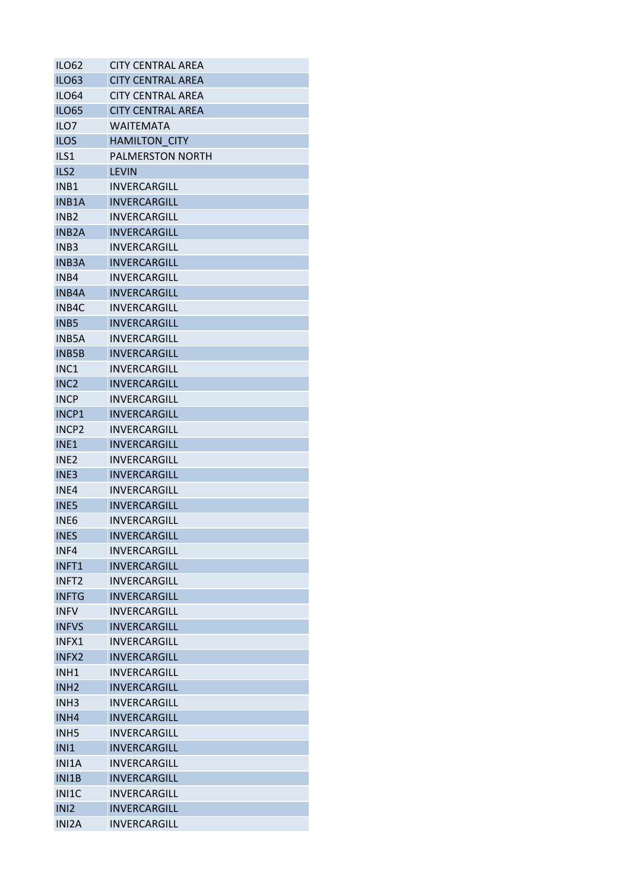| | |
|---|---|
| ILO62 | CITY CENTRAL AREA |
| ILO63 | CITY CENTRAL AREA |
| ILO64 | CITY CENTRAL AREA |
| ILO65 | CITY CENTRAL AREA |
| ILO7 | WAITEMATA |
| ILOS | HAMILTON_CITY |
| ILS1 | PALMERSTON NORTH |
| ILS2 | LEVIN |
| INB1 | INVERCARGILL |
| INB1A | INVERCARGILL |
| INB2 | INVERCARGILL |
| INB2A | INVERCARGILL |
| INB3 | INVERCARGILL |
| INB3A | INVERCARGILL |
| INB4 | INVERCARGILL |
| INB4A | INVERCARGILL |
| INB4C | INVERCARGILL |
| INB5 | INVERCARGILL |
| INB5A | INVERCARGILL |
| INB5B | INVERCARGILL |
| INC1 | INVERCARGILL |
| INC2 | INVERCARGILL |
| INCP | INVERCARGILL |
| INCP1 | INVERCARGILL |
| INCP2 | INVERCARGILL |
| INE1 | INVERCARGILL |
| INE2 | INVERCARGILL |
| INE3 | INVERCARGILL |
| INE4 | INVERCARGILL |
| INE5 | INVERCARGILL |
| INE6 | INVERCARGILL |
| INES | INVERCARGILL |
| INF4 | INVERCARGILL |
| INFT1 | INVERCARGILL |
| INFT2 | INVERCARGILL |
| INFTG | INVERCARGILL |
| INFV | INVERCARGILL |
| INFVS | INVERCARGILL |
| INFX1 | INVERCARGILL |
| INFX2 | INVERCARGILL |
| INH1 | INVERCARGILL |
| INH2 | INVERCARGILL |
| INH3 | INVERCARGILL |
| INH4 | INVERCARGILL |
| INH5 | INVERCARGILL |
| INI1 | INVERCARGILL |
| INI1A | INVERCARGILL |
| INI1B | INVERCARGILL |
| INI1C | INVERCARGILL |
| INI2 | INVERCARGILL |
| INI2A | INVERCARGILL |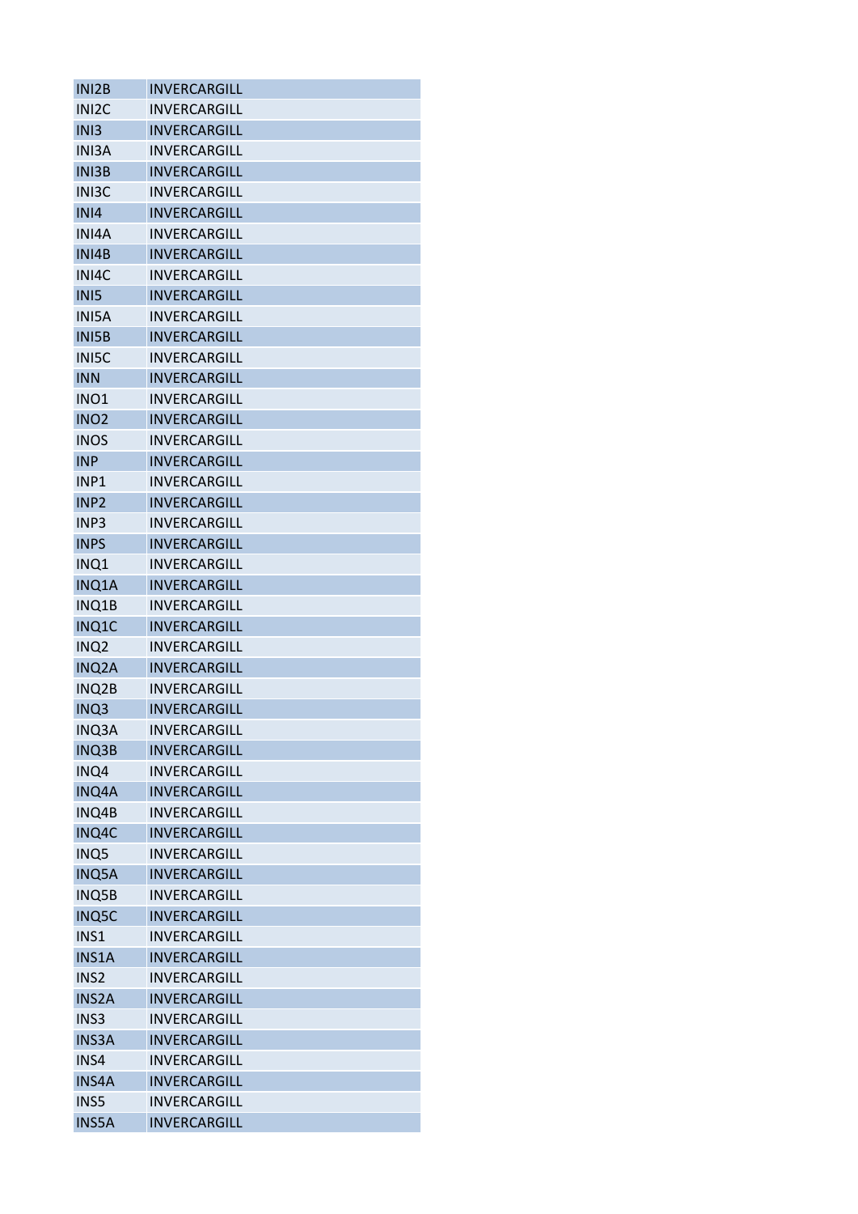| | |
|---|---|
| INI2B | INVERCARGILL |
| INI2C | INVERCARGILL |
| INI3 | INVERCARGILL |
| INI3A | INVERCARGILL |
| INI3B | INVERCARGILL |
| INI3C | INVERCARGILL |
| INI4 | INVERCARGILL |
| INI4A | INVERCARGILL |
| INI4B | INVERCARGILL |
| INI4C | INVERCARGILL |
| INI5 | INVERCARGILL |
| INI5A | INVERCARGILL |
| INI5B | INVERCARGILL |
| INI5C | INVERCARGILL |
| INN | INVERCARGILL |
| INO1 | INVERCARGILL |
| INO2 | INVERCARGILL |
| INOS | INVERCARGILL |
| INP | INVERCARGILL |
| INP1 | INVERCARGILL |
| INP2 | INVERCARGILL |
| INP3 | INVERCARGILL |
| INPS | INVERCARGILL |
| INQ1 | INVERCARGILL |
| INQ1A | INVERCARGILL |
| INQ1B | INVERCARGILL |
| INQ1C | INVERCARGILL |
| INQ2 | INVERCARGILL |
| INQ2A | INVERCARGILL |
| INQ2B | INVERCARGILL |
| INQ3 | INVERCARGILL |
| INQ3A | INVERCARGILL |
| INQ3B | INVERCARGILL |
| INQ4 | INVERCARGILL |
| INQ4A | INVERCARGILL |
| INQ4B | INVERCARGILL |
| INQ4C | INVERCARGILL |
| INQ5 | INVERCARGILL |
| INQ5A | INVERCARGILL |
| INQ5B | INVERCARGILL |
| INQ5C | INVERCARGILL |
| INS1 | INVERCARGILL |
| INS1A | INVERCARGILL |
| INS2 | INVERCARGILL |
| INS2A | INVERCARGILL |
| INS3 | INVERCARGILL |
| INS3A | INVERCARGILL |
| INS4 | INVERCARGILL |
| INS4A | INVERCARGILL |
| INS5 | INVERCARGILL |
| INS5A | INVERCARGILL |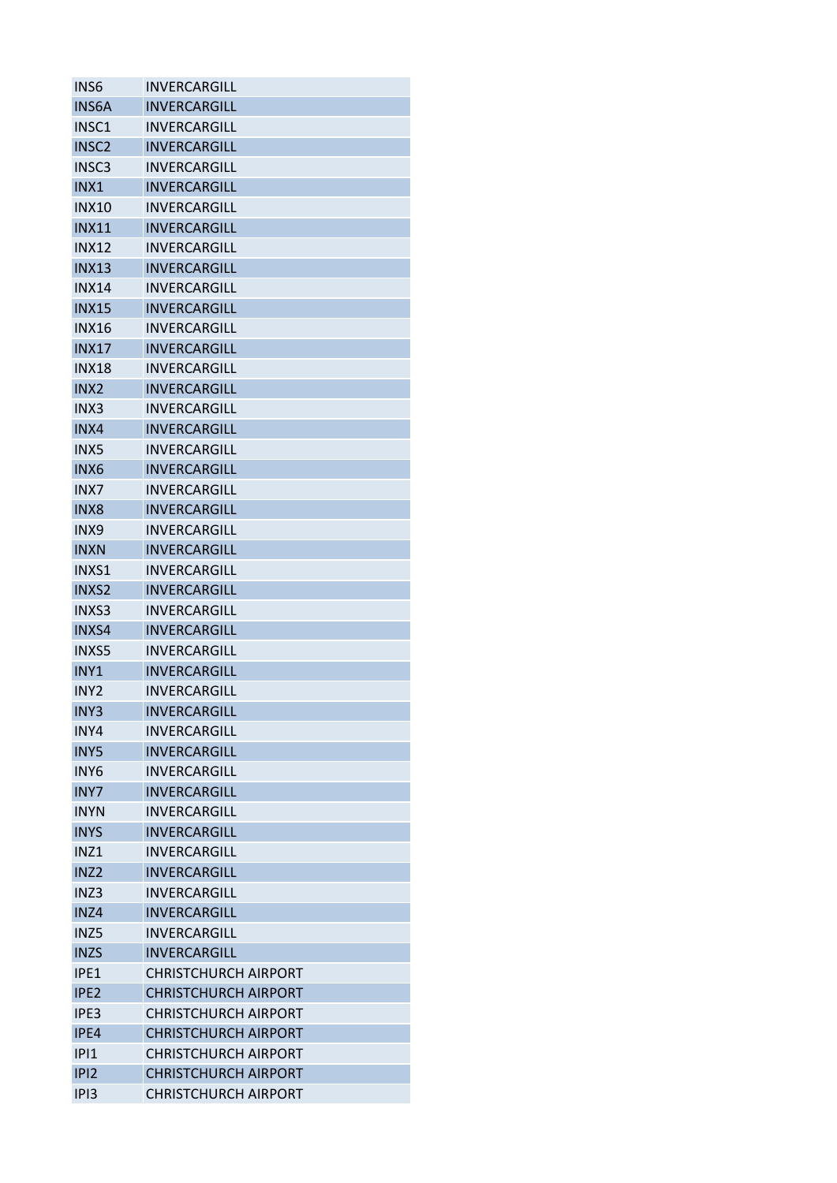| INS6 | INVERCARGILL |
|---|---|
| INS6A | INVERCARGILL |
| INSC1 | INVERCARGILL |
| INSC2 | INVERCARGILL |
| INSC3 | INVERCARGILL |
| INX1 | INVERCARGILL |
| INX10 | INVERCARGILL |
| INX11 | INVERCARGILL |
| INX12 | INVERCARGILL |
| INX13 | INVERCARGILL |
| INX14 | INVERCARGILL |
| INX15 | INVERCARGILL |
| INX16 | INVERCARGILL |
| INX17 | INVERCARGILL |
| INX18 | INVERCARGILL |
| INX2 | INVERCARGILL |
| INX3 | INVERCARGILL |
| INX4 | INVERCARGILL |
| INX5 | INVERCARGILL |
| INX6 | INVERCARGILL |
| INX7 | INVERCARGILL |
| INX8 | INVERCARGILL |
| INX9 | INVERCARGILL |
| INXN | INVERCARGILL |
| INXS1 | INVERCARGILL |
| INXS2 | INVERCARGILL |
| INXS3 | INVERCARGILL |
| INXS4 | INVERCARGILL |
| INXS5 | INVERCARGILL |
| INY1 | INVERCARGILL |
| INY2 | INVERCARGILL |
| INY3 | INVERCARGILL |
| INY4 | INVERCARGILL |
| INY5 | INVERCARGILL |
| INY6 | INVERCARGILL |
| INY7 | INVERCARGILL |
| INYN | INVERCARGILL |
| INYS | INVERCARGILL |
| INZ1 | INVERCARGILL |
| INZ2 | INVERCARGILL |
| INZ3 | INVERCARGILL |
| INZ4 | INVERCARGILL |
| INZ5 | INVERCARGILL |
| INZS | INVERCARGILL |
| IPE1 | CHRISTCHURCH AIRPORT |
| IPE2 | CHRISTCHURCH AIRPORT |
| IPE3 | CHRISTCHURCH AIRPORT |
| IPE4 | CHRISTCHURCH AIRPORT |
| IPI1 | CHRISTCHURCH AIRPORT |
| IPI2 | CHRISTCHURCH AIRPORT |
| IPI3 | CHRISTCHURCH AIRPORT |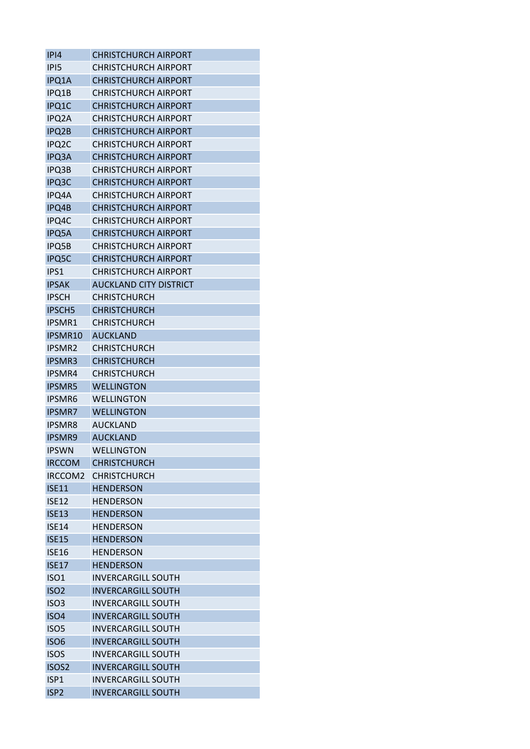| | |
|---|---|
| IPI4 | CHRISTCHURCH AIRPORT |
| IPI5 | CHRISTCHURCH AIRPORT |
| IPQ1A | CHRISTCHURCH AIRPORT |
| IPQ1B | CHRISTCHURCH AIRPORT |
| IPQ1C | CHRISTCHURCH AIRPORT |
| IPQ2A | CHRISTCHURCH AIRPORT |
| IPQ2B | CHRISTCHURCH AIRPORT |
| IPQ2C | CHRISTCHURCH AIRPORT |
| IPQ3A | CHRISTCHURCH AIRPORT |
| IPQ3B | CHRISTCHURCH AIRPORT |
| IPQ3C | CHRISTCHURCH AIRPORT |
| IPQ4A | CHRISTCHURCH AIRPORT |
| IPQ4B | CHRISTCHURCH AIRPORT |
| IPQ4C | CHRISTCHURCH AIRPORT |
| IPQ5A | CHRISTCHURCH AIRPORT |
| IPQ5B | CHRISTCHURCH AIRPORT |
| IPQ5C | CHRISTCHURCH AIRPORT |
| IPS1 | CHRISTCHURCH AIRPORT |
| IPSAK | AUCKLAND CITY DISTRICT |
| IPSCH | CHRISTCHURCH |
| IPSCH5 | CHRISTCHURCH |
| IPSMR1 | CHRISTCHURCH |
| IPSMR10 | AUCKLAND |
| IPSMR2 | CHRISTCHURCH |
| IPSMR3 | CHRISTCHURCH |
| IPSMR4 | CHRISTCHURCH |
| IPSMR5 | WELLINGTON |
| IPSMR6 | WELLINGTON |
| IPSMR7 | WELLINGTON |
| IPSMR8 | AUCKLAND |
| IPSMR9 | AUCKLAND |
| IPSWN | WELLINGTON |
| IRCCOM | CHRISTCHURCH |
| IRCCOM2 | CHRISTCHURCH |
| ISE11 | HENDERSON |
| ISE12 | HENDERSON |
| ISE13 | HENDERSON |
| ISE14 | HENDERSON |
| ISE15 | HENDERSON |
| ISE16 | HENDERSON |
| ISE17 | HENDERSON |
| ISO1 | INVERCARGILL SOUTH |
| ISO2 | INVERCARGILL SOUTH |
| ISO3 | INVERCARGILL SOUTH |
| ISO4 | INVERCARGILL SOUTH |
| ISO5 | INVERCARGILL SOUTH |
| ISO6 | INVERCARGILL SOUTH |
| ISOS | INVERCARGILL SOUTH |
| ISOS2 | INVERCARGILL SOUTH |
| ISP1 | INVERCARGILL SOUTH |
| ISP2 | INVERCARGILL SOUTH |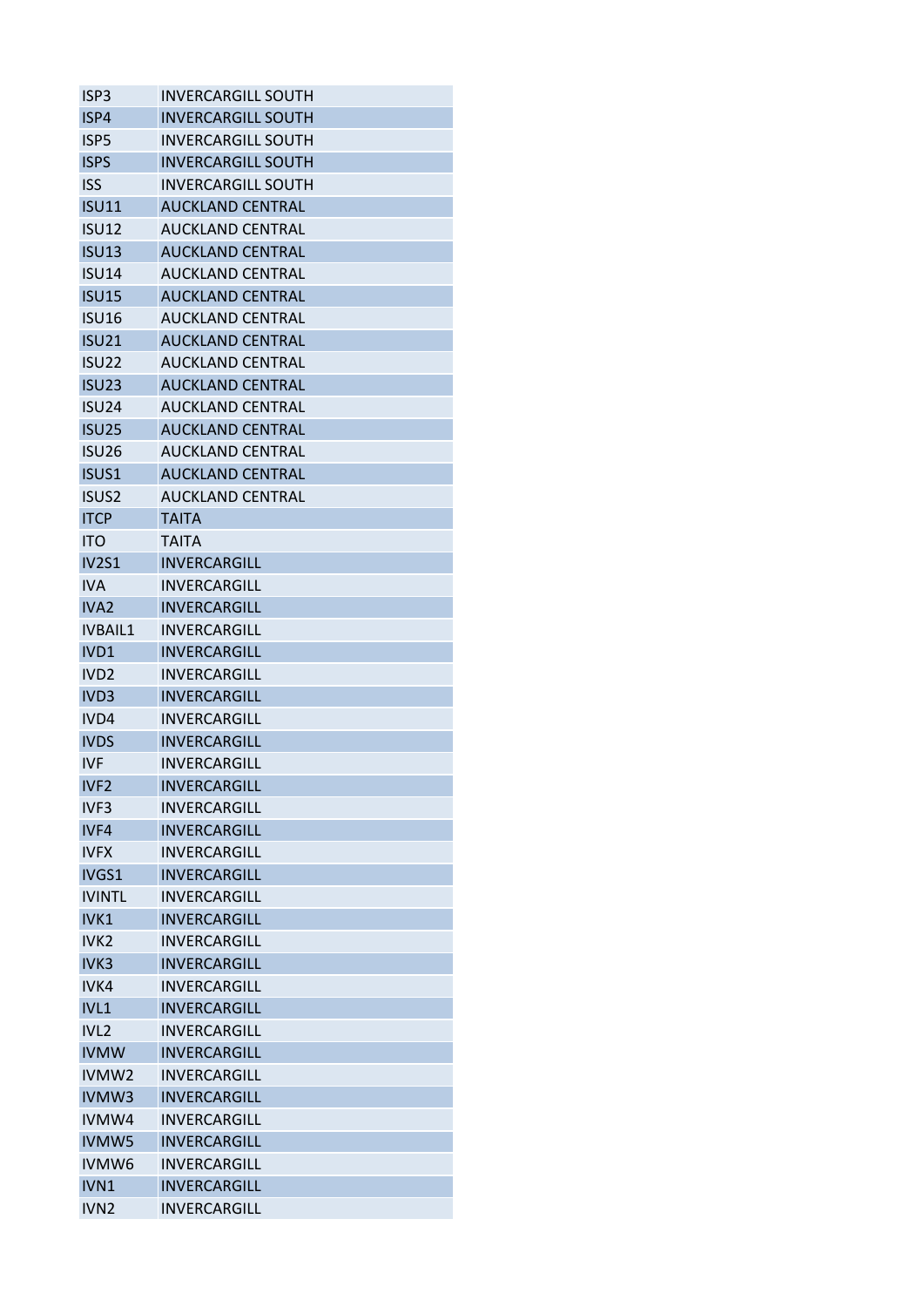| ISP3 | INVERCARGILL SOUTH |
|---|---|
| ISP4 | INVERCARGILL SOUTH |
| ISP5 | INVERCARGILL SOUTH |
| ISPS | INVERCARGILL SOUTH |
| ISS | INVERCARGILL SOUTH |
| ISU11 | AUCKLAND CENTRAL |
| ISU12 | AUCKLAND CENTRAL |
| ISU13 | AUCKLAND CENTRAL |
| ISU14 | AUCKLAND CENTRAL |
| ISU15 | AUCKLAND CENTRAL |
| ISU16 | AUCKLAND CENTRAL |
| ISU21 | AUCKLAND CENTRAL |
| ISU22 | AUCKLAND CENTRAL |
| ISU23 | AUCKLAND CENTRAL |
| ISU24 | AUCKLAND CENTRAL |
| ISU25 | AUCKLAND CENTRAL |
| ISU26 | AUCKLAND CENTRAL |
| ISUS1 | AUCKLAND CENTRAL |
| ISUS2 | AUCKLAND CENTRAL |
| ITCP | TAITA |
| ITO | TAITA |
| IV2S1 | INVERCARGILL |
| IVA | INVERCARGILL |
| IVA2 | INVERCARGILL |
| IVBAIL1 | INVERCARGILL |
| IVD1 | INVERCARGILL |
| IVD2 | INVERCARGILL |
| IVD3 | INVERCARGILL |
| IVD4 | INVERCARGILL |
| IVDS | INVERCARGILL |
| IVF | INVERCARGILL |
| IVF2 | INVERCARGILL |
| IVF3 | INVERCARGILL |
| IVF4 | INVERCARGILL |
| IVFX | INVERCARGILL |
| IVGS1 | INVERCARGILL |
| IVINTL | INVERCARGILL |
| IVK1 | INVERCARGILL |
| IVK2 | INVERCARGILL |
| IVK3 | INVERCARGILL |
| IVK4 | INVERCARGILL |
| IVL1 | INVERCARGILL |
| IVL2 | INVERCARGILL |
| IVMW | INVERCARGILL |
| IVMW2 | INVERCARGILL |
| IVMW3 | INVERCARGILL |
| IVMW4 | INVERCARGILL |
| IVMW5 | INVERCARGILL |
| IVMW6 | INVERCARGILL |
| IVN1 | INVERCARGILL |
| IVN2 | INVERCARGILL |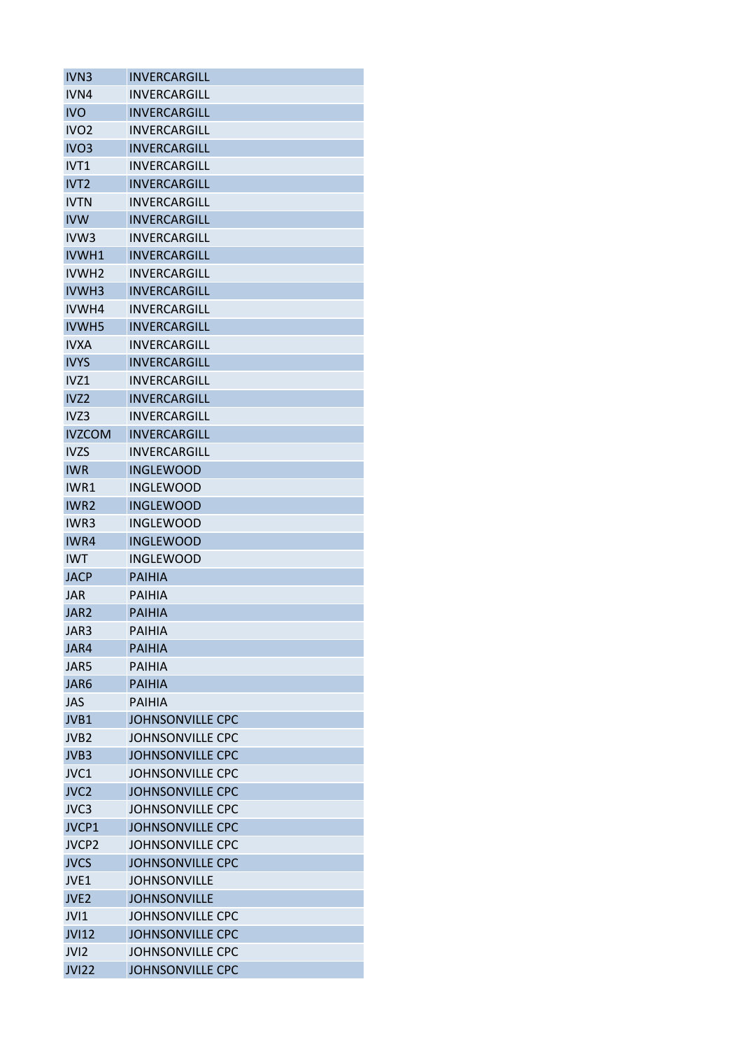| | |
|---|---|
| IVN3 | INVERCARGILL |
| IVN4 | INVERCARGILL |
| IVO | INVERCARGILL |
| IVO2 | INVERCARGILL |
| IVO3 | INVERCARGILL |
| IVT1 | INVERCARGILL |
| IVT2 | INVERCARGILL |
| IVTN | INVERCARGILL |
| IVW | INVERCARGILL |
| IVW3 | INVERCARGILL |
| IVWH1 | INVERCARGILL |
| IVWH2 | INVERCARGILL |
| IVWH3 | INVERCARGILL |
| IVWH4 | INVERCARGILL |
| IVWH5 | INVERCARGILL |
| IVXA | INVERCARGILL |
| IVYS | INVERCARGILL |
| IVZ1 | INVERCARGILL |
| IVZ2 | INVERCARGILL |
| IVZ3 | INVERCARGILL |
| IVZCOM | INVERCARGILL |
| IVZS | INVERCARGILL |
| IWR | INGLEWOOD |
| IWR1 | INGLEWOOD |
| IWR2 | INGLEWOOD |
| IWR3 | INGLEWOOD |
| IWR4 | INGLEWOOD |
| IWT | INGLEWOOD |
| JACP | PAIHIA |
| JAR | PAIHIA |
| JAR2 | PAIHIA |
| JAR3 | PAIHIA |
| JAR4 | PAIHIA |
| JAR5 | PAIHIA |
| JAR6 | PAIHIA |
| JAS | PAIHIA |
| JVB1 | JOHNSONVILLE CPC |
| JVB2 | JOHNSONVILLE CPC |
| JVB3 | JOHNSONVILLE CPC |
| JVC1 | JOHNSONVILLE CPC |
| JVC2 | JOHNSONVILLE CPC |
| JVC3 | JOHNSONVILLE CPC |
| JVCP1 | JOHNSONVILLE CPC |
| JVCP2 | JOHNSONVILLE CPC |
| JVCS | JOHNSONVILLE CPC |
| JVE1 | JOHNSONVILLE |
| JVE2 | JOHNSONVILLE |
| JVI1 | JOHNSONVILLE CPC |
| JVI12 | JOHNSONVILLE CPC |
| JVI2 | JOHNSONVILLE CPC |
| JVI22 | JOHNSONVILLE CPC |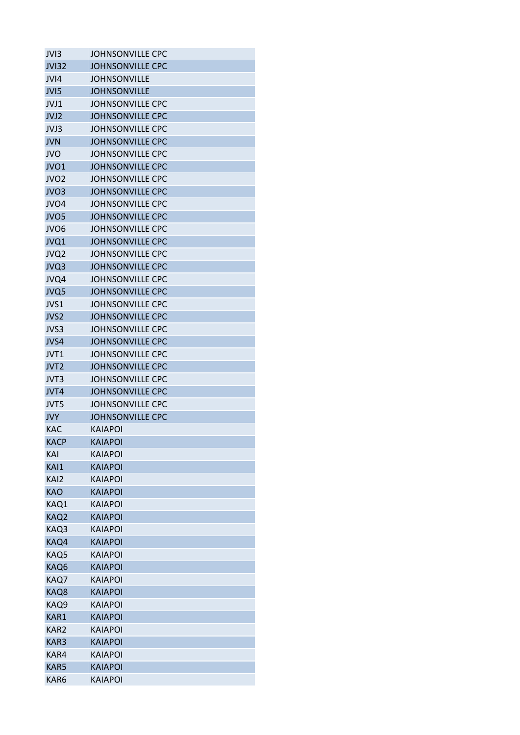| JVI3 | JOHNSONVILLE CPC |
|---|---|
| JVI32 | JOHNSONVILLE CPC |
| JVI4 | JOHNSONVILLE |
| JVI5 | JOHNSONVILLE |
| JVJ1 | JOHNSONVILLE CPC |
| JVJ2 | JOHNSONVILLE CPC |
| JVJ3 | JOHNSONVILLE CPC |
| JVN | JOHNSONVILLE CPC |
| JVO | JOHNSONVILLE CPC |
| JVO1 | JOHNSONVILLE CPC |
| JVO2 | JOHNSONVILLE CPC |
| JVO3 | JOHNSONVILLE CPC |
| JVO4 | JOHNSONVILLE CPC |
| JVO5 | JOHNSONVILLE CPC |
| JVO6 | JOHNSONVILLE CPC |
| JVQ1 | JOHNSONVILLE CPC |
| JVQ2 | JOHNSONVILLE CPC |
| JVQ3 | JOHNSONVILLE CPC |
| JVQ4 | JOHNSONVILLE CPC |
| JVQ5 | JOHNSONVILLE CPC |
| JVS1 | JOHNSONVILLE CPC |
| JVS2 | JOHNSONVILLE CPC |
| JVS3 | JOHNSONVILLE CPC |
| JVS4 | JOHNSONVILLE CPC |
| JVT1 | JOHNSONVILLE CPC |
| JVT2 | JOHNSONVILLE CPC |
| JVT3 | JOHNSONVILLE CPC |
| JVT4 | JOHNSONVILLE CPC |
| JVT5 | JOHNSONVILLE CPC |
| JVY | JOHNSONVILLE CPC |
| KAC | KAIAPOI |
| KACP | KAIAPOI |
| KAI | KAIAPOI |
| KAI1 | KAIAPOI |
| KAI2 | KAIAPOI |
| KAO | KAIAPOI |
| KAQ1 | KAIAPOI |
| KAQ2 | KAIAPOI |
| KAQ3 | KAIAPOI |
| KAQ4 | KAIAPOI |
| KAQ5 | KAIAPOI |
| KAQ6 | KAIAPOI |
| KAQ7 | KAIAPOI |
| KAQ8 | KAIAPOI |
| KAQ9 | KAIAPOI |
| KAR1 | KAIAPOI |
| KAR2 | KAIAPOI |
| KAR3 | KAIAPOI |
| KAR4 | KAIAPOI |
| KAR5 | KAIAPOI |
| KAR6 | KAIAPOI |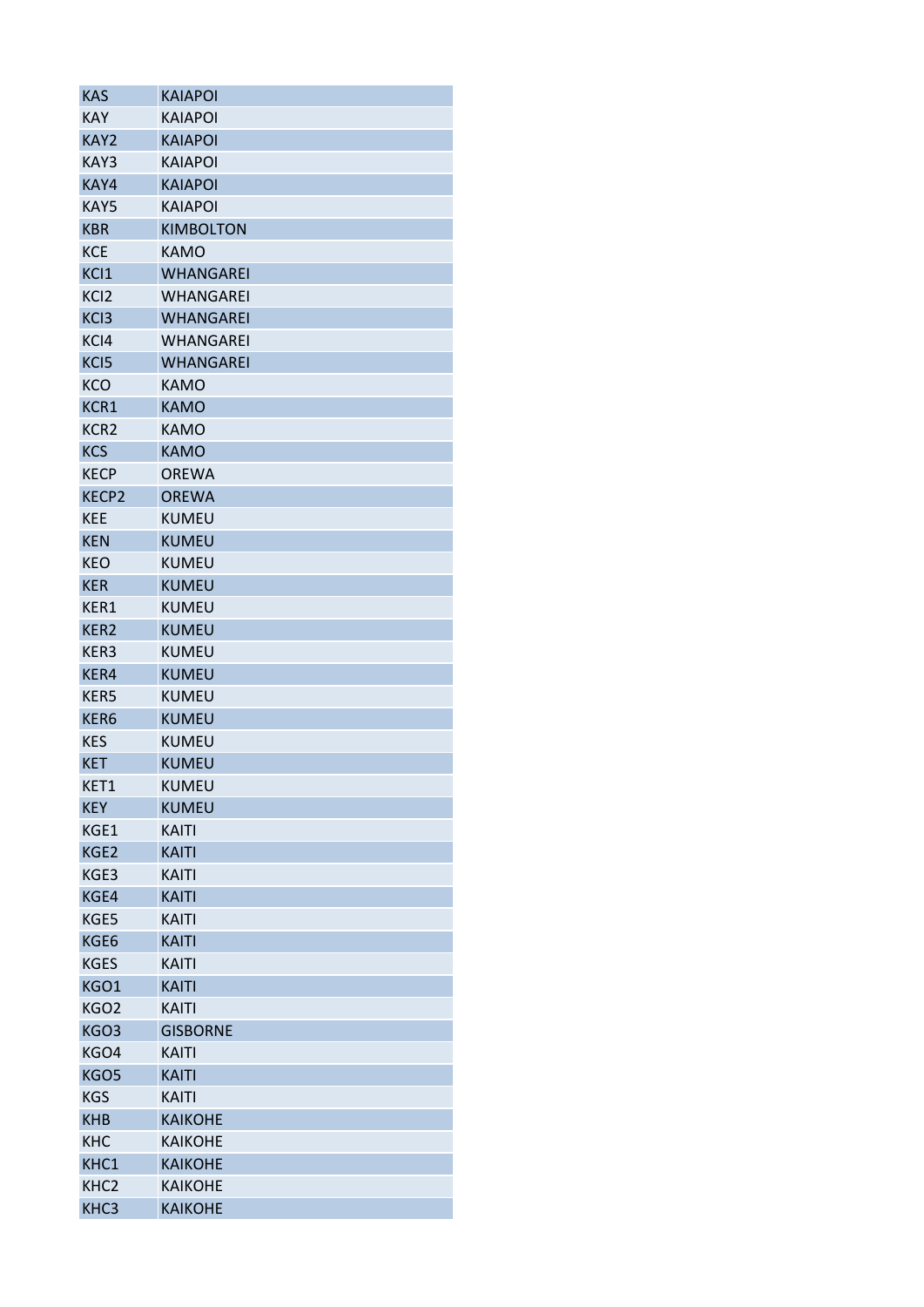| KAS | KAIAPOI |
|---|---|
| KAY | KAIAPOI |
| KAY2 | KAIAPOI |
| KAY3 | KAIAPOI |
| KAY4 | KAIAPOI |
| KAY5 | KAIAPOI |
| KBR | KIMBOLTON |
| KCE | KAMO |
| KCI1 | WHANGAREI |
| KCI2 | WHANGAREI |
| KCI3 | WHANGAREI |
| KCI4 | WHANGAREI |
| KCI5 | WHANGAREI |
| KCO | KAMO |
| KCR1 | KAMO |
| KCR2 | KAMO |
| KCS | KAMO |
| KECP | OREWA |
| KECP2 | OREWA |
| KEE | KUMEU |
| KEN | KUMEU |
| KEO | KUMEU |
| KER | KUMEU |
| KER1 | KUMEU |
| KER2 | KUMEU |
| KER3 | KUMEU |
| KER4 | KUMEU |
| KER5 | KUMEU |
| KER6 | KUMEU |
| KES | KUMEU |
| KET | KUMEU |
| KET1 | KUMEU |
| KEY | KUMEU |
| KGE1 | KAITI |
| KGE2 | KAITI |
| KGE3 | KAITI |
| KGE4 | KAITI |
| KGE5 | KAITI |
| KGE6 | KAITI |
| KGES | KAITI |
| KGO1 | KAITI |
| KGO2 | KAITI |
| KGO3 | GISBORNE |
| KGO4 | KAITI |
| KGO5 | KAITI |
| KGS | KAITI |
| KHB | KAIKOHE |
| KHC | KAIKOHE |
| KHC1 | KAIKOHE |
| KHC2 | KAIKOHE |
| KHC3 | KAIKOHE |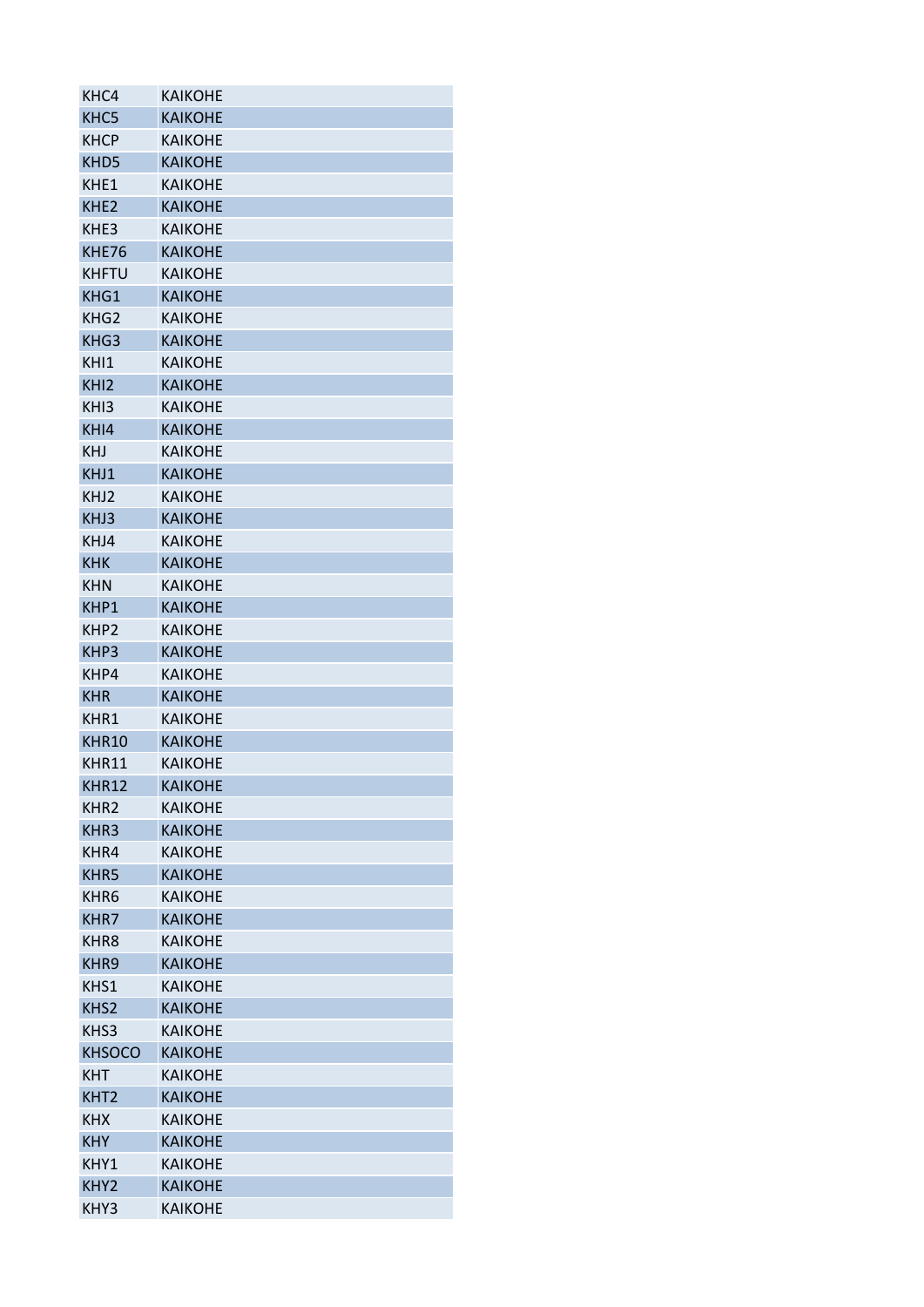| | |
|---|---|
| KHC4 | KAIKOHE |
| KHC5 | KAIKOHE |
| KHCP | KAIKOHE |
| KHD5 | KAIKOHE |
| KHE1 | KAIKOHE |
| KHE2 | KAIKOHE |
| KHE3 | KAIKOHE |
| KHE76 | KAIKOHE |
| KHFTU | KAIKOHE |
| KHG1 | KAIKOHE |
| KHG2 | KAIKOHE |
| KHG3 | KAIKOHE |
| KHI1 | KAIKOHE |
| KHI2 | KAIKOHE |
| KHI3 | KAIKOHE |
| KHI4 | KAIKOHE |
| KHJ | KAIKOHE |
| KHJ1 | KAIKOHE |
| KHJ2 | KAIKOHE |
| KHJ3 | KAIKOHE |
| KHJ4 | KAIKOHE |
| KHK | KAIKOHE |
| KHN | KAIKOHE |
| KHP1 | KAIKOHE |
| KHP2 | KAIKOHE |
| KHP3 | KAIKOHE |
| KHP4 | KAIKOHE |
| KHR | KAIKOHE |
| KHR1 | KAIKOHE |
| KHR10 | KAIKOHE |
| KHR11 | KAIKOHE |
| KHR12 | KAIKOHE |
| KHR2 | KAIKOHE |
| KHR3 | KAIKOHE |
| KHR4 | KAIKOHE |
| KHR5 | KAIKOHE |
| KHR6 | KAIKOHE |
| KHR7 | KAIKOHE |
| KHR8 | KAIKOHE |
| KHR9 | KAIKOHE |
| KHS1 | KAIKOHE |
| KHS2 | KAIKOHE |
| KHS3 | KAIKOHE |
| KHSOCO | KAIKOHE |
| KHT | KAIKOHE |
| KHT2 | KAIKOHE |
| KHX | KAIKOHE |
| KHY | KAIKOHE |
| KHY1 | KAIKOHE |
| KHY2 | KAIKOHE |
| KHY3 | KAIKOHE |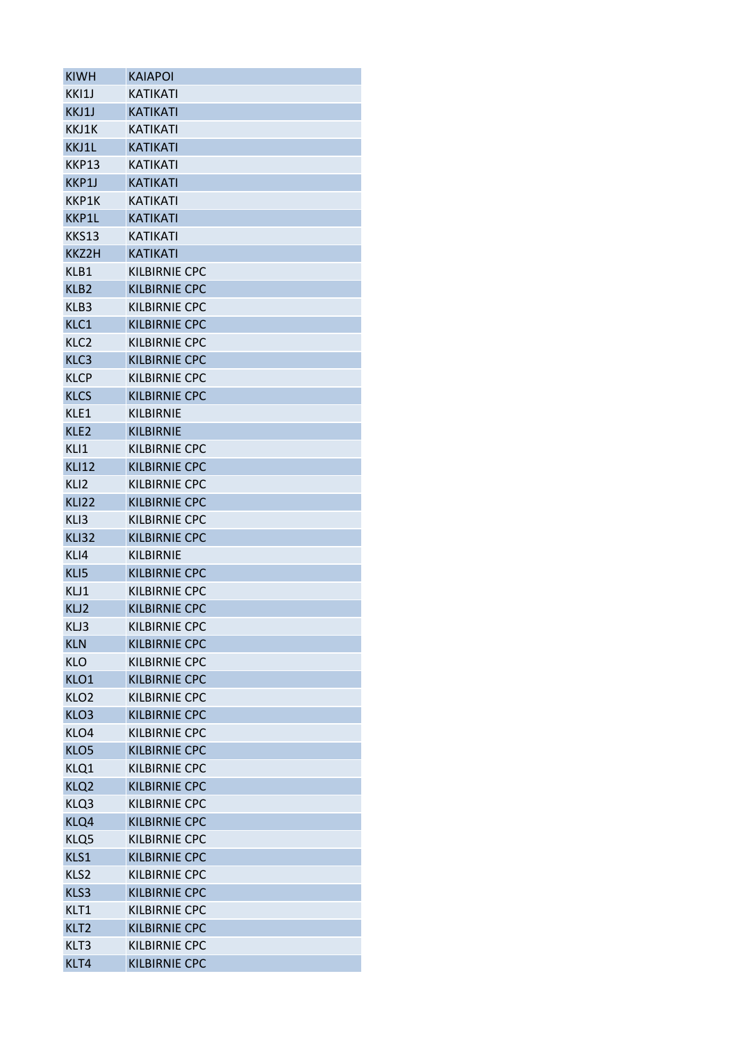| KIWH | KAIAPOI |
|---|---|
| KKI1J | KATIKATI |
| KKJ1J | KATIKATI |
| KKJ1K | KATIKATI |
| KKJ1L | KATIKATI |
| KKP13 | KATIKATI |
| KKP1J | KATIKATI |
| KKP1K | KATIKATI |
| KKP1L | KATIKATI |
| KKS13 | KATIKATI |
| KKZ2H | KATIKATI |
| KLB1 | KILBIRNIE CPC |
| KLB2 | KILBIRNIE CPC |
| KLB3 | KILBIRNIE CPC |
| KLC1 | KILBIRNIE CPC |
| KLC2 | KILBIRNIE CPC |
| KLC3 | KILBIRNIE CPC |
| KLCP | KILBIRNIE CPC |
| KLCS | KILBIRNIE CPC |
| KLE1 | KILBIRNIE |
| KLE2 | KILBIRNIE |
| KLI1 | KILBIRNIE CPC |
| KLI12 | KILBIRNIE CPC |
| KLI2 | KILBIRNIE CPC |
| KLI22 | KILBIRNIE CPC |
| KLI3 | KILBIRNIE CPC |
| KLI32 | KILBIRNIE CPC |
| KLI4 | KILBIRNIE |
| KLI5 | KILBIRNIE CPC |
| KLJ1 | KILBIRNIE CPC |
| KLJ2 | KILBIRNIE CPC |
| KLJ3 | KILBIRNIE CPC |
| KLN | KILBIRNIE CPC |
| KLO | KILBIRNIE CPC |
| KLO1 | KILBIRNIE CPC |
| KLO2 | KILBIRNIE CPC |
| KLO3 | KILBIRNIE CPC |
| KLO4 | KILBIRNIE CPC |
| KLO5 | KILBIRNIE CPC |
| KLQ1 | KILBIRNIE CPC |
| KLQ2 | KILBIRNIE CPC |
| KLQ3 | KILBIRNIE CPC |
| KLQ4 | KILBIRNIE CPC |
| KLQ5 | KILBIRNIE CPC |
| KLS1 | KILBIRNIE CPC |
| KLS2 | KILBIRNIE CPC |
| KLS3 | KILBIRNIE CPC |
| KLT1 | KILBIRNIE CPC |
| KLT2 | KILBIRNIE CPC |
| KLT3 | KILBIRNIE CPC |
| KLT4 | KILBIRNIE CPC |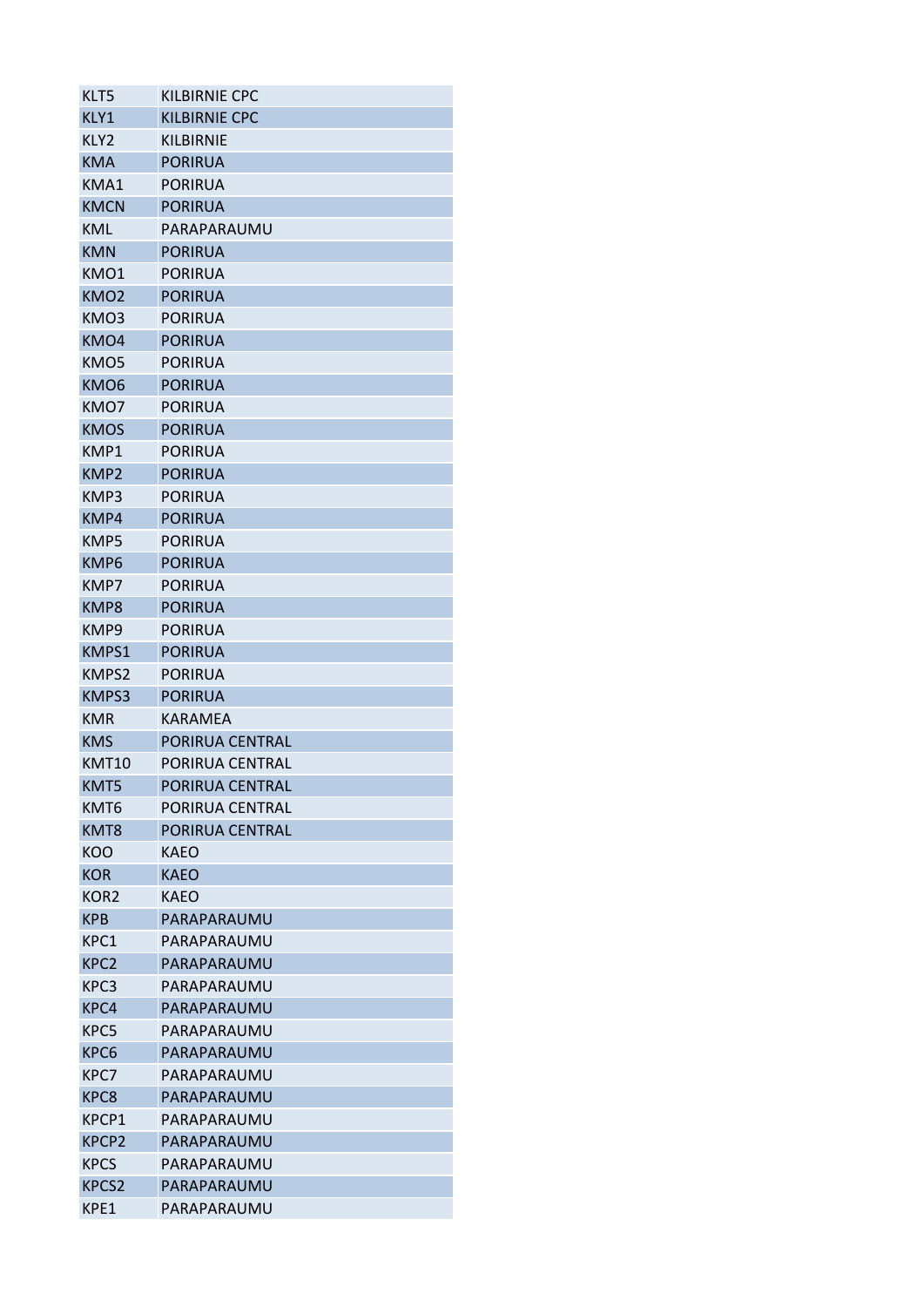| KLT5 | KILBIRNIE CPC |
|---|---|
| KLY1 | KILBIRNIE CPC |
| KLY2 | KILBIRNIE |
| KMA | PORIRUA |
| KMA1 | PORIRUA |
| KMCN | PORIRUA |
| KML | PARAPARAUMU |
| KMN | PORIRUA |
| KMO1 | PORIRUA |
| KMO2 | PORIRUA |
| KMO3 | PORIRUA |
| KMO4 | PORIRUA |
| KMO5 | PORIRUA |
| KMO6 | PORIRUA |
| KMO7 | PORIRUA |
| KMOS | PORIRUA |
| KMP1 | PORIRUA |
| KMP2 | PORIRUA |
| KMP3 | PORIRUA |
| KMP4 | PORIRUA |
| KMP5 | PORIRUA |
| KMP6 | PORIRUA |
| KMP7 | PORIRUA |
| KMP8 | PORIRUA |
| KMP9 | PORIRUA |
| KMPS1 | PORIRUA |
| KMPS2 | PORIRUA |
| KMPS3 | PORIRUA |
| KMR | KARAMEA |
| KMS | PORIRUA CENTRAL |
| KMT10 | PORIRUA CENTRAL |
| KMT5 | PORIRUA CENTRAL |
| KMT6 | PORIRUA CENTRAL |
| KMT8 | PORIRUA CENTRAL |
| KOO | KAEO |
| KOR | KAEO |
| KOR2 | KAEO |
| KPB | PARAPARAUMU |
| KPC1 | PARAPARAUMU |
| KPC2 | PARAPARAUMU |
| KPC3 | PARAPARAUMU |
| KPC4 | PARAPARAUMU |
| KPC5 | PARAPARAUMU |
| KPC6 | PARAPARAUMU |
| KPC7 | PARAPARAUMU |
| KPC8 | PARAPARAUMU |
| KPCP1 | PARAPARAUMU |
| KPCP2 | PARAPARAUMU |
| KPCS | PARAPARAUMU |
| KPCS2 | PARAPARAUMU |
| KPE1 | PARAPARAUMU |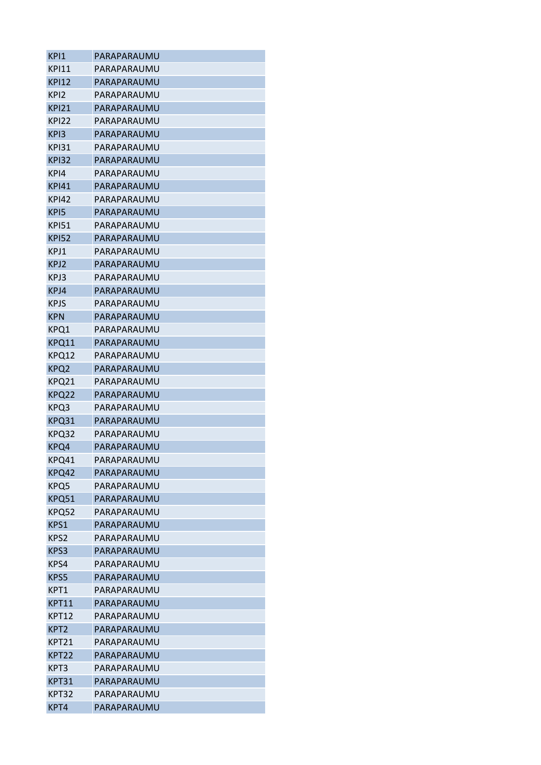| | |
|---|---|
| KPI1 | PARAPARAUMU |
| KPI11 | PARAPARAUMU |
| KPI12 | PARAPARAUMU |
| KPI2 | PARAPARAUMU |
| KPI21 | PARAPARAUMU |
| KPI22 | PARAPARAUMU |
| KPI3 | PARAPARAUMU |
| KPI31 | PARAPARAUMU |
| KPI32 | PARAPARAUMU |
| KPI4 | PARAPARAUMU |
| KPI41 | PARAPARAUMU |
| KPI42 | PARAPARAUMU |
| KPI5 | PARAPARAUMU |
| KPI51 | PARAPARAUMU |
| KPI52 | PARAPARAUMU |
| KPJ1 | PARAPARAUMU |
| KPJ2 | PARAPARAUMU |
| KPJ3 | PARAPARAUMU |
| KPJ4 | PARAPARAUMU |
| KPJS | PARAPARAUMU |
| KPN | PARAPARAUMU |
| KPQ1 | PARAPARAUMU |
| KPQ11 | PARAPARAUMU |
| KPQ12 | PARAPARAUMU |
| KPQ2 | PARAPARAUMU |
| KPQ21 | PARAPARAUMU |
| KPQ22 | PARAPARAUMU |
| KPQ3 | PARAPARAUMU |
| KPQ31 | PARAPARAUMU |
| KPQ32 | PARAPARAUMU |
| KPQ4 | PARAPARAUMU |
| KPQ41 | PARAPARAUMU |
| KPQ42 | PARAPARAUMU |
| KPQ5 | PARAPARAUMU |
| KPQ51 | PARAPARAUMU |
| KPQ52 | PARAPARAUMU |
| KPS1 | PARAPARAUMU |
| KPS2 | PARAPARAUMU |
| KPS3 | PARAPARAUMU |
| KPS4 | PARAPARAUMU |
| KPS5 | PARAPARAUMU |
| KPT1 | PARAPARAUMU |
| KPT11 | PARAPARAUMU |
| KPT12 | PARAPARAUMU |
| KPT2 | PARAPARAUMU |
| KPT21 | PARAPARAUMU |
| KPT22 | PARAPARAUMU |
| KPT3 | PARAPARAUMU |
| KPT31 | PARAPARAUMU |
| KPT32 | PARAPARAUMU |
| KPT4 | PARAPARAUMU |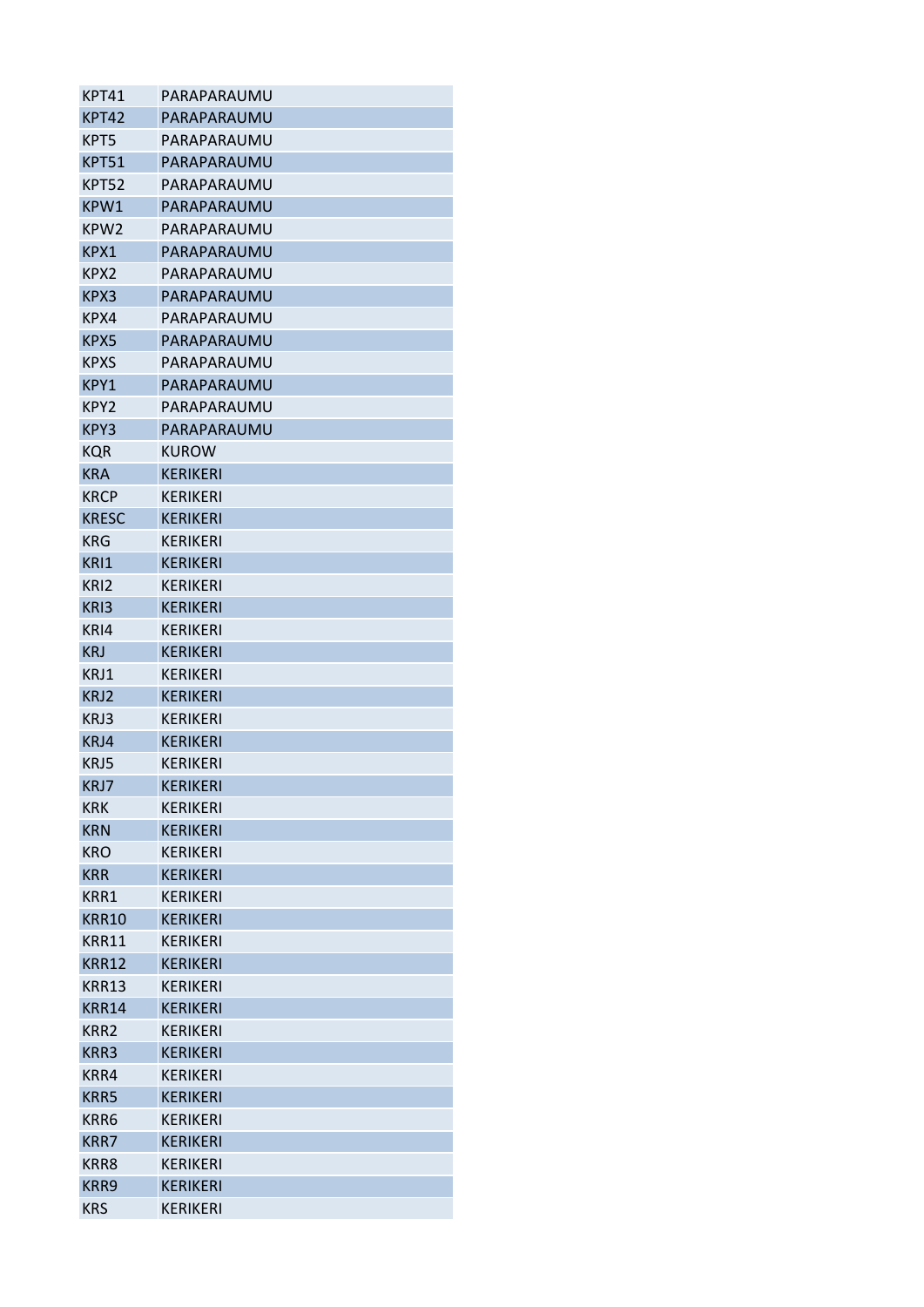| | |
|---|---|
| KPT41 | PARAPARAUMU |
| KPT42 | PARAPARAUMU |
| KPT5 | PARAPARAUMU |
| KPT51 | PARAPARAUMU |
| KPT52 | PARAPARAUMU |
| KPW1 | PARAPARAUMU |
| KPW2 | PARAPARAUMU |
| KPX1 | PARAPARAUMU |
| KPX2 | PARAPARAUMU |
| KPX3 | PARAPARAUMU |
| KPX4 | PARAPARAUMU |
| KPX5 | PARAPARAUMU |
| KPXS | PARAPARAUMU |
| KPY1 | PARAPARAUMU |
| KPY2 | PARAPARAUMU |
| KPY3 | PARAPARAUMU |
| KQR | KUROW |
| KRA | KERIKERI |
| KRCP | KERIKERI |
| KRESC | KERIKERI |
| KRG | KERIKERI |
| KRI1 | KERIKERI |
| KRI2 | KERIKERI |
| KRI3 | KERIKERI |
| KRI4 | KERIKERI |
| KRJ | KERIKERI |
| KRJ1 | KERIKERI |
| KRJ2 | KERIKERI |
| KRJ3 | KERIKERI |
| KRJ4 | KERIKERI |
| KRJ5 | KERIKERI |
| KRJ7 | KERIKERI |
| KRK | KERIKERI |
| KRN | KERIKERI |
| KRO | KERIKERI |
| KRR | KERIKERI |
| KRR1 | KERIKERI |
| KRR10 | KERIKERI |
| KRR11 | KERIKERI |
| KRR12 | KERIKERI |
| KRR13 | KERIKERI |
| KRR14 | KERIKERI |
| KRR2 | KERIKERI |
| KRR3 | KERIKERI |
| KRR4 | KERIKERI |
| KRR5 | KERIKERI |
| KRR6 | KERIKERI |
| KRR7 | KERIKERI |
| KRR8 | KERIKERI |
| KRR9 | KERIKERI |
| KRS | KERIKERI |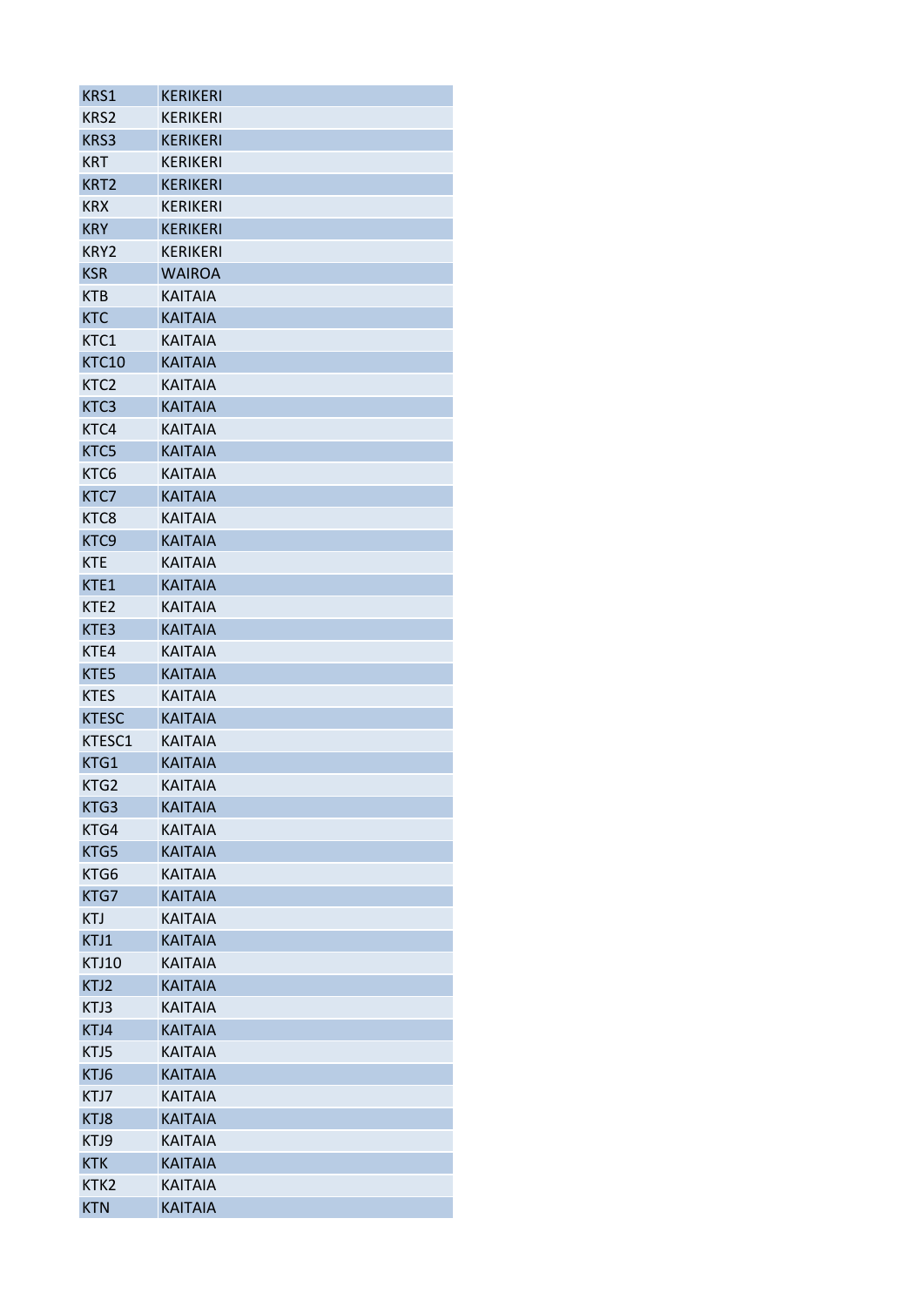| KRS1 | KERIKERI |
|---|---|
| KRS2 | KERIKERI |
| KRS3 | KERIKERI |
| KRT | KERIKERI |
| KRT2 | KERIKERI |
| KRX | KERIKERI |
| KRY | KERIKERI |
| KRY2 | KERIKERI |
| KSR | WAIROA |
| KTB | KAITAIA |
| KTC | KAITAIA |
| KTC1 | KAITAIA |
| KTC10 | KAITAIA |
| KTC2 | KAITAIA |
| KTC3 | KAITAIA |
| KTC4 | KAITAIA |
| KTC5 | KAITAIA |
| KTC6 | KAITAIA |
| KTC7 | KAITAIA |
| KTC8 | KAITAIA |
| KTC9 | KAITAIA |
| KTE | KAITAIA |
| KTE1 | KAITAIA |
| KTE2 | KAITAIA |
| KTE3 | KAITAIA |
| KTE4 | KAITAIA |
| KTE5 | KAITAIA |
| KTES | KAITAIA |
| KTESC | KAITAIA |
| KTESC1 | KAITAIA |
| KTG1 | KAITAIA |
| KTG2 | KAITAIA |
| KTG3 | KAITAIA |
| KTG4 | KAITAIA |
| KTG5 | KAITAIA |
| KTG6 | KAITAIA |
| KTG7 | KAITAIA |
| KTJ | KAITAIA |
| KTJ1 | KAITAIA |
| KTJ10 | KAITAIA |
| KTJ2 | KAITAIA |
| KTJ3 | KAITAIA |
| KTJ4 | KAITAIA |
| KTJ5 | KAITAIA |
| KTJ6 | KAITAIA |
| KTJ7 | KAITAIA |
| KTJ8 | KAITAIA |
| KTJ9 | KAITAIA |
| KTK | KAITAIA |
| KTK2 | KAITAIA |
| KTN | KAITAIA |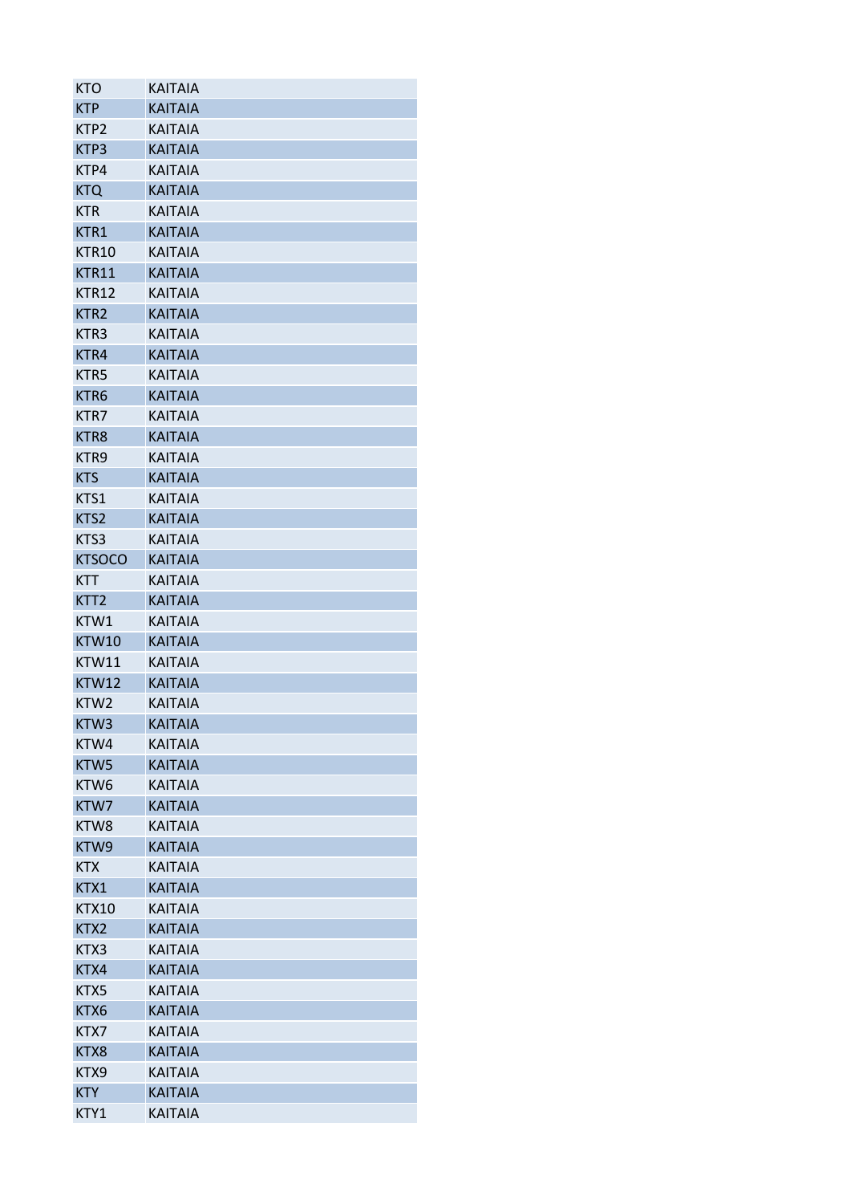| KTO | KAITAIA |
|---|---|
| KTP | KAITAIA |
| KTP2 | KAITAIA |
| KTP3 | KAITAIA |
| KTP4 | KAITAIA |
| KTQ | KAITAIA |
| KTR | KAITAIA |
| KTR1 | KAITAIA |
| KTR10 | KAITAIA |
| KTR11 | KAITAIA |
| KTR12 | KAITAIA |
| KTR2 | KAITAIA |
| KTR3 | KAITAIA |
| KTR4 | KAITAIA |
| KTR5 | KAITAIA |
| KTR6 | KAITAIA |
| KTR7 | KAITAIA |
| KTR8 | KAITAIA |
| KTR9 | KAITAIA |
| KTS | KAITAIA |
| KTS1 | KAITAIA |
| KTS2 | KAITAIA |
| KTS3 | KAITAIA |
| KTSOCO | KAITAIA |
| KTT | KAITAIA |
| KTT2 | KAITAIA |
| KTW1 | KAITAIA |
| KTW10 | KAITAIA |
| KTW11 | KAITAIA |
| KTW12 | KAITAIA |
| KTW2 | KAITAIA |
| KTW3 | KAITAIA |
| KTW4 | KAITAIA |
| KTW5 | KAITAIA |
| KTW6 | KAITAIA |
| KTW7 | KAITAIA |
| KTW8 | KAITAIA |
| KTW9 | KAITAIA |
| KTX | KAITAIA |
| KTX1 | KAITAIA |
| KTX10 | KAITAIA |
| KTX2 | KAITAIA |
| KTX3 | KAITAIA |
| KTX4 | KAITAIA |
| KTX5 | KAITAIA |
| KTX6 | KAITAIA |
| KTX7 | KAITAIA |
| KTX8 | KAITAIA |
| KTX9 | KAITAIA |
| KTY | KAITAIA |
| KTY1 | KAITAIA |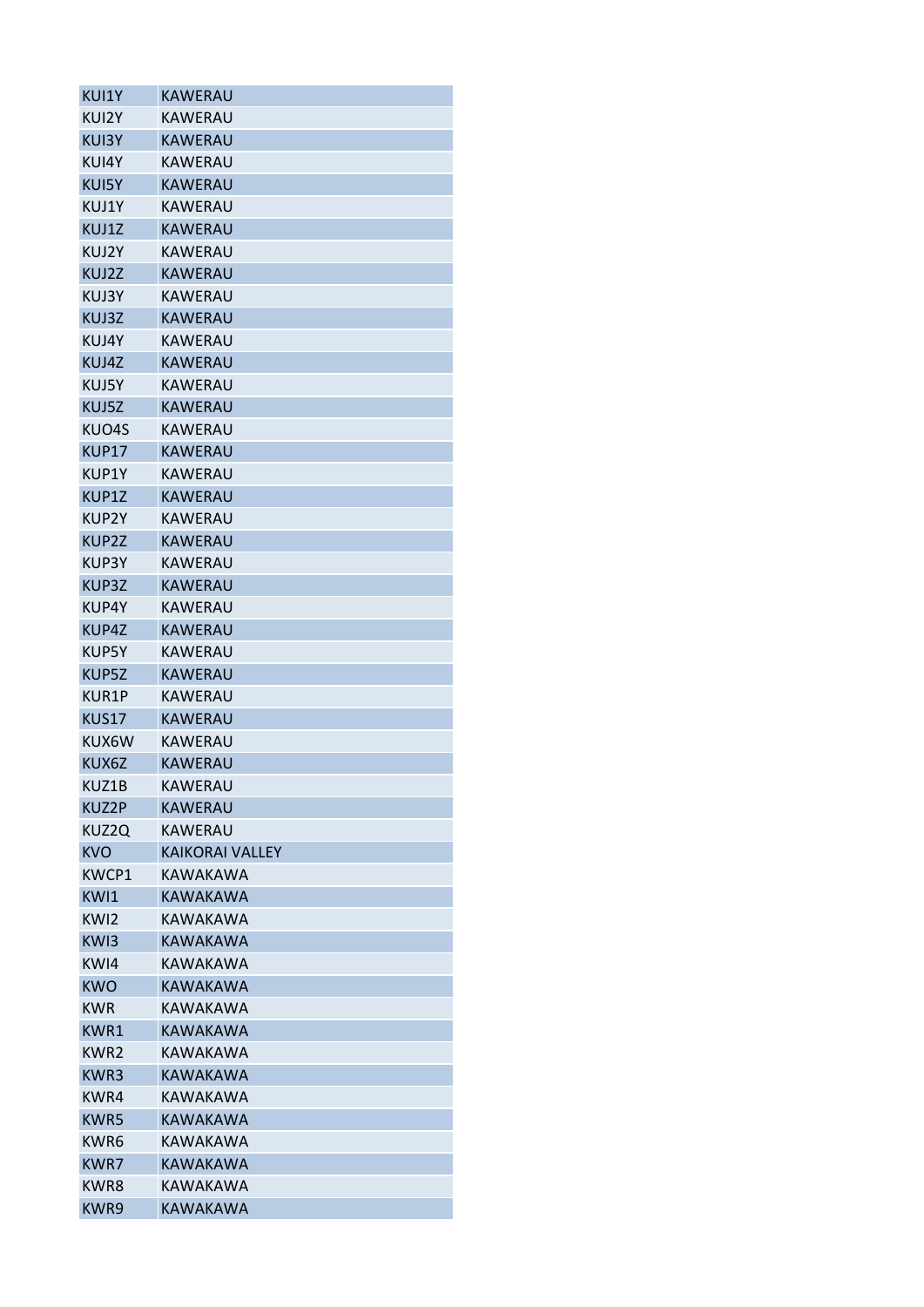| | |
|---|---|
| KUI1Y | KAWERAU |
| KUI2Y | KAWERAU |
| KUI3Y | KAWERAU |
| KUI4Y | KAWERAU |
| KUI5Y | KAWERAU |
| KUJ1Y | KAWERAU |
| KUJ1Z | KAWERAU |
| KUJ2Y | KAWERAU |
| KUJ2Z | KAWERAU |
| KUJ3Y | KAWERAU |
| KUJ3Z | KAWERAU |
| KUJ4Y | KAWERAU |
| KUJ4Z | KAWERAU |
| KUJ5Y | KAWERAU |
| KUJ5Z | KAWERAU |
| KUO4S | KAWERAU |
| KUP17 | KAWERAU |
| KUP1Y | KAWERAU |
| KUP1Z | KAWERAU |
| KUP2Y | KAWERAU |
| KUP2Z | KAWERAU |
| KUP3Y | KAWERAU |
| KUP3Z | KAWERAU |
| KUP4Y | KAWERAU |
| KUP4Z | KAWERAU |
| KUP5Y | KAWERAU |
| KUP5Z | KAWERAU |
| KUR1P | KAWERAU |
| KUS17 | KAWERAU |
| KUX6W | KAWERAU |
| KUX6Z | KAWERAU |
| KUZ1B | KAWERAU |
| KUZ2P | KAWERAU |
| KUZ2Q | KAWERAU |
| KVO | KAIKORAI VALLEY |
| KWCP1 | KAWAKAWA |
| KWI1 | KAWAKAWA |
| KWI2 | KAWAKAWA |
| KWI3 | KAWAKAWA |
| KWI4 | KAWAKAWA |
| KWO | KAWAKAWA |
| KWR | KAWAKAWA |
| KWR1 | KAWAKAWA |
| KWR2 | KAWAKAWA |
| KWR3 | KAWAKAWA |
| KWR4 | KAWAKAWA |
| KWR5 | KAWAKAWA |
| KWR6 | KAWAKAWA |
| KWR7 | KAWAKAWA |
| KWR8 | KAWAKAWA |
| KWR9 | KAWAKAWA |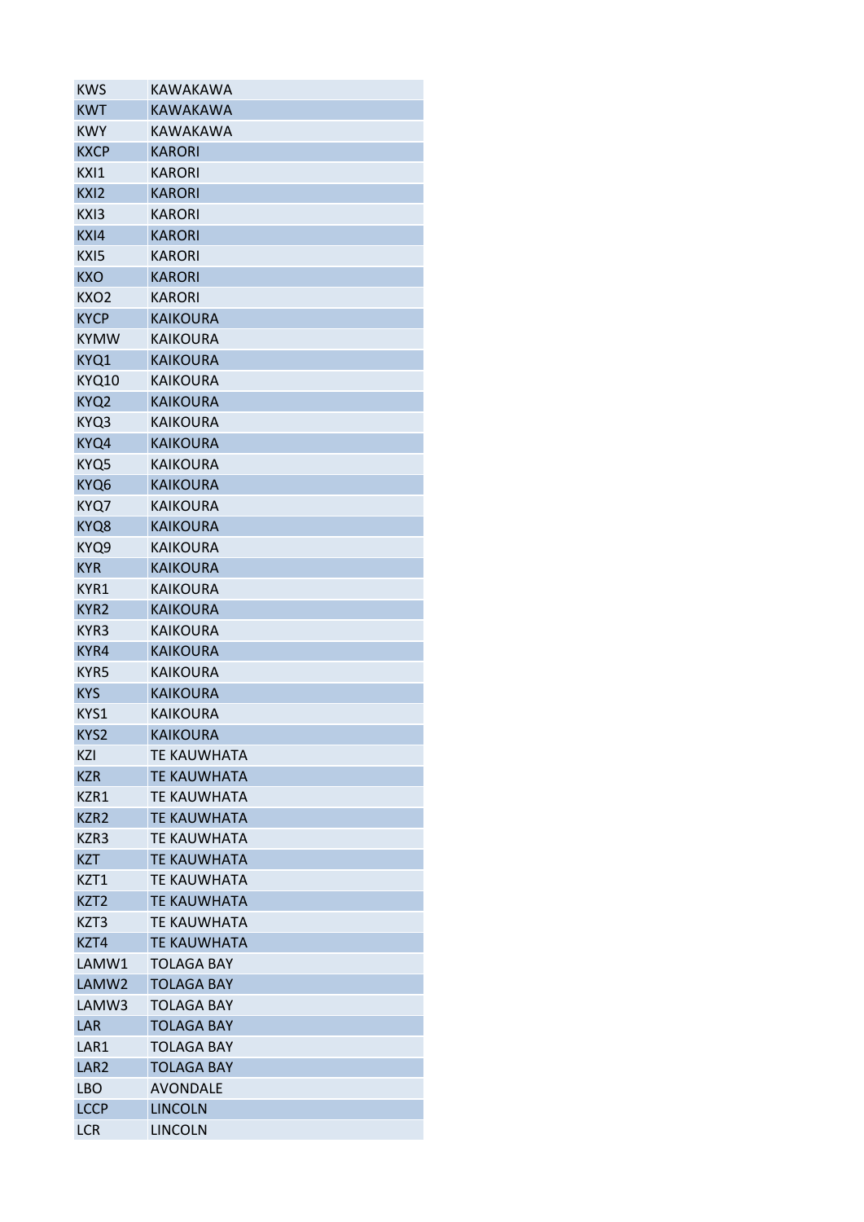| KWS | KAWAKAWA |
|---|---|
| KWT | KAWAKAWA |
| KWY | KAWAKAWA |
| KXCP | KARORI |
| KXI1 | KARORI |
| KXI2 | KARORI |
| KXI3 | KARORI |
| KXI4 | KARORI |
| KXI5 | KARORI |
| KXO | KARORI |
| KXO2 | KARORI |
| KYCP | KAIKOURA |
| KYMW | KAIKOURA |
| KYQ1 | KAIKOURA |
| KYQ10 | KAIKOURA |
| KYQ2 | KAIKOURA |
| KYQ3 | KAIKOURA |
| KYQ4 | KAIKOURA |
| KYQ5 | KAIKOURA |
| KYQ6 | KAIKOURA |
| KYQ7 | KAIKOURA |
| KYQ8 | KAIKOURA |
| KYQ9 | KAIKOURA |
| KYR | KAIKOURA |
| KYR1 | KAIKOURA |
| KYR2 | KAIKOURA |
| KYR3 | KAIKOURA |
| KYR4 | KAIKOURA |
| KYR5 | KAIKOURA |
| KYS | KAIKOURA |
| KYS1 | KAIKOURA |
| KYS2 | KAIKOURA |
| KZI | TE KAUWHATA |
| KZR | TE KAUWHATA |
| KZR1 | TE KAUWHATA |
| KZR2 | TE KAUWHATA |
| KZR3 | TE KAUWHATA |
| KZT | TE KAUWHATA |
| KZT1 | TE KAUWHATA |
| KZT2 | TE KAUWHATA |
| KZT3 | TE KAUWHATA |
| KZT4 | TE KAUWHATA |
| LAMW1 | TOLAGA BAY |
| LAMW2 | TOLAGA BAY |
| LAMW3 | TOLAGA BAY |
| LAR | TOLAGA BAY |
| LAR1 | TOLAGA BAY |
| LAR2 | TOLAGA BAY |
| LBO | AVONDALE |
| LCCP | LINCOLN |
| LCR | LINCOLN |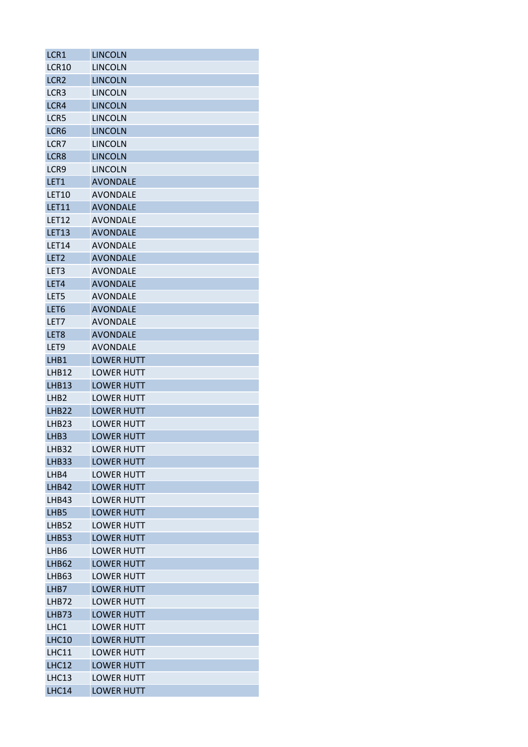| LCR1 | LINCOLN |
|---|---|
| LCR10 | LINCOLN |
| LCR2 | LINCOLN |
| LCR3 | LINCOLN |
| LCR4 | LINCOLN |
| LCR5 | LINCOLN |
| LCR6 | LINCOLN |
| LCR7 | LINCOLN |
| LCR8 | LINCOLN |
| LCR9 | LINCOLN |
| LET1 | AVONDALE |
| LET10 | AVONDALE |
| LET11 | AVONDALE |
| LET12 | AVONDALE |
| LET13 | AVONDALE |
| LET14 | AVONDALE |
| LET2 | AVONDALE |
| LET3 | AVONDALE |
| LET4 | AVONDALE |
| LET5 | AVONDALE |
| LET6 | AVONDALE |
| LET7 | AVONDALE |
| LET8 | AVONDALE |
| LET9 | AVONDALE |
| LHB1 | LOWER HUTT |
| LHB12 | LOWER HUTT |
| LHB13 | LOWER HUTT |
| LHB2 | LOWER HUTT |
| LHB22 | LOWER HUTT |
| LHB23 | LOWER HUTT |
| LHB3 | LOWER HUTT |
| LHB32 | LOWER HUTT |
| LHB33 | LOWER HUTT |
| LHB4 | LOWER HUTT |
| LHB42 | LOWER HUTT |
| LHB43 | LOWER HUTT |
| LHB5 | LOWER HUTT |
| LHB52 | LOWER HUTT |
| LHB53 | LOWER HUTT |
| LHB6 | LOWER HUTT |
| LHB62 | LOWER HUTT |
| LHB63 | LOWER HUTT |
| LHB7 | LOWER HUTT |
| LHB72 | LOWER HUTT |
| LHB73 | LOWER HUTT |
| LHC1 | LOWER HUTT |
| LHC10 | LOWER HUTT |
| LHC11 | LOWER HUTT |
| LHC12 | LOWER HUTT |
| LHC13 | LOWER HUTT |
| LHC14 | LOWER HUTT |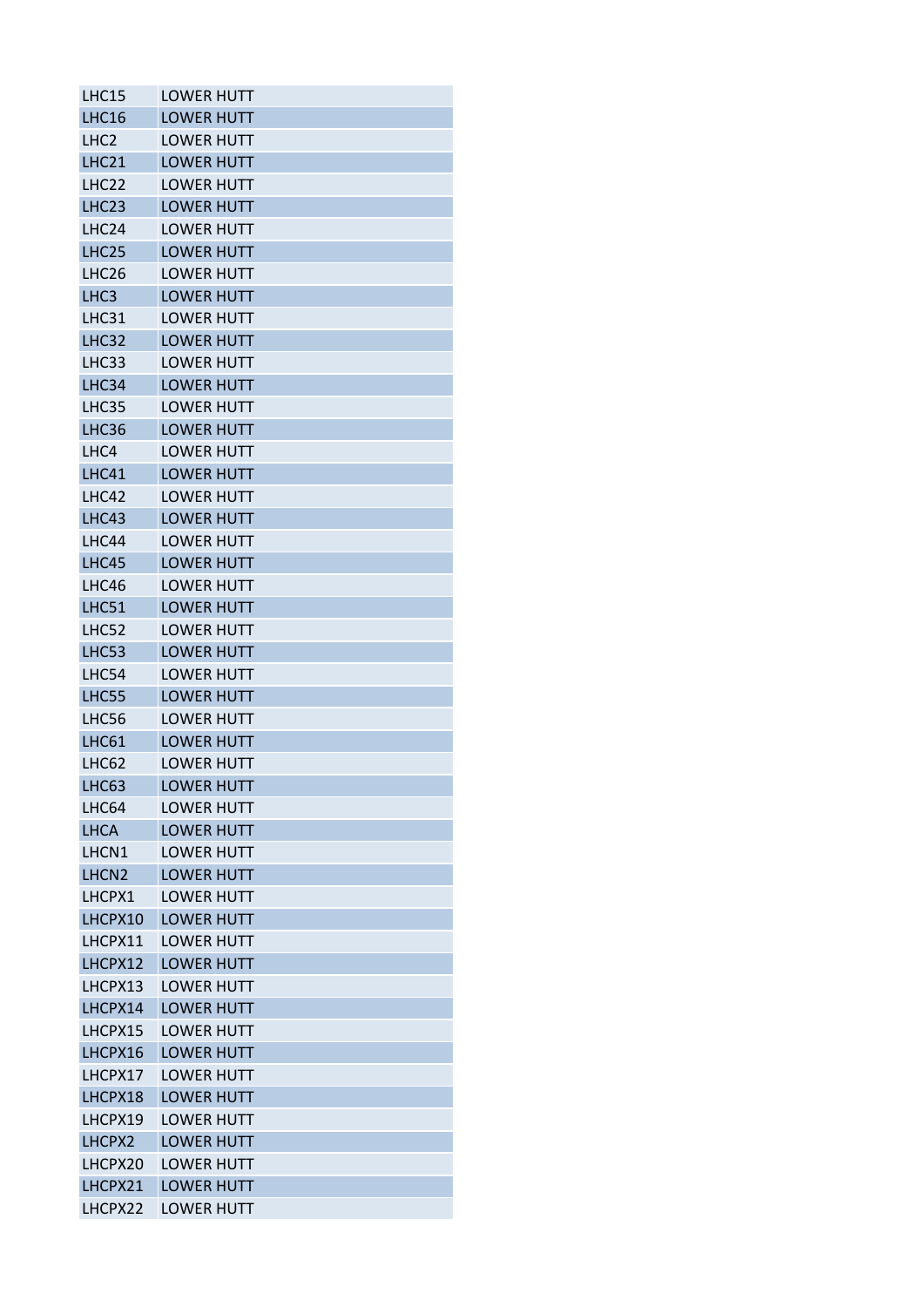| | |
|---|---|
| LHC15 | LOWER HUTT |
| LHC16 | LOWER HUTT |
| LHC2 | LOWER HUTT |
| LHC21 | LOWER HUTT |
| LHC22 | LOWER HUTT |
| LHC23 | LOWER HUTT |
| LHC24 | LOWER HUTT |
| LHC25 | LOWER HUTT |
| LHC26 | LOWER HUTT |
| LHC3 | LOWER HUTT |
| LHC31 | LOWER HUTT |
| LHC32 | LOWER HUTT |
| LHC33 | LOWER HUTT |
| LHC34 | LOWER HUTT |
| LHC35 | LOWER HUTT |
| LHC36 | LOWER HUTT |
| LHC4 | LOWER HUTT |
| LHC41 | LOWER HUTT |
| LHC42 | LOWER HUTT |
| LHC43 | LOWER HUTT |
| LHC44 | LOWER HUTT |
| LHC45 | LOWER HUTT |
| LHC46 | LOWER HUTT |
| LHC51 | LOWER HUTT |
| LHC52 | LOWER HUTT |
| LHC53 | LOWER HUTT |
| LHC54 | LOWER HUTT |
| LHC55 | LOWER HUTT |
| LHC56 | LOWER HUTT |
| LHC61 | LOWER HUTT |
| LHC62 | LOWER HUTT |
| LHC63 | LOWER HUTT |
| LHC64 | LOWER HUTT |
| LHCA | LOWER HUTT |
| LHCN1 | LOWER HUTT |
| LHCN2 | LOWER HUTT |
| LHCPX1 | LOWER HUTT |
| LHCPX10 | LOWER HUTT |
| LHCPX11 | LOWER HUTT |
| LHCPX12 | LOWER HUTT |
| LHCPX13 | LOWER HUTT |
| LHCPX14 | LOWER HUTT |
| LHCPX15 | LOWER HUTT |
| LHCPX16 | LOWER HUTT |
| LHCPX17 | LOWER HUTT |
| LHCPX18 | LOWER HUTT |
| LHCPX19 | LOWER HUTT |
| LHCPX2 | LOWER HUTT |
| LHCPX20 | LOWER HUTT |
| LHCPX21 | LOWER HUTT |
| LHCPX22 | LOWER HUTT |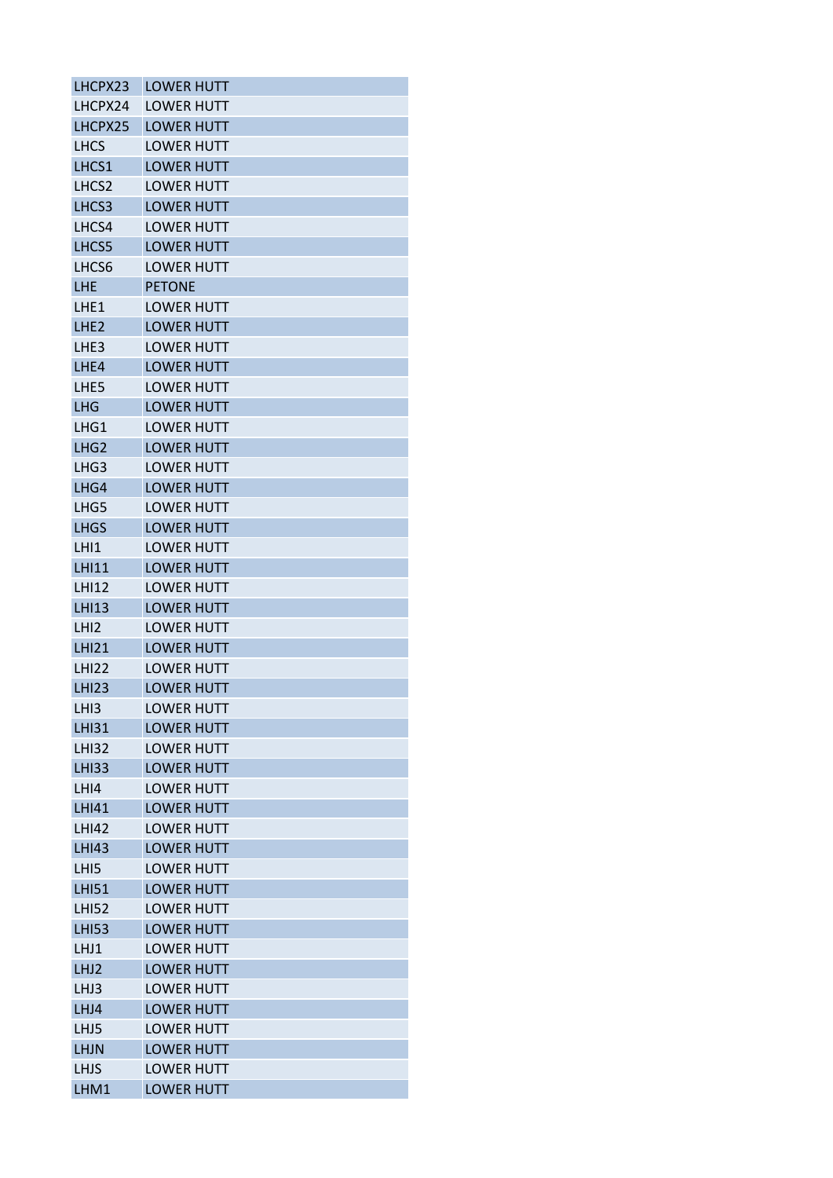| LHCPX23 | LOWER HUTT |
|---|---|
| LHCPX24 | LOWER HUTT |
| LHCPX25 | LOWER HUTT |
| LHCS | LOWER HUTT |
| LHCS1 | LOWER HUTT |
| LHCS2 | LOWER HUTT |
| LHCS3 | LOWER HUTT |
| LHCS4 | LOWER HUTT |
| LHCS5 | LOWER HUTT |
| LHCS6 | LOWER HUTT |
| LHE | PETONE |
| LHE1 | LOWER HUTT |
| LHE2 | LOWER HUTT |
| LHE3 | LOWER HUTT |
| LHE4 | LOWER HUTT |
| LHE5 | LOWER HUTT |
| LHG | LOWER HUTT |
| LHG1 | LOWER HUTT |
| LHG2 | LOWER HUTT |
| LHG3 | LOWER HUTT |
| LHG4 | LOWER HUTT |
| LHG5 | LOWER HUTT |
| LHGS | LOWER HUTT |
| LHI1 | LOWER HUTT |
| LHI11 | LOWER HUTT |
| LHI12 | LOWER HUTT |
| LHI13 | LOWER HUTT |
| LHI2 | LOWER HUTT |
| LHI21 | LOWER HUTT |
| LHI22 | LOWER HUTT |
| LHI23 | LOWER HUTT |
| LHI3 | LOWER HUTT |
| LHI31 | LOWER HUTT |
| LHI32 | LOWER HUTT |
| LHI33 | LOWER HUTT |
| LHI4 | LOWER HUTT |
| LHI41 | LOWER HUTT |
| LHI42 | LOWER HUTT |
| LHI43 | LOWER HUTT |
| LHI5 | LOWER HUTT |
| LHI51 | LOWER HUTT |
| LHI52 | LOWER HUTT |
| LHI53 | LOWER HUTT |
| LHJ1 | LOWER HUTT |
| LHJ2 | LOWER HUTT |
| LHJ3 | LOWER HUTT |
| LHJ4 | LOWER HUTT |
| LHJ5 | LOWER HUTT |
| LHJN | LOWER HUTT |
| LHJS | LOWER HUTT |
| LHM1 | LOWER HUTT |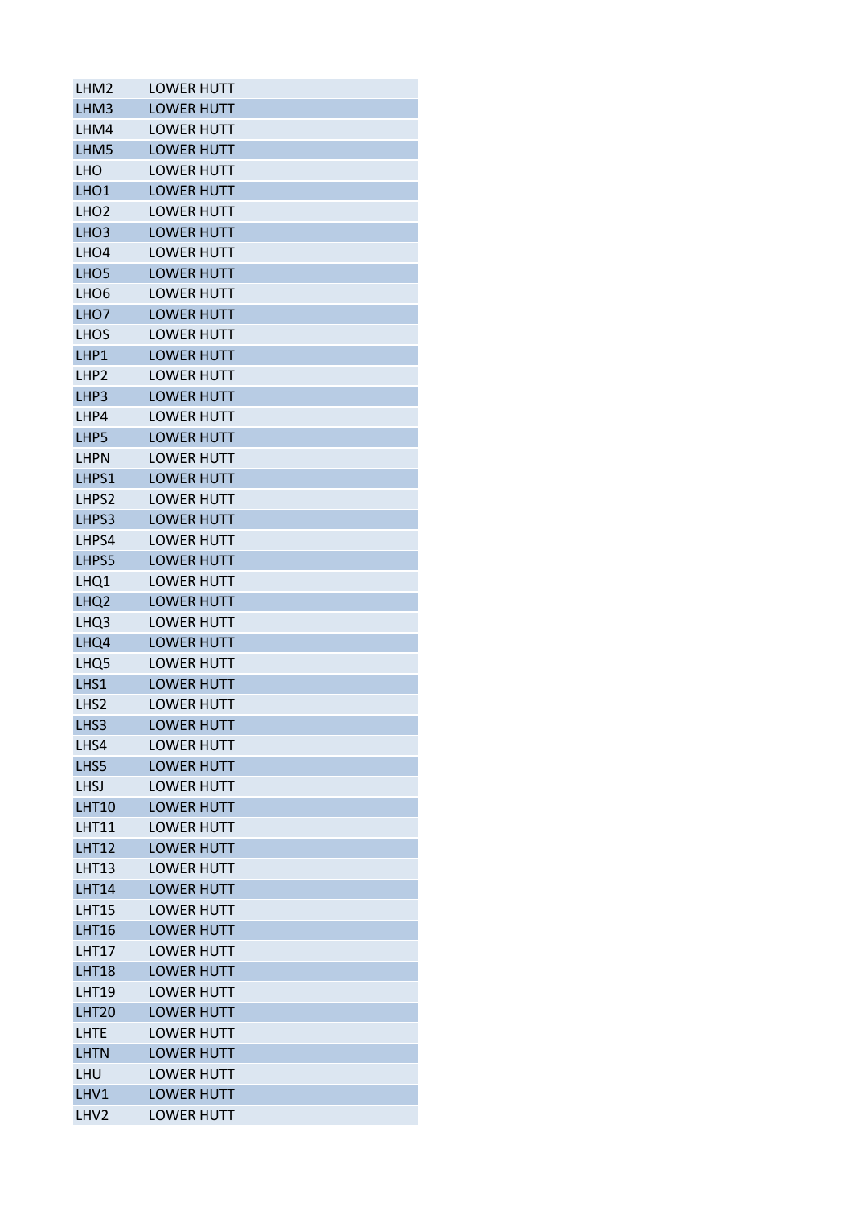| LHM2 | LOWER HUTT |
|---|---|
| LHM3 | LOWER HUTT |
| LHM4 | LOWER HUTT |
| LHM5 | LOWER HUTT |
| LHO | LOWER HUTT |
| LHO1 | LOWER HUTT |
| LHO2 | LOWER HUTT |
| LHO3 | LOWER HUTT |
| LHO4 | LOWER HUTT |
| LHO5 | LOWER HUTT |
| LHO6 | LOWER HUTT |
| LHO7 | LOWER HUTT |
| LHOS | LOWER HUTT |
| LHP1 | LOWER HUTT |
| LHP2 | LOWER HUTT |
| LHP3 | LOWER HUTT |
| LHP4 | LOWER HUTT |
| LHP5 | LOWER HUTT |
| LHPN | LOWER HUTT |
| LHPS1 | LOWER HUTT |
| LHPS2 | LOWER HUTT |
| LHPS3 | LOWER HUTT |
| LHPS4 | LOWER HUTT |
| LHPS5 | LOWER HUTT |
| LHQ1 | LOWER HUTT |
| LHQ2 | LOWER HUTT |
| LHQ3 | LOWER HUTT |
| LHQ4 | LOWER HUTT |
| LHQ5 | LOWER HUTT |
| LHS1 | LOWER HUTT |
| LHS2 | LOWER HUTT |
| LHS3 | LOWER HUTT |
| LHS4 | LOWER HUTT |
| LHS5 | LOWER HUTT |
| LHSJ | LOWER HUTT |
| LHT10 | LOWER HUTT |
| LHT11 | LOWER HUTT |
| LHT12 | LOWER HUTT |
| LHT13 | LOWER HUTT |
| LHT14 | LOWER HUTT |
| LHT15 | LOWER HUTT |
| LHT16 | LOWER HUTT |
| LHT17 | LOWER HUTT |
| LHT18 | LOWER HUTT |
| LHT19 | LOWER HUTT |
| LHT20 | LOWER HUTT |
| LHTE | LOWER HUTT |
| LHTN | LOWER HUTT |
| LHU | LOWER HUTT |
| LHV1 | LOWER HUTT |
| LHV2 | LOWER HUTT |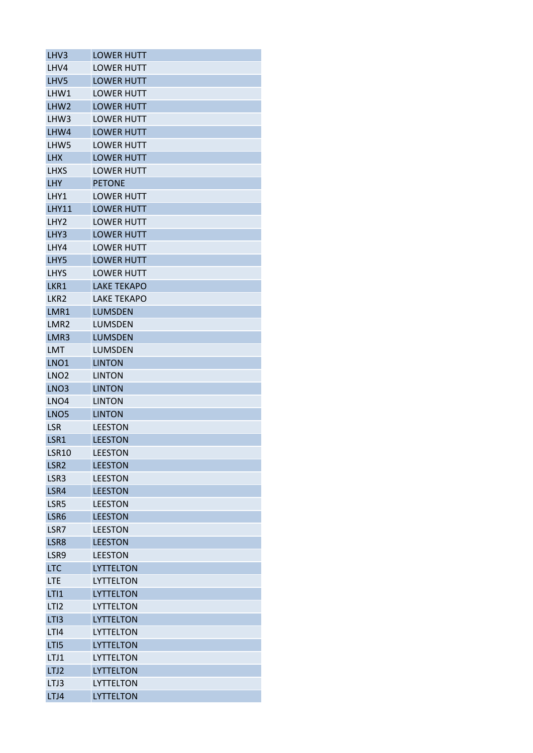| | |
|---|---|
| LHV3 | LOWER HUTT |
| LHV4 | LOWER HUTT |
| LHV5 | LOWER HUTT |
| LHW1 | LOWER HUTT |
| LHW2 | LOWER HUTT |
| LHW3 | LOWER HUTT |
| LHW4 | LOWER HUTT |
| LHW5 | LOWER HUTT |
| LHX | LOWER HUTT |
| LHXS | LOWER HUTT |
| LHY | PETONE |
| LHY1 | LOWER HUTT |
| LHY11 | LOWER HUTT |
| LHY2 | LOWER HUTT |
| LHY3 | LOWER HUTT |
| LHY4 | LOWER HUTT |
| LHY5 | LOWER HUTT |
| LHYS | LOWER HUTT |
| LKR1 | LAKE TEKAPO |
| LKR2 | LAKE TEKAPO |
| LMR1 | LUMSDEN |
| LMR2 | LUMSDEN |
| LMR3 | LUMSDEN |
| LMT | LUMSDEN |
| LNO1 | LINTON |
| LNO2 | LINTON |
| LNO3 | LINTON |
| LNO4 | LINTON |
| LNO5 | LINTON |
| LSR | LEESTON |
| LSR1 | LEESTON |
| LSR10 | LEESTON |
| LSR2 | LEESTON |
| LSR3 | LEESTON |
| LSR4 | LEESTON |
| LSR5 | LEESTON |
| LSR6 | LEESTON |
| LSR7 | LEESTON |
| LSR8 | LEESTON |
| LSR9 | LEESTON |
| LTC | LYTTELTON |
| LTE | LYTTELTON |
| LTI1 | LYTTELTON |
| LTI2 | LYTTELTON |
| LTI3 | LYTTELTON |
| LTI4 | LYTTELTON |
| LTI5 | LYTTELTON |
| LTJ1 | LYTTELTON |
| LTJ2 | LYTTELTON |
| LTJ3 | LYTTELTON |
| LTJ4 | LYTTELTON |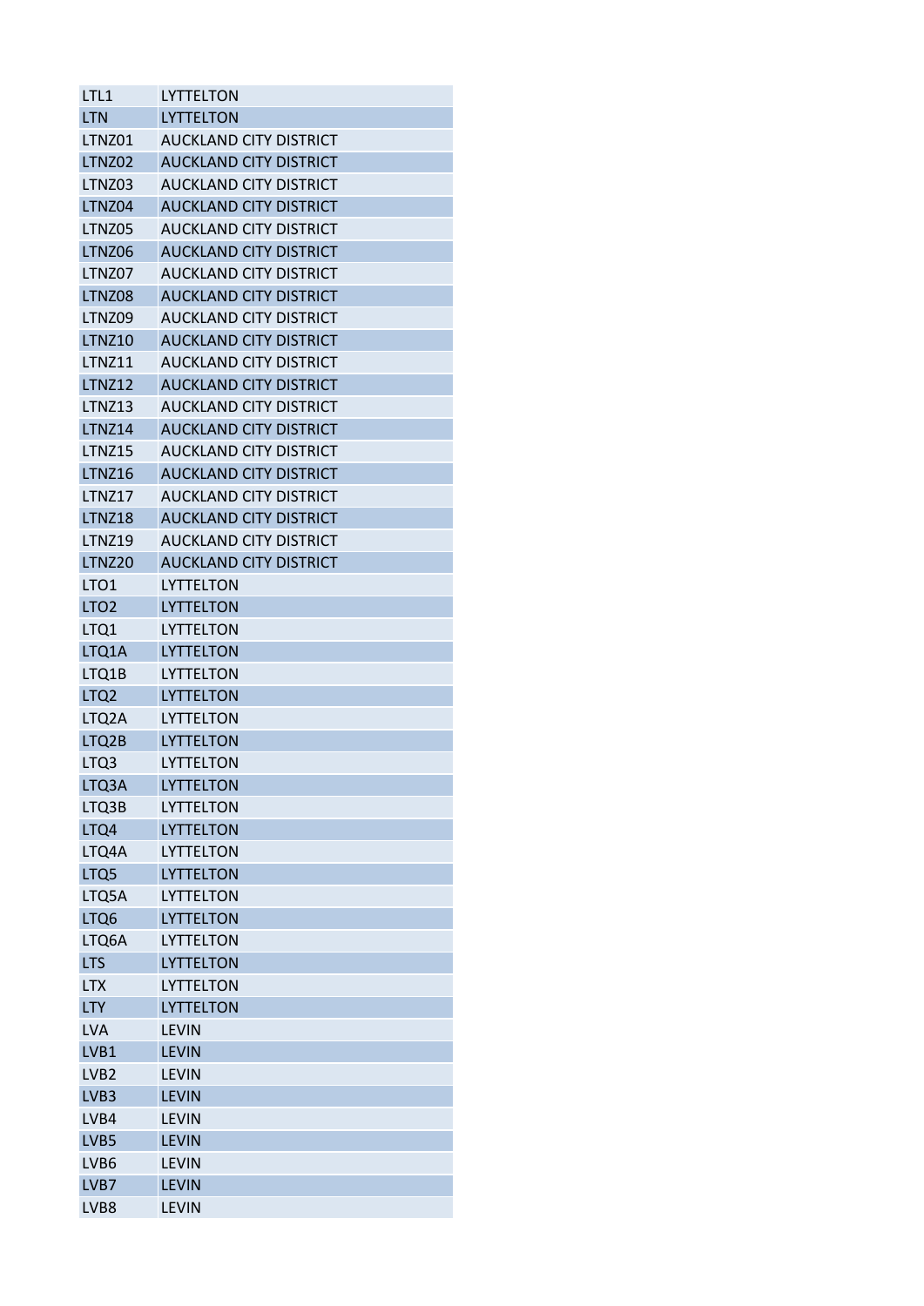| LTL1 | LYTTELTON |
|---|---|
| LTN | LYTTELTON |
| LTNZ01 | AUCKLAND CITY DISTRICT |
| LTNZ02 | AUCKLAND CITY DISTRICT |
| LTNZ03 | AUCKLAND CITY DISTRICT |
| LTNZ04 | AUCKLAND CITY DISTRICT |
| LTNZ05 | AUCKLAND CITY DISTRICT |
| LTNZ06 | AUCKLAND CITY DISTRICT |
| LTNZ07 | AUCKLAND CITY DISTRICT |
| LTNZ08 | AUCKLAND CITY DISTRICT |
| LTNZ09 | AUCKLAND CITY DISTRICT |
| LTNZ10 | AUCKLAND CITY DISTRICT |
| LTNZ11 | AUCKLAND CITY DISTRICT |
| LTNZ12 | AUCKLAND CITY DISTRICT |
| LTNZ13 | AUCKLAND CITY DISTRICT |
| LTNZ14 | AUCKLAND CITY DISTRICT |
| LTNZ15 | AUCKLAND CITY DISTRICT |
| LTNZ16 | AUCKLAND CITY DISTRICT |
| LTNZ17 | AUCKLAND CITY DISTRICT |
| LTNZ18 | AUCKLAND CITY DISTRICT |
| LTNZ19 | AUCKLAND CITY DISTRICT |
| LTNZ20 | AUCKLAND CITY DISTRICT |
| LTO1 | LYTTELTON |
| LTO2 | LYTTELTON |
| LTQ1 | LYTTELTON |
| LTQ1A | LYTTELTON |
| LTQ1B | LYTTELTON |
| LTQ2 | LYTTELTON |
| LTQ2A | LYTTELTON |
| LTQ2B | LYTTELTON |
| LTQ3 | LYTTELTON |
| LTQ3A | LYTTELTON |
| LTQ3B | LYTTELTON |
| LTQ4 | LYTTELTON |
| LTQ4A | LYTTELTON |
| LTQ5 | LYTTELTON |
| LTQ5A | LYTTELTON |
| LTQ6 | LYTTELTON |
| LTQ6A | LYTTELTON |
| LTS | LYTTELTON |
| LTX | LYTTELTON |
| LTY | LYTTELTON |
| LVA | LEVIN |
| LVB1 | LEVIN |
| LVB2 | LEVIN |
| LVB3 | LEVIN |
| LVB4 | LEVIN |
| LVB5 | LEVIN |
| LVB6 | LEVIN |
| LVB7 | LEVIN |
| LVB8 | LEVIN |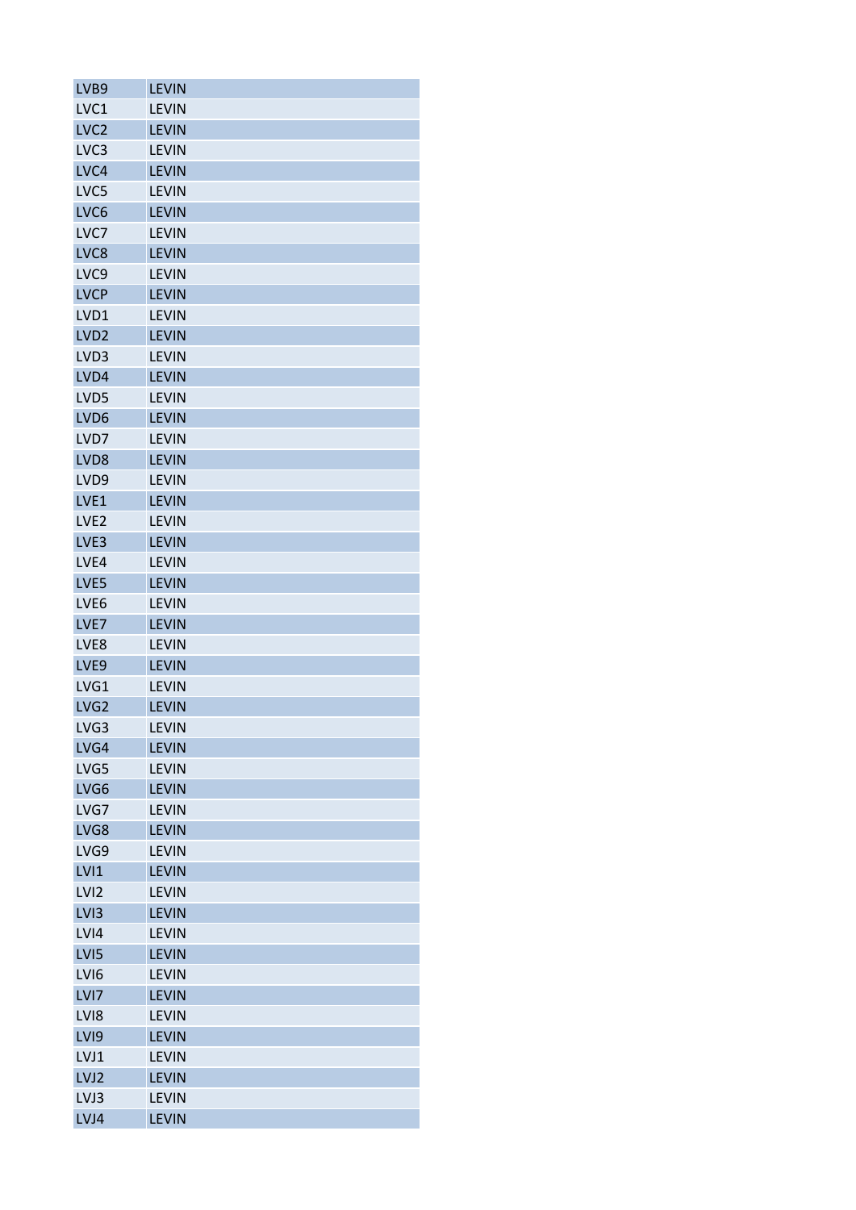| LVB9 | LEVIN |
|---|---|
| LVC1 | LEVIN |
| LVC2 | LEVIN |
| LVC3 | LEVIN |
| LVC4 | LEVIN |
| LVC5 | LEVIN |
| LVC6 | LEVIN |
| LVC7 | LEVIN |
| LVC8 | LEVIN |
| LVC9 | LEVIN |
| LVCP | LEVIN |
| LVD1 | LEVIN |
| LVD2 | LEVIN |
| LVD3 | LEVIN |
| LVD4 | LEVIN |
| LVD5 | LEVIN |
| LVD6 | LEVIN |
| LVD7 | LEVIN |
| LVD8 | LEVIN |
| LVD9 | LEVIN |
| LVE1 | LEVIN |
| LVE2 | LEVIN |
| LVE3 | LEVIN |
| LVE4 | LEVIN |
| LVE5 | LEVIN |
| LVE6 | LEVIN |
| LVE7 | LEVIN |
| LVE8 | LEVIN |
| LVE9 | LEVIN |
| LVG1 | LEVIN |
| LVG2 | LEVIN |
| LVG3 | LEVIN |
| LVG4 | LEVIN |
| LVG5 | LEVIN |
| LVG6 | LEVIN |
| LVG7 | LEVIN |
| LVG8 | LEVIN |
| LVG9 | LEVIN |
| LVI1 | LEVIN |
| LVI2 | LEVIN |
| LVI3 | LEVIN |
| LVI4 | LEVIN |
| LVI5 | LEVIN |
| LVI6 | LEVIN |
| LVI7 | LEVIN |
| LVI8 | LEVIN |
| LVI9 | LEVIN |
| LVJ1 | LEVIN |
| LVJ2 | LEVIN |
| LVJ3 | LEVIN |
| LVJ4 | LEVIN |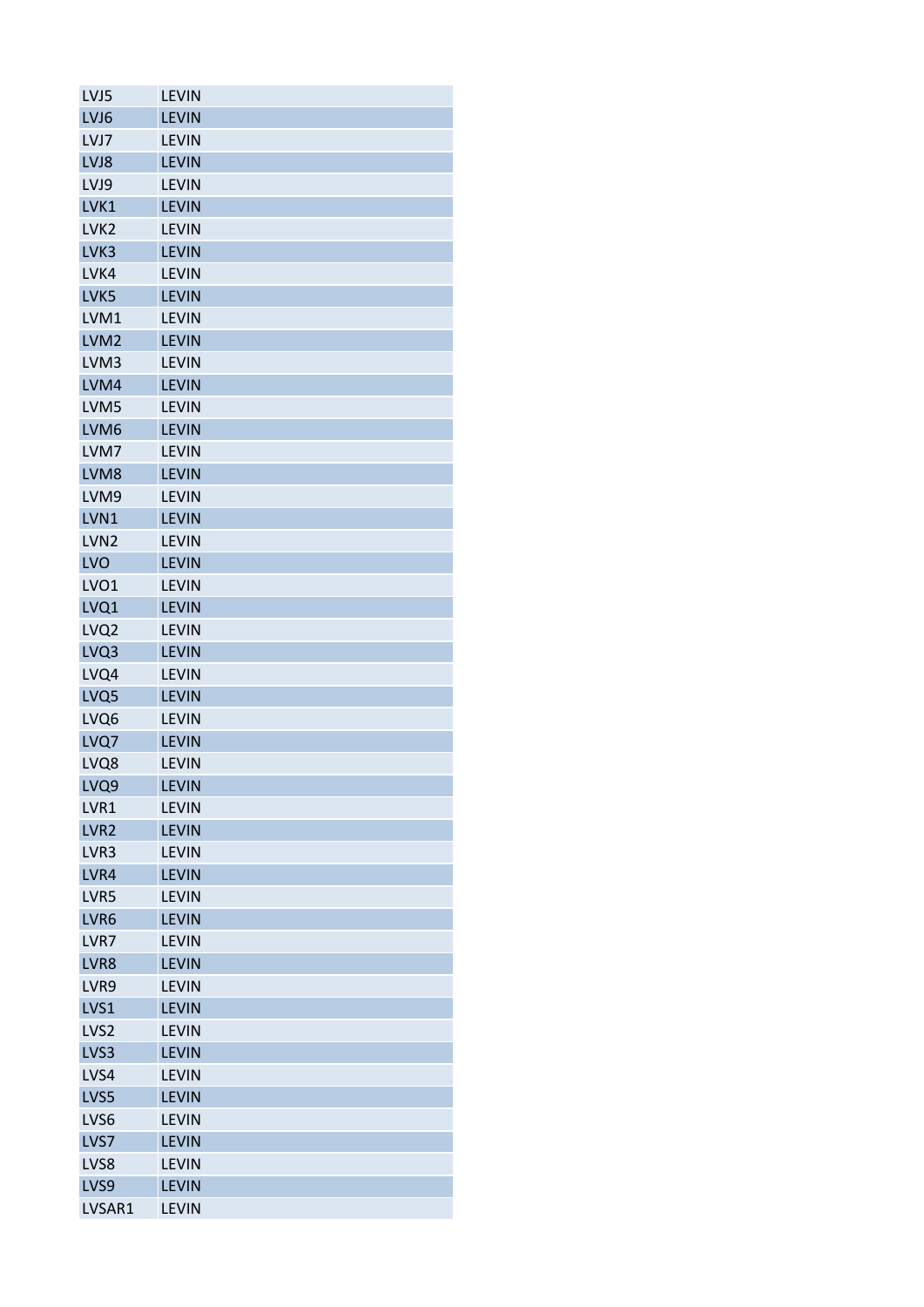| | |
|---|---|
| LVJ5 | LEVIN |
| LVJ6 | LEVIN |
| LVJ7 | LEVIN |
| LVJ8 | LEVIN |
| LVJ9 | LEVIN |
| LVK1 | LEVIN |
| LVK2 | LEVIN |
| LVK3 | LEVIN |
| LVK4 | LEVIN |
| LVK5 | LEVIN |
| LVM1 | LEVIN |
| LVM2 | LEVIN |
| LVM3 | LEVIN |
| LVM4 | LEVIN |
| LVM5 | LEVIN |
| LVM6 | LEVIN |
| LVM7 | LEVIN |
| LVM8 | LEVIN |
| LVM9 | LEVIN |
| LVN1 | LEVIN |
| LVN2 | LEVIN |
| LVO | LEVIN |
| LVO1 | LEVIN |
| LVQ1 | LEVIN |
| LVQ2 | LEVIN |
| LVQ3 | LEVIN |
| LVQ4 | LEVIN |
| LVQ5 | LEVIN |
| LVQ6 | LEVIN |
| LVQ7 | LEVIN |
| LVQ8 | LEVIN |
| LVQ9 | LEVIN |
| LVR1 | LEVIN |
| LVR2 | LEVIN |
| LVR3 | LEVIN |
| LVR4 | LEVIN |
| LVR5 | LEVIN |
| LVR6 | LEVIN |
| LVR7 | LEVIN |
| LVR8 | LEVIN |
| LVR9 | LEVIN |
| LVS1 | LEVIN |
| LVS2 | LEVIN |
| LVS3 | LEVIN |
| LVS4 | LEVIN |
| LVS5 | LEVIN |
| LVS6 | LEVIN |
| LVS7 | LEVIN |
| LVS8 | LEVIN |
| LVS9 | LEVIN |
| LVSAR1 | LEVIN |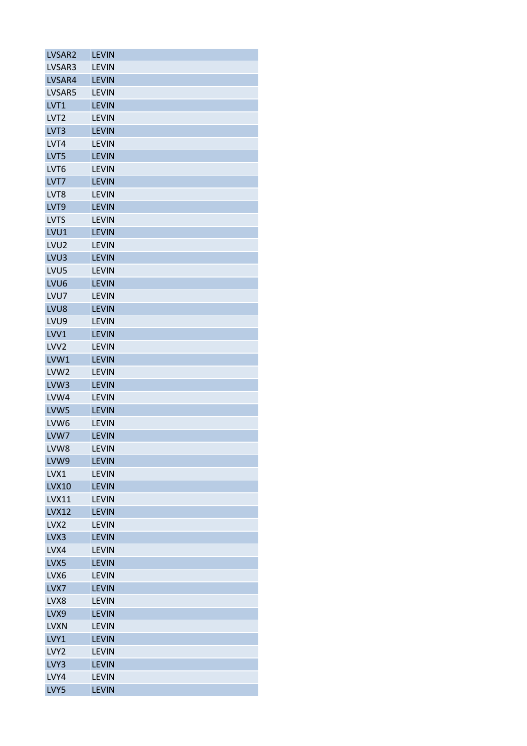| LVSAR2 | LEVIN |
|---|---|
| LVSAR3 | LEVIN |
| LVSAR4 | LEVIN |
| LVSAR5 | LEVIN |
| LVT1 | LEVIN |
| LVT2 | LEVIN |
| LVT3 | LEVIN |
| LVT4 | LEVIN |
| LVT5 | LEVIN |
| LVT6 | LEVIN |
| LVT7 | LEVIN |
| LVT8 | LEVIN |
| LVT9 | LEVIN |
| LVTS | LEVIN |
| LVU1 | LEVIN |
| LVU2 | LEVIN |
| LVU3 | LEVIN |
| LVU5 | LEVIN |
| LVU6 | LEVIN |
| LVU7 | LEVIN |
| LVU8 | LEVIN |
| LVU9 | LEVIN |
| LVV1 | LEVIN |
| LVV2 | LEVIN |
| LVW1 | LEVIN |
| LVW2 | LEVIN |
| LVW3 | LEVIN |
| LVW4 | LEVIN |
| LVW5 | LEVIN |
| LVW6 | LEVIN |
| LVW7 | LEVIN |
| LVW8 | LEVIN |
| LVW9 | LEVIN |
| LVX1 | LEVIN |
| LVX10 | LEVIN |
| LVX11 | LEVIN |
| LVX12 | LEVIN |
| LVX2 | LEVIN |
| LVX3 | LEVIN |
| LVX4 | LEVIN |
| LVX5 | LEVIN |
| LVX6 | LEVIN |
| LVX7 | LEVIN |
| LVX8 | LEVIN |
| LVX9 | LEVIN |
| LVXN | LEVIN |
| LVY1 | LEVIN |
| LVY2 | LEVIN |
| LVY3 | LEVIN |
| LVY4 | LEVIN |
| LVY5 | LEVIN |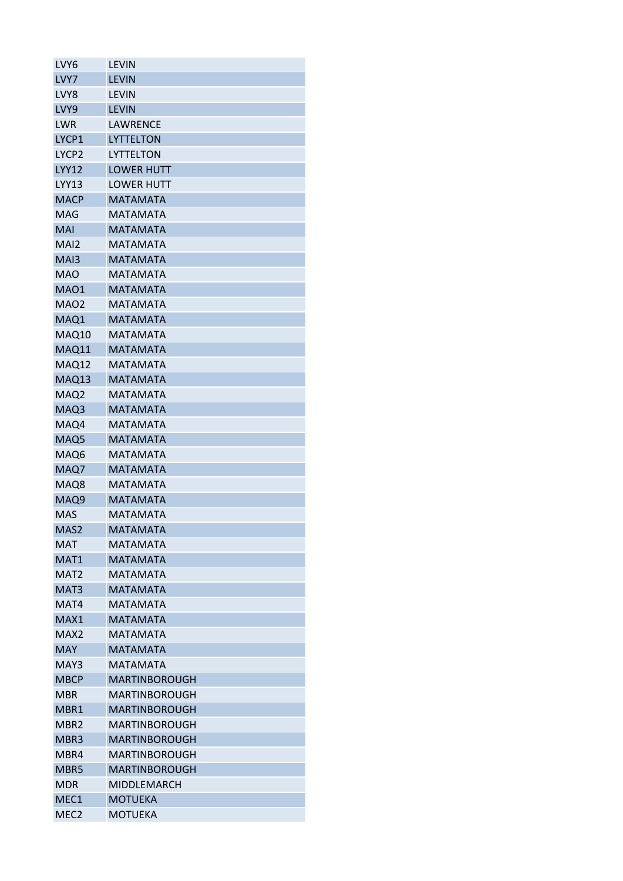| | |
|---|---|
| LVY6 | LEVIN |
| LVY7 | LEVIN |
| LVY8 | LEVIN |
| LVY9 | LEVIN |
| LWR | LAWRENCE |
| LYCP1 | LYTTELTON |
| LYCP2 | LYTTELTON |
| LYY12 | LOWER HUTT |
| LYY13 | LOWER HUTT |
| MACP | MATAMATA |
| MAG | MATAMATA |
| MAI | MATAMATA |
| MAI2 | MATAMATA |
| MAI3 | MATAMATA |
| MAO | MATAMATA |
| MAO1 | MATAMATA |
| MAO2 | MATAMATA |
| MAQ1 | MATAMATA |
| MAQ10 | MATAMATA |
| MAQ11 | MATAMATA |
| MAQ12 | MATAMATA |
| MAQ13 | MATAMATA |
| MAQ2 | MATAMATA |
| MAQ3 | MATAMATA |
| MAQ4 | MATAMATA |
| MAQ5 | MATAMATA |
| MAQ6 | MATAMATA |
| MAQ7 | MATAMATA |
| MAQ8 | MATAMATA |
| MAQ9 | MATAMATA |
| MAS | MATAMATA |
| MAS2 | MATAMATA |
| MAT | MATAMATA |
| MAT1 | MATAMATA |
| MAT2 | MATAMATA |
| MAT3 | MATAMATA |
| MAT4 | MATAMATA |
| MAX1 | MATAMATA |
| MAX2 | MATAMATA |
| MAY | MATAMATA |
| MAY3 | MATAMATA |
| MBCP | MARTINBOROUGH |
| MBR | MARTINBOROUGH |
| MBR1 | MARTINBOROUGH |
| MBR2 | MARTINBOROUGH |
| MBR3 | MARTINBOROUGH |
| MBR4 | MARTINBOROUGH |
| MBR5 | MARTINBOROUGH |
| MDR | MIDDLEMARCH |
| MEC1 | MOTUEKA |
| MEC2 | MOTUEKA |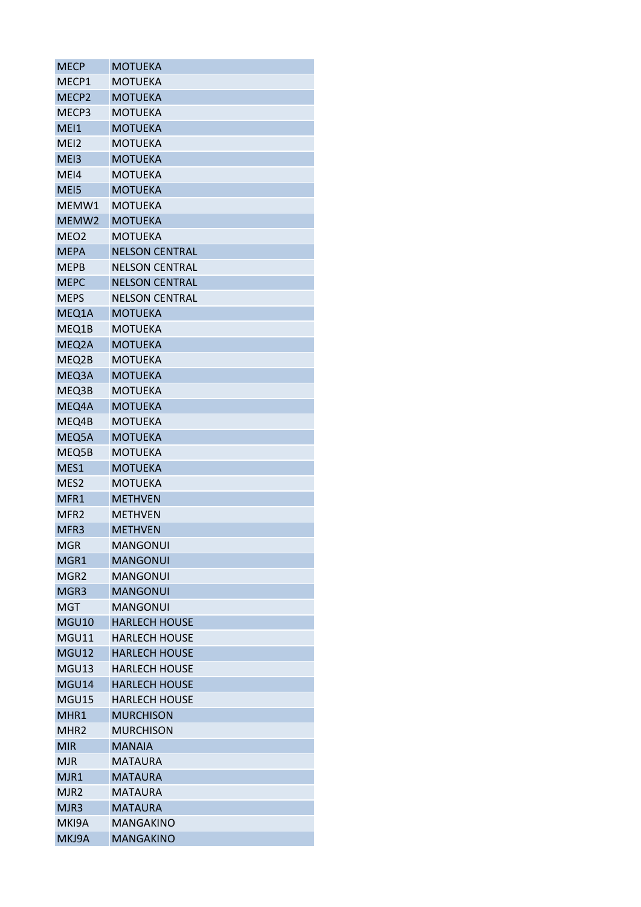| MECP | MOTUEKA |
|---|---|
| MECP1 | MOTUEKA |
| MECP2 | MOTUEKA |
| MECP3 | MOTUEKA |
| MEI1 | MOTUEKA |
| MEI2 | MOTUEKA |
| MEI3 | MOTUEKA |
| MEI4 | MOTUEKA |
| MEI5 | MOTUEKA |
| MEMW1 | MOTUEKA |
| MEMW2 | MOTUEKA |
| MEO2 | MOTUEKA |
| MEPA | NELSON CENTRAL |
| MEPB | NELSON CENTRAL |
| MEPC | NELSON CENTRAL |
| MEPS | NELSON CENTRAL |
| MEQ1A | MOTUEKA |
| MEQ1B | MOTUEKA |
| MEQ2A | MOTUEKA |
| MEQ2B | MOTUEKA |
| MEQ3A | MOTUEKA |
| MEQ3B | MOTUEKA |
| MEQ4A | MOTUEKA |
| MEQ4B | MOTUEKA |
| MEQ5A | MOTUEKA |
| MEQ5B | MOTUEKA |
| MES1 | MOTUEKA |
| MES2 | MOTUEKA |
| MFR1 | METHVEN |
| MFR2 | METHVEN |
| MFR3 | METHVEN |
| MGR | MANGONUI |
| MGR1 | MANGONUI |
| MGR2 | MANGONUI |
| MGR3 | MANGONUI |
| MGT | MANGONUI |
| MGU10 | HARLECH HOUSE |
| MGU11 | HARLECH HOUSE |
| MGU12 | HARLECH HOUSE |
| MGU13 | HARLECH HOUSE |
| MGU14 | HARLECH HOUSE |
| MGU15 | HARLECH HOUSE |
| MHR1 | MURCHISON |
| MHR2 | MURCHISON |
| MIR | MANAIA |
| MJR | MATAURA |
| MJR1 | MATAURA |
| MJR2 | MATAURA |
| MJR3 | MATAURA |
| MKI9A | MANGAKINO |
| MKJ9A | MANGAKINO |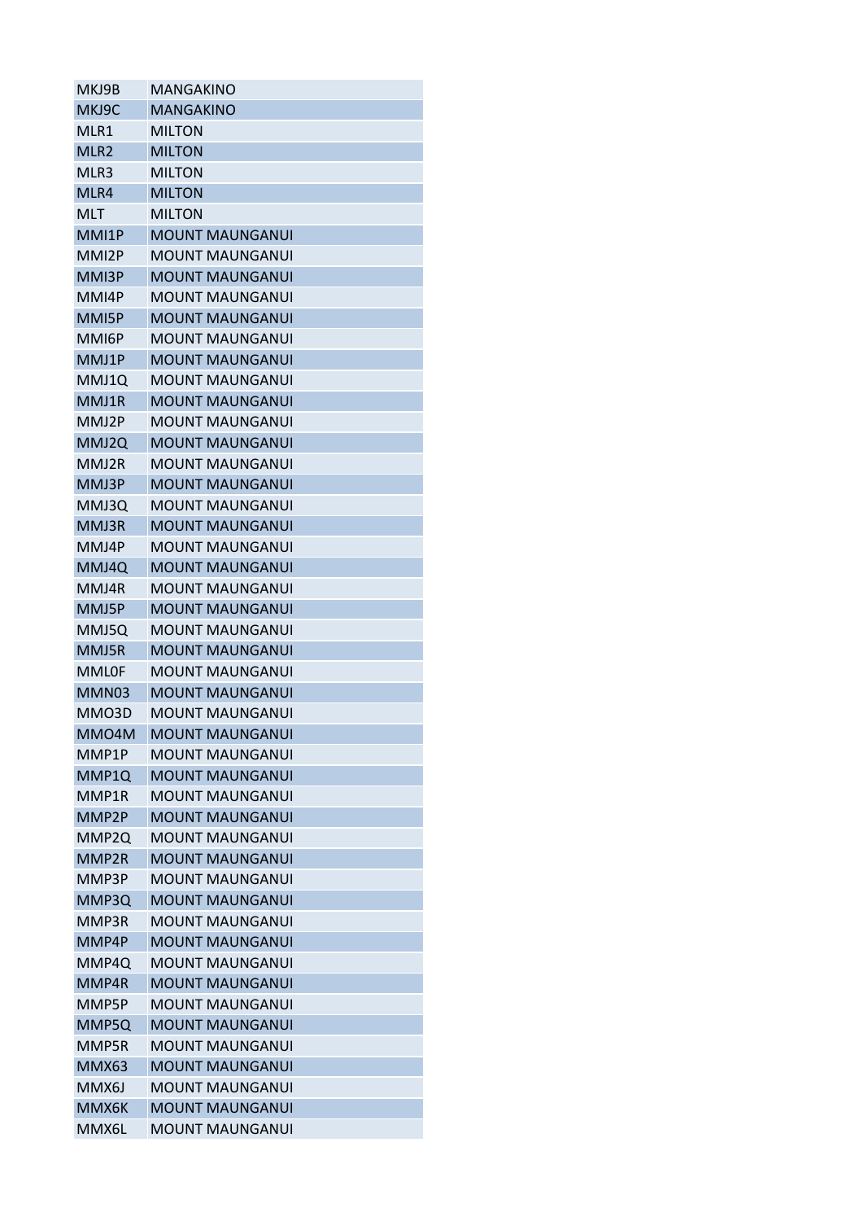| | |
|---|---|
| MKJ9B | MANGAKINO |
| MKJ9C | MANGAKINO |
| MLR1 | MILTON |
| MLR2 | MILTON |
| MLR3 | MILTON |
| MLR4 | MILTON |
| MLT | MILTON |
| MMI1P | MOUNT MAUNGANUI |
| MMI2P | MOUNT MAUNGANUI |
| MMI3P | MOUNT MAUNGANUI |
| MMI4P | MOUNT MAUNGANUI |
| MMI5P | MOUNT MAUNGANUI |
| MMI6P | MOUNT MAUNGANUI |
| MMJ1P | MOUNT MAUNGANUI |
| MMJ1Q | MOUNT MAUNGANUI |
| MMJ1R | MOUNT MAUNGANUI |
| MMJ2P | MOUNT MAUNGANUI |
| MMJ2Q | MOUNT MAUNGANUI |
| MMJ2R | MOUNT MAUNGANUI |
| MMJ3P | MOUNT MAUNGANUI |
| MMJ3Q | MOUNT MAUNGANUI |
| MMJ3R | MOUNT MAUNGANUI |
| MMJ4P | MOUNT MAUNGANUI |
| MMJ4Q | MOUNT MAUNGANUI |
| MMJ4R | MOUNT MAUNGANUI |
| MMJ5P | MOUNT MAUNGANUI |
| MMJ5Q | MOUNT MAUNGANUI |
| MMJ5R | MOUNT MAUNGANUI |
| MMLOF | MOUNT MAUNGANUI |
| MMN03 | MOUNT MAUNGANUI |
| MMO3D | MOUNT MAUNGANUI |
| MMO4M | MOUNT MAUNGANUI |
| MMP1P | MOUNT MAUNGANUI |
| MMP1Q | MOUNT MAUNGANUI |
| MMP1R | MOUNT MAUNGANUI |
| MMP2P | MOUNT MAUNGANUI |
| MMP2Q | MOUNT MAUNGANUI |
| MMP2R | MOUNT MAUNGANUI |
| MMP3P | MOUNT MAUNGANUI |
| MMP3Q | MOUNT MAUNGANUI |
| MMP3R | MOUNT MAUNGANUI |
| MMP4P | MOUNT MAUNGANUI |
| MMP4Q | MOUNT MAUNGANUI |
| MMP4R | MOUNT MAUNGANUI |
| MMP5P | MOUNT MAUNGANUI |
| MMP5Q | MOUNT MAUNGANUI |
| MMP5R | MOUNT MAUNGANUI |
| MMX63 | MOUNT MAUNGANUI |
| MMX6J | MOUNT MAUNGANUI |
| MMX6K | MOUNT MAUNGANUI |
| MMX6L | MOUNT MAUNGANUI |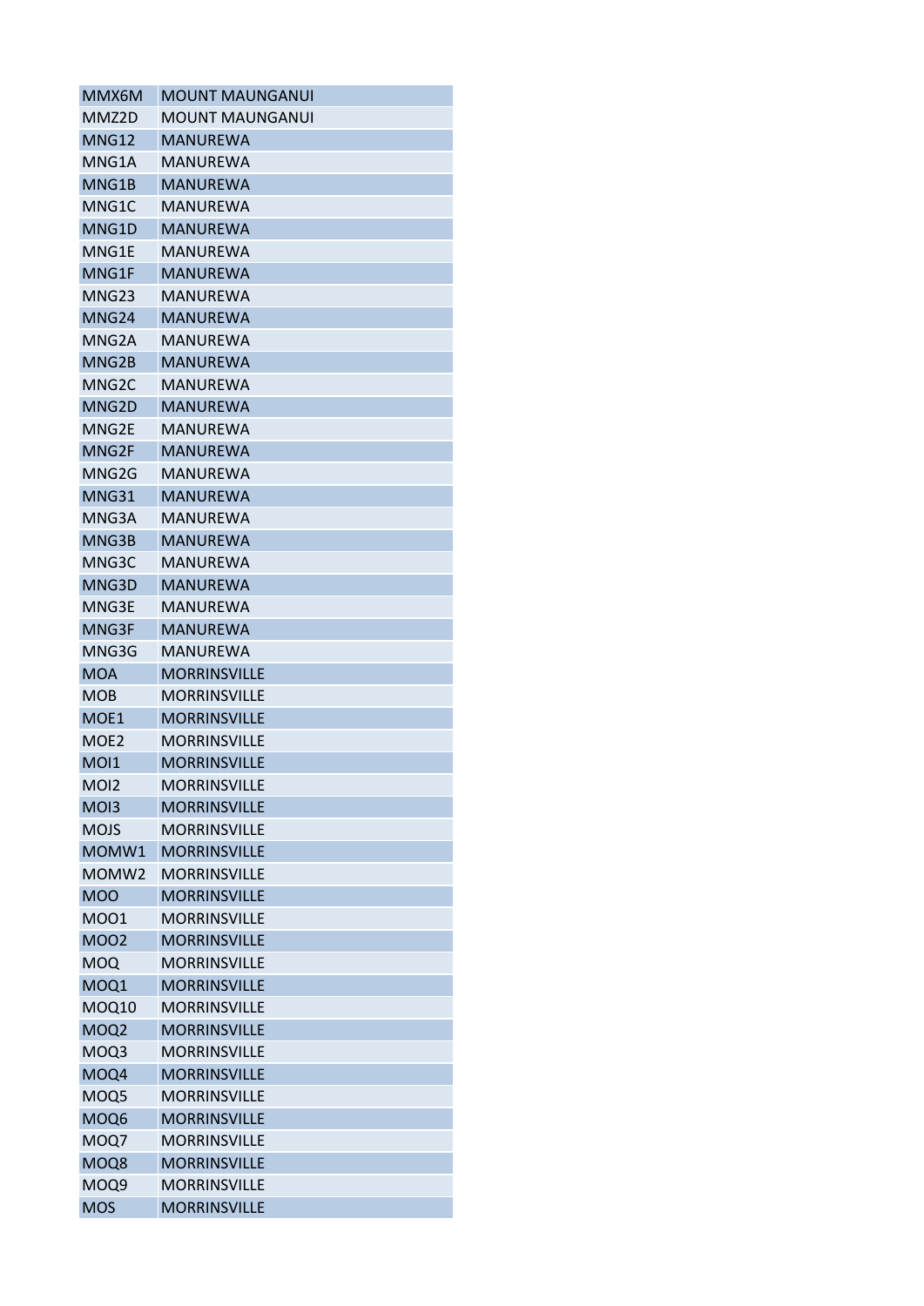| MMX6M | MOUNT MAUNGANUI |
|---|---|
| MMZ2D | MOUNT MAUNGANUI |
| MNG12 | MANUREWA |
| MNG1A | MANUREWA |
| MNG1B | MANUREWA |
| MNG1C | MANUREWA |
| MNG1D | MANUREWA |
| MNG1E | MANUREWA |
| MNG1F | MANUREWA |
| MNG23 | MANUREWA |
| MNG24 | MANUREWA |
| MNG2A | MANUREWA |
| MNG2B | MANUREWA |
| MNG2C | MANUREWA |
| MNG2D | MANUREWA |
| MNG2E | MANUREWA |
| MNG2F | MANUREWA |
| MNG2G | MANUREWA |
| MNG31 | MANUREWA |
| MNG3A | MANUREWA |
| MNG3B | MANUREWA |
| MNG3C | MANUREWA |
| MNG3D | MANUREWA |
| MNG3E | MANUREWA |
| MNG3F | MANUREWA |
| MNG3G | MANUREWA |
| MOA | MORRINSVILLE |
| MOB | MORRINSVILLE |
| MOE1 | MORRINSVILLE |
| MOE2 | MORRINSVILLE |
| MOI1 | MORRINSVILLE |
| MOI2 | MORRINSVILLE |
| MOI3 | MORRINSVILLE |
| MOJS | MORRINSVILLE |
| MOMW1 | MORRINSVILLE |
| MOMW2 | MORRINSVILLE |
| MOO | MORRINSVILLE |
| MOO1 | MORRINSVILLE |
| MOO2 | MORRINSVILLE |
| MOQ | MORRINSVILLE |
| MOQ1 | MORRINSVILLE |
| MOQ10 | MORRINSVILLE |
| MOQ2 | MORRINSVILLE |
| MOQ3 | MORRINSVILLE |
| MOQ4 | MORRINSVILLE |
| MOQ5 | MORRINSVILLE |
| MOQ6 | MORRINSVILLE |
| MOQ7 | MORRINSVILLE |
| MOQ8 | MORRINSVILLE |
| MOQ9 | MORRINSVILLE |
| MOS | MORRINSVILLE |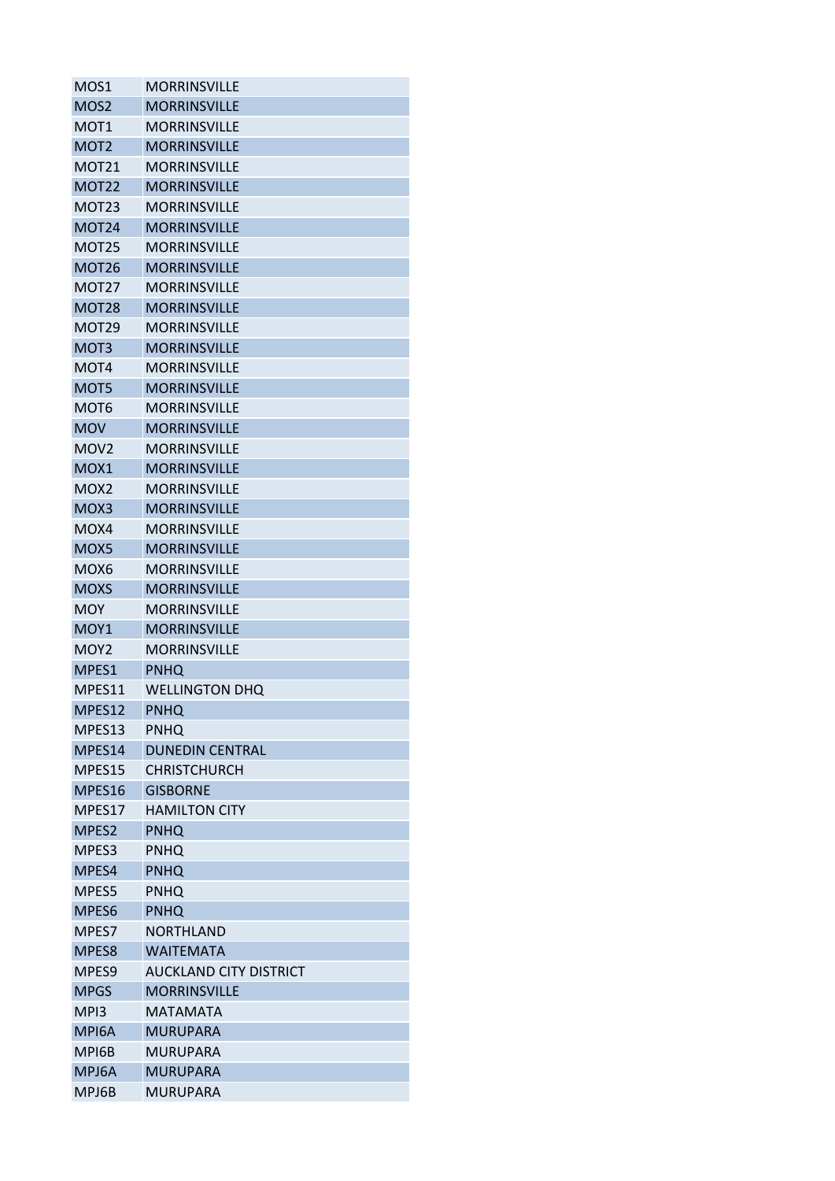| | |
|---|---|
| MOS1 | MORRINSVILLE |
| MOS2 | MORRINSVILLE |
| MOT1 | MORRINSVILLE |
| MOT2 | MORRINSVILLE |
| MOT21 | MORRINSVILLE |
| MOT22 | MORRINSVILLE |
| MOT23 | MORRINSVILLE |
| MOT24 | MORRINSVILLE |
| MOT25 | MORRINSVILLE |
| MOT26 | MORRINSVILLE |
| MOT27 | MORRINSVILLE |
| MOT28 | MORRINSVILLE |
| MOT29 | MORRINSVILLE |
| MOT3 | MORRINSVILLE |
| MOT4 | MORRINSVILLE |
| MOT5 | MORRINSVILLE |
| MOT6 | MORRINSVILLE |
| MOV | MORRINSVILLE |
| MOV2 | MORRINSVILLE |
| MOX1 | MORRINSVILLE |
| MOX2 | MORRINSVILLE |
| MOX3 | MORRINSVILLE |
| MOX4 | MORRINSVILLE |
| MOX5 | MORRINSVILLE |
| MOX6 | MORRINSVILLE |
| MOXS | MORRINSVILLE |
| MOY | MORRINSVILLE |
| MOY1 | MORRINSVILLE |
| MOY2 | MORRINSVILLE |
| MPES1 | PNHQ |
| MPES11 | WELLINGTON DHQ |
| MPES12 | PNHQ |
| MPES13 | PNHQ |
| MPES14 | DUNEDIN CENTRAL |
| MPES15 | CHRISTCHURCH |
| MPES16 | GISBORNE |
| MPES17 | HAMILTON CITY |
| MPES2 | PNHQ |
| MPES3 | PNHQ |
| MPES4 | PNHQ |
| MPES5 | PNHQ |
| MPES6 | PNHQ |
| MPES7 | NORTHLAND |
| MPES8 | WAITEMATA |
| MPES9 | AUCKLAND CITY DISTRICT |
| MPGS | MORRINSVILLE |
| MPI3 | MATAMATA |
| MPI6A | MURUPARA |
| MPI6B | MURUPARA |
| MPJ6A | MURUPARA |
| MPJ6B | MURUPARA |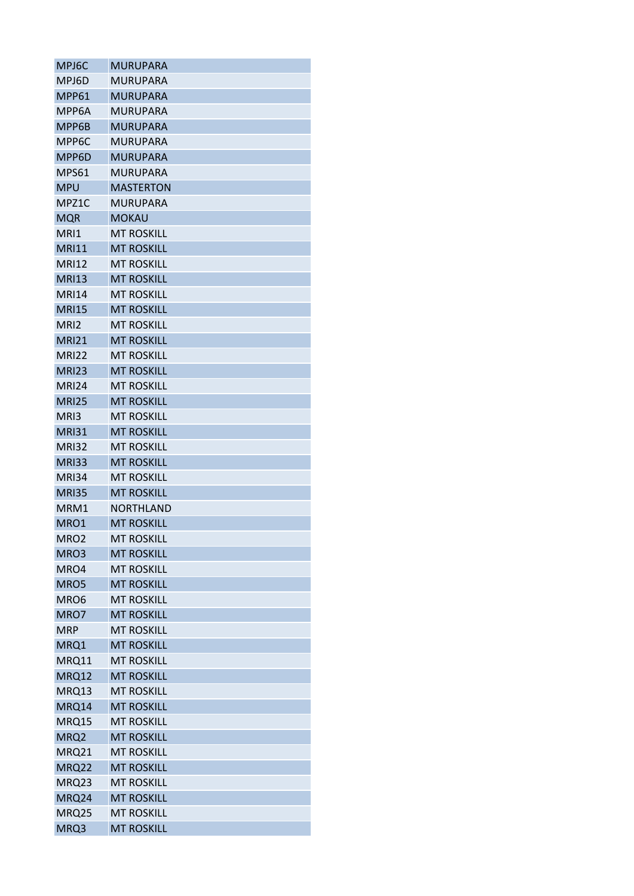| | |
|---|---|
| MPJ6C | MURUPARA |
| MPJ6D | MURUPARA |
| MPP61 | MURUPARA |
| MPP6A | MURUPARA |
| MPP6B | MURUPARA |
| MPP6C | MURUPARA |
| MPP6D | MURUPARA |
| MPS61 | MURUPARA |
| MPU | MASTERTON |
| MPZ1C | MURUPARA |
| MQR | MOKAU |
| MRI1 | MT ROSKILL |
| MRI11 | MT ROSKILL |
| MRI12 | MT ROSKILL |
| MRI13 | MT ROSKILL |
| MRI14 | MT ROSKILL |
| MRI15 | MT ROSKILL |
| MRI2 | MT ROSKILL |
| MRI21 | MT ROSKILL |
| MRI22 | MT ROSKILL |
| MRI23 | MT ROSKILL |
| MRI24 | MT ROSKILL |
| MRI25 | MT ROSKILL |
| MRI3 | MT ROSKILL |
| MRI31 | MT ROSKILL |
| MRI32 | MT ROSKILL |
| MRI33 | MT ROSKILL |
| MRI34 | MT ROSKILL |
| MRI35 | MT ROSKILL |
| MRM1 | NORTHLAND |
| MRO1 | MT ROSKILL |
| MRO2 | MT ROSKILL |
| MRO3 | MT ROSKILL |
| MRO4 | MT ROSKILL |
| MRO5 | MT ROSKILL |
| MRO6 | MT ROSKILL |
| MRO7 | MT ROSKILL |
| MRP | MT ROSKILL |
| MRQ1 | MT ROSKILL |
| MRQ11 | MT ROSKILL |
| MRQ12 | MT ROSKILL |
| MRQ13 | MT ROSKILL |
| MRQ14 | MT ROSKILL |
| MRQ15 | MT ROSKILL |
| MRQ2 | MT ROSKILL |
| MRQ21 | MT ROSKILL |
| MRQ22 | MT ROSKILL |
| MRQ23 | MT ROSKILL |
| MRQ24 | MT ROSKILL |
| MRQ25 | MT ROSKILL |
| MRQ3 | MT ROSKILL |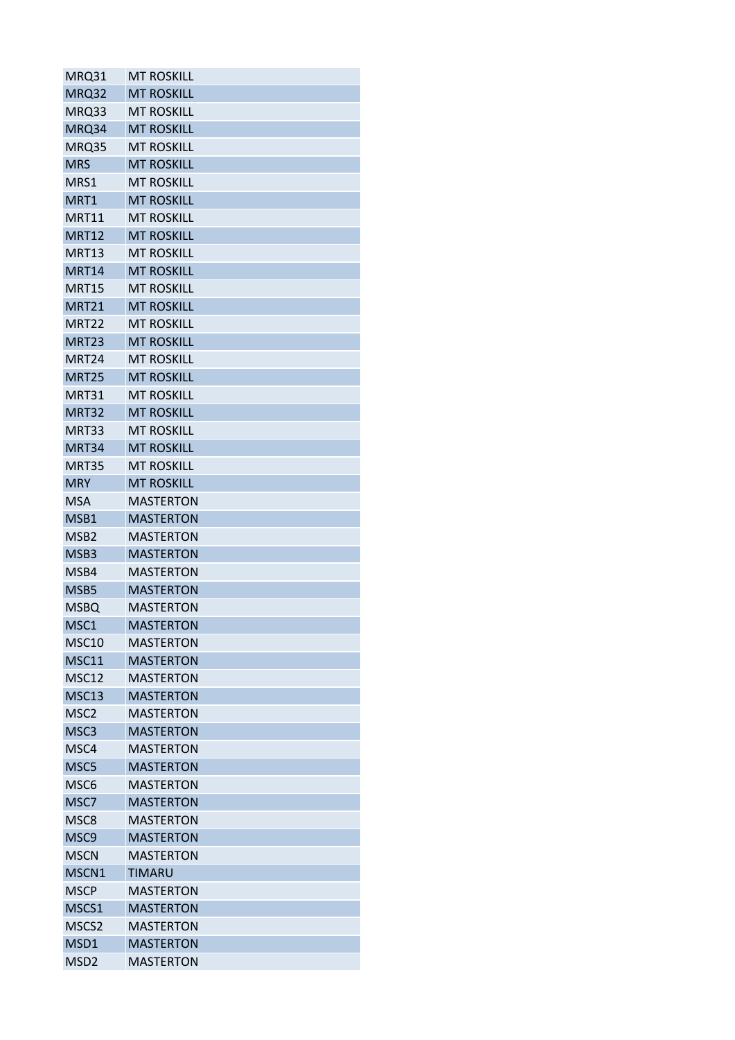| MRQ31 | MT ROSKILL |
|---|---|
| MRQ32 | MT ROSKILL |
| MRQ33 | MT ROSKILL |
| MRQ34 | MT ROSKILL |
| MRQ35 | MT ROSKILL |
| MRS | MT ROSKILL |
| MRS1 | MT ROSKILL |
| MRT1 | MT ROSKILL |
| MRT11 | MT ROSKILL |
| MRT12 | MT ROSKILL |
| MRT13 | MT ROSKILL |
| MRT14 | MT ROSKILL |
| MRT15 | MT ROSKILL |
| MRT21 | MT ROSKILL |
| MRT22 | MT ROSKILL |
| MRT23 | MT ROSKILL |
| MRT24 | MT ROSKILL |
| MRT25 | MT ROSKILL |
| MRT31 | MT ROSKILL |
| MRT32 | MT ROSKILL |
| MRT33 | MT ROSKILL |
| MRT34 | MT ROSKILL |
| MRT35 | MT ROSKILL |
| MRY | MT ROSKILL |
| MSA | MASTERTON |
| MSB1 | MASTERTON |
| MSB2 | MASTERTON |
| MSB3 | MASTERTON |
| MSB4 | MASTERTON |
| MSB5 | MASTERTON |
| MSBQ | MASTERTON |
| MSC1 | MASTERTON |
| MSC10 | MASTERTON |
| MSC11 | MASTERTON |
| MSC12 | MASTERTON |
| MSC13 | MASTERTON |
| MSC2 | MASTERTON |
| MSC3 | MASTERTON |
| MSC4 | MASTERTON |
| MSC5 | MASTERTON |
| MSC6 | MASTERTON |
| MSC7 | MASTERTON |
| MSC8 | MASTERTON |
| MSC9 | MASTERTON |
| MSCN | MASTERTON |
| MSCN1 | TIMARU |
| MSCP | MASTERTON |
| MSCS1 | MASTERTON |
| MSCS2 | MASTERTON |
| MSD1 | MASTERTON |
| MSD2 | MASTERTON |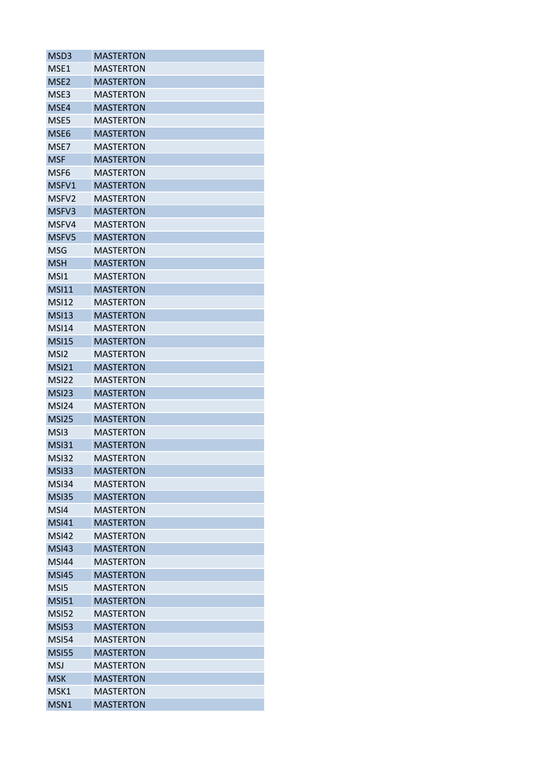| | |
|---|---|
| MSD3 | MASTERTON |
| MSE1 | MASTERTON |
| MSE2 | MASTERTON |
| MSE3 | MASTERTON |
| MSE4 | MASTERTON |
| MSE5 | MASTERTON |
| MSE6 | MASTERTON |
| MSE7 | MASTERTON |
| MSF | MASTERTON |
| MSF6 | MASTERTON |
| MSFV1 | MASTERTON |
| MSFV2 | MASTERTON |
| MSFV3 | MASTERTON |
| MSFV4 | MASTERTON |
| MSFV5 | MASTERTON |
| MSG | MASTERTON |
| MSH | MASTERTON |
| MSI1 | MASTERTON |
| MSI11 | MASTERTON |
| MSI12 | MASTERTON |
| MSI13 | MASTERTON |
| MSI14 | MASTERTON |
| MSI15 | MASTERTON |
| MSI2 | MASTERTON |
| MSI21 | MASTERTON |
| MSI22 | MASTERTON |
| MSI23 | MASTERTON |
| MSI24 | MASTERTON |
| MSI25 | MASTERTON |
| MSI3 | MASTERTON |
| MSI31 | MASTERTON |
| MSI32 | MASTERTON |
| MSI33 | MASTERTON |
| MSI34 | MASTERTON |
| MSI35 | MASTERTON |
| MSI4 | MASTERTON |
| MSI41 | MASTERTON |
| MSI42 | MASTERTON |
| MSI43 | MASTERTON |
| MSI44 | MASTERTON |
| MSI45 | MASTERTON |
| MSI5 | MASTERTON |
| MSI51 | MASTERTON |
| MSI52 | MASTERTON |
| MSI53 | MASTERTON |
| MSI54 | MASTERTON |
| MSI55 | MASTERTON |
| MSJ | MASTERTON |
| MSK | MASTERTON |
| MSK1 | MASTERTON |
| MSN1 | MASTERTON |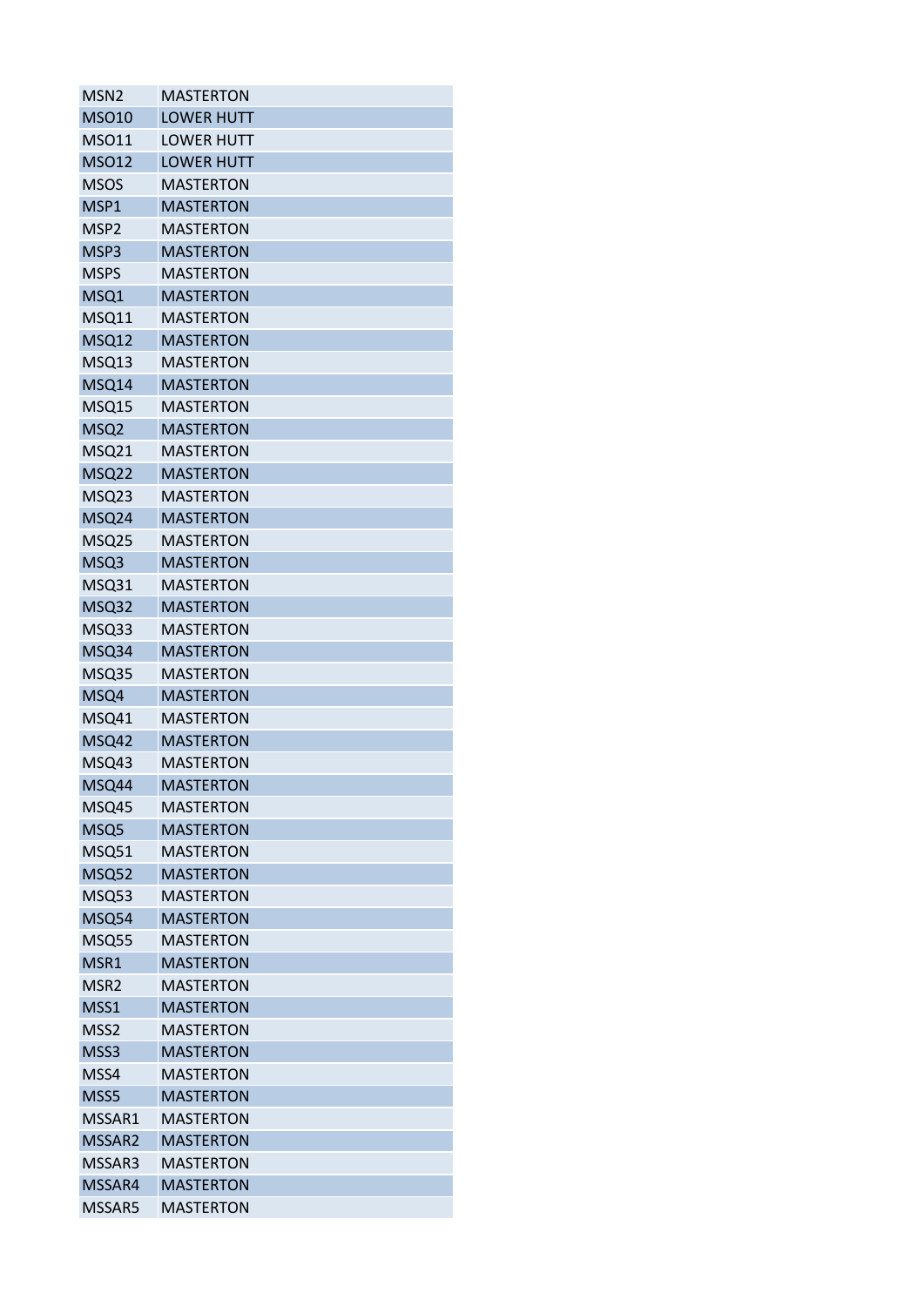| MSN2 | MASTERTON |
|---|---|
| MSO10 | LOWER HUTT |
| MSO11 | LOWER HUTT |
| MSO12 | LOWER HUTT |
| MSOS | MASTERTON |
| MSP1 | MASTERTON |
| MSP2 | MASTERTON |
| MSP3 | MASTERTON |
| MSPS | MASTERTON |
| MSQ1 | MASTERTON |
| MSQ11 | MASTERTON |
| MSQ12 | MASTERTON |
| MSQ13 | MASTERTON |
| MSQ14 | MASTERTON |
| MSQ15 | MASTERTON |
| MSQ2 | MASTERTON |
| MSQ21 | MASTERTON |
| MSQ22 | MASTERTON |
| MSQ23 | MASTERTON |
| MSQ24 | MASTERTON |
| MSQ25 | MASTERTON |
| MSQ3 | MASTERTON |
| MSQ31 | MASTERTON |
| MSQ32 | MASTERTON |
| MSQ33 | MASTERTON |
| MSQ34 | MASTERTON |
| MSQ35 | MASTERTON |
| MSQ4 | MASTERTON |
| MSQ41 | MASTERTON |
| MSQ42 | MASTERTON |
| MSQ43 | MASTERTON |
| MSQ44 | MASTERTON |
| MSQ45 | MASTERTON |
| MSQ5 | MASTERTON |
| MSQ51 | MASTERTON |
| MSQ52 | MASTERTON |
| MSQ53 | MASTERTON |
| MSQ54 | MASTERTON |
| MSQ55 | MASTERTON |
| MSR1 | MASTERTON |
| MSR2 | MASTERTON |
| MSS1 | MASTERTON |
| MSS2 | MASTERTON |
| MSS3 | MASTERTON |
| MSS4 | MASTERTON |
| MSS5 | MASTERTON |
| MSSAR1 | MASTERTON |
| MSSAR2 | MASTERTON |
| MSSAR3 | MASTERTON |
| MSSAR4 | MASTERTON |
| MSSAR5 | MASTERTON |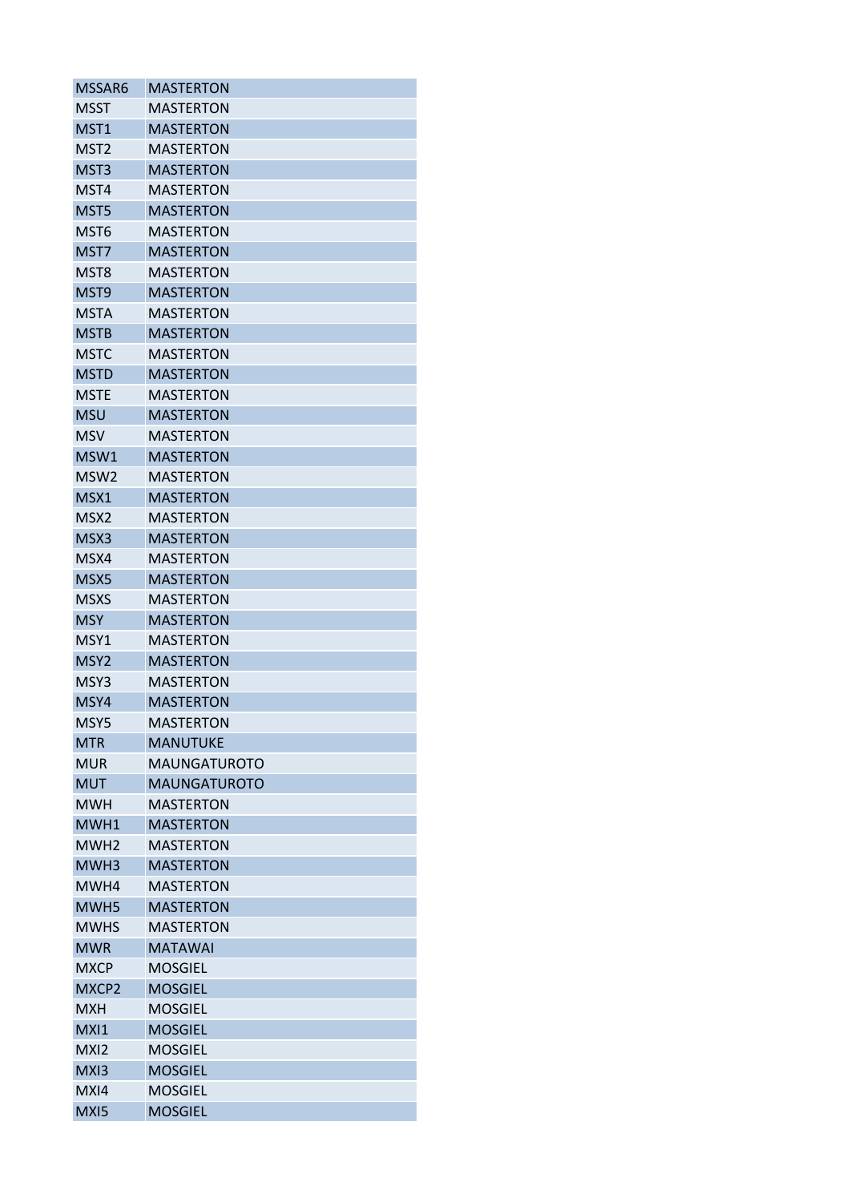| MSSAR6 | MASTERTON |
|---|---|
| MSST | MASTERTON |
| MST1 | MASTERTON |
| MST2 | MASTERTON |
| MST3 | MASTERTON |
| MST4 | MASTERTON |
| MST5 | MASTERTON |
| MST6 | MASTERTON |
| MST7 | MASTERTON |
| MST8 | MASTERTON |
| MST9 | MASTERTON |
| MSTA | MASTERTON |
| MSTB | MASTERTON |
| MSTC | MASTERTON |
| MSTD | MASTERTON |
| MSTE | MASTERTON |
| MSU | MASTERTON |
| MSV | MASTERTON |
| MSW1 | MASTERTON |
| MSW2 | MASTERTON |
| MSX1 | MASTERTON |
| MSX2 | MASTERTON |
| MSX3 | MASTERTON |
| MSX4 | MASTERTON |
| MSX5 | MASTERTON |
| MSXS | MASTERTON |
| MSY | MASTERTON |
| MSY1 | MASTERTON |
| MSY2 | MASTERTON |
| MSY3 | MASTERTON |
| MSY4 | MASTERTON |
| MSY5 | MASTERTON |
| MTR | MANUTUKE |
| MUR | MAUNGATUROTO |
| MUT | MAUNGATUROTO |
| MWH | MASTERTON |
| MWH1 | MASTERTON |
| MWH2 | MASTERTON |
| MWH3 | MASTERTON |
| MWH4 | MASTERTON |
| MWH5 | MASTERTON |
| MWHS | MASTERTON |
| MWR | MATAWAI |
| MXCP | MOSGIEL |
| MXCP2 | MOSGIEL |
| MXH | MOSGIEL |
| MXI1 | MOSGIEL |
| MXI2 | MOSGIEL |
| MXI3 | MOSGIEL |
| MXI4 | MOSGIEL |
| MXI5 | MOSGIEL |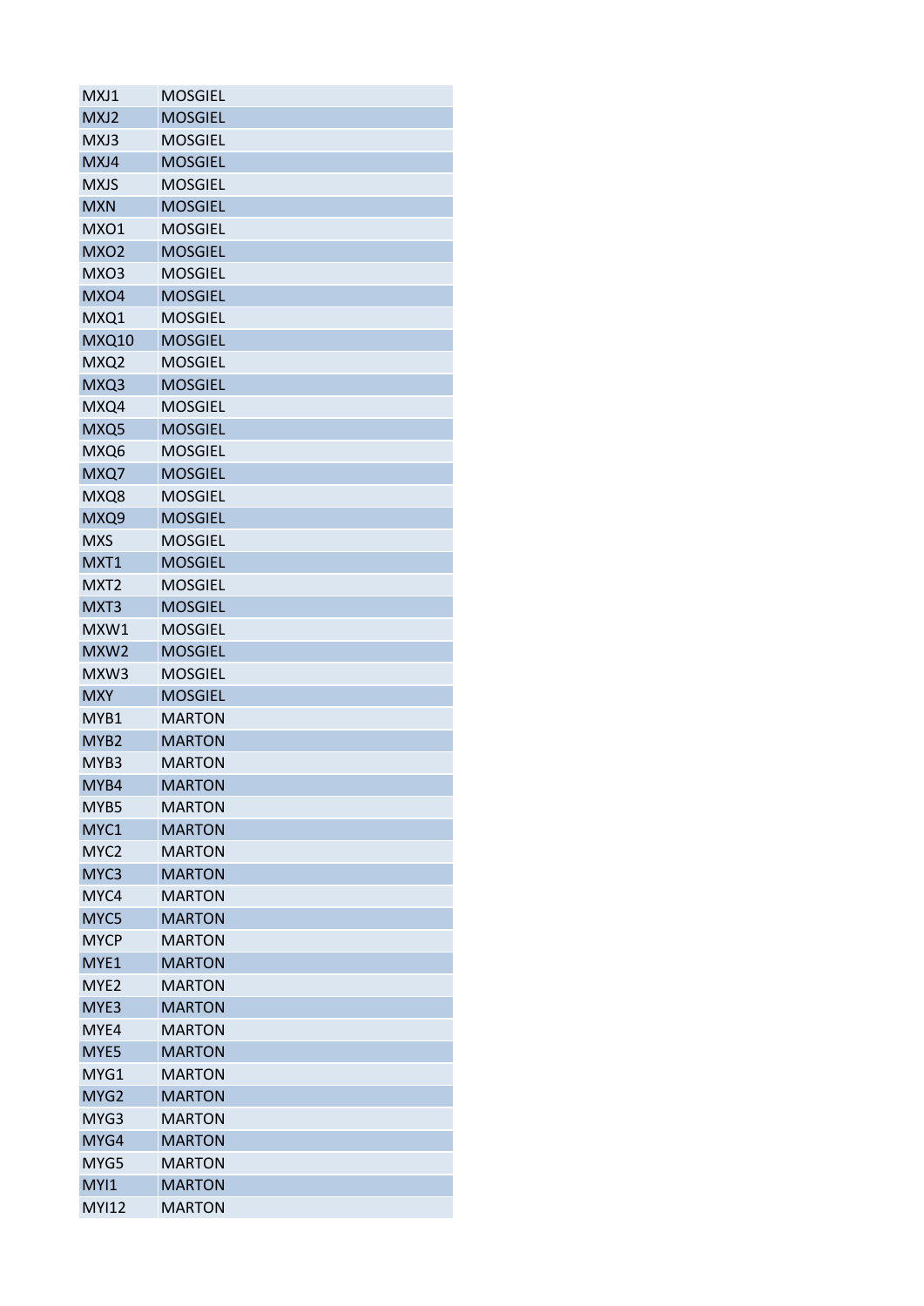| MXJ1 | MOSGIEL |
|---|---|
| MXJ2 | MOSGIEL |
| MXJ3 | MOSGIEL |
| MXJ4 | MOSGIEL |
| MXJS | MOSGIEL |
| MXN | MOSGIEL |
| MXO1 | MOSGIEL |
| MXO2 | MOSGIEL |
| MXO3 | MOSGIEL |
| MXO4 | MOSGIEL |
| MXQ1 | MOSGIEL |
| MXQ10 | MOSGIEL |
| MXQ2 | MOSGIEL |
| MXQ3 | MOSGIEL |
| MXQ4 | MOSGIEL |
| MXQ5 | MOSGIEL |
| MXQ6 | MOSGIEL |
| MXQ7 | MOSGIEL |
| MXQ8 | MOSGIEL |
| MXQ9 | MOSGIEL |
| MXS | MOSGIEL |
| MXT1 | MOSGIEL |
| MXT2 | MOSGIEL |
| MXT3 | MOSGIEL |
| MXW1 | MOSGIEL |
| MXW2 | MOSGIEL |
| MXW3 | MOSGIEL |
| MXY | MOSGIEL |
| MYB1 | MARTON |
| MYB2 | MARTON |
| MYB3 | MARTON |
| MYB4 | MARTON |
| MYB5 | MARTON |
| MYC1 | MARTON |
| MYC2 | MARTON |
| MYC3 | MARTON |
| MYC4 | MARTON |
| MYC5 | MARTON |
| MYCP | MARTON |
| MYE1 | MARTON |
| MYE2 | MARTON |
| MYE3 | MARTON |
| MYE4 | MARTON |
| MYE5 | MARTON |
| MYG1 | MARTON |
| MYG2 | MARTON |
| MYG3 | MARTON |
| MYG4 | MARTON |
| MYG5 | MARTON |
| MYI1 | MARTON |
| MYI12 | MARTON |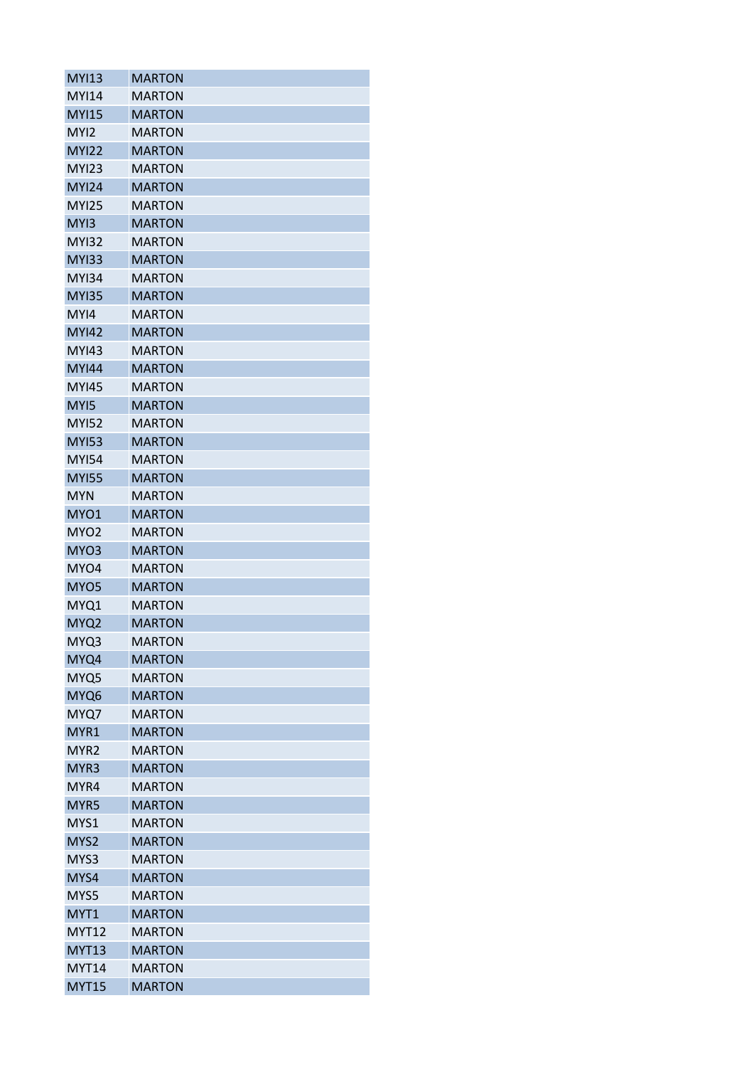| | |
|---|---|
| MYI13 | MARTON |
| MYI14 | MARTON |
| MYI15 | MARTON |
| MYI2 | MARTON |
| MYI22 | MARTON |
| MYI23 | MARTON |
| MYI24 | MARTON |
| MYI25 | MARTON |
| MYI3 | MARTON |
| MYI32 | MARTON |
| MYI33 | MARTON |
| MYI34 | MARTON |
| MYI35 | MARTON |
| MYI4 | MARTON |
| MYI42 | MARTON |
| MYI43 | MARTON |
| MYI44 | MARTON |
| MYI45 | MARTON |
| MYI5 | MARTON |
| MYI52 | MARTON |
| MYI53 | MARTON |
| MYI54 | MARTON |
| MYI55 | MARTON |
| MYN | MARTON |
| MYO1 | MARTON |
| MYO2 | MARTON |
| MYO3 | MARTON |
| MYO4 | MARTON |
| MYO5 | MARTON |
| MYQ1 | MARTON |
| MYQ2 | MARTON |
| MYQ3 | MARTON |
| MYQ4 | MARTON |
| MYQ5 | MARTON |
| MYQ6 | MARTON |
| MYQ7 | MARTON |
| MYR1 | MARTON |
| MYR2 | MARTON |
| MYR3 | MARTON |
| MYR4 | MARTON |
| MYR5 | MARTON |
| MYS1 | MARTON |
| MYS2 | MARTON |
| MYS3 | MARTON |
| MYS4 | MARTON |
| MYS5 | MARTON |
| MYT1 | MARTON |
| MYT12 | MARTON |
| MYT13 | MARTON |
| MYT14 | MARTON |
| MYT15 | MARTON |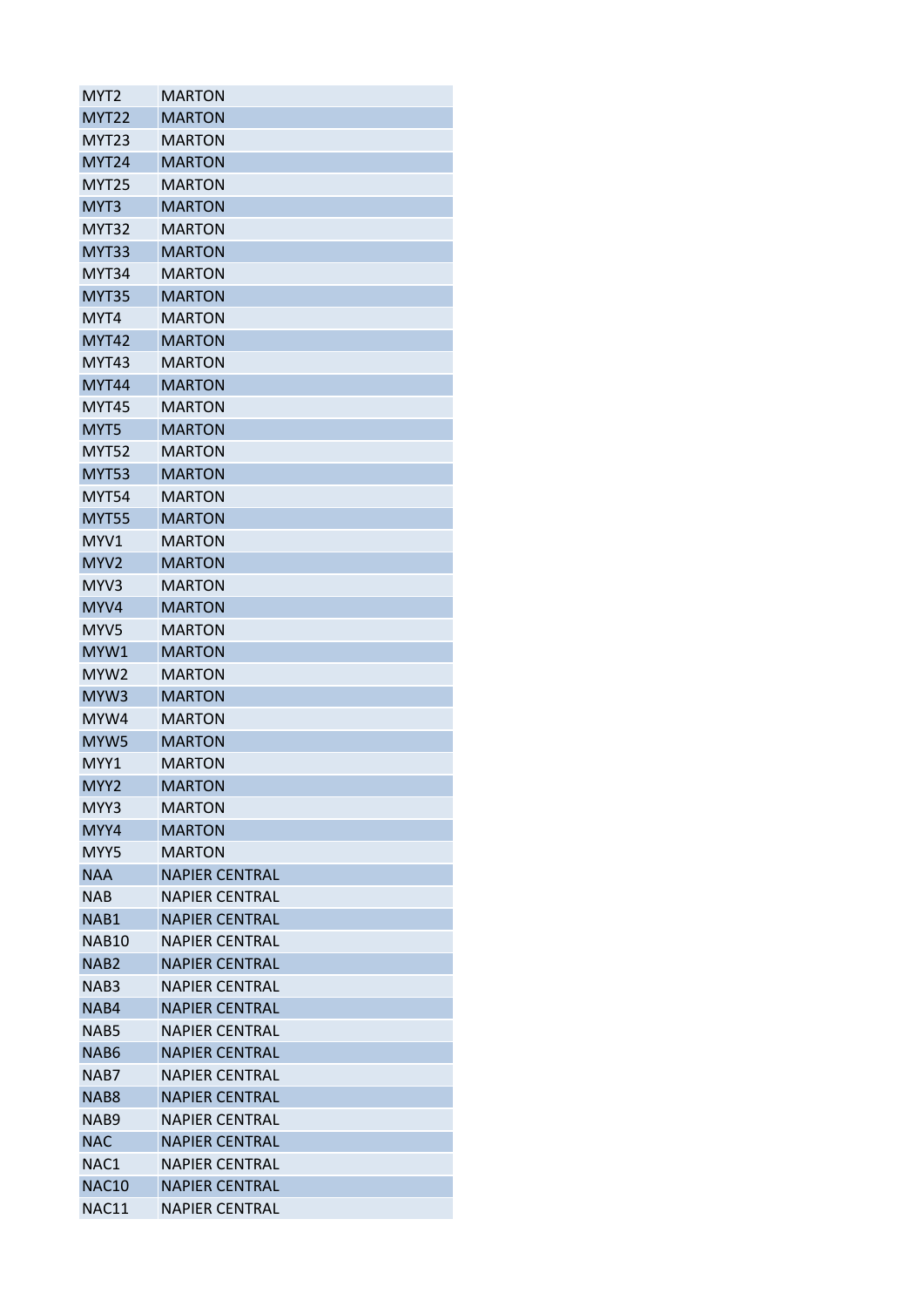| MYT2 | MARTON |
|---|---|
| MYT22 | MARTON |
| MYT23 | MARTON |
| MYT24 | MARTON |
| MYT25 | MARTON |
| MYT3 | MARTON |
| MYT32 | MARTON |
| MYT33 | MARTON |
| MYT34 | MARTON |
| MYT35 | MARTON |
| MYT4 | MARTON |
| MYT42 | MARTON |
| MYT43 | MARTON |
| MYT44 | MARTON |
| MYT45 | MARTON |
| MYT5 | MARTON |
| MYT52 | MARTON |
| MYT53 | MARTON |
| MYT54 | MARTON |
| MYT55 | MARTON |
| MYV1 | MARTON |
| MYV2 | MARTON |
| MYV3 | MARTON |
| MYV4 | MARTON |
| MYV5 | MARTON |
| MYW1 | MARTON |
| MYW2 | MARTON |
| MYW3 | MARTON |
| MYW4 | MARTON |
| MYW5 | MARTON |
| MYY1 | MARTON |
| MYY2 | MARTON |
| MYY3 | MARTON |
| MYY4 | MARTON |
| MYY5 | MARTON |
| NAA | NAPIER CENTRAL |
| NAB | NAPIER CENTRAL |
| NAB1 | NAPIER CENTRAL |
| NAB10 | NAPIER CENTRAL |
| NAB2 | NAPIER CENTRAL |
| NAB3 | NAPIER CENTRAL |
| NAB4 | NAPIER CENTRAL |
| NAB5 | NAPIER CENTRAL |
| NAB6 | NAPIER CENTRAL |
| NAB7 | NAPIER CENTRAL |
| NAB8 | NAPIER CENTRAL |
| NAB9 | NAPIER CENTRAL |
| NAC | NAPIER CENTRAL |
| NAC1 | NAPIER CENTRAL |
| NAC10 | NAPIER CENTRAL |
| NAC11 | NAPIER CENTRAL |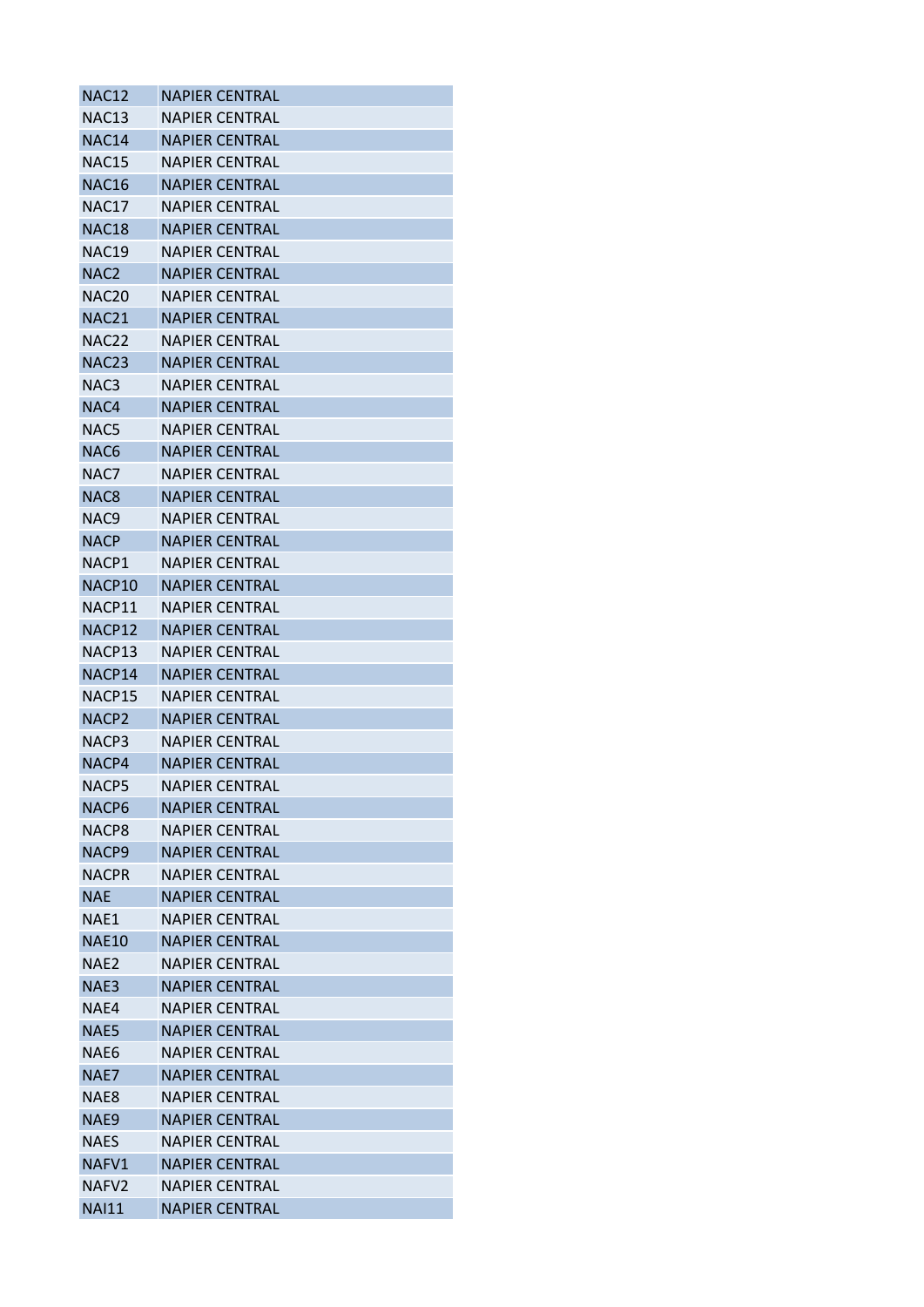| NAC12 | NAPIER CENTRAL |
|---|---|
| NAC13 | NAPIER CENTRAL |
| NAC14 | NAPIER CENTRAL |
| NAC15 | NAPIER CENTRAL |
| NAC16 | NAPIER CENTRAL |
| NAC17 | NAPIER CENTRAL |
| NAC18 | NAPIER CENTRAL |
| NAC19 | NAPIER CENTRAL |
| NAC2 | NAPIER CENTRAL |
| NAC20 | NAPIER CENTRAL |
| NAC21 | NAPIER CENTRAL |
| NAC22 | NAPIER CENTRAL |
| NAC23 | NAPIER CENTRAL |
| NAC3 | NAPIER CENTRAL |
| NAC4 | NAPIER CENTRAL |
| NAC5 | NAPIER CENTRAL |
| NAC6 | NAPIER CENTRAL |
| NAC7 | NAPIER CENTRAL |
| NAC8 | NAPIER CENTRAL |
| NAC9 | NAPIER CENTRAL |
| NACP | NAPIER CENTRAL |
| NACP1 | NAPIER CENTRAL |
| NACP10 | NAPIER CENTRAL |
| NACP11 | NAPIER CENTRAL |
| NACP12 | NAPIER CENTRAL |
| NACP13 | NAPIER CENTRAL |
| NACP14 | NAPIER CENTRAL |
| NACP15 | NAPIER CENTRAL |
| NACP2 | NAPIER CENTRAL |
| NACP3 | NAPIER CENTRAL |
| NACP4 | NAPIER CENTRAL |
| NACP5 | NAPIER CENTRAL |
| NACP6 | NAPIER CENTRAL |
| NACP8 | NAPIER CENTRAL |
| NACP9 | NAPIER CENTRAL |
| NACPR | NAPIER CENTRAL |
| NAE | NAPIER CENTRAL |
| NAE1 | NAPIER CENTRAL |
| NAE10 | NAPIER CENTRAL |
| NAE2 | NAPIER CENTRAL |
| NAE3 | NAPIER CENTRAL |
| NAE4 | NAPIER CENTRAL |
| NAE5 | NAPIER CENTRAL |
| NAE6 | NAPIER CENTRAL |
| NAE7 | NAPIER CENTRAL |
| NAE8 | NAPIER CENTRAL |
| NAE9 | NAPIER CENTRAL |
| NAES | NAPIER CENTRAL |
| NAFV1 | NAPIER CENTRAL |
| NAFV2 | NAPIER CENTRAL |
| NAI11 | NAPIER CENTRAL |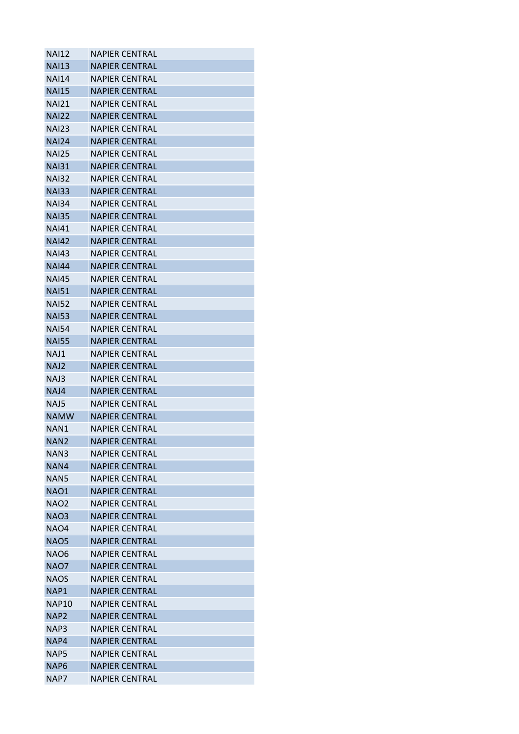| | |
|---|---|
| NAI12 | NAPIER CENTRAL |
| NAI13 | NAPIER CENTRAL |
| NAI14 | NAPIER CENTRAL |
| NAI15 | NAPIER CENTRAL |
| NAI21 | NAPIER CENTRAL |
| NAI22 | NAPIER CENTRAL |
| NAI23 | NAPIER CENTRAL |
| NAI24 | NAPIER CENTRAL |
| NAI25 | NAPIER CENTRAL |
| NAI31 | NAPIER CENTRAL |
| NAI32 | NAPIER CENTRAL |
| NAI33 | NAPIER CENTRAL |
| NAI34 | NAPIER CENTRAL |
| NAI35 | NAPIER CENTRAL |
| NAI41 | NAPIER CENTRAL |
| NAI42 | NAPIER CENTRAL |
| NAI43 | NAPIER CENTRAL |
| NAI44 | NAPIER CENTRAL |
| NAI45 | NAPIER CENTRAL |
| NAI51 | NAPIER CENTRAL |
| NAI52 | NAPIER CENTRAL |
| NAI53 | NAPIER CENTRAL |
| NAI54 | NAPIER CENTRAL |
| NAI55 | NAPIER CENTRAL |
| NAJ1 | NAPIER CENTRAL |
| NAJ2 | NAPIER CENTRAL |
| NAJ3 | NAPIER CENTRAL |
| NAJ4 | NAPIER CENTRAL |
| NAJ5 | NAPIER CENTRAL |
| NAMW | NAPIER CENTRAL |
| NAN1 | NAPIER CENTRAL |
| NAN2 | NAPIER CENTRAL |
| NAN3 | NAPIER CENTRAL |
| NAN4 | NAPIER CENTRAL |
| NAN5 | NAPIER CENTRAL |
| NAO1 | NAPIER CENTRAL |
| NAO2 | NAPIER CENTRAL |
| NAO3 | NAPIER CENTRAL |
| NAO4 | NAPIER CENTRAL |
| NAO5 | NAPIER CENTRAL |
| NAO6 | NAPIER CENTRAL |
| NAO7 | NAPIER CENTRAL |
| NAOS | NAPIER CENTRAL |
| NAP1 | NAPIER CENTRAL |
| NAP10 | NAPIER CENTRAL |
| NAP2 | NAPIER CENTRAL |
| NAP3 | NAPIER CENTRAL |
| NAP4 | NAPIER CENTRAL |
| NAP5 | NAPIER CENTRAL |
| NAP6 | NAPIER CENTRAL |
| NAP7 | NAPIER CENTRAL |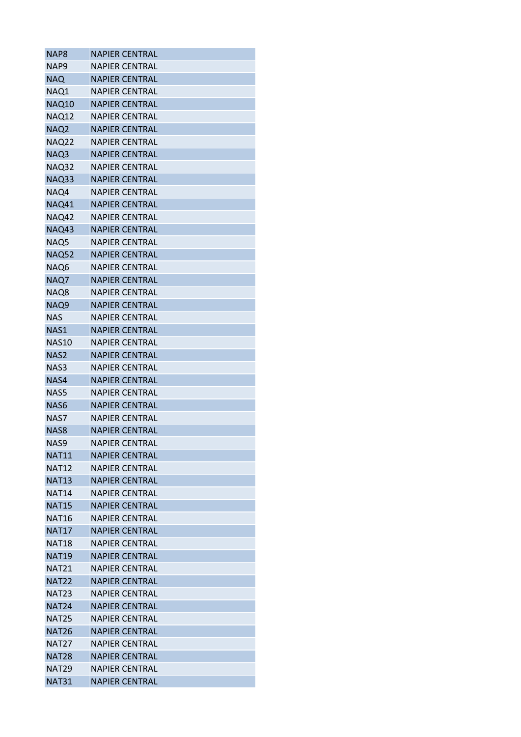| NAP8 | NAPIER CENTRAL |
|---|---|
| NAP9 | NAPIER CENTRAL |
| NAQ | NAPIER CENTRAL |
| NAQ1 | NAPIER CENTRAL |
| NAQ10 | NAPIER CENTRAL |
| NAQ12 | NAPIER CENTRAL |
| NAQ2 | NAPIER CENTRAL |
| NAQ22 | NAPIER CENTRAL |
| NAQ3 | NAPIER CENTRAL |
| NAQ32 | NAPIER CENTRAL |
| NAQ33 | NAPIER CENTRAL |
| NAQ4 | NAPIER CENTRAL |
| NAQ41 | NAPIER CENTRAL |
| NAQ42 | NAPIER CENTRAL |
| NAQ43 | NAPIER CENTRAL |
| NAQ5 | NAPIER CENTRAL |
| NAQ52 | NAPIER CENTRAL |
| NAQ6 | NAPIER CENTRAL |
| NAQ7 | NAPIER CENTRAL |
| NAQ8 | NAPIER CENTRAL |
| NAQ9 | NAPIER CENTRAL |
| NAS | NAPIER CENTRAL |
| NAS1 | NAPIER CENTRAL |
| NAS10 | NAPIER CENTRAL |
| NAS2 | NAPIER CENTRAL |
| NAS3 | NAPIER CENTRAL |
| NAS4 | NAPIER CENTRAL |
| NAS5 | NAPIER CENTRAL |
| NAS6 | NAPIER CENTRAL |
| NAS7 | NAPIER CENTRAL |
| NAS8 | NAPIER CENTRAL |
| NAS9 | NAPIER CENTRAL |
| NAT11 | NAPIER CENTRAL |
| NAT12 | NAPIER CENTRAL |
| NAT13 | NAPIER CENTRAL |
| NAT14 | NAPIER CENTRAL |
| NAT15 | NAPIER CENTRAL |
| NAT16 | NAPIER CENTRAL |
| NAT17 | NAPIER CENTRAL |
| NAT18 | NAPIER CENTRAL |
| NAT19 | NAPIER CENTRAL |
| NAT21 | NAPIER CENTRAL |
| NAT22 | NAPIER CENTRAL |
| NAT23 | NAPIER CENTRAL |
| NAT24 | NAPIER CENTRAL |
| NAT25 | NAPIER CENTRAL |
| NAT26 | NAPIER CENTRAL |
| NAT27 | NAPIER CENTRAL |
| NAT28 | NAPIER CENTRAL |
| NAT29 | NAPIER CENTRAL |
| NAT31 | NAPIER CENTRAL |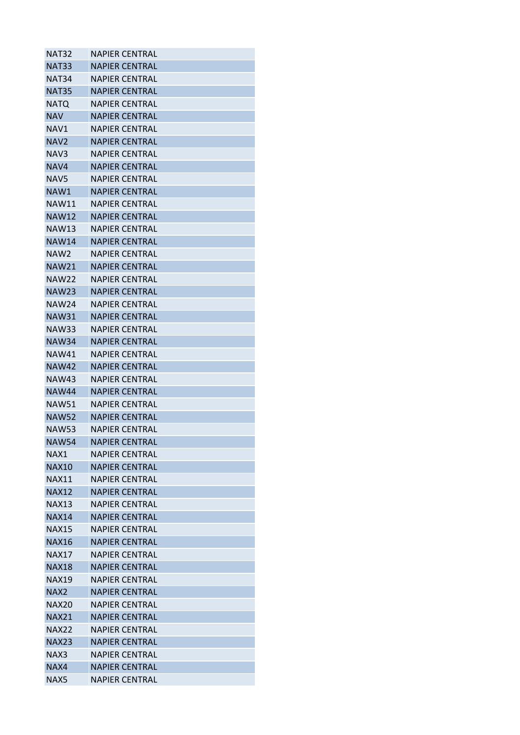| | |
|---|---|
| NAT32 | NAPIER CENTRAL |
| NAT33 | NAPIER CENTRAL |
| NAT34 | NAPIER CENTRAL |
| NAT35 | NAPIER CENTRAL |
| NATQ | NAPIER CENTRAL |
| NAV | NAPIER CENTRAL |
| NAV1 | NAPIER CENTRAL |
| NAV2 | NAPIER CENTRAL |
| NAV3 | NAPIER CENTRAL |
| NAV4 | NAPIER CENTRAL |
| NAV5 | NAPIER CENTRAL |
| NAW1 | NAPIER CENTRAL |
| NAW11 | NAPIER CENTRAL |
| NAW12 | NAPIER CENTRAL |
| NAW13 | NAPIER CENTRAL |
| NAW14 | NAPIER CENTRAL |
| NAW2 | NAPIER CENTRAL |
| NAW21 | NAPIER CENTRAL |
| NAW22 | NAPIER CENTRAL |
| NAW23 | NAPIER CENTRAL |
| NAW24 | NAPIER CENTRAL |
| NAW31 | NAPIER CENTRAL |
| NAW33 | NAPIER CENTRAL |
| NAW34 | NAPIER CENTRAL |
| NAW41 | NAPIER CENTRAL |
| NAW42 | NAPIER CENTRAL |
| NAW43 | NAPIER CENTRAL |
| NAW44 | NAPIER CENTRAL |
| NAW51 | NAPIER CENTRAL |
| NAW52 | NAPIER CENTRAL |
| NAW53 | NAPIER CENTRAL |
| NAW54 | NAPIER CENTRAL |
| NAX1 | NAPIER CENTRAL |
| NAX10 | NAPIER CENTRAL |
| NAX11 | NAPIER CENTRAL |
| NAX12 | NAPIER CENTRAL |
| NAX13 | NAPIER CENTRAL |
| NAX14 | NAPIER CENTRAL |
| NAX15 | NAPIER CENTRAL |
| NAX16 | NAPIER CENTRAL |
| NAX17 | NAPIER CENTRAL |
| NAX18 | NAPIER CENTRAL |
| NAX19 | NAPIER CENTRAL |
| NAX2 | NAPIER CENTRAL |
| NAX20 | NAPIER CENTRAL |
| NAX21 | NAPIER CENTRAL |
| NAX22 | NAPIER CENTRAL |
| NAX23 | NAPIER CENTRAL |
| NAX3 | NAPIER CENTRAL |
| NAX4 | NAPIER CENTRAL |
| NAX5 | NAPIER CENTRAL |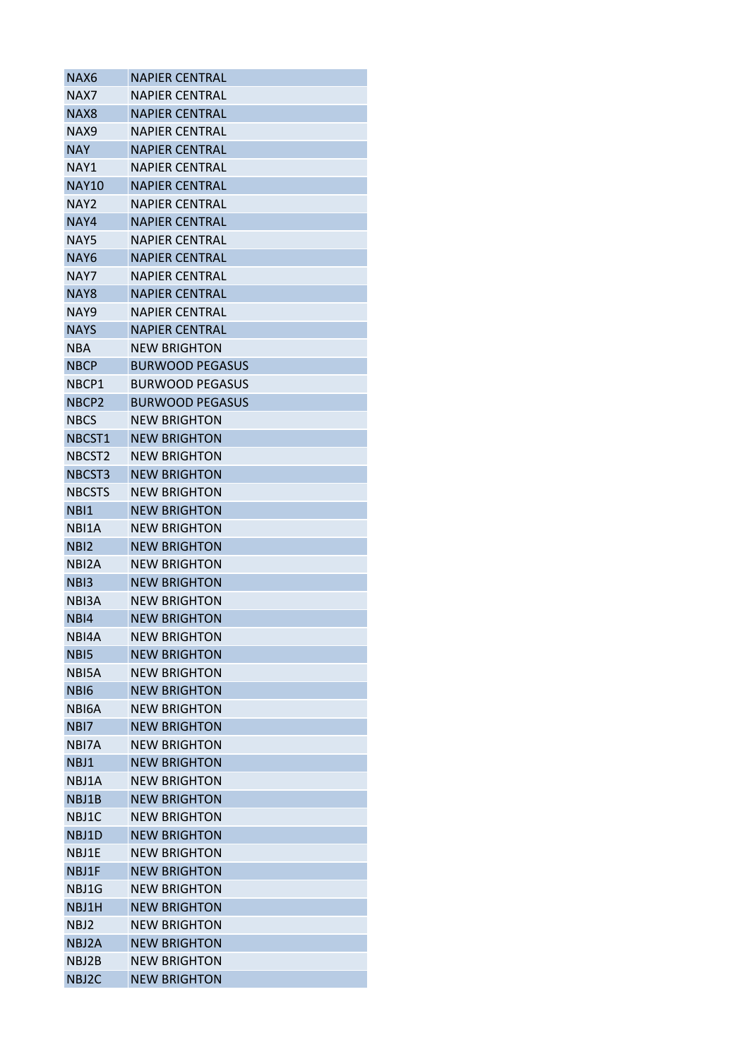| NAX6 | NAPIER CENTRAL |
|---|---|
| NAX7 | NAPIER CENTRAL |
| NAX8 | NAPIER CENTRAL |
| NAX9 | NAPIER CENTRAL |
| NAY | NAPIER CENTRAL |
| NAY1 | NAPIER CENTRAL |
| NAY10 | NAPIER CENTRAL |
| NAY2 | NAPIER CENTRAL |
| NAY4 | NAPIER CENTRAL |
| NAY5 | NAPIER CENTRAL |
| NAY6 | NAPIER CENTRAL |
| NAY7 | NAPIER CENTRAL |
| NAY8 | NAPIER CENTRAL |
| NAY9 | NAPIER CENTRAL |
| NAYS | NAPIER CENTRAL |
| NBA | NEW BRIGHTON |
| NBCP | BURWOOD PEGASUS |
| NBCP1 | BURWOOD PEGASUS |
| NBCP2 | BURWOOD PEGASUS |
| NBCS | NEW BRIGHTON |
| NBCST1 | NEW BRIGHTON |
| NBCST2 | NEW BRIGHTON |
| NBCST3 | NEW BRIGHTON |
| NBCSTS | NEW BRIGHTON |
| NBI1 | NEW BRIGHTON |
| NBI1A | NEW BRIGHTON |
| NBI2 | NEW BRIGHTON |
| NBI2A | NEW BRIGHTON |
| NBI3 | NEW BRIGHTON |
| NBI3A | NEW BRIGHTON |
| NBI4 | NEW BRIGHTON |
| NBI4A | NEW BRIGHTON |
| NBI5 | NEW BRIGHTON |
| NBI5A | NEW BRIGHTON |
| NBI6 | NEW BRIGHTON |
| NBI6A | NEW BRIGHTON |
| NBI7 | NEW BRIGHTON |
| NBI7A | NEW BRIGHTON |
| NBJ1 | NEW BRIGHTON |
| NBJ1A | NEW BRIGHTON |
| NBJ1B | NEW BRIGHTON |
| NBJ1C | NEW BRIGHTON |
| NBJ1D | NEW BRIGHTON |
| NBJ1E | NEW BRIGHTON |
| NBJ1F | NEW BRIGHTON |
| NBJ1G | NEW BRIGHTON |
| NBJ1H | NEW BRIGHTON |
| NBJ2 | NEW BRIGHTON |
| NBJ2A | NEW BRIGHTON |
| NBJ2B | NEW BRIGHTON |
| NBJ2C | NEW BRIGHTON |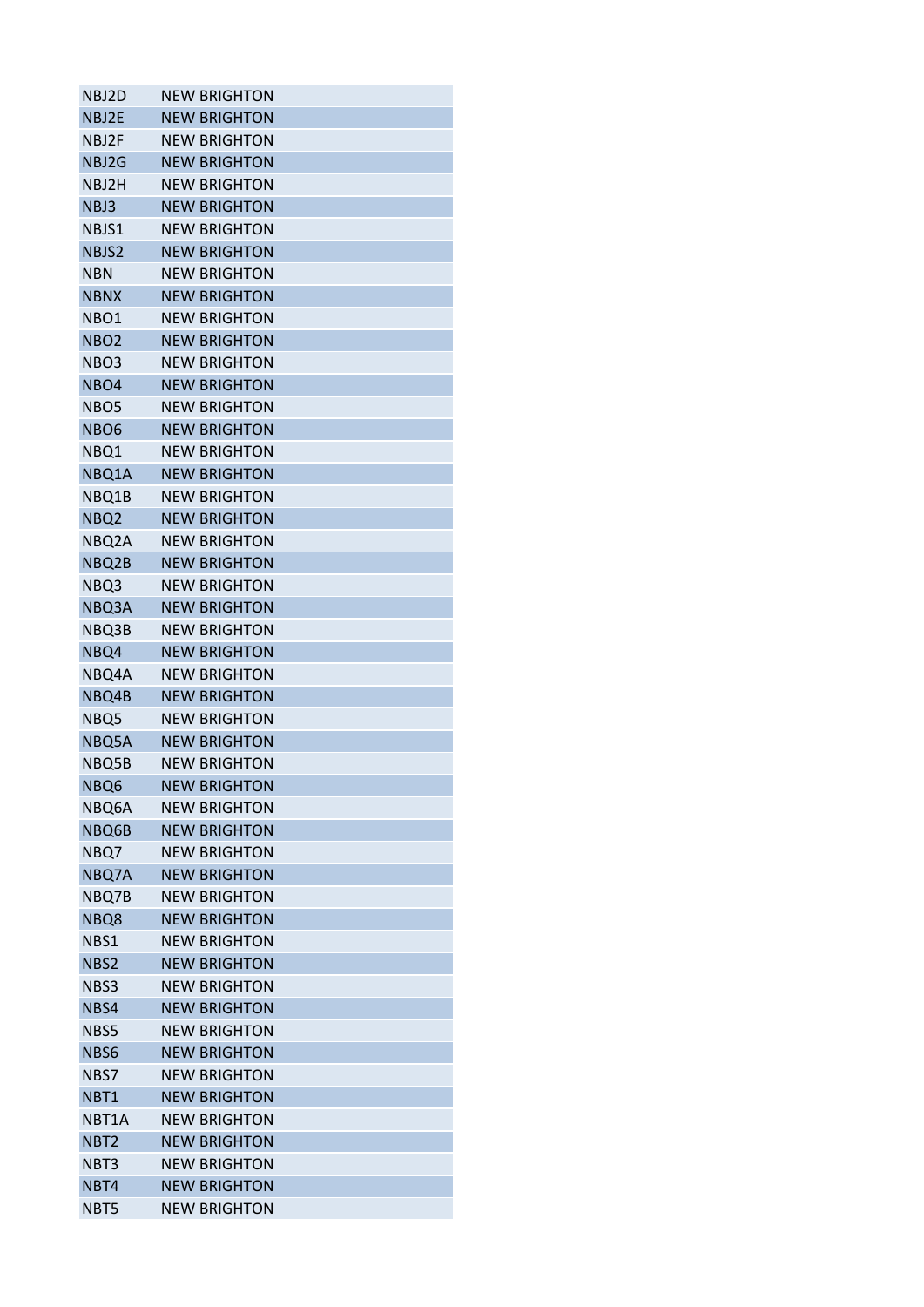| | |
|---|---|
| NBJ2D | NEW BRIGHTON |
| NBJ2E | NEW BRIGHTON |
| NBJ2F | NEW BRIGHTON |
| NBJ2G | NEW BRIGHTON |
| NBJ2H | NEW BRIGHTON |
| NBJ3 | NEW BRIGHTON |
| NBJS1 | NEW BRIGHTON |
| NBJS2 | NEW BRIGHTON |
| NBN | NEW BRIGHTON |
| NBNX | NEW BRIGHTON |
| NBO1 | NEW BRIGHTON |
| NBO2 | NEW BRIGHTON |
| NBO3 | NEW BRIGHTON |
| NBO4 | NEW BRIGHTON |
| NBO5 | NEW BRIGHTON |
| NBO6 | NEW BRIGHTON |
| NBQ1 | NEW BRIGHTON |
| NBQ1A | NEW BRIGHTON |
| NBQ1B | NEW BRIGHTON |
| NBQ2 | NEW BRIGHTON |
| NBQ2A | NEW BRIGHTON |
| NBQ2B | NEW BRIGHTON |
| NBQ3 | NEW BRIGHTON |
| NBQ3A | NEW BRIGHTON |
| NBQ3B | NEW BRIGHTON |
| NBQ4 | NEW BRIGHTON |
| NBQ4A | NEW BRIGHTON |
| NBQ4B | NEW BRIGHTON |
| NBQ5 | NEW BRIGHTON |
| NBQ5A | NEW BRIGHTON |
| NBQ5B | NEW BRIGHTON |
| NBQ6 | NEW BRIGHTON |
| NBQ6A | NEW BRIGHTON |
| NBQ6B | NEW BRIGHTON |
| NBQ7 | NEW BRIGHTON |
| NBQ7A | NEW BRIGHTON |
| NBQ7B | NEW BRIGHTON |
| NBQ8 | NEW BRIGHTON |
| NBS1 | NEW BRIGHTON |
| NBS2 | NEW BRIGHTON |
| NBS3 | NEW BRIGHTON |
| NBS4 | NEW BRIGHTON |
| NBS5 | NEW BRIGHTON |
| NBS6 | NEW BRIGHTON |
| NBS7 | NEW BRIGHTON |
| NBT1 | NEW BRIGHTON |
| NBT1A | NEW BRIGHTON |
| NBT2 | NEW BRIGHTON |
| NBT3 | NEW BRIGHTON |
| NBT4 | NEW BRIGHTON |
| NBT5 | NEW BRIGHTON |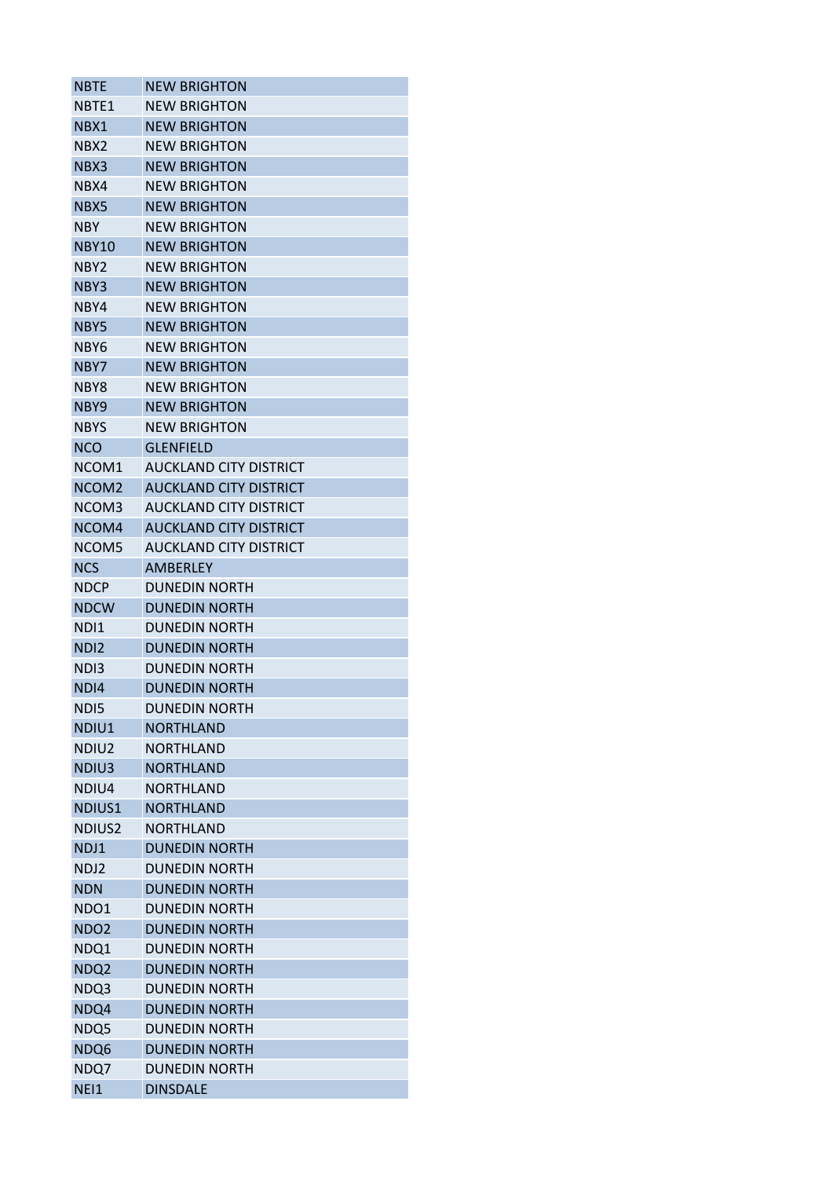| NBTE | NEW BRIGHTON |
|---|---|
| NBTE1 | NEW BRIGHTON |
| NBX1 | NEW BRIGHTON |
| NBX2 | NEW BRIGHTON |
| NBX3 | NEW BRIGHTON |
| NBX4 | NEW BRIGHTON |
| NBX5 | NEW BRIGHTON |
| NBY | NEW BRIGHTON |
| NBY10 | NEW BRIGHTON |
| NBY2 | NEW BRIGHTON |
| NBY3 | NEW BRIGHTON |
| NBY4 | NEW BRIGHTON |
| NBY5 | NEW BRIGHTON |
| NBY6 | NEW BRIGHTON |
| NBY7 | NEW BRIGHTON |
| NBY8 | NEW BRIGHTON |
| NBY9 | NEW BRIGHTON |
| NBYS | NEW BRIGHTON |
| NCO | GLENFIELD |
| NCOM1 | AUCKLAND CITY DISTRICT |
| NCOM2 | AUCKLAND CITY DISTRICT |
| NCOM3 | AUCKLAND CITY DISTRICT |
| NCOM4 | AUCKLAND CITY DISTRICT |
| NCOM5 | AUCKLAND CITY DISTRICT |
| NCS | AMBERLEY |
| NDCP | DUNEDIN NORTH |
| NDCW | DUNEDIN NORTH |
| NDI1 | DUNEDIN NORTH |
| NDI2 | DUNEDIN NORTH |
| NDI3 | DUNEDIN NORTH |
| NDI4 | DUNEDIN NORTH |
| NDI5 | DUNEDIN NORTH |
| NDIU1 | NORTHLAND |
| NDIU2 | NORTHLAND |
| NDIU3 | NORTHLAND |
| NDIU4 | NORTHLAND |
| NDIUS1 | NORTHLAND |
| NDIUS2 | NORTHLAND |
| NDJ1 | DUNEDIN NORTH |
| NDJ2 | DUNEDIN NORTH |
| NDN | DUNEDIN NORTH |
| NDO1 | DUNEDIN NORTH |
| NDO2 | DUNEDIN NORTH |
| NDQ1 | DUNEDIN NORTH |
| NDQ2 | DUNEDIN NORTH |
| NDQ3 | DUNEDIN NORTH |
| NDQ4 | DUNEDIN NORTH |
| NDQ5 | DUNEDIN NORTH |
| NDQ6 | DUNEDIN NORTH |
| NDQ7 | DUNEDIN NORTH |
| NEI1 | DINSDALE |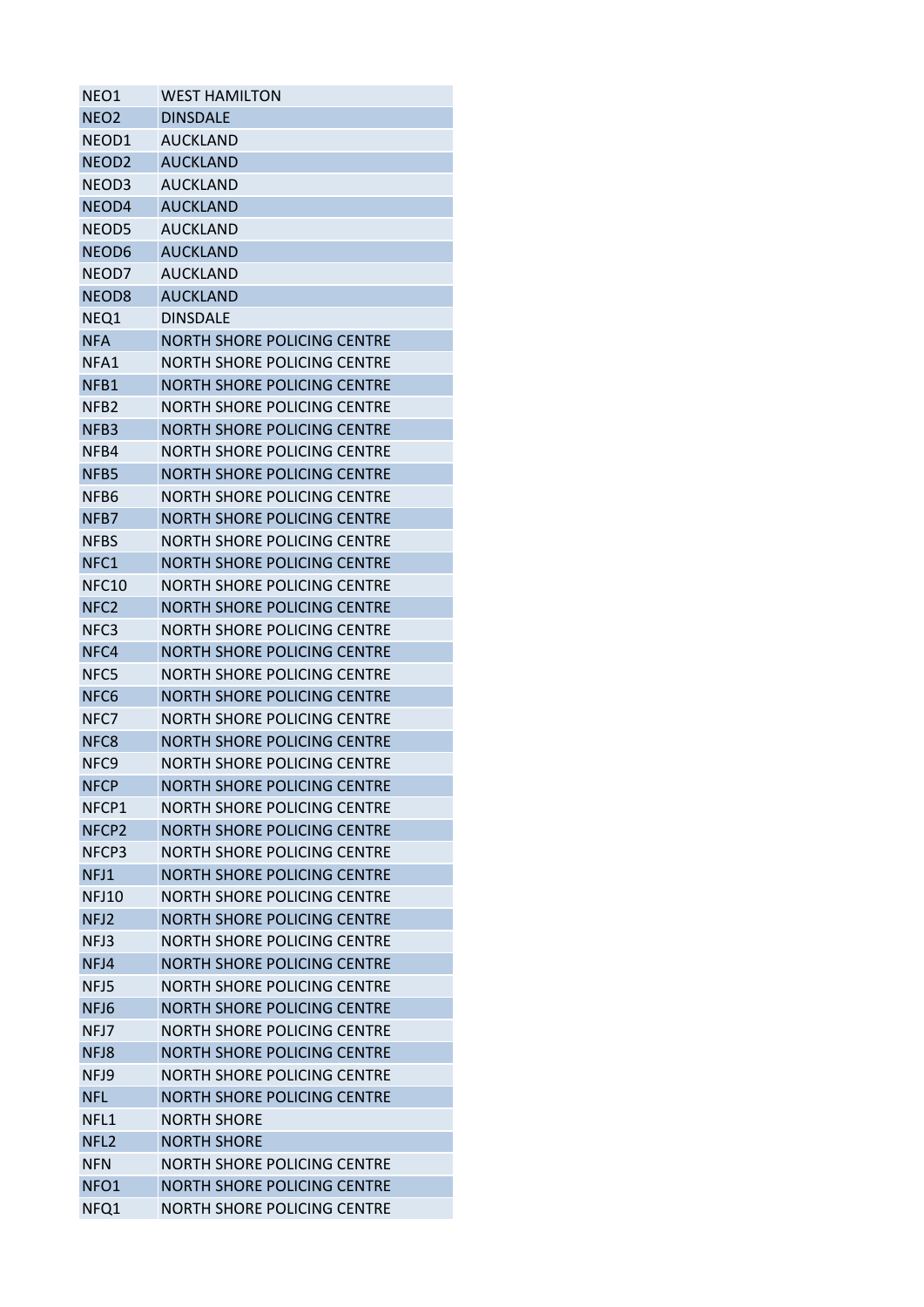| NEO1 | WEST HAMILTON |
|---|---|
| NEO2 | DINSDALE |
| NEOD1 | AUCKLAND |
| NEOD2 | AUCKLAND |
| NEOD3 | AUCKLAND |
| NEOD4 | AUCKLAND |
| NEOD5 | AUCKLAND |
| NEOD6 | AUCKLAND |
| NEOD7 | AUCKLAND |
| NEOD8 | AUCKLAND |
| NEQ1 | DINSDALE |
| NFA | NORTH SHORE POLICING CENTRE |
| NFA1 | NORTH SHORE POLICING CENTRE |
| NFB1 | NORTH SHORE POLICING CENTRE |
| NFB2 | NORTH SHORE POLICING CENTRE |
| NFB3 | NORTH SHORE POLICING CENTRE |
| NFB4 | NORTH SHORE POLICING CENTRE |
| NFB5 | NORTH SHORE POLICING CENTRE |
| NFB6 | NORTH SHORE POLICING CENTRE |
| NFB7 | NORTH SHORE POLICING CENTRE |
| NFBS | NORTH SHORE POLICING CENTRE |
| NFC1 | NORTH SHORE POLICING CENTRE |
| NFC10 | NORTH SHORE POLICING CENTRE |
| NFC2 | NORTH SHORE POLICING CENTRE |
| NFC3 | NORTH SHORE POLICING CENTRE |
| NFC4 | NORTH SHORE POLICING CENTRE |
| NFC5 | NORTH SHORE POLICING CENTRE |
| NFC6 | NORTH SHORE POLICING CENTRE |
| NFC7 | NORTH SHORE POLICING CENTRE |
| NFC8 | NORTH SHORE POLICING CENTRE |
| NFC9 | NORTH SHORE POLICING CENTRE |
| NFCP | NORTH SHORE POLICING CENTRE |
| NFCP1 | NORTH SHORE POLICING CENTRE |
| NFCP2 | NORTH SHORE POLICING CENTRE |
| NFCP3 | NORTH SHORE POLICING CENTRE |
| NFJ1 | NORTH SHORE POLICING CENTRE |
| NFJ10 | NORTH SHORE POLICING CENTRE |
| NFJ2 | NORTH SHORE POLICING CENTRE |
| NFJ3 | NORTH SHORE POLICING CENTRE |
| NFJ4 | NORTH SHORE POLICING CENTRE |
| NFJ5 | NORTH SHORE POLICING CENTRE |
| NFJ6 | NORTH SHORE POLICING CENTRE |
| NFJ7 | NORTH SHORE POLICING CENTRE |
| NFJ8 | NORTH SHORE POLICING CENTRE |
| NFJ9 | NORTH SHORE POLICING CENTRE |
| NFL | NORTH SHORE POLICING CENTRE |
| NFL1 | NORTH SHORE |
| NFL2 | NORTH SHORE |
| NFN | NORTH SHORE POLICING CENTRE |
| NFO1 | NORTH SHORE POLICING CENTRE |
| NFQ1 | NORTH SHORE POLICING CENTRE |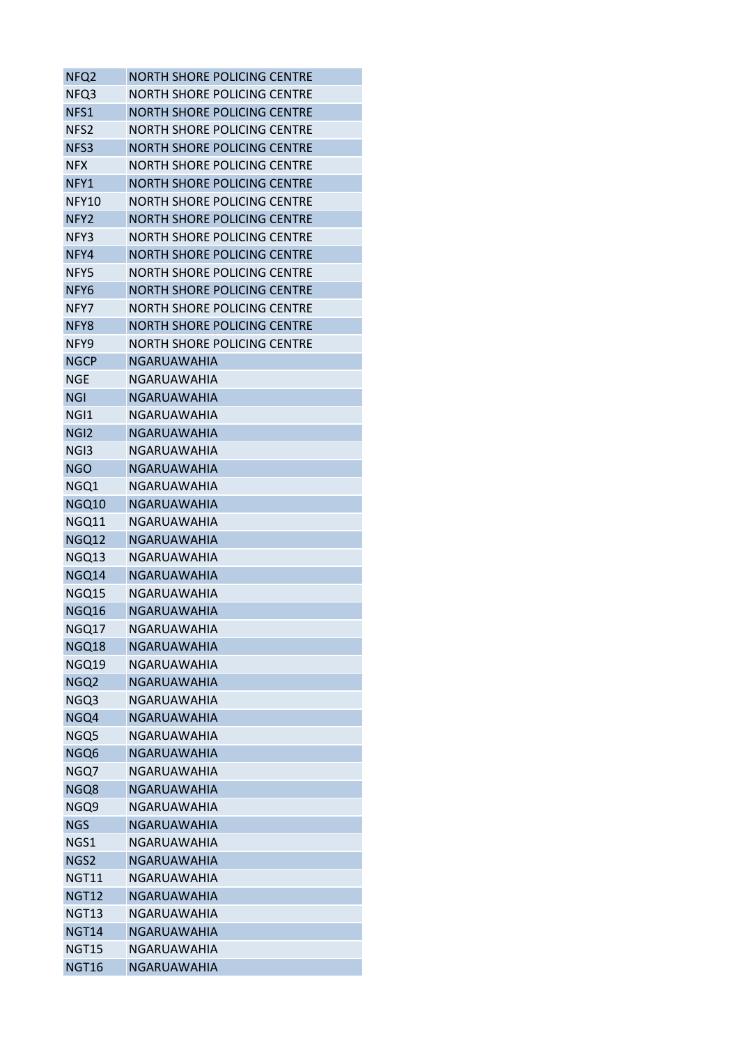| NFQ2 | NORTH SHORE POLICING CENTRE |
|---|---|
| NFQ3 | NORTH SHORE POLICING CENTRE |
| NFS1 | NORTH SHORE POLICING CENTRE |
| NFS2 | NORTH SHORE POLICING CENTRE |
| NFS3 | NORTH SHORE POLICING CENTRE |
| NFX | NORTH SHORE POLICING CENTRE |
| NFY1 | NORTH SHORE POLICING CENTRE |
| NFY10 | NORTH SHORE POLICING CENTRE |
| NFY2 | NORTH SHORE POLICING CENTRE |
| NFY3 | NORTH SHORE POLICING CENTRE |
| NFY4 | NORTH SHORE POLICING CENTRE |
| NFY5 | NORTH SHORE POLICING CENTRE |
| NFY6 | NORTH SHORE POLICING CENTRE |
| NFY7 | NORTH SHORE POLICING CENTRE |
| NFY8 | NORTH SHORE POLICING CENTRE |
| NFY9 | NORTH SHORE POLICING CENTRE |
| NGCP | NGARUAWAHIA |
| NGE | NGARUAWAHIA |
| NGI | NGARUAWAHIA |
| NGI1 | NGARUAWAHIA |
| NGI2 | NGARUAWAHIA |
| NGI3 | NGARUAWAHIA |
| NGO | NGARUAWAHIA |
| NGQ1 | NGARUAWAHIA |
| NGQ10 | NGARUAWAHIA |
| NGQ11 | NGARUAWAHIA |
| NGQ12 | NGARUAWAHIA |
| NGQ13 | NGARUAWAHIA |
| NGQ14 | NGARUAWAHIA |
| NGQ15 | NGARUAWAHIA |
| NGQ16 | NGARUAWAHIA |
| NGQ17 | NGARUAWAHIA |
| NGQ18 | NGARUAWAHIA |
| NGQ19 | NGARUAWAHIA |
| NGQ2 | NGARUAWAHIA |
| NGQ3 | NGARUAWAHIA |
| NGQ4 | NGARUAWAHIA |
| NGQ5 | NGARUAWAHIA |
| NGQ6 | NGARUAWAHIA |
| NGQ7 | NGARUAWAHIA |
| NGQ8 | NGARUAWAHIA |
| NGQ9 | NGARUAWAHIA |
| NGS | NGARUAWAHIA |
| NGS1 | NGARUAWAHIA |
| NGS2 | NGARUAWAHIA |
| NGT11 | NGARUAWAHIA |
| NGT12 | NGARUAWAHIA |
| NGT13 | NGARUAWAHIA |
| NGT14 | NGARUAWAHIA |
| NGT15 | NGARUAWAHIA |
| NGT16 | NGARUAWAHIA |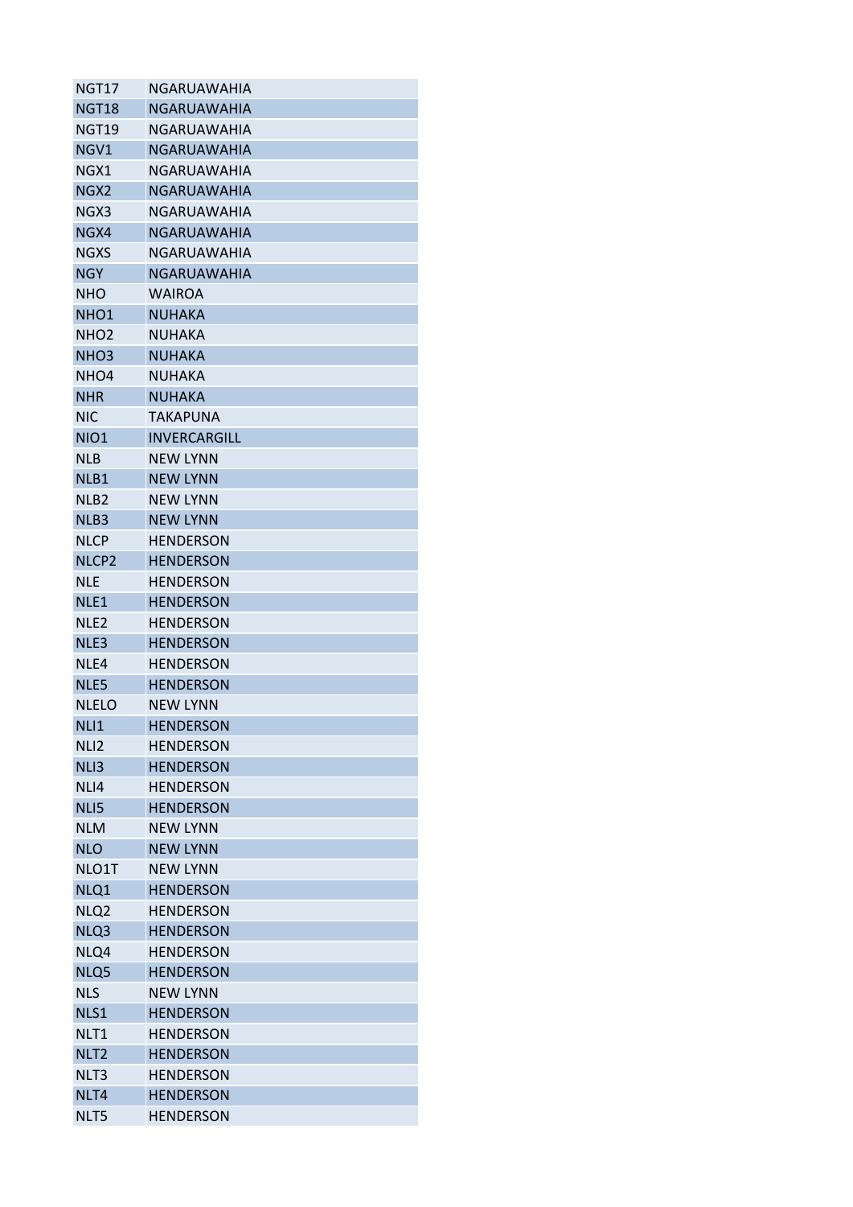| | |
|---|---|
| NGT17 | NGARUAWAHIA |
| NGT18 | NGARUAWAHIA |
| NGT19 | NGARUAWAHIA |
| NGV1 | NGARUAWAHIA |
| NGX1 | NGARUAWAHIA |
| NGX2 | NGARUAWAHIA |
| NGX3 | NGARUAWAHIA |
| NGX4 | NGARUAWAHIA |
| NGXS | NGARUAWAHIA |
| NGY | NGARUAWAHIA |
| NHO | WAIROA |
| NHO1 | NUHAKA |
| NHO2 | NUHAKA |
| NHO3 | NUHAKA |
| NHO4 | NUHAKA |
| NHR | NUHAKA |
| NIC | TAKAPUNA |
| NIO1 | INVERCARGILL |
| NLB | NEW LYNN |
| NLB1 | NEW LYNN |
| NLB2 | NEW LYNN |
| NLB3 | NEW LYNN |
| NLCP | HENDERSON |
| NLCP2 | HENDERSON |
| NLE | HENDERSON |
| NLE1 | HENDERSON |
| NLE2 | HENDERSON |
| NLE3 | HENDERSON |
| NLE4 | HENDERSON |
| NLE5 | HENDERSON |
| NLELO | NEW LYNN |
| NLI1 | HENDERSON |
| NLI2 | HENDERSON |
| NLI3 | HENDERSON |
| NLI4 | HENDERSON |
| NLI5 | HENDERSON |
| NLM | NEW LYNN |
| NLO | NEW LYNN |
| NLO1T | NEW LYNN |
| NLQ1 | HENDERSON |
| NLQ2 | HENDERSON |
| NLQ3 | HENDERSON |
| NLQ4 | HENDERSON |
| NLQ5 | HENDERSON |
| NLS | NEW LYNN |
| NLS1 | HENDERSON |
| NLT1 | HENDERSON |
| NLT2 | HENDERSON |
| NLT3 | HENDERSON |
| NLT4 | HENDERSON |
| NLT5 | HENDERSON |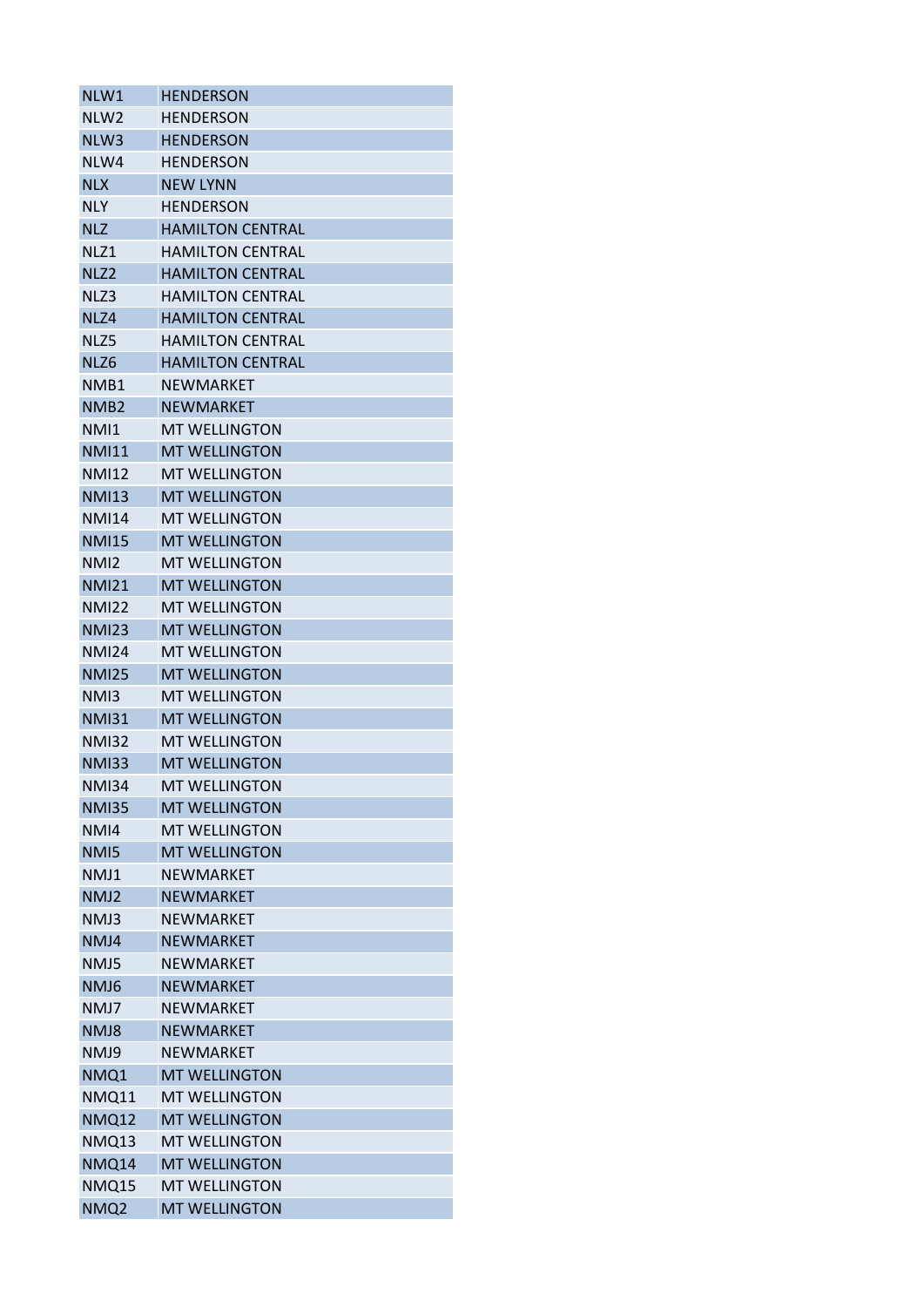| | |
|---|---|
| NLW1 | HENDERSON |
| NLW2 | HENDERSON |
| NLW3 | HENDERSON |
| NLW4 | HENDERSON |
| NLX | NEW LYNN |
| NLY | HENDERSON |
| NLZ | HAMILTON CENTRAL |
| NLZ1 | HAMILTON CENTRAL |
| NLZ2 | HAMILTON CENTRAL |
| NLZ3 | HAMILTON CENTRAL |
| NLZ4 | HAMILTON CENTRAL |
| NLZ5 | HAMILTON CENTRAL |
| NLZ6 | HAMILTON CENTRAL |
| NMB1 | NEWMARKET |
| NMB2 | NEWMARKET |
| NMI1 | MT WELLINGTON |
| NMI11 | MT WELLINGTON |
| NMI12 | MT WELLINGTON |
| NMI13 | MT WELLINGTON |
| NMI14 | MT WELLINGTON |
| NMI15 | MT WELLINGTON |
| NMI2 | MT WELLINGTON |
| NMI21 | MT WELLINGTON |
| NMI22 | MT WELLINGTON |
| NMI23 | MT WELLINGTON |
| NMI24 | MT WELLINGTON |
| NMI25 | MT WELLINGTON |
| NMI3 | MT WELLINGTON |
| NMI31 | MT WELLINGTON |
| NMI32 | MT WELLINGTON |
| NMI33 | MT WELLINGTON |
| NMI34 | MT WELLINGTON |
| NMI35 | MT WELLINGTON |
| NMI4 | MT WELLINGTON |
| NMI5 | MT WELLINGTON |
| NMJ1 | NEWMARKET |
| NMJ2 | NEWMARKET |
| NMJ3 | NEWMARKET |
| NMJ4 | NEWMARKET |
| NMJ5 | NEWMARKET |
| NMJ6 | NEWMARKET |
| NMJ7 | NEWMARKET |
| NMJ8 | NEWMARKET |
| NMJ9 | NEWMARKET |
| NMQ1 | MT WELLINGTON |
| NMQ11 | MT WELLINGTON |
| NMQ12 | MT WELLINGTON |
| NMQ13 | MT WELLINGTON |
| NMQ14 | MT WELLINGTON |
| NMQ15 | MT WELLINGTON |
| NMQ2 | MT WELLINGTON |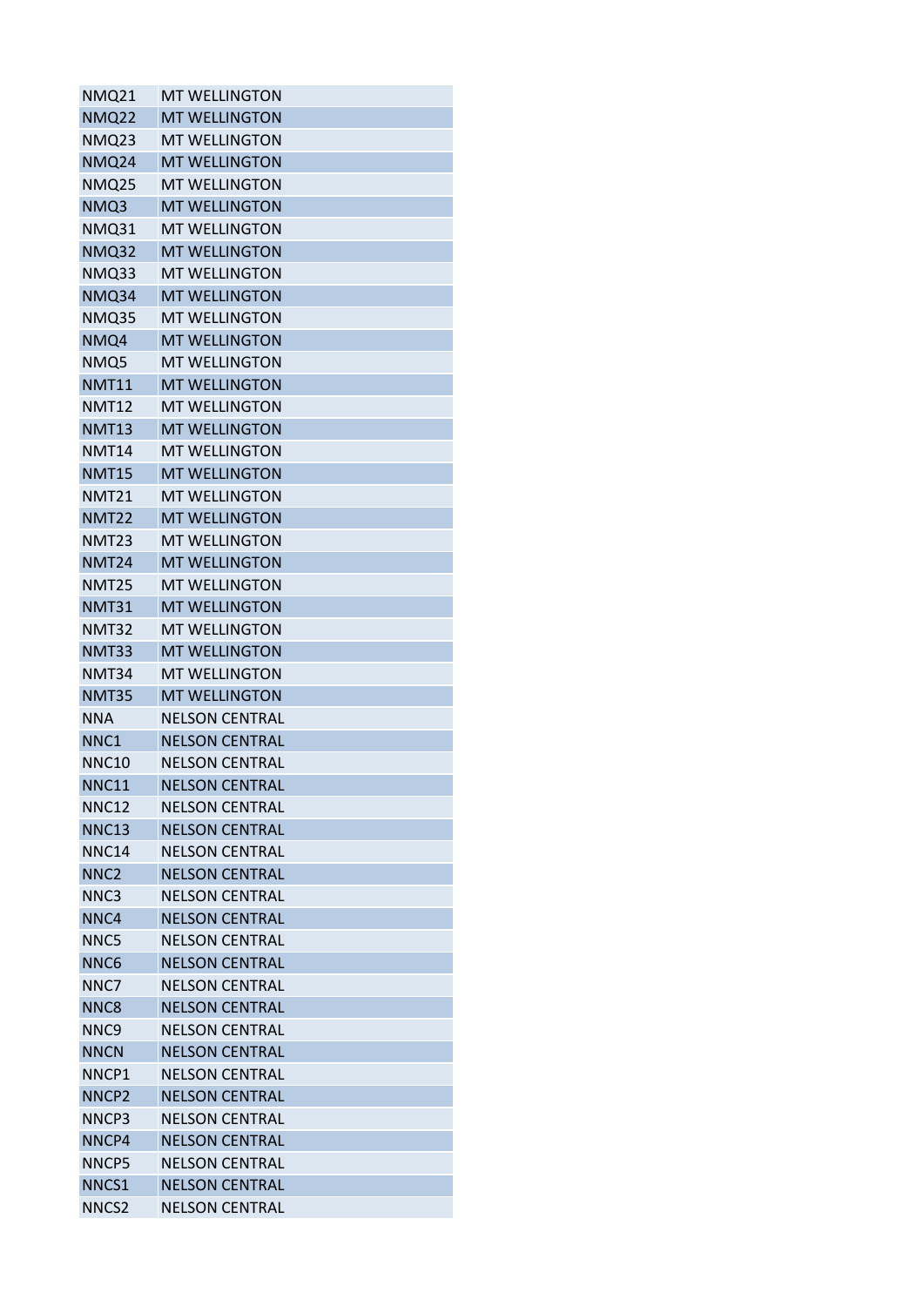| | |
|---|---|
| NMQ21 | MT WELLINGTON |
| NMQ22 | MT WELLINGTON |
| NMQ23 | MT WELLINGTON |
| NMQ24 | MT WELLINGTON |
| NMQ25 | MT WELLINGTON |
| NMQ3 | MT WELLINGTON |
| NMQ31 | MT WELLINGTON |
| NMQ32 | MT WELLINGTON |
| NMQ33 | MT WELLINGTON |
| NMQ34 | MT WELLINGTON |
| NMQ35 | MT WELLINGTON |
| NMQ4 | MT WELLINGTON |
| NMQ5 | MT WELLINGTON |
| NMT11 | MT WELLINGTON |
| NMT12 | MT WELLINGTON |
| NMT13 | MT WELLINGTON |
| NMT14 | MT WELLINGTON |
| NMT15 | MT WELLINGTON |
| NMT21 | MT WELLINGTON |
| NMT22 | MT WELLINGTON |
| NMT23 | MT WELLINGTON |
| NMT24 | MT WELLINGTON |
| NMT25 | MT WELLINGTON |
| NMT31 | MT WELLINGTON |
| NMT32 | MT WELLINGTON |
| NMT33 | MT WELLINGTON |
| NMT34 | MT WELLINGTON |
| NMT35 | MT WELLINGTON |
| NNA | NELSON CENTRAL |
| NNC1 | NELSON CENTRAL |
| NNC10 | NELSON CENTRAL |
| NNC11 | NELSON CENTRAL |
| NNC12 | NELSON CENTRAL |
| NNC13 | NELSON CENTRAL |
| NNC14 | NELSON CENTRAL |
| NNC2 | NELSON CENTRAL |
| NNC3 | NELSON CENTRAL |
| NNC4 | NELSON CENTRAL |
| NNC5 | NELSON CENTRAL |
| NNC6 | NELSON CENTRAL |
| NNC7 | NELSON CENTRAL |
| NNC8 | NELSON CENTRAL |
| NNC9 | NELSON CENTRAL |
| NNCN | NELSON CENTRAL |
| NNCP1 | NELSON CENTRAL |
| NNCP2 | NELSON CENTRAL |
| NNCP3 | NELSON CENTRAL |
| NNCP4 | NELSON CENTRAL |
| NNCP5 | NELSON CENTRAL |
| NNCS1 | NELSON CENTRAL |
| NNCS2 | NELSON CENTRAL |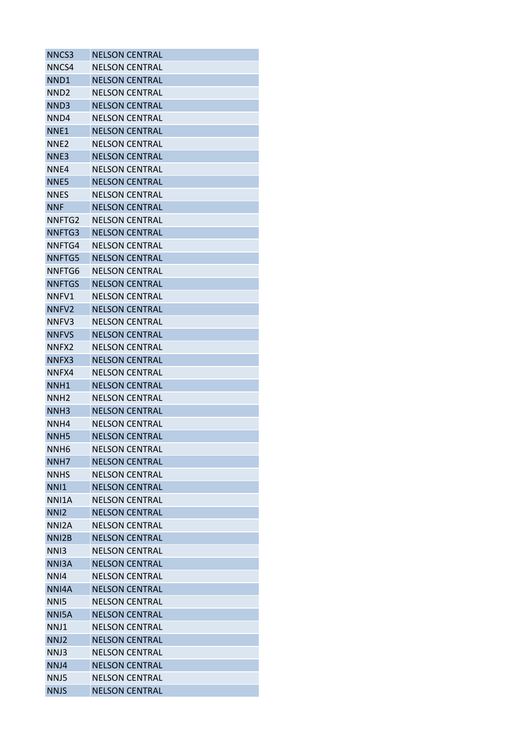| | |
|---|---|
| NNCS3 | NELSON CENTRAL |
| NNCS4 | NELSON CENTRAL |
| NND1 | NELSON CENTRAL |
| NND2 | NELSON CENTRAL |
| NND3 | NELSON CENTRAL |
| NND4 | NELSON CENTRAL |
| NNE1 | NELSON CENTRAL |
| NNE2 | NELSON CENTRAL |
| NNE3 | NELSON CENTRAL |
| NNE4 | NELSON CENTRAL |
| NNE5 | NELSON CENTRAL |
| NNES | NELSON CENTRAL |
| NNF | NELSON CENTRAL |
| NNFTG2 | NELSON CENTRAL |
| NNFTG3 | NELSON CENTRAL |
| NNFTG4 | NELSON CENTRAL |
| NNFTG5 | NELSON CENTRAL |
| NNFTG6 | NELSON CENTRAL |
| NNFTGS | NELSON CENTRAL |
| NNFV1 | NELSON CENTRAL |
| NNFV2 | NELSON CENTRAL |
| NNFV3 | NELSON CENTRAL |
| NNFVS | NELSON CENTRAL |
| NNFX2 | NELSON CENTRAL |
| NNFX3 | NELSON CENTRAL |
| NNFX4 | NELSON CENTRAL |
| NNH1 | NELSON CENTRAL |
| NNH2 | NELSON CENTRAL |
| NNH3 | NELSON CENTRAL |
| NNH4 | NELSON CENTRAL |
| NNH5 | NELSON CENTRAL |
| NNH6 | NELSON CENTRAL |
| NNH7 | NELSON CENTRAL |
| NNHS | NELSON CENTRAL |
| NNI1 | NELSON CENTRAL |
| NNI1A | NELSON CENTRAL |
| NNI2 | NELSON CENTRAL |
| NNI2A | NELSON CENTRAL |
| NNI2B | NELSON CENTRAL |
| NNI3 | NELSON CENTRAL |
| NNI3A | NELSON CENTRAL |
| NNI4 | NELSON CENTRAL |
| NNI4A | NELSON CENTRAL |
| NNI5 | NELSON CENTRAL |
| NNI5A | NELSON CENTRAL |
| NNJ1 | NELSON CENTRAL |
| NNJ2 | NELSON CENTRAL |
| NNJ3 | NELSON CENTRAL |
| NNJ4 | NELSON CENTRAL |
| NNJ5 | NELSON CENTRAL |
| NNJS | NELSON CENTRAL |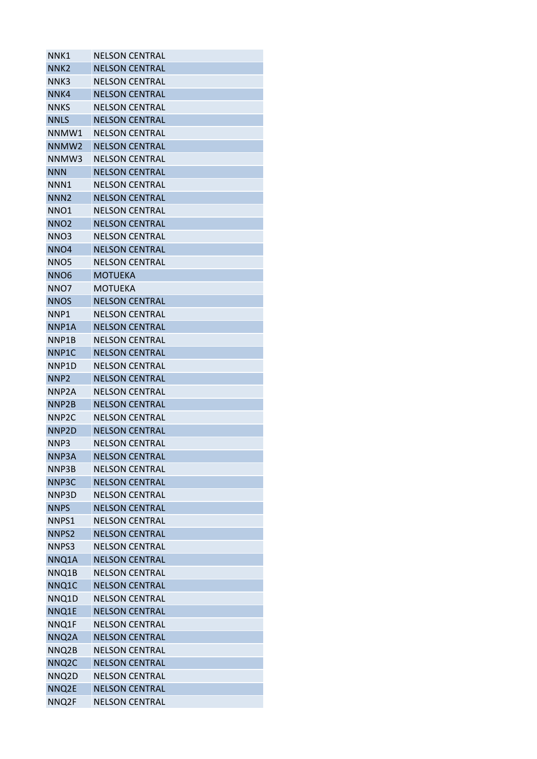| | |
|---|---|
| NNK1 | NELSON CENTRAL |
| NNK2 | NELSON CENTRAL |
| NNK3 | NELSON CENTRAL |
| NNK4 | NELSON CENTRAL |
| NNKS | NELSON CENTRAL |
| NNLS | NELSON CENTRAL |
| NNMW1 | NELSON CENTRAL |
| NNMW2 | NELSON CENTRAL |
| NNMW3 | NELSON CENTRAL |
| NNN | NELSON CENTRAL |
| NNN1 | NELSON CENTRAL |
| NNN2 | NELSON CENTRAL |
| NNO1 | NELSON CENTRAL |
| NNO2 | NELSON CENTRAL |
| NNO3 | NELSON CENTRAL |
| NNO4 | NELSON CENTRAL |
| NNO5 | NELSON CENTRAL |
| NNO6 | MOTUEKA |
| NNO7 | MOTUEKA |
| NNOS | NELSON CENTRAL |
| NNP1 | NELSON CENTRAL |
| NNP1A | NELSON CENTRAL |
| NNP1B | NELSON CENTRAL |
| NNP1C | NELSON CENTRAL |
| NNP1D | NELSON CENTRAL |
| NNP2 | NELSON CENTRAL |
| NNP2A | NELSON CENTRAL |
| NNP2B | NELSON CENTRAL |
| NNP2C | NELSON CENTRAL |
| NNP2D | NELSON CENTRAL |
| NNP3 | NELSON CENTRAL |
| NNP3A | NELSON CENTRAL |
| NNP3B | NELSON CENTRAL |
| NNP3C | NELSON CENTRAL |
| NNP3D | NELSON CENTRAL |
| NNPS | NELSON CENTRAL |
| NNPS1 | NELSON CENTRAL |
| NNPS2 | NELSON CENTRAL |
| NNPS3 | NELSON CENTRAL |
| NNQ1A | NELSON CENTRAL |
| NNQ1B | NELSON CENTRAL |
| NNQ1C | NELSON CENTRAL |
| NNQ1D | NELSON CENTRAL |
| NNQ1E | NELSON CENTRAL |
| NNQ1F | NELSON CENTRAL |
| NNQ2A | NELSON CENTRAL |
| NNQ2B | NELSON CENTRAL |
| NNQ2C | NELSON CENTRAL |
| NNQ2D | NELSON CENTRAL |
| NNQ2E | NELSON CENTRAL |
| NNQ2F | NELSON CENTRAL |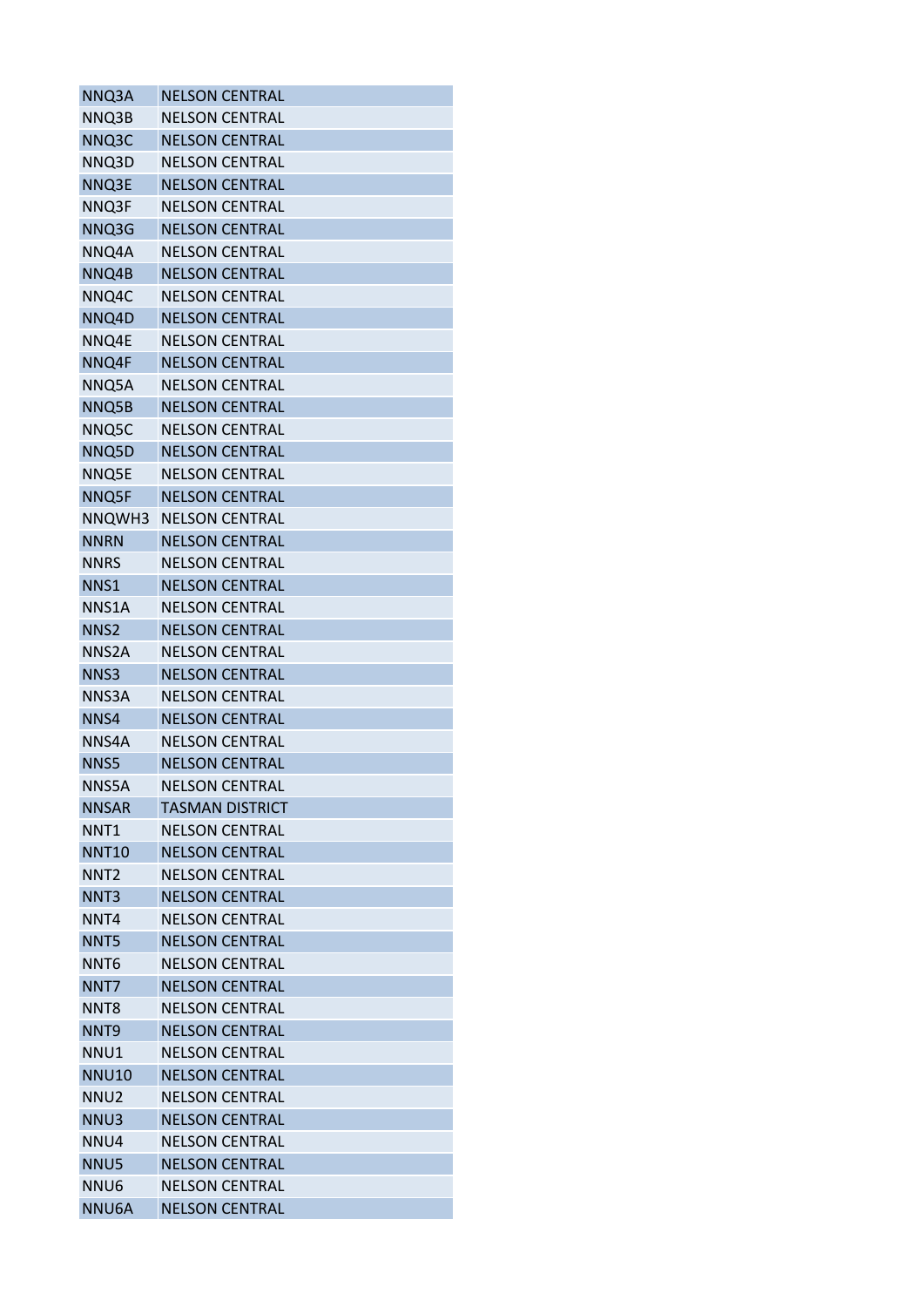| | |
|---|---|
| NNQ3A | NELSON CENTRAL |
| NNQ3B | NELSON CENTRAL |
| NNQ3C | NELSON CENTRAL |
| NNQ3D | NELSON CENTRAL |
| NNQ3E | NELSON CENTRAL |
| NNQ3F | NELSON CENTRAL |
| NNQ3G | NELSON CENTRAL |
| NNQ4A | NELSON CENTRAL |
| NNQ4B | NELSON CENTRAL |
| NNQ4C | NELSON CENTRAL |
| NNQ4D | NELSON CENTRAL |
| NNQ4E | NELSON CENTRAL |
| NNQ4F | NELSON CENTRAL |
| NNQ5A | NELSON CENTRAL |
| NNQ5B | NELSON CENTRAL |
| NNQ5C | NELSON CENTRAL |
| NNQ5D | NELSON CENTRAL |
| NNQ5E | NELSON CENTRAL |
| NNQ5F | NELSON CENTRAL |
| NNQWH3 | NELSON CENTRAL |
| NNRN | NELSON CENTRAL |
| NNRS | NELSON CENTRAL |
| NNS1 | NELSON CENTRAL |
| NNS1A | NELSON CENTRAL |
| NNS2 | NELSON CENTRAL |
| NNS2A | NELSON CENTRAL |
| NNS3 | NELSON CENTRAL |
| NNS3A | NELSON CENTRAL |
| NNS4 | NELSON CENTRAL |
| NNS4A | NELSON CENTRAL |
| NNS5 | NELSON CENTRAL |
| NNS5A | NELSON CENTRAL |
| NNSAR | TASMAN DISTRICT |
| NNT1 | NELSON CENTRAL |
| NNT10 | NELSON CENTRAL |
| NNT2 | NELSON CENTRAL |
| NNT3 | NELSON CENTRAL |
| NNT4 | NELSON CENTRAL |
| NNT5 | NELSON CENTRAL |
| NNT6 | NELSON CENTRAL |
| NNT7 | NELSON CENTRAL |
| NNT8 | NELSON CENTRAL |
| NNT9 | NELSON CENTRAL |
| NNU1 | NELSON CENTRAL |
| NNU10 | NELSON CENTRAL |
| NNU2 | NELSON CENTRAL |
| NNU3 | NELSON CENTRAL |
| NNU4 | NELSON CENTRAL |
| NNU5 | NELSON CENTRAL |
| NNU6 | NELSON CENTRAL |
| NNU6A | NELSON CENTRAL |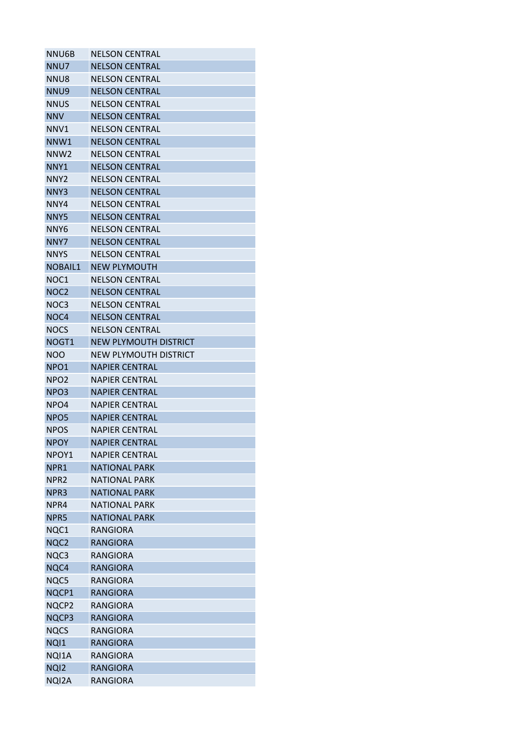| | |
|---|---|
| NNU6B | NELSON CENTRAL |
| NNU7 | NELSON CENTRAL |
| NNU8 | NELSON CENTRAL |
| NNU9 | NELSON CENTRAL |
| NNUS | NELSON CENTRAL |
| NNV | NELSON CENTRAL |
| NNV1 | NELSON CENTRAL |
| NNW1 | NELSON CENTRAL |
| NNW2 | NELSON CENTRAL |
| NNY1 | NELSON CENTRAL |
| NNY2 | NELSON CENTRAL |
| NNY3 | NELSON CENTRAL |
| NNY4 | NELSON CENTRAL |
| NNY5 | NELSON CENTRAL |
| NNY6 | NELSON CENTRAL |
| NNY7 | NELSON CENTRAL |
| NNYS | NELSON CENTRAL |
| NOBAIL1 | NEW PLYMOUTH |
| NOC1 | NELSON CENTRAL |
| NOC2 | NELSON CENTRAL |
| NOC3 | NELSON CENTRAL |
| NOC4 | NELSON CENTRAL |
| NOCS | NELSON CENTRAL |
| NOGT1 | NEW PLYMOUTH DISTRICT |
| NOO | NEW PLYMOUTH DISTRICT |
| NPO1 | NAPIER CENTRAL |
| NPO2 | NAPIER CENTRAL |
| NPO3 | NAPIER CENTRAL |
| NPO4 | NAPIER CENTRAL |
| NPO5 | NAPIER CENTRAL |
| NPOS | NAPIER CENTRAL |
| NPOY | NAPIER CENTRAL |
| NPOY1 | NAPIER CENTRAL |
| NPR1 | NATIONAL PARK |
| NPR2 | NATIONAL PARK |
| NPR3 | NATIONAL PARK |
| NPR4 | NATIONAL PARK |
| NPR5 | NATIONAL PARK |
| NQC1 | RANGIORA |
| NQC2 | RANGIORA |
| NQC3 | RANGIORA |
| NQC4 | RANGIORA |
| NQC5 | RANGIORA |
| NQCP1 | RANGIORA |
| NQCP2 | RANGIORA |
| NQCP3 | RANGIORA |
| NQCS | RANGIORA |
| NQI1 | RANGIORA |
| NQI1A | RANGIORA |
| NQI2 | RANGIORA |
| NQI2A | RANGIORA |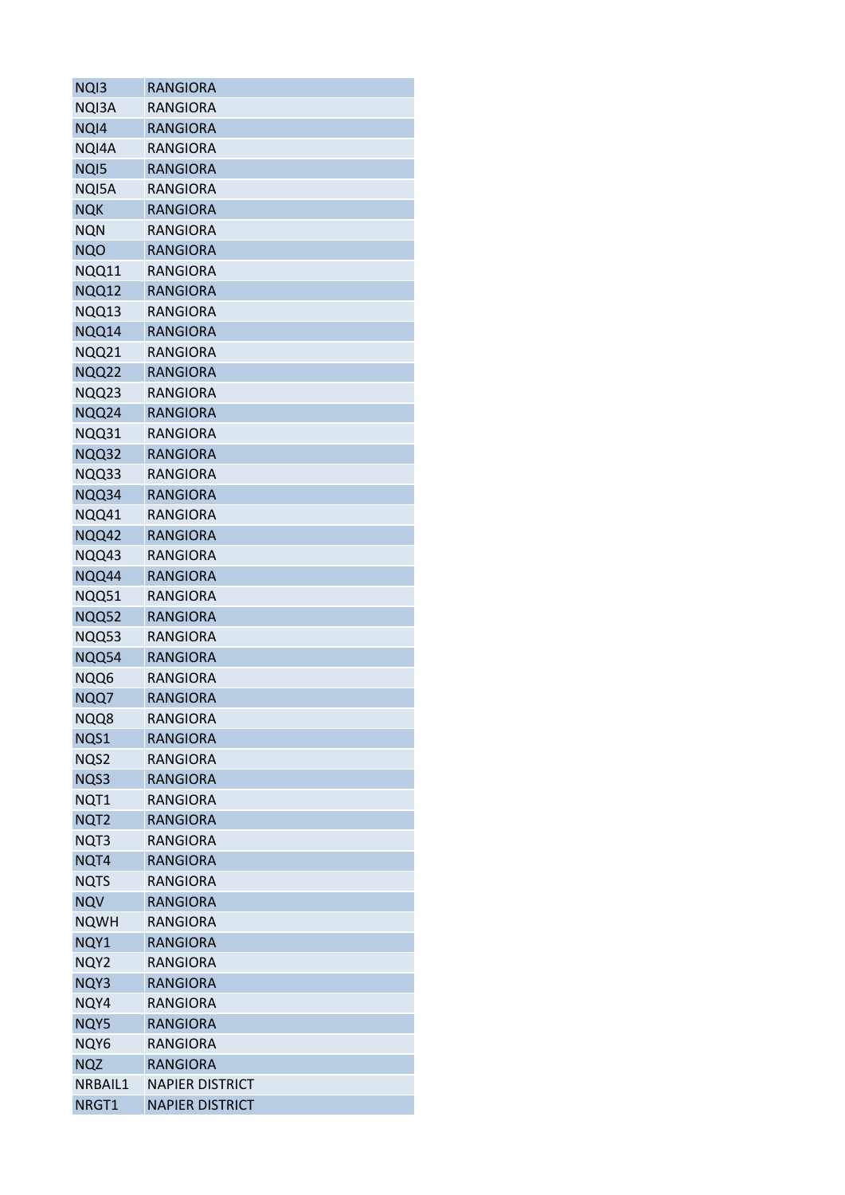| NQI3 | RANGIORA |
|---|---|
| NQI3A | RANGIORA |
| NQI4 | RANGIORA |
| NQI4A | RANGIORA |
| NQI5 | RANGIORA |
| NQI5A | RANGIORA |
| NQK | RANGIORA |
| NQN | RANGIORA |
| NQO | RANGIORA |
| NQQ11 | RANGIORA |
| NQQ12 | RANGIORA |
| NQQ13 | RANGIORA |
| NQQ14 | RANGIORA |
| NQQ21 | RANGIORA |
| NQQ22 | RANGIORA |
| NQQ23 | RANGIORA |
| NQQ24 | RANGIORA |
| NQQ31 | RANGIORA |
| NQQ32 | RANGIORA |
| NQQ33 | RANGIORA |
| NQQ34 | RANGIORA |
| NQQ41 | RANGIORA |
| NQQ42 | RANGIORA |
| NQQ43 | RANGIORA |
| NQQ44 | RANGIORA |
| NQQ51 | RANGIORA |
| NQQ52 | RANGIORA |
| NQQ53 | RANGIORA |
| NQQ54 | RANGIORA |
| NQQ6 | RANGIORA |
| NQQ7 | RANGIORA |
| NQQ8 | RANGIORA |
| NQS1 | RANGIORA |
| NQS2 | RANGIORA |
| NQS3 | RANGIORA |
| NQT1 | RANGIORA |
| NQT2 | RANGIORA |
| NQT3 | RANGIORA |
| NQT4 | RANGIORA |
| NQTS | RANGIORA |
| NQV | RANGIORA |
| NQWH | RANGIORA |
| NQY1 | RANGIORA |
| NQY2 | RANGIORA |
| NQY3 | RANGIORA |
| NQY4 | RANGIORA |
| NQY5 | RANGIORA |
| NQY6 | RANGIORA |
| NQZ | RANGIORA |
| NRBAIL1 | NAPIER DISTRICT |
| NRGT1 | NAPIER DISTRICT |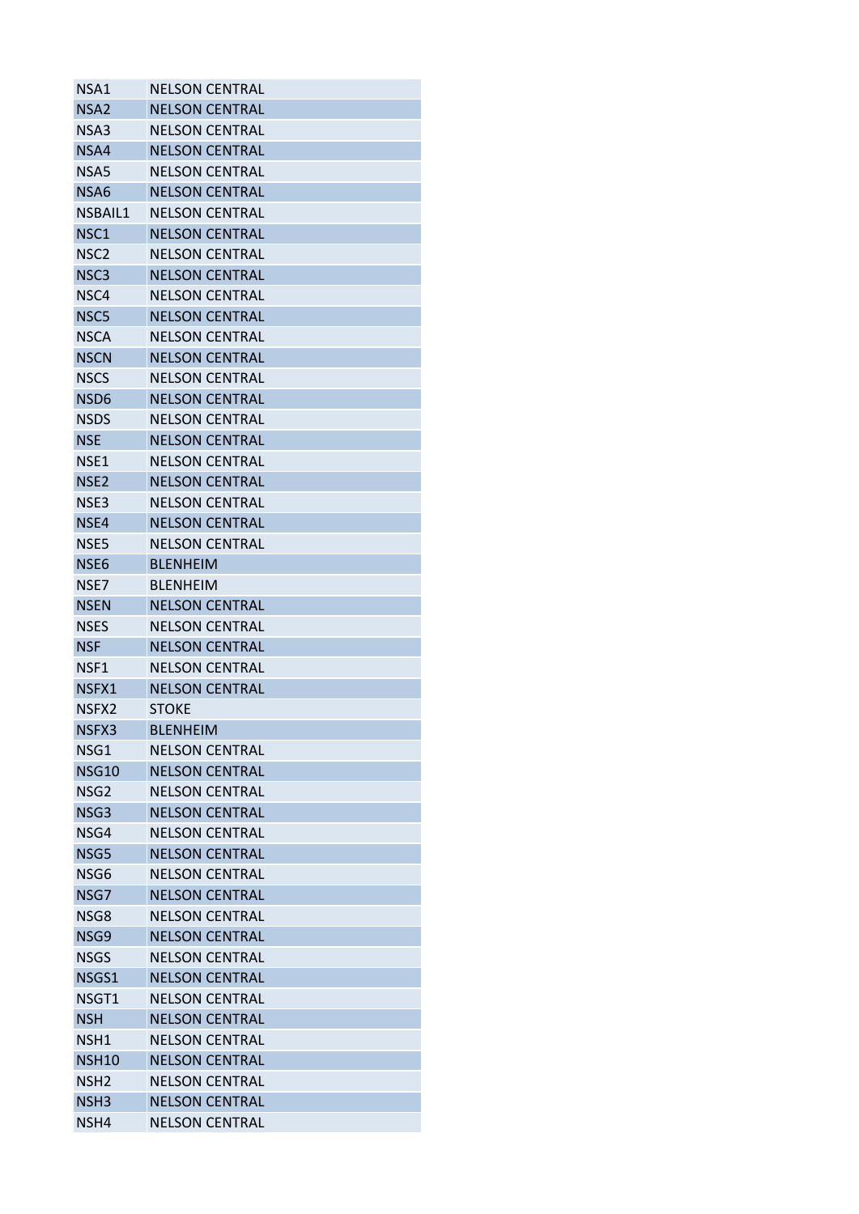| | |
|---|---|
| NSA1 | NELSON CENTRAL |
| NSA2 | NELSON CENTRAL |
| NSA3 | NELSON CENTRAL |
| NSA4 | NELSON CENTRAL |
| NSA5 | NELSON CENTRAL |
| NSA6 | NELSON CENTRAL |
| NSBAIL1 | NELSON CENTRAL |
| NSC1 | NELSON CENTRAL |
| NSC2 | NELSON CENTRAL |
| NSC3 | NELSON CENTRAL |
| NSC4 | NELSON CENTRAL |
| NSC5 | NELSON CENTRAL |
| NSCA | NELSON CENTRAL |
| NSCN | NELSON CENTRAL |
| NSCS | NELSON CENTRAL |
| NSD6 | NELSON CENTRAL |
| NSDS | NELSON CENTRAL |
| NSE | NELSON CENTRAL |
| NSE1 | NELSON CENTRAL |
| NSE2 | NELSON CENTRAL |
| NSE3 | NELSON CENTRAL |
| NSE4 | NELSON CENTRAL |
| NSE5 | NELSON CENTRAL |
| NSE6 | BLENHEIM |
| NSE7 | BLENHEIM |
| NSEN | NELSON CENTRAL |
| NSES | NELSON CENTRAL |
| NSF | NELSON CENTRAL |
| NSF1 | NELSON CENTRAL |
| NSFX1 | NELSON CENTRAL |
| NSFX2 | STOKE |
| NSFX3 | BLENHEIM |
| NSG1 | NELSON CENTRAL |
| NSG10 | NELSON CENTRAL |
| NSG2 | NELSON CENTRAL |
| NSG3 | NELSON CENTRAL |
| NSG4 | NELSON CENTRAL |
| NSG5 | NELSON CENTRAL |
| NSG6 | NELSON CENTRAL |
| NSG7 | NELSON CENTRAL |
| NSG8 | NELSON CENTRAL |
| NSG9 | NELSON CENTRAL |
| NSGS | NELSON CENTRAL |
| NSGS1 | NELSON CENTRAL |
| NSGT1 | NELSON CENTRAL |
| NSH | NELSON CENTRAL |
| NSH1 | NELSON CENTRAL |
| NSH10 | NELSON CENTRAL |
| NSH2 | NELSON CENTRAL |
| NSH3 | NELSON CENTRAL |
| NSH4 | NELSON CENTRAL |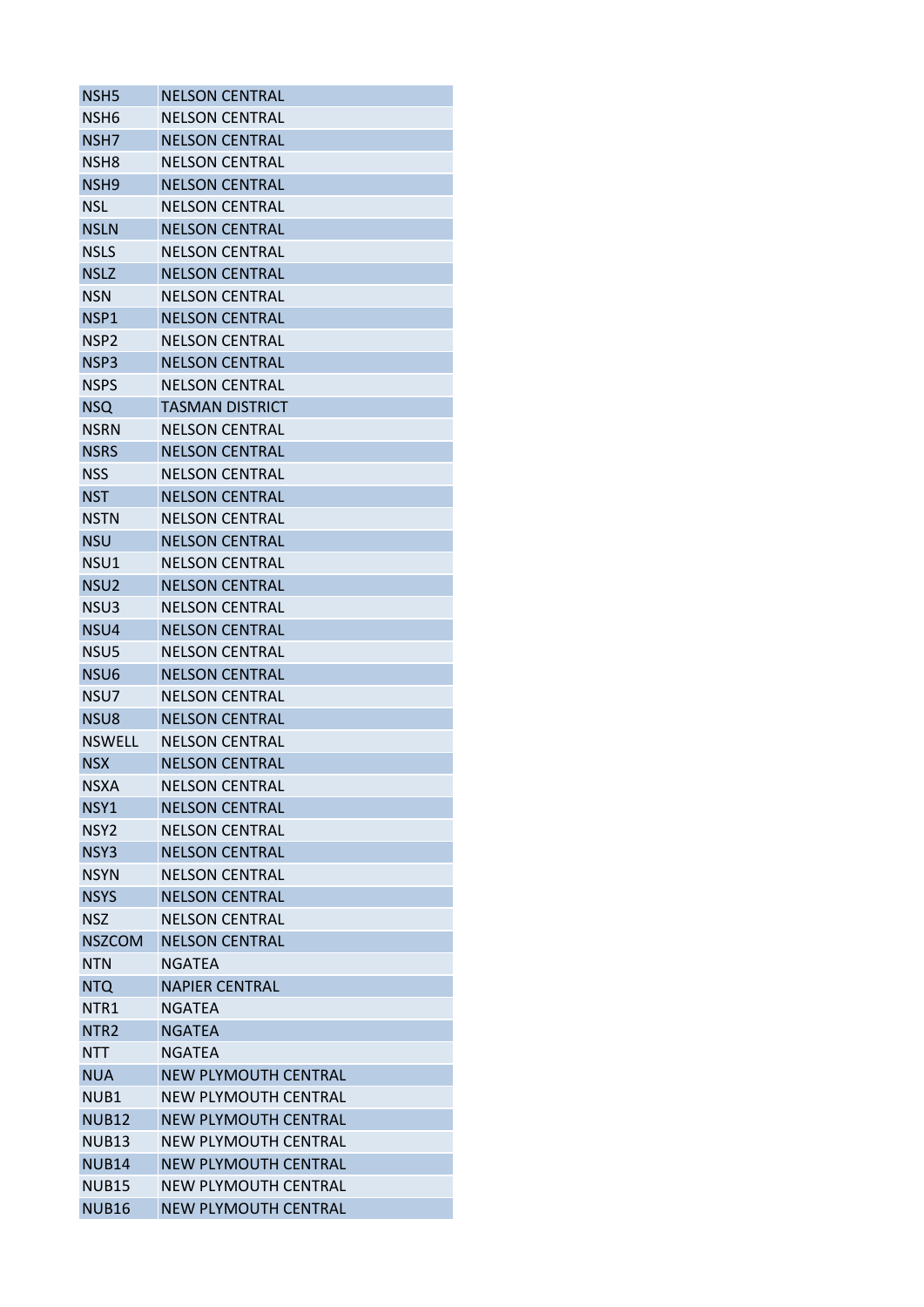| NSH5 | NELSON CENTRAL |
|---|---|
| NSH6 | NELSON CENTRAL |
| NSH7 | NELSON CENTRAL |
| NSH8 | NELSON CENTRAL |
| NSH9 | NELSON CENTRAL |
| NSL | NELSON CENTRAL |
| NSLN | NELSON CENTRAL |
| NSLS | NELSON CENTRAL |
| NSLZ | NELSON CENTRAL |
| NSN | NELSON CENTRAL |
| NSP1 | NELSON CENTRAL |
| NSP2 | NELSON CENTRAL |
| NSP3 | NELSON CENTRAL |
| NSPS | NELSON CENTRAL |
| NSQ | TASMAN DISTRICT |
| NSRN | NELSON CENTRAL |
| NSRS | NELSON CENTRAL |
| NSS | NELSON CENTRAL |
| NST | NELSON CENTRAL |
| NSTN | NELSON CENTRAL |
| NSU | NELSON CENTRAL |
| NSU1 | NELSON CENTRAL |
| NSU2 | NELSON CENTRAL |
| NSU3 | NELSON CENTRAL |
| NSU4 | NELSON CENTRAL |
| NSU5 | NELSON CENTRAL |
| NSU6 | NELSON CENTRAL |
| NSU7 | NELSON CENTRAL |
| NSU8 | NELSON CENTRAL |
| NSWELL | NELSON CENTRAL |
| NSX | NELSON CENTRAL |
| NSXA | NELSON CENTRAL |
| NSY1 | NELSON CENTRAL |
| NSY2 | NELSON CENTRAL |
| NSY3 | NELSON CENTRAL |
| NSYN | NELSON CENTRAL |
| NSYS | NELSON CENTRAL |
| NSZ | NELSON CENTRAL |
| NSZCOM | NELSON CENTRAL |
| NTN | NGATEA |
| NTQ | NAPIER CENTRAL |
| NTR1 | NGATEA |
| NTR2 | NGATEA |
| NTT | NGATEA |
| NUA | NEW PLYMOUTH CENTRAL |
| NUB1 | NEW PLYMOUTH CENTRAL |
| NUB12 | NEW PLYMOUTH CENTRAL |
| NUB13 | NEW PLYMOUTH CENTRAL |
| NUB14 | NEW PLYMOUTH CENTRAL |
| NUB15 | NEW PLYMOUTH CENTRAL |
| NUB16 | NEW PLYMOUTH CENTRAL |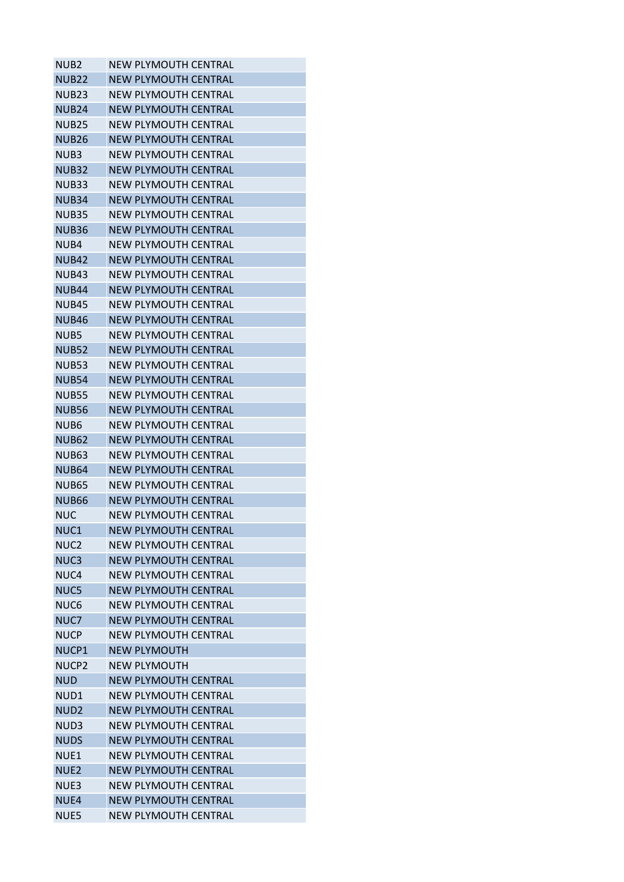| NUB2 | NEW PLYMOUTH CENTRAL |
|---|---|
| NUB22 | NEW PLYMOUTH CENTRAL |
| NUB23 | NEW PLYMOUTH CENTRAL |
| NUB24 | NEW PLYMOUTH CENTRAL |
| NUB25 | NEW PLYMOUTH CENTRAL |
| NUB26 | NEW PLYMOUTH CENTRAL |
| NUB3 | NEW PLYMOUTH CENTRAL |
| NUB32 | NEW PLYMOUTH CENTRAL |
| NUB33 | NEW PLYMOUTH CENTRAL |
| NUB34 | NEW PLYMOUTH CENTRAL |
| NUB35 | NEW PLYMOUTH CENTRAL |
| NUB36 | NEW PLYMOUTH CENTRAL |
| NUB4 | NEW PLYMOUTH CENTRAL |
| NUB42 | NEW PLYMOUTH CENTRAL |
| NUB43 | NEW PLYMOUTH CENTRAL |
| NUB44 | NEW PLYMOUTH CENTRAL |
| NUB45 | NEW PLYMOUTH CENTRAL |
| NUB46 | NEW PLYMOUTH CENTRAL |
| NUB5 | NEW PLYMOUTH CENTRAL |
| NUB52 | NEW PLYMOUTH CENTRAL |
| NUB53 | NEW PLYMOUTH CENTRAL |
| NUB54 | NEW PLYMOUTH CENTRAL |
| NUB55 | NEW PLYMOUTH CENTRAL |
| NUB56 | NEW PLYMOUTH CENTRAL |
| NUB6 | NEW PLYMOUTH CENTRAL |
| NUB62 | NEW PLYMOUTH CENTRAL |
| NUB63 | NEW PLYMOUTH CENTRAL |
| NUB64 | NEW PLYMOUTH CENTRAL |
| NUB65 | NEW PLYMOUTH CENTRAL |
| NUB66 | NEW PLYMOUTH CENTRAL |
| NUC | NEW PLYMOUTH CENTRAL |
| NUC1 | NEW PLYMOUTH CENTRAL |
| NUC2 | NEW PLYMOUTH CENTRAL |
| NUC3 | NEW PLYMOUTH CENTRAL |
| NUC4 | NEW PLYMOUTH CENTRAL |
| NUC5 | NEW PLYMOUTH CENTRAL |
| NUC6 | NEW PLYMOUTH CENTRAL |
| NUC7 | NEW PLYMOUTH CENTRAL |
| NUCP | NEW PLYMOUTH CENTRAL |
| NUCP1 | NEW PLYMOUTH |
| NUCP2 | NEW PLYMOUTH |
| NUD | NEW PLYMOUTH CENTRAL |
| NUD1 | NEW PLYMOUTH CENTRAL |
| NUD2 | NEW PLYMOUTH CENTRAL |
| NUD3 | NEW PLYMOUTH CENTRAL |
| NUDS | NEW PLYMOUTH CENTRAL |
| NUE1 | NEW PLYMOUTH CENTRAL |
| NUE2 | NEW PLYMOUTH CENTRAL |
| NUE3 | NEW PLYMOUTH CENTRAL |
| NUE4 | NEW PLYMOUTH CENTRAL |
| NUE5 | NEW PLYMOUTH CENTRAL |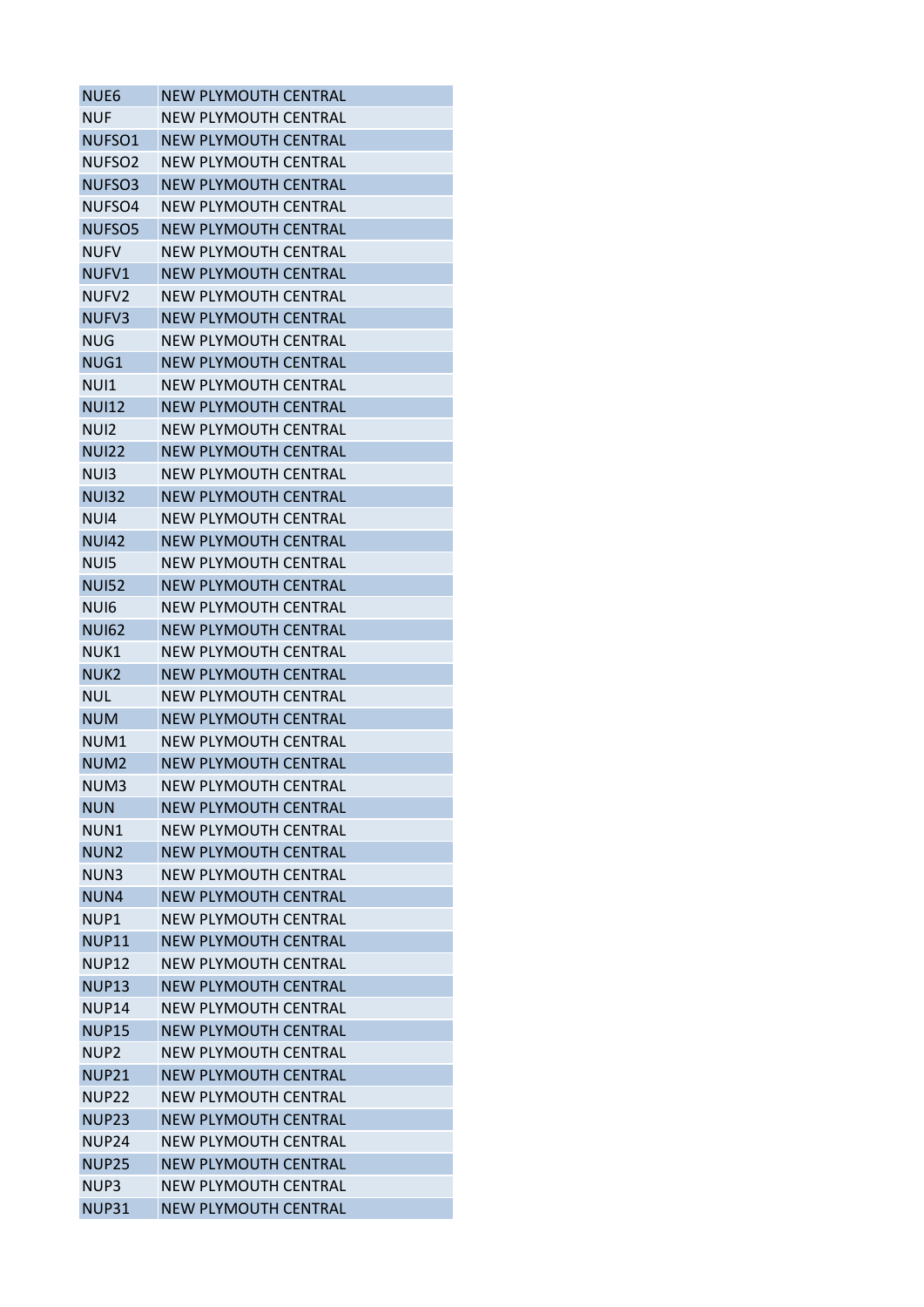| NUE6 | NEW PLYMOUTH CENTRAL |
|---|---|
| NUF | NEW PLYMOUTH CENTRAL |
| NUFSO1 | NEW PLYMOUTH CENTRAL |
| NUFSO2 | NEW PLYMOUTH CENTRAL |
| NUFSO3 | NEW PLYMOUTH CENTRAL |
| NUFSO4 | NEW PLYMOUTH CENTRAL |
| NUFSO5 | NEW PLYMOUTH CENTRAL |
| NUFV | NEW PLYMOUTH CENTRAL |
| NUFV1 | NEW PLYMOUTH CENTRAL |
| NUFV2 | NEW PLYMOUTH CENTRAL |
| NUFV3 | NEW PLYMOUTH CENTRAL |
| NUG | NEW PLYMOUTH CENTRAL |
| NUG1 | NEW PLYMOUTH CENTRAL |
| NUI1 | NEW PLYMOUTH CENTRAL |
| NUI12 | NEW PLYMOUTH CENTRAL |
| NUI2 | NEW PLYMOUTH CENTRAL |
| NUI22 | NEW PLYMOUTH CENTRAL |
| NUI3 | NEW PLYMOUTH CENTRAL |
| NUI32 | NEW PLYMOUTH CENTRAL |
| NUI4 | NEW PLYMOUTH CENTRAL |
| NUI42 | NEW PLYMOUTH CENTRAL |
| NUI5 | NEW PLYMOUTH CENTRAL |
| NUI52 | NEW PLYMOUTH CENTRAL |
| NUI6 | NEW PLYMOUTH CENTRAL |
| NUI62 | NEW PLYMOUTH CENTRAL |
| NUK1 | NEW PLYMOUTH CENTRAL |
| NUK2 | NEW PLYMOUTH CENTRAL |
| NUL | NEW PLYMOUTH CENTRAL |
| NUM | NEW PLYMOUTH CENTRAL |
| NUM1 | NEW PLYMOUTH CENTRAL |
| NUM2 | NEW PLYMOUTH CENTRAL |
| NUM3 | NEW PLYMOUTH CENTRAL |
| NUN | NEW PLYMOUTH CENTRAL |
| NUN1 | NEW PLYMOUTH CENTRAL |
| NUN2 | NEW PLYMOUTH CENTRAL |
| NUN3 | NEW PLYMOUTH CENTRAL |
| NUN4 | NEW PLYMOUTH CENTRAL |
| NUP1 | NEW PLYMOUTH CENTRAL |
| NUP11 | NEW PLYMOUTH CENTRAL |
| NUP12 | NEW PLYMOUTH CENTRAL |
| NUP13 | NEW PLYMOUTH CENTRAL |
| NUP14 | NEW PLYMOUTH CENTRAL |
| NUP15 | NEW PLYMOUTH CENTRAL |
| NUP2 | NEW PLYMOUTH CENTRAL |
| NUP21 | NEW PLYMOUTH CENTRAL |
| NUP22 | NEW PLYMOUTH CENTRAL |
| NUP23 | NEW PLYMOUTH CENTRAL |
| NUP24 | NEW PLYMOUTH CENTRAL |
| NUP25 | NEW PLYMOUTH CENTRAL |
| NUP3 | NEW PLYMOUTH CENTRAL |
| NUP31 | NEW PLYMOUTH CENTRAL |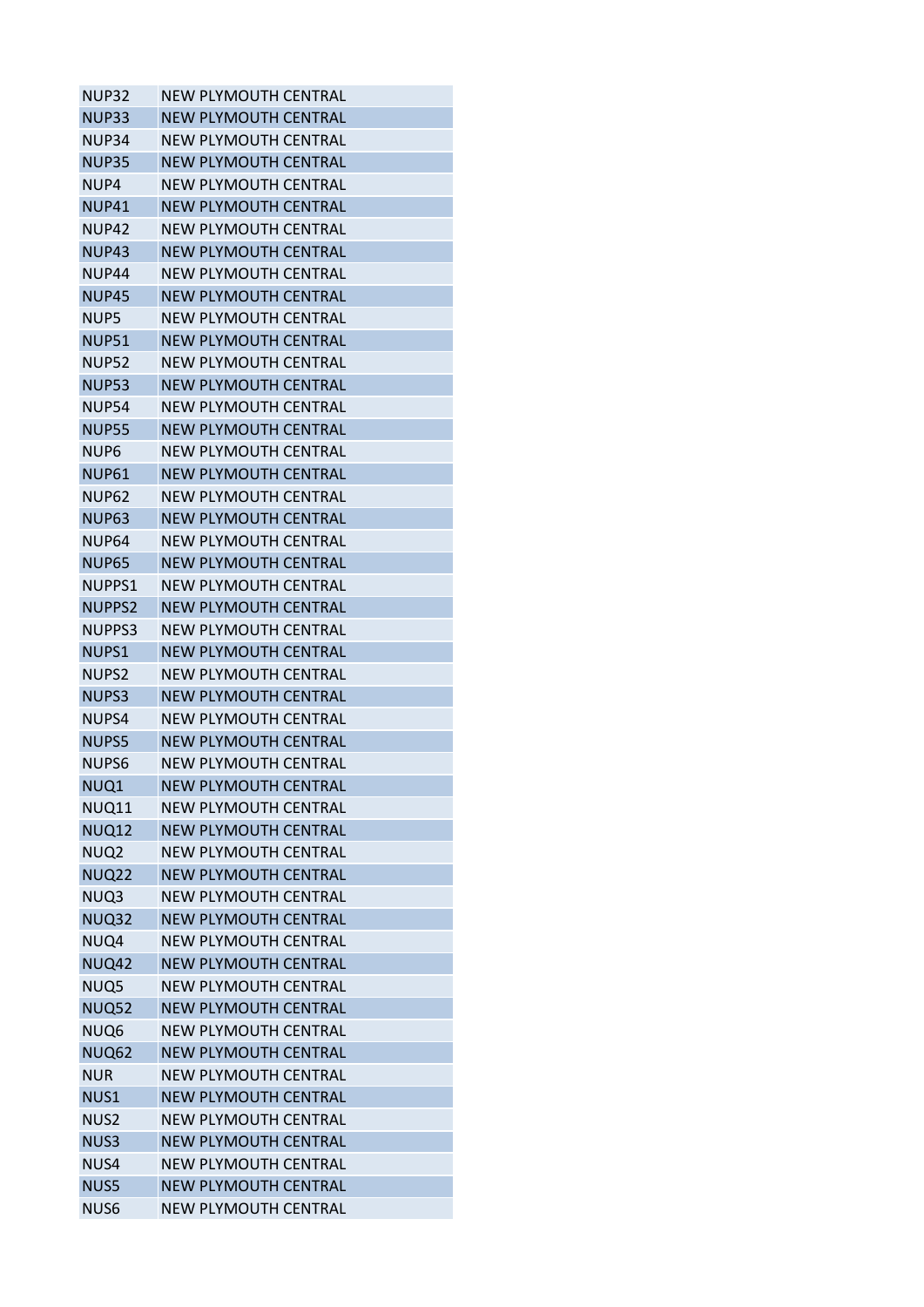| NUP32 | NEW PLYMOUTH CENTRAL |
|---|---|
| NUP33 | NEW PLYMOUTH CENTRAL |
| NUP34 | NEW PLYMOUTH CENTRAL |
| NUP35 | NEW PLYMOUTH CENTRAL |
| NUP4 | NEW PLYMOUTH CENTRAL |
| NUP41 | NEW PLYMOUTH CENTRAL |
| NUP42 | NEW PLYMOUTH CENTRAL |
| NUP43 | NEW PLYMOUTH CENTRAL |
| NUP44 | NEW PLYMOUTH CENTRAL |
| NUP45 | NEW PLYMOUTH CENTRAL |
| NUP5 | NEW PLYMOUTH CENTRAL |
| NUP51 | NEW PLYMOUTH CENTRAL |
| NUP52 | NEW PLYMOUTH CENTRAL |
| NUP53 | NEW PLYMOUTH CENTRAL |
| NUP54 | NEW PLYMOUTH CENTRAL |
| NUP55 | NEW PLYMOUTH CENTRAL |
| NUP6 | NEW PLYMOUTH CENTRAL |
| NUP61 | NEW PLYMOUTH CENTRAL |
| NUP62 | NEW PLYMOUTH CENTRAL |
| NUP63 | NEW PLYMOUTH CENTRAL |
| NUP64 | NEW PLYMOUTH CENTRAL |
| NUP65 | NEW PLYMOUTH CENTRAL |
| NUPPS1 | NEW PLYMOUTH CENTRAL |
| NUPPS2 | NEW PLYMOUTH CENTRAL |
| NUPPS3 | NEW PLYMOUTH CENTRAL |
| NUPS1 | NEW PLYMOUTH CENTRAL |
| NUPS2 | NEW PLYMOUTH CENTRAL |
| NUPS3 | NEW PLYMOUTH CENTRAL |
| NUPS4 | NEW PLYMOUTH CENTRAL |
| NUPS5 | NEW PLYMOUTH CENTRAL |
| NUPS6 | NEW PLYMOUTH CENTRAL |
| NUQ1 | NEW PLYMOUTH CENTRAL |
| NUQ11 | NEW PLYMOUTH CENTRAL |
| NUQ12 | NEW PLYMOUTH CENTRAL |
| NUQ2 | NEW PLYMOUTH CENTRAL |
| NUQ22 | NEW PLYMOUTH CENTRAL |
| NUQ3 | NEW PLYMOUTH CENTRAL |
| NUQ32 | NEW PLYMOUTH CENTRAL |
| NUQ4 | NEW PLYMOUTH CENTRAL |
| NUQ42 | NEW PLYMOUTH CENTRAL |
| NUQ5 | NEW PLYMOUTH CENTRAL |
| NUQ52 | NEW PLYMOUTH CENTRAL |
| NUQ6 | NEW PLYMOUTH CENTRAL |
| NUQ62 | NEW PLYMOUTH CENTRAL |
| NUR | NEW PLYMOUTH CENTRAL |
| NUS1 | NEW PLYMOUTH CENTRAL |
| NUS2 | NEW PLYMOUTH CENTRAL |
| NUS3 | NEW PLYMOUTH CENTRAL |
| NUS4 | NEW PLYMOUTH CENTRAL |
| NUS5 | NEW PLYMOUTH CENTRAL |
| NUS6 | NEW PLYMOUTH CENTRAL |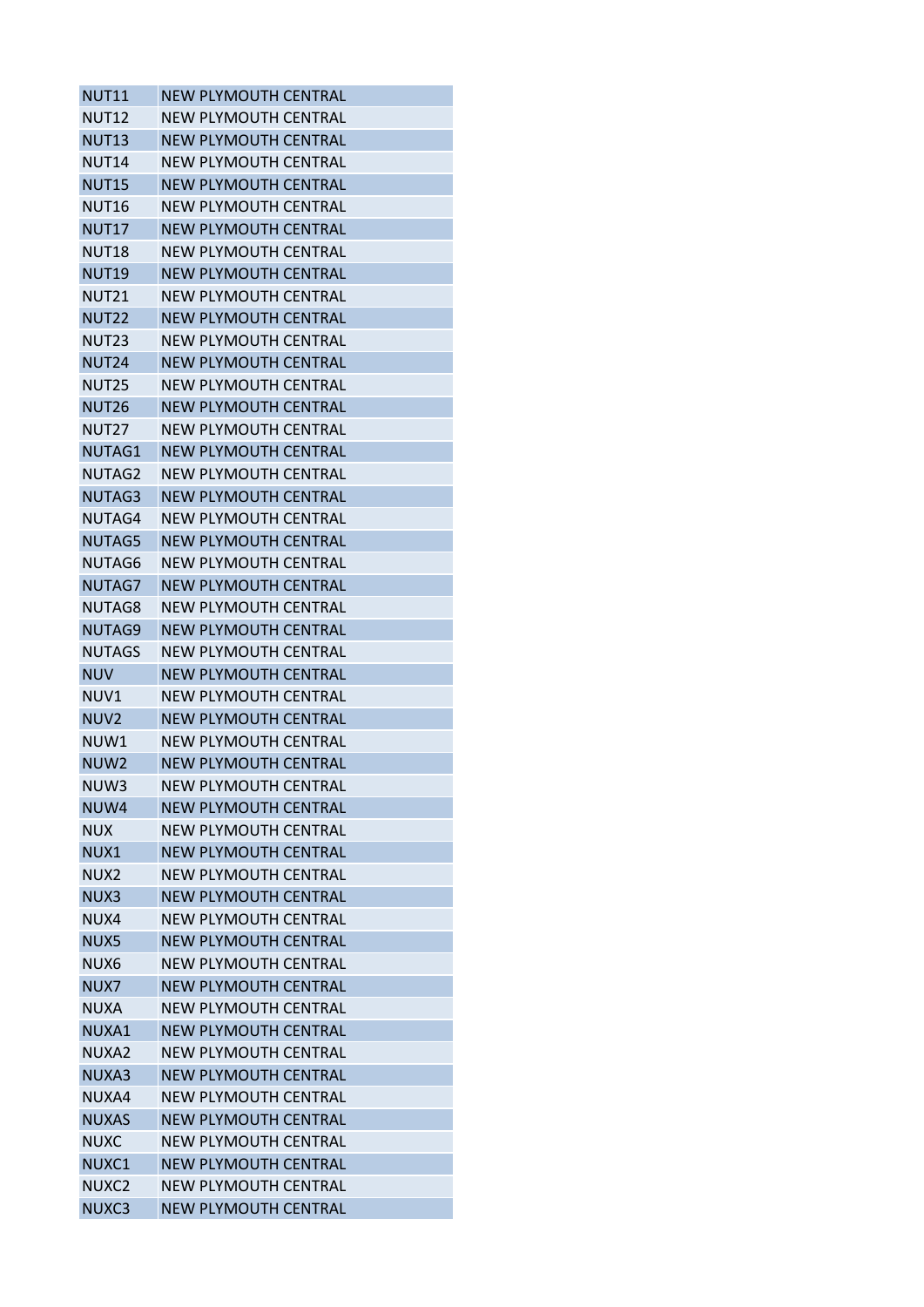| | |
|---|---|
| NUT11 | NEW PLYMOUTH CENTRAL |
| NUT12 | NEW PLYMOUTH CENTRAL |
| NUT13 | NEW PLYMOUTH CENTRAL |
| NUT14 | NEW PLYMOUTH CENTRAL |
| NUT15 | NEW PLYMOUTH CENTRAL |
| NUT16 | NEW PLYMOUTH CENTRAL |
| NUT17 | NEW PLYMOUTH CENTRAL |
| NUT18 | NEW PLYMOUTH CENTRAL |
| NUT19 | NEW PLYMOUTH CENTRAL |
| NUT21 | NEW PLYMOUTH CENTRAL |
| NUT22 | NEW PLYMOUTH CENTRAL |
| NUT23 | NEW PLYMOUTH CENTRAL |
| NUT24 | NEW PLYMOUTH CENTRAL |
| NUT25 | NEW PLYMOUTH CENTRAL |
| NUT26 | NEW PLYMOUTH CENTRAL |
| NUT27 | NEW PLYMOUTH CENTRAL |
| NUTAG1 | NEW PLYMOUTH CENTRAL |
| NUTAG2 | NEW PLYMOUTH CENTRAL |
| NUTAG3 | NEW PLYMOUTH CENTRAL |
| NUTAG4 | NEW PLYMOUTH CENTRAL |
| NUTAG5 | NEW PLYMOUTH CENTRAL |
| NUTAG6 | NEW PLYMOUTH CENTRAL |
| NUTAG7 | NEW PLYMOUTH CENTRAL |
| NUTAG8 | NEW PLYMOUTH CENTRAL |
| NUTAG9 | NEW PLYMOUTH CENTRAL |
| NUTAGS | NEW PLYMOUTH CENTRAL |
| NUV | NEW PLYMOUTH CENTRAL |
| NUV1 | NEW PLYMOUTH CENTRAL |
| NUV2 | NEW PLYMOUTH CENTRAL |
| NUW1 | NEW PLYMOUTH CENTRAL |
| NUW2 | NEW PLYMOUTH CENTRAL |
| NUW3 | NEW PLYMOUTH CENTRAL |
| NUW4 | NEW PLYMOUTH CENTRAL |
| NUX | NEW PLYMOUTH CENTRAL |
| NUX1 | NEW PLYMOUTH CENTRAL |
| NUX2 | NEW PLYMOUTH CENTRAL |
| NUX3 | NEW PLYMOUTH CENTRAL |
| NUX4 | NEW PLYMOUTH CENTRAL |
| NUX5 | NEW PLYMOUTH CENTRAL |
| NUX6 | NEW PLYMOUTH CENTRAL |
| NUX7 | NEW PLYMOUTH CENTRAL |
| NUXA | NEW PLYMOUTH CENTRAL |
| NUXA1 | NEW PLYMOUTH CENTRAL |
| NUXA2 | NEW PLYMOUTH CENTRAL |
| NUXA3 | NEW PLYMOUTH CENTRAL |
| NUXA4 | NEW PLYMOUTH CENTRAL |
| NUXAS | NEW PLYMOUTH CENTRAL |
| NUXC | NEW PLYMOUTH CENTRAL |
| NUXC1 | NEW PLYMOUTH CENTRAL |
| NUXC2 | NEW PLYMOUTH CENTRAL |
| NUXC3 | NEW PLYMOUTH CENTRAL |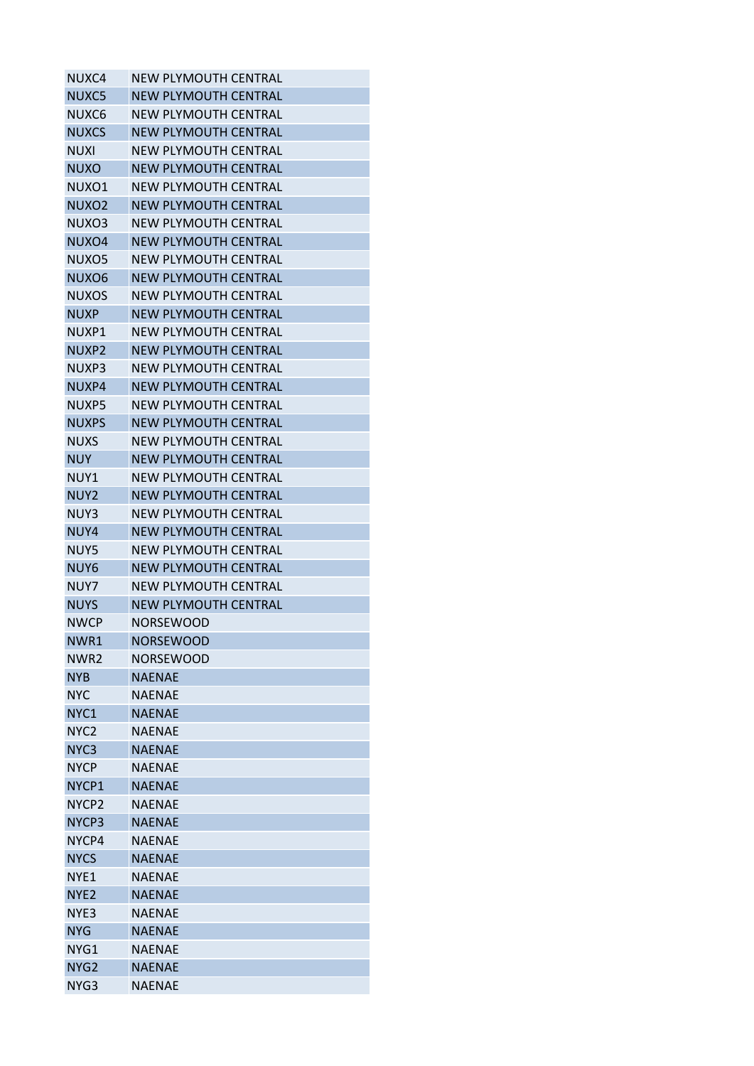| | |
|---|---|
| NUXC4 | NEW PLYMOUTH CENTRAL |
| NUXC5 | NEW PLYMOUTH CENTRAL |
| NUXC6 | NEW PLYMOUTH CENTRAL |
| NUXCS | NEW PLYMOUTH CENTRAL |
| NUXI | NEW PLYMOUTH CENTRAL |
| NUXO | NEW PLYMOUTH CENTRAL |
| NUXO1 | NEW PLYMOUTH CENTRAL |
| NUXO2 | NEW PLYMOUTH CENTRAL |
| NUXO3 | NEW PLYMOUTH CENTRAL |
| NUXO4 | NEW PLYMOUTH CENTRAL |
| NUXO5 | NEW PLYMOUTH CENTRAL |
| NUXO6 | NEW PLYMOUTH CENTRAL |
| NUXOS | NEW PLYMOUTH CENTRAL |
| NUXP | NEW PLYMOUTH CENTRAL |
| NUXP1 | NEW PLYMOUTH CENTRAL |
| NUXP2 | NEW PLYMOUTH CENTRAL |
| NUXP3 | NEW PLYMOUTH CENTRAL |
| NUXP4 | NEW PLYMOUTH CENTRAL |
| NUXP5 | NEW PLYMOUTH CENTRAL |
| NUXPS | NEW PLYMOUTH CENTRAL |
| NUXS | NEW PLYMOUTH CENTRAL |
| NUY | NEW PLYMOUTH CENTRAL |
| NUY1 | NEW PLYMOUTH CENTRAL |
| NUY2 | NEW PLYMOUTH CENTRAL |
| NUY3 | NEW PLYMOUTH CENTRAL |
| NUY4 | NEW PLYMOUTH CENTRAL |
| NUY5 | NEW PLYMOUTH CENTRAL |
| NUY6 | NEW PLYMOUTH CENTRAL |
| NUY7 | NEW PLYMOUTH CENTRAL |
| NUYS | NEW PLYMOUTH CENTRAL |
| NWCP | NORSEWOOD |
| NWR1 | NORSEWOOD |
| NWR2 | NORSEWOOD |
| NYB | NAENAE |
| NYC | NAENAE |
| NYC1 | NAENAE |
| NYC2 | NAENAE |
| NYC3 | NAENAE |
| NYCP | NAENAE |
| NYCP1 | NAENAE |
| NYCP2 | NAENAE |
| NYCP3 | NAENAE |
| NYCP4 | NAENAE |
| NYCS | NAENAE |
| NYE1 | NAENAE |
| NYE2 | NAENAE |
| NYE3 | NAENAE |
| NYG | NAENAE |
| NYG1 | NAENAE |
| NYG2 | NAENAE |
| NYG3 | NAENAE |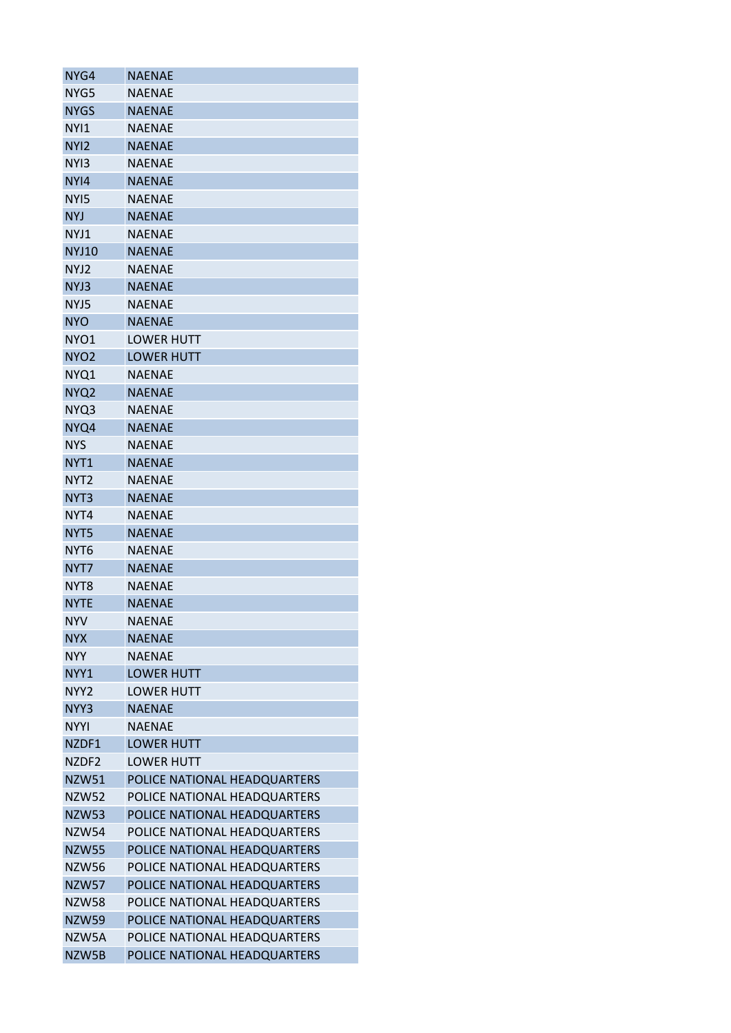| NYG4 | NAENAE |
|---|---|
| NYG5 | NAENAE |
| NYGS | NAENAE |
| NYI1 | NAENAE |
| NYI2 | NAENAE |
| NYI3 | NAENAE |
| NYI4 | NAENAE |
| NYI5 | NAENAE |
| NYJ | NAENAE |
| NYJ1 | NAENAE |
| NYJ10 | NAENAE |
| NYJ2 | NAENAE |
| NYJ3 | NAENAE |
| NYJ5 | NAENAE |
| NYO | NAENAE |
| NYO1 | LOWER HUTT |
| NYO2 | LOWER HUTT |
| NYQ1 | NAENAE |
| NYQ2 | NAENAE |
| NYQ3 | NAENAE |
| NYQ4 | NAENAE |
| NYS | NAENAE |
| NYT1 | NAENAE |
| NYT2 | NAENAE |
| NYT3 | NAENAE |
| NYT4 | NAENAE |
| NYT5 | NAENAE |
| NYT6 | NAENAE |
| NYT7 | NAENAE |
| NYT8 | NAENAE |
| NYTE | NAENAE |
| NYV | NAENAE |
| NYX | NAENAE |
| NYY | NAENAE |
| NYY1 | LOWER HUTT |
| NYY2 | LOWER HUTT |
| NYY3 | NAENAE |
| NYYI | NAENAE |
| NZDF1 | LOWER HUTT |
| NZDF2 | LOWER HUTT |
| NZW51 | POLICE NATIONAL HEADQUARTERS |
| NZW52 | POLICE NATIONAL HEADQUARTERS |
| NZW53 | POLICE NATIONAL HEADQUARTERS |
| NZW54 | POLICE NATIONAL HEADQUARTERS |
| NZW55 | POLICE NATIONAL HEADQUARTERS |
| NZW56 | POLICE NATIONAL HEADQUARTERS |
| NZW57 | POLICE NATIONAL HEADQUARTERS |
| NZW58 | POLICE NATIONAL HEADQUARTERS |
| NZW59 | POLICE NATIONAL HEADQUARTERS |
| NZW5A | POLICE NATIONAL HEADQUARTERS |
| NZW5B | POLICE NATIONAL HEADQUARTERS |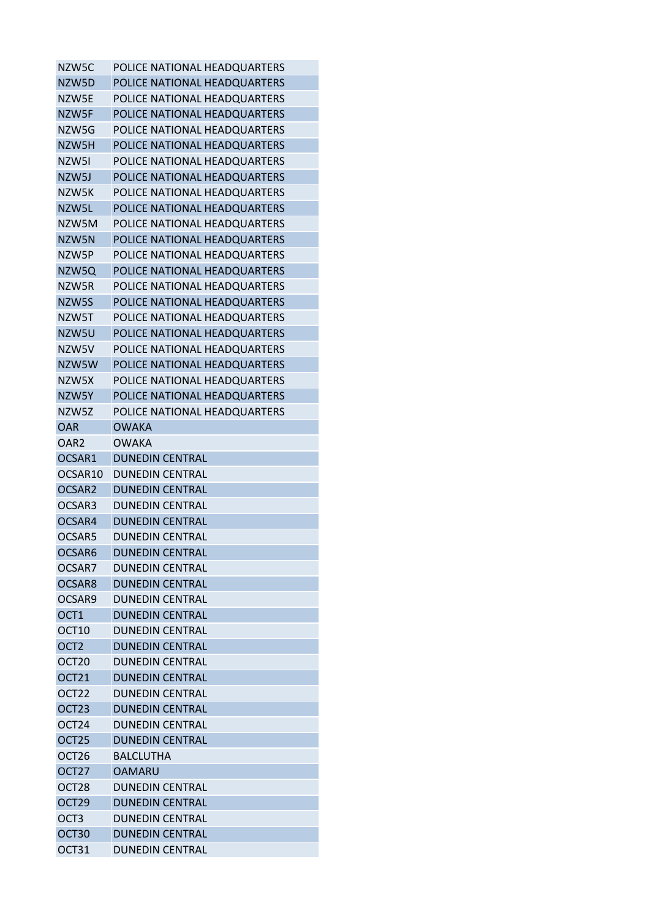| NZW5C | POLICE NATIONAL HEADQUARTERS |
|---|---|
| NZW5D | POLICE NATIONAL HEADQUARTERS |
| NZW5E | POLICE NATIONAL HEADQUARTERS |
| NZW5F | POLICE NATIONAL HEADQUARTERS |
| NZW5G | POLICE NATIONAL HEADQUARTERS |
| NZW5H | POLICE NATIONAL HEADQUARTERS |
| NZW5I | POLICE NATIONAL HEADQUARTERS |
| NZW5J | POLICE NATIONAL HEADQUARTERS |
| NZW5K | POLICE NATIONAL HEADQUARTERS |
| NZW5L | POLICE NATIONAL HEADQUARTERS |
| NZW5M | POLICE NATIONAL HEADQUARTERS |
| NZW5N | POLICE NATIONAL HEADQUARTERS |
| NZW5P | POLICE NATIONAL HEADQUARTERS |
| NZW5Q | POLICE NATIONAL HEADQUARTERS |
| NZW5R | POLICE NATIONAL HEADQUARTERS |
| NZW5S | POLICE NATIONAL HEADQUARTERS |
| NZW5T | POLICE NATIONAL HEADQUARTERS |
| NZW5U | POLICE NATIONAL HEADQUARTERS |
| NZW5V | POLICE NATIONAL HEADQUARTERS |
| NZW5W | POLICE NATIONAL HEADQUARTERS |
| NZW5X | POLICE NATIONAL HEADQUARTERS |
| NZW5Y | POLICE NATIONAL HEADQUARTERS |
| NZW5Z | POLICE NATIONAL HEADQUARTERS |
| OAR | OWAKA |
| OAR2 | OWAKA |
| OCSAR1 | DUNEDIN CENTRAL |
| OCSAR10 | DUNEDIN CENTRAL |
| OCSAR2 | DUNEDIN CENTRAL |
| OCSAR3 | DUNEDIN CENTRAL |
| OCSAR4 | DUNEDIN CENTRAL |
| OCSAR5 | DUNEDIN CENTRAL |
| OCSAR6 | DUNEDIN CENTRAL |
| OCSAR7 | DUNEDIN CENTRAL |
| OCSAR8 | DUNEDIN CENTRAL |
| OCSAR9 | DUNEDIN CENTRAL |
| OCT1 | DUNEDIN CENTRAL |
| OCT10 | DUNEDIN CENTRAL |
| OCT2 | DUNEDIN CENTRAL |
| OCT20 | DUNEDIN CENTRAL |
| OCT21 | DUNEDIN CENTRAL |
| OCT22 | DUNEDIN CENTRAL |
| OCT23 | DUNEDIN CENTRAL |
| OCT24 | DUNEDIN CENTRAL |
| OCT25 | DUNEDIN CENTRAL |
| OCT26 | BALCLUTHA |
| OCT27 | OAMARU |
| OCT28 | DUNEDIN CENTRAL |
| OCT29 | DUNEDIN CENTRAL |
| OCT3 | DUNEDIN CENTRAL |
| OCT30 | DUNEDIN CENTRAL |
| OCT31 | DUNEDIN CENTRAL |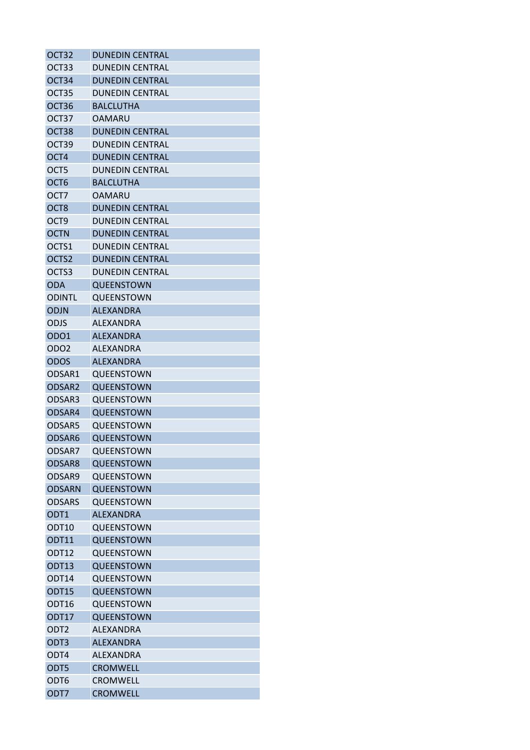| OCT32 | DUNEDIN CENTRAL |
|---|---|
| OCT33 | DUNEDIN CENTRAL |
| OCT34 | DUNEDIN CENTRAL |
| OCT35 | DUNEDIN CENTRAL |
| OCT36 | BALCLUTHA |
| OCT37 | OAMARU |
| OCT38 | DUNEDIN CENTRAL |
| OCT39 | DUNEDIN CENTRAL |
| OCT4 | DUNEDIN CENTRAL |
| OCT5 | DUNEDIN CENTRAL |
| OCT6 | BALCLUTHA |
| OCT7 | OAMARU |
| OCT8 | DUNEDIN CENTRAL |
| OCT9 | DUNEDIN CENTRAL |
| OCTN | DUNEDIN CENTRAL |
| OCTS1 | DUNEDIN CENTRAL |
| OCTS2 | DUNEDIN CENTRAL |
| OCTS3 | DUNEDIN CENTRAL |
| ODA | QUEENSTOWN |
| ODINTL | QUEENSTOWN |
| ODJN | ALEXANDRA |
| ODJS | ALEXANDRA |
| ODO1 | ALEXANDRA |
| ODO2 | ALEXANDRA |
| ODOS | ALEXANDRA |
| ODSAR1 | QUEENSTOWN |
| ODSAR2 | QUEENSTOWN |
| ODSAR3 | QUEENSTOWN |
| ODSAR4 | QUEENSTOWN |
| ODSAR5 | QUEENSTOWN |
| ODSAR6 | QUEENSTOWN |
| ODSAR7 | QUEENSTOWN |
| ODSAR8 | QUEENSTOWN |
| ODSAR9 | QUEENSTOWN |
| ODSARN | QUEENSTOWN |
| ODSARS | QUEENSTOWN |
| ODT1 | ALEXANDRA |
| ODT10 | QUEENSTOWN |
| ODT11 | QUEENSTOWN |
| ODT12 | QUEENSTOWN |
| ODT13 | QUEENSTOWN |
| ODT14 | QUEENSTOWN |
| ODT15 | QUEENSTOWN |
| ODT16 | QUEENSTOWN |
| ODT17 | QUEENSTOWN |
| ODT2 | ALEXANDRA |
| ODT3 | ALEXANDRA |
| ODT4 | ALEXANDRA |
| ODT5 | CROMWELL |
| ODT6 | CROMWELL |
| ODT7 | CROMWELL |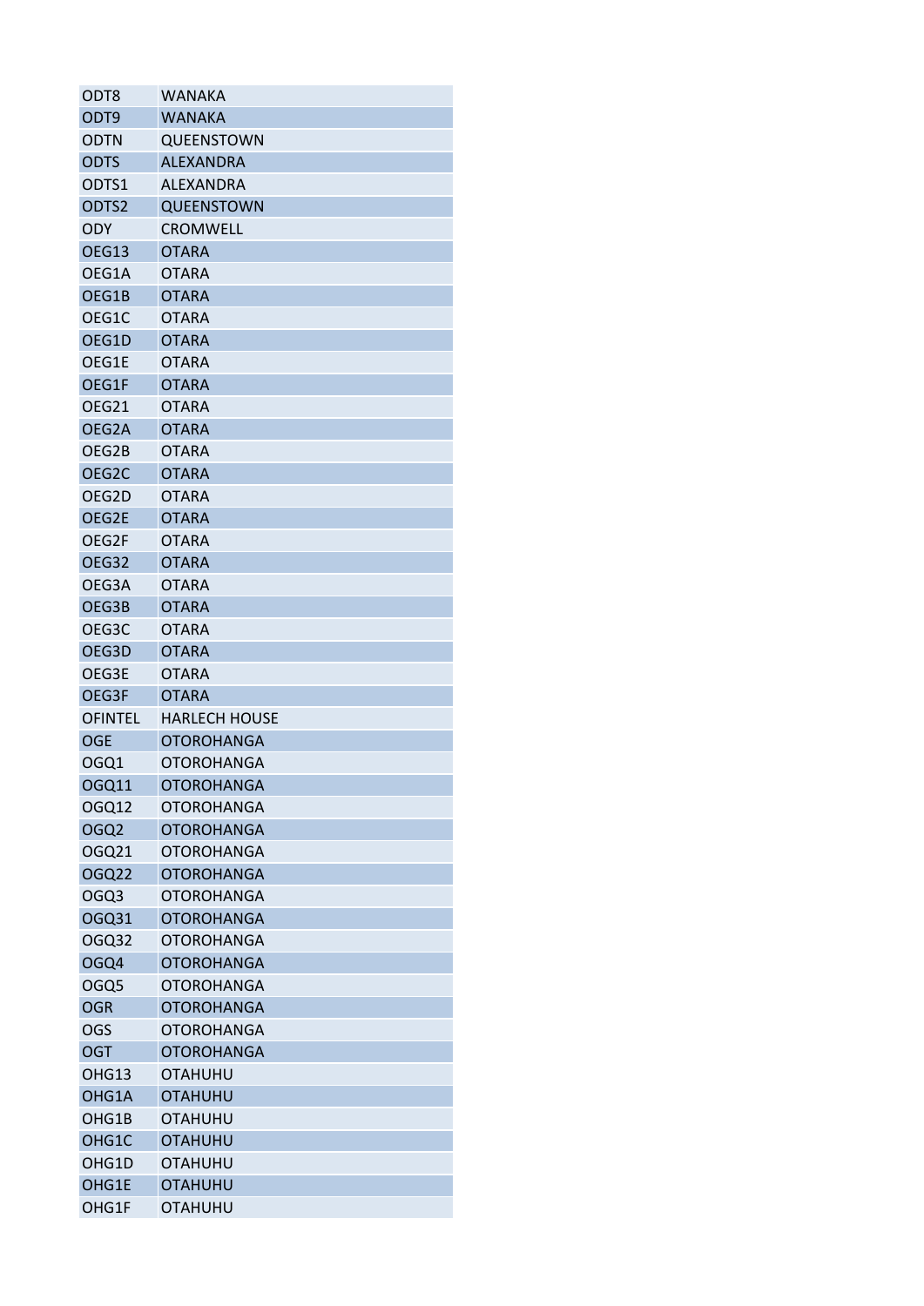| | |
|---|---|
| ODT8 | WANAKA |
| ODT9 | WANAKA |
| ODTN | QUEENSTOWN |
| ODTS | ALEXANDRA |
| ODTS1 | ALEXANDRA |
| ODTS2 | QUEENSTOWN |
| ODY | CROMWELL |
| OEG13 | OTARA |
| OEG1A | OTARA |
| OEG1B | OTARA |
| OEG1C | OTARA |
| OEG1D | OTARA |
| OEG1E | OTARA |
| OEG1F | OTARA |
| OEG21 | OTARA |
| OEG2A | OTARA |
| OEG2B | OTARA |
| OEG2C | OTARA |
| OEG2D | OTARA |
| OEG2E | OTARA |
| OEG2F | OTARA |
| OEG32 | OTARA |
| OEG3A | OTARA |
| OEG3B | OTARA |
| OEG3C | OTARA |
| OEG3D | OTARA |
| OEG3E | OTARA |
| OEG3F | OTARA |
| OFINTEL | HARLECH HOUSE |
| OGE | OTOROHANGA |
| OGQ1 | OTOROHANGA |
| OGQ11 | OTOROHANGA |
| OGQ12 | OTOROHANGA |
| OGQ2 | OTOROHANGA |
| OGQ21 | OTOROHANGA |
| OGQ22 | OTOROHANGA |
| OGQ3 | OTOROHANGA |
| OGQ31 | OTOROHANGA |
| OGQ32 | OTOROHANGA |
| OGQ4 | OTOROHANGA |
| OGQ5 | OTOROHANGA |
| OGR | OTOROHANGA |
| OGS | OTOROHANGA |
| OGT | OTOROHANGA |
| OHG13 | OTAHUHU |
| OHG1A | OTAHUHU |
| OHG1B | OTAHUHU |
| OHG1C | OTAHUHU |
| OHG1D | OTAHUHU |
| OHG1E | OTAHUHU |
| OHG1F | OTAHUHU |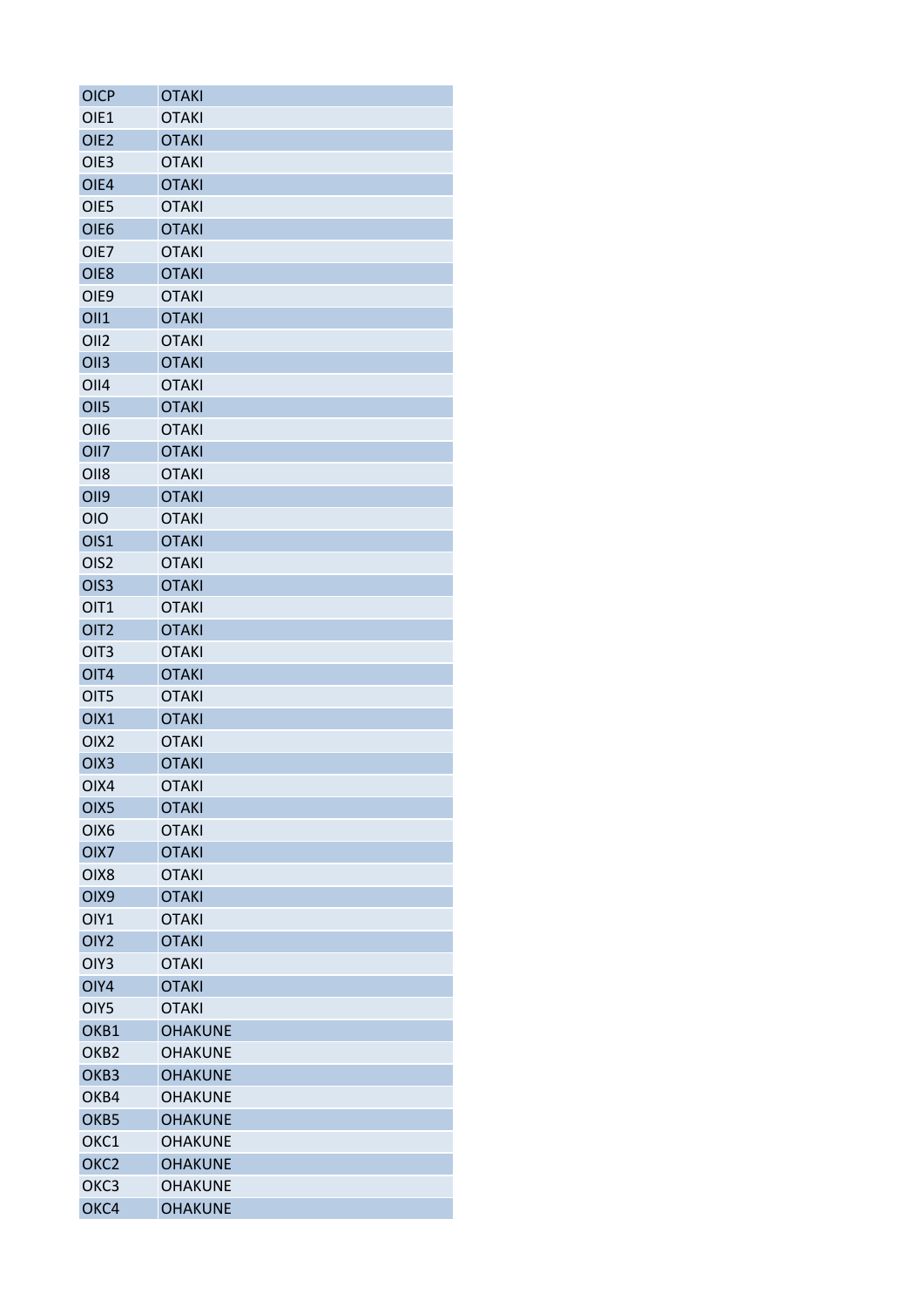| OICP | OTAKI |
|---|---|
| OIE1 | OTAKI |
| OIE2 | OTAKI |
| OIE3 | OTAKI |
| OIE4 | OTAKI |
| OIE5 | OTAKI |
| OIE6 | OTAKI |
| OIE7 | OTAKI |
| OIE8 | OTAKI |
| OIE9 | OTAKI |
| OII1 | OTAKI |
| OII2 | OTAKI |
| OII3 | OTAKI |
| OII4 | OTAKI |
| OII5 | OTAKI |
| OII6 | OTAKI |
| OII7 | OTAKI |
| OII8 | OTAKI |
| OII9 | OTAKI |
| OIO | OTAKI |
| OIS1 | OTAKI |
| OIS2 | OTAKI |
| OIS3 | OTAKI |
| OIT1 | OTAKI |
| OIT2 | OTAKI |
| OIT3 | OTAKI |
| OIT4 | OTAKI |
| OIT5 | OTAKI |
| OIX1 | OTAKI |
| OIX2 | OTAKI |
| OIX3 | OTAKI |
| OIX4 | OTAKI |
| OIX5 | OTAKI |
| OIX6 | OTAKI |
| OIX7 | OTAKI |
| OIX8 | OTAKI |
| OIX9 | OTAKI |
| OIY1 | OTAKI |
| OIY2 | OTAKI |
| OIY3 | OTAKI |
| OIY4 | OTAKI |
| OIY5 | OTAKI |
| OKB1 | OHAKUNE |
| OKB2 | OHAKUNE |
| OKB3 | OHAKUNE |
| OKB4 | OHAKUNE |
| OKB5 | OHAKUNE |
| OKC1 | OHAKUNE |
| OKC2 | OHAKUNE |
| OKC3 | OHAKUNE |
| OKC4 | OHAKUNE |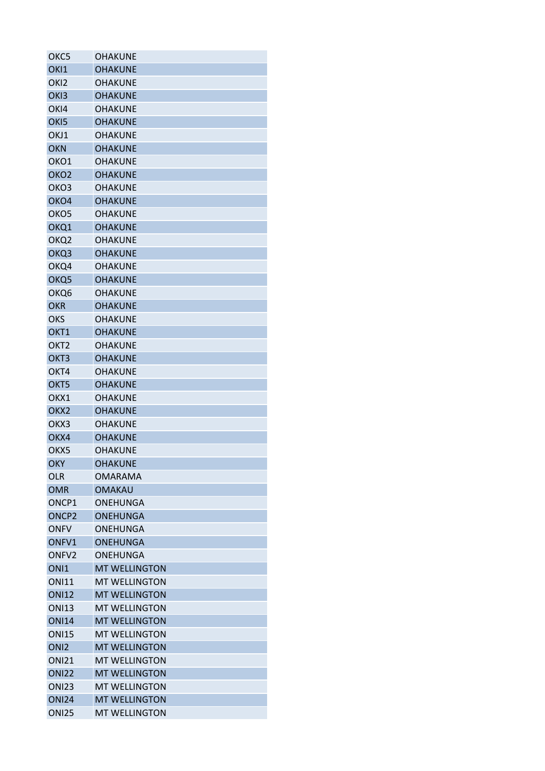| | |
|---|---|
| OKC5 | OHAKUNE |
| OKI1 | OHAKUNE |
| OKI2 | OHAKUNE |
| OKI3 | OHAKUNE |
| OKI4 | OHAKUNE |
| OKI5 | OHAKUNE |
| OKJ1 | OHAKUNE |
| OKN | OHAKUNE |
| OKO1 | OHAKUNE |
| OKO2 | OHAKUNE |
| OKO3 | OHAKUNE |
| OKO4 | OHAKUNE |
| OKO5 | OHAKUNE |
| OKQ1 | OHAKUNE |
| OKQ2 | OHAKUNE |
| OKQ3 | OHAKUNE |
| OKQ4 | OHAKUNE |
| OKQ5 | OHAKUNE |
| OKQ6 | OHAKUNE |
| OKR | OHAKUNE |
| OKS | OHAKUNE |
| OKT1 | OHAKUNE |
| OKT2 | OHAKUNE |
| OKT3 | OHAKUNE |
| OKT4 | OHAKUNE |
| OKT5 | OHAKUNE |
| OKX1 | OHAKUNE |
| OKX2 | OHAKUNE |
| OKX3 | OHAKUNE |
| OKX4 | OHAKUNE |
| OKX5 | OHAKUNE |
| OKY | OHAKUNE |
| OLR | OMARAMA |
| OMR | OMAKAU |
| ONCP1 | ONEHUNGA |
| ONCP2 | ONEHUNGA |
| ONFV | ONEHUNGA |
| ONFV1 | ONEHUNGA |
| ONFV2 | ONEHUNGA |
| ONI1 | MT WELLINGTON |
| ONI11 | MT WELLINGTON |
| ONI12 | MT WELLINGTON |
| ONI13 | MT WELLINGTON |
| ONI14 | MT WELLINGTON |
| ONI15 | MT WELLINGTON |
| ONI2 | MT WELLINGTON |
| ONI21 | MT WELLINGTON |
| ONI22 | MT WELLINGTON |
| ONI23 | MT WELLINGTON |
| ONI24 | MT WELLINGTON |
| ONI25 | MT WELLINGTON |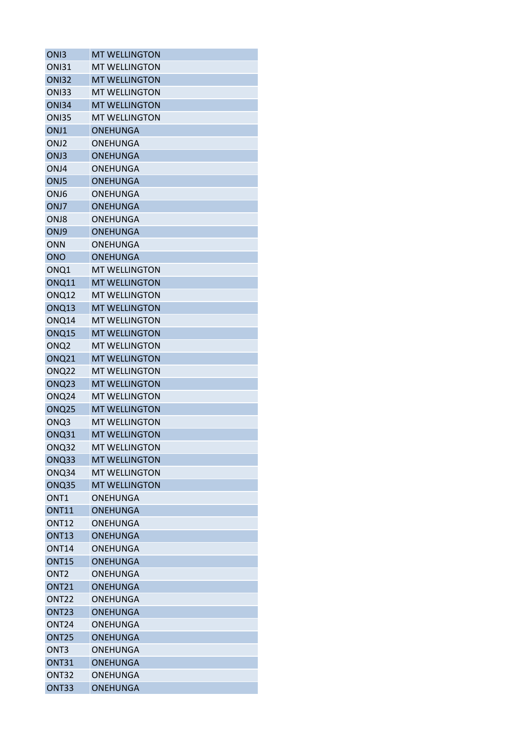| ONI3 | MT WELLINGTON |
|---|---|
| ONI31 | MT WELLINGTON |
| ONI32 | MT WELLINGTON |
| ONI33 | MT WELLINGTON |
| ONI34 | MT WELLINGTON |
| ONI35 | MT WELLINGTON |
| ONJ1 | ONEHUNGA |
| ONJ2 | ONEHUNGA |
| ONJ3 | ONEHUNGA |
| ONJ4 | ONEHUNGA |
| ONJ5 | ONEHUNGA |
| ONJ6 | ONEHUNGA |
| ONJ7 | ONEHUNGA |
| ONJ8 | ONEHUNGA |
| ONJ9 | ONEHUNGA |
| ONN | ONEHUNGA |
| ONO | ONEHUNGA |
| ONQ1 | MT WELLINGTON |
| ONQ11 | MT WELLINGTON |
| ONQ12 | MT WELLINGTON |
| ONQ13 | MT WELLINGTON |
| ONQ14 | MT WELLINGTON |
| ONQ15 | MT WELLINGTON |
| ONQ2 | MT WELLINGTON |
| ONQ21 | MT WELLINGTON |
| ONQ22 | MT WELLINGTON |
| ONQ23 | MT WELLINGTON |
| ONQ24 | MT WELLINGTON |
| ONQ25 | MT WELLINGTON |
| ONQ3 | MT WELLINGTON |
| ONQ31 | MT WELLINGTON |
| ONQ32 | MT WELLINGTON |
| ONQ33 | MT WELLINGTON |
| ONQ34 | MT WELLINGTON |
| ONQ35 | MT WELLINGTON |
| ONT1 | ONEHUNGA |
| ONT11 | ONEHUNGA |
| ONT12 | ONEHUNGA |
| ONT13 | ONEHUNGA |
| ONT14 | ONEHUNGA |
| ONT15 | ONEHUNGA |
| ONT2 | ONEHUNGA |
| ONT21 | ONEHUNGA |
| ONT22 | ONEHUNGA |
| ONT23 | ONEHUNGA |
| ONT24 | ONEHUNGA |
| ONT25 | ONEHUNGA |
| ONT3 | ONEHUNGA |
| ONT31 | ONEHUNGA |
| ONT32 | ONEHUNGA |
| ONT33 | ONEHUNGA |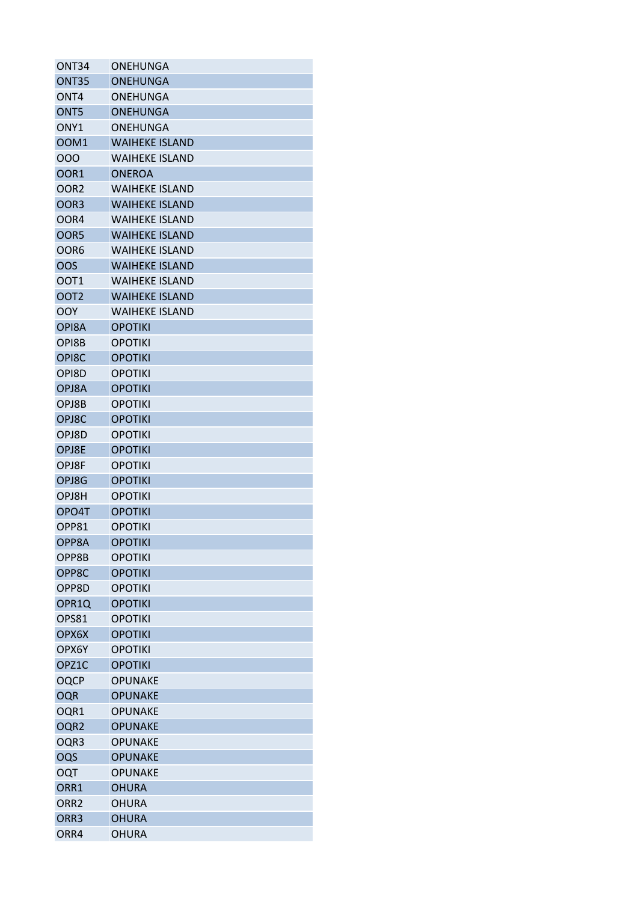| | |
|---|---|
| ONT34 | ONEHUNGA |
| ONT35 | ONEHUNGA |
| ONT4 | ONEHUNGA |
| ONT5 | ONEHUNGA |
| ONY1 | ONEHUNGA |
| OOM1 | WAIHEKE ISLAND |
| OOO | WAIHEKE ISLAND |
| OOR1 | ONEROA |
| OOR2 | WAIHEKE ISLAND |
| OOR3 | WAIHEKE ISLAND |
| OOR4 | WAIHEKE ISLAND |
| OOR5 | WAIHEKE ISLAND |
| OOR6 | WAIHEKE ISLAND |
| OOS | WAIHEKE ISLAND |
| OOT1 | WAIHEKE ISLAND |
| OOT2 | WAIHEKE ISLAND |
| OOY | WAIHEKE ISLAND |
| OPI8A | OPOTIKI |
| OPI8B | OPOTIKI |
| OPI8C | OPOTIKI |
| OPI8D | OPOTIKI |
| OPJ8A | OPOTIKI |
| OPJ8B | OPOTIKI |
| OPJ8C | OPOTIKI |
| OPJ8D | OPOTIKI |
| OPJ8E | OPOTIKI |
| OPJ8F | OPOTIKI |
| OPJ8G | OPOTIKI |
| OPJ8H | OPOTIKI |
| OPO4T | OPOTIKI |
| OPP81 | OPOTIKI |
| OPP8A | OPOTIKI |
| OPP8B | OPOTIKI |
| OPP8C | OPOTIKI |
| OPP8D | OPOTIKI |
| OPR1Q | OPOTIKI |
| OPS81 | OPOTIKI |
| OPX6X | OPOTIKI |
| OPX6Y | OPOTIKI |
| OPZ1C | OPOTIKI |
| OQCP | OPUNAKE |
| OQR | OPUNAKE |
| OQR1 | OPUNAKE |
| OQR2 | OPUNAKE |
| OQR3 | OPUNAKE |
| OQS | OPUNAKE |
| OQT | OPUNAKE |
| ORR1 | OHURA |
| ORR2 | OHURA |
| ORR3 | OHURA |
| ORR4 | OHURA |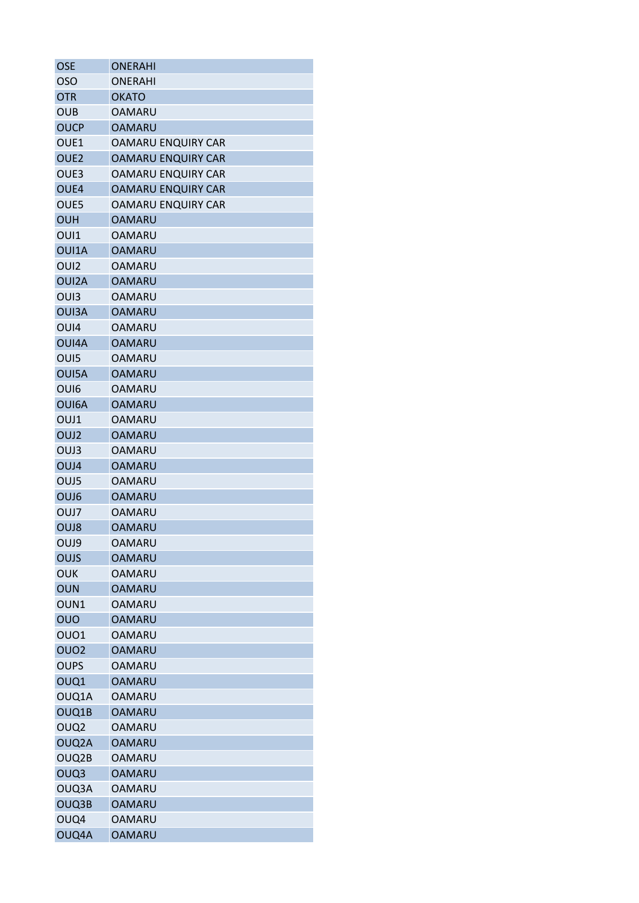| OSE | ONERAHI |
|---|---|
| OSO | ONERAHI |
| OTR | OKATO |
| OUB | OAMARU |
| OUCP | OAMARU |
| OUE1 | OAMARU ENQUIRY CAR |
| OUE2 | OAMARU ENQUIRY CAR |
| OUE3 | OAMARU ENQUIRY CAR |
| OUE4 | OAMARU ENQUIRY CAR |
| OUE5 | OAMARU ENQUIRY CAR |
| OUH | OAMARU |
| OUI1 | OAMARU |
| OUI1A | OAMARU |
| OUI2 | OAMARU |
| OUI2A | OAMARU |
| OUI3 | OAMARU |
| OUI3A | OAMARU |
| OUI4 | OAMARU |
| OUI4A | OAMARU |
| OUI5 | OAMARU |
| OUI5A | OAMARU |
| OUI6 | OAMARU |
| OUI6A | OAMARU |
| OUJ1 | OAMARU |
| OUJ2 | OAMARU |
| OUJ3 | OAMARU |
| OUJ4 | OAMARU |
| OUJ5 | OAMARU |
| OUJ6 | OAMARU |
| OUJ7 | OAMARU |
| OUJ8 | OAMARU |
| OUJ9 | OAMARU |
| OUJS | OAMARU |
| OUK | OAMARU |
| OUN | OAMARU |
| OUN1 | OAMARU |
| OUO | OAMARU |
| OUO1 | OAMARU |
| OUO2 | OAMARU |
| OUPS | OAMARU |
| OUQ1 | OAMARU |
| OUQ1A | OAMARU |
| OUQ1B | OAMARU |
| OUQ2 | OAMARU |
| OUQ2A | OAMARU |
| OUQ2B | OAMARU |
| OUQ3 | OAMARU |
| OUQ3A | OAMARU |
| OUQ3B | OAMARU |
| OUQ4 | OAMARU |
| OUQ4A | OAMARU |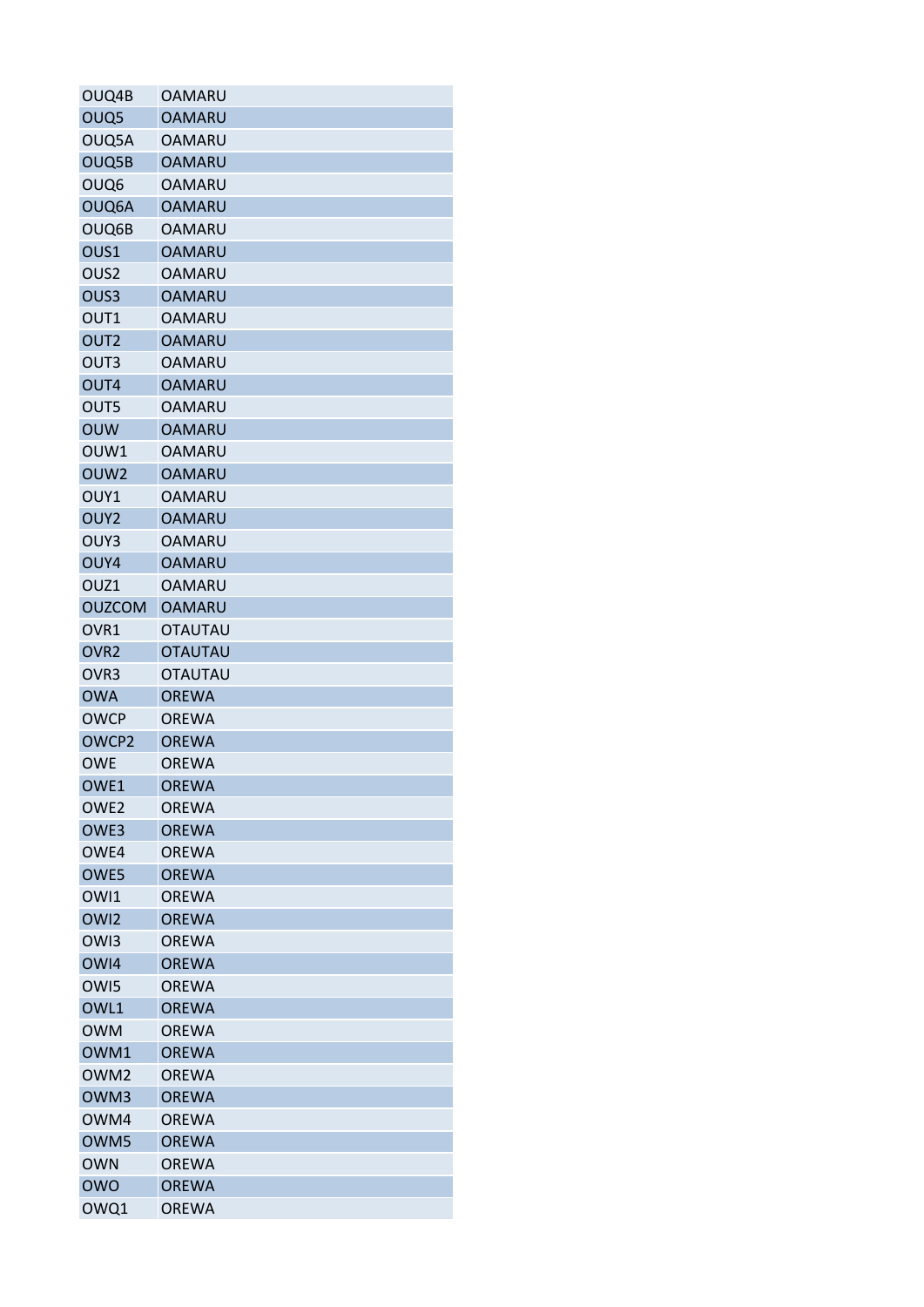| | |
|---|---|
| OUQ4B | OAMARU |
| OUQ5 | OAMARU |
| OUQ5A | OAMARU |
| OUQ5B | OAMARU |
| OUQ6 | OAMARU |
| OUQ6A | OAMARU |
| OUQ6B | OAMARU |
| OUS1 | OAMARU |
| OUS2 | OAMARU |
| OUS3 | OAMARU |
| OUT1 | OAMARU |
| OUT2 | OAMARU |
| OUT3 | OAMARU |
| OUT4 | OAMARU |
| OUT5 | OAMARU |
| OUW | OAMARU |
| OUW1 | OAMARU |
| OUW2 | OAMARU |
| OUY1 | OAMARU |
| OUY2 | OAMARU |
| OUY3 | OAMARU |
| OUY4 | OAMARU |
| OUZ1 | OAMARU |
| OUZCOM | OAMARU |
| OVR1 | OTAUTAU |
| OVR2 | OTAUTAU |
| OVR3 | OTAUTAU |
| OWA | OREWA |
| OWCP | OREWA |
| OWCP2 | OREWA |
| OWE | OREWA |
| OWE1 | OREWA |
| OWE2 | OREWA |
| OWE3 | OREWA |
| OWE4 | OREWA |
| OWE5 | OREWA |
| OWI1 | OREWA |
| OWI2 | OREWA |
| OWI3 | OREWA |
| OWI4 | OREWA |
| OWI5 | OREWA |
| OWL1 | OREWA |
| OWM | OREWA |
| OWM1 | OREWA |
| OWM2 | OREWA |
| OWM3 | OREWA |
| OWM4 | OREWA |
| OWM5 | OREWA |
| OWN | OREWA |
| OWO | OREWA |
| OWQ1 | OREWA |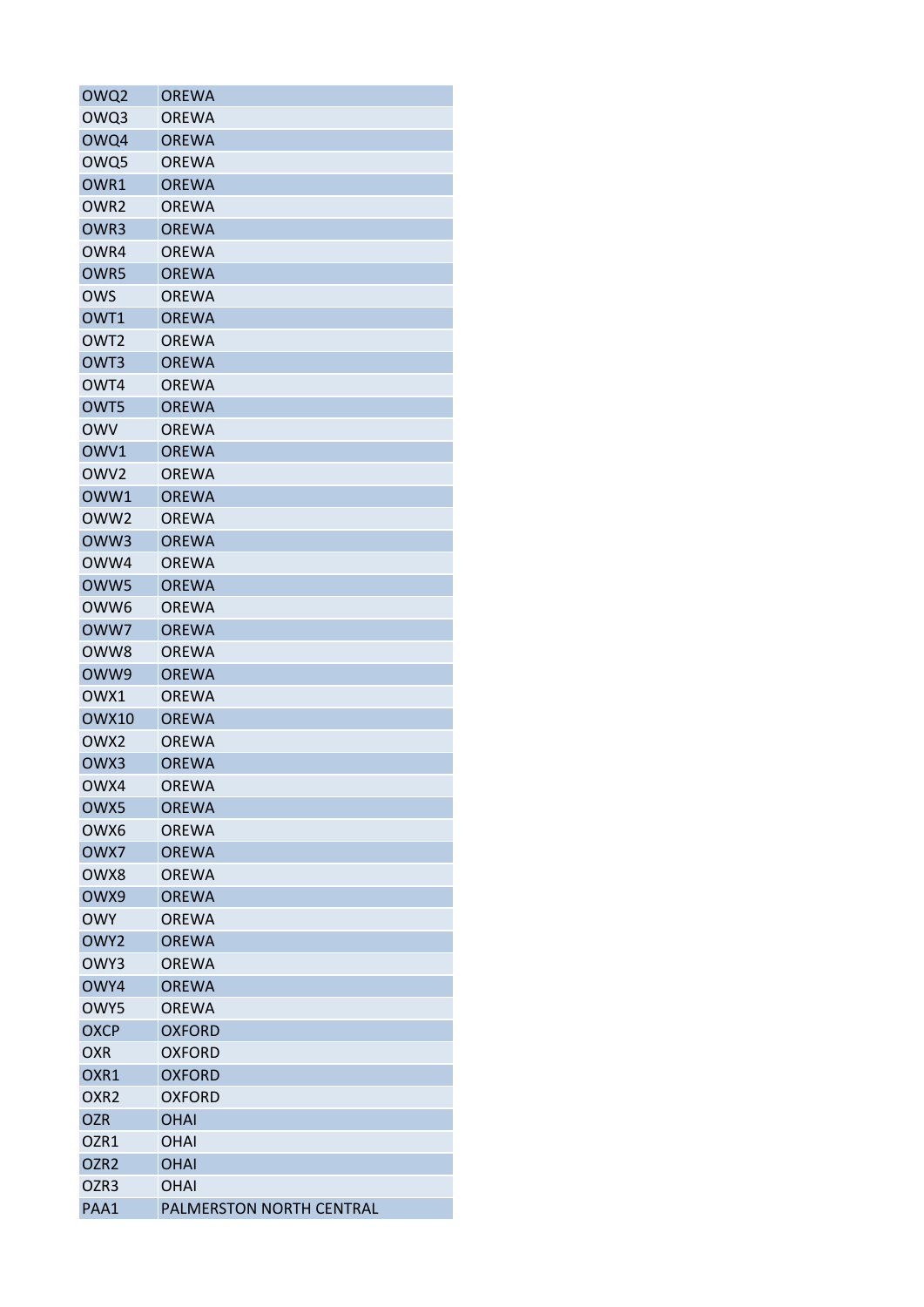| OWQ2 | OREWA |
|---|---|
| OWQ3 | OREWA |
| OWQ4 | OREWA |
| OWQ5 | OREWA |
| OWR1 | OREWA |
| OWR2 | OREWA |
| OWR3 | OREWA |
| OWR4 | OREWA |
| OWR5 | OREWA |
| OWS | OREWA |
| OWT1 | OREWA |
| OWT2 | OREWA |
| OWT3 | OREWA |
| OWT4 | OREWA |
| OWT5 | OREWA |
| OWV | OREWA |
| OWV1 | OREWA |
| OWV2 | OREWA |
| OWW1 | OREWA |
| OWW2 | OREWA |
| OWW3 | OREWA |
| OWW4 | OREWA |
| OWW5 | OREWA |
| OWW6 | OREWA |
| OWW7 | OREWA |
| OWW8 | OREWA |
| OWW9 | OREWA |
| OWX1 | OREWA |
| OWX10 | OREWA |
| OWX2 | OREWA |
| OWX3 | OREWA |
| OWX4 | OREWA |
| OWX5 | OREWA |
| OWX6 | OREWA |
| OWX7 | OREWA |
| OWX8 | OREWA |
| OWX9 | OREWA |
| OWY | OREWA |
| OWY2 | OREWA |
| OWY3 | OREWA |
| OWY4 | OREWA |
| OWY5 | OREWA |
| OXCP | OXFORD |
| OXR | OXFORD |
| OXR1 | OXFORD |
| OXR2 | OXFORD |
| OZR | OHAI |
| OZR1 | OHAI |
| OZR2 | OHAI |
| OZR3 | OHAI |
| PAA1 | PALMERSTON NORTH CENTRAL |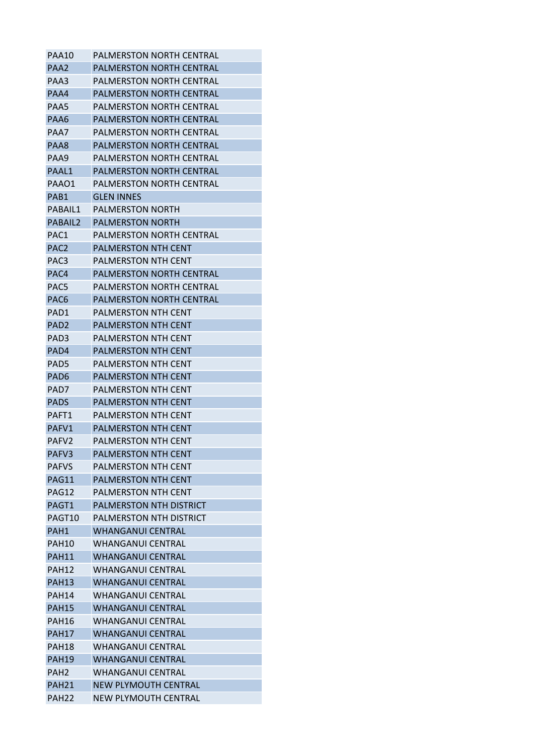| PAA10 | PALMERSTON NORTH CENTRAL |
|---|---|
| PAA2 | PALMERSTON NORTH CENTRAL |
| PAA3 | PALMERSTON NORTH CENTRAL |
| PAA4 | PALMERSTON NORTH CENTRAL |
| PAA5 | PALMERSTON NORTH CENTRAL |
| PAA6 | PALMERSTON NORTH CENTRAL |
| PAA7 | PALMERSTON NORTH CENTRAL |
| PAA8 | PALMERSTON NORTH CENTRAL |
| PAA9 | PALMERSTON NORTH CENTRAL |
| PAAL1 | PALMERSTON NORTH CENTRAL |
| PAAO1 | PALMERSTON NORTH CENTRAL |
| PAB1 | GLEN INNES |
| PABAIL1 | PALMERSTON NORTH |
| PABAIL2 | PALMERSTON NORTH |
| PAC1 | PALMERSTON NORTH CENTRAL |
| PAC2 | PALMERSTON NTH CENT |
| PAC3 | PALMERSTON NTH CENT |
| PAC4 | PALMERSTON NORTH CENTRAL |
| PAC5 | PALMERSTON NORTH CENTRAL |
| PAC6 | PALMERSTON NORTH CENTRAL |
| PAD1 | PALMERSTON NTH CENT |
| PAD2 | PALMERSTON NTH CENT |
| PAD3 | PALMERSTON NTH CENT |
| PAD4 | PALMERSTON NTH CENT |
| PAD5 | PALMERSTON NTH CENT |
| PAD6 | PALMERSTON NTH CENT |
| PAD7 | PALMERSTON NTH CENT |
| PADS | PALMERSTON NTH CENT |
| PAFT1 | PALMERSTON NTH CENT |
| PAFV1 | PALMERSTON NTH CENT |
| PAFV2 | PALMERSTON NTH CENT |
| PAFV3 | PALMERSTON NTH CENT |
| PAFVS | PALMERSTON NTH CENT |
| PAG11 | PALMERSTON NTH CENT |
| PAG12 | PALMERSTON NTH CENT |
| PAGT1 | PALMERSTON NTH DISTRICT |
| PAGT10 | PALMERSTON NTH DISTRICT |
| PAH1 | WHANGANUI CENTRAL |
| PAH10 | WHANGANUI CENTRAL |
| PAH11 | WHANGANUI CENTRAL |
| PAH12 | WHANGANUI CENTRAL |
| PAH13 | WHANGANUI CENTRAL |
| PAH14 | WHANGANUI CENTRAL |
| PAH15 | WHANGANUI CENTRAL |
| PAH16 | WHANGANUI CENTRAL |
| PAH17 | WHANGANUI CENTRAL |
| PAH18 | WHANGANUI CENTRAL |
| PAH19 | WHANGANUI CENTRAL |
| PAH2 | WHANGANUI CENTRAL |
| PAH21 | NEW PLYMOUTH CENTRAL |
| PAH22 | NEW PLYMOUTH CENTRAL |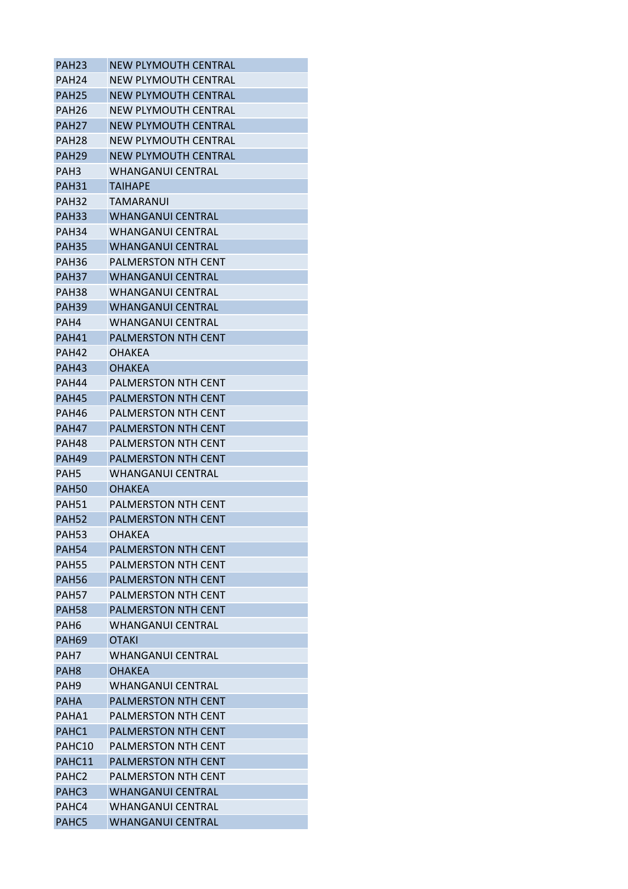| PAH23 | NEW PLYMOUTH CENTRAL |
|---|---|
| PAH24 | NEW PLYMOUTH CENTRAL |
| PAH25 | NEW PLYMOUTH CENTRAL |
| PAH26 | NEW PLYMOUTH CENTRAL |
| PAH27 | NEW PLYMOUTH CENTRAL |
| PAH28 | NEW PLYMOUTH CENTRAL |
| PAH29 | NEW PLYMOUTH CENTRAL |
| PAH3 | WHANGANUI CENTRAL |
| PAH31 | TAIHAPE |
| PAH32 | TAMARANUI |
| PAH33 | WHANGANUI CENTRAL |
| PAH34 | WHANGANUI CENTRAL |
| PAH35 | WHANGANUI CENTRAL |
| PAH36 | PALMERSTON NTH CENT |
| PAH37 | WHANGANUI CENTRAL |
| PAH38 | WHANGANUI CENTRAL |
| PAH39 | WHANGANUI CENTRAL |
| PAH4 | WHANGANUI CENTRAL |
| PAH41 | PALMERSTON NTH CENT |
| PAH42 | OHAKEA |
| PAH43 | OHAKEA |
| PAH44 | PALMERSTON NTH CENT |
| PAH45 | PALMERSTON NTH CENT |
| PAH46 | PALMERSTON NTH CENT |
| PAH47 | PALMERSTON NTH CENT |
| PAH48 | PALMERSTON NTH CENT |
| PAH49 | PALMERSTON NTH CENT |
| PAH5 | WHANGANUI CENTRAL |
| PAH50 | OHAKEA |
| PAH51 | PALMERSTON NTH CENT |
| PAH52 | PALMERSTON NTH CENT |
| PAH53 | OHAKEA |
| PAH54 | PALMERSTON NTH CENT |
| PAH55 | PALMERSTON NTH CENT |
| PAH56 | PALMERSTON NTH CENT |
| PAH57 | PALMERSTON NTH CENT |
| PAH58 | PALMERSTON NTH CENT |
| PAH6 | WHANGANUI CENTRAL |
| PAH69 | OTAKI |
| PAH7 | WHANGANUI CENTRAL |
| PAH8 | OHAKEA |
| PAH9 | WHANGANUI CENTRAL |
| PAHA | PALMERSTON NTH CENT |
| PAHA1 | PALMERSTON NTH CENT |
| PAHC1 | PALMERSTON NTH CENT |
| PAHC10 | PALMERSTON NTH CENT |
| PAHC11 | PALMERSTON NTH CENT |
| PAHC2 | PALMERSTON NTH CENT |
| PAHC3 | WHANGANUI CENTRAL |
| PAHC4 | WHANGANUI CENTRAL |
| PAHC5 | WHANGANUI CENTRAL |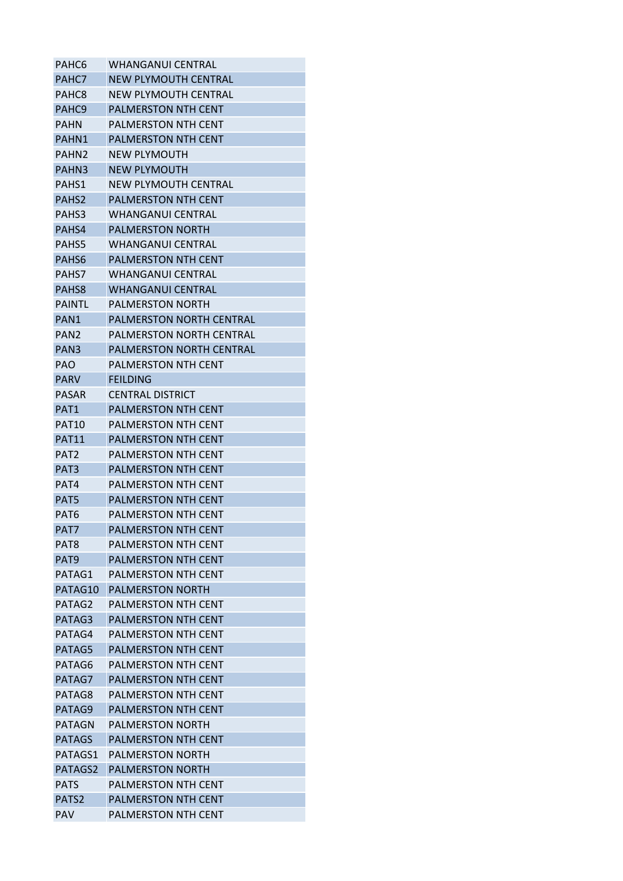| PAHC6 | WHANGANUI CENTRAL |
|---|---|
| PAHC7 | NEW PLYMOUTH CENTRAL |
| PAHC8 | NEW PLYMOUTH CENTRAL |
| PAHC9 | PALMERSTON NTH CENT |
| PAHN | PALMERSTON NTH CENT |
| PAHN1 | PALMERSTON NTH CENT |
| PAHN2 | NEW PLYMOUTH |
| PAHN3 | NEW PLYMOUTH |
| PAHS1 | NEW PLYMOUTH CENTRAL |
| PAHS2 | PALMERSTON NTH CENT |
| PAHS3 | WHANGANUI CENTRAL |
| PAHS4 | PALMERSTON NORTH |
| PAHS5 | WHANGANUI CENTRAL |
| PAHS6 | PALMERSTON NTH CENT |
| PAHS7 | WHANGANUI CENTRAL |
| PAHS8 | WHANGANUI CENTRAL |
| PAINTL | PALMERSTON NORTH |
| PAN1 | PALMERSTON NORTH CENTRAL |
| PAN2 | PALMERSTON NORTH CENTRAL |
| PAN3 | PALMERSTON NORTH CENTRAL |
| PAO | PALMERSTON NTH CENT |
| PARV | FEILDING |
| PASAR | CENTRAL DISTRICT |
| PAT1 | PALMERSTON NTH CENT |
| PAT10 | PALMERSTON NTH CENT |
| PAT11 | PALMERSTON NTH CENT |
| PAT2 | PALMERSTON NTH CENT |
| PAT3 | PALMERSTON NTH CENT |
| PAT4 | PALMERSTON NTH CENT |
| PAT5 | PALMERSTON NTH CENT |
| PAT6 | PALMERSTON NTH CENT |
| PAT7 | PALMERSTON NTH CENT |
| PAT8 | PALMERSTON NTH CENT |
| PAT9 | PALMERSTON NTH CENT |
| PATAG1 | PALMERSTON NTH CENT |
| PATAG10 | PALMERSTON NORTH |
| PATAG2 | PALMERSTON NTH CENT |
| PATAG3 | PALMERSTON NTH CENT |
| PATAG4 | PALMERSTON NTH CENT |
| PATAG5 | PALMERSTON NTH CENT |
| PATAG6 | PALMERSTON NTH CENT |
| PATAG7 | PALMERSTON NTH CENT |
| PATAG8 | PALMERSTON NTH CENT |
| PATAG9 | PALMERSTON NTH CENT |
| PATAGN | PALMERSTON NORTH |
| PATAGS | PALMERSTON NTH CENT |
| PATAGS1 | PALMERSTON NORTH |
| PATAGS2 | PALMERSTON NORTH |
| PATS | PALMERSTON NTH CENT |
| PATS2 | PALMERSTON NTH CENT |
| PAV | PALMERSTON NTH CENT |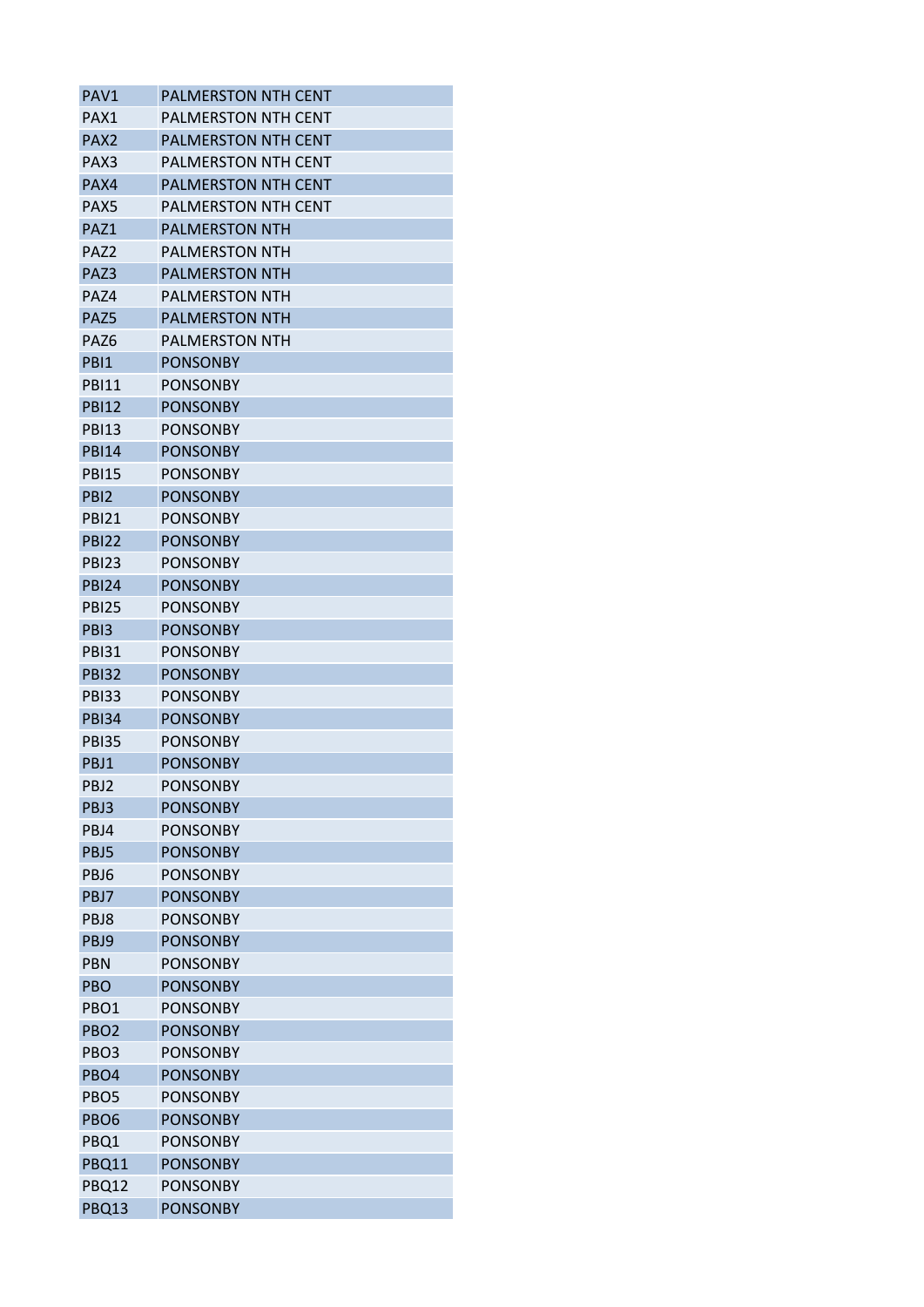| PAV1 | PALMERSTON NTH CENT |
|---|---|
| PAX1 | PALMERSTON NTH CENT |
| PAX2 | PALMERSTON NTH CENT |
| PAX3 | PALMERSTON NTH CENT |
| PAX4 | PALMERSTON NTH CENT |
| PAX5 | PALMERSTON NTH CENT |
| PAZ1 | PALMERSTON NTH |
| PAZ2 | PALMERSTON NTH |
| PAZ3 | PALMERSTON NTH |
| PAZ4 | PALMERSTON NTH |
| PAZ5 | PALMERSTON NTH |
| PAZ6 | PALMERSTON NTH |
| PBI1 | PONSONBY |
| PBI11 | PONSONBY |
| PBI12 | PONSONBY |
| PBI13 | PONSONBY |
| PBI14 | PONSONBY |
| PBI15 | PONSONBY |
| PBI2 | PONSONBY |
| PBI21 | PONSONBY |
| PBI22 | PONSONBY |
| PBI23 | PONSONBY |
| PBI24 | PONSONBY |
| PBI25 | PONSONBY |
| PBI3 | PONSONBY |
| PBI31 | PONSONBY |
| PBI32 | PONSONBY |
| PBI33 | PONSONBY |
| PBI34 | PONSONBY |
| PBI35 | PONSONBY |
| PBJ1 | PONSONBY |
| PBJ2 | PONSONBY |
| PBJ3 | PONSONBY |
| PBJ4 | PONSONBY |
| PBJ5 | PONSONBY |
| PBJ6 | PONSONBY |
| PBJ7 | PONSONBY |
| PBJ8 | PONSONBY |
| PBJ9 | PONSONBY |
| PBN | PONSONBY |
| PBO | PONSONBY |
| PBO1 | PONSONBY |
| PBO2 | PONSONBY |
| PBO3 | PONSONBY |
| PBO4 | PONSONBY |
| PBO5 | PONSONBY |
| PBO6 | PONSONBY |
| PBQ1 | PONSONBY |
| PBQ11 | PONSONBY |
| PBQ12 | PONSONBY |
| PBQ13 | PONSONBY |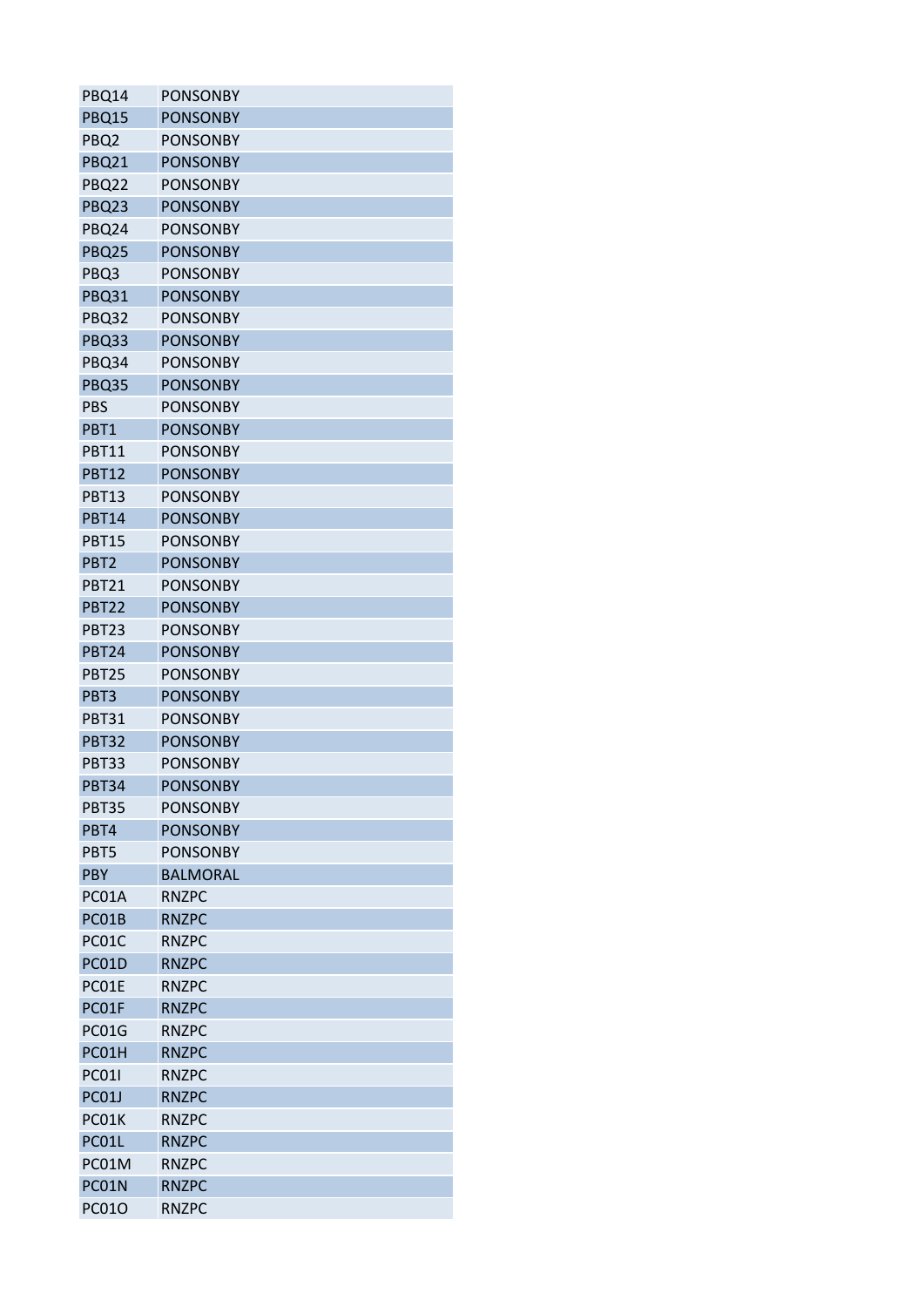| | |
|---|---|
| PBQ14 | PONSONBY |
| PBQ15 | PONSONBY |
| PBQ2 | PONSONBY |
| PBQ21 | PONSONBY |
| PBQ22 | PONSONBY |
| PBQ23 | PONSONBY |
| PBQ24 | PONSONBY |
| PBQ25 | PONSONBY |
| PBQ3 | PONSONBY |
| PBQ31 | PONSONBY |
| PBQ32 | PONSONBY |
| PBQ33 | PONSONBY |
| PBQ34 | PONSONBY |
| PBQ35 | PONSONBY |
| PBS | PONSONBY |
| PBT1 | PONSONBY |
| PBT11 | PONSONBY |
| PBT12 | PONSONBY |
| PBT13 | PONSONBY |
| PBT14 | PONSONBY |
| PBT15 | PONSONBY |
| PBT2 | PONSONBY |
| PBT21 | PONSONBY |
| PBT22 | PONSONBY |
| PBT23 | PONSONBY |
| PBT24 | PONSONBY |
| PBT25 | PONSONBY |
| PBT3 | PONSONBY |
| PBT31 | PONSONBY |
| PBT32 | PONSONBY |
| PBT33 | PONSONBY |
| PBT34 | PONSONBY |
| PBT35 | PONSONBY |
| PBT4 | PONSONBY |
| PBT5 | PONSONBY |
| PBY | BALMORAL |
| PC01A | RNZPC |
| PC01B | RNZPC |
| PC01C | RNZPC |
| PC01D | RNZPC |
| PC01E | RNZPC |
| PC01F | RNZPC |
| PC01G | RNZPC |
| PC01H | RNZPC |
| PC01I | RNZPC |
| PC01J | RNZPC |
| PC01K | RNZPC |
| PC01L | RNZPC |
| PC01M | RNZPC |
| PC01N | RNZPC |
| PC01O | RNZPC |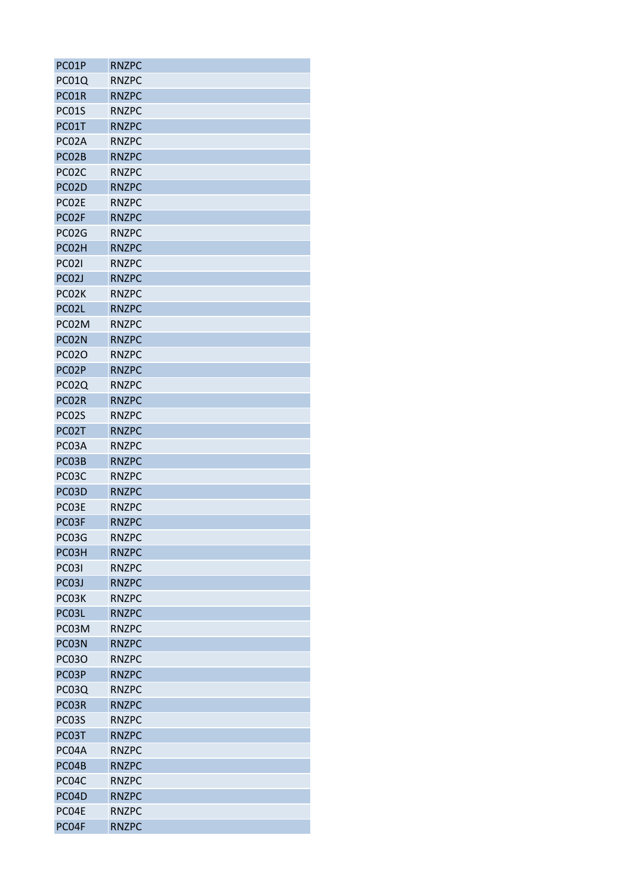| PC01P | RNZPC |
|---|---|
| PC01Q | RNZPC |
| PC01R | RNZPC |
| PC01S | RNZPC |
| PC01T | RNZPC |
| PC02A | RNZPC |
| PC02B | RNZPC |
| PC02C | RNZPC |
| PC02D | RNZPC |
| PC02E | RNZPC |
| PC02F | RNZPC |
| PC02G | RNZPC |
| PC02H | RNZPC |
| PC02I | RNZPC |
| PC02J | RNZPC |
| PC02K | RNZPC |
| PC02L | RNZPC |
| PC02M | RNZPC |
| PC02N | RNZPC |
| PC02O | RNZPC |
| PC02P | RNZPC |
| PC02Q | RNZPC |
| PC02R | RNZPC |
| PC02S | RNZPC |
| PC02T | RNZPC |
| PC03A | RNZPC |
| PC03B | RNZPC |
| PC03C | RNZPC |
| PC03D | RNZPC |
| PC03E | RNZPC |
| PC03F | RNZPC |
| PC03G | RNZPC |
| PC03H | RNZPC |
| PC03I | RNZPC |
| PC03J | RNZPC |
| PC03K | RNZPC |
| PC03L | RNZPC |
| PC03M | RNZPC |
| PC03N | RNZPC |
| PC03O | RNZPC |
| PC03P | RNZPC |
| PC03Q | RNZPC |
| PC03R | RNZPC |
| PC03S | RNZPC |
| PC03T | RNZPC |
| PC04A | RNZPC |
| PC04B | RNZPC |
| PC04C | RNZPC |
| PC04D | RNZPC |
| PC04E | RNZPC |
| PC04F | RNZPC |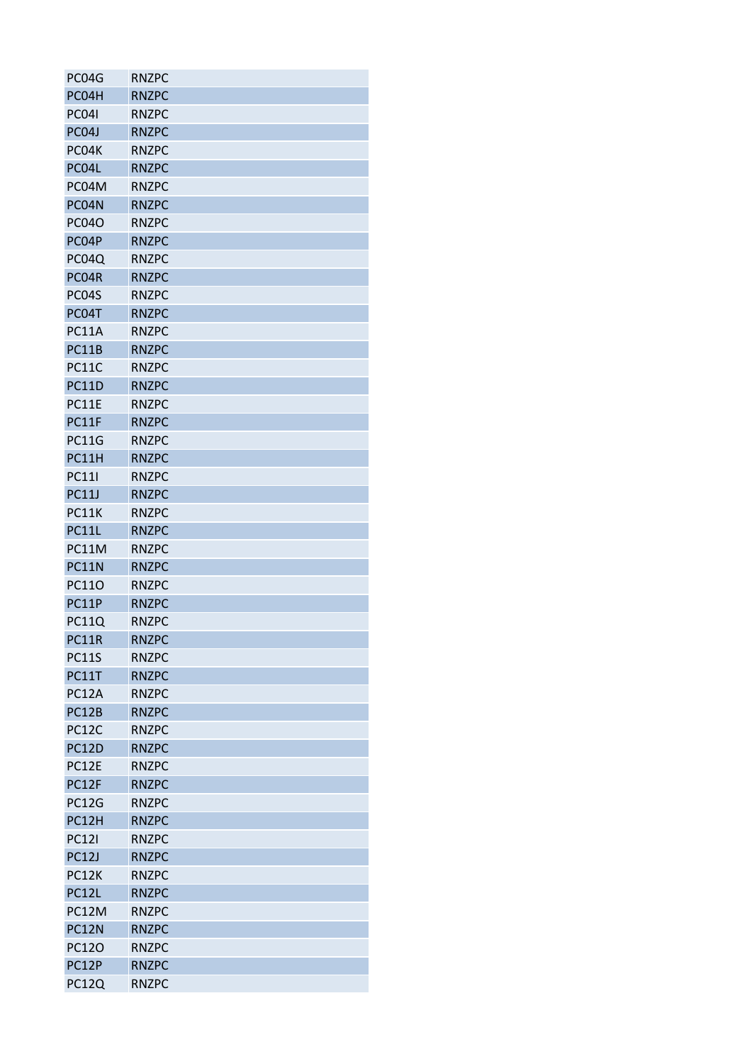| | |
|---|---|
| PC04G | RNZPC |
| PC04H | RNZPC |
| PC04I | RNZPC |
| PC04J | RNZPC |
| PC04K | RNZPC |
| PC04L | RNZPC |
| PC04M | RNZPC |
| PC04N | RNZPC |
| PC04O | RNZPC |
| PC04P | RNZPC |
| PC04Q | RNZPC |
| PC04R | RNZPC |
| PC04S | RNZPC |
| PC04T | RNZPC |
| PC11A | RNZPC |
| PC11B | RNZPC |
| PC11C | RNZPC |
| PC11D | RNZPC |
| PC11E | RNZPC |
| PC11F | RNZPC |
| PC11G | RNZPC |
| PC11H | RNZPC |
| PC11I | RNZPC |
| PC11J | RNZPC |
| PC11K | RNZPC |
| PC11L | RNZPC |
| PC11M | RNZPC |
| PC11N | RNZPC |
| PC11O | RNZPC |
| PC11P | RNZPC |
| PC11Q | RNZPC |
| PC11R | RNZPC |
| PC11S | RNZPC |
| PC11T | RNZPC |
| PC12A | RNZPC |
| PC12B | RNZPC |
| PC12C | RNZPC |
| PC12D | RNZPC |
| PC12E | RNZPC |
| PC12F | RNZPC |
| PC12G | RNZPC |
| PC12H | RNZPC |
| PC12I | RNZPC |
| PC12J | RNZPC |
| PC12K | RNZPC |
| PC12L | RNZPC |
| PC12M | RNZPC |
| PC12N | RNZPC |
| PC12O | RNZPC |
| PC12P | RNZPC |
| PC12Q | RNZPC |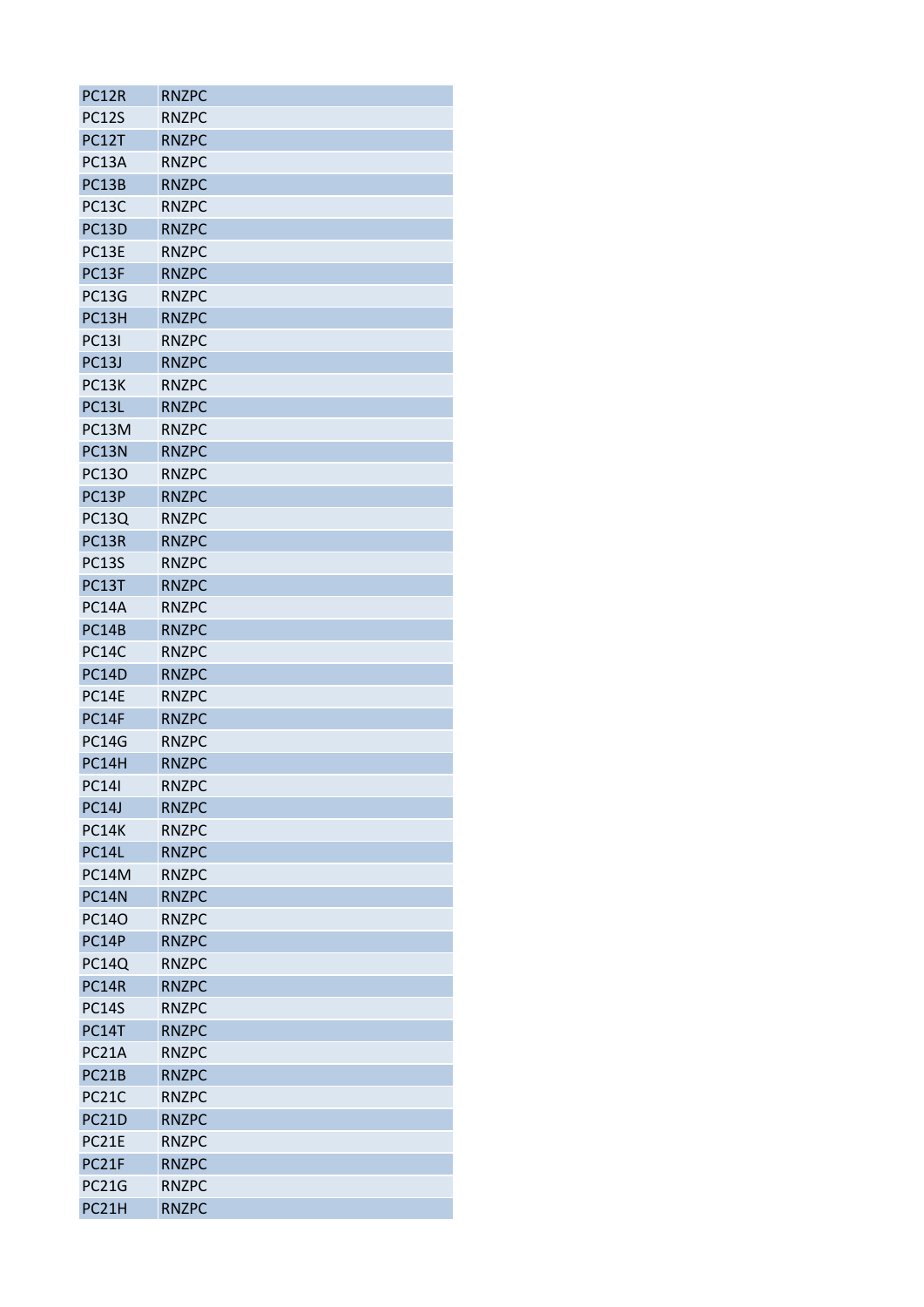| | |
|---|---|
| PC12R | RNZPC |
| PC12S | RNZPC |
| PC12T | RNZPC |
| PC13A | RNZPC |
| PC13B | RNZPC |
| PC13C | RNZPC |
| PC13D | RNZPC |
| PC13E | RNZPC |
| PC13F | RNZPC |
| PC13G | RNZPC |
| PC13H | RNZPC |
| PC13I | RNZPC |
| PC13J | RNZPC |
| PC13K | RNZPC |
| PC13L | RNZPC |
| PC13M | RNZPC |
| PC13N | RNZPC |
| PC13O | RNZPC |
| PC13P | RNZPC |
| PC13Q | RNZPC |
| PC13R | RNZPC |
| PC13S | RNZPC |
| PC13T | RNZPC |
| PC14A | RNZPC |
| PC14B | RNZPC |
| PC14C | RNZPC |
| PC14D | RNZPC |
| PC14E | RNZPC |
| PC14F | RNZPC |
| PC14G | RNZPC |
| PC14H | RNZPC |
| PC14I | RNZPC |
| PC14J | RNZPC |
| PC14K | RNZPC |
| PC14L | RNZPC |
| PC14M | RNZPC |
| PC14N | RNZPC |
| PC14O | RNZPC |
| PC14P | RNZPC |
| PC14Q | RNZPC |
| PC14R | RNZPC |
| PC14S | RNZPC |
| PC14T | RNZPC |
| PC21A | RNZPC |
| PC21B | RNZPC |
| PC21C | RNZPC |
| PC21D | RNZPC |
| PC21E | RNZPC |
| PC21F | RNZPC |
| PC21G | RNZPC |
| PC21H | RNZPC |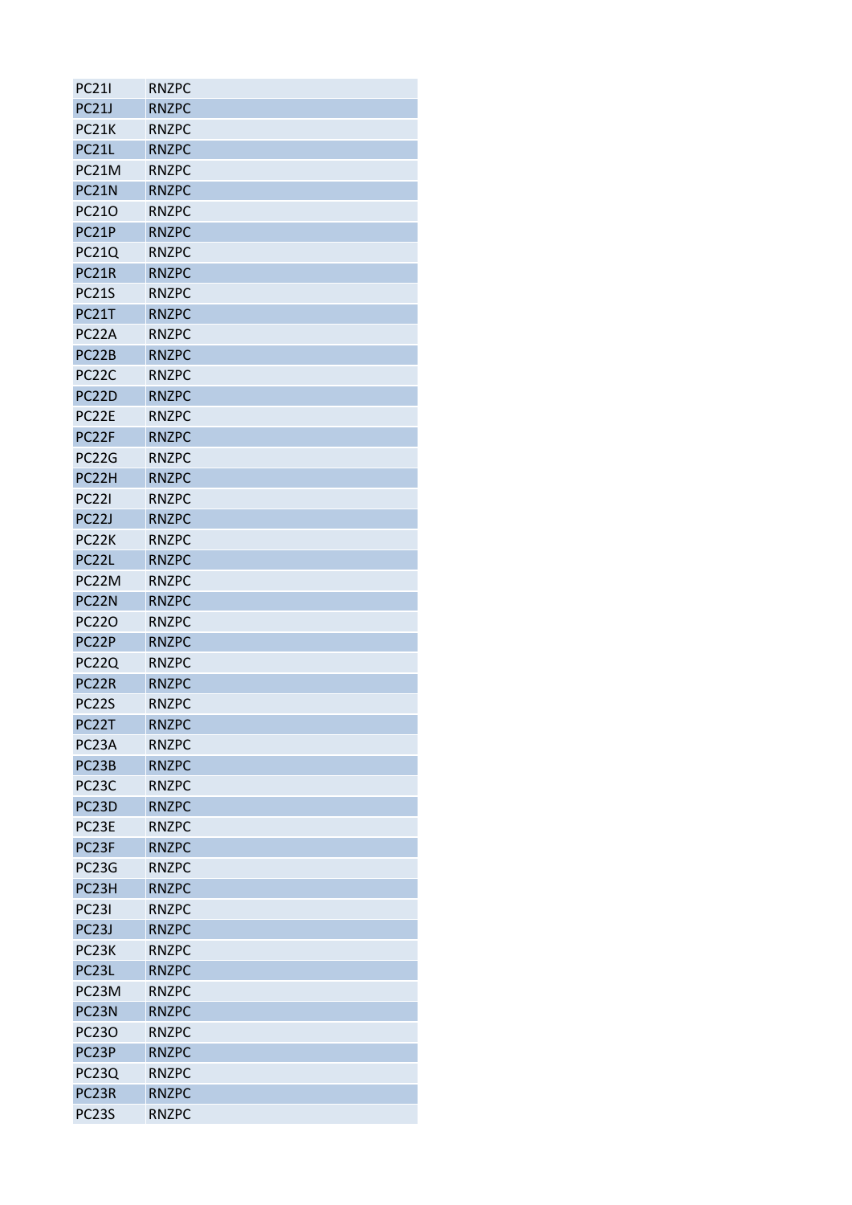| PC21I | RNZPC |
|---|---|
| PC21J | RNZPC |
| PC21K | RNZPC |
| PC21L | RNZPC |
| PC21M | RNZPC |
| PC21N | RNZPC |
| PC21O | RNZPC |
| PC21P | RNZPC |
| PC21Q | RNZPC |
| PC21R | RNZPC |
| PC21S | RNZPC |
| PC21T | RNZPC |
| PC22A | RNZPC |
| PC22B | RNZPC |
| PC22C | RNZPC |
| PC22D | RNZPC |
| PC22E | RNZPC |
| PC22F | RNZPC |
| PC22G | RNZPC |
| PC22H | RNZPC |
| PC22I | RNZPC |
| PC22J | RNZPC |
| PC22K | RNZPC |
| PC22L | RNZPC |
| PC22M | RNZPC |
| PC22N | RNZPC |
| PC22O | RNZPC |
| PC22P | RNZPC |
| PC22Q | RNZPC |
| PC22R | RNZPC |
| PC22S | RNZPC |
| PC22T | RNZPC |
| PC23A | RNZPC |
| PC23B | RNZPC |
| PC23C | RNZPC |
| PC23D | RNZPC |
| PC23E | RNZPC |
| PC23F | RNZPC |
| PC23G | RNZPC |
| PC23H | RNZPC |
| PC23I | RNZPC |
| PC23J | RNZPC |
| PC23K | RNZPC |
| PC23L | RNZPC |
| PC23M | RNZPC |
| PC23N | RNZPC |
| PC23O | RNZPC |
| PC23P | RNZPC |
| PC23Q | RNZPC |
| PC23R | RNZPC |
| PC23S | RNZPC |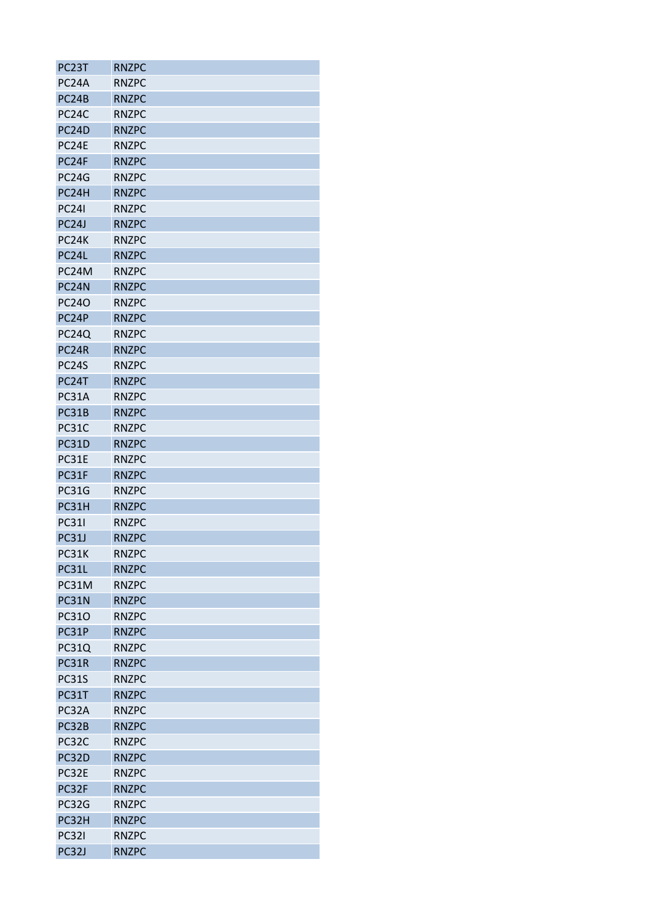| PC23T | RNZPC |
|---|---|
| PC24A | RNZPC |
| PC24B | RNZPC |
| PC24C | RNZPC |
| PC24D | RNZPC |
| PC24E | RNZPC |
| PC24F | RNZPC |
| PC24G | RNZPC |
| PC24H | RNZPC |
| PC24I | RNZPC |
| PC24J | RNZPC |
| PC24K | RNZPC |
| PC24L | RNZPC |
| PC24M | RNZPC |
| PC24N | RNZPC |
| PC24O | RNZPC |
| PC24P | RNZPC |
| PC24Q | RNZPC |
| PC24R | RNZPC |
| PC24S | RNZPC |
| PC24T | RNZPC |
| PC31A | RNZPC |
| PC31B | RNZPC |
| PC31C | RNZPC |
| PC31D | RNZPC |
| PC31E | RNZPC |
| PC31F | RNZPC |
| PC31G | RNZPC |
| PC31H | RNZPC |
| PC31I | RNZPC |
| PC31J | RNZPC |
| PC31K | RNZPC |
| PC31L | RNZPC |
| PC31M | RNZPC |
| PC31N | RNZPC |
| PC31O | RNZPC |
| PC31P | RNZPC |
| PC31Q | RNZPC |
| PC31R | RNZPC |
| PC31S | RNZPC |
| PC31T | RNZPC |
| PC32A | RNZPC |
| PC32B | RNZPC |
| PC32C | RNZPC |
| PC32D | RNZPC |
| PC32E | RNZPC |
| PC32F | RNZPC |
| PC32G | RNZPC |
| PC32H | RNZPC |
| PC32I | RNZPC |
| PC32J | RNZPC |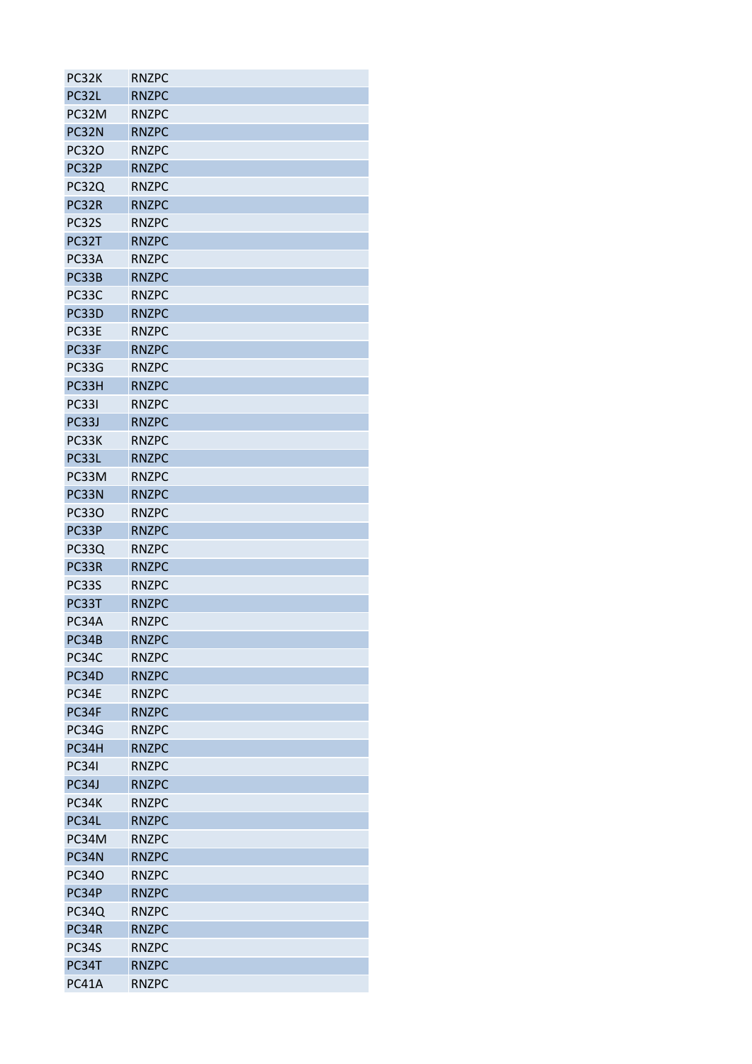| PC32K | RNZPC |
|---|---|
| PC32L | RNZPC |
| PC32M | RNZPC |
| PC32N | RNZPC |
| PC32O | RNZPC |
| PC32P | RNZPC |
| PC32Q | RNZPC |
| PC32R | RNZPC |
| PC32S | RNZPC |
| PC32T | RNZPC |
| PC33A | RNZPC |
| PC33B | RNZPC |
| PC33C | RNZPC |
| PC33D | RNZPC |
| PC33E | RNZPC |
| PC33F | RNZPC |
| PC33G | RNZPC |
| PC33H | RNZPC |
| PC33I | RNZPC |
| PC33J | RNZPC |
| PC33K | RNZPC |
| PC33L | RNZPC |
| PC33M | RNZPC |
| PC33N | RNZPC |
| PC33O | RNZPC |
| PC33P | RNZPC |
| PC33Q | RNZPC |
| PC33R | RNZPC |
| PC33S | RNZPC |
| PC33T | RNZPC |
| PC34A | RNZPC |
| PC34B | RNZPC |
| PC34C | RNZPC |
| PC34D | RNZPC |
| PC34E | RNZPC |
| PC34F | RNZPC |
| PC34G | RNZPC |
| PC34H | RNZPC |
| PC34I | RNZPC |
| PC34J | RNZPC |
| PC34K | RNZPC |
| PC34L | RNZPC |
| PC34M | RNZPC |
| PC34N | RNZPC |
| PC34O | RNZPC |
| PC34P | RNZPC |
| PC34Q | RNZPC |
| PC34R | RNZPC |
| PC34S | RNZPC |
| PC34T | RNZPC |
| PC41A | RNZPC |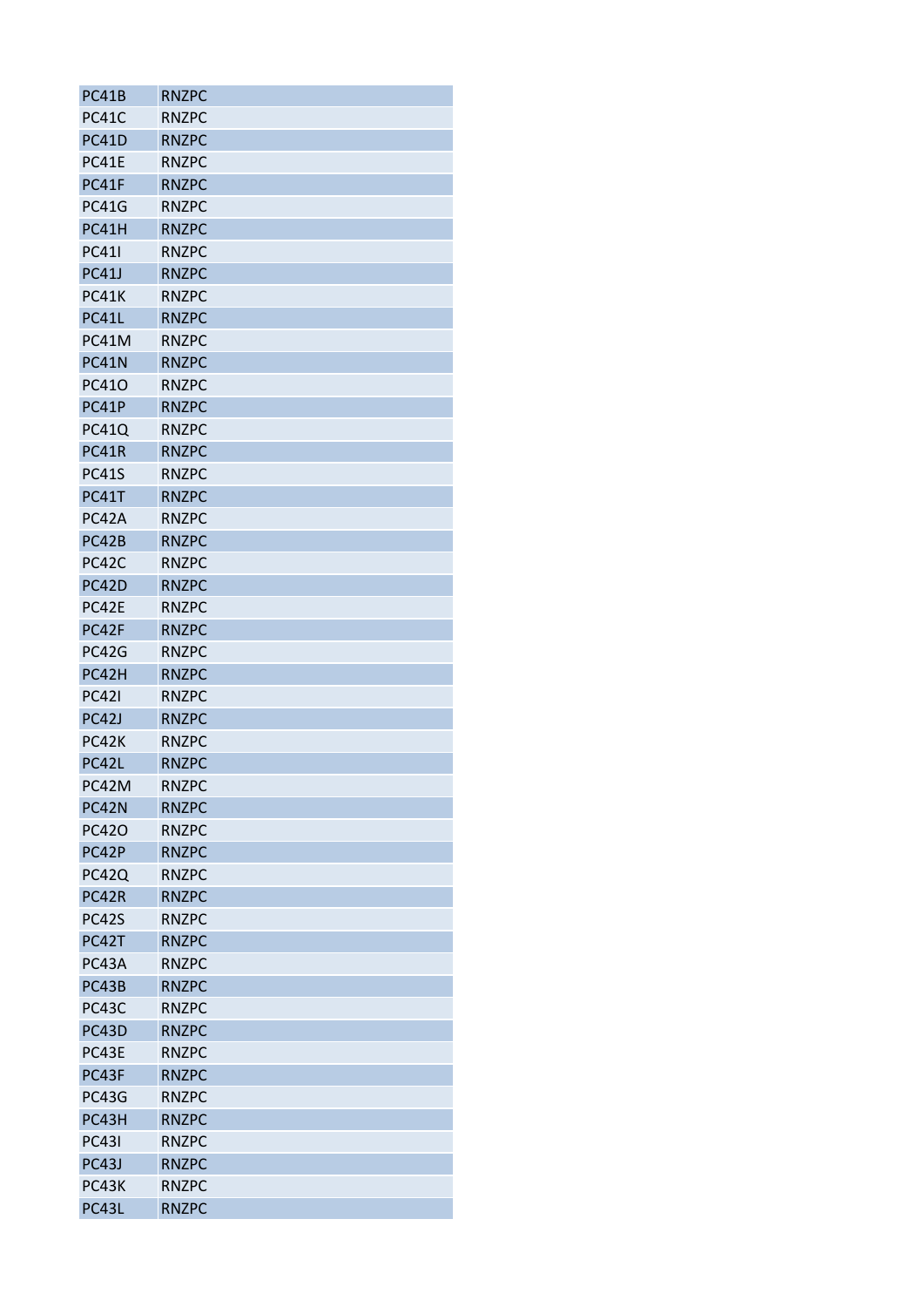| PC41B | RNZPC |
|---|---|
| PC41C | RNZPC |
| PC41D | RNZPC |
| PC41E | RNZPC |
| PC41F | RNZPC |
| PC41G | RNZPC |
| PC41H | RNZPC |
| PC41I | RNZPC |
| PC41J | RNZPC |
| PC41K | RNZPC |
| PC41L | RNZPC |
| PC41M | RNZPC |
| PC41N | RNZPC |
| PC41O | RNZPC |
| PC41P | RNZPC |
| PC41Q | RNZPC |
| PC41R | RNZPC |
| PC41S | RNZPC |
| PC41T | RNZPC |
| PC42A | RNZPC |
| PC42B | RNZPC |
| PC42C | RNZPC |
| PC42D | RNZPC |
| PC42E | RNZPC |
| PC42F | RNZPC |
| PC42G | RNZPC |
| PC42H | RNZPC |
| PC42I | RNZPC |
| PC42J | RNZPC |
| PC42K | RNZPC |
| PC42L | RNZPC |
| PC42M | RNZPC |
| PC42N | RNZPC |
| PC42O | RNZPC |
| PC42P | RNZPC |
| PC42Q | RNZPC |
| PC42R | RNZPC |
| PC42S | RNZPC |
| PC42T | RNZPC |
| PC43A | RNZPC |
| PC43B | RNZPC |
| PC43C | RNZPC |
| PC43D | RNZPC |
| PC43E | RNZPC |
| PC43F | RNZPC |
| PC43G | RNZPC |
| PC43H | RNZPC |
| PC43I | RNZPC |
| PC43J | RNZPC |
| PC43K | RNZPC |
| PC43L | RNZPC |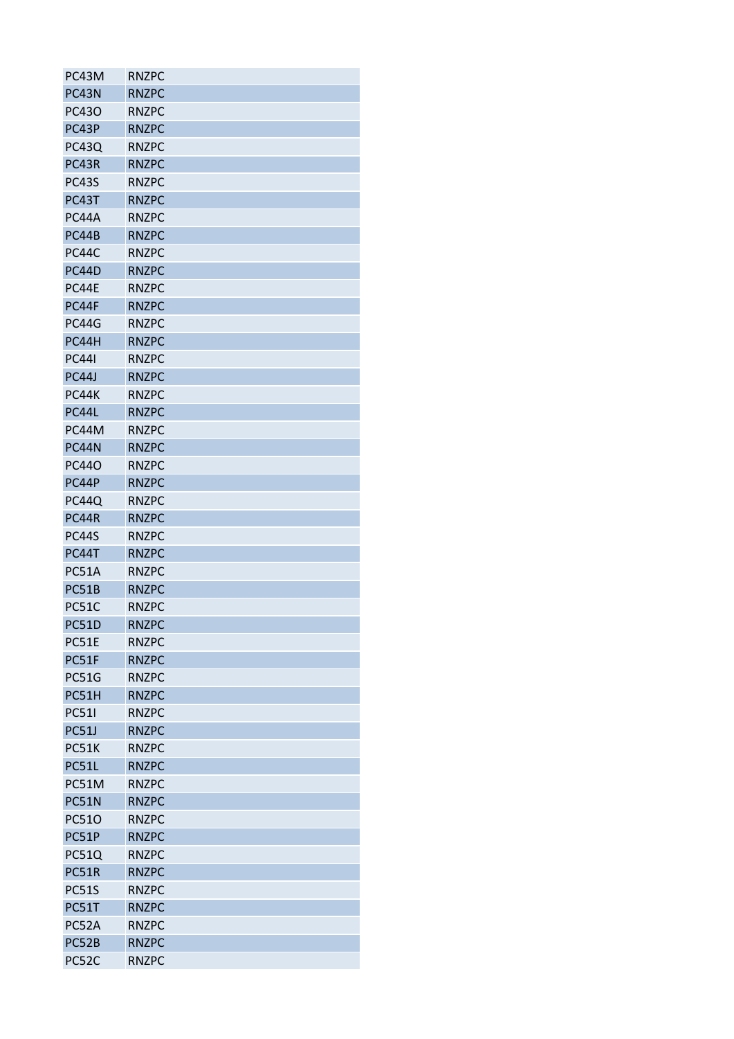| | |
|---|---|
| PC43M | RNZPC |
| PC43N | RNZPC |
| PC43O | RNZPC |
| PC43P | RNZPC |
| PC43Q | RNZPC |
| PC43R | RNZPC |
| PC43S | RNZPC |
| PC43T | RNZPC |
| PC44A | RNZPC |
| PC44B | RNZPC |
| PC44C | RNZPC |
| PC44D | RNZPC |
| PC44E | RNZPC |
| PC44F | RNZPC |
| PC44G | RNZPC |
| PC44H | RNZPC |
| PC44I | RNZPC |
| PC44J | RNZPC |
| PC44K | RNZPC |
| PC44L | RNZPC |
| PC44M | RNZPC |
| PC44N | RNZPC |
| PC44O | RNZPC |
| PC44P | RNZPC |
| PC44Q | RNZPC |
| PC44R | RNZPC |
| PC44S | RNZPC |
| PC44T | RNZPC |
| PC51A | RNZPC |
| PC51B | RNZPC |
| PC51C | RNZPC |
| PC51D | RNZPC |
| PC51E | RNZPC |
| PC51F | RNZPC |
| PC51G | RNZPC |
| PC51H | RNZPC |
| PC51I | RNZPC |
| PC51J | RNZPC |
| PC51K | RNZPC |
| PC51L | RNZPC |
| PC51M | RNZPC |
| PC51N | RNZPC |
| PC51O | RNZPC |
| PC51P | RNZPC |
| PC51Q | RNZPC |
| PC51R | RNZPC |
| PC51S | RNZPC |
| PC51T | RNZPC |
| PC52A | RNZPC |
| PC52B | RNZPC |
| PC52C | RNZPC |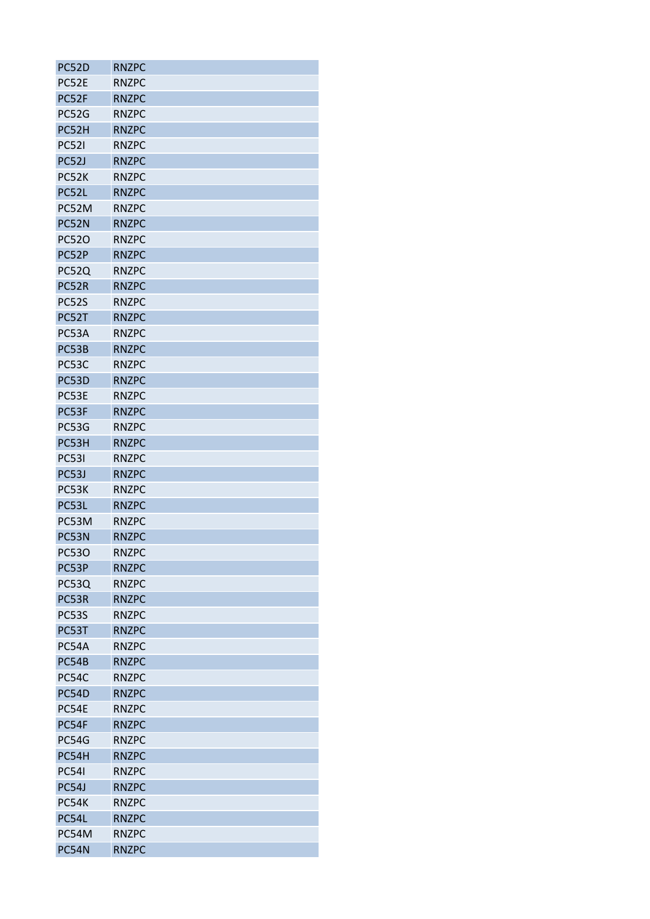| PC52D | RNZPC |
|---|---|
| PC52E | RNZPC |
| PC52F | RNZPC |
| PC52G | RNZPC |
| PC52H | RNZPC |
| PC52I | RNZPC |
| PC52J | RNZPC |
| PC52K | RNZPC |
| PC52L | RNZPC |
| PC52M | RNZPC |
| PC52N | RNZPC |
| PC52O | RNZPC |
| PC52P | RNZPC |
| PC52Q | RNZPC |
| PC52R | RNZPC |
| PC52S | RNZPC |
| PC52T | RNZPC |
| PC53A | RNZPC |
| PC53B | RNZPC |
| PC53C | RNZPC |
| PC53D | RNZPC |
| PC53E | RNZPC |
| PC53F | RNZPC |
| PC53G | RNZPC |
| PC53H | RNZPC |
| PC53I | RNZPC |
| PC53J | RNZPC |
| PC53K | RNZPC |
| PC53L | RNZPC |
| PC53M | RNZPC |
| PC53N | RNZPC |
| PC53O | RNZPC |
| PC53P | RNZPC |
| PC53Q | RNZPC |
| PC53R | RNZPC |
| PC53S | RNZPC |
| PC53T | RNZPC |
| PC54A | RNZPC |
| PC54B | RNZPC |
| PC54C | RNZPC |
| PC54D | RNZPC |
| PC54E | RNZPC |
| PC54F | RNZPC |
| PC54G | RNZPC |
| PC54H | RNZPC |
| PC54I | RNZPC |
| PC54J | RNZPC |
| PC54K | RNZPC |
| PC54L | RNZPC |
| PC54M | RNZPC |
| PC54N | RNZPC |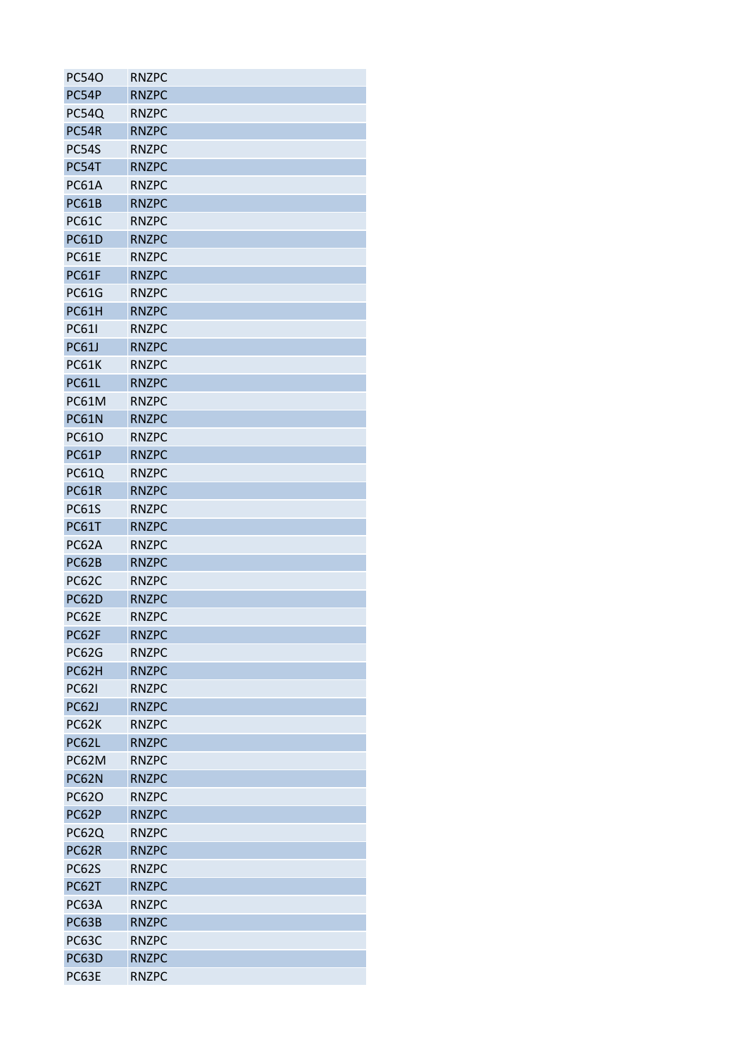| | |
|---|---|
| PC54O | RNZPC |
| PC54P | RNZPC |
| PC54Q | RNZPC |
| PC54R | RNZPC |
| PC54S | RNZPC |
| PC54T | RNZPC |
| PC61A | RNZPC |
| PC61B | RNZPC |
| PC61C | RNZPC |
| PC61D | RNZPC |
| PC61E | RNZPC |
| PC61F | RNZPC |
| PC61G | RNZPC |
| PC61H | RNZPC |
| PC61I | RNZPC |
| PC61J | RNZPC |
| PC61K | RNZPC |
| PC61L | RNZPC |
| PC61M | RNZPC |
| PC61N | RNZPC |
| PC61O | RNZPC |
| PC61P | RNZPC |
| PC61Q | RNZPC |
| PC61R | RNZPC |
| PC61S | RNZPC |
| PC61T | RNZPC |
| PC62A | RNZPC |
| PC62B | RNZPC |
| PC62C | RNZPC |
| PC62D | RNZPC |
| PC62E | RNZPC |
| PC62F | RNZPC |
| PC62G | RNZPC |
| PC62H | RNZPC |
| PC62I | RNZPC |
| PC62J | RNZPC |
| PC62K | RNZPC |
| PC62L | RNZPC |
| PC62M | RNZPC |
| PC62N | RNZPC |
| PC62O | RNZPC |
| PC62P | RNZPC |
| PC62Q | RNZPC |
| PC62R | RNZPC |
| PC62S | RNZPC |
| PC62T | RNZPC |
| PC63A | RNZPC |
| PC63B | RNZPC |
| PC63C | RNZPC |
| PC63D | RNZPC |
| PC63E | RNZPC |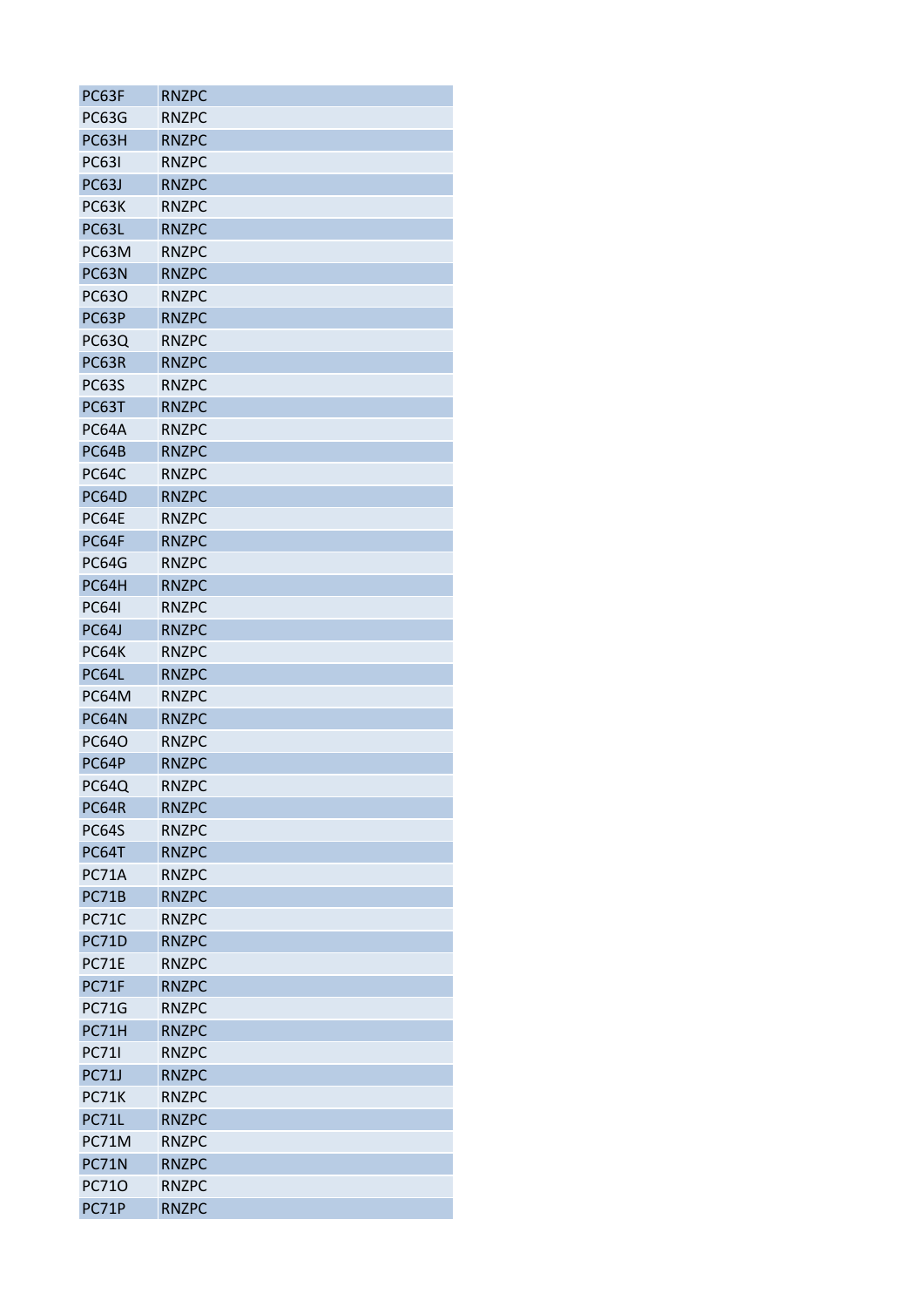| | |
|---|---|
| PC63F | RNZPC |
| PC63G | RNZPC |
| PC63H | RNZPC |
| PC63I | RNZPC |
| PC63J | RNZPC |
| PC63K | RNZPC |
| PC63L | RNZPC |
| PC63M | RNZPC |
| PC63N | RNZPC |
| PC63O | RNZPC |
| PC63P | RNZPC |
| PC63Q | RNZPC |
| PC63R | RNZPC |
| PC63S | RNZPC |
| PC63T | RNZPC |
| PC64A | RNZPC |
| PC64B | RNZPC |
| PC64C | RNZPC |
| PC64D | RNZPC |
| PC64E | RNZPC |
| PC64F | RNZPC |
| PC64G | RNZPC |
| PC64H | RNZPC |
| PC64I | RNZPC |
| PC64J | RNZPC |
| PC64K | RNZPC |
| PC64L | RNZPC |
| PC64M | RNZPC |
| PC64N | RNZPC |
| PC64O | RNZPC |
| PC64P | RNZPC |
| PC64Q | RNZPC |
| PC64R | RNZPC |
| PC64S | RNZPC |
| PC64T | RNZPC |
| PC71A | RNZPC |
| PC71B | RNZPC |
| PC71C | RNZPC |
| PC71D | RNZPC |
| PC71E | RNZPC |
| PC71F | RNZPC |
| PC71G | RNZPC |
| PC71H | RNZPC |
| PC71I | RNZPC |
| PC71J | RNZPC |
| PC71K | RNZPC |
| PC71L | RNZPC |
| PC71M | RNZPC |
| PC71N | RNZPC |
| PC71O | RNZPC |
| PC71P | RNZPC |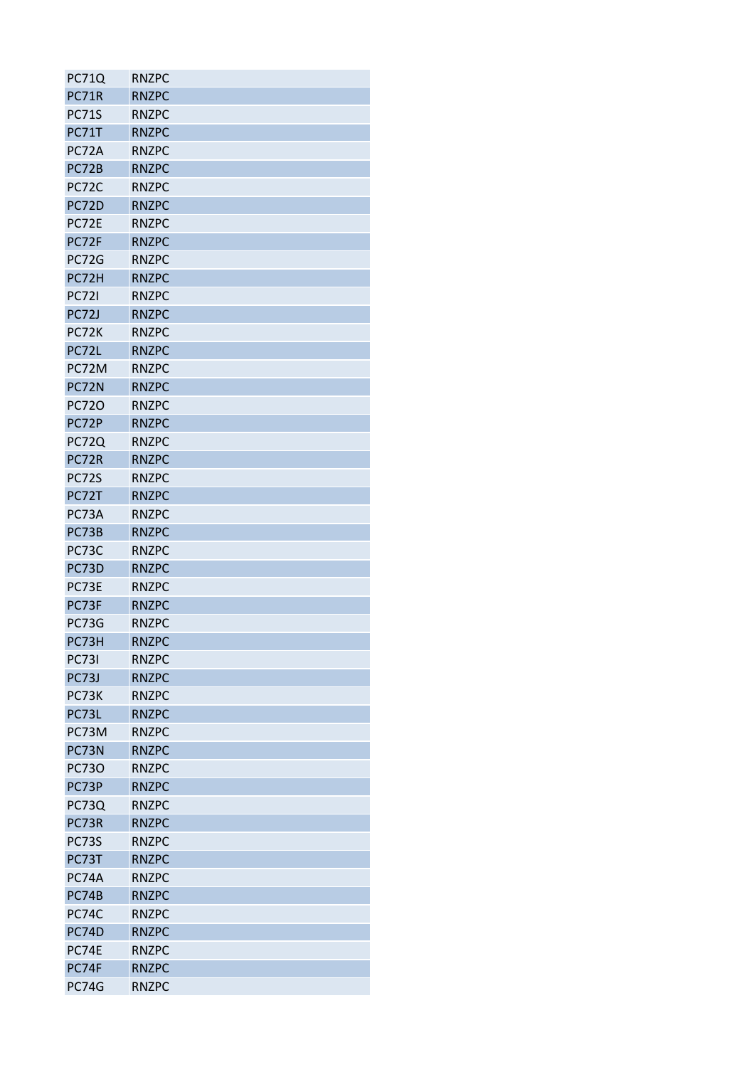| | |
|---|---|
| PC71Q | RNZPC |
| PC71R | RNZPC |
| PC71S | RNZPC |
| PC71T | RNZPC |
| PC72A | RNZPC |
| PC72B | RNZPC |
| PC72C | RNZPC |
| PC72D | RNZPC |
| PC72E | RNZPC |
| PC72F | RNZPC |
| PC72G | RNZPC |
| PC72H | RNZPC |
| PC72I | RNZPC |
| PC72J | RNZPC |
| PC72K | RNZPC |
| PC72L | RNZPC |
| PC72M | RNZPC |
| PC72N | RNZPC |
| PC72O | RNZPC |
| PC72P | RNZPC |
| PC72Q | RNZPC |
| PC72R | RNZPC |
| PC72S | RNZPC |
| PC72T | RNZPC |
| PC73A | RNZPC |
| PC73B | RNZPC |
| PC73C | RNZPC |
| PC73D | RNZPC |
| PC73E | RNZPC |
| PC73F | RNZPC |
| PC73G | RNZPC |
| PC73H | RNZPC |
| PC73I | RNZPC |
| PC73J | RNZPC |
| PC73K | RNZPC |
| PC73L | RNZPC |
| PC73M | RNZPC |
| PC73N | RNZPC |
| PC73O | RNZPC |
| PC73P | RNZPC |
| PC73Q | RNZPC |
| PC73R | RNZPC |
| PC73S | RNZPC |
| PC73T | RNZPC |
| PC74A | RNZPC |
| PC74B | RNZPC |
| PC74C | RNZPC |
| PC74D | RNZPC |
| PC74E | RNZPC |
| PC74F | RNZPC |
| PC74G | RNZPC |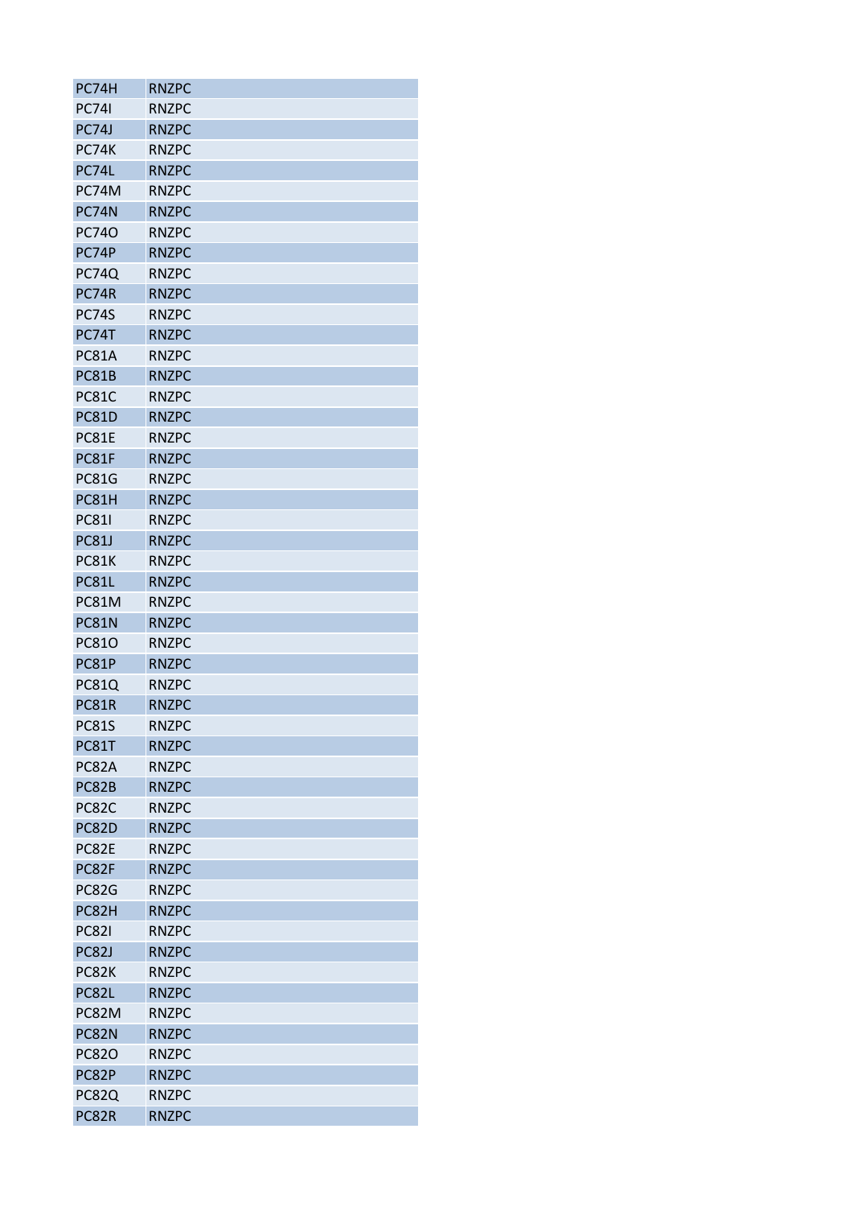| PC74H | RNZPC |
|---|---|
| PC74I | RNZPC |
| PC74J | RNZPC |
| PC74K | RNZPC |
| PC74L | RNZPC |
| PC74M | RNZPC |
| PC74N | RNZPC |
| PC74O | RNZPC |
| PC74P | RNZPC |
| PC74Q | RNZPC |
| PC74R | RNZPC |
| PC74S | RNZPC |
| PC74T | RNZPC |
| PC81A | RNZPC |
| PC81B | RNZPC |
| PC81C | RNZPC |
| PC81D | RNZPC |
| PC81E | RNZPC |
| PC81F | RNZPC |
| PC81G | RNZPC |
| PC81H | RNZPC |
| PC81I | RNZPC |
| PC81J | RNZPC |
| PC81K | RNZPC |
| PC81L | RNZPC |
| PC81M | RNZPC |
| PC81N | RNZPC |
| PC81O | RNZPC |
| PC81P | RNZPC |
| PC81Q | RNZPC |
| PC81R | RNZPC |
| PC81S | RNZPC |
| PC81T | RNZPC |
| PC82A | RNZPC |
| PC82B | RNZPC |
| PC82C | RNZPC |
| PC82D | RNZPC |
| PC82E | RNZPC |
| PC82F | RNZPC |
| PC82G | RNZPC |
| PC82H | RNZPC |
| PC82I | RNZPC |
| PC82J | RNZPC |
| PC82K | RNZPC |
| PC82L | RNZPC |
| PC82M | RNZPC |
| PC82N | RNZPC |
| PC82O | RNZPC |
| PC82P | RNZPC |
| PC82Q | RNZPC |
| PC82R | RNZPC |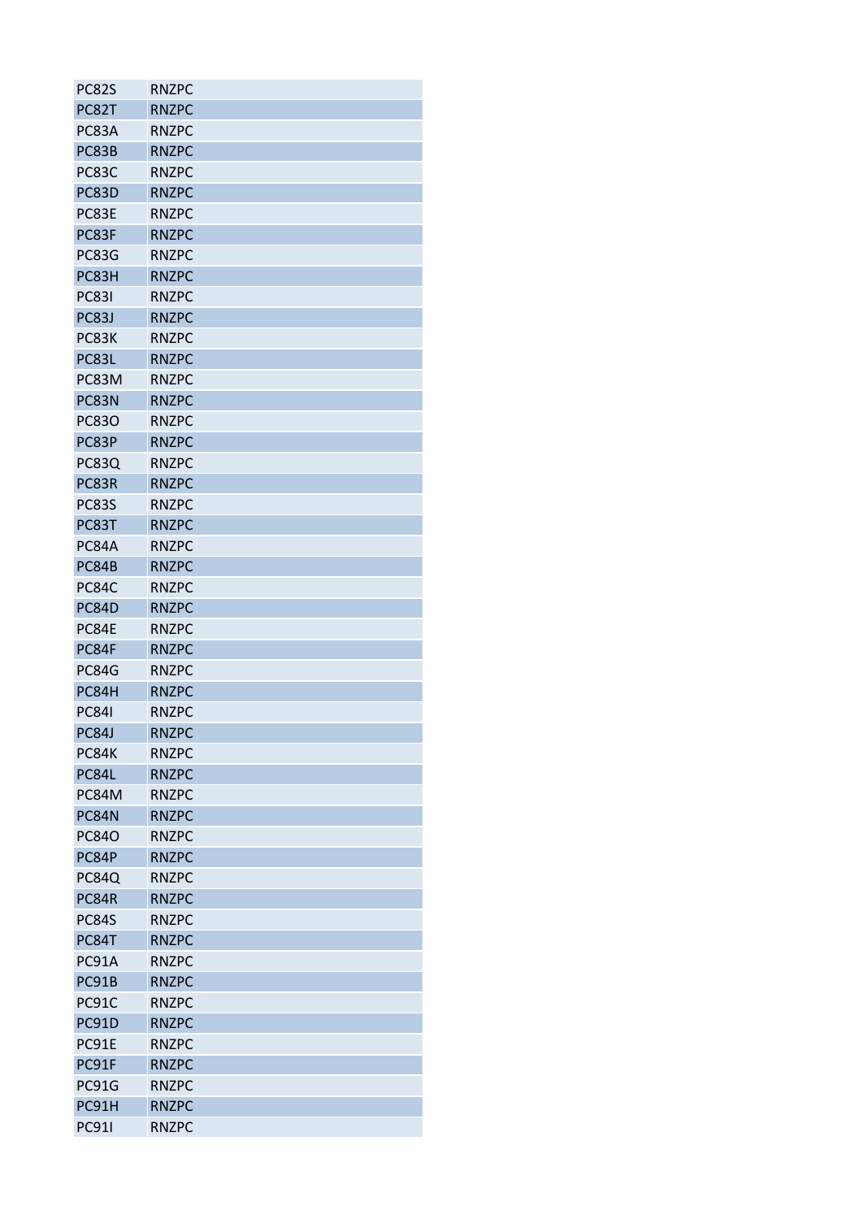| PC82S | RNZPC |
|---|---|
| PC82T | RNZPC |
| PC83A | RNZPC |
| PC83B | RNZPC |
| PC83C | RNZPC |
| PC83D | RNZPC |
| PC83E | RNZPC |
| PC83F | RNZPC |
| PC83G | RNZPC |
| PC83H | RNZPC |
| PC83I | RNZPC |
| PC83J | RNZPC |
| PC83K | RNZPC |
| PC83L | RNZPC |
| PC83M | RNZPC |
| PC83N | RNZPC |
| PC83O | RNZPC |
| PC83P | RNZPC |
| PC83Q | RNZPC |
| PC83R | RNZPC |
| PC83S | RNZPC |
| PC83T | RNZPC |
| PC84A | RNZPC |
| PC84B | RNZPC |
| PC84C | RNZPC |
| PC84D | RNZPC |
| PC84E | RNZPC |
| PC84F | RNZPC |
| PC84G | RNZPC |
| PC84H | RNZPC |
| PC84I | RNZPC |
| PC84J | RNZPC |
| PC84K | RNZPC |
| PC84L | RNZPC |
| PC84M | RNZPC |
| PC84N | RNZPC |
| PC84O | RNZPC |
| PC84P | RNZPC |
| PC84Q | RNZPC |
| PC84R | RNZPC |
| PC84S | RNZPC |
| PC84T | RNZPC |
| PC91A | RNZPC |
| PC91B | RNZPC |
| PC91C | RNZPC |
| PC91D | RNZPC |
| PC91E | RNZPC |
| PC91F | RNZPC |
| PC91G | RNZPC |
| PC91H | RNZPC |
| PC91I | RNZPC |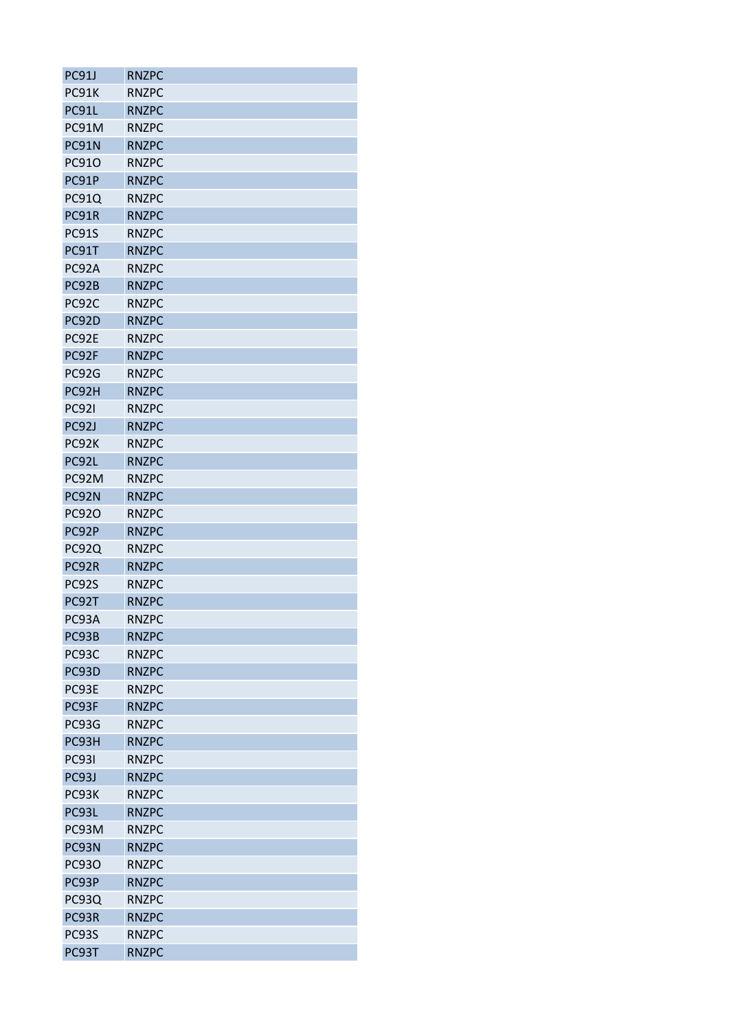| PC91J | RNZPC |
|---|---|
| PC91K | RNZPC |
| PC91L | RNZPC |
| PC91M | RNZPC |
| PC91N | RNZPC |
| PC91O | RNZPC |
| PC91P | RNZPC |
| PC91Q | RNZPC |
| PC91R | RNZPC |
| PC91S | RNZPC |
| PC91T | RNZPC |
| PC92A | RNZPC |
| PC92B | RNZPC |
| PC92C | RNZPC |
| PC92D | RNZPC |
| PC92E | RNZPC |
| PC92F | RNZPC |
| PC92G | RNZPC |
| PC92H | RNZPC |
| PC92I | RNZPC |
| PC92J | RNZPC |
| PC92K | RNZPC |
| PC92L | RNZPC |
| PC92M | RNZPC |
| PC92N | RNZPC |
| PC92O | RNZPC |
| PC92P | RNZPC |
| PC92Q | RNZPC |
| PC92R | RNZPC |
| PC92S | RNZPC |
| PC92T | RNZPC |
| PC93A | RNZPC |
| PC93B | RNZPC |
| PC93C | RNZPC |
| PC93D | RNZPC |
| PC93E | RNZPC |
| PC93F | RNZPC |
| PC93G | RNZPC |
| PC93H | RNZPC |
| PC93I | RNZPC |
| PC93J | RNZPC |
| PC93K | RNZPC |
| PC93L | RNZPC |
| PC93M | RNZPC |
| PC93N | RNZPC |
| PC93O | RNZPC |
| PC93P | RNZPC |
| PC93Q | RNZPC |
| PC93R | RNZPC |
| PC93S | RNZPC |
| PC93T | RNZPC |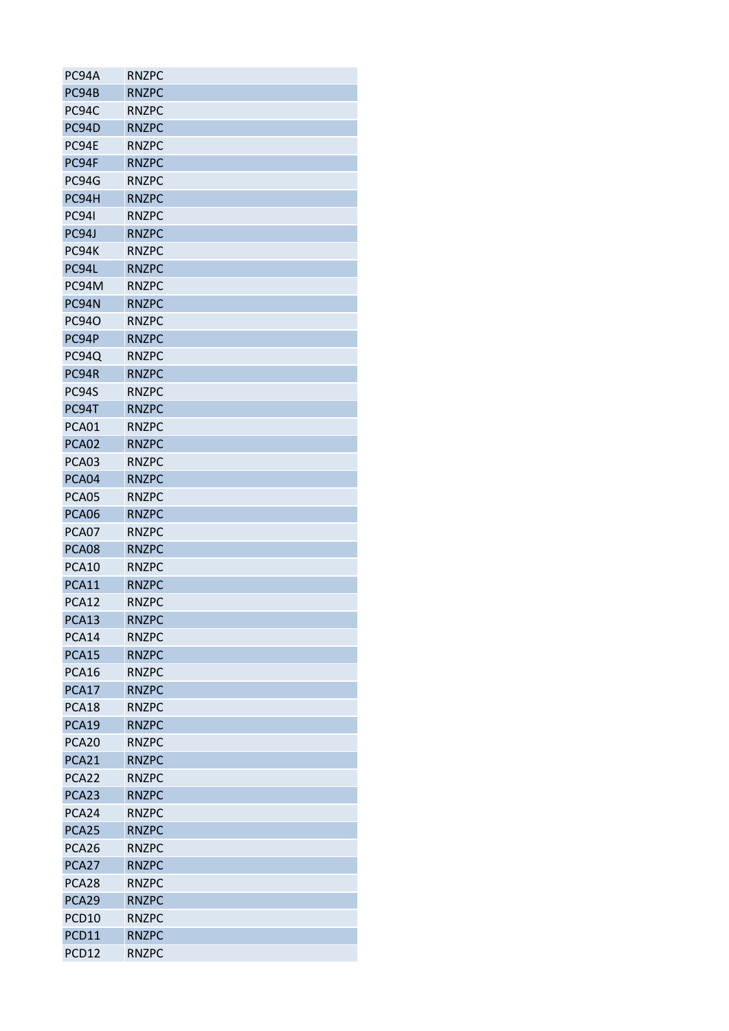| | |
|---|---|
| PC94A | RNZPC |
| PC94B | RNZPC |
| PC94C | RNZPC |
| PC94D | RNZPC |
| PC94E | RNZPC |
| PC94F | RNZPC |
| PC94G | RNZPC |
| PC94H | RNZPC |
| PC94I | RNZPC |
| PC94J | RNZPC |
| PC94K | RNZPC |
| PC94L | RNZPC |
| PC94M | RNZPC |
| PC94N | RNZPC |
| PC94O | RNZPC |
| PC94P | RNZPC |
| PC94Q | RNZPC |
| PC94R | RNZPC |
| PC94S | RNZPC |
| PC94T | RNZPC |
| PCA01 | RNZPC |
| PCA02 | RNZPC |
| PCA03 | RNZPC |
| PCA04 | RNZPC |
| PCA05 | RNZPC |
| PCA06 | RNZPC |
| PCA07 | RNZPC |
| PCA08 | RNZPC |
| PCA10 | RNZPC |
| PCA11 | RNZPC |
| PCA12 | RNZPC |
| PCA13 | RNZPC |
| PCA14 | RNZPC |
| PCA15 | RNZPC |
| PCA16 | RNZPC |
| PCA17 | RNZPC |
| PCA18 | RNZPC |
| PCA19 | RNZPC |
| PCA20 | RNZPC |
| PCA21 | RNZPC |
| PCA22 | RNZPC |
| PCA23 | RNZPC |
| PCA24 | RNZPC |
| PCA25 | RNZPC |
| PCA26 | RNZPC |
| PCA27 | RNZPC |
| PCA28 | RNZPC |
| PCA29 | RNZPC |
| PCD10 | RNZPC |
| PCD11 | RNZPC |
| PCD12 | RNZPC |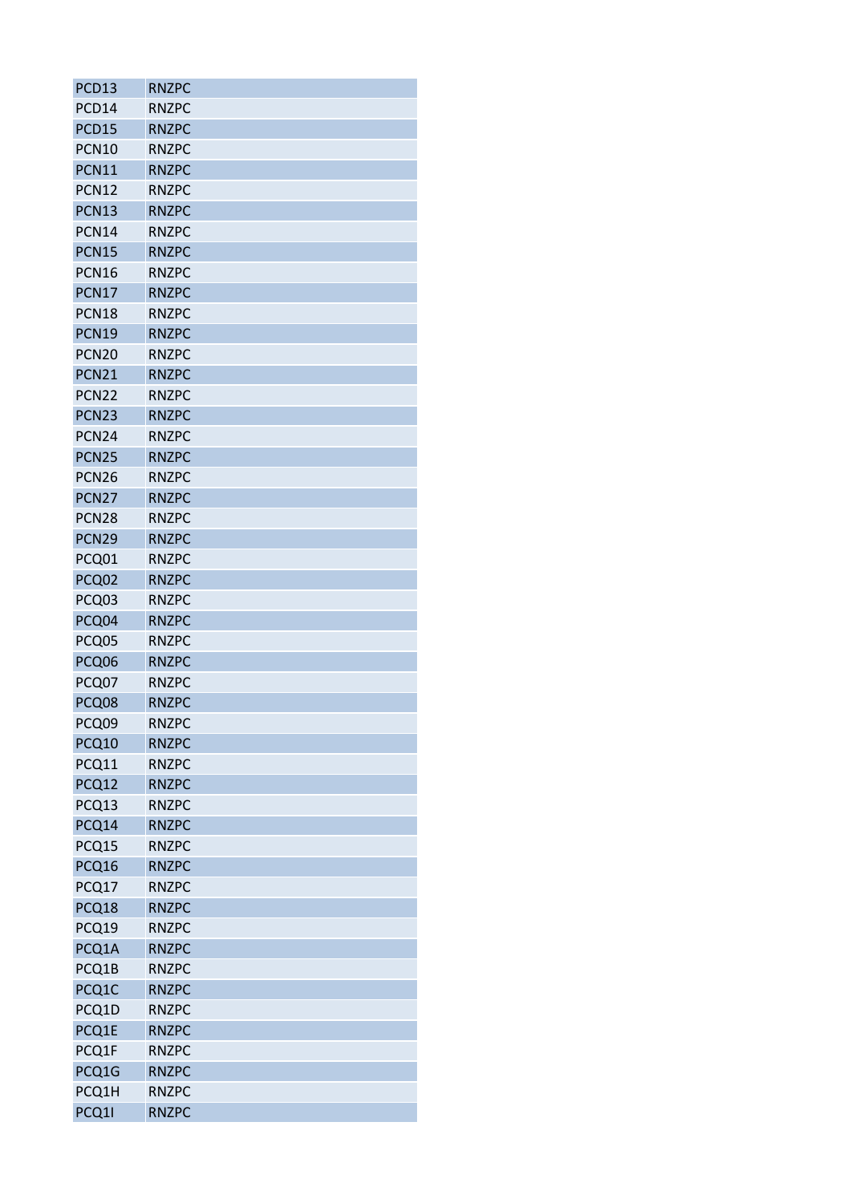| PCD13 | RNZPC |
|---|---|
| PCD14 | RNZPC |
| PCD15 | RNZPC |
| PCN10 | RNZPC |
| PCN11 | RNZPC |
| PCN12 | RNZPC |
| PCN13 | RNZPC |
| PCN14 | RNZPC |
| PCN15 | RNZPC |
| PCN16 | RNZPC |
| PCN17 | RNZPC |
| PCN18 | RNZPC |
| PCN19 | RNZPC |
| PCN20 | RNZPC |
| PCN21 | RNZPC |
| PCN22 | RNZPC |
| PCN23 | RNZPC |
| PCN24 | RNZPC |
| PCN25 | RNZPC |
| PCN26 | RNZPC |
| PCN27 | RNZPC |
| PCN28 | RNZPC |
| PCN29 | RNZPC |
| PCQ01 | RNZPC |
| PCQ02 | RNZPC |
| PCQ03 | RNZPC |
| PCQ04 | RNZPC |
| PCQ05 | RNZPC |
| PCQ06 | RNZPC |
| PCQ07 | RNZPC |
| PCQ08 | RNZPC |
| PCQ09 | RNZPC |
| PCQ10 | RNZPC |
| PCQ11 | RNZPC |
| PCQ12 | RNZPC |
| PCQ13 | RNZPC |
| PCQ14 | RNZPC |
| PCQ15 | RNZPC |
| PCQ16 | RNZPC |
| PCQ17 | RNZPC |
| PCQ18 | RNZPC |
| PCQ19 | RNZPC |
| PCQ1A | RNZPC |
| PCQ1B | RNZPC |
| PCQ1C | RNZPC |
| PCQ1D | RNZPC |
| PCQ1E | RNZPC |
| PCQ1F | RNZPC |
| PCQ1G | RNZPC |
| PCQ1H | RNZPC |
| PCQ1I | RNZPC |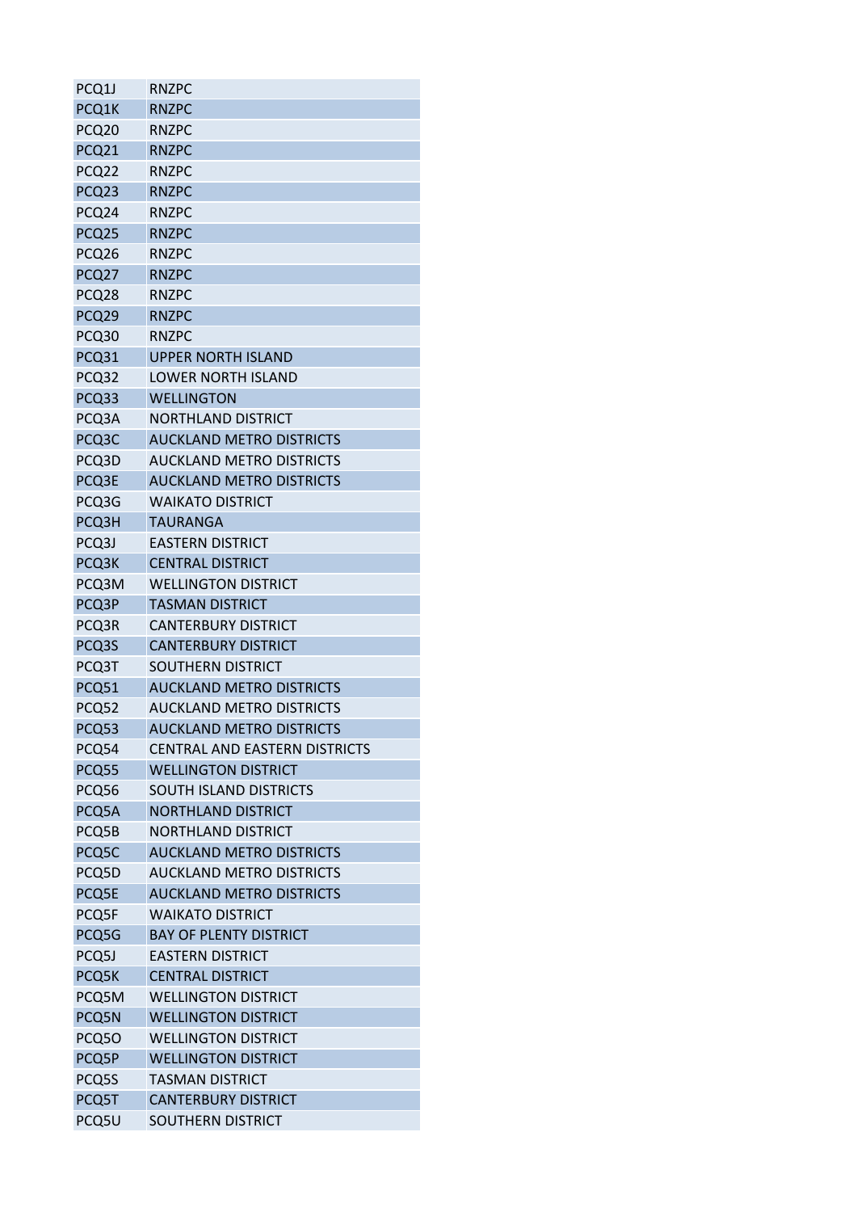| | |
|---|---|
| PCQ1J | RNZPC |
| PCQ1K | RNZPC |
| PCQ20 | RNZPC |
| PCQ21 | RNZPC |
| PCQ22 | RNZPC |
| PCQ23 | RNZPC |
| PCQ24 | RNZPC |
| PCQ25 | RNZPC |
| PCQ26 | RNZPC |
| PCQ27 | RNZPC |
| PCQ28 | RNZPC |
| PCQ29 | RNZPC |
| PCQ30 | RNZPC |
| PCQ31 | UPPER NORTH ISLAND |
| PCQ32 | LOWER NORTH ISLAND |
| PCQ33 | WELLINGTON |
| PCQ3A | NORTHLAND DISTRICT |
| PCQ3C | AUCKLAND METRO DISTRICTS |
| PCQ3D | AUCKLAND METRO DISTRICTS |
| PCQ3E | AUCKLAND METRO DISTRICTS |
| PCQ3G | WAIKATO DISTRICT |
| PCQ3H | TAURANGA |
| PCQ3J | EASTERN DISTRICT |
| PCQ3K | CENTRAL DISTRICT |
| PCQ3M | WELLINGTON DISTRICT |
| PCQ3P | TASMAN DISTRICT |
| PCQ3R | CANTERBURY DISTRICT |
| PCQ3S | CANTERBURY DISTRICT |
| PCQ3T | SOUTHERN DISTRICT |
| PCQ51 | AUCKLAND METRO DISTRICTS |
| PCQ52 | AUCKLAND METRO DISTRICTS |
| PCQ53 | AUCKLAND METRO DISTRICTS |
| PCQ54 | CENTRAL AND EASTERN DISTRICTS |
| PCQ55 | WELLINGTON DISTRICT |
| PCQ56 | SOUTH ISLAND DISTRICTS |
| PCQ5A | NORTHLAND DISTRICT |
| PCQ5B | NORTHLAND DISTRICT |
| PCQ5C | AUCKLAND METRO DISTRICTS |
| PCQ5D | AUCKLAND METRO DISTRICTS |
| PCQ5E | AUCKLAND METRO DISTRICTS |
| PCQ5F | WAIKATO DISTRICT |
| PCQ5G | BAY OF PLENTY DISTRICT |
| PCQ5J | EASTERN DISTRICT |
| PCQ5K | CENTRAL DISTRICT |
| PCQ5M | WELLINGTON DISTRICT |
| PCQ5N | WELLINGTON DISTRICT |
| PCQ5O | WELLINGTON DISTRICT |
| PCQ5P | WELLINGTON DISTRICT |
| PCQ5S | TASMAN DISTRICT |
| PCQ5T | CANTERBURY DISTRICT |
| PCQ5U | SOUTHERN DISTRICT |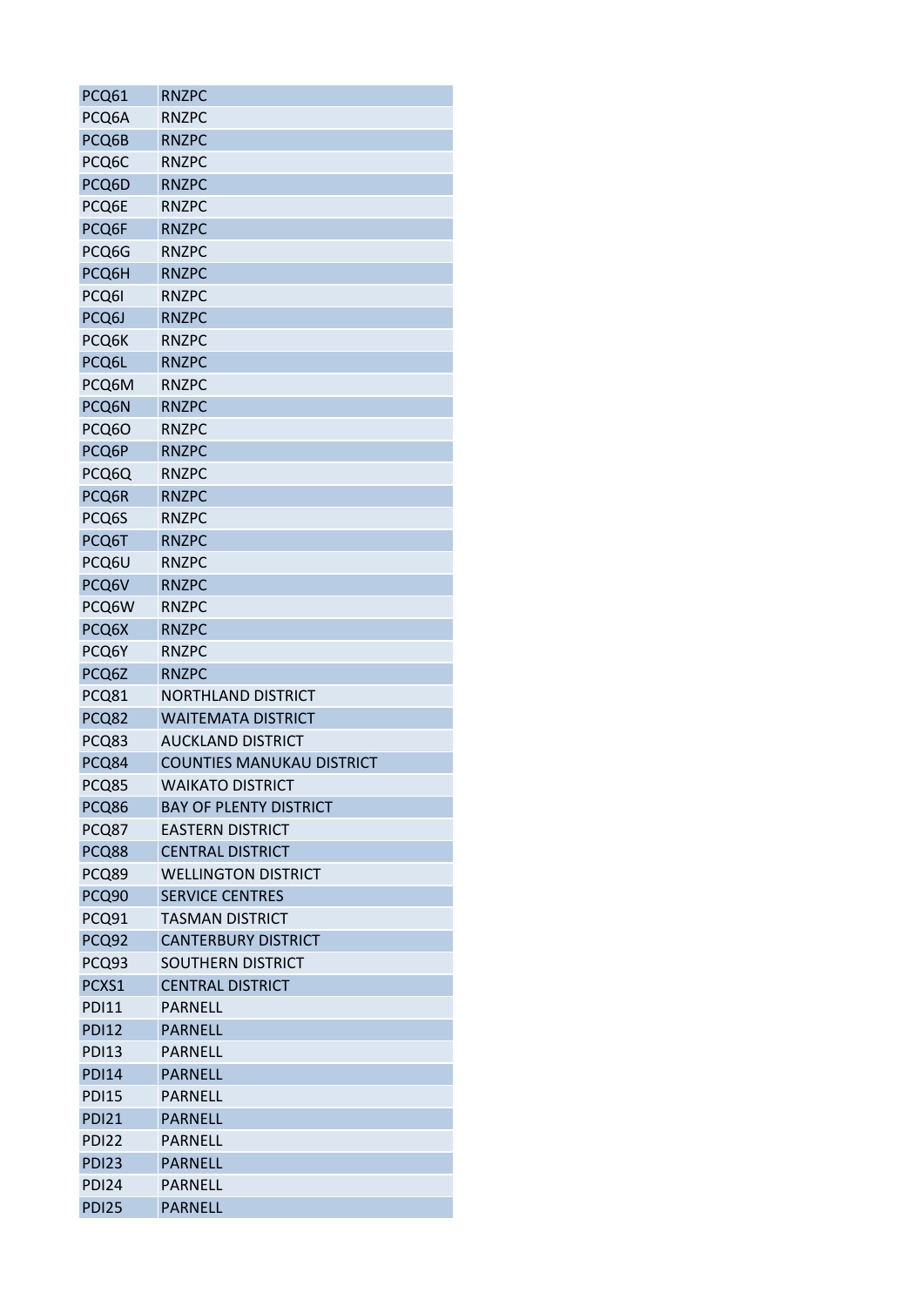| | |
|---|---|
| PCQ61 | RNZPC |
| PCQ6A | RNZPC |
| PCQ6B | RNZPC |
| PCQ6C | RNZPC |
| PCQ6D | RNZPC |
| PCQ6E | RNZPC |
| PCQ6F | RNZPC |
| PCQ6G | RNZPC |
| PCQ6H | RNZPC |
| PCQ6I | RNZPC |
| PCQ6J | RNZPC |
| PCQ6K | RNZPC |
| PCQ6L | RNZPC |
| PCQ6M | RNZPC |
| PCQ6N | RNZPC |
| PCQ6O | RNZPC |
| PCQ6P | RNZPC |
| PCQ6Q | RNZPC |
| PCQ6R | RNZPC |
| PCQ6S | RNZPC |
| PCQ6T | RNZPC |
| PCQ6U | RNZPC |
| PCQ6V | RNZPC |
| PCQ6W | RNZPC |
| PCQ6X | RNZPC |
| PCQ6Y | RNZPC |
| PCQ6Z | RNZPC |
| PCQ81 | NORTHLAND DISTRICT |
| PCQ82 | WAITEMATA DISTRICT |
| PCQ83 | AUCKLAND DISTRICT |
| PCQ84 | COUNTIES MANUKAU DISTRICT |
| PCQ85 | WAIKATO DISTRICT |
| PCQ86 | BAY OF PLENTY DISTRICT |
| PCQ87 | EASTERN DISTRICT |
| PCQ88 | CENTRAL DISTRICT |
| PCQ89 | WELLINGTON DISTRICT |
| PCQ90 | SERVICE CENTRES |
| PCQ91 | TASMAN DISTRICT |
| PCQ92 | CANTERBURY DISTRICT |
| PCQ93 | SOUTHERN DISTRICT |
| PCXS1 | CENTRAL DISTRICT |
| PDI11 | PARNELL |
| PDI12 | PARNELL |
| PDI13 | PARNELL |
| PDI14 | PARNELL |
| PDI15 | PARNELL |
| PDI21 | PARNELL |
| PDI22 | PARNELL |
| PDI23 | PARNELL |
| PDI24 | PARNELL |
| PDI25 | PARNELL |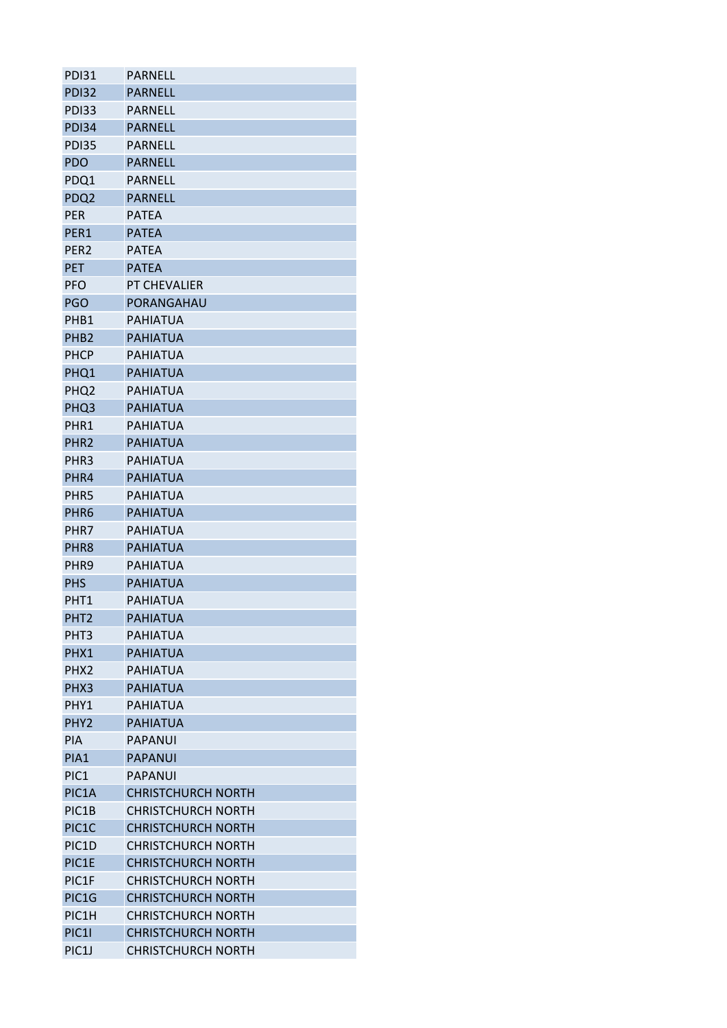| | |
|---|---|
| PDI31 | PARNELL |
| PDI32 | PARNELL |
| PDI33 | PARNELL |
| PDI34 | PARNELL |
| PDI35 | PARNELL |
| PDO | PARNELL |
| PDQ1 | PARNELL |
| PDQ2 | PARNELL |
| PER | PATEA |
| PER1 | PATEA |
| PER2 | PATEA |
| PET | PATEA |
| PFO | PT CHEVALIER |
| PGO | PORANGAHAU |
| PHB1 | PAHIATUA |
| PHB2 | PAHIATUA |
| PHCP | PAHIATUA |
| PHQ1 | PAHIATUA |
| PHQ2 | PAHIATUA |
| PHQ3 | PAHIATUA |
| PHR1 | PAHIATUA |
| PHR2 | PAHIATUA |
| PHR3 | PAHIATUA |
| PHR4 | PAHIATUA |
| PHR5 | PAHIATUA |
| PHR6 | PAHIATUA |
| PHR7 | PAHIATUA |
| PHR8 | PAHIATUA |
| PHR9 | PAHIATUA |
| PHS | PAHIATUA |
| PHT1 | PAHIATUA |
| PHT2 | PAHIATUA |
| PHT3 | PAHIATUA |
| PHX1 | PAHIATUA |
| PHX2 | PAHIATUA |
| PHX3 | PAHIATUA |
| PHY1 | PAHIATUA |
| PHY2 | PAHIATUA |
| PIA | PAPANUI |
| PIA1 | PAPANUI |
| PIC1 | PAPANUI |
| PIC1A | CHRISTCHURCH NORTH |
| PIC1B | CHRISTCHURCH NORTH |
| PIC1C | CHRISTCHURCH NORTH |
| PIC1D | CHRISTCHURCH NORTH |
| PIC1E | CHRISTCHURCH NORTH |
| PIC1F | CHRISTCHURCH NORTH |
| PIC1G | CHRISTCHURCH NORTH |
| PIC1H | CHRISTCHURCH NORTH |
| PIC1I | CHRISTCHURCH NORTH |
| PIC1J | CHRISTCHURCH NORTH |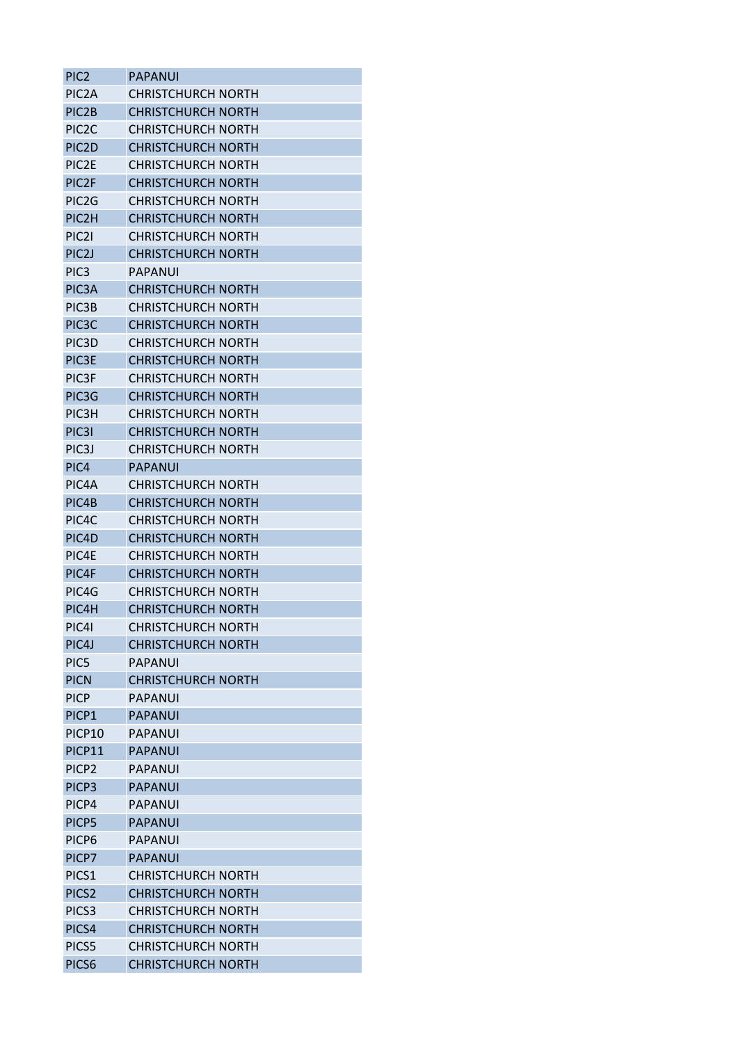| PIC2 | PAPANUI |
|---|---|
| PIC2A | CHRISTCHURCH NORTH |
| PIC2B | CHRISTCHURCH NORTH |
| PIC2C | CHRISTCHURCH NORTH |
| PIC2D | CHRISTCHURCH NORTH |
| PIC2E | CHRISTCHURCH NORTH |
| PIC2F | CHRISTCHURCH NORTH |
| PIC2G | CHRISTCHURCH NORTH |
| PIC2H | CHRISTCHURCH NORTH |
| PIC2I | CHRISTCHURCH NORTH |
| PIC2J | CHRISTCHURCH NORTH |
| PIC3 | PAPANUI |
| PIC3A | CHRISTCHURCH NORTH |
| PIC3B | CHRISTCHURCH NORTH |
| PIC3C | CHRISTCHURCH NORTH |
| PIC3D | CHRISTCHURCH NORTH |
| PIC3E | CHRISTCHURCH NORTH |
| PIC3F | CHRISTCHURCH NORTH |
| PIC3G | CHRISTCHURCH NORTH |
| PIC3H | CHRISTCHURCH NORTH |
| PIC3I | CHRISTCHURCH NORTH |
| PIC3J | CHRISTCHURCH NORTH |
| PIC4 | PAPANUI |
| PIC4A | CHRISTCHURCH NORTH |
| PIC4B | CHRISTCHURCH NORTH |
| PIC4C | CHRISTCHURCH NORTH |
| PIC4D | CHRISTCHURCH NORTH |
| PIC4E | CHRISTCHURCH NORTH |
| PIC4F | CHRISTCHURCH NORTH |
| PIC4G | CHRISTCHURCH NORTH |
| PIC4H | CHRISTCHURCH NORTH |
| PIC4I | CHRISTCHURCH NORTH |
| PIC4J | CHRISTCHURCH NORTH |
| PIC5 | PAPANUI |
| PICN | CHRISTCHURCH NORTH |
| PICP | PAPANUI |
| PICP1 | PAPANUI |
| PICP10 | PAPANUI |
| PICP11 | PAPANUI |
| PICP2 | PAPANUI |
| PICP3 | PAPANUI |
| PICP4 | PAPANUI |
| PICP5 | PAPANUI |
| PICP6 | PAPANUI |
| PICP7 | PAPANUI |
| PICS1 | CHRISTCHURCH NORTH |
| PICS2 | CHRISTCHURCH NORTH |
| PICS3 | CHRISTCHURCH NORTH |
| PICS4 | CHRISTCHURCH NORTH |
| PICS5 | CHRISTCHURCH NORTH |
| PICS6 | CHRISTCHURCH NORTH |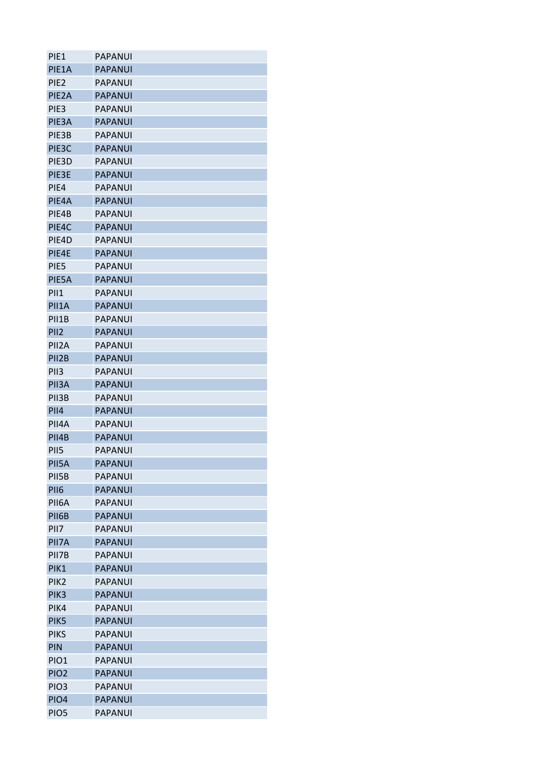| | |
|---|---|
| PIE1 | PAPANUI |
| PIE1A | PAPANUI |
| PIE2 | PAPANUI |
| PIE2A | PAPANUI |
| PIE3 | PAPANUI |
| PIE3A | PAPANUI |
| PIE3B | PAPANUI |
| PIE3C | PAPANUI |
| PIE3D | PAPANUI |
| PIE3E | PAPANUI |
| PIE4 | PAPANUI |
| PIE4A | PAPANUI |
| PIE4B | PAPANUI |
| PIE4C | PAPANUI |
| PIE4D | PAPANUI |
| PIE4E | PAPANUI |
| PIE5 | PAPANUI |
| PIE5A | PAPANUI |
| PII1 | PAPANUI |
| PII1A | PAPANUI |
| PII1B | PAPANUI |
| PII2 | PAPANUI |
| PII2A | PAPANUI |
| PII2B | PAPANUI |
| PII3 | PAPANUI |
| PII3A | PAPANUI |
| PII3B | PAPANUI |
| PII4 | PAPANUI |
| PII4A | PAPANUI |
| PII4B | PAPANUI |
| PII5 | PAPANUI |
| PII5A | PAPANUI |
| PII5B | PAPANUI |
| PII6 | PAPANUI |
| PII6A | PAPANUI |
| PII6B | PAPANUI |
| PII7 | PAPANUI |
| PII7A | PAPANUI |
| PII7B | PAPANUI |
| PIK1 | PAPANUI |
| PIK2 | PAPANUI |
| PIK3 | PAPANUI |
| PIK4 | PAPANUI |
| PIK5 | PAPANUI |
| PIKS | PAPANUI |
| PIN | PAPANUI |
| PIO1 | PAPANUI |
| PIO2 | PAPANUI |
| PIO3 | PAPANUI |
| PIO4 | PAPANUI |
| PIO5 | PAPANUI |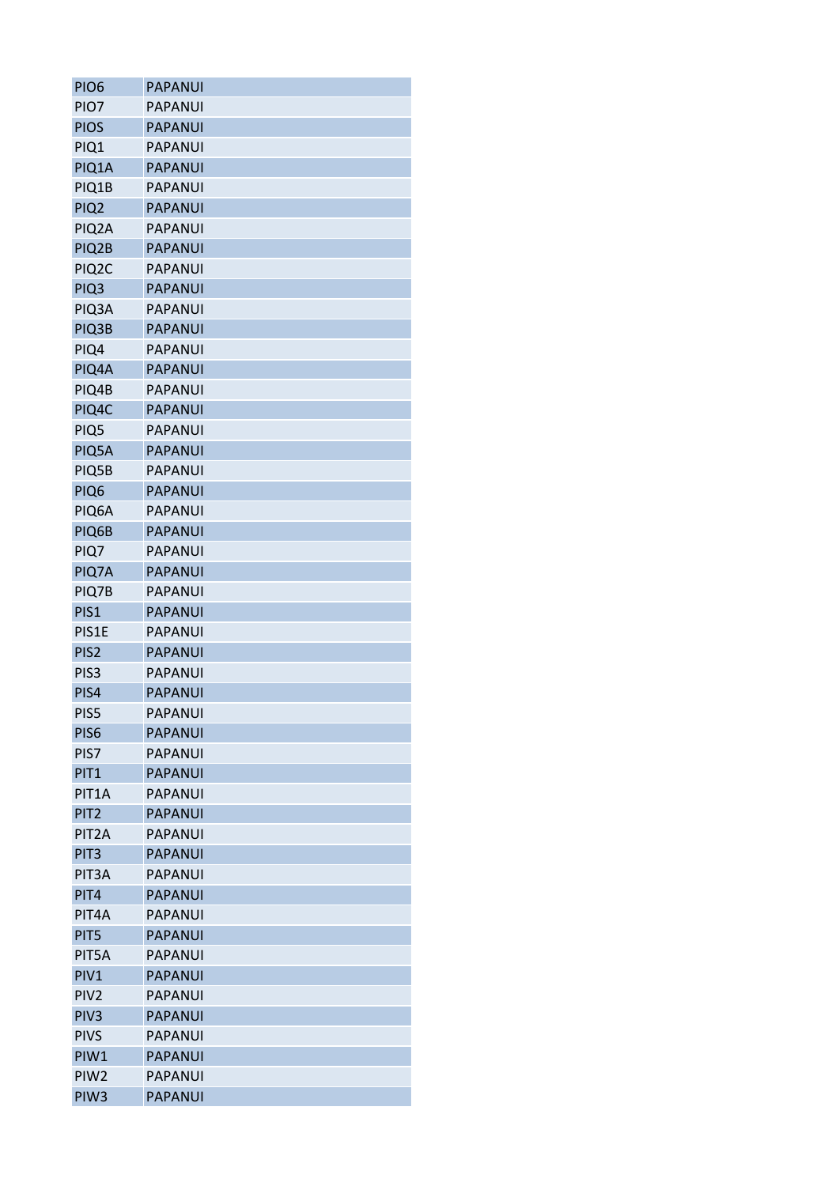| PIO6 | PAPANUI |
|---|---|
| PIO7 | PAPANUI |
| PIOS | PAPANUI |
| PIQ1 | PAPANUI |
| PIQ1A | PAPANUI |
| PIQ1B | PAPANUI |
| PIQ2 | PAPANUI |
| PIQ2A | PAPANUI |
| PIQ2B | PAPANUI |
| PIQ2C | PAPANUI |
| PIQ3 | PAPANUI |
| PIQ3A | PAPANUI |
| PIQ3B | PAPANUI |
| PIQ4 | PAPANUI |
| PIQ4A | PAPANUI |
| PIQ4B | PAPANUI |
| PIQ4C | PAPANUI |
| PIQ5 | PAPANUI |
| PIQ5A | PAPANUI |
| PIQ5B | PAPANUI |
| PIQ6 | PAPANUI |
| PIQ6A | PAPANUI |
| PIQ6B | PAPANUI |
| PIQ7 | PAPANUI |
| PIQ7A | PAPANUI |
| PIQ7B | PAPANUI |
| PIS1 | PAPANUI |
| PIS1E | PAPANUI |
| PIS2 | PAPANUI |
| PIS3 | PAPANUI |
| PIS4 | PAPANUI |
| PIS5 | PAPANUI |
| PIS6 | PAPANUI |
| PIS7 | PAPANUI |
| PIT1 | PAPANUI |
| PIT1A | PAPANUI |
| PIT2 | PAPANUI |
| PIT2A | PAPANUI |
| PIT3 | PAPANUI |
| PIT3A | PAPANUI |
| PIT4 | PAPANUI |
| PIT4A | PAPANUI |
| PIT5 | PAPANUI |
| PIT5A | PAPANUI |
| PIV1 | PAPANUI |
| PIV2 | PAPANUI |
| PIV3 | PAPANUI |
| PIVS | PAPANUI |
| PIW1 | PAPANUI |
| PIW2 | PAPANUI |
| PIW3 | PAPANUI |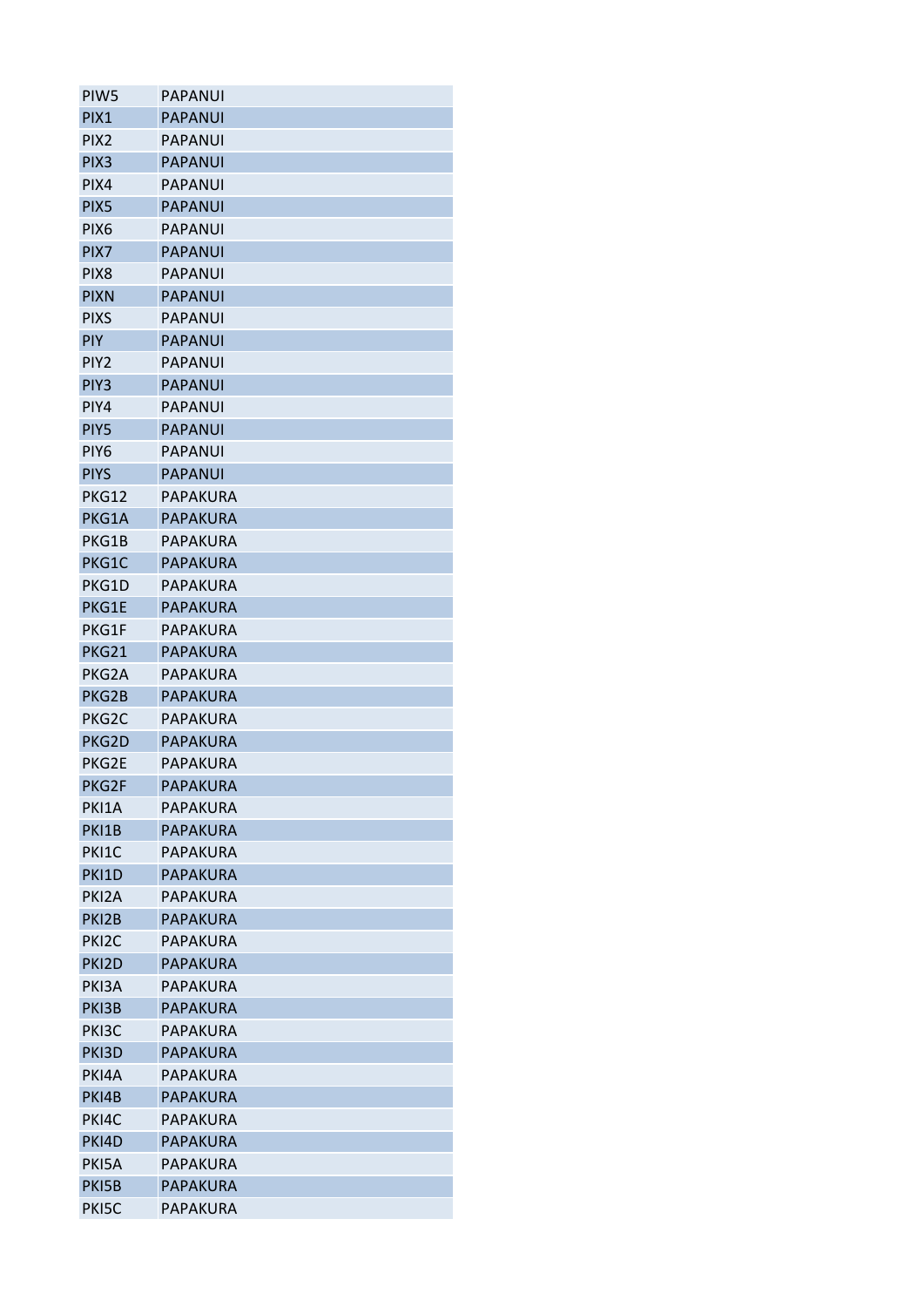| PIW5 | PAPANUI |
|---|---|
| PIX1 | PAPANUI |
| PIX2 | PAPANUI |
| PIX3 | PAPANUI |
| PIX4 | PAPANUI |
| PIX5 | PAPANUI |
| PIX6 | PAPANUI |
| PIX7 | PAPANUI |
| PIX8 | PAPANUI |
| PIXN | PAPANUI |
| PIXS | PAPANUI |
| PIY | PAPANUI |
| PIY2 | PAPANUI |
| PIY3 | PAPANUI |
| PIY4 | PAPANUI |
| PIY5 | PAPANUI |
| PIY6 | PAPANUI |
| PIYS | PAPANUI |
| PKG12 | PAPAKURA |
| PKG1A | PAPAKURA |
| PKG1B | PAPAKURA |
| PKG1C | PAPAKURA |
| PKG1D | PAPAKURA |
| PKG1E | PAPAKURA |
| PKG1F | PAPAKURA |
| PKG21 | PAPAKURA |
| PKG2A | PAPAKURA |
| PKG2B | PAPAKURA |
| PKG2C | PAPAKURA |
| PKG2D | PAPAKURA |
| PKG2E | PAPAKURA |
| PKG2F | PAPAKURA |
| PKI1A | PAPAKURA |
| PKI1B | PAPAKURA |
| PKI1C | PAPAKURA |
| PKI1D | PAPAKURA |
| PKI2A | PAPAKURA |
| PKI2B | PAPAKURA |
| PKI2C | PAPAKURA |
| PKI2D | PAPAKURA |
| PKI3A | PAPAKURA |
| PKI3B | PAPAKURA |
| PKI3C | PAPAKURA |
| PKI3D | PAPAKURA |
| PKI4A | PAPAKURA |
| PKI4B | PAPAKURA |
| PKI4C | PAPAKURA |
| PKI4D | PAPAKURA |
| PKI5A | PAPAKURA |
| PKI5B | PAPAKURA |
| PKI5C | PAPAKURA |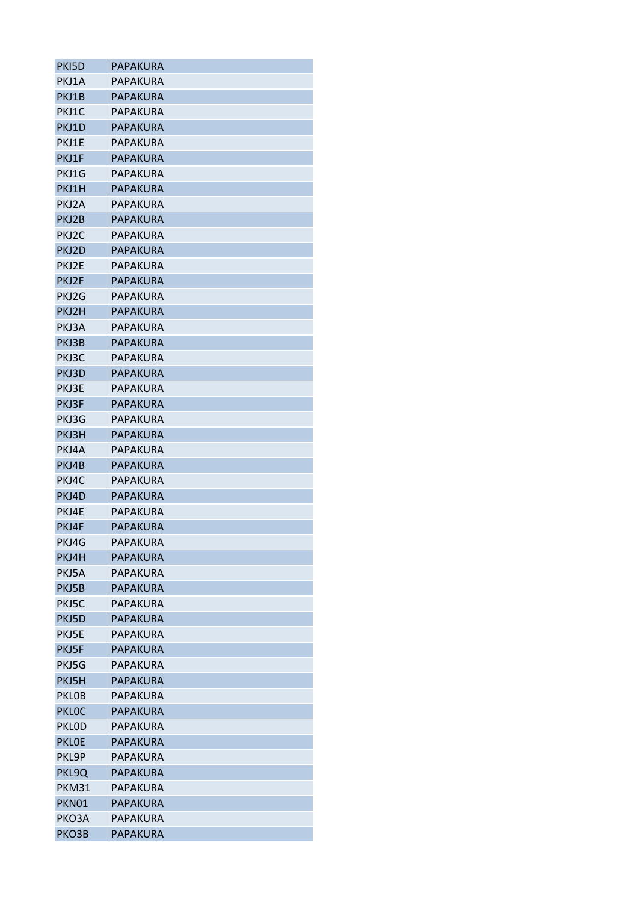| PKI5D | PAPAKURA |
|---|---|
| PKJ1A | PAPAKURA |
| PKJ1B | PAPAKURA |
| PKJ1C | PAPAKURA |
| PKJ1D | PAPAKURA |
| PKJ1E | PAPAKURA |
| PKJ1F | PAPAKURA |
| PKJ1G | PAPAKURA |
| PKJ1H | PAPAKURA |
| PKJ2A | PAPAKURA |
| PKJ2B | PAPAKURA |
| PKJ2C | PAPAKURA |
| PKJ2D | PAPAKURA |
| PKJ2E | PAPAKURA |
| PKJ2F | PAPAKURA |
| PKJ2G | PAPAKURA |
| PKJ2H | PAPAKURA |
| PKJ3A | PAPAKURA |
| PKJ3B | PAPAKURA |
| PKJ3C | PAPAKURA |
| PKJ3D | PAPAKURA |
| PKJ3E | PAPAKURA |
| PKJ3F | PAPAKURA |
| PKJ3G | PAPAKURA |
| PKJ3H | PAPAKURA |
| PKJ4A | PAPAKURA |
| PKJ4B | PAPAKURA |
| PKJ4C | PAPAKURA |
| PKJ4D | PAPAKURA |
| PKJ4E | PAPAKURA |
| PKJ4F | PAPAKURA |
| PKJ4G | PAPAKURA |
| PKJ4H | PAPAKURA |
| PKJ5A | PAPAKURA |
| PKJ5B | PAPAKURA |
| PKJ5C | PAPAKURA |
| PKJ5D | PAPAKURA |
| PKJ5E | PAPAKURA |
| PKJ5F | PAPAKURA |
| PKJ5G | PAPAKURA |
| PKJ5H | PAPAKURA |
| PKL0B | PAPAKURA |
| PKL0C | PAPAKURA |
| PKL0D | PAPAKURA |
| PKL0E | PAPAKURA |
| PKL9P | PAPAKURA |
| PKL9Q | PAPAKURA |
| PKM31 | PAPAKURA |
| PKN01 | PAPAKURA |
| PKO3A | PAPAKURA |
| PKO3B | PAPAKURA |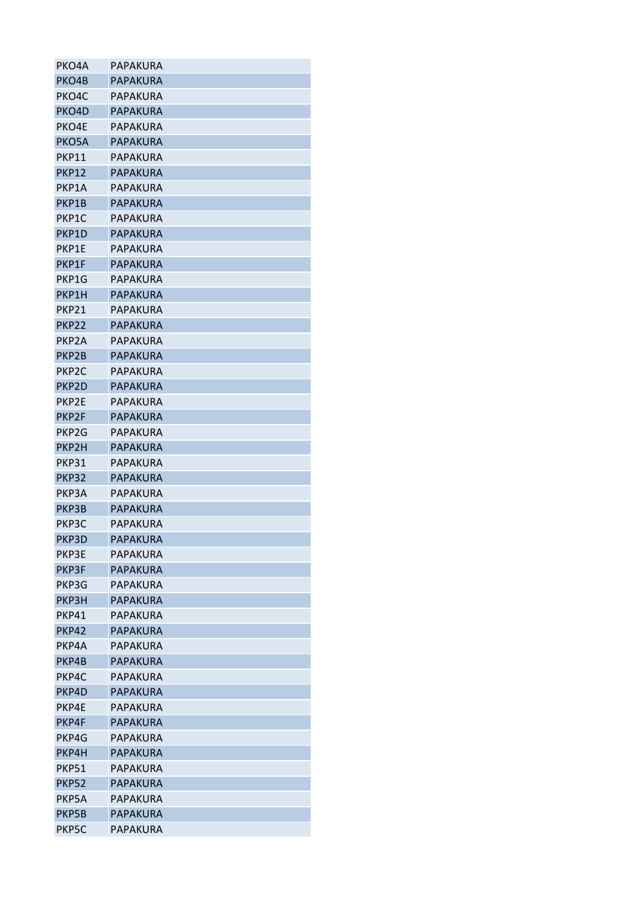| | |
|---|---|
| PKO4A | PAPAKURA |
| PKO4B | PAPAKURA |
| PKO4C | PAPAKURA |
| PKO4D | PAPAKURA |
| PKO4E | PAPAKURA |
| PKO5A | PAPAKURA |
| PKP11 | PAPAKURA |
| PKP12 | PAPAKURA |
| PKP1A | PAPAKURA |
| PKP1B | PAPAKURA |
| PKP1C | PAPAKURA |
| PKP1D | PAPAKURA |
| PKP1E | PAPAKURA |
| PKP1F | PAPAKURA |
| PKP1G | PAPAKURA |
| PKP1H | PAPAKURA |
| PKP21 | PAPAKURA |
| PKP22 | PAPAKURA |
| PKP2A | PAPAKURA |
| PKP2B | PAPAKURA |
| PKP2C | PAPAKURA |
| PKP2D | PAPAKURA |
| PKP2E | PAPAKURA |
| PKP2F | PAPAKURA |
| PKP2G | PAPAKURA |
| PKP2H | PAPAKURA |
| PKP31 | PAPAKURA |
| PKP32 | PAPAKURA |
| PKP3A | PAPAKURA |
| PKP3B | PAPAKURA |
| PKP3C | PAPAKURA |
| PKP3D | PAPAKURA |
| PKP3E | PAPAKURA |
| PKP3F | PAPAKURA |
| PKP3G | PAPAKURA |
| PKP3H | PAPAKURA |
| PKP41 | PAPAKURA |
| PKP42 | PAPAKURA |
| PKP4A | PAPAKURA |
| PKP4B | PAPAKURA |
| PKP4C | PAPAKURA |
| PKP4D | PAPAKURA |
| PKP4E | PAPAKURA |
| PKP4F | PAPAKURA |
| PKP4G | PAPAKURA |
| PKP4H | PAPAKURA |
| PKP51 | PAPAKURA |
| PKP52 | PAPAKURA |
| PKP5A | PAPAKURA |
| PKP5B | PAPAKURA |
| PKP5C | PAPAKURA |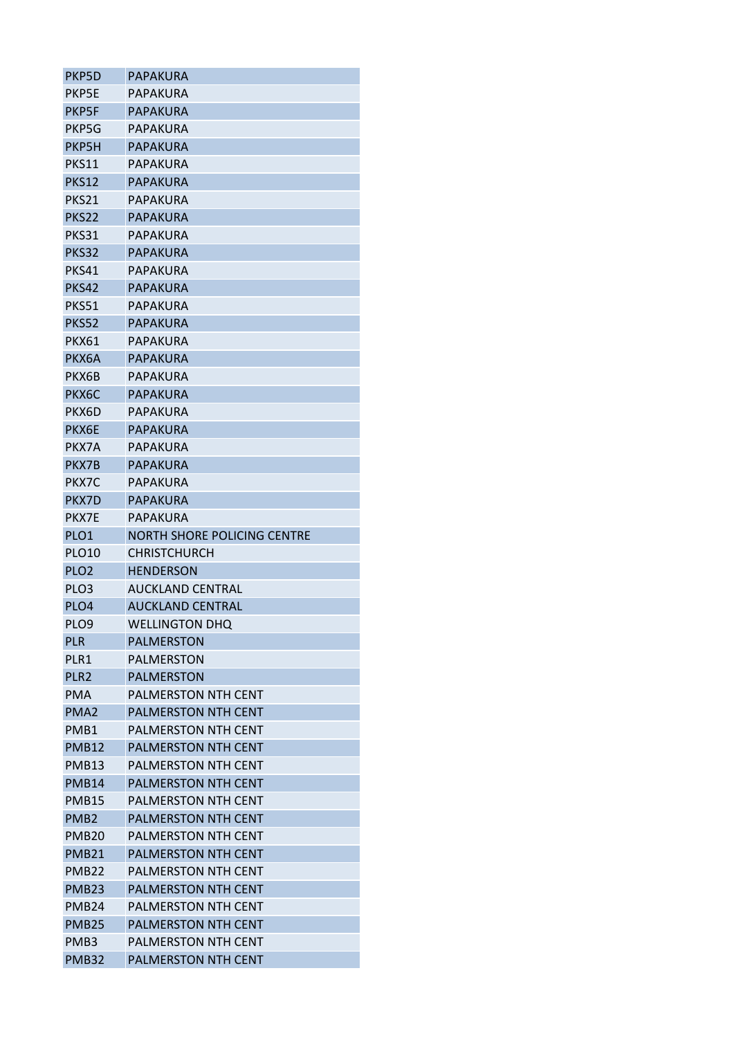| | |
|---|---|
| PKP5D | PAPAKURA |
| PKP5E | PAPAKURA |
| PKP5F | PAPAKURA |
| PKP5G | PAPAKURA |
| PKP5H | PAPAKURA |
| PKS11 | PAPAKURA |
| PKS12 | PAPAKURA |
| PKS21 | PAPAKURA |
| PKS22 | PAPAKURA |
| PKS31 | PAPAKURA |
| PKS32 | PAPAKURA |
| PKS41 | PAPAKURA |
| PKS42 | PAPAKURA |
| PKS51 | PAPAKURA |
| PKS52 | PAPAKURA |
| PKX61 | PAPAKURA |
| PKX6A | PAPAKURA |
| PKX6B | PAPAKURA |
| PKX6C | PAPAKURA |
| PKX6D | PAPAKURA |
| PKX6E | PAPAKURA |
| PKX7A | PAPAKURA |
| PKX7B | PAPAKURA |
| PKX7C | PAPAKURA |
| PKX7D | PAPAKURA |
| PKX7E | PAPAKURA |
| PLO1 | NORTH SHORE POLICING CENTRE |
| PLO10 | CHRISTCHURCH |
| PLO2 | HENDERSON |
| PLO3 | AUCKLAND CENTRAL |
| PLO4 | AUCKLAND CENTRAL |
| PLO9 | WELLINGTON DHQ |
| PLR | PALMERSTON |
| PLR1 | PALMERSTON |
| PLR2 | PALMERSTON |
| PMA | PALMERSTON NTH CENT |
| PMA2 | PALMERSTON NTH CENT |
| PMB1 | PALMERSTON NTH CENT |
| PMB12 | PALMERSTON NTH CENT |
| PMB13 | PALMERSTON NTH CENT |
| PMB14 | PALMERSTON NTH CENT |
| PMB15 | PALMERSTON NTH CENT |
| PMB2 | PALMERSTON NTH CENT |
| PMB20 | PALMERSTON NTH CENT |
| PMB21 | PALMERSTON NTH CENT |
| PMB22 | PALMERSTON NTH CENT |
| PMB23 | PALMERSTON NTH CENT |
| PMB24 | PALMERSTON NTH CENT |
| PMB25 | PALMERSTON NTH CENT |
| PMB3 | PALMERSTON NTH CENT |
| PMB32 | PALMERSTON NTH CENT |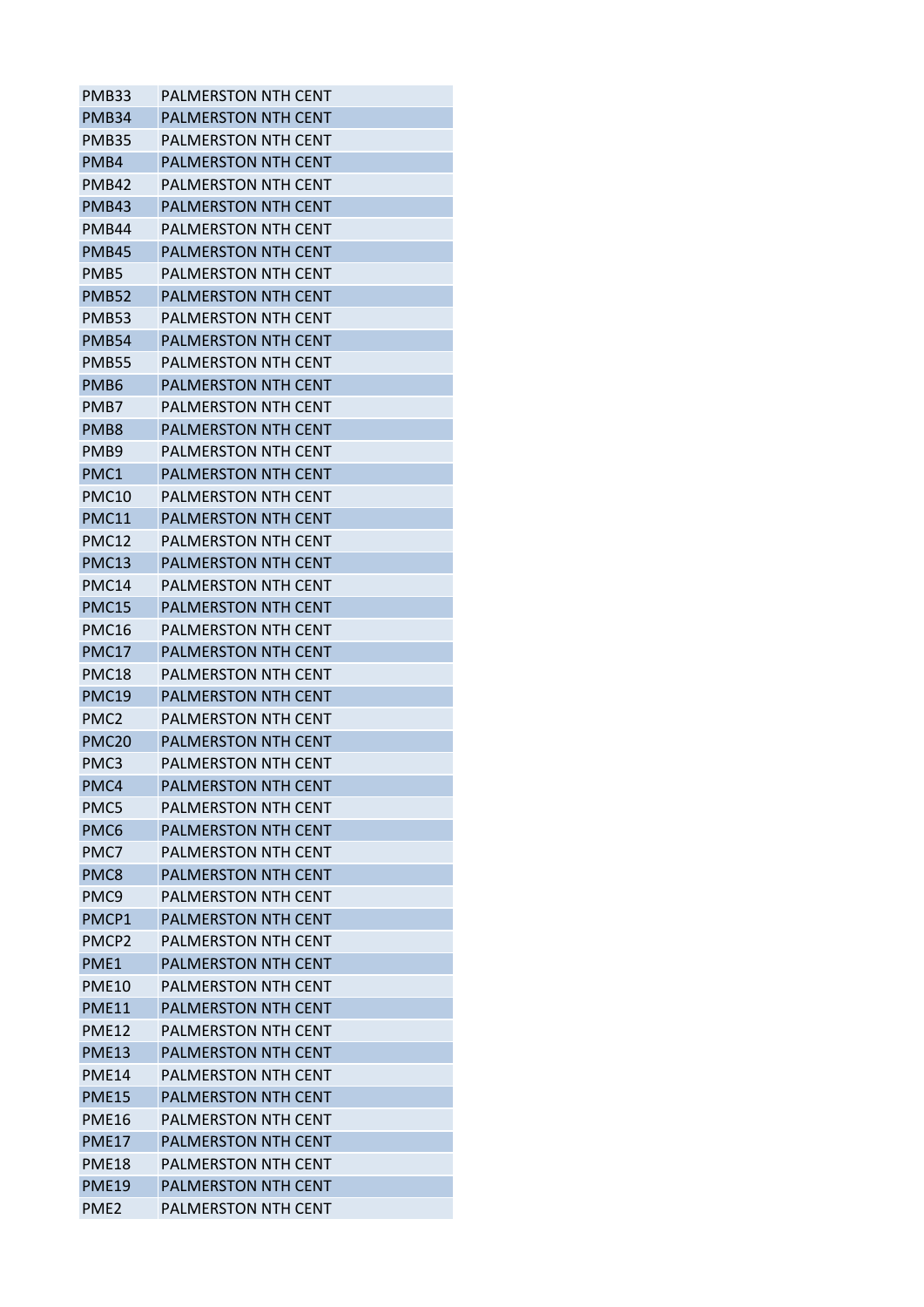| PMB33 | PALMERSTON NTH CENT |
|---|---|
| PMB34 | PALMERSTON NTH CENT |
| PMB35 | PALMERSTON NTH CENT |
| PMB4 | PALMERSTON NTH CENT |
| PMB42 | PALMERSTON NTH CENT |
| PMB43 | PALMERSTON NTH CENT |
| PMB44 | PALMERSTON NTH CENT |
| PMB45 | PALMERSTON NTH CENT |
| PMB5 | PALMERSTON NTH CENT |
| PMB52 | PALMERSTON NTH CENT |
| PMB53 | PALMERSTON NTH CENT |
| PMB54 | PALMERSTON NTH CENT |
| PMB55 | PALMERSTON NTH CENT |
| PMB6 | PALMERSTON NTH CENT |
| PMB7 | PALMERSTON NTH CENT |
| PMB8 | PALMERSTON NTH CENT |
| PMB9 | PALMERSTON NTH CENT |
| PMC1 | PALMERSTON NTH CENT |
| PMC10 | PALMERSTON NTH CENT |
| PMC11 | PALMERSTON NTH CENT |
| PMC12 | PALMERSTON NTH CENT |
| PMC13 | PALMERSTON NTH CENT |
| PMC14 | PALMERSTON NTH CENT |
| PMC15 | PALMERSTON NTH CENT |
| PMC16 | PALMERSTON NTH CENT |
| PMC17 | PALMERSTON NTH CENT |
| PMC18 | PALMERSTON NTH CENT |
| PMC19 | PALMERSTON NTH CENT |
| PMC2 | PALMERSTON NTH CENT |
| PMC20 | PALMERSTON NTH CENT |
| PMC3 | PALMERSTON NTH CENT |
| PMC4 | PALMERSTON NTH CENT |
| PMC5 | PALMERSTON NTH CENT |
| PMC6 | PALMERSTON NTH CENT |
| PMC7 | PALMERSTON NTH CENT |
| PMC8 | PALMERSTON NTH CENT |
| PMC9 | PALMERSTON NTH CENT |
| PMCP1 | PALMERSTON NTH CENT |
| PMCP2 | PALMERSTON NTH CENT |
| PME1 | PALMERSTON NTH CENT |
| PME10 | PALMERSTON NTH CENT |
| PME11 | PALMERSTON NTH CENT |
| PME12 | PALMERSTON NTH CENT |
| PME13 | PALMERSTON NTH CENT |
| PME14 | PALMERSTON NTH CENT |
| PME15 | PALMERSTON NTH CENT |
| PME16 | PALMERSTON NTH CENT |
| PME17 | PALMERSTON NTH CENT |
| PME18 | PALMERSTON NTH CENT |
| PME19 | PALMERSTON NTH CENT |
| PME2 | PALMERSTON NTH CENT |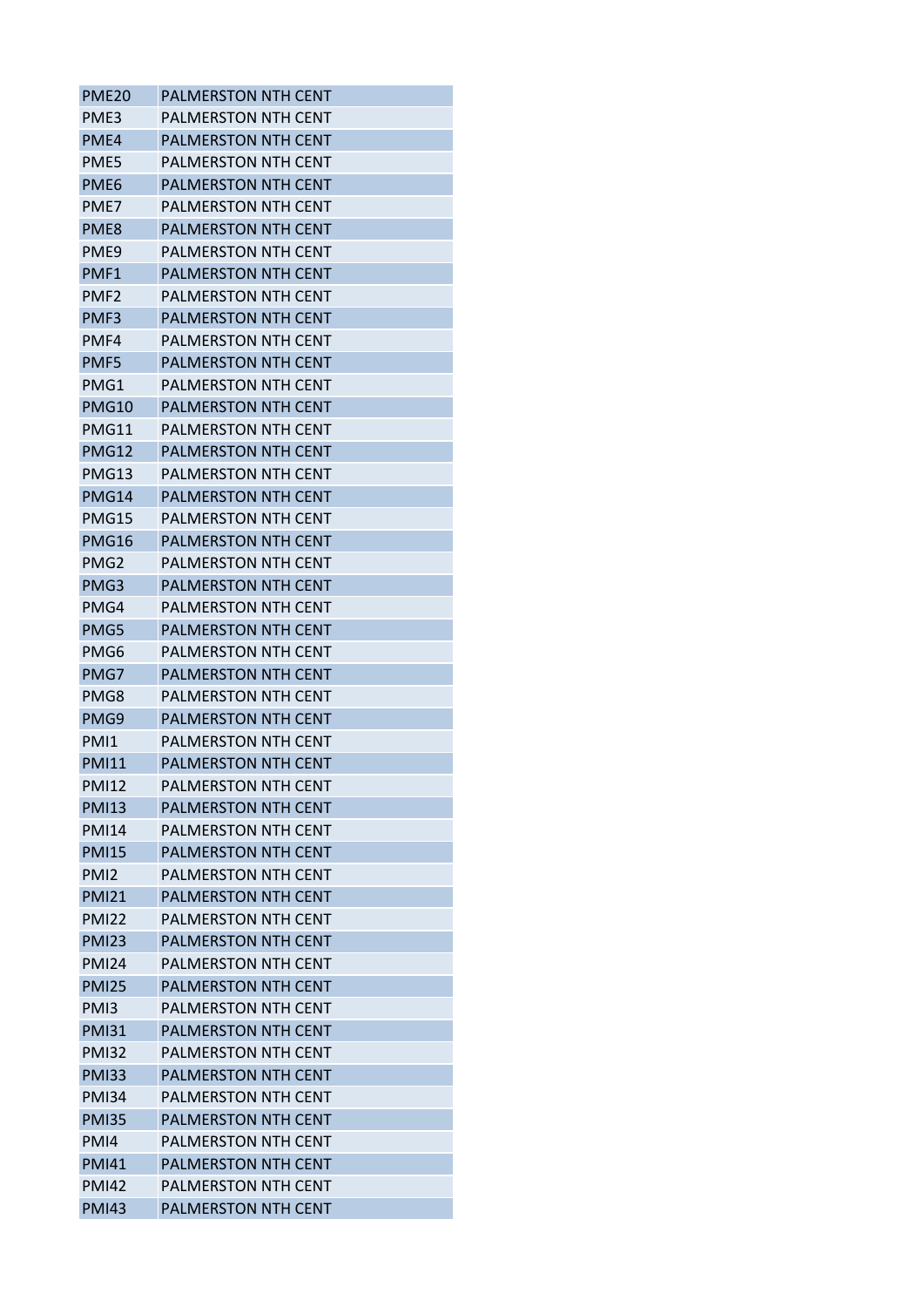| | |
|---|---|
| PME20 | PALMERSTON NTH CENT |
| PME3 | PALMERSTON NTH CENT |
| PME4 | PALMERSTON NTH CENT |
| PME5 | PALMERSTON NTH CENT |
| PME6 | PALMERSTON NTH CENT |
| PME7 | PALMERSTON NTH CENT |
| PME8 | PALMERSTON NTH CENT |
| PME9 | PALMERSTON NTH CENT |
| PMF1 | PALMERSTON NTH CENT |
| PMF2 | PALMERSTON NTH CENT |
| PMF3 | PALMERSTON NTH CENT |
| PMF4 | PALMERSTON NTH CENT |
| PMF5 | PALMERSTON NTH CENT |
| PMG1 | PALMERSTON NTH CENT |
| PMG10 | PALMERSTON NTH CENT |
| PMG11 | PALMERSTON NTH CENT |
| PMG12 | PALMERSTON NTH CENT |
| PMG13 | PALMERSTON NTH CENT |
| PMG14 | PALMERSTON NTH CENT |
| PMG15 | PALMERSTON NTH CENT |
| PMG16 | PALMERSTON NTH CENT |
| PMG2 | PALMERSTON NTH CENT |
| PMG3 | PALMERSTON NTH CENT |
| PMG4 | PALMERSTON NTH CENT |
| PMG5 | PALMERSTON NTH CENT |
| PMG6 | PALMERSTON NTH CENT |
| PMG7 | PALMERSTON NTH CENT |
| PMG8 | PALMERSTON NTH CENT |
| PMG9 | PALMERSTON NTH CENT |
| PMI1 | PALMERSTON NTH CENT |
| PMI11 | PALMERSTON NTH CENT |
| PMI12 | PALMERSTON NTH CENT |
| PMI13 | PALMERSTON NTH CENT |
| PMI14 | PALMERSTON NTH CENT |
| PMI15 | PALMERSTON NTH CENT |
| PMI2 | PALMERSTON NTH CENT |
| PMI21 | PALMERSTON NTH CENT |
| PMI22 | PALMERSTON NTH CENT |
| PMI23 | PALMERSTON NTH CENT |
| PMI24 | PALMERSTON NTH CENT |
| PMI25 | PALMERSTON NTH CENT |
| PMI3 | PALMERSTON NTH CENT |
| PMI31 | PALMERSTON NTH CENT |
| PMI32 | PALMERSTON NTH CENT |
| PMI33 | PALMERSTON NTH CENT |
| PMI34 | PALMERSTON NTH CENT |
| PMI35 | PALMERSTON NTH CENT |
| PMI4 | PALMERSTON NTH CENT |
| PMI41 | PALMERSTON NTH CENT |
| PMI42 | PALMERSTON NTH CENT |
| PMI43 | PALMERSTON NTH CENT |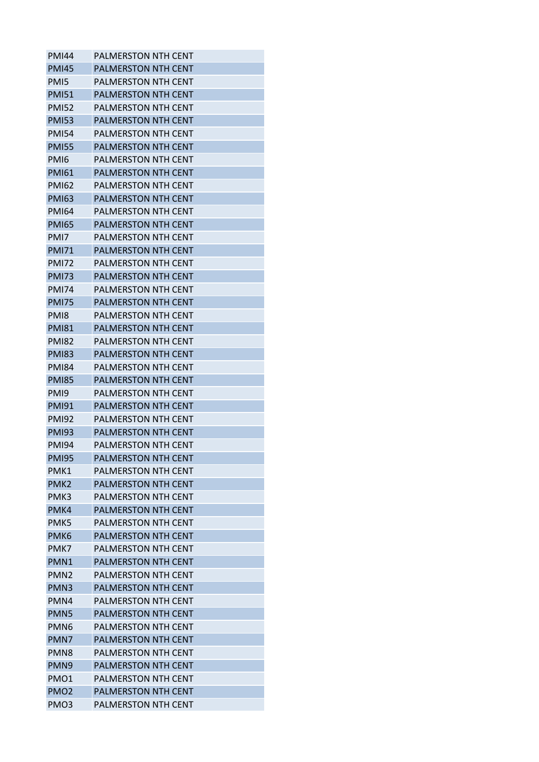| | |
|---|---|
| PMI44 | PALMERSTON NTH CENT |
| PMI45 | PALMERSTON NTH CENT |
| PMI5 | PALMERSTON NTH CENT |
| PMI51 | PALMERSTON NTH CENT |
| PMI52 | PALMERSTON NTH CENT |
| PMI53 | PALMERSTON NTH CENT |
| PMI54 | PALMERSTON NTH CENT |
| PMI55 | PALMERSTON NTH CENT |
| PMI6 | PALMERSTON NTH CENT |
| PMI61 | PALMERSTON NTH CENT |
| PMI62 | PALMERSTON NTH CENT |
| PMI63 | PALMERSTON NTH CENT |
| PMI64 | PALMERSTON NTH CENT |
| PMI65 | PALMERSTON NTH CENT |
| PMI7 | PALMERSTON NTH CENT |
| PMI71 | PALMERSTON NTH CENT |
| PMI72 | PALMERSTON NTH CENT |
| PMI73 | PALMERSTON NTH CENT |
| PMI74 | PALMERSTON NTH CENT |
| PMI75 | PALMERSTON NTH CENT |
| PMI8 | PALMERSTON NTH CENT |
| PMI81 | PALMERSTON NTH CENT |
| PMI82 | PALMERSTON NTH CENT |
| PMI83 | PALMERSTON NTH CENT |
| PMI84 | PALMERSTON NTH CENT |
| PMI85 | PALMERSTON NTH CENT |
| PMI9 | PALMERSTON NTH CENT |
| PMI91 | PALMERSTON NTH CENT |
| PMI92 | PALMERSTON NTH CENT |
| PMI93 | PALMERSTON NTH CENT |
| PMI94 | PALMERSTON NTH CENT |
| PMI95 | PALMERSTON NTH CENT |
| PMK1 | PALMERSTON NTH CENT |
| PMK2 | PALMERSTON NTH CENT |
| PMK3 | PALMERSTON NTH CENT |
| PMK4 | PALMERSTON NTH CENT |
| PMK5 | PALMERSTON NTH CENT |
| PMK6 | PALMERSTON NTH CENT |
| PMK7 | PALMERSTON NTH CENT |
| PMN1 | PALMERSTON NTH CENT |
| PMN2 | PALMERSTON NTH CENT |
| PMN3 | PALMERSTON NTH CENT |
| PMN4 | PALMERSTON NTH CENT |
| PMN5 | PALMERSTON NTH CENT |
| PMN6 | PALMERSTON NTH CENT |
| PMN7 | PALMERSTON NTH CENT |
| PMN8 | PALMERSTON NTH CENT |
| PMN9 | PALMERSTON NTH CENT |
| PMO1 | PALMERSTON NTH CENT |
| PMO2 | PALMERSTON NTH CENT |
| PMO3 | PALMERSTON NTH CENT |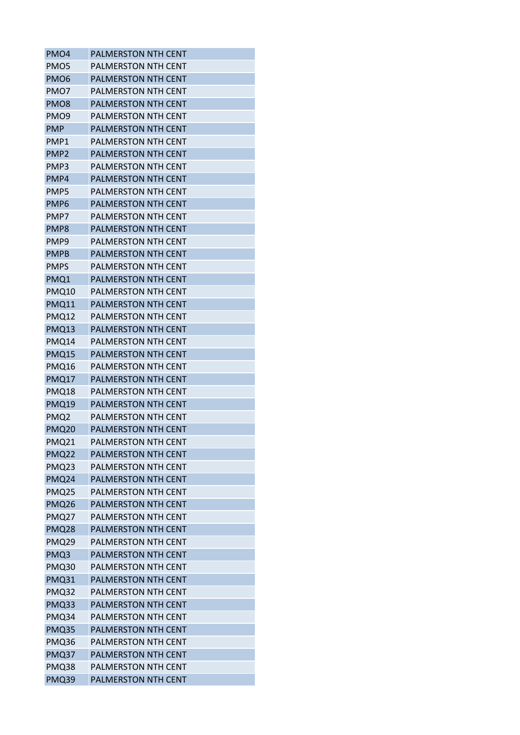| | |
|---|---|
| PMO4 | PALMERSTON NTH CENT |
| PMO5 | PALMERSTON NTH CENT |
| PMO6 | PALMERSTON NTH CENT |
| PMO7 | PALMERSTON NTH CENT |
| PMO8 | PALMERSTON NTH CENT |
| PMO9 | PALMERSTON NTH CENT |
| PMP | PALMERSTON NTH CENT |
| PMP1 | PALMERSTON NTH CENT |
| PMP2 | PALMERSTON NTH CENT |
| PMP3 | PALMERSTON NTH CENT |
| PMP4 | PALMERSTON NTH CENT |
| PMP5 | PALMERSTON NTH CENT |
| PMP6 | PALMERSTON NTH CENT |
| PMP7 | PALMERSTON NTH CENT |
| PMP8 | PALMERSTON NTH CENT |
| PMP9 | PALMERSTON NTH CENT |
| PMPB | PALMERSTON NTH CENT |
| PMPS | PALMERSTON NTH CENT |
| PMQ1 | PALMERSTON NTH CENT |
| PMQ10 | PALMERSTON NTH CENT |
| PMQ11 | PALMERSTON NTH CENT |
| PMQ12 | PALMERSTON NTH CENT |
| PMQ13 | PALMERSTON NTH CENT |
| PMQ14 | PALMERSTON NTH CENT |
| PMQ15 | PALMERSTON NTH CENT |
| PMQ16 | PALMERSTON NTH CENT |
| PMQ17 | PALMERSTON NTH CENT |
| PMQ18 | PALMERSTON NTH CENT |
| PMQ19 | PALMERSTON NTH CENT |
| PMQ2 | PALMERSTON NTH CENT |
| PMQ20 | PALMERSTON NTH CENT |
| PMQ21 | PALMERSTON NTH CENT |
| PMQ22 | PALMERSTON NTH CENT |
| PMQ23 | PALMERSTON NTH CENT |
| PMQ24 | PALMERSTON NTH CENT |
| PMQ25 | PALMERSTON NTH CENT |
| PMQ26 | PALMERSTON NTH CENT |
| PMQ27 | PALMERSTON NTH CENT |
| PMQ28 | PALMERSTON NTH CENT |
| PMQ29 | PALMERSTON NTH CENT |
| PMQ3 | PALMERSTON NTH CENT |
| PMQ30 | PALMERSTON NTH CENT |
| PMQ31 | PALMERSTON NTH CENT |
| PMQ32 | PALMERSTON NTH CENT |
| PMQ33 | PALMERSTON NTH CENT |
| PMQ34 | PALMERSTON NTH CENT |
| PMQ35 | PALMERSTON NTH CENT |
| PMQ36 | PALMERSTON NTH CENT |
| PMQ37 | PALMERSTON NTH CENT |
| PMQ38 | PALMERSTON NTH CENT |
| PMQ39 | PALMERSTON NTH CENT |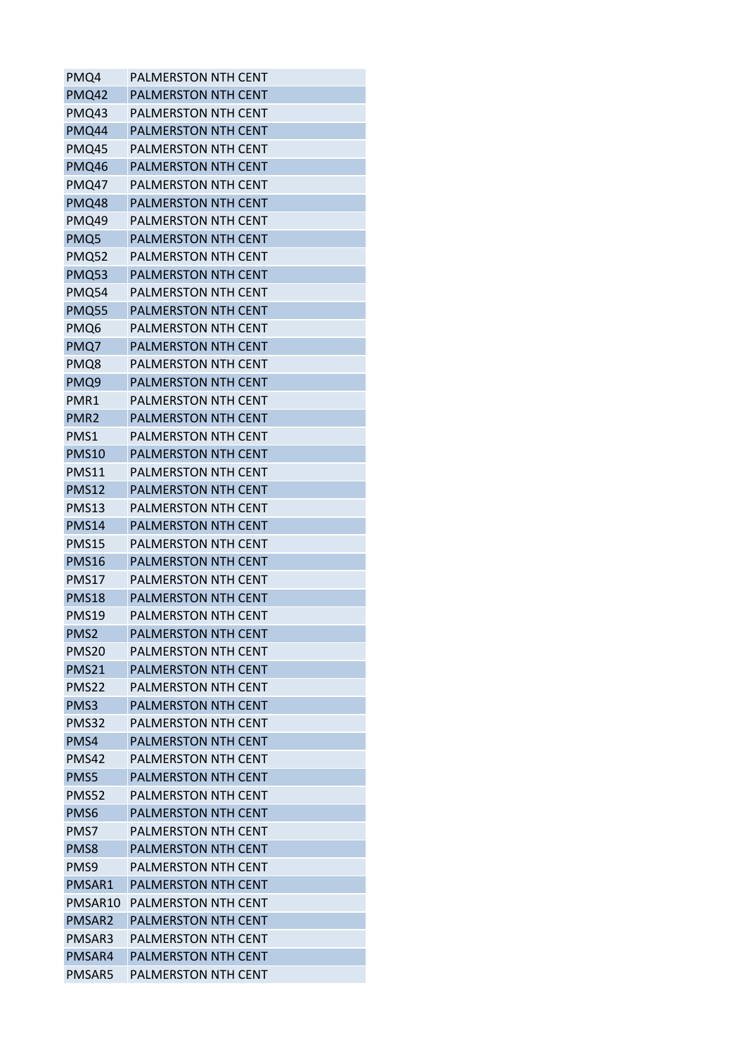| PMQ4 | PALMERSTON NTH CENT |
|---|---|
| PMQ42 | PALMERSTON NTH CENT |
| PMQ43 | PALMERSTON NTH CENT |
| PMQ44 | PALMERSTON NTH CENT |
| PMQ45 | PALMERSTON NTH CENT |
| PMQ46 | PALMERSTON NTH CENT |
| PMQ47 | PALMERSTON NTH CENT |
| PMQ48 | PALMERSTON NTH CENT |
| PMQ49 | PALMERSTON NTH CENT |
| PMQ5 | PALMERSTON NTH CENT |
| PMQ52 | PALMERSTON NTH CENT |
| PMQ53 | PALMERSTON NTH CENT |
| PMQ54 | PALMERSTON NTH CENT |
| PMQ55 | PALMERSTON NTH CENT |
| PMQ6 | PALMERSTON NTH CENT |
| PMQ7 | PALMERSTON NTH CENT |
| PMQ8 | PALMERSTON NTH CENT |
| PMQ9 | PALMERSTON NTH CENT |
| PMR1 | PALMERSTON NTH CENT |
| PMR2 | PALMERSTON NTH CENT |
| PMS1 | PALMERSTON NTH CENT |
| PMS10 | PALMERSTON NTH CENT |
| PMS11 | PALMERSTON NTH CENT |
| PMS12 | PALMERSTON NTH CENT |
| PMS13 | PALMERSTON NTH CENT |
| PMS14 | PALMERSTON NTH CENT |
| PMS15 | PALMERSTON NTH CENT |
| PMS16 | PALMERSTON NTH CENT |
| PMS17 | PALMERSTON NTH CENT |
| PMS18 | PALMERSTON NTH CENT |
| PMS19 | PALMERSTON NTH CENT |
| PMS2 | PALMERSTON NTH CENT |
| PMS20 | PALMERSTON NTH CENT |
| PMS21 | PALMERSTON NTH CENT |
| PMS22 | PALMERSTON NTH CENT |
| PMS3 | PALMERSTON NTH CENT |
| PMS32 | PALMERSTON NTH CENT |
| PMS4 | PALMERSTON NTH CENT |
| PMS42 | PALMERSTON NTH CENT |
| PMS5 | PALMERSTON NTH CENT |
| PMS52 | PALMERSTON NTH CENT |
| PMS6 | PALMERSTON NTH CENT |
| PMS7 | PALMERSTON NTH CENT |
| PMS8 | PALMERSTON NTH CENT |
| PMS9 | PALMERSTON NTH CENT |
| PMSAR1 | PALMERSTON NTH CENT |
| PMSAR10 | PALMERSTON NTH CENT |
| PMSAR2 | PALMERSTON NTH CENT |
| PMSAR3 | PALMERSTON NTH CENT |
| PMSAR4 | PALMERSTON NTH CENT |
| PMSAR5 | PALMERSTON NTH CENT |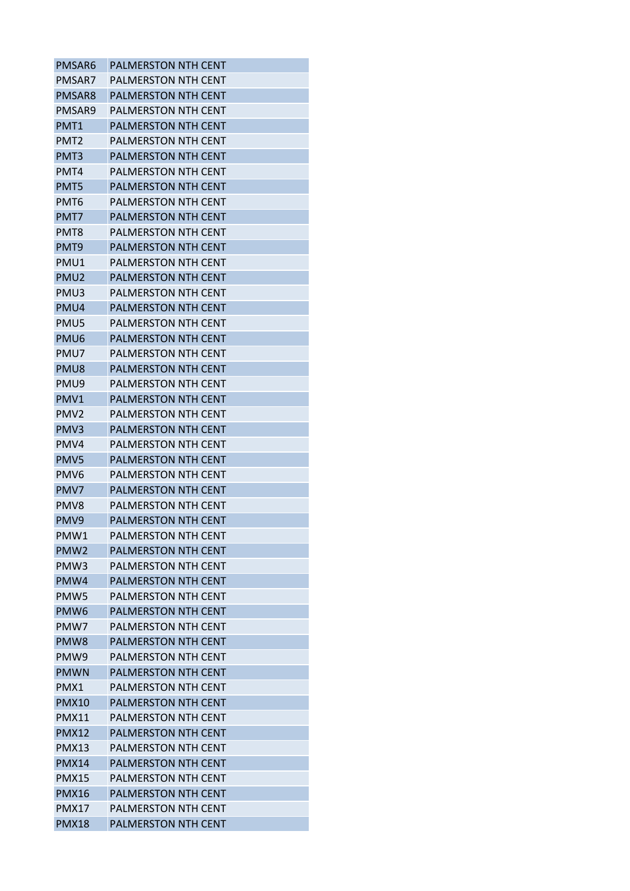| | |
|---|---|
| PMSAR6 | PALMERSTON NTH CENT |
| PMSAR7 | PALMERSTON NTH CENT |
| PMSAR8 | PALMERSTON NTH CENT |
| PMSAR9 | PALMERSTON NTH CENT |
| PMT1 | PALMERSTON NTH CENT |
| PMT2 | PALMERSTON NTH CENT |
| PMT3 | PALMERSTON NTH CENT |
| PMT4 | PALMERSTON NTH CENT |
| PMT5 | PALMERSTON NTH CENT |
| PMT6 | PALMERSTON NTH CENT |
| PMT7 | PALMERSTON NTH CENT |
| PMT8 | PALMERSTON NTH CENT |
| PMT9 | PALMERSTON NTH CENT |
| PMU1 | PALMERSTON NTH CENT |
| PMU2 | PALMERSTON NTH CENT |
| PMU3 | PALMERSTON NTH CENT |
| PMU4 | PALMERSTON NTH CENT |
| PMU5 | PALMERSTON NTH CENT |
| PMU6 | PALMERSTON NTH CENT |
| PMU7 | PALMERSTON NTH CENT |
| PMU8 | PALMERSTON NTH CENT |
| PMU9 | PALMERSTON NTH CENT |
| PMV1 | PALMERSTON NTH CENT |
| PMV2 | PALMERSTON NTH CENT |
| PMV3 | PALMERSTON NTH CENT |
| PMV4 | PALMERSTON NTH CENT |
| PMV5 | PALMERSTON NTH CENT |
| PMV6 | PALMERSTON NTH CENT |
| PMV7 | PALMERSTON NTH CENT |
| PMV8 | PALMERSTON NTH CENT |
| PMV9 | PALMERSTON NTH CENT |
| PMW1 | PALMERSTON NTH CENT |
| PMW2 | PALMERSTON NTH CENT |
| PMW3 | PALMERSTON NTH CENT |
| PMW4 | PALMERSTON NTH CENT |
| PMW5 | PALMERSTON NTH CENT |
| PMW6 | PALMERSTON NTH CENT |
| PMW7 | PALMERSTON NTH CENT |
| PMW8 | PALMERSTON NTH CENT |
| PMW9 | PALMERSTON NTH CENT |
| PMWN | PALMERSTON NTH CENT |
| PMX1 | PALMERSTON NTH CENT |
| PMX10 | PALMERSTON NTH CENT |
| PMX11 | PALMERSTON NTH CENT |
| PMX12 | PALMERSTON NTH CENT |
| PMX13 | PALMERSTON NTH CENT |
| PMX14 | PALMERSTON NTH CENT |
| PMX15 | PALMERSTON NTH CENT |
| PMX16 | PALMERSTON NTH CENT |
| PMX17 | PALMERSTON NTH CENT |
| PMX18 | PALMERSTON NTH CENT |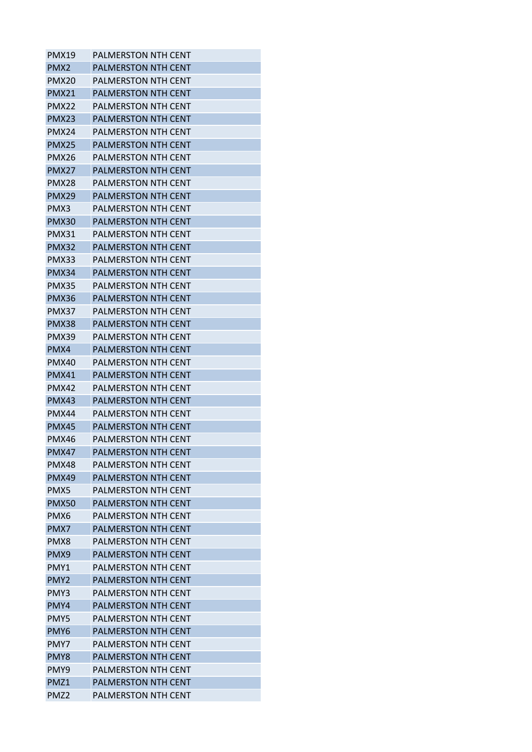| | |
|---|---|
| PMX19 | PALMERSTON NTH CENT |
| PMX2 | PALMERSTON NTH CENT |
| PMX20 | PALMERSTON NTH CENT |
| PMX21 | PALMERSTON NTH CENT |
| PMX22 | PALMERSTON NTH CENT |
| PMX23 | PALMERSTON NTH CENT |
| PMX24 | PALMERSTON NTH CENT |
| PMX25 | PALMERSTON NTH CENT |
| PMX26 | PALMERSTON NTH CENT |
| PMX27 | PALMERSTON NTH CENT |
| PMX28 | PALMERSTON NTH CENT |
| PMX29 | PALMERSTON NTH CENT |
| PMX3 | PALMERSTON NTH CENT |
| PMX30 | PALMERSTON NTH CENT |
| PMX31 | PALMERSTON NTH CENT |
| PMX32 | PALMERSTON NTH CENT |
| PMX33 | PALMERSTON NTH CENT |
| PMX34 | PALMERSTON NTH CENT |
| PMX35 | PALMERSTON NTH CENT |
| PMX36 | PALMERSTON NTH CENT |
| PMX37 | PALMERSTON NTH CENT |
| PMX38 | PALMERSTON NTH CENT |
| PMX39 | PALMERSTON NTH CENT |
| PMX4 | PALMERSTON NTH CENT |
| PMX40 | PALMERSTON NTH CENT |
| PMX41 | PALMERSTON NTH CENT |
| PMX42 | PALMERSTON NTH CENT |
| PMX43 | PALMERSTON NTH CENT |
| PMX44 | PALMERSTON NTH CENT |
| PMX45 | PALMERSTON NTH CENT |
| PMX46 | PALMERSTON NTH CENT |
| PMX47 | PALMERSTON NTH CENT |
| PMX48 | PALMERSTON NTH CENT |
| PMX49 | PALMERSTON NTH CENT |
| PMX5 | PALMERSTON NTH CENT |
| PMX50 | PALMERSTON NTH CENT |
| PMX6 | PALMERSTON NTH CENT |
| PMX7 | PALMERSTON NTH CENT |
| PMX8 | PALMERSTON NTH CENT |
| PMX9 | PALMERSTON NTH CENT |
| PMY1 | PALMERSTON NTH CENT |
| PMY2 | PALMERSTON NTH CENT |
| PMY3 | PALMERSTON NTH CENT |
| PMY4 | PALMERSTON NTH CENT |
| PMY5 | PALMERSTON NTH CENT |
| PMY6 | PALMERSTON NTH CENT |
| PMY7 | PALMERSTON NTH CENT |
| PMY8 | PALMERSTON NTH CENT |
| PMY9 | PALMERSTON NTH CENT |
| PMZ1 | PALMERSTON NTH CENT |
| PMZ2 | PALMERSTON NTH CENT |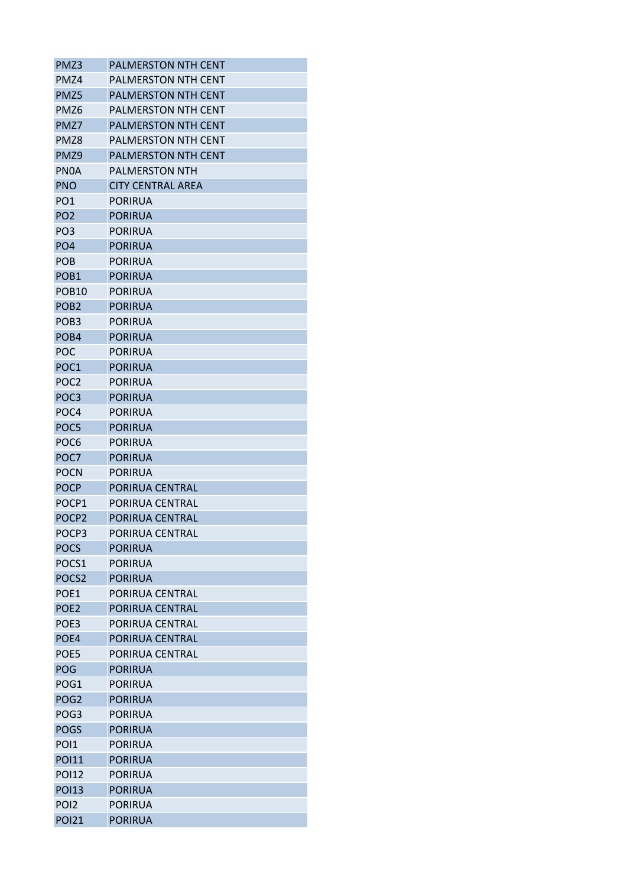| PMZ3 | PALMERSTON NTH CENT |
|---|---|
| PMZ4 | PALMERSTON NTH CENT |
| PMZ5 | PALMERSTON NTH CENT |
| PMZ6 | PALMERSTON NTH CENT |
| PMZ7 | PALMERSTON NTH CENT |
| PMZ8 | PALMERSTON NTH CENT |
| PMZ9 | PALMERSTON NTH CENT |
| PN0A | PALMERSTON NTH |
| PNO | CITY CENTRAL AREA |
| PO1 | PORIRUA |
| PO2 | PORIRUA |
| PO3 | PORIRUA |
| PO4 | PORIRUA |
| POB | PORIRUA |
| POB1 | PORIRUA |
| POB10 | PORIRUA |
| POB2 | PORIRUA |
| POB3 | PORIRUA |
| POB4 | PORIRUA |
| POC | PORIRUA |
| POC1 | PORIRUA |
| POC2 | PORIRUA |
| POC3 | PORIRUA |
| POC4 | PORIRUA |
| POC5 | PORIRUA |
| POC6 | PORIRUA |
| POC7 | PORIRUA |
| POCN | PORIRUA |
| POCP | PORIRUA CENTRAL |
| POCP1 | PORIRUA CENTRAL |
| POCP2 | PORIRUA CENTRAL |
| POCP3 | PORIRUA CENTRAL |
| POCS | PORIRUA |
| POCS1 | PORIRUA |
| POCS2 | PORIRUA |
| POE1 | PORIRUA CENTRAL |
| POE2 | PORIRUA CENTRAL |
| POE3 | PORIRUA CENTRAL |
| POE4 | PORIRUA CENTRAL |
| POE5 | PORIRUA CENTRAL |
| POG | PORIRUA |
| POG1 | PORIRUA |
| POG2 | PORIRUA |
| POG3 | PORIRUA |
| POGS | PORIRUA |
| POI1 | PORIRUA |
| POI11 | PORIRUA |
| POI12 | PORIRUA |
| POI13 | PORIRUA |
| POI2 | PORIRUA |
| POI21 | PORIRUA |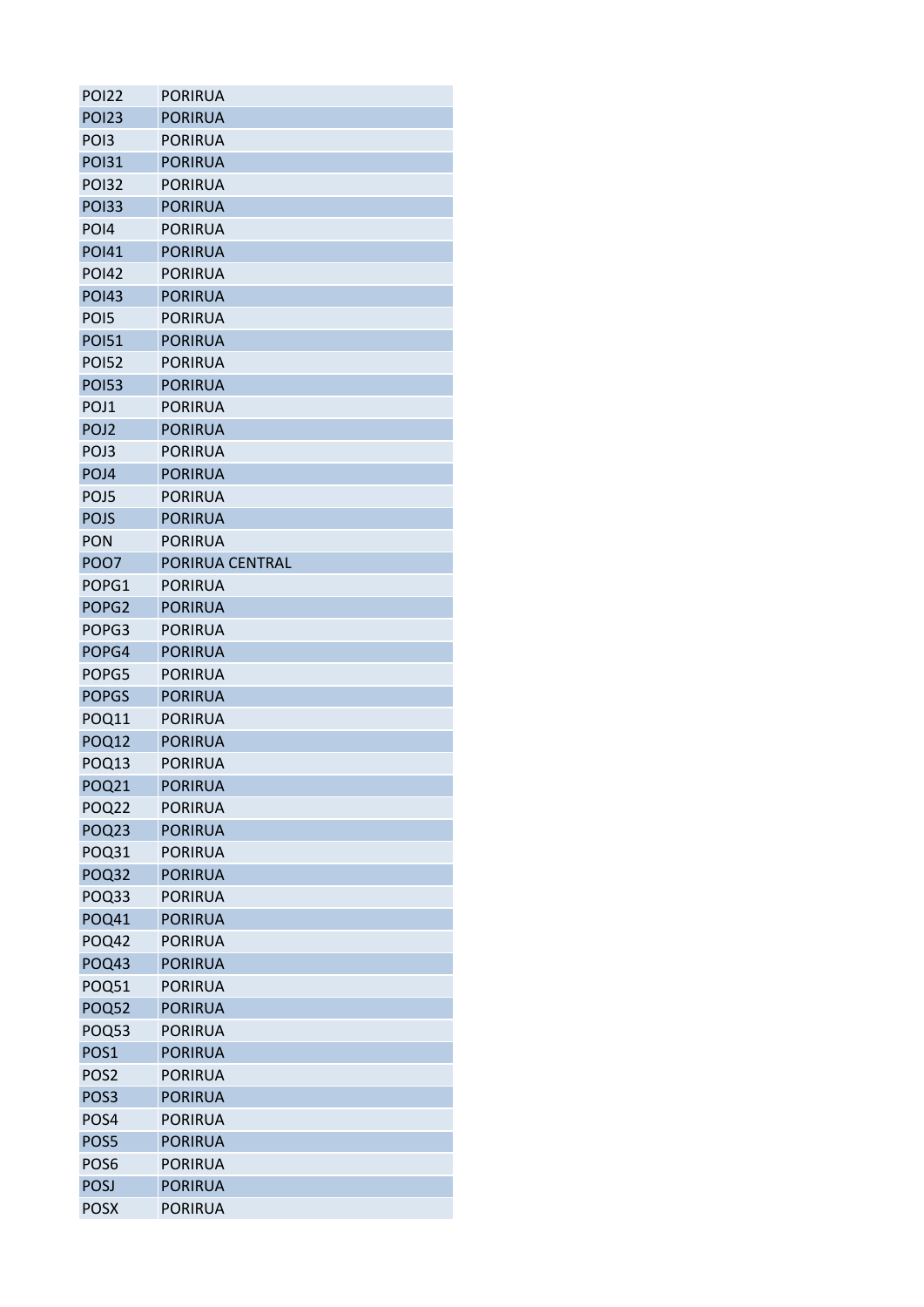| | |
|---|---|
| POI22 | PORIRUA |
| POI23 | PORIRUA |
| POI3 | PORIRUA |
| POI31 | PORIRUA |
| POI32 | PORIRUA |
| POI33 | PORIRUA |
| POI4 | PORIRUA |
| POI41 | PORIRUA |
| POI42 | PORIRUA |
| POI43 | PORIRUA |
| POI5 | PORIRUA |
| POI51 | PORIRUA |
| POI52 | PORIRUA |
| POI53 | PORIRUA |
| POJ1 | PORIRUA |
| POJ2 | PORIRUA |
| POJ3 | PORIRUA |
| POJ4 | PORIRUA |
| POJ5 | PORIRUA |
| POJS | PORIRUA |
| PON | PORIRUA |
| POO7 | PORIRUA CENTRAL |
| POPG1 | PORIRUA |
| POPG2 | PORIRUA |
| POPG3 | PORIRUA |
| POPG4 | PORIRUA |
| POPG5 | PORIRUA |
| POPGS | PORIRUA |
| POQ11 | PORIRUA |
| POQ12 | PORIRUA |
| POQ13 | PORIRUA |
| POQ21 | PORIRUA |
| POQ22 | PORIRUA |
| POQ23 | PORIRUA |
| POQ31 | PORIRUA |
| POQ32 | PORIRUA |
| POQ33 | PORIRUA |
| POQ41 | PORIRUA |
| POQ42 | PORIRUA |
| POQ43 | PORIRUA |
| POQ51 | PORIRUA |
| POQ52 | PORIRUA |
| POQ53 | PORIRUA |
| POS1 | PORIRUA |
| POS2 | PORIRUA |
| POS3 | PORIRUA |
| POS4 | PORIRUA |
| POS5 | PORIRUA |
| POS6 | PORIRUA |
| POSJ | PORIRUA |
| POSX | PORIRUA |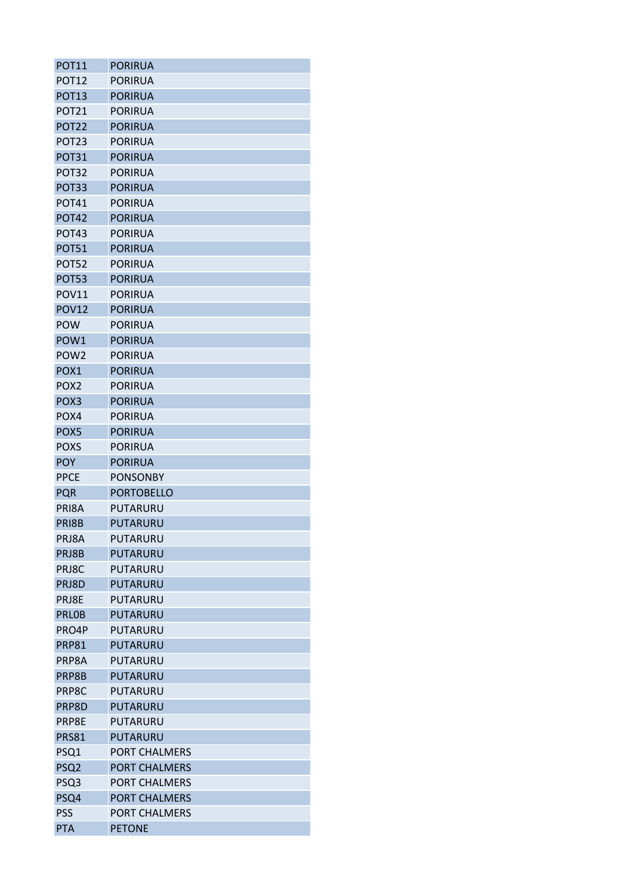| POT11 | PORIRUA |
|---|---|
| POT12 | PORIRUA |
| POT13 | PORIRUA |
| POT21 | PORIRUA |
| POT22 | PORIRUA |
| POT23 | PORIRUA |
| POT31 | PORIRUA |
| POT32 | PORIRUA |
| POT33 | PORIRUA |
| POT41 | PORIRUA |
| POT42 | PORIRUA |
| POT43 | PORIRUA |
| POT51 | PORIRUA |
| POT52 | PORIRUA |
| POT53 | PORIRUA |
| POV11 | PORIRUA |
| POV12 | PORIRUA |
| POW | PORIRUA |
| POW1 | PORIRUA |
| POW2 | PORIRUA |
| POX1 | PORIRUA |
| POX2 | PORIRUA |
| POX3 | PORIRUA |
| POX4 | PORIRUA |
| POX5 | PORIRUA |
| POXS | PORIRUA |
| POY | PORIRUA |
| PPCE | PONSONBY |
| PQR | PORTOBELLO |
| PRI8A | PUTARURU |
| PRI8B | PUTARURU |
| PRJ8A | PUTARURU |
| PRJ8B | PUTARURU |
| PRJ8C | PUTARURU |
| PRJ8D | PUTARURU |
| PRJ8E | PUTARURU |
| PRLOB | PUTARURU |
| PRO4P | PUTARURU |
| PRP81 | PUTARURU |
| PRP8A | PUTARURU |
| PRP8B | PUTARURU |
| PRP8C | PUTARURU |
| PRP8D | PUTARURU |
| PRP8E | PUTARURU |
| PRS81 | PUTARURU |
| PSQ1 | PORT CHALMERS |
| PSQ2 | PORT CHALMERS |
| PSQ3 | PORT CHALMERS |
| PSQ4 | PORT CHALMERS |
| PSS | PORT CHALMERS |
| PTA | PETONE |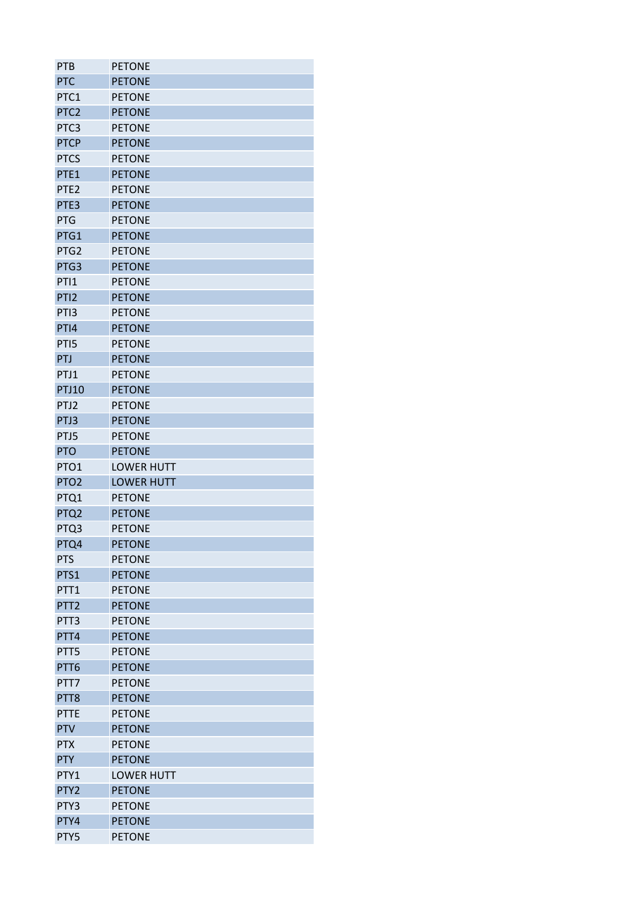| PTB | PETONE |
|---|---|
| PTC | PETONE |
| PTC1 | PETONE |
| PTC2 | PETONE |
| PTC3 | PETONE |
| PTCP | PETONE |
| PTCS | PETONE |
| PTE1 | PETONE |
| PTE2 | PETONE |
| PTE3 | PETONE |
| PTG | PETONE |
| PTG1 | PETONE |
| PTG2 | PETONE |
| PTG3 | PETONE |
| PTI1 | PETONE |
| PTI2 | PETONE |
| PTI3 | PETONE |
| PTI4 | PETONE |
| PTI5 | PETONE |
| PTJ | PETONE |
| PTJ1 | PETONE |
| PTJ10 | PETONE |
| PTJ2 | PETONE |
| PTJ3 | PETONE |
| PTJ5 | PETONE |
| PTO | PETONE |
| PTO1 | LOWER HUTT |
| PTO2 | LOWER HUTT |
| PTQ1 | PETONE |
| PTQ2 | PETONE |
| PTQ3 | PETONE |
| PTQ4 | PETONE |
| PTS | PETONE |
| PTS1 | PETONE |
| PTT1 | PETONE |
| PTT2 | PETONE |
| PTT3 | PETONE |
| PTT4 | PETONE |
| PTT5 | PETONE |
| PTT6 | PETONE |
| PTT7 | PETONE |
| PTT8 | PETONE |
| PTTE | PETONE |
| PTV | PETONE |
| PTX | PETONE |
| PTY | PETONE |
| PTY1 | LOWER HUTT |
| PTY2 | PETONE |
| PTY3 | PETONE |
| PTY4 | PETONE |
| PTY5 | PETONE |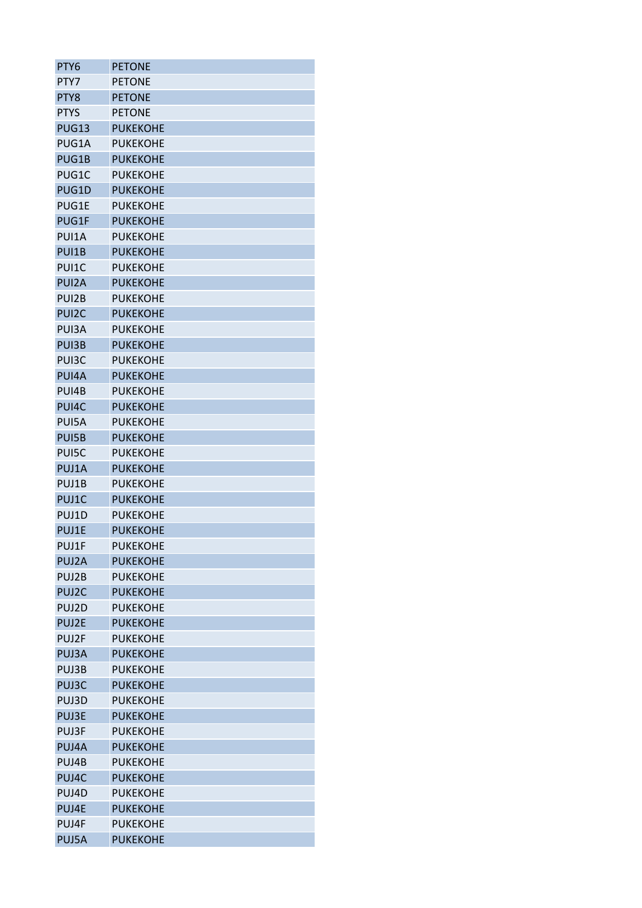| PTY6 | PETONE |
|---|---|
| PTY7 | PETONE |
| PTY8 | PETONE |
| PTYS | PETONE |
| PUG13 | PUKEKOHE |
| PUG1A | PUKEKOHE |
| PUG1B | PUKEKOHE |
| PUG1C | PUKEKOHE |
| PUG1D | PUKEKOHE |
| PUG1E | PUKEKOHE |
| PUG1F | PUKEKOHE |
| PUI1A | PUKEKOHE |
| PUI1B | PUKEKOHE |
| PUI1C | PUKEKOHE |
| PUI2A | PUKEKOHE |
| PUI2B | PUKEKOHE |
| PUI2C | PUKEKOHE |
| PUI3A | PUKEKOHE |
| PUI3B | PUKEKOHE |
| PUI3C | PUKEKOHE |
| PUI4A | PUKEKOHE |
| PUI4B | PUKEKOHE |
| PUI4C | PUKEKOHE |
| PUI5A | PUKEKOHE |
| PUI5B | PUKEKOHE |
| PUI5C | PUKEKOHE |
| PUJ1A | PUKEKOHE |
| PUJ1B | PUKEKOHE |
| PUJ1C | PUKEKOHE |
| PUJ1D | PUKEKOHE |
| PUJ1E | PUKEKOHE |
| PUJ1F | PUKEKOHE |
| PUJ2A | PUKEKOHE |
| PUJ2B | PUKEKOHE |
| PUJ2C | PUKEKOHE |
| PUJ2D | PUKEKOHE |
| PUJ2E | PUKEKOHE |
| PUJ2F | PUKEKOHE |
| PUJ3A | PUKEKOHE |
| PUJ3B | PUKEKOHE |
| PUJ3C | PUKEKOHE |
| PUJ3D | PUKEKOHE |
| PUJ3E | PUKEKOHE |
| PUJ3F | PUKEKOHE |
| PUJ4A | PUKEKOHE |
| PUJ4B | PUKEKOHE |
| PUJ4C | PUKEKOHE |
| PUJ4D | PUKEKOHE |
| PUJ4E | PUKEKOHE |
| PUJ4F | PUKEKOHE |
| PUJ5A | PUKEKOHE |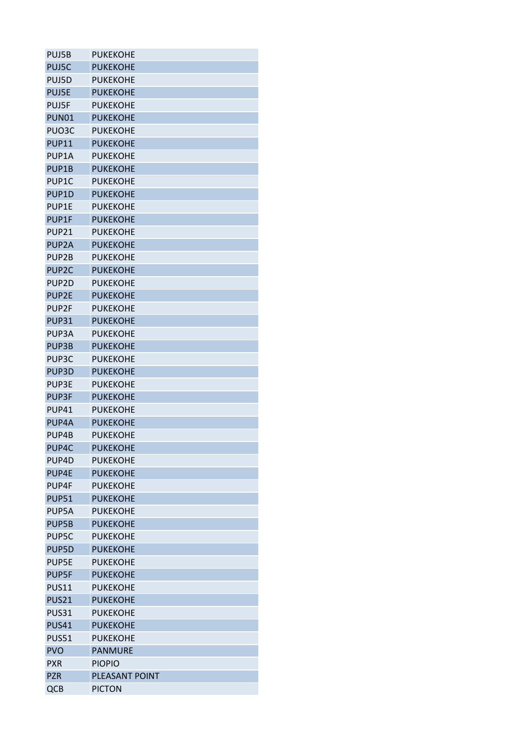| PUJ5B | PUKEKOHE |
|---|---|
| PUJ5C | PUKEKOHE |
| PUJ5D | PUKEKOHE |
| PUJ5E | PUKEKOHE |
| PUJ5F | PUKEKOHE |
| PUN01 | PUKEKOHE |
| PUO3C | PUKEKOHE |
| PUP11 | PUKEKOHE |
| PUP1A | PUKEKOHE |
| PUP1B | PUKEKOHE |
| PUP1C | PUKEKOHE |
| PUP1D | PUKEKOHE |
| PUP1E | PUKEKOHE |
| PUP1F | PUKEKOHE |
| PUP21 | PUKEKOHE |
| PUP2A | PUKEKOHE |
| PUP2B | PUKEKOHE |
| PUP2C | PUKEKOHE |
| PUP2D | PUKEKOHE |
| PUP2E | PUKEKOHE |
| PUP2F | PUKEKOHE |
| PUP31 | PUKEKOHE |
| PUP3A | PUKEKOHE |
| PUP3B | PUKEKOHE |
| PUP3C | PUKEKOHE |
| PUP3D | PUKEKOHE |
| PUP3E | PUKEKOHE |
| PUP3F | PUKEKOHE |
| PUP41 | PUKEKOHE |
| PUP4A | PUKEKOHE |
| PUP4B | PUKEKOHE |
| PUP4C | PUKEKOHE |
| PUP4D | PUKEKOHE |
| PUP4E | PUKEKOHE |
| PUP4F | PUKEKOHE |
| PUP51 | PUKEKOHE |
| PUP5A | PUKEKOHE |
| PUP5B | PUKEKOHE |
| PUP5C | PUKEKOHE |
| PUP5D | PUKEKOHE |
| PUP5E | PUKEKOHE |
| PUP5F | PUKEKOHE |
| PUS11 | PUKEKOHE |
| PUS21 | PUKEKOHE |
| PUS31 | PUKEKOHE |
| PUS41 | PUKEKOHE |
| PUS51 | PUKEKOHE |
| PVO | PANMURE |
| PXR | PIOPIO |
| PZR | PLEASANT POINT |
| QCB | PICTON |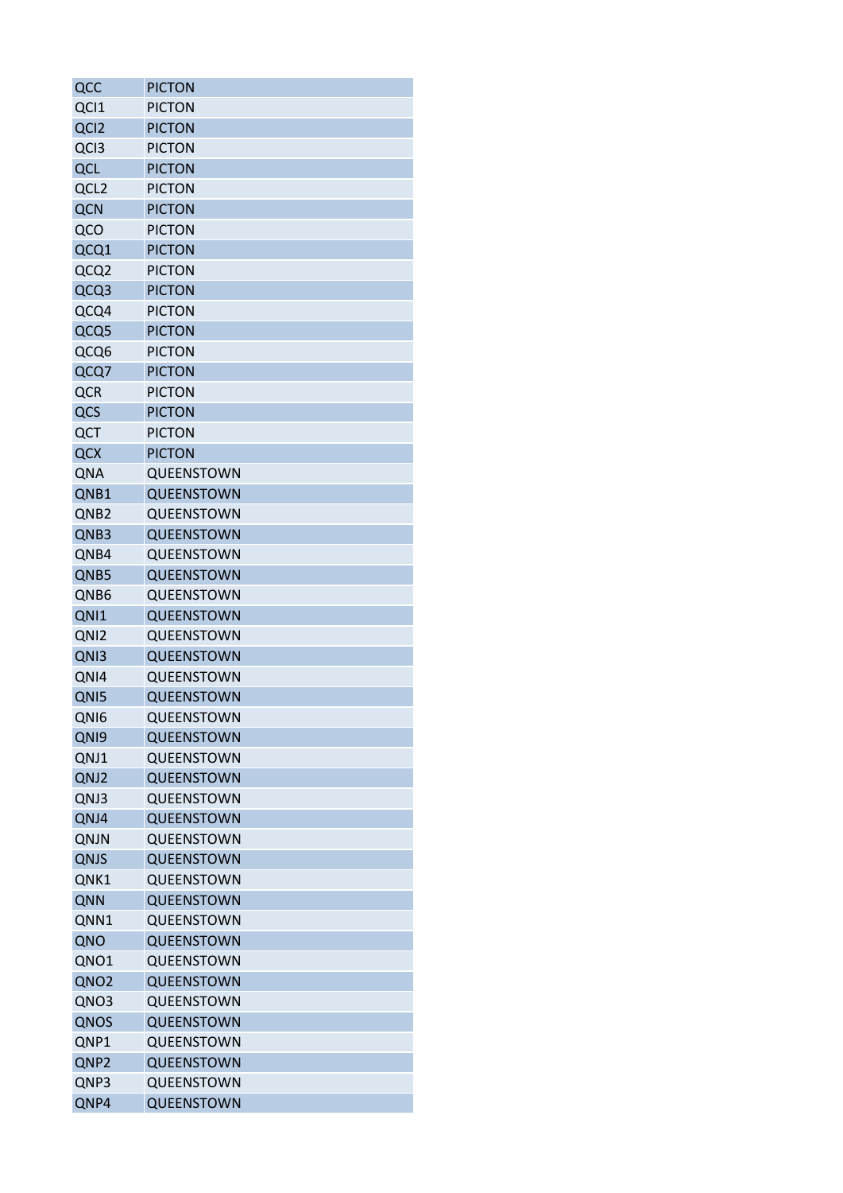| QCC | PICTON |
|---|---|
| QCI1 | PICTON |
| QCI2 | PICTON |
| QCI3 | PICTON |
| QCL | PICTON |
| QCL2 | PICTON |
| QCN | PICTON |
| QCO | PICTON |
| QCQ1 | PICTON |
| QCQ2 | PICTON |
| QCQ3 | PICTON |
| QCQ4 | PICTON |
| QCQ5 | PICTON |
| QCQ6 | PICTON |
| QCQ7 | PICTON |
| QCR | PICTON |
| QCS | PICTON |
| QCT | PICTON |
| QCX | PICTON |
| QNA | QUEENSTOWN |
| QNB1 | QUEENSTOWN |
| QNB2 | QUEENSTOWN |
| QNB3 | QUEENSTOWN |
| QNB4 | QUEENSTOWN |
| QNB5 | QUEENSTOWN |
| QNB6 | QUEENSTOWN |
| QNI1 | QUEENSTOWN |
| QNI2 | QUEENSTOWN |
| QNI3 | QUEENSTOWN |
| QNI4 | QUEENSTOWN |
| QNI5 | QUEENSTOWN |
| QNI6 | QUEENSTOWN |
| QNI9 | QUEENSTOWN |
| QNJ1 | QUEENSTOWN |
| QNJ2 | QUEENSTOWN |
| QNJ3 | QUEENSTOWN |
| QNJ4 | QUEENSTOWN |
| QNJN | QUEENSTOWN |
| QNJS | QUEENSTOWN |
| QNK1 | QUEENSTOWN |
| QNN | QUEENSTOWN |
| QNN1 | QUEENSTOWN |
| QNO | QUEENSTOWN |
| QNO1 | QUEENSTOWN |
| QNO2 | QUEENSTOWN |
| QNO3 | QUEENSTOWN |
| QNOS | QUEENSTOWN |
| QNP1 | QUEENSTOWN |
| QNP2 | QUEENSTOWN |
| QNP3 | QUEENSTOWN |
| QNP4 | QUEENSTOWN |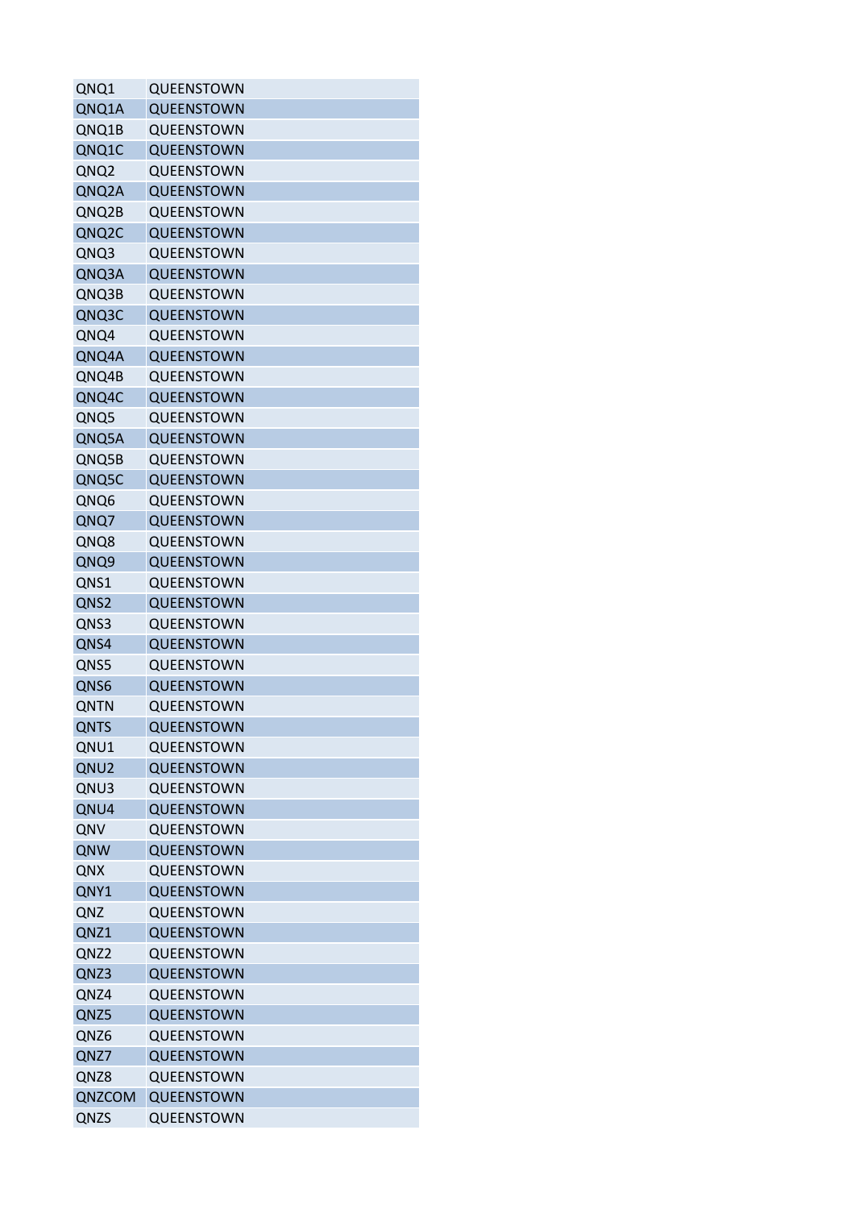| QNQ1 | QUEENSTOWN |
|---|---|
| QNQ1A | QUEENSTOWN |
| QNQ1B | QUEENSTOWN |
| QNQ1C | QUEENSTOWN |
| QNQ2 | QUEENSTOWN |
| QNQ2A | QUEENSTOWN |
| QNQ2B | QUEENSTOWN |
| QNQ2C | QUEENSTOWN |
| QNQ3 | QUEENSTOWN |
| QNQ3A | QUEENSTOWN |
| QNQ3B | QUEENSTOWN |
| QNQ3C | QUEENSTOWN |
| QNQ4 | QUEENSTOWN |
| QNQ4A | QUEENSTOWN |
| QNQ4B | QUEENSTOWN |
| QNQ4C | QUEENSTOWN |
| QNQ5 | QUEENSTOWN |
| QNQ5A | QUEENSTOWN |
| QNQ5B | QUEENSTOWN |
| QNQ5C | QUEENSTOWN |
| QNQ6 | QUEENSTOWN |
| QNQ7 | QUEENSTOWN |
| QNQ8 | QUEENSTOWN |
| QNQ9 | QUEENSTOWN |
| QNS1 | QUEENSTOWN |
| QNS2 | QUEENSTOWN |
| QNS3 | QUEENSTOWN |
| QNS4 | QUEENSTOWN |
| QNS5 | QUEENSTOWN |
| QNS6 | QUEENSTOWN |
| QNTN | QUEENSTOWN |
| QNTS | QUEENSTOWN |
| QNU1 | QUEENSTOWN |
| QNU2 | QUEENSTOWN |
| QNU3 | QUEENSTOWN |
| QNU4 | QUEENSTOWN |
| QNV | QUEENSTOWN |
| QNW | QUEENSTOWN |
| QNX | QUEENSTOWN |
| QNY1 | QUEENSTOWN |
| QNZ | QUEENSTOWN |
| QNZ1 | QUEENSTOWN |
| QNZ2 | QUEENSTOWN |
| QNZ3 | QUEENSTOWN |
| QNZ4 | QUEENSTOWN |
| QNZ5 | QUEENSTOWN |
| QNZ6 | QUEENSTOWN |
| QNZ7 | QUEENSTOWN |
| QNZ8 | QUEENSTOWN |
| QNZCOM | QUEENSTOWN |
| QNZS | QUEENSTOWN |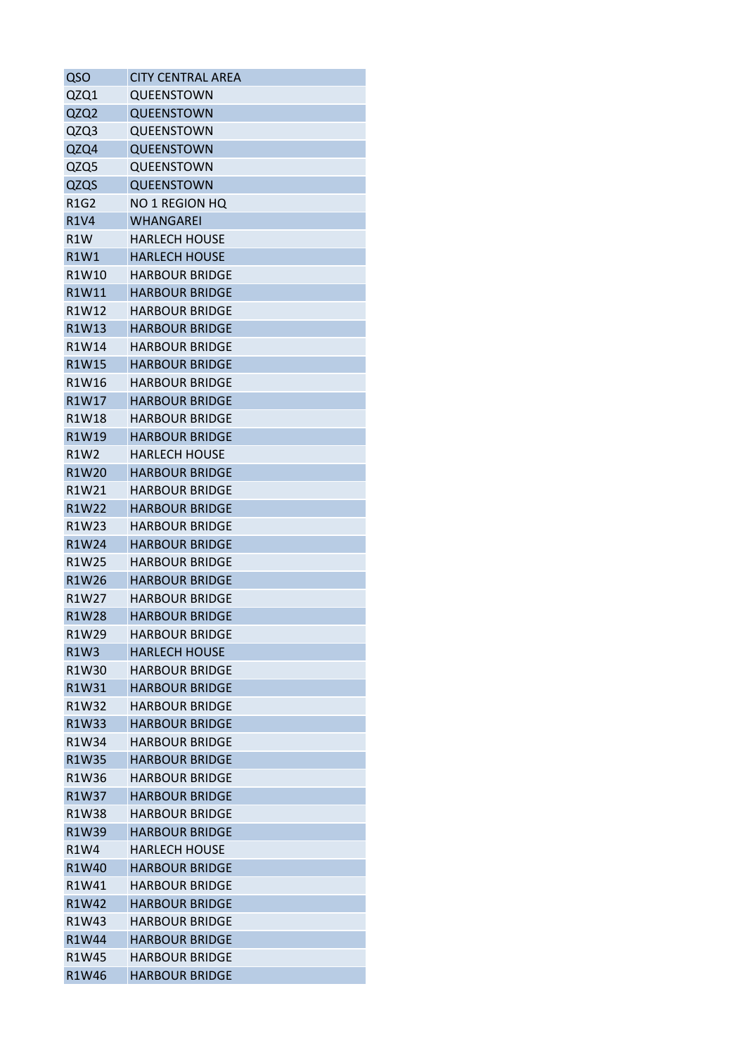| QSO | CITY CENTRAL AREA |
|---|---|
| QZQ1 | QUEENSTOWN |
| QZQ2 | QUEENSTOWN |
| QZQ3 | QUEENSTOWN |
| QZQ4 | QUEENSTOWN |
| QZQ5 | QUEENSTOWN |
| QZQS | QUEENSTOWN |
| R1G2 | NO 1 REGION HQ |
| R1V4 | WHANGAREI |
| R1W | HARLECH HOUSE |
| R1W1 | HARLECH HOUSE |
| R1W10 | HARBOUR BRIDGE |
| R1W11 | HARBOUR BRIDGE |
| R1W12 | HARBOUR BRIDGE |
| R1W13 | HARBOUR BRIDGE |
| R1W14 | HARBOUR BRIDGE |
| R1W15 | HARBOUR BRIDGE |
| R1W16 | HARBOUR BRIDGE |
| R1W17 | HARBOUR BRIDGE |
| R1W18 | HARBOUR BRIDGE |
| R1W19 | HARBOUR BRIDGE |
| R1W2 | HARLECH HOUSE |
| R1W20 | HARBOUR BRIDGE |
| R1W21 | HARBOUR BRIDGE |
| R1W22 | HARBOUR BRIDGE |
| R1W23 | HARBOUR BRIDGE |
| R1W24 | HARBOUR BRIDGE |
| R1W25 | HARBOUR BRIDGE |
| R1W26 | HARBOUR BRIDGE |
| R1W27 | HARBOUR BRIDGE |
| R1W28 | HARBOUR BRIDGE |
| R1W29 | HARBOUR BRIDGE |
| R1W3 | HARLECH HOUSE |
| R1W30 | HARBOUR BRIDGE |
| R1W31 | HARBOUR BRIDGE |
| R1W32 | HARBOUR BRIDGE |
| R1W33 | HARBOUR BRIDGE |
| R1W34 | HARBOUR BRIDGE |
| R1W35 | HARBOUR BRIDGE |
| R1W36 | HARBOUR BRIDGE |
| R1W37 | HARBOUR BRIDGE |
| R1W38 | HARBOUR BRIDGE |
| R1W39 | HARBOUR BRIDGE |
| R1W4 | HARLECH HOUSE |
| R1W40 | HARBOUR BRIDGE |
| R1W41 | HARBOUR BRIDGE |
| R1W42 | HARBOUR BRIDGE |
| R1W43 | HARBOUR BRIDGE |
| R1W44 | HARBOUR BRIDGE |
| R1W45 | HARBOUR BRIDGE |
| R1W46 | HARBOUR BRIDGE |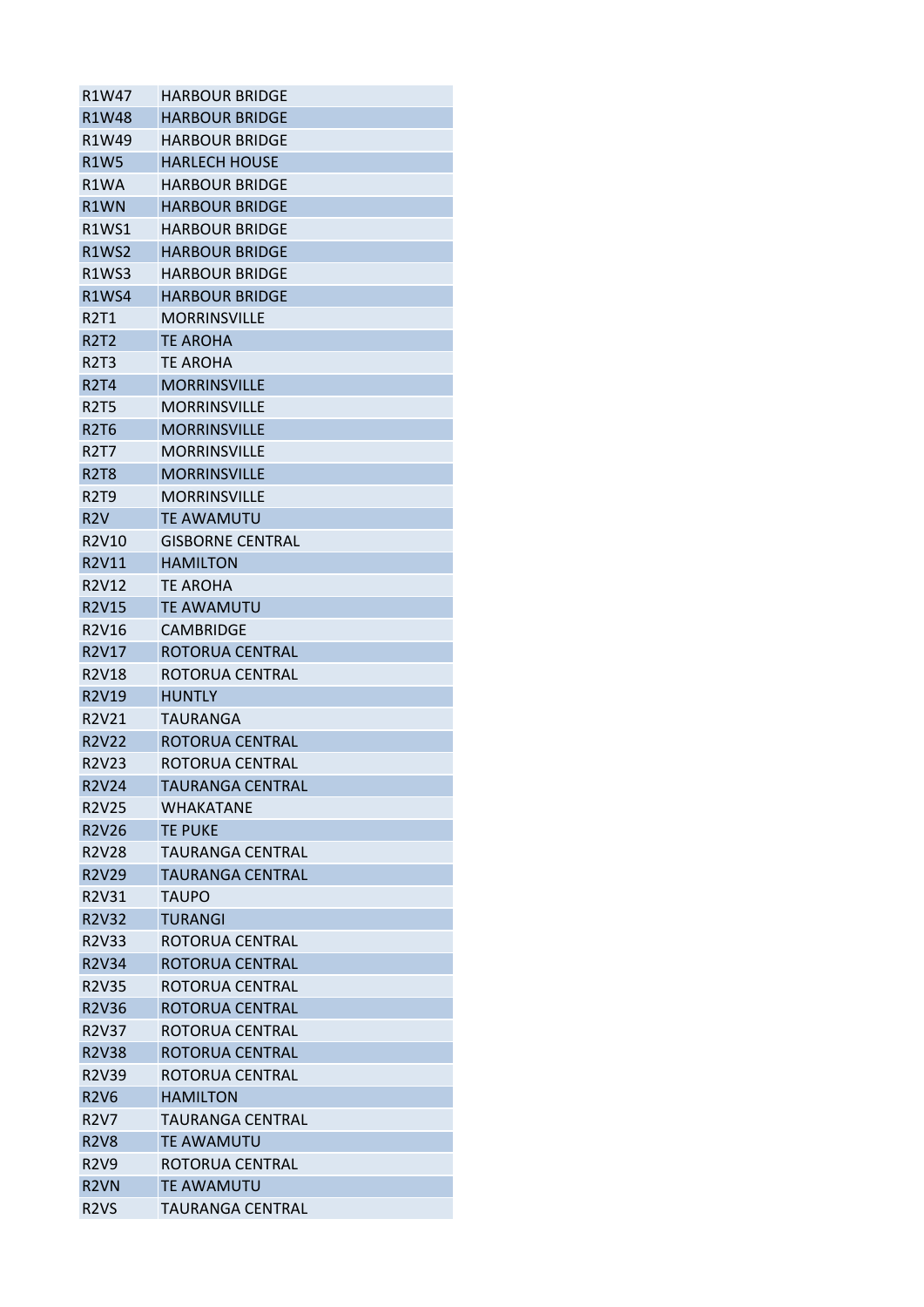| | |
|---|---|
| R1W47 | HARBOUR BRIDGE |
| R1W48 | HARBOUR BRIDGE |
| R1W49 | HARBOUR BRIDGE |
| R1W5 | HARLECH HOUSE |
| R1WA | HARBOUR BRIDGE |
| R1WN | HARBOUR BRIDGE |
| R1WS1 | HARBOUR BRIDGE |
| R1WS2 | HARBOUR BRIDGE |
| R1WS3 | HARBOUR BRIDGE |
| R1WS4 | HARBOUR BRIDGE |
| R2T1 | MORRINSVILLE |
| R2T2 | TE AROHA |
| R2T3 | TE AROHA |
| R2T4 | MORRINSVILLE |
| R2T5 | MORRINSVILLE |
| R2T6 | MORRINSVILLE |
| R2T7 | MORRINSVILLE |
| R2T8 | MORRINSVILLE |
| R2T9 | MORRINSVILLE |
| R2V | TE AWAMUTU |
| R2V10 | GISBORNE CENTRAL |
| R2V11 | HAMILTON |
| R2V12 | TE AROHA |
| R2V15 | TE AWAMUTU |
| R2V16 | CAMBRIDGE |
| R2V17 | ROTORUA CENTRAL |
| R2V18 | ROTORUA CENTRAL |
| R2V19 | HUNTLY |
| R2V21 | TAURANGA |
| R2V22 | ROTORUA CENTRAL |
| R2V23 | ROTORUA CENTRAL |
| R2V24 | TAURANGA CENTRAL |
| R2V25 | WHAKATANE |
| R2V26 | TE PUKE |
| R2V28 | TAURANGA CENTRAL |
| R2V29 | TAURANGA CENTRAL |
| R2V31 | TAUPO |
| R2V32 | TURANGI |
| R2V33 | ROTORUA CENTRAL |
| R2V34 | ROTORUA CENTRAL |
| R2V35 | ROTORUA CENTRAL |
| R2V36 | ROTORUA CENTRAL |
| R2V37 | ROTORUA CENTRAL |
| R2V38 | ROTORUA CENTRAL |
| R2V39 | ROTORUA CENTRAL |
| R2V6 | HAMILTON |
| R2V7 | TAURANGA CENTRAL |
| R2V8 | TE AWAMUTU |
| R2V9 | ROTORUA CENTRAL |
| R2VN | TE AWAMUTU |
| R2VS | TAURANGA CENTRAL |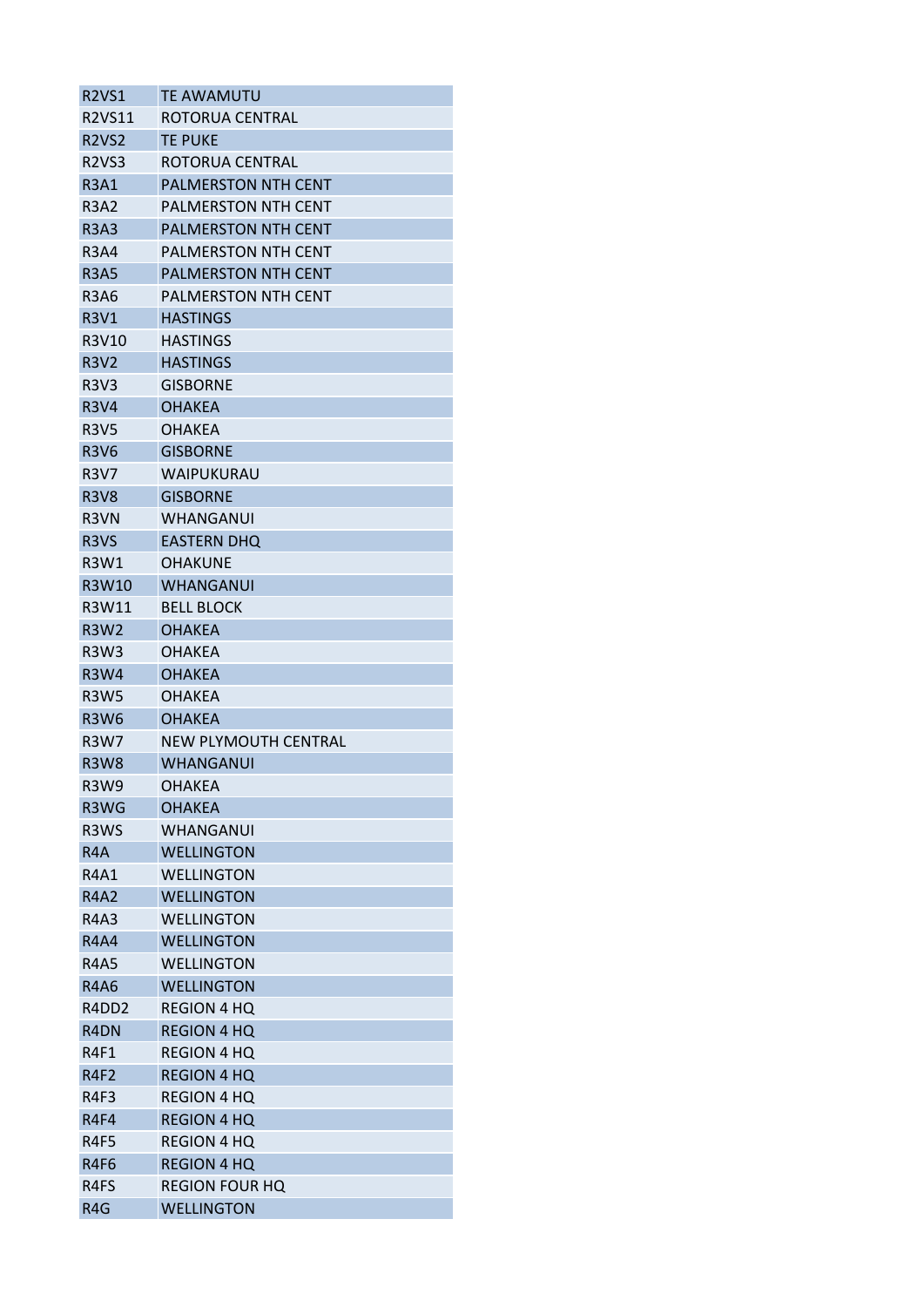| R2VS1 | TE AWAMUTU |
|---|---|
| R2VS11 | ROTORUA CENTRAL |
| R2VS2 | TE PUKE |
| R2VS3 | ROTORUA CENTRAL |
| R3A1 | PALMERSTON NTH CENT |
| R3A2 | PALMERSTON NTH CENT |
| R3A3 | PALMERSTON NTH CENT |
| R3A4 | PALMERSTON NTH CENT |
| R3A5 | PALMERSTON NTH CENT |
| R3A6 | PALMERSTON NTH CENT |
| R3V1 | HASTINGS |
| R3V10 | HASTINGS |
| R3V2 | HASTINGS |
| R3V3 | GISBORNE |
| R3V4 | OHAKEA |
| R3V5 | OHAKEA |
| R3V6 | GISBORNE |
| R3V7 | WAIPUKURAU |
| R3V8 | GISBORNE |
| R3VN | WHANGANUI |
| R3VS | EASTERN DHQ |
| R3W1 | OHAKUNE |
| R3W10 | WHANGANUI |
| R3W11 | BELL BLOCK |
| R3W2 | OHAKEA |
| R3W3 | OHAKEA |
| R3W4 | OHAKEA |
| R3W5 | OHAKEA |
| R3W6 | OHAKEA |
| R3W7 | NEW PLYMOUTH CENTRAL |
| R3W8 | WHANGANUI |
| R3W9 | OHAKEA |
| R3WG | OHAKEA |
| R3WS | WHANGANUI |
| R4A | WELLINGTON |
| R4A1 | WELLINGTON |
| R4A2 | WELLINGTON |
| R4A3 | WELLINGTON |
| R4A4 | WELLINGTON |
| R4A5 | WELLINGTON |
| R4A6 | WELLINGTON |
| R4DD2 | REGION 4 HQ |
| R4DN | REGION 4 HQ |
| R4F1 | REGION 4 HQ |
| R4F2 | REGION 4 HQ |
| R4F3 | REGION 4 HQ |
| R4F4 | REGION 4 HQ |
| R4F5 | REGION 4 HQ |
| R4F6 | REGION 4 HQ |
| R4FS | REGION FOUR HQ |
| R4G | WELLINGTON |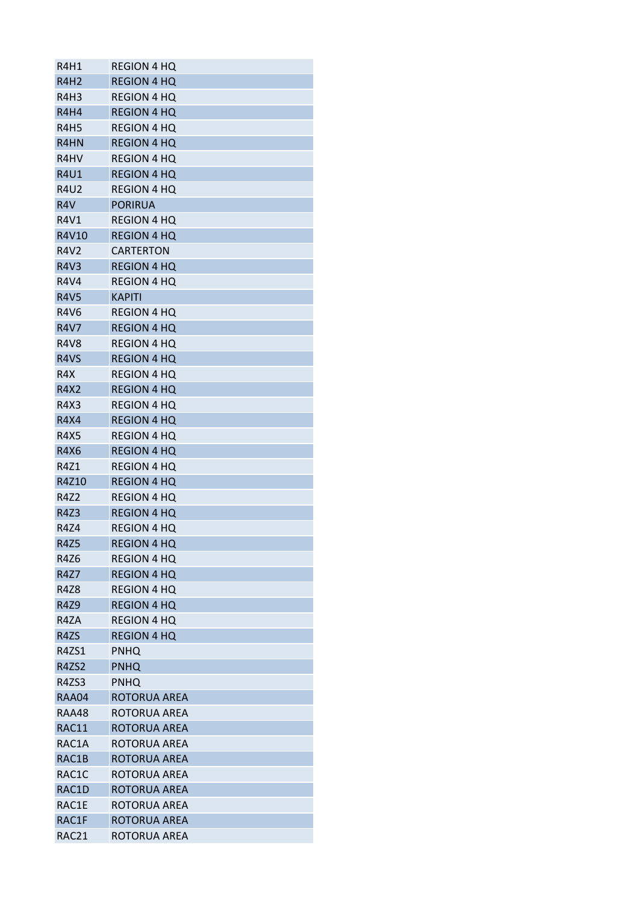| R4H1 | REGION 4 HQ |
|---|---|
| R4H2 | REGION 4 HQ |
| R4H3 | REGION 4 HQ |
| R4H4 | REGION 4 HQ |
| R4H5 | REGION 4 HQ |
| R4HN | REGION 4 HQ |
| R4HV | REGION 4 HQ |
| R4U1 | REGION 4 HQ |
| R4U2 | REGION 4 HQ |
| R4V | PORIRUA |
| R4V1 | REGION 4 HQ |
| R4V10 | REGION 4 HQ |
| R4V2 | CARTERTON |
| R4V3 | REGION 4 HQ |
| R4V4 | REGION 4 HQ |
| R4V5 | KAPITI |
| R4V6 | REGION 4 HQ |
| R4V7 | REGION 4 HQ |
| R4V8 | REGION 4 HQ |
| R4VS | REGION 4 HQ |
| R4X | REGION 4 HQ |
| R4X2 | REGION 4 HQ |
| R4X3 | REGION 4 HQ |
| R4X4 | REGION 4 HQ |
| R4X5 | REGION 4 HQ |
| R4X6 | REGION 4 HQ |
| R4Z1 | REGION 4 HQ |
| R4Z10 | REGION 4 HQ |
| R4Z2 | REGION 4 HQ |
| R4Z3 | REGION 4 HQ |
| R4Z4 | REGION 4 HQ |
| R4Z5 | REGION 4 HQ |
| R4Z6 | REGION 4 HQ |
| R4Z7 | REGION 4 HQ |
| R4Z8 | REGION 4 HQ |
| R4Z9 | REGION 4 HQ |
| R4ZA | REGION 4 HQ |
| R4ZS | REGION 4 HQ |
| R4ZS1 | PNHQ |
| R4ZS2 | PNHQ |
| R4ZS3 | PNHQ |
| RAA04 | ROTORUA AREA |
| RAA48 | ROTORUA AREA |
| RAC11 | ROTORUA AREA |
| RAC1A | ROTORUA AREA |
| RAC1B | ROTORUA AREA |
| RAC1C | ROTORUA AREA |
| RAC1D | ROTORUA AREA |
| RAC1E | ROTORUA AREA |
| RAC1F | ROTORUA AREA |
| RAC21 | ROTORUA AREA |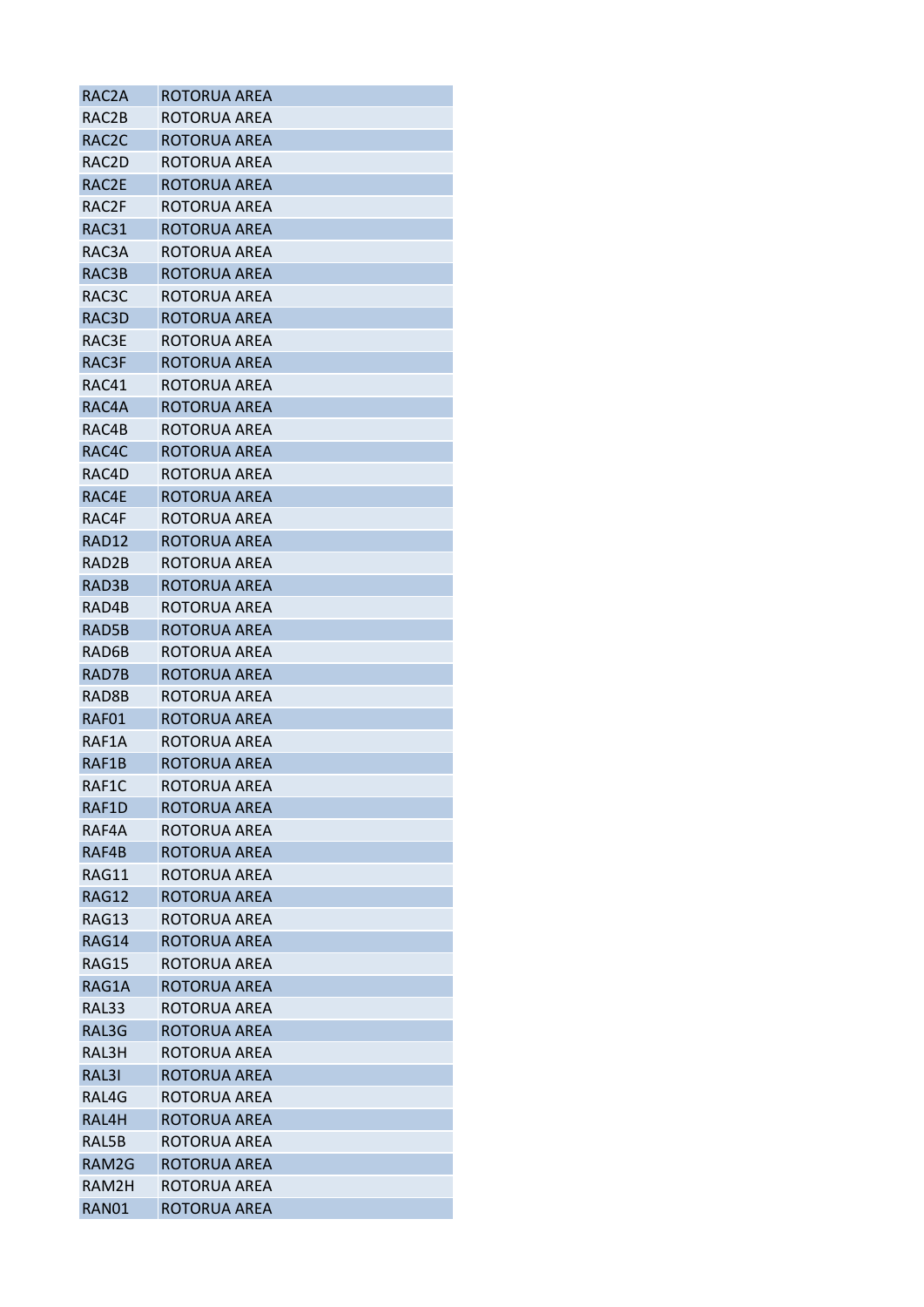| | |
|---|---|
| RAC2A | ROTORUA AREA |
| RAC2B | ROTORUA AREA |
| RAC2C | ROTORUA AREA |
| RAC2D | ROTORUA AREA |
| RAC2E | ROTORUA AREA |
| RAC2F | ROTORUA AREA |
| RAC31 | ROTORUA AREA |
| RAC3A | ROTORUA AREA |
| RAC3B | ROTORUA AREA |
| RAC3C | ROTORUA AREA |
| RAC3D | ROTORUA AREA |
| RAC3E | ROTORUA AREA |
| RAC3F | ROTORUA AREA |
| RAC41 | ROTORUA AREA |
| RAC4A | ROTORUA AREA |
| RAC4B | ROTORUA AREA |
| RAC4C | ROTORUA AREA |
| RAC4D | ROTORUA AREA |
| RAC4E | ROTORUA AREA |
| RAC4F | ROTORUA AREA |
| RAD12 | ROTORUA AREA |
| RAD2B | ROTORUA AREA |
| RAD3B | ROTORUA AREA |
| RAD4B | ROTORUA AREA |
| RAD5B | ROTORUA AREA |
| RAD6B | ROTORUA AREA |
| RAD7B | ROTORUA AREA |
| RAD8B | ROTORUA AREA |
| RAF01 | ROTORUA AREA |
| RAF1A | ROTORUA AREA |
| RAF1B | ROTORUA AREA |
| RAF1C | ROTORUA AREA |
| RAF1D | ROTORUA AREA |
| RAF4A | ROTORUA AREA |
| RAF4B | ROTORUA AREA |
| RAG11 | ROTORUA AREA |
| RAG12 | ROTORUA AREA |
| RAG13 | ROTORUA AREA |
| RAG14 | ROTORUA AREA |
| RAG15 | ROTORUA AREA |
| RAG1A | ROTORUA AREA |
| RAL33 | ROTORUA AREA |
| RAL3G | ROTORUA AREA |
| RAL3H | ROTORUA AREA |
| RAL3I | ROTORUA AREA |
| RAL4G | ROTORUA AREA |
| RAL4H | ROTORUA AREA |
| RAL5B | ROTORUA AREA |
| RAM2G | ROTORUA AREA |
| RAM2H | ROTORUA AREA |
| RAN01 | ROTORUA AREA |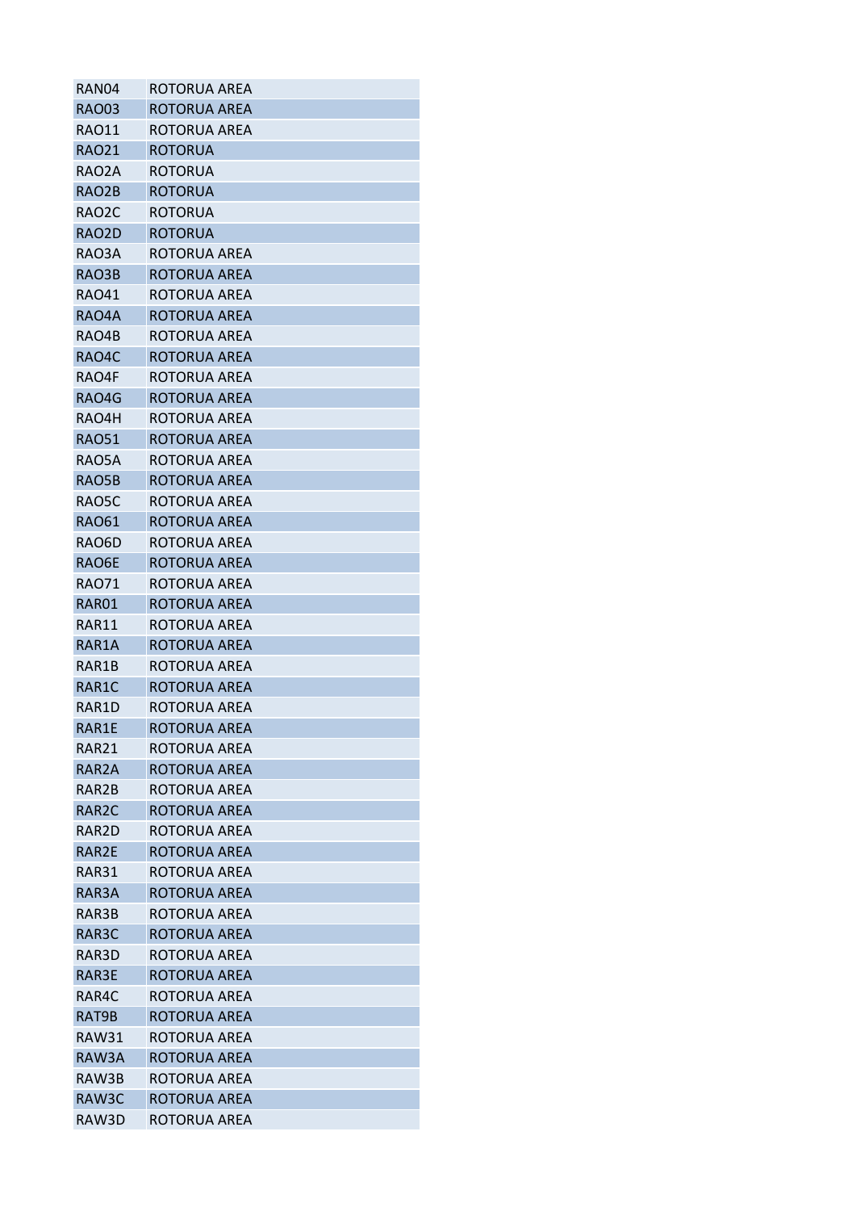| RAN04 | ROTORUA AREA |
|---|---|
| RAO03 | ROTORUA AREA |
| RAO11 | ROTORUA AREA |
| RAO21 | ROTORUA |
| RAO2A | ROTORUA |
| RAO2B | ROTORUA |
| RAO2C | ROTORUA |
| RAO2D | ROTORUA |
| RAO3A | ROTORUA AREA |
| RAO3B | ROTORUA AREA |
| RAO41 | ROTORUA AREA |
| RAO4A | ROTORUA AREA |
| RAO4B | ROTORUA AREA |
| RAO4C | ROTORUA AREA |
| RAO4F | ROTORUA AREA |
| RAO4G | ROTORUA AREA |
| RAO4H | ROTORUA AREA |
| RAO51 | ROTORUA AREA |
| RAO5A | ROTORUA AREA |
| RAO5B | ROTORUA AREA |
| RAO5C | ROTORUA AREA |
| RAO61 | ROTORUA AREA |
| RAO6D | ROTORUA AREA |
| RAO6E | ROTORUA AREA |
| RAO71 | ROTORUA AREA |
| RAR01 | ROTORUA AREA |
| RAR11 | ROTORUA AREA |
| RAR1A | ROTORUA AREA |
| RAR1B | ROTORUA AREA |
| RAR1C | ROTORUA AREA |
| RAR1D | ROTORUA AREA |
| RAR1E | ROTORUA AREA |
| RAR21 | ROTORUA AREA |
| RAR2A | ROTORUA AREA |
| RAR2B | ROTORUA AREA |
| RAR2C | ROTORUA AREA |
| RAR2D | ROTORUA AREA |
| RAR2E | ROTORUA AREA |
| RAR31 | ROTORUA AREA |
| RAR3A | ROTORUA AREA |
| RAR3B | ROTORUA AREA |
| RAR3C | ROTORUA AREA |
| RAR3D | ROTORUA AREA |
| RAR3E | ROTORUA AREA |
| RAR4C | ROTORUA AREA |
| RAT9B | ROTORUA AREA |
| RAW31 | ROTORUA AREA |
| RAW3A | ROTORUA AREA |
| RAW3B | ROTORUA AREA |
| RAW3C | ROTORUA AREA |
| RAW3D | ROTORUA AREA |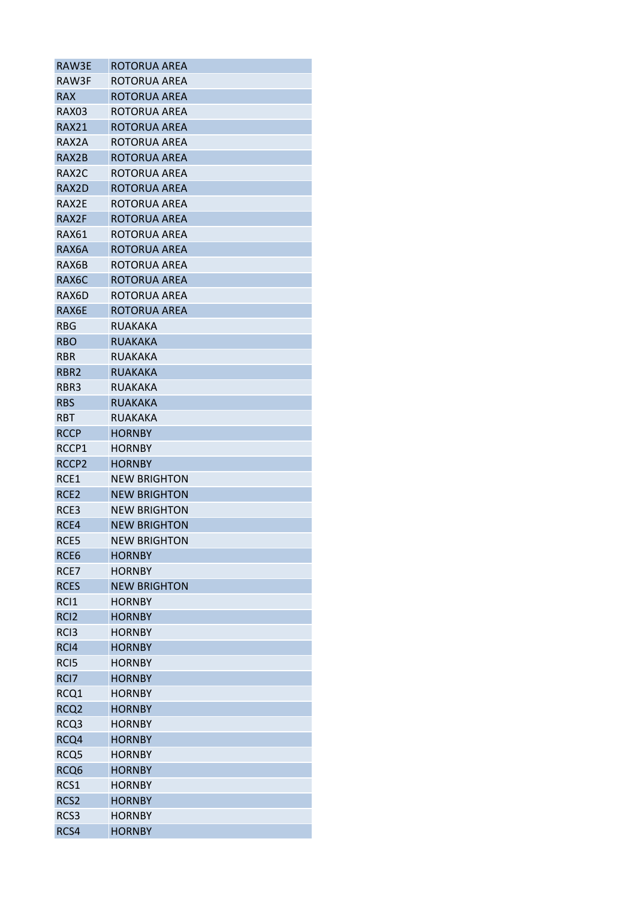| RAW3E | ROTORUA AREA |
|---|---|
| RAW3F | ROTORUA AREA |
| RAX | ROTORUA AREA |
| RAX03 | ROTORUA AREA |
| RAX21 | ROTORUA AREA |
| RAX2A | ROTORUA AREA |
| RAX2B | ROTORUA AREA |
| RAX2C | ROTORUA AREA |
| RAX2D | ROTORUA AREA |
| RAX2E | ROTORUA AREA |
| RAX2F | ROTORUA AREA |
| RAX61 | ROTORUA AREA |
| RAX6A | ROTORUA AREA |
| RAX6B | ROTORUA AREA |
| RAX6C | ROTORUA AREA |
| RAX6D | ROTORUA AREA |
| RAX6E | ROTORUA AREA |
| RBG | RUAKAKA |
| RBO | RUAKAKA |
| RBR | RUAKAKA |
| RBR2 | RUAKAKA |
| RBR3 | RUAKAKA |
| RBS | RUAKAKA |
| RBT | RUAKAKA |
| RCCP | HORNBY |
| RCCP1 | HORNBY |
| RCCP2 | HORNBY |
| RCE1 | NEW BRIGHTON |
| RCE2 | NEW BRIGHTON |
| RCE3 | NEW BRIGHTON |
| RCE4 | NEW BRIGHTON |
| RCE5 | NEW BRIGHTON |
| RCE6 | HORNBY |
| RCE7 | HORNBY |
| RCES | NEW BRIGHTON |
| RCI1 | HORNBY |
| RCI2 | HORNBY |
| RCI3 | HORNBY |
| RCI4 | HORNBY |
| RCI5 | HORNBY |
| RCI7 | HORNBY |
| RCQ1 | HORNBY |
| RCQ2 | HORNBY |
| RCQ3 | HORNBY |
| RCQ4 | HORNBY |
| RCQ5 | HORNBY |
| RCQ6 | HORNBY |
| RCS1 | HORNBY |
| RCS2 | HORNBY |
| RCS3 | HORNBY |
| RCS4 | HORNBY |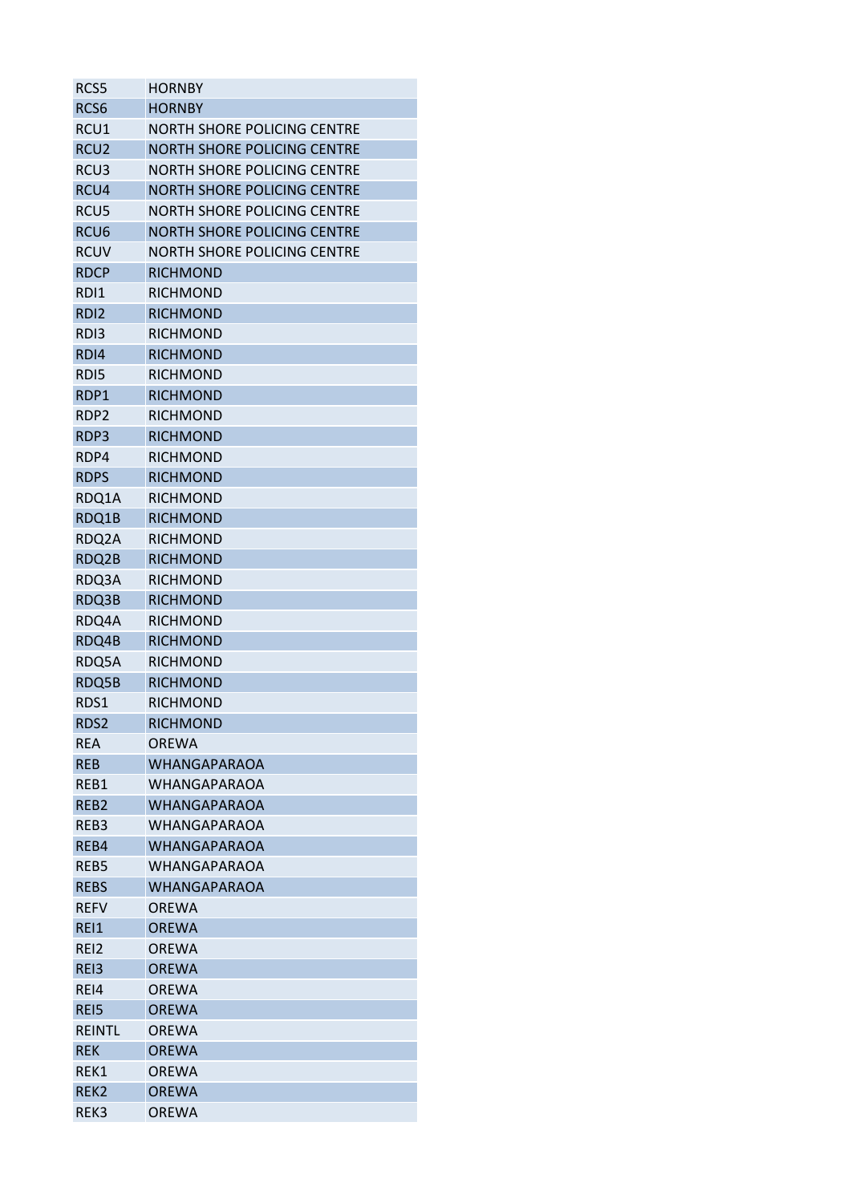| | |
|---|---|
| RCS5 | HORNBY |
| RCS6 | HORNBY |
| RCU1 | NORTH SHORE POLICING CENTRE |
| RCU2 | NORTH SHORE POLICING CENTRE |
| RCU3 | NORTH SHORE POLICING CENTRE |
| RCU4 | NORTH SHORE POLICING CENTRE |
| RCU5 | NORTH SHORE POLICING CENTRE |
| RCU6 | NORTH SHORE POLICING CENTRE |
| RCUV | NORTH SHORE POLICING CENTRE |
| RDCP | RICHMOND |
| RDI1 | RICHMOND |
| RDI2 | RICHMOND |
| RDI3 | RICHMOND |
| RDI4 | RICHMOND |
| RDI5 | RICHMOND |
| RDP1 | RICHMOND |
| RDP2 | RICHMOND |
| RDP3 | RICHMOND |
| RDP4 | RICHMOND |
| RDPS | RICHMOND |
| RDQ1A | RICHMOND |
| RDQ1B | RICHMOND |
| RDQ2A | RICHMOND |
| RDQ2B | RICHMOND |
| RDQ3A | RICHMOND |
| RDQ3B | RICHMOND |
| RDQ4A | RICHMOND |
| RDQ4B | RICHMOND |
| RDQ5A | RICHMOND |
| RDQ5B | RICHMOND |
| RDS1 | RICHMOND |
| RDS2 | RICHMOND |
| REA | OREWA |
| REB | WHANGAPARAOA |
| REB1 | WHANGAPARAOA |
| REB2 | WHANGAPARAOA |
| REB3 | WHANGAPARAOA |
| REB4 | WHANGAPARAOA |
| REB5 | WHANGAPARAOA |
| REBS | WHANGAPARAOA |
| REFV | OREWA |
| REI1 | OREWA |
| REI2 | OREWA |
| REI3 | OREWA |
| REI4 | OREWA |
| REI5 | OREWA |
| REINTL | OREWA |
| REK | OREWA |
| REK1 | OREWA |
| REK2 | OREWA |
| REK3 | OREWA |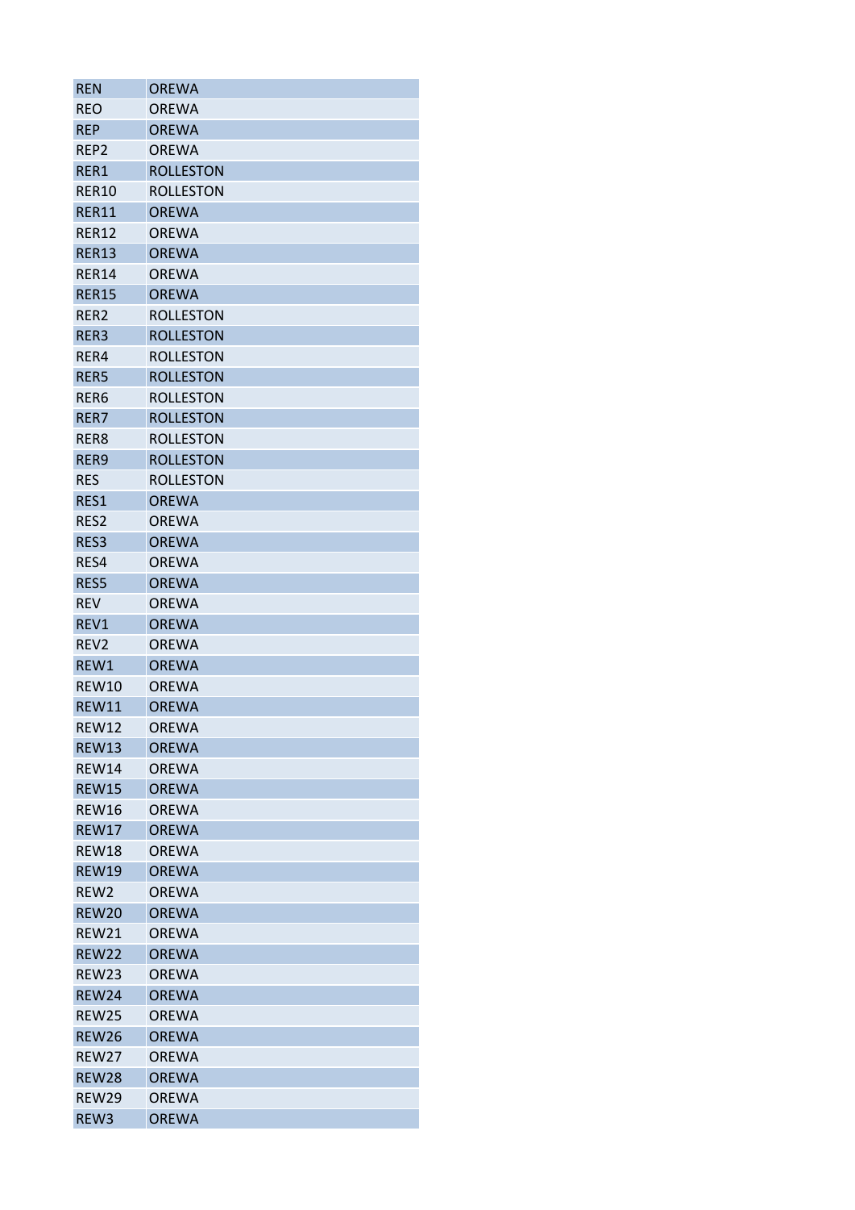| REN | OREWA |
|---|---|
| REO | OREWA |
| REP | OREWA |
| REP2 | OREWA |
| RER1 | ROLLESTON |
| RER10 | ROLLESTON |
| RER11 | OREWA |
| RER12 | OREWA |
| RER13 | OREWA |
| RER14 | OREWA |
| RER15 | OREWA |
| RER2 | ROLLESTON |
| RER3 | ROLLESTON |
| RER4 | ROLLESTON |
| RER5 | ROLLESTON |
| RER6 | ROLLESTON |
| RER7 | ROLLESTON |
| RER8 | ROLLESTON |
| RER9 | ROLLESTON |
| RES | ROLLESTON |
| RES1 | OREWA |
| RES2 | OREWA |
| RES3 | OREWA |
| RES4 | OREWA |
| RES5 | OREWA |
| REV | OREWA |
| REV1 | OREWA |
| REV2 | OREWA |
| REW1 | OREWA |
| REW10 | OREWA |
| REW11 | OREWA |
| REW12 | OREWA |
| REW13 | OREWA |
| REW14 | OREWA |
| REW15 | OREWA |
| REW16 | OREWA |
| REW17 | OREWA |
| REW18 | OREWA |
| REW19 | OREWA |
| REW2 | OREWA |
| REW20 | OREWA |
| REW21 | OREWA |
| REW22 | OREWA |
| REW23 | OREWA |
| REW24 | OREWA |
| REW25 | OREWA |
| REW26 | OREWA |
| REW27 | OREWA |
| REW28 | OREWA |
| REW29 | OREWA |
| REW3 | OREWA |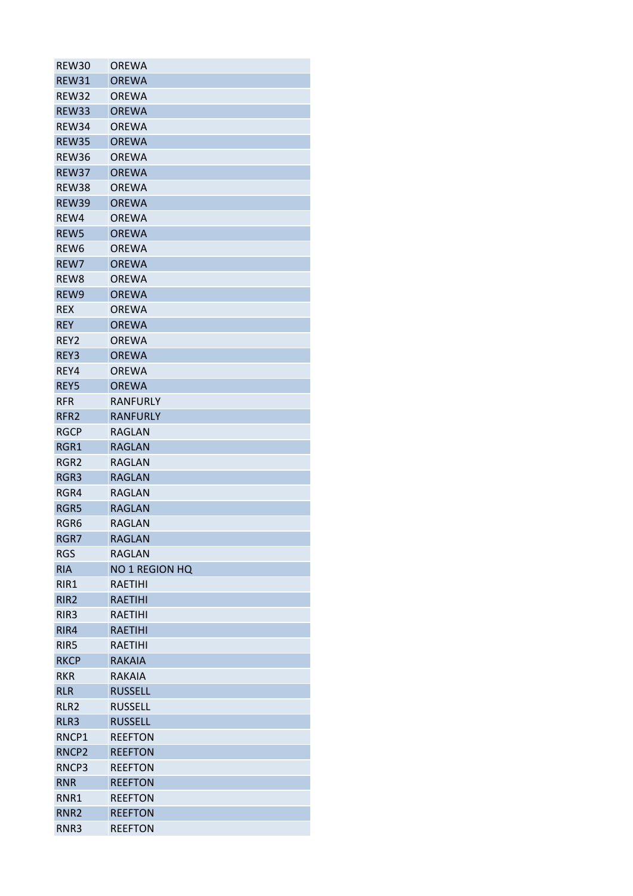| | |
|---|---|
| REW30 | OREWA |
| REW31 | OREWA |
| REW32 | OREWA |
| REW33 | OREWA |
| REW34 | OREWA |
| REW35 | OREWA |
| REW36 | OREWA |
| REW37 | OREWA |
| REW38 | OREWA |
| REW39 | OREWA |
| REW4 | OREWA |
| REW5 | OREWA |
| REW6 | OREWA |
| REW7 | OREWA |
| REW8 | OREWA |
| REW9 | OREWA |
| REX | OREWA |
| REY | OREWA |
| REY2 | OREWA |
| REY3 | OREWA |
| REY4 | OREWA |
| REY5 | OREWA |
| RFR | RANFURLY |
| RFR2 | RANFURLY |
| RGCP | RAGLAN |
| RGR1 | RAGLAN |
| RGR2 | RAGLAN |
| RGR3 | RAGLAN |
| RGR4 | RAGLAN |
| RGR5 | RAGLAN |
| RGR6 | RAGLAN |
| RGR7 | RAGLAN |
| RGS | RAGLAN |
| RIA | NO 1 REGION HQ |
| RIR1 | RAETIHI |
| RIR2 | RAETIHI |
| RIR3 | RAETIHI |
| RIR4 | RAETIHI |
| RIR5 | RAETIHI |
| RKCP | RAKAIA |
| RKR | RAKAIA |
| RLR | RUSSELL |
| RLR2 | RUSSELL |
| RLR3 | RUSSELL |
| RNCP1 | REEFTON |
| RNCP2 | REEFTON |
| RNCP3 | REEFTON |
| RNR | REEFTON |
| RNR1 | REEFTON |
| RNR2 | REEFTON |
| RNR3 | REEFTON |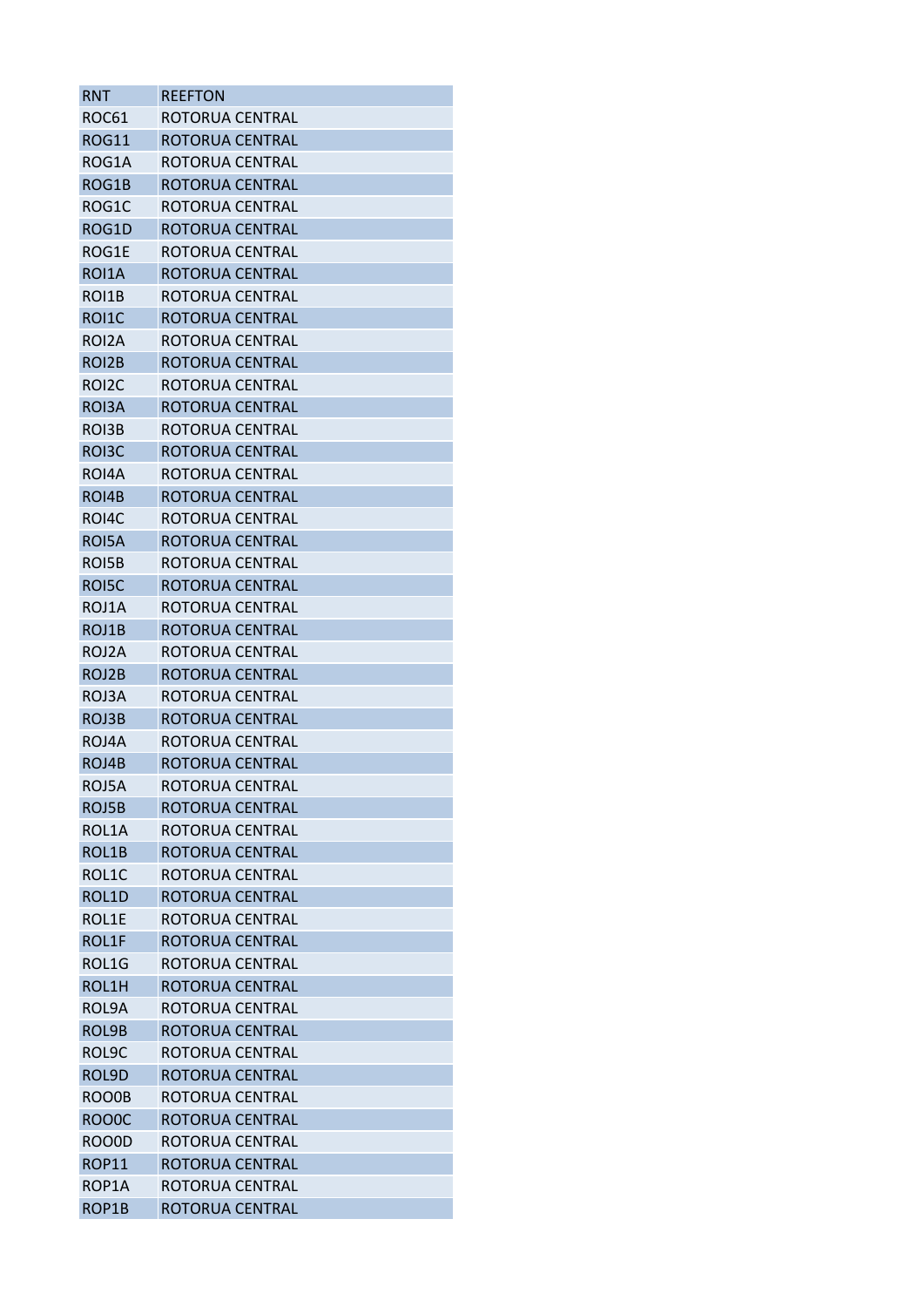| RNT | REEFTON |
|---|---|
| ROC61 | ROTORUA CENTRAL |
| ROG11 | ROTORUA CENTRAL |
| ROG1A | ROTORUA CENTRAL |
| ROG1B | ROTORUA CENTRAL |
| ROG1C | ROTORUA CENTRAL |
| ROG1D | ROTORUA CENTRAL |
| ROG1E | ROTORUA CENTRAL |
| ROI1A | ROTORUA CENTRAL |
| ROI1B | ROTORUA CENTRAL |
| ROI1C | ROTORUA CENTRAL |
| ROI2A | ROTORUA CENTRAL |
| ROI2B | ROTORUA CENTRAL |
| ROI2C | ROTORUA CENTRAL |
| ROI3A | ROTORUA CENTRAL |
| ROI3B | ROTORUA CENTRAL |
| ROI3C | ROTORUA CENTRAL |
| ROI4A | ROTORUA CENTRAL |
| ROI4B | ROTORUA CENTRAL |
| ROI4C | ROTORUA CENTRAL |
| ROI5A | ROTORUA CENTRAL |
| ROI5B | ROTORUA CENTRAL |
| ROI5C | ROTORUA CENTRAL |
| ROJ1A | ROTORUA CENTRAL |
| ROJ1B | ROTORUA CENTRAL |
| ROJ2A | ROTORUA CENTRAL |
| ROJ2B | ROTORUA CENTRAL |
| ROJ3A | ROTORUA CENTRAL |
| ROJ3B | ROTORUA CENTRAL |
| ROJ4A | ROTORUA CENTRAL |
| ROJ4B | ROTORUA CENTRAL |
| ROJ5A | ROTORUA CENTRAL |
| ROJ5B | ROTORUA CENTRAL |
| ROL1A | ROTORUA CENTRAL |
| ROL1B | ROTORUA CENTRAL |
| ROL1C | ROTORUA CENTRAL |
| ROL1D | ROTORUA CENTRAL |
| ROL1E | ROTORUA CENTRAL |
| ROL1F | ROTORUA CENTRAL |
| ROL1G | ROTORUA CENTRAL |
| ROL1H | ROTORUA CENTRAL |
| ROL9A | ROTORUA CENTRAL |
| ROL9B | ROTORUA CENTRAL |
| ROL9C | ROTORUA CENTRAL |
| ROL9D | ROTORUA CENTRAL |
| ROO0B | ROTORUA CENTRAL |
| ROO0C | ROTORUA CENTRAL |
| ROO0D | ROTORUA CENTRAL |
| ROP11 | ROTORUA CENTRAL |
| ROP1A | ROTORUA CENTRAL |
| ROP1B | ROTORUA CENTRAL |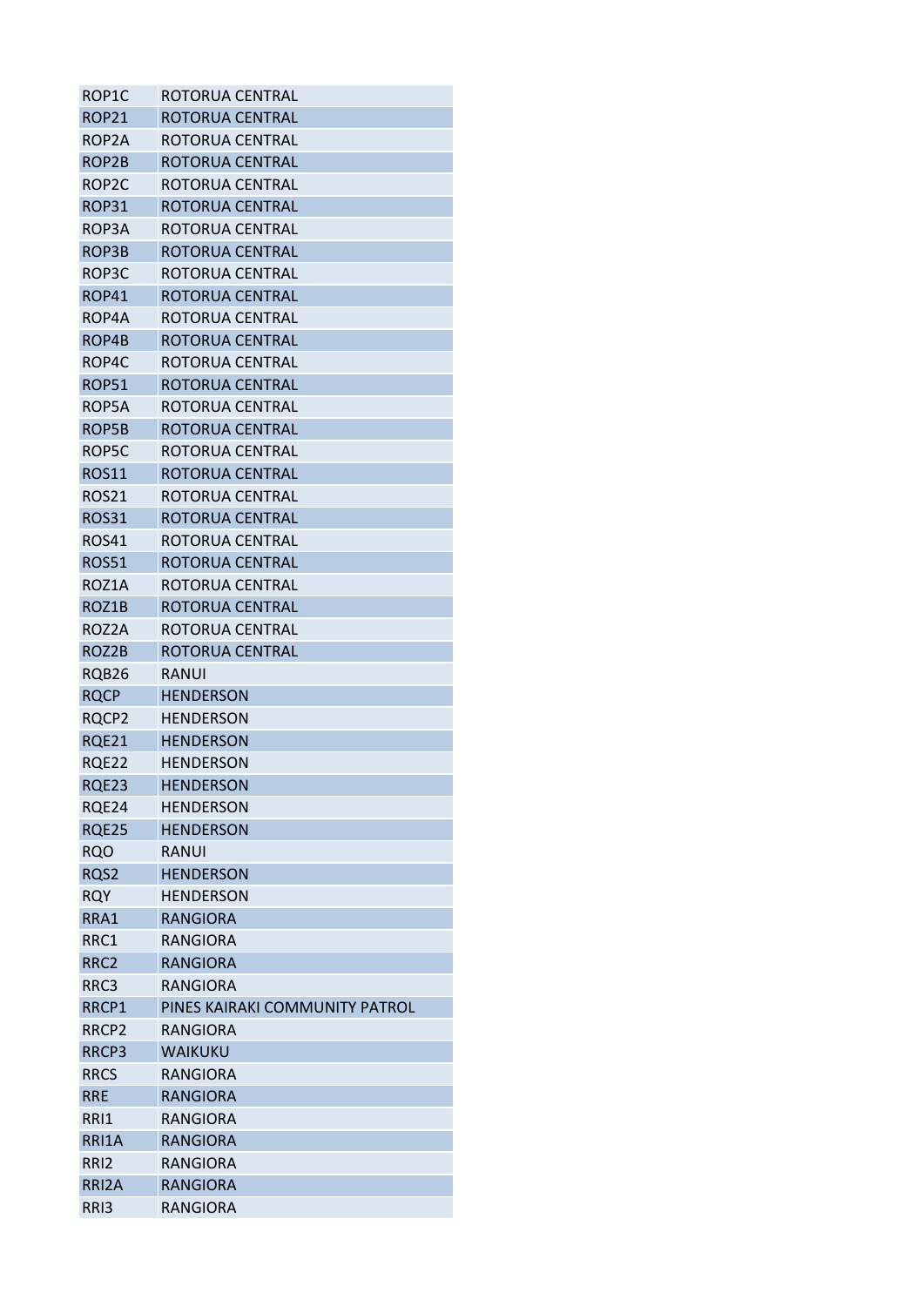| ROP1C | ROTORUA CENTRAL |
|---|---|
| ROP21 | ROTORUA CENTRAL |
| ROP2A | ROTORUA CENTRAL |
| ROP2B | ROTORUA CENTRAL |
| ROP2C | ROTORUA CENTRAL |
| ROP31 | ROTORUA CENTRAL |
| ROP3A | ROTORUA CENTRAL |
| ROP3B | ROTORUA CENTRAL |
| ROP3C | ROTORUA CENTRAL |
| ROP41 | ROTORUA CENTRAL |
| ROP4A | ROTORUA CENTRAL |
| ROP4B | ROTORUA CENTRAL |
| ROP4C | ROTORUA CENTRAL |
| ROP51 | ROTORUA CENTRAL |
| ROP5A | ROTORUA CENTRAL |
| ROP5B | ROTORUA CENTRAL |
| ROP5C | ROTORUA CENTRAL |
| ROS11 | ROTORUA CENTRAL |
| ROS21 | ROTORUA CENTRAL |
| ROS31 | ROTORUA CENTRAL |
| ROS41 | ROTORUA CENTRAL |
| ROS51 | ROTORUA CENTRAL |
| ROZ1A | ROTORUA CENTRAL |
| ROZ1B | ROTORUA CENTRAL |
| ROZ2A | ROTORUA CENTRAL |
| ROZ2B | ROTORUA CENTRAL |
| RQB26 | RANUI |
| RQCP | HENDERSON |
| RQCP2 | HENDERSON |
| RQE21 | HENDERSON |
| RQE22 | HENDERSON |
| RQE23 | HENDERSON |
| RQE24 | HENDERSON |
| RQE25 | HENDERSON |
| RQO | RANUI |
| RQS2 | HENDERSON |
| RQY | HENDERSON |
| RRA1 | RANGIORA |
| RRC1 | RANGIORA |
| RRC2 | RANGIORA |
| RRC3 | RANGIORA |
| RRCP1 | PINES KAIRAKI COMMUNITY PATROL |
| RRCP2 | RANGIORA |
| RRCP3 | WAIKUKU |
| RRCS | RANGIORA |
| RRE | RANGIORA |
| RRI1 | RANGIORA |
| RRI1A | RANGIORA |
| RRI2 | RANGIORA |
| RRI2A | RANGIORA |
| RRI3 | RANGIORA |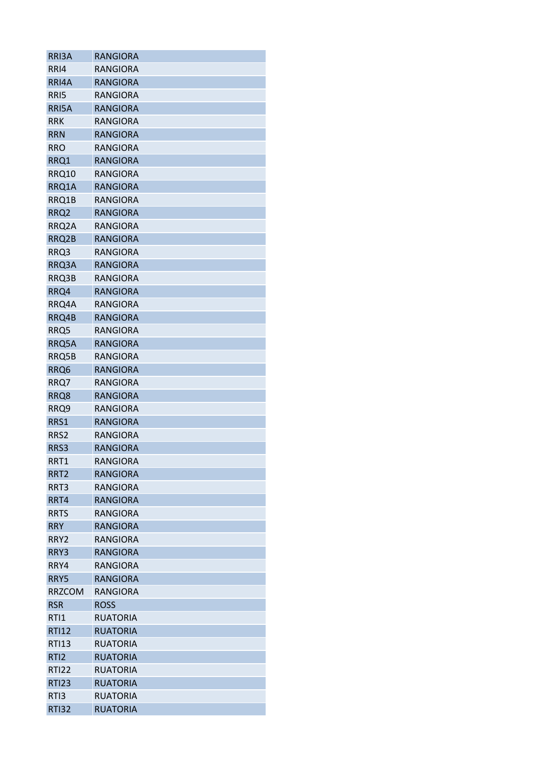| RRI3A | RANGIORA |
|---|---|
| RRI4 | RANGIORA |
| RRI4A | RANGIORA |
| RRI5 | RANGIORA |
| RRI5A | RANGIORA |
| RRK | RANGIORA |
| RRN | RANGIORA |
| RRO | RANGIORA |
| RRQ1 | RANGIORA |
| RRQ10 | RANGIORA |
| RRQ1A | RANGIORA |
| RRQ1B | RANGIORA |
| RRQ2 | RANGIORA |
| RRQ2A | RANGIORA |
| RRQ2B | RANGIORA |
| RRQ3 | RANGIORA |
| RRQ3A | RANGIORA |
| RRQ3B | RANGIORA |
| RRQ4 | RANGIORA |
| RRQ4A | RANGIORA |
| RRQ4B | RANGIORA |
| RRQ5 | RANGIORA |
| RRQ5A | RANGIORA |
| RRQ5B | RANGIORA |
| RRQ6 | RANGIORA |
| RRQ7 | RANGIORA |
| RRQ8 | RANGIORA |
| RRQ9 | RANGIORA |
| RRS1 | RANGIORA |
| RRS2 | RANGIORA |
| RRS3 | RANGIORA |
| RRT1 | RANGIORA |
| RRT2 | RANGIORA |
| RRT3 | RANGIORA |
| RRT4 | RANGIORA |
| RRTS | RANGIORA |
| RRY | RANGIORA |
| RRY2 | RANGIORA |
| RRY3 | RANGIORA |
| RRY4 | RANGIORA |
| RRY5 | RANGIORA |
| RRZCOM | RANGIORA |
| RSR | ROSS |
| RTI1 | RUATORIA |
| RTI12 | RUATORIA |
| RTI13 | RUATORIA |
| RTI2 | RUATORIA |
| RTI22 | RUATORIA |
| RTI23 | RUATORIA |
| RTI3 | RUATORIA |
| RTI32 | RUATORIA |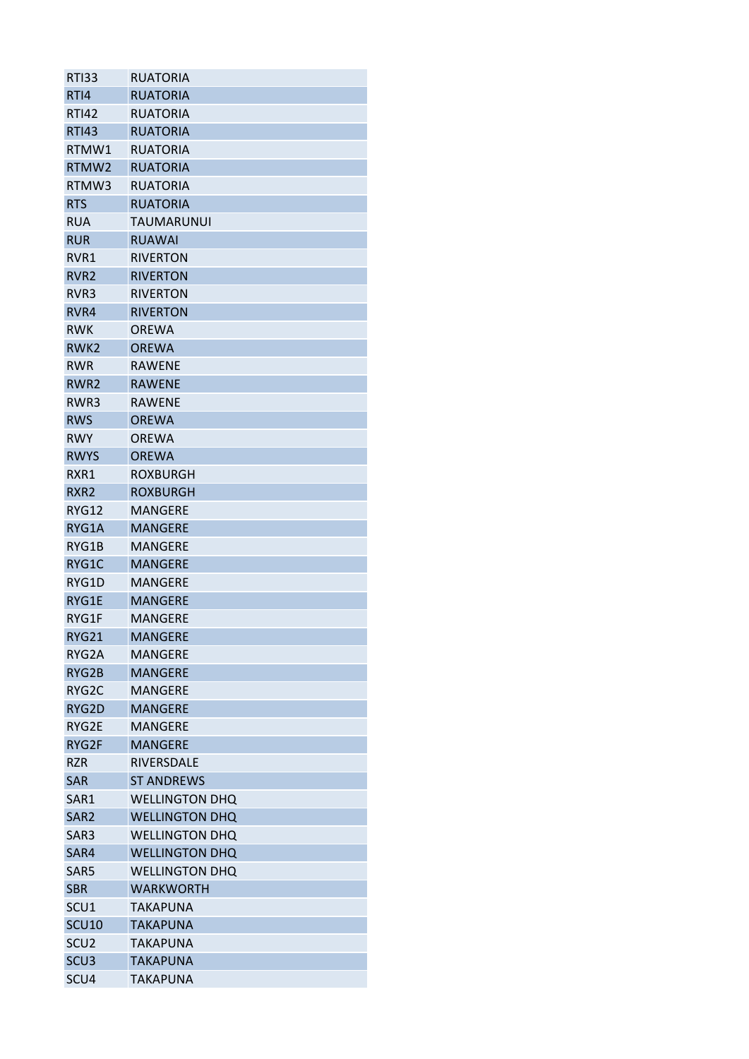| | |
|---|---|
| RTI33 | RUATORIA |
| RTI4 | RUATORIA |
| RTI42 | RUATORIA |
| RTI43 | RUATORIA |
| RTMW1 | RUATORIA |
| RTMW2 | RUATORIA |
| RTMW3 | RUATORIA |
| RTS | RUATORIA |
| RUA | TAUMARUNUI |
| RUR | RUAWAI |
| RVR1 | RIVERTON |
| RVR2 | RIVERTON |
| RVR3 | RIVERTON |
| RVR4 | RIVERTON |
| RWK | OREWA |
| RWK2 | OREWA |
| RWR | RAWENE |
| RWR2 | RAWENE |
| RWR3 | RAWENE |
| RWS | OREWA |
| RWY | OREWA |
| RWYS | OREWA |
| RXR1 | ROXBURGH |
| RXR2 | ROXBURGH |
| RYG12 | MANGERE |
| RYG1A | MANGERE |
| RYG1B | MANGERE |
| RYG1C | MANGERE |
| RYG1D | MANGERE |
| RYG1E | MANGERE |
| RYG1F | MANGERE |
| RYG21 | MANGERE |
| RYG2A | MANGERE |
| RYG2B | MANGERE |
| RYG2C | MANGERE |
| RYG2D | MANGERE |
| RYG2E | MANGERE |
| RYG2F | MANGERE |
| RZR | RIVERSDALE |
| SAR | ST ANDREWS |
| SAR1 | WELLINGTON DHQ |
| SAR2 | WELLINGTON DHQ |
| SAR3 | WELLINGTON DHQ |
| SAR4 | WELLINGTON DHQ |
| SAR5 | WELLINGTON DHQ |
| SBR | WARKWORTH |
| SCU1 | TAKAPUNA |
| SCU10 | TAKAPUNA |
| SCU2 | TAKAPUNA |
| SCU3 | TAKAPUNA |
| SCU4 | TAKAPUNA |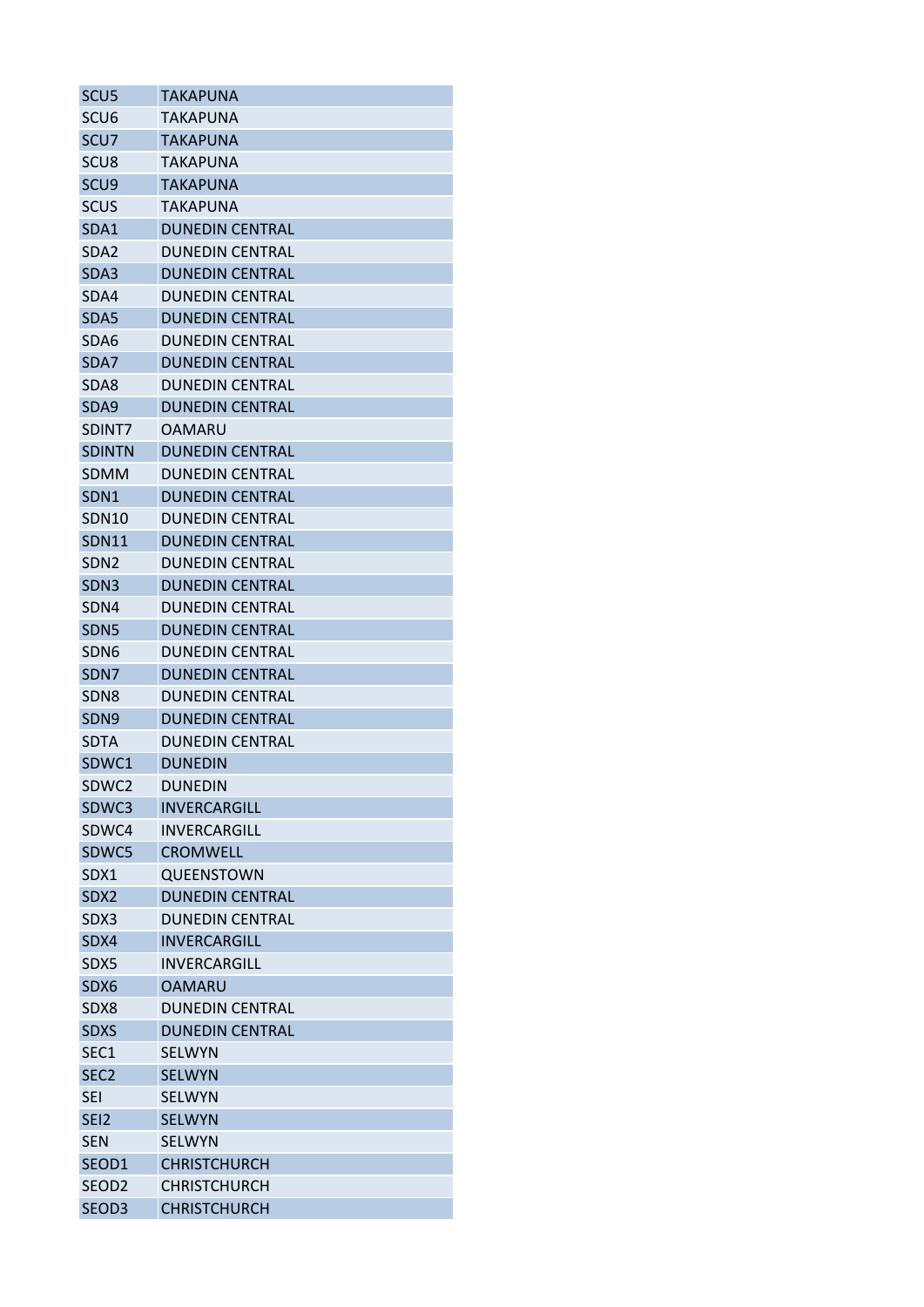| SCU5 | TAKAPUNA |
|---|---|
| SCU6 | TAKAPUNA |
| SCU7 | TAKAPUNA |
| SCU8 | TAKAPUNA |
| SCU9 | TAKAPUNA |
| SCUS | TAKAPUNA |
| SDA1 | DUNEDIN CENTRAL |
| SDA2 | DUNEDIN CENTRAL |
| SDA3 | DUNEDIN CENTRAL |
| SDA4 | DUNEDIN CENTRAL |
| SDA5 | DUNEDIN CENTRAL |
| SDA6 | DUNEDIN CENTRAL |
| SDA7 | DUNEDIN CENTRAL |
| SDA8 | DUNEDIN CENTRAL |
| SDA9 | DUNEDIN CENTRAL |
| SDINT7 | OAMARU |
| SDINTN | DUNEDIN CENTRAL |
| SDMM | DUNEDIN CENTRAL |
| SDN1 | DUNEDIN CENTRAL |
| SDN10 | DUNEDIN CENTRAL |
| SDN11 | DUNEDIN CENTRAL |
| SDN2 | DUNEDIN CENTRAL |
| SDN3 | DUNEDIN CENTRAL |
| SDN4 | DUNEDIN CENTRAL |
| SDN5 | DUNEDIN CENTRAL |
| SDN6 | DUNEDIN CENTRAL |
| SDN7 | DUNEDIN CENTRAL |
| SDN8 | DUNEDIN CENTRAL |
| SDN9 | DUNEDIN CENTRAL |
| SDTA | DUNEDIN CENTRAL |
| SDWC1 | DUNEDIN |
| SDWC2 | DUNEDIN |
| SDWC3 | INVERCARGILL |
| SDWC4 | INVERCARGILL |
| SDWC5 | CROMWELL |
| SDX1 | QUEENSTOWN |
| SDX2 | DUNEDIN CENTRAL |
| SDX3 | DUNEDIN CENTRAL |
| SDX4 | INVERCARGILL |
| SDX5 | INVERCARGILL |
| SDX6 | OAMARU |
| SDX8 | DUNEDIN CENTRAL |
| SDXS | DUNEDIN CENTRAL |
| SEC1 | SELWYN |
| SEC2 | SELWYN |
| SEI | SELWYN |
| SEI2 | SELWYN |
| SEN | SELWYN |
| SEOD1 | CHRISTCHURCH |
| SEOD2 | CHRISTCHURCH |
| SEOD3 | CHRISTCHURCH |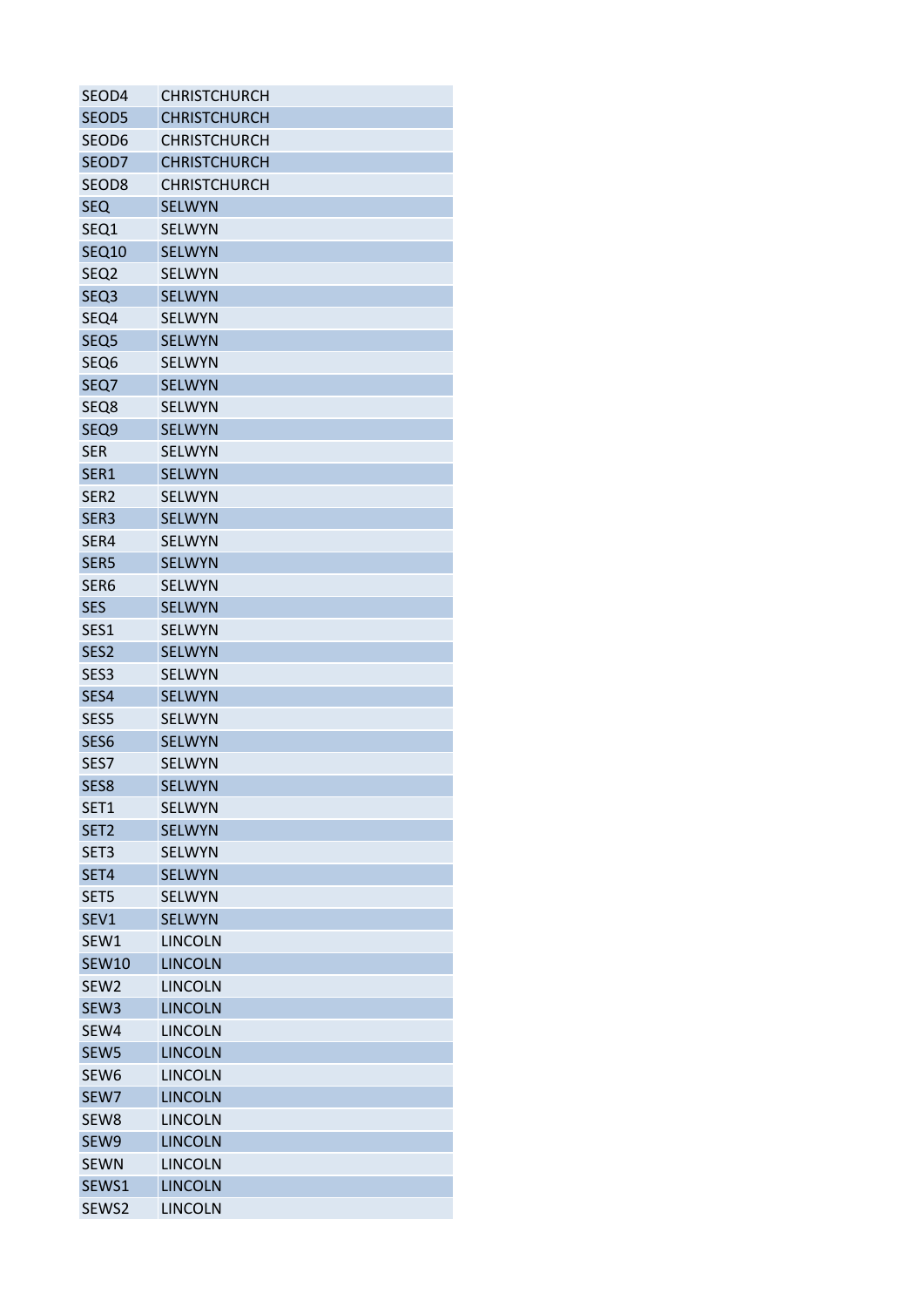| SEOD4 | CHRISTCHURCH |
|---|---|
| SEOD5 | CHRISTCHURCH |
| SEOD6 | CHRISTCHURCH |
| SEOD7 | CHRISTCHURCH |
| SEOD8 | CHRISTCHURCH |
| SEQ | SELWYN |
| SEQ1 | SELWYN |
| SEQ10 | SELWYN |
| SEQ2 | SELWYN |
| SEQ3 | SELWYN |
| SEQ4 | SELWYN |
| SEQ5 | SELWYN |
| SEQ6 | SELWYN |
| SEQ7 | SELWYN |
| SEQ8 | SELWYN |
| SEQ9 | SELWYN |
| SER | SELWYN |
| SER1 | SELWYN |
| SER2 | SELWYN |
| SER3 | SELWYN |
| SER4 | SELWYN |
| SER5 | SELWYN |
| SER6 | SELWYN |
| SES | SELWYN |
| SES1 | SELWYN |
| SES2 | SELWYN |
| SES3 | SELWYN |
| SES4 | SELWYN |
| SES5 | SELWYN |
| SES6 | SELWYN |
| SES7 | SELWYN |
| SES8 | SELWYN |
| SET1 | SELWYN |
| SET2 | SELWYN |
| SET3 | SELWYN |
| SET4 | SELWYN |
| SET5 | SELWYN |
| SEV1 | SELWYN |
| SEW1 | LINCOLN |
| SEW10 | LINCOLN |
| SEW2 | LINCOLN |
| SEW3 | LINCOLN |
| SEW4 | LINCOLN |
| SEW5 | LINCOLN |
| SEW6 | LINCOLN |
| SEW7 | LINCOLN |
| SEW8 | LINCOLN |
| SEW9 | LINCOLN |
| SEWN | LINCOLN |
| SEWS1 | LINCOLN |
| SEWS2 | LINCOLN |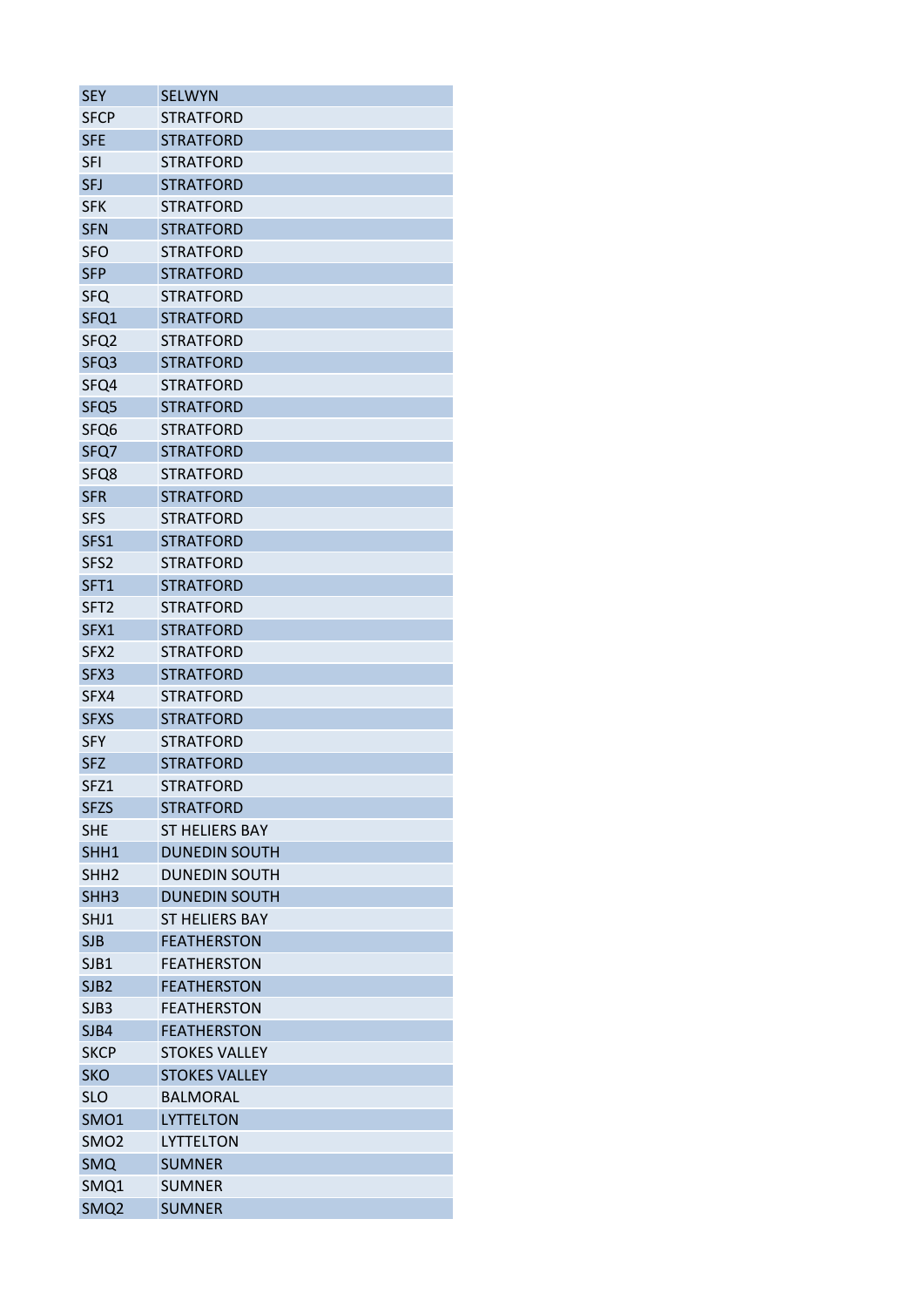| SEY | SELWYN |
|---|---|
| SFCP | STRATFORD |
| SFE | STRATFORD |
| SFI | STRATFORD |
| SFJ | STRATFORD |
| SFK | STRATFORD |
| SFN | STRATFORD |
| SFO | STRATFORD |
| SFP | STRATFORD |
| SFQ | STRATFORD |
| SFQ1 | STRATFORD |
| SFQ2 | STRATFORD |
| SFQ3 | STRATFORD |
| SFQ4 | STRATFORD |
| SFQ5 | STRATFORD |
| SFQ6 | STRATFORD |
| SFQ7 | STRATFORD |
| SFQ8 | STRATFORD |
| SFR | STRATFORD |
| SFS | STRATFORD |
| SFS1 | STRATFORD |
| SFS2 | STRATFORD |
| SFT1 | STRATFORD |
| SFT2 | STRATFORD |
| SFX1 | STRATFORD |
| SFX2 | STRATFORD |
| SFX3 | STRATFORD |
| SFX4 | STRATFORD |
| SFXS | STRATFORD |
| SFY | STRATFORD |
| SFZ | STRATFORD |
| SFZ1 | STRATFORD |
| SFZS | STRATFORD |
| SHE | ST HELIERS BAY |
| SHH1 | DUNEDIN SOUTH |
| SHH2 | DUNEDIN SOUTH |
| SHH3 | DUNEDIN SOUTH |
| SHJ1 | ST HELIERS BAY |
| SJB | FEATHERSTON |
| SJB1 | FEATHERSTON |
| SJB2 | FEATHERSTON |
| SJB3 | FEATHERSTON |
| SJB4 | FEATHERSTON |
| SKCP | STOKES VALLEY |
| SKO | STOKES VALLEY |
| SLO | BALMORAL |
| SMO1 | LYTTELTON |
| SMO2 | LYTTELTON |
| SMQ | SUMNER |
| SMQ1 | SUMNER |
| SMQ2 | SUMNER |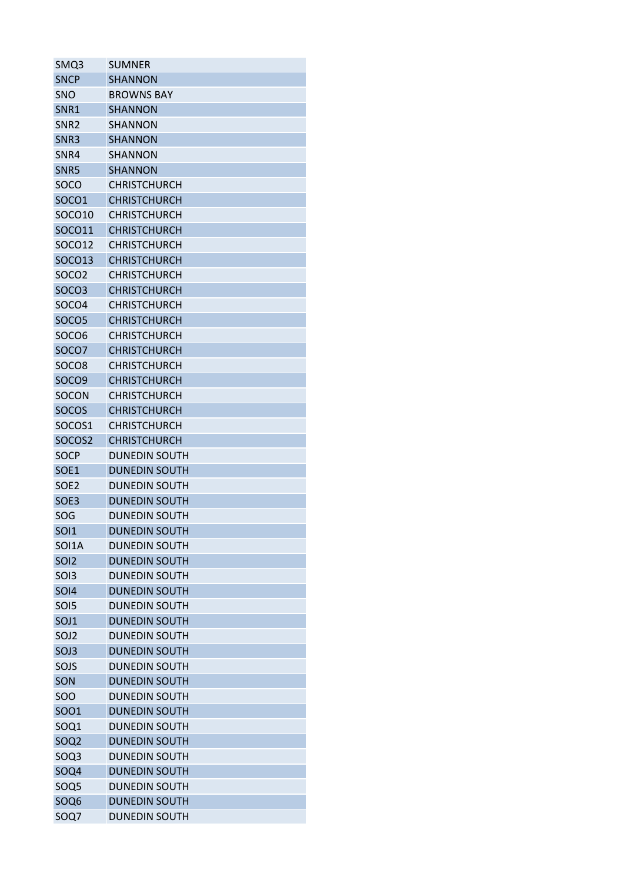| SMQ3 | SUMNER |
|---|---|
| SNCP | SHANNON |
| SNO | BROWNS BAY |
| SNR1 | SHANNON |
| SNR2 | SHANNON |
| SNR3 | SHANNON |
| SNR4 | SHANNON |
| SNR5 | SHANNON |
| SOCO | CHRISTCHURCH |
| SOCO1 | CHRISTCHURCH |
| SOCO10 | CHRISTCHURCH |
| SOCO11 | CHRISTCHURCH |
| SOCO12 | CHRISTCHURCH |
| SOCO13 | CHRISTCHURCH |
| SOCO2 | CHRISTCHURCH |
| SOCO3 | CHRISTCHURCH |
| SOCO4 | CHRISTCHURCH |
| SOCO5 | CHRISTCHURCH |
| SOCO6 | CHRISTCHURCH |
| SOCO7 | CHRISTCHURCH |
| SOCO8 | CHRISTCHURCH |
| SOCO9 | CHRISTCHURCH |
| SOCON | CHRISTCHURCH |
| SOCOS | CHRISTCHURCH |
| SOCOS1 | CHRISTCHURCH |
| SOCOS2 | CHRISTCHURCH |
| SOCP | DUNEDIN SOUTH |
| SOE1 | DUNEDIN SOUTH |
| SOE2 | DUNEDIN SOUTH |
| SOE3 | DUNEDIN SOUTH |
| SOG | DUNEDIN SOUTH |
| SOI1 | DUNEDIN SOUTH |
| SOI1A | DUNEDIN SOUTH |
| SOI2 | DUNEDIN SOUTH |
| SOI3 | DUNEDIN SOUTH |
| SOI4 | DUNEDIN SOUTH |
| SOI5 | DUNEDIN SOUTH |
| SOJ1 | DUNEDIN SOUTH |
| SOJ2 | DUNEDIN SOUTH |
| SOJ3 | DUNEDIN SOUTH |
| SOJS | DUNEDIN SOUTH |
| SON | DUNEDIN SOUTH |
| SOO | DUNEDIN SOUTH |
| SOO1 | DUNEDIN SOUTH |
| SOQ1 | DUNEDIN SOUTH |
| SOQ2 | DUNEDIN SOUTH |
| SOQ3 | DUNEDIN SOUTH |
| SOQ4 | DUNEDIN SOUTH |
| SOQ5 | DUNEDIN SOUTH |
| SOQ6 | DUNEDIN SOUTH |
| SOQ7 | DUNEDIN SOUTH |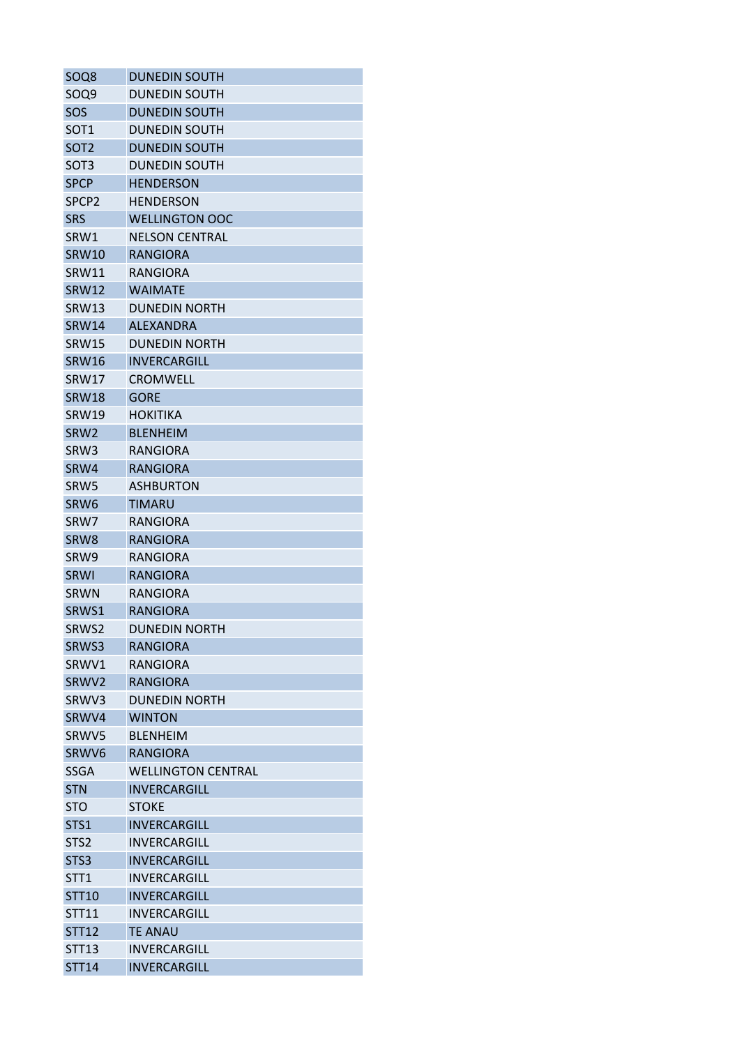| SOQ8 | DUNEDIN SOUTH |
|---|---|
| SOQ9 | DUNEDIN SOUTH |
| SOS | DUNEDIN SOUTH |
| SOT1 | DUNEDIN SOUTH |
| SOT2 | DUNEDIN SOUTH |
| SOT3 | DUNEDIN SOUTH |
| SPCP | HENDERSON |
| SPCP2 | HENDERSON |
| SRS | WELLINGTON OOC |
| SRW1 | NELSON CENTRAL |
| SRW10 | RANGIORA |
| SRW11 | RANGIORA |
| SRW12 | WAIMATE |
| SRW13 | DUNEDIN NORTH |
| SRW14 | ALEXANDRA |
| SRW15 | DUNEDIN NORTH |
| SRW16 | INVERCARGILL |
| SRW17 | CROMWELL |
| SRW18 | GORE |
| SRW19 | HOKITIKA |
| SRW2 | BLENHEIM |
| SRW3 | RANGIORA |
| SRW4 | RANGIORA |
| SRW5 | ASHBURTON |
| SRW6 | TIMARU |
| SRW7 | RANGIORA |
| SRW8 | RANGIORA |
| SRW9 | RANGIORA |
| SRWI | RANGIORA |
| SRWN | RANGIORA |
| SRWS1 | RANGIORA |
| SRWS2 | DUNEDIN NORTH |
| SRWS3 | RANGIORA |
| SRWV1 | RANGIORA |
| SRWV2 | RANGIORA |
| SRWV3 | DUNEDIN NORTH |
| SRWV4 | WINTON |
| SRWV5 | BLENHEIM |
| SRWV6 | RANGIORA |
| SSGA | WELLINGTON CENTRAL |
| STN | INVERCARGILL |
| STO | STOKE |
| STS1 | INVERCARGILL |
| STS2 | INVERCARGILL |
| STS3 | INVERCARGILL |
| STT1 | INVERCARGILL |
| STT10 | INVERCARGILL |
| STT11 | INVERCARGILL |
| STT12 | TE ANAU |
| STT13 | INVERCARGILL |
| STT14 | INVERCARGILL |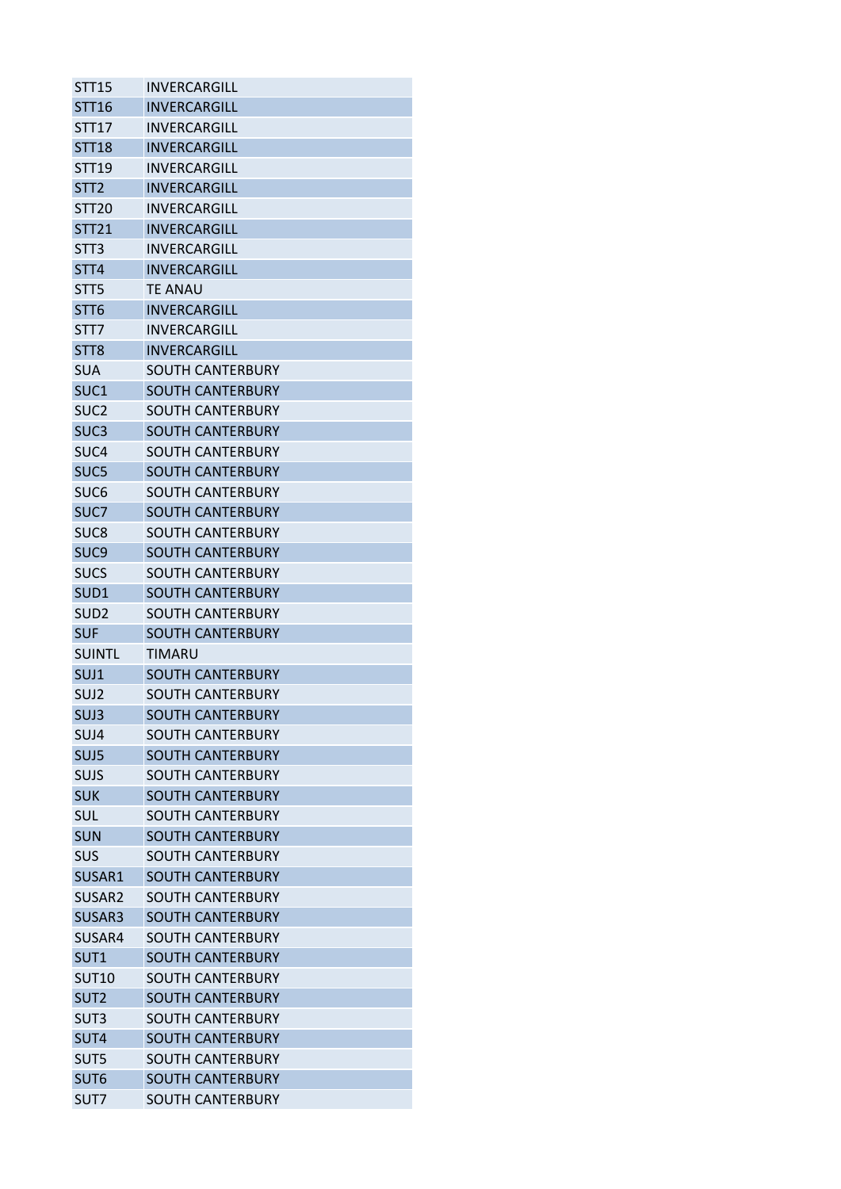| | |
|---|---|
| STT15 | INVERCARGILL |
| STT16 | INVERCARGILL |
| STT17 | INVERCARGILL |
| STT18 | INVERCARGILL |
| STT19 | INVERCARGILL |
| STT2 | INVERCARGILL |
| STT20 | INVERCARGILL |
| STT21 | INVERCARGILL |
| STT3 | INVERCARGILL |
| STT4 | INVERCARGILL |
| STT5 | TE ANAU |
| STT6 | INVERCARGILL |
| STT7 | INVERCARGILL |
| STT8 | INVERCARGILL |
| SUA | SOUTH CANTERBURY |
| SUC1 | SOUTH CANTERBURY |
| SUC2 | SOUTH CANTERBURY |
| SUC3 | SOUTH CANTERBURY |
| SUC4 | SOUTH CANTERBURY |
| SUC5 | SOUTH CANTERBURY |
| SUC6 | SOUTH CANTERBURY |
| SUC7 | SOUTH CANTERBURY |
| SUC8 | SOUTH CANTERBURY |
| SUC9 | SOUTH CANTERBURY |
| SUCS | SOUTH CANTERBURY |
| SUD1 | SOUTH CANTERBURY |
| SUD2 | SOUTH CANTERBURY |
| SUF | SOUTH CANTERBURY |
| SUINTL | TIMARU |
| SUJ1 | SOUTH CANTERBURY |
| SUJ2 | SOUTH CANTERBURY |
| SUJ3 | SOUTH CANTERBURY |
| SUJ4 | SOUTH CANTERBURY |
| SUJ5 | SOUTH CANTERBURY |
| SUJS | SOUTH CANTERBURY |
| SUK | SOUTH CANTERBURY |
| SUL | SOUTH CANTERBURY |
| SUN | SOUTH CANTERBURY |
| SUS | SOUTH CANTERBURY |
| SUSAR1 | SOUTH CANTERBURY |
| SUSAR2 | SOUTH CANTERBURY |
| SUSAR3 | SOUTH CANTERBURY |
| SUSAR4 | SOUTH CANTERBURY |
| SUT1 | SOUTH CANTERBURY |
| SUT10 | SOUTH CANTERBURY |
| SUT2 | SOUTH CANTERBURY |
| SUT3 | SOUTH CANTERBURY |
| SUT4 | SOUTH CANTERBURY |
| SUT5 | SOUTH CANTERBURY |
| SUT6 | SOUTH CANTERBURY |
| SUT7 | SOUTH CANTERBURY |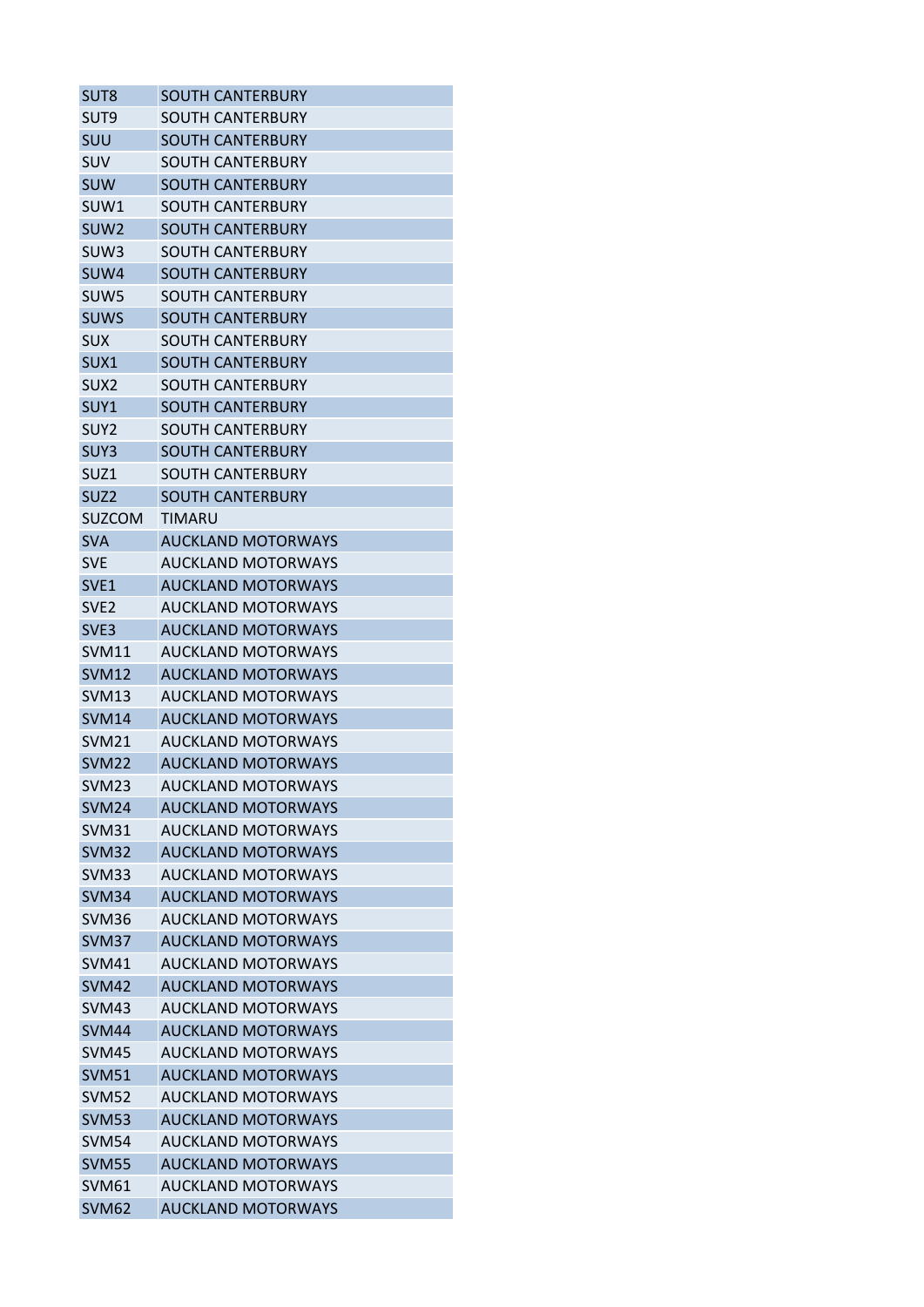| SUT8 | SOUTH CANTERBURY |
|---|---|
| SUT9 | SOUTH CANTERBURY |
| SUU | SOUTH CANTERBURY |
| SUV | SOUTH CANTERBURY |
| SUW | SOUTH CANTERBURY |
| SUW1 | SOUTH CANTERBURY |
| SUW2 | SOUTH CANTERBURY |
| SUW3 | SOUTH CANTERBURY |
| SUW4 | SOUTH CANTERBURY |
| SUW5 | SOUTH CANTERBURY |
| SUWS | SOUTH CANTERBURY |
| SUX | SOUTH CANTERBURY |
| SUX1 | SOUTH CANTERBURY |
| SUX2 | SOUTH CANTERBURY |
| SUY1 | SOUTH CANTERBURY |
| SUY2 | SOUTH CANTERBURY |
| SUY3 | SOUTH CANTERBURY |
| SUZ1 | SOUTH CANTERBURY |
| SUZ2 | SOUTH CANTERBURY |
| SUZCOM | TIMARU |
| SVA | AUCKLAND MOTORWAYS |
| SVE | AUCKLAND MOTORWAYS |
| SVE1 | AUCKLAND MOTORWAYS |
| SVE2 | AUCKLAND MOTORWAYS |
| SVE3 | AUCKLAND MOTORWAYS |
| SVM11 | AUCKLAND MOTORWAYS |
| SVM12 | AUCKLAND MOTORWAYS |
| SVM13 | AUCKLAND MOTORWAYS |
| SVM14 | AUCKLAND MOTORWAYS |
| SVM21 | AUCKLAND MOTORWAYS |
| SVM22 | AUCKLAND MOTORWAYS |
| SVM23 | AUCKLAND MOTORWAYS |
| SVM24 | AUCKLAND MOTORWAYS |
| SVM31 | AUCKLAND MOTORWAYS |
| SVM32 | AUCKLAND MOTORWAYS |
| SVM33 | AUCKLAND MOTORWAYS |
| SVM34 | AUCKLAND MOTORWAYS |
| SVM36 | AUCKLAND MOTORWAYS |
| SVM37 | AUCKLAND MOTORWAYS |
| SVM41 | AUCKLAND MOTORWAYS |
| SVM42 | AUCKLAND MOTORWAYS |
| SVM43 | AUCKLAND MOTORWAYS |
| SVM44 | AUCKLAND MOTORWAYS |
| SVM45 | AUCKLAND MOTORWAYS |
| SVM51 | AUCKLAND MOTORWAYS |
| SVM52 | AUCKLAND MOTORWAYS |
| SVM53 | AUCKLAND MOTORWAYS |
| SVM54 | AUCKLAND MOTORWAYS |
| SVM55 | AUCKLAND MOTORWAYS |
| SVM61 | AUCKLAND MOTORWAYS |
| SVM62 | AUCKLAND MOTORWAYS |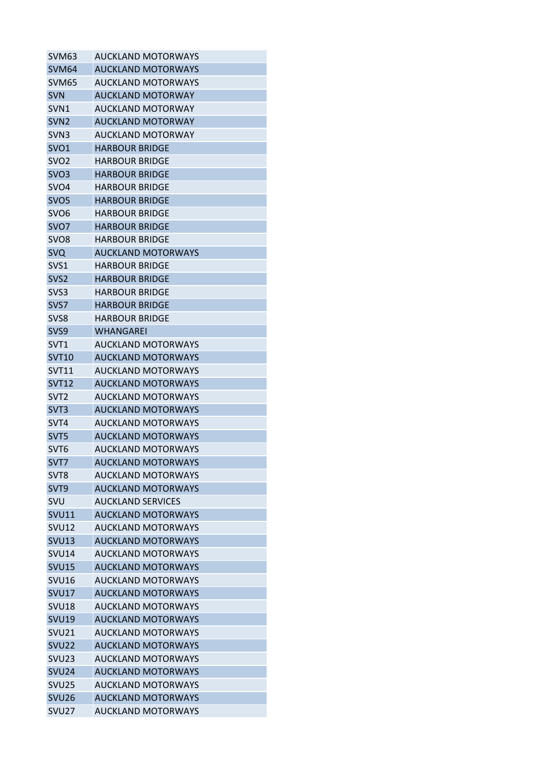| SVM63 | AUCKLAND MOTORWAYS |
|---|---|
| SVM64 | AUCKLAND MOTORWAYS |
| SVM65 | AUCKLAND MOTORWAYS |
| SVN | AUCKLAND MOTORWAY |
| SVN1 | AUCKLAND MOTORWAY |
| SVN2 | AUCKLAND MOTORWAY |
| SVN3 | AUCKLAND MOTORWAY |
| SVO1 | HARBOUR BRIDGE |
| SVO2 | HARBOUR BRIDGE |
| SVO3 | HARBOUR BRIDGE |
| SVO4 | HARBOUR BRIDGE |
| SVO5 | HARBOUR BRIDGE |
| SVO6 | HARBOUR BRIDGE |
| SVO7 | HARBOUR BRIDGE |
| SVO8 | HARBOUR BRIDGE |
| SVQ | AUCKLAND MOTORWAYS |
| SVS1 | HARBOUR BRIDGE |
| SVS2 | HARBOUR BRIDGE |
| SVS3 | HARBOUR BRIDGE |
| SVS7 | HARBOUR BRIDGE |
| SVS8 | HARBOUR BRIDGE |
| SVS9 | WHANGAREI |
| SVT1 | AUCKLAND MOTORWAYS |
| SVT10 | AUCKLAND MOTORWAYS |
| SVT11 | AUCKLAND MOTORWAYS |
| SVT12 | AUCKLAND MOTORWAYS |
| SVT2 | AUCKLAND MOTORWAYS |
| SVT3 | AUCKLAND MOTORWAYS |
| SVT4 | AUCKLAND MOTORWAYS |
| SVT5 | AUCKLAND MOTORWAYS |
| SVT6 | AUCKLAND MOTORWAYS |
| SVT7 | AUCKLAND MOTORWAYS |
| SVT8 | AUCKLAND MOTORWAYS |
| SVT9 | AUCKLAND MOTORWAYS |
| SVU | AUCKLAND SERVICES |
| SVU11 | AUCKLAND MOTORWAYS |
| SVU12 | AUCKLAND MOTORWAYS |
| SVU13 | AUCKLAND MOTORWAYS |
| SVU14 | AUCKLAND MOTORWAYS |
| SVU15 | AUCKLAND MOTORWAYS |
| SVU16 | AUCKLAND MOTORWAYS |
| SVU17 | AUCKLAND MOTORWAYS |
| SVU18 | AUCKLAND MOTORWAYS |
| SVU19 | AUCKLAND MOTORWAYS |
| SVU21 | AUCKLAND MOTORWAYS |
| SVU22 | AUCKLAND MOTORWAYS |
| SVU23 | AUCKLAND MOTORWAYS |
| SVU24 | AUCKLAND MOTORWAYS |
| SVU25 | AUCKLAND MOTORWAYS |
| SVU26 | AUCKLAND MOTORWAYS |
| SVU27 | AUCKLAND MOTORWAYS |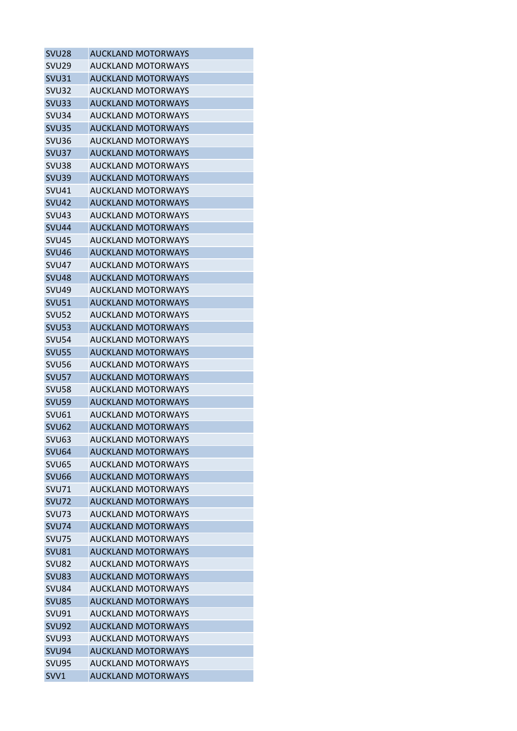| SVU28 | AUCKLAND MOTORWAYS |
|---|---|
| SVU29 | AUCKLAND MOTORWAYS |
| SVU31 | AUCKLAND MOTORWAYS |
| SVU32 | AUCKLAND MOTORWAYS |
| SVU33 | AUCKLAND MOTORWAYS |
| SVU34 | AUCKLAND MOTORWAYS |
| SVU35 | AUCKLAND MOTORWAYS |
| SVU36 | AUCKLAND MOTORWAYS |
| SVU37 | AUCKLAND MOTORWAYS |
| SVU38 | AUCKLAND MOTORWAYS |
| SVU39 | AUCKLAND MOTORWAYS |
| SVU41 | AUCKLAND MOTORWAYS |
| SVU42 | AUCKLAND MOTORWAYS |
| SVU43 | AUCKLAND MOTORWAYS |
| SVU44 | AUCKLAND MOTORWAYS |
| SVU45 | AUCKLAND MOTORWAYS |
| SVU46 | AUCKLAND MOTORWAYS |
| SVU47 | AUCKLAND MOTORWAYS |
| SVU48 | AUCKLAND MOTORWAYS |
| SVU49 | AUCKLAND MOTORWAYS |
| SVU51 | AUCKLAND MOTORWAYS |
| SVU52 | AUCKLAND MOTORWAYS |
| SVU53 | AUCKLAND MOTORWAYS |
| SVU54 | AUCKLAND MOTORWAYS |
| SVU55 | AUCKLAND MOTORWAYS |
| SVU56 | AUCKLAND MOTORWAYS |
| SVU57 | AUCKLAND MOTORWAYS |
| SVU58 | AUCKLAND MOTORWAYS |
| SVU59 | AUCKLAND MOTORWAYS |
| SVU61 | AUCKLAND MOTORWAYS |
| SVU62 | AUCKLAND MOTORWAYS |
| SVU63 | AUCKLAND MOTORWAYS |
| SVU64 | AUCKLAND MOTORWAYS |
| SVU65 | AUCKLAND MOTORWAYS |
| SVU66 | AUCKLAND MOTORWAYS |
| SVU71 | AUCKLAND MOTORWAYS |
| SVU72 | AUCKLAND MOTORWAYS |
| SVU73 | AUCKLAND MOTORWAYS |
| SVU74 | AUCKLAND MOTORWAYS |
| SVU75 | AUCKLAND MOTORWAYS |
| SVU81 | AUCKLAND MOTORWAYS |
| SVU82 | AUCKLAND MOTORWAYS |
| SVU83 | AUCKLAND MOTORWAYS |
| SVU84 | AUCKLAND MOTORWAYS |
| SVU85 | AUCKLAND MOTORWAYS |
| SVU91 | AUCKLAND MOTORWAYS |
| SVU92 | AUCKLAND MOTORWAYS |
| SVU93 | AUCKLAND MOTORWAYS |
| SVU94 | AUCKLAND MOTORWAYS |
| SVU95 | AUCKLAND MOTORWAYS |
| SVV1 | AUCKLAND MOTORWAYS |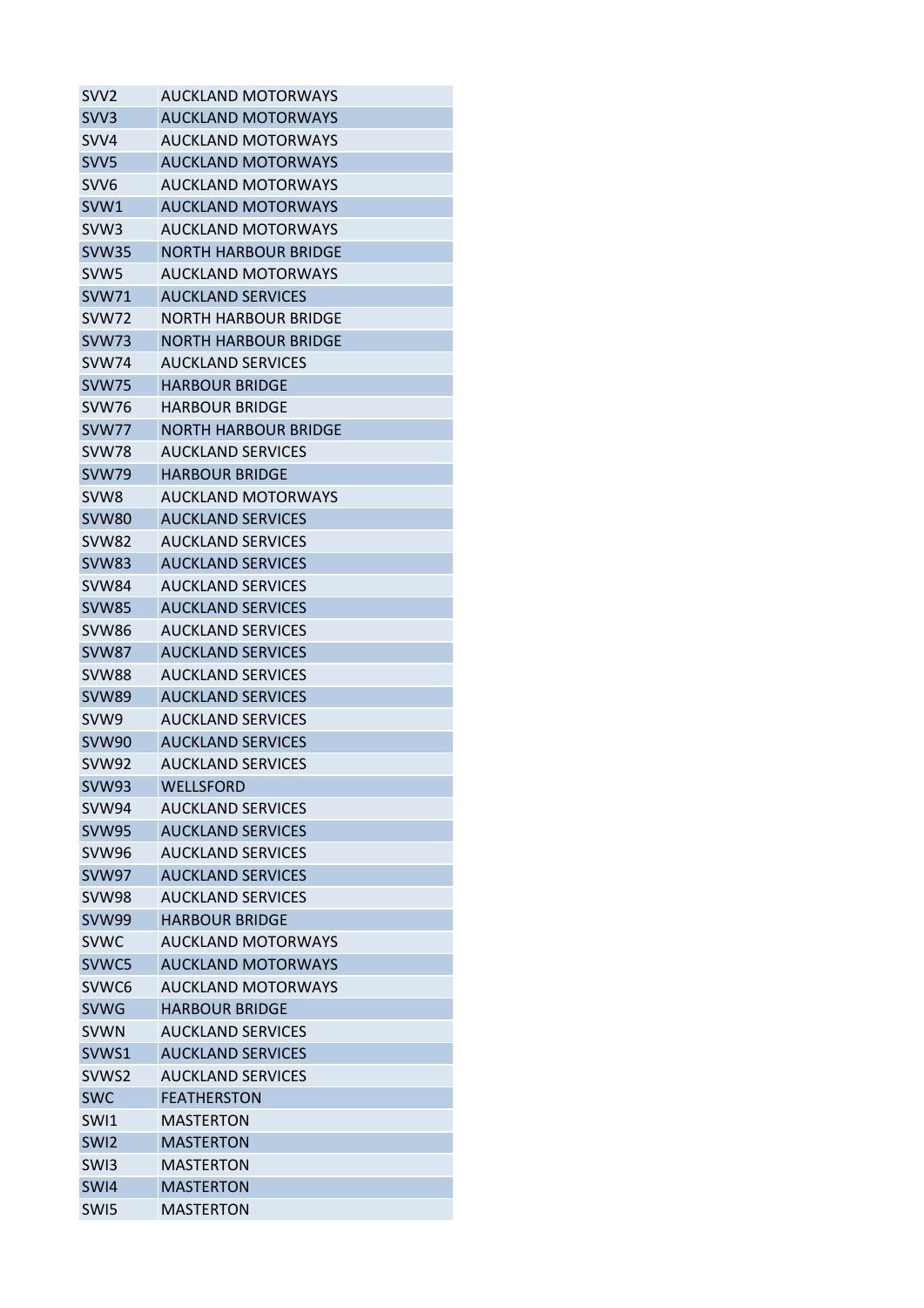| SVV2 | AUCKLAND MOTORWAYS |
|---|---|
| SVV3 | AUCKLAND MOTORWAYS |
| SVV4 | AUCKLAND MOTORWAYS |
| SVV5 | AUCKLAND MOTORWAYS |
| SVV6 | AUCKLAND MOTORWAYS |
| SVW1 | AUCKLAND MOTORWAYS |
| SVW3 | AUCKLAND MOTORWAYS |
| SVW35 | NORTH HARBOUR BRIDGE |
| SVW5 | AUCKLAND MOTORWAYS |
| SVW71 | AUCKLAND SERVICES |
| SVW72 | NORTH HARBOUR BRIDGE |
| SVW73 | NORTH HARBOUR BRIDGE |
| SVW74 | AUCKLAND SERVICES |
| SVW75 | HARBOUR BRIDGE |
| SVW76 | HARBOUR BRIDGE |
| SVW77 | NORTH HARBOUR BRIDGE |
| SVW78 | AUCKLAND SERVICES |
| SVW79 | HARBOUR BRIDGE |
| SVW8 | AUCKLAND MOTORWAYS |
| SVW80 | AUCKLAND SERVICES |
| SVW82 | AUCKLAND SERVICES |
| SVW83 | AUCKLAND SERVICES |
| SVW84 | AUCKLAND SERVICES |
| SVW85 | AUCKLAND SERVICES |
| SVW86 | AUCKLAND SERVICES |
| SVW87 | AUCKLAND SERVICES |
| SVW88 | AUCKLAND SERVICES |
| SVW89 | AUCKLAND SERVICES |
| SVW9 | AUCKLAND SERVICES |
| SVW90 | AUCKLAND SERVICES |
| SVW92 | AUCKLAND SERVICES |
| SVW93 | WELLSFORD |
| SVW94 | AUCKLAND SERVICES |
| SVW95 | AUCKLAND SERVICES |
| SVW96 | AUCKLAND SERVICES |
| SVW97 | AUCKLAND SERVICES |
| SVW98 | AUCKLAND SERVICES |
| SVW99 | HARBOUR BRIDGE |
| SVWC | AUCKLAND MOTORWAYS |
| SVWC5 | AUCKLAND MOTORWAYS |
| SVWC6 | AUCKLAND MOTORWAYS |
| SVWG | HARBOUR BRIDGE |
| SVWN | AUCKLAND SERVICES |
| SVWS1 | AUCKLAND SERVICES |
| SVWS2 | AUCKLAND SERVICES |
| SWC | FEATHERSTON |
| SWI1 | MASTERTON |
| SWI2 | MASTERTON |
| SWI3 | MASTERTON |
| SWI4 | MASTERTON |
| SWI5 | MASTERTON |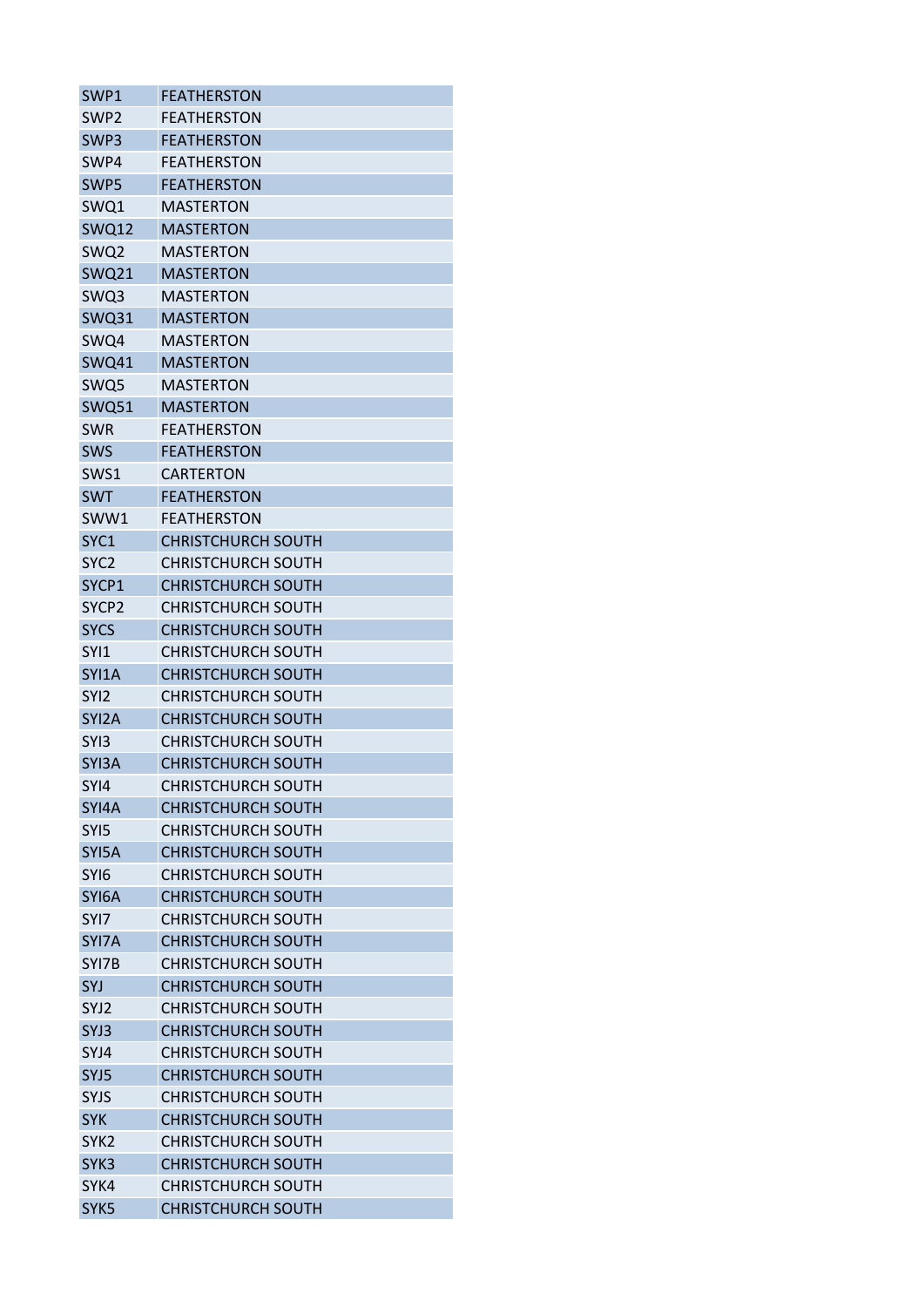| | |
|---|---|
| SWP1 | FEATHERSTON |
| SWP2 | FEATHERSTON |
| SWP3 | FEATHERSTON |
| SWP4 | FEATHERSTON |
| SWP5 | FEATHERSTON |
| SWQ1 | MASTERTON |
| SWQ12 | MASTERTON |
| SWQ2 | MASTERTON |
| SWQ21 | MASTERTON |
| SWQ3 | MASTERTON |
| SWQ31 | MASTERTON |
| SWQ4 | MASTERTON |
| SWQ41 | MASTERTON |
| SWQ5 | MASTERTON |
| SWQ51 | MASTERTON |
| SWR | FEATHERSTON |
| SWS | FEATHERSTON |
| SWS1 | CARTERTON |
| SWT | FEATHERSTON |
| SWW1 | FEATHERSTON |
| SYC1 | CHRISTCHURCH SOUTH |
| SYC2 | CHRISTCHURCH SOUTH |
| SYCP1 | CHRISTCHURCH SOUTH |
| SYCP2 | CHRISTCHURCH SOUTH |
| SYCS | CHRISTCHURCH SOUTH |
| SYI1 | CHRISTCHURCH SOUTH |
| SYI1A | CHRISTCHURCH SOUTH |
| SYI2 | CHRISTCHURCH SOUTH |
| SYI2A | CHRISTCHURCH SOUTH |
| SYI3 | CHRISTCHURCH SOUTH |
| SYI3A | CHRISTCHURCH SOUTH |
| SYI4 | CHRISTCHURCH SOUTH |
| SYI4A | CHRISTCHURCH SOUTH |
| SYI5 | CHRISTCHURCH SOUTH |
| SYI5A | CHRISTCHURCH SOUTH |
| SYI6 | CHRISTCHURCH SOUTH |
| SYI6A | CHRISTCHURCH SOUTH |
| SYI7 | CHRISTCHURCH SOUTH |
| SYI7A | CHRISTCHURCH SOUTH |
| SYI7B | CHRISTCHURCH SOUTH |
| SYJ | CHRISTCHURCH SOUTH |
| SYJ2 | CHRISTCHURCH SOUTH |
| SYJ3 | CHRISTCHURCH SOUTH |
| SYJ4 | CHRISTCHURCH SOUTH |
| SYJ5 | CHRISTCHURCH SOUTH |
| SYJS | CHRISTCHURCH SOUTH |
| SYK | CHRISTCHURCH SOUTH |
| SYK2 | CHRISTCHURCH SOUTH |
| SYK3 | CHRISTCHURCH SOUTH |
| SYK4 | CHRISTCHURCH SOUTH |
| SYK5 | CHRISTCHURCH SOUTH |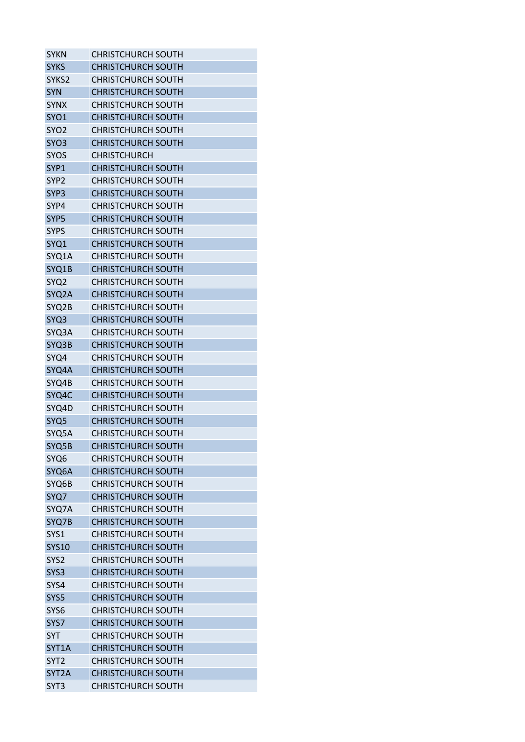| | |
|---|---|
| SYKN | CHRISTCHURCH SOUTH |
| SYKS | CHRISTCHURCH SOUTH |
| SYKS2 | CHRISTCHURCH SOUTH |
| SYN | CHRISTCHURCH SOUTH |
| SYNX | CHRISTCHURCH SOUTH |
| SYO1 | CHRISTCHURCH SOUTH |
| SYO2 | CHRISTCHURCH SOUTH |
| SYO3 | CHRISTCHURCH SOUTH |
| SYOS | CHRISTCHURCH |
| SYP1 | CHRISTCHURCH SOUTH |
| SYP2 | CHRISTCHURCH SOUTH |
| SYP3 | CHRISTCHURCH SOUTH |
| SYP4 | CHRISTCHURCH SOUTH |
| SYP5 | CHRISTCHURCH SOUTH |
| SYPS | CHRISTCHURCH SOUTH |
| SYQ1 | CHRISTCHURCH SOUTH |
| SYQ1A | CHRISTCHURCH SOUTH |
| SYQ1B | CHRISTCHURCH SOUTH |
| SYQ2 | CHRISTCHURCH SOUTH |
| SYQ2A | CHRISTCHURCH SOUTH |
| SYQ2B | CHRISTCHURCH SOUTH |
| SYQ3 | CHRISTCHURCH SOUTH |
| SYQ3A | CHRISTCHURCH SOUTH |
| SYQ3B | CHRISTCHURCH SOUTH |
| SYQ4 | CHRISTCHURCH SOUTH |
| SYQ4A | CHRISTCHURCH SOUTH |
| SYQ4B | CHRISTCHURCH SOUTH |
| SYQ4C | CHRISTCHURCH SOUTH |
| SYQ4D | CHRISTCHURCH SOUTH |
| SYQ5 | CHRISTCHURCH SOUTH |
| SYQ5A | CHRISTCHURCH SOUTH |
| SYQ5B | CHRISTCHURCH SOUTH |
| SYQ6 | CHRISTCHURCH SOUTH |
| SYQ6A | CHRISTCHURCH SOUTH |
| SYQ6B | CHRISTCHURCH SOUTH |
| SYQ7 | CHRISTCHURCH SOUTH |
| SYQ7A | CHRISTCHURCH SOUTH |
| SYQ7B | CHRISTCHURCH SOUTH |
| SYS1 | CHRISTCHURCH SOUTH |
| SYS10 | CHRISTCHURCH SOUTH |
| SYS2 | CHRISTCHURCH SOUTH |
| SYS3 | CHRISTCHURCH SOUTH |
| SYS4 | CHRISTCHURCH SOUTH |
| SYS5 | CHRISTCHURCH SOUTH |
| SYS6 | CHRISTCHURCH SOUTH |
| SYS7 | CHRISTCHURCH SOUTH |
| SYT | CHRISTCHURCH SOUTH |
| SYT1A | CHRISTCHURCH SOUTH |
| SYT2 | CHRISTCHURCH SOUTH |
| SYT2A | CHRISTCHURCH SOUTH |
| SYT3 | CHRISTCHURCH SOUTH |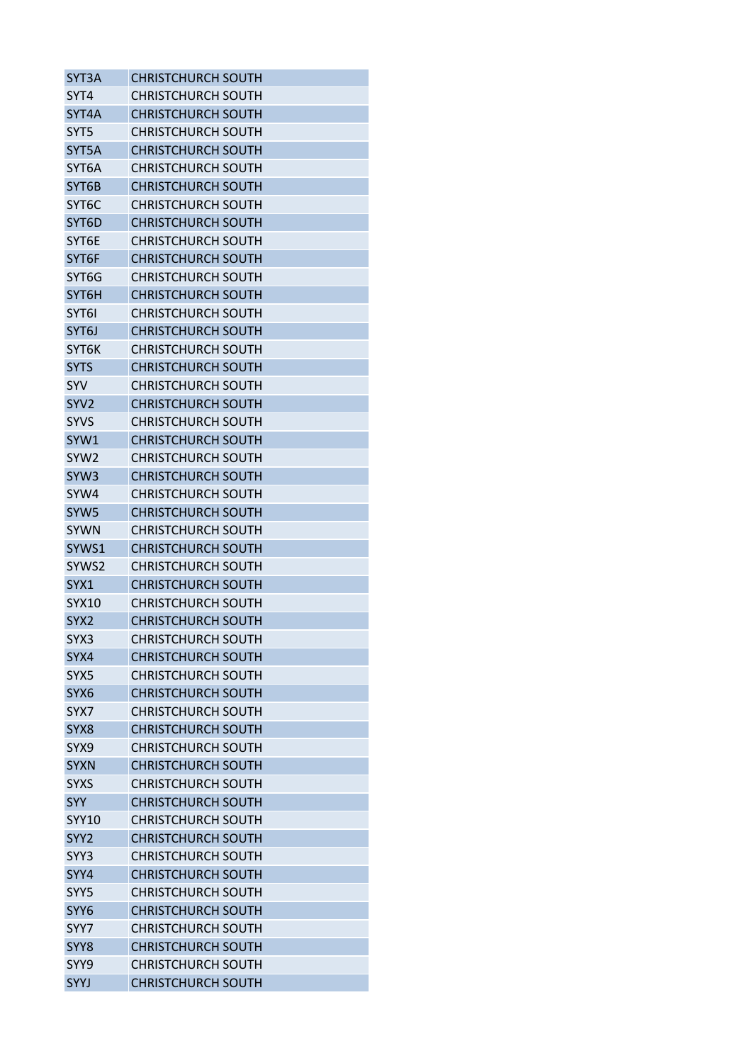| SYT3A | CHRISTCHURCH SOUTH |
|---|---|
| SYT4 | CHRISTCHURCH SOUTH |
| SYT4A | CHRISTCHURCH SOUTH |
| SYT5 | CHRISTCHURCH SOUTH |
| SYT5A | CHRISTCHURCH SOUTH |
| SYT6A | CHRISTCHURCH SOUTH |
| SYT6B | CHRISTCHURCH SOUTH |
| SYT6C | CHRISTCHURCH SOUTH |
| SYT6D | CHRISTCHURCH SOUTH |
| SYT6E | CHRISTCHURCH SOUTH |
| SYT6F | CHRISTCHURCH SOUTH |
| SYT6G | CHRISTCHURCH SOUTH |
| SYT6H | CHRISTCHURCH SOUTH |
| SYT6I | CHRISTCHURCH SOUTH |
| SYT6J | CHRISTCHURCH SOUTH |
| SYT6K | CHRISTCHURCH SOUTH |
| SYTS | CHRISTCHURCH SOUTH |
| SYV | CHRISTCHURCH SOUTH |
| SYV2 | CHRISTCHURCH SOUTH |
| SYVS | CHRISTCHURCH SOUTH |
| SYW1 | CHRISTCHURCH SOUTH |
| SYW2 | CHRISTCHURCH SOUTH |
| SYW3 | CHRISTCHURCH SOUTH |
| SYW4 | CHRISTCHURCH SOUTH |
| SYW5 | CHRISTCHURCH SOUTH |
| SYWN | CHRISTCHURCH SOUTH |
| SYWS1 | CHRISTCHURCH SOUTH |
| SYWS2 | CHRISTCHURCH SOUTH |
| SYX1 | CHRISTCHURCH SOUTH |
| SYX10 | CHRISTCHURCH SOUTH |
| SYX2 | CHRISTCHURCH SOUTH |
| SYX3 | CHRISTCHURCH SOUTH |
| SYX4 | CHRISTCHURCH SOUTH |
| SYX5 | CHRISTCHURCH SOUTH |
| SYX6 | CHRISTCHURCH SOUTH |
| SYX7 | CHRISTCHURCH SOUTH |
| SYX8 | CHRISTCHURCH SOUTH |
| SYX9 | CHRISTCHURCH SOUTH |
| SYXN | CHRISTCHURCH SOUTH |
| SYXS | CHRISTCHURCH SOUTH |
| SYY | CHRISTCHURCH SOUTH |
| SYY10 | CHRISTCHURCH SOUTH |
| SYY2 | CHRISTCHURCH SOUTH |
| SYY3 | CHRISTCHURCH SOUTH |
| SYY4 | CHRISTCHURCH SOUTH |
| SYY5 | CHRISTCHURCH SOUTH |
| SYY6 | CHRISTCHURCH SOUTH |
| SYY7 | CHRISTCHURCH SOUTH |
| SYY8 | CHRISTCHURCH SOUTH |
| SYY9 | CHRISTCHURCH SOUTH |
| SYYJ | CHRISTCHURCH SOUTH |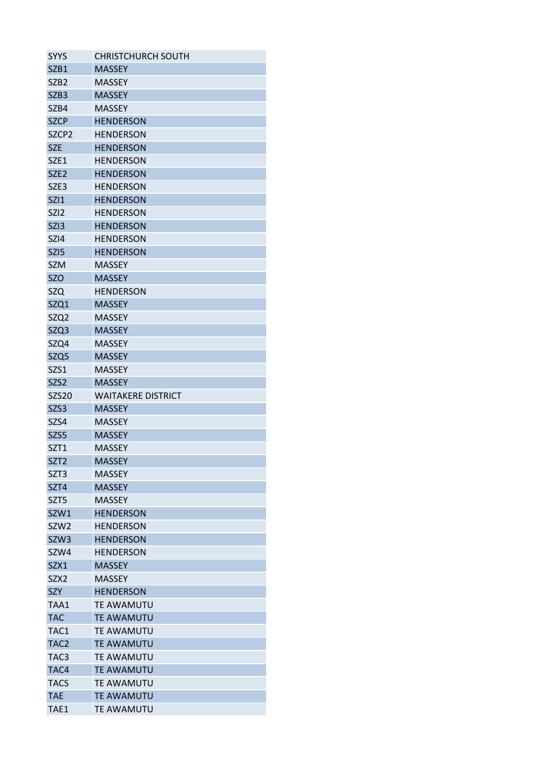| | |
|---|---|
| SYYS | CHRISTCHURCH SOUTH |
| SZB1 | MASSEY |
| SZB2 | MASSEY |
| SZB3 | MASSEY |
| SZB4 | MASSEY |
| SZCP | HENDERSON |
| SZCP2 | HENDERSON |
| SZE | HENDERSON |
| SZE1 | HENDERSON |
| SZE2 | HENDERSON |
| SZE3 | HENDERSON |
| SZI1 | HENDERSON |
| SZI2 | HENDERSON |
| SZI3 | HENDERSON |
| SZI4 | HENDERSON |
| SZI5 | HENDERSON |
| SZM | MASSEY |
| SZO | MASSEY |
| SZQ | HENDERSON |
| SZQ1 | MASSEY |
| SZQ2 | MASSEY |
| SZQ3 | MASSEY |
| SZQ4 | MASSEY |
| SZQ5 | MASSEY |
| SZS1 | MASSEY |
| SZS2 | MASSEY |
| SZS20 | WAITAKERE DISTRICT |
| SZS3 | MASSEY |
| SZS4 | MASSEY |
| SZS5 | MASSEY |
| SZT1 | MASSEY |
| SZT2 | MASSEY |
| SZT3 | MASSEY |
| SZT4 | MASSEY |
| SZT5 | MASSEY |
| SZW1 | HENDERSON |
| SZW2 | HENDERSON |
| SZW3 | HENDERSON |
| SZW4 | HENDERSON |
| SZX1 | MASSEY |
| SZX2 | MASSEY |
| SZY | HENDERSON |
| TAA1 | TE AWAMUTU |
| TAC | TE AWAMUTU |
| TAC1 | TE AWAMUTU |
| TAC2 | TE AWAMUTU |
| TAC3 | TE AWAMUTU |
| TAC4 | TE AWAMUTU |
| TACS | TE AWAMUTU |
| TAE | TE AWAMUTU |
| TAE1 | TE AWAMUTU |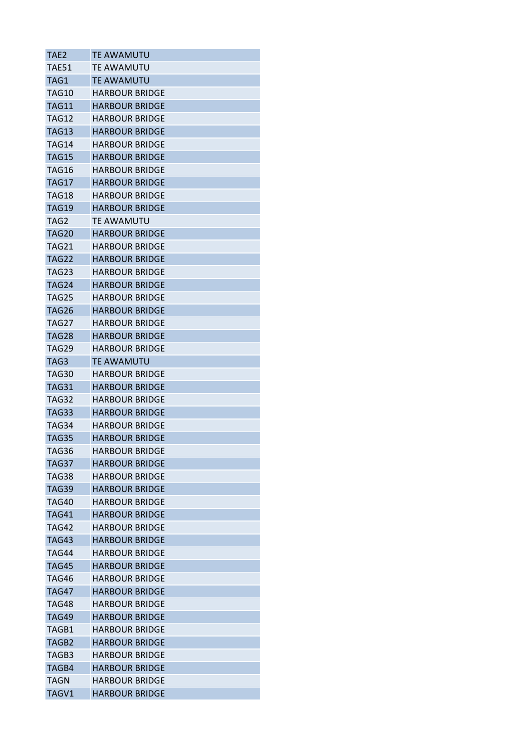| TAE2 | TE AWAMUTU |
|---|---|
| TAE51 | TE AWAMUTU |
| TAG1 | TE AWAMUTU |
| TAG10 | HARBOUR BRIDGE |
| TAG11 | HARBOUR BRIDGE |
| TAG12 | HARBOUR BRIDGE |
| TAG13 | HARBOUR BRIDGE |
| TAG14 | HARBOUR BRIDGE |
| TAG15 | HARBOUR BRIDGE |
| TAG16 | HARBOUR BRIDGE |
| TAG17 | HARBOUR BRIDGE |
| TAG18 | HARBOUR BRIDGE |
| TAG19 | HARBOUR BRIDGE |
| TAG2 | TE AWAMUTU |
| TAG20 | HARBOUR BRIDGE |
| TAG21 | HARBOUR BRIDGE |
| TAG22 | HARBOUR BRIDGE |
| TAG23 | HARBOUR BRIDGE |
| TAG24 | HARBOUR BRIDGE |
| TAG25 | HARBOUR BRIDGE |
| TAG26 | HARBOUR BRIDGE |
| TAG27 | HARBOUR BRIDGE |
| TAG28 | HARBOUR BRIDGE |
| TAG29 | HARBOUR BRIDGE |
| TAG3 | TE AWAMUTU |
| TAG30 | HARBOUR BRIDGE |
| TAG31 | HARBOUR BRIDGE |
| TAG32 | HARBOUR BRIDGE |
| TAG33 | HARBOUR BRIDGE |
| TAG34 | HARBOUR BRIDGE |
| TAG35 | HARBOUR BRIDGE |
| TAG36 | HARBOUR BRIDGE |
| TAG37 | HARBOUR BRIDGE |
| TAG38 | HARBOUR BRIDGE |
| TAG39 | HARBOUR BRIDGE |
| TAG40 | HARBOUR BRIDGE |
| TAG41 | HARBOUR BRIDGE |
| TAG42 | HARBOUR BRIDGE |
| TAG43 | HARBOUR BRIDGE |
| TAG44 | HARBOUR BRIDGE |
| TAG45 | HARBOUR BRIDGE |
| TAG46 | HARBOUR BRIDGE |
| TAG47 | HARBOUR BRIDGE |
| TAG48 | HARBOUR BRIDGE |
| TAG49 | HARBOUR BRIDGE |
| TAGB1 | HARBOUR BRIDGE |
| TAGB2 | HARBOUR BRIDGE |
| TAGB3 | HARBOUR BRIDGE |
| TAGB4 | HARBOUR BRIDGE |
| TAGN | HARBOUR BRIDGE |
| TAGV1 | HARBOUR BRIDGE |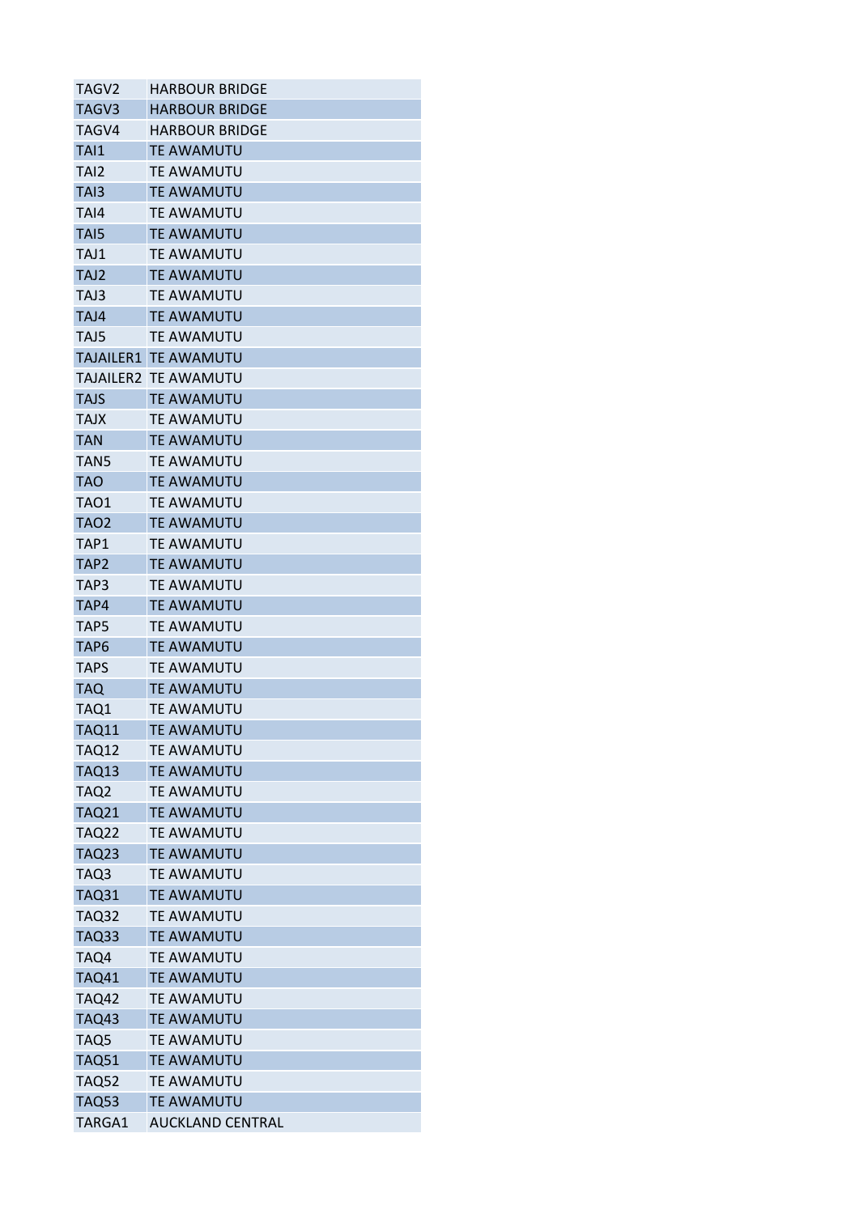| | |
|---|---|
| TAGV2 | HARBOUR BRIDGE |
| TAGV3 | HARBOUR BRIDGE |
| TAGV4 | HARBOUR BRIDGE |
| TAI1 | TE AWAMUTU |
| TAI2 | TE AWAMUTU |
| TAI3 | TE AWAMUTU |
| TAI4 | TE AWAMUTU |
| TAI5 | TE AWAMUTU |
| TAJ1 | TE AWAMUTU |
| TAJ2 | TE AWAMUTU |
| TAJ3 | TE AWAMUTU |
| TAJ4 | TE AWAMUTU |
| TAJ5 | TE AWAMUTU |
| TAJAILER1 | TE AWAMUTU |
| TAJAILER2 | TE AWAMUTU |
| TAJS | TE AWAMUTU |
| TAJX | TE AWAMUTU |
| TAN | TE AWAMUTU |
| TAN5 | TE AWAMUTU |
| TAO | TE AWAMUTU |
| TAO1 | TE AWAMUTU |
| TAO2 | TE AWAMUTU |
| TAP1 | TE AWAMUTU |
| TAP2 | TE AWAMUTU |
| TAP3 | TE AWAMUTU |
| TAP4 | TE AWAMUTU |
| TAP5 | TE AWAMUTU |
| TAP6 | TE AWAMUTU |
| TAPS | TE AWAMUTU |
| TAQ | TE AWAMUTU |
| TAQ1 | TE AWAMUTU |
| TAQ11 | TE AWAMUTU |
| TAQ12 | TE AWAMUTU |
| TAQ13 | TE AWAMUTU |
| TAQ2 | TE AWAMUTU |
| TAQ21 | TE AWAMUTU |
| TAQ22 | TE AWAMUTU |
| TAQ23 | TE AWAMUTU |
| TAQ3 | TE AWAMUTU |
| TAQ31 | TE AWAMUTU |
| TAQ32 | TE AWAMUTU |
| TAQ33 | TE AWAMUTU |
| TAQ4 | TE AWAMUTU |
| TAQ41 | TE AWAMUTU |
| TAQ42 | TE AWAMUTU |
| TAQ43 | TE AWAMUTU |
| TAQ5 | TE AWAMUTU |
| TAQ51 | TE AWAMUTU |
| TAQ52 | TE AWAMUTU |
| TAQ53 | TE AWAMUTU |
| TARGA1 | AUCKLAND CENTRAL |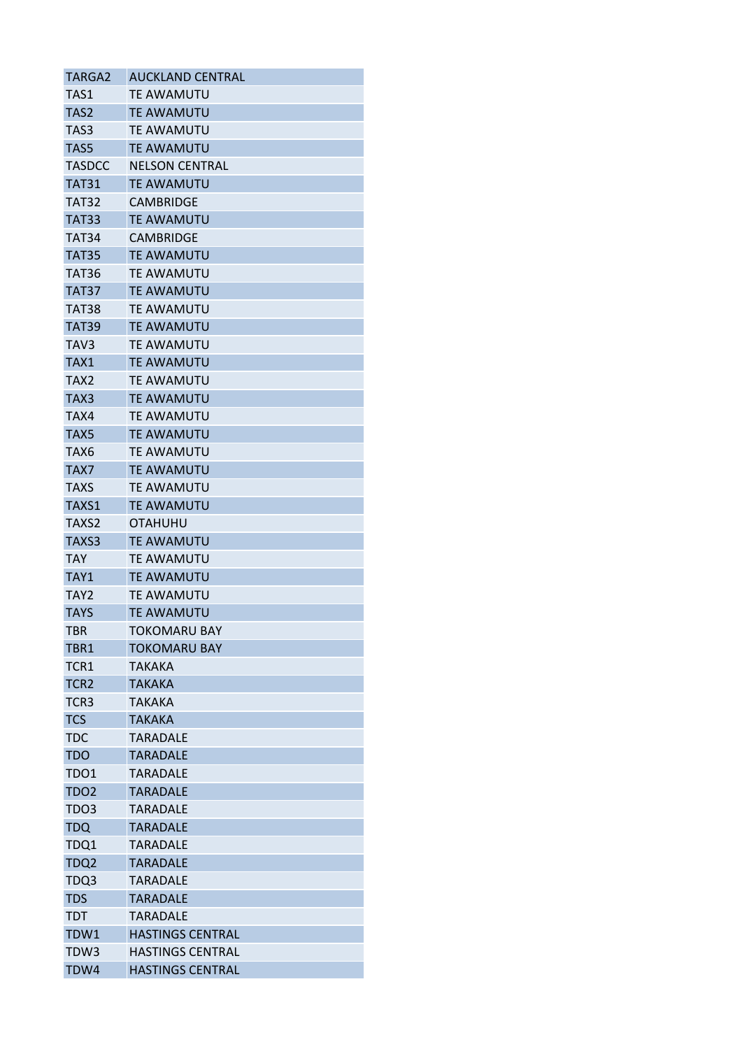| TARGA2 | AUCKLAND CENTRAL |
|---|---|
| TAS1 | TE AWAMUTU |
| TAS2 | TE AWAMUTU |
| TAS3 | TE AWAMUTU |
| TAS5 | TE AWAMUTU |
| TASDCC | NELSON CENTRAL |
| TAT31 | TE AWAMUTU |
| TAT32 | CAMBRIDGE |
| TAT33 | TE AWAMUTU |
| TAT34 | CAMBRIDGE |
| TAT35 | TE AWAMUTU |
| TAT36 | TE AWAMUTU |
| TAT37 | TE AWAMUTU |
| TAT38 | TE AWAMUTU |
| TAT39 | TE AWAMUTU |
| TAV3 | TE AWAMUTU |
| TAX1 | TE AWAMUTU |
| TAX2 | TE AWAMUTU |
| TAX3 | TE AWAMUTU |
| TAX4 | TE AWAMUTU |
| TAX5 | TE AWAMUTU |
| TAX6 | TE AWAMUTU |
| TAX7 | TE AWAMUTU |
| TAXS | TE AWAMUTU |
| TAXS1 | TE AWAMUTU |
| TAXS2 | OTAHUHU |
| TAXS3 | TE AWAMUTU |
| TAY | TE AWAMUTU |
| TAY1 | TE AWAMUTU |
| TAY2 | TE AWAMUTU |
| TAYS | TE AWAMUTU |
| TBR | TOKOMARU BAY |
| TBR1 | TOKOMARU BAY |
| TCR1 | TAKAKA |
| TCR2 | TAKAKA |
| TCR3 | TAKAKA |
| TCS | TAKAKA |
| TDC | TARADALE |
| TDO | TARADALE |
| TDO1 | TARADALE |
| TDO2 | TARADALE |
| TDO3 | TARADALE |
| TDQ | TARADALE |
| TDQ1 | TARADALE |
| TDQ2 | TARADALE |
| TDQ3 | TARADALE |
| TDS | TARADALE |
| TDT | TARADALE |
| TDW1 | HASTINGS CENTRAL |
| TDW3 | HASTINGS CENTRAL |
| TDW4 | HASTINGS CENTRAL |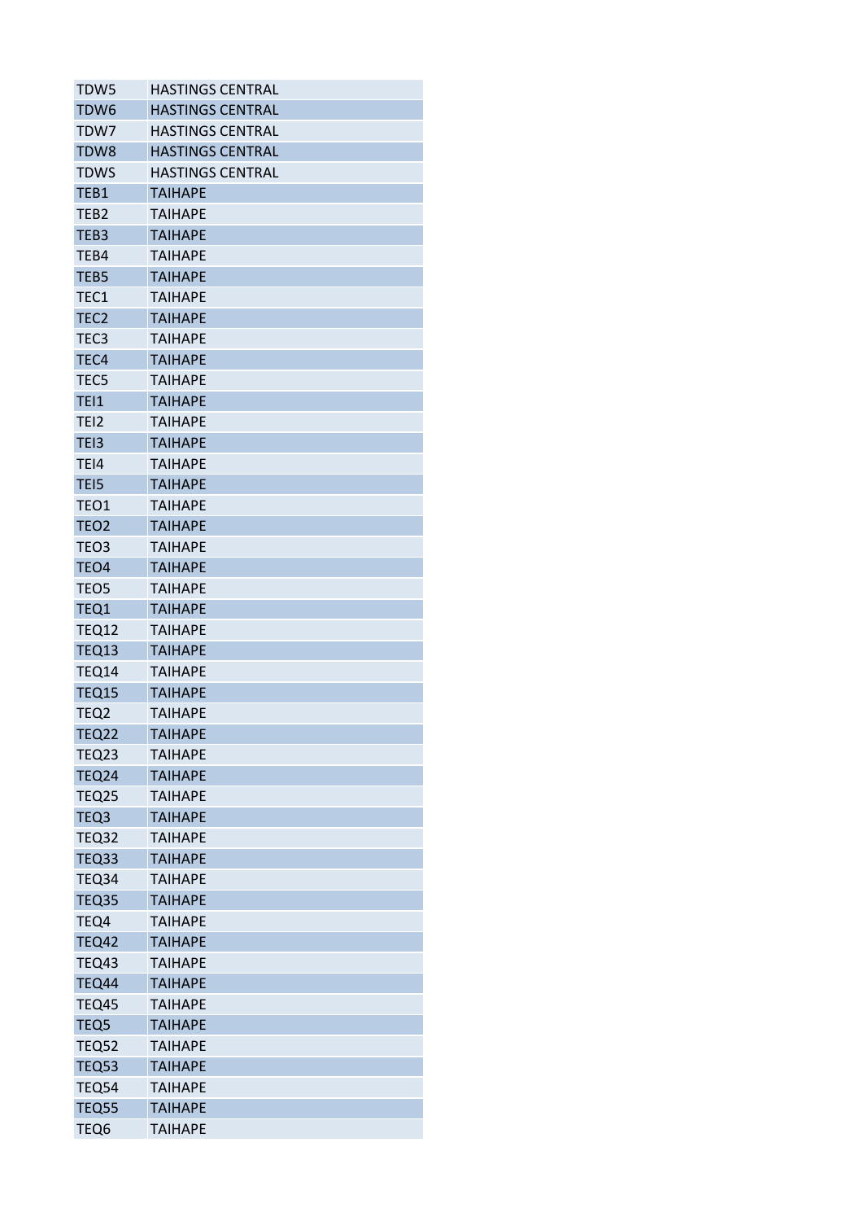| | |
|---|---|
| TDW5 | HASTINGS CENTRAL |
| TDW6 | HASTINGS CENTRAL |
| TDW7 | HASTINGS CENTRAL |
| TDW8 | HASTINGS CENTRAL |
| TDWS | HASTINGS CENTRAL |
| TEB1 | TAIHAPE |
| TEB2 | TAIHAPE |
| TEB3 | TAIHAPE |
| TEB4 | TAIHAPE |
| TEB5 | TAIHAPE |
| TEC1 | TAIHAPE |
| TEC2 | TAIHAPE |
| TEC3 | TAIHAPE |
| TEC4 | TAIHAPE |
| TEC5 | TAIHAPE |
| TEI1 | TAIHAPE |
| TEI2 | TAIHAPE |
| TEI3 | TAIHAPE |
| TEI4 | TAIHAPE |
| TEI5 | TAIHAPE |
| TEO1 | TAIHAPE |
| TEO2 | TAIHAPE |
| TEO3 | TAIHAPE |
| TEO4 | TAIHAPE |
| TEO5 | TAIHAPE |
| TEQ1 | TAIHAPE |
| TEQ12 | TAIHAPE |
| TEQ13 | TAIHAPE |
| TEQ14 | TAIHAPE |
| TEQ15 | TAIHAPE |
| TEQ2 | TAIHAPE |
| TEQ22 | TAIHAPE |
| TEQ23 | TAIHAPE |
| TEQ24 | TAIHAPE |
| TEQ25 | TAIHAPE |
| TEQ3 | TAIHAPE |
| TEQ32 | TAIHAPE |
| TEQ33 | TAIHAPE |
| TEQ34 | TAIHAPE |
| TEQ35 | TAIHAPE |
| TEQ4 | TAIHAPE |
| TEQ42 | TAIHAPE |
| TEQ43 | TAIHAPE |
| TEQ44 | TAIHAPE |
| TEQ45 | TAIHAPE |
| TEQ5 | TAIHAPE |
| TEQ52 | TAIHAPE |
| TEQ53 | TAIHAPE |
| TEQ54 | TAIHAPE |
| TEQ55 | TAIHAPE |
| TEQ6 | TAIHAPE |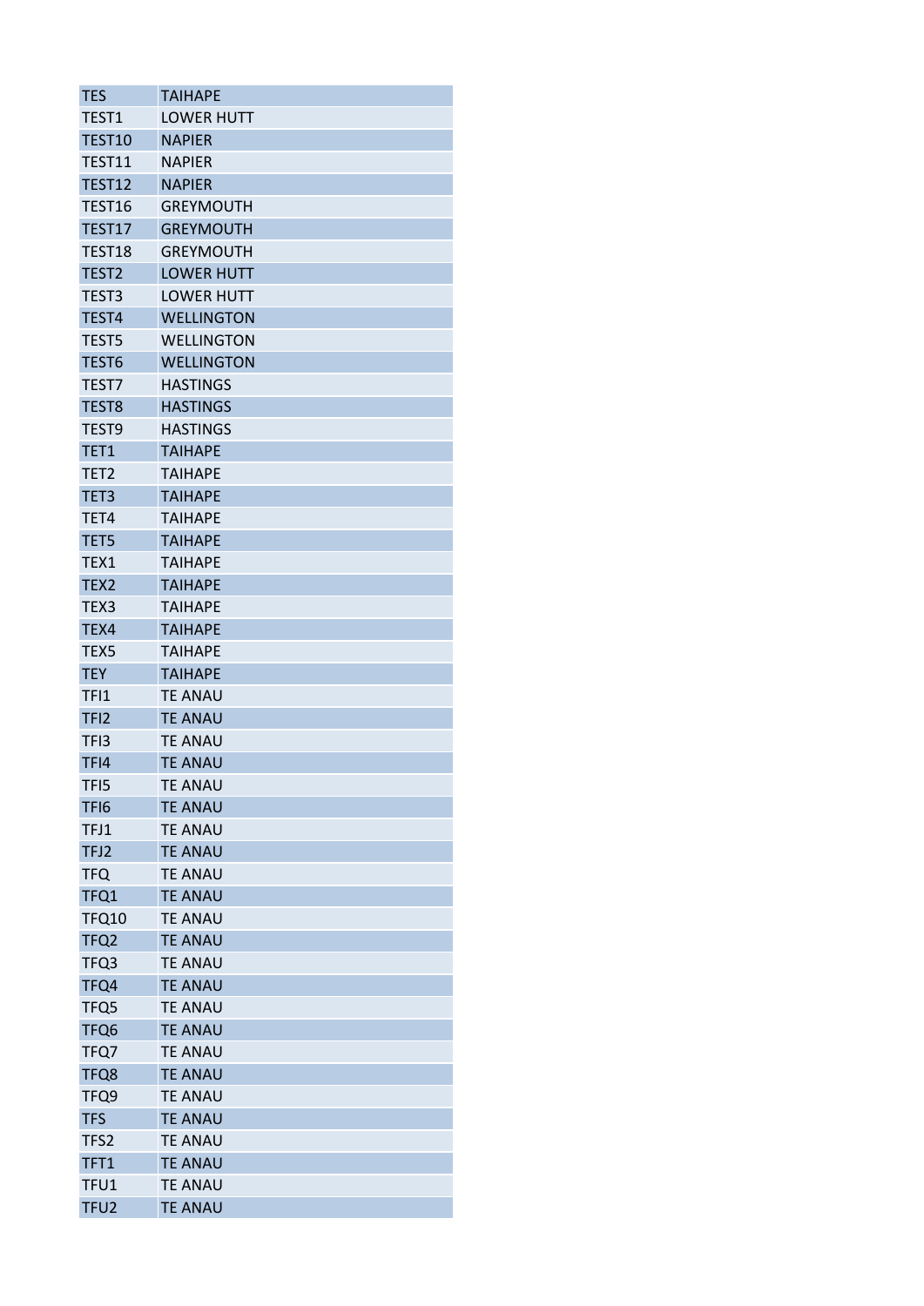| TES | TAIHAPE |
|---|---|
| TEST1 | LOWER HUTT |
| TEST10 | NAPIER |
| TEST11 | NAPIER |
| TEST12 | NAPIER |
| TEST16 | GREYMOUTH |
| TEST17 | GREYMOUTH |
| TEST18 | GREYMOUTH |
| TEST2 | LOWER HUTT |
| TEST3 | LOWER HUTT |
| TEST4 | WELLINGTON |
| TEST5 | WELLINGTON |
| TEST6 | WELLINGTON |
| TEST7 | HASTINGS |
| TEST8 | HASTINGS |
| TEST9 | HASTINGS |
| TET1 | TAIHAPE |
| TET2 | TAIHAPE |
| TET3 | TAIHAPE |
| TET4 | TAIHAPE |
| TET5 | TAIHAPE |
| TEX1 | TAIHAPE |
| TEX2 | TAIHAPE |
| TEX3 | TAIHAPE |
| TEX4 | TAIHAPE |
| TEX5 | TAIHAPE |
| TEY | TAIHAPE |
| TFI1 | TE ANAU |
| TFI2 | TE ANAU |
| TFI3 | TE ANAU |
| TFI4 | TE ANAU |
| TFI5 | TE ANAU |
| TFI6 | TE ANAU |
| TFJ1 | TE ANAU |
| TFJ2 | TE ANAU |
| TFQ | TE ANAU |
| TFQ1 | TE ANAU |
| TFQ10 | TE ANAU |
| TFQ2 | TE ANAU |
| TFQ3 | TE ANAU |
| TFQ4 | TE ANAU |
| TFQ5 | TE ANAU |
| TFQ6 | TE ANAU |
| TFQ7 | TE ANAU |
| TFQ8 | TE ANAU |
| TFQ9 | TE ANAU |
| TFS | TE ANAU |
| TFS2 | TE ANAU |
| TFT1 | TE ANAU |
| TFU1 | TE ANAU |
| TFU2 | TE ANAU |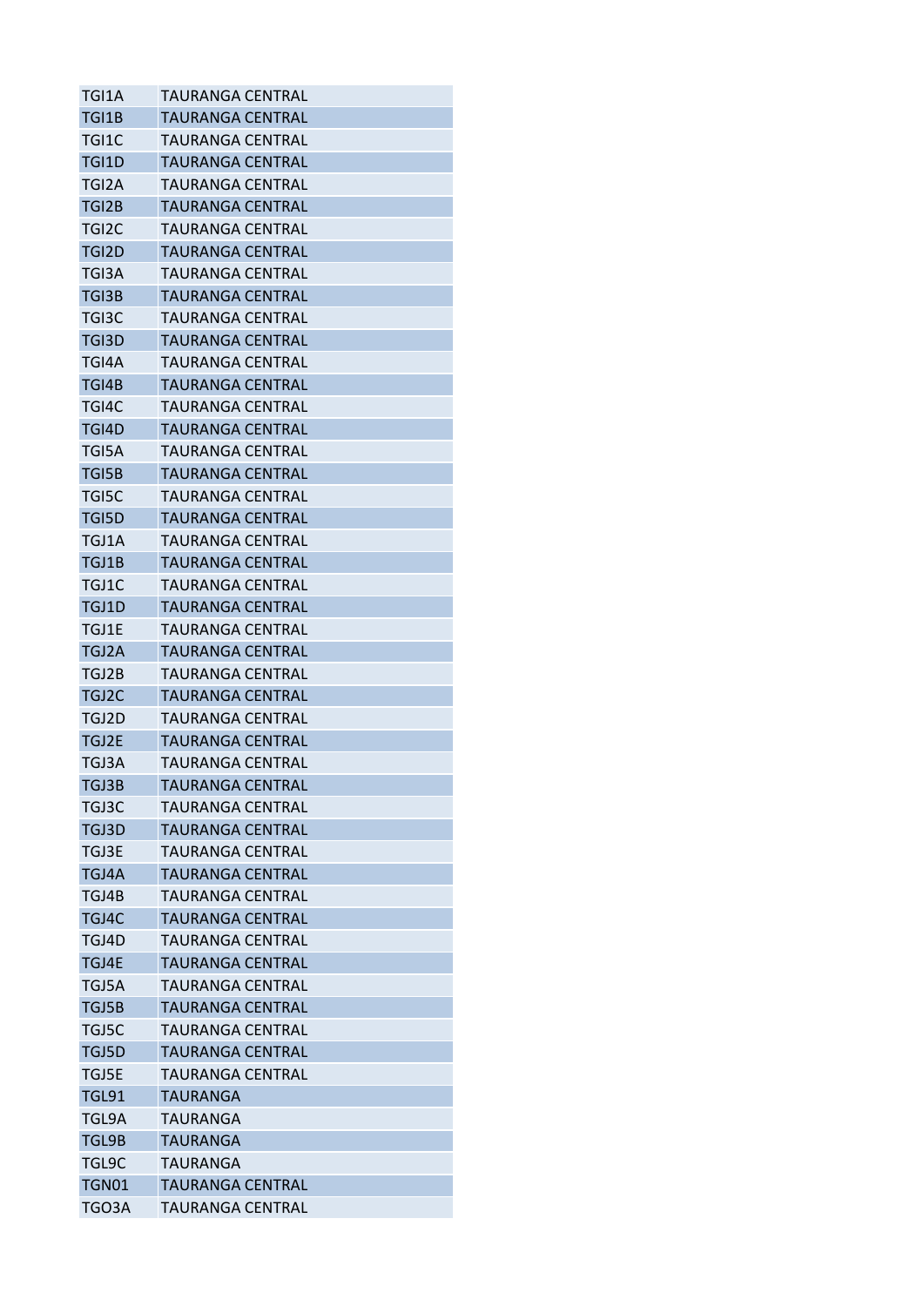| | |
|---|---|
| TGI1A | TAURANGA CENTRAL |
| TGI1B | TAURANGA CENTRAL |
| TGI1C | TAURANGA CENTRAL |
| TGI1D | TAURANGA CENTRAL |
| TGI2A | TAURANGA CENTRAL |
| TGI2B | TAURANGA CENTRAL |
| TGI2C | TAURANGA CENTRAL |
| TGI2D | TAURANGA CENTRAL |
| TGI3A | TAURANGA CENTRAL |
| TGI3B | TAURANGA CENTRAL |
| TGI3C | TAURANGA CENTRAL |
| TGI3D | TAURANGA CENTRAL |
| TGI4A | TAURANGA CENTRAL |
| TGI4B | TAURANGA CENTRAL |
| TGI4C | TAURANGA CENTRAL |
| TGI4D | TAURANGA CENTRAL |
| TGI5A | TAURANGA CENTRAL |
| TGI5B | TAURANGA CENTRAL |
| TGI5C | TAURANGA CENTRAL |
| TGI5D | TAURANGA CENTRAL |
| TGJ1A | TAURANGA CENTRAL |
| TGJ1B | TAURANGA CENTRAL |
| TGJ1C | TAURANGA CENTRAL |
| TGJ1D | TAURANGA CENTRAL |
| TGJ1E | TAURANGA CENTRAL |
| TGJ2A | TAURANGA CENTRAL |
| TGJ2B | TAURANGA CENTRAL |
| TGJ2C | TAURANGA CENTRAL |
| TGJ2D | TAURANGA CENTRAL |
| TGJ2E | TAURANGA CENTRAL |
| TGJ3A | TAURANGA CENTRAL |
| TGJ3B | TAURANGA CENTRAL |
| TGJ3C | TAURANGA CENTRAL |
| TGJ3D | TAURANGA CENTRAL |
| TGJ3E | TAURANGA CENTRAL |
| TGJ4A | TAURANGA CENTRAL |
| TGJ4B | TAURANGA CENTRAL |
| TGJ4C | TAURANGA CENTRAL |
| TGJ4D | TAURANGA CENTRAL |
| TGJ4E | TAURANGA CENTRAL |
| TGJ5A | TAURANGA CENTRAL |
| TGJ5B | TAURANGA CENTRAL |
| TGJ5C | TAURANGA CENTRAL |
| TGJ5D | TAURANGA CENTRAL |
| TGJ5E | TAURANGA CENTRAL |
| TGL91 | TAURANGA |
| TGL9A | TAURANGA |
| TGL9B | TAURANGA |
| TGL9C | TAURANGA |
| TGN01 | TAURANGA CENTRAL |
| TGO3A | TAURANGA CENTRAL |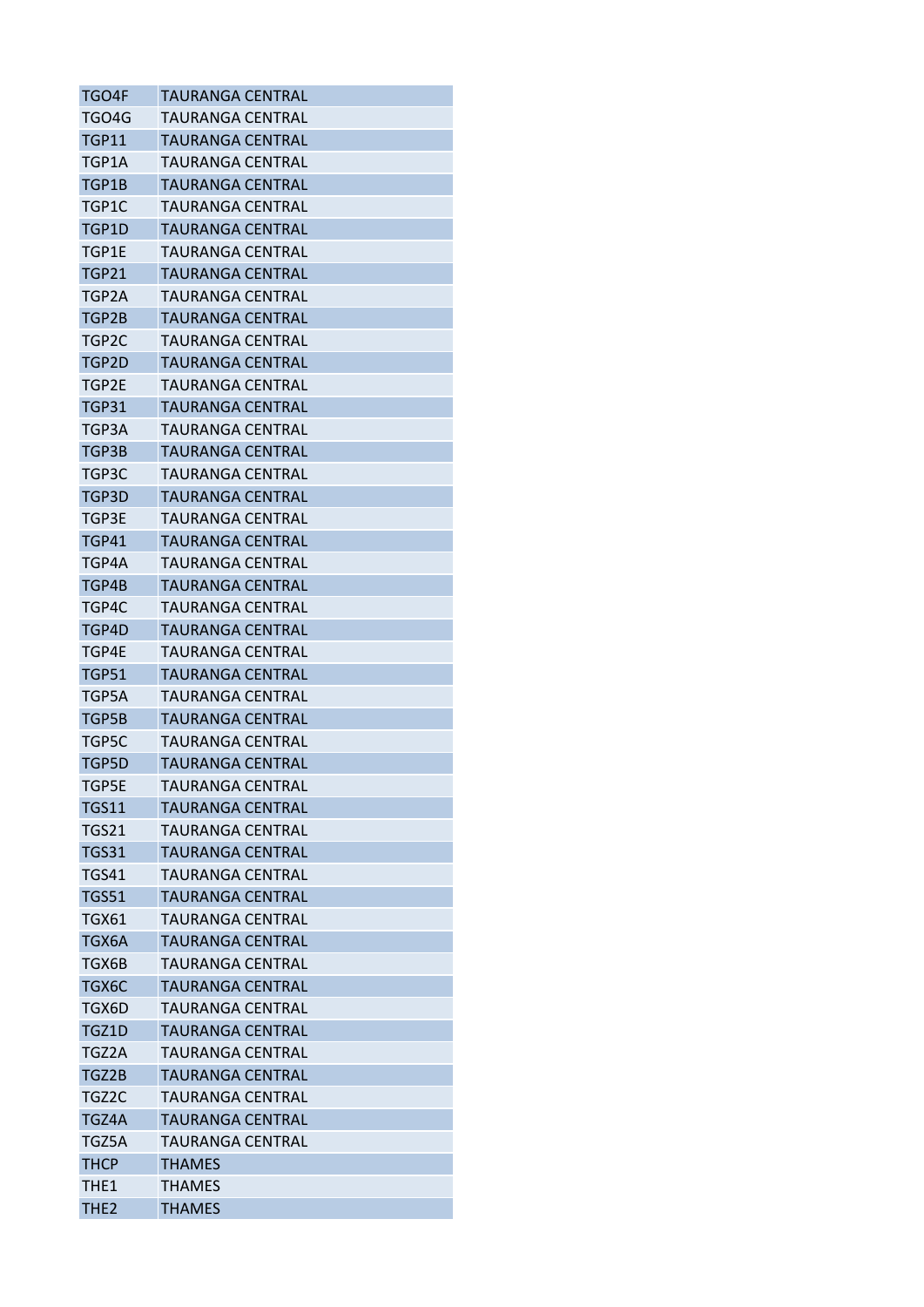| TGO4F | TAURANGA CENTRAL |
|---|---|
| TGO4G | TAURANGA CENTRAL |
| TGP11 | TAURANGA CENTRAL |
| TGP1A | TAURANGA CENTRAL |
| TGP1B | TAURANGA CENTRAL |
| TGP1C | TAURANGA CENTRAL |
| TGP1D | TAURANGA CENTRAL |
| TGP1E | TAURANGA CENTRAL |
| TGP21 | TAURANGA CENTRAL |
| TGP2A | TAURANGA CENTRAL |
| TGP2B | TAURANGA CENTRAL |
| TGP2C | TAURANGA CENTRAL |
| TGP2D | TAURANGA CENTRAL |
| TGP2E | TAURANGA CENTRAL |
| TGP31 | TAURANGA CENTRAL |
| TGP3A | TAURANGA CENTRAL |
| TGP3B | TAURANGA CENTRAL |
| TGP3C | TAURANGA CENTRAL |
| TGP3D | TAURANGA CENTRAL |
| TGP3E | TAURANGA CENTRAL |
| TGP41 | TAURANGA CENTRAL |
| TGP4A | TAURANGA CENTRAL |
| TGP4B | TAURANGA CENTRAL |
| TGP4C | TAURANGA CENTRAL |
| TGP4D | TAURANGA CENTRAL |
| TGP4E | TAURANGA CENTRAL |
| TGP51 | TAURANGA CENTRAL |
| TGP5A | TAURANGA CENTRAL |
| TGP5B | TAURANGA CENTRAL |
| TGP5C | TAURANGA CENTRAL |
| TGP5D | TAURANGA CENTRAL |
| TGP5E | TAURANGA CENTRAL |
| TGS11 | TAURANGA CENTRAL |
| TGS21 | TAURANGA CENTRAL |
| TGS31 | TAURANGA CENTRAL |
| TGS41 | TAURANGA CENTRAL |
| TGS51 | TAURANGA CENTRAL |
| TGX61 | TAURANGA CENTRAL |
| TGX6A | TAURANGA CENTRAL |
| TGX6B | TAURANGA CENTRAL |
| TGX6C | TAURANGA CENTRAL |
| TGX6D | TAURANGA CENTRAL |
| TGZ1D | TAURANGA CENTRAL |
| TGZ2A | TAURANGA CENTRAL |
| TGZ2B | TAURANGA CENTRAL |
| TGZ2C | TAURANGA CENTRAL |
| TGZ4A | TAURANGA CENTRAL |
| TGZ5A | TAURANGA CENTRAL |
| THCP | THAMES |
| THE1 | THAMES |
| THE2 | THAMES |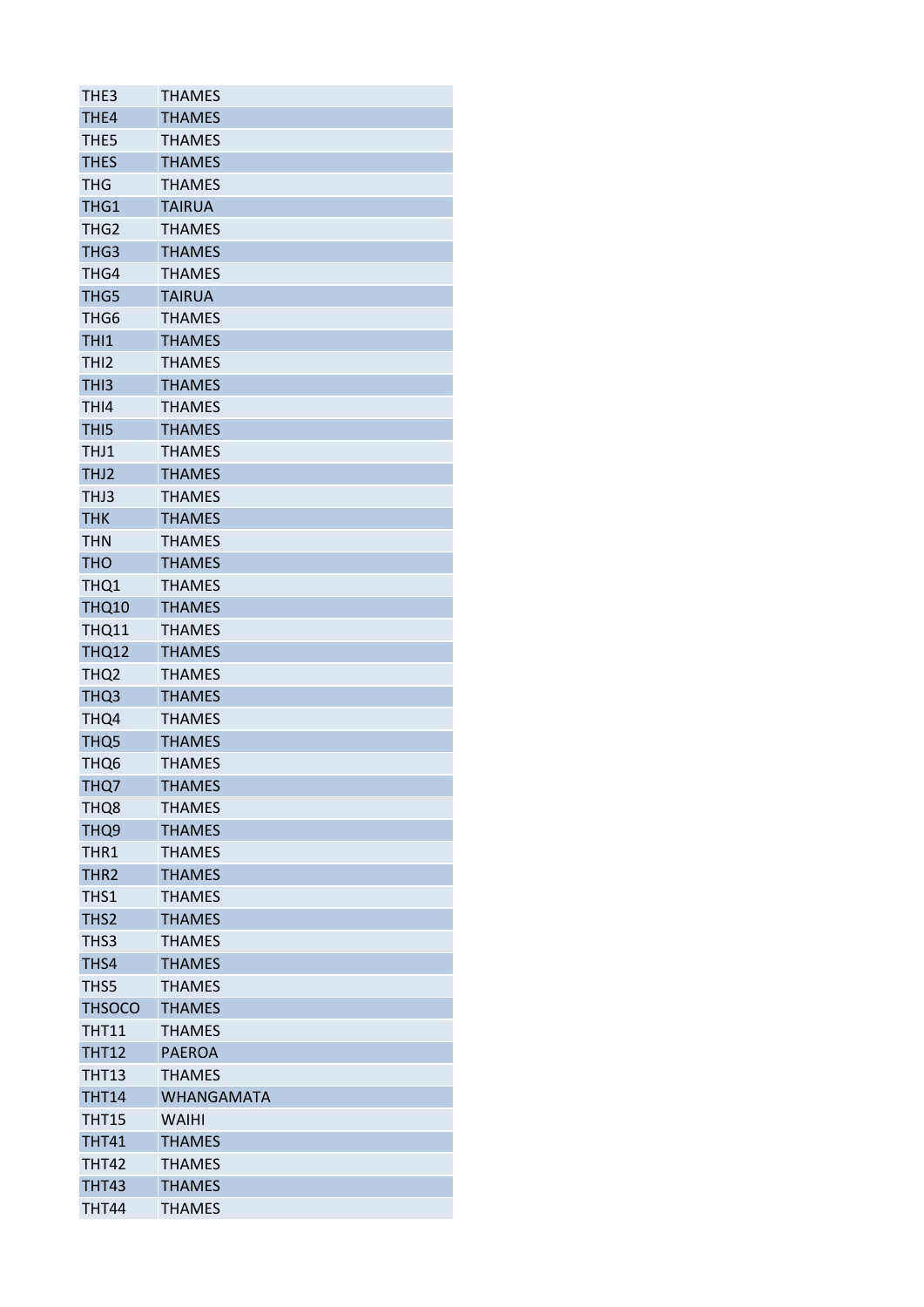| | |
|---|---|
| THE3 | THAMES |
| THE4 | THAMES |
| THE5 | THAMES |
| THES | THAMES |
| THG | THAMES |
| THG1 | TAIRUA |
| THG2 | THAMES |
| THG3 | THAMES |
| THG4 | THAMES |
| THG5 | TAIRUA |
| THG6 | THAMES |
| THI1 | THAMES |
| THI2 | THAMES |
| THI3 | THAMES |
| THI4 | THAMES |
| THI5 | THAMES |
| THJ1 | THAMES |
| THJ2 | THAMES |
| THJ3 | THAMES |
| THK | THAMES |
| THN | THAMES |
| THO | THAMES |
| THQ1 | THAMES |
| THQ10 | THAMES |
| THQ11 | THAMES |
| THQ12 | THAMES |
| THQ2 | THAMES |
| THQ3 | THAMES |
| THQ4 | THAMES |
| THQ5 | THAMES |
| THQ6 | THAMES |
| THQ7 | THAMES |
| THQ8 | THAMES |
| THQ9 | THAMES |
| THR1 | THAMES |
| THR2 | THAMES |
| THS1 | THAMES |
| THS2 | THAMES |
| THS3 | THAMES |
| THS4 | THAMES |
| THS5 | THAMES |
| THSOCO | THAMES |
| THT11 | THAMES |
| THT12 | PAEROA |
| THT13 | THAMES |
| THT14 | WHANGAMATA |
| THT15 | WAIHI |
| THT41 | THAMES |
| THT42 | THAMES |
| THT43 | THAMES |
| THT44 | THAMES |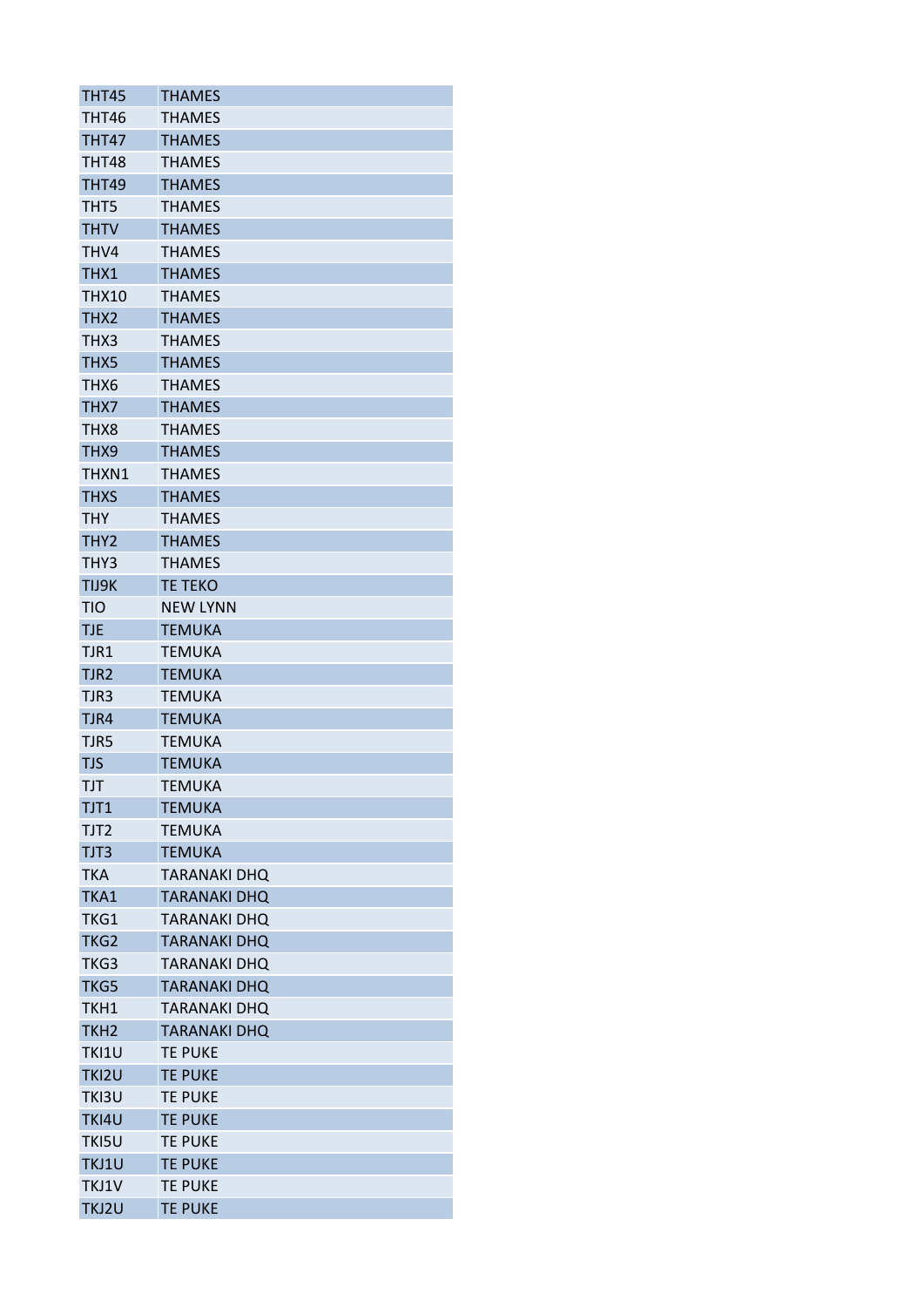| THT45 | THAMES |
|---|---|
| THT46 | THAMES |
| THT47 | THAMES |
| THT48 | THAMES |
| THT49 | THAMES |
| THT5 | THAMES |
| THTV | THAMES |
| THV4 | THAMES |
| THX1 | THAMES |
| THX10 | THAMES |
| THX2 | THAMES |
| THX3 | THAMES |
| THX5 | THAMES |
| THX6 | THAMES |
| THX7 | THAMES |
| THX8 | THAMES |
| THX9 | THAMES |
| THXN1 | THAMES |
| THXS | THAMES |
| THY | THAMES |
| THY2 | THAMES |
| THY3 | THAMES |
| TIJ9K | TE TEKO |
| TIO | NEW LYNN |
| TJE | TEMUKA |
| TJR1 | TEMUKA |
| TJR2 | TEMUKA |
| TJR3 | TEMUKA |
| TJR4 | TEMUKA |
| TJR5 | TEMUKA |
| TJS | TEMUKA |
| TJT | TEMUKA |
| TJT1 | TEMUKA |
| TJT2 | TEMUKA |
| TJT3 | TEMUKA |
| TKA | TARANAKI DHQ |
| TKA1 | TARANAKI DHQ |
| TKG1 | TARANAKI DHQ |
| TKG2 | TARANAKI DHQ |
| TKG3 | TARANAKI DHQ |
| TKG5 | TARANAKI DHQ |
| TKH1 | TARANAKI DHQ |
| TKH2 | TARANAKI DHQ |
| TKI1U | TE PUKE |
| TKI2U | TE PUKE |
| TKI3U | TE PUKE |
| TKI4U | TE PUKE |
| TKI5U | TE PUKE |
| TKJ1U | TE PUKE |
| TKJ1V | TE PUKE |
| TKJ2U | TE PUKE |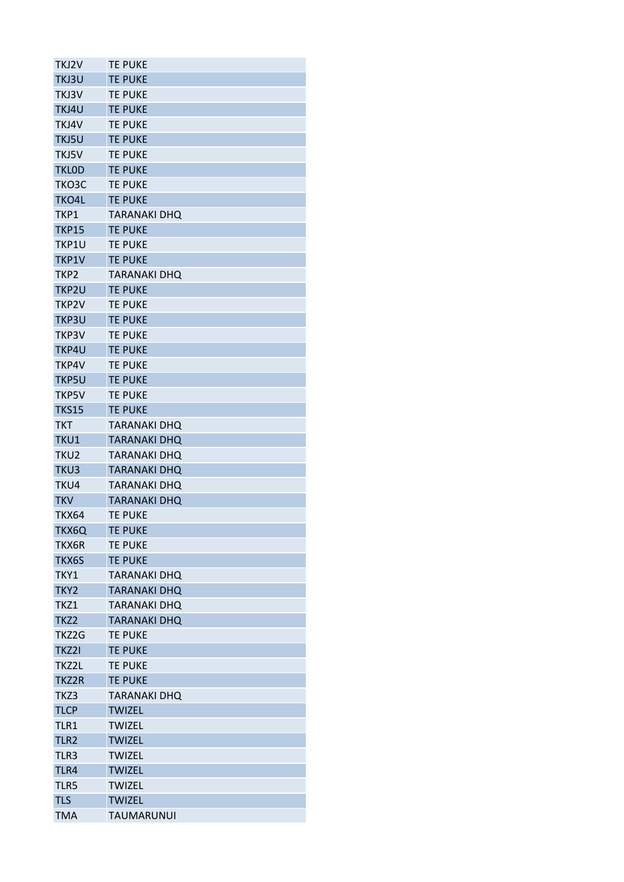| | |
|---|---|
| TKJ2V | TE PUKE |
| TKJ3U | TE PUKE |
| TKJ3V | TE PUKE |
| TKJ4U | TE PUKE |
| TKJ4V | TE PUKE |
| TKJ5U | TE PUKE |
| TKJ5V | TE PUKE |
| TKL0D | TE PUKE |
| TKO3C | TE PUKE |
| TKO4L | TE PUKE |
| TKP1 | TARANAKI DHQ |
| TKP15 | TE PUKE |
| TKP1U | TE PUKE |
| TKP1V | TE PUKE |
| TKP2 | TARANAKI DHQ |
| TKP2U | TE PUKE |
| TKP2V | TE PUKE |
| TKP3U | TE PUKE |
| TKP3V | TE PUKE |
| TKP4U | TE PUKE |
| TKP4V | TE PUKE |
| TKP5U | TE PUKE |
| TKP5V | TE PUKE |
| TKS15 | TE PUKE |
| TKT | TARANAKI DHQ |
| TKU1 | TARANAKI DHQ |
| TKU2 | TARANAKI DHQ |
| TKU3 | TARANAKI DHQ |
| TKU4 | TARANAKI DHQ |
| TKV | TARANAKI DHQ |
| TKX64 | TE PUKE |
| TKX6Q | TE PUKE |
| TKX6R | TE PUKE |
| TKX6S | TE PUKE |
| TKY1 | TARANAKI DHQ |
| TKY2 | TARANAKI DHQ |
| TKZ1 | TARANAKI DHQ |
| TKZ2 | TARANAKI DHQ |
| TKZ2G | TE PUKE |
| TKZ2I | TE PUKE |
| TKZ2L | TE PUKE |
| TKZ2R | TE PUKE |
| TKZ3 | TARANAKI DHQ |
| TLCP | TWIZEL |
| TLR1 | TWIZEL |
| TLR2 | TWIZEL |
| TLR3 | TWIZEL |
| TLR4 | TWIZEL |
| TLR5 | TWIZEL |
| TLS | TWIZEL |
| TMA | TAUMARUNUI |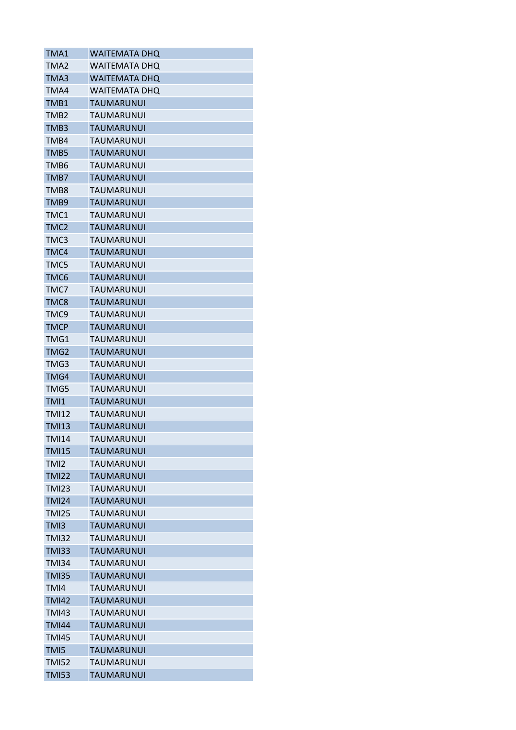| | |
|---|---|
| TMA1 | WAITEMATA DHQ |
| TMA2 | WAITEMATA DHQ |
| TMA3 | WAITEMATA DHQ |
| TMA4 | WAITEMATA DHQ |
| TMB1 | TAUMARUNUI |
| TMB2 | TAUMARUNUI |
| TMB3 | TAUMARUNUI |
| TMB4 | TAUMARUNUI |
| TMB5 | TAUMARUNUI |
| TMB6 | TAUMARUNUI |
| TMB7 | TAUMARUNUI |
| TMB8 | TAUMARUNUI |
| TMB9 | TAUMARUNUI |
| TMC1 | TAUMARUNUI |
| TMC2 | TAUMARUNUI |
| TMC3 | TAUMARUNUI |
| TMC4 | TAUMARUNUI |
| TMC5 | TAUMARUNUI |
| TMC6 | TAUMARUNUI |
| TMC7 | TAUMARUNUI |
| TMC8 | TAUMARUNUI |
| TMC9 | TAUMARUNUI |
| TMCP | TAUMARUNUI |
| TMG1 | TAUMARUNUI |
| TMG2 | TAUMARUNUI |
| TMG3 | TAUMARUNUI |
| TMG4 | TAUMARUNUI |
| TMG5 | TAUMARUNUI |
| TMI1 | TAUMARUNUI |
| TMI12 | TAUMARUNUI |
| TMI13 | TAUMARUNUI |
| TMI14 | TAUMARUNUI |
| TMI15 | TAUMARUNUI |
| TMI2 | TAUMARUNUI |
| TMI22 | TAUMARUNUI |
| TMI23 | TAUMARUNUI |
| TMI24 | TAUMARUNUI |
| TMI25 | TAUMARUNUI |
| TMI3 | TAUMARUNUI |
| TMI32 | TAUMARUNUI |
| TMI33 | TAUMARUNUI |
| TMI34 | TAUMARUNUI |
| TMI35 | TAUMARUNUI |
| TMI4 | TAUMARUNUI |
| TMI42 | TAUMARUNUI |
| TMI43 | TAUMARUNUI |
| TMI44 | TAUMARUNUI |
| TMI45 | TAUMARUNUI |
| TMI5 | TAUMARUNUI |
| TMI52 | TAUMARUNUI |
| TMI53 | TAUMARUNUI |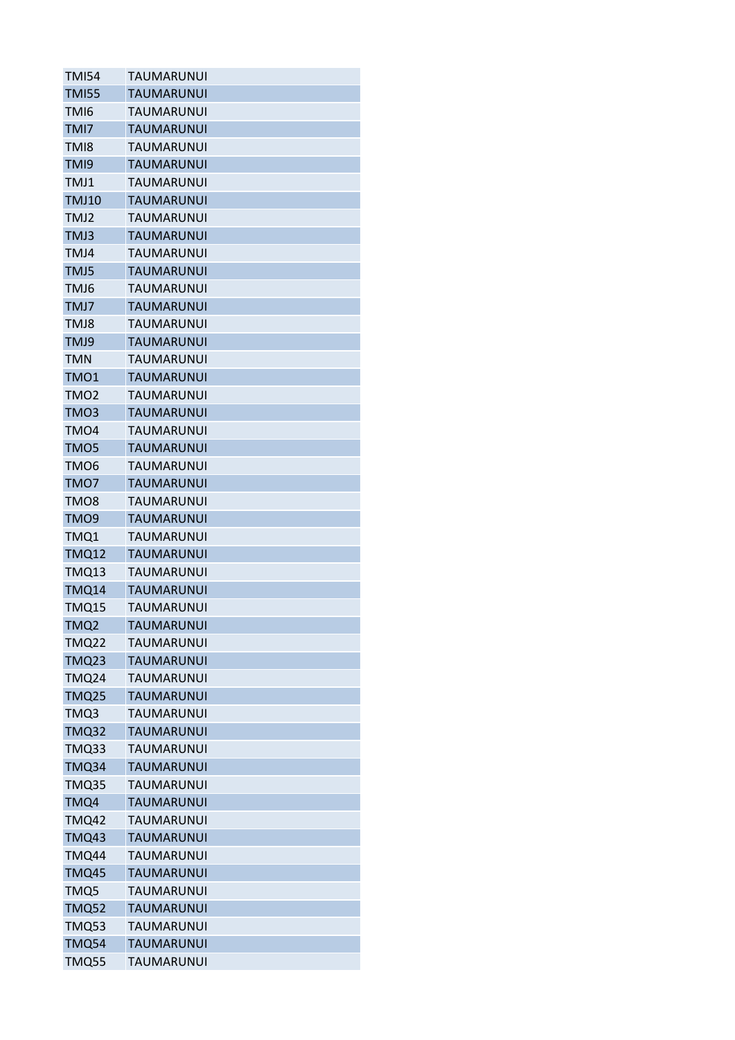| TMI54 | TAUMARUNUI |
|---|---|
| TMI55 | TAUMARUNUI |
| TMI6 | TAUMARUNUI |
| TMI7 | TAUMARUNUI |
| TMI8 | TAUMARUNUI |
| TMI9 | TAUMARUNUI |
| TMJ1 | TAUMARUNUI |
| TMJ10 | TAUMARUNUI |
| TMJ2 | TAUMARUNUI |
| TMJ3 | TAUMARUNUI |
| TMJ4 | TAUMARUNUI |
| TMJ5 | TAUMARUNUI |
| TMJ6 | TAUMARUNUI |
| TMJ7 | TAUMARUNUI |
| TMJ8 | TAUMARUNUI |
| TMJ9 | TAUMARUNUI |
| TMN | TAUMARUNUI |
| TMO1 | TAUMARUNUI |
| TMO2 | TAUMARUNUI |
| TMO3 | TAUMARUNUI |
| TMO4 | TAUMARUNUI |
| TMO5 | TAUMARUNUI |
| TMO6 | TAUMARUNUI |
| TMO7 | TAUMARUNUI |
| TMO8 | TAUMARUNUI |
| TMO9 | TAUMARUNUI |
| TMQ1 | TAUMARUNUI |
| TMQ12 | TAUMARUNUI |
| TMQ13 | TAUMARUNUI |
| TMQ14 | TAUMARUNUI |
| TMQ15 | TAUMARUNUI |
| TMQ2 | TAUMARUNUI |
| TMQ22 | TAUMARUNUI |
| TMQ23 | TAUMARUNUI |
| TMQ24 | TAUMARUNUI |
| TMQ25 | TAUMARUNUI |
| TMQ3 | TAUMARUNUI |
| TMQ32 | TAUMARUNUI |
| TMQ33 | TAUMARUNUI |
| TMQ34 | TAUMARUNUI |
| TMQ35 | TAUMARUNUI |
| TMQ4 | TAUMARUNUI |
| TMQ42 | TAUMARUNUI |
| TMQ43 | TAUMARUNUI |
| TMQ44 | TAUMARUNUI |
| TMQ45 | TAUMARUNUI |
| TMQ5 | TAUMARUNUI |
| TMQ52 | TAUMARUNUI |
| TMQ53 | TAUMARUNUI |
| TMQ54 | TAUMARUNUI |
| TMQ55 | TAUMARUNUI |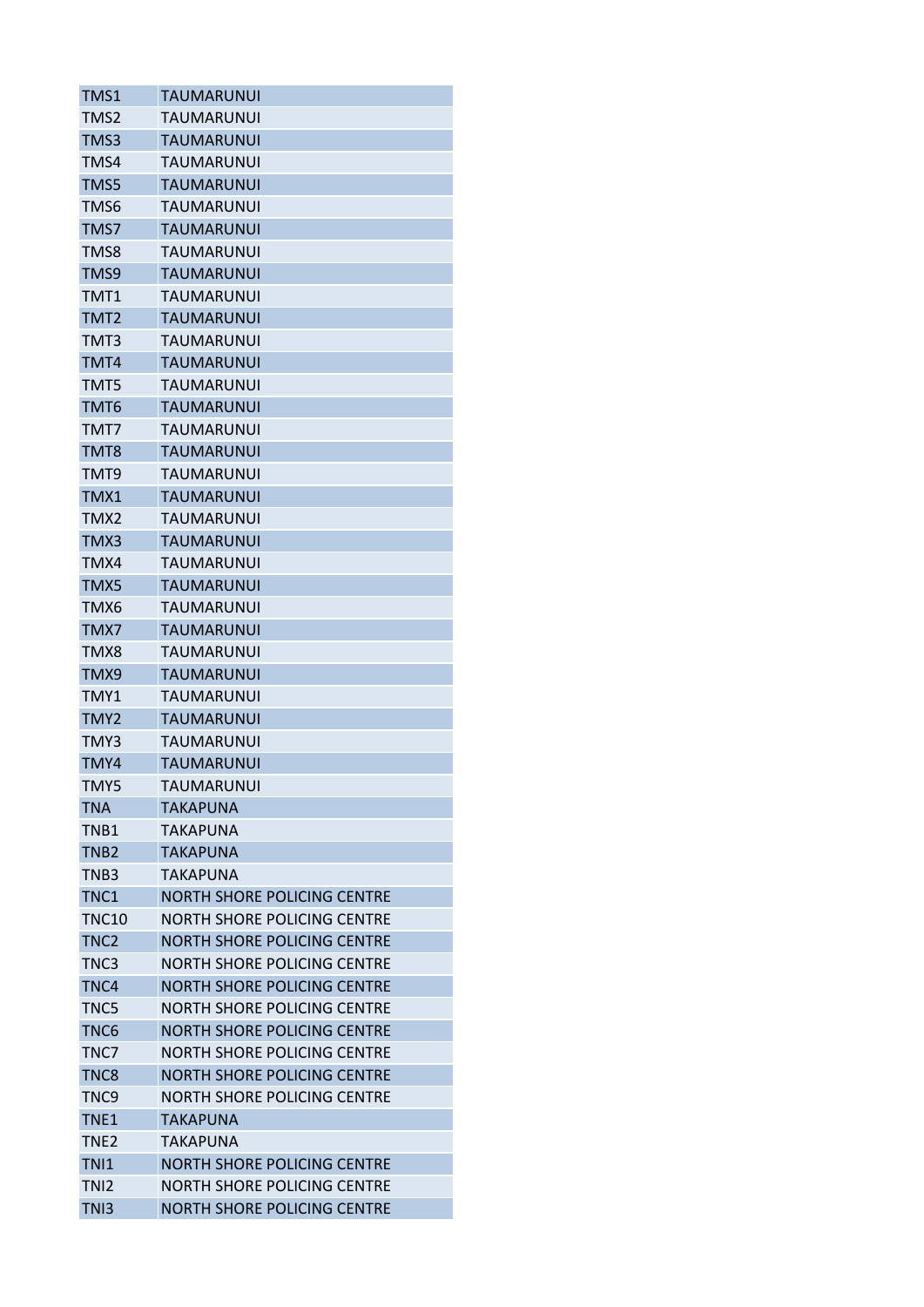| TMS1 | TAUMARUNUI |
|---|---|
| TMS2 | TAUMARUNUI |
| TMS3 | TAUMARUNUI |
| TMS4 | TAUMARUNUI |
| TMS5 | TAUMARUNUI |
| TMS6 | TAUMARUNUI |
| TMS7 | TAUMARUNUI |
| TMS8 | TAUMARUNUI |
| TMS9 | TAUMARUNUI |
| TMT1 | TAUMARUNUI |
| TMT2 | TAUMARUNUI |
| TMT3 | TAUMARUNUI |
| TMT4 | TAUMARUNUI |
| TMT5 | TAUMARUNUI |
| TMT6 | TAUMARUNUI |
| TMT7 | TAUMARUNUI |
| TMT8 | TAUMARUNUI |
| TMT9 | TAUMARUNUI |
| TMX1 | TAUMARUNUI |
| TMX2 | TAUMARUNUI |
| TMX3 | TAUMARUNUI |
| TMX4 | TAUMARUNUI |
| TMX5 | TAUMARUNUI |
| TMX6 | TAUMARUNUI |
| TMX7 | TAUMARUNUI |
| TMX8 | TAUMARUNUI |
| TMX9 | TAUMARUNUI |
| TMY1 | TAUMARUNUI |
| TMY2 | TAUMARUNUI |
| TMY3 | TAUMARUNUI |
| TMY4 | TAUMARUNUI |
| TMY5 | TAUMARUNUI |
| TNA | TAKAPUNA |
| TNB1 | TAKAPUNA |
| TNB2 | TAKAPUNA |
| TNB3 | TAKAPUNA |
| TNC1 | NORTH SHORE POLICING CENTRE |
| TNC10 | NORTH SHORE POLICING CENTRE |
| TNC2 | NORTH SHORE POLICING CENTRE |
| TNC3 | NORTH SHORE POLICING CENTRE |
| TNC4 | NORTH SHORE POLICING CENTRE |
| TNC5 | NORTH SHORE POLICING CENTRE |
| TNC6 | NORTH SHORE POLICING CENTRE |
| TNC7 | NORTH SHORE POLICING CENTRE |
| TNC8 | NORTH SHORE POLICING CENTRE |
| TNC9 | NORTH SHORE POLICING CENTRE |
| TNE1 | TAKAPUNA |
| TNE2 | TAKAPUNA |
| TNI1 | NORTH SHORE POLICING CENTRE |
| TNI2 | NORTH SHORE POLICING CENTRE |
| TNI3 | NORTH SHORE POLICING CENTRE |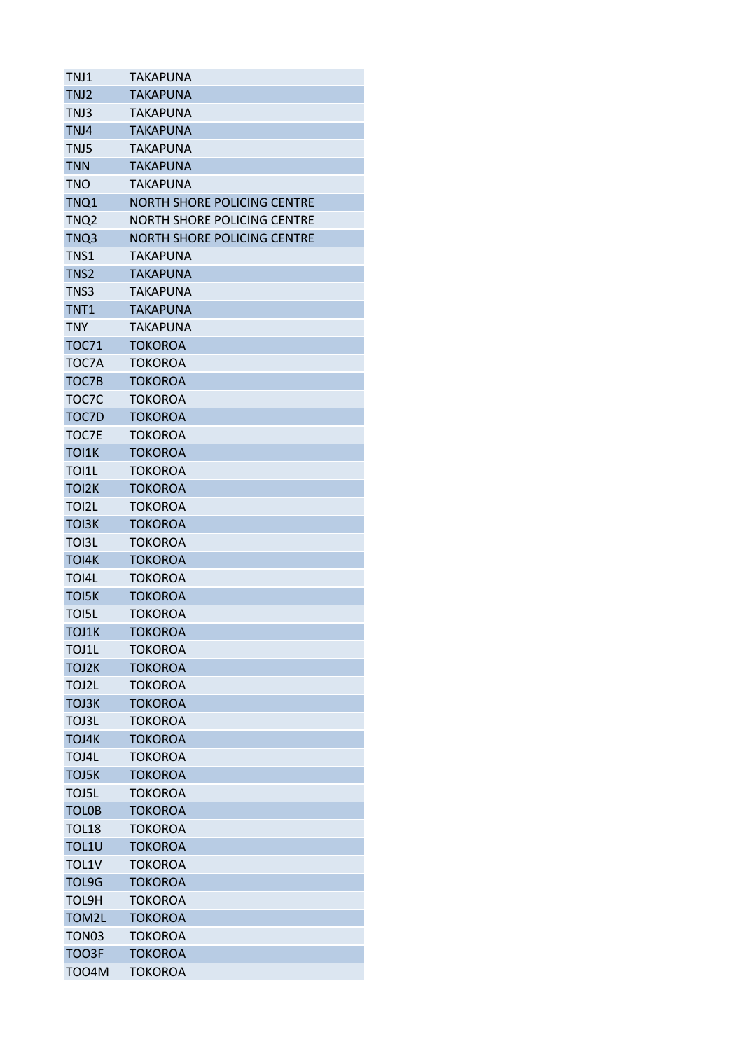| | |
|---|---|
| TNJ1 | TAKAPUNA |
| TNJ2 | TAKAPUNA |
| TNJ3 | TAKAPUNA |
| TNJ4 | TAKAPUNA |
| TNJ5 | TAKAPUNA |
| TNN | TAKAPUNA |
| TNO | TAKAPUNA |
| TNQ1 | NORTH SHORE POLICING CENTRE |
| TNQ2 | NORTH SHORE POLICING CENTRE |
| TNQ3 | NORTH SHORE POLICING CENTRE |
| TNS1 | TAKAPUNA |
| TNS2 | TAKAPUNA |
| TNS3 | TAKAPUNA |
| TNT1 | TAKAPUNA |
| TNY | TAKAPUNA |
| TOC71 | TOKOROA |
| TOC7A | TOKOROA |
| TOC7B | TOKOROA |
| TOC7C | TOKOROA |
| TOC7D | TOKOROA |
| TOC7E | TOKOROA |
| TOI1K | TOKOROA |
| TOI1L | TOKOROA |
| TOI2K | TOKOROA |
| TOI2L | TOKOROA |
| TOI3K | TOKOROA |
| TOI3L | TOKOROA |
| TOI4K | TOKOROA |
| TOI4L | TOKOROA |
| TOI5K | TOKOROA |
| TOI5L | TOKOROA |
| TOJ1K | TOKOROA |
| TOJ1L | TOKOROA |
| TOJ2K | TOKOROA |
| TOJ2L | TOKOROA |
| TOJ3K | TOKOROA |
| TOJ3L | TOKOROA |
| TOJ4K | TOKOROA |
| TOJ4L | TOKOROA |
| TOJ5K | TOKOROA |
| TOJ5L | TOKOROA |
| TOL0B | TOKOROA |
| TOL18 | TOKOROA |
| TOL1U | TOKOROA |
| TOL1V | TOKOROA |
| TOL9G | TOKOROA |
| TOL9H | TOKOROA |
| TOM2L | TOKOROA |
| TON03 | TOKOROA |
| TOO3F | TOKOROA |
| TOO4M | TOKOROA |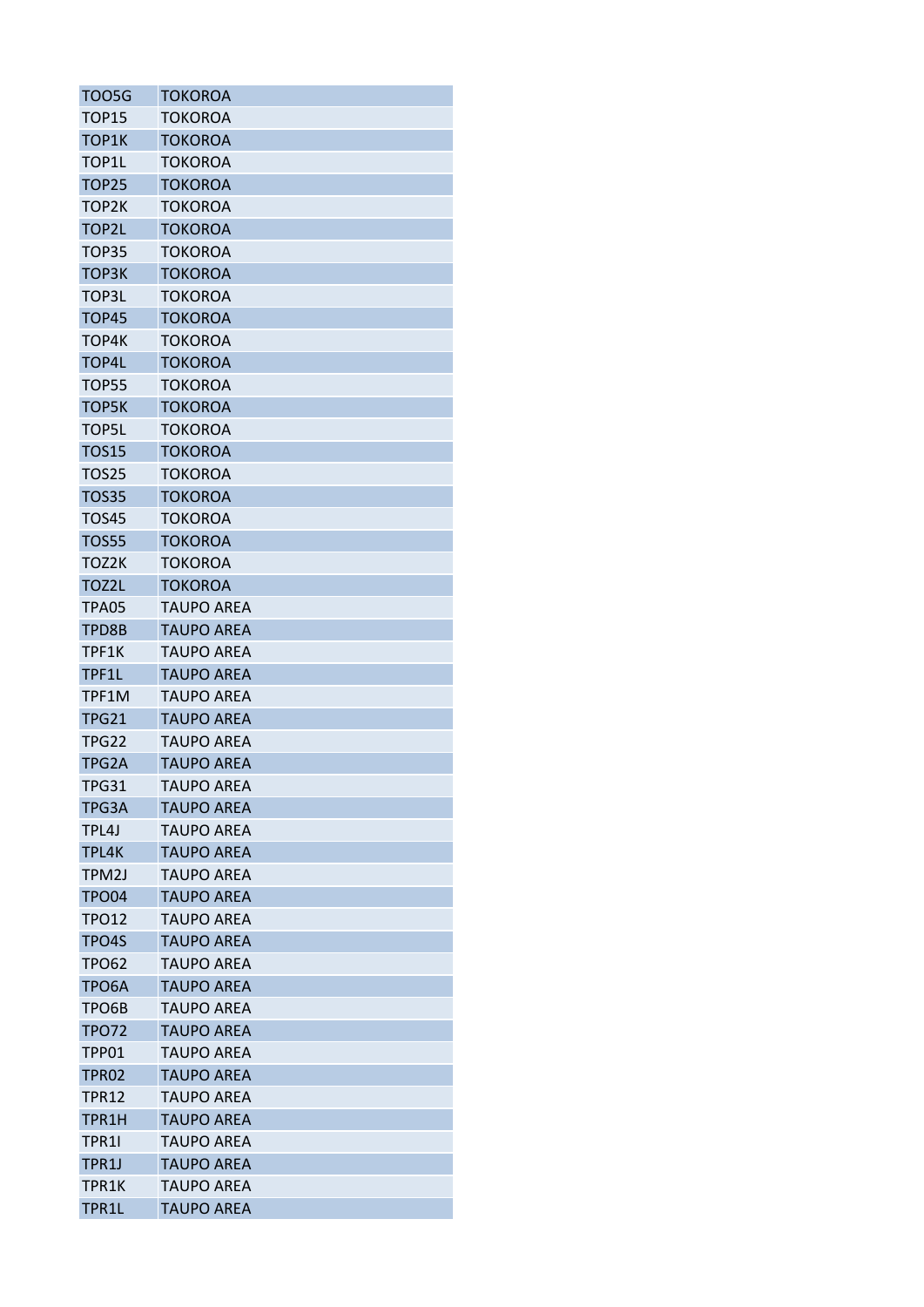| TOO5G | TOKOROA |
|---|---|
| TOP15 | TOKOROA |
| TOP1K | TOKOROA |
| TOP1L | TOKOROA |
| TOP25 | TOKOROA |
| TOP2K | TOKOROA |
| TOP2L | TOKOROA |
| TOP35 | TOKOROA |
| TOP3K | TOKOROA |
| TOP3L | TOKOROA |
| TOP45 | TOKOROA |
| TOP4K | TOKOROA |
| TOP4L | TOKOROA |
| TOP55 | TOKOROA |
| TOP5K | TOKOROA |
| TOP5L | TOKOROA |
| TOS15 | TOKOROA |
| TOS25 | TOKOROA |
| TOS35 | TOKOROA |
| TOS45 | TOKOROA |
| TOS55 | TOKOROA |
| TOZ2K | TOKOROA |
| TOZ2L | TOKOROA |
| TPA05 | TAUPO AREA |
| TPD8B | TAUPO AREA |
| TPF1K | TAUPO AREA |
| TPF1L | TAUPO AREA |
| TPF1M | TAUPO AREA |
| TPG21 | TAUPO AREA |
| TPG22 | TAUPO AREA |
| TPG2A | TAUPO AREA |
| TPG31 | TAUPO AREA |
| TPG3A | TAUPO AREA |
| TPL4J | TAUPO AREA |
| TPL4K | TAUPO AREA |
| TPM2J | TAUPO AREA |
| TPO04 | TAUPO AREA |
| TPO12 | TAUPO AREA |
| TPO4S | TAUPO AREA |
| TPO62 | TAUPO AREA |
| TPO6A | TAUPO AREA |
| TPO6B | TAUPO AREA |
| TPO72 | TAUPO AREA |
| TPP01 | TAUPO AREA |
| TPR02 | TAUPO AREA |
| TPR12 | TAUPO AREA |
| TPR1H | TAUPO AREA |
| TPR1I | TAUPO AREA |
| TPR1J | TAUPO AREA |
| TPR1K | TAUPO AREA |
| TPR1L | TAUPO AREA |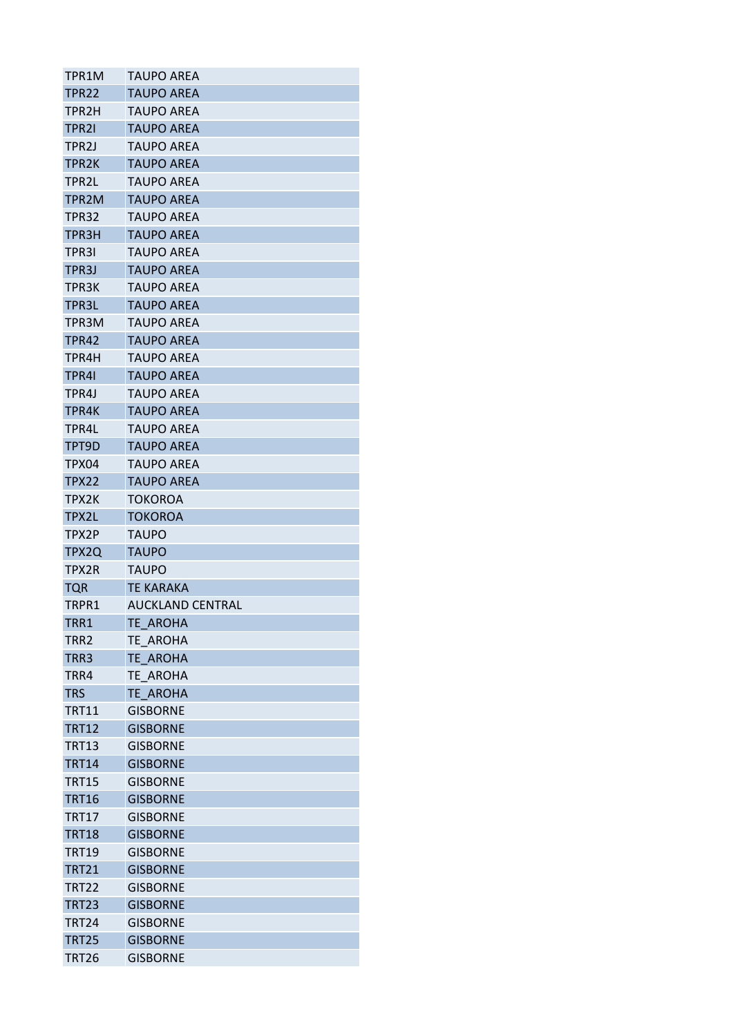| | |
|---|---|
| TPR1M | TAUPO AREA |
| TPR22 | TAUPO AREA |
| TPR2H | TAUPO AREA |
| TPR2I | TAUPO AREA |
| TPR2J | TAUPO AREA |
| TPR2K | TAUPO AREA |
| TPR2L | TAUPO AREA |
| TPR2M | TAUPO AREA |
| TPR32 | TAUPO AREA |
| TPR3H | TAUPO AREA |
| TPR3I | TAUPO AREA |
| TPR3J | TAUPO AREA |
| TPR3K | TAUPO AREA |
| TPR3L | TAUPO AREA |
| TPR3M | TAUPO AREA |
| TPR42 | TAUPO AREA |
| TPR4H | TAUPO AREA |
| TPR4I | TAUPO AREA |
| TPR4J | TAUPO AREA |
| TPR4K | TAUPO AREA |
| TPR4L | TAUPO AREA |
| TPT9D | TAUPO AREA |
| TPX04 | TAUPO AREA |
| TPX22 | TAUPO AREA |
| TPX2K | TOKOROA |
| TPX2L | TOKOROA |
| TPX2P | TAUPO |
| TPX2Q | TAUPO |
| TPX2R | TAUPO |
| TQR | TE KARAKA |
| TRPR1 | AUCKLAND CENTRAL |
| TRR1 | TE_AROHA |
| TRR2 | TE_AROHA |
| TRR3 | TE_AROHA |
| TRR4 | TE_AROHA |
| TRS | TE_AROHA |
| TRT11 | GISBORNE |
| TRT12 | GISBORNE |
| TRT13 | GISBORNE |
| TRT14 | GISBORNE |
| TRT15 | GISBORNE |
| TRT16 | GISBORNE |
| TRT17 | GISBORNE |
| TRT18 | GISBORNE |
| TRT19 | GISBORNE |
| TRT21 | GISBORNE |
| TRT22 | GISBORNE |
| TRT23 | GISBORNE |
| TRT24 | GISBORNE |
| TRT25 | GISBORNE |
| TRT26 | GISBORNE |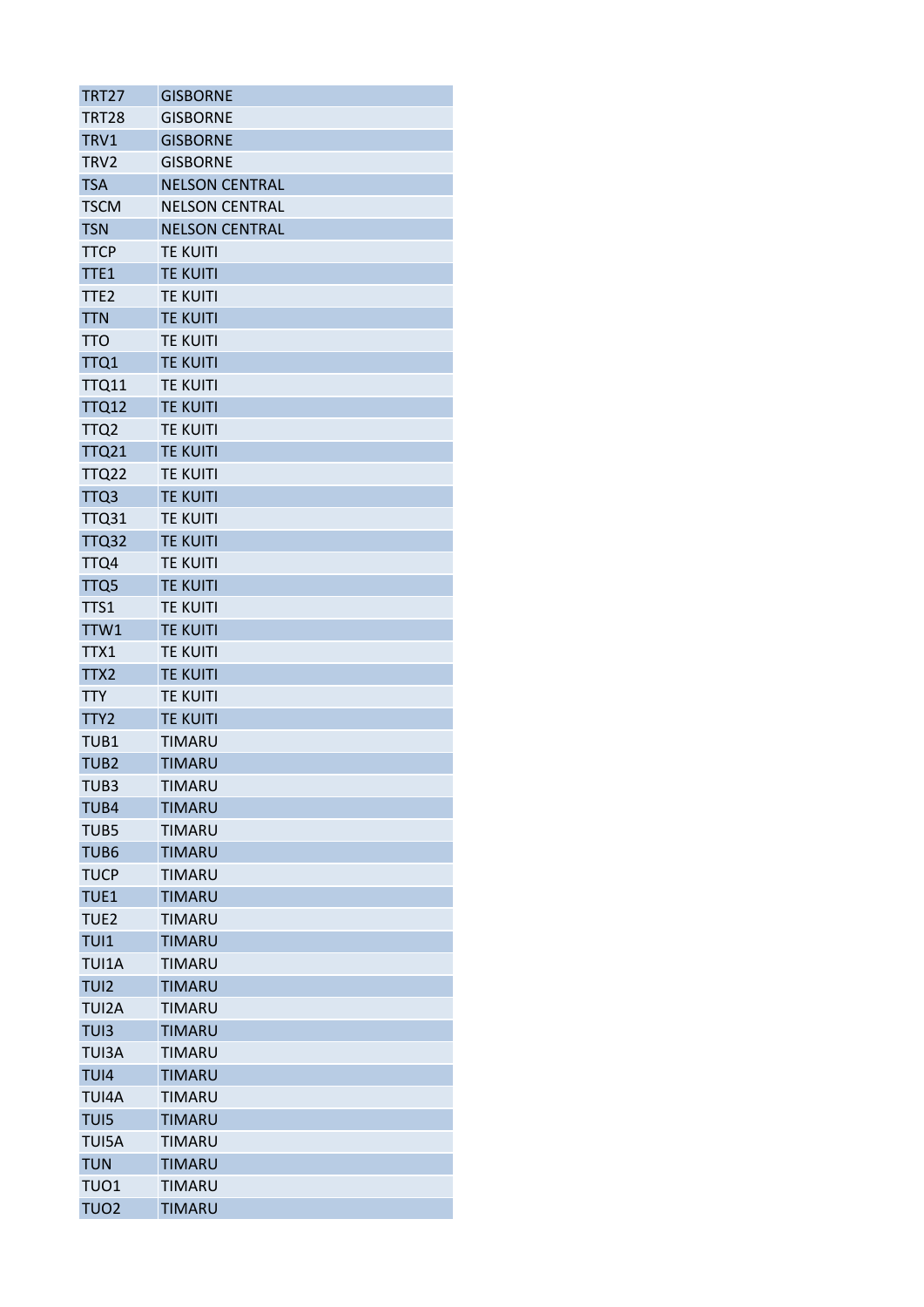| TRT27 | GISBORNE |
|---|---|
| TRT28 | GISBORNE |
| TRV1 | GISBORNE |
| TRV2 | GISBORNE |
| TSA | NELSON CENTRAL |
| TSCM | NELSON CENTRAL |
| TSN | NELSON CENTRAL |
| TTCP | TE KUITI |
| TTE1 | TE KUITI |
| TTE2 | TE KUITI |
| TTN | TE KUITI |
| TTO | TE KUITI |
| TTQ1 | TE KUITI |
| TTQ11 | TE KUITI |
| TTQ12 | TE KUITI |
| TTQ2 | TE KUITI |
| TTQ21 | TE KUITI |
| TTQ22 | TE KUITI |
| TTQ3 | TE KUITI |
| TTQ31 | TE KUITI |
| TTQ32 | TE KUITI |
| TTQ4 | TE KUITI |
| TTQ5 | TE KUITI |
| TTS1 | TE KUITI |
| TTW1 | TE KUITI |
| TTX1 | TE KUITI |
| TTX2 | TE KUITI |
| TTY | TE KUITI |
| TTY2 | TE KUITI |
| TUB1 | TIMARU |
| TUB2 | TIMARU |
| TUB3 | TIMARU |
| TUB4 | TIMARU |
| TUB5 | TIMARU |
| TUB6 | TIMARU |
| TUCP | TIMARU |
| TUE1 | TIMARU |
| TUE2 | TIMARU |
| TUI1 | TIMARU |
| TUI1A | TIMARU |
| TUI2 | TIMARU |
| TUI2A | TIMARU |
| TUI3 | TIMARU |
| TUI3A | TIMARU |
| TUI4 | TIMARU |
| TUI4A | TIMARU |
| TUI5 | TIMARU |
| TUI5A | TIMARU |
| TUN | TIMARU |
| TUO1 | TIMARU |
| TUO2 | TIMARU |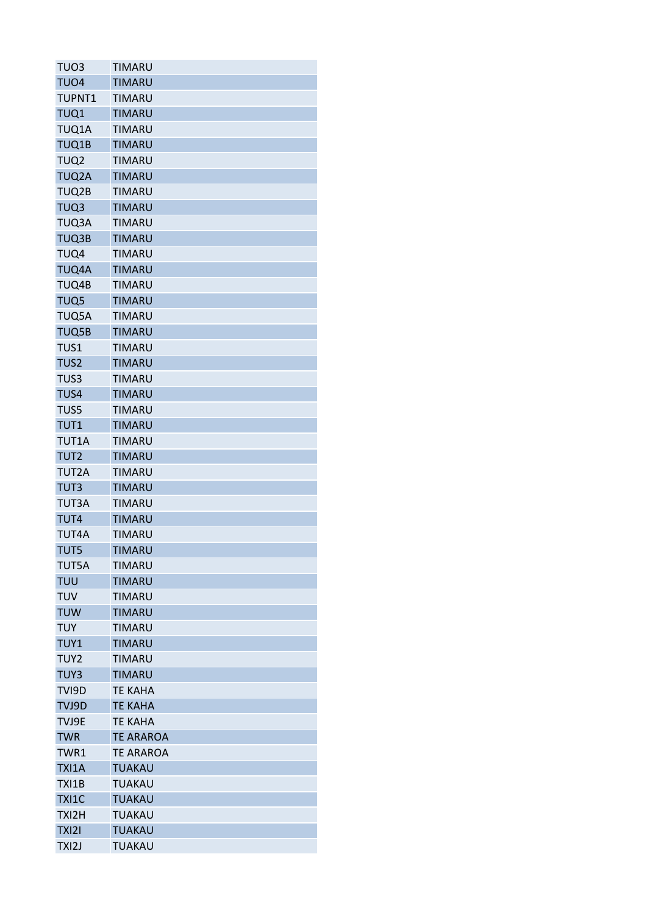| | |
|---|---|
| TUO3 | TIMARU |
| TUO4 | TIMARU |
| TUPNT1 | TIMARU |
| TUQ1 | TIMARU |
| TUQ1A | TIMARU |
| TUQ1B | TIMARU |
| TUQ2 | TIMARU |
| TUQ2A | TIMARU |
| TUQ2B | TIMARU |
| TUQ3 | TIMARU |
| TUQ3A | TIMARU |
| TUQ3B | TIMARU |
| TUQ4 | TIMARU |
| TUQ4A | TIMARU |
| TUQ4B | TIMARU |
| TUQ5 | TIMARU |
| TUQ5A | TIMARU |
| TUQ5B | TIMARU |
| TUS1 | TIMARU |
| TUS2 | TIMARU |
| TUS3 | TIMARU |
| TUS4 | TIMARU |
| TUS5 | TIMARU |
| TUT1 | TIMARU |
| TUT1A | TIMARU |
| TUT2 | TIMARU |
| TUT2A | TIMARU |
| TUT3 | TIMARU |
| TUT3A | TIMARU |
| TUT4 | TIMARU |
| TUT4A | TIMARU |
| TUT5 | TIMARU |
| TUT5A | TIMARU |
| TUU | TIMARU |
| TUV | TIMARU |
| TUW | TIMARU |
| TUY | TIMARU |
| TUY1 | TIMARU |
| TUY2 | TIMARU |
| TUY3 | TIMARU |
| TVI9D | TE KAHA |
| TVJ9D | TE KAHA |
| TVJ9E | TE KAHA |
| TWR | TE ARAROA |
| TWR1 | TE ARAROA |
| TXI1A | TUAKAU |
| TXI1B | TUAKAU |
| TXI1C | TUAKAU |
| TXI2H | TUAKAU |
| TXI2I | TUAKAU |
| TXI2J | TUAKAU |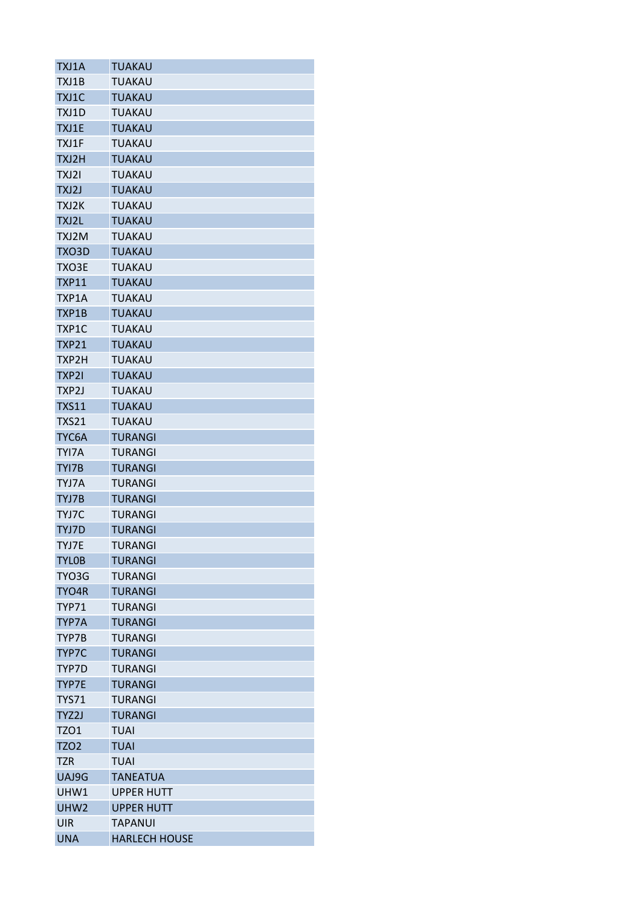| TXJ1A | TUAKAU |
|---|---|
| TXJ1B | TUAKAU |
| TXJ1C | TUAKAU |
| TXJ1D | TUAKAU |
| TXJ1E | TUAKAU |
| TXJ1F | TUAKAU |
| TXJ2H | TUAKAU |
| TXJ2I | TUAKAU |
| TXJ2J | TUAKAU |
| TXJ2K | TUAKAU |
| TXJ2L | TUAKAU |
| TXJ2M | TUAKAU |
| TXO3D | TUAKAU |
| TXO3E | TUAKAU |
| TXP11 | TUAKAU |
| TXP1A | TUAKAU |
| TXP1B | TUAKAU |
| TXP1C | TUAKAU |
| TXP21 | TUAKAU |
| TXP2H | TUAKAU |
| TXP2I | TUAKAU |
| TXP2J | TUAKAU |
| TXS11 | TUAKAU |
| TXS21 | TUAKAU |
| TYC6A | TURANGI |
| TYI7A | TURANGI |
| TYI7B | TURANGI |
| TYJ7A | TURANGI |
| TYJ7B | TURANGI |
| TYJ7C | TURANGI |
| TYJ7D | TURANGI |
| TYJ7E | TURANGI |
| TYL0B | TURANGI |
| TYO3G | TURANGI |
| TYO4R | TURANGI |
| TYP71 | TURANGI |
| TYP7A | TURANGI |
| TYP7B | TURANGI |
| TYP7C | TURANGI |
| TYP7D | TURANGI |
| TYP7E | TURANGI |
| TYS71 | TURANGI |
| TYZ2J | TURANGI |
| TZO1 | TUAI |
| TZO2 | TUAI |
| TZR | TUAI |
| UAJ9G | TANEATUA |
| UHW1 | UPPER HUTT |
| UHW2 | UPPER HUTT |
| UIR | TAPANUI |
| UNA | HARLECH HOUSE |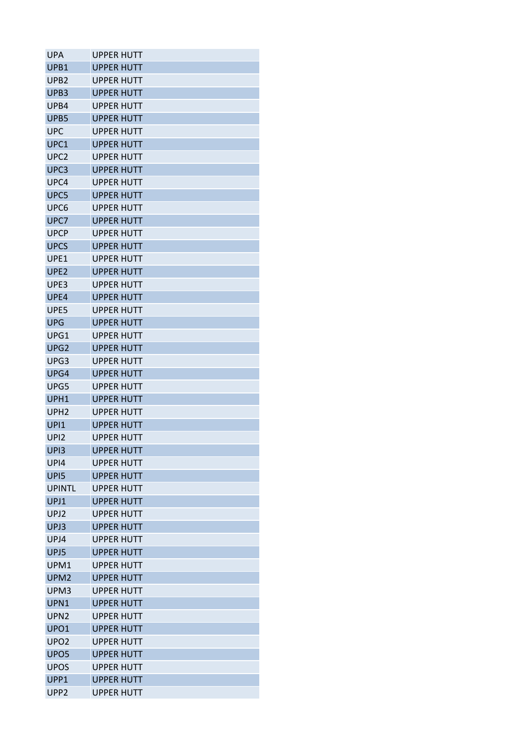| | |
|---|---|
| UPA | UPPER HUTT |
| UPB1 | UPPER HUTT |
| UPB2 | UPPER HUTT |
| UPB3 | UPPER HUTT |
| UPB4 | UPPER HUTT |
| UPB5 | UPPER HUTT |
| UPC | UPPER HUTT |
| UPC1 | UPPER HUTT |
| UPC2 | UPPER HUTT |
| UPC3 | UPPER HUTT |
| UPC4 | UPPER HUTT |
| UPC5 | UPPER HUTT |
| UPC6 | UPPER HUTT |
| UPC7 | UPPER HUTT |
| UPCP | UPPER HUTT |
| UPCS | UPPER HUTT |
| UPE1 | UPPER HUTT |
| UPE2 | UPPER HUTT |
| UPE3 | UPPER HUTT |
| UPE4 | UPPER HUTT |
| UPE5 | UPPER HUTT |
| UPG | UPPER HUTT |
| UPG1 | UPPER HUTT |
| UPG2 | UPPER HUTT |
| UPG3 | UPPER HUTT |
| UPG4 | UPPER HUTT |
| UPG5 | UPPER HUTT |
| UPH1 | UPPER HUTT |
| UPH2 | UPPER HUTT |
| UPI1 | UPPER HUTT |
| UPI2 | UPPER HUTT |
| UPI3 | UPPER HUTT |
| UPI4 | UPPER HUTT |
| UPI5 | UPPER HUTT |
| UPINTL | UPPER HUTT |
| UPJ1 | UPPER HUTT |
| UPJ2 | UPPER HUTT |
| UPJ3 | UPPER HUTT |
| UPJ4 | UPPER HUTT |
| UPJ5 | UPPER HUTT |
| UPM1 | UPPER HUTT |
| UPM2 | UPPER HUTT |
| UPM3 | UPPER HUTT |
| UPN1 | UPPER HUTT |
| UPN2 | UPPER HUTT |
| UPO1 | UPPER HUTT |
| UPO2 | UPPER HUTT |
| UPO5 | UPPER HUTT |
| UPOS | UPPER HUTT |
| UPP1 | UPPER HUTT |
| UPP2 | UPPER HUTT |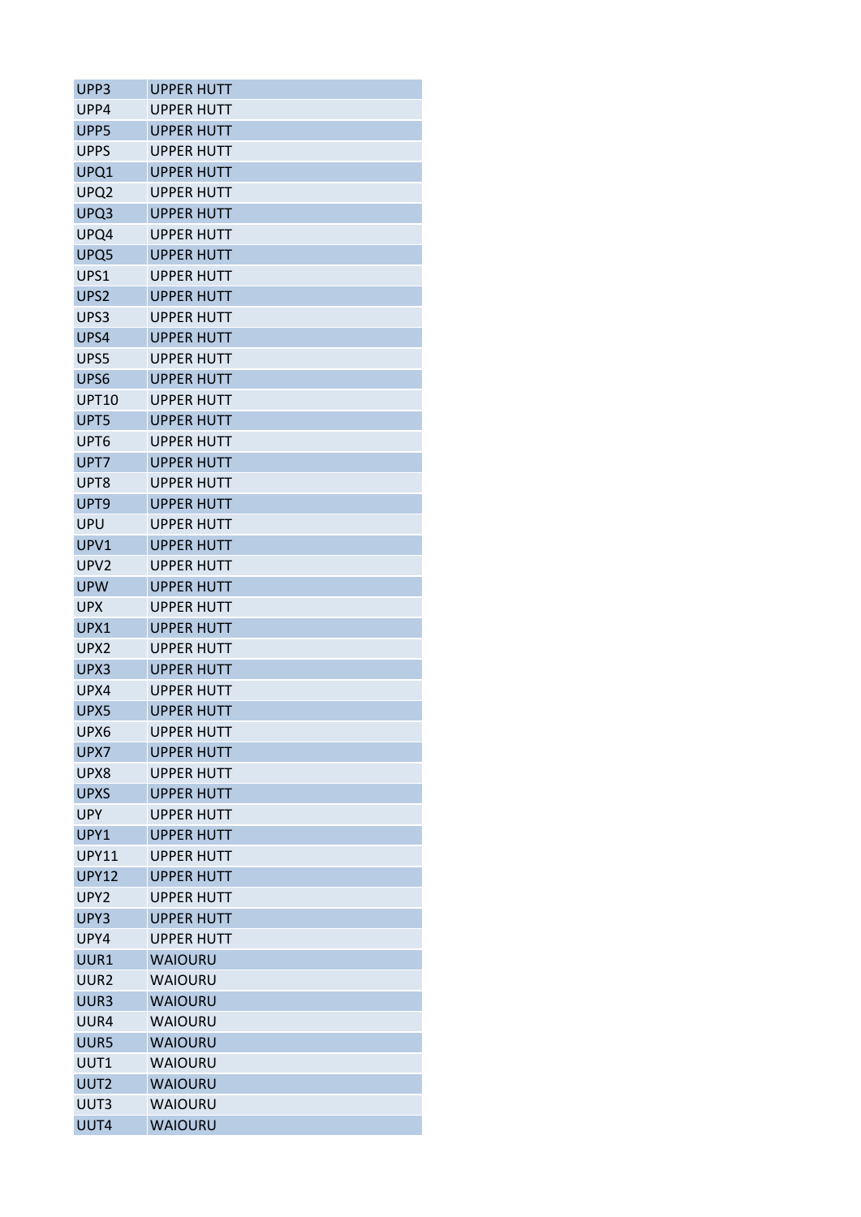| UPP3 | UPPER HUTT |
|---|---|
| UPP4 | UPPER HUTT |
| UPP5 | UPPER HUTT |
| UPPS | UPPER HUTT |
| UPQ1 | UPPER HUTT |
| UPQ2 | UPPER HUTT |
| UPQ3 | UPPER HUTT |
| UPQ4 | UPPER HUTT |
| UPQ5 | UPPER HUTT |
| UPS1 | UPPER HUTT |
| UPS2 | UPPER HUTT |
| UPS3 | UPPER HUTT |
| UPS4 | UPPER HUTT |
| UPS5 | UPPER HUTT |
| UPS6 | UPPER HUTT |
| UPT10 | UPPER HUTT |
| UPT5 | UPPER HUTT |
| UPT6 | UPPER HUTT |
| UPT7 | UPPER HUTT |
| UPT8 | UPPER HUTT |
| UPT9 | UPPER HUTT |
| UPU | UPPER HUTT |
| UPV1 | UPPER HUTT |
| UPV2 | UPPER HUTT |
| UPW | UPPER HUTT |
| UPX | UPPER HUTT |
| UPX1 | UPPER HUTT |
| UPX2 | UPPER HUTT |
| UPX3 | UPPER HUTT |
| UPX4 | UPPER HUTT |
| UPX5 | UPPER HUTT |
| UPX6 | UPPER HUTT |
| UPX7 | UPPER HUTT |
| UPX8 | UPPER HUTT |
| UPXS | UPPER HUTT |
| UPY | UPPER HUTT |
| UPY1 | UPPER HUTT |
| UPY11 | UPPER HUTT |
| UPY12 | UPPER HUTT |
| UPY2 | UPPER HUTT |
| UPY3 | UPPER HUTT |
| UPY4 | UPPER HUTT |
| UUR1 | WAIOURU |
| UUR2 | WAIOURU |
| UUR3 | WAIOURU |
| UUR4 | WAIOURU |
| UUR5 | WAIOURU |
| UUT1 | WAIOURU |
| UUT2 | WAIOURU |
| UUT3 | WAIOURU |
| UUT4 | WAIOURU |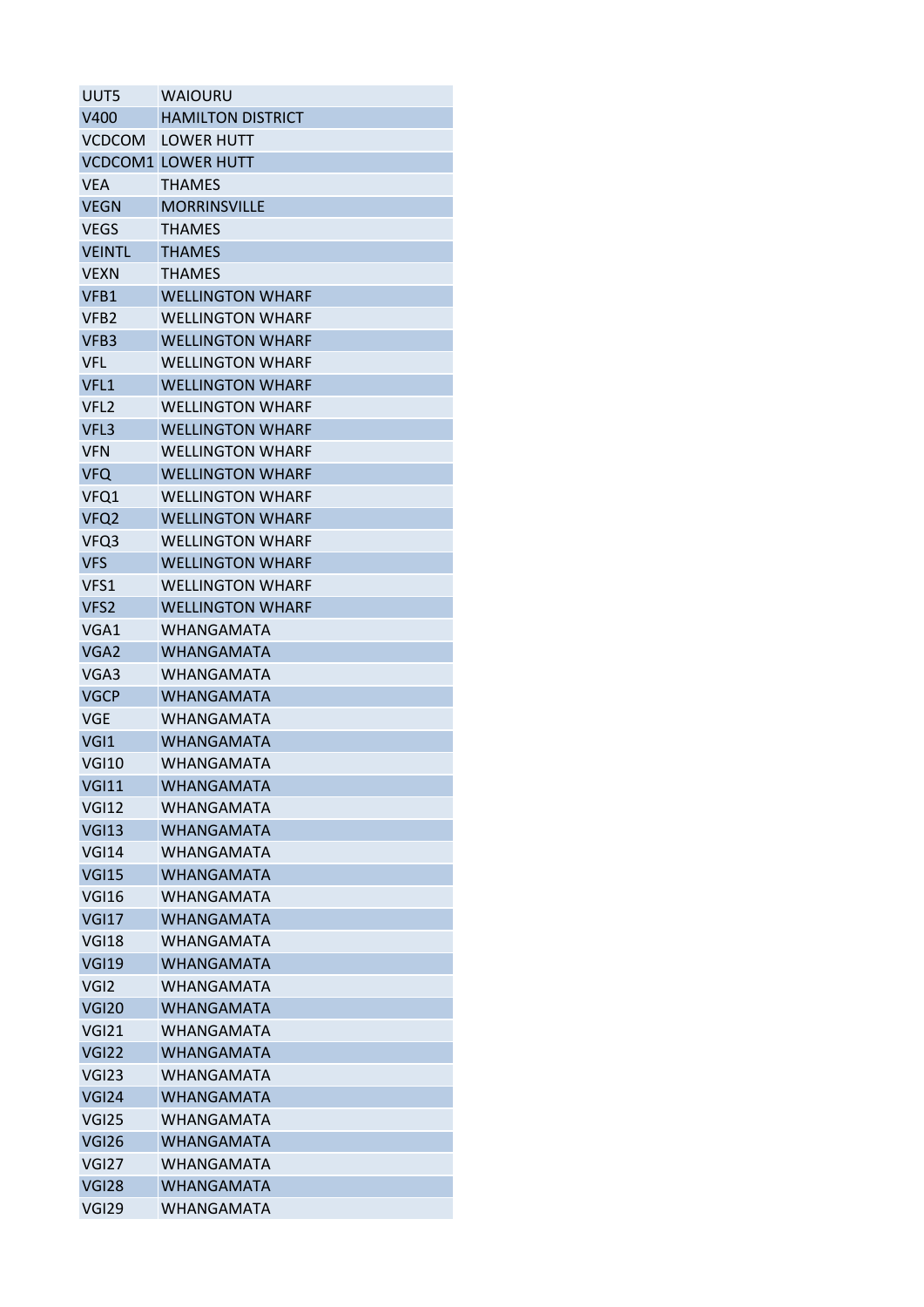| | |
|---|---|
| UUT5 | WAIOURU |
| V400 | HAMILTON DISTRICT |
| VCDCOM | LOWER HUTT |
| VCDCOM1 | LOWER HUTT |
| VEA | THAMES |
| VEGN | MORRINSVILLE |
| VEGS | THAMES |
| VEINTL | THAMES |
| VEXN | THAMES |
| VFB1 | WELLINGTON WHARF |
| VFB2 | WELLINGTON WHARF |
| VFB3 | WELLINGTON WHARF |
| VFL | WELLINGTON WHARF |
| VFL1 | WELLINGTON WHARF |
| VFL2 | WELLINGTON WHARF |
| VFL3 | WELLINGTON WHARF |
| VFN | WELLINGTON WHARF |
| VFQ | WELLINGTON WHARF |
| VFQ1 | WELLINGTON WHARF |
| VFQ2 | WELLINGTON WHARF |
| VFQ3 | WELLINGTON WHARF |
| VFS | WELLINGTON WHARF |
| VFS1 | WELLINGTON WHARF |
| VFS2 | WELLINGTON WHARF |
| VGA1 | WHANGAMATA |
| VGA2 | WHANGAMATA |
| VGA3 | WHANGAMATA |
| VGCP | WHANGAMATA |
| VGE | WHANGAMATA |
| VGI1 | WHANGAMATA |
| VGI10 | WHANGAMATA |
| VGI11 | WHANGAMATA |
| VGI12 | WHANGAMATA |
| VGI13 | WHANGAMATA |
| VGI14 | WHANGAMATA |
| VGI15 | WHANGAMATA |
| VGI16 | WHANGAMATA |
| VGI17 | WHANGAMATA |
| VGI18 | WHANGAMATA |
| VGI19 | WHANGAMATA |
| VGI2 | WHANGAMATA |
| VGI20 | WHANGAMATA |
| VGI21 | WHANGAMATA |
| VGI22 | WHANGAMATA |
| VGI23 | WHANGAMATA |
| VGI24 | WHANGAMATA |
| VGI25 | WHANGAMATA |
| VGI26 | WHANGAMATA |
| VGI27 | WHANGAMATA |
| VGI28 | WHANGAMATA |
| VGI29 | WHANGAMATA |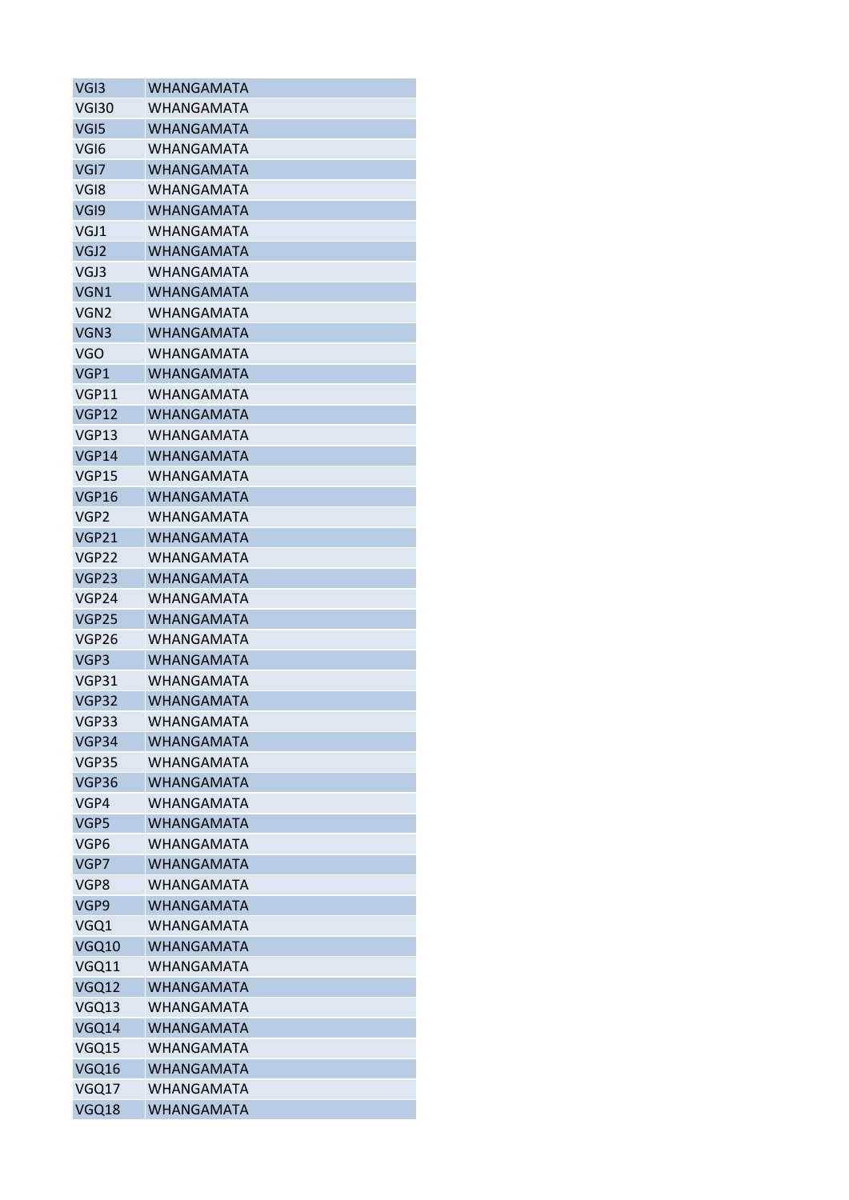| VGI3 | WHANGAMATA |
|---|---|
| VGI30 | WHANGAMATA |
| VGI5 | WHANGAMATA |
| VGI6 | WHANGAMATA |
| VGI7 | WHANGAMATA |
| VGI8 | WHANGAMATA |
| VGI9 | WHANGAMATA |
| VGJ1 | WHANGAMATA |
| VGJ2 | WHANGAMATA |
| VGJ3 | WHANGAMATA |
| VGN1 | WHANGAMATA |
| VGN2 | WHANGAMATA |
| VGN3 | WHANGAMATA |
| VGO | WHANGAMATA |
| VGP1 | WHANGAMATA |
| VGP11 | WHANGAMATA |
| VGP12 | WHANGAMATA |
| VGP13 | WHANGAMATA |
| VGP14 | WHANGAMATA |
| VGP15 | WHANGAMATA |
| VGP16 | WHANGAMATA |
| VGP2 | WHANGAMATA |
| VGP21 | WHANGAMATA |
| VGP22 | WHANGAMATA |
| VGP23 | WHANGAMATA |
| VGP24 | WHANGAMATA |
| VGP25 | WHANGAMATA |
| VGP26 | WHANGAMATA |
| VGP3 | WHANGAMATA |
| VGP31 | WHANGAMATA |
| VGP32 | WHANGAMATA |
| VGP33 | WHANGAMATA |
| VGP34 | WHANGAMATA |
| VGP35 | WHANGAMATA |
| VGP36 | WHANGAMATA |
| VGP4 | WHANGAMATA |
| VGP5 | WHANGAMATA |
| VGP6 | WHANGAMATA |
| VGP7 | WHANGAMATA |
| VGP8 | WHANGAMATA |
| VGP9 | WHANGAMATA |
| VGQ1 | WHANGAMATA |
| VGQ10 | WHANGAMATA |
| VGQ11 | WHANGAMATA |
| VGQ12 | WHANGAMATA |
| VGQ13 | WHANGAMATA |
| VGQ14 | WHANGAMATA |
| VGQ15 | WHANGAMATA |
| VGQ16 | WHANGAMATA |
| VGQ17 | WHANGAMATA |
| VGQ18 | WHANGAMATA |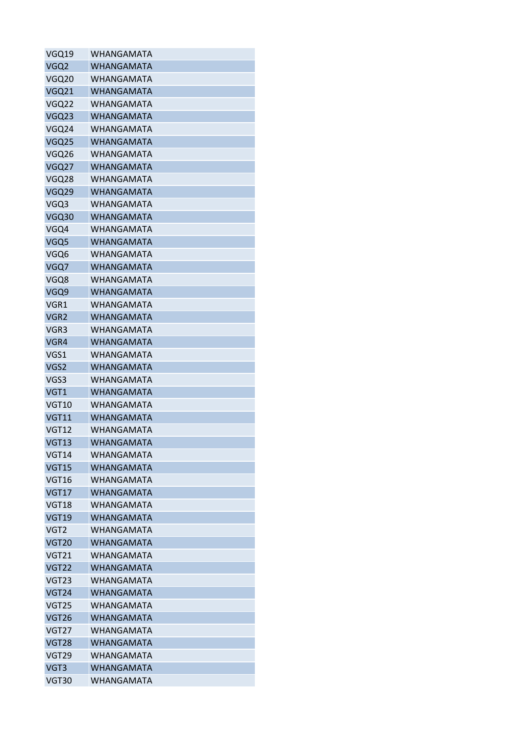| | |
|---|---|
| VGQ19 | WHANGAMATA |
| VGQ2 | WHANGAMATA |
| VGQ20 | WHANGAMATA |
| VGQ21 | WHANGAMATA |
| VGQ22 | WHANGAMATA |
| VGQ23 | WHANGAMATA |
| VGQ24 | WHANGAMATA |
| VGQ25 | WHANGAMATA |
| VGQ26 | WHANGAMATA |
| VGQ27 | WHANGAMATA |
| VGQ28 | WHANGAMATA |
| VGQ29 | WHANGAMATA |
| VGQ3 | WHANGAMATA |
| VGQ30 | WHANGAMATA |
| VGQ4 | WHANGAMATA |
| VGQ5 | WHANGAMATA |
| VGQ6 | WHANGAMATA |
| VGQ7 | WHANGAMATA |
| VGQ8 | WHANGAMATA |
| VGQ9 | WHANGAMATA |
| VGR1 | WHANGAMATA |
| VGR2 | WHANGAMATA |
| VGR3 | WHANGAMATA |
| VGR4 | WHANGAMATA |
| VGS1 | WHANGAMATA |
| VGS2 | WHANGAMATA |
| VGS3 | WHANGAMATA |
| VGT1 | WHANGAMATA |
| VGT10 | WHANGAMATA |
| VGT11 | WHANGAMATA |
| VGT12 | WHANGAMATA |
| VGT13 | WHANGAMATA |
| VGT14 | WHANGAMATA |
| VGT15 | WHANGAMATA |
| VGT16 | WHANGAMATA |
| VGT17 | WHANGAMATA |
| VGT18 | WHANGAMATA |
| VGT19 | WHANGAMATA |
| VGT2 | WHANGAMATA |
| VGT20 | WHANGAMATA |
| VGT21 | WHANGAMATA |
| VGT22 | WHANGAMATA |
| VGT23 | WHANGAMATA |
| VGT24 | WHANGAMATA |
| VGT25 | WHANGAMATA |
| VGT26 | WHANGAMATA |
| VGT27 | WHANGAMATA |
| VGT28 | WHANGAMATA |
| VGT29 | WHANGAMATA |
| VGT3 | WHANGAMATA |
| VGT30 | WHANGAMATA |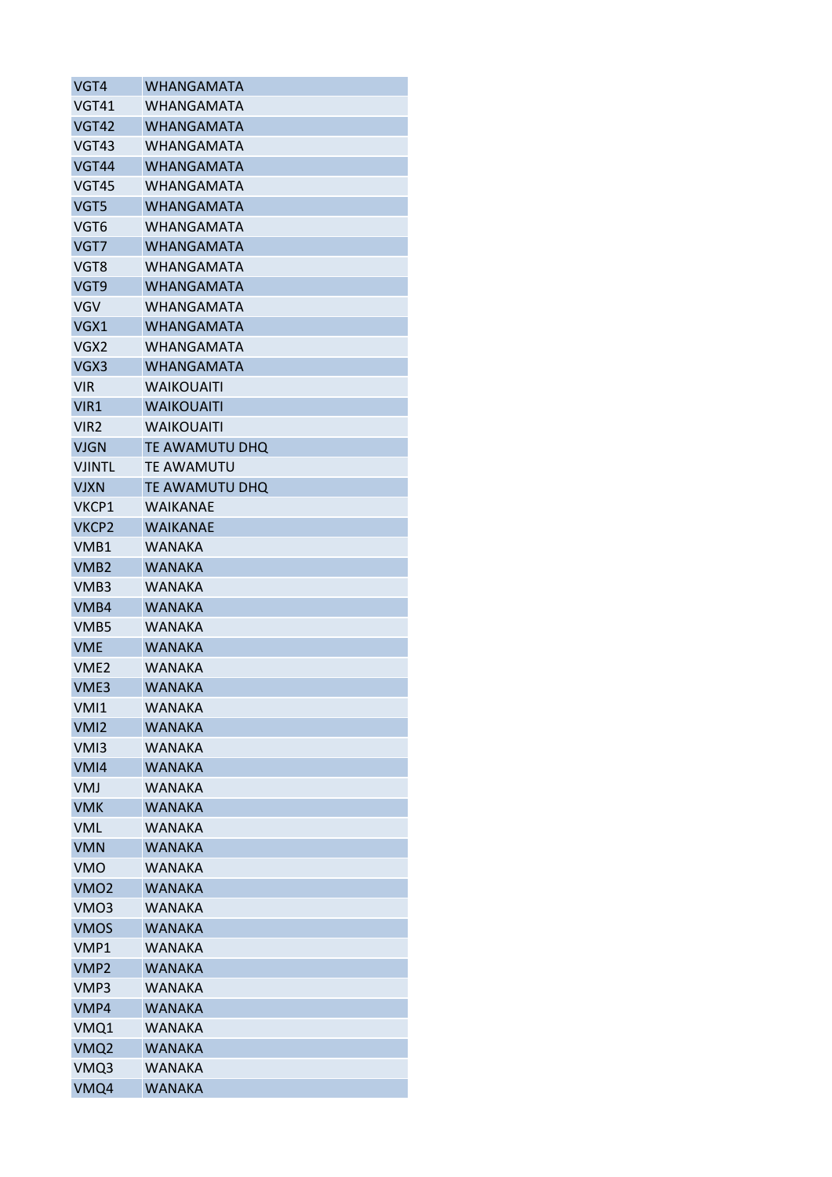| | |
|---|---|
| VGT4 | WHANGAMATA |
| VGT41 | WHANGAMATA |
| VGT42 | WHANGAMATA |
| VGT43 | WHANGAMATA |
| VGT44 | WHANGAMATA |
| VGT45 | WHANGAMATA |
| VGT5 | WHANGAMATA |
| VGT6 | WHANGAMATA |
| VGT7 | WHANGAMATA |
| VGT8 | WHANGAMATA |
| VGT9 | WHANGAMATA |
| VGV | WHANGAMATA |
| VGX1 | WHANGAMATA |
| VGX2 | WHANGAMATA |
| VGX3 | WHANGAMATA |
| VIR | WAIKOUAITI |
| VIR1 | WAIKOUAITI |
| VIR2 | WAIKOUAITI |
| VJGN | TE AWAMUTU DHQ |
| VJINTL | TE AWAMUTU |
| VJXN | TE AWAMUTU DHQ |
| VKCP1 | WAIKANAE |
| VKCP2 | WAIKANAE |
| VMB1 | WANAKA |
| VMB2 | WANAKA |
| VMB3 | WANAKA |
| VMB4 | WANAKA |
| VMB5 | WANAKA |
| VME | WANAKA |
| VME2 | WANAKA |
| VME3 | WANAKA |
| VMI1 | WANAKA |
| VMI2 | WANAKA |
| VMI3 | WANAKA |
| VMI4 | WANAKA |
| VMJ | WANAKA |
| VMK | WANAKA |
| VML | WANAKA |
| VMN | WANAKA |
| VMO | WANAKA |
| VMO2 | WANAKA |
| VMO3 | WANAKA |
| VMOS | WANAKA |
| VMP1 | WANAKA |
| VMP2 | WANAKA |
| VMP3 | WANAKA |
| VMP4 | WANAKA |
| VMQ1 | WANAKA |
| VMQ2 | WANAKA |
| VMQ3 | WANAKA |
| VMQ4 | WANAKA |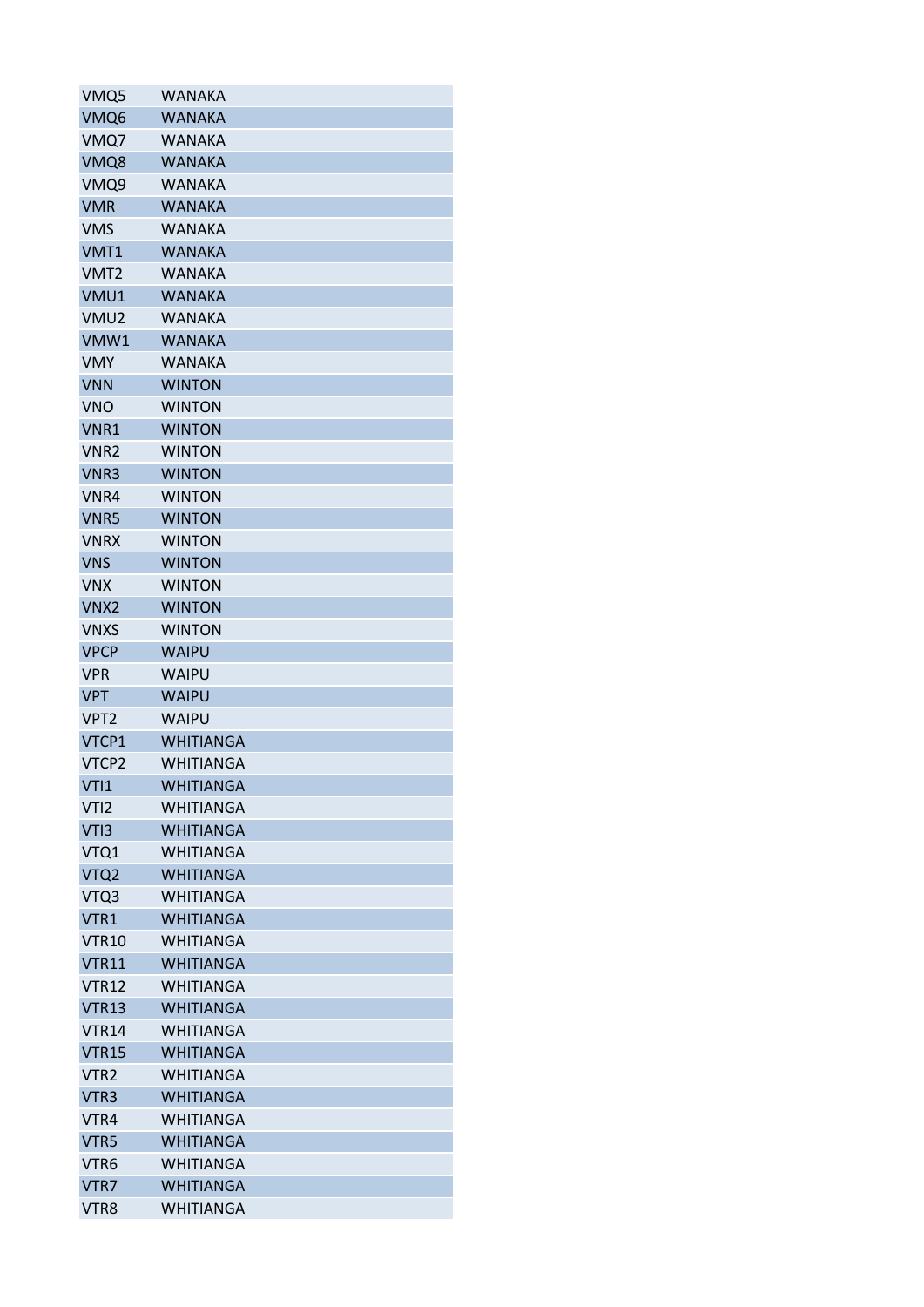| VMQ5 | WANAKA |
|---|---|
| VMQ6 | WANAKA |
| VMQ7 | WANAKA |
| VMQ8 | WANAKA |
| VMQ9 | WANAKA |
| VMR | WANAKA |
| VMS | WANAKA |
| VMT1 | WANAKA |
| VMT2 | WANAKA |
| VMU1 | WANAKA |
| VMU2 | WANAKA |
| VMW1 | WANAKA |
| VMY | WANAKA |
| VNN | WINTON |
| VNO | WINTON |
| VNR1 | WINTON |
| VNR2 | WINTON |
| VNR3 | WINTON |
| VNR4 | WINTON |
| VNR5 | WINTON |
| VNRX | WINTON |
| VNS | WINTON |
| VNX | WINTON |
| VNX2 | WINTON |
| VNXS | WINTON |
| VPCP | WAIPU |
| VPR | WAIPU |
| VPT | WAIPU |
| VPT2 | WAIPU |
| VTCP1 | WHITIANGA |
| VTCP2 | WHITIANGA |
| VTI1 | WHITIANGA |
| VTI2 | WHITIANGA |
| VTI3 | WHITIANGA |
| VTQ1 | WHITIANGA |
| VTQ2 | WHITIANGA |
| VTQ3 | WHITIANGA |
| VTR1 | WHITIANGA |
| VTR10 | WHITIANGA |
| VTR11 | WHITIANGA |
| VTR12 | WHITIANGA |
| VTR13 | WHITIANGA |
| VTR14 | WHITIANGA |
| VTR15 | WHITIANGA |
| VTR2 | WHITIANGA |
| VTR3 | WHITIANGA |
| VTR4 | WHITIANGA |
| VTR5 | WHITIANGA |
| VTR6 | WHITIANGA |
| VTR7 | WHITIANGA |
| VTR8 | WHITIANGA |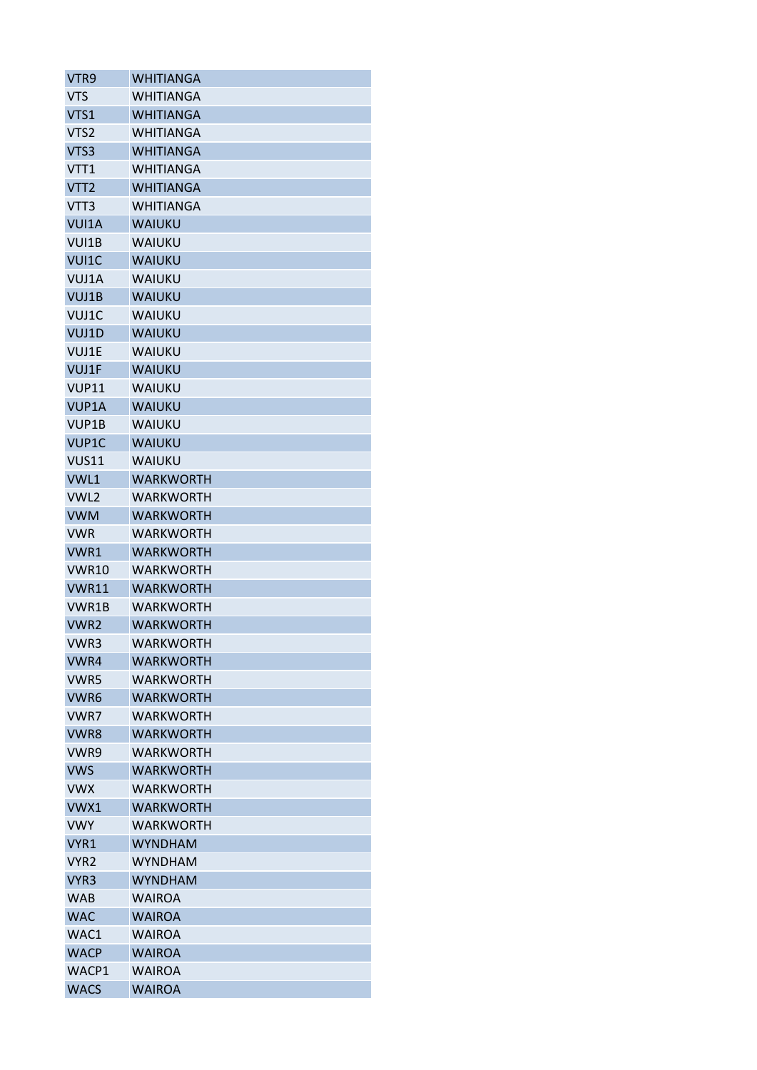| VTR9 | WHITIANGA |
|---|---|
| VTS | WHITIANGA |
| VTS1 | WHITIANGA |
| VTS2 | WHITIANGA |
| VTS3 | WHITIANGA |
| VTT1 | WHITIANGA |
| VTT2 | WHITIANGA |
| VTT3 | WHITIANGA |
| VUI1A | WAIUKU |
| VUI1B | WAIUKU |
| VUI1C | WAIUKU |
| VUJ1A | WAIUKU |
| VUJ1B | WAIUKU |
| VUJ1C | WAIUKU |
| VUJ1D | WAIUKU |
| VUJ1E | WAIUKU |
| VUJ1F | WAIUKU |
| VUP11 | WAIUKU |
| VUP1A | WAIUKU |
| VUP1B | WAIUKU |
| VUP1C | WAIUKU |
| VUS11 | WAIUKU |
| VWL1 | WARKWORTH |
| VWL2 | WARKWORTH |
| VWM | WARKWORTH |
| VWR | WARKWORTH |
| VWR1 | WARKWORTH |
| VWR10 | WARKWORTH |
| VWR11 | WARKWORTH |
| VWR1B | WARKWORTH |
| VWR2 | WARKWORTH |
| VWR3 | WARKWORTH |
| VWR4 | WARKWORTH |
| VWR5 | WARKWORTH |
| VWR6 | WARKWORTH |
| VWR7 | WARKWORTH |
| VWR8 | WARKWORTH |
| VWR9 | WARKWORTH |
| VWS | WARKWORTH |
| VWX | WARKWORTH |
| VWX1 | WARKWORTH |
| VWY | WARKWORTH |
| VYR1 | WYNDHAM |
| VYR2 | WYNDHAM |
| VYR3 | WYNDHAM |
| WAB | WAIROA |
| WAC | WAIROA |
| WAC1 | WAIROA |
| WACP | WAIROA |
| WACP1 | WAIROA |
| WACS | WAIROA |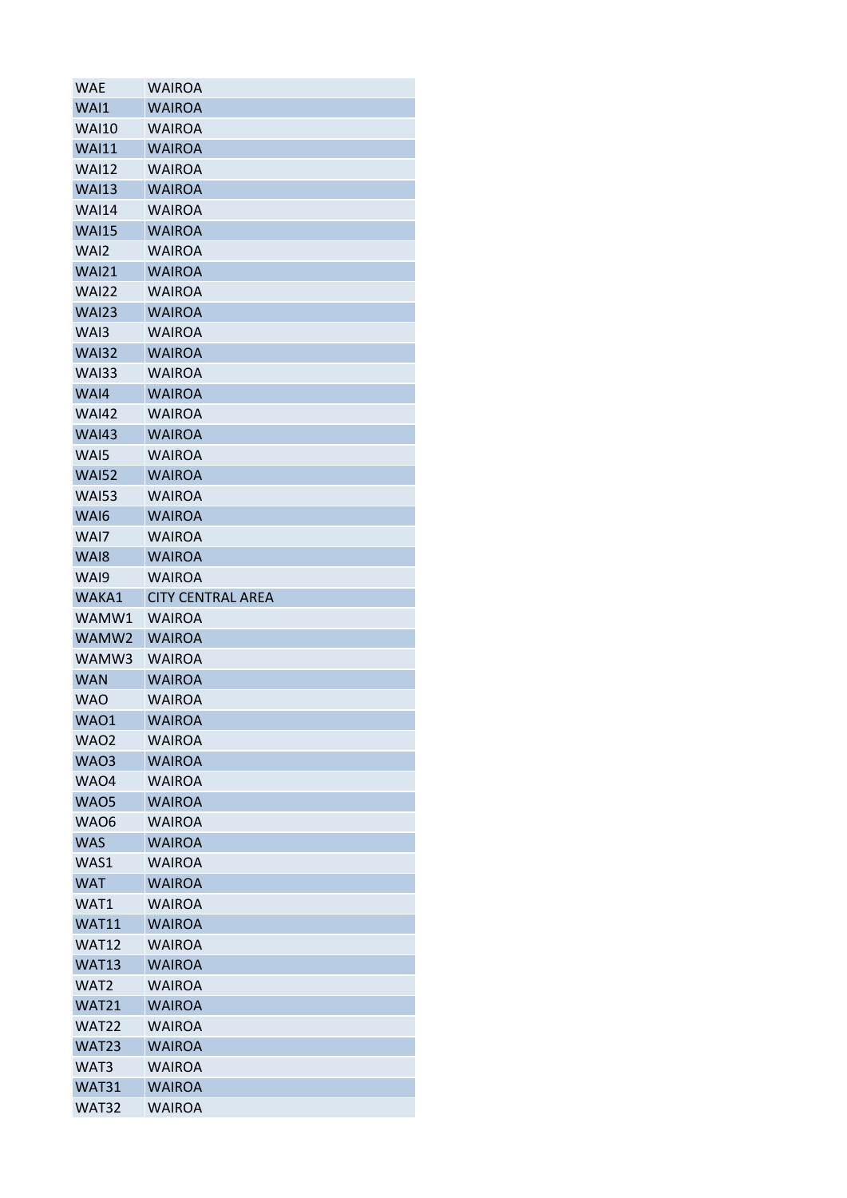| | |
|---|---|
| WAE | WAIROA |
| WAI1 | WAIROA |
| WAI10 | WAIROA |
| WAI11 | WAIROA |
| WAI12 | WAIROA |
| WAI13 | WAIROA |
| WAI14 | WAIROA |
| WAI15 | WAIROA |
| WAI2 | WAIROA |
| WAI21 | WAIROA |
| WAI22 | WAIROA |
| WAI23 | WAIROA |
| WAI3 | WAIROA |
| WAI32 | WAIROA |
| WAI33 | WAIROA |
| WAI4 | WAIROA |
| WAI42 | WAIROA |
| WAI43 | WAIROA |
| WAI5 | WAIROA |
| WAI52 | WAIROA |
| WAI53 | WAIROA |
| WAI6 | WAIROA |
| WAI7 | WAIROA |
| WAI8 | WAIROA |
| WAI9 | WAIROA |
| WAKA1 | CITY CENTRAL AREA |
| WAMW1 | WAIROA |
| WAMW2 | WAIROA |
| WAMW3 | WAIROA |
| WAN | WAIROA |
| WAO | WAIROA |
| WAO1 | WAIROA |
| WAO2 | WAIROA |
| WAO3 | WAIROA |
| WAO4 | WAIROA |
| WAO5 | WAIROA |
| WAO6 | WAIROA |
| WAS | WAIROA |
| WAS1 | WAIROA |
| WAT | WAIROA |
| WAT1 | WAIROA |
| WAT11 | WAIROA |
| WAT12 | WAIROA |
| WAT13 | WAIROA |
| WAT2 | WAIROA |
| WAT21 | WAIROA |
| WAT22 | WAIROA |
| WAT23 | WAIROA |
| WAT3 | WAIROA |
| WAT31 | WAIROA |
| WAT32 | WAIROA |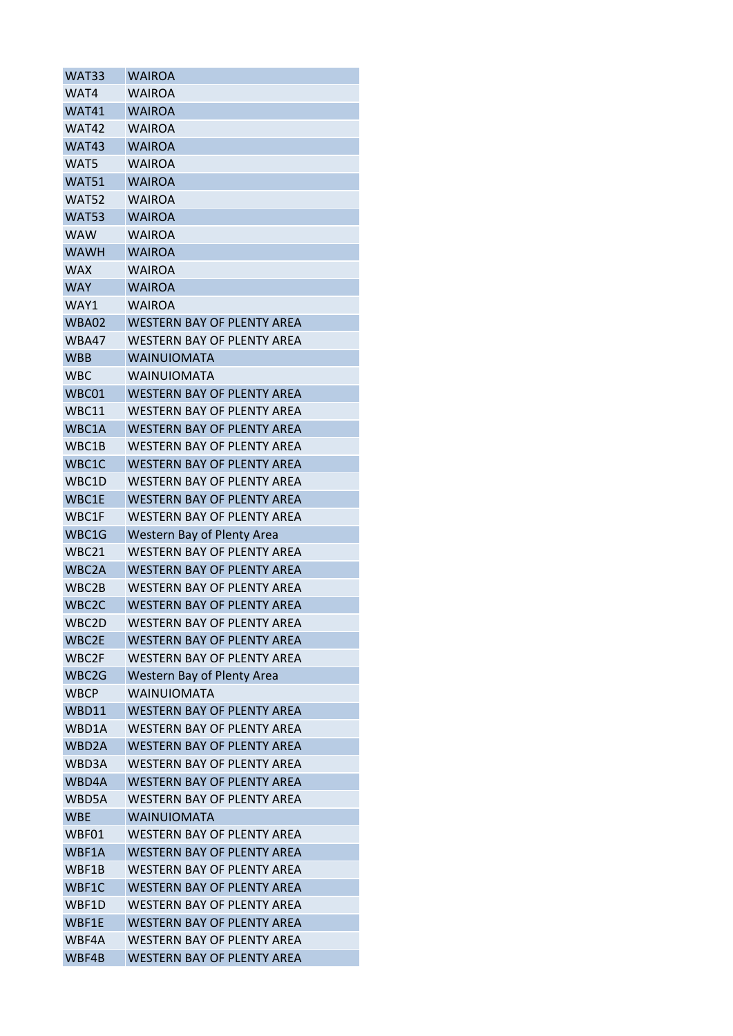| | |
|---|---|
| WAT33 | WAIROA |
| WAT4 | WAIROA |
| WAT41 | WAIROA |
| WAT42 | WAIROA |
| WAT43 | WAIROA |
| WAT5 | WAIROA |
| WAT51 | WAIROA |
| WAT52 | WAIROA |
| WAT53 | WAIROA |
| WAW | WAIROA |
| WAWH | WAIROA |
| WAX | WAIROA |
| WAY | WAIROA |
| WAY1 | WAIROA |
| WBA02 | WESTERN BAY OF PLENTY AREA |
| WBA47 | WESTERN BAY OF PLENTY AREA |
| WBB | WAINUIOMATA |
| WBC | WAINUIOMATA |
| WBC01 | WESTERN BAY OF PLENTY AREA |
| WBC11 | WESTERN BAY OF PLENTY AREA |
| WBC1A | WESTERN BAY OF PLENTY AREA |
| WBC1B | WESTERN BAY OF PLENTY AREA |
| WBC1C | WESTERN BAY OF PLENTY AREA |
| WBC1D | WESTERN BAY OF PLENTY AREA |
| WBC1E | WESTERN BAY OF PLENTY AREA |
| WBC1F | WESTERN BAY OF PLENTY AREA |
| WBC1G | Western Bay of Plenty Area |
| WBC21 | WESTERN BAY OF PLENTY AREA |
| WBC2A | WESTERN BAY OF PLENTY AREA |
| WBC2B | WESTERN BAY OF PLENTY AREA |
| WBC2C | WESTERN BAY OF PLENTY AREA |
| WBC2D | WESTERN BAY OF PLENTY AREA |
| WBC2E | WESTERN BAY OF PLENTY AREA |
| WBC2F | WESTERN BAY OF PLENTY AREA |
| WBC2G | Western Bay of Plenty Area |
| WBCP | WAINUIOMATA |
| WBD11 | WESTERN BAY OF PLENTY AREA |
| WBD1A | WESTERN BAY OF PLENTY AREA |
| WBD2A | WESTERN BAY OF PLENTY AREA |
| WBD3A | WESTERN BAY OF PLENTY AREA |
| WBD4A | WESTERN BAY OF PLENTY AREA |
| WBD5A | WESTERN BAY OF PLENTY AREA |
| WBE | WAINUIOMATA |
| WBF01 | WESTERN BAY OF PLENTY AREA |
| WBF1A | WESTERN BAY OF PLENTY AREA |
| WBF1B | WESTERN BAY OF PLENTY AREA |
| WBF1C | WESTERN BAY OF PLENTY AREA |
| WBF1D | WESTERN BAY OF PLENTY AREA |
| WBF1E | WESTERN BAY OF PLENTY AREA |
| WBF4A | WESTERN BAY OF PLENTY AREA |
| WBF4B | WESTERN BAY OF PLENTY AREA |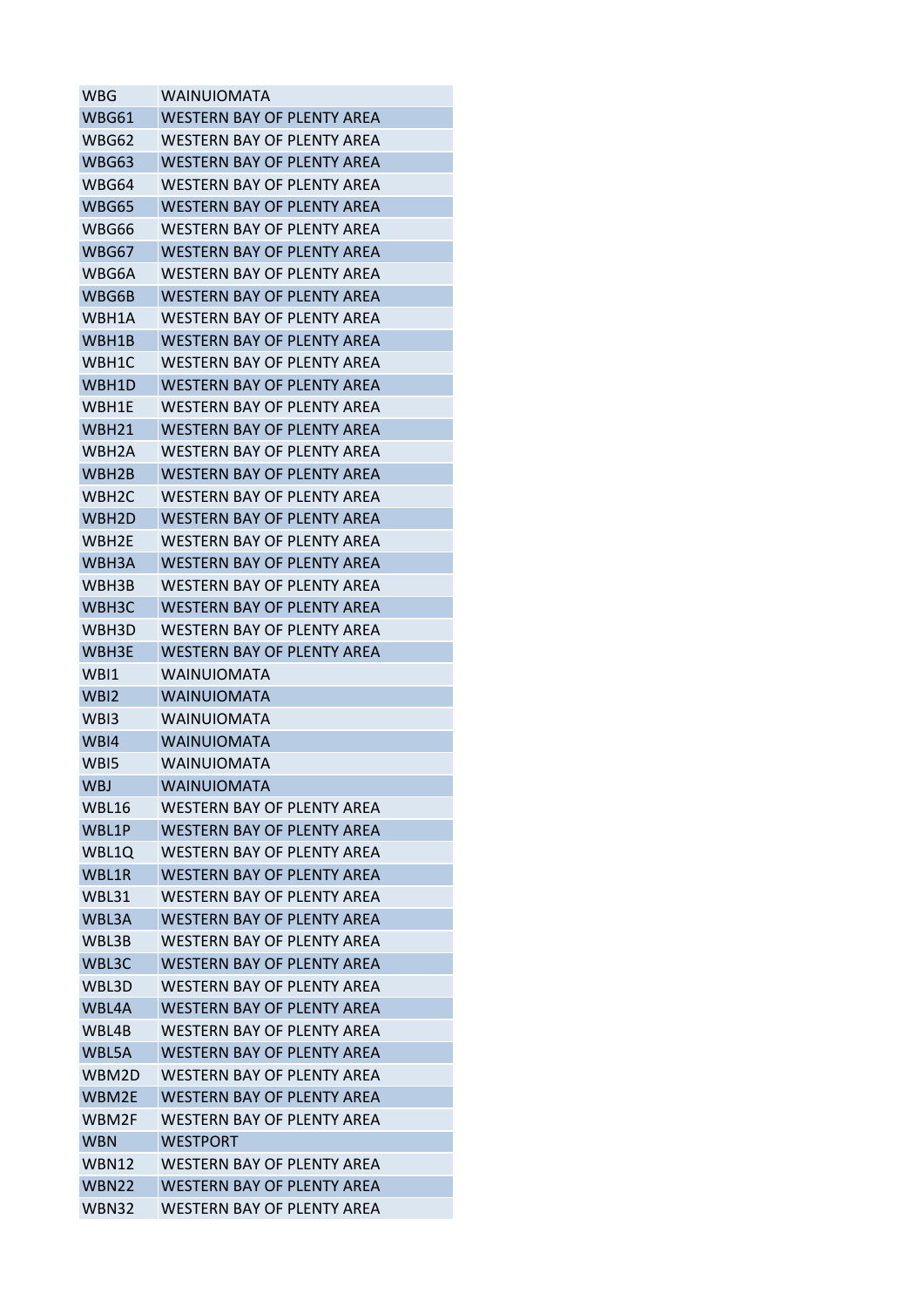| | |
|---|---|
| WBG | WAINUIOMATA |
| WBG61 | WESTERN BAY OF PLENTY AREA |
| WBG62 | WESTERN BAY OF PLENTY AREA |
| WBG63 | WESTERN BAY OF PLENTY AREA |
| WBG64 | WESTERN BAY OF PLENTY AREA |
| WBG65 | WESTERN BAY OF PLENTY AREA |
| WBG66 | WESTERN BAY OF PLENTY AREA |
| WBG67 | WESTERN BAY OF PLENTY AREA |
| WBG6A | WESTERN BAY OF PLENTY AREA |
| WBG6B | WESTERN BAY OF PLENTY AREA |
| WBH1A | WESTERN BAY OF PLENTY AREA |
| WBH1B | WESTERN BAY OF PLENTY AREA |
| WBH1C | WESTERN BAY OF PLENTY AREA |
| WBH1D | WESTERN BAY OF PLENTY AREA |
| WBH1E | WESTERN BAY OF PLENTY AREA |
| WBH21 | WESTERN BAY OF PLENTY AREA |
| WBH2A | WESTERN BAY OF PLENTY AREA |
| WBH2B | WESTERN BAY OF PLENTY AREA |
| WBH2C | WESTERN BAY OF PLENTY AREA |
| WBH2D | WESTERN BAY OF PLENTY AREA |
| WBH2E | WESTERN BAY OF PLENTY AREA |
| WBH3A | WESTERN BAY OF PLENTY AREA |
| WBH3B | WESTERN BAY OF PLENTY AREA |
| WBH3C | WESTERN BAY OF PLENTY AREA |
| WBH3D | WESTERN BAY OF PLENTY AREA |
| WBH3E | WESTERN BAY OF PLENTY AREA |
| WBI1 | WAINUIOMATA |
| WBI2 | WAINUIOMATA |
| WBI3 | WAINUIOMATA |
| WBI4 | WAINUIOMATA |
| WBI5 | WAINUIOMATA |
| WBJ | WAINUIOMATA |
| WBL16 | WESTERN BAY OF PLENTY AREA |
| WBL1P | WESTERN BAY OF PLENTY AREA |
| WBL1Q | WESTERN BAY OF PLENTY AREA |
| WBL1R | WESTERN BAY OF PLENTY AREA |
| WBL31 | WESTERN BAY OF PLENTY AREA |
| WBL3A | WESTERN BAY OF PLENTY AREA |
| WBL3B | WESTERN BAY OF PLENTY AREA |
| WBL3C | WESTERN BAY OF PLENTY AREA |
| WBL3D | WESTERN BAY OF PLENTY AREA |
| WBL4A | WESTERN BAY OF PLENTY AREA |
| WBL4B | WESTERN BAY OF PLENTY AREA |
| WBL5A | WESTERN BAY OF PLENTY AREA |
| WBM2D | WESTERN BAY OF PLENTY AREA |
| WBM2E | WESTERN BAY OF PLENTY AREA |
| WBM2F | WESTERN BAY OF PLENTY AREA |
| WBN | WESTPORT |
| WBN12 | WESTERN BAY OF PLENTY AREA |
| WBN22 | WESTERN BAY OF PLENTY AREA |
| WBN32 | WESTERN BAY OF PLENTY AREA |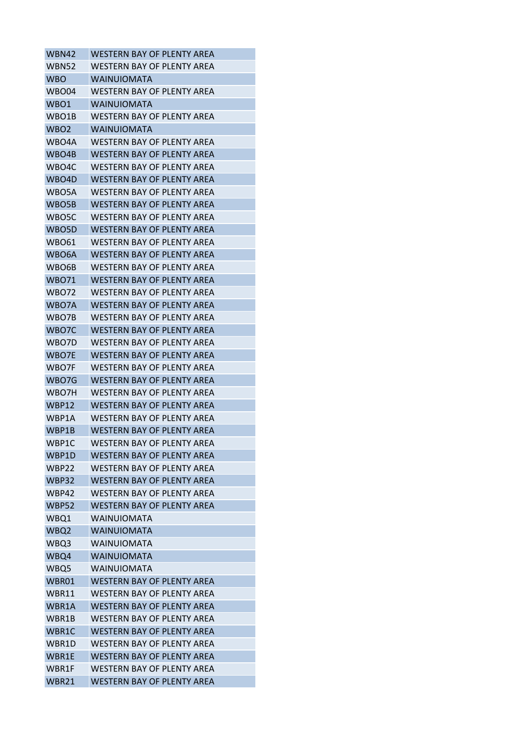| WBN42 | WESTERN BAY OF PLENTY AREA |
|---|---|
| WBN52 | WESTERN BAY OF PLENTY AREA |
| WBO | WAINUIOMATA |
| WBO04 | WESTERN BAY OF PLENTY AREA |
| WBO1 | WAINUIOMATA |
| WBO1B | WESTERN BAY OF PLENTY AREA |
| WBO2 | WAINUIOMATA |
| WBO4A | WESTERN BAY OF PLENTY AREA |
| WBO4B | WESTERN BAY OF PLENTY AREA |
| WBO4C | WESTERN BAY OF PLENTY AREA |
| WBO4D | WESTERN BAY OF PLENTY AREA |
| WBO5A | WESTERN BAY OF PLENTY AREA |
| WBO5B | WESTERN BAY OF PLENTY AREA |
| WBO5C | WESTERN BAY OF PLENTY AREA |
| WBO5D | WESTERN BAY OF PLENTY AREA |
| WBO61 | WESTERN BAY OF PLENTY AREA |
| WBO6A | WESTERN BAY OF PLENTY AREA |
| WBO6B | WESTERN BAY OF PLENTY AREA |
| WBO71 | WESTERN BAY OF PLENTY AREA |
| WBO72 | WESTERN BAY OF PLENTY AREA |
| WBO7A | WESTERN BAY OF PLENTY AREA |
| WBO7B | WESTERN BAY OF PLENTY AREA |
| WBO7C | WESTERN BAY OF PLENTY AREA |
| WBO7D | WESTERN BAY OF PLENTY AREA |
| WBO7E | WESTERN BAY OF PLENTY AREA |
| WBO7F | WESTERN BAY OF PLENTY AREA |
| WBO7G | WESTERN BAY OF PLENTY AREA |
| WBO7H | WESTERN BAY OF PLENTY AREA |
| WBP12 | WESTERN BAY OF PLENTY AREA |
| WBP1A | WESTERN BAY OF PLENTY AREA |
| WBP1B | WESTERN BAY OF PLENTY AREA |
| WBP1C | WESTERN BAY OF PLENTY AREA |
| WBP1D | WESTERN BAY OF PLENTY AREA |
| WBP22 | WESTERN BAY OF PLENTY AREA |
| WBP32 | WESTERN BAY OF PLENTY AREA |
| WBP42 | WESTERN BAY OF PLENTY AREA |
| WBP52 | WESTERN BAY OF PLENTY AREA |
| WBQ1 | WAINUIOMATA |
| WBQ2 | WAINUIOMATA |
| WBQ3 | WAINUIOMATA |
| WBQ4 | WAINUIOMATA |
| WBQ5 | WAINUIOMATA |
| WBR01 | WESTERN BAY OF PLENTY AREA |
| WBR11 | WESTERN BAY OF PLENTY AREA |
| WBR1A | WESTERN BAY OF PLENTY AREA |
| WBR1B | WESTERN BAY OF PLENTY AREA |
| WBR1C | WESTERN BAY OF PLENTY AREA |
| WBR1D | WESTERN BAY OF PLENTY AREA |
| WBR1E | WESTERN BAY OF PLENTY AREA |
| WBR1F | WESTERN BAY OF PLENTY AREA |
| WBR21 | WESTERN BAY OF PLENTY AREA |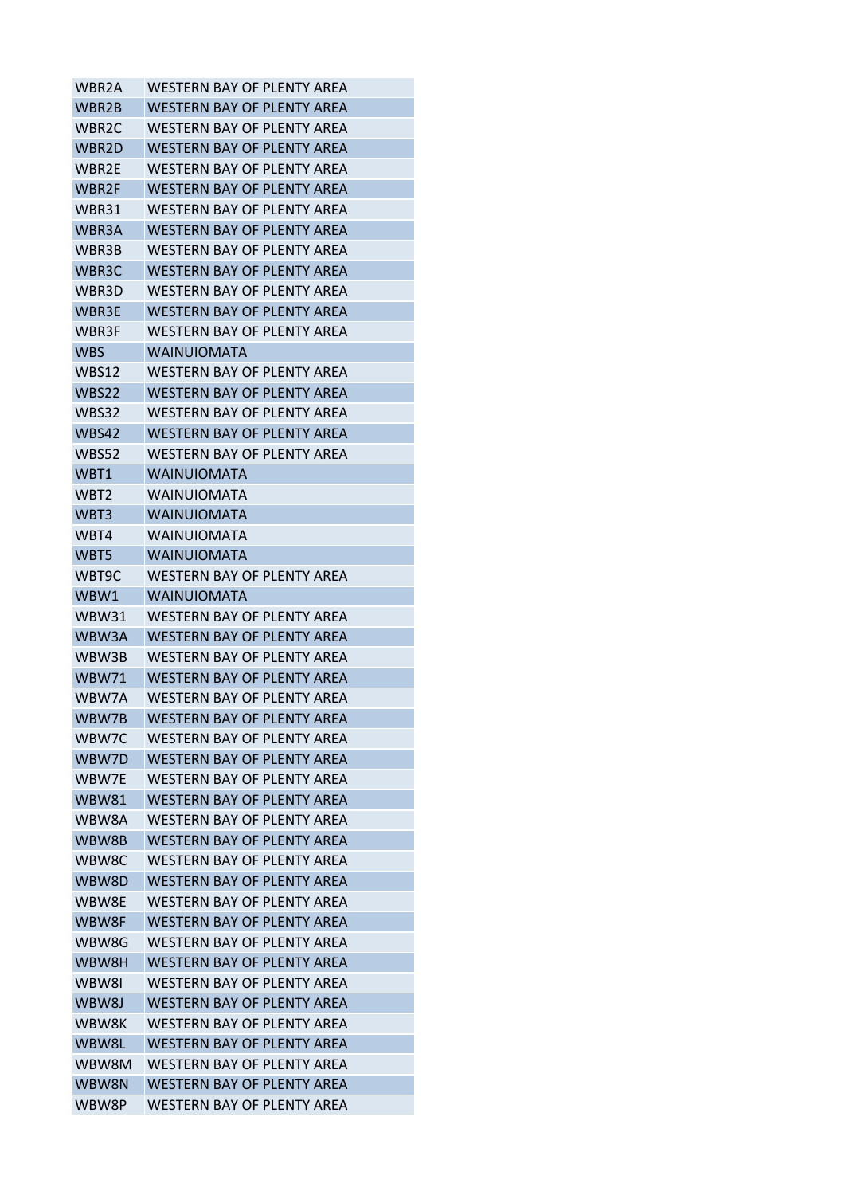| | |
|---|---|
| WBR2A | WESTERN BAY OF PLENTY AREA |
| WBR2B | WESTERN BAY OF PLENTY AREA |
| WBR2C | WESTERN BAY OF PLENTY AREA |
| WBR2D | WESTERN BAY OF PLENTY AREA |
| WBR2E | WESTERN BAY OF PLENTY AREA |
| WBR2F | WESTERN BAY OF PLENTY AREA |
| WBR31 | WESTERN BAY OF PLENTY AREA |
| WBR3A | WESTERN BAY OF PLENTY AREA |
| WBR3B | WESTERN BAY OF PLENTY AREA |
| WBR3C | WESTERN BAY OF PLENTY AREA |
| WBR3D | WESTERN BAY OF PLENTY AREA |
| WBR3E | WESTERN BAY OF PLENTY AREA |
| WBR3F | WESTERN BAY OF PLENTY AREA |
| WBS | WAINUIOMATA |
| WBS12 | WESTERN BAY OF PLENTY AREA |
| WBS22 | WESTERN BAY OF PLENTY AREA |
| WBS32 | WESTERN BAY OF PLENTY AREA |
| WBS42 | WESTERN BAY OF PLENTY AREA |
| WBS52 | WESTERN BAY OF PLENTY AREA |
| WBT1 | WAINUIOMATA |
| WBT2 | WAINUIOMATA |
| WBT3 | WAINUIOMATA |
| WBT4 | WAINUIOMATA |
| WBT5 | WAINUIOMATA |
| WBT9C | WESTERN BAY OF PLENTY AREA |
| WBW1 | WAINUIOMATA |
| WBW31 | WESTERN BAY OF PLENTY AREA |
| WBW3A | WESTERN BAY OF PLENTY AREA |
| WBW3B | WESTERN BAY OF PLENTY AREA |
| WBW71 | WESTERN BAY OF PLENTY AREA |
| WBW7A | WESTERN BAY OF PLENTY AREA |
| WBW7B | WESTERN BAY OF PLENTY AREA |
| WBW7C | WESTERN BAY OF PLENTY AREA |
| WBW7D | WESTERN BAY OF PLENTY AREA |
| WBW7E | WESTERN BAY OF PLENTY AREA |
| WBW81 | WESTERN BAY OF PLENTY AREA |
| WBW8A | WESTERN BAY OF PLENTY AREA |
| WBW8B | WESTERN BAY OF PLENTY AREA |
| WBW8C | WESTERN BAY OF PLENTY AREA |
| WBW8D | WESTERN BAY OF PLENTY AREA |
| WBW8E | WESTERN BAY OF PLENTY AREA |
| WBW8F | WESTERN BAY OF PLENTY AREA |
| WBW8G | WESTERN BAY OF PLENTY AREA |
| WBW8H | WESTERN BAY OF PLENTY AREA |
| WBW8I | WESTERN BAY OF PLENTY AREA |
| WBW8J | WESTERN BAY OF PLENTY AREA |
| WBW8K | WESTERN BAY OF PLENTY AREA |
| WBW8L | WESTERN BAY OF PLENTY AREA |
| WBW8M | WESTERN BAY OF PLENTY AREA |
| WBW8N | WESTERN BAY OF PLENTY AREA |
| WBW8P | WESTERN BAY OF PLENTY AREA |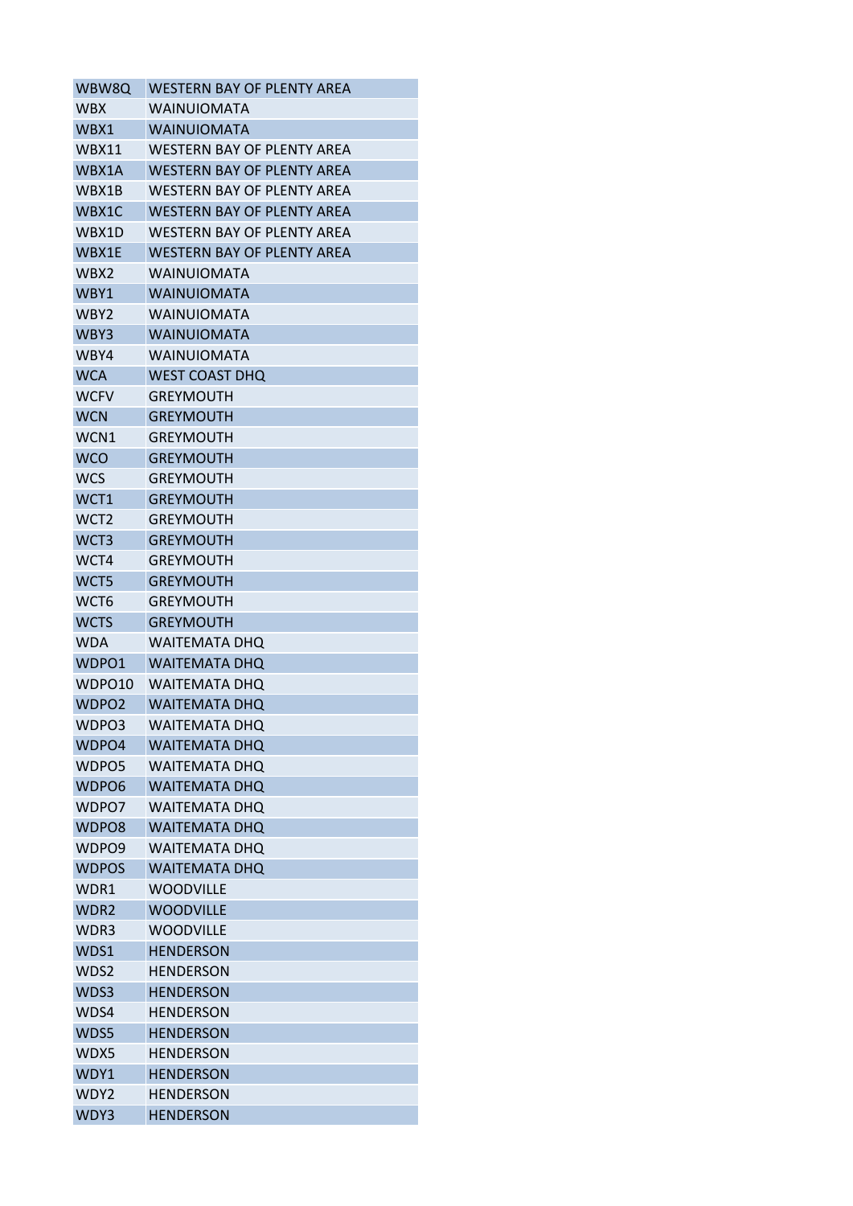| WBW8Q | WESTERN BAY OF PLENTY AREA |
|---|---|
| WBX | WAINUIOMATA |
| WBX1 | WAINUIOMATA |
| WBX11 | WESTERN BAY OF PLENTY AREA |
| WBX1A | WESTERN BAY OF PLENTY AREA |
| WBX1B | WESTERN BAY OF PLENTY AREA |
| WBX1C | WESTERN BAY OF PLENTY AREA |
| WBX1D | WESTERN BAY OF PLENTY AREA |
| WBX1E | WESTERN BAY OF PLENTY AREA |
| WBX2 | WAINUIOMATA |
| WBY1 | WAINUIOMATA |
| WBY2 | WAINUIOMATA |
| WBY3 | WAINUIOMATA |
| WBY4 | WAINUIOMATA |
| WCA | WEST COAST DHQ |
| WCFV | GREYMOUTH |
| WCN | GREYMOUTH |
| WCN1 | GREYMOUTH |
| WCO | GREYMOUTH |
| WCS | GREYMOUTH |
| WCT1 | GREYMOUTH |
| WCT2 | GREYMOUTH |
| WCT3 | GREYMOUTH |
| WCT4 | GREYMOUTH |
| WCT5 | GREYMOUTH |
| WCT6 | GREYMOUTH |
| WCTS | GREYMOUTH |
| WDA | WAITEMATA DHQ |
| WDPO1 | WAITEMATA DHQ |
| WDPO10 | WAITEMATA DHQ |
| WDPO2 | WAITEMATA DHQ |
| WDPO3 | WAITEMATA DHQ |
| WDPO4 | WAITEMATA DHQ |
| WDPO5 | WAITEMATA DHQ |
| WDPO6 | WAITEMATA DHQ |
| WDPO7 | WAITEMATA DHQ |
| WDPO8 | WAITEMATA DHQ |
| WDPO9 | WAITEMATA DHQ |
| WDPOS | WAITEMATA DHQ |
| WDR1 | WOODVILLE |
| WDR2 | WOODVILLE |
| WDR3 | WOODVILLE |
| WDS1 | HENDERSON |
| WDS2 | HENDERSON |
| WDS3 | HENDERSON |
| WDS4 | HENDERSON |
| WDS5 | HENDERSON |
| WDX5 | HENDERSON |
| WDY1 | HENDERSON |
| WDY2 | HENDERSON |
| WDY3 | HENDERSON |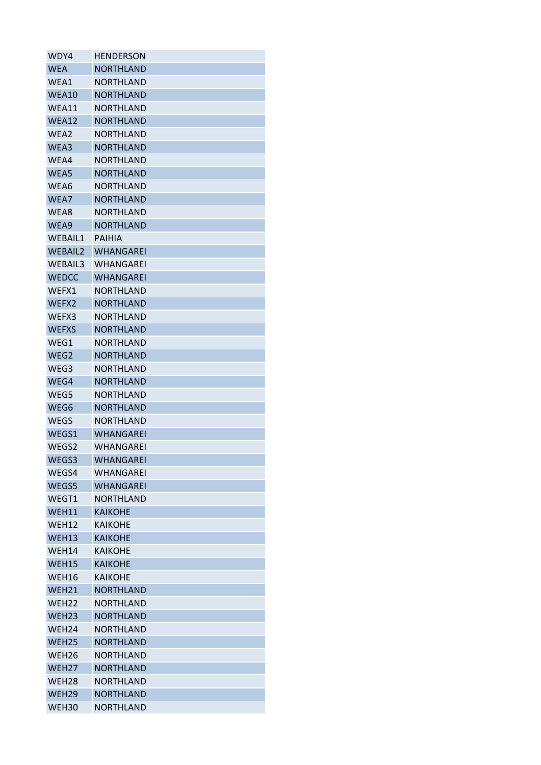| | |
|---|---|
| WDY4 | HENDERSON |
| WEA | NORTHLAND |
| WEA1 | NORTHLAND |
| WEA10 | NORTHLAND |
| WEA11 | NORTHLAND |
| WEA12 | NORTHLAND |
| WEA2 | NORTHLAND |
| WEA3 | NORTHLAND |
| WEA4 | NORTHLAND |
| WEA5 | NORTHLAND |
| WEA6 | NORTHLAND |
| WEA7 | NORTHLAND |
| WEA8 | NORTHLAND |
| WEA9 | NORTHLAND |
| WEBAIL1 | PAIHIA |
| WEBAIL2 | WHANGAREI |
| WEBAIL3 | WHANGAREI |
| WEDCC | WHANGAREI |
| WEFX1 | NORTHLAND |
| WEFX2 | NORTHLAND |
| WEFX3 | NORTHLAND |
| WEFXS | NORTHLAND |
| WEG1 | NORTHLAND |
| WEG2 | NORTHLAND |
| WEG3 | NORTHLAND |
| WEG4 | NORTHLAND |
| WEG5 | NORTHLAND |
| WEG6 | NORTHLAND |
| WEGS | NORTHLAND |
| WEGS1 | WHANGAREI |
| WEGS2 | WHANGAREI |
| WEGS3 | WHANGAREI |
| WEGS4 | WHANGAREI |
| WEGS5 | WHANGAREI |
| WEGT1 | NORTHLAND |
| WEH11 | KAIKOHE |
| WEH12 | KAIKOHE |
| WEH13 | KAIKOHE |
| WEH14 | KAIKOHE |
| WEH15 | KAIKOHE |
| WEH16 | KAIKOHE |
| WEH21 | NORTHLAND |
| WEH22 | NORTHLAND |
| WEH23 | NORTHLAND |
| WEH24 | NORTHLAND |
| WEH25 | NORTHLAND |
| WEH26 | NORTHLAND |
| WEH27 | NORTHLAND |
| WEH28 | NORTHLAND |
| WEH29 | NORTHLAND |
| WEH30 | NORTHLAND |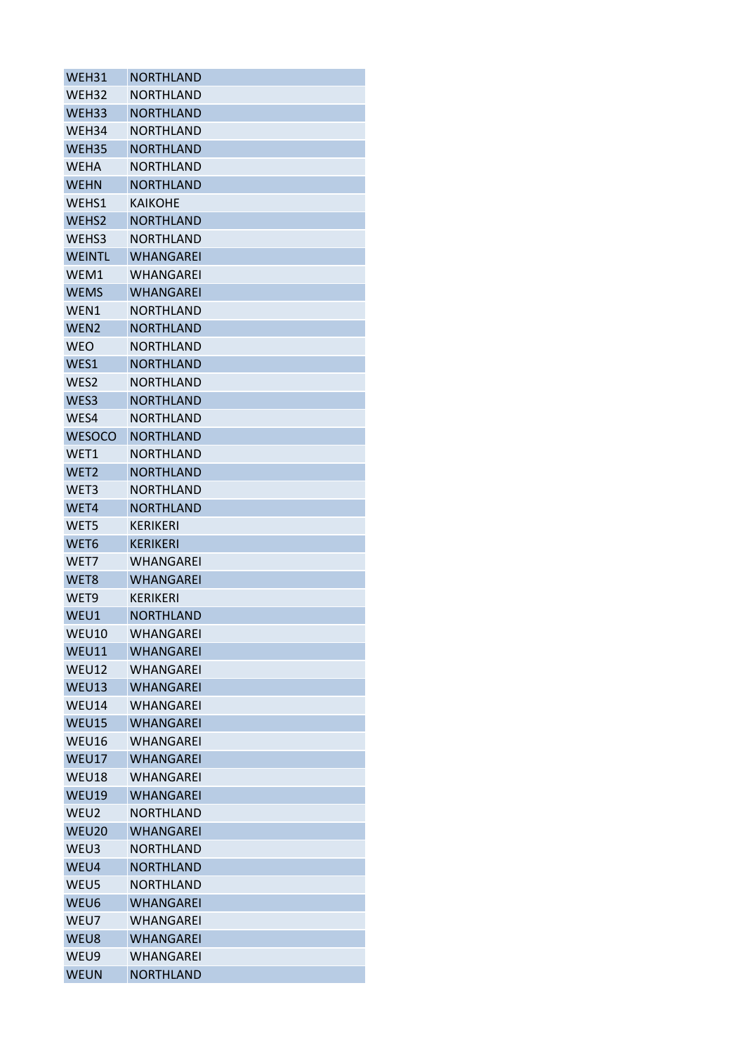| WEH31 | NORTHLAND |
|---|---|
| WEH32 | NORTHLAND |
| WEH33 | NORTHLAND |
| WEH34 | NORTHLAND |
| WEH35 | NORTHLAND |
| WEHA | NORTHLAND |
| WEHN | NORTHLAND |
| WEHS1 | KAIKOHE |
| WEHS2 | NORTHLAND |
| WEHS3 | NORTHLAND |
| WEINTL | WHANGAREI |
| WEM1 | WHANGAREI |
| WEMS | WHANGAREI |
| WEN1 | NORTHLAND |
| WEN2 | NORTHLAND |
| WEO | NORTHLAND |
| WES1 | NORTHLAND |
| WES2 | NORTHLAND |
| WES3 | NORTHLAND |
| WES4 | NORTHLAND |
| WESOCO | NORTHLAND |
| WET1 | NORTHLAND |
| WET2 | NORTHLAND |
| WET3 | NORTHLAND |
| WET4 | NORTHLAND |
| WET5 | KERIKERI |
| WET6 | KERIKERI |
| WET7 | WHANGAREI |
| WET8 | WHANGAREI |
| WET9 | KERIKERI |
| WEU1 | NORTHLAND |
| WEU10 | WHANGAREI |
| WEU11 | WHANGAREI |
| WEU12 | WHANGAREI |
| WEU13 | WHANGAREI |
| WEU14 | WHANGAREI |
| WEU15 | WHANGAREI |
| WEU16 | WHANGAREI |
| WEU17 | WHANGAREI |
| WEU18 | WHANGAREI |
| WEU19 | WHANGAREI |
| WEU2 | NORTHLAND |
| WEU20 | WHANGAREI |
| WEU3 | NORTHLAND |
| WEU4 | NORTHLAND |
| WEU5 | NORTHLAND |
| WEU6 | WHANGAREI |
| WEU7 | WHANGAREI |
| WEU8 | WHANGAREI |
| WEU9 | WHANGAREI |
| WEUN | NORTHLAND |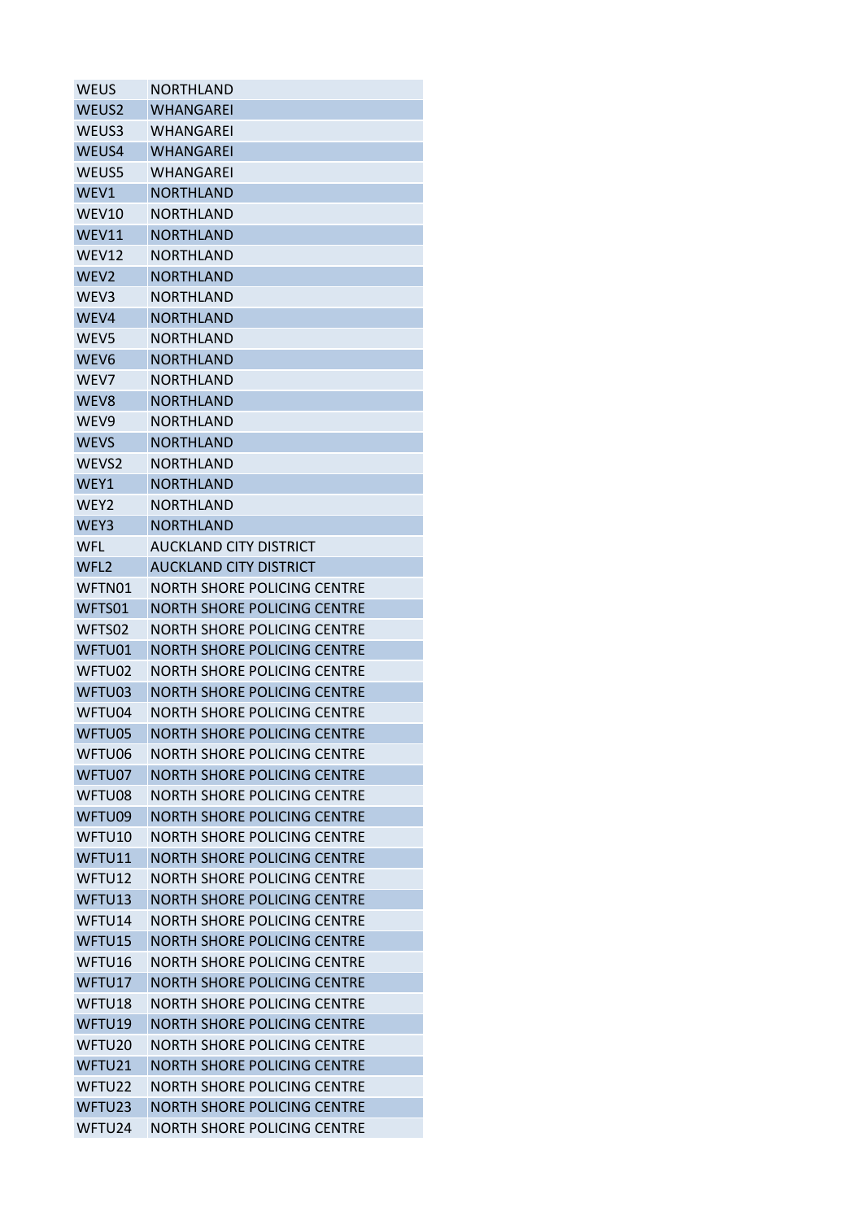| WEUS | NORTHLAND |
|---|---|
| WEUS2 | WHANGAREI |
| WEUS3 | WHANGAREI |
| WEUS4 | WHANGAREI |
| WEUS5 | WHANGAREI |
| WEV1 | NORTHLAND |
| WEV10 | NORTHLAND |
| WEV11 | NORTHLAND |
| WEV12 | NORTHLAND |
| WEV2 | NORTHLAND |
| WEV3 | NORTHLAND |
| WEV4 | NORTHLAND |
| WEV5 | NORTHLAND |
| WEV6 | NORTHLAND |
| WEV7 | NORTHLAND |
| WEV8 | NORTHLAND |
| WEV9 | NORTHLAND |
| WEVS | NORTHLAND |
| WEVS2 | NORTHLAND |
| WEY1 | NORTHLAND |
| WEY2 | NORTHLAND |
| WEY3 | NORTHLAND |
| WFL | AUCKLAND CITY DISTRICT |
| WFL2 | AUCKLAND CITY DISTRICT |
| WFTN01 | NORTH SHORE POLICING CENTRE |
| WFTS01 | NORTH SHORE POLICING CENTRE |
| WFTS02 | NORTH SHORE POLICING CENTRE |
| WFTU01 | NORTH SHORE POLICING CENTRE |
| WFTU02 | NORTH SHORE POLICING CENTRE |
| WFTU03 | NORTH SHORE POLICING CENTRE |
| WFTU04 | NORTH SHORE POLICING CENTRE |
| WFTU05 | NORTH SHORE POLICING CENTRE |
| WFTU06 | NORTH SHORE POLICING CENTRE |
| WFTU07 | NORTH SHORE POLICING CENTRE |
| WFTU08 | NORTH SHORE POLICING CENTRE |
| WFTU09 | NORTH SHORE POLICING CENTRE |
| WFTU10 | NORTH SHORE POLICING CENTRE |
| WFTU11 | NORTH SHORE POLICING CENTRE |
| WFTU12 | NORTH SHORE POLICING CENTRE |
| WFTU13 | NORTH SHORE POLICING CENTRE |
| WFTU14 | NORTH SHORE POLICING CENTRE |
| WFTU15 | NORTH SHORE POLICING CENTRE |
| WFTU16 | NORTH SHORE POLICING CENTRE |
| WFTU17 | NORTH SHORE POLICING CENTRE |
| WFTU18 | NORTH SHORE POLICING CENTRE |
| WFTU19 | NORTH SHORE POLICING CENTRE |
| WFTU20 | NORTH SHORE POLICING CENTRE |
| WFTU21 | NORTH SHORE POLICING CENTRE |
| WFTU22 | NORTH SHORE POLICING CENTRE |
| WFTU23 | NORTH SHORE POLICING CENTRE |
| WFTU24 | NORTH SHORE POLICING CENTRE |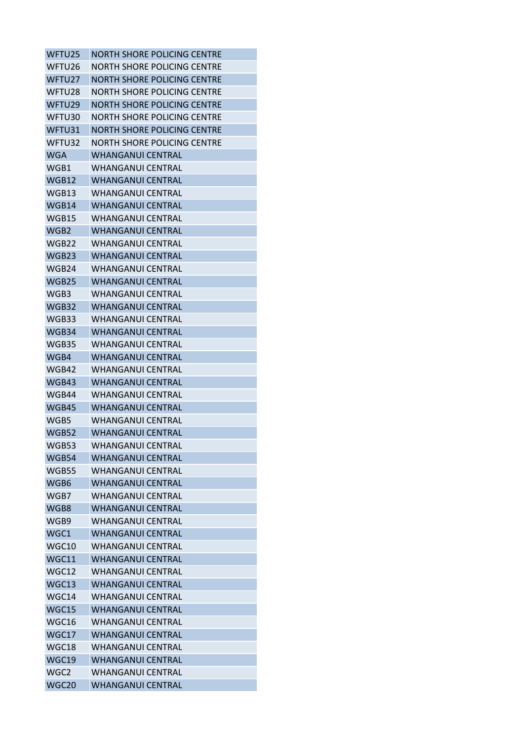| WFTU25 | NORTH SHORE POLICING CENTRE |
|---|---|
| WFTU26 | NORTH SHORE POLICING CENTRE |
| WFTU27 | NORTH SHORE POLICING CENTRE |
| WFTU28 | NORTH SHORE POLICING CENTRE |
| WFTU29 | NORTH SHORE POLICING CENTRE |
| WFTU30 | NORTH SHORE POLICING CENTRE |
| WFTU31 | NORTH SHORE POLICING CENTRE |
| WFTU32 | NORTH SHORE POLICING CENTRE |
| WGA | WHANGANUI CENTRAL |
| WGB1 | WHANGANUI CENTRAL |
| WGB12 | WHANGANUI CENTRAL |
| WGB13 | WHANGANUI CENTRAL |
| WGB14 | WHANGANUI CENTRAL |
| WGB15 | WHANGANUI CENTRAL |
| WGB2 | WHANGANUI CENTRAL |
| WGB22 | WHANGANUI CENTRAL |
| WGB23 | WHANGANUI CENTRAL |
| WGB24 | WHANGANUI CENTRAL |
| WGB25 | WHANGANUI CENTRAL |
| WGB3 | WHANGANUI CENTRAL |
| WGB32 | WHANGANUI CENTRAL |
| WGB33 | WHANGANUI CENTRAL |
| WGB34 | WHANGANUI CENTRAL |
| WGB35 | WHANGANUI CENTRAL |
| WGB4 | WHANGANUI CENTRAL |
| WGB42 | WHANGANUI CENTRAL |
| WGB43 | WHANGANUI CENTRAL |
| WGB44 | WHANGANUI CENTRAL |
| WGB45 | WHANGANUI CENTRAL |
| WGB5 | WHANGANUI CENTRAL |
| WGB52 | WHANGANUI CENTRAL |
| WGB53 | WHANGANUI CENTRAL |
| WGB54 | WHANGANUI CENTRAL |
| WGB55 | WHANGANUI CENTRAL |
| WGB6 | WHANGANUI CENTRAL |
| WGB7 | WHANGANUI CENTRAL |
| WGB8 | WHANGANUI CENTRAL |
| WGB9 | WHANGANUI CENTRAL |
| WGC1 | WHANGANUI CENTRAL |
| WGC10 | WHANGANUI CENTRAL |
| WGC11 | WHANGANUI CENTRAL |
| WGC12 | WHANGANUI CENTRAL |
| WGC13 | WHANGANUI CENTRAL |
| WGC14 | WHANGANUI CENTRAL |
| WGC15 | WHANGANUI CENTRAL |
| WGC16 | WHANGANUI CENTRAL |
| WGC17 | WHANGANUI CENTRAL |
| WGC18 | WHANGANUI CENTRAL |
| WGC19 | WHANGANUI CENTRAL |
| WGC2 | WHANGANUI CENTRAL |
| WGC20 | WHANGANUI CENTRAL |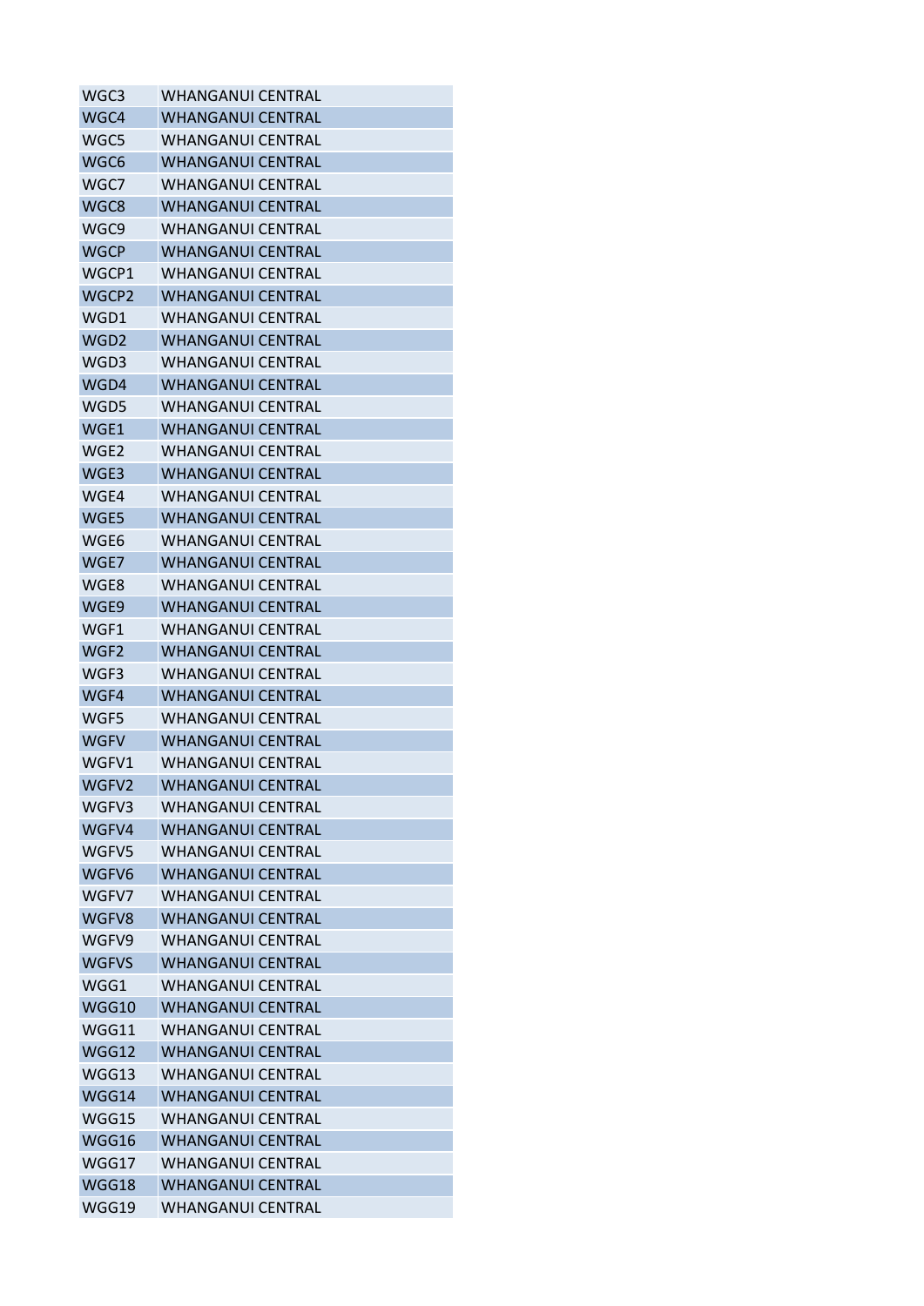| | |
|---|---|
| WGC3 | WHANGANUI CENTRAL |
| WGC4 | WHANGANUI CENTRAL |
| WGC5 | WHANGANUI CENTRAL |
| WGC6 | WHANGANUI CENTRAL |
| WGC7 | WHANGANUI CENTRAL |
| WGC8 | WHANGANUI CENTRAL |
| WGC9 | WHANGANUI CENTRAL |
| WGCP | WHANGANUI CENTRAL |
| WGCP1 | WHANGANUI CENTRAL |
| WGCP2 | WHANGANUI CENTRAL |
| WGD1 | WHANGANUI CENTRAL |
| WGD2 | WHANGANUI CENTRAL |
| WGD3 | WHANGANUI CENTRAL |
| WGD4 | WHANGANUI CENTRAL |
| WGD5 | WHANGANUI CENTRAL |
| WGE1 | WHANGANUI CENTRAL |
| WGE2 | WHANGANUI CENTRAL |
| WGE3 | WHANGANUI CENTRAL |
| WGE4 | WHANGANUI CENTRAL |
| WGE5 | WHANGANUI CENTRAL |
| WGE6 | WHANGANUI CENTRAL |
| WGE7 | WHANGANUI CENTRAL |
| WGE8 | WHANGANUI CENTRAL |
| WGE9 | WHANGANUI CENTRAL |
| WGF1 | WHANGANUI CENTRAL |
| WGF2 | WHANGANUI CENTRAL |
| WGF3 | WHANGANUI CENTRAL |
| WGF4 | WHANGANUI CENTRAL |
| WGF5 | WHANGANUI CENTRAL |
| WGFV | WHANGANUI CENTRAL |
| WGFV1 | WHANGANUI CENTRAL |
| WGFV2 | WHANGANUI CENTRAL |
| WGFV3 | WHANGANUI CENTRAL |
| WGFV4 | WHANGANUI CENTRAL |
| WGFV5 | WHANGANUI CENTRAL |
| WGFV6 | WHANGANUI CENTRAL |
| WGFV7 | WHANGANUI CENTRAL |
| WGFV8 | WHANGANUI CENTRAL |
| WGFV9 | WHANGANUI CENTRAL |
| WGFVS | WHANGANUI CENTRAL |
| WGG1 | WHANGANUI CENTRAL |
| WGG10 | WHANGANUI CENTRAL |
| WGG11 | WHANGANUI CENTRAL |
| WGG12 | WHANGANUI CENTRAL |
| WGG13 | WHANGANUI CENTRAL |
| WGG14 | WHANGANUI CENTRAL |
| WGG15 | WHANGANUI CENTRAL |
| WGG16 | WHANGANUI CENTRAL |
| WGG17 | WHANGANUI CENTRAL |
| WGG18 | WHANGANUI CENTRAL |
| WGG19 | WHANGANUI CENTRAL |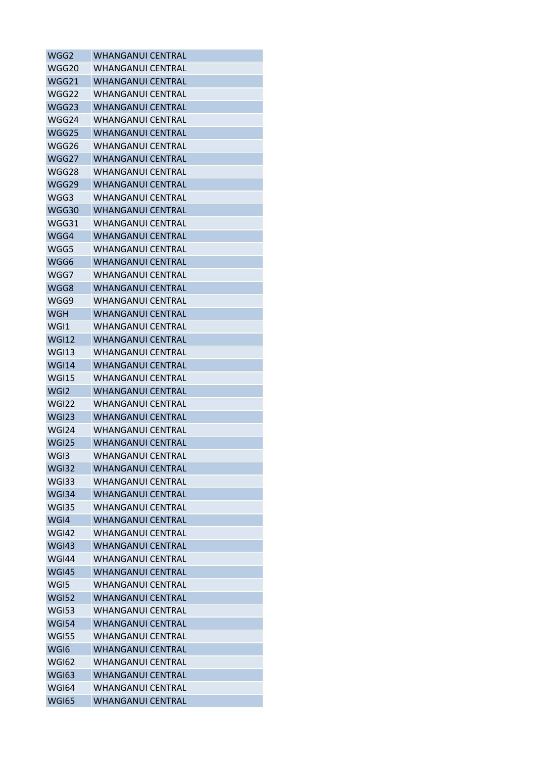| | |
|---|---|
| WGG2 | WHANGANUI CENTRAL |
| WGG20 | WHANGANUI CENTRAL |
| WGG21 | WHANGANUI CENTRAL |
| WGG22 | WHANGANUI CENTRAL |
| WGG23 | WHANGANUI CENTRAL |
| WGG24 | WHANGANUI CENTRAL |
| WGG25 | WHANGANUI CENTRAL |
| WGG26 | WHANGANUI CENTRAL |
| WGG27 | WHANGANUI CENTRAL |
| WGG28 | WHANGANUI CENTRAL |
| WGG29 | WHANGANUI CENTRAL |
| WGG3 | WHANGANUI CENTRAL |
| WGG30 | WHANGANUI CENTRAL |
| WGG31 | WHANGANUI CENTRAL |
| WGG4 | WHANGANUI CENTRAL |
| WGG5 | WHANGANUI CENTRAL |
| WGG6 | WHANGANUI CENTRAL |
| WGG7 | WHANGANUI CENTRAL |
| WGG8 | WHANGANUI CENTRAL |
| WGG9 | WHANGANUI CENTRAL |
| WGH | WHANGANUI CENTRAL |
| WGI1 | WHANGANUI CENTRAL |
| WGI12 | WHANGANUI CENTRAL |
| WGI13 | WHANGANUI CENTRAL |
| WGI14 | WHANGANUI CENTRAL |
| WGI15 | WHANGANUI CENTRAL |
| WGI2 | WHANGANUI CENTRAL |
| WGI22 | WHANGANUI CENTRAL |
| WGI23 | WHANGANUI CENTRAL |
| WGI24 | WHANGANUI CENTRAL |
| WGI25 | WHANGANUI CENTRAL |
| WGI3 | WHANGANUI CENTRAL |
| WGI32 | WHANGANUI CENTRAL |
| WGI33 | WHANGANUI CENTRAL |
| WGI34 | WHANGANUI CENTRAL |
| WGI35 | WHANGANUI CENTRAL |
| WGI4 | WHANGANUI CENTRAL |
| WGI42 | WHANGANUI CENTRAL |
| WGI43 | WHANGANUI CENTRAL |
| WGI44 | WHANGANUI CENTRAL |
| WGI45 | WHANGANUI CENTRAL |
| WGI5 | WHANGANUI CENTRAL |
| WGI52 | WHANGANUI CENTRAL |
| WGI53 | WHANGANUI CENTRAL |
| WGI54 | WHANGANUI CENTRAL |
| WGI55 | WHANGANUI CENTRAL |
| WGI6 | WHANGANUI CENTRAL |
| WGI62 | WHANGANUI CENTRAL |
| WGI63 | WHANGANUI CENTRAL |
| WGI64 | WHANGANUI CENTRAL |
| WGI65 | WHANGANUI CENTRAL |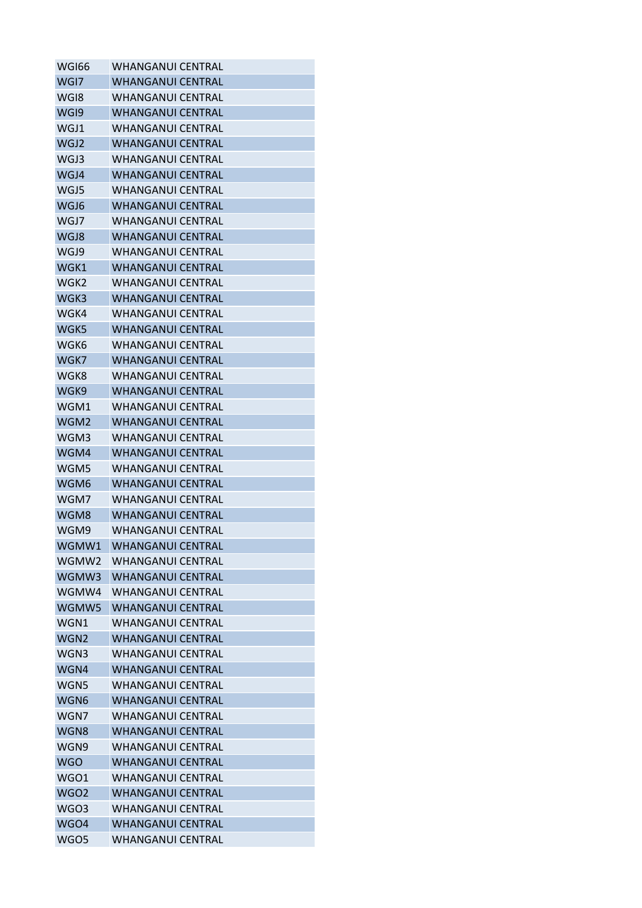| | |
|---|---|
| WGI66 | WHANGANUI CENTRAL |
| WGI7 | WHANGANUI CENTRAL |
| WGI8 | WHANGANUI CENTRAL |
| WGI9 | WHANGANUI CENTRAL |
| WGJ1 | WHANGANUI CENTRAL |
| WGJ2 | WHANGANUI CENTRAL |
| WGJ3 | WHANGANUI CENTRAL |
| WGJ4 | WHANGANUI CENTRAL |
| WGJ5 | WHANGANUI CENTRAL |
| WGJ6 | WHANGANUI CENTRAL |
| WGJ7 | WHANGANUI CENTRAL |
| WGJ8 | WHANGANUI CENTRAL |
| WGJ9 | WHANGANUI CENTRAL |
| WGK1 | WHANGANUI CENTRAL |
| WGK2 | WHANGANUI CENTRAL |
| WGK3 | WHANGANUI CENTRAL |
| WGK4 | WHANGANUI CENTRAL |
| WGK5 | WHANGANUI CENTRAL |
| WGK6 | WHANGANUI CENTRAL |
| WGK7 | WHANGANUI CENTRAL |
| WGK8 | WHANGANUI CENTRAL |
| WGK9 | WHANGANUI CENTRAL |
| WGM1 | WHANGANUI CENTRAL |
| WGM2 | WHANGANUI CENTRAL |
| WGM3 | WHANGANUI CENTRAL |
| WGM4 | WHANGANUI CENTRAL |
| WGM5 | WHANGANUI CENTRAL |
| WGM6 | WHANGANUI CENTRAL |
| WGM7 | WHANGANUI CENTRAL |
| WGM8 | WHANGANUI CENTRAL |
| WGM9 | WHANGANUI CENTRAL |
| WGMW1 | WHANGANUI CENTRAL |
| WGMW2 | WHANGANUI CENTRAL |
| WGMW3 | WHANGANUI CENTRAL |
| WGMW4 | WHANGANUI CENTRAL |
| WGMW5 | WHANGANUI CENTRAL |
| WGN1 | WHANGANUI CENTRAL |
| WGN2 | WHANGANUI CENTRAL |
| WGN3 | WHANGANUI CENTRAL |
| WGN4 | WHANGANUI CENTRAL |
| WGN5 | WHANGANUI CENTRAL |
| WGN6 | WHANGANUI CENTRAL |
| WGN7 | WHANGANUI CENTRAL |
| WGN8 | WHANGANUI CENTRAL |
| WGN9 | WHANGANUI CENTRAL |
| WGO | WHANGANUI CENTRAL |
| WGO1 | WHANGANUI CENTRAL |
| WGO2 | WHANGANUI CENTRAL |
| WGO3 | WHANGANUI CENTRAL |
| WGO4 | WHANGANUI CENTRAL |
| WGO5 | WHANGANUI CENTRAL |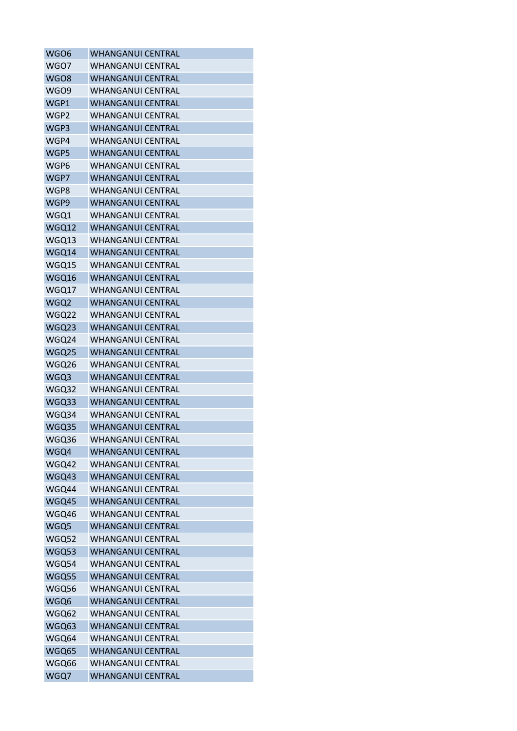| | |
|---|---|
| WGO6 | WHANGANUI CENTRAL |
| WGO7 | WHANGANUI CENTRAL |
| WGO8 | WHANGANUI CENTRAL |
| WGO9 | WHANGANUI CENTRAL |
| WGP1 | WHANGANUI CENTRAL |
| WGP2 | WHANGANUI CENTRAL |
| WGP3 | WHANGANUI CENTRAL |
| WGP4 | WHANGANUI CENTRAL |
| WGP5 | WHANGANUI CENTRAL |
| WGP6 | WHANGANUI CENTRAL |
| WGP7 | WHANGANUI CENTRAL |
| WGP8 | WHANGANUI CENTRAL |
| WGP9 | WHANGANUI CENTRAL |
| WGQ1 | WHANGANUI CENTRAL |
| WGQ12 | WHANGANUI CENTRAL |
| WGQ13 | WHANGANUI CENTRAL |
| WGQ14 | WHANGANUI CENTRAL |
| WGQ15 | WHANGANUI CENTRAL |
| WGQ16 | WHANGANUI CENTRAL |
| WGQ17 | WHANGANUI CENTRAL |
| WGQ2 | WHANGANUI CENTRAL |
| WGQ22 | WHANGANUI CENTRAL |
| WGQ23 | WHANGANUI CENTRAL |
| WGQ24 | WHANGANUI CENTRAL |
| WGQ25 | WHANGANUI CENTRAL |
| WGQ26 | WHANGANUI CENTRAL |
| WGQ3 | WHANGANUI CENTRAL |
| WGQ32 | WHANGANUI CENTRAL |
| WGQ33 | WHANGANUI CENTRAL |
| WGQ34 | WHANGANUI CENTRAL |
| WGQ35 | WHANGANUI CENTRAL |
| WGQ36 | WHANGANUI CENTRAL |
| WGQ4 | WHANGANUI CENTRAL |
| WGQ42 | WHANGANUI CENTRAL |
| WGQ43 | WHANGANUI CENTRAL |
| WGQ44 | WHANGANUI CENTRAL |
| WGQ45 | WHANGANUI CENTRAL |
| WGQ46 | WHANGANUI CENTRAL |
| WGQ5 | WHANGANUI CENTRAL |
| WGQ52 | WHANGANUI CENTRAL |
| WGQ53 | WHANGANUI CENTRAL |
| WGQ54 | WHANGANUI CENTRAL |
| WGQ55 | WHANGANUI CENTRAL |
| WGQ56 | WHANGANUI CENTRAL |
| WGQ6 | WHANGANUI CENTRAL |
| WGQ62 | WHANGANUI CENTRAL |
| WGQ63 | WHANGANUI CENTRAL |
| WGQ64 | WHANGANUI CENTRAL |
| WGQ65 | WHANGANUI CENTRAL |
| WGQ66 | WHANGANUI CENTRAL |
| WGQ7 | WHANGANUI CENTRAL |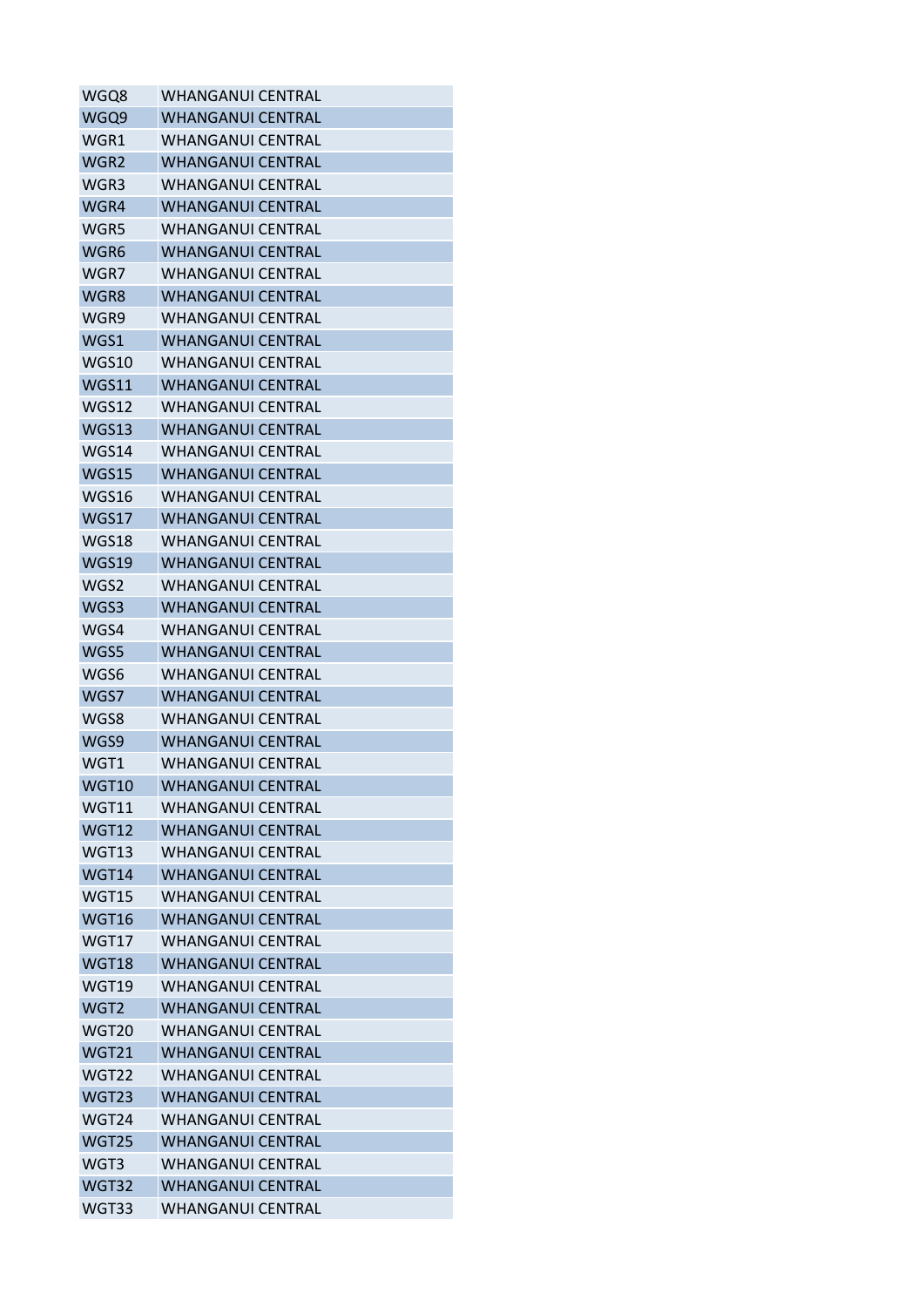| WGQ8 | WHANGANUI CENTRAL |
|---|---|
| WGQ9 | WHANGANUI CENTRAL |
| WGR1 | WHANGANUI CENTRAL |
| WGR2 | WHANGANUI CENTRAL |
| WGR3 | WHANGANUI CENTRAL |
| WGR4 | WHANGANUI CENTRAL |
| WGR5 | WHANGANUI CENTRAL |
| WGR6 | WHANGANUI CENTRAL |
| WGR7 | WHANGANUI CENTRAL |
| WGR8 | WHANGANUI CENTRAL |
| WGR9 | WHANGANUI CENTRAL |
| WGS1 | WHANGANUI CENTRAL |
| WGS10 | WHANGANUI CENTRAL |
| WGS11 | WHANGANUI CENTRAL |
| WGS12 | WHANGANUI CENTRAL |
| WGS13 | WHANGANUI CENTRAL |
| WGS14 | WHANGANUI CENTRAL |
| WGS15 | WHANGANUI CENTRAL |
| WGS16 | WHANGANUI CENTRAL |
| WGS17 | WHANGANUI CENTRAL |
| WGS18 | WHANGANUI CENTRAL |
| WGS19 | WHANGANUI CENTRAL |
| WGS2 | WHANGANUI CENTRAL |
| WGS3 | WHANGANUI CENTRAL |
| WGS4 | WHANGANUI CENTRAL |
| WGS5 | WHANGANUI CENTRAL |
| WGS6 | WHANGANUI CENTRAL |
| WGS7 | WHANGANUI CENTRAL |
| WGS8 | WHANGANUI CENTRAL |
| WGS9 | WHANGANUI CENTRAL |
| WGT1 | WHANGANUI CENTRAL |
| WGT10 | WHANGANUI CENTRAL |
| WGT11 | WHANGANUI CENTRAL |
| WGT12 | WHANGANUI CENTRAL |
| WGT13 | WHANGANUI CENTRAL |
| WGT14 | WHANGANUI CENTRAL |
| WGT15 | WHANGANUI CENTRAL |
| WGT16 | WHANGANUI CENTRAL |
| WGT17 | WHANGANUI CENTRAL |
| WGT18 | WHANGANUI CENTRAL |
| WGT19 | WHANGANUI CENTRAL |
| WGT2 | WHANGANUI CENTRAL |
| WGT20 | WHANGANUI CENTRAL |
| WGT21 | WHANGANUI CENTRAL |
| WGT22 | WHANGANUI CENTRAL |
| WGT23 | WHANGANUI CENTRAL |
| WGT24 | WHANGANUI CENTRAL |
| WGT25 | WHANGANUI CENTRAL |
| WGT3 | WHANGANUI CENTRAL |
| WGT32 | WHANGANUI CENTRAL |
| WGT33 | WHANGANUI CENTRAL |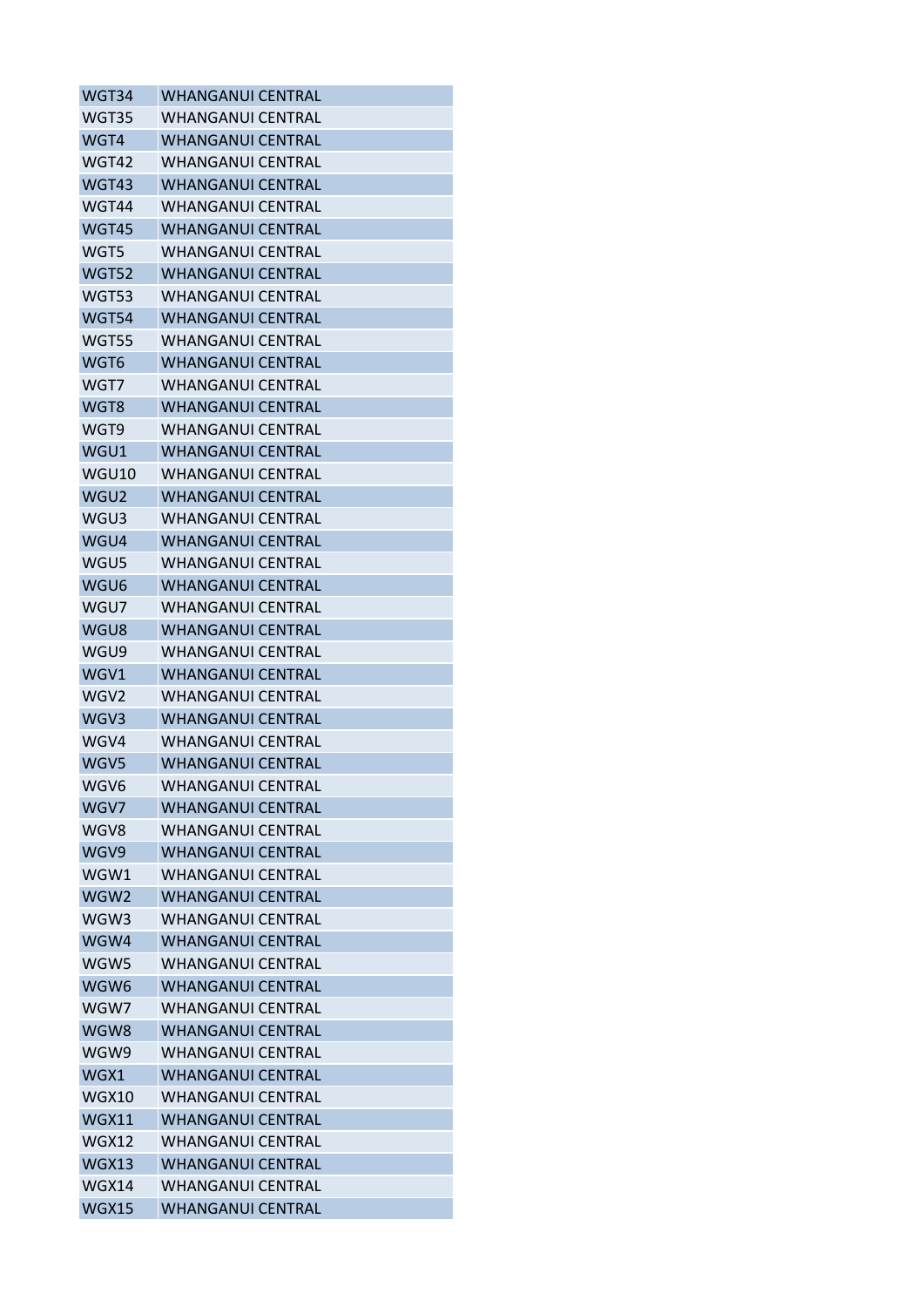| WGT34 | WHANGANUI CENTRAL |
|---|---|
| WGT35 | WHANGANUI CENTRAL |
| WGT4 | WHANGANUI CENTRAL |
| WGT42 | WHANGANUI CENTRAL |
| WGT43 | WHANGANUI CENTRAL |
| WGT44 | WHANGANUI CENTRAL |
| WGT45 | WHANGANUI CENTRAL |
| WGT5 | WHANGANUI CENTRAL |
| WGT52 | WHANGANUI CENTRAL |
| WGT53 | WHANGANUI CENTRAL |
| WGT54 | WHANGANUI CENTRAL |
| WGT55 | WHANGANUI CENTRAL |
| WGT6 | WHANGANUI CENTRAL |
| WGT7 | WHANGANUI CENTRAL |
| WGT8 | WHANGANUI CENTRAL |
| WGT9 | WHANGANUI CENTRAL |
| WGU1 | WHANGANUI CENTRAL |
| WGU10 | WHANGANUI CENTRAL |
| WGU2 | WHANGANUI CENTRAL |
| WGU3 | WHANGANUI CENTRAL |
| WGU4 | WHANGANUI CENTRAL |
| WGU5 | WHANGANUI CENTRAL |
| WGU6 | WHANGANUI CENTRAL |
| WGU7 | WHANGANUI CENTRAL |
| WGU8 | WHANGANUI CENTRAL |
| WGU9 | WHANGANUI CENTRAL |
| WGV1 | WHANGANUI CENTRAL |
| WGV2 | WHANGANUI CENTRAL |
| WGV3 | WHANGANUI CENTRAL |
| WGV4 | WHANGANUI CENTRAL |
| WGV5 | WHANGANUI CENTRAL |
| WGV6 | WHANGANUI CENTRAL |
| WGV7 | WHANGANUI CENTRAL |
| WGV8 | WHANGANUI CENTRAL |
| WGV9 | WHANGANUI CENTRAL |
| WGW1 | WHANGANUI CENTRAL |
| WGW2 | WHANGANUI CENTRAL |
| WGW3 | WHANGANUI CENTRAL |
| WGW4 | WHANGANUI CENTRAL |
| WGW5 | WHANGANUI CENTRAL |
| WGW6 | WHANGANUI CENTRAL |
| WGW7 | WHANGANUI CENTRAL |
| WGW8 | WHANGANUI CENTRAL |
| WGW9 | WHANGANUI CENTRAL |
| WGX1 | WHANGANUI CENTRAL |
| WGX10 | WHANGANUI CENTRAL |
| WGX11 | WHANGANUI CENTRAL |
| WGX12 | WHANGANUI CENTRAL |
| WGX13 | WHANGANUI CENTRAL |
| WGX14 | WHANGANUI CENTRAL |
| WGX15 | WHANGANUI CENTRAL |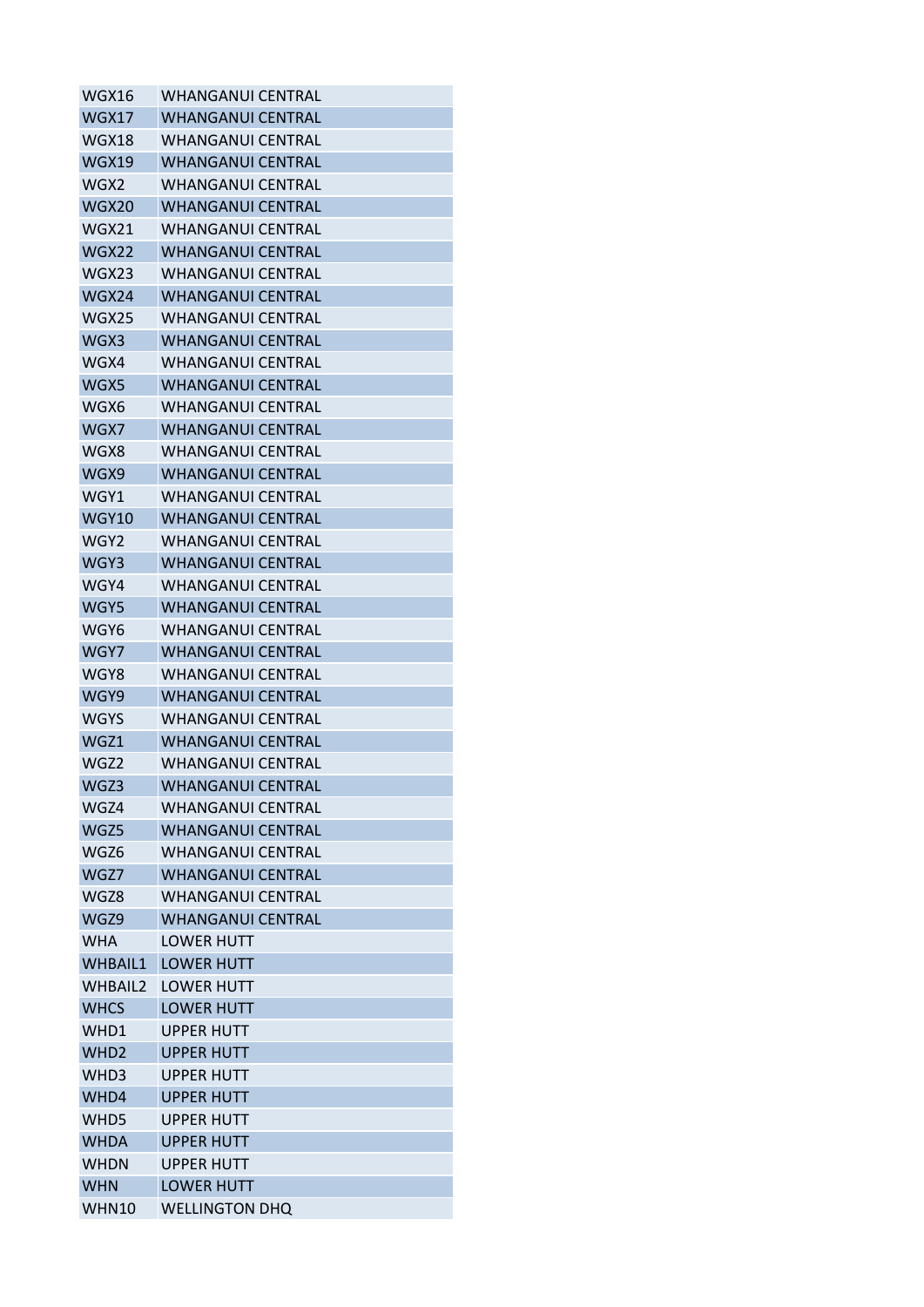| | |
|---|---|
| WGX16 | WHANGANUI CENTRAL |
| WGX17 | WHANGANUI CENTRAL |
| WGX18 | WHANGANUI CENTRAL |
| WGX19 | WHANGANUI CENTRAL |
| WGX2 | WHANGANUI CENTRAL |
| WGX20 | WHANGANUI CENTRAL |
| WGX21 | WHANGANUI CENTRAL |
| WGX22 | WHANGANUI CENTRAL |
| WGX23 | WHANGANUI CENTRAL |
| WGX24 | WHANGANUI CENTRAL |
| WGX25 | WHANGANUI CENTRAL |
| WGX3 | WHANGANUI CENTRAL |
| WGX4 | WHANGANUI CENTRAL |
| WGX5 | WHANGANUI CENTRAL |
| WGX6 | WHANGANUI CENTRAL |
| WGX7 | WHANGANUI CENTRAL |
| WGX8 | WHANGANUI CENTRAL |
| WGX9 | WHANGANUI CENTRAL |
| WGY1 | WHANGANUI CENTRAL |
| WGY10 | WHANGANUI CENTRAL |
| WGY2 | WHANGANUI CENTRAL |
| WGY3 | WHANGANUI CENTRAL |
| WGY4 | WHANGANUI CENTRAL |
| WGY5 | WHANGANUI CENTRAL |
| WGY6 | WHANGANUI CENTRAL |
| WGY7 | WHANGANUI CENTRAL |
| WGY8 | WHANGANUI CENTRAL |
| WGY9 | WHANGANUI CENTRAL |
| WGYS | WHANGANUI CENTRAL |
| WGZ1 | WHANGANUI CENTRAL |
| WGZ2 | WHANGANUI CENTRAL |
| WGZ3 | WHANGANUI CENTRAL |
| WGZ4 | WHANGANUI CENTRAL |
| WGZ5 | WHANGANUI CENTRAL |
| WGZ6 | WHANGANUI CENTRAL |
| WGZ7 | WHANGANUI CENTRAL |
| WGZ8 | WHANGANUI CENTRAL |
| WGZ9 | WHANGANUI CENTRAL |
| WHA | LOWER HUTT |
| WHBAIL1 | LOWER HUTT |
| WHBAIL2 | LOWER HUTT |
| WHCS | LOWER HUTT |
| WHD1 | UPPER HUTT |
| WHD2 | UPPER HUTT |
| WHD3 | UPPER HUTT |
| WHD4 | UPPER HUTT |
| WHD5 | UPPER HUTT |
| WHDA | UPPER HUTT |
| WHDN | UPPER HUTT |
| WHN | LOWER HUTT |
| WHN10 | WELLINGTON DHQ |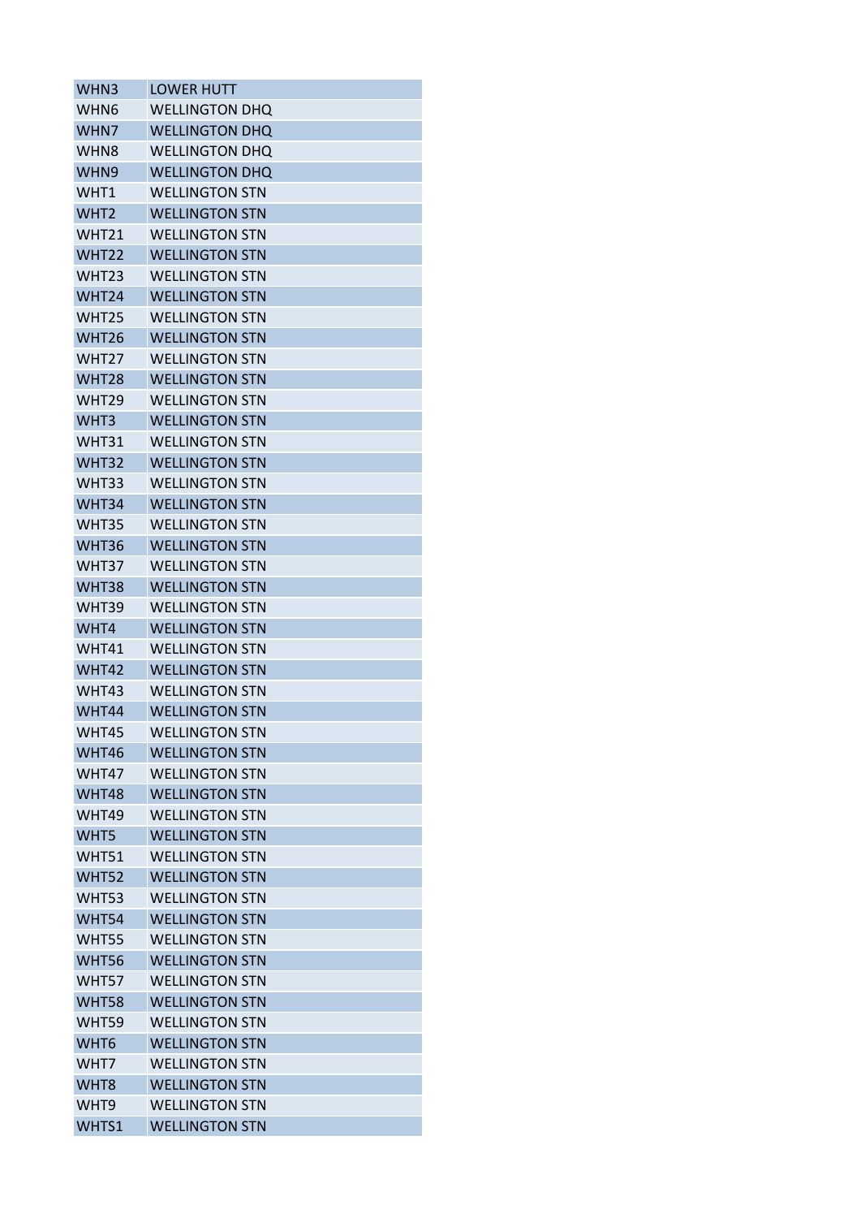| WHN3 | LOWER HUTT |
|---|---|
| WHN6 | WELLINGTON DHQ |
| WHN7 | WELLINGTON DHQ |
| WHN8 | WELLINGTON DHQ |
| WHN9 | WELLINGTON DHQ |
| WHT1 | WELLINGTON STN |
| WHT2 | WELLINGTON STN |
| WHT21 | WELLINGTON STN |
| WHT22 | WELLINGTON STN |
| WHT23 | WELLINGTON STN |
| WHT24 | WELLINGTON STN |
| WHT25 | WELLINGTON STN |
| WHT26 | WELLINGTON STN |
| WHT27 | WELLINGTON STN |
| WHT28 | WELLINGTON STN |
| WHT29 | WELLINGTON STN |
| WHT3 | WELLINGTON STN |
| WHT31 | WELLINGTON STN |
| WHT32 | WELLINGTON STN |
| WHT33 | WELLINGTON STN |
| WHT34 | WELLINGTON STN |
| WHT35 | WELLINGTON STN |
| WHT36 | WELLINGTON STN |
| WHT37 | WELLINGTON STN |
| WHT38 | WELLINGTON STN |
| WHT39 | WELLINGTON STN |
| WHT4 | WELLINGTON STN |
| WHT41 | WELLINGTON STN |
| WHT42 | WELLINGTON STN |
| WHT43 | WELLINGTON STN |
| WHT44 | WELLINGTON STN |
| WHT45 | WELLINGTON STN |
| WHT46 | WELLINGTON STN |
| WHT47 | WELLINGTON STN |
| WHT48 | WELLINGTON STN |
| WHT49 | WELLINGTON STN |
| WHT5 | WELLINGTON STN |
| WHT51 | WELLINGTON STN |
| WHT52 | WELLINGTON STN |
| WHT53 | WELLINGTON STN |
| WHT54 | WELLINGTON STN |
| WHT55 | WELLINGTON STN |
| WHT56 | WELLINGTON STN |
| WHT57 | WELLINGTON STN |
| WHT58 | WELLINGTON STN |
| WHT59 | WELLINGTON STN |
| WHT6 | WELLINGTON STN |
| WHT7 | WELLINGTON STN |
| WHT8 | WELLINGTON STN |
| WHT9 | WELLINGTON STN |
| WHTS1 | WELLINGTON STN |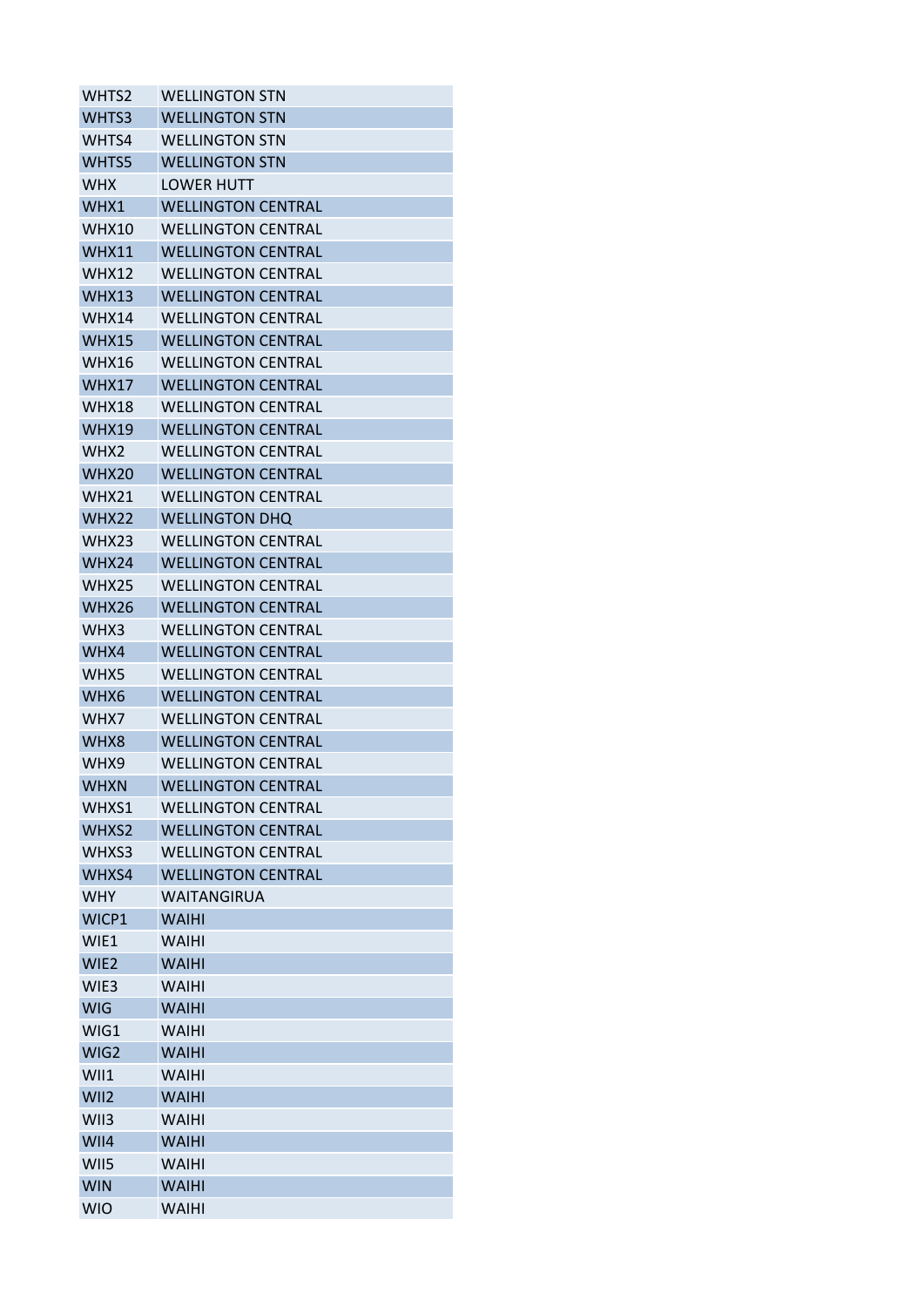| WHTS2 | WELLINGTON STN |
|---|---|
| WHTS3 | WELLINGTON STN |
| WHTS4 | WELLINGTON STN |
| WHTS5 | WELLINGTON STN |
| WHX | LOWER HUTT |
| WHX1 | WELLINGTON CENTRAL |
| WHX10 | WELLINGTON CENTRAL |
| WHX11 | WELLINGTON CENTRAL |
| WHX12 | WELLINGTON CENTRAL |
| WHX13 | WELLINGTON CENTRAL |
| WHX14 | WELLINGTON CENTRAL |
| WHX15 | WELLINGTON CENTRAL |
| WHX16 | WELLINGTON CENTRAL |
| WHX17 | WELLINGTON CENTRAL |
| WHX18 | WELLINGTON CENTRAL |
| WHX19 | WELLINGTON CENTRAL |
| WHX2 | WELLINGTON CENTRAL |
| WHX20 | WELLINGTON CENTRAL |
| WHX21 | WELLINGTON CENTRAL |
| WHX22 | WELLINGTON DHQ |
| WHX23 | WELLINGTON CENTRAL |
| WHX24 | WELLINGTON CENTRAL |
| WHX25 | WELLINGTON CENTRAL |
| WHX26 | WELLINGTON CENTRAL |
| WHX3 | WELLINGTON CENTRAL |
| WHX4 | WELLINGTON CENTRAL |
| WHX5 | WELLINGTON CENTRAL |
| WHX6 | WELLINGTON CENTRAL |
| WHX7 | WELLINGTON CENTRAL |
| WHX8 | WELLINGTON CENTRAL |
| WHX9 | WELLINGTON CENTRAL |
| WHXN | WELLINGTON CENTRAL |
| WHXS1 | WELLINGTON CENTRAL |
| WHXS2 | WELLINGTON CENTRAL |
| WHXS3 | WELLINGTON CENTRAL |
| WHXS4 | WELLINGTON CENTRAL |
| WHY | WAITANGIRUA |
| WICP1 | WAIHI |
| WIE1 | WAIHI |
| WIE2 | WAIHI |
| WIE3 | WAIHI |
| WIG | WAIHI |
| WIG1 | WAIHI |
| WIG2 | WAIHI |
| WII1 | WAIHI |
| WII2 | WAIHI |
| WII3 | WAIHI |
| WII4 | WAIHI |
| WII5 | WAIHI |
| WIN | WAIHI |
| WIO | WAIHI |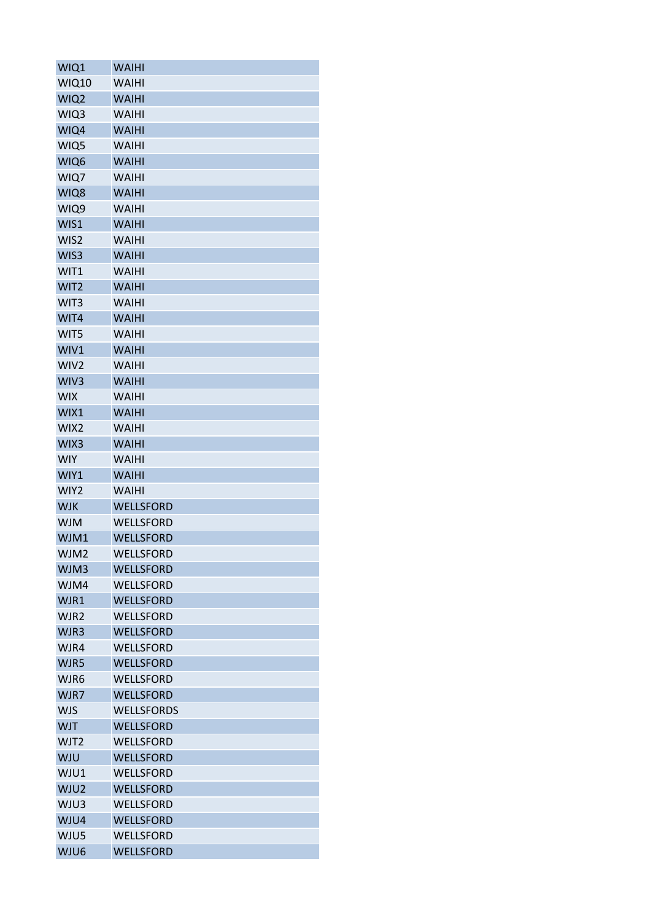| WIQ1 | WAIHI |
|---|---|
| WIQ10 | WAIHI |
| WIQ2 | WAIHI |
| WIQ3 | WAIHI |
| WIQ4 | WAIHI |
| WIQ5 | WAIHI |
| WIQ6 | WAIHI |
| WIQ7 | WAIHI |
| WIQ8 | WAIHI |
| WIQ9 | WAIHI |
| WIS1 | WAIHI |
| WIS2 | WAIHI |
| WIS3 | WAIHI |
| WIT1 | WAIHI |
| WIT2 | WAIHI |
| WIT3 | WAIHI |
| WIT4 | WAIHI |
| WIT5 | WAIHI |
| WIV1 | WAIHI |
| WIV2 | WAIHI |
| WIV3 | WAIHI |
| WIX | WAIHI |
| WIX1 | WAIHI |
| WIX2 | WAIHI |
| WIX3 | WAIHI |
| WIY | WAIHI |
| WIY1 | WAIHI |
| WIY2 | WAIHI |
| WJK | WELLSFORD |
| WJM | WELLSFORD |
| WJM1 | WELLSFORD |
| WJM2 | WELLSFORD |
| WJM3 | WELLSFORD |
| WJM4 | WELLSFORD |
| WJR1 | WELLSFORD |
| WJR2 | WELLSFORD |
| WJR3 | WELLSFORD |
| WJR4 | WELLSFORD |
| WJR5 | WELLSFORD |
| WJR6 | WELLSFORD |
| WJR7 | WELLSFORD |
| WJS | WELLSFORDS |
| WJT | WELLSFORD |
| WJT2 | WELLSFORD |
| WJU | WELLSFORD |
| WJU1 | WELLSFORD |
| WJU2 | WELLSFORD |
| WJU3 | WELLSFORD |
| WJU4 | WELLSFORD |
| WJU5 | WELLSFORD |
| WJU6 | WELLSFORD |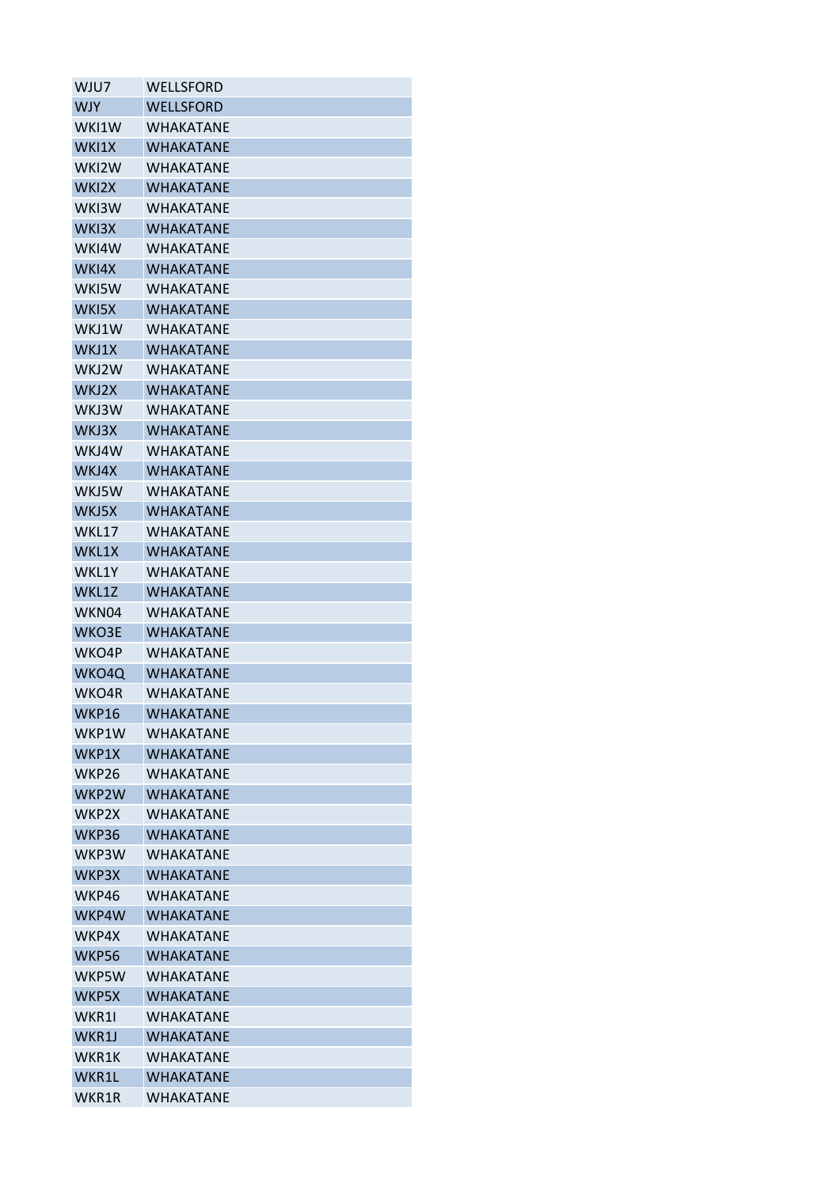| | |
|---|---|
| WJU7 | WELLSFORD |
| WJY | WELLSFORD |
| WKI1W | WHAKATANE |
| WKI1X | WHAKATANE |
| WKI2W | WHAKATANE |
| WKI2X | WHAKATANE |
| WKI3W | WHAKATANE |
| WKI3X | WHAKATANE |
| WKI4W | WHAKATANE |
| WKI4X | WHAKATANE |
| WKI5W | WHAKATANE |
| WKI5X | WHAKATANE |
| WKJ1W | WHAKATANE |
| WKJ1X | WHAKATANE |
| WKJ2W | WHAKATANE |
| WKJ2X | WHAKATANE |
| WKJ3W | WHAKATANE |
| WKJ3X | WHAKATANE |
| WKJ4W | WHAKATANE |
| WKJ4X | WHAKATANE |
| WKJ5W | WHAKATANE |
| WKJ5X | WHAKATANE |
| WKL17 | WHAKATANE |
| WKL1X | WHAKATANE |
| WKL1Y | WHAKATANE |
| WKL1Z | WHAKATANE |
| WKN04 | WHAKATANE |
| WKO3E | WHAKATANE |
| WKO4P | WHAKATANE |
| WKO4Q | WHAKATANE |
| WKO4R | WHAKATANE |
| WKP16 | WHAKATANE |
| WKP1W | WHAKATANE |
| WKP1X | WHAKATANE |
| WKP26 | WHAKATANE |
| WKP2W | WHAKATANE |
| WKP2X | WHAKATANE |
| WKP36 | WHAKATANE |
| WKP3W | WHAKATANE |
| WKP3X | WHAKATANE |
| WKP46 | WHAKATANE |
| WKP4W | WHAKATANE |
| WKP4X | WHAKATANE |
| WKP56 | WHAKATANE |
| WKP5W | WHAKATANE |
| WKP5X | WHAKATANE |
| WKR1I | WHAKATANE |
| WKR1J | WHAKATANE |
| WKR1K | WHAKATANE |
| WKR1L | WHAKATANE |
| WKR1R | WHAKATANE |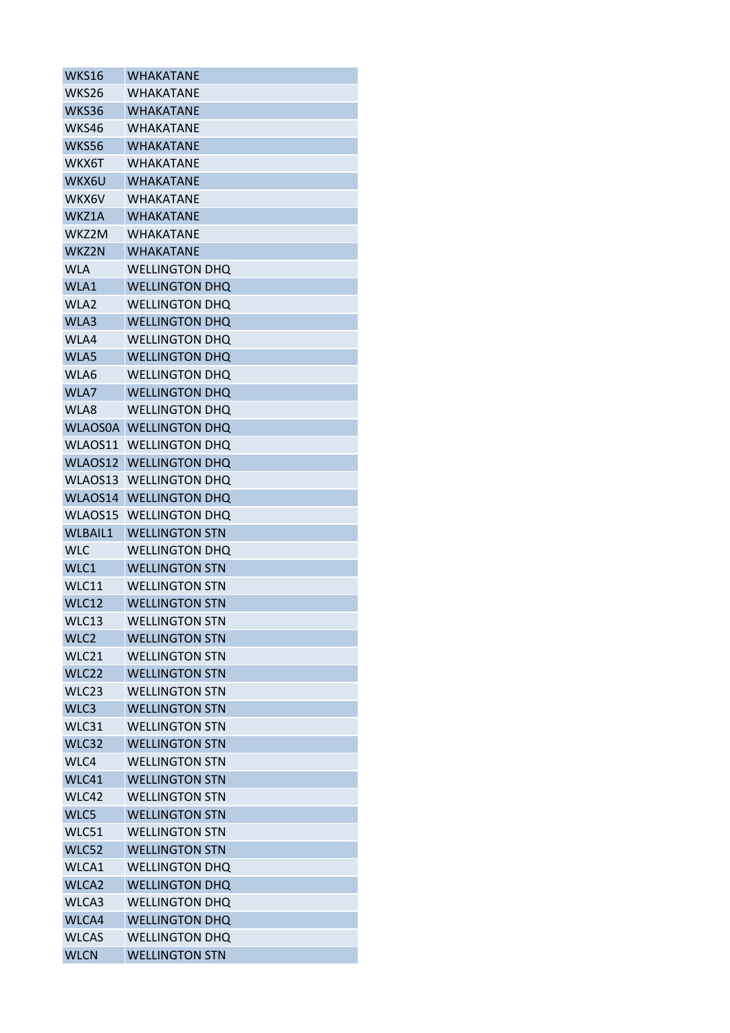| WKS16 | WHAKATANE |
|---|---|
| WKS26 | WHAKATANE |
| WKS36 | WHAKATANE |
| WKS46 | WHAKATANE |
| WKS56 | WHAKATANE |
| WKX6T | WHAKATANE |
| WKX6U | WHAKATANE |
| WKX6V | WHAKATANE |
| WKZ1A | WHAKATANE |
| WKZ2M | WHAKATANE |
| WKZ2N | WHAKATANE |
| WLA | WELLINGTON DHQ |
| WLA1 | WELLINGTON DHQ |
| WLA2 | WELLINGTON DHQ |
| WLA3 | WELLINGTON DHQ |
| WLA4 | WELLINGTON DHQ |
| WLA5 | WELLINGTON DHQ |
| WLA6 | WELLINGTON DHQ |
| WLA7 | WELLINGTON DHQ |
| WLA8 | WELLINGTON DHQ |
| WLAOS0A | WELLINGTON DHQ |
| WLAOS11 | WELLINGTON DHQ |
| WLAOS12 | WELLINGTON DHQ |
| WLAOS13 | WELLINGTON DHQ |
| WLAOS14 | WELLINGTON DHQ |
| WLAOS15 | WELLINGTON DHQ |
| WLBAIL1 | WELLINGTON STN |
| WLC | WELLINGTON DHQ |
| WLC1 | WELLINGTON STN |
| WLC11 | WELLINGTON STN |
| WLC12 | WELLINGTON STN |
| WLC13 | WELLINGTON STN |
| WLC2 | WELLINGTON STN |
| WLC21 | WELLINGTON STN |
| WLC22 | WELLINGTON STN |
| WLC23 | WELLINGTON STN |
| WLC3 | WELLINGTON STN |
| WLC31 | WELLINGTON STN |
| WLC32 | WELLINGTON STN |
| WLC4 | WELLINGTON STN |
| WLC41 | WELLINGTON STN |
| WLC42 | WELLINGTON STN |
| WLC5 | WELLINGTON STN |
| WLC51 | WELLINGTON STN |
| WLC52 | WELLINGTON STN |
| WLCA1 | WELLINGTON DHQ |
| WLCA2 | WELLINGTON DHQ |
| WLCA3 | WELLINGTON DHQ |
| WLCA4 | WELLINGTON DHQ |
| WLCAS | WELLINGTON DHQ |
| WLCN | WELLINGTON STN |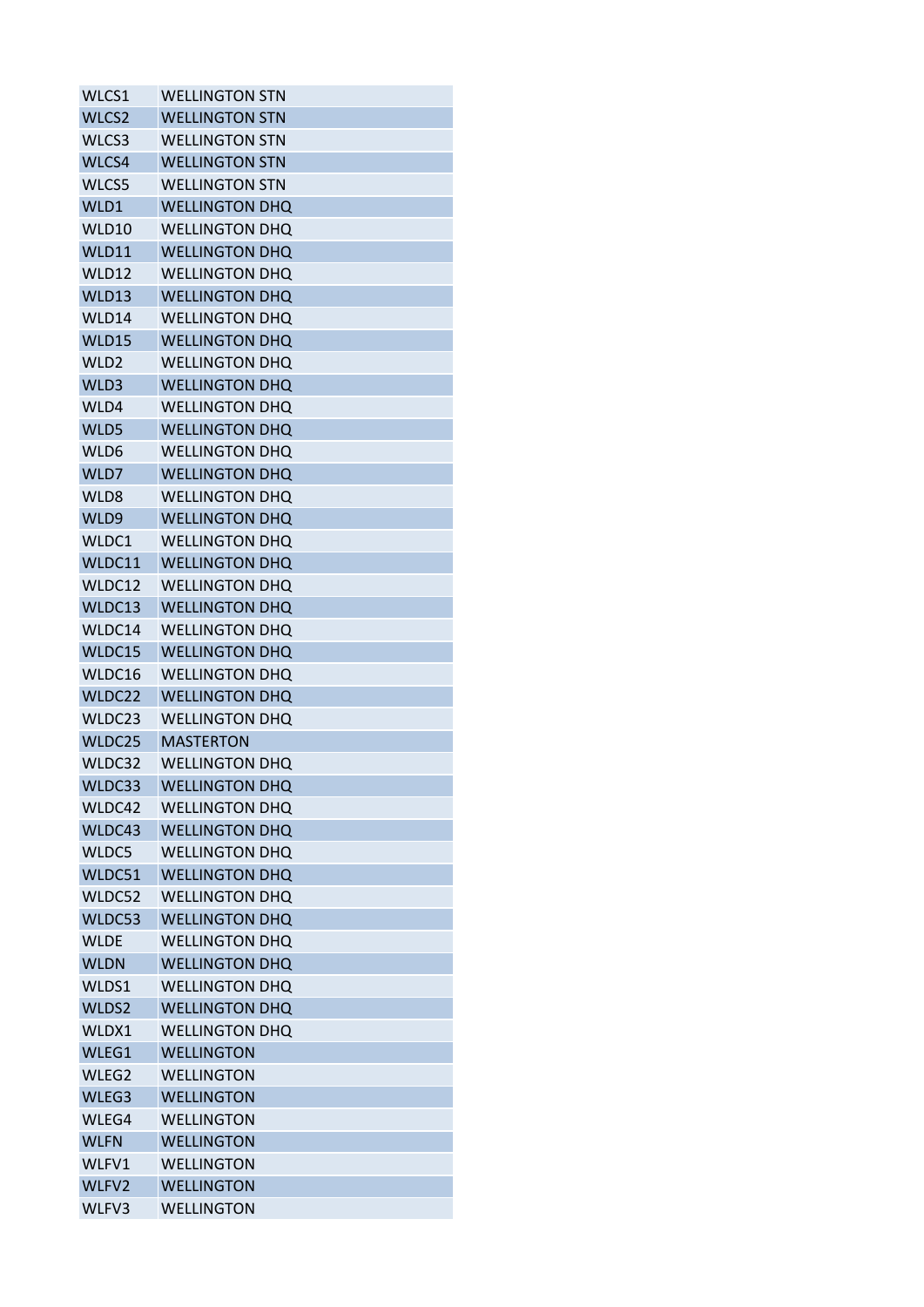| | |
|---|---|
| WLCS1 | WELLINGTON STN |
| WLCS2 | WELLINGTON STN |
| WLCS3 | WELLINGTON STN |
| WLCS4 | WELLINGTON STN |
| WLCS5 | WELLINGTON STN |
| WLD1 | WELLINGTON DHQ |
| WLD10 | WELLINGTON DHQ |
| WLD11 | WELLINGTON DHQ |
| WLD12 | WELLINGTON DHQ |
| WLD13 | WELLINGTON DHQ |
| WLD14 | WELLINGTON DHQ |
| WLD15 | WELLINGTON DHQ |
| WLD2 | WELLINGTON DHQ |
| WLD3 | WELLINGTON DHQ |
| WLD4 | WELLINGTON DHQ |
| WLD5 | WELLINGTON DHQ |
| WLD6 | WELLINGTON DHQ |
| WLD7 | WELLINGTON DHQ |
| WLD8 | WELLINGTON DHQ |
| WLD9 | WELLINGTON DHQ |
| WLDC1 | WELLINGTON DHQ |
| WLDC11 | WELLINGTON DHQ |
| WLDC12 | WELLINGTON DHQ |
| WLDC13 | WELLINGTON DHQ |
| WLDC14 | WELLINGTON DHQ |
| WLDC15 | WELLINGTON DHQ |
| WLDC16 | WELLINGTON DHQ |
| WLDC22 | WELLINGTON DHQ |
| WLDC23 | WELLINGTON DHQ |
| WLDC25 | MASTERTON |
| WLDC32 | WELLINGTON DHQ |
| WLDC33 | WELLINGTON DHQ |
| WLDC42 | WELLINGTON DHQ |
| WLDC43 | WELLINGTON DHQ |
| WLDC5 | WELLINGTON DHQ |
| WLDC51 | WELLINGTON DHQ |
| WLDC52 | WELLINGTON DHQ |
| WLDC53 | WELLINGTON DHQ |
| WLDE | WELLINGTON DHQ |
| WLDN | WELLINGTON DHQ |
| WLDS1 | WELLINGTON DHQ |
| WLDS2 | WELLINGTON DHQ |
| WLDX1 | WELLINGTON DHQ |
| WLEG1 | WELLINGTON |
| WLEG2 | WELLINGTON |
| WLEG3 | WELLINGTON |
| WLEG4 | WELLINGTON |
| WLFN | WELLINGTON |
| WLFV1 | WELLINGTON |
| WLFV2 | WELLINGTON |
| WLFV3 | WELLINGTON |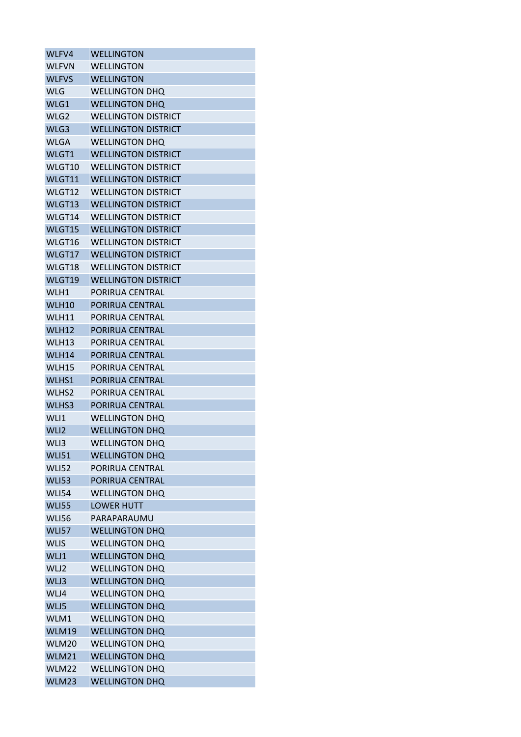| | |
|---|---|
| WLFV4 | WELLINGTON |
| WLFVN | WELLINGTON |
| WLFVS | WELLINGTON |
| WLG | WELLINGTON DHQ |
| WLG1 | WELLINGTON DHQ |
| WLG2 | WELLINGTON DISTRICT |
| WLG3 | WELLINGTON DISTRICT |
| WLGA | WELLINGTON DHQ |
| WLGT1 | WELLINGTON DISTRICT |
| WLGT10 | WELLINGTON DISTRICT |
| WLGT11 | WELLINGTON DISTRICT |
| WLGT12 | WELLINGTON DISTRICT |
| WLGT13 | WELLINGTON DISTRICT |
| WLGT14 | WELLINGTON DISTRICT |
| WLGT15 | WELLINGTON DISTRICT |
| WLGT16 | WELLINGTON DISTRICT |
| WLGT17 | WELLINGTON DISTRICT |
| WLGT18 | WELLINGTON DISTRICT |
| WLGT19 | WELLINGTON DISTRICT |
| WLH1 | PORIRUA CENTRAL |
| WLH10 | PORIRUA CENTRAL |
| WLH11 | PORIRUA CENTRAL |
| WLH12 | PORIRUA CENTRAL |
| WLH13 | PORIRUA CENTRAL |
| WLH14 | PORIRUA CENTRAL |
| WLH15 | PORIRUA CENTRAL |
| WLHS1 | PORIRUA CENTRAL |
| WLHS2 | PORIRUA CENTRAL |
| WLHS3 | PORIRUA CENTRAL |
| WLI1 | WELLINGTON DHQ |
| WLI2 | WELLINGTON DHQ |
| WLI3 | WELLINGTON DHQ |
| WLI51 | WELLINGTON DHQ |
| WLI52 | PORIRUA CENTRAL |
| WLI53 | PORIRUA CENTRAL |
| WLI54 | WELLINGTON DHQ |
| WLI55 | LOWER HUTT |
| WLI56 | PARAPARAUMU |
| WLI57 | WELLINGTON DHQ |
| WLIS | WELLINGTON DHQ |
| WLJ1 | WELLINGTON DHQ |
| WLJ2 | WELLINGTON DHQ |
| WLJ3 | WELLINGTON DHQ |
| WLJ4 | WELLINGTON DHQ |
| WLJ5 | WELLINGTON DHQ |
| WLM1 | WELLINGTON DHQ |
| WLM19 | WELLINGTON DHQ |
| WLM20 | WELLINGTON DHQ |
| WLM21 | WELLINGTON DHQ |
| WLM22 | WELLINGTON DHQ |
| WLM23 | WELLINGTON DHQ |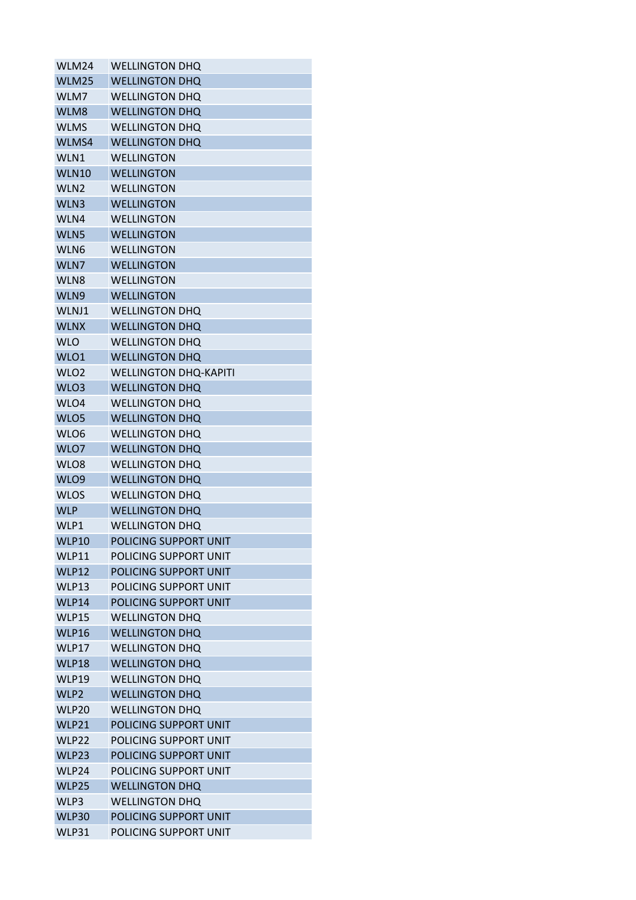| | |
|---|---|
| WLM24 | WELLINGTON DHQ |
| WLM25 | WELLINGTON DHQ |
| WLM7 | WELLINGTON DHQ |
| WLM8 | WELLINGTON DHQ |
| WLMS | WELLINGTON DHQ |
| WLMS4 | WELLINGTON DHQ |
| WLN1 | WELLINGTON |
| WLN10 | WELLINGTON |
| WLN2 | WELLINGTON |
| WLN3 | WELLINGTON |
| WLN4 | WELLINGTON |
| WLN5 | WELLINGTON |
| WLN6 | WELLINGTON |
| WLN7 | WELLINGTON |
| WLN8 | WELLINGTON |
| WLN9 | WELLINGTON |
| WLNJ1 | WELLINGTON DHQ |
| WLNX | WELLINGTON DHQ |
| WLO | WELLINGTON DHQ |
| WLO1 | WELLINGTON DHQ |
| WLO2 | WELLINGTON DHQ-KAPITI |
| WLO3 | WELLINGTON DHQ |
| WLO4 | WELLINGTON DHQ |
| WLO5 | WELLINGTON DHQ |
| WLO6 | WELLINGTON DHQ |
| WLO7 | WELLINGTON DHQ |
| WLO8 | WELLINGTON DHQ |
| WLO9 | WELLINGTON DHQ |
| WLOS | WELLINGTON DHQ |
| WLP | WELLINGTON DHQ |
| WLP1 | WELLINGTON DHQ |
| WLP10 | POLICING SUPPORT UNIT |
| WLP11 | POLICING SUPPORT UNIT |
| WLP12 | POLICING SUPPORT UNIT |
| WLP13 | POLICING SUPPORT UNIT |
| WLP14 | POLICING SUPPORT UNIT |
| WLP15 | WELLINGTON DHQ |
| WLP16 | WELLINGTON DHQ |
| WLP17 | WELLINGTON DHQ |
| WLP18 | WELLINGTON DHQ |
| WLP19 | WELLINGTON DHQ |
| WLP2 | WELLINGTON DHQ |
| WLP20 | WELLINGTON DHQ |
| WLP21 | POLICING SUPPORT UNIT |
| WLP22 | POLICING SUPPORT UNIT |
| WLP23 | POLICING SUPPORT UNIT |
| WLP24 | POLICING SUPPORT UNIT |
| WLP25 | WELLINGTON DHQ |
| WLP3 | WELLINGTON DHQ |
| WLP30 | POLICING SUPPORT UNIT |
| WLP31 | POLICING SUPPORT UNIT |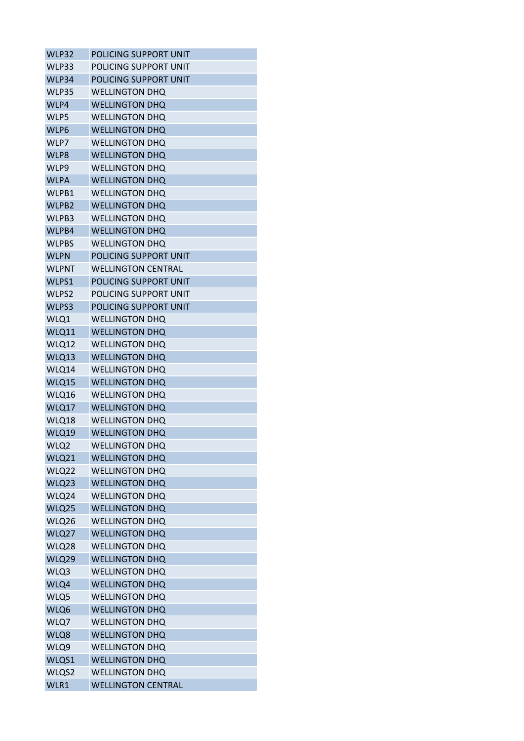| WLP32 | POLICING SUPPORT UNIT |
|---|---|
| WLP33 | POLICING SUPPORT UNIT |
| WLP34 | POLICING SUPPORT UNIT |
| WLP35 | WELLINGTON DHQ |
| WLP4 | WELLINGTON DHQ |
| WLP5 | WELLINGTON DHQ |
| WLP6 | WELLINGTON DHQ |
| WLP7 | WELLINGTON DHQ |
| WLP8 | WELLINGTON DHQ |
| WLP9 | WELLINGTON DHQ |
| WLPA | WELLINGTON DHQ |
| WLPB1 | WELLINGTON DHQ |
| WLPB2 | WELLINGTON DHQ |
| WLPB3 | WELLINGTON DHQ |
| WLPB4 | WELLINGTON DHQ |
| WLPBS | WELLINGTON DHQ |
| WLPN | POLICING SUPPORT UNIT |
| WLPNT | WELLINGTON CENTRAL |
| WLPS1 | POLICING SUPPORT UNIT |
| WLPS2 | POLICING SUPPORT UNIT |
| WLPS3 | POLICING SUPPORT UNIT |
| WLQ1 | WELLINGTON DHQ |
| WLQ11 | WELLINGTON DHQ |
| WLQ12 | WELLINGTON DHQ |
| WLQ13 | WELLINGTON DHQ |
| WLQ14 | WELLINGTON DHQ |
| WLQ15 | WELLINGTON DHQ |
| WLQ16 | WELLINGTON DHQ |
| WLQ17 | WELLINGTON DHQ |
| WLQ18 | WELLINGTON DHQ |
| WLQ19 | WELLINGTON DHQ |
| WLQ2 | WELLINGTON DHQ |
| WLQ21 | WELLINGTON DHQ |
| WLQ22 | WELLINGTON DHQ |
| WLQ23 | WELLINGTON DHQ |
| WLQ24 | WELLINGTON DHQ |
| WLQ25 | WELLINGTON DHQ |
| WLQ26 | WELLINGTON DHQ |
| WLQ27 | WELLINGTON DHQ |
| WLQ28 | WELLINGTON DHQ |
| WLQ29 | WELLINGTON DHQ |
| WLQ3 | WELLINGTON DHQ |
| WLQ4 | WELLINGTON DHQ |
| WLQ5 | WELLINGTON DHQ |
| WLQ6 | WELLINGTON DHQ |
| WLQ7 | WELLINGTON DHQ |
| WLQ8 | WELLINGTON DHQ |
| WLQ9 | WELLINGTON DHQ |
| WLQS1 | WELLINGTON DHQ |
| WLQS2 | WELLINGTON DHQ |
| WLR1 | WELLINGTON CENTRAL |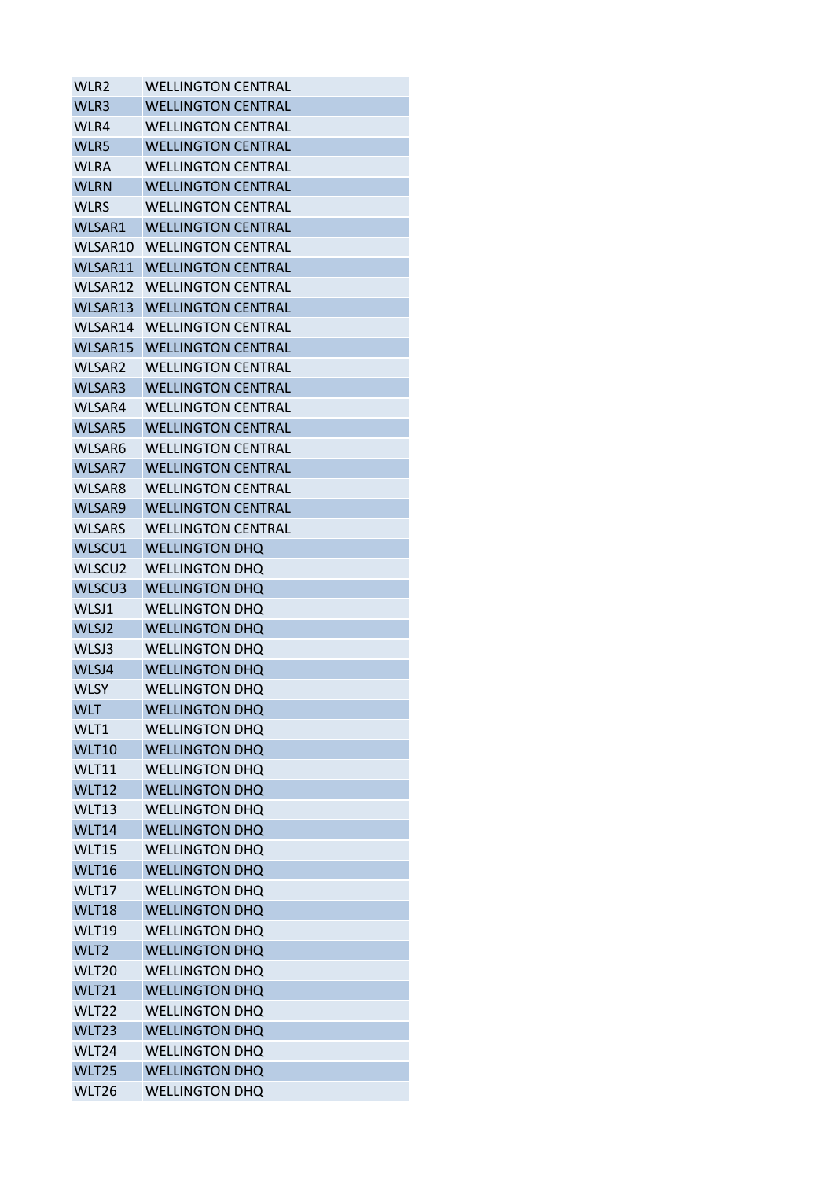| | |
|---|---|
| WLR2 | WELLINGTON CENTRAL |
| WLR3 | WELLINGTON CENTRAL |
| WLR4 | WELLINGTON CENTRAL |
| WLR5 | WELLINGTON CENTRAL |
| WLRA | WELLINGTON CENTRAL |
| WLRN | WELLINGTON CENTRAL |
| WLRS | WELLINGTON CENTRAL |
| WLSAR1 | WELLINGTON CENTRAL |
| WLSAR10 | WELLINGTON CENTRAL |
| WLSAR11 | WELLINGTON CENTRAL |
| WLSAR12 | WELLINGTON CENTRAL |
| WLSAR13 | WELLINGTON CENTRAL |
| WLSAR14 | WELLINGTON CENTRAL |
| WLSAR15 | WELLINGTON CENTRAL |
| WLSAR2 | WELLINGTON CENTRAL |
| WLSAR3 | WELLINGTON CENTRAL |
| WLSAR4 | WELLINGTON CENTRAL |
| WLSAR5 | WELLINGTON CENTRAL |
| WLSAR6 | WELLINGTON CENTRAL |
| WLSAR7 | WELLINGTON CENTRAL |
| WLSAR8 | WELLINGTON CENTRAL |
| WLSAR9 | WELLINGTON CENTRAL |
| WLSARS | WELLINGTON CENTRAL |
| WLSCU1 | WELLINGTON DHQ |
| WLSCU2 | WELLINGTON DHQ |
| WLSCU3 | WELLINGTON DHQ |
| WLSJ1 | WELLINGTON DHQ |
| WLSJ2 | WELLINGTON DHQ |
| WLSJ3 | WELLINGTON DHQ |
| WLSJ4 | WELLINGTON DHQ |
| WLSY | WELLINGTON DHQ |
| WLT | WELLINGTON DHQ |
| WLT1 | WELLINGTON DHQ |
| WLT10 | WELLINGTON DHQ |
| WLT11 | WELLINGTON DHQ |
| WLT12 | WELLINGTON DHQ |
| WLT13 | WELLINGTON DHQ |
| WLT14 | WELLINGTON DHQ |
| WLT15 | WELLINGTON DHQ |
| WLT16 | WELLINGTON DHQ |
| WLT17 | WELLINGTON DHQ |
| WLT18 | WELLINGTON DHQ |
| WLT19 | WELLINGTON DHQ |
| WLT2 | WELLINGTON DHQ |
| WLT20 | WELLINGTON DHQ |
| WLT21 | WELLINGTON DHQ |
| WLT22 | WELLINGTON DHQ |
| WLT23 | WELLINGTON DHQ |
| WLT24 | WELLINGTON DHQ |
| WLT25 | WELLINGTON DHQ |
| WLT26 | WELLINGTON DHQ |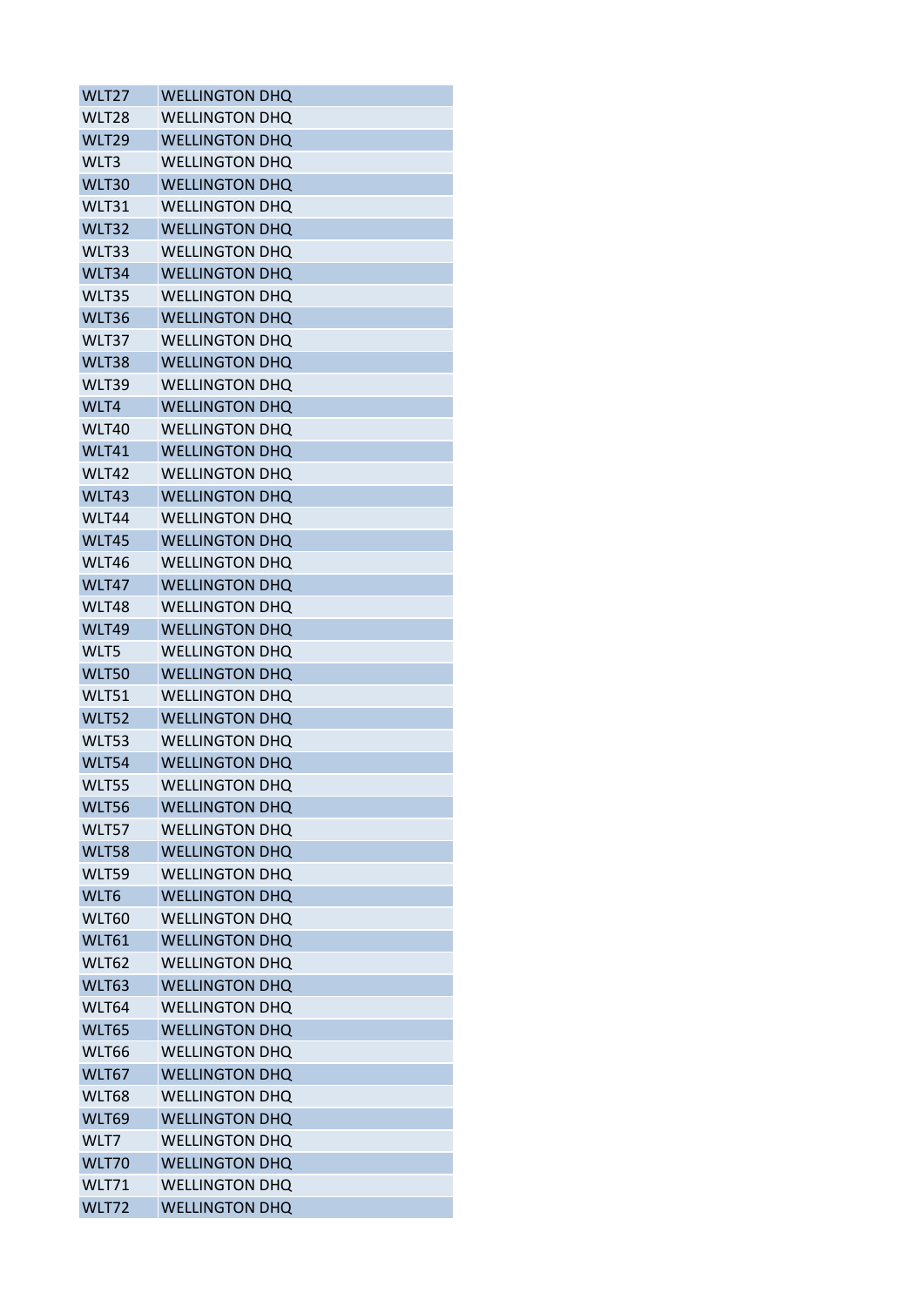| | |
|---|---|
| WLT27 | WELLINGTON DHQ |
| WLT28 | WELLINGTON DHQ |
| WLT29 | WELLINGTON DHQ |
| WLT3 | WELLINGTON DHQ |
| WLT30 | WELLINGTON DHQ |
| WLT31 | WELLINGTON DHQ |
| WLT32 | WELLINGTON DHQ |
| WLT33 | WELLINGTON DHQ |
| WLT34 | WELLINGTON DHQ |
| WLT35 | WELLINGTON DHQ |
| WLT36 | WELLINGTON DHQ |
| WLT37 | WELLINGTON DHQ |
| WLT38 | WELLINGTON DHQ |
| WLT39 | WELLINGTON DHQ |
| WLT4 | WELLINGTON DHQ |
| WLT40 | WELLINGTON DHQ |
| WLT41 | WELLINGTON DHQ |
| WLT42 | WELLINGTON DHQ |
| WLT43 | WELLINGTON DHQ |
| WLT44 | WELLINGTON DHQ |
| WLT45 | WELLINGTON DHQ |
| WLT46 | WELLINGTON DHQ |
| WLT47 | WELLINGTON DHQ |
| WLT48 | WELLINGTON DHQ |
| WLT49 | WELLINGTON DHQ |
| WLT5 | WELLINGTON DHQ |
| WLT50 | WELLINGTON DHQ |
| WLT51 | WELLINGTON DHQ |
| WLT52 | WELLINGTON DHQ |
| WLT53 | WELLINGTON DHQ |
| WLT54 | WELLINGTON DHQ |
| WLT55 | WELLINGTON DHQ |
| WLT56 | WELLINGTON DHQ |
| WLT57 | WELLINGTON DHQ |
| WLT58 | WELLINGTON DHQ |
| WLT59 | WELLINGTON DHQ |
| WLT6 | WELLINGTON DHQ |
| WLT60 | WELLINGTON DHQ |
| WLT61 | WELLINGTON DHQ |
| WLT62 | WELLINGTON DHQ |
| WLT63 | WELLINGTON DHQ |
| WLT64 | WELLINGTON DHQ |
| WLT65 | WELLINGTON DHQ |
| WLT66 | WELLINGTON DHQ |
| WLT67 | WELLINGTON DHQ |
| WLT68 | WELLINGTON DHQ |
| WLT69 | WELLINGTON DHQ |
| WLT7 | WELLINGTON DHQ |
| WLT70 | WELLINGTON DHQ |
| WLT71 | WELLINGTON DHQ |
| WLT72 | WELLINGTON DHQ |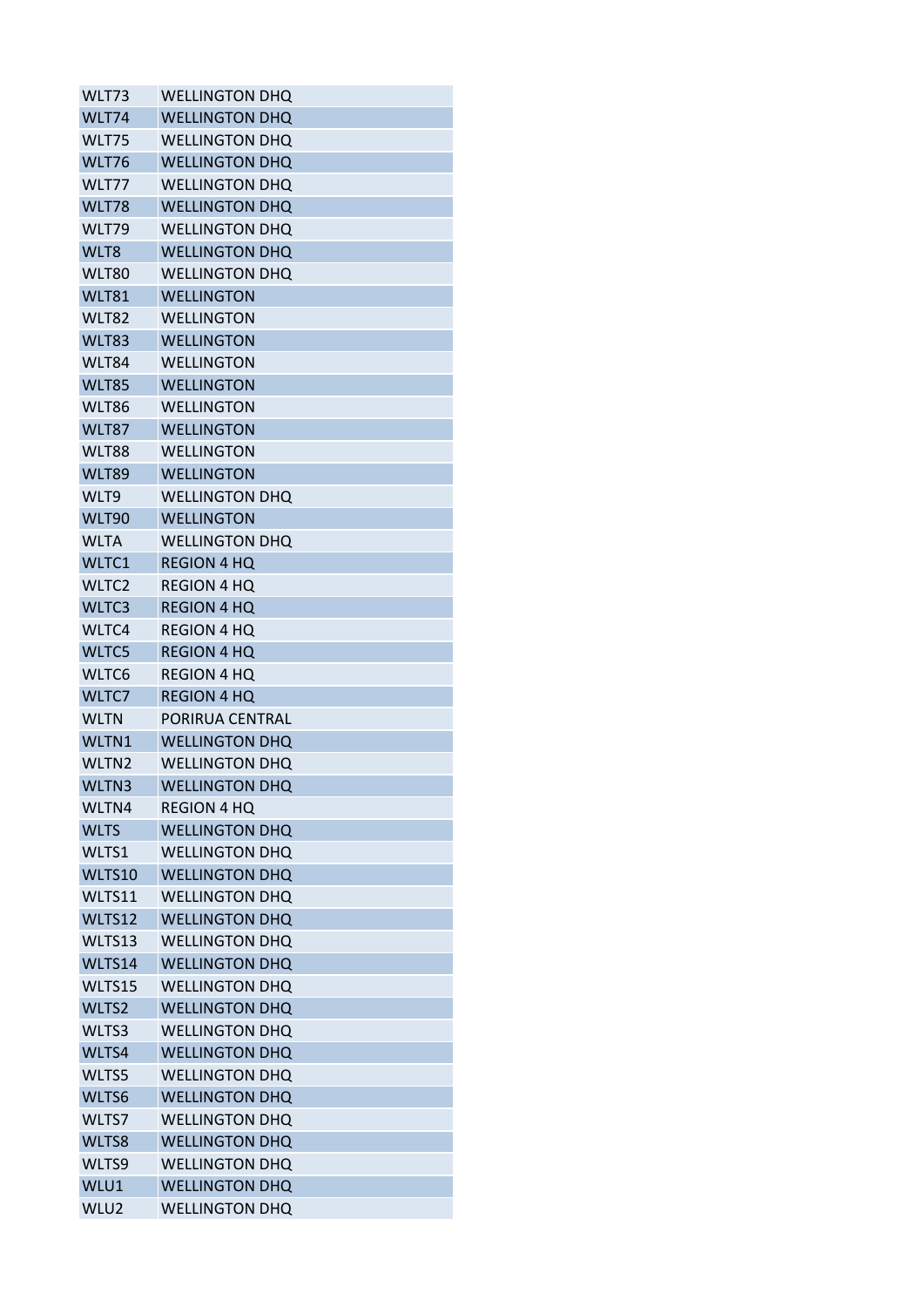| | |
|---|---|
| WLT73 | WELLINGTON DHQ |
| WLT74 | WELLINGTON DHQ |
| WLT75 | WELLINGTON DHQ |
| WLT76 | WELLINGTON DHQ |
| WLT77 | WELLINGTON DHQ |
| WLT78 | WELLINGTON DHQ |
| WLT79 | WELLINGTON DHQ |
| WLT8 | WELLINGTON DHQ |
| WLT80 | WELLINGTON DHQ |
| WLT81 | WELLINGTON |
| WLT82 | WELLINGTON |
| WLT83 | WELLINGTON |
| WLT84 | WELLINGTON |
| WLT85 | WELLINGTON |
| WLT86 | WELLINGTON |
| WLT87 | WELLINGTON |
| WLT88 | WELLINGTON |
| WLT89 | WELLINGTON |
| WLT9 | WELLINGTON DHQ |
| WLT90 | WELLINGTON |
| WLTA | WELLINGTON DHQ |
| WLTC1 | REGION 4 HQ |
| WLTC2 | REGION 4 HQ |
| WLTC3 | REGION 4 HQ |
| WLTC4 | REGION 4 HQ |
| WLTC5 | REGION 4 HQ |
| WLTC6 | REGION 4 HQ |
| WLTC7 | REGION 4 HQ |
| WLTN | PORIRUA CENTRAL |
| WLTN1 | WELLINGTON DHQ |
| WLTN2 | WELLINGTON DHQ |
| WLTN3 | WELLINGTON DHQ |
| WLTN4 | REGION 4 HQ |
| WLTS | WELLINGTON DHQ |
| WLTS1 | WELLINGTON DHQ |
| WLTS10 | WELLINGTON DHQ |
| WLTS11 | WELLINGTON DHQ |
| WLTS12 | WELLINGTON DHQ |
| WLTS13 | WELLINGTON DHQ |
| WLTS14 | WELLINGTON DHQ |
| WLTS15 | WELLINGTON DHQ |
| WLTS2 | WELLINGTON DHQ |
| WLTS3 | WELLINGTON DHQ |
| WLTS4 | WELLINGTON DHQ |
| WLTS5 | WELLINGTON DHQ |
| WLTS6 | WELLINGTON DHQ |
| WLTS7 | WELLINGTON DHQ |
| WLTS8 | WELLINGTON DHQ |
| WLTS9 | WELLINGTON DHQ |
| WLU1 | WELLINGTON DHQ |
| WLU2 | WELLINGTON DHQ |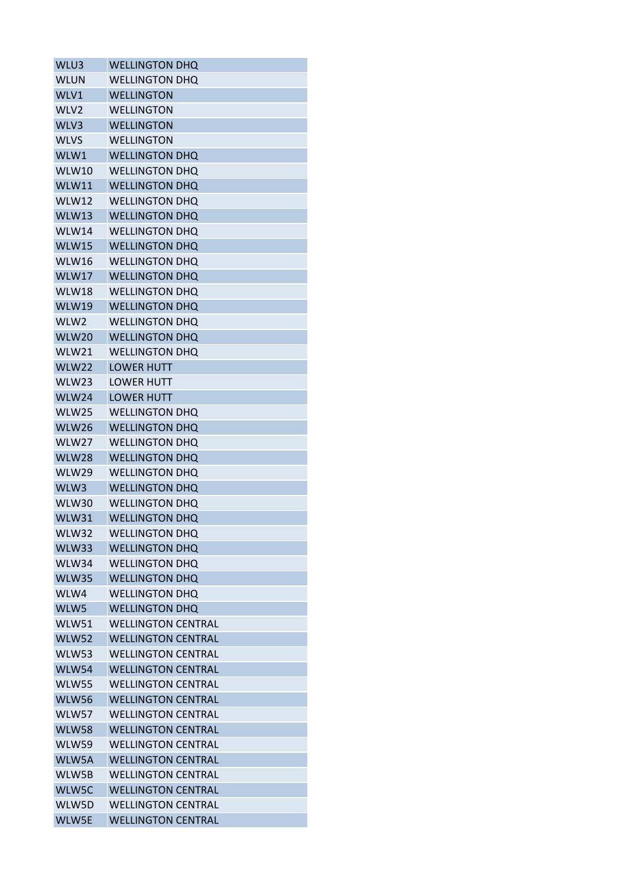| WLU3 | WELLINGTON DHQ |
|---|---|
| WLUN | WELLINGTON DHQ |
| WLV1 | WELLINGTON |
| WLV2 | WELLINGTON |
| WLV3 | WELLINGTON |
| WLVS | WELLINGTON |
| WLW1 | WELLINGTON DHQ |
| WLW10 | WELLINGTON DHQ |
| WLW11 | WELLINGTON DHQ |
| WLW12 | WELLINGTON DHQ |
| WLW13 | WELLINGTON DHQ |
| WLW14 | WELLINGTON DHQ |
| WLW15 | WELLINGTON DHQ |
| WLW16 | WELLINGTON DHQ |
| WLW17 | WELLINGTON DHQ |
| WLW18 | WELLINGTON DHQ |
| WLW19 | WELLINGTON DHQ |
| WLW2 | WELLINGTON DHQ |
| WLW20 | WELLINGTON DHQ |
| WLW21 | WELLINGTON DHQ |
| WLW22 | LOWER HUTT |
| WLW23 | LOWER HUTT |
| WLW24 | LOWER HUTT |
| WLW25 | WELLINGTON DHQ |
| WLW26 | WELLINGTON DHQ |
| WLW27 | WELLINGTON DHQ |
| WLW28 | WELLINGTON DHQ |
| WLW29 | WELLINGTON DHQ |
| WLW3 | WELLINGTON DHQ |
| WLW30 | WELLINGTON DHQ |
| WLW31 | WELLINGTON DHQ |
| WLW32 | WELLINGTON DHQ |
| WLW33 | WELLINGTON DHQ |
| WLW34 | WELLINGTON DHQ |
| WLW35 | WELLINGTON DHQ |
| WLW4 | WELLINGTON DHQ |
| WLW5 | WELLINGTON DHQ |
| WLW51 | WELLINGTON CENTRAL |
| WLW52 | WELLINGTON CENTRAL |
| WLW53 | WELLINGTON CENTRAL |
| WLW54 | WELLINGTON CENTRAL |
| WLW55 | WELLINGTON CENTRAL |
| WLW56 | WELLINGTON CENTRAL |
| WLW57 | WELLINGTON CENTRAL |
| WLW58 | WELLINGTON CENTRAL |
| WLW59 | WELLINGTON CENTRAL |
| WLW5A | WELLINGTON CENTRAL |
| WLW5B | WELLINGTON CENTRAL |
| WLW5C | WELLINGTON CENTRAL |
| WLW5D | WELLINGTON CENTRAL |
| WLW5E | WELLINGTON CENTRAL |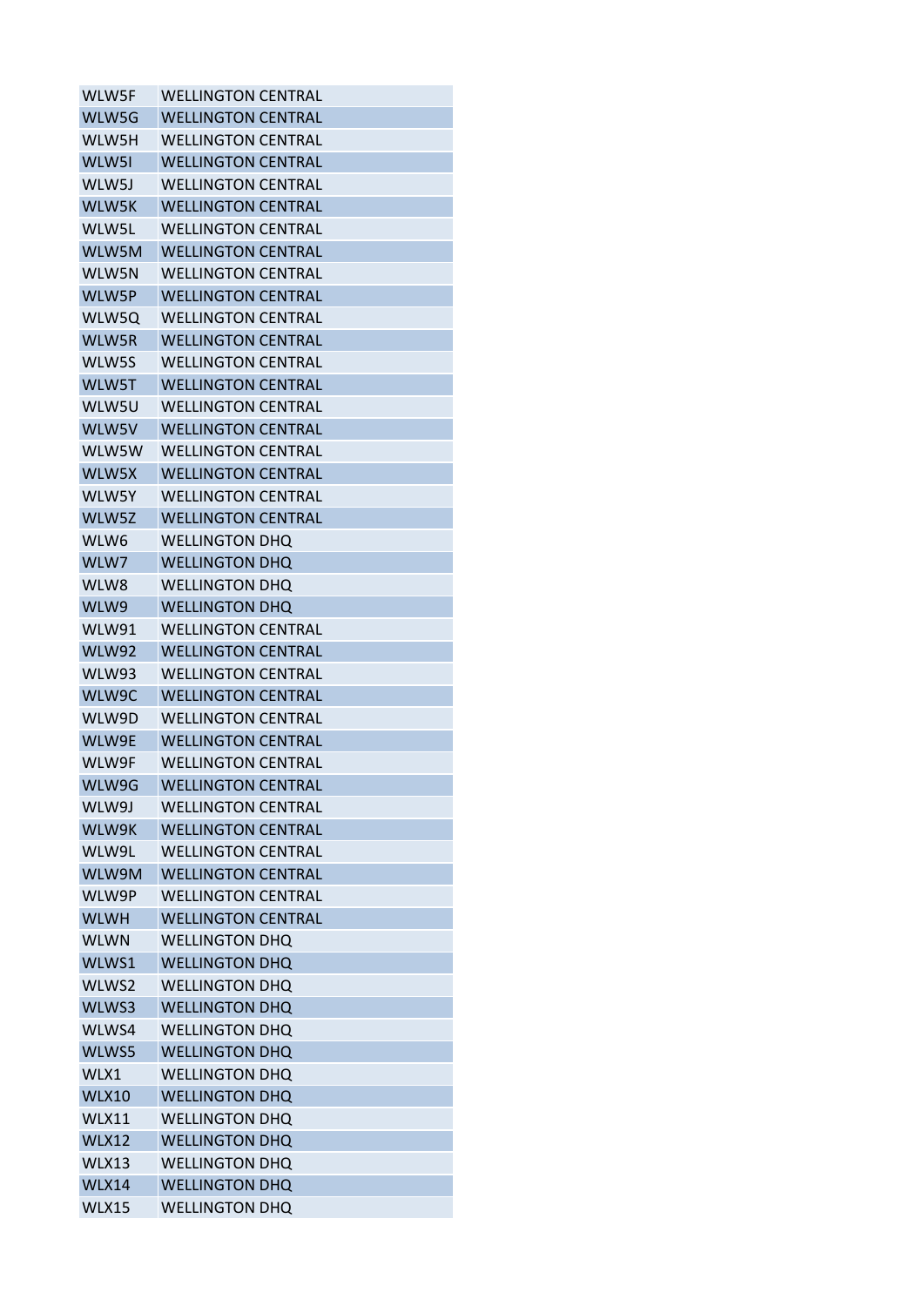| | |
|---|---|
| WLW5F | WELLINGTON CENTRAL |
| WLW5G | WELLINGTON CENTRAL |
| WLW5H | WELLINGTON CENTRAL |
| WLW5I | WELLINGTON CENTRAL |
| WLW5J | WELLINGTON CENTRAL |
| WLW5K | WELLINGTON CENTRAL |
| WLW5L | WELLINGTON CENTRAL |
| WLW5M | WELLINGTON CENTRAL |
| WLW5N | WELLINGTON CENTRAL |
| WLW5P | WELLINGTON CENTRAL |
| WLW5Q | WELLINGTON CENTRAL |
| WLW5R | WELLINGTON CENTRAL |
| WLW5S | WELLINGTON CENTRAL |
| WLW5T | WELLINGTON CENTRAL |
| WLW5U | WELLINGTON CENTRAL |
| WLW5V | WELLINGTON CENTRAL |
| WLW5W | WELLINGTON CENTRAL |
| WLW5X | WELLINGTON CENTRAL |
| WLW5Y | WELLINGTON CENTRAL |
| WLW5Z | WELLINGTON CENTRAL |
| WLW6 | WELLINGTON DHQ |
| WLW7 | WELLINGTON DHQ |
| WLW8 | WELLINGTON DHQ |
| WLW9 | WELLINGTON DHQ |
| WLW91 | WELLINGTON CENTRAL |
| WLW92 | WELLINGTON CENTRAL |
| WLW93 | WELLINGTON CENTRAL |
| WLW9C | WELLINGTON CENTRAL |
| WLW9D | WELLINGTON CENTRAL |
| WLW9E | WELLINGTON CENTRAL |
| WLW9F | WELLINGTON CENTRAL |
| WLW9G | WELLINGTON CENTRAL |
| WLW9J | WELLINGTON CENTRAL |
| WLW9K | WELLINGTON CENTRAL |
| WLW9L | WELLINGTON CENTRAL |
| WLW9M | WELLINGTON CENTRAL |
| WLW9P | WELLINGTON CENTRAL |
| WLWH | WELLINGTON CENTRAL |
| WLWN | WELLINGTON DHQ |
| WLWS1 | WELLINGTON DHQ |
| WLWS2 | WELLINGTON DHQ |
| WLWS3 | WELLINGTON DHQ |
| WLWS4 | WELLINGTON DHQ |
| WLWS5 | WELLINGTON DHQ |
| WLX1 | WELLINGTON DHQ |
| WLX10 | WELLINGTON DHQ |
| WLX11 | WELLINGTON DHQ |
| WLX12 | WELLINGTON DHQ |
| WLX13 | WELLINGTON DHQ |
| WLX14 | WELLINGTON DHQ |
| WLX15 | WELLINGTON DHQ |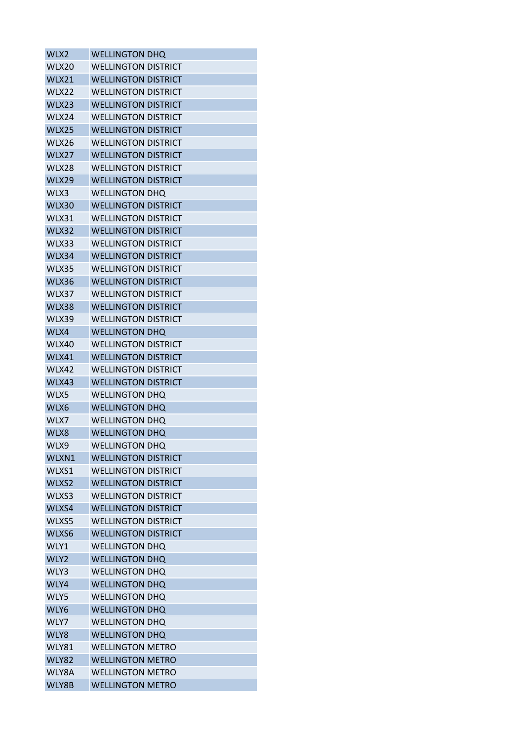| WLX2 | WELLINGTON DHQ |
|---|---|
| WLX20 | WELLINGTON DISTRICT |
| WLX21 | WELLINGTON DISTRICT |
| WLX22 | WELLINGTON DISTRICT |
| WLX23 | WELLINGTON DISTRICT |
| WLX24 | WELLINGTON DISTRICT |
| WLX25 | WELLINGTON DISTRICT |
| WLX26 | WELLINGTON DISTRICT |
| WLX27 | WELLINGTON DISTRICT |
| WLX28 | WELLINGTON DISTRICT |
| WLX29 | WELLINGTON DISTRICT |
| WLX3 | WELLINGTON DHQ |
| WLX30 | WELLINGTON DISTRICT |
| WLX31 | WELLINGTON DISTRICT |
| WLX32 | WELLINGTON DISTRICT |
| WLX33 | WELLINGTON DISTRICT |
| WLX34 | WELLINGTON DISTRICT |
| WLX35 | WELLINGTON DISTRICT |
| WLX36 | WELLINGTON DISTRICT |
| WLX37 | WELLINGTON DISTRICT |
| WLX38 | WELLINGTON DISTRICT |
| WLX39 | WELLINGTON DISTRICT |
| WLX4 | WELLINGTON DHQ |
| WLX40 | WELLINGTON DISTRICT |
| WLX41 | WELLINGTON DISTRICT |
| WLX42 | WELLINGTON DISTRICT |
| WLX43 | WELLINGTON DISTRICT |
| WLX5 | WELLINGTON DHQ |
| WLX6 | WELLINGTON DHQ |
| WLX7 | WELLINGTON DHQ |
| WLX8 | WELLINGTON DHQ |
| WLX9 | WELLINGTON DHQ |
| WLXN1 | WELLINGTON DISTRICT |
| WLXS1 | WELLINGTON DISTRICT |
| WLXS2 | WELLINGTON DISTRICT |
| WLXS3 | WELLINGTON DISTRICT |
| WLXS4 | WELLINGTON DISTRICT |
| WLXS5 | WELLINGTON DISTRICT |
| WLXS6 | WELLINGTON DISTRICT |
| WLY1 | WELLINGTON DHQ |
| WLY2 | WELLINGTON DHQ |
| WLY3 | WELLINGTON DHQ |
| WLY4 | WELLINGTON DHQ |
| WLY5 | WELLINGTON DHQ |
| WLY6 | WELLINGTON DHQ |
| WLY7 | WELLINGTON DHQ |
| WLY8 | WELLINGTON DHQ |
| WLY81 | WELLINGTON METRO |
| WLY82 | WELLINGTON METRO |
| WLY8A | WELLINGTON METRO |
| WLY8B | WELLINGTON METRO |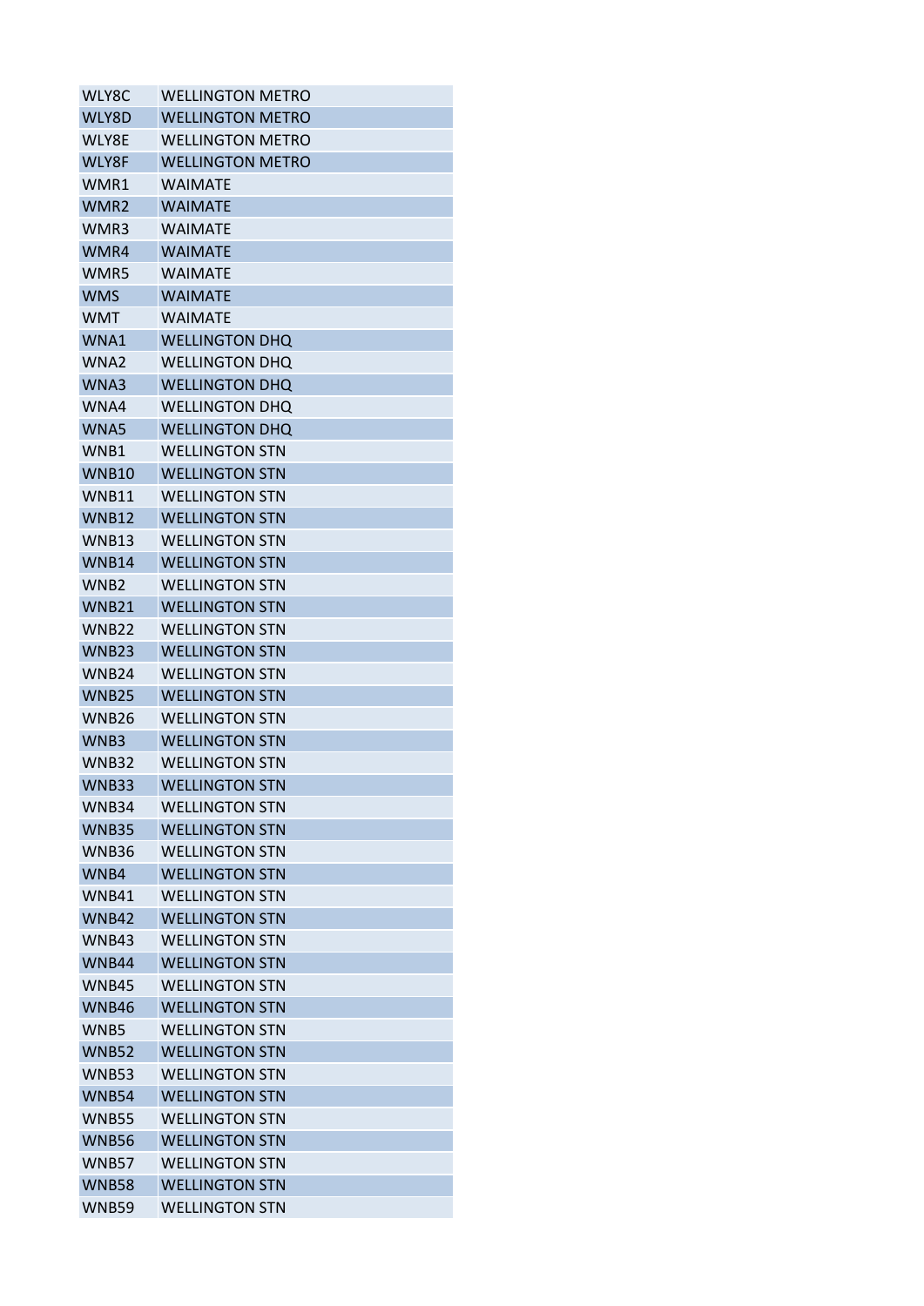| | |
|---|---|
| WLY8C | WELLINGTON METRO |
| WLY8D | WELLINGTON METRO |
| WLY8E | WELLINGTON METRO |
| WLY8F | WELLINGTON METRO |
| WMR1 | WAIMATE |
| WMR2 | WAIMATE |
| WMR3 | WAIMATE |
| WMR4 | WAIMATE |
| WMR5 | WAIMATE |
| WMS | WAIMATE |
| WMT | WAIMATE |
| WNA1 | WELLINGTON DHQ |
| WNA2 | WELLINGTON DHQ |
| WNA3 | WELLINGTON DHQ |
| WNA4 | WELLINGTON DHQ |
| WNA5 | WELLINGTON DHQ |
| WNB1 | WELLINGTON STN |
| WNB10 | WELLINGTON STN |
| WNB11 | WELLINGTON STN |
| WNB12 | WELLINGTON STN |
| WNB13 | WELLINGTON STN |
| WNB14 | WELLINGTON STN |
| WNB2 | WELLINGTON STN |
| WNB21 | WELLINGTON STN |
| WNB22 | WELLINGTON STN |
| WNB23 | WELLINGTON STN |
| WNB24 | WELLINGTON STN |
| WNB25 | WELLINGTON STN |
| WNB26 | WELLINGTON STN |
| WNB3 | WELLINGTON STN |
| WNB32 | WELLINGTON STN |
| WNB33 | WELLINGTON STN |
| WNB34 | WELLINGTON STN |
| WNB35 | WELLINGTON STN |
| WNB36 | WELLINGTON STN |
| WNB4 | WELLINGTON STN |
| WNB41 | WELLINGTON STN |
| WNB42 | WELLINGTON STN |
| WNB43 | WELLINGTON STN |
| WNB44 | WELLINGTON STN |
| WNB45 | WELLINGTON STN |
| WNB46 | WELLINGTON STN |
| WNB5 | WELLINGTON STN |
| WNB52 | WELLINGTON STN |
| WNB53 | WELLINGTON STN |
| WNB54 | WELLINGTON STN |
| WNB55 | WELLINGTON STN |
| WNB56 | WELLINGTON STN |
| WNB57 | WELLINGTON STN |
| WNB58 | WELLINGTON STN |
| WNB59 | WELLINGTON STN |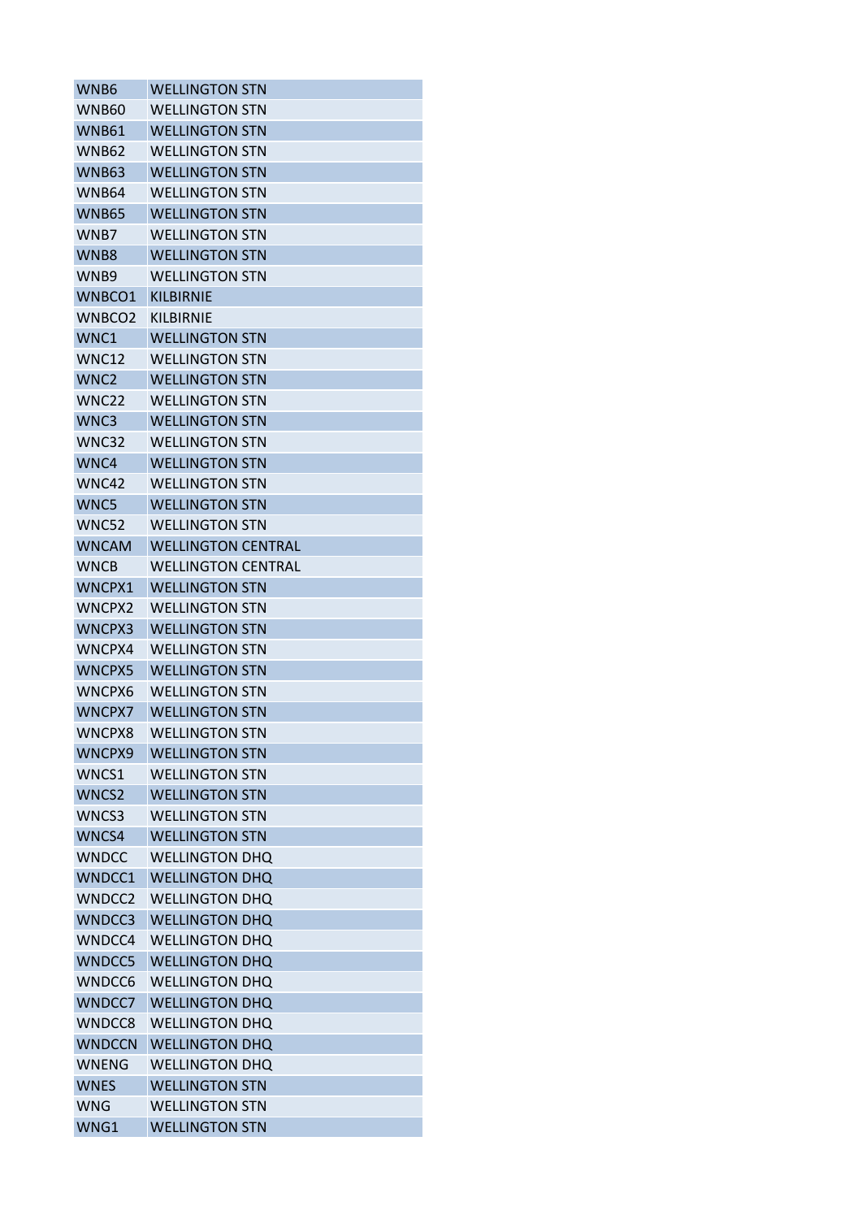| WNB6 | WELLINGTON STN |
|---|---|
| WNB60 | WELLINGTON STN |
| WNB61 | WELLINGTON STN |
| WNB62 | WELLINGTON STN |
| WNB63 | WELLINGTON STN |
| WNB64 | WELLINGTON STN |
| WNB65 | WELLINGTON STN |
| WNB7 | WELLINGTON STN |
| WNB8 | WELLINGTON STN |
| WNB9 | WELLINGTON STN |
| WNBCO1 | KILBIRNIE |
| WNBCO2 | KILBIRNIE |
| WNC1 | WELLINGTON STN |
| WNC12 | WELLINGTON STN |
| WNC2 | WELLINGTON STN |
| WNC22 | WELLINGTON STN |
| WNC3 | WELLINGTON STN |
| WNC32 | WELLINGTON STN |
| WNC4 | WELLINGTON STN |
| WNC42 | WELLINGTON STN |
| WNC5 | WELLINGTON STN |
| WNC52 | WELLINGTON STN |
| WNCAM | WELLINGTON CENTRAL |
| WNCB | WELLINGTON CENTRAL |
| WNCPX1 | WELLINGTON STN |
| WNCPX2 | WELLINGTON STN |
| WNCPX3 | WELLINGTON STN |
| WNCPX4 | WELLINGTON STN |
| WNCPX5 | WELLINGTON STN |
| WNCPX6 | WELLINGTON STN |
| WNCPX7 | WELLINGTON STN |
| WNCPX8 | WELLINGTON STN |
| WNCPX9 | WELLINGTON STN |
| WNCS1 | WELLINGTON STN |
| WNCS2 | WELLINGTON STN |
| WNCS3 | WELLINGTON STN |
| WNCS4 | WELLINGTON STN |
| WNDCC | WELLINGTON DHQ |
| WNDCC1 | WELLINGTON DHQ |
| WNDCC2 | WELLINGTON DHQ |
| WNDCC3 | WELLINGTON DHQ |
| WNDCC4 | WELLINGTON DHQ |
| WNDCC5 | WELLINGTON DHQ |
| WNDCC6 | WELLINGTON DHQ |
| WNDCC7 | WELLINGTON DHQ |
| WNDCC8 | WELLINGTON DHQ |
| WNDCCN | WELLINGTON DHQ |
| WNENG | WELLINGTON DHQ |
| WNES | WELLINGTON STN |
| WNG | WELLINGTON STN |
| WNG1 | WELLINGTON STN |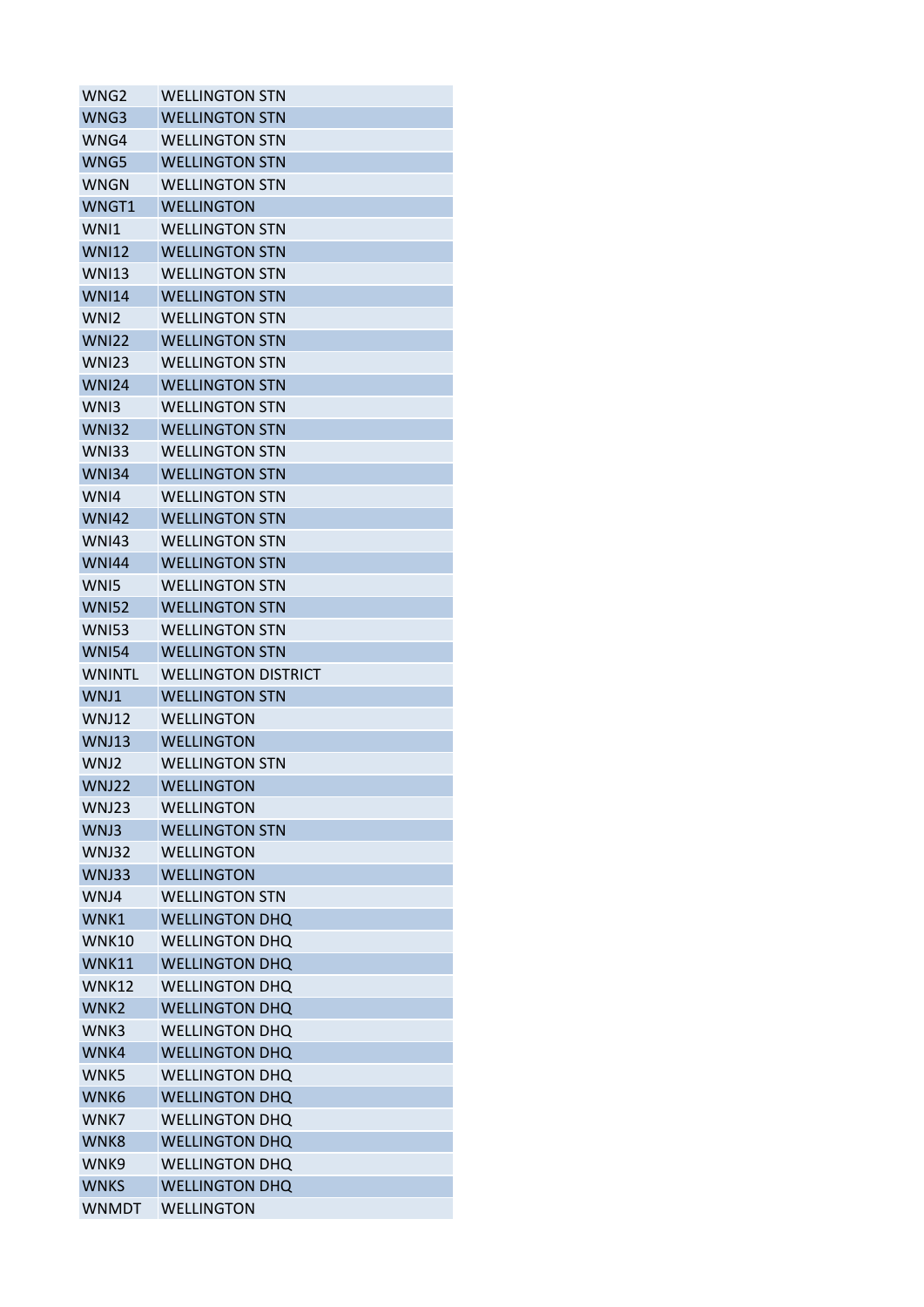| | |
|---|---|
| WNG2 | WELLINGTON STN |
| WNG3 | WELLINGTON STN |
| WNG4 | WELLINGTON STN |
| WNG5 | WELLINGTON STN |
| WNGN | WELLINGTON STN |
| WNGT1 | WELLINGTON |
| WNI1 | WELLINGTON STN |
| WNI12 | WELLINGTON STN |
| WNI13 | WELLINGTON STN |
| WNI14 | WELLINGTON STN |
| WNI2 | WELLINGTON STN |
| WNI22 | WELLINGTON STN |
| WNI23 | WELLINGTON STN |
| WNI24 | WELLINGTON STN |
| WNI3 | WELLINGTON STN |
| WNI32 | WELLINGTON STN |
| WNI33 | WELLINGTON STN |
| WNI34 | WELLINGTON STN |
| WNI4 | WELLINGTON STN |
| WNI42 | WELLINGTON STN |
| WNI43 | WELLINGTON STN |
| WNI44 | WELLINGTON STN |
| WNI5 | WELLINGTON STN |
| WNI52 | WELLINGTON STN |
| WNI53 | WELLINGTON STN |
| WNI54 | WELLINGTON STN |
| WNINTL | WELLINGTON DISTRICT |
| WNJ1 | WELLINGTON STN |
| WNJ12 | WELLINGTON |
| WNJ13 | WELLINGTON |
| WNJ2 | WELLINGTON STN |
| WNJ22 | WELLINGTON |
| WNJ23 | WELLINGTON |
| WNJ3 | WELLINGTON STN |
| WNJ32 | WELLINGTON |
| WNJ33 | WELLINGTON |
| WNJ4 | WELLINGTON STN |
| WNK1 | WELLINGTON DHQ |
| WNK10 | WELLINGTON DHQ |
| WNK11 | WELLINGTON DHQ |
| WNK12 | WELLINGTON DHQ |
| WNK2 | WELLINGTON DHQ |
| WNK3 | WELLINGTON DHQ |
| WNK4 | WELLINGTON DHQ |
| WNK5 | WELLINGTON DHQ |
| WNK6 | WELLINGTON DHQ |
| WNK7 | WELLINGTON DHQ |
| WNK8 | WELLINGTON DHQ |
| WNK9 | WELLINGTON DHQ |
| WNKS | WELLINGTON DHQ |
| WNMDT | WELLINGTON |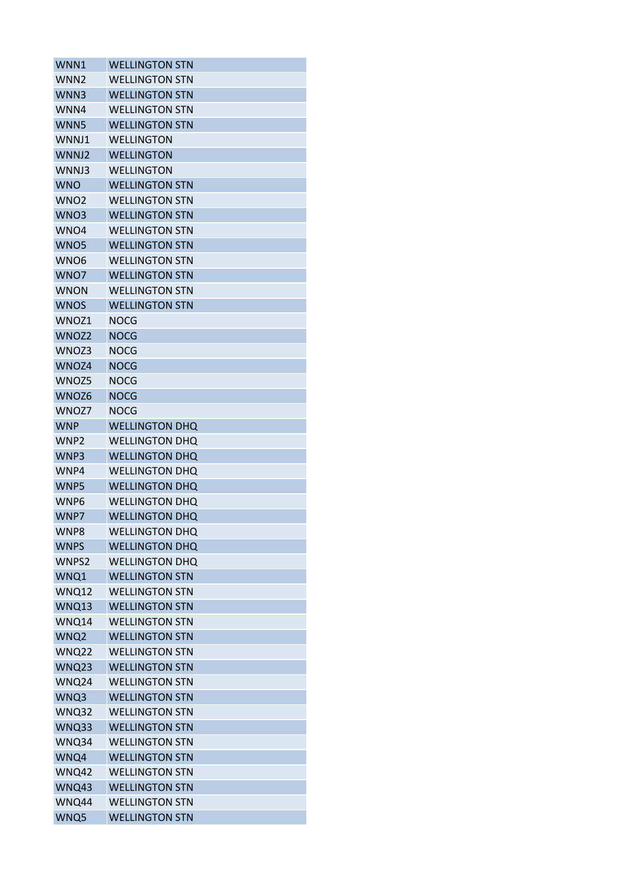| WNN1 | WELLINGTON STN |
|---|---|
| WNN2 | WELLINGTON STN |
| WNN3 | WELLINGTON STN |
| WNN4 | WELLINGTON STN |
| WNN5 | WELLINGTON STN |
| WNNJ1 | WELLINGTON |
| WNNJ2 | WELLINGTON |
| WNNJ3 | WELLINGTON |
| WNO | WELLINGTON STN |
| WNO2 | WELLINGTON STN |
| WNO3 | WELLINGTON STN |
| WNO4 | WELLINGTON STN |
| WNO5 | WELLINGTON STN |
| WNO6 | WELLINGTON STN |
| WNO7 | WELLINGTON STN |
| WNON | WELLINGTON STN |
| WNOS | WELLINGTON STN |
| WNOZ1 | NOCG |
| WNOZ2 | NOCG |
| WNOZ3 | NOCG |
| WNOZ4 | NOCG |
| WNOZ5 | NOCG |
| WNOZ6 | NOCG |
| WNOZ7 | NOCG |
| WNP | WELLINGTON DHQ |
| WNP2 | WELLINGTON DHQ |
| WNP3 | WELLINGTON DHQ |
| WNP4 | WELLINGTON DHQ |
| WNP5 | WELLINGTON DHQ |
| WNP6 | WELLINGTON DHQ |
| WNP7 | WELLINGTON DHQ |
| WNP8 | WELLINGTON DHQ |
| WNPS | WELLINGTON DHQ |
| WNPS2 | WELLINGTON DHQ |
| WNQ1 | WELLINGTON STN |
| WNQ12 | WELLINGTON STN |
| WNQ13 | WELLINGTON STN |
| WNQ14 | WELLINGTON STN |
| WNQ2 | WELLINGTON STN |
| WNQ22 | WELLINGTON STN |
| WNQ23 | WELLINGTON STN |
| WNQ24 | WELLINGTON STN |
| WNQ3 | WELLINGTON STN |
| WNQ32 | WELLINGTON STN |
| WNQ33 | WELLINGTON STN |
| WNQ34 | WELLINGTON STN |
| WNQ4 | WELLINGTON STN |
| WNQ42 | WELLINGTON STN |
| WNQ43 | WELLINGTON STN |
| WNQ44 | WELLINGTON STN |
| WNQ5 | WELLINGTON STN |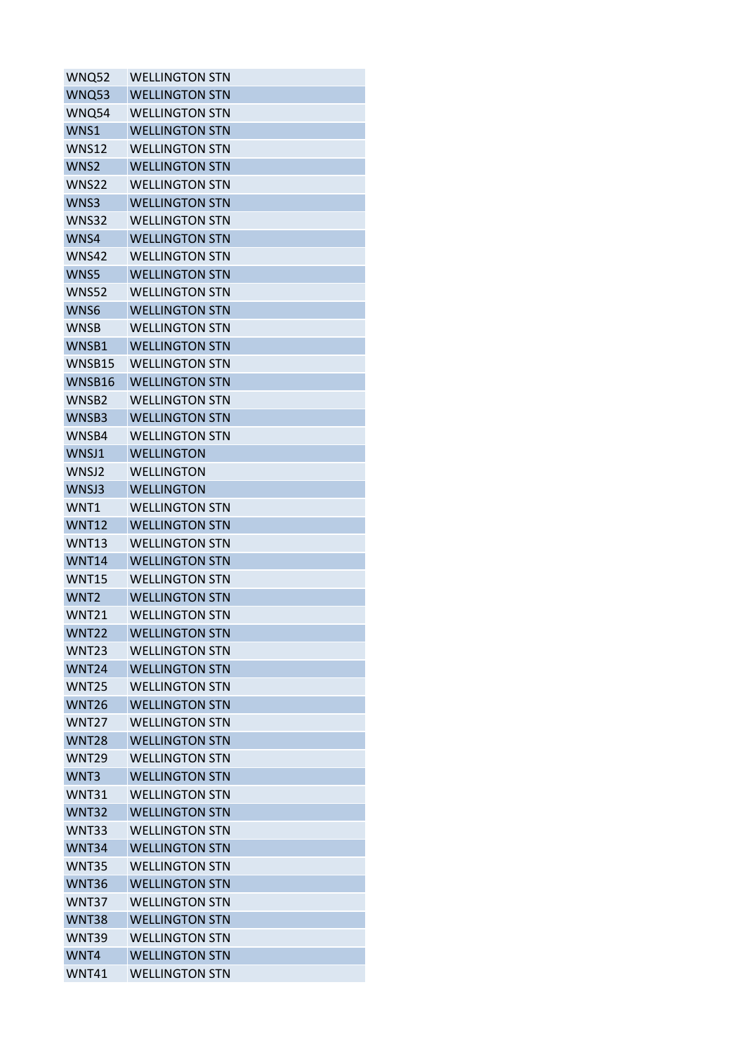| | |
|---|---|
| WNQ52 | WELLINGTON STN |
| WNQ53 | WELLINGTON STN |
| WNQ54 | WELLINGTON STN |
| WNS1 | WELLINGTON STN |
| WNS12 | WELLINGTON STN |
| WNS2 | WELLINGTON STN |
| WNS22 | WELLINGTON STN |
| WNS3 | WELLINGTON STN |
| WNS32 | WELLINGTON STN |
| WNS4 | WELLINGTON STN |
| WNS42 | WELLINGTON STN |
| WNS5 | WELLINGTON STN |
| WNS52 | WELLINGTON STN |
| WNS6 | WELLINGTON STN |
| WNSB | WELLINGTON STN |
| WNSB1 | WELLINGTON STN |
| WNSB15 | WELLINGTON STN |
| WNSB16 | WELLINGTON STN |
| WNSB2 | WELLINGTON STN |
| WNSB3 | WELLINGTON STN |
| WNSB4 | WELLINGTON STN |
| WNSJ1 | WELLINGTON |
| WNSJ2 | WELLINGTON |
| WNSJ3 | WELLINGTON |
| WNT1 | WELLINGTON STN |
| WNT12 | WELLINGTON STN |
| WNT13 | WELLINGTON STN |
| WNT14 | WELLINGTON STN |
| WNT15 | WELLINGTON STN |
| WNT2 | WELLINGTON STN |
| WNT21 | WELLINGTON STN |
| WNT22 | WELLINGTON STN |
| WNT23 | WELLINGTON STN |
| WNT24 | WELLINGTON STN |
| WNT25 | WELLINGTON STN |
| WNT26 | WELLINGTON STN |
| WNT27 | WELLINGTON STN |
| WNT28 | WELLINGTON STN |
| WNT29 | WELLINGTON STN |
| WNT3 | WELLINGTON STN |
| WNT31 | WELLINGTON STN |
| WNT32 | WELLINGTON STN |
| WNT33 | WELLINGTON STN |
| WNT34 | WELLINGTON STN |
| WNT35 | WELLINGTON STN |
| WNT36 | WELLINGTON STN |
| WNT37 | WELLINGTON STN |
| WNT38 | WELLINGTON STN |
| WNT39 | WELLINGTON STN |
| WNT4 | WELLINGTON STN |
| WNT41 | WELLINGTON STN |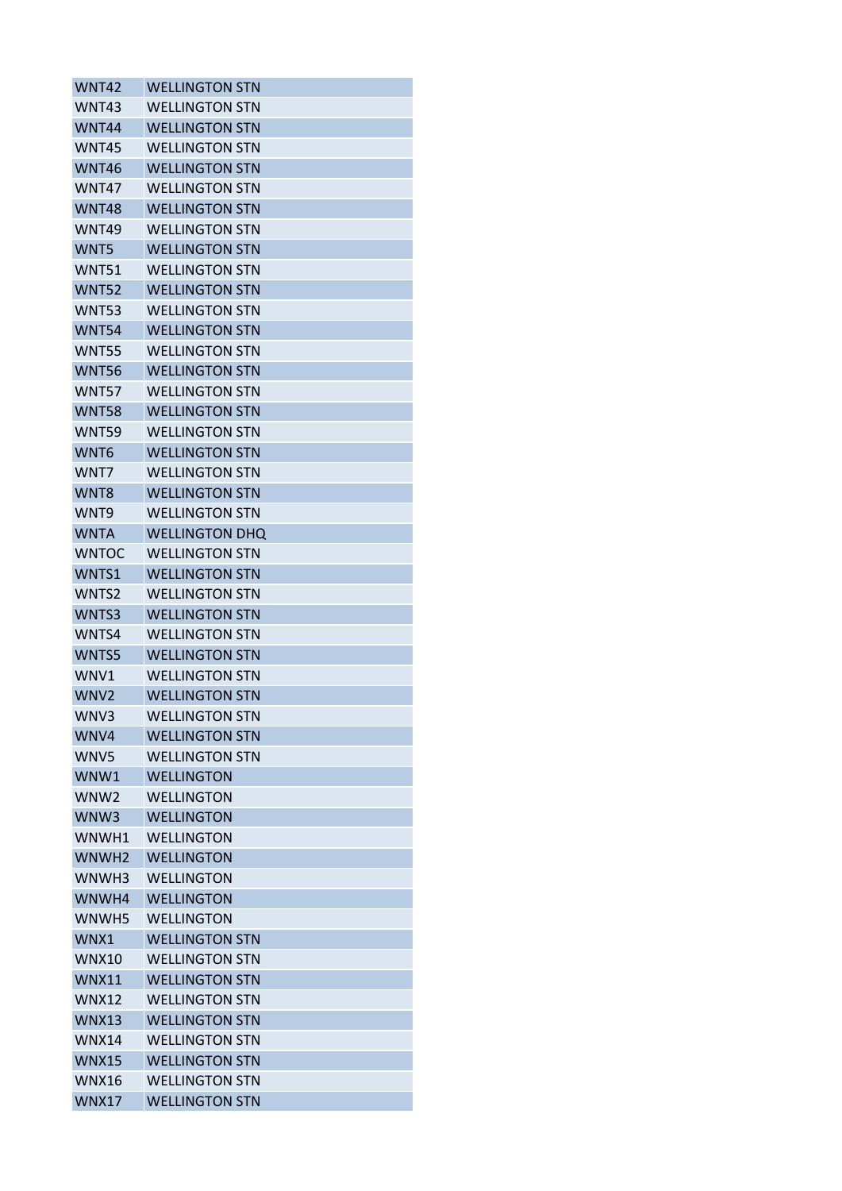| WNT42 | WELLINGTON STN |
|---|---|
| WNT43 | WELLINGTON STN |
| WNT44 | WELLINGTON STN |
| WNT45 | WELLINGTON STN |
| WNT46 | WELLINGTON STN |
| WNT47 | WELLINGTON STN |
| WNT48 | WELLINGTON STN |
| WNT49 | WELLINGTON STN |
| WNT5 | WELLINGTON STN |
| WNT51 | WELLINGTON STN |
| WNT52 | WELLINGTON STN |
| WNT53 | WELLINGTON STN |
| WNT54 | WELLINGTON STN |
| WNT55 | WELLINGTON STN |
| WNT56 | WELLINGTON STN |
| WNT57 | WELLINGTON STN |
| WNT58 | WELLINGTON STN |
| WNT59 | WELLINGTON STN |
| WNT6 | WELLINGTON STN |
| WNT7 | WELLINGTON STN |
| WNT8 | WELLINGTON STN |
| WNT9 | WELLINGTON STN |
| WNTA | WELLINGTON DHQ |
| WNTOC | WELLINGTON STN |
| WNTS1 | WELLINGTON STN |
| WNTS2 | WELLINGTON STN |
| WNTS3 | WELLINGTON STN |
| WNTS4 | WELLINGTON STN |
| WNTS5 | WELLINGTON STN |
| WNV1 | WELLINGTON STN |
| WNV2 | WELLINGTON STN |
| WNV3 | WELLINGTON STN |
| WNV4 | WELLINGTON STN |
| WNV5 | WELLINGTON STN |
| WNW1 | WELLINGTON |
| WNW2 | WELLINGTON |
| WNW3 | WELLINGTON |
| WNWH1 | WELLINGTON |
| WNWH2 | WELLINGTON |
| WNWH3 | WELLINGTON |
| WNWH4 | WELLINGTON |
| WNWH5 | WELLINGTON |
| WNX1 | WELLINGTON STN |
| WNX10 | WELLINGTON STN |
| WNX11 | WELLINGTON STN |
| WNX12 | WELLINGTON STN |
| WNX13 | WELLINGTON STN |
| WNX14 | WELLINGTON STN |
| WNX15 | WELLINGTON STN |
| WNX16 | WELLINGTON STN |
| WNX17 | WELLINGTON STN |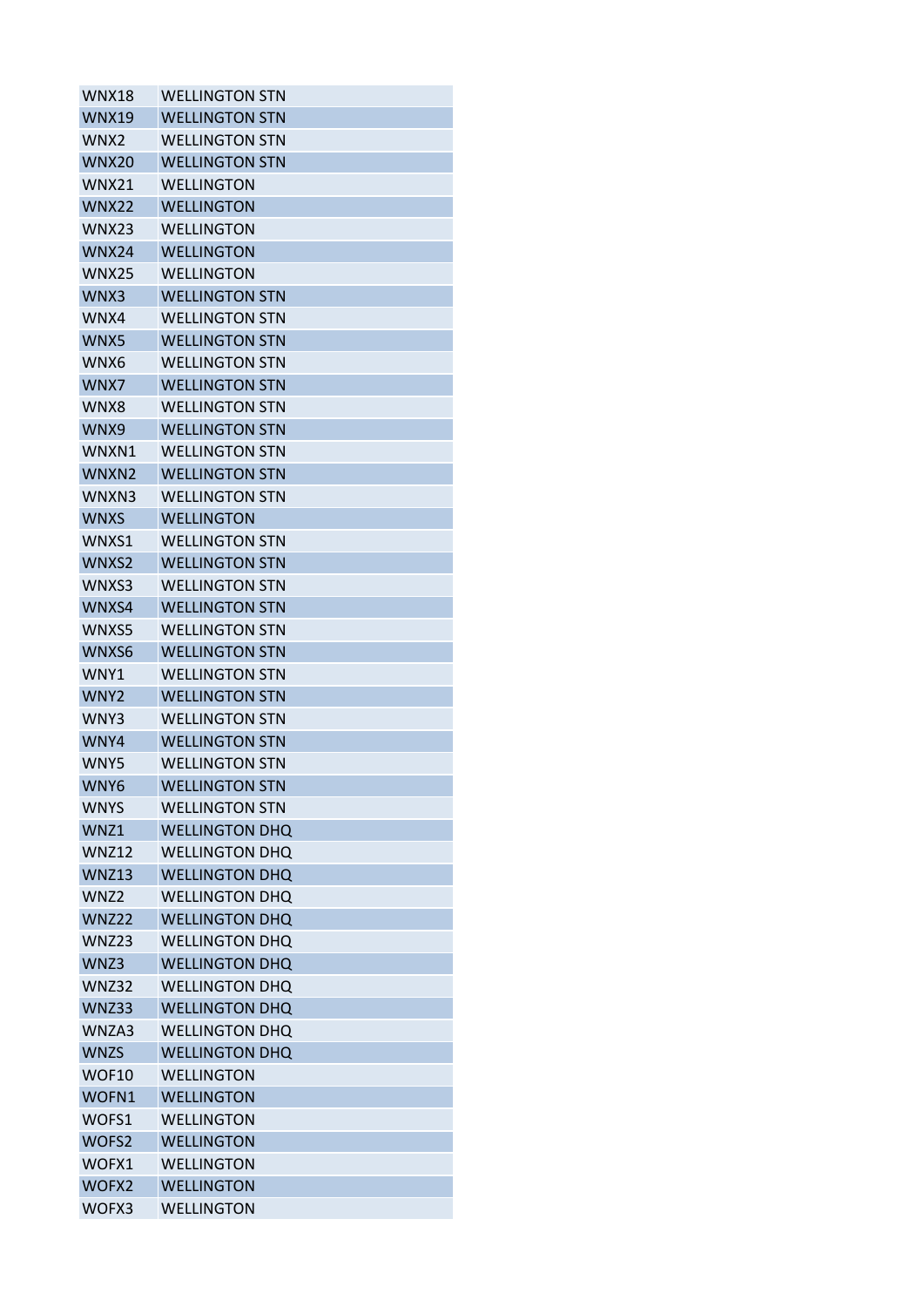| WNX18 | WELLINGTON STN |
|---|---|
| WNX19 | WELLINGTON STN |
| WNX2 | WELLINGTON STN |
| WNX20 | WELLINGTON STN |
| WNX21 | WELLINGTON |
| WNX22 | WELLINGTON |
| WNX23 | WELLINGTON |
| WNX24 | WELLINGTON |
| WNX25 | WELLINGTON |
| WNX3 | WELLINGTON STN |
| WNX4 | WELLINGTON STN |
| WNX5 | WELLINGTON STN |
| WNX6 | WELLINGTON STN |
| WNX7 | WELLINGTON STN |
| WNX8 | WELLINGTON STN |
| WNX9 | WELLINGTON STN |
| WNXN1 | WELLINGTON STN |
| WNXN2 | WELLINGTON STN |
| WNXN3 | WELLINGTON STN |
| WNXS | WELLINGTON |
| WNXS1 | WELLINGTON STN |
| WNXS2 | WELLINGTON STN |
| WNXS3 | WELLINGTON STN |
| WNXS4 | WELLINGTON STN |
| WNXS5 | WELLINGTON STN |
| WNXS6 | WELLINGTON STN |
| WNY1 | WELLINGTON STN |
| WNY2 | WELLINGTON STN |
| WNY3 | WELLINGTON STN |
| WNY4 | WELLINGTON STN |
| WNY5 | WELLINGTON STN |
| WNY6 | WELLINGTON STN |
| WNYS | WELLINGTON STN |
| WNZ1 | WELLINGTON DHQ |
| WNZ12 | WELLINGTON DHQ |
| WNZ13 | WELLINGTON DHQ |
| WNZ2 | WELLINGTON DHQ |
| WNZ22 | WELLINGTON DHQ |
| WNZ23 | WELLINGTON DHQ |
| WNZ3 | WELLINGTON DHQ |
| WNZ32 | WELLINGTON DHQ |
| WNZ33 | WELLINGTON DHQ |
| WNZA3 | WELLINGTON DHQ |
| WNZS | WELLINGTON DHQ |
| WOF10 | WELLINGTON |
| WOFN1 | WELLINGTON |
| WOFS1 | WELLINGTON |
| WOFS2 | WELLINGTON |
| WOFX1 | WELLINGTON |
| WOFX2 | WELLINGTON |
| WOFX3 | WELLINGTON |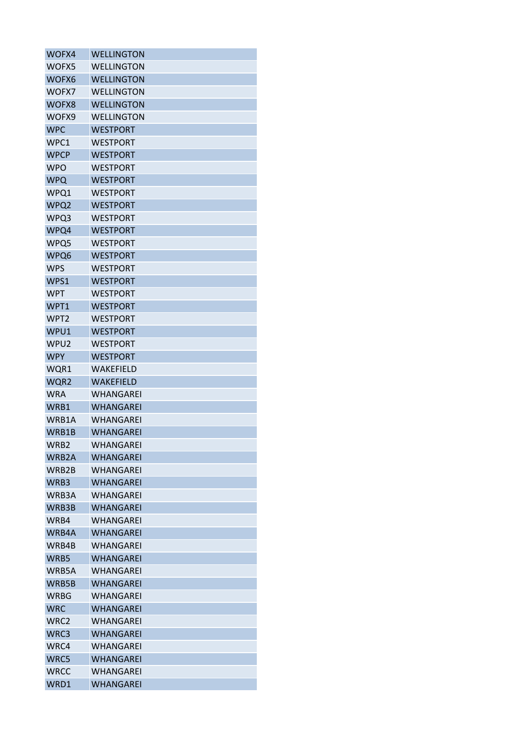| WOFX4 | WELLINGTON |
|---|---|
| WOFX5 | WELLINGTON |
| WOFX6 | WELLINGTON |
| WOFX7 | WELLINGTON |
| WOFX8 | WELLINGTON |
| WOFX9 | WELLINGTON |
| WPC | WESTPORT |
| WPC1 | WESTPORT |
| WPCP | WESTPORT |
| WPO | WESTPORT |
| WPQ | WESTPORT |
| WPQ1 | WESTPORT |
| WPQ2 | WESTPORT |
| WPQ3 | WESTPORT |
| WPQ4 | WESTPORT |
| WPQ5 | WESTPORT |
| WPQ6 | WESTPORT |
| WPS | WESTPORT |
| WPS1 | WESTPORT |
| WPT | WESTPORT |
| WPT1 | WESTPORT |
| WPT2 | WESTPORT |
| WPU1 | WESTPORT |
| WPU2 | WESTPORT |
| WPY | WESTPORT |
| WQR1 | WAKEFIELD |
| WQR2 | WAKEFIELD |
| WRA | WHANGAREI |
| WRB1 | WHANGAREI |
| WRB1A | WHANGAREI |
| WRB1B | WHANGAREI |
| WRB2 | WHANGAREI |
| WRB2A | WHANGAREI |
| WRB2B | WHANGAREI |
| WRB3 | WHANGAREI |
| WRB3A | WHANGAREI |
| WRB3B | WHANGAREI |
| WRB4 | WHANGAREI |
| WRB4A | WHANGAREI |
| WRB4B | WHANGAREI |
| WRB5 | WHANGAREI |
| WRB5A | WHANGAREI |
| WRB5B | WHANGAREI |
| WRBG | WHANGAREI |
| WRC | WHANGAREI |
| WRC2 | WHANGAREI |
| WRC3 | WHANGAREI |
| WRC4 | WHANGAREI |
| WRC5 | WHANGAREI |
| WRCC | WHANGAREI |
| WRD1 | WHANGAREI |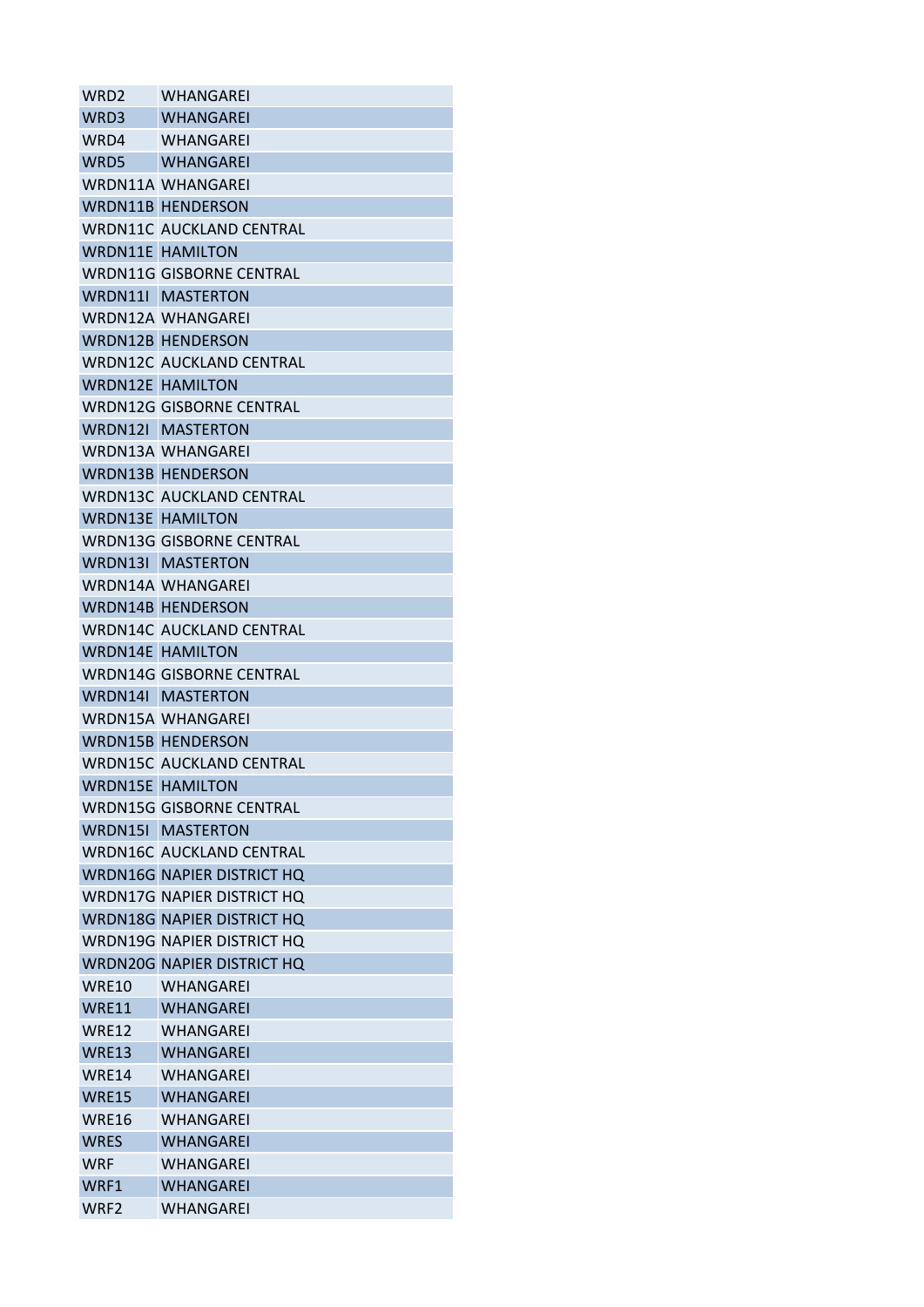| | |
|---|---|
| WRD2 | WHANGAREI |
| WRD3 | WHANGAREI |
| WRD4 | WHANGAREI |
| WRD5 | WHANGAREI |
| WRDN11A | WHANGAREI |
| WRDN11B | HENDERSON |
| WRDN11C | AUCKLAND CENTRAL |
| WRDN11E | HAMILTON |
| WRDN11G | GISBORNE CENTRAL |
| WRDN11I | MASTERTON |
| WRDN12A | WHANGAREI |
| WRDN12B | HENDERSON |
| WRDN12C | AUCKLAND CENTRAL |
| WRDN12E | HAMILTON |
| WRDN12G | GISBORNE CENTRAL |
| WRDN12I | MASTERTON |
| WRDN13A | WHANGAREI |
| WRDN13B | HENDERSON |
| WRDN13C | AUCKLAND CENTRAL |
| WRDN13E | HAMILTON |
| WRDN13G | GISBORNE CENTRAL |
| WRDN13I | MASTERTON |
| WRDN14A | WHANGAREI |
| WRDN14B | HENDERSON |
| WRDN14C | AUCKLAND CENTRAL |
| WRDN14E | HAMILTON |
| WRDN14G | GISBORNE CENTRAL |
| WRDN14I | MASTERTON |
| WRDN15A | WHANGAREI |
| WRDN15B | HENDERSON |
| WRDN15C | AUCKLAND CENTRAL |
| WRDN15E | HAMILTON |
| WRDN15G | GISBORNE CENTRAL |
| WRDN15I | MASTERTON |
| WRDN16C | AUCKLAND CENTRAL |
| WRDN16G | NAPIER DISTRICT HQ |
| WRDN17G | NAPIER DISTRICT HQ |
| WRDN18G | NAPIER DISTRICT HQ |
| WRDN19G | NAPIER DISTRICT HQ |
| WRDN20G | NAPIER DISTRICT HQ |
| WRE10 | WHANGAREI |
| WRE11 | WHANGAREI |
| WRE12 | WHANGAREI |
| WRE13 | WHANGAREI |
| WRE14 | WHANGAREI |
| WRE15 | WHANGAREI |
| WRE16 | WHANGAREI |
| WRES | WHANGAREI |
| WRF | WHANGAREI |
| WRF1 | WHANGAREI |
| WRF2 | WHANGAREI |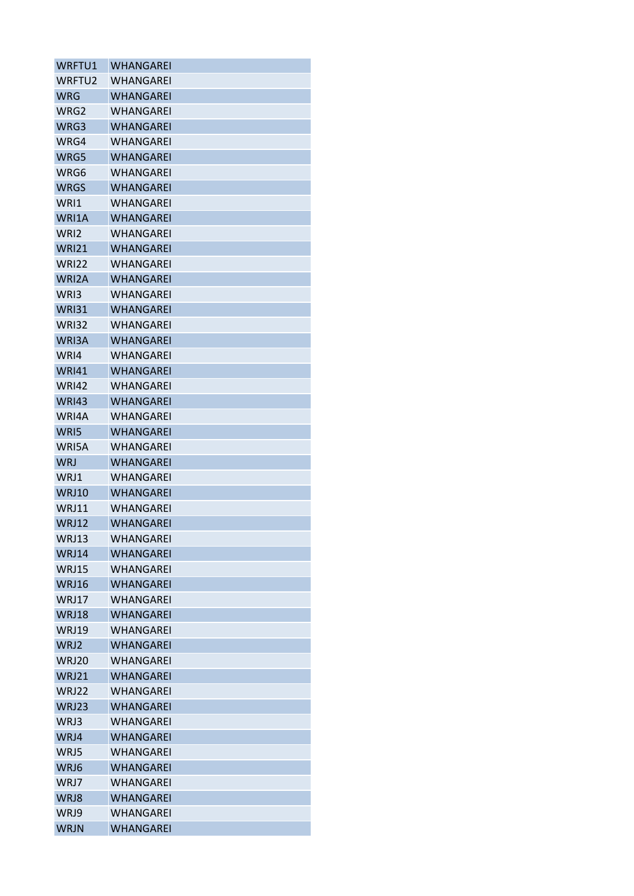| WRFTU1 | WHANGAREI |
|---|---|
| WRFTU2 | WHANGAREI |
| WRG | WHANGAREI |
| WRG2 | WHANGAREI |
| WRG3 | WHANGAREI |
| WRG4 | WHANGAREI |
| WRG5 | WHANGAREI |
| WRG6 | WHANGAREI |
| WRGS | WHANGAREI |
| WRI1 | WHANGAREI |
| WRI1A | WHANGAREI |
| WRI2 | WHANGAREI |
| WRI21 | WHANGAREI |
| WRI22 | WHANGAREI |
| WRI2A | WHANGAREI |
| WRI3 | WHANGAREI |
| WRI31 | WHANGAREI |
| WRI32 | WHANGAREI |
| WRI3A | WHANGAREI |
| WRI4 | WHANGAREI |
| WRI41 | WHANGAREI |
| WRI42 | WHANGAREI |
| WRI43 | WHANGAREI |
| WRI4A | WHANGAREI |
| WRI5 | WHANGAREI |
| WRI5A | WHANGAREI |
| WRJ | WHANGAREI |
| WRJ1 | WHANGAREI |
| WRJ10 | WHANGAREI |
| WRJ11 | WHANGAREI |
| WRJ12 | WHANGAREI |
| WRJ13 | WHANGAREI |
| WRJ14 | WHANGAREI |
| WRJ15 | WHANGAREI |
| WRJ16 | WHANGAREI |
| WRJ17 | WHANGAREI |
| WRJ18 | WHANGAREI |
| WRJ19 | WHANGAREI |
| WRJ2 | WHANGAREI |
| WRJ20 | WHANGAREI |
| WRJ21 | WHANGAREI |
| WRJ22 | WHANGAREI |
| WRJ23 | WHANGAREI |
| WRJ3 | WHANGAREI |
| WRJ4 | WHANGAREI |
| WRJ5 | WHANGAREI |
| WRJ6 | WHANGAREI |
| WRJ7 | WHANGAREI |
| WRJ8 | WHANGAREI |
| WRJ9 | WHANGAREI |
| WRJN | WHANGAREI |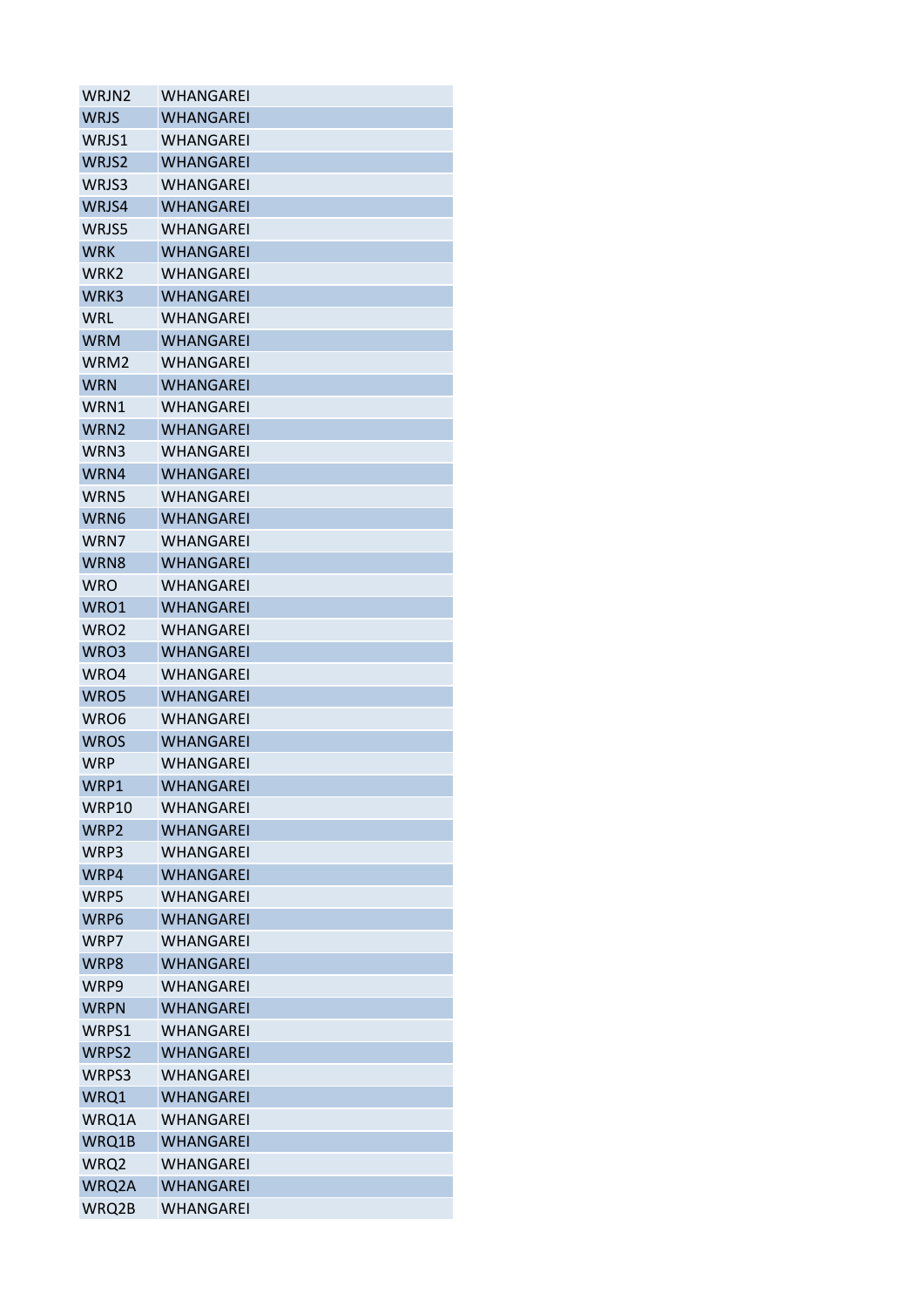| WRJN2 | WHANGAREI |
|---|---|
| WRJS | WHANGAREI |
| WRJS1 | WHANGAREI |
| WRJS2 | WHANGAREI |
| WRJS3 | WHANGAREI |
| WRJS4 | WHANGAREI |
| WRJS5 | WHANGAREI |
| WRK | WHANGAREI |
| WRK2 | WHANGAREI |
| WRK3 | WHANGAREI |
| WRL | WHANGAREI |
| WRM | WHANGAREI |
| WRM2 | WHANGAREI |
| WRN | WHANGAREI |
| WRN1 | WHANGAREI |
| WRN2 | WHANGAREI |
| WRN3 | WHANGAREI |
| WRN4 | WHANGAREI |
| WRN5 | WHANGAREI |
| WRN6 | WHANGAREI |
| WRN7 | WHANGAREI |
| WRN8 | WHANGAREI |
| WRO | WHANGAREI |
| WRO1 | WHANGAREI |
| WRO2 | WHANGAREI |
| WRO3 | WHANGAREI |
| WRO4 | WHANGAREI |
| WRO5 | WHANGAREI |
| WRO6 | WHANGAREI |
| WROS | WHANGAREI |
| WRP | WHANGAREI |
| WRP1 | WHANGAREI |
| WRP10 | WHANGAREI |
| WRP2 | WHANGAREI |
| WRP3 | WHANGAREI |
| WRP4 | WHANGAREI |
| WRP5 | WHANGAREI |
| WRP6 | WHANGAREI |
| WRP7 | WHANGAREI |
| WRP8 | WHANGAREI |
| WRP9 | WHANGAREI |
| WRPN | WHANGAREI |
| WRPS1 | WHANGAREI |
| WRPS2 | WHANGAREI |
| WRPS3 | WHANGAREI |
| WRQ1 | WHANGAREI |
| WRQ1A | WHANGAREI |
| WRQ1B | WHANGAREI |
| WRQ2 | WHANGAREI |
| WRQ2A | WHANGAREI |
| WRQ2B | WHANGAREI |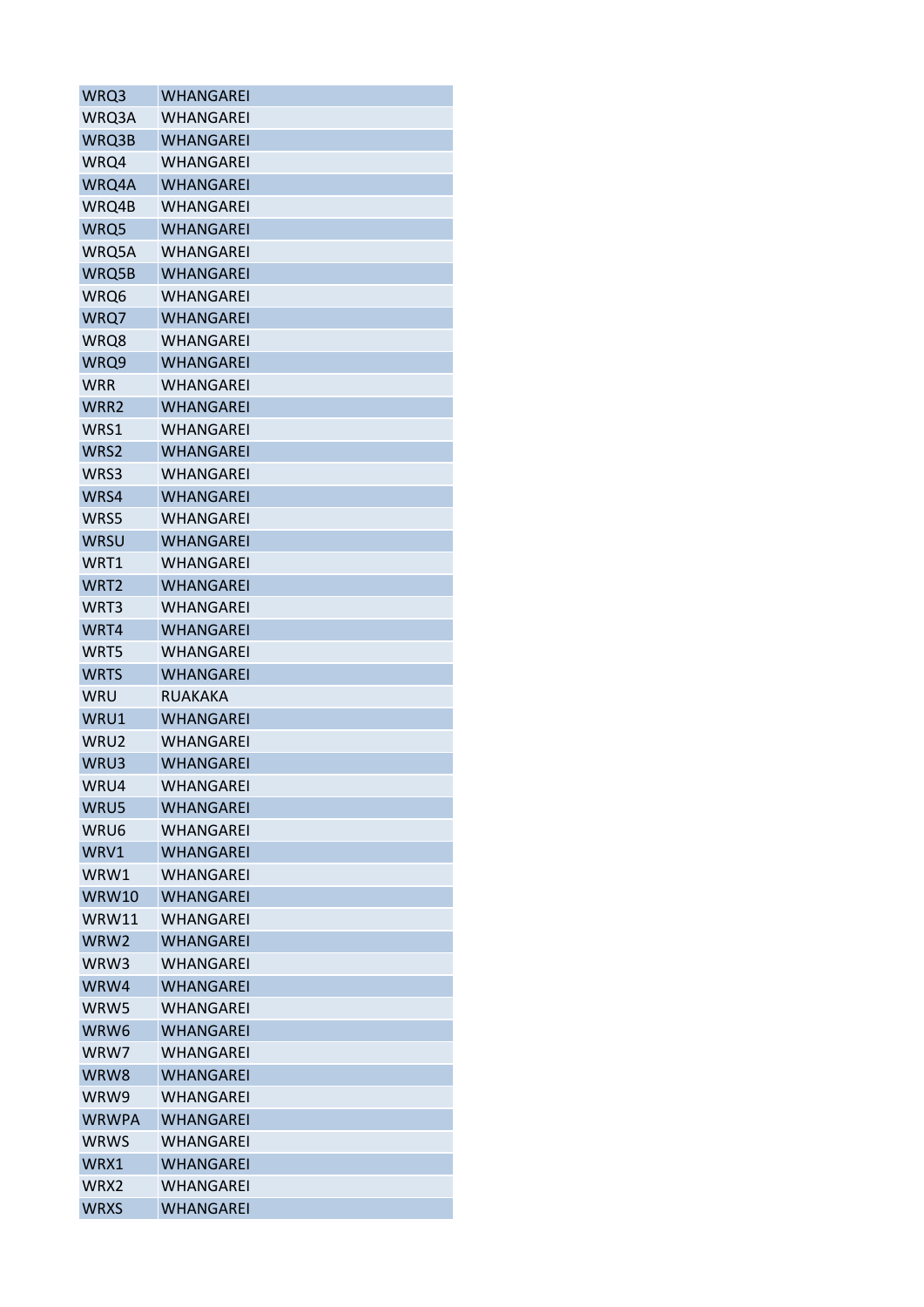| | |
|---|---|
| WRQ3 | WHANGAREI |
| WRQ3A | WHANGAREI |
| WRQ3B | WHANGAREI |
| WRQ4 | WHANGAREI |
| WRQ4A | WHANGAREI |
| WRQ4B | WHANGAREI |
| WRQ5 | WHANGAREI |
| WRQ5A | WHANGAREI |
| WRQ5B | WHANGAREI |
| WRQ6 | WHANGAREI |
| WRQ7 | WHANGAREI |
| WRQ8 | WHANGAREI |
| WRQ9 | WHANGAREI |
| WRR | WHANGAREI |
| WRR2 | WHANGAREI |
| WRS1 | WHANGAREI |
| WRS2 | WHANGAREI |
| WRS3 | WHANGAREI |
| WRS4 | WHANGAREI |
| WRS5 | WHANGAREI |
| WRSU | WHANGAREI |
| WRT1 | WHANGAREI |
| WRT2 | WHANGAREI |
| WRT3 | WHANGAREI |
| WRT4 | WHANGAREI |
| WRT5 | WHANGAREI |
| WRTS | WHANGAREI |
| WRU | RUAKAKA |
| WRU1 | WHANGAREI |
| WRU2 | WHANGAREI |
| WRU3 | WHANGAREI |
| WRU4 | WHANGAREI |
| WRU5 | WHANGAREI |
| WRU6 | WHANGAREI |
| WRV1 | WHANGAREI |
| WRW1 | WHANGAREI |
| WRW10 | WHANGAREI |
| WRW11 | WHANGAREI |
| WRW2 | WHANGAREI |
| WRW3 | WHANGAREI |
| WRW4 | WHANGAREI |
| WRW5 | WHANGAREI |
| WRW6 | WHANGAREI |
| WRW7 | WHANGAREI |
| WRW8 | WHANGAREI |
| WRW9 | WHANGAREI |
| WRWPA | WHANGAREI |
| WRWS | WHANGAREI |
| WRX1 | WHANGAREI |
| WRX2 | WHANGAREI |
| WRXS | WHANGAREI |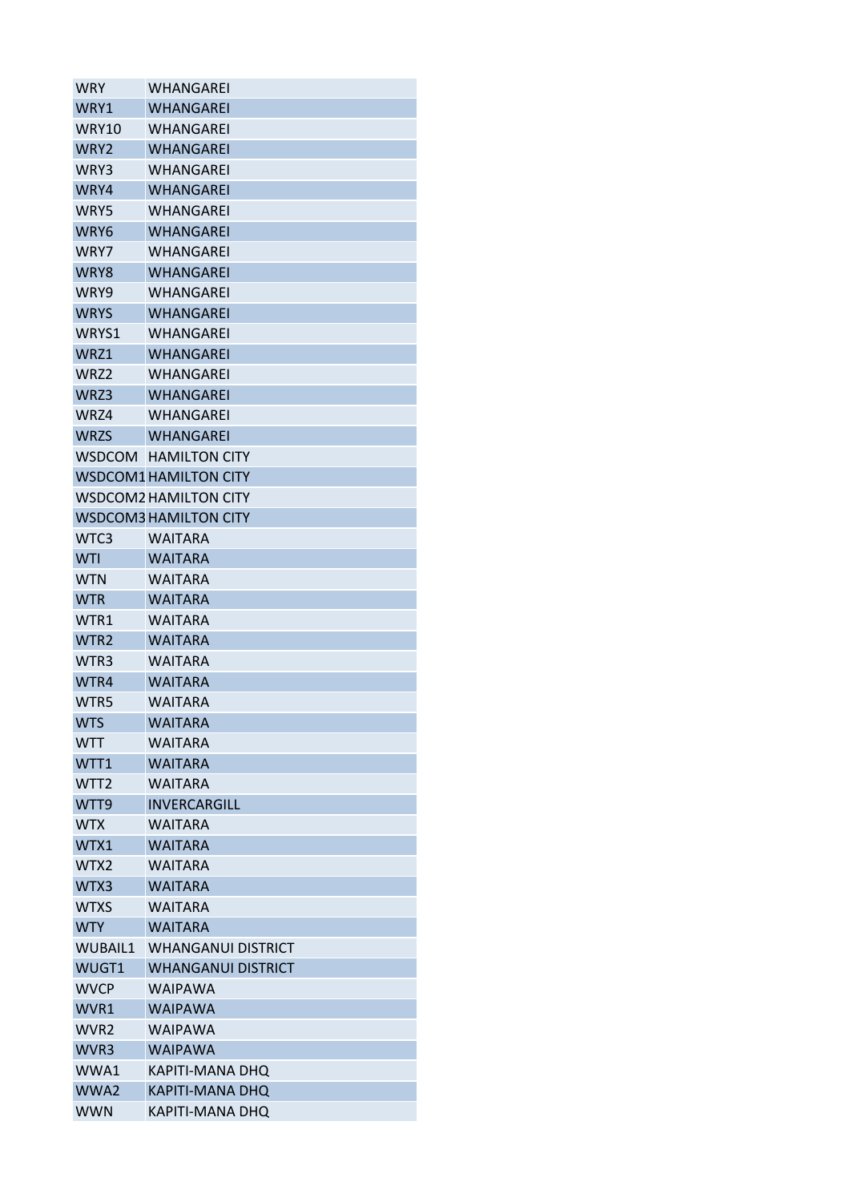| WRY | WHANGAREI |
|---|---|
| WRY1 | WHANGAREI |
| WRY10 | WHANGAREI |
| WRY2 | WHANGAREI |
| WRY3 | WHANGAREI |
| WRY4 | WHANGAREI |
| WRY5 | WHANGAREI |
| WRY6 | WHANGAREI |
| WRY7 | WHANGAREI |
| WRY8 | WHANGAREI |
| WRY9 | WHANGAREI |
| WRYS | WHANGAREI |
| WRYS1 | WHANGAREI |
| WRZ1 | WHANGAREI |
| WRZ2 | WHANGAREI |
| WRZ3 | WHANGAREI |
| WRZ4 | WHANGAREI |
| WRZS | WHANGAREI |
| WSDCOM | HAMILTON CITY |
| WSDCOM1 | HAMILTON CITY |
| WSDCOM2 | HAMILTON CITY |
| WSDCOM3 | HAMILTON CITY |
| WTC3 | WAITARA |
| WTI | WAITARA |
| WTN | WAITARA |
| WTR | WAITARA |
| WTR1 | WAITARA |
| WTR2 | WAITARA |
| WTR3 | WAITARA |
| WTR4 | WAITARA |
| WTR5 | WAITARA |
| WTS | WAITARA |
| WTT | WAITARA |
| WTT1 | WAITARA |
| WTT2 | WAITARA |
| WTT9 | INVERCARGILL |
| WTX | WAITARA |
| WTX1 | WAITARA |
| WTX2 | WAITARA |
| WTX3 | WAITARA |
| WTXS | WAITARA |
| WTY | WAITARA |
| WUBAIL1 | WHANGANUI DISTRICT |
| WUGT1 | WHANGANUI DISTRICT |
| WVCP | WAIPAWA |
| WVR1 | WAIPAWA |
| WVR2 | WAIPAWA |
| WVR3 | WAIPAWA |
| WWA1 | KAPITI-MANA DHQ |
| WWA2 | KAPITI-MANA DHQ |
| WWN | KAPITI-MANA DHQ |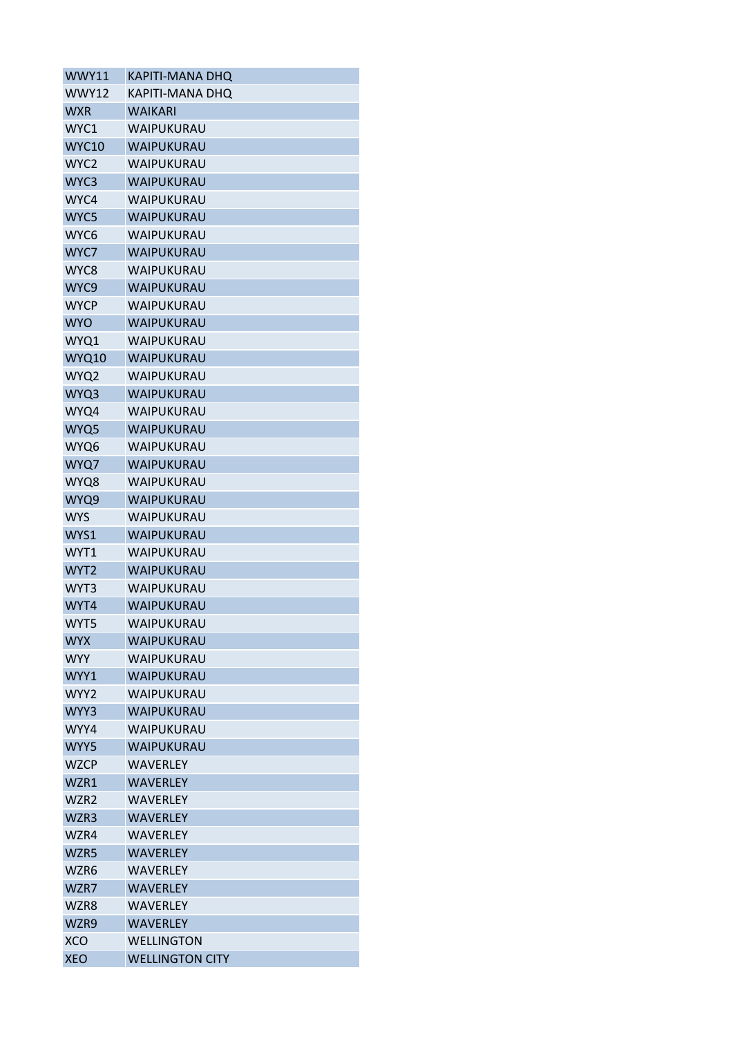| | |
|---|---|
| WWY11 | KAPITI-MANA DHQ |
| WWY12 | KAPITI-MANA DHQ |
| WXR | WAIKARI |
| WYC1 | WAIPUKURAU |
| WYC10 | WAIPUKURAU |
| WYC2 | WAIPUKURAU |
| WYC3 | WAIPUKURAU |
| WYC4 | WAIPUKURAU |
| WYC5 | WAIPUKURAU |
| WYC6 | WAIPUKURAU |
| WYC7 | WAIPUKURAU |
| WYC8 | WAIPUKURAU |
| WYC9 | WAIPUKURAU |
| WYCP | WAIPUKURAU |
| WYO | WAIPUKURAU |
| WYQ1 | WAIPUKURAU |
| WYQ10 | WAIPUKURAU |
| WYQ2 | WAIPUKURAU |
| WYQ3 | WAIPUKURAU |
| WYQ4 | WAIPUKURAU |
| WYQ5 | WAIPUKURAU |
| WYQ6 | WAIPUKURAU |
| WYQ7 | WAIPUKURAU |
| WYQ8 | WAIPUKURAU |
| WYQ9 | WAIPUKURAU |
| WYS | WAIPUKURAU |
| WYS1 | WAIPUKURAU |
| WYT1 | WAIPUKURAU |
| WYT2 | WAIPUKURAU |
| WYT3 | WAIPUKURAU |
| WYT4 | WAIPUKURAU |
| WYT5 | WAIPUKURAU |
| WYX | WAIPUKURAU |
| WYY | WAIPUKURAU |
| WYY1 | WAIPUKURAU |
| WYY2 | WAIPUKURAU |
| WYY3 | WAIPUKURAU |
| WYY4 | WAIPUKURAU |
| WYY5 | WAIPUKURAU |
| WZCP | WAVERLEY |
| WZR1 | WAVERLEY |
| WZR2 | WAVERLEY |
| WZR3 | WAVERLEY |
| WZR4 | WAVERLEY |
| WZR5 | WAVERLEY |
| WZR6 | WAVERLEY |
| WZR7 | WAVERLEY |
| WZR8 | WAVERLEY |
| WZR9 | WAVERLEY |
| XCO | WELLINGTON |
| XEO | WELLINGTON CITY |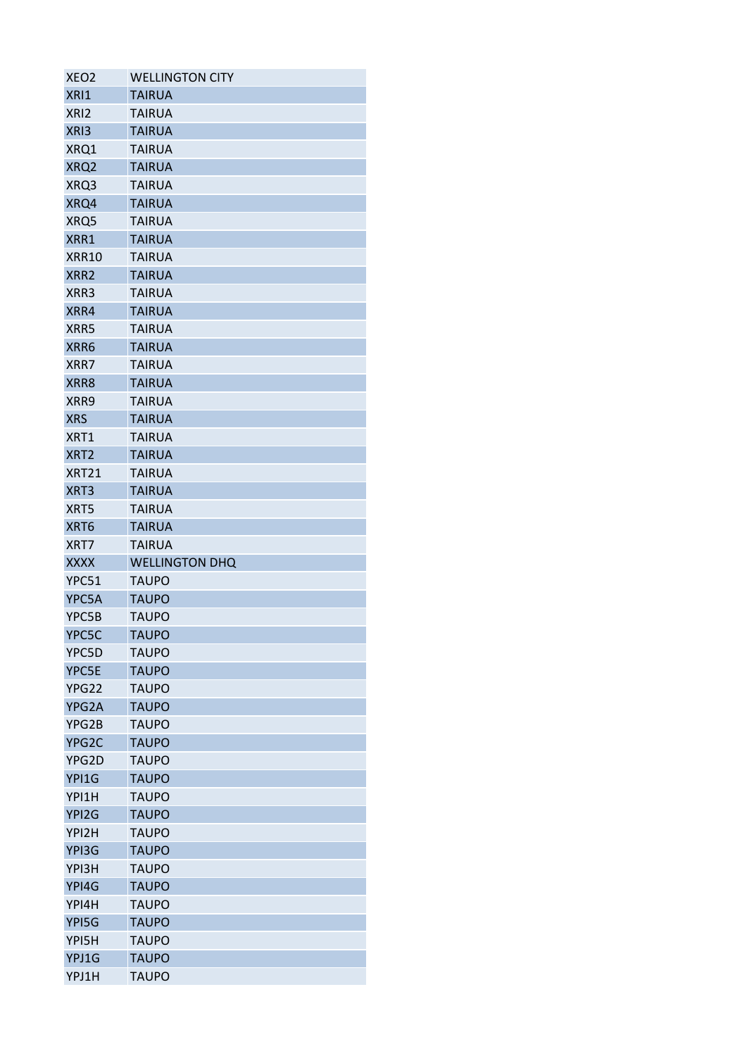| | |
|---|---|
| XEO2 | WELLINGTON CITY |
| XRI1 | TAIRUA |
| XRI2 | TAIRUA |
| XRI3 | TAIRUA |
| XRQ1 | TAIRUA |
| XRQ2 | TAIRUA |
| XRQ3 | TAIRUA |
| XRQ4 | TAIRUA |
| XRQ5 | TAIRUA |
| XRR1 | TAIRUA |
| XRR10 | TAIRUA |
| XRR2 | TAIRUA |
| XRR3 | TAIRUA |
| XRR4 | TAIRUA |
| XRR5 | TAIRUA |
| XRR6 | TAIRUA |
| XRR7 | TAIRUA |
| XRR8 | TAIRUA |
| XRR9 | TAIRUA |
| XRS | TAIRUA |
| XRT1 | TAIRUA |
| XRT2 | TAIRUA |
| XRT21 | TAIRUA |
| XRT3 | TAIRUA |
| XRT5 | TAIRUA |
| XRT6 | TAIRUA |
| XRT7 | TAIRUA |
| XXXX | WELLINGTON DHQ |
| YPC51 | TAUPO |
| YPC5A | TAUPO |
| YPC5B | TAUPO |
| YPC5C | TAUPO |
| YPC5D | TAUPO |
| YPC5E | TAUPO |
| YPG22 | TAUPO |
| YPG2A | TAUPO |
| YPG2B | TAUPO |
| YPG2C | TAUPO |
| YPG2D | TAUPO |
| YPI1G | TAUPO |
| YPI1H | TAUPO |
| YPI2G | TAUPO |
| YPI2H | TAUPO |
| YPI3G | TAUPO |
| YPI3H | TAUPO |
| YPI4G | TAUPO |
| YPI4H | TAUPO |
| YPI5G | TAUPO |
| YPI5H | TAUPO |
| YPJ1G | TAUPO |
| YPJ1H | TAUPO |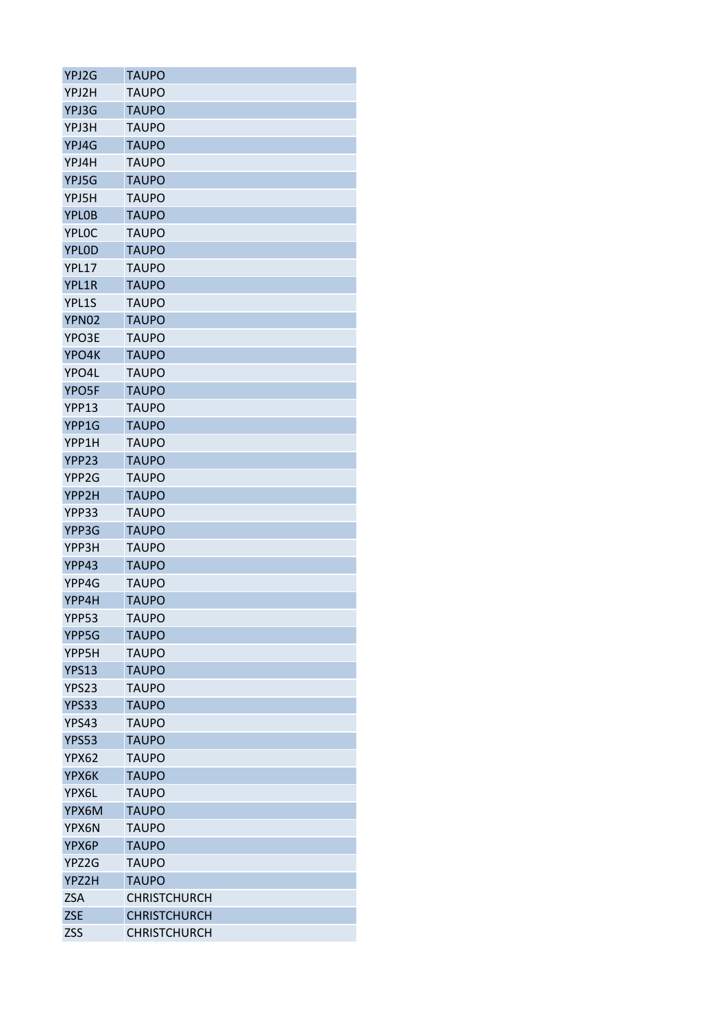| | |
|---|---|
| YPJ2G | TAUPO |
| YPJ2H | TAUPO |
| YPJ3G | TAUPO |
| YPJ3H | TAUPO |
| YPJ4G | TAUPO |
| YPJ4H | TAUPO |
| YPJ5G | TAUPO |
| YPJ5H | TAUPO |
| YPL0B | TAUPO |
| YPL0C | TAUPO |
| YPL0D | TAUPO |
| YPL17 | TAUPO |
| YPL1R | TAUPO |
| YPL1S | TAUPO |
| YPN02 | TAUPO |
| YPO3E | TAUPO |
| YPO4K | TAUPO |
| YPO4L | TAUPO |
| YPO5F | TAUPO |
| YPP13 | TAUPO |
| YPP1G | TAUPO |
| YPP1H | TAUPO |
| YPP23 | TAUPO |
| YPP2G | TAUPO |
| YPP2H | TAUPO |
| YPP33 | TAUPO |
| YPP3G | TAUPO |
| YPP3H | TAUPO |
| YPP43 | TAUPO |
| YPP4G | TAUPO |
| YPP4H | TAUPO |
| YPP53 | TAUPO |
| YPP5G | TAUPO |
| YPP5H | TAUPO |
| YPS13 | TAUPO |
| YPS23 | TAUPO |
| YPS33 | TAUPO |
| YPS43 | TAUPO |
| YPS53 | TAUPO |
| YPX62 | TAUPO |
| YPX6K | TAUPO |
| YPX6L | TAUPO |
| YPX6M | TAUPO |
| YPX6N | TAUPO |
| YPX6P | TAUPO |
| YPZ2G | TAUPO |
| YPZ2H | TAUPO |
| ZSA | CHRISTCHURCH |
| ZSE | CHRISTCHURCH |
| ZSS | CHRISTCHURCH |